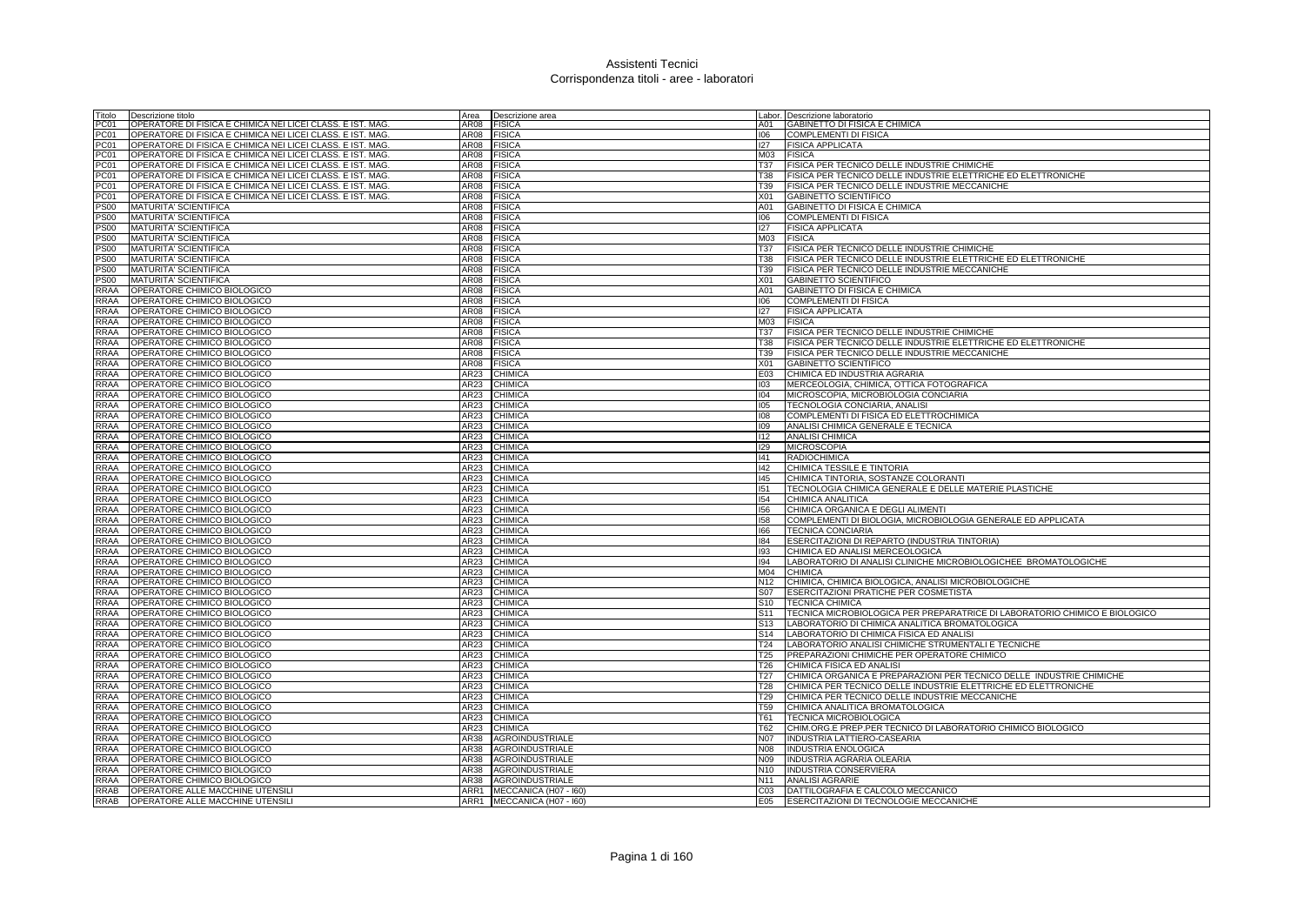# Assistenti Tecnici
## Corrispondenza titoli - aree - laboratori

| Titolo | Descrizione titolo | Area | Descrizione area | Labor. | Descrizione laboratorio |
|---|---|---|---|---|---|
| PC01 | OPERATORE DI FISICA E CHIMICA NEI LICEI CLASS. E IST. MAG. | AR08 | FISICA | A01 | GABINETTO DI FISICA E CHIMICA |
| PC01 | OPERATORE DI FISICA E CHIMICA NEI LICEI CLASS. E IST. MAG. | AR08 | FISICA | I06 | COMPLEMENTI DI FISICA |
| PC01 | OPERATORE DI FISICA E CHIMICA NEI LICEI CLASS. E IST. MAG. | AR08 | FISICA | I27 | FISICA APPLICATA |
| PC01 | OPERATORE DI FISICA E CHIMICA NEI LICEI CLASS. E IST. MAG. | AR08 | FISICA | M03 | FISICA |
| PC01 | OPERATORE DI FISICA E CHIMICA NEI LICEI CLASS. E IST. MAG. | AR08 | FISICA | T37 | FISICA PER TECNICO DELLE INDUSTRIE CHIMICHE |
| PC01 | OPERATORE DI FISICA E CHIMICA NEI LICEI CLASS. E IST. MAG. | AR08 | FISICA | T38 | FISICA PER TECNICO DELLE INDUSTRIE ELETTRICHE ED ELETTRONICHE |
| PC01 | OPERATORE DI FISICA E CHIMICA NEI LICEI CLASS. E IST. MAG. | AR08 | FISICA | T39 | FISICA PER TECNICO DELLE INDUSTRIE MECCANICHE |
| PC01 | OPERATORE DI FISICA E CHIMICA NEI LICEI CLASS. E IST. MAG. | AR08 | FISICA | X01 | GABINETTO SCIENTIFICO |
| PS00 | MATURITA' SCIENTIFICA | AR08 | FISICA | A01 | GABINETTO DI FISICA E CHIMICA |
| PS00 | MATURITA' SCIENTIFICA | AR08 | FISICA | I06 | COMPLEMENTI DI FISICA |
| PS00 | MATURITA' SCIENTIFICA | AR08 | FISICA | I27 | FISICA APPLICATA |
| PS00 | MATURITA' SCIENTIFICA | AR08 | FISICA | M03 | FISICA |
| PS00 | MATURITA' SCIENTIFICA | AR08 | FISICA | T37 | FISICA PER TECNICO DELLE INDUSTRIE CHIMICHE |
| PS00 | MATURITA' SCIENTIFICA | AR08 | FISICA | T38 | FISICA PER TECNICO DELLE INDUSTRIE ELETTRICHE ED ELETTRONICHE |
| PS00 | MATURITA' SCIENTIFICA | AR08 | FISICA | T39 | FISICA PER TECNICO DELLE INDUSTRIE MECCANICHE |
| PS00 | MATURITA' SCIENTIFICA | AR08 | FISICA | X01 | GABINETTO SCIENTIFICO |
| RRAA | OPERATORE CHIMICO BIOLOGICO | AR08 | FISICA | A01 | GABINETTO DI FISICA E CHIMICA |
| RRAA | OPERATORE CHIMICO BIOLOGICO | AR08 | FISICA | I06 | COMPLEMENTI DI FISICA |
| RRAA | OPERATORE CHIMICO BIOLOGICO | AR08 | FISICA | I27 | FISICA APPLICATA |
| RRAA | OPERATORE CHIMICO BIOLOGICO | AR08 | FISICA | M03 | FISICA |
| RRAA | OPERATORE CHIMICO BIOLOGICO | AR08 | FISICA | T37 | FISICA PER TECNICO DELLE INDUSTRIE CHIMICHE |
| RRAA | OPERATORE CHIMICO BIOLOGICO | AR08 | FISICA | T38 | FISICA PER TECNICO DELLE INDUSTRIE ELETTRICHE ED ELETTRONICHE |
| RRAA | OPERATORE CHIMICO BIOLOGICO | AR08 | FISICA | T39 | FISICA PER TECNICO DELLE INDUSTRIE MECCANICHE |
| RRAA | OPERATORE CHIMICO BIOLOGICO | AR08 | FISICA | X01 | GABINETTO SCIENTIFICO |
| RRAA | OPERATORE CHIMICO BIOLOGICO | AR23 | CHIMICA | E03 | CHIMICA ED INDUSTRIA AGRARIA |
| RRAA | OPERATORE CHIMICO BIOLOGICO | AR23 | CHIMICA | I03 | MERCEOLOGIA, CHIMICA, OTTICA FOTOGRAFICA |
| RRAA | OPERATORE CHIMICO BIOLOGICO | AR23 | CHIMICA | I04 | MICROSCOPIA, MICROBIOLOGIA CONCIARIA |
| RRAA | OPERATORE CHIMICO BIOLOGICO | AR23 | CHIMICA | I05 | TECNOLOGIA CONCIARIA, ANALISI |
| RRAA | OPERATORE CHIMICO BIOLOGICO | AR23 | CHIMICA | I08 | COMPLEMENTI DI FISICA ED ELETTROCHIMICA |
| RRAA | OPERATORE CHIMICO BIOLOGICO | AR23 | CHIMICA | I09 | ANALISI CHIMICA GENERALE E TECNICA |
| RRAA | OPERATORE CHIMICO BIOLOGICO | AR23 | CHIMICA | I12 | ANALISI CHIMICA |
| RRAA | OPERATORE CHIMICO BIOLOGICO | AR23 | CHIMICA | I29 | MICROSCOPIA |
| RRAA | OPERATORE CHIMICO BIOLOGICO | AR23 | CHIMICA | I41 | RADIOCHIMICA |
| RRAA | OPERATORE CHIMICO BIOLOGICO | AR23 | CHIMICA | I42 | CHIMICA TESSILE E TINTORIA |
| RRAA | OPERATORE CHIMICO BIOLOGICO | AR23 | CHIMICA | I45 | CHIMICA TINTORIA, SOSTANZE COLORANTI |
| RRAA | OPERATORE CHIMICO BIOLOGICO | AR23 | CHIMICA | I51 | TECNOLOGIA CHIMICA GENERALE E DELLE MATERIE PLASTICHE |
| RRAA | OPERATORE CHIMICO BIOLOGICO | AR23 | CHIMICA | I54 | CHIMICA ANALITICA |
| RRAA | OPERATORE CHIMICO BIOLOGICO | AR23 | CHIMICA | I56 | CHIMICA ORGANICA E DEGLI ALIMENTI |
| RRAA | OPERATORE CHIMICO BIOLOGICO | AR23 | CHIMICA | I58 | COMPLEMENTI DI BIOLOGIA, MICROBIOLOGIA GENERALE ED APPLICATA |
| RRAA | OPERATORE CHIMICO BIOLOGICO | AR23 | CHIMICA | I66 | TECNICA CONCIARIA |
| RRAA | OPERATORE CHIMICO BIOLOGICO | AR23 | CHIMICA | I84 | ESERCITAZIONI DI REPARTO (INDUSTRIA TINTORIA) |
| RRAA | OPERATORE CHIMICO BIOLOGICO | AR23 | CHIMICA | I93 | CHIMICA ED ANALISI MERCEOLOGICA |
| RRAA | OPERATORE CHIMICO BIOLOGICO | AR23 | CHIMICA | I94 | LABORATORIO DI ANALISI CLINICHE MICROBIOLOGICHEE BROMATOLOGICHE |
| RRAA | OPERATORE CHIMICO BIOLOGICO | AR23 | CHIMICA | M04 | CHIMICA |
| RRAA | OPERATORE CHIMICO BIOLOGICO | AR23 | CHIMICA | N12 | CHIMICA, CHIMICA BIOLOGICA, ANALISI MICROBIOLOGICHE |
| RRAA | OPERATORE CHIMICO BIOLOGICO | AR23 | CHIMICA | S07 | ESERCITAZIONI PRATICHE PER COSMETISTA |
| RRAA | OPERATORE CHIMICO BIOLOGICO | AR23 | CHIMICA | S10 | TECNICA CHIMICA |
| RRAA | OPERATORE CHIMICO BIOLOGICO | AR23 | CHIMICA | S11 | TECNICA MICROBIOLOGICA PER PREPARATRICE DI LABORATORIO CHIMICO E BIOLOGICO |
| RRAA | OPERATORE CHIMICO BIOLOGICO | AR23 | CHIMICA | S13 | LABORATORIO DI CHIMICA ANALITICA BROMATOLOGICA |
| RRAA | OPERATORE CHIMICO BIOLOGICO | AR23 | CHIMICA | S14 | LABORATORIO DI CHIMICA FISICA ED ANALISI |
| RRAA | OPERATORE CHIMICO BIOLOGICO | AR23 | CHIMICA | T24 | LABORATORIO ANALISI CHIMICHE STRUMENTALI E TECNICHE |
| RRAA | OPERATORE CHIMICO BIOLOGICO | AR23 | CHIMICA | T25 | PREPARAZIONI CHIMICHE PER OPERATORE CHIMICO |
| RRAA | OPERATORE CHIMICO BIOLOGICO | AR23 | CHIMICA | T26 | CHIMICA FISICA ED ANALISI |
| RRAA | OPERATORE CHIMICO BIOLOGICO | AR23 | CHIMICA | T27 | CHIMICA ORGANICA E PREPARAZIONI PER TECNICO DELLE INDUSTRIE CHIMICHE |
| RRAA | OPERATORE CHIMICO BIOLOGICO | AR23 | CHIMICA | T28 | CHIMICA PER TECNICO DELLE INDUSTRIE ELETTRICHE ED ELETTRONICHE |
| RRAA | OPERATORE CHIMICO BIOLOGICO | AR23 | CHIMICA | T29 | CHIMICA PER TECNICO DELLE INDUSTRIE MECCANICHE |
| RRAA | OPERATORE CHIMICO BIOLOGICO | AR23 | CHIMICA | T59 | CHIMICA ANALITICA BROMATOLOGICA |
| RRAA | OPERATORE CHIMICO BIOLOGICO | AR23 | CHIMICA | T61 | TECNICA MICROBIOLOGICA |
| RRAA | OPERATORE CHIMICO BIOLOGICO | AR23 | CHIMICA | T62 | CHIM.ORG.E PREP.PER TECNICO DI LABORATORIO CHIMICO BIOLOGICO |
| RRAA | OPERATORE CHIMICO BIOLOGICO | AR38 | AGROINDUSTRIALE | N07 | INDUSTRIA LATTIERO-CASEARIA |
| RRAA | OPERATORE CHIMICO BIOLOGICO | AR38 | AGROINDUSTRIALE | N08 | INDUSTRIA ENOLOGICA |
| RRAA | OPERATORE CHIMICO BIOLOGICO | AR38 | AGROINDUSTRIALE | N09 | INDUSTRIA AGRARIA OLEARIA |
| RRAA | OPERATORE CHIMICO BIOLOGICO | AR38 | AGROINDUSTRIALE | N10 | INDUSTRIA CONSERVIERA |
| RRAA | OPERATORE CHIMICO BIOLOGICO | AR38 | AGROINDUSTRIALE | N11 | ANALISI AGRARIE |
| RRAB | OPERATORE ALLE MACCHINE UTENSILI | ARR1 | MECCANICA (H07 - I60) | C03 | DATTILOGRAFIA E CALCOLO MECCANICO |
| RRAB | OPERATORE ALLE MACCHINE UTENSILI | ARR1 | MECCANICA (H07 - I60) | E05 | ESERCITAZIONI DI TECNOLOGIE MECCANICHE |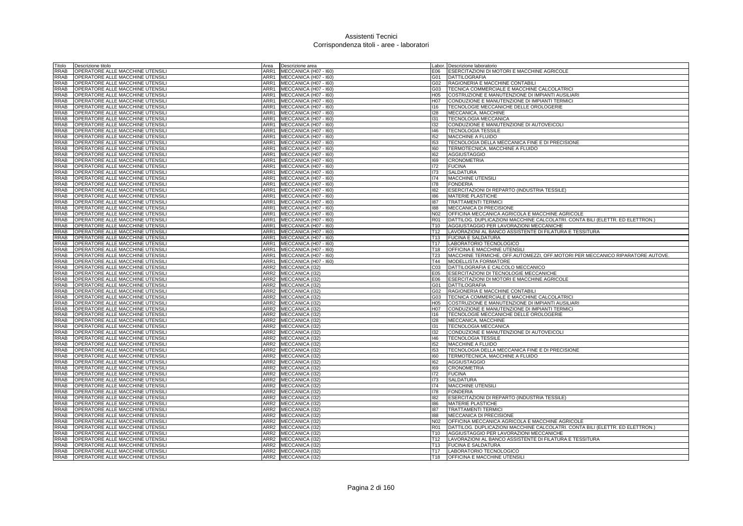# Assistenti Tecnici
## Corrispondenza titoli - aree - laboratori

| Titolo | Descrizione titolo | Area | Descrizione area | Labor. | Descrizione laboratorio |
|---|---|---|---|---|---|
| RRAB | OPERATORE ALLE MACCHINE UTENSILI | ARR1 | MECCANICA (H07 - I60) | E06 | ESERCITAZIONI DI MOTORI E MACCHINE AGRICOLE |
| RRAB | OPERATORE ALLE MACCHINE UTENSILI | ARR1 | MECCANICA (H07 - I60) | G01 | DATTILOGRAFIA |
| RRAB | OPERATORE ALLE MACCHINE UTENSILI | ARR1 | MECCANICA (H07 - I60) | G02 | RAGIONERIA E MACCHINE CONTABILI |
| RRAB | OPERATORE ALLE MACCHINE UTENSILI | ARR1 | MECCANICA (H07 - I60) | G03 | TECNICA COMMERCIALE E MACCHINE CALCOLATRICI |
| RRAB | OPERATORE ALLE MACCHINE UTENSILI | ARR1 | MECCANICA (H07 - I60) | H05 | COSTRUZIONE E MANUTENZIONE DI IMPIANTI AUSILIARI |
| RRAB | OPERATORE ALLE MACCHINE UTENSILI | ARR1 | MECCANICA (H07 - I60) | H07 | CONDUZIONE E MANUTENZIONE DI IMPIANTI TERMICI |
| RRAB | OPERATORE ALLE MACCHINE UTENSILI | ARR1 | MECCANICA (H07 - I60) | I16 | TECNOLOGIE MECCANICHE DELLE OROLOGERIE |
| RRAB | OPERATORE ALLE MACCHINE UTENSILI | ARR1 | MECCANICA (H07 - I60) | I28 | MECCANICA, MACCHINE |
| RRAB | OPERATORE ALLE MACCHINE UTENSILI | ARR1 | MECCANICA (H07 - I60) | I31 | TECNOLOGIA MECCANICA |
| RRAB | OPERATORE ALLE MACCHINE UTENSILI | ARR1 | MECCANICA (H07 - I60) | I32 | CONDUZIONE E MANUTENZIONE DI AUTOVEICOLI |
| RRAB | OPERATORE ALLE MACCHINE UTENSILI | ARR1 | MECCANICA (H07 - I60) | I46 | TECNOLOGIA TESSILE |
| RRAB | OPERATORE ALLE MACCHINE UTENSILI | ARR1 | MECCANICA (H07 - I60) | I52 | MACCHINE A FLUIDO |
| RRAB | OPERATORE ALLE MACCHINE UTENSILI | ARR1 | MECCANICA (H07 - I60) | I53 | TECNOLOGIA DELLA MECCANICA FINE E DI PRECISIONE |
| RRAB | OPERATORE ALLE MACCHINE UTENSILI | ARR1 | MECCANICA (H07 - I60) | I60 | TERMOTECNICA, MACCHINE A FLUIDO |
| RRAB | OPERATORE ALLE MACCHINE UTENSILI | ARR1 | MECCANICA (H07 - I60) | I62 | AGGIUSTAGGIO |
| RRAB | OPERATORE ALLE MACCHINE UTENSILI | ARR1 | MECCANICA (H07 - I60) | I69 | CRONOMETRIA |
| RRAB | OPERATORE ALLE MACCHINE UTENSILI | ARR1 | MECCANICA (H07 - I60) | I72 | FUCINA |
| RRAB | OPERATORE ALLE MACCHINE UTENSILI | ARR1 | MECCANICA (H07 - I60) | I73 | SALDATURA |
| RRAB | OPERATORE ALLE MACCHINE UTENSILI | ARR1 | MECCANICA (H07 - I60) | I74 | MACCHINE UTENSILI |
| RRAB | OPERATORE ALLE MACCHINE UTENSILI | ARR1 | MECCANICA (H07 - I60) | I78 | FONDERIA |
| RRAB | OPERATORE ALLE MACCHINE UTENSILI | ARR1 | MECCANICA (H07 - I60) | I82 | ESERCITAZIONI DI REPARTO (INDUSTRIA TESSILE) |
| RRAB | OPERATORE ALLE MACCHINE UTENSILI | ARR1 | MECCANICA (H07 - I60) | I86 | MATERIE PLASTICHE |
| RRAB | OPERATORE ALLE MACCHINE UTENSILI | ARR1 | MECCANICA (H07 - I60) | I87 | TRATTAMENTI TERMICI |
| RRAB | OPERATORE ALLE MACCHINE UTENSILI | ARR1 | MECCANICA (H07 - I60) | I88 | MECCANICA DI PRECISIONE |
| RRAB | OPERATORE ALLE MACCHINE UTENSILI | ARR1 | MECCANICA (H07 - I60) | N02 | OFFICINA MECCANICA AGRICOLA E MACCHINE AGRICOLE |
| RRAB | OPERATORE ALLE MACCHINE UTENSILI | ARR1 | MECCANICA (H07 - I60) | R01 | DATTILOG. DUPLICAZIONI MACCHINE CALCOLATRI. CONTA BILI (ELETTR. ED ELETTRON.) |
| RRAB | OPERATORE ALLE MACCHINE UTENSILI | ARR1 | MECCANICA (H07 - I60) | T10 | AGGIUSTAGGIO PER LAVORAZIONI MECCANICHE |
| RRAB | OPERATORE ALLE MACCHINE UTENSILI | ARR1 | MECCANICA (H07 - I60) | T12 | LAVORAZIONI AL BANCO ASSISTENTE DI FILATURA E TESSITURA |
| RRAB | OPERATORE ALLE MACCHINE UTENSILI | ARR1 | MECCANICA (H07 - I60) | T13 | FUCINA E SALDATURA |
| RRAB | OPERATORE ALLE MACCHINE UTENSILI | ARR1 | MECCANICA (H07 - I60) | T17 | LABORATORIO TECNOLOGICO |
| RRAB | OPERATORE ALLE MACCHINE UTENSILI | ARR1 | MECCANICA (H07 - I60) | T18 | OFFICINA E MACCHINE UTENSILI |
| RRAB | OPERATORE ALLE MACCHINE UTENSILI | ARR1 | MECCANICA (H07 - I60) | T23 | MACCHINE TERMICHE, OFF.AUTOMEZZI, OFF.MOTORI PER MECCANICO RIPARATORE AUTOVE. |
| RRAB | OPERATORE ALLE MACCHINE UTENSILI | ARR1 | MECCANICA (H07 - I60) | T44 | MODELLISTA FORMATORE |
| RRAB | OPERATORE ALLE MACCHINE UTENSILI | ARR2 | MECCANICA (I32) | C03 | DATTILOGRAFIA E CALCOLO MECCANICO |
| RRAB | OPERATORE ALLE MACCHINE UTENSILI | ARR2 | MECCANICA (I32) | E05 | ESERCITAZIONI DI TECNOLOGIE MECCANICHE |
| RRAB | OPERATORE ALLE MACCHINE UTENSILI | ARR2 | MECCANICA (I32) | E06 | ESERCITAZIONI DI MOTORI E MACCHINE AGRICOLE |
| RRAB | OPERATORE ALLE MACCHINE UTENSILI | ARR2 | MECCANICA (I32) | G01 | DATTILOGRAFIA |
| RRAB | OPERATORE ALLE MACCHINE UTENSILI | ARR2 | MECCANICA (I32) | G02 | RAGIONERIA E MACCHINE CONTABILI |
| RRAB | OPERATORE ALLE MACCHINE UTENSILI | ARR2 | MECCANICA (I32) | G03 | TECNICA COMMERCIALE E MACCHINE CALCOLATRICI |
| RRAB | OPERATORE ALLE MACCHINE UTENSILI | ARR2 | MECCANICA (I32) | H05 | COSTRUZIONE E MANUTENZIONE DI IMPIANTI AUSILIARI |
| RRAB | OPERATORE ALLE MACCHINE UTENSILI | ARR2 | MECCANICA (I32) | H07 | CONDUZIONE E MANUTENZIONE DI IMPIANTI TERMICI |
| RRAB | OPERATORE ALLE MACCHINE UTENSILI | ARR2 | MECCANICA (I32) | I16 | TECNOLOGIE MECCANICHE DELLE OROLOGERIE |
| RRAB | OPERATORE ALLE MACCHINE UTENSILI | ARR2 | MECCANICA (I32) | I28 | MECCANICA, MACCHINE |
| RRAB | OPERATORE ALLE MACCHINE UTENSILI | ARR2 | MECCANICA (I32) | I31 | TECNOLOGIA MECCANICA |
| RRAB | OPERATORE ALLE MACCHINE UTENSILI | ARR2 | MECCANICA (I32) | I32 | CONDUZIONE E MANUTENZIONE DI AUTOVEICOLI |
| RRAB | OPERATORE ALLE MACCHINE UTENSILI | ARR2 | MECCANICA (I32) | I46 | TECNOLOGIA TESSILE |
| RRAB | OPERATORE ALLE MACCHINE UTENSILI | ARR2 | MECCANICA (I32) | I52 | MACCHINE A FLUIDO |
| RRAB | OPERATORE ALLE MACCHINE UTENSILI | ARR2 | MECCANICA (I32) | I53 | TECNOLOGIA DELLA MECCANICA FINE E DI PRECISIONE |
| RRAB | OPERATORE ALLE MACCHINE UTENSILI | ARR2 | MECCANICA (I32) | I60 | TERMOTECNICA, MACCHINE A FLUIDO |
| RRAB | OPERATORE ALLE MACCHINE UTENSILI | ARR2 | MECCANICA (I32) | I62 | AGGIUSTAGGIO |
| RRAB | OPERATORE ALLE MACCHINE UTENSILI | ARR2 | MECCANICA (I32) | I69 | CRONOMETRIA |
| RRAB | OPERATORE ALLE MACCHINE UTENSILI | ARR2 | MECCANICA (I32) | I72 | FUCINA |
| RRAB | OPERATORE ALLE MACCHINE UTENSILI | ARR2 | MECCANICA (I32) | I73 | SALDATURA |
| RRAB | OPERATORE ALLE MACCHINE UTENSILI | ARR2 | MECCANICA (I32) | I74 | MACCHINE UTENSILI |
| RRAB | OPERATORE ALLE MACCHINE UTENSILI | ARR2 | MECCANICA (I32) | I78 | FONDERIA |
| RRAB | OPERATORE ALLE MACCHINE UTENSILI | ARR2 | MECCANICA (I32) | I82 | ESERCITAZIONI DI REPARTO (INDUSTRIA TESSILE) |
| RRAB | OPERATORE ALLE MACCHINE UTENSILI | ARR2 | MECCANICA (I32) | I86 | MATERIE PLASTICHE |
| RRAB | OPERATORE ALLE MACCHINE UTENSILI | ARR2 | MECCANICA (I32) | I87 | TRATTAMENTI TERMICI |
| RRAB | OPERATORE ALLE MACCHINE UTENSILI | ARR2 | MECCANICA (I32) | I88 | MECCANICA DI PRECISIONE |
| RRAB | OPERATORE ALLE MACCHINE UTENSILI | ARR2 | MECCANICA (I32) | N02 | OFFICINA MECCANICA AGRICOLA E MACCHINE AGRICOLE |
| RRAB | OPERATORE ALLE MACCHINE UTENSILI | ARR2 | MECCANICA (I32) | R01 | DATTILOG. DUPLICAZIONI MACCHINE CALCOLATRI. CONTA BILI (ELETTR. ED ELETTRON.) |
| RRAB | OPERATORE ALLE MACCHINE UTENSILI | ARR2 | MECCANICA (I32) | T10 | AGGIUSTAGGIO PER LAVORAZIONI MECCANICHE |
| RRAB | OPERATORE ALLE MACCHINE UTENSILI | ARR2 | MECCANICA (I32) | T12 | LAVORAZIONI AL BANCO ASSISTENTE DI FILATURA E TESSITURA |
| RRAB | OPERATORE ALLE MACCHINE UTENSILI | ARR2 | MECCANICA (I32) | T13 | FUCINA E SALDATURA |
| RRAB | OPERATORE ALLE MACCHINE UTENSILI | ARR2 | MECCANICA (I32) | T17 | LABORATORIO TECNOLOGICO |
| RRAB | OPERATORE ALLE MACCHINE UTENSILI | ARR2 | MECCANICA (I32) | T18 | OFFICINA E MACCHINE UTENSILI |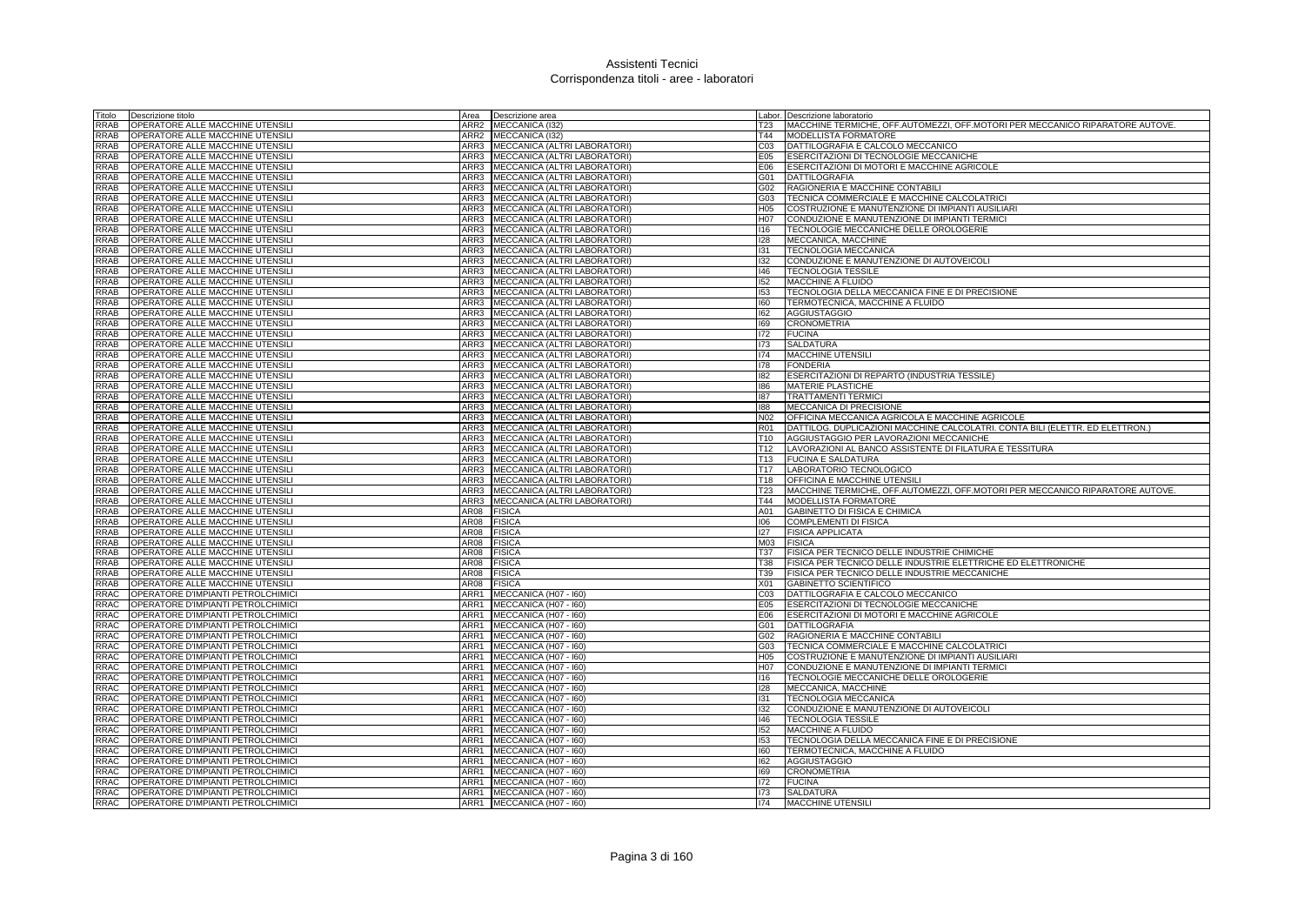# Assistenti Tecnici
## Corrispondenza titoli - aree - laboratori

| Titolo | Descrizione titolo | Area | Descrizione area | Labor. | Descrizione laboratorio |
|---|---|---|---|---|---|
| RRAB | OPERATORE ALLE MACCHINE UTENSILI | ARR2 | MECCANICA (I32) | T23 | MACCHINE TERMICHE, OFF.AUTOMEZZI, OFF.MOTORI PER MECCANICO RIPARATORE AUTOVE. |
| RRAB | OPERATORE ALLE MACCHINE UTENSILI | ARR2 | MECCANICA (I32) | T44 | MODELLISTA FORMATORE |
| RRAB | OPERATORE ALLE MACCHINE UTENSILI | ARR3 | MECCANICA (ALTRI LABORATORI) | C03 | DATTILOGRAFIA E CALCOLO MECCANICO |
| RRAB | OPERATORE ALLE MACCHINE UTENSILI | ARR3 | MECCANICA (ALTRI LABORATORI) | E05 | ESERCITAZIONI DI TECNOLOGIE MECCANICHE |
| RRAB | OPERATORE ALLE MACCHINE UTENSILI | ARR3 | MECCANICA (ALTRI LABORATORI) | E06 | ESERCITAZIONI DI MOTORI E MACCHINE AGRICOLE |
| RRAB | OPERATORE ALLE MACCHINE UTENSILI | ARR3 | MECCANICA (ALTRI LABORATORI) | G01 | DATTILOGRAFIA |
| RRAB | OPERATORE ALLE MACCHINE UTENSILI | ARR3 | MECCANICA (ALTRI LABORATORI) | G02 | RAGIONERIA E MACCHINE CONTABILI |
| RRAB | OPERATORE ALLE MACCHINE UTENSILI | ARR3 | MECCANICA (ALTRI LABORATORI) | G03 | TECNICA COMMERCIALE E MACCHINE CALCOLATRICI |
| RRAB | OPERATORE ALLE MACCHINE UTENSILI | ARR3 | MECCANICA (ALTRI LABORATORI) | H05 | COSTRUZIONE E MANUTENZIONE DI IMPIANTI AUSILIARI |
| RRAB | OPERATORE ALLE MACCHINE UTENSILI | ARR3 | MECCANICA (ALTRI LABORATORI) | H07 | CONDUZIONE E MANUTENZIONE DI IMPIANTI TERMICI |
| RRAB | OPERATORE ALLE MACCHINE UTENSILI | ARR3 | MECCANICA (ALTRI LABORATORI) | I16 | TECNOLOGIE MECCANICHE DELLE OROLOGERIE |
| RRAB | OPERATORE ALLE MACCHINE UTENSILI | ARR3 | MECCANICA (ALTRI LABORATORI) | I28 | MECCANICA, MACCHINE |
| RRAB | OPERATORE ALLE MACCHINE UTENSILI | ARR3 | MECCANICA (ALTRI LABORATORI) | I31 | TECNOLOGIA MECCANICA |
| RRAB | OPERATORE ALLE MACCHINE UTENSILI | ARR3 | MECCANICA (ALTRI LABORATORI) | I32 | CONDUZIONE E MANUTENZIONE DI AUTOVEICOLI |
| RRAB | OPERATORE ALLE MACCHINE UTENSILI | ARR3 | MECCANICA (ALTRI LABORATORI) | I46 | TECNOLOGIA TESSILE |
| RRAB | OPERATORE ALLE MACCHINE UTENSILI | ARR3 | MECCANICA (ALTRI LABORATORI) | I52 | MACCHINE A FLUIDO |
| RRAB | OPERATORE ALLE MACCHINE UTENSILI | ARR3 | MECCANICA (ALTRI LABORATORI) | I53 | TECNOLOGIA DELLA MECCANICA FINE E DI PRECISIONE |
| RRAB | OPERATORE ALLE MACCHINE UTENSILI | ARR3 | MECCANICA (ALTRI LABORATORI) | I60 | TERMOTECNICA, MACCHINE A FLUIDO |
| RRAB | OPERATORE ALLE MACCHINE UTENSILI | ARR3 | MECCANICA (ALTRI LABORATORI) | I62 | AGGIUSTAGGIO |
| RRAB | OPERATORE ALLE MACCHINE UTENSILI | ARR3 | MECCANICA (ALTRI LABORATORI) | I69 | CRONOMETRIA |
| RRAB | OPERATORE ALLE MACCHINE UTENSILI | ARR3 | MECCANICA (ALTRI LABORATORI) | I72 | FUCINA |
| RRAB | OPERATORE ALLE MACCHINE UTENSILI | ARR3 | MECCANICA (ALTRI LABORATORI) | I73 | SALDATURA |
| RRAB | OPERATORE ALLE MACCHINE UTENSILI | ARR3 | MECCANICA (ALTRI LABORATORI) | I74 | MACCHINE UTENSILI |
| RRAB | OPERATORE ALLE MACCHINE UTENSILI | ARR3 | MECCANICA (ALTRI LABORATORI) | I78 | FONDERIA |
| RRAB | OPERATORE ALLE MACCHINE UTENSILI | ARR3 | MECCANICA (ALTRI LABORATORI) | I82 | ESERCITAZIONI DI REPARTO (INDUSTRIA TESSILE) |
| RRAB | OPERATORE ALLE MACCHINE UTENSILI | ARR3 | MECCANICA (ALTRI LABORATORI) | I86 | MATERIE PLASTICHE |
| RRAB | OPERATORE ALLE MACCHINE UTENSILI | ARR3 | MECCANICA (ALTRI LABORATORI) | I87 | TRATTAMENTI TERMICI |
| RRAB | OPERATORE ALLE MACCHINE UTENSILI | ARR3 | MECCANICA (ALTRI LABORATORI) | I88 | MECCANICA DI PRECISIONE |
| RRAB | OPERATORE ALLE MACCHINE UTENSILI | ARR3 | MECCANICA (ALTRI LABORATORI) | N02 | OFFICINA MECCANICA AGRICOLA E MACCHINE AGRICOLE |
| RRAB | OPERATORE ALLE MACCHINE UTENSILI | ARR3 | MECCANICA (ALTRI LABORATORI) | R01 | DATTILOG. DUPLICAZIONI MACCHINE CALCOLATRI. CONTA BILI (ELETTR. ED ELETTRON.) |
| RRAB | OPERATORE ALLE MACCHINE UTENSILI | ARR3 | MECCANICA (ALTRI LABORATORI) | T10 | AGGIUSTAGGIO PER LAVORAZIONI MECCANICHE |
| RRAB | OPERATORE ALLE MACCHINE UTENSILI | ARR3 | MECCANICA (ALTRI LABORATORI) | T12 | LAVORAZIONI AL BANCO ASSISTENTE DI FILATURA E TESSITURA |
| RRAB | OPERATORE ALLE MACCHINE UTENSILI | ARR3 | MECCANICA (ALTRI LABORATORI) | T13 | FUCINA E SALDATURA |
| RRAB | OPERATORE ALLE MACCHINE UTENSILI | ARR3 | MECCANICA (ALTRI LABORATORI) | T17 | LABORATORIO TECNOLOGICO |
| RRAB | OPERATORE ALLE MACCHINE UTENSILI | ARR3 | MECCANICA (ALTRI LABORATORI) | T18 | OFFICINA E MACCHINE UTENSILI |
| RRAB | OPERATORE ALLE MACCHINE UTENSILI | ARR3 | MECCANICA (ALTRI LABORATORI) | T23 | MACCHINE TERMICHE, OFF.AUTOMEZZI, OFF.MOTORI PER MECCANICO RIPARATORE AUTOVE. |
| RRAB | OPERATORE ALLE MACCHINE UTENSILI | ARR3 | MECCANICA (ALTRI LABORATORI) | T44 | MODELLISTA FORMATORE |
| RRAB | OPERATORE ALLE MACCHINE UTENSILI | AR08 | FISICA | A01 | GABINETTO DI FISICA E CHIMICA |
| RRAB | OPERATORE ALLE MACCHINE UTENSILI | AR08 | FISICA | I06 | COMPLEMENTI DI FISICA |
| RRAB | OPERATORE ALLE MACCHINE UTENSILI | AR08 | FISICA | I27 | FISICA APPLICATA |
| RRAB | OPERATORE ALLE MACCHINE UTENSILI | AR08 | FISICA | M03 | FISICA |
| RRAB | OPERATORE ALLE MACCHINE UTENSILI | AR08 | FISICA | T37 | FISICA PER TECNICO DELLE INDUSTRIE CHIMICHE |
| RRAB | OPERATORE ALLE MACCHINE UTENSILI | AR08 | FISICA | T38 | FISICA PER TECNICO DELLE INDUSTRIE ELETTRICHE ED ELETTRONICHE |
| RRAB | OPERATORE ALLE MACCHINE UTENSILI | AR08 | FISICA | T39 | FISICA PER TECNICO DELLE INDUSTRIE MECCANICHE |
| RRAB | OPERATORE ALLE MACCHINE UTENSILI | AR08 | FISICA | X01 | GABINETTO SCIENTIFICO |
| RRAC | OPERATORE D'IMPIANTI PETROLCHIMICI | ARR1 | MECCANICA (H07 - I60) | C03 | DATTILOGRAFIA E CALCOLO MECCANICO |
| RRAC | OPERATORE D'IMPIANTI PETROLCHIMICI | ARR1 | MECCANICA (H07 - I60) | E05 | ESERCITAZIONI DI TECNOLOGIE MECCANICHE |
| RRAC | OPERATORE D'IMPIANTI PETROLCHIMICI | ARR1 | MECCANICA (H07 - I60) | E06 | ESERCITAZIONI DI MOTORI E MACCHINE AGRICOLE |
| RRAC | OPERATORE D'IMPIANTI PETROLCHIMICI | ARR1 | MECCANICA (H07 - I60) | G01 | DATTILOGRAFIA |
| RRAC | OPERATORE D'IMPIANTI PETROLCHIMICI | ARR1 | MECCANICA (H07 - I60) | G02 | RAGIONERIA E MACCHINE CONTABILI |
| RRAC | OPERATORE D'IMPIANTI PETROLCHIMICI | ARR1 | MECCANICA (H07 - I60) | G03 | TECNICA COMMERCIALE E MACCHINE CALCOLATRICI |
| RRAC | OPERATORE D'IMPIANTI PETROLCHIMICI | ARR1 | MECCANICA (H07 - I60) | H05 | COSTRUZIONE E MANUTENZIONE DI IMPIANTI AUSILIARI |
| RRAC | OPERATORE D'IMPIANTI PETROLCHIMICI | ARR1 | MECCANICA (H07 - I60) | H07 | CONDUZIONE E MANUTENZIONE DI IMPIANTI TERMICI |
| RRAC | OPERATORE D'IMPIANTI PETROLCHIMICI | ARR1 | MECCANICA (H07 - I60) | I16 | TECNOLOGIE MECCANICHE DELLE OROLOGERIE |
| RRAC | OPERATORE D'IMPIANTI PETROLCHIMICI | ARR1 | MECCANICA (H07 - I60) | I28 | MECCANICA, MACCHINE |
| RRAC | OPERATORE D'IMPIANTI PETROLCHIMICI | ARR1 | MECCANICA (H07 - I60) | I31 | TECNOLOGIA MECCANICA |
| RRAC | OPERATORE D'IMPIANTI PETROLCHIMICI | ARR1 | MECCANICA (H07 - I60) | I32 | CONDUZIONE E MANUTENZIONE DI AUTOVEICOLI |
| RRAC | OPERATORE D'IMPIANTI PETROLCHIMICI | ARR1 | MECCANICA (H07 - I60) | I46 | TECNOLOGIA TESSILE |
| RRAC | OPERATORE D'IMPIANTI PETROLCHIMICI | ARR1 | MECCANICA (H07 - I60) | I52 | MACCHINE A FLUIDO |
| RRAC | OPERATORE D'IMPIANTI PETROLCHIMICI | ARR1 | MECCANICA (H07 - I60) | I53 | TECNOLOGIA DELLA MECCANICA FINE E DI PRECISIONE |
| RRAC | OPERATORE D'IMPIANTI PETROLCHIMICI | ARR1 | MECCANICA (H07 - I60) | I60 | TERMOTECNICA, MACCHINE A FLUIDO |
| RRAC | OPERATORE D'IMPIANTI PETROLCHIMICI | ARR1 | MECCANICA (H07 - I60) | I62 | AGGIUSTAGGIO |
| RRAC | OPERATORE D'IMPIANTI PETROLCHIMICI | ARR1 | MECCANICA (H07 - I60) | I69 | CRONOMETRIA |
| RRAC | OPERATORE D'IMPIANTI PETROLCHIMICI | ARR1 | MECCANICA (H07 - I60) | I72 | FUCINA |
| RRAC | OPERATORE D'IMPIANTI PETROLCHIMICI | ARR1 | MECCANICA (H07 - I60) | I73 | SALDATURA |
| RRAC | OPERATORE D'IMPIANTI PETROLCHIMICI | ARR1 | MECCANICA (H07 - I60) | I74 | MACCHINE UTENSILI |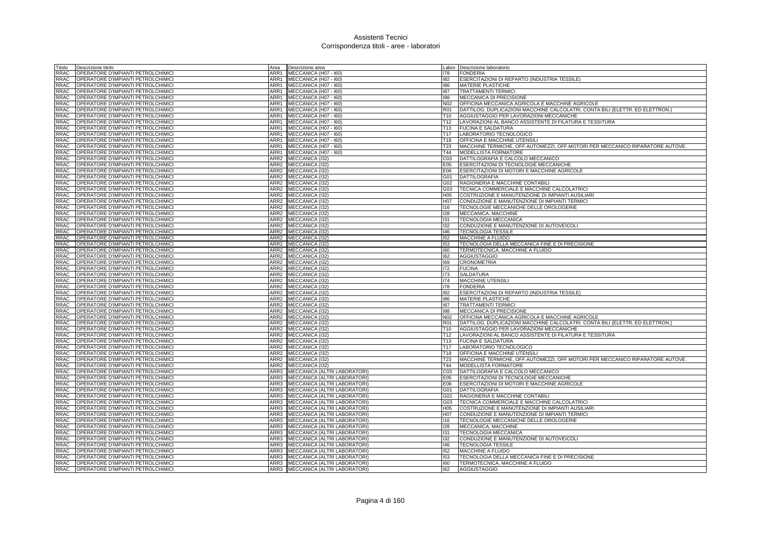# Assistenti Tecnici
## Corrispondenza titoli - aree - laboratori

| Titolo | Descrizione titolo | Area | Descrizione area | Labor. | Descrizione laboratorio |
|---|---|---|---|---|---|
| RRAC | OPERATORE D'IMPIANTI PETROLCHIMICI | ARR1 | MECCANICA (H07 - I60) | I78 | FONDERIA |
| RRAC | OPERATORE D'IMPIANTI PETROLCHIMICI | ARR1 | MECCANICA (H07 - I60) | I82 | ESERCITAZIONI DI REPARTO (INDUSTRIA TESSILE) |
| RRAC | OPERATORE D'IMPIANTI PETROLCHIMICI | ARR1 | MECCANICA (H07 - I60) | I86 | MATERIE PLASTICHE |
| RRAC | OPERATORE D'IMPIANTI PETROLCHIMICI | ARR1 | MECCANICA (H07 - I60) | I87 | TRATTAMENTI TERMICI |
| RRAC | OPERATORE D'IMPIANTI PETROLCHIMICI | ARR1 | MECCANICA (H07 - I60) | I88 | MECCANICA DI PRECISIONE |
| RRAC | OPERATORE D'IMPIANTI PETROLCHIMICI | ARR1 | MECCANICA (H07 - I60) | N02 | OFFICINA MECCANICA AGRICOLA E MACCHINE AGRICOLE |
| RRAC | OPERATORE D'IMPIANTI PETROLCHIMICI | ARR1 | MECCANICA (H07 - I60) | R01 | DATTILOG. DUPLICAZIONI MACCHINE CALCOLATRI. CONTA BILI (ELETTR. ED ELETTRON.) |
| RRAC | OPERATORE D'IMPIANTI PETROLCHIMICI | ARR1 | MECCANICA (H07 - I60) | T10 | AGGIUSTAGGIO PER LAVORAZIONI MECCANICHE |
| RRAC | OPERATORE D'IMPIANTI PETROLCHIMICI | ARR1 | MECCANICA (H07 - I60) | T12 | LAVORAZIONI AL BANCO ASSISTENTE DI FILATURA E TESSITURA |
| RRAC | OPERATORE D'IMPIANTI PETROLCHIMICI | ARR1 | MECCANICA (H07 - I60) | T13 | FUCINA E SALDATURA |
| RRAC | OPERATORE D'IMPIANTI PETROLCHIMICI | ARR1 | MECCANICA (H07 - I60) | T17 | LABORATORIO TECNOLOGICO |
| RRAC | OPERATORE D'IMPIANTI PETROLCHIMICI | ARR1 | MECCANICA (H07 - I60) | T18 | OFFICINA E MACCHINE UTENSILI |
| RRAC | OPERATORE D'IMPIANTI PETROLCHIMICI | ARR1 | MECCANICA (H07 - I60) | T23 | MACCHINE TERMICHE, OFF.AUTOMEZZI, OFF.MOTORI PER MECCANICO RIPARATORE AUTOVE. |
| RRAC | OPERATORE D'IMPIANTI PETROLCHIMICI | ARR1 | MECCANICA (H07 - I60) | T44 | MODELLISTA FORMATORE |
| RRAC | OPERATORE D'IMPIANTI PETROLCHIMICI | ARR2 | MECCANICA (I32) | C03 | DATTILOGRAFIA E CALCOLO MECCANICO |
| RRAC | OPERATORE D'IMPIANTI PETROLCHIMICI | ARR2 | MECCANICA (I32) | E05 | ESERCITAZIONI DI TECNOLOGIE MECCANICHE |
| RRAC | OPERATORE D'IMPIANTI PETROLCHIMICI | ARR2 | MECCANICA (I32) | E06 | ESERCITAZIONI DI MOTORI E MACCHINE AGRICOLE |
| RRAC | OPERATORE D'IMPIANTI PETROLCHIMICI | ARR2 | MECCANICA (I32) | G01 | DATTILOGRAFIA |
| RRAC | OPERATORE D'IMPIANTI PETROLCHIMICI | ARR2 | MECCANICA (I32) | G02 | RAGIONERIA E MACCHINE CONTABILI |
| RRAC | OPERATORE D'IMPIANTI PETROLCHIMICI | ARR2 | MECCANICA (I32) | G03 | TECNICA COMMERCIALE E MACCHINE CALCOLATRICI |
| RRAC | OPERATORE D'IMPIANTI PETROLCHIMICI | ARR2 | MECCANICA (I32) | H05 | COSTRUZIONE E MANUTENZIONE DI IMPIANTI AUSILIARI |
| RRAC | OPERATORE D'IMPIANTI PETROLCHIMICI | ARR2 | MECCANICA (I32) | H07 | CONDUZIONE E MANUTENZIONE DI IMPIANTI TERMICI |
| RRAC | OPERATORE D'IMPIANTI PETROLCHIMICI | ARR2 | MECCANICA (I32) | I16 | TECNOLOGIE MECCANICHE DELLE OROLOGERIE |
| RRAC | OPERATORE D'IMPIANTI PETROLCHIMICI | ARR2 | MECCANICA (I32) | I28 | MECCANICA, MACCHINE |
| RRAC | OPERATORE D'IMPIANTI PETROLCHIMICI | ARR2 | MECCANICA (I32) | I31 | TECNOLOGIA MECCANICA |
| RRAC | OPERATORE D'IMPIANTI PETROLCHIMICI | ARR2 | MECCANICA (I32) | I32 | CONDUZIONE E MANUTENZIONE DI AUTOVEICOLI |
| RRAC | OPERATORE D'IMPIANTI PETROLCHIMICI | ARR2 | MECCANICA (I32) | I46 | TECNOLOGIA TESSILE |
| RRAC | OPERATORE D'IMPIANTI PETROLCHIMICI | ARR2 | MECCANICA (I32) | I52 | MACCHINE A FLUIDO |
| RRAC | OPERATORE D'IMPIANTI PETROLCHIMICI | ARR2 | MECCANICA (I32) | I53 | TECNOLOGIA DELLA MECCANICA FINE E DI PRECISIONE |
| RRAC | OPERATORE D'IMPIANTI PETROLCHIMICI | ARR2 | MECCANICA (I32) | I60 | TERMOTECNICA, MACCHINE A FLUIDO |
| RRAC | OPERATORE D'IMPIANTI PETROLCHIMICI | ARR2 | MECCANICA (I32) | I62 | AGGIUSTAGGIO |
| RRAC | OPERATORE D'IMPIANTI PETROLCHIMICI | ARR2 | MECCANICA (I32) | I69 | CRONOMETRIA |
| RRAC | OPERATORE D'IMPIANTI PETROLCHIMICI | ARR2 | MECCANICA (I32) | I72 | FUCINA |
| RRAC | OPERATORE D'IMPIANTI PETROLCHIMICI | ARR2 | MECCANICA (I32) | I73 | SALDATURA |
| RRAC | OPERATORE D'IMPIANTI PETROLCHIMICI | ARR2 | MECCANICA (I32) | I74 | MACCHINE UTENSILI |
| RRAC | OPERATORE D'IMPIANTI PETROLCHIMICI | ARR2 | MECCANICA (I32) | I78 | FONDERIA |
| RRAC | OPERATORE D'IMPIANTI PETROLCHIMICI | ARR2 | MECCANICA (I32) | I82 | ESERCITAZIONI DI REPARTO (INDUSTRIA TESSILE) |
| RRAC | OPERATORE D'IMPIANTI PETROLCHIMICI | ARR2 | MECCANICA (I32) | I86 | MATERIE PLASTICHE |
| RRAC | OPERATORE D'IMPIANTI PETROLCHIMICI | ARR2 | MECCANICA (I32) | I87 | TRATTAMENTI TERMICI |
| RRAC | OPERATORE D'IMPIANTI PETROLCHIMICI | ARR2 | MECCANICA (I32) | I88 | MECCANICA DI PRECISIONE |
| RRAC | OPERATORE D'IMPIANTI PETROLCHIMICI | ARR2 | MECCANICA (I32) | N02 | OFFICINA MECCANICA AGRICOLA E MACCHINE AGRICOLE |
| RRAC | OPERATORE D'IMPIANTI PETROLCHIMICI | ARR2 | MECCANICA (I32) | R01 | DATTILOG. DUPLICAZIONI MACCHINE CALCOLATRI. CONTA BILI (ELETTR. ED ELETTRON.) |
| RRAC | OPERATORE D'IMPIANTI PETROLCHIMICI | ARR2 | MECCANICA (I32) | T10 | AGGIUSTAGGIO PER LAVORAZIONI MECCANICHE |
| RRAC | OPERATORE D'IMPIANTI PETROLCHIMICI | ARR2 | MECCANICA (I32) | T12 | LAVORAZIONI AL BANCO ASSISTENTE DI FILATURA E TESSITURA |
| RRAC | OPERATORE D'IMPIANTI PETROLCHIMICI | ARR2 | MECCANICA (I32) | T13 | FUCINA E SALDATURA |
| RRAC | OPERATORE D'IMPIANTI PETROLCHIMICI | ARR2 | MECCANICA (I32) | T17 | LABORATORIO TECNOLOGICO |
| RRAC | OPERATORE D'IMPIANTI PETROLCHIMICI | ARR2 | MECCANICA (I32) | T18 | OFFICINA E MACCHINE UTENSILI |
| RRAC | OPERATORE D'IMPIANTI PETROLCHIMICI | ARR2 | MECCANICA (I32) | T23 | MACCHINE TERMICHE, OFF.AUTOMEZZI, OFF.MOTORI PER MECCANICO RIPARATORE AUTOVE. |
| RRAC | OPERATORE D'IMPIANTI PETROLCHIMICI | ARR2 | MECCANICA (I32) | T44 | MODELLISTA FORMATORE |
| RRAC | OPERATORE D'IMPIANTI PETROLCHIMICI | ARR3 | MECCANICA (ALTRI LABORATORI) | C03 | DATTILOGRAFIA E CALCOLO MECCANICO |
| RRAC | OPERATORE D'IMPIANTI PETROLCHIMICI | ARR3 | MECCANICA (ALTRI LABORATORI) | E05 | ESERCITAZIONI DI TECNOLOGIE MECCANICHE |
| RRAC | OPERATORE D'IMPIANTI PETROLCHIMICI | ARR3 | MECCANICA (ALTRI LABORATORI) | E06 | ESERCITAZIONI DI MOTORI E MACCHINE AGRICOLE |
| RRAC | OPERATORE D'IMPIANTI PETROLCHIMICI | ARR3 | MECCANICA (ALTRI LABORATORI) | G01 | DATTILOGRAFIA |
| RRAC | OPERATORE D'IMPIANTI PETROLCHIMICI | ARR3 | MECCANICA (ALTRI LABORATORI) | G02 | RAGIONERIA E MACCHINE CONTABILI |
| RRAC | OPERATORE D'IMPIANTI PETROLCHIMICI | ARR3 | MECCANICA (ALTRI LABORATORI) | G03 | TECNICA COMMERCIALE E MACCHINE CALCOLATRICI |
| RRAC | OPERATORE D'IMPIANTI PETROLCHIMICI | ARR3 | MECCANICA (ALTRI LABORATORI) | H05 | COSTRUZIONE E MANUTENZIONE DI IMPIANTI AUSILIARI |
| RRAC | OPERATORE D'IMPIANTI PETROLCHIMICI | ARR3 | MECCANICA (ALTRI LABORATORI) | H07 | CONDUZIONE E MANUTENZIONE DI IMPIANTI TERMICI |
| RRAC | OPERATORE D'IMPIANTI PETROLCHIMICI | ARR3 | MECCANICA (ALTRI LABORATORI) | I16 | TECNOLOGIE MECCANICHE DELLE OROLOGERIE |
| RRAC | OPERATORE D'IMPIANTI PETROLCHIMICI | ARR3 | MECCANICA (ALTRI LABORATORI) | I28 | MECCANICA, MACCHINE |
| RRAC | OPERATORE D'IMPIANTI PETROLCHIMICI | ARR3 | MECCANICA (ALTRI LABORATORI) | I31 | TECNOLOGIA MECCANICA |
| RRAC | OPERATORE D'IMPIANTI PETROLCHIMICI | ARR3 | MECCANICA (ALTRI LABORATORI) | I32 | CONDUZIONE E MANUTENZIONE DI AUTOVEICOLI |
| RRAC | OPERATORE D'IMPIANTI PETROLCHIMICI | ARR3 | MECCANICA (ALTRI LABORATORI) | I46 | TECNOLOGIA TESSILE |
| RRAC | OPERATORE D'IMPIANTI PETROLCHIMICI | ARR3 | MECCANICA (ALTRI LABORATORI) | I52 | MACCHINE A FLUIDO |
| RRAC | OPERATORE D'IMPIANTI PETROLCHIMICI | ARR3 | MECCANICA (ALTRI LABORATORI) | I53 | TECNOLOGIA DELLA MECCANICA FINE E DI PRECISIONE |
| RRAC | OPERATORE D'IMPIANTI PETROLCHIMICI | ARR3 | MECCANICA (ALTRI LABORATORI) | I60 | TERMOTECNICA, MACCHINE A FLUIDO |
| RRAC | OPERATORE D'IMPIANTI PETROLCHIMICI | ARR3 | MECCANICA (ALTRI LABORATORI) | I62 | AGGIUSTAGGIO |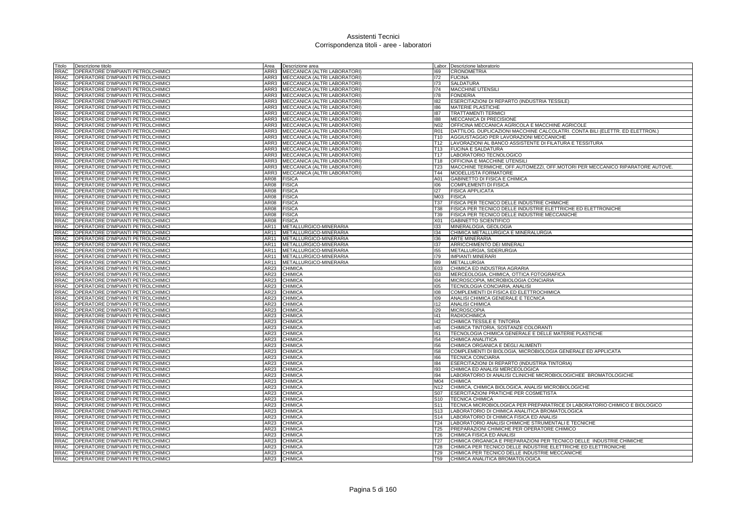# Assistenti Tecnici
## Corrispondenza titoli - aree - laboratori

| Titolo | Descrizione titolo | Area | Descrizione area | Labor. | Descrizione laboratorio |
|---|---|---|---|---|---|
| RRAC | OPERATORE D'IMPIANTI PETROLCHIMICI | ARR3 | MECCANICA (ALTRI LABORATORI) | I69 | CRONOMETRIA |
| RRAC | OPERATORE D'IMPIANTI PETROLCHIMICI | ARR3 | MECCANICA (ALTRI LABORATORI) | I72 | FUCINA |
| RRAC | OPERATORE D'IMPIANTI PETROLCHIMICI | ARR3 | MECCANICA (ALTRI LABORATORI) | I73 | SALDATURA |
| RRAC | OPERATORE D'IMPIANTI PETROLCHIMICI | ARR3 | MECCANICA (ALTRI LABORATORI) | I74 | MACCHINE UTENSILI |
| RRAC | OPERATORE D'IMPIANTI PETROLCHIMICI | ARR3 | MECCANICA (ALTRI LABORATORI) | I78 | FONDERIA |
| RRAC | OPERATORE D'IMPIANTI PETROLCHIMICI | ARR3 | MECCANICA (ALTRI LABORATORI) | I82 | ESERCITAZIONI DI REPARTO (INDUSTRIA TESSILE) |
| RRAC | OPERATORE D'IMPIANTI PETROLCHIMICI | ARR3 | MECCANICA (ALTRI LABORATORI) | I86 | MATERIE PLASTICHE |
| RRAC | OPERATORE D'IMPIANTI PETROLCHIMICI | ARR3 | MECCANICA (ALTRI LABORATORI) | I87 | TRATTAMENTI TERMICI |
| RRAC | OPERATORE D'IMPIANTI PETROLCHIMICI | ARR3 | MECCANICA (ALTRI LABORATORI) | I88 | MECCANICA DI PRECISIONE |
| RRAC | OPERATORE D'IMPIANTI PETROLCHIMICI | ARR3 | MECCANICA (ALTRI LABORATORI) | N02 | OFFICINA MECCANICA AGRICOLA E MACCHINE AGRICOLE |
| RRAC | OPERATORE D'IMPIANTI PETROLCHIMICI | ARR3 | MECCANICA (ALTRI LABORATORI) | R01 | DATTILOG. DUPLICAZIONI MACCHINE CALCOLATRI. CONTA BILI (ELETTR. ED ELETTRON.) |
| RRAC | OPERATORE D'IMPIANTI PETROLCHIMICI | ARR3 | MECCANICA (ALTRI LABORATORI) | T10 | AGGIUSTAGGIO PER LAVORAZIONI MECCANICHE |
| RRAC | OPERATORE D'IMPIANTI PETROLCHIMICI | ARR3 | MECCANICA (ALTRI LABORATORI) | T12 | LAVORAZIONI AL BANCO ASSISTENTE DI FILATURA E TESSITURA |
| RRAC | OPERATORE D'IMPIANTI PETROLCHIMICI | ARR3 | MECCANICA (ALTRI LABORATORI) | T13 | FUCINA E SALDATURA |
| RRAC | OPERATORE D'IMPIANTI PETROLCHIMICI | ARR3 | MECCANICA (ALTRI LABORATORI) | T17 | LABORATORIO TECNOLOGICO |
| RRAC | OPERATORE D'IMPIANTI PETROLCHIMICI | ARR3 | MECCANICA (ALTRI LABORATORI) | T18 | OFFICINA E MACCHINE UTENSILI |
| RRAC | OPERATORE D'IMPIANTI PETROLCHIMICI | ARR3 | MECCANICA (ALTRI LABORATORI) | T23 | MACCHINE TERMICHE, OFF.AUTOMEZZI, OFF.MOTORI PER MECCANICO RIPARATORE AUTOVE. |
| RRAC | OPERATORE D'IMPIANTI PETROLCHIMICI | ARR3 | MECCANICA (ALTRI LABORATORI) | T44 | MODELLISTA FORMATORE |
| RRAC | OPERATORE D'IMPIANTI PETROLCHIMICI | AR08 | FISICA | A01 | GABINETTO DI FISICA E CHIMICA |
| RRAC | OPERATORE D'IMPIANTI PETROLCHIMICI | AR08 | FISICA | I06 | COMPLEMENTI DI FISICA |
| RRAC | OPERATORE D'IMPIANTI PETROLCHIMICI | AR08 | FISICA | I27 | FISICA APPLICATA |
| RRAC | OPERATORE D'IMPIANTI PETROLCHIMICI | AR08 | FISICA | M03 | FISICA |
| RRAC | OPERATORE D'IMPIANTI PETROLCHIMICI | AR08 | FISICA | T37 | FISICA PER TECNICO DELLE INDUSTRIE CHIMICHE |
| RRAC | OPERATORE D'IMPIANTI PETROLCHIMICI | AR08 | FISICA | T38 | FISICA PER TECNICO DELLE INDUSTRIE ELETTRICHE ED ELETTRONICHE |
| RRAC | OPERATORE D'IMPIANTI PETROLCHIMICI | AR08 | FISICA | T39 | FISICA PER TECNICO DELLE INDUSTRIE MECCANICHE |
| RRAC | OPERATORE D'IMPIANTI PETROLCHIMICI | AR08 | FISICA | X01 | GABINETTO SCIENTIFICO |
| RRAC | OPERATORE D'IMPIANTI PETROLCHIMICI | AR11 | METALLURGICO-MINERARIA | I33 | MINERALOGIA, GEOLOGIA |
| RRAC | OPERATORE D'IMPIANTI PETROLCHIMICI | AR11 | METALLURGICO-MINERARIA | I34 | CHIMICA METALLURGICA E MINERALURGIA |
| RRAC | OPERATORE D'IMPIANTI PETROLCHIMICI | AR11 | METALLURGICO-MINERARIA | I36 | ARTE MINERARIA |
| RRAC | OPERATORE D'IMPIANTI PETROLCHIMICI | AR11 | METALLURGICO-MINERARIA | I37 | ARRICCHIMENTO DEI MINERALI |
| RRAC | OPERATORE D'IMPIANTI PETROLCHIMICI | AR11 | METALLURGICO-MINERARIA | I55 | METALLURGIA, SIDERURGIA |
| RRAC | OPERATORE D'IMPIANTI PETROLCHIMICI | AR11 | METALLURGICO-MINERARIA | I79 | IMPIANTI MINERARI |
| RRAC | OPERATORE D'IMPIANTI PETROLCHIMICI | AR11 | METALLURGICO-MINERARIA | I89 | METALLURGIA |
| RRAC | OPERATORE D'IMPIANTI PETROLCHIMICI | AR23 | CHIMICA | E03 | CHIMICA ED INDUSTRIA AGRARIA |
| RRAC | OPERATORE D'IMPIANTI PETROLCHIMICI | AR23 | CHIMICA | I03 | MERCEOLOGIA, CHIMICA, OTTICA FOTOGRAFICA |
| RRAC | OPERATORE D'IMPIANTI PETROLCHIMICI | AR23 | CHIMICA | I04 | MICROSCOPIA, MICROBIOLOGIA CONCIARIA |
| RRAC | OPERATORE D'IMPIANTI PETROLCHIMICI | AR23 | CHIMICA | I05 | TECNOLOGIA CONCIARIA, ANALISI |
| RRAC | OPERATORE D'IMPIANTI PETROLCHIMICI | AR23 | CHIMICA | I08 | COMPLEMENTI DI FISICA ED ELETTROCHIMICA |
| RRAC | OPERATORE D'IMPIANTI PETROLCHIMICI | AR23 | CHIMICA | I09 | ANALISI CHIMICA GENERALE E TECNICA |
| RRAC | OPERATORE D'IMPIANTI PETROLCHIMICI | AR23 | CHIMICA | I12 | ANALISI CHIMICA |
| RRAC | OPERATORE D'IMPIANTI PETROLCHIMICI | AR23 | CHIMICA | I29 | MICROSCOPIA |
| RRAC | OPERATORE D'IMPIANTI PETROLCHIMICI | AR23 | CHIMICA | I41 | RADIOCHIMICA |
| RRAC | OPERATORE D'IMPIANTI PETROLCHIMICI | AR23 | CHIMICA | I42 | CHIMICA TESSILE E TINTORIA |
| RRAC | OPERATORE D'IMPIANTI PETROLCHIMICI | AR23 | CHIMICA | I45 | CHIMICA TINTORIA, SOSTANZE COLORANTI |
| RRAC | OPERATORE D'IMPIANTI PETROLCHIMICI | AR23 | CHIMICA | I51 | TECNOLOGIA CHIMICA GENERALE E DELLE MATERIE PLASTICHE |
| RRAC | OPERATORE D'IMPIANTI PETROLCHIMICI | AR23 | CHIMICA | I54 | CHIMICA ANALITICA |
| RRAC | OPERATORE D'IMPIANTI PETROLCHIMICI | AR23 | CHIMICA | I56 | CHIMICA ORGANICA E DEGLI ALIMENTI |
| RRAC | OPERATORE D'IMPIANTI PETROLCHIMICI | AR23 | CHIMICA | I58 | COMPLEMENTI DI BIOLOGIA, MICROBIOLOGIA GENERALE ED APPLICATA |
| RRAC | OPERATORE D'IMPIANTI PETROLCHIMICI | AR23 | CHIMICA | I66 | TECNICA CONCIARIA |
| RRAC | OPERATORE D'IMPIANTI PETROLCHIMICI | AR23 | CHIMICA | I84 | ESERCITAZIONI DI REPARTO (INDUSTRIA TINTORIA) |
| RRAC | OPERATORE D'IMPIANTI PETROLCHIMICI | AR23 | CHIMICA | I93 | CHIMICA ED ANALISI MERCEOLOGICA |
| RRAC | OPERATORE D'IMPIANTI PETROLCHIMICI | AR23 | CHIMICA | I94 | LABORATORIO DI ANALISI CLINICHE MICROBIOLOGICHEE BROMATOLOGICHE |
| RRAC | OPERATORE D'IMPIANTI PETROLCHIMICI | AR23 | CHIMICA | M04 | CHIMICA |
| RRAC | OPERATORE D'IMPIANTI PETROLCHIMICI | AR23 | CHIMICA | N12 | CHIMICA, CHIMICA BIOLOGICA, ANALISI MICROBIOLOGICHE |
| RRAC | OPERATORE D'IMPIANTI PETROLCHIMICI | AR23 | CHIMICA | S07 | ESERCITAZIONI PRATICHE PER COSMETISTA |
| RRAC | OPERATORE D'IMPIANTI PETROLCHIMICI | AR23 | CHIMICA | S10 | TECNICA CHIMICA |
| RRAC | OPERATORE D'IMPIANTI PETROLCHIMICI | AR23 | CHIMICA | S11 | TECNICA MICROBIOLOGICA PER PREPARATRICE DI LABORATORIO CHIMICO E BIOLOGICO |
| RRAC | OPERATORE D'IMPIANTI PETROLCHIMICI | AR23 | CHIMICA | S13 | LABORATORIO DI CHIMICA ANALITICA BROMATOLOGICA |
| RRAC | OPERATORE D'IMPIANTI PETROLCHIMICI | AR23 | CHIMICA | S14 | LABORATORIO DI CHIMICA FISICA ED ANALISI |
| RRAC | OPERATORE D'IMPIANTI PETROLCHIMICI | AR23 | CHIMICA | T24 | LABORATORIO ANALISI CHIMICHE STRUMENTALI E TECNICHE |
| RRAC | OPERATORE D'IMPIANTI PETROLCHIMICI | AR23 | CHIMICA | T25 | PREPARAZIONI CHIMICHE PER OPERATORE CHIMICO |
| RRAC | OPERATORE D'IMPIANTI PETROLCHIMICI | AR23 | CHIMICA | T26 | CHIMICA FISICA ED ANALISI |
| RRAC | OPERATORE D'IMPIANTI PETROLCHIMICI | AR23 | CHIMICA | T27 | CHIMICA ORGANICA E PREPARAZIONI PER TECNICO DELLE INDUSTRIE CHIMICHE |
| RRAC | OPERATORE D'IMPIANTI PETROLCHIMICI | AR23 | CHIMICA | T28 | CHIMICA PER TECNICO DELLE INDUSTRIE ELETTRICHE ED ELETTRONICHE |
| RRAC | OPERATORE D'IMPIANTI PETROLCHIMICI | AR23 | CHIMICA | T29 | CHIMICA PER TECNICO DELLE INDUSTRIE MECCANICHE |
| RRAC | OPERATORE D'IMPIANTI PETROLCHIMICI | AR23 | CHIMICA | T59 | CHIMICA ANALITICA BROMATOLOGICA |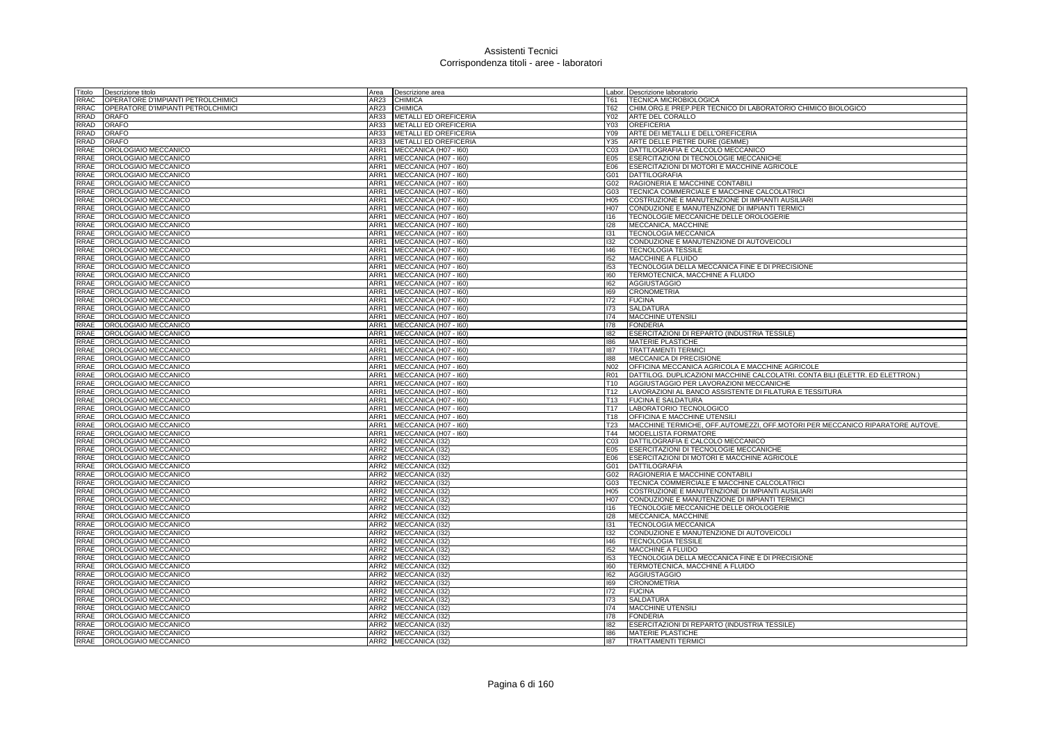# Assistenti Tecnici
## Corrispondenza titoli - aree - laboratori

| Titolo | Descrizione titolo | Area | Descrizione area | Labor. | Descrizione laboratorio |
|---|---|---|---|---|---|
| RRAC | OPERATORE D'IMPIANTI PETROLCHIMICI | AR23 | CHIMICA | T61 | TECNICA MICROBIOLOGICA |
| RRAC | OPERATORE D'IMPIANTI PETROLCHIMICI | AR23 | CHIMICA | T62 | CHIM.ORG.E PREP.PER TECNICO DI LABORATORIO CHIMICO BIOLOGICO |
| RRAD | ORAFO | AR33 | METALLI ED OREFICERIA | Y02 | ARTE DEL CORALLO |
| RRAD | ORAFO | AR33 | METALLI ED OREFICERIA | Y03 | OREFICERIA |
| RRAD | ORAFO | AR33 | METALLI ED OREFICERIA | Y09 | ARTE DEI METALLI E DELL'OREFICERIA |
| RRAD | ORAFO | AR33 | METALLI ED OREFICERIA | Y35 | ARTE DELLE PIETRE DURE (GEMME) |
| RRAE | OROLOGIAIO MECCANICO | ARR1 | MECCANICA (H07 - I60) | C03 | DATTILOGRAFIA E CALCOLO MECCANICO |
| RRAE | OROLOGIAIO MECCANICO | ARR1 | MECCANICA (H07 - I60) | E05 | ESERCITAZIONI DI TECNOLOGIE MECCANICHE |
| RRAE | OROLOGIAIO MECCANICO | ARR1 | MECCANICA (H07 - I60) | E06 | ESERCITAZIONI DI MOTORI E MACCHINE AGRICOLE |
| RRAE | OROLOGIAIO MECCANICO | ARR1 | MECCANICA (H07 - I60) | G01 | DATTILOGRAFIA |
| RRAE | OROLOGIAIO MECCANICO | ARR1 | MECCANICA (H07 - I60) | G02 | RAGIONERIA E MACCHINE CONTABILI |
| RRAE | OROLOGIAIO MECCANICO | ARR1 | MECCANICA (H07 - I60) | G03 | TECNICA COMMERCIALE E MACCHINE CALCOLATRICI |
| RRAE | OROLOGIAIO MECCANICO | ARR1 | MECCANICA (H07 - I60) | H05 | COSTRUZIONE E MANUTENZIONE DI IMPIANTI AUSILIARI |
| RRAE | OROLOGIAIO MECCANICO | ARR1 | MECCANICA (H07 - I60) | H07 | CONDUZIONE E MANUTENZIONE DI IMPIANTI TERMICI |
| RRAE | OROLOGIAIO MECCANICO | ARR1 | MECCANICA (H07 - I60) | I16 | TECNOLOGIE MECCANICHE DELLE OROLOGERIE |
| RRAE | OROLOGIAIO MECCANICO | ARR1 | MECCANICA (H07 - I60) | I28 | MECCANICA, MACCHINE |
| RRAE | OROLOGIAIO MECCANICO | ARR1 | MECCANICA (H07 - I60) | I31 | TECNOLOGIA MECCANICA |
| RRAE | OROLOGIAIO MECCANICO | ARR1 | MECCANICA (H07 - I60) | I32 | CONDUZIONE E MANUTENZIONE DI AUTOVEICOLI |
| RRAE | OROLOGIAIO MECCANICO | ARR1 | MECCANICA (H07 - I60) | I46 | TECNOLOGIA TESSILE |
| RRAE | OROLOGIAIO MECCANICO | ARR1 | MECCANICA (H07 - I60) | I52 | MACCHINE A FLUIDO |
| RRAE | OROLOGIAIO MECCANICO | ARR1 | MECCANICA (H07 - I60) | I53 | TECNOLOGIA DELLA MECCANICA FINE E DI PRECISIONE |
| RRAE | OROLOGIAIO MECCANICO | ARR1 | MECCANICA (H07 - I60) | I60 | TERMOTECNICA, MACCHINE A FLUIDO |
| RRAE | OROLOGIAIO MECCANICO | ARR1 | MECCANICA (H07 - I60) | I62 | AGGIUSTAGGIO |
| RRAE | OROLOGIAIO MECCANICO | ARR1 | MECCANICA (H07 - I60) | I69 | CRONOMETRIA |
| RRAE | OROLOGIAIO MECCANICO | ARR1 | MECCANICA (H07 - I60) | I72 | FUCINA |
| RRAE | OROLOGIAIO MECCANICO | ARR1 | MECCANICA (H07 - I60) | I73 | SALDATURA |
| RRAE | OROLOGIAIO MECCANICO | ARR1 | MECCANICA (H07 - I60) | I74 | MACCHINE UTENSILI |
| RRAE | OROLOGIAIO MECCANICO | ARR1 | MECCANICA (H07 - I60) | I78 | FONDERIA |
| RRAE | OROLOGIAIO MECCANICO | ARR1 | MECCANICA (H07 - I60) | I82 | ESERCITAZIONI DI REPARTO (INDUSTRIA TESSILE) |
| RRAE | OROLOGIAIO MECCANICO | ARR1 | MECCANICA (H07 - I60) | I86 | MATERIE PLASTICHE |
| RRAE | OROLOGIAIO MECCANICO | ARR1 | MECCANICA (H07 - I60) | I87 | TRATTAMENTI TERMICI |
| RRAE | OROLOGIAIO MECCANICO | ARR1 | MECCANICA (H07 - I60) | I88 | MECCANICA DI PRECISIONE |
| RRAE | OROLOGIAIO MECCANICO | ARR1 | MECCANICA (H07 - I60) | N02 | OFFICINA MECCANICA AGRICOLA E MACCHINE AGRICOLE |
| RRAE | OROLOGIAIO MECCANICO | ARR1 | MECCANICA (H07 - I60) | R01 | DATTILOG. DUPLICAZIONI MACCHINE CALCOLATRI. CONTA BILI (ELETTR. ED ELETTRON.) |
| RRAE | OROLOGIAIO MECCANICO | ARR1 | MECCANICA (H07 - I60) | T10 | AGGIUSTAGGIO PER LAVORAZIONI MECCANICHE |
| RRAE | OROLOGIAIO MECCANICO | ARR1 | MECCANICA (H07 - I60) | T12 | LAVORAZIONI AL BANCO ASSISTENTE DI FILATURA E TESSITURA |
| RRAE | OROLOGIAIO MECCANICO | ARR1 | MECCANICA (H07 - I60) | T13 | FUCINA E SALDATURA |
| RRAE | OROLOGIAIO MECCANICO | ARR1 | MECCANICA (H07 - I60) | T17 | LABORATORIO TECNOLOGICO |
| RRAE | OROLOGIAIO MECCANICO | ARR1 | MECCANICA (H07 - I60) | T18 | OFFICINA E MACCHINE UTENSILI |
| RRAE | OROLOGIAIO MECCANICO | ARR1 | MECCANICA (H07 - I60) | T23 | MACCHINE TERMICHE, OFF.AUTOMEZZI, OFF.MOTORI PER MECCANICO RIPARATORE AUTOVE. |
| RRAE | OROLOGIAIO MECCANICO | ARR1 | MECCANICA (H07 - I60) | T44 | MODELLISTA FORMATORE |
| RRAE | OROLOGIAIO MECCANICO | ARR2 | MECCANICA (I32) | C03 | DATTILOGRAFIA E CALCOLO MECCANICO |
| RRAE | OROLOGIAIO MECCANICO | ARR2 | MECCANICA (I32) | E05 | ESERCITAZIONI DI TECNOLOGIE MECCANICHE |
| RRAE | OROLOGIAIO MECCANICO | ARR2 | MECCANICA (I32) | E06 | ESERCITAZIONI DI MOTORI E MACCHINE AGRICOLE |
| RRAE | OROLOGIAIO MECCANICO | ARR2 | MECCANICA (I32) | G01 | DATTILOGRAFIA |
| RRAE | OROLOGIAIO MECCANICO | ARR2 | MECCANICA (I32) | G02 | RAGIONERIA E MACCHINE CONTABILI |
| RRAE | OROLOGIAIO MECCANICO | ARR2 | MECCANICA (I32) | G03 | TECNICA COMMERCIALE E MACCHINE CALCOLATRICI |
| RRAE | OROLOGIAIO MECCANICO | ARR2 | MECCANICA (I32) | H05 | COSTRUZIONE E MANUTENZIONE DI IMPIANTI AUSILIARI |
| RRAE | OROLOGIAIO MECCANICO | ARR2 | MECCANICA (I32) | H07 | CONDUZIONE E MANUTENZIONE DI IMPIANTI TERMICI |
| RRAE | OROLOGIAIO MECCANICO | ARR2 | MECCANICA (I32) | I16 | TECNOLOGIE MECCANICHE DELLE OROLOGERIE |
| RRAE | OROLOGIAIO MECCANICO | ARR2 | MECCANICA (I32) | I28 | MECCANICA, MACCHINE |
| RRAE | OROLOGIAIO MECCANICO | ARR2 | MECCANICA (I32) | I31 | TECNOLOGIA MECCANICA |
| RRAE | OROLOGIAIO MECCANICO | ARR2 | MECCANICA (I32) | I32 | CONDUZIONE E MANUTENZIONE DI AUTOVEICOLI |
| RRAE | OROLOGIAIO MECCANICO | ARR2 | MECCANICA (I32) | I46 | TECNOLOGIA TESSILE |
| RRAE | OROLOGIAIO MECCANICO | ARR2 | MECCANICA (I32) | I52 | MACCHINE A FLUIDO |
| RRAE | OROLOGIAIO MECCANICO | ARR2 | MECCANICA (I32) | I53 | TECNOLOGIA DELLA MECCANICA FINE E DI PRECISIONE |
| RRAE | OROLOGIAIO MECCANICO | ARR2 | MECCANICA (I32) | I60 | TERMOTECNICA, MACCHINE A FLUIDO |
| RRAE | OROLOGIAIO MECCANICO | ARR2 | MECCANICA (I32) | I62 | AGGIUSTAGGIO |
| RRAE | OROLOGIAIO MECCANICO | ARR2 | MECCANICA (I32) | I69 | CRONOMETRIA |
| RRAE | OROLOGIAIO MECCANICO | ARR2 | MECCANICA (I32) | I72 | FUCINA |
| RRAE | OROLOGIAIO MECCANICO | ARR2 | MECCANICA (I32) | I73 | SALDATURA |
| RRAE | OROLOGIAIO MECCANICO | ARR2 | MECCANICA (I32) | I74 | MACCHINE UTENSILI |
| RRAE | OROLOGIAIO MECCANICO | ARR2 | MECCANICA (I32) | I78 | FONDERIA |
| RRAE | OROLOGIAIO MECCANICO | ARR2 | MECCANICA (I32) | I82 | ESERCITAZIONI DI REPARTO (INDUSTRIA TESSILE) |
| RRAE | OROLOGIAIO MECCANICO | ARR2 | MECCANICA (I32) | I86 | MATERIE PLASTICHE |
| RRAE | OROLOGIAIO MECCANICO | ARR2 | MECCANICA (I32) | I87 | TRATTAMENTI TERMICI |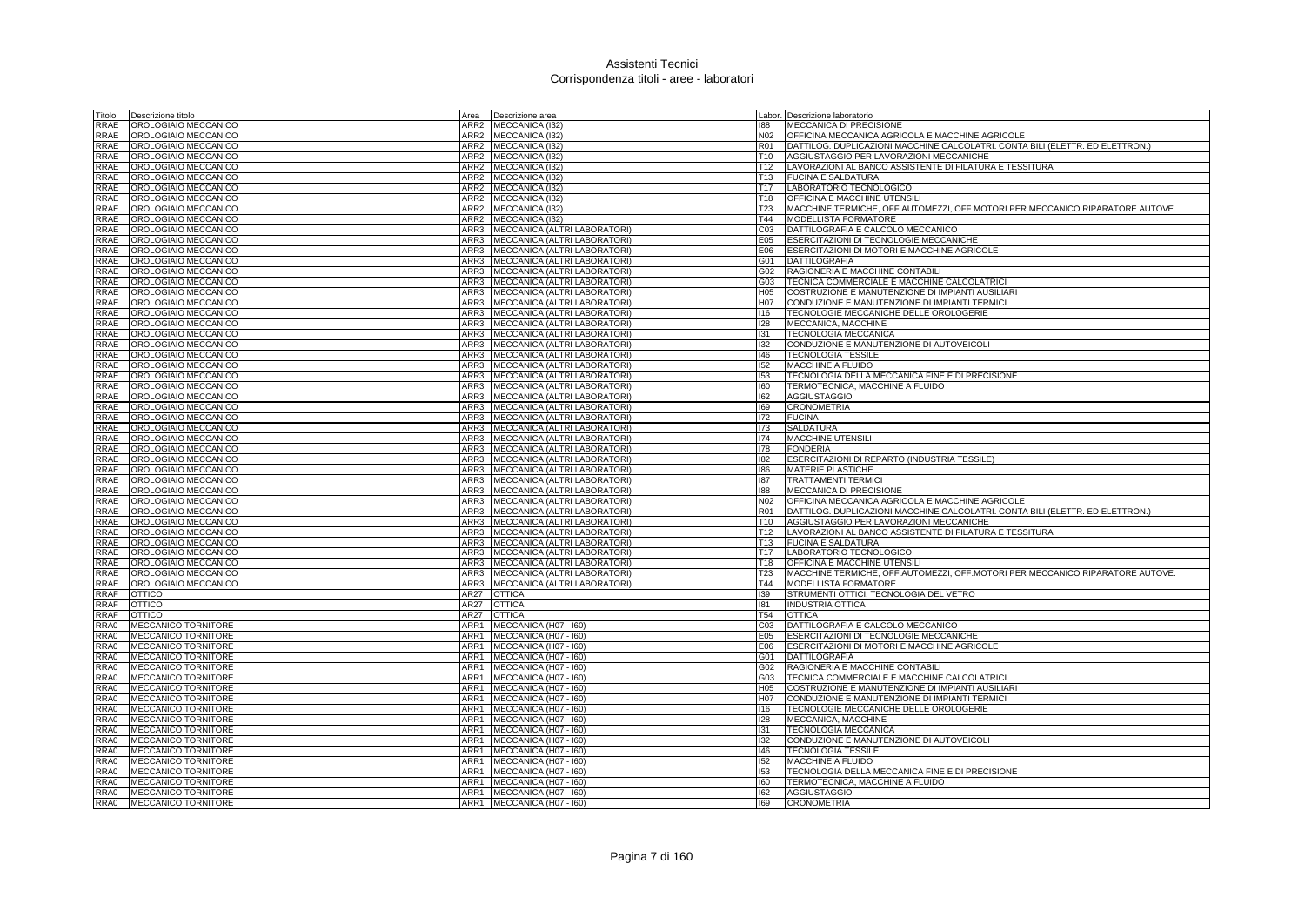# Assistenti Tecnici
## Corrispondenza titoli - aree - laboratori

| Titolo | Descrizione titolo | Area | Descrizione area | Labor. | Descrizione laboratorio |
|---|---|---|---|---|---|
| RRAE | OROLOGIAIO MECCANICO | ARR2 | MECCANICA (I32) | I88 | MECCANICA DI PRECISIONE |
| RRAE | OROLOGIAIO MECCANICO | ARR2 | MECCANICA (I32) | N02 | OFFICINA MECCANICA AGRICOLA E MACCHINE AGRICOLE |
| RRAE | OROLOGIAIO MECCANICO | ARR2 | MECCANICA (I32) | R01 | DATTILOG. DUPLICAZIONI MACCHINE CALCOLATRI. CONTA BILI (ELETTR. ED ELETTRON.) |
| RRAE | OROLOGIAIO MECCANICO | ARR2 | MECCANICA (I32) | T10 | AGGIUSTAGGIO PER LAVORAZIONI MECCANICHE |
| RRAE | OROLOGIAIO MECCANICO | ARR2 | MECCANICA (I32) | T12 | LAVORAZIONI AL BANCO ASSISTENTE DI FILATURA E TESSITURA |
| RRAE | OROLOGIAIO MECCANICO | ARR2 | MECCANICA (I32) | T13 | FUCINA E SALDATURA |
| RRAE | OROLOGIAIO MECCANICO | ARR2 | MECCANICA (I32) | T17 | LABORATORIO TECNOLOGICO |
| RRAE | OROLOGIAIO MECCANICO | ARR2 | MECCANICA (I32) | T18 | OFFICINA E MACCHINE UTENSILI |
| RRAE | OROLOGIAIO MECCANICO | ARR2 | MECCANICA (I32) | T23 | MACCHINE TERMICHE, OFF.AUTOMEZZI, OFF.MOTORI PER MECCANICO RIPARATORE AUTOVE. |
| RRAE | OROLOGIAIO MECCANICO | ARR2 | MECCANICA (I32) | T44 | MODELLISTA FORMATORE |
| RRAE | OROLOGIAIO MECCANICO | ARR3 | MECCANICA (ALTRI LABORATORI) | C03 | DATTILOGRAFIA E CALCOLO MECCANICO |
| RRAE | OROLOGIAIO MECCANICO | ARR3 | MECCANICA (ALTRI LABORATORI) | E05 | ESERCITAZIONI DI TECNOLOGIE MECCANICHE |
| RRAE | OROLOGIAIO MECCANICO | ARR3 | MECCANICA (ALTRI LABORATORI) | E06 | ESERCITAZIONI DI MOTORI E MACCHINE AGRICOLE |
| RRAE | OROLOGIAIO MECCANICO | ARR3 | MECCANICA (ALTRI LABORATORI) | G01 | DATTILOGRAFIA |
| RRAE | OROLOGIAIO MECCANICO | ARR3 | MECCANICA (ALTRI LABORATORI) | G02 | RAGIONERIA E MACCHINE CONTABILI |
| RRAE | OROLOGIAIO MECCANICO | ARR3 | MECCANICA (ALTRI LABORATORI) | G03 | TECNICA COMMERCIALE E MACCHINE CALCOLATRICI |
| RRAE | OROLOGIAIO MECCANICO | ARR3 | MECCANICA (ALTRI LABORATORI) | H05 | COSTRUZIONE E MANUTENZIONE DI IMPIANTI AUSILIARI |
| RRAE | OROLOGIAIO MECCANICO | ARR3 | MECCANICA (ALTRI LABORATORI) | H07 | CONDUZIONE E MANUTENZIONE DI IMPIANTI TERMICI |
| RRAE | OROLOGIAIO MECCANICO | ARR3 | MECCANICA (ALTRI LABORATORI) | I16 | TECNOLOGIE MECCANICHE DELLE OROLOGERIE |
| RRAE | OROLOGIAIO MECCANICO | ARR3 | MECCANICA (ALTRI LABORATORI) | I28 | MECCANICA, MACCHINE |
| RRAE | OROLOGIAIO MECCANICO | ARR3 | MECCANICA (ALTRI LABORATORI) | I31 | TECNOLOGIA MECCANICA |
| RRAE | OROLOGIAIO MECCANICO | ARR3 | MECCANICA (ALTRI LABORATORI) | I32 | CONDUZIONE E MANUTENZIONE DI AUTOVEICOLI |
| RRAE | OROLOGIAIO MECCANICO | ARR3 | MECCANICA (ALTRI LABORATORI) | I46 | TECNOLOGIA TESSILE |
| RRAE | OROLOGIAIO MECCANICO | ARR3 | MECCANICA (ALTRI LABORATORI) | I52 | MACCHINE A FLUIDO |
| RRAE | OROLOGIAIO MECCANICO | ARR3 | MECCANICA (ALTRI LABORATORI) | I53 | TECNOLOGIA DELLA MECCANICA FINE E DI PRECISIONE |
| RRAE | OROLOGIAIO MECCANICO | ARR3 | MECCANICA (ALTRI LABORATORI) | I60 | TERMOTECNICA, MACCHINE A FLUIDO |
| RRAE | OROLOGIAIO MECCANICO | ARR3 | MECCANICA (ALTRI LABORATORI) | I62 | AGGIUSTAGGIO |
| RRAE | OROLOGIAIO MECCANICO | ARR3 | MECCANICA (ALTRI LABORATORI) | I69 | CRONOMETRIA |
| RRAE | OROLOGIAIO MECCANICO | ARR3 | MECCANICA (ALTRI LABORATORI) | I72 | FUCINA |
| RRAE | OROLOGIAIO MECCANICO | ARR3 | MECCANICA (ALTRI LABORATORI) | I73 | SALDATURA |
| RRAE | OROLOGIAIO MECCANICO | ARR3 | MECCANICA (ALTRI LABORATORI) | I74 | MACCHINE UTENSILI |
| RRAE | OROLOGIAIO MECCANICO | ARR3 | MECCANICA (ALTRI LABORATORI) | I78 | FONDERIA |
| RRAE | OROLOGIAIO MECCANICO | ARR3 | MECCANICA (ALTRI LABORATORI) | I82 | ESERCITAZIONI DI REPARTO (INDUSTRIA TESSILE) |
| RRAE | OROLOGIAIO MECCANICO | ARR3 | MECCANICA (ALTRI LABORATORI) | I86 | MATERIE PLASTICHE |
| RRAE | OROLOGIAIO MECCANICO | ARR3 | MECCANICA (ALTRI LABORATORI) | I87 | TRATTAMENTI TERMICI |
| RRAE | OROLOGIAIO MECCANICO | ARR3 | MECCANICA (ALTRI LABORATORI) | I88 | MECCANICA DI PRECISIONE |
| RRAE | OROLOGIAIO MECCANICO | ARR3 | MECCANICA (ALTRI LABORATORI) | N02 | OFFICINA MECCANICA AGRICOLA E MACCHINE AGRICOLE |
| RRAE | OROLOGIAIO MECCANICO | ARR3 | MECCANICA (ALTRI LABORATORI) | R01 | DATTILOG. DUPLICAZIONI MACCHINE CALCOLATRI. CONTA BILI (ELETTR. ED ELETTRON.) |
| RRAE | OROLOGIAIO MECCANICO | ARR3 | MECCANICA (ALTRI LABORATORI) | T10 | AGGIUSTAGGIO PER LAVORAZIONI MECCANICHE |
| RRAE | OROLOGIAIO MECCANICO | ARR3 | MECCANICA (ALTRI LABORATORI) | T12 | LAVORAZIONI AL BANCO ASSISTENTE DI FILATURA E TESSITURA |
| RRAE | OROLOGIAIO MECCANICO | ARR3 | MECCANICA (ALTRI LABORATORI) | T13 | FUCINA E SALDATURA |
| RRAE | OROLOGIAIO MECCANICO | ARR3 | MECCANICA (ALTRI LABORATORI) | T17 | LABORATORIO TECNOLOGICO |
| RRAE | OROLOGIAIO MECCANICO | ARR3 | MECCANICA (ALTRI LABORATORI) | T18 | OFFICINA E MACCHINE UTENSILI |
| RRAE | OROLOGIAIO MECCANICO | ARR3 | MECCANICA (ALTRI LABORATORI) | T23 | MACCHINE TERMICHE, OFF.AUTOMEZZI, OFF.MOTORI PER MECCANICO RIPARATORE AUTOVE. |
| RRAE | OROLOGIAIO MECCANICO | ARR3 | MECCANICA (ALTRI LABORATORI) | T44 | MODELLISTA FORMATORE |
| RRAF | OTTICO | AR27 | OTTICA | I39 | STRUMENTI OTTICI, TECNOLOGIA DEL VETRO |
| RRAF | OTTICO | AR27 | OTTICA | I81 | INDUSTRIA OTTICA |
| RRAF | OTTICO | AR27 | OTTICA | T54 | OTTICA |
| RRA0 | MECCANICO TORNITORE | ARR1 | MECCANICA (H07 - I60) | C03 | DATTILOGRAFIA E CALCOLO MECCANICO |
| RRA0 | MECCANICO TORNITORE | ARR1 | MECCANICA (H07 - I60) | E05 | ESERCITAZIONI DI TECNOLOGIE MECCANICHE |
| RRA0 | MECCANICO TORNITORE | ARR1 | MECCANICA (H07 - I60) | E06 | ESERCITAZIONI DI MOTORI E MACCHINE AGRICOLE |
| RRA0 | MECCANICO TORNITORE | ARR1 | MECCANICA (H07 - I60) | G01 | DATTILOGRAFIA |
| RRA0 | MECCANICO TORNITORE | ARR1 | MECCANICA (H07 - I60) | G02 | RAGIONERIA E MACCHINE CONTABILI |
| RRA0 | MECCANICO TORNITORE | ARR1 | MECCANICA (H07 - I60) | G03 | TECNICA COMMERCIALE E MACCHINE CALCOLATRICI |
| RRA0 | MECCANICO TORNITORE | ARR1 | MECCANICA (H07 - I60) | H05 | COSTRUZIONE E MANUTENZIONE DI IMPIANTI AUSILIARI |
| RRA0 | MECCANICO TORNITORE | ARR1 | MECCANICA (H07 - I60) | H07 | CONDUZIONE E MANUTENZIONE DI IMPIANTI TERMICI |
| RRA0 | MECCANICO TORNITORE | ARR1 | MECCANICA (H07 - I60) | I16 | TECNOLOGIE MECCANICHE DELLE OROLOGERIE |
| RRA0 | MECCANICO TORNITORE | ARR1 | MECCANICA (H07 - I60) | I28 | MECCANICA, MACCHINE |
| RRA0 | MECCANICO TORNITORE | ARR1 | MECCANICA (H07 - I60) | I31 | TECNOLOGIA MECCANICA |
| RRA0 | MECCANICO TORNITORE | ARR1 | MECCANICA (H07 - I60) | I32 | CONDUZIONE E MANUTENZIONE DI AUTOVEICOLI |
| RRA0 | MECCANICO TORNITORE | ARR1 | MECCANICA (H07 - I60) | I46 | TECNOLOGIA TESSILE |
| RRA0 | MECCANICO TORNITORE | ARR1 | MECCANICA (H07 - I60) | I52 | MACCHINE A FLUIDO |
| RRA0 | MECCANICO TORNITORE | ARR1 | MECCANICA (H07 - I60) | I53 | TECNOLOGIA DELLA MECCANICA FINE E DI PRECISIONE |
| RRA0 | MECCANICO TORNITORE | ARR1 | MECCANICA (H07 - I60) | I60 | TERMOTECNICA, MACCHINE A FLUIDO |
| RRA0 | MECCANICO TORNITORE | ARR1 | MECCANICA (H07 - I60) | I62 | AGGIUSTAGGIO |
| RRA0 | MECCANICO TORNITORE | ARR1 | MECCANICA (H07 - I60) | I69 | CRONOMETRIA |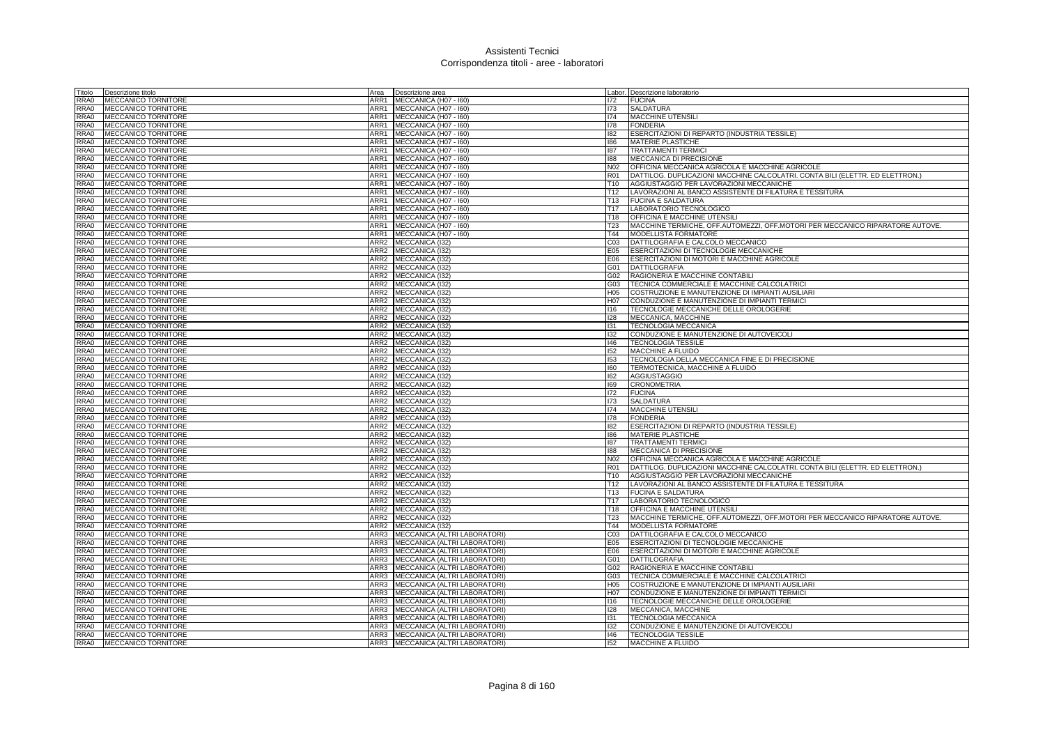# Assistenti Tecnici
## Corrispondenza titoli - aree - laboratori

| Titolo | Descrizione titolo | Area | Descrizione area | Labor. | Descrizione laboratorio |
|---|---|---|---|---|---|
| RRA0 | MECCANICO TORNITORE | ARR1 | MECCANICA (H07 - I60) | I72 | FUCINA |
| RRA0 | MECCANICO TORNITORE | ARR1 | MECCANICA (H07 - I60) | I73 | SALDATURA |
| RRA0 | MECCANICO TORNITORE | ARR1 | MECCANICA (H07 - I60) | I74 | MACCHINE UTENSILI |
| RRA0 | MECCANICO TORNITORE | ARR1 | MECCANICA (H07 - I60) | I78 | FONDERIA |
| RRA0 | MECCANICO TORNITORE | ARR1 | MECCANICA (H07 - I60) | I82 | ESERCITAZIONI DI REPARTO (INDUSTRIA TESSILE) |
| RRA0 | MECCANICO TORNITORE | ARR1 | MECCANICA (H07 - I60) | I86 | MATERIE PLASTICHE |
| RRA0 | MECCANICO TORNITORE | ARR1 | MECCANICA (H07 - I60) | I87 | TRATTAMENTI TERMICI |
| RRA0 | MECCANICO TORNITORE | ARR1 | MECCANICA (H07 - I60) | I88 | MECCANICA DI PRECISIONE |
| RRA0 | MECCANICO TORNITORE | ARR1 | MECCANICA (H07 - I60) | N02 | OFFICINA MECCANICA AGRICOLA E MACCHINE AGRICOLE |
| RRA0 | MECCANICO TORNITORE | ARR1 | MECCANICA (H07 - I60) | R01 | DATTILOG. DUPLICAZIONI MACCHINE CALCOLATRI. CONTA BILI (ELETTR. ED ELETTRON.) |
| RRA0 | MECCANICO TORNITORE | ARR1 | MECCANICA (H07 - I60) | T10 | AGGIUSTAGGIO PER LAVORAZIONI MECCANICHE |
| RRA0 | MECCANICO TORNITORE | ARR1 | MECCANICA (H07 - I60) | T12 | LAVORAZIONI AL BANCO ASSISTENTE DI FILATURA E TESSITURA |
| RRA0 | MECCANICO TORNITORE | ARR1 | MECCANICA (H07 - I60) | T13 | FUCINA E SALDATURA |
| RRA0 | MECCANICO TORNITORE | ARR1 | MECCANICA (H07 - I60) | T17 | LABORATORIO TECNOLOGICO |
| RRA0 | MECCANICO TORNITORE | ARR1 | MECCANICA (H07 - I60) | T18 | OFFICINA E MACCHINE UTENSILI |
| RRA0 | MECCANICO TORNITORE | ARR1 | MECCANICA (H07 - I60) | T23 | MACCHINE TERMICHE, OFF.AUTOMEZZI, OFF.MOTORI PER MECCANICO RIPARATORE AUTOVE. |
| RRA0 | MECCANICO TORNITORE | ARR1 | MECCANICA (H07 - I60) | T44 | MODELLISTA FORMATORE |
| RRA0 | MECCANICO TORNITORE | ARR2 | MECCANICA (I32) | C03 | DATTILOGRAFIA E CALCOLO MECCANICO |
| RRA0 | MECCANICO TORNITORE | ARR2 | MECCANICA (I32) | E05 | ESERCITAZIONI DI TECNOLOGIE MECCANICHE |
| RRA0 | MECCANICO TORNITORE | ARR2 | MECCANICA (I32) | E06 | ESERCITAZIONI DI MOTORI E MACCHINE AGRICOLE |
| RRA0 | MECCANICO TORNITORE | ARR2 | MECCANICA (I32) | G01 | DATTILOGRAFIA |
| RRA0 | MECCANICO TORNITORE | ARR2 | MECCANICA (I32) | G02 | RAGIONERIA E MACCHINE CONTABILI |
| RRA0 | MECCANICO TORNITORE | ARR2 | MECCANICA (I32) | G03 | TECNICA COMMERCIALE E MACCHINE CALCOLATRICI |
| RRA0 | MECCANICO TORNITORE | ARR2 | MECCANICA (I32) | H05 | COSTRUZIONE E MANUTENZIONE DI IMPIANTI AUSILIARI |
| RRA0 | MECCANICO TORNITORE | ARR2 | MECCANICA (I32) | H07 | CONDUZIONE E MANUTENZIONE DI IMPIANTI TERMICI |
| RRA0 | MECCANICO TORNITORE | ARR2 | MECCANICA (I32) | I16 | TECNOLOGIE MECCANICHE DELLE OROLOGERIE |
| RRA0 | MECCANICO TORNITORE | ARR2 | MECCANICA (I32) | I28 | MECCANICA, MACCHINE |
| RRA0 | MECCANICO TORNITORE | ARR2 | MECCANICA (I32) | I31 | TECNOLOGIA MECCANICA |
| RRA0 | MECCANICO TORNITORE | ARR2 | MECCANICA (I32) | I32 | CONDUZIONE E MANUTENZIONE DI AUTOVEICOLI |
| RRA0 | MECCANICO TORNITORE | ARR2 | MECCANICA (I32) | I46 | TECNOLOGIA TESSILE |
| RRA0 | MECCANICO TORNITORE | ARR2 | MECCANICA (I32) | I52 | MACCHINE A FLUIDO |
| RRA0 | MECCANICO TORNITORE | ARR2 | MECCANICA (I32) | I53 | TECNOLOGIA DELLA MECCANICA FINE E DI PRECISIONE |
| RRA0 | MECCANICO TORNITORE | ARR2 | MECCANICA (I32) | I60 | TERMOTECNICA, MACCHINE A FLUIDO |
| RRA0 | MECCANICO TORNITORE | ARR2 | MECCANICA (I32) | I62 | AGGIUSTAGGIO |
| RRA0 | MECCANICO TORNITORE | ARR2 | MECCANICA (I32) | I69 | CRONOMETRIA |
| RRA0 | MECCANICO TORNITORE | ARR2 | MECCANICA (I32) | I72 | FUCINA |
| RRA0 | MECCANICO TORNITORE | ARR2 | MECCANICA (I32) | I73 | SALDATURA |
| RRA0 | MECCANICO TORNITORE | ARR2 | MECCANICA (I32) | I74 | MACCHINE UTENSILI |
| RRA0 | MECCANICO TORNITORE | ARR2 | MECCANICA (I32) | I78 | FONDERIA |
| RRA0 | MECCANICO TORNITORE | ARR2 | MECCANICA (I32) | I82 | ESERCITAZIONI DI REPARTO (INDUSTRIA TESSILE) |
| RRA0 | MECCANICO TORNITORE | ARR2 | MECCANICA (I32) | I86 | MATERIE PLASTICHE |
| RRA0 | MECCANICO TORNITORE | ARR2 | MECCANICA (I32) | I87 | TRATTAMENTI TERMICI |
| RRA0 | MECCANICO TORNITORE | ARR2 | MECCANICA (I32) | I88 | MECCANICA DI PRECISIONE |
| RRA0 | MECCANICO TORNITORE | ARR2 | MECCANICA (I32) | N02 | OFFICINA MECCANICA AGRICOLA E MACCHINE AGRICOLE |
| RRA0 | MECCANICO TORNITORE | ARR2 | MECCANICA (I32) | R01 | DATTILOG. DUPLICAZIONI MACCHINE CALCOLATRI. CONTA BILI (ELETTR. ED ELETTRON.) |
| RRA0 | MECCANICO TORNITORE | ARR2 | MECCANICA (I32) | T10 | AGGIUSTAGGIO PER LAVORAZIONI MECCANICHE |
| RRA0 | MECCANICO TORNITORE | ARR2 | MECCANICA (I32) | T12 | LAVORAZIONI AL BANCO ASSISTENTE DI FILATURA E TESSITURA |
| RRA0 | MECCANICO TORNITORE | ARR2 | MECCANICA (I32) | T13 | FUCINA E SALDATURA |
| RRA0 | MECCANICO TORNITORE | ARR2 | MECCANICA (I32) | T17 | LABORATORIO TECNOLOGICO |
| RRA0 | MECCANICO TORNITORE | ARR2 | MECCANICA (I32) | T18 | OFFICINA E MACCHINE UTENSILI |
| RRA0 | MECCANICO TORNITORE | ARR2 | MECCANICA (I32) | T23 | MACCHINE TERMICHE, OFF.AUTOMEZZI, OFF.MOTORI PER MECCANICO RIPARATORE AUTOVE. |
| RRA0 | MECCANICO TORNITORE | ARR2 | MECCANICA (I32) | T44 | MODELLISTA FORMATORE |
| RRA0 | MECCANICO TORNITORE | ARR3 | MECCANICA (ALTRI LABORATORI) | C03 | DATTILOGRAFIA E CALCOLO MECCANICO |
| RRA0 | MECCANICO TORNITORE | ARR3 | MECCANICA (ALTRI LABORATORI) | E05 | ESERCITAZIONI DI TECNOLOGIE MECCANICHE |
| RRA0 | MECCANICO TORNITORE | ARR3 | MECCANICA (ALTRI LABORATORI) | E06 | ESERCITAZIONI DI MOTORI E MACCHINE AGRICOLE |
| RRA0 | MECCANICO TORNITORE | ARR3 | MECCANICA (ALTRI LABORATORI) | G01 | DATTILOGRAFIA |
| RRA0 | MECCANICO TORNITORE | ARR3 | MECCANICA (ALTRI LABORATORI) | G02 | RAGIONERIA E MACCHINE CONTABILI |
| RRA0 | MECCANICO TORNITORE | ARR3 | MECCANICA (ALTRI LABORATORI) | G03 | TECNICA COMMERCIALE E MACCHINE CALCOLATRICI |
| RRA0 | MECCANICO TORNITORE | ARR3 | MECCANICA (ALTRI LABORATORI) | H05 | COSTRUZIONE E MANUTENZIONE DI IMPIANTI AUSILIARI |
| RRA0 | MECCANICO TORNITORE | ARR3 | MECCANICA (ALTRI LABORATORI) | H07 | CONDUZIONE E MANUTENZIONE DI IMPIANTI TERMICI |
| RRA0 | MECCANICO TORNITORE | ARR3 | MECCANICA (ALTRI LABORATORI) | I16 | TECNOLOGIE MECCANICHE DELLE OROLOGERIE |
| RRA0 | MECCANICO TORNITORE | ARR3 | MECCANICA (ALTRI LABORATORI) | I28 | MECCANICA, MACCHINE |
| RRA0 | MECCANICO TORNITORE | ARR3 | MECCANICA (ALTRI LABORATORI) | I31 | TECNOLOGIA MECCANICA |
| RRA0 | MECCANICO TORNITORE | ARR3 | MECCANICA (ALTRI LABORATORI) | I32 | CONDUZIONE E MANUTENZIONE DI AUTOVEICOLI |
| RRA0 | MECCANICO TORNITORE | ARR3 | MECCANICA (ALTRI LABORATORI) | I46 | TECNOLOGIA TESSILE |
| RRA0 | MECCANICO TORNITORE | ARR3 | MECCANICA (ALTRI LABORATORI) | I52 | MACCHINE A FLUIDO |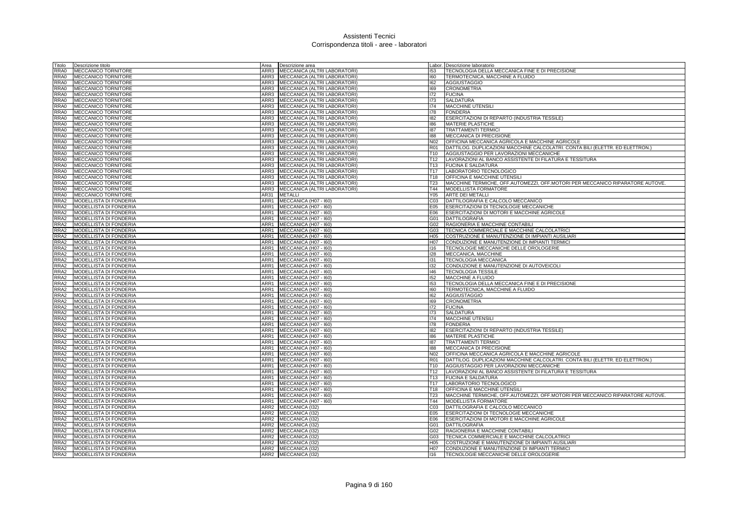# Assistenti Tecnici
## Corrispondenza titoli - aree - laboratori

| Titolo | Descrizione titolo | Area | Descrizione area | Labor. | Descrizione laboratorio |
|---|---|---|---|---|---|
| RRA0 | MECCANICO TORNITORE | ARR3 | MECCANICA (ALTRI LABORATORI) | I53 | TECNOLOGIA DELLA MECCANICA FINE E DI PRECISIONE |
| RRA0 | MECCANICO TORNITORE | ARR3 | MECCANICA (ALTRI LABORATORI) | I60 | TERMOTECNICA, MACCHINE A FLUIDO |
| RRA0 | MECCANICO TORNITORE | ARR3 | MECCANICA (ALTRI LABORATORI) | I62 | AGGIUSTAGGIO |
| RRA0 | MECCANICO TORNITORE | ARR3 | MECCANICA (ALTRI LABORATORI) | I69 | CRONOMETRIA |
| RRA0 | MECCANICO TORNITORE | ARR3 | MECCANICA (ALTRI LABORATORI) | I72 | FUCINA |
| RRA0 | MECCANICO TORNITORE | ARR3 | MECCANICA (ALTRI LABORATORI) | I73 | SALDATURA |
| RRA0 | MECCANICO TORNITORE | ARR3 | MECCANICA (ALTRI LABORATORI) | I74 | MACCHINE UTENSILI |
| RRA0 | MECCANICO TORNITORE | ARR3 | MECCANICA (ALTRI LABORATORI) | I78 | FONDERIA |
| RRA0 | MECCANICO TORNITORE | ARR3 | MECCANICA (ALTRI LABORATORI) | I82 | ESERCITAZIONI DI REPARTO (INDUSTRIA TESSILE) |
| RRA0 | MECCANICO TORNITORE | ARR3 | MECCANICA (ALTRI LABORATORI) | I86 | MATERIE PLASTICHE |
| RRA0 | MECCANICO TORNITORE | ARR3 | MECCANICA (ALTRI LABORATORI) | I87 | TRATTAMENTI TERMICI |
| RRA0 | MECCANICO TORNITORE | ARR3 | MECCANICA (ALTRI LABORATORI) | I88 | MECCANICA DI PRECISIONE |
| RRA0 | MECCANICO TORNITORE | ARR3 | MECCANICA (ALTRI LABORATORI) | N02 | OFFICINA MECCANICA AGRICOLA E MACCHINE AGRICOLE |
| RRA0 | MECCANICO TORNITORE | ARR3 | MECCANICA (ALTRI LABORATORI) | R01 | DATTILOG. DUPLICAZIONI MACCHINE CALCOLATRI. CONTA BILI (ELETTR. ED ELETTRON.) |
| RRA0 | MECCANICO TORNITORE | ARR3 | MECCANICA (ALTRI LABORATORI) | T10 | AGGIUSTAGGIO PER LAVORAZIONI MECCANICHE |
| RRA0 | MECCANICO TORNITORE | ARR3 | MECCANICA (ALTRI LABORATORI) | T12 | LAVORAZIONI AL BANCO ASSISTENTE DI FILATURA E TESSITURA |
| RRA0 | MECCANICO TORNITORE | ARR3 | MECCANICA (ALTRI LABORATORI) | T13 | FUCINA E SALDATURA |
| RRA0 | MECCANICO TORNITORE | ARR3 | MECCANICA (ALTRI LABORATORI) | T17 | LABORATORIO TECNOLOGICO |
| RRA0 | MECCANICO TORNITORE | ARR3 | MECCANICA (ALTRI LABORATORI) | T18 | OFFICINA E MACCHINE UTENSILI |
| RRA0 | MECCANICO TORNITORE | ARR3 | MECCANICA (ALTRI LABORATORI) | T23 | MACCHINE TERMICHE, OFF.AUTOMEZZI, OFF.MOTORI PER MECCANICO RIPARATORE AUTOVE. |
| RRA0 | MECCANICO TORNITORE | ARR3 | MECCANICA (ALTRI LABORATORI) | T44 | MODELLISTA FORMATORE |
| RRA0 | MECCANICO TORNITORE | AR31 | METALLI | Y05 | ARTE DEI METALLI |
| RRA2 | MODELLISTA DI FONDERIA | ARR1 | MECCANICA (H07 - I60) | C03 | DATTILOGRAFIA E CALCOLO MECCANICO |
| RRA2 | MODELLISTA DI FONDERIA | ARR1 | MECCANICA (H07 - I60) | E05 | ESERCITAZIONI DI TECNOLOGIE MECCANICHE |
| RRA2 | MODELLISTA DI FONDERIA | ARR1 | MECCANICA (H07 - I60) | E06 | ESERCITAZIONI DI MOTORI E MACCHINE AGRICOLE |
| RRA2 | MODELLISTA DI FONDERIA | ARR1 | MECCANICA (H07 - I60) | G01 | DATTILOGRAFIA |
| RRA2 | MODELLISTA DI FONDERIA | ARR1 | MECCANICA (H07 - I60) | G02 | RAGIONERIA E MACCHINE CONTABILI |
| RRA2 | MODELLISTA DI FONDERIA | ARR1 | MECCANICA (H07 - I60) | G03 | TECNICA COMMERCIALE E MACCHINE CALCOLATRICI |
| RRA2 | MODELLISTA DI FONDERIA | ARR1 | MECCANICA (H07 - I60) | H05 | COSTRUZIONE E MANUTENZIONE DI IMPIANTI AUSILIARI |
| RRA2 | MODELLISTA DI FONDERIA | ARR1 | MECCANICA (H07 - I60) | H07 | CONDUZIONE E MANUTENZIONE DI IMPIANTI TERMICI |
| RRA2 | MODELLISTA DI FONDERIA | ARR1 | MECCANICA (H07 - I60) | I16 | TECNOLOGIE MECCANICHE DELLE OROLOGERIE |
| RRA2 | MODELLISTA DI FONDERIA | ARR1 | MECCANICA (H07 - I60) | I28 | MECCANICA, MACCHINE |
| RRA2 | MODELLISTA DI FONDERIA | ARR1 | MECCANICA (H07 - I60) | I31 | TECNOLOGIA MECCANICA |
| RRA2 | MODELLISTA DI FONDERIA | ARR1 | MECCANICA (H07 - I60) | I32 | CONDUZIONE E MANUTENZIONE DI AUTOVEICOLI |
| RRA2 | MODELLISTA DI FONDERIA | ARR1 | MECCANICA (H07 - I60) | I46 | TECNOLOGIA TESSILE |
| RRA2 | MODELLISTA DI FONDERIA | ARR1 | MECCANICA (H07 - I60) | I52 | MACCHINE A FLUIDO |
| RRA2 | MODELLISTA DI FONDERIA | ARR1 | MECCANICA (H07 - I60) | I53 | TECNOLOGIA DELLA MECCANICA FINE E DI PRECISIONE |
| RRA2 | MODELLISTA DI FONDERIA | ARR1 | MECCANICA (H07 - I60) | I60 | TERMOTECNICA, MACCHINE A FLUIDO |
| RRA2 | MODELLISTA DI FONDERIA | ARR1 | MECCANICA (H07 - I60) | I62 | AGGIUSTAGGIO |
| RRA2 | MODELLISTA DI FONDERIA | ARR1 | MECCANICA (H07 - I60) | I69 | CRONOMETRIA |
| RRA2 | MODELLISTA DI FONDERIA | ARR1 | MECCANICA (H07 - I60) | I72 | FUCINA |
| RRA2 | MODELLISTA DI FONDERIA | ARR1 | MECCANICA (H07 - I60) | I73 | SALDATURA |
| RRA2 | MODELLISTA DI FONDERIA | ARR1 | MECCANICA (H07 - I60) | I74 | MACCHINE UTENSILI |
| RRA2 | MODELLISTA DI FONDERIA | ARR1 | MECCANICA (H07 - I60) | I78 | FONDERIA |
| RRA2 | MODELLISTA DI FONDERIA | ARR1 | MECCANICA (H07 - I60) | I82 | ESERCITAZIONI DI REPARTO (INDUSTRIA TESSILE) |
| RRA2 | MODELLISTA DI FONDERIA | ARR1 | MECCANICA (H07 - I60) | I86 | MATERIE PLASTICHE |
| RRA2 | MODELLISTA DI FONDERIA | ARR1 | MECCANICA (H07 - I60) | I87 | TRATTAMENTI TERMICI |
| RRA2 | MODELLISTA DI FONDERIA | ARR1 | MECCANICA (H07 - I60) | I88 | MECCANICA DI PRECISIONE |
| RRA2 | MODELLISTA DI FONDERIA | ARR1 | MECCANICA (H07 - I60) | N02 | OFFICINA MECCANICA AGRICOLA E MACCHINE AGRICOLE |
| RRA2 | MODELLISTA DI FONDERIA | ARR1 | MECCANICA (H07 - I60) | R01 | DATTILOG. DUPLICAZIONI MACCHINE CALCOLATRI. CONTA BILI (ELETTR. ED ELETTRON.) |
| RRA2 | MODELLISTA DI FONDERIA | ARR1 | MECCANICA (H07 - I60) | T10 | AGGIUSTAGGIO PER LAVORAZIONI MECCANICHE |
| RRA2 | MODELLISTA DI FONDERIA | ARR1 | MECCANICA (H07 - I60) | T12 | LAVORAZIONI AL BANCO ASSISTENTE DI FILATURA E TESSITURA |
| RRA2 | MODELLISTA DI FONDERIA | ARR1 | MECCANICA (H07 - I60) | T13 | FUCINA E SALDATURA |
| RRA2 | MODELLISTA DI FONDERIA | ARR1 | MECCANICA (H07 - I60) | T17 | LABORATORIO TECNOLOGICO |
| RRA2 | MODELLISTA DI FONDERIA | ARR1 | MECCANICA (H07 - I60) | T18 | OFFICINA E MACCHINE UTENSILI |
| RRA2 | MODELLISTA DI FONDERIA | ARR1 | MECCANICA (H07 - I60) | T23 | MACCHINE TERMICHE, OFF.AUTOMEZZI, OFF.MOTORI PER MECCANICO RIPARATORE AUTOVE. |
| RRA2 | MODELLISTA DI FONDERIA | ARR1 | MECCANICA (H07 - I60) | T44 | MODELLISTA FORMATORE |
| RRA2 | MODELLISTA DI FONDERIA | ARR2 | MECCANICA (I32) | C03 | DATTILOGRAFIA E CALCOLO MECCANICO |
| RRA2 | MODELLISTA DI FONDERIA | ARR2 | MECCANICA (I32) | E05 | ESERCITAZIONI DI TECNOLOGIE MECCANICHE |
| RRA2 | MODELLISTA DI FONDERIA | ARR2 | MECCANICA (I32) | E06 | ESERCITAZIONI DI MOTORI E MACCHINE AGRICOLE |
| RRA2 | MODELLISTA DI FONDERIA | ARR2 | MECCANICA (I32) | G01 | DATTILOGRAFIA |
| RRA2 | MODELLISTA DI FONDERIA | ARR2 | MECCANICA (I32) | G02 | RAGIONERIA E MACCHINE CONTABILI |
| RRA2 | MODELLISTA DI FONDERIA | ARR2 | MECCANICA (I32) | G03 | TECNICA COMMERCIALE E MACCHINE CALCOLATRICI |
| RRA2 | MODELLISTA DI FONDERIA | ARR2 | MECCANICA (I32) | H05 | COSTRUZIONE E MANUTENZIONE DI IMPIANTI AUSILIARI |
| RRA2 | MODELLISTA DI FONDERIA | ARR2 | MECCANICA (I32) | H07 | CONDUZIONE E MANUTENZIONE DI IMPIANTI TERMICI |
| RRA2 | MODELLISTA DI FONDERIA | ARR2 | MECCANICA (I32) | I16 | TECNOLOGIE MECCANICHE DELLE OROLOGERIE |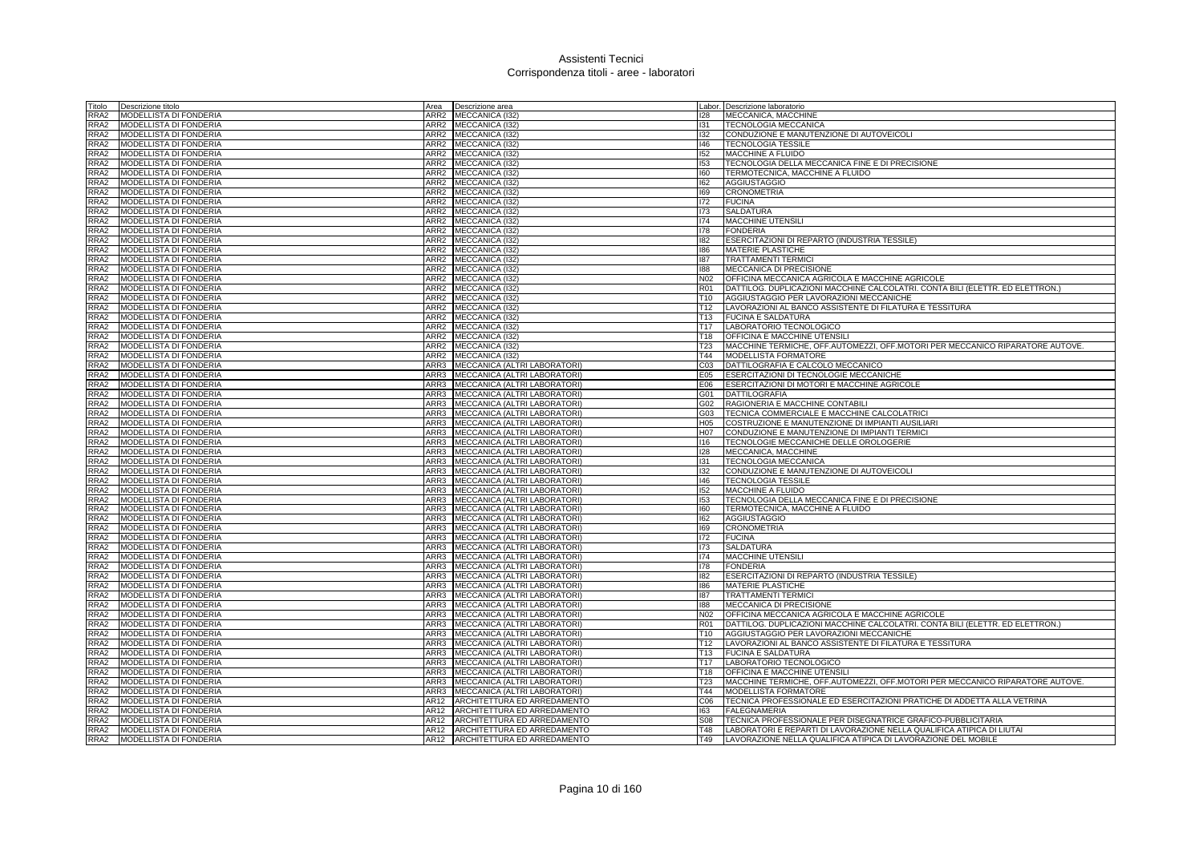# Assistenti Tecnici
## Corrispondenza titoli - aree - laboratori

| Titolo | Descrizione titolo | Area | Descrizione area | Labor. | Descrizione laboratorio |
|---|---|---|---|---|---|
| RRA2 | MODELLISTA DI FONDERIA | ARR2 | MECCANICA (I32) | I28 | MECCANICA, MACCHINE |
| RRA2 | MODELLISTA DI FONDERIA | ARR2 | MECCANICA (I32) | I31 | TECNOLOGIA MECCANICA |
| RRA2 | MODELLISTA DI FONDERIA | ARR2 | MECCANICA (I32) | I32 | CONDUZIONE E MANUTENZIONE DI AUTOVEICOLI |
| RRA2 | MODELLISTA DI FONDERIA | ARR2 | MECCANICA (I32) | I46 | TECNOLOGIA TESSILE |
| RRA2 | MODELLISTA DI FONDERIA | ARR2 | MECCANICA (I32) | I52 | MACCHINE A FLUIDO |
| RRA2 | MODELLISTA DI FONDERIA | ARR2 | MECCANICA (I32) | I53 | TECNOLOGIA DELLA MECCANICA FINE E DI PRECISIONE |
| RRA2 | MODELLISTA DI FONDERIA | ARR2 | MECCANICA (I32) | I60 | TERMOTECNICA, MACCHINE A FLUIDO |
| RRA2 | MODELLISTA DI FONDERIA | ARR2 | MECCANICA (I32) | I62 | AGGIUSTAGGIO |
| RRA2 | MODELLISTA DI FONDERIA | ARR2 | MECCANICA (I32) | I69 | CRONOMETRIA |
| RRA2 | MODELLISTA DI FONDERIA | ARR2 | MECCANICA (I32) | I72 | FUCINA |
| RRA2 | MODELLISTA DI FONDERIA | ARR2 | MECCANICA (I32) | I73 | SALDATURA |
| RRA2 | MODELLISTA DI FONDERIA | ARR2 | MECCANICA (I32) | I74 | MACCHINE UTENSILI |
| RRA2 | MODELLISTA DI FONDERIA | ARR2 | MECCANICA (I32) | I78 | FONDERIA |
| RRA2 | MODELLISTA DI FONDERIA | ARR2 | MECCANICA (I32) | I82 | ESERCITAZIONI DI REPARTO (INDUSTRIA TESSILE) |
| RRA2 | MODELLISTA DI FONDERIA | ARR2 | MECCANICA (I32) | I86 | MATERIE PLASTICHE |
| RRA2 | MODELLISTA DI FONDERIA | ARR2 | MECCANICA (I32) | I87 | TRATTAMENTI TERMICI |
| RRA2 | MODELLISTA DI FONDERIA | ARR2 | MECCANICA (I32) | I88 | MECCANICA DI PRECISIONE |
| RRA2 | MODELLISTA DI FONDERIA | ARR2 | MECCANICA (I32) | N02 | OFFICINA MECCANICA AGRICOLA E MACCHINE AGRICOLE |
| RRA2 | MODELLISTA DI FONDERIA | ARR2 | MECCANICA (I32) | R01 | DATTILOG. DUPLICAZIONI MACCHINE CALCOLATRI. CONTA BILI (ELETTR. ED ELETTRON.) |
| RRA2 | MODELLISTA DI FONDERIA | ARR2 | MECCANICA (I32) | T10 | AGGIUSTAGGIO PER LAVORAZIONI MECCANICHE |
| RRA2 | MODELLISTA DI FONDERIA | ARR2 | MECCANICA (I32) | T12 | LAVORAZIONI AL BANCO ASSISTENTE DI FILATURA E TESSITURA |
| RRA2 | MODELLISTA DI FONDERIA | ARR2 | MECCANICA (I32) | T13 | FUCINA E SALDATURA |
| RRA2 | MODELLISTA DI FONDERIA | ARR2 | MECCANICA (I32) | T17 | LABORATORIO TECNOLOGICO |
| RRA2 | MODELLISTA DI FONDERIA | ARR2 | MECCANICA (I32) | T18 | OFFICINA E MACCHINE UTENSILI |
| RRA2 | MODELLISTA DI FONDERIA | ARR2 | MECCANICA (I32) | T23 | MACCHINE TERMICHE, OFF.AUTOMEZZI, OFF.MOTORI PER MECCANICO RIPARATORE AUTOVE. |
| RRA2 | MODELLISTA DI FONDERIA | ARR2 | MECCANICA (I32) | T44 | MODELLISTA FORMATORE |
| RRA2 | MODELLISTA DI FONDERIA | ARR3 | MECCANICA (ALTRI LABORATORI) | C03 | DATTILOGRAFIA E CALCOLO MECCANICO |
| RRA2 | MODELLISTA DI FONDERIA | ARR3 | MECCANICA (ALTRI LABORATORI) | E05 | ESERCITAZIONI DI TECNOLOGIE MECCANICHE |
| RRA2 | MODELLISTA DI FONDERIA | ARR3 | MECCANICA (ALTRI LABORATORI) | E06 | ESERCITAZIONI DI MOTORI E MACCHINE AGRICOLE |
| RRA2 | MODELLISTA DI FONDERIA | ARR3 | MECCANICA (ALTRI LABORATORI) | G01 | DATTILOGRAFIA |
| RRA2 | MODELLISTA DI FONDERIA | ARR3 | MECCANICA (ALTRI LABORATORI) | G02 | RAGIONERIA E MACCHINE CONTABILI |
| RRA2 | MODELLISTA DI FONDERIA | ARR3 | MECCANICA (ALTRI LABORATORI) | G03 | TECNICA COMMERCIALE E MACCHINE CALCOLATRICI |
| RRA2 | MODELLISTA DI FONDERIA | ARR3 | MECCANICA (ALTRI LABORATORI) | H05 | COSTRUZIONE E MANUTENZIONE DI IMPIANTI AUSILIARI |
| RRA2 | MODELLISTA DI FONDERIA | ARR3 | MECCANICA (ALTRI LABORATORI) | H07 | CONDUZIONE E MANUTENZIONE DI IMPIANTI TERMICI |
| RRA2 | MODELLISTA DI FONDERIA | ARR3 | MECCANICA (ALTRI LABORATORI) | I16 | TECNOLOGIE MECCANICHE DELLE OROLOGERIE |
| RRA2 | MODELLISTA DI FONDERIA | ARR3 | MECCANICA (ALTRI LABORATORI) | I28 | MECCANICA, MACCHINE |
| RRA2 | MODELLISTA DI FONDERIA | ARR3 | MECCANICA (ALTRI LABORATORI) | I31 | TECNOLOGIA MECCANICA |
| RRA2 | MODELLISTA DI FONDERIA | ARR3 | MECCANICA (ALTRI LABORATORI) | I32 | CONDUZIONE E MANUTENZIONE DI AUTOVEICOLI |
| RRA2 | MODELLISTA DI FONDERIA | ARR3 | MECCANICA (ALTRI LABORATORI) | I46 | TECNOLOGIA TESSILE |
| RRA2 | MODELLISTA DI FONDERIA | ARR3 | MECCANICA (ALTRI LABORATORI) | I52 | MACCHINE A FLUIDO |
| RRA2 | MODELLISTA DI FONDERIA | ARR3 | MECCANICA (ALTRI LABORATORI) | I53 | TECNOLOGIA DELLA MECCANICA FINE E DI PRECISIONE |
| RRA2 | MODELLISTA DI FONDERIA | ARR3 | MECCANICA (ALTRI LABORATORI) | I60 | TERMOTECNICA, MACCHINE A FLUIDO |
| RRA2 | MODELLISTA DI FONDERIA | ARR3 | MECCANICA (ALTRI LABORATORI) | I62 | AGGIUSTAGGIO |
| RRA2 | MODELLISTA DI FONDERIA | ARR3 | MECCANICA (ALTRI LABORATORI) | I69 | CRONOMETRIA |
| RRA2 | MODELLISTA DI FONDERIA | ARR3 | MECCANICA (ALTRI LABORATORI) | I72 | FUCINA |
| RRA2 | MODELLISTA DI FONDERIA | ARR3 | MECCANICA (ALTRI LABORATORI) | I73 | SALDATURA |
| RRA2 | MODELLISTA DI FONDERIA | ARR3 | MECCANICA (ALTRI LABORATORI) | I74 | MACCHINE UTENSILI |
| RRA2 | MODELLISTA DI FONDERIA | ARR3 | MECCANICA (ALTRI LABORATORI) | I78 | FONDERIA |
| RRA2 | MODELLISTA DI FONDERIA | ARR3 | MECCANICA (ALTRI LABORATORI) | I82 | ESERCITAZIONI DI REPARTO (INDUSTRIA TESSILE) |
| RRA2 | MODELLISTA DI FONDERIA | ARR3 | MECCANICA (ALTRI LABORATORI) | I86 | MATERIE PLASTICHE |
| RRA2 | MODELLISTA DI FONDERIA | ARR3 | MECCANICA (ALTRI LABORATORI) | I87 | TRATTAMENTI TERMICI |
| RRA2 | MODELLISTA DI FONDERIA | ARR3 | MECCANICA (ALTRI LABORATORI) | I88 | MECCANICA DI PRECISIONE |
| RRA2 | MODELLISTA DI FONDERIA | ARR3 | MECCANICA (ALTRI LABORATORI) | N02 | OFFICINA MECCANICA AGRICOLA E MACCHINE AGRICOLE |
| RRA2 | MODELLISTA DI FONDERIA | ARR3 | MECCANICA (ALTRI LABORATORI) | R01 | DATTILOG. DUPLICAZIONI MACCHINE CALCOLATRI. CONTA BILI (ELETTR. ED ELETTRON.) |
| RRA2 | MODELLISTA DI FONDERIA | ARR3 | MECCANICA (ALTRI LABORATORI) | T10 | AGGIUSTAGGIO PER LAVORAZIONI MECCANICHE |
| RRA2 | MODELLISTA DI FONDERIA | ARR3 | MECCANICA (ALTRI LABORATORI) | T12 | LAVORAZIONI AL BANCO ASSISTENTE DI FILATURA E TESSITURA |
| RRA2 | MODELLISTA DI FONDERIA | ARR3 | MECCANICA (ALTRI LABORATORI) | T13 | FUCINA E SALDATURA |
| RRA2 | MODELLISTA DI FONDERIA | ARR3 | MECCANICA (ALTRI LABORATORI) | T17 | LABORATORIO TECNOLOGICO |
| RRA2 | MODELLISTA DI FONDERIA | ARR3 | MECCANICA (ALTRI LABORATORI) | T18 | OFFICINA E MACCHINE UTENSILI |
| RRA2 | MODELLISTA DI FONDERIA | ARR3 | MECCANICA (ALTRI LABORATORI) | T23 | MACCHINE TERMICHE, OFF.AUTOMEZZI, OFF.MOTORI PER MECCANICO RIPARATORE AUTOVE. |
| RRA2 | MODELLISTA DI FONDERIA | ARR3 | MECCANICA (ALTRI LABORATORI) | T44 | MODELLISTA FORMATORE |
| RRA2 | MODELLISTA DI FONDERIA | AR12 | ARCHITETTURA ED ARREDAMENTO | C06 | TECNICA PROFESSIONALE ED ESERCITAZIONI PRATICHE DI ADDETTA ALLA VETRINA |
| RRA2 | MODELLISTA DI FONDERIA | AR12 | ARCHITETTURA ED ARREDAMENTO | I63 | FALEGNAMERIA |
| RRA2 | MODELLISTA DI FONDERIA | AR12 | ARCHITETTURA ED ARREDAMENTO | S08 | TECNICA PROFESSIONALE PER DISEGNATRICE GRAFICO-PUBBLICITARIA |
| RRA2 | MODELLISTA DI FONDERIA | AR12 | ARCHITETTURA ED ARREDAMENTO | T48 | LABORATORI E REPARTI DI LAVORAZIONE NELLA QUALIFICA ATIPICA DI LIUTAI |
| RRA2 | MODELLISTA DI FONDERIA | AR12 | ARCHITETTURA ED ARREDAMENTO | T49 | LAVORAZIONE NELLA QUALIFICA ATIPICA DI LAVORAZIONE DEL MOBILE |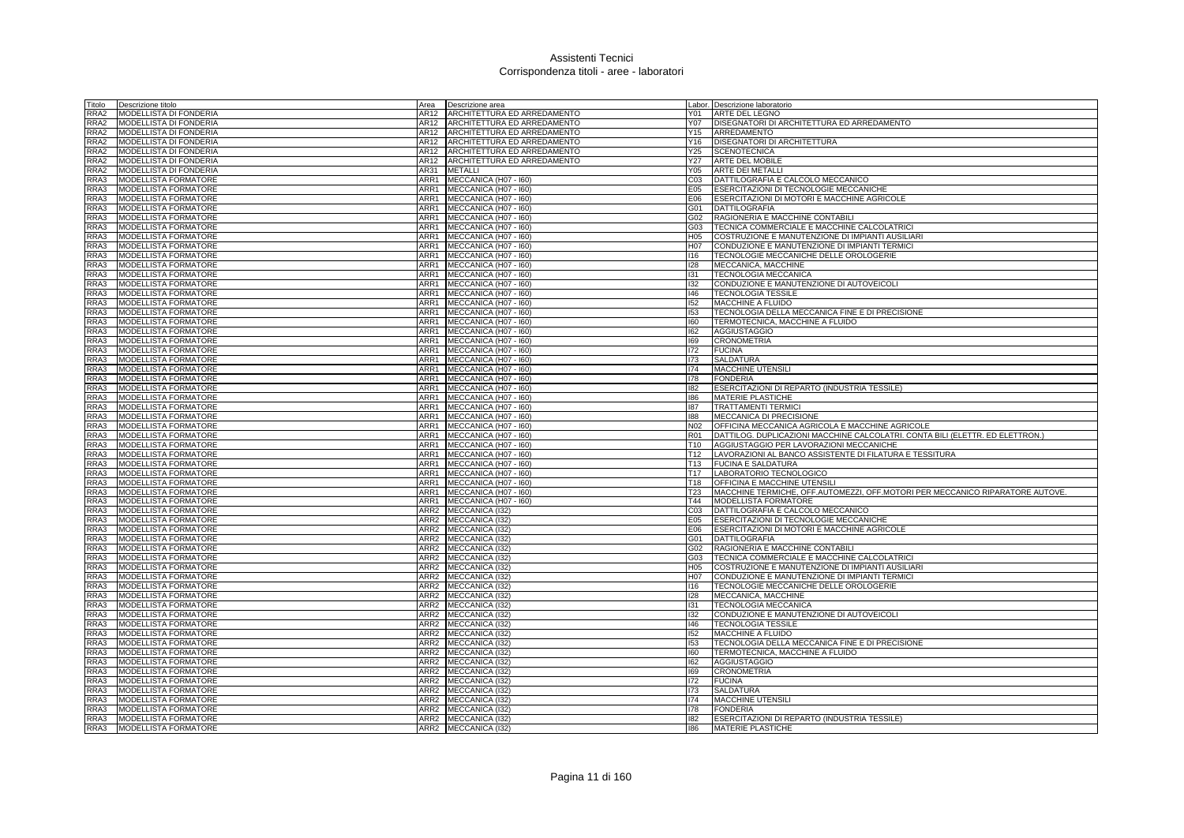# Assistenti Tecnici
## Corrispondenza titoli - aree - laboratori

| Titolo | Descrizione titolo | Area | Descrizione area | Labor. | Descrizione laboratorio |
|---|---|---|---|---|---|
| RRA2 | MODELLISTA DI FONDERIA | AR12 | ARCHITETTURA ED ARREDAMENTO | Y01 | ARTE DEL LEGNO |
| RRA2 | MODELLISTA DI FONDERIA | AR12 | ARCHITETTURA ED ARREDAMENTO | Y07 | DISEGNATORI DI ARCHITETTURA ED ARREDAMENTO |
| RRA2 | MODELLISTA DI FONDERIA | AR12 | ARCHITETTURA ED ARREDAMENTO | Y15 | ARREDAMENTO |
| RRA2 | MODELLISTA DI FONDERIA | AR12 | ARCHITETTURA ED ARREDAMENTO | Y16 | DISEGNATORI DI ARCHITETTURA |
| RRA2 | MODELLISTA DI FONDERIA | AR12 | ARCHITETTURA ED ARREDAMENTO | Y25 | SCENOTECNICA |
| RRA2 | MODELLISTA DI FONDERIA | AR12 | ARCHITETTURA ED ARREDAMENTO | Y27 | ARTE DEL MOBILE |
| RRA2 | MODELLISTA DI FONDERIA | AR31 | METALLI | Y05 | ARTE DEI METALLI |
| RRA3 | MODELLISTA FORMATORE | ARR1 | MECCANICA (H07 - I60) | C03 | DATTILOGRAFIA E CALCOLO MECCANICO |
| RRA3 | MODELLISTA FORMATORE | ARR1 | MECCANICA (H07 - I60) | E05 | ESERCITAZIONI DI TECNOLOGIE MECCANICHE |
| RRA3 | MODELLISTA FORMATORE | ARR1 | MECCANICA (H07 - I60) | E06 | ESERCITAZIONI DI MOTORI E MACCHINE AGRICOLE |
| RRA3 | MODELLISTA FORMATORE | ARR1 | MECCANICA (H07 - I60) | G01 | DATTILOGRAFIA |
| RRA3 | MODELLISTA FORMATORE | ARR1 | MECCANICA (H07 - I60) | G02 | RAGIONERIA E MACCHINE CONTABILI |
| RRA3 | MODELLISTA FORMATORE | ARR1 | MECCANICA (H07 - I60) | G03 | TECNICA COMMERCIALE E MACCHINE CALCOLATRICI |
| RRA3 | MODELLISTA FORMATORE | ARR1 | MECCANICA (H07 - I60) | H05 | COSTRUZIONE E MANUTENZIONE DI IMPIANTI AUSILIARI |
| RRA3 | MODELLISTA FORMATORE | ARR1 | MECCANICA (H07 - I60) | H07 | CONDUZIONE E MANUTENZIONE DI IMPIANTI TERMICI |
| RRA3 | MODELLISTA FORMATORE | ARR1 | MECCANICA (H07 - I60) | I16 | TECNOLOGIE MECCANICHE DELLE OROLOGERIE |
| RRA3 | MODELLISTA FORMATORE | ARR1 | MECCANICA (H07 - I60) | I28 | MECCANICA, MACCHINE |
| RRA3 | MODELLISTA FORMATORE | ARR1 | MECCANICA (H07 - I60) | I31 | TECNOLOGIA MECCANICA |
| RRA3 | MODELLISTA FORMATORE | ARR1 | MECCANICA (H07 - I60) | I32 | CONDUZIONE E MANUTENZIONE DI AUTOVEICOLI |
| RRA3 | MODELLISTA FORMATORE | ARR1 | MECCANICA (H07 - I60) | I46 | TECNOLOGIA TESSILE |
| RRA3 | MODELLISTA FORMATORE | ARR1 | MECCANICA (H07 - I60) | I52 | MACCHINE A FLUIDO |
| RRA3 | MODELLISTA FORMATORE | ARR1 | MECCANICA (H07 - I60) | I53 | TECNOLOGIA DELLA MECCANICA FINE E DI PRECISIONE |
| RRA3 | MODELLISTA FORMATORE | ARR1 | MECCANICA (H07 - I60) | I60 | TERMOTECNICA, MACCHINE A FLUIDO |
| RRA3 | MODELLISTA FORMATORE | ARR1 | MECCANICA (H07 - I60) | I62 | AGGIUSTAGGIO |
| RRA3 | MODELLISTA FORMATORE | ARR1 | MECCANICA (H07 - I60) | I69 | CRONOMETRIA |
| RRA3 | MODELLISTA FORMATORE | ARR1 | MECCANICA (H07 - I60) | I72 | FUCINA |
| RRA3 | MODELLISTA FORMATORE | ARR1 | MECCANICA (H07 - I60) | I73 | SALDATURA |
| RRA3 | MODELLISTA FORMATORE | ARR1 | MECCANICA (H07 - I60) | I74 | MACCHINE UTENSILI |
| RRA3 | MODELLISTA FORMATORE | ARR1 | MECCANICA (H07 - I60) | I78 | FONDERIA |
| RRA3 | MODELLISTA FORMATORE | ARR1 | MECCANICA (H07 - I60) | I82 | ESERCITAZIONI DI REPARTO (INDUSTRIA TESSILE) |
| RRA3 | MODELLISTA FORMATORE | ARR1 | MECCANICA (H07 - I60) | I86 | MATERIE PLASTICHE |
| RRA3 | MODELLISTA FORMATORE | ARR1 | MECCANICA (H07 - I60) | I87 | TRATTAMENTI TERMICI |
| RRA3 | MODELLISTA FORMATORE | ARR1 | MECCANICA (H07 - I60) | I88 | MECCANICA DI PRECISIONE |
| RRA3 | MODELLISTA FORMATORE | ARR1 | MECCANICA (H07 - I60) | N02 | OFFICINA MECCANICA AGRICOLA E MACCHINE AGRICOLE |
| RRA3 | MODELLISTA FORMATORE | ARR1 | MECCANICA (H07 - I60) | R01 | DATTILOG. DUPLICAZIONI MACCHINE CALCOLATRI. CONTA BILI (ELETTR. ED ELETTRON.) |
| RRA3 | MODELLISTA FORMATORE | ARR1 | MECCANICA (H07 - I60) | T10 | AGGIUSTAGGIO PER LAVORAZIONI MECCANICHE |
| RRA3 | MODELLISTA FORMATORE | ARR1 | MECCANICA (H07 - I60) | T12 | LAVORAZIONI AL BANCO ASSISTENTE DI FILATURA E TESSITURA |
| RRA3 | MODELLISTA FORMATORE | ARR1 | MECCANICA (H07 - I60) | T13 | FUCINA E SALDATURA |
| RRA3 | MODELLISTA FORMATORE | ARR1 | MECCANICA (H07 - I60) | T17 | LABORATORIO TECNOLOGICO |
| RRA3 | MODELLISTA FORMATORE | ARR1 | MECCANICA (H07 - I60) | T18 | OFFICINA E MACCHINE UTENSILI |
| RRA3 | MODELLISTA FORMATORE | ARR1 | MECCANICA (H07 - I60) | T23 | MACCHINE TERMICHE, OFF.AUTOMEZZI, OFF.MOTORI PER MECCANICO RIPARATORE AUTOVE. |
| RRA3 | MODELLISTA FORMATORE | ARR1 | MECCANICA (H07 - I60) | T44 | MODELLISTA FORMATORE |
| RRA3 | MODELLISTA FORMATORE | ARR2 | MECCANICA (I32) | C03 | DATTILOGRAFIA E CALCOLO MECCANICO |
| RRA3 | MODELLISTA FORMATORE | ARR2 | MECCANICA (I32) | E05 | ESERCITAZIONI DI TECNOLOGIE MECCANICHE |
| RRA3 | MODELLISTA FORMATORE | ARR2 | MECCANICA (I32) | E06 | ESERCITAZIONI DI MOTORI E MACCHINE AGRICOLE |
| RRA3 | MODELLISTA FORMATORE | ARR2 | MECCANICA (I32) | G01 | DATTILOGRAFIA |
| RRA3 | MODELLISTA FORMATORE | ARR2 | MECCANICA (I32) | G02 | RAGIONERIA E MACCHINE CONTABILI |
| RRA3 | MODELLISTA FORMATORE | ARR2 | MECCANICA (I32) | G03 | TECNICA COMMERCIALE E MACCHINE CALCOLATRICI |
| RRA3 | MODELLISTA FORMATORE | ARR2 | MECCANICA (I32) | H05 | COSTRUZIONE E MANUTENZIONE DI IMPIANTI AUSILIARI |
| RRA3 | MODELLISTA FORMATORE | ARR2 | MECCANICA (I32) | H07 | CONDUZIONE E MANUTENZIONE DI IMPIANTI TERMICI |
| RRA3 | MODELLISTA FORMATORE | ARR2 | MECCANICA (I32) | I16 | TECNOLOGIE MECCANICHE DELLE OROLOGERIE |
| RRA3 | MODELLISTA FORMATORE | ARR2 | MECCANICA (I32) | I28 | MECCANICA, MACCHINE |
| RRA3 | MODELLISTA FORMATORE | ARR2 | MECCANICA (I32) | I31 | TECNOLOGIA MECCANICA |
| RRA3 | MODELLISTA FORMATORE | ARR2 | MECCANICA (I32) | I32 | CONDUZIONE E MANUTENZIONE DI AUTOVEICOLI |
| RRA3 | MODELLISTA FORMATORE | ARR2 | MECCANICA (I32) | I46 | TECNOLOGIA TESSILE |
| RRA3 | MODELLISTA FORMATORE | ARR2 | MECCANICA (I32) | I52 | MACCHINE A FLUIDO |
| RRA3 | MODELLISTA FORMATORE | ARR2 | MECCANICA (I32) | I53 | TECNOLOGIA DELLA MECCANICA FINE E DI PRECISIONE |
| RRA3 | MODELLISTA FORMATORE | ARR2 | MECCANICA (I32) | I60 | TERMOTECNICA, MACCHINE A FLUIDO |
| RRA3 | MODELLISTA FORMATORE | ARR2 | MECCANICA (I32) | I62 | AGGIUSTAGGIO |
| RRA3 | MODELLISTA FORMATORE | ARR2 | MECCANICA (I32) | I69 | CRONOMETRIA |
| RRA3 | MODELLISTA FORMATORE | ARR2 | MECCANICA (I32) | I72 | FUCINA |
| RRA3 | MODELLISTA FORMATORE | ARR2 | MECCANICA (I32) | I73 | SALDATURA |
| RRA3 | MODELLISTA FORMATORE | ARR2 | MECCANICA (I32) | I74 | MACCHINE UTENSILI |
| RRA3 | MODELLISTA FORMATORE | ARR2 | MECCANICA (I32) | I78 | FONDERIA |
| RRA3 | MODELLISTA FORMATORE | ARR2 | MECCANICA (I32) | I82 | ESERCITAZIONI DI REPARTO (INDUSTRIA TESSILE) |
| RRA3 | MODELLISTA FORMATORE | ARR2 | MECCANICA (I32) | I86 | MATERIE PLASTICHE |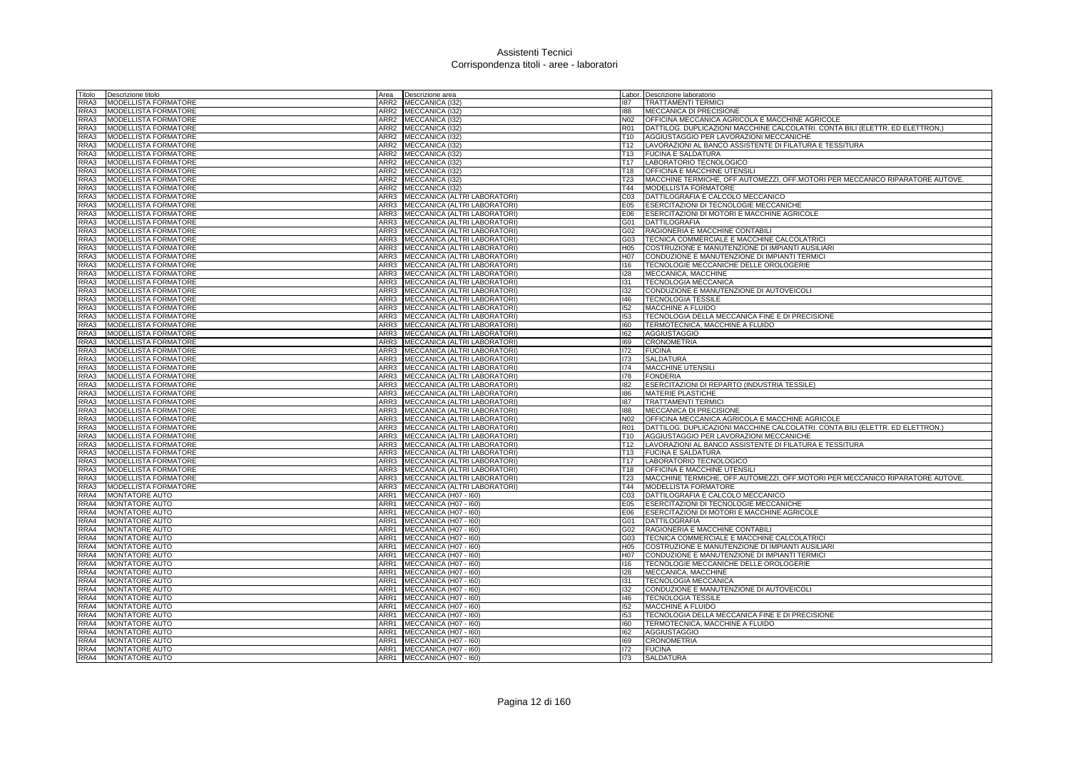# Assistenti Tecnici
## Corrispondenza titoli - aree - laboratori

| Titolo | Descrizione titolo | Area | Descrizione area | Labor. | Descrizione laboratorio |
|---|---|---|---|---|---|
| RRA3 | MODELLISTA FORMATORE | ARR2 | MECCANICA (I32) | I87 | TRATTAMENTI TERMICI |
| RRA3 | MODELLISTA FORMATORE | ARR2 | MECCANICA (I32) | I88 | MECCANICA DI PRECISIONE |
| RRA3 | MODELLISTA FORMATORE | ARR2 | MECCANICA (I32) | N02 | OFFICINA MECCANICA AGRICOLA E MACCHINE AGRICOLE |
| RRA3 | MODELLISTA FORMATORE | ARR2 | MECCANICA (I32) | R01 | DATTILOG. DUPLICAZIONI MACCHINE CALCOLATRI. CONTA BILI (ELETTR. ED ELETTRON.) |
| RRA3 | MODELLISTA FORMATORE | ARR2 | MECCANICA (I32) | T10 | AGGIUSTAGGIO PER LAVORAZIONI MECCANICHE |
| RRA3 | MODELLISTA FORMATORE | ARR2 | MECCANICA (I32) | T12 | LAVORAZIONI AL BANCO ASSISTENTE DI FILATURA E TESSITURA |
| RRA3 | MODELLISTA FORMATORE | ARR2 | MECCANICA (I32) | T13 | FUCINA E SALDATURA |
| RRA3 | MODELLISTA FORMATORE | ARR2 | MECCANICA (I32) | T17 | LABORATORIO TECNOLOGICO |
| RRA3 | MODELLISTA FORMATORE | ARR2 | MECCANICA (I32) | T18 | OFFICINA E MACCHINE UTENSILI |
| RRA3 | MODELLISTA FORMATORE | ARR2 | MECCANICA (I32) | T23 | MACCHINE TERMICHE, OFF.AUTOMEZZI, OFF.MOTORI PER MECCANICO RIPARATORE AUTOVE. |
| RRA3 | MODELLISTA FORMATORE | ARR2 | MECCANICA (I32) | T44 | MODELLISTA FORMATORE |
| RRA3 | MODELLISTA FORMATORE | ARR3 | MECCANICA (ALTRI LABORATORI) | C03 | DATTILOGRAFIA E CALCOLO MECCANICO |
| RRA3 | MODELLISTA FORMATORE | ARR3 | MECCANICA (ALTRI LABORATORI) | E05 | ESERCITAZIONI DI TECNOLOGIE MECCANICHE |
| RRA3 | MODELLISTA FORMATORE | ARR3 | MECCANICA (ALTRI LABORATORI) | E06 | ESERCITAZIONI DI MOTORI E MACCHINE AGRICOLE |
| RRA3 | MODELLISTA FORMATORE | ARR3 | MECCANICA (ALTRI LABORATORI) | G01 | DATTILOGRAFIA |
| RRA3 | MODELLISTA FORMATORE | ARR3 | MECCANICA (ALTRI LABORATORI) | G02 | RAGIONERIA E MACCHINE CONTABILI |
| RRA3 | MODELLISTA FORMATORE | ARR3 | MECCANICA (ALTRI LABORATORI) | G03 | TECNICA COMMERCIALE E MACCHINE CALCOLATRICI |
| RRA3 | MODELLISTA FORMATORE | ARR3 | MECCANICA (ALTRI LABORATORI) | H05 | COSTRUZIONE E MANUTENZIONE DI IMPIANTI AUSILIARI |
| RRA3 | MODELLISTA FORMATORE | ARR3 | MECCANICA (ALTRI LABORATORI) | H07 | CONDUZIONE E MANUTENZIONE DI IMPIANTI TERMICI |
| RRA3 | MODELLISTA FORMATORE | ARR3 | MECCANICA (ALTRI LABORATORI) | I16 | TECNOLOGIE MECCANICHE DELLE OROLOGERIE |
| RRA3 | MODELLISTA FORMATORE | ARR3 | MECCANICA (ALTRI LABORATORI) | I28 | MECCANICA, MACCHINE |
| RRA3 | MODELLISTA FORMATORE | ARR3 | MECCANICA (ALTRI LABORATORI) | I31 | TECNOLOGIA MECCANICA |
| RRA3 | MODELLISTA FORMATORE | ARR3 | MECCANICA (ALTRI LABORATORI) | I32 | CONDUZIONE E MANUTENZIONE DI AUTOVEICOLI |
| RRA3 | MODELLISTA FORMATORE | ARR3 | MECCANICA (ALTRI LABORATORI) | I46 | TECNOLOGIA TESSILE |
| RRA3 | MODELLISTA FORMATORE | ARR3 | MECCANICA (ALTRI LABORATORI) | I52 | MACCHINE A FLUIDO |
| RRA3 | MODELLISTA FORMATORE | ARR3 | MECCANICA (ALTRI LABORATORI) | I53 | TECNOLOGIA DELLA MECCANICA FINE E DI PRECISIONE |
| RRA3 | MODELLISTA FORMATORE | ARR3 | MECCANICA (ALTRI LABORATORI) | I60 | TERMOTECNICA, MACCHINE A FLUIDO |
| RRA3 | MODELLISTA FORMATORE | ARR3 | MECCANICA (ALTRI LABORATORI) | I62 | AGGIUSTAGGIO |
| RRA3 | MODELLISTA FORMATORE | ARR3 | MECCANICA (ALTRI LABORATORI) | I69 | CRONOMETRIA |
| RRA3 | MODELLISTA FORMATORE | ARR3 | MECCANICA (ALTRI LABORATORI) | I72 | FUCINA |
| RRA3 | MODELLISTA FORMATORE | ARR3 | MECCANICA (ALTRI LABORATORI) | I73 | SALDATURA |
| RRA3 | MODELLISTA FORMATORE | ARR3 | MECCANICA (ALTRI LABORATORI) | I74 | MACCHINE UTENSILI |
| RRA3 | MODELLISTA FORMATORE | ARR3 | MECCANICA (ALTRI LABORATORI) | I78 | FONDERIA |
| RRA3 | MODELLISTA FORMATORE | ARR3 | MECCANICA (ALTRI LABORATORI) | I82 | ESERCITAZIONI DI REPARTO (INDUSTRIA TESSILE) |
| RRA3 | MODELLISTA FORMATORE | ARR3 | MECCANICA (ALTRI LABORATORI) | I86 | MATERIE PLASTICHE |
| RRA3 | MODELLISTA FORMATORE | ARR3 | MECCANICA (ALTRI LABORATORI) | I87 | TRATTAMENTI TERMICI |
| RRA3 | MODELLISTA FORMATORE | ARR3 | MECCANICA (ALTRI LABORATORI) | I88 | MECCANICA DI PRECISIONE |
| RRA3 | MODELLISTA FORMATORE | ARR3 | MECCANICA (ALTRI LABORATORI) | N02 | OFFICINA MECCANICA AGRICOLA E MACCHINE AGRICOLE |
| RRA3 | MODELLISTA FORMATORE | ARR3 | MECCANICA (ALTRI LABORATORI) | R01 | DATTILOG. DUPLICAZIONI MACCHINE CALCOLATRI. CONTA BILI (ELETTR. ED ELETTRON.) |
| RRA3 | MODELLISTA FORMATORE | ARR3 | MECCANICA (ALTRI LABORATORI) | T10 | AGGIUSTAGGIO PER LAVORAZIONI MECCANICHE |
| RRA3 | MODELLISTA FORMATORE | ARR3 | MECCANICA (ALTRI LABORATORI) | T12 | LAVORAZIONI AL BANCO ASSISTENTE DI FILATURA E TESSITURA |
| RRA3 | MODELLISTA FORMATORE | ARR3 | MECCANICA (ALTRI LABORATORI) | T13 | FUCINA E SALDATURA |
| RRA3 | MODELLISTA FORMATORE | ARR3 | MECCANICA (ALTRI LABORATORI) | T17 | LABORATORIO TECNOLOGICO |
| RRA3 | MODELLISTA FORMATORE | ARR3 | MECCANICA (ALTRI LABORATORI) | T18 | OFFICINA E MACCHINE UTENSILI |
| RRA3 | MODELLISTA FORMATORE | ARR3 | MECCANICA (ALTRI LABORATORI) | T23 | MACCHINE TERMICHE, OFF.AUTOMEZZI, OFF.MOTORI PER MECCANICO RIPARATORE AUTOVE. |
| RRA3 | MODELLISTA FORMATORE | ARR3 | MECCANICA (ALTRI LABORATORI) | T44 | MODELLISTA FORMATORE |
| RRA4 | MONTATORE AUTO | ARR1 | MECCANICA (H07 - I60) | C03 | DATTILOGRAFIA E CALCOLO MECCANICO |
| RRA4 | MONTATORE AUTO | ARR1 | MECCANICA (H07 - I60) | E05 | ESERCITAZIONI DI TECNOLOGIE MECCANICHE |
| RRA4 | MONTATORE AUTO | ARR1 | MECCANICA (H07 - I60) | E06 | ESERCITAZIONI DI MOTORI E MACCHINE AGRICOLE |
| RRA4 | MONTATORE AUTO | ARR1 | MECCANICA (H07 - I60) | G01 | DATTILOGRAFIA |
| RRA4 | MONTATORE AUTO | ARR1 | MECCANICA (H07 - I60) | G02 | RAGIONERIA E MACCHINE CONTABILI |
| RRA4 | MONTATORE AUTO | ARR1 | MECCANICA (H07 - I60) | G03 | TECNICA COMMERCIALE E MACCHINE CALCOLATRICI |
| RRA4 | MONTATORE AUTO | ARR1 | MECCANICA (H07 - I60) | H05 | COSTRUZIONE E MANUTENZIONE DI IMPIANTI AUSILIARI |
| RRA4 | MONTATORE AUTO | ARR1 | MECCANICA (H07 - I60) | H07 | CONDUZIONE E MANUTENZIONE DI IMPIANTI TERMICI |
| RRA4 | MONTATORE AUTO | ARR1 | MECCANICA (H07 - I60) | I16 | TECNOLOGIE MECCANICHE DELLE OROLOGERIE |
| RRA4 | MONTATORE AUTO | ARR1 | MECCANICA (H07 - I60) | I28 | MECCANICA, MACCHINE |
| RRA4 | MONTATORE AUTO | ARR1 | MECCANICA (H07 - I60) | I31 | TECNOLOGIA MECCANICA |
| RRA4 | MONTATORE AUTO | ARR1 | MECCANICA (H07 - I60) | I32 | CONDUZIONE E MANUTENZIONE DI AUTOVEICOLI |
| RRA4 | MONTATORE AUTO | ARR1 | MECCANICA (H07 - I60) | I46 | TECNOLOGIA TESSILE |
| RRA4 | MONTATORE AUTO | ARR1 | MECCANICA (H07 - I60) | I52 | MACCHINE A FLUIDO |
| RRA4 | MONTATORE AUTO | ARR1 | MECCANICA (H07 - I60) | I53 | TECNOLOGIA DELLA MECCANICA FINE E DI PRECISIONE |
| RRA4 | MONTATORE AUTO | ARR1 | MECCANICA (H07 - I60) | I60 | TERMOTECNICA, MACCHINE A FLUIDO |
| RRA4 | MONTATORE AUTO | ARR1 | MECCANICA (H07 - I60) | I62 | AGGIUSTAGGIO |
| RRA4 | MONTATORE AUTO | ARR1 | MECCANICA (H07 - I60) | I69 | CRONOMETRIA |
| RRA4 | MONTATORE AUTO | ARR1 | MECCANICA (H07 - I60) | I72 | FUCINA |
| RRA4 | MONTATORE AUTO | ARR1 | MECCANICA (H07 - I60) | I73 | SALDATURA |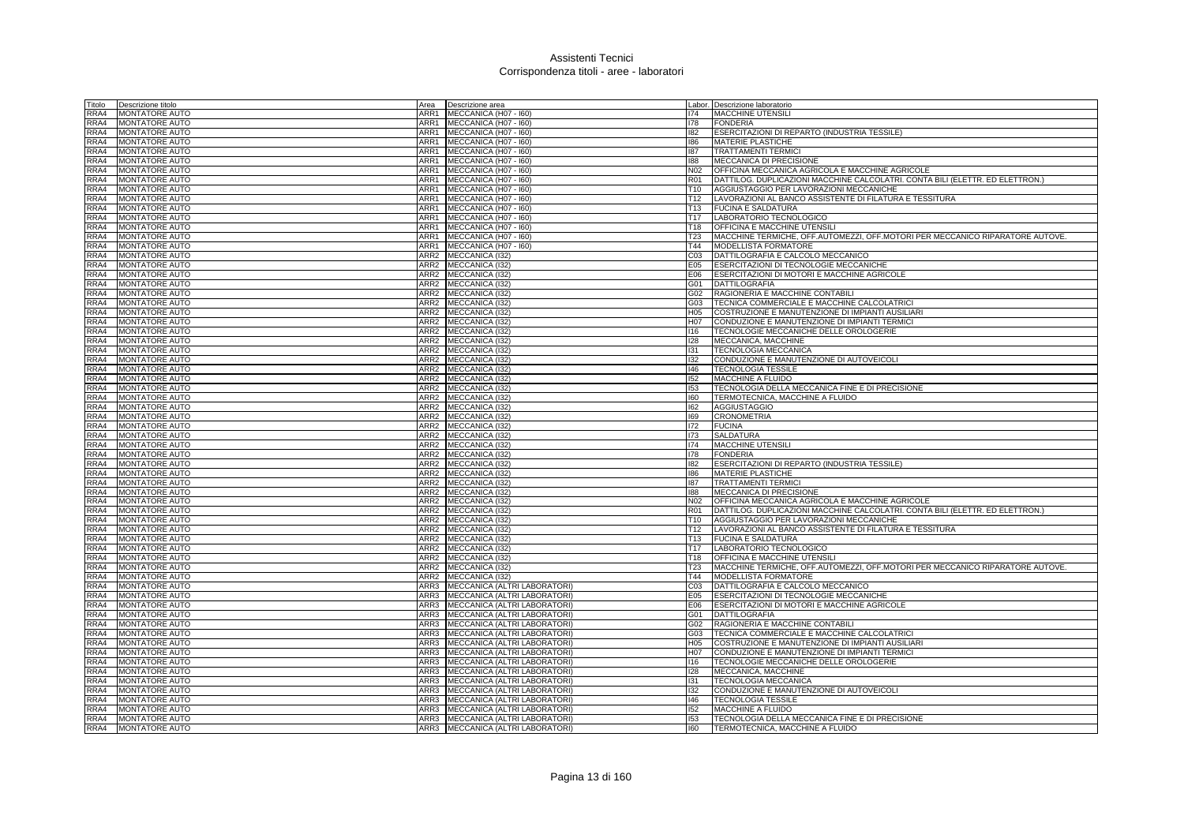# Assistenti Tecnici
## Corrispondenza titoli - aree - laboratori

| Titolo | Descrizione titolo | Area | Descrizione area | Labor. | Descrizione laboratorio |
|---|---|---|---|---|---|
| RRA4 | MONTATORE AUTO | ARR1 | MECCANICA (H07 - I60) | I74 | MACCHINE UTENSILI |
| RRA4 | MONTATORE AUTO | ARR1 | MECCANICA (H07 - I60) | I78 | FONDERIA |
| RRA4 | MONTATORE AUTO | ARR1 | MECCANICA (H07 - I60) | I82 | ESERCITAZIONI DI REPARTO (INDUSTRIA TESSILE) |
| RRA4 | MONTATORE AUTO | ARR1 | MECCANICA (H07 - I60) | I86 | MATERIE PLASTICHE |
| RRA4 | MONTATORE AUTO | ARR1 | MECCANICA (H07 - I60) | I87 | TRATTAMENTI TERMICI |
| RRA4 | MONTATORE AUTO | ARR1 | MECCANICA (H07 - I60) | I88 | MECCANICA DI PRECISIONE |
| RRA4 | MONTATORE AUTO | ARR1 | MECCANICA (H07 - I60) | N02 | OFFICINA MECCANICA AGRICOLA E MACCHINE AGRICOLE |
| RRA4 | MONTATORE AUTO | ARR1 | MECCANICA (H07 - I60) | R01 | DATTILOG. DUPLICAZIONI MACCHINE CALCOLATRI. CONTA BILI (ELETTR. ED ELETTRON.) |
| RRA4 | MONTATORE AUTO | ARR1 | MECCANICA (H07 - I60) | T10 | AGGIUSTAGGIO PER LAVORAZIONI MECCANICHE |
| RRA4 | MONTATORE AUTO | ARR1 | MECCANICA (H07 - I60) | T12 | LAVORAZIONI AL BANCO ASSISTENTE DI FILATURA E TESSITURA |
| RRA4 | MONTATORE AUTO | ARR1 | MECCANICA (H07 - I60) | T13 | FUCINA E SALDATURA |
| RRA4 | MONTATORE AUTO | ARR1 | MECCANICA (H07 - I60) | T17 | LABORATORIO TECNOLOGICO |
| RRA4 | MONTATORE AUTO | ARR1 | MECCANICA (H07 - I60) | T18 | OFFICINA E MACCHINE UTENSILI |
| RRA4 | MONTATORE AUTO | ARR1 | MECCANICA (H07 - I60) | T23 | MACCHINE TERMICHE, OFF.AUTOMEZZI, OFF.MOTORI PER MECCANICO RIPARATORE AUTOVE. |
| RRA4 | MONTATORE AUTO | ARR1 | MECCANICA (H07 - I60) | T44 | MODELLISTA FORMATORE |
| RRA4 | MONTATORE AUTO | ARR2 | MECCANICA (I32) | C03 | DATTILOGRAFIA E CALCOLO MECCANICO |
| RRA4 | MONTATORE AUTO | ARR2 | MECCANICA (I32) | E05 | ESERCITAZIONI DI TECNOLOGIE MECCANICHE |
| RRA4 | MONTATORE AUTO | ARR2 | MECCANICA (I32) | E06 | ESERCITAZIONI DI MOTORI E MACCHINE AGRICOLE |
| RRA4 | MONTATORE AUTO | ARR2 | MECCANICA (I32) | G01 | DATTILOGRAFIA |
| RRA4 | MONTATORE AUTO | ARR2 | MECCANICA (I32) | G02 | RAGIONERIA E MACCHINE CONTABILI |
| RRA4 | MONTATORE AUTO | ARR2 | MECCANICA (I32) | G03 | TECNICA COMMERCIALE E MACCHINE CALCOLATRICI |
| RRA4 | MONTATORE AUTO | ARR2 | MECCANICA (I32) | H05 | COSTRUZIONE E MANUTENZIONE DI IMPIANTI AUSILIARI |
| RRA4 | MONTATORE AUTO | ARR2 | MECCANICA (I32) | H07 | CONDUZIONE E MANUTENZIONE DI IMPIANTI TERMICI |
| RRA4 | MONTATORE AUTO | ARR2 | MECCANICA (I32) | I16 | TECNOLOGIE MECCANICHE DELLE OROLOGERIE |
| RRA4 | MONTATORE AUTO | ARR2 | MECCANICA (I32) | I28 | MECCANICA, MACCHINE |
| RRA4 | MONTATORE AUTO | ARR2 | MECCANICA (I32) | I31 | TECNOLOGIA MECCANICA |
| RRA4 | MONTATORE AUTO | ARR2 | MECCANICA (I32) | I32 | CONDUZIONE E MANUTENZIONE DI AUTOVEICOLI |
| RRA4 | MONTATORE AUTO | ARR2 | MECCANICA (I32) | I46 | TECNOLOGIA TESSILE |
| RRA4 | MONTATORE AUTO | ARR2 | MECCANICA (I32) | I52 | MACCHINE A FLUIDO |
| RRA4 | MONTATORE AUTO | ARR2 | MECCANICA (I32) | I53 | TECNOLOGIA DELLA MECCANICA FINE E DI PRECISIONE |
| RRA4 | MONTATORE AUTO | ARR2 | MECCANICA (I32) | I60 | TERMOTECNICA, MACCHINE A FLUIDO |
| RRA4 | MONTATORE AUTO | ARR2 | MECCANICA (I32) | I62 | AGGIUSTAGGIO |
| RRA4 | MONTATORE AUTO | ARR2 | MECCANICA (I32) | I69 | CRONOMETRIA |
| RRA4 | MONTATORE AUTO | ARR2 | MECCANICA (I32) | I72 | FUCINA |
| RRA4 | MONTATORE AUTO | ARR2 | MECCANICA (I32) | I73 | SALDATURA |
| RRA4 | MONTATORE AUTO | ARR2 | MECCANICA (I32) | I74 | MACCHINE UTENSILI |
| RRA4 | MONTATORE AUTO | ARR2 | MECCANICA (I32) | I78 | FONDERIA |
| RRA4 | MONTATORE AUTO | ARR2 | MECCANICA (I32) | I82 | ESERCITAZIONI DI REPARTO (INDUSTRIA TESSILE) |
| RRA4 | MONTATORE AUTO | ARR2 | MECCANICA (I32) | I86 | MATERIE PLASTICHE |
| RRA4 | MONTATORE AUTO | ARR2 | MECCANICA (I32) | I87 | TRATTAMENTI TERMICI |
| RRA4 | MONTATORE AUTO | ARR2 | MECCANICA (I32) | I88 | MECCANICA DI PRECISIONE |
| RRA4 | MONTATORE AUTO | ARR2 | MECCANICA (I32) | N02 | OFFICINA MECCANICA AGRICOLA E MACCHINE AGRICOLE |
| RRA4 | MONTATORE AUTO | ARR2 | MECCANICA (I32) | R01 | DATTILOG. DUPLICAZIONI MACCHINE CALCOLATRI. CONTA BILI (ELETTR. ED ELETTRON.) |
| RRA4 | MONTATORE AUTO | ARR2 | MECCANICA (I32) | T10 | AGGIUSTAGGIO PER LAVORAZIONI MECCANICHE |
| RRA4 | MONTATORE AUTO | ARR2 | MECCANICA (I32) | T12 | LAVORAZIONI AL BANCO ASSISTENTE DI FILATURA E TESSITURA |
| RRA4 | MONTATORE AUTO | ARR2 | MECCANICA (I32) | T13 | FUCINA E SALDATURA |
| RRA4 | MONTATORE AUTO | ARR2 | MECCANICA (I32) | T17 | LABORATORIO TECNOLOGICO |
| RRA4 | MONTATORE AUTO | ARR2 | MECCANICA (I32) | T18 | OFFICINA E MACCHINE UTENSILI |
| RRA4 | MONTATORE AUTO | ARR2 | MECCANICA (I32) | T23 | MACCHINE TERMICHE, OFF.AUTOMEZZI, OFF.MOTORI PER MECCANICO RIPARATORE AUTOVE. |
| RRA4 | MONTATORE AUTO | ARR2 | MECCANICA (I32) | T44 | MODELLISTA FORMATORE |
| RRA4 | MONTATORE AUTO | ARR3 | MECCANICA (ALTRI LABORATORI) | C03 | DATTILOGRAFIA E CALCOLO MECCANICO |
| RRA4 | MONTATORE AUTO | ARR3 | MECCANICA (ALTRI LABORATORI) | E05 | ESERCITAZIONI DI TECNOLOGIE MECCANICHE |
| RRA4 | MONTATORE AUTO | ARR3 | MECCANICA (ALTRI LABORATORI) | E06 | ESERCITAZIONI DI MOTORI E MACCHINE AGRICOLE |
| RRA4 | MONTATORE AUTO | ARR3 | MECCANICA (ALTRI LABORATORI) | G01 | DATTILOGRAFIA |
| RRA4 | MONTATORE AUTO | ARR3 | MECCANICA (ALTRI LABORATORI) | G02 | RAGIONERIA E MACCHINE CONTABILI |
| RRA4 | MONTATORE AUTO | ARR3 | MECCANICA (ALTRI LABORATORI) | G03 | TECNICA COMMERCIALE E MACCHINE CALCOLATRICI |
| RRA4 | MONTATORE AUTO | ARR3 | MECCANICA (ALTRI LABORATORI) | H05 | COSTRUZIONE E MANUTENZIONE DI IMPIANTI AUSILIARI |
| RRA4 | MONTATORE AUTO | ARR3 | MECCANICA (ALTRI LABORATORI) | H07 | CONDUZIONE E MANUTENZIONE DI IMPIANTI TERMICI |
| RRA4 | MONTATORE AUTO | ARR3 | MECCANICA (ALTRI LABORATORI) | I16 | TECNOLOGIE MECCANICHE DELLE OROLOGERIE |
| RRA4 | MONTATORE AUTO | ARR3 | MECCANICA (ALTRI LABORATORI) | I28 | MECCANICA, MACCHINE |
| RRA4 | MONTATORE AUTO | ARR3 | MECCANICA (ALTRI LABORATORI) | I31 | TECNOLOGIA MECCANICA |
| RRA4 | MONTATORE AUTO | ARR3 | MECCANICA (ALTRI LABORATORI) | I32 | CONDUZIONE E MANUTENZIONE DI AUTOVEICOLI |
| RRA4 | MONTATORE AUTO | ARR3 | MECCANICA (ALTRI LABORATORI) | I46 | TECNOLOGIA TESSILE |
| RRA4 | MONTATORE AUTO | ARR3 | MECCANICA (ALTRI LABORATORI) | I52 | MACCHINE A FLUIDO |
| RRA4 | MONTATORE AUTO | ARR3 | MECCANICA (ALTRI LABORATORI) | I53 | TECNOLOGIA DELLA MECCANICA FINE E DI PRECISIONE |
| RRA4 | MONTATORE AUTO | ARR3 | MECCANICA (ALTRI LABORATORI) | I60 | TERMOTECNICA, MACCHINE A FLUIDO |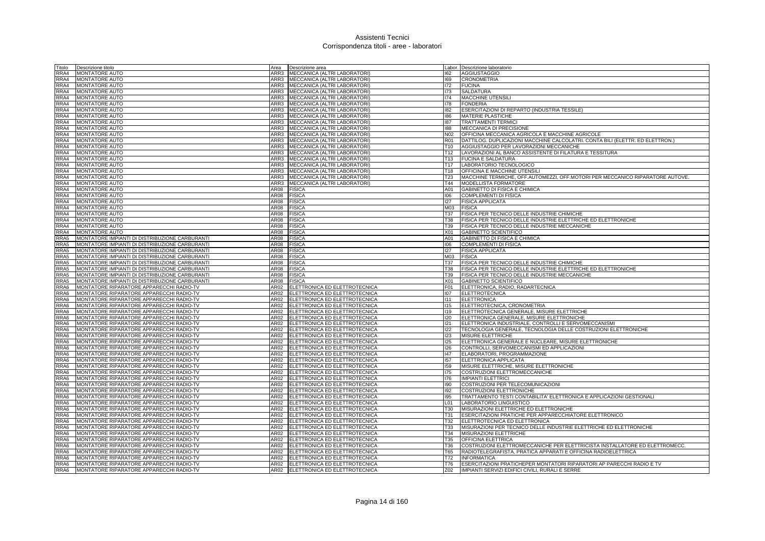# Assistenti Tecnici
## Corrispondenza titoli - aree - laboratori

| Titolo | Descrizione titolo | Area | Descrizione area | Labor. | Descrizione laboratorio |
|---|---|---|---|---|---|
| RRA4 | MONTATORE AUTO | ARR3 | MECCANICA (ALTRI LABORATORI) | I62 | AGGIUSTAGGIO |
| RRA4 | MONTATORE AUTO | ARR3 | MECCANICA (ALTRI LABORATORI) | I69 | CRONOMETRIA |
| RRA4 | MONTATORE AUTO | ARR3 | MECCANICA (ALTRI LABORATORI) | I72 | FUCINA |
| RRA4 | MONTATORE AUTO | ARR3 | MECCANICA (ALTRI LABORATORI) | I73 | SALDATURA |
| RRA4 | MONTATORE AUTO | ARR3 | MECCANICA (ALTRI LABORATORI) | I74 | MACCHINE UTENSILI |
| RRA4 | MONTATORE AUTO | ARR3 | MECCANICA (ALTRI LABORATORI) | I78 | FONDERIA |
| RRA4 | MONTATORE AUTO | ARR3 | MECCANICA (ALTRI LABORATORI) | I82 | ESERCITAZIONI DI REPARTO (INDUSTRIA TESSILE) |
| RRA4 | MONTATORE AUTO | ARR3 | MECCANICA (ALTRI LABORATORI) | I86 | MATERIE PLASTICHE |
| RRA4 | MONTATORE AUTO | ARR3 | MECCANICA (ALTRI LABORATORI) | I87 | TRATTAMENTI TERMICI |
| RRA4 | MONTATORE AUTO | ARR3 | MECCANICA (ALTRI LABORATORI) | I88 | MECCANICA DI PRECISIONE |
| RRA4 | MONTATORE AUTO | ARR3 | MECCANICA (ALTRI LABORATORI) | N02 | OFFICINA MECCANICA AGRICOLA E MACCHINE AGRICOLE |
| RRA4 | MONTATORE AUTO | ARR3 | MECCANICA (ALTRI LABORATORI) | R01 | DATTILOG. DUPLICAZIONI MACCHINE CALCOLATRI. CONTA BILI (ELETTR. ED ELETTRON.) |
| RRA4 | MONTATORE AUTO | ARR3 | MECCANICA (ALTRI LABORATORI) | T10 | AGGIUSTAGGIO PER LAVORAZIONI MECCANICHE |
| RRA4 | MONTATORE AUTO | ARR3 | MECCANICA (ALTRI LABORATORI) | T12 | LAVORAZIONI AL BANCO ASSISTENTE DI FILATURA E TESSITURA |
| RRA4 | MONTATORE AUTO | ARR3 | MECCANICA (ALTRI LABORATORI) | T13 | FUCINA E SALDATURA |
| RRA4 | MONTATORE AUTO | ARR3 | MECCANICA (ALTRI LABORATORI) | T17 | LABORATORIO TECNOLOGICO |
| RRA4 | MONTATORE AUTO | ARR3 | MECCANICA (ALTRI LABORATORI) | T18 | OFFICINA E MACCHINE UTENSILI |
| RRA4 | MONTATORE AUTO | ARR3 | MECCANICA (ALTRI LABORATORI) | T23 | MACCHINE TERMICHE, OFF.AUTOMEZZI, OFF.MOTORI PER MECCANICO RIPARATORE AUTOVE. |
| RRA4 | MONTATORE AUTO | ARR3 | MECCANICA (ALTRI LABORATORI) | T44 | MODELLISTA FORMATORE |
| RRA4 | MONTATORE AUTO | AR08 | FISICA | A01 | GABINETTO DI FISICA E CHIMICA |
| RRA4 | MONTATORE AUTO | AR08 | FISICA | I06 | COMPLEMENTI DI FISICA |
| RRA4 | MONTATORE AUTO | AR08 | FISICA | I27 | FISICA APPLICATA |
| RRA4 | MONTATORE AUTO | AR08 | FISICA | M03 | FISICA |
| RRA4 | MONTATORE AUTO | AR08 | FISICA | T37 | FISICA PER TECNICO DELLE INDUSTRIE CHIMICHE |
| RRA4 | MONTATORE AUTO | AR08 | FISICA | T38 | FISICA PER TECNICO DELLE INDUSTRIE ELETTRICHE ED ELETTRONICHE |
| RRA4 | MONTATORE AUTO | AR08 | FISICA | T39 | FISICA PER TECNICO DELLE INDUSTRIE MECCANICHE |
| RRA4 | MONTATORE AUTO | AR08 | FISICA | X01 | GABINETTO SCIENTIFICO |
| RRA5 | MONTATORE IMPIANTI DI DISTRIBUZIONE CARBURANTI | AR08 | FISICA | A01 | GABINETTO DI FISICA E CHIMICA |
| RRA5 | MONTATORE IMPIANTI DI DISTRIBUZIONE CARBURANTI | AR08 | FISICA | I06 | COMPLEMENTI DI FISICA |
| RRA5 | MONTATORE IMPIANTI DI DISTRIBUZIONE CARBURANTI | AR08 | FISICA | I27 | FISICA APPLICATA |
| RRA5 | MONTATORE IMPIANTI DI DISTRIBUZIONE CARBURANTI | AR08 | FISICA | M03 | FISICA |
| RRA5 | MONTATORE IMPIANTI DI DISTRIBUZIONE CARBURANTI | AR08 | FISICA | T37 | FISICA PER TECNICO DELLE INDUSTRIE CHIMICHE |
| RRA5 | MONTATORE IMPIANTI DI DISTRIBUZIONE CARBURANTI | AR08 | FISICA | T38 | FISICA PER TECNICO DELLE INDUSTRIE ELETTRICHE ED ELETTRONICHE |
| RRA5 | MONTATORE IMPIANTI DI DISTRIBUZIONE CARBURANTI | AR08 | FISICA | T39 | FISICA PER TECNICO DELLE INDUSTRIE MECCANICHE |
| RRA5 | MONTATORE IMPIANTI DI DISTRIBUZIONE CARBURANTI | AR08 | FISICA | X01 | GABINETTO SCIENTIFICO |
| RRA6 | MONTATORE RIPARATORE APPARECCHI RADIO-TV | AR02 | ELETTRONICA ED ELETTROTECNICA | F01 | ELETTRONICA, RADIO, RADARTECNICA |
| RRA6 | MONTATORE RIPARATORE APPARECCHI RADIO-TV | AR02 | ELETTRONICA ED ELETTROTECNICA | I07 | ELETTROTECNICA |
| RRA6 | MONTATORE RIPARATORE APPARECCHI RADIO-TV | AR02 | ELETTRONICA ED ELETTROTECNICA | I11 | ELETTRONICA |
| RRA6 | MONTATORE RIPARATORE APPARECCHI RADIO-TV | AR02 | ELETTRONICA ED ELETTROTECNICA | I15 | ELETTROTECNICA, CRONOMETRIA |
| RRA6 | MONTATORE RIPARATORE APPARECCHI RADIO-TV | AR02 | ELETTRONICA ED ELETTROTECNICA | I19 | ELETTROTECNICA GENERALE, MISURE ELETTRICHE |
| RRA6 | MONTATORE RIPARATORE APPARECCHI RADIO-TV | AR02 | ELETTRONICA ED ELETTROTECNICA | I20 | ELETTRONICA GENERALE, MISURE ELETTRONICHE |
| RRA6 | MONTATORE RIPARATORE APPARECCHI RADIO-TV | AR02 | ELETTRONICA ED ELETTROTECNICA | I21 | ELETTRONICA INDUSTRIALE, CONTROLLI E SERVOMECCANISMI |
| RRA6 | MONTATORE RIPARATORE APPARECCHI RADIO-TV | AR02 | ELETTRONICA ED ELETTROTECNICA | I22 | TECNOLOGIA GENERALE, TECNOLOGIA DELLE COSTRUZIONI ELETTRONICHE |
| RRA6 | MONTATORE RIPARATORE APPARECCHI RADIO-TV | AR02 | ELETTRONICA ED ELETTROTECNICA | I23 | MISURE ELETTRICHE |
| RRA6 | MONTATORE RIPARATORE APPARECCHI RADIO-TV | AR02 | ELETTRONICA ED ELETTROTECNICA | I25 | ELETTRONICA GENERALE E NUCLEARE, MISURE ELETTRONICHE |
| RRA6 | MONTATORE RIPARATORE APPARECCHI RADIO-TV | AR02 | ELETTRONICA ED ELETTROTECNICA | I26 | CONTROLLI, SERVOMECCANISMI ED APPLICAZIONI |
| RRA6 | MONTATORE RIPARATORE APPARECCHI RADIO-TV | AR02 | ELETTRONICA ED ELETTROTECNICA | I47 | ELABORATORI, PROGRAMMAZIONE |
| RRA6 | MONTATORE RIPARATORE APPARECCHI RADIO-TV | AR02 | ELETTRONICA ED ELETTROTECNICA | I57 | ELETTRONICA APPLICATA |
| RRA6 | MONTATORE RIPARATORE APPARECCHI RADIO-TV | AR02 | ELETTRONICA ED ELETTROTECNICA | I59 | MISURE ELETTRICHE, MISURE ELETTRONICHE |
| RRA6 | MONTATORE RIPARATORE APPARECCHI RADIO-TV | AR02 | ELETTRONICA ED ELETTROTECNICA | I75 | COSTRUZIONI ELETTROMECCANICHE |
| RRA6 | MONTATORE RIPARATORE APPARECCHI RADIO-TV | AR02 | ELETTRONICA ED ELETTROTECNICA | I76 | IMPIANTI ELETTRICI |
| RRA6 | MONTATORE RIPARATORE APPARECCHI RADIO-TV | AR02 | ELETTRONICA ED ELETTROTECNICA | I90 | COSTRUZIONI PER TELECOMUNICAZIONI |
| RRA6 | MONTATORE RIPARATORE APPARECCHI RADIO-TV | AR02 | ELETTRONICA ED ELETTROTECNICA | I92 | COSTRUZIONI ELETTRONICHE |
| RRA6 | MONTATORE RIPARATORE APPARECCHI RADIO-TV | AR02 | ELETTRONICA ED ELETTROTECNICA | I95 | TRATTAMENTO TESTI CONTABILITA' ELETTRONICA E APPLICAZIONI GESTIONALI |
| RRA6 | MONTATORE RIPARATORE APPARECCHI RADIO-TV | AR02 | ELETTRONICA ED ELETTROTECNICA | L01 | LABORATORIO LINGUISTICO |
| RRA6 | MONTATORE RIPARATORE APPARECCHI RADIO-TV | AR02 | ELETTRONICA ED ELETTROTECNICA | T30 | MISURAZIONI ELETTRICHE ED ELETTRONICHE |
| RRA6 | MONTATORE RIPARATORE APPARECCHI RADIO-TV | AR02 | ELETTRONICA ED ELETTROTECNICA | T31 | ESERCITAZIONI PRATICHE PER APPARECCHIATORE ELETTRONICO |
| RRA6 | MONTATORE RIPARATORE APPARECCHI RADIO-TV | AR02 | ELETTRONICA ED ELETTROTECNICA | T32 | ELETTROTECNICA ED ELETTRONICA |
| RRA6 | MONTATORE RIPARATORE APPARECCHI RADIO-TV | AR02 | ELETTRONICA ED ELETTROTECNICA | T33 | MISURAZIONI PER TECNICO DELLE INDUSTRIE ELETTRICHE ED ELETTRONICHE |
| RRA6 | MONTATORE RIPARATORE APPARECCHI RADIO-TV | AR02 | ELETTRONICA ED ELETTROTECNICA | T34 | MISURAZIONI ELETTRICHE |
| RRA6 | MONTATORE RIPARATORE APPARECCHI RADIO-TV | AR02 | ELETTRONICA ED ELETTROTECNICA | T35 | OFFICINA ELETTRICA |
| RRA6 | MONTATORE RIPARATORE APPARECCHI RADIO-TV | AR02 | ELETTRONICA ED ELETTROTECNICA | T36 | COSTRUZIONI ELETTROMECCANICHE PER ELETTRICISTA INSTALLATORE ED ELETTROMECC. |
| RRA6 | MONTATORE RIPARATORE APPARECCHI RADIO-TV | AR02 | ELETTRONICA ED ELETTROTECNICA | T65 | RADIOTELEGRAFISTA, PRATICA APPARATI E OFFICINA RADIOELETTRICA |
| RRA6 | MONTATORE RIPARATORE APPARECCHI RADIO-TV | AR02 | ELETTRONICA ED ELETTROTECNICA | T72 | INFORMATICA |
| RRA6 | MONTATORE RIPARATORE APPARECCHI RADIO-TV | AR02 | ELETTRONICA ED ELETTROTECNICA | T76 | ESERCITAZIONI PRATICHEPER MONTATORI RIPARATORI AP PARECCHI RADIO E TV |
| RRA6 | MONTATORE RIPARATORE APPARECCHI RADIO-TV | AR02 | ELETTRONICA ED ELETTROTECNICA | Z02 | IMPIANTI SERVIZI EDIFICI CIVILI, RURALI E SERRE |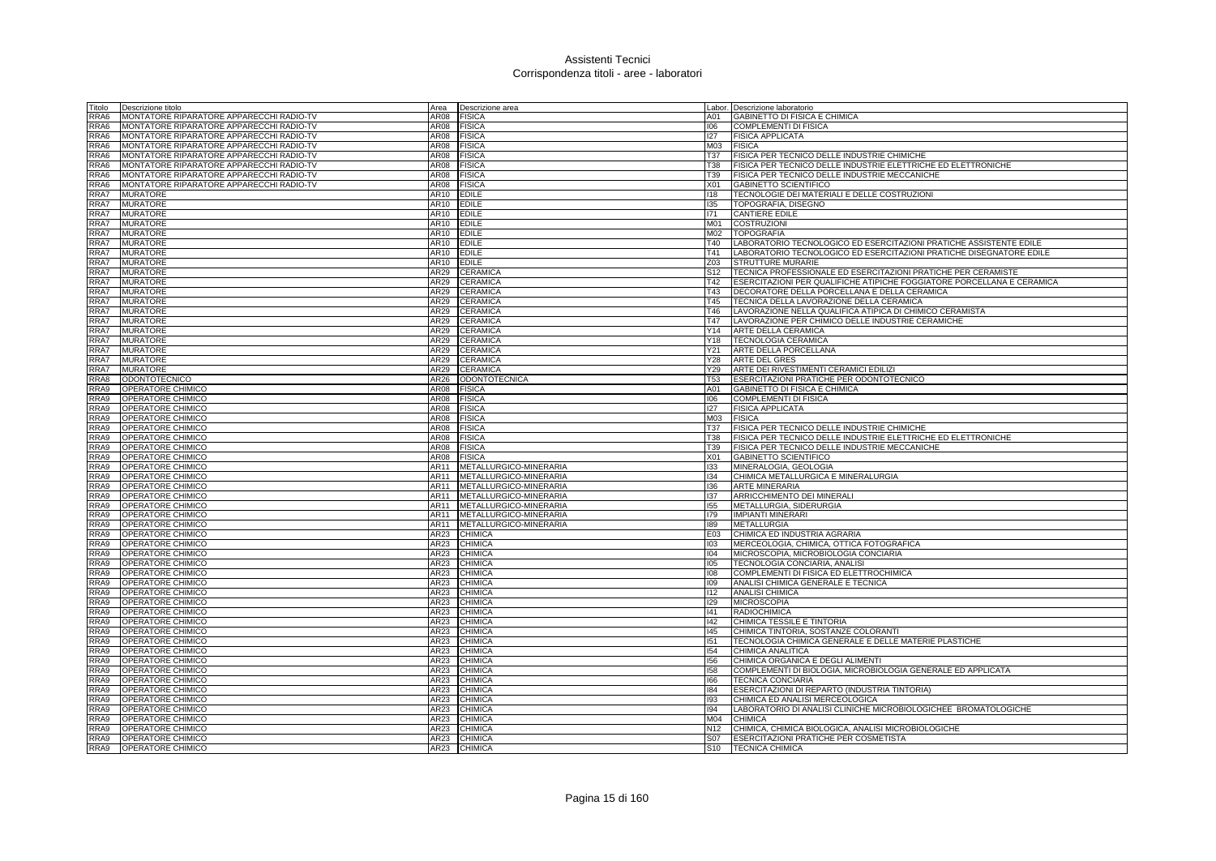# Assistenti Tecnici
## Corrispondenza titoli - aree - laboratori

| Titolo | Descrizione titolo | Area | Descrizione area | Labor. | Descrizione laboratorio |
|---|---|---|---|---|---|
| RRA6 | MONTATORE RIPARATORE APPARECCHI RADIO-TV | AR08 | FISICA | A01 | GABINETTO DI FISICA E CHIMICA |
| RRA6 | MONTATORE RIPARATORE APPARECCHI RADIO-TV | AR08 | FISICA | I06 | COMPLEMENTI DI FISICA |
| RRA6 | MONTATORE RIPARATORE APPARECCHI RADIO-TV | AR08 | FISICA | I27 | FISICA APPLICATA |
| RRA6 | MONTATORE RIPARATORE APPARECCHI RADIO-TV | AR08 | FISICA | M03 | FISICA |
| RRA6 | MONTATORE RIPARATORE APPARECCHI RADIO-TV | AR08 | FISICA | T37 | FISICA PER TECNICO DELLE INDUSTRIE CHIMICHE |
| RRA6 | MONTATORE RIPARATORE APPARECCHI RADIO-TV | AR08 | FISICA | T38 | FISICA PER TECNICO DELLE INDUSTRIE ELETTRICHE ED ELETTRONICHE |
| RRA6 | MONTATORE RIPARATORE APPARECCHI RADIO-TV | AR08 | FISICA | T39 | FISICA PER TECNICO DELLE INDUSTRIE MECCANICHE |
| RRA6 | MONTATORE RIPARATORE APPARECCHI RADIO-TV | AR08 | FISICA | X01 | GABINETTO SCIENTIFICO |
| RRA7 | MURATORE | AR10 | EDILE | I18 | TECNOLOGIE DEI MATERIALI E DELLE COSTRUZIONI |
| RRA7 | MURATORE | AR10 | EDILE | I35 | TOPOGRAFIA, DISEGNO |
| RRA7 | MURATORE | AR10 | EDILE | I71 | CANTIERE EDILE |
| RRA7 | MURATORE | AR10 | EDILE | M01 | COSTRUZIONI |
| RRA7 | MURATORE | AR10 | EDILE | M02 | TOPOGRAFIA |
| RRA7 | MURATORE | AR10 | EDILE | T40 | LABORATORIO TECNOLOGICO ED ESERCITAZIONI PRATICHE ASSISTENTE EDILE |
| RRA7 | MURATORE | AR10 | EDILE | T41 | LABORATORIO TECNOLOGICO ED ESERCITAZIONI PRATICHE DISEGNATORE EDILE |
| RRA7 | MURATORE | AR10 | EDILE | Z03 | STRUTTURE MURARIE |
| RRA7 | MURATORE | AR29 | CERAMICA | S12 | TECNICA PROFESSIONALE ED ESERCITAZIONI PRATICHE PER CERAMISTE |
| RRA7 | MURATORE | AR29 | CERAMICA | T42 | ESERCITAZIONI PER QUALIFICHE ATIPICHE FOGGIATORE PORCELLANA E CERAMICA |
| RRA7 | MURATORE | AR29 | CERAMICA | T43 | DECORATORE DELLA PORCELLANA E DELLA CERAMICA |
| RRA7 | MURATORE | AR29 | CERAMICA | T45 | TECNICA DELLA LAVORAZIONE DELLA CERAMICA |
| RRA7 | MURATORE | AR29 | CERAMICA | T46 | LAVORAZIONE NELLA QUALIFICA ATIPICA DI CHIMICO CERAMISTA |
| RRA7 | MURATORE | AR29 | CERAMICA | T47 | LAVORAZIONE PER CHIMICO DELLE INDUSTRIE CERAMICHE |
| RRA7 | MURATORE | AR29 | CERAMICA | Y14 | ARTE DELLA CERAMICA |
| RRA7 | MURATORE | AR29 | CERAMICA | Y18 | TECNOLOGIA CERAMICA |
| RRA7 | MURATORE | AR29 | CERAMICA | Y21 | ARTE DELLA PORCELLANA |
| RRA7 | MURATORE | AR29 | CERAMICA | Y28 | ARTE DEL GRES |
| RRA7 | MURATORE | AR29 | CERAMICA | Y29 | ARTE DEI RIVESTIMENTI CERAMICI EDILIZI |
| RRA8 | ODONTOTECNICO | AR26 | ODONTOTECNICA | T53 | ESERCITAZIONI PRATICHE PER ODONTOTECNICO |
| RRA9 | OPERATORE CHIMICO | AR08 | FISICA | A01 | GABINETTO DI FISICA E CHIMICA |
| RRA9 | OPERATORE CHIMICO | AR08 | FISICA | I06 | COMPLEMENTI DI FISICA |
| RRA9 | OPERATORE CHIMICO | AR08 | FISICA | I27 | FISICA APPLICATA |
| RRA9 | OPERATORE CHIMICO | AR08 | FISICA | M03 | FISICA |
| RRA9 | OPERATORE CHIMICO | AR08 | FISICA | T37 | FISICA PER TECNICO DELLE INDUSTRIE CHIMICHE |
| RRA9 | OPERATORE CHIMICO | AR08 | FISICA | T38 | FISICA PER TECNICO DELLE INDUSTRIE ELETTRICHE ED ELETTRONICHE |
| RRA9 | OPERATORE CHIMICO | AR08 | FISICA | T39 | FISICA PER TECNICO DELLE INDUSTRIE MECCANICHE |
| RRA9 | OPERATORE CHIMICO | AR08 | FISICA | X01 | GABINETTO SCIENTIFICO |
| RRA9 | OPERATORE CHIMICO | AR11 | METALLURGICO-MINERARIA | I33 | MINERALOGIA, GEOLOGIA |
| RRA9 | OPERATORE CHIMICO | AR11 | METALLURGICO-MINERARIA | I34 | CHIMICA METALLURGICA E MINERALURGIA |
| RRA9 | OPERATORE CHIMICO | AR11 | METALLURGICO-MINERARIA | I36 | ARTE MINERARIA |
| RRA9 | OPERATORE CHIMICO | AR11 | METALLURGICO-MINERARIA | I37 | ARRICCHIMENTO DEI MINERALI |
| RRA9 | OPERATORE CHIMICO | AR11 | METALLURGICO-MINERARIA | I55 | METALLURGIA, SIDERURGIA |
| RRA9 | OPERATORE CHIMICO | AR11 | METALLURGICO-MINERARIA | I79 | IMPIANTI MINERARI |
| RRA9 | OPERATORE CHIMICO | AR11 | METALLURGICO-MINERARIA | I89 | METALLURGIA |
| RRA9 | OPERATORE CHIMICO | AR23 | CHIMICA | E03 | CHIMICA ED INDUSTRIA AGRARIA |
| RRA9 | OPERATORE CHIMICO | AR23 | CHIMICA | I03 | MERCEOLOGIA, CHIMICA, OTTICA FOTOGRAFICA |
| RRA9 | OPERATORE CHIMICO | AR23 | CHIMICA | I04 | MICROSCOPIA, MICROBIOLOGIA CONCIARIA |
| RRA9 | OPERATORE CHIMICO | AR23 | CHIMICA | I05 | TECNOLOGIA CONCIARIA, ANALISI |
| RRA9 | OPERATORE CHIMICO | AR23 | CHIMICA | I08 | COMPLEMENTI DI FISICA ED ELETTROCHIMICA |
| RRA9 | OPERATORE CHIMICO | AR23 | CHIMICA | I09 | ANALISI CHIMICA GENERALE E TECNICA |
| RRA9 | OPERATORE CHIMICO | AR23 | CHIMICA | I12 | ANALISI CHIMICA |
| RRA9 | OPERATORE CHIMICO | AR23 | CHIMICA | I29 | MICROSCOPIA |
| RRA9 | OPERATORE CHIMICO | AR23 | CHIMICA | I41 | RADIOCHIMICA |
| RRA9 | OPERATORE CHIMICO | AR23 | CHIMICA | I42 | CHIMICA TESSILE E TINTORIA |
| RRA9 | OPERATORE CHIMICO | AR23 | CHIMICA | I45 | CHIMICA TINTORIA, SOSTANZE COLORANTI |
| RRA9 | OPERATORE CHIMICO | AR23 | CHIMICA | I51 | TECNOLOGIA CHIMICA GENERALE E DELLE MATERIE PLASTICHE |
| RRA9 | OPERATORE CHIMICO | AR23 | CHIMICA | I54 | CHIMICA ANALITICA |
| RRA9 | OPERATORE CHIMICO | AR23 | CHIMICA | I56 | CHIMICA ORGANICA E DEGLI ALIMENTI |
| RRA9 | OPERATORE CHIMICO | AR23 | CHIMICA | I58 | COMPLEMENTI DI BIOLOGIA, MICROBIOLOGIA GENERALE ED APPLICATA |
| RRA9 | OPERATORE CHIMICO | AR23 | CHIMICA | I66 | TECNICA CONCIARIA |
| RRA9 | OPERATORE CHIMICO | AR23 | CHIMICA | I84 | ESERCITAZIONI DI REPARTO (INDUSTRIA TINTORIA) |
| RRA9 | OPERATORE CHIMICO | AR23 | CHIMICA | I93 | CHIMICA ED ANALISI MERCEOLOGICA |
| RRA9 | OPERATORE CHIMICO | AR23 | CHIMICA | I94 | LABORATORIO DI ANALISI CLINICHE MICROBIOLOGICHEE BROMATOLOGICHE |
| RRA9 | OPERATORE CHIMICO | AR23 | CHIMICA | M04 | CHIMICA |
| RRA9 | OPERATORE CHIMICO | AR23 | CHIMICA | N12 | CHIMICA, CHIMICA BIOLOGICA, ANALISI MICROBIOLOGICHE |
| RRA9 | OPERATORE CHIMICO | AR23 | CHIMICA | S07 | ESERCITAZIONI PRATICHE PER COSMETISTA |
| RRA9 | OPERATORE CHIMICO | AR23 | CHIMICA | S10 | TECNICA CHIMICA |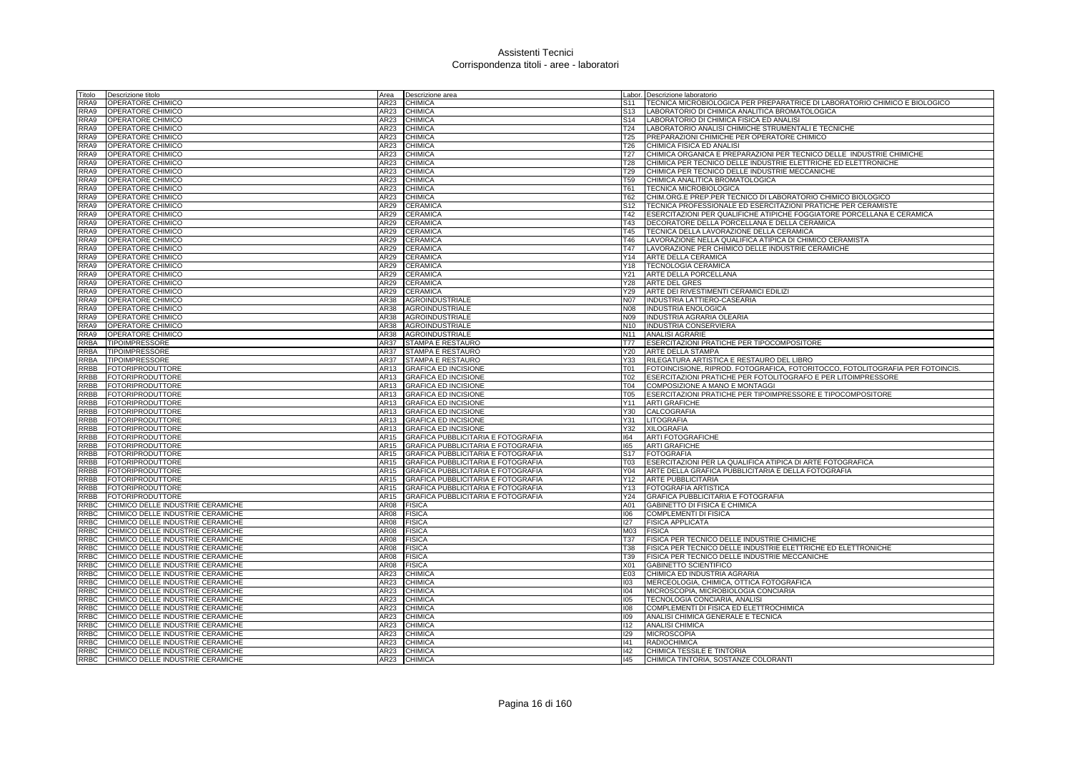# Assistenti Tecnici
## Corrispondenza titoli - aree - laboratori

| Titolo | Descrizione titolo | Area | Descrizione area | Labor. | Descrizione laboratorio |
|---|---|---|---|---|---|
| RRA9 | OPERATORE CHIMICO | AR23 | CHIMICA | S11 | TECNICA MICROBIOLOGICA PER PREPARATRICE DI LABORATORIO CHIMICO E BIOLOGICO |
| RRA9 | OPERATORE CHIMICO | AR23 | CHIMICA | S13 | LABORATORIO DI CHIMICA ANALITICA BROMATOLOGICA |
| RRA9 | OPERATORE CHIMICO | AR23 | CHIMICA | S14 | LABORATORIO DI CHIMICA FISICA ED ANALISI |
| RRA9 | OPERATORE CHIMICO | AR23 | CHIMICA | T24 | LABORATORIO ANALISI CHIMICHE STRUMENTALI E TECNICHE |
| RRA9 | OPERATORE CHIMICO | AR23 | CHIMICA | T25 | PREPARAZIONI CHIMICHE PER OPERATORE CHIMICO |
| RRA9 | OPERATORE CHIMICO | AR23 | CHIMICA | T26 | CHIMICA FISICA ED ANALISI |
| RRA9 | OPERATORE CHIMICO | AR23 | CHIMICA | T27 | CHIMICA ORGANICA E PREPARAZIONI PER TECNICO DELLE INDUSTRIE CHIMICHE |
| RRA9 | OPERATORE CHIMICO | AR23 | CHIMICA | T28 | CHIMICA PER TECNICO DELLE INDUSTRIE ELETTRICHE ED ELETTRONICHE |
| RRA9 | OPERATORE CHIMICO | AR23 | CHIMICA | T29 | CHIMICA PER TECNICO DELLE INDUSTRIE MECCANICHE |
| RRA9 | OPERATORE CHIMICO | AR23 | CHIMICA | T59 | CHIMICA ANALITICA BROMATOLOGICA |
| RRA9 | OPERATORE CHIMICO | AR23 | CHIMICA | T61 | TECNICA MICROBIOLOGICA |
| RRA9 | OPERATORE CHIMICO | AR23 | CHIMICA | T62 | CHIM.ORG.E PREP.PER TECNICO DI LABORATORIO CHIMICO BIOLOGICO |
| RRA9 | OPERATORE CHIMICO | AR29 | CERAMICA | S12 | TECNICA PROFESSIONALE ED ESERCITAZIONI PRATICHE PER CERAMISTE |
| RRA9 | OPERATORE CHIMICO | AR29 | CERAMICA | T42 | ESERCITAZIONI PER QUALIFICHE ATIPICHE FOGGIATORE PORCELLANA E CERAMICA |
| RRA9 | OPERATORE CHIMICO | AR29 | CERAMICA | T43 | DECORATORE DELLA PORCELLANA E DELLA CERAMICA |
| RRA9 | OPERATORE CHIMICO | AR29 | CERAMICA | T45 | TECNICA DELLA LAVORAZIONE DELLA CERAMICA |
| RRA9 | OPERATORE CHIMICO | AR29 | CERAMICA | T46 | LAVORAZIONE NELLA QUALIFICA ATIPICA DI CHIMICO CERAMISTA |
| RRA9 | OPERATORE CHIMICO | AR29 | CERAMICA | T47 | LAVORAZIONE PER CHIMICO DELLE INDUSTRIE CERAMICHE |
| RRA9 | OPERATORE CHIMICO | AR29 | CERAMICA | Y14 | ARTE DELLA CERAMICA |
| RRA9 | OPERATORE CHIMICO | AR29 | CERAMICA | Y18 | TECNOLOGIA CERAMICA |
| RRA9 | OPERATORE CHIMICO | AR29 | CERAMICA | Y21 | ARTE DELLA PORCELLANA |
| RRA9 | OPERATORE CHIMICO | AR29 | CERAMICA | Y28 | ARTE DEL GRES |
| RRA9 | OPERATORE CHIMICO | AR29 | CERAMICA | Y29 | ARTE DEI RIVESTIMENTI CERAMICI EDILIZI |
| RRA9 | OPERATORE CHIMICO | AR38 | AGROINDUSTRIALE | N07 | INDUSTRIA LATTIERO-CASEARIA |
| RRA9 | OPERATORE CHIMICO | AR38 | AGROINDUSTRIALE | N08 | INDUSTRIA ENOLOGICA |
| RRA9 | OPERATORE CHIMICO | AR38 | AGROINDUSTRIALE | N09 | INDUSTRIA AGRARIA OLEARIA |
| RRA9 | OPERATORE CHIMICO | AR38 | AGROINDUSTRIALE | N10 | INDUSTRIA CONSERVIERA |
| RRA9 | OPERATORE CHIMICO | AR38 | AGROINDUSTRIALE | N11 | ANALISI AGRARIE |
| RRBA | TIPOIMPRESSORE | AR37 | STAMPA E RESTAURO | T77 | ESERCITAZIONI PRATICHE PER TIPOCOMPOSITORE |
| RRBA | TIPOIMPRESSORE | AR37 | STAMPA E RESTAURO | Y20 | ARTE DELLA STAMPA |
| RRBA | TIPOIMPRESSORE | AR37 | STAMPA E RESTAURO | Y33 | RILEGATURA ARTISTICA E RESTAURO DEL LIBRO |
| RRBB | FOTORIPRODUTTORE | AR13 | GRAFICA ED INCISIONE | T01 | FOTOINCISIONE, RIPROD. FOTOGRAFICA, FOTORITOCCO, FOTOLITOGRAFIA PER FOTOINCIS. |
| RRBB | FOTORIPRODUTTORE | AR13 | GRAFICA ED INCISIONE | T02 | ESERCITAZIONI PRATICHE PER FOTOLITOGRAFO E PER LITOIMPRESSORE |
| RRBB | FOTORIPRODUTTORE | AR13 | GRAFICA ED INCISIONE | T04 | COMPOSIZIONE A MANO E MONTAGGI |
| RRBB | FOTORIPRODUTTORE | AR13 | GRAFICA ED INCISIONE | T05 | ESERCITAZIONI PRATICHE PER TIPOIMPRESSORE E TIPOCOMPOSITORE |
| RRBB | FOTORIPRODUTTORE | AR13 | GRAFICA ED INCISIONE | Y11 | ARTI GRAFICHE |
| RRBB | FOTORIPRODUTTORE | AR13 | GRAFICA ED INCISIONE | Y30 | CALCOGRAFIA |
| RRBB | FOTORIPRODUTTORE | AR13 | GRAFICA ED INCISIONE | Y31 | LITOGRAFIA |
| RRBB | FOTORIPRODUTTORE | AR13 | GRAFICA ED INCISIONE | Y32 | XILOGRAFIA |
| RRBB | FOTORIPRODUTTORE | AR15 | GRAFICA PUBBLICITARIA E FOTOGRAFIA | I64 | ARTI FOTOGRAFICHE |
| RRBB | FOTORIPRODUTTORE | AR15 | GRAFICA PUBBLICITARIA E FOTOGRAFIA | I65 | ARTI GRAFICHE |
| RRBB | FOTORIPRODUTTORE | AR15 | GRAFICA PUBBLICITARIA E FOTOGRAFIA | S17 | FOTOGRAFIA |
| RRBB | FOTORIPRODUTTORE | AR15 | GRAFICA PUBBLICITARIA E FOTOGRAFIA | T03 | ESERCITAZIONI PER LA QUALIFICA ATIPICA DI ARTE FOTOGRAFICA |
| RRBB | FOTORIPRODUTTORE | AR15 | GRAFICA PUBBLICITARIA E FOTOGRAFIA | Y04 | ARTE DELLA GRAFICA PUBBLICITARIA E DELLA FOTOGRAFIA |
| RRBB | FOTORIPRODUTTORE | AR15 | GRAFICA PUBBLICITARIA E FOTOGRAFIA | Y12 | ARTE PUBBLICITARIA |
| RRBB | FOTORIPRODUTTORE | AR15 | GRAFICA PUBBLICITARIA E FOTOGRAFIA | Y13 | FOTOGRAFIA ARTISTICA |
| RRBB | FOTORIPRODUTTORE | AR15 | GRAFICA PUBBLICITARIA E FOTOGRAFIA | Y24 | GRAFICA PUBBLICITARIA E FOTOGRAFIA |
| RRBC | CHIMICO DELLE INDUSTRIE CERAMICHE | AR08 | FISICA | A01 | GABINETTO DI FISICA E CHIMICA |
| RRBC | CHIMICO DELLE INDUSTRIE CERAMICHE | AR08 | FISICA | I06 | COMPLEMENTI DI FISICA |
| RRBC | CHIMICO DELLE INDUSTRIE CERAMICHE | AR08 | FISICA | I27 | FISICA APPLICATA |
| RRBC | CHIMICO DELLE INDUSTRIE CERAMICHE | AR08 | FISICA | M03 | FISICA |
| RRBC | CHIMICO DELLE INDUSTRIE CERAMICHE | AR08 | FISICA | T37 | FISICA PER TECNICO DELLE INDUSTRIE CHIMICHE |
| RRBC | CHIMICO DELLE INDUSTRIE CERAMICHE | AR08 | FISICA | T38 | FISICA PER TECNICO DELLE INDUSTRIE ELETTRICHE ED ELETTRONICHE |
| RRBC | CHIMICO DELLE INDUSTRIE CERAMICHE | AR08 | FISICA | T39 | FISICA PER TECNICO DELLE INDUSTRIE MECCANICHE |
| RRBC | CHIMICO DELLE INDUSTRIE CERAMICHE | AR08 | FISICA | X01 | GABINETTO SCIENTIFICO |
| RRBC | CHIMICO DELLE INDUSTRIE CERAMICHE | AR23 | CHIMICA | E03 | CHIMICA ED INDUSTRIA AGRARIA |
| RRBC | CHIMICO DELLE INDUSTRIE CERAMICHE | AR23 | CHIMICA | I03 | MERCEOLOGIA, CHIMICA, OTTICA FOTOGRAFICA |
| RRBC | CHIMICO DELLE INDUSTRIE CERAMICHE | AR23 | CHIMICA | I04 | MICROSCOPIA, MICROBIOLOGIA CONCIARIA |
| RRBC | CHIMICO DELLE INDUSTRIE CERAMICHE | AR23 | CHIMICA | I05 | TECNOLOGIA CONCIARIA, ANALISI |
| RRBC | CHIMICO DELLE INDUSTRIE CERAMICHE | AR23 | CHIMICA | I08 | COMPLEMENTI DI FISICA ED ELETTROCHIMICA |
| RRBC | CHIMICO DELLE INDUSTRIE CERAMICHE | AR23 | CHIMICA | I09 | ANALISI CHIMICA GENERALE E TECNICA |
| RRBC | CHIMICO DELLE INDUSTRIE CERAMICHE | AR23 | CHIMICA | I12 | ANALISI CHIMICA |
| RRBC | CHIMICO DELLE INDUSTRIE CERAMICHE | AR23 | CHIMICA | I29 | MICROSCOPIA |
| RRBC | CHIMICO DELLE INDUSTRIE CERAMICHE | AR23 | CHIMICA | I41 | RADIOCHIMICA |
| RRBC | CHIMICO DELLE INDUSTRIE CERAMICHE | AR23 | CHIMICA | I42 | CHIMICA TESSILE E TINTORIA |
| RRBC | CHIMICO DELLE INDUSTRIE CERAMICHE | AR23 | CHIMICA | I45 | CHIMICA TINTORIA, SOSTANZE COLORANTI |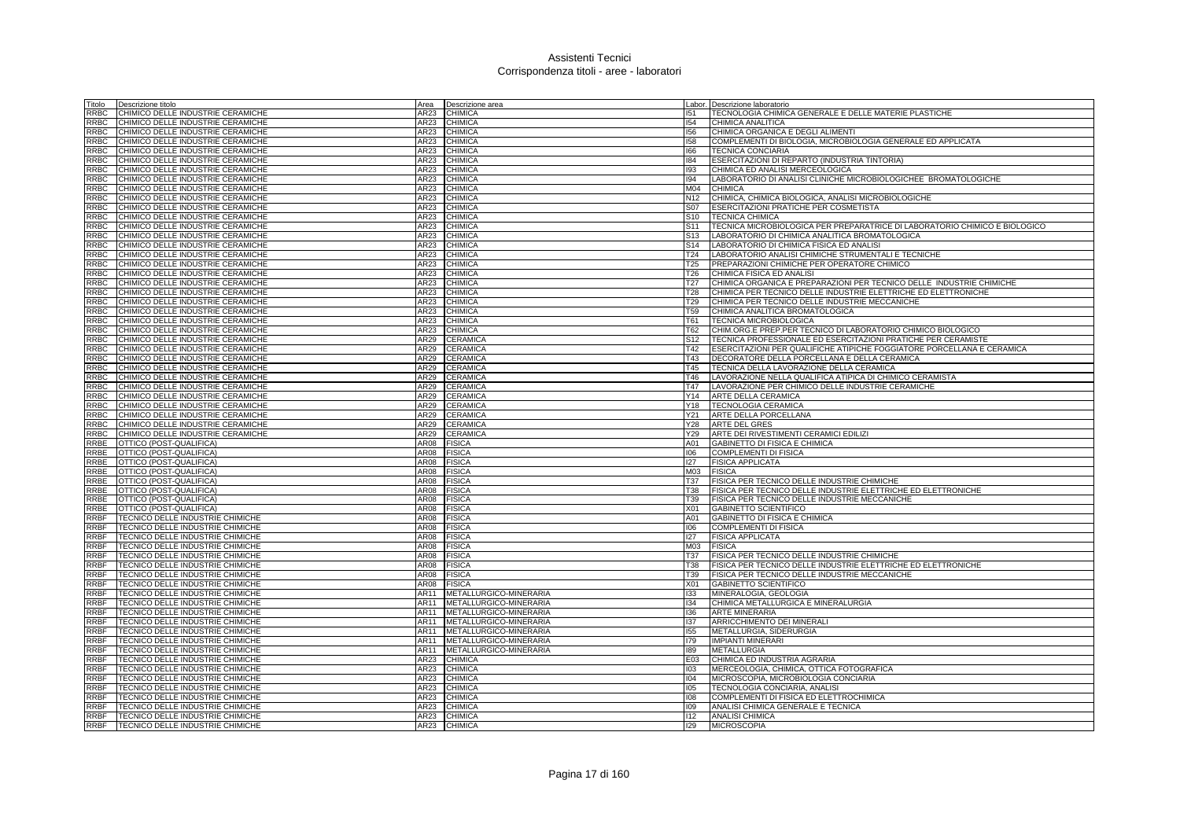# Assistenti Tecnici
## Corrispondenza titoli - aree - laboratori

| Titolo | Descrizione titolo | Area | Descrizione area | Labor. | Descrizione laboratorio |
|---|---|---|---|---|---|
| RRBC | CHIMICO DELLE INDUSTRIE CERAMICHE | AR23 | CHIMICA | I51 | TECNOLOGIA CHIMICA GENERALE E DELLE MATERIE PLASTICHE |
| RRBC | CHIMICO DELLE INDUSTRIE CERAMICHE | AR23 | CHIMICA | I54 | CHIMICA ANALITICA |
| RRBC | CHIMICO DELLE INDUSTRIE CERAMICHE | AR23 | CHIMICA | I56 | CHIMICA ORGANICA E DEGLI ALIMENTI |
| RRBC | CHIMICO DELLE INDUSTRIE CERAMICHE | AR23 | CHIMICA | I58 | COMPLEMENTI DI BIOLOGIA, MICROBIOLOGIA GENERALE ED APPLICATA |
| RRBC | CHIMICO DELLE INDUSTRIE CERAMICHE | AR23 | CHIMICA | I66 | TECNICA CONCIARIA |
| RRBC | CHIMICO DELLE INDUSTRIE CERAMICHE | AR23 | CHIMICA | I84 | ESERCITAZIONI DI REPARTO (INDUSTRIA TINTORIA) |
| RRBC | CHIMICO DELLE INDUSTRIE CERAMICHE | AR23 | CHIMICA | I93 | CHIMICA ED ANALISI MERCEOLOGICA |
| RRBC | CHIMICO DELLE INDUSTRIE CERAMICHE | AR23 | CHIMICA | I94 | LABORATORIO DI ANALISI CLINICHE MICROBIOLOGICHEE BROMATOLOGICHE |
| RRBC | CHIMICO DELLE INDUSTRIE CERAMICHE | AR23 | CHIMICA | M04 | CHIMICA |
| RRBC | CHIMICO DELLE INDUSTRIE CERAMICHE | AR23 | CHIMICA | N12 | CHIMICA, CHIMICA BIOLOGICA, ANALISI MICROBIOLOGICHE |
| RRBC | CHIMICO DELLE INDUSTRIE CERAMICHE | AR23 | CHIMICA | S07 | ESERCITAZIONI PRATICHE PER COSMETISTA |
| RRBC | CHIMICO DELLE INDUSTRIE CERAMICHE | AR23 | CHIMICA | S10 | TECNICA CHIMICA |
| RRBC | CHIMICO DELLE INDUSTRIE CERAMICHE | AR23 | CHIMICA | S11 | TECNICA MICROBIOLOGICA PER PREPARATRICE DI LABORATORIO CHIMICO E BIOLOGICO |
| RRBC | CHIMICO DELLE INDUSTRIE CERAMICHE | AR23 | CHIMICA | S13 | LABORATORIO DI CHIMICA ANALITICA BROMATOLOGICA |
| RRBC | CHIMICO DELLE INDUSTRIE CERAMICHE | AR23 | CHIMICA | S14 | LABORATORIO DI CHIMICA FISICA ED ANALISI |
| RRBC | CHIMICO DELLE INDUSTRIE CERAMICHE | AR23 | CHIMICA | T24 | LABORATORIO ANALISI CHIMICHE STRUMENTALI E TECNICHE |
| RRBC | CHIMICO DELLE INDUSTRIE CERAMICHE | AR23 | CHIMICA | T25 | PREPARAZIONI CHIMICHE PER OPERATORE CHIMICO |
| RRBC | CHIMICO DELLE INDUSTRIE CERAMICHE | AR23 | CHIMICA | T26 | CHIMICA FISICA ED ANALISI |
| RRBC | CHIMICO DELLE INDUSTRIE CERAMICHE | AR23 | CHIMICA | T27 | CHIMICA ORGANICA E PREPARAZIONI PER TECNICO DELLE INDUSTRIE CHIMICHE |
| RRBC | CHIMICO DELLE INDUSTRIE CERAMICHE | AR23 | CHIMICA | T28 | CHIMICA PER TECNICO DELLE INDUSTRIE ELETTRICHE ED ELETTRONICHE |
| RRBC | CHIMICO DELLE INDUSTRIE CERAMICHE | AR23 | CHIMICA | T29 | CHIMICA PER TECNICO DELLE INDUSTRIE MECCANICHE |
| RRBC | CHIMICO DELLE INDUSTRIE CERAMICHE | AR23 | CHIMICA | T59 | CHIMICA ANALITICA BROMATOLOGICA |
| RRBC | CHIMICO DELLE INDUSTRIE CERAMICHE | AR23 | CHIMICA | T61 | TECNICA MICROBIOLOGICA |
| RRBC | CHIMICO DELLE INDUSTRIE CERAMICHE | AR23 | CHIMICA | T62 | CHIM.ORG.E PREP.PER TECNICO DI LABORATORIO CHIMICO BIOLOGICO |
| RRBC | CHIMICO DELLE INDUSTRIE CERAMICHE | AR29 | CERAMICA | S12 | TECNICA PROFESSIONALE ED ESERCITAZIONI PRATICHE PER CERAMISTE |
| RRBC | CHIMICO DELLE INDUSTRIE CERAMICHE | AR29 | CERAMICA | T42 | ESERCITAZIONI PER QUALIFICHE ATIPICHE FOGGIATORE PORCELLANA E CERAMICA |
| RRBC | CHIMICO DELLE INDUSTRIE CERAMICHE | AR29 | CERAMICA | T43 | DECORATORE DELLA PORCELLANA E DELLA CERAMICA |
| RRBC | CHIMICO DELLE INDUSTRIE CERAMICHE | AR29 | CERAMICA | T45 | TECNICA DELLA LAVORAZIONE DELLA CERAMICA |
| RRBC | CHIMICO DELLE INDUSTRIE CERAMICHE | AR29 | CERAMICA | T46 | LAVORAZIONE NELLA QUALIFICA ATIPICA DI CHIMICO CERAMISTA |
| RRBC | CHIMICO DELLE INDUSTRIE CERAMICHE | AR29 | CERAMICA | T47 | LAVORAZIONE PER CHIMICO DELLE INDUSTRIE CERAMICHE |
| RRBC | CHIMICO DELLE INDUSTRIE CERAMICHE | AR29 | CERAMICA | Y14 | ARTE DELLA CERAMICA |
| RRBC | CHIMICO DELLE INDUSTRIE CERAMICHE | AR29 | CERAMICA | Y18 | TECNOLOGIA CERAMICA |
| RRBC | CHIMICO DELLE INDUSTRIE CERAMICHE | AR29 | CERAMICA | Y21 | ARTE DELLA PORCELLANA |
| RRBC | CHIMICO DELLE INDUSTRIE CERAMICHE | AR29 | CERAMICA | Y28 | ARTE DEL GRES |
| RRBC | CHIMICO DELLE INDUSTRIE CERAMICHE | AR29 | CERAMICA | Y29 | ARTE DEI RIVESTIMENTI CERAMICI EDILIZI |
| RRBE | OTTICO (POST-QUALIFICA) | AR08 | FISICA | A01 | GABINETTO DI FISICA E CHIMICA |
| RRBE | OTTICO (POST-QUALIFICA) | AR08 | FISICA | I06 | COMPLEMENTI DI FISICA |
| RRBE | OTTICO (POST-QUALIFICA) | AR08 | FISICA | I27 | FISICA APPLICATA |
| RRBE | OTTICO (POST-QUALIFICA) | AR08 | FISICA | M03 | FISICA |
| RRBE | OTTICO (POST-QUALIFICA) | AR08 | FISICA | T37 | FISICA PER TECNICO DELLE INDUSTRIE CHIMICHE |
| RRBE | OTTICO (POST-QUALIFICA) | AR08 | FISICA | T38 | FISICA PER TECNICO DELLE INDUSTRIE ELETTRICHE ED ELETTRONICHE |
| RRBE | OTTICO (POST-QUALIFICA) | AR08 | FISICA | T39 | FISICA PER TECNICO DELLE INDUSTRIE MECCANICHE |
| RRBE | OTTICO (POST-QUALIFICA) | AR08 | FISICA | X01 | GABINETTO SCIENTIFICO |
| RRBF | TECNICO DELLE INDUSTRIE CHIMICHE | AR08 | FISICA | A01 | GABINETTO DI FISICA E CHIMICA |
| RRBF | TECNICO DELLE INDUSTRIE CHIMICHE | AR08 | FISICA | I06 | COMPLEMENTI DI FISICA |
| RRBF | TECNICO DELLE INDUSTRIE CHIMICHE | AR08 | FISICA | I27 | FISICA APPLICATA |
| RRBF | TECNICO DELLE INDUSTRIE CHIMICHE | AR08 | FISICA | M03 | FISICA |
| RRBF | TECNICO DELLE INDUSTRIE CHIMICHE | AR08 | FISICA | T37 | FISICA PER TECNICO DELLE INDUSTRIE CHIMICHE |
| RRBF | TECNICO DELLE INDUSTRIE CHIMICHE | AR08 | FISICA | T38 | FISICA PER TECNICO DELLE INDUSTRIE ELETTRICHE ED ELETTRONICHE |
| RRBF | TECNICO DELLE INDUSTRIE CHIMICHE | AR08 | FISICA | T39 | FISICA PER TECNICO DELLE INDUSTRIE MECCANICHE |
| RRBF | TECNICO DELLE INDUSTRIE CHIMICHE | AR08 | FISICA | X01 | GABINETTO SCIENTIFICO |
| RRBF | TECNICO DELLE INDUSTRIE CHIMICHE | AR11 | METALLURGICO-MINERARIA | I33 | MINERALOGIA, GEOLOGIA |
| RRBF | TECNICO DELLE INDUSTRIE CHIMICHE | AR11 | METALLURGICO-MINERARIA | I34 | CHIMICA METALLURGICA E MINERALURGIA |
| RRBF | TECNICO DELLE INDUSTRIE CHIMICHE | AR11 | METALLURGICO-MINERARIA | I36 | ARTE MINERARIA |
| RRBF | TECNICO DELLE INDUSTRIE CHIMICHE | AR11 | METALLURGICO-MINERARIA | I37 | ARRICCHIMENTO DEI MINERALI |
| RRBF | TECNICO DELLE INDUSTRIE CHIMICHE | AR11 | METALLURGICO-MINERARIA | I55 | METALLURGIA, SIDERURGIA |
| RRBF | TECNICO DELLE INDUSTRIE CHIMICHE | AR11 | METALLURGICO-MINERARIA | I79 | IMPIANTI MINERARI |
| RRBF | TECNICO DELLE INDUSTRIE CHIMICHE | AR11 | METALLURGICO-MINERARIA | I89 | METALLURGIA |
| RRBF | TECNICO DELLE INDUSTRIE CHIMICHE | AR23 | CHIMICA | E03 | CHIMICA ED INDUSTRIA AGRARIA |
| RRBF | TECNICO DELLE INDUSTRIE CHIMICHE | AR23 | CHIMICA | I03 | MERCEOLOGIA, CHIMICA, OTTICA FOTOGRAFICA |
| RRBF | TECNICO DELLE INDUSTRIE CHIMICHE | AR23 | CHIMICA | I04 | MICROSCOPIA, MICROBIOLOGIA CONCIARIA |
| RRBF | TECNICO DELLE INDUSTRIE CHIMICHE | AR23 | CHIMICA | I05 | TECNOLOGIA CONCIARIA, ANALISI |
| RRBF | TECNICO DELLE INDUSTRIE CHIMICHE | AR23 | CHIMICA | I08 | COMPLEMENTI DI FISICA ED ELETTROCHIMICA |
| RRBF | TECNICO DELLE INDUSTRIE CHIMICHE | AR23 | CHIMICA | I09 | ANALISI CHIMICA GENERALE E TECNICA |
| RRBF | TECNICO DELLE INDUSTRIE CHIMICHE | AR23 | CHIMICA | I12 | ANALISI CHIMICA |
| RRBF | TECNICO DELLE INDUSTRIE CHIMICHE | AR23 | CHIMICA | I29 | MICROSCOPIA |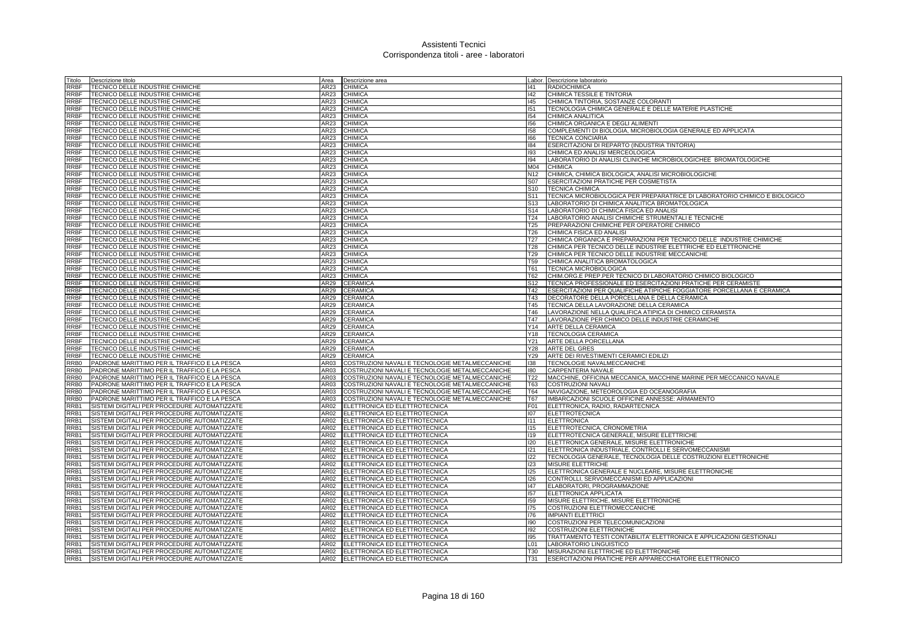# Assistenti Tecnici
## Corrispondenza titoli - aree - laboratori

| Titolo | Descrizione titolo | Area | Descrizione area | Labor. | Descrizione laboratorio |
|---|---|---|---|---|---|
| RRBF | TECNICO DELLE INDUSTRIE CHIMICHE | AR23 | CHIMICA | I41 | RADIOCHIMICA |
| RRBF | TECNICO DELLE INDUSTRIE CHIMICHE | AR23 | CHIMICA | I42 | CHIMICA TESSILE E TINTORIA |
| RRBF | TECNICO DELLE INDUSTRIE CHIMICHE | AR23 | CHIMICA | I45 | CHIMICA TINTORIA, SOSTANZE COLORANTI |
| RRBF | TECNICO DELLE INDUSTRIE CHIMICHE | AR23 | CHIMICA | I51 | TECNOLOGIA CHIMICA GENERALE E DELLE MATERIE PLASTICHE |
| RRBF | TECNICO DELLE INDUSTRIE CHIMICHE | AR23 | CHIMICA | I54 | CHIMICA ANALITICA |
| RRBF | TECNICO DELLE INDUSTRIE CHIMICHE | AR23 | CHIMICA | I56 | CHIMICA ORGANICA E DEGLI ALIMENTI |
| RRBF | TECNICO DELLE INDUSTRIE CHIMICHE | AR23 | CHIMICA | I58 | COMPLEMENTI DI BIOLOGIA, MICROBIOLOGIA GENERALE ED APPLICATA |
| RRBF | TECNICO DELLE INDUSTRIE CHIMICHE | AR23 | CHIMICA | I66 | TECNICA CONCIARIA |
| RRBF | TECNICO DELLE INDUSTRIE CHIMICHE | AR23 | CHIMICA | I84 | ESERCITAZIONI DI REPARTO (INDUSTRIA TINTORIA) |
| RRBF | TECNICO DELLE INDUSTRIE CHIMICHE | AR23 | CHIMICA | I93 | CHIMICA ED ANALISI MERCEOLOGICA |
| RRBF | TECNICO DELLE INDUSTRIE CHIMICHE | AR23 | CHIMICA | I94 | LABORATORIO DI ANALISI CLINICHE MICROBIOLOGICHEE BROMATOLOGICHE |
| RRBF | TECNICO DELLE INDUSTRIE CHIMICHE | AR23 | CHIMICA | M04 | CHIMICA |
| RRBF | TECNICO DELLE INDUSTRIE CHIMICHE | AR23 | CHIMICA | N12 | CHIMICA, CHIMICA BIOLOGICA, ANALISI MICROBIOLOGICHE |
| RRBF | TECNICO DELLE INDUSTRIE CHIMICHE | AR23 | CHIMICA | S07 | ESERCITAZIONI PRATICHE PER COSMETISTA |
| RRBF | TECNICO DELLE INDUSTRIE CHIMICHE | AR23 | CHIMICA | S10 | TECNICA CHIMICA |
| RRBF | TECNICO DELLE INDUSTRIE CHIMICHE | AR23 | CHIMICA | S11 | TECNICA MICROBIOLOGICA PER PREPARATRICE DI LABORATORIO CHIMICO E BIOLOGICO |
| RRBF | TECNICO DELLE INDUSTRIE CHIMICHE | AR23 | CHIMICA | S13 | LABORATORIO DI CHIMICA ANALITICA BROMATOLOGICA |
| RRBF | TECNICO DELLE INDUSTRIE CHIMICHE | AR23 | CHIMICA | S14 | LABORATORIO DI CHIMICA FISICA ED ANALISI |
| RRBF | TECNICO DELLE INDUSTRIE CHIMICHE | AR23 | CHIMICA | T24 | LABORATORIO ANALISI CHIMICHE STRUMENTALI E TECNICHE |
| RRBF | TECNICO DELLE INDUSTRIE CHIMICHE | AR23 | CHIMICA | T25 | PREPARAZIONI CHIMICHE PER OPERATORE CHIMICO |
| RRBF | TECNICO DELLE INDUSTRIE CHIMICHE | AR23 | CHIMICA | T26 | CHIMICA FISICA ED ANALISI |
| RRBF | TECNICO DELLE INDUSTRIE CHIMICHE | AR23 | CHIMICA | T27 | CHIMICA ORGANICA E PREPARAZIONI PER TECNICO DELLE INDUSTRIE CHIMICHE |
| RRBF | TECNICO DELLE INDUSTRIE CHIMICHE | AR23 | CHIMICA | T28 | CHIMICA PER TECNICO DELLE INDUSTRIE ELETTRICHE ED ELETTRONICHE |
| RRBF | TECNICO DELLE INDUSTRIE CHIMICHE | AR23 | CHIMICA | T29 | CHIMICA PER TECNICO DELLE INDUSTRIE MECCANICHE |
| RRBF | TECNICO DELLE INDUSTRIE CHIMICHE | AR23 | CHIMICA | T59 | CHIMICA ANALITICA BROMATOLOGICA |
| RRBF | TECNICO DELLE INDUSTRIE CHIMICHE | AR23 | CHIMICA | T61 | TECNICA MICROBIOLOGICA |
| RRBF | TECNICO DELLE INDUSTRIE CHIMICHE | AR23 | CHIMICA | T62 | CHIM.ORG.E PREP.PER TECNICO DI LABORATORIO CHIMICO BIOLOGICO |
| RRBF | TECNICO DELLE INDUSTRIE CHIMICHE | AR29 | CERAMICA | S12 | TECNICA PROFESSIONALE ED ESERCITAZIONI PRATICHE PER CERAMISTE |
| RRBF | TECNICO DELLE INDUSTRIE CHIMICHE | AR29 | CERAMICA | T42 | ESERCITAZIONI PER QUALIFICHE ATIPICHE FOGGIATORE PORCELLANA E CERAMICA |
| RRBF | TECNICO DELLE INDUSTRIE CHIMICHE | AR29 | CERAMICA | T43 | DECORATORE DELLA PORCELLANA E DELLA CERAMICA |
| RRBF | TECNICO DELLE INDUSTRIE CHIMICHE | AR29 | CERAMICA | T45 | TECNICA DELLA LAVORAZIONE DELLA CERAMICA |
| RRBF | TECNICO DELLE INDUSTRIE CHIMICHE | AR29 | CERAMICA | T46 | LAVORAZIONE NELLA QUALIFICA ATIPICA DI CHIMICO CERAMISTA |
| RRBF | TECNICO DELLE INDUSTRIE CHIMICHE | AR29 | CERAMICA | T47 | LAVORAZIONE PER CHIMICO DELLE INDUSTRIE CERAMICHE |
| RRBF | TECNICO DELLE INDUSTRIE CHIMICHE | AR29 | CERAMICA | Y14 | ARTE DELLA CERAMICA |
| RRBF | TECNICO DELLE INDUSTRIE CHIMICHE | AR29 | CERAMICA | Y18 | TECNOLOGIA CERAMICA |
| RRBF | TECNICO DELLE INDUSTRIE CHIMICHE | AR29 | CERAMICA | Y21 | ARTE DELLA PORCELLANA |
| RRBF | TECNICO DELLE INDUSTRIE CHIMICHE | AR29 | CERAMICA | Y28 | ARTE DEL GRES |
| RRBF | TECNICO DELLE INDUSTRIE CHIMICHE | AR29 | CERAMICA | Y29 | ARTE DEI RIVESTIMENTI CERAMICI EDILIZI |
| RRB0 | PADRONE MARITTIMO PER IL TRAFFICO E LA PESCA | AR03 | COSTRUZIONI NAVALI E TECNOLOGIE METALMECCANICHE | I38 | TECNOLOGIE NAVALMECCANICHE |
| RRB0 | PADRONE MARITTIMO PER IL TRAFFICO E LA PESCA | AR03 | COSTRUZIONI NAVALI E TECNOLOGIE METALMECCANICHE | I80 | CARPENTERIA NAVALE |
| RRB0 | PADRONE MARITTIMO PER IL TRAFFICO E LA PESCA | AR03 | COSTRUZIONI NAVALI E TECNOLOGIE METALMECCANICHE | T22 | MACCHINE, OFFICINA MECCANICA, MACCHINE MARINE PER MECCANICO NAVALE |
| RRB0 | PADRONE MARITTIMO PER IL TRAFFICO E LA PESCA | AR03 | COSTRUZIONI NAVALI E TECNOLOGIE METALMECCANICHE | T63 | COSTRUZIONI NAVALI |
| RRB0 | PADRONE MARITTIMO PER IL TRAFFICO E LA PESCA | AR03 | COSTRUZIONI NAVALI E TECNOLOGIE METALMECCANICHE | T64 | NAVIGAZIONE, METEOROLOGIA ED OCEANOGRAFIA |
| RRB0 | PADRONE MARITTIMO PER IL TRAFFICO E LA PESCA | AR03 | COSTRUZIONI NAVALI E TECNOLOGIE METALMECCANICHE | T67 | IMBARCAZIONI SCUOLE OFFICINE ANNESSE: ARMAMENTO |
| RRB1 | SISTEMI DIGITALI PER PROCEDURE AUTOMATIZZATE | AR02 | ELETTRONICA ED ELETTROTECNICA | F01 | ELETTRONICA, RADIO, RADARTECNICA |
| RRB1 | SISTEMI DIGITALI PER PROCEDURE AUTOMATIZZATE | AR02 | ELETTRONICA ED ELETTROTECNICA | I07 | ELETTROTECNICA |
| RRB1 | SISTEMI DIGITALI PER PROCEDURE AUTOMATIZZATE | AR02 | ELETTRONICA ED ELETTROTECNICA | I11 | ELETTRONICA |
| RRB1 | SISTEMI DIGITALI PER PROCEDURE AUTOMATIZZATE | AR02 | ELETTRONICA ED ELETTROTECNICA | I15 | ELETTROTECNICA, CRONOMETRIA |
| RRB1 | SISTEMI DIGITALI PER PROCEDURE AUTOMATIZZATE | AR02 | ELETTRONICA ED ELETTROTECNICA | I19 | ELETTROTECNICA GENERALE, MISURE ELETTRICHE |
| RRB1 | SISTEMI DIGITALI PER PROCEDURE AUTOMATIZZATE | AR02 | ELETTRONICA ED ELETTROTECNICA | I20 | ELETTRONICA GENERALE, MISURE ELETTRONICHE |
| RRB1 | SISTEMI DIGITALI PER PROCEDURE AUTOMATIZZATE | AR02 | ELETTRONICA ED ELETTROTECNICA | I21 | ELETTRONICA INDUSTRIALE, CONTROLLI E SERVOMECCANISMI |
| RRB1 | SISTEMI DIGITALI PER PROCEDURE AUTOMATIZZATE | AR02 | ELETTRONICA ED ELETTROTECNICA | I22 | TECNOLOGIA GENERALE, TECNOLOGIA DELLE COSTRUZIONI ELETTRONICHE |
| RRB1 | SISTEMI DIGITALI PER PROCEDURE AUTOMATIZZATE | AR02 | ELETTRONICA ED ELETTROTECNICA | I23 | MISURE ELETTRICHE |
| RRB1 | SISTEMI DIGITALI PER PROCEDURE AUTOMATIZZATE | AR02 | ELETTRONICA ED ELETTROTECNICA | I25 | ELETTRONICA GENERALE E NUCLEARE, MISURE ELETTRONICHE |
| RRB1 | SISTEMI DIGITALI PER PROCEDURE AUTOMATIZZATE | AR02 | ELETTRONICA ED ELETTROTECNICA | I26 | CONTROLLI, SERVOMECCANISMI ED APPLICAZIONI |
| RRB1 | SISTEMI DIGITALI PER PROCEDURE AUTOMATIZZATE | AR02 | ELETTRONICA ED ELETTROTECNICA | I47 | ELABORATORI, PROGRAMMAZIONE |
| RRB1 | SISTEMI DIGITALI PER PROCEDURE AUTOMATIZZATE | AR02 | ELETTRONICA ED ELETTROTECNICA | I57 | ELETTRONICA APPLICATA |
| RRB1 | SISTEMI DIGITALI PER PROCEDURE AUTOMATIZZATE | AR02 | ELETTRONICA ED ELETTROTECNICA | I59 | MISURE ELETTRICHE, MISURE ELETTRONICHE |
| RRB1 | SISTEMI DIGITALI PER PROCEDURE AUTOMATIZZATE | AR02 | ELETTRONICA ED ELETTROTECNICA | I75 | COSTRUZIONI ELETTROMECCANICHE |
| RRB1 | SISTEMI DIGITALI PER PROCEDURE AUTOMATIZZATE | AR02 | ELETTRONICA ED ELETTROTECNICA | I76 | IMPIANTI ELETTRICI |
| RRB1 | SISTEMI DIGITALI PER PROCEDURE AUTOMATIZZATE | AR02 | ELETTRONICA ED ELETTROTECNICA | I90 | COSTRUZIONI PER TELECOMUNICAZIONI |
| RRB1 | SISTEMI DIGITALI PER PROCEDURE AUTOMATIZZATE | AR02 | ELETTRONICA ED ELETTROTECNICA | I92 | COSTRUZIONI ELETTRONICHE |
| RRB1 | SISTEMI DIGITALI PER PROCEDURE AUTOMATIZZATE | AR02 | ELETTRONICA ED ELETTROTECNICA | I95 | TRATTAMENTO TESTI CONTABILITA' ELETTRONICA E APPLICAZIONI GESTIONALI |
| RRB1 | SISTEMI DIGITALI PER PROCEDURE AUTOMATIZZATE | AR02 | ELETTRONICA ED ELETTROTECNICA | L01 | LABORATORIO LINGUISTICO |
| RRB1 | SISTEMI DIGITALI PER PROCEDURE AUTOMATIZZATE | AR02 | ELETTRONICA ED ELETTROTECNICA | T30 | MISURAZIONI ELETTRICHE ED ELETTRONICHE |
| RRB1 | SISTEMI DIGITALI PER PROCEDURE AUTOMATIZZATE | AR02 | ELETTRONICA ED ELETTROTECNICA | T31 | ESERCITAZIONI PRATICHE PER APPARECCHIATORE ELETTRONICO |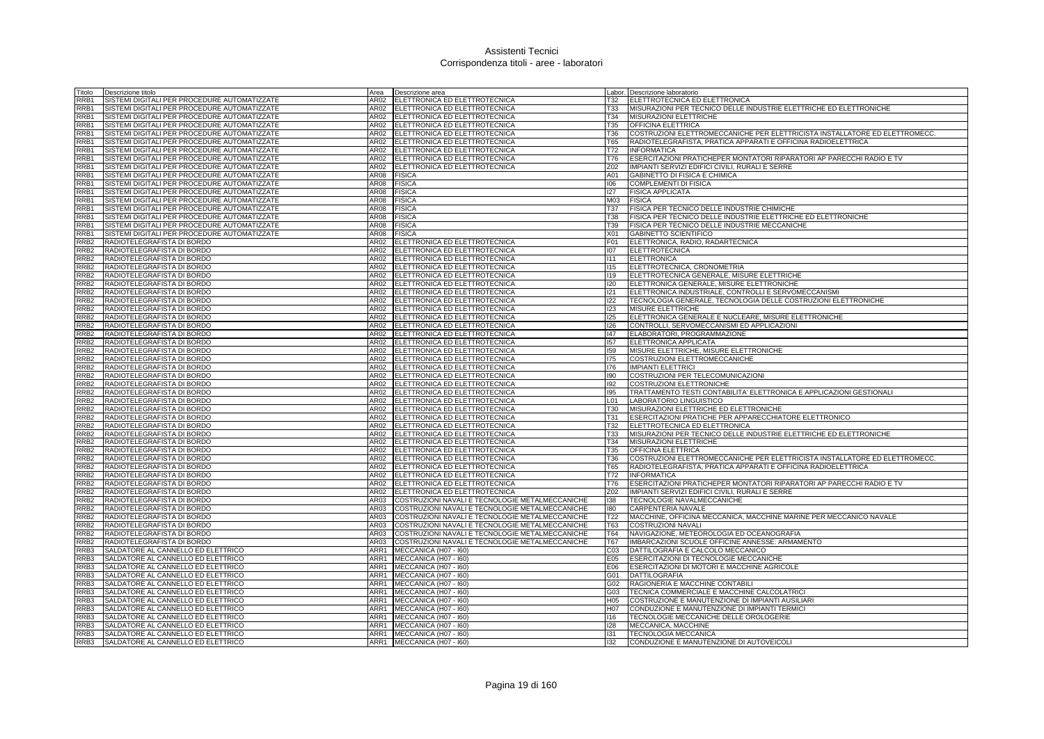# Assistenti Tecnici
## Corrispondenza titoli - aree - laboratori

| Titolo | Descrizione titolo | Area | Descrizione area | Labor. | Descrizione laboratorio |
|---|---|---|---|---|---|
| RRB1 | SISTEMI DIGITALI PER PROCEDURE AUTOMATIZZATE | AR02 | ELETTRONICA ED ELETTROTECNICA | T32 | ELETTROTECNICA ED ELETTRONICA |
| RRB1 | SISTEMI DIGITALI PER PROCEDURE AUTOMATIZZATE | AR02 | ELETTRONICA ED ELETTROTECNICA | T33 | MISURAZIONI PER TECNICO DELLE INDUSTRIE ELETTRICHE ED ELETTRONICHE |
| RRB1 | SISTEMI DIGITALI PER PROCEDURE AUTOMATIZZATE | AR02 | ELETTRONICA ED ELETTROTECNICA | T34 | MISURAZIONI ELETTRICHE |
| RRB1 | SISTEMI DIGITALI PER PROCEDURE AUTOMATIZZATE | AR02 | ELETTRONICA ED ELETTROTECNICA | T35 | OFFICINA ELETTRICA |
| RRB1 | SISTEMI DIGITALI PER PROCEDURE AUTOMATIZZATE | AR02 | ELETTRONICA ED ELETTROTECNICA | T36 | COSTRUZIONI ELETTROMECCANICHE PER ELETTRICISTA INSTALLATORE ED ELETTROMECC. |
| RRB1 | SISTEMI DIGITALI PER PROCEDURE AUTOMATIZZATE | AR02 | ELETTRONICA ED ELETTROTECNICA | T65 | RADIOTELEGRAFISTA, PRATICA APPARATI E OFFICINA RADIOELETTRICA |
| RRB1 | SISTEMI DIGITALI PER PROCEDURE AUTOMATIZZATE | AR02 | ELETTRONICA ED ELETTROTECNICA | T72 | INFORMATICA |
| RRB1 | SISTEMI DIGITALI PER PROCEDURE AUTOMATIZZATE | AR02 | ELETTRONICA ED ELETTROTECNICA | T76 | ESERCITAZIONI PRATICHEPER MONTATORI RIPARATORI AP PARECCHI RADIO E TV |
| RRB1 | SISTEMI DIGITALI PER PROCEDURE AUTOMATIZZATE | AR02 | ELETTRONICA ED ELETTROTECNICA | Z02 | IMPIANTI SERVIZI EDIFICI CIVILI, RURALI E SERRE |
| RRB1 | SISTEMI DIGITALI PER PROCEDURE AUTOMATIZZATE | AR08 | FISICA | A01 | GABINETTO DI FISICA E CHIMICA |
| RRB1 | SISTEMI DIGITALI PER PROCEDURE AUTOMATIZZATE | AR08 | FISICA | I06 | COMPLEMENTI DI FISICA |
| RRB1 | SISTEMI DIGITALI PER PROCEDURE AUTOMATIZZATE | AR08 | FISICA | I27 | FISICA APPLICATA |
| RRB1 | SISTEMI DIGITALI PER PROCEDURE AUTOMATIZZATE | AR08 | FISICA | M03 | FISICA |
| RRB1 | SISTEMI DIGITALI PER PROCEDURE AUTOMATIZZATE | AR08 | FISICA | T37 | FISICA PER TECNICO DELLE INDUSTRIE CHIMICHE |
| RRB1 | SISTEMI DIGITALI PER PROCEDURE AUTOMATIZZATE | AR08 | FISICA | T38 | FISICA PER TECNICO DELLE INDUSTRIE ELETTRICHE ED ELETTRONICHE |
| RRB1 | SISTEMI DIGITALI PER PROCEDURE AUTOMATIZZATE | AR08 | FISICA | T39 | FISICA PER TECNICO DELLE INDUSTRIE MECCANICHE |
| RRB1 | SISTEMI DIGITALI PER PROCEDURE AUTOMATIZZATE | AR08 | FISICA | X01 | GABINETTO SCIENTIFICO |
| RRB2 | RADIOTELEGRAFISTA DI BORDO | AR02 | ELETTRONICA ED ELETTROTECNICA | F01 | ELETTRONICA, RADIO, RADARTECNICA |
| RRB2 | RADIOTELEGRAFISTA DI BORDO | AR02 | ELETTRONICA ED ELETTROTECNICA | I07 | ELETTROTECNICA |
| RRB2 | RADIOTELEGRAFISTA DI BORDO | AR02 | ELETTRONICA ED ELETTROTECNICA | I11 | ELETTRONICA |
| RRB2 | RADIOTELEGRAFISTA DI BORDO | AR02 | ELETTRONICA ED ELETTROTECNICA | I15 | ELETTROTECNICA, CRONOMETRIA |
| RRB2 | RADIOTELEGRAFISTA DI BORDO | AR02 | ELETTRONICA ED ELETTROTECNICA | I19 | ELETTROTECNICA GENERALE, MISURE ELETTRICHE |
| RRB2 | RADIOTELEGRAFISTA DI BORDO | AR02 | ELETTRONICA ED ELETTROTECNICA | I20 | ELETTRONICA GENERALE, MISURE ELETTRONICHE |
| RRB2 | RADIOTELEGRAFISTA DI BORDO | AR02 | ELETTRONICA ED ELETTROTECNICA | I21 | ELETTRONICA INDUSTRIALE, CONTROLLI E SERVOMECCANISMI |
| RRB2 | RADIOTELEGRAFISTA DI BORDO | AR02 | ELETTRONICA ED ELETTROTECNICA | I22 | TECNOLOGIA GENERALE, TECNOLOGIA DELLE COSTRUZIONI ELETTRONICHE |
| RRB2 | RADIOTELEGRAFISTA DI BORDO | AR02 | ELETTRONICA ED ELETTROTECNICA | I23 | MISURE ELETTRICHE |
| RRB2 | RADIOTELEGRAFISTA DI BORDO | AR02 | ELETTRONICA ED ELETTROTECNICA | I25 | ELETTRONICA GENERALE E NUCLEARE, MISURE ELETTRONICHE |
| RRB2 | RADIOTELEGRAFISTA DI BORDO | AR02 | ELETTRONICA ED ELETTROTECNICA | I26 | CONTROLLI, SERVOMECCANISMI ED APPLICAZIONI |
| RRB2 | RADIOTELEGRAFISTA DI BORDO | AR02 | ELETTRONICA ED ELETTROTECNICA | I47 | ELABORATORI, PROGRAMMAZIONE |
| RRB2 | RADIOTELEGRAFISTA DI BORDO | AR02 | ELETTRONICA ED ELETTROTECNICA | I57 | ELETTRONICA APPLICATA |
| RRB2 | RADIOTELEGRAFISTA DI BORDO | AR02 | ELETTRONICA ED ELETTROTECNICA | I59 | MISURE ELETTRICHE, MISURE ELETTRONICHE |
| RRB2 | RADIOTELEGRAFISTA DI BORDO | AR02 | ELETTRONICA ED ELETTROTECNICA | I75 | COSTRUZIONI ELETTROMECCANICHE |
| RRB2 | RADIOTELEGRAFISTA DI BORDO | AR02 | ELETTRONICA ED ELETTROTECNICA | I76 | IMPIANTI ELETTRICI |
| RRB2 | RADIOTELEGRAFISTA DI BORDO | AR02 | ELETTRONICA ED ELETTROTECNICA | I90 | COSTRUZIONI PER TELECOMUNICAZIONI |
| RRB2 | RADIOTELEGRAFISTA DI BORDO | AR02 | ELETTRONICA ED ELETTROTECNICA | I92 | COSTRUZIONI ELETTRONICHE |
| RRB2 | RADIOTELEGRAFISTA DI BORDO | AR02 | ELETTRONICA ED ELETTROTECNICA | I95 | TRATTAMENTO TESTI CONTABILITA' ELETTRONICA E APPLICAZIONI GESTIONALI |
| RRB2 | RADIOTELEGRAFISTA DI BORDO | AR02 | ELETTRONICA ED ELETTROTECNICA | L01 | LABORATORIO LINGUISTICO |
| RRB2 | RADIOTELEGRAFISTA DI BORDO | AR02 | ELETTRONICA ED ELETTROTECNICA | T30 | MISURAZIONI ELETTRICHE ED ELETTRONICHE |
| RRB2 | RADIOTELEGRAFISTA DI BORDO | AR02 | ELETTRONICA ED ELETTROTECNICA | T31 | ESERCITAZIONI PRATICHE PER APPARECCHIATORE ELETTRONICO |
| RRB2 | RADIOTELEGRAFISTA DI BORDO | AR02 | ELETTRONICA ED ELETTROTECNICA | T32 | ELETTROTECNICA ED ELETTRONICA |
| RRB2 | RADIOTELEGRAFISTA DI BORDO | AR02 | ELETTRONICA ED ELETTROTECNICA | T33 | MISURAZIONI PER TECNICO DELLE INDUSTRIE ELETTRICHE ED ELETTRONICHE |
| RRB2 | RADIOTELEGRAFISTA DI BORDO | AR02 | ELETTRONICA ED ELETTROTECNICA | T34 | MISURAZIONI ELETTRICHE |
| RRB2 | RADIOTELEGRAFISTA DI BORDO | AR02 | ELETTRONICA ED ELETTROTECNICA | T35 | OFFICINA ELETTRICA |
| RRB2 | RADIOTELEGRAFISTA DI BORDO | AR02 | ELETTRONICA ED ELETTROTECNICA | T36 | COSTRUZIONI ELETTROMECCANICHE PER ELETTRICISTA INSTALLATORE ED ELETTROMECC. |
| RRB2 | RADIOTELEGRAFISTA DI BORDO | AR02 | ELETTRONICA ED ELETTROTECNICA | T65 | RADIOTELEGRAFISTA, PRATICA APPARATI E OFFICINA RADIOELETTRICA |
| RRB2 | RADIOTELEGRAFISTA DI BORDO | AR02 | ELETTRONICA ED ELETTROTECNICA | T72 | INFORMATICA |
| RRB2 | RADIOTELEGRAFISTA DI BORDO | AR02 | ELETTRONICA ED ELETTROTECNICA | T76 | ESERCITAZIONI PRATICHEPER MONTATORI RIPARATORI AP PARECCHI RADIO E TV |
| RRB2 | RADIOTELEGRAFISTA DI BORDO | AR02 | ELETTRONICA ED ELETTROTECNICA | Z02 | IMPIANTI SERVIZI EDIFICI CIVILI, RURALI E SERRE |
| RRB2 | RADIOTELEGRAFISTA DI BORDO | AR03 | COSTRUZIONI NAVALI E TECNOLOGIE METALMECCANICHE | I38 | TECNOLOGIE NAVALMECCANICHE |
| RRB2 | RADIOTELEGRAFISTA DI BORDO | AR03 | COSTRUZIONI NAVALI E TECNOLOGIE METALMECCANICHE | I80 | CARPENTERIA NAVALE |
| RRB2 | RADIOTELEGRAFISTA DI BORDO | AR03 | COSTRUZIONI NAVALI E TECNOLOGIE METALMECCANICHE | T22 | MACCHINE, OFFICINA MECCANICA, MACCHINE MARINE PER MECCANICO NAVALE |
| RRB2 | RADIOTELEGRAFISTA DI BORDO | AR03 | COSTRUZIONI NAVALI E TECNOLOGIE METALMECCANICHE | T63 | COSTRUZIONI NAVALI |
| RRB2 | RADIOTELEGRAFISTA DI BORDO | AR03 | COSTRUZIONI NAVALI E TECNOLOGIE METALMECCANICHE | T64 | NAVIGAZIONE, METEOROLOGIA ED OCEANOGRAFIA |
| RRB2 | RADIOTELEGRAFISTA DI BORDO | AR03 | COSTRUZIONI NAVALI E TECNOLOGIE METALMECCANICHE | T67 | IMBARCAZIONI SCUOLE OFFICINE ANNESSE: ARMAMENTO |
| RRB3 | SALDATORE AL CANNELLO ED ELETTRICO | ARR1 | MECCANICA (H07 - I60) | C03 | DATTILOGRAFIA E CALCOLO MECCANICO |
| RRB3 | SALDATORE AL CANNELLO ED ELETTRICO | ARR1 | MECCANICA (H07 - I60) | E05 | ESERCITAZIONI DI TECNOLOGIE MECCANICHE |
| RRB3 | SALDATORE AL CANNELLO ED ELETTRICO | ARR1 | MECCANICA (H07 - I60) | E06 | ESERCITAZIONI DI MOTORI E MACCHINE AGRICOLE |
| RRB3 | SALDATORE AL CANNELLO ED ELETTRICO | ARR1 | MECCANICA (H07 - I60) | G01 | DATTILOGRAFIA |
| RRB3 | SALDATORE AL CANNELLO ED ELETTRICO | ARR1 | MECCANICA (H07 - I60) | G02 | RAGIONERIA E MACCHINE CONTABILI |
| RRB3 | SALDATORE AL CANNELLO ED ELETTRICO | ARR1 | MECCANICA (H07 - I60) | G03 | TECNICA COMMERCIALE E MACCHINE CALCOLATRICI |
| RRB3 | SALDATORE AL CANNELLO ED ELETTRICO | ARR1 | MECCANICA (H07 - I60) | H05 | COSTRUZIONE E MANUTENZIONE DI IMPIANTI AUSILIARI |
| RRB3 | SALDATORE AL CANNELLO ED ELETTRICO | ARR1 | MECCANICA (H07 - I60) | H07 | CONDUZIONE E MANUTENZIONE DI IMPIANTI TERMICI |
| RRB3 | SALDATORE AL CANNELLO ED ELETTRICO | ARR1 | MECCANICA (H07 - I60) | I16 | TECNOLOGIE MECCANICHE DELLE OROLOGERIE |
| RRB3 | SALDATORE AL CANNELLO ED ELETTRICO | ARR1 | MECCANICA (H07 - I60) | I28 | MECCANICA, MACCHINE |
| RRB3 | SALDATORE AL CANNELLO ED ELETTRICO | ARR1 | MECCANICA (H07 - I60) | I31 | TECNOLOGIA MECCANICA |
| RRB3 | SALDATORE AL CANNELLO ED ELETTRICO | ARR1 | MECCANICA (H07 - I60) | I32 | CONDUZIONE E MANUTENZIONE DI AUTOVEICOLI |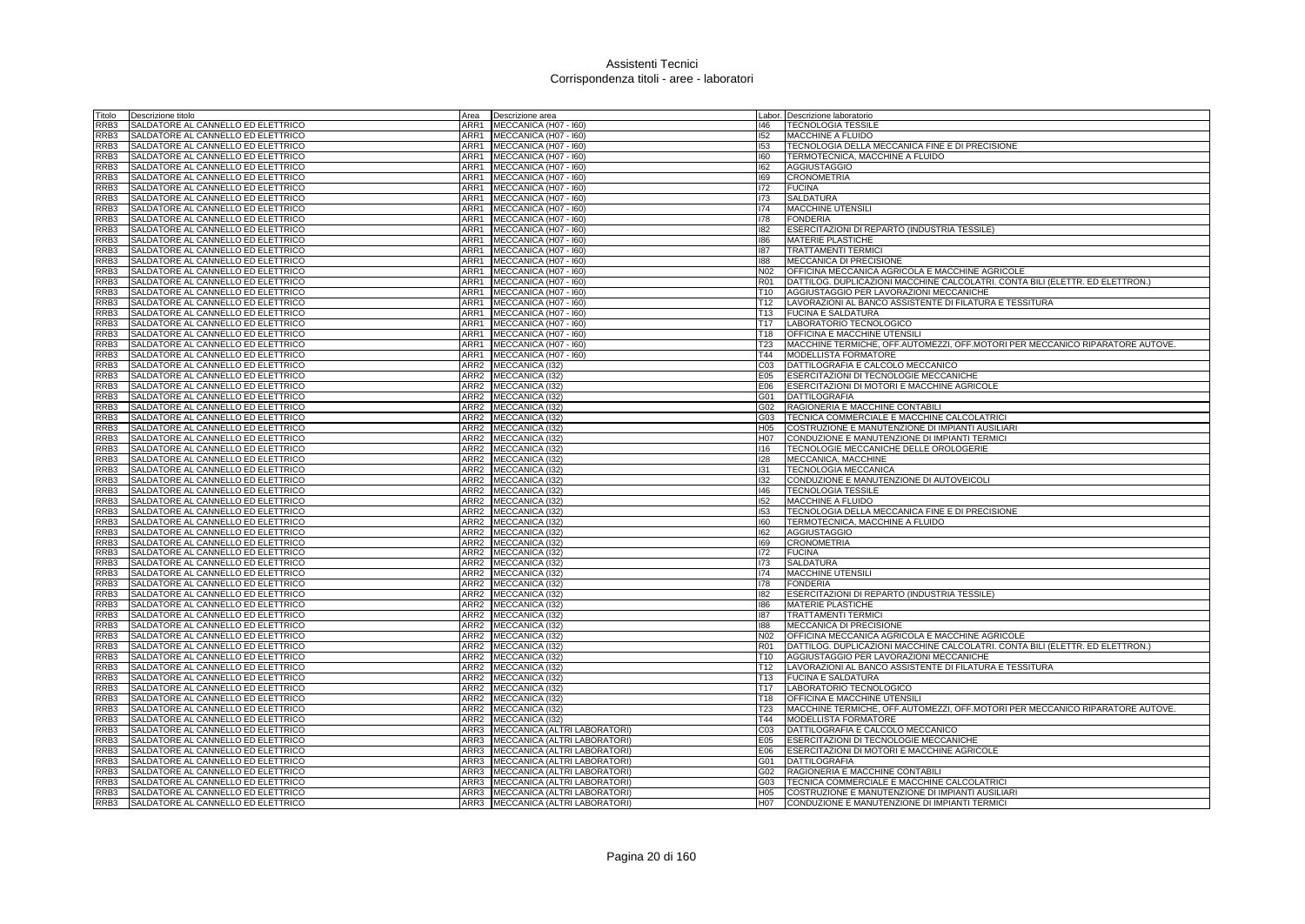| Titolo | Descrizione titolo | Area | Descrizione area | Labor. | Descrizione laboratorio |
|---|---|---|---|---|---|
| RRB3 | SALDATORE AL CANNELLO ED ELETTRICO | ARR1 | MECCANICA (H07 - I60) | I46 | TECNOLOGIA TESSILE |
| RRB3 | SALDATORE AL CANNELLO ED ELETTRICO | ARR1 | MECCANICA (H07 - I60) | I52 | MACCHINE A FLUIDO |
| RRB3 | SALDATORE AL CANNELLO ED ELETTRICO | ARR1 | MECCANICA (H07 - I60) | I53 | TECNOLOGIA DELLA MECCANICA FINE E DI PRECISIONE |
| RRB3 | SALDATORE AL CANNELLO ED ELETTRICO | ARR1 | MECCANICA (H07 - I60) | I60 | TERMOTECNICA, MACCHINE A FLUIDO |
| RRB3 | SALDATORE AL CANNELLO ED ELETTRICO | ARR1 | MECCANICA (H07 - I60) | I62 | AGGIUSTAGGIO |
| RRB3 | SALDATORE AL CANNELLO ED ELETTRICO | ARR1 | MECCANICA (H07 - I60) | I69 | CRONOMETRIA |
| RRB3 | SALDATORE AL CANNELLO ED ELETTRICO | ARR1 | MECCANICA (H07 - I60) | I72 | FUCINA |
| RRB3 | SALDATORE AL CANNELLO ED ELETTRICO | ARR1 | MECCANICA (H07 - I60) | I73 | SALDATURA |
| RRB3 | SALDATORE AL CANNELLO ED ELETTRICO | ARR1 | MECCANICA (H07 - I60) | I74 | MACCHINE UTENSILI |
| RRB3 | SALDATORE AL CANNELLO ED ELETTRICO | ARR1 | MECCANICA (H07 - I60) | I78 | FONDERIA |
| RRB3 | SALDATORE AL CANNELLO ED ELETTRICO | ARR1 | MECCANICA (H07 - I60) | I82 | ESERCITAZIONI DI REPARTO (INDUSTRIA TESSILE) |
| RRB3 | SALDATORE AL CANNELLO ED ELETTRICO | ARR1 | MECCANICA (H07 - I60) | I86 | MATERIE PLASTICHE |
| RRB3 | SALDATORE AL CANNELLO ED ELETTRICO | ARR1 | MECCANICA (H07 - I60) | I87 | TRATTAMENTI TERMICI |
| RRB3 | SALDATORE AL CANNELLO ED ELETTRICO | ARR1 | MECCANICA (H07 - I60) | I88 | MECCANICA DI PRECISIONE |
| RRB3 | SALDATORE AL CANNELLO ED ELETTRICO | ARR1 | MECCANICA (H07 - I60) | N02 | OFFICINA MECCANICA AGRICOLA E MACCHINE AGRICOLE |
| RRB3 | SALDATORE AL CANNELLO ED ELETTRICO | ARR1 | MECCANICA (H07 - I60) | R01 | DATTILOG. DUPLICAZIONI MACCHINE CALCOLATRI. CONTA BILI (ELETTR. ED ELETTRON.) |
| RRB3 | SALDATORE AL CANNELLO ED ELETTRICO | ARR1 | MECCANICA (H07 - I60) | T10 | AGGIUSTAGGIO PER LAVORAZIONI MECCANICHE |
| RRB3 | SALDATORE AL CANNELLO ED ELETTRICO | ARR1 | MECCANICA (H07 - I60) | T12 | LAVORAZIONI AL BANCO ASSISTENTE DI FILATURA E TESSITURA |
| RRB3 | SALDATORE AL CANNELLO ED ELETTRICO | ARR1 | MECCANICA (H07 - I60) | T13 | FUCINA E SALDATURA |
| RRB3 | SALDATORE AL CANNELLO ED ELETTRICO | ARR1 | MECCANICA (H07 - I60) | T17 | LABORATORIO TECNOLOGICO |
| RRB3 | SALDATORE AL CANNELLO ED ELETTRICO | ARR1 | MECCANICA (H07 - I60) | T18 | OFFICINA E MACCHINE UTENSILI |
| RRB3 | SALDATORE AL CANNELLO ED ELETTRICO | ARR1 | MECCANICA (H07 - I60) | T23 | MACCHINE TERMICHE, OFF.AUTOMEZZI, OFF.MOTORI PER MECCANICO RIPARATORE AUTOVE. |
| RRB3 | SALDATORE AL CANNELLO ED ELETTRICO | ARR1 | MECCANICA (H07 - I60) | T44 | MODELLISTA FORMATORE |
| RRB3 | SALDATORE AL CANNELLO ED ELETTRICO | ARR2 | MECCANICA (I32) | C03 | DATTILOGRAFIA E CALCOLO MECCANICO |
| RRB3 | SALDATORE AL CANNELLO ED ELETTRICO | ARR2 | MECCANICA (I32) | E05 | ESERCITAZIONI DI TECNOLOGIE MECCANICHE |
| RRB3 | SALDATORE AL CANNELLO ED ELETTRICO | ARR2 | MECCANICA (I32) | E06 | ESERCITAZIONI DI MOTORI E MACCHINE AGRICOLE |
| RRB3 | SALDATORE AL CANNELLO ED ELETTRICO | ARR2 | MECCANICA (I32) | G01 | DATTILOGRAFIA |
| RRB3 | SALDATORE AL CANNELLO ED ELETTRICO | ARR2 | MECCANICA (I32) | G02 | RAGIONERIA E MACCHINE CONTABILI |
| RRB3 | SALDATORE AL CANNELLO ED ELETTRICO | ARR2 | MECCANICA (I32) | G03 | TECNICA COMMERCIALE E MACCHINE CALCOLATRICI |
| RRB3 | SALDATORE AL CANNELLO ED ELETTRICO | ARR2 | MECCANICA (I32) | H05 | COSTRUZIONE E MANUTENZIONE DI IMPIANTI AUSILIARI |
| RRB3 | SALDATORE AL CANNELLO ED ELETTRICO | ARR2 | MECCANICA (I32) | H07 | CONDUZIONE E MANUTENZIONE DI IMPIANTI TERMICI |
| RRB3 | SALDATORE AL CANNELLO ED ELETTRICO | ARR2 | MECCANICA (I32) | I16 | TECNOLOGIE MECCANICHE DELLE OROLOGERIE |
| RRB3 | SALDATORE AL CANNELLO ED ELETTRICO | ARR2 | MECCANICA (I32) | I28 | MECCANICA, MACCHINE |
| RRB3 | SALDATORE AL CANNELLO ED ELETTRICO | ARR2 | MECCANICA (I32) | I31 | TECNOLOGIA MECCANICA |
| RRB3 | SALDATORE AL CANNELLO ED ELETTRICO | ARR2 | MECCANICA (I32) | I32 | CONDUZIONE E MANUTENZIONE DI AUTOVEICOLI |
| RRB3 | SALDATORE AL CANNELLO ED ELETTRICO | ARR2 | MECCANICA (I32) | I46 | TECNOLOGIA TESSILE |
| RRB3 | SALDATORE AL CANNELLO ED ELETTRICO | ARR2 | MECCANICA (I32) | I52 | MACCHINE A FLUIDO |
| RRB3 | SALDATORE AL CANNELLO ED ELETTRICO | ARR2 | MECCANICA (I32) | I53 | TECNOLOGIA DELLA MECCANICA FINE E DI PRECISIONE |
| RRB3 | SALDATORE AL CANNELLO ED ELETTRICO | ARR2 | MECCANICA (I32) | I60 | TERMOTECNICA, MACCHINE A FLUIDO |
| RRB3 | SALDATORE AL CANNELLO ED ELETTRICO | ARR2 | MECCANICA (I32) | I62 | AGGIUSTAGGIO |
| RRB3 | SALDATORE AL CANNELLO ED ELETTRICO | ARR2 | MECCANICA (I32) | I69 | CRONOMETRIA |
| RRB3 | SALDATORE AL CANNELLO ED ELETTRICO | ARR2 | MECCANICA (I32) | I72 | FUCINA |
| RRB3 | SALDATORE AL CANNELLO ED ELETTRICO | ARR2 | MECCANICA (I32) | I73 | SALDATURA |
| RRB3 | SALDATORE AL CANNELLO ED ELETTRICO | ARR2 | MECCANICA (I32) | I74 | MACCHINE UTENSILI |
| RRB3 | SALDATORE AL CANNELLO ED ELETTRICO | ARR2 | MECCANICA (I32) | I78 | FONDERIA |
| RRB3 | SALDATORE AL CANNELLO ED ELETTRICO | ARR2 | MECCANICA (I32) | I82 | ESERCITAZIONI DI REPARTO (INDUSTRIA TESSILE) |
| RRB3 | SALDATORE AL CANNELLO ED ELETTRICO | ARR2 | MECCANICA (I32) | I86 | MATERIE PLASTICHE |
| RRB3 | SALDATORE AL CANNELLO ED ELETTRICO | ARR2 | MECCANICA (I32) | I87 | TRATTAMENTI TERMICI |
| RRB3 | SALDATORE AL CANNELLO ED ELETTRICO | ARR2 | MECCANICA (I32) | I88 | MECCANICA DI PRECISIONE |
| RRB3 | SALDATORE AL CANNELLO ED ELETTRICO | ARR2 | MECCANICA (I32) | N02 | OFFICINA MECCANICA AGRICOLA E MACCHINE AGRICOLE |
| RRB3 | SALDATORE AL CANNELLO ED ELETTRICO | ARR2 | MECCANICA (I32) | R01 | DATTILOG. DUPLICAZIONI MACCHINE CALCOLATRI. CONTA BILI (ELETTR. ED ELETTRON.) |
| RRB3 | SALDATORE AL CANNELLO ED ELETTRICO | ARR2 | MECCANICA (I32) | T10 | AGGIUSTAGGIO PER LAVORAZIONI MECCANICHE |
| RRB3 | SALDATORE AL CANNELLO ED ELETTRICO | ARR2 | MECCANICA (I32) | T12 | LAVORAZIONI AL BANCO ASSISTENTE DI FILATURA E TESSITURA |
| RRB3 | SALDATORE AL CANNELLO ED ELETTRICO | ARR2 | MECCANICA (I32) | T13 | FUCINA E SALDATURA |
| RRB3 | SALDATORE AL CANNELLO ED ELETTRICO | ARR2 | MECCANICA (I32) | T17 | LABORATORIO TECNOLOGICO |
| RRB3 | SALDATORE AL CANNELLO ED ELETTRICO | ARR2 | MECCANICA (I32) | T18 | OFFICINA E MACCHINE UTENSILI |
| RRB3 | SALDATORE AL CANNELLO ED ELETTRICO | ARR2 | MECCANICA (I32) | T23 | MACCHINE TERMICHE, OFF.AUTOMEZZI, OFF.MOTORI PER MECCANICO RIPARATORE AUTOVE. |
| RRB3 | SALDATORE AL CANNELLO ED ELETTRICO | ARR2 | MECCANICA (I32) | T44 | MODELLISTA FORMATORE |
| RRB3 | SALDATORE AL CANNELLO ED ELETTRICO | ARR3 | MECCANICA (ALTRI LABORATORI) | C03 | DATTILOGRAFIA E CALCOLO MECCANICO |
| RRB3 | SALDATORE AL CANNELLO ED ELETTRICO | ARR3 | MECCANICA (ALTRI LABORATORI) | E05 | ESERCITAZIONI DI TECNOLOGIE MECCANICHE |
| RRB3 | SALDATORE AL CANNELLO ED ELETTRICO | ARR3 | MECCANICA (ALTRI LABORATORI) | E06 | ESERCITAZIONI DI MOTORI E MACCHINE AGRICOLE |
| RRB3 | SALDATORE AL CANNELLO ED ELETTRICO | ARR3 | MECCANICA (ALTRI LABORATORI) | G01 | DATTILOGRAFIA |
| RRB3 | SALDATORE AL CANNELLO ED ELETTRICO | ARR3 | MECCANICA (ALTRI LABORATORI) | G02 | RAGIONERIA E MACCHINE CONTABILI |
| RRB3 | SALDATORE AL CANNELLO ED ELETTRICO | ARR3 | MECCANICA (ALTRI LABORATORI) | G03 | TECNICA COMMERCIALE E MACCHINE CALCOLATRICI |
| RRB3 | SALDATORE AL CANNELLO ED ELETTRICO | ARR3 | MECCANICA (ALTRI LABORATORI) | H05 | COSTRUZIONE E MANUTENZIONE DI IMPIANTI AUSILIARI |
| RRB3 | SALDATORE AL CANNELLO ED ELETTRICO | ARR3 | MECCANICA (ALTRI LABORATORI) | H07 | CONDUZIONE E MANUTENZIONE DI IMPIANTI TERMICI |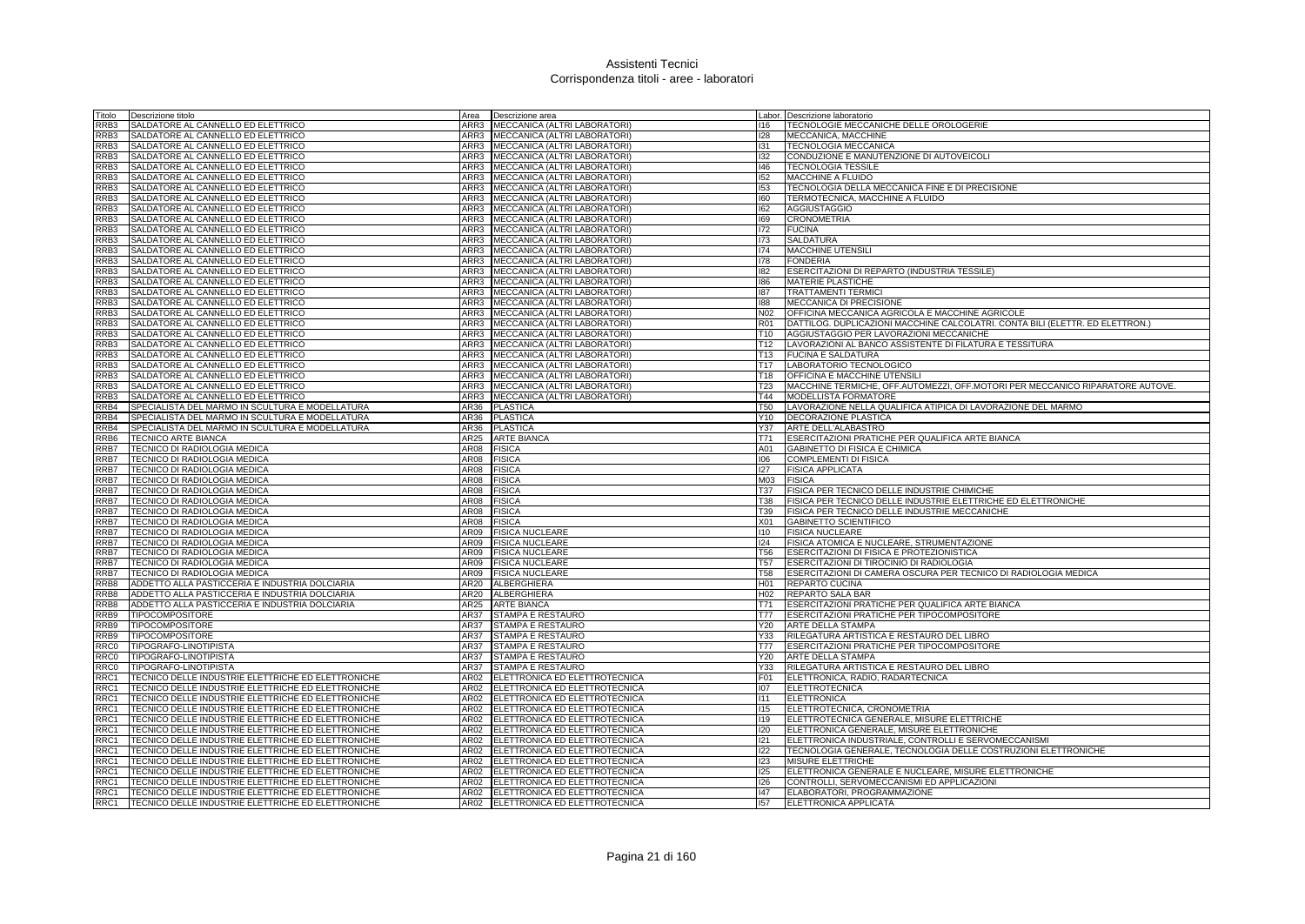# Assistenti Tecnici
## Corrispondenza titoli - aree - laboratori

| Titolo | Descrizione titolo | Area | Descrizione area | Labor. | Descrizione laboratorio |
|---|---|---|---|---|---|
| RRB3 | SALDATORE AL CANNELLO ED ELETTRICO | ARR3 | MECCANICA (ALTRI LABORATORI) | I16 | TECNOLOGIE MECCANICHE DELLE OROLOGERIE |
| RRB3 | SALDATORE AL CANNELLO ED ELETTRICO | ARR3 | MECCANICA (ALTRI LABORATORI) | I28 | MECCANICA, MACCHINE |
| RRB3 | SALDATORE AL CANNELLO ED ELETTRICO | ARR3 | MECCANICA (ALTRI LABORATORI) | I31 | TECNOLOGIA MECCANICA |
| RRB3 | SALDATORE AL CANNELLO ED ELETTRICO | ARR3 | MECCANICA (ALTRI LABORATORI) | I32 | CONDUZIONE E MANUTENZIONE DI AUTOVEICOLI |
| RRB3 | SALDATORE AL CANNELLO ED ELETTRICO | ARR3 | MECCANICA (ALTRI LABORATORI) | I46 | TECNOLOGIA TESSILE |
| RRB3 | SALDATORE AL CANNELLO ED ELETTRICO | ARR3 | MECCANICA (ALTRI LABORATORI) | I52 | MACCHINE A FLUIDO |
| RRB3 | SALDATORE AL CANNELLO ED ELETTRICO | ARR3 | MECCANICA (ALTRI LABORATORI) | I53 | TECNOLOGIA DELLA MECCANICA FINE E DI PRECISIONE |
| RRB3 | SALDATORE AL CANNELLO ED ELETTRICO | ARR3 | MECCANICA (ALTRI LABORATORI) | I60 | TERMOTECNICA, MACCHINE A FLUIDO |
| RRB3 | SALDATORE AL CANNELLO ED ELETTRICO | ARR3 | MECCANICA (ALTRI LABORATORI) | I62 | AGGIUSTAGGIO |
| RRB3 | SALDATORE AL CANNELLO ED ELETTRICO | ARR3 | MECCANICA (ALTRI LABORATORI) | I69 | CRONOMETRIA |
| RRB3 | SALDATORE AL CANNELLO ED ELETTRICO | ARR3 | MECCANICA (ALTRI LABORATORI) | I72 | FUCINA |
| RRB3 | SALDATORE AL CANNELLO ED ELETTRICO | ARR3 | MECCANICA (ALTRI LABORATORI) | I73 | SALDATURA |
| RRB3 | SALDATORE AL CANNELLO ED ELETTRICO | ARR3 | MECCANICA (ALTRI LABORATORI) | I74 | MACCHINE UTENSILI |
| RRB3 | SALDATORE AL CANNELLO ED ELETTRICO | ARR3 | MECCANICA (ALTRI LABORATORI) | I78 | FONDERIA |
| RRB3 | SALDATORE AL CANNELLO ED ELETTRICO | ARR3 | MECCANICA (ALTRI LABORATORI) | I82 | ESERCITAZIONI DI REPARTO (INDUSTRIA TESSILE) |
| RRB3 | SALDATORE AL CANNELLO ED ELETTRICO | ARR3 | MECCANICA (ALTRI LABORATORI) | I86 | MATERIE PLASTICHE |
| RRB3 | SALDATORE AL CANNELLO ED ELETTRICO | ARR3 | MECCANICA (ALTRI LABORATORI) | I87 | TRATTAMENTI TERMICI |
| RRB3 | SALDATORE AL CANNELLO ED ELETTRICO | ARR3 | MECCANICA (ALTRI LABORATORI) | I88 | MECCANICA DI PRECISIONE |
| RRB3 | SALDATORE AL CANNELLO ED ELETTRICO | ARR3 | MECCANICA (ALTRI LABORATORI) | N02 | OFFICINA MECCANICA AGRICOLA E MACCHINE AGRICOLE |
| RRB3 | SALDATORE AL CANNELLO ED ELETTRICO | ARR3 | MECCANICA (ALTRI LABORATORI) | R01 | DATTILOG. DUPLICAZIONI MACCHINE CALCOLATRI. CONTA BILI (ELETTR. ED ELETTRON.) |
| RRB3 | SALDATORE AL CANNELLO ED ELETTRICO | ARR3 | MECCANICA (ALTRI LABORATORI) | T10 | AGGIUSTAGGIO PER LAVORAZIONI MECCANICHE |
| RRB3 | SALDATORE AL CANNELLO ED ELETTRICO | ARR3 | MECCANICA (ALTRI LABORATORI) | T12 | LAVORAZIONI AL BANCO ASSISTENTE DI FILATURA E TESSITURA |
| RRB3 | SALDATORE AL CANNELLO ED ELETTRICO | ARR3 | MECCANICA (ALTRI LABORATORI) | T13 | FUCINA E SALDATURA |
| RRB3 | SALDATORE AL CANNELLO ED ELETTRICO | ARR3 | MECCANICA (ALTRI LABORATORI) | T17 | LABORATORIO TECNOLOGICO |
| RRB3 | SALDATORE AL CANNELLO ED ELETTRICO | ARR3 | MECCANICA (ALTRI LABORATORI) | T18 | OFFICINA E MACCHINE UTENSILI |
| RRB3 | SALDATORE AL CANNELLO ED ELETTRICO | ARR3 | MECCANICA (ALTRI LABORATORI) | T23 | MACCHINE TERMICHE, OFF.AUTOMEZZI, OFF.MOTORI PER MECCANICO RIPARATORE AUTOVE. |
| RRB3 | SALDATORE AL CANNELLO ED ELETTRICO | ARR3 | MECCANICA (ALTRI LABORATORI) | T44 | MODELLISTA FORMATORE |
| RRB4 | SPECIALISTA DEL MARMO IN SCULTURA E MODELLATURA | AR36 | PLASTICA | T50 | LAVORAZIONE NELLA QUALIFICA ATIPICA DI LAVORAZIONE DEL MARMO |
| RRB4 | SPECIALISTA DEL MARMO IN SCULTURA E MODELLATURA | AR36 | PLASTICA | Y10 | DECORAZIONE PLASTICA |
| RRB4 | SPECIALISTA DEL MARMO IN SCULTURA E MODELLATURA | AR36 | PLASTICA | Y37 | ARTE DELL'ALABASTRO |
| RRB6 | TECNICO ARTE BIANCA | AR25 | ARTE BIANCA | T71 | ESERCITAZIONI PRATICHE PER QUALIFICA ARTE BIANCA |
| RRB7 | TECNICO DI RADIOLOGIA MEDICA | AR08 | FISICA | A01 | GABINETTO DI FISICA E CHIMICA |
| RRB7 | TECNICO DI RADIOLOGIA MEDICA | AR08 | FISICA | I06 | COMPLEMENTI DI FISICA |
| RRB7 | TECNICO DI RADIOLOGIA MEDICA | AR08 | FISICA | I27 | FISICA APPLICATA |
| RRB7 | TECNICO DI RADIOLOGIA MEDICA | AR08 | FISICA | M03 | FISICA |
| RRB7 | TECNICO DI RADIOLOGIA MEDICA | AR08 | FISICA | T37 | FISICA PER TECNICO DELLE INDUSTRIE CHIMICHE |
| RRB7 | TECNICO DI RADIOLOGIA MEDICA | AR08 | FISICA | T38 | FISICA PER TECNICO DELLE INDUSTRIE ELETTRICHE ED ELETTRONICHE |
| RRB7 | TECNICO DI RADIOLOGIA MEDICA | AR08 | FISICA | T39 | FISICA PER TECNICO DELLE INDUSTRIE MECCANICHE |
| RRB7 | TECNICO DI RADIOLOGIA MEDICA | AR08 | FISICA | X01 | GABINETTO SCIENTIFICO |
| RRB7 | TECNICO DI RADIOLOGIA MEDICA | AR09 | FISICA NUCLEARE | I10 | FISICA NUCLEARE |
| RRB7 | TECNICO DI RADIOLOGIA MEDICA | AR09 | FISICA NUCLEARE | I24 | FISICA ATOMICA E NUCLEARE, STRUMENTAZIONE |
| RRB7 | TECNICO DI RADIOLOGIA MEDICA | AR09 | FISICA NUCLEARE | T56 | ESERCITAZIONI DI FISICA E PROTEZIONISTICA |
| RRB7 | TECNICO DI RADIOLOGIA MEDICA | AR09 | FISICA NUCLEARE | T57 | ESERCITAZIONI DI TIROCINIO DI RADIOLOGIA |
| RRB7 | TECNICO DI RADIOLOGIA MEDICA | AR09 | FISICA NUCLEARE | T58 | ESERCITAZIONI DI CAMERA OSCURA PER TECNICO DI RADIOLOGIA MEDICA |
| RRB8 | ADDETTO ALLA PASTICCERIA E INDUSTRIA DOLCIARIA | AR20 | ALBERGHIERA | H01 | REPARTO CUCINA |
| RRB8 | ADDETTO ALLA PASTICCERIA E INDUSTRIA DOLCIARIA | AR20 | ALBERGHIERA | H02 | REPARTO SALA BAR |
| RRB8 | ADDETTO ALLA PASTICCERIA E INDUSTRIA DOLCIARIA | AR25 | ARTE BIANCA | T71 | ESERCITAZIONI PRATICHE PER QUALIFICA ARTE BIANCA |
| RRB9 | TIPOCOMPOSITORE | AR37 | STAMPA E RESTAURO | T77 | ESERCITAZIONI PRATICHE PER TIPOCOMPOSITORE |
| RRB9 | TIPOCOMPOSITORE | AR37 | STAMPA E RESTAURO | Y20 | ARTE DELLA STAMPA |
| RRB9 | TIPOCOMPOSITORE | AR37 | STAMPA E RESTAURO | Y33 | RILEGATURA ARTISTICA E RESTAURO DEL LIBRO |
| RRC0 | TIPOGRAFO-LINOTIPISTA | AR37 | STAMPA E RESTAURO | T77 | ESERCITAZIONI PRATICHE PER TIPOCOMPOSITORE |
| RRC0 | TIPOGRAFO-LINOTIPISTA | AR37 | STAMPA E RESTAURO | Y20 | ARTE DELLA STAMPA |
| RRC0 | TIPOGRAFO-LINOTIPISTA | AR37 | STAMPA E RESTAURO | Y33 | RILEGATURA ARTISTICA E RESTAURO DEL LIBRO |
| RRC1 | TECNICO DELLE INDUSTRIE ELETTRICHE ED ELETTRONICHE | AR02 | ELETTRONICA ED ELETTROTECNICA | F01 | ELETTRONICA, RADIO, RADARTECNICA |
| RRC1 | TECNICO DELLE INDUSTRIE ELETTRICHE ED ELETTRONICHE | AR02 | ELETTRONICA ED ELETTROTECNICA | I07 | ELETTROTECNICA |
| RRC1 | TECNICO DELLE INDUSTRIE ELETTRICHE ED ELETTRONICHE | AR02 | ELETTRONICA ED ELETTROTECNICA | I11 | ELETTRONICA |
| RRC1 | TECNICO DELLE INDUSTRIE ELETTRICHE ED ELETTRONICHE | AR02 | ELETTRONICA ED ELETTROTECNICA | I15 | ELETTROTECNICA, CRONOMETRIA |
| RRC1 | TECNICO DELLE INDUSTRIE ELETTRICHE ED ELETTRONICHE | AR02 | ELETTRONICA ED ELETTROTECNICA | I19 | ELETTROTECNICA GENERALE, MISURE ELETTRICHE |
| RRC1 | TECNICO DELLE INDUSTRIE ELETTRICHE ED ELETTRONICHE | AR02 | ELETTRONICA ED ELETTROTECNICA | I20 | ELETTRONICA GENERALE, MISURE ELETTRONICHE |
| RRC1 | TECNICO DELLE INDUSTRIE ELETTRICHE ED ELETTRONICHE | AR02 | ELETTRONICA ED ELETTROTECNICA | I21 | ELETTRONICA INDUSTRIALE, CONTROLLI E SERVOMECCANISMI |
| RRC1 | TECNICO DELLE INDUSTRIE ELETTRICHE ED ELETTRONICHE | AR02 | ELETTRONICA ED ELETTROTECNICA | I22 | TECNOLOGIA GENERALE, TECNOLOGIA DELLE COSTRUZIONI ELETTRONICHE |
| RRC1 | TECNICO DELLE INDUSTRIE ELETTRICHE ED ELETTRONICHE | AR02 | ELETTRONICA ED ELETTROTECNICA | I23 | MISURE ELETTRICHE |
| RRC1 | TECNICO DELLE INDUSTRIE ELETTRICHE ED ELETTRONICHE | AR02 | ELETTRONICA ED ELETTROTECNICA | I25 | ELETTRONICA GENERALE E NUCLEARE, MISURE ELETTRONICHE |
| RRC1 | TECNICO DELLE INDUSTRIE ELETTRICHE ED ELETTRONICHE | AR02 | ELETTRONICA ED ELETTROTECNICA | I26 | CONTROLLI, SERVOMECCANISMI ED APPLICAZIONI |
| RRC1 | TECNICO DELLE INDUSTRIE ELETTRICHE ED ELETTRONICHE | AR02 | ELETTRONICA ED ELETTROTECNICA | I47 | ELABORATORI, PROGRAMMAZIONE |
| RRC1 | TECNICO DELLE INDUSTRIE ELETTRICHE ED ELETTRONICHE | AR02 | ELETTRONICA ED ELETTROTECNICA | I57 | ELETTRONICA APPLICATA |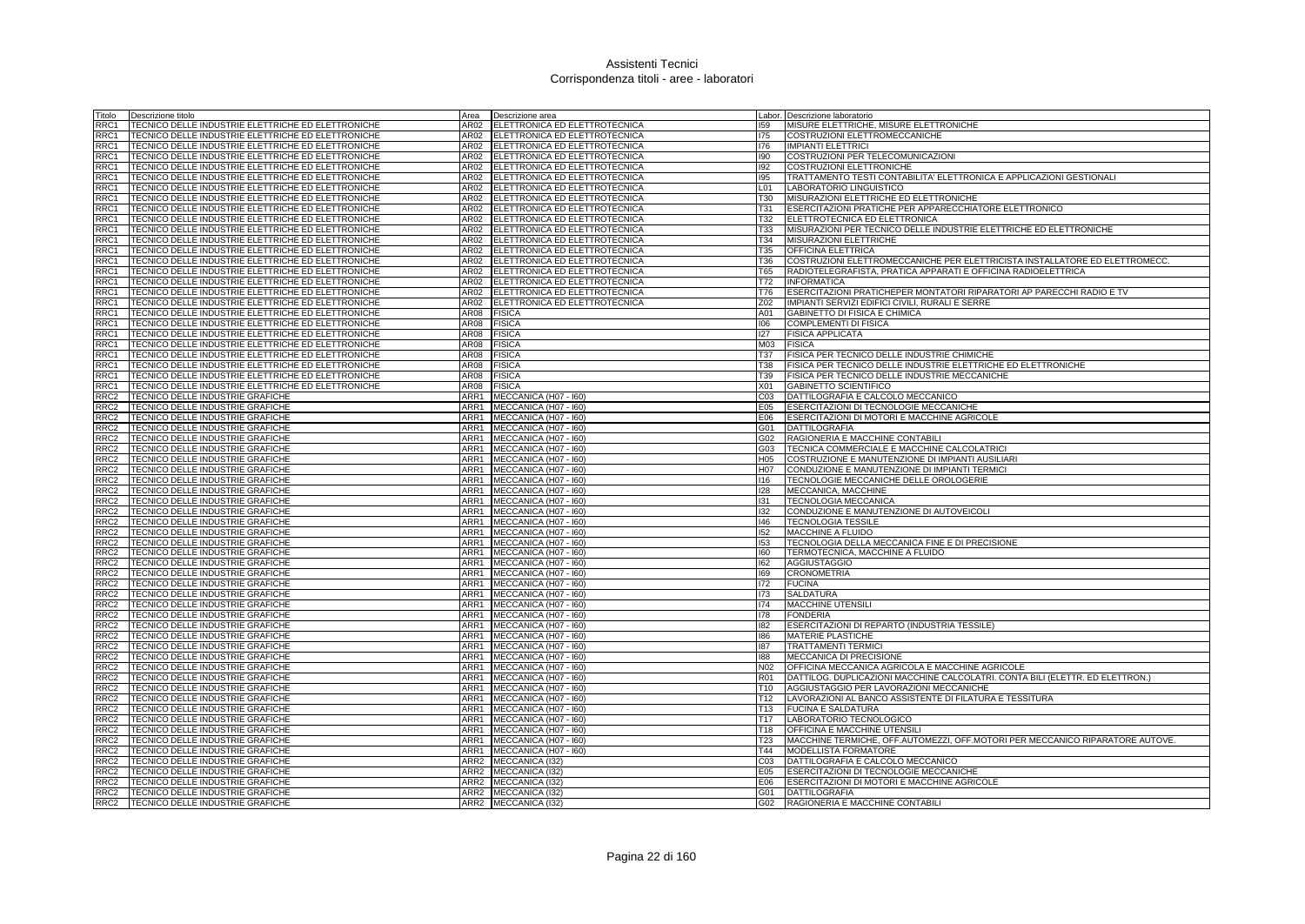# Assistenti Tecnici
## Corrispondenza titoli - aree - laboratori

| Titolo | Descrizione titolo | Area | Descrizione area | Labor. | Descrizione laboratorio |
|---|---|---|---|---|---|
| RRC1 | TECNICO DELLE INDUSTRIE ELETTRICHE ED ELETTRONICHE | AR02 | ELETTRONICA ED ELETTROTECNICA | I59 | MISURE ELETTRICHE, MISURE ELETTRONICHE |
| RRC1 | TECNICO DELLE INDUSTRIE ELETTRICHE ED ELETTRONICHE | AR02 | ELETTRONICA ED ELETTROTECNICA | I75 | COSTRUZIONI ELETTROMECCANICHE |
| RRC1 | TECNICO DELLE INDUSTRIE ELETTRICHE ED ELETTRONICHE | AR02 | ELETTRONICA ED ELETTROTECNICA | I76 | IMPIANTI ELETTRICI |
| RRC1 | TECNICO DELLE INDUSTRIE ELETTRICHE ED ELETTRONICHE | AR02 | ELETTRONICA ED ELETTROTECNICA | I90 | COSTRUZIONI PER TELECOMUNICAZIONI |
| RRC1 | TECNICO DELLE INDUSTRIE ELETTRICHE ED ELETTRONICHE | AR02 | ELETTRONICA ED ELETTROTECNICA | I92 | COSTRUZIONI ELETTRONICHE |
| RRC1 | TECNICO DELLE INDUSTRIE ELETTRICHE ED ELETTRONICHE | AR02 | ELETTRONICA ED ELETTROTECNICA | I95 | TRATTAMENTO TESTI CONTABILITA' ELETTRONICA E APPLICAZIONI GESTIONALI |
| RRC1 | TECNICO DELLE INDUSTRIE ELETTRICHE ED ELETTRONICHE | AR02 | ELETTRONICA ED ELETTROTECNICA | L01 | LABORATORIO LINGUISTICO |
| RRC1 | TECNICO DELLE INDUSTRIE ELETTRICHE ED ELETTRONICHE | AR02 | ELETTRONICA ED ELETTROTECNICA | T30 | MISURAZIONI ELETTRICHE ED ELETTRONICHE |
| RRC1 | TECNICO DELLE INDUSTRIE ELETTRICHE ED ELETTRONICHE | AR02 | ELETTRONICA ED ELETTROTECNICA | T31 | ESERCITAZIONI PRATICHE PER APPARECCHIATORE ELETTRONICO |
| RRC1 | TECNICO DELLE INDUSTRIE ELETTRICHE ED ELETTRONICHE | AR02 | ELETTRONICA ED ELETTROTECNICA | T32 | ELETTROTECNICA ED ELETTRONICA |
| RRC1 | TECNICO DELLE INDUSTRIE ELETTRICHE ED ELETTRONICHE | AR02 | ELETTRONICA ED ELETTROTECNICA | T33 | MISURAZIONI PER TECNICO DELLE INDUSTRIE ELETTRICHE ED ELETTRONICHE |
| RRC1 | TECNICO DELLE INDUSTRIE ELETTRICHE ED ELETTRONICHE | AR02 | ELETTRONICA ED ELETTROTECNICA | T34 | MISURAZIONI ELETTRICHE |
| RRC1 | TECNICO DELLE INDUSTRIE ELETTRICHE ED ELETTRONICHE | AR02 | ELETTRONICA ED ELETTROTECNICA | T35 | OFFICINA ELETTRICA |
| RRC1 | TECNICO DELLE INDUSTRIE ELETTRICHE ED ELETTRONICHE | AR02 | ELETTRONICA ED ELETTROTECNICA | T36 | COSTRUZIONI ELETTROMECCANICHE PER ELETTRICISTA INSTALLATORE ED ELETTROMECC. |
| RRC1 | TECNICO DELLE INDUSTRIE ELETTRICHE ED ELETTRONICHE | AR02 | ELETTRONICA ED ELETTROTECNICA | T65 | RADIOTELEGRAFISTA, PRATICA APPARATI E OFFICINA RADIOELETTRICA |
| RRC1 | TECNICO DELLE INDUSTRIE ELETTRICHE ED ELETTRONICHE | AR02 | ELETTRONICA ED ELETTROTECNICA | T72 | INFORMATICA |
| RRC1 | TECNICO DELLE INDUSTRIE ELETTRICHE ED ELETTRONICHE | AR02 | ELETTRONICA ED ELETTROTECNICA | T76 | ESERCITAZIONI PRATICHEPER MONTATORI RIPARATORI AP PARECCHI RADIO E TV |
| RRC1 | TECNICO DELLE INDUSTRIE ELETTRICHE ED ELETTRONICHE | AR02 | ELETTRONICA ED ELETTROTECNICA | Z02 | IMPIANTI SERVIZI EDIFICI CIVILI, RURALI E SERRE |
| RRC1 | TECNICO DELLE INDUSTRIE ELETTRICHE ED ELETTRONICHE | AR08 | FISICA | A01 | GABINETTO DI FISICA E CHIMICA |
| RRC1 | TECNICO DELLE INDUSTRIE ELETTRICHE ED ELETTRONICHE | AR08 | FISICA | I06 | COMPLEMENTI DI FISICA |
| RRC1 | TECNICO DELLE INDUSTRIE ELETTRICHE ED ELETTRONICHE | AR08 | FISICA | I27 | FISICA APPLICATA |
| RRC1 | TECNICO DELLE INDUSTRIE ELETTRICHE ED ELETTRONICHE | AR08 | FISICA | M03 | FISICA |
| RRC1 | TECNICO DELLE INDUSTRIE ELETTRICHE ED ELETTRONICHE | AR08 | FISICA | T37 | FISICA PER TECNICO DELLE INDUSTRIE CHIMICHE |
| RRC1 | TECNICO DELLE INDUSTRIE ELETTRICHE ED ELETTRONICHE | AR08 | FISICA | T38 | FISICA PER TECNICO DELLE INDUSTRIE ELETTRICHE ED ELETTRONICHE |
| RRC1 | TECNICO DELLE INDUSTRIE ELETTRICHE ED ELETTRONICHE | AR08 | FISICA | T39 | FISICA PER TECNICO DELLE INDUSTRIE MECCANICHE |
| RRC1 | TECNICO DELLE INDUSTRIE ELETTRICHE ED ELETTRONICHE | AR08 | FISICA | X01 | GABINETTO SCIENTIFICO |
| RRC2 | TECNICO DELLE INDUSTRIE GRAFICHE | ARR1 | MECCANICA (H07 - I60) | C03 | DATTILOGRAFIA E CALCOLO MECCANICO |
| RRC2 | TECNICO DELLE INDUSTRIE GRAFICHE | ARR1 | MECCANICA (H07 - I60) | E05 | ESERCITAZIONI DI TECNOLOGIE MECCANICHE |
| RRC2 | TECNICO DELLE INDUSTRIE GRAFICHE | ARR1 | MECCANICA (H07 - I60) | E06 | ESERCITAZIONI DI MOTORI E MACCHINE AGRICOLE |
| RRC2 | TECNICO DELLE INDUSTRIE GRAFICHE | ARR1 | MECCANICA (H07 - I60) | G01 | DATTILOGRAFIA |
| RRC2 | TECNICO DELLE INDUSTRIE GRAFICHE | ARR1 | MECCANICA (H07 - I60) | G02 | RAGIONERIA E MACCHINE CONTABILI |
| RRC2 | TECNICO DELLE INDUSTRIE GRAFICHE | ARR1 | MECCANICA (H07 - I60) | G03 | TECNICA COMMERCIALE E MACCHINE CALCOLATRICI |
| RRC2 | TECNICO DELLE INDUSTRIE GRAFICHE | ARR1 | MECCANICA (H07 - I60) | H05 | COSTRUZIONE E MANUTENZIONE DI IMPIANTI AUSILIARI |
| RRC2 | TECNICO DELLE INDUSTRIE GRAFICHE | ARR1 | MECCANICA (H07 - I60) | H07 | CONDUZIONE E MANUTENZIONE DI IMPIANTI TERMICI |
| RRC2 | TECNICO DELLE INDUSTRIE GRAFICHE | ARR1 | MECCANICA (H07 - I60) | I16 | TECNOLOGIE MECCANICHE DELLE OROLOGERIE |
| RRC2 | TECNICO DELLE INDUSTRIE GRAFICHE | ARR1 | MECCANICA (H07 - I60) | I28 | MECCANICA, MACCHINE |
| RRC2 | TECNICO DELLE INDUSTRIE GRAFICHE | ARR1 | MECCANICA (H07 - I60) | I31 | TECNOLOGIA MECCANICA |
| RRC2 | TECNICO DELLE INDUSTRIE GRAFICHE | ARR1 | MECCANICA (H07 - I60) | I32 | CONDUZIONE E MANUTENZIONE DI AUTOVEICOLI |
| RRC2 | TECNICO DELLE INDUSTRIE GRAFICHE | ARR1 | MECCANICA (H07 - I60) | I46 | TECNOLOGIA TESSILE |
| RRC2 | TECNICO DELLE INDUSTRIE GRAFICHE | ARR1 | MECCANICA (H07 - I60) | I52 | MACCHINE A FLUIDO |
| RRC2 | TECNICO DELLE INDUSTRIE GRAFICHE | ARR1 | MECCANICA (H07 - I60) | I53 | TECNOLOGIA DELLA MECCANICA FINE E DI PRECISIONE |
| RRC2 | TECNICO DELLE INDUSTRIE GRAFICHE | ARR1 | MECCANICA (H07 - I60) | I60 | TERMOTECNICA, MACCHINE A FLUIDO |
| RRC2 | TECNICO DELLE INDUSTRIE GRAFICHE | ARR1 | MECCANICA (H07 - I60) | I62 | AGGIUSTAGGIO |
| RRC2 | TECNICO DELLE INDUSTRIE GRAFICHE | ARR1 | MECCANICA (H07 - I60) | I69 | CRONOMETRIA |
| RRC2 | TECNICO DELLE INDUSTRIE GRAFICHE | ARR1 | MECCANICA (H07 - I60) | I72 | FUCINA |
| RRC2 | TECNICO DELLE INDUSTRIE GRAFICHE | ARR1 | MECCANICA (H07 - I60) | I73 | SALDATURA |
| RRC2 | TECNICO DELLE INDUSTRIE GRAFICHE | ARR1 | MECCANICA (H07 - I60) | I74 | MACCHINE UTENSILI |
| RRC2 | TECNICO DELLE INDUSTRIE GRAFICHE | ARR1 | MECCANICA (H07 - I60) | I78 | FONDERIA |
| RRC2 | TECNICO DELLE INDUSTRIE GRAFICHE | ARR1 | MECCANICA (H07 - I60) | I82 | ESERCITAZIONI DI REPARTO (INDUSTRIA TESSILE) |
| RRC2 | TECNICO DELLE INDUSTRIE GRAFICHE | ARR1 | MECCANICA (H07 - I60) | I86 | MATERIE PLASTICHE |
| RRC2 | TECNICO DELLE INDUSTRIE GRAFICHE | ARR1 | MECCANICA (H07 - I60) | I87 | TRATTAMENTI TERMICI |
| RRC2 | TECNICO DELLE INDUSTRIE GRAFICHE | ARR1 | MECCANICA (H07 - I60) | I88 | MECCANICA DI PRECISIONE |
| RRC2 | TECNICO DELLE INDUSTRIE GRAFICHE | ARR1 | MECCANICA (H07 - I60) | N02 | OFFICINA MECCANICA AGRICOLA E MACCHINE AGRICOLE |
| RRC2 | TECNICO DELLE INDUSTRIE GRAFICHE | ARR1 | MECCANICA (H07 - I60) | R01 | DATTILOG. DUPLICAZIONI MACCHINE CALCOLATRI. CONTA BILI (ELETTR. ED ELETTRON.) |
| RRC2 | TECNICO DELLE INDUSTRIE GRAFICHE | ARR1 | MECCANICA (H07 - I60) | T10 | AGGIUSTAGGIO PER LAVORAZIONI MECCANICHE |
| RRC2 | TECNICO DELLE INDUSTRIE GRAFICHE | ARR1 | MECCANICA (H07 - I60) | T12 | LAVORAZIONI AL BANCO ASSISTENTE DI FILATURA E TESSITURA |
| RRC2 | TECNICO DELLE INDUSTRIE GRAFICHE | ARR1 | MECCANICA (H07 - I60) | T13 | FUCINA E SALDATURA |
| RRC2 | TECNICO DELLE INDUSTRIE GRAFICHE | ARR1 | MECCANICA (H07 - I60) | T17 | LABORATORIO TECNOLOGICO |
| RRC2 | TECNICO DELLE INDUSTRIE GRAFICHE | ARR1 | MECCANICA (H07 - I60) | T18 | OFFICINA E MACCHINE UTENSILI |
| RRC2 | TECNICO DELLE INDUSTRIE GRAFICHE | ARR1 | MECCANICA (H07 - I60) | T23 | MACCHINE TERMICHE, OFF.AUTOMEZZI, OFF.MOTORI PER MECCANICO RIPARATORE AUTOVE. |
| RRC2 | TECNICO DELLE INDUSTRIE GRAFICHE | ARR1 | MECCANICA (H07 - I60) | T44 | MODELLISTA FORMATORE |
| RRC2 | TECNICO DELLE INDUSTRIE GRAFICHE | ARR2 | MECCANICA (I32) | C03 | DATTILOGRAFIA E CALCOLO MECCANICO |
| RRC2 | TECNICO DELLE INDUSTRIE GRAFICHE | ARR2 | MECCANICA (I32) | E05 | ESERCITAZIONI DI TECNOLOGIE MECCANICHE |
| RRC2 | TECNICO DELLE INDUSTRIE GRAFICHE | ARR2 | MECCANICA (I32) | E06 | ESERCITAZIONI DI MOTORI E MACCHINE AGRICOLE |
| RRC2 | TECNICO DELLE INDUSTRIE GRAFICHE | ARR2 | MECCANICA (I32) | G01 | DATTILOGRAFIA |
| RRC2 | TECNICO DELLE INDUSTRIE GRAFICHE | ARR2 | MECCANICA (I32) | G02 | RAGIONERIA E MACCHINE CONTABILI |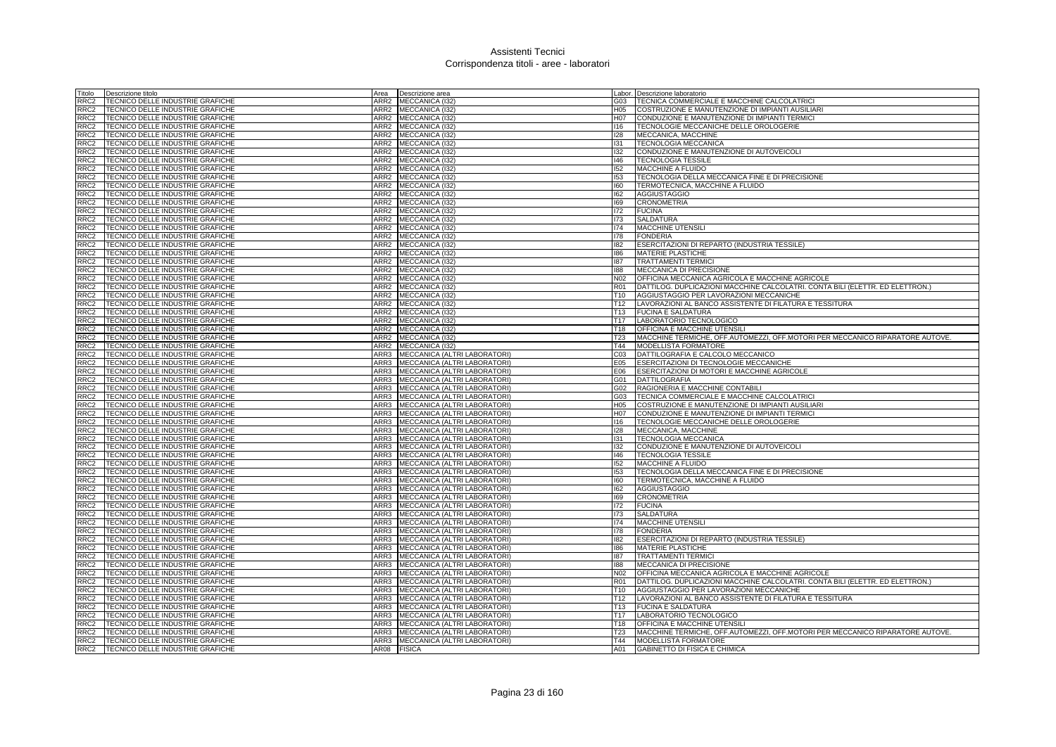| Titolo | Descrizione titolo | Area | Descrizione area | Labor. | Descrizione laboratorio |
|---|---|---|---|---|---|
| RRC2 | TECNICO DELLE INDUSTRIE GRAFICHE | ARR2 | MECCANICA (I32) | G03 | TECNICA COMMERCIALE E MACCHINE CALCOLATRICI |
| RRC2 | TECNICO DELLE INDUSTRIE GRAFICHE | ARR2 | MECCANICA (I32) | H05 | COSTRUZIONE E MANUTENZIONE DI IMPIANTI AUSILIARI |
| RRC2 | TECNICO DELLE INDUSTRIE GRAFICHE | ARR2 | MECCANICA (I32) | H07 | CONDUZIONE E MANUTENZIONE DI IMPIANTI TERMICI |
| RRC2 | TECNICO DELLE INDUSTRIE GRAFICHE | ARR2 | MECCANICA (I32) | I16 | TECNOLOGIE MECCANICHE DELLE OROLOGERIE |
| RRC2 | TECNICO DELLE INDUSTRIE GRAFICHE | ARR2 | MECCANICA (I32) | I28 | MECCANICA, MACCHINE |
| RRC2 | TECNICO DELLE INDUSTRIE GRAFICHE | ARR2 | MECCANICA (I32) | I31 | TECNOLOGIA MECCANICA |
| RRC2 | TECNICO DELLE INDUSTRIE GRAFICHE | ARR2 | MECCANICA (I32) | I32 | CONDUZIONE E MANUTENZIONE DI AUTOVEICOLI |
| RRC2 | TECNICO DELLE INDUSTRIE GRAFICHE | ARR2 | MECCANICA (I32) | I46 | TECNOLOGIA TESSILE |
| RRC2 | TECNICO DELLE INDUSTRIE GRAFICHE | ARR2 | MECCANICA (I32) | I52 | MACCHINE A FLUIDO |
| RRC2 | TECNICO DELLE INDUSTRIE GRAFICHE | ARR2 | MECCANICA (I32) | I53 | TECNOLOGIA DELLA MECCANICA FINE E DI PRECISIONE |
| RRC2 | TECNICO DELLE INDUSTRIE GRAFICHE | ARR2 | MECCANICA (I32) | I60 | TERMOTECNICA, MACCHINE A FLUIDO |
| RRC2 | TECNICO DELLE INDUSTRIE GRAFICHE | ARR2 | MECCANICA (I32) | I62 | AGGIUSTAGGIO |
| RRC2 | TECNICO DELLE INDUSTRIE GRAFICHE | ARR2 | MECCANICA (I32) | I69 | CRONOMETRIA |
| RRC2 | TECNICO DELLE INDUSTRIE GRAFICHE | ARR2 | MECCANICA (I32) | I72 | FUCINA |
| RRC2 | TECNICO DELLE INDUSTRIE GRAFICHE | ARR2 | MECCANICA (I32) | I73 | SALDATURA |
| RRC2 | TECNICO DELLE INDUSTRIE GRAFICHE | ARR2 | MECCANICA (I32) | I74 | MACCHINE UTENSILI |
| RRC2 | TECNICO DELLE INDUSTRIE GRAFICHE | ARR2 | MECCANICA (I32) | I78 | FONDERIA |
| RRC2 | TECNICO DELLE INDUSTRIE GRAFICHE | ARR2 | MECCANICA (I32) | I82 | ESERCITAZIONI DI REPARTO (INDUSTRIA TESSILE) |
| RRC2 | TECNICO DELLE INDUSTRIE GRAFICHE | ARR2 | MECCANICA (I32) | I86 | MATERIE PLASTICHE |
| RRC2 | TECNICO DELLE INDUSTRIE GRAFICHE | ARR2 | MECCANICA (I32) | I87 | TRATTAMENTI TERMICI |
| RRC2 | TECNICO DELLE INDUSTRIE GRAFICHE | ARR2 | MECCANICA (I32) | I88 | MECCANICA DI PRECISIONE |
| RRC2 | TECNICO DELLE INDUSTRIE GRAFICHE | ARR2 | MECCANICA (I32) | N02 | OFFICINA MECCANICA AGRICOLA E MACCHINE AGRICOLE |
| RRC2 | TECNICO DELLE INDUSTRIE GRAFICHE | ARR2 | MECCANICA (I32) | R01 | DATTILOG. DUPLICAZIONI MACCHINE CALCOLATRI. CONTA BILI (ELETTR. ED ELETTRON.) |
| RRC2 | TECNICO DELLE INDUSTRIE GRAFICHE | ARR2 | MECCANICA (I32) | T10 | AGGIUSTAGGIO PER LAVORAZIONI MECCANICHE |
| RRC2 | TECNICO DELLE INDUSTRIE GRAFICHE | ARR2 | MECCANICA (I32) | T12 | LAVORAZIONI AL BANCO ASSISTENTE DI FILATURA E TESSITURA |
| RRC2 | TECNICO DELLE INDUSTRIE GRAFICHE | ARR2 | MECCANICA (I32) | T13 | FUCINA E SALDATURA |
| RRC2 | TECNICO DELLE INDUSTRIE GRAFICHE | ARR2 | MECCANICA (I32) | T17 | LABORATORIO TECNOLOGICO |
| RRC2 | TECNICO DELLE INDUSTRIE GRAFICHE | ARR2 | MECCANICA (I32) | T18 | OFFICINA E MACCHINE UTENSILI |
| RRC2 | TECNICO DELLE INDUSTRIE GRAFICHE | ARR2 | MECCANICA (I32) | T23 | MACCHINE TERMICHE, OFF.AUTOMEZZI, OFF.MOTORI PER MECCANICO RIPARATORE AUTOVE. |
| RRC2 | TECNICO DELLE INDUSTRIE GRAFICHE | ARR2 | MECCANICA (I32) | T44 | MODELLISTA FORMATORE |
| RRC2 | TECNICO DELLE INDUSTRIE GRAFICHE | ARR3 | MECCANICA (ALTRI LABORATORI) | C03 | DATTILOGRAFIA E CALCOLO MECCANICO |
| RRC2 | TECNICO DELLE INDUSTRIE GRAFICHE | ARR3 | MECCANICA (ALTRI LABORATORI) | E05 | ESERCITAZIONI DI TECNOLOGIE MECCANICHE |
| RRC2 | TECNICO DELLE INDUSTRIE GRAFICHE | ARR3 | MECCANICA (ALTRI LABORATORI) | E06 | ESERCITAZIONI DI MOTORI E MACCHINE AGRICOLE |
| RRC2 | TECNICO DELLE INDUSTRIE GRAFICHE | ARR3 | MECCANICA (ALTRI LABORATORI) | G01 | DATTILOGRAFIA |
| RRC2 | TECNICO DELLE INDUSTRIE GRAFICHE | ARR3 | MECCANICA (ALTRI LABORATORI) | G02 | RAGIONERIA E MACCHINE CONTABILI |
| RRC2 | TECNICO DELLE INDUSTRIE GRAFICHE | ARR3 | MECCANICA (ALTRI LABORATORI) | G03 | TECNICA COMMERCIALE E MACCHINE CALCOLATRICI |
| RRC2 | TECNICO DELLE INDUSTRIE GRAFICHE | ARR3 | MECCANICA (ALTRI LABORATORI) | H05 | COSTRUZIONE E MANUTENZIONE DI IMPIANTI AUSILIARI |
| RRC2 | TECNICO DELLE INDUSTRIE GRAFICHE | ARR3 | MECCANICA (ALTRI LABORATORI) | H07 | CONDUZIONE E MANUTENZIONE DI IMPIANTI TERMICI |
| RRC2 | TECNICO DELLE INDUSTRIE GRAFICHE | ARR3 | MECCANICA (ALTRI LABORATORI) | I16 | TECNOLOGIE MECCANICHE DELLE OROLOGERIE |
| RRC2 | TECNICO DELLE INDUSTRIE GRAFICHE | ARR3 | MECCANICA (ALTRI LABORATORI) | I28 | MECCANICA, MACCHINE |
| RRC2 | TECNICO DELLE INDUSTRIE GRAFICHE | ARR3 | MECCANICA (ALTRI LABORATORI) | I31 | TECNOLOGIA MECCANICA |
| RRC2 | TECNICO DELLE INDUSTRIE GRAFICHE | ARR3 | MECCANICA (ALTRI LABORATORI) | I32 | CONDUZIONE E MANUTENZIONE DI AUTOVEICOLI |
| RRC2 | TECNICO DELLE INDUSTRIE GRAFICHE | ARR3 | MECCANICA (ALTRI LABORATORI) | I46 | TECNOLOGIA TESSILE |
| RRC2 | TECNICO DELLE INDUSTRIE GRAFICHE | ARR3 | MECCANICA (ALTRI LABORATORI) | I52 | MACCHINE A FLUIDO |
| RRC2 | TECNICO DELLE INDUSTRIE GRAFICHE | ARR3 | MECCANICA (ALTRI LABORATORI) | I53 | TECNOLOGIA DELLA MECCANICA FINE E DI PRECISIONE |
| RRC2 | TECNICO DELLE INDUSTRIE GRAFICHE | ARR3 | MECCANICA (ALTRI LABORATORI) | I60 | TERMOTECNICA, MACCHINE A FLUIDO |
| RRC2 | TECNICO DELLE INDUSTRIE GRAFICHE | ARR3 | MECCANICA (ALTRI LABORATORI) | I62 | AGGIUSTAGGIO |
| RRC2 | TECNICO DELLE INDUSTRIE GRAFICHE | ARR3 | MECCANICA (ALTRI LABORATORI) | I69 | CRONOMETRIA |
| RRC2 | TECNICO DELLE INDUSTRIE GRAFICHE | ARR3 | MECCANICA (ALTRI LABORATORI) | I72 | FUCINA |
| RRC2 | TECNICO DELLE INDUSTRIE GRAFICHE | ARR3 | MECCANICA (ALTRI LABORATORI) | I73 | SALDATURA |
| RRC2 | TECNICO DELLE INDUSTRIE GRAFICHE | ARR3 | MECCANICA (ALTRI LABORATORI) | I74 | MACCHINE UTENSILI |
| RRC2 | TECNICO DELLE INDUSTRIE GRAFICHE | ARR3 | MECCANICA (ALTRI LABORATORI) | I78 | FONDERIA |
| RRC2 | TECNICO DELLE INDUSTRIE GRAFICHE | ARR3 | MECCANICA (ALTRI LABORATORI) | I82 | ESERCITAZIONI DI REPARTO (INDUSTRIA TESSILE) |
| RRC2 | TECNICO DELLE INDUSTRIE GRAFICHE | ARR3 | MECCANICA (ALTRI LABORATORI) | I86 | MATERIE PLASTICHE |
| RRC2 | TECNICO DELLE INDUSTRIE GRAFICHE | ARR3 | MECCANICA (ALTRI LABORATORI) | I87 | TRATTAMENTI TERMICI |
| RRC2 | TECNICO DELLE INDUSTRIE GRAFICHE | ARR3 | MECCANICA (ALTRI LABORATORI) | I88 | MECCANICA DI PRECISIONE |
| RRC2 | TECNICO DELLE INDUSTRIE GRAFICHE | ARR3 | MECCANICA (ALTRI LABORATORI) | N02 | OFFICINA MECCANICA AGRICOLA E MACCHINE AGRICOLE |
| RRC2 | TECNICO DELLE INDUSTRIE GRAFICHE | ARR3 | MECCANICA (ALTRI LABORATORI) | R01 | DATTILOG. DUPLICAZIONI MACCHINE CALCOLATRI. CONTA BILI (ELETTR. ED ELETTRON.) |
| RRC2 | TECNICO DELLE INDUSTRIE GRAFICHE | ARR3 | MECCANICA (ALTRI LABORATORI) | T10 | AGGIUSTAGGIO PER LAVORAZIONI MECCANICHE |
| RRC2 | TECNICO DELLE INDUSTRIE GRAFICHE | ARR3 | MECCANICA (ALTRI LABORATORI) | T12 | LAVORAZIONI AL BANCO ASSISTENTE DI FILATURA E TESSITURA |
| RRC2 | TECNICO DELLE INDUSTRIE GRAFICHE | ARR3 | MECCANICA (ALTRI LABORATORI) | T13 | FUCINA E SALDATURA |
| RRC2 | TECNICO DELLE INDUSTRIE GRAFICHE | ARR3 | MECCANICA (ALTRI LABORATORI) | T17 | LABORATORIO TECNOLOGICO |
| RRC2 | TECNICO DELLE INDUSTRIE GRAFICHE | ARR3 | MECCANICA (ALTRI LABORATORI) | T18 | OFFICINA E MACCHINE UTENSILI |
| RRC2 | TECNICO DELLE INDUSTRIE GRAFICHE | ARR3 | MECCANICA (ALTRI LABORATORI) | T23 | MACCHINE TERMICHE, OFF.AUTOMEZZI, OFF.MOTORI PER MECCANICO RIPARATORE AUTOVE. |
| RRC2 | TECNICO DELLE INDUSTRIE GRAFICHE | ARR3 | MECCANICA (ALTRI LABORATORI) | T44 | MODELLISTA FORMATORE |
| RRC2 | TECNICO DELLE INDUSTRIE GRAFICHE | AR08 | FISICA | A01 | GABINETTO DI FISICA E CHIMICA |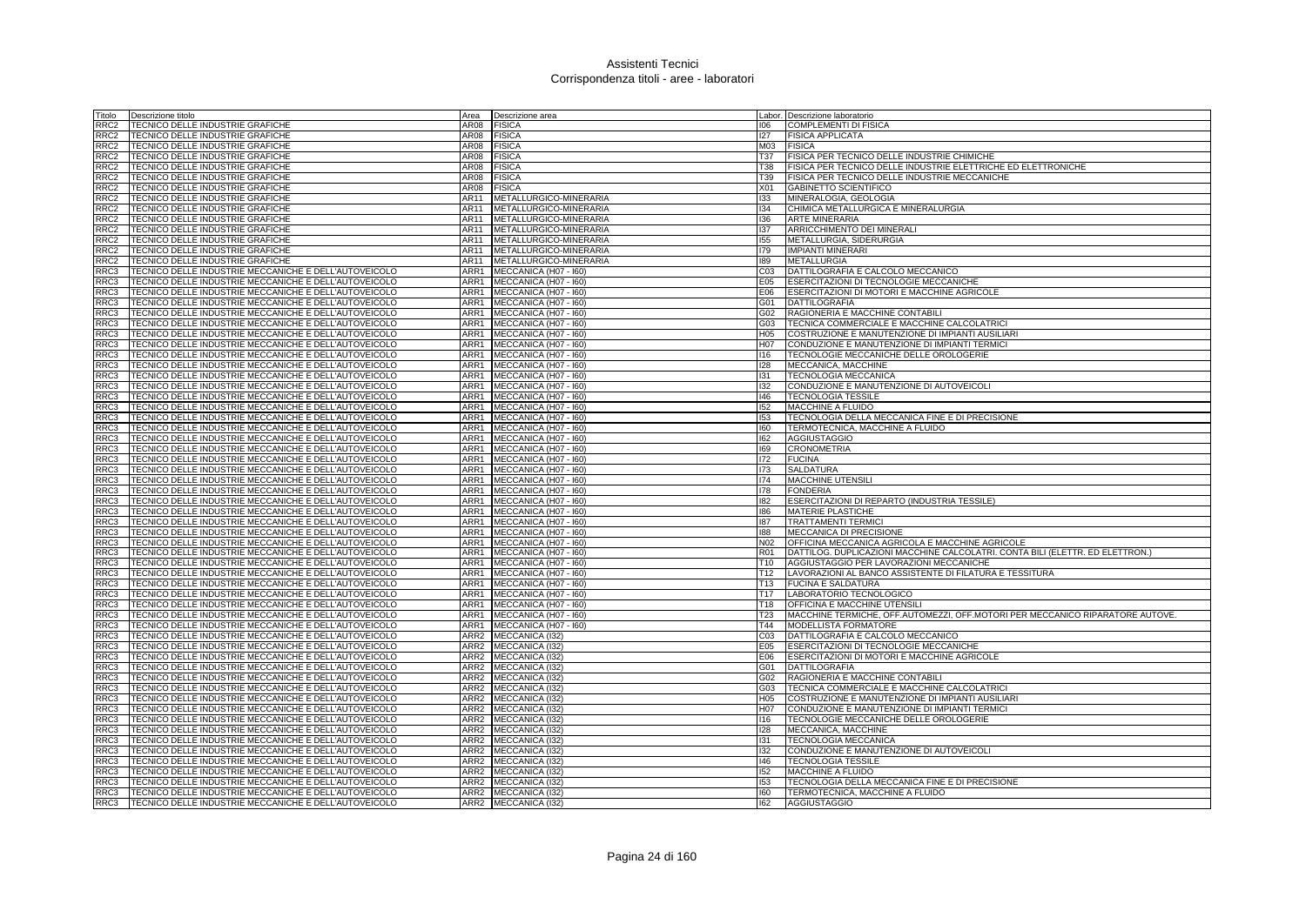| Titolo | Descrizione titolo | Area | Descrizione area | Labor. | Descrizione laboratorio |
|---|---|---|---|---|---|
| RRC2 | TECNICO DELLE INDUSTRIE GRAFICHE | AR08 | FISICA | I06 | COMPLEMENTI DI FISICA |
| RRC2 | TECNICO DELLE INDUSTRIE GRAFICHE | AR08 | FISICA | I27 | FISICA APPLICATA |
| RRC2 | TECNICO DELLE INDUSTRIE GRAFICHE | AR08 | FISICA | M03 | FISICA |
| RRC2 | TECNICO DELLE INDUSTRIE GRAFICHE | AR08 | FISICA | T37 | FISICA PER TECNICO DELLE INDUSTRIE CHIMICHE |
| RRC2 | TECNICO DELLE INDUSTRIE GRAFICHE | AR08 | FISICA | T38 | FISICA PER TECNICO DELLE INDUSTRIE ELETTRICHE ED ELETTRONICHE |
| RRC2 | TECNICO DELLE INDUSTRIE GRAFICHE | AR08 | FISICA | T39 | FISICA PER TECNICO DELLE INDUSTRIE MECCANICHE |
| RRC2 | TECNICO DELLE INDUSTRIE GRAFICHE | AR08 | FISICA | X01 | GABINETTO SCIENTIFICO |
| RRC2 | TECNICO DELLE INDUSTRIE GRAFICHE | AR11 | METALLURGICO-MINERARIA | I33 | MINERALOGIA, GEOLOGIA |
| RRC2 | TECNICO DELLE INDUSTRIE GRAFICHE | AR11 | METALLURGICO-MINERARIA | I34 | CHIMICA METALLURGICA E MINERALURGIA |
| RRC2 | TECNICO DELLE INDUSTRIE GRAFICHE | AR11 | METALLURGICO-MINERARIA | I36 | ARTE MINERARIA |
| RRC2 | TECNICO DELLE INDUSTRIE GRAFICHE | AR11 | METALLURGICO-MINERARIA | I37 | ARRICCHIMENTO DEI MINERALI |
| RRC2 | TECNICO DELLE INDUSTRIE GRAFICHE | AR11 | METALLURGICO-MINERARIA | I55 | METALLURGIA, SIDERURGIA |
| RRC2 | TECNICO DELLE INDUSTRIE GRAFICHE | AR11 | METALLURGICO-MINERARIA | I79 | IMPIANTI MINERARI |
| RRC2 | TECNICO DELLE INDUSTRIE GRAFICHE | AR11 | METALLURGICO-MINERARIA | I89 | METALLURGIA |
| RRC3 | TECNICO DELLE INDUSTRIE MECCANICHE E DELL'AUTOVEICOLO | ARR1 | MECCANICA (H07 - I60) | C03 | DATTILOGRAFIA E CALCOLO MECCANICO |
| RRC3 | TECNICO DELLE INDUSTRIE MECCANICHE E DELL'AUTOVEICOLO | ARR1 | MECCANICA (H07 - I60) | E05 | ESERCITAZIONI DI TECNOLOGIE MECCANICHE |
| RRC3 | TECNICO DELLE INDUSTRIE MECCANICHE E DELL'AUTOVEICOLO | ARR1 | MECCANICA (H07 - I60) | E06 | ESERCITAZIONI DI MOTORI E MACCHINE AGRICOLE |
| RRC3 | TECNICO DELLE INDUSTRIE MECCANICHE E DELL'AUTOVEICOLO | ARR1 | MECCANICA (H07 - I60) | G01 | DATTILOGRAFIA |
| RRC3 | TECNICO DELLE INDUSTRIE MECCANICHE E DELL'AUTOVEICOLO | ARR1 | MECCANICA (H07 - I60) | G02 | RAGIONERIA E MACCHINE CONTABILI |
| RRC3 | TECNICO DELLE INDUSTRIE MECCANICHE E DELL'AUTOVEICOLO | ARR1 | MECCANICA (H07 - I60) | G03 | TECNICA COMMERCIALE E MACCHINE CALCOLATRICI |
| RRC3 | TECNICO DELLE INDUSTRIE MECCANICHE E DELL'AUTOVEICOLO | ARR1 | MECCANICA (H07 - I60) | H05 | COSTRUZIONE E MANUTENZIONE DI IMPIANTI AUSILIARI |
| RRC3 | TECNICO DELLE INDUSTRIE MECCANICHE E DELL'AUTOVEICOLO | ARR1 | MECCANICA (H07 - I60) | H07 | CONDUZIONE E MANUTENZIONE DI IMPIANTI TERMICI |
| RRC3 | TECNICO DELLE INDUSTRIE MECCANICHE E DELL'AUTOVEICOLO | ARR1 | MECCANICA (H07 - I60) | I16 | TECNOLOGIE MECCANICHE DELLE OROLOGERIE |
| RRC3 | TECNICO DELLE INDUSTRIE MECCANICHE E DELL'AUTOVEICOLO | ARR1 | MECCANICA (H07 - I60) | I28 | MECCANICA, MACCHINE |
| RRC3 | TECNICO DELLE INDUSTRIE MECCANICHE E DELL'AUTOVEICOLO | ARR1 | MECCANICA (H07 - I60) | I31 | TECNOLOGIA MECCANICA |
| RRC3 | TECNICO DELLE INDUSTRIE MECCANICHE E DELL'AUTOVEICOLO | ARR1 | MECCANICA (H07 - I60) | I32 | CONDUZIONE E MANUTENZIONE DI AUTOVEICOLI |
| RRC3 | TECNICO DELLE INDUSTRIE MECCANICHE E DELL'AUTOVEICOLO | ARR1 | MECCANICA (H07 - I60) | I46 | TECNOLOGIA TESSILE |
| RRC3 | TECNICO DELLE INDUSTRIE MECCANICHE E DELL'AUTOVEICOLO | ARR1 | MECCANICA (H07 - I60) | I52 | MACCHINE A FLUIDO |
| RRC3 | TECNICO DELLE INDUSTRIE MECCANICHE E DELL'AUTOVEICOLO | ARR1 | MECCANICA (H07 - I60) | I53 | TECNOLOGIA DELLA MECCANICA FINE E DI PRECISIONE |
| RRC3 | TECNICO DELLE INDUSTRIE MECCANICHE E DELL'AUTOVEICOLO | ARR1 | MECCANICA (H07 - I60) | I60 | TERMOTECNICA, MACCHINE A FLUIDO |
| RRC3 | TECNICO DELLE INDUSTRIE MECCANICHE E DELL'AUTOVEICOLO | ARR1 | MECCANICA (H07 - I60) | I62 | AGGIUSTAGGIO |
| RRC3 | TECNICO DELLE INDUSTRIE MECCANICHE E DELL'AUTOVEICOLO | ARR1 | MECCANICA (H07 - I60) | I69 | CRONOMETRIA |
| RRC3 | TECNICO DELLE INDUSTRIE MECCANICHE E DELL'AUTOVEICOLO | ARR1 | MECCANICA (H07 - I60) | I72 | FUCINA |
| RRC3 | TECNICO DELLE INDUSTRIE MECCANICHE E DELL'AUTOVEICOLO | ARR1 | MECCANICA (H07 - I60) | I73 | SALDATURA |
| RRC3 | TECNICO DELLE INDUSTRIE MECCANICHE E DELL'AUTOVEICOLO | ARR1 | MECCANICA (H07 - I60) | I74 | MACCHINE UTENSILI |
| RRC3 | TECNICO DELLE INDUSTRIE MECCANICHE E DELL'AUTOVEICOLO | ARR1 | MECCANICA (H07 - I60) | I78 | FONDERIA |
| RRC3 | TECNICO DELLE INDUSTRIE MECCANICHE E DELL'AUTOVEICOLO | ARR1 | MECCANICA (H07 - I60) | I82 | ESERCITAZIONI DI REPARTO (INDUSTRIA TESSILE) |
| RRC3 | TECNICO DELLE INDUSTRIE MECCANICHE E DELL'AUTOVEICOLO | ARR1 | MECCANICA (H07 - I60) | I86 | MATERIE PLASTICHE |
| RRC3 | TECNICO DELLE INDUSTRIE MECCANICHE E DELL'AUTOVEICOLO | ARR1 | MECCANICA (H07 - I60) | I87 | TRATTAMENTI TERMICI |
| RRC3 | TECNICO DELLE INDUSTRIE MECCANICHE E DELL'AUTOVEICOLO | ARR1 | MECCANICA (H07 - I60) | I88 | MECCANICA DI PRECISIONE |
| RRC3 | TECNICO DELLE INDUSTRIE MECCANICHE E DELL'AUTOVEICOLO | ARR1 | MECCANICA (H07 - I60) | N02 | OFFICINA MECCANICA AGRICOLA E MACCHINE AGRICOLE |
| RRC3 | TECNICO DELLE INDUSTRIE MECCANICHE E DELL'AUTOVEICOLO | ARR1 | MECCANICA (H07 - I60) | R01 | DATTILOG. DUPLICAZIONI MACCHINE CALCOLATRI. CONTA BILI (ELETTR. ED ELETTRON.) |
| RRC3 | TECNICO DELLE INDUSTRIE MECCANICHE E DELL'AUTOVEICOLO | ARR1 | MECCANICA (H07 - I60) | T10 | AGGIUSTAGGIO PER LAVORAZIONI MECCANICHE |
| RRC3 | TECNICO DELLE INDUSTRIE MECCANICHE E DELL'AUTOVEICOLO | ARR1 | MECCANICA (H07 - I60) | T12 | LAVORAZIONI AL BANCO ASSISTENTE DI FILATURA E TESSITURA |
| RRC3 | TECNICO DELLE INDUSTRIE MECCANICHE E DELL'AUTOVEICOLO | ARR1 | MECCANICA (H07 - I60) | T13 | FUCINA E SALDATURA |
| RRC3 | TECNICO DELLE INDUSTRIE MECCANICHE E DELL'AUTOVEICOLO | ARR1 | MECCANICA (H07 - I60) | T17 | LABORATORIO TECNOLOGICO |
| RRC3 | TECNICO DELLE INDUSTRIE MECCANICHE E DELL'AUTOVEICOLO | ARR1 | MECCANICA (H07 - I60) | T18 | OFFICINA E MACCHINE UTENSILI |
| RRC3 | TECNICO DELLE INDUSTRIE MECCANICHE E DELL'AUTOVEICOLO | ARR1 | MECCANICA (H07 - I60) | T23 | MACCHINE TERMICHE, OFF.AUTOMEZZI, OFF.MOTORI PER MECCANICO RIPARATORE AUTOVE. |
| RRC3 | TECNICO DELLE INDUSTRIE MECCANICHE E DELL'AUTOVEICOLO | ARR1 | MECCANICA (H07 - I60) | T44 | MODELLISTA FORMATORE |
| RRC3 | TECNICO DELLE INDUSTRIE MECCANICHE E DELL'AUTOVEICOLO | ARR2 | MECCANICA (I32) | C03 | DATTILOGRAFIA E CALCOLO MECCANICO |
| RRC3 | TECNICO DELLE INDUSTRIE MECCANICHE E DELL'AUTOVEICOLO | ARR2 | MECCANICA (I32) | E05 | ESERCITAZIONI DI TECNOLOGIE MECCANICHE |
| RRC3 | TECNICO DELLE INDUSTRIE MECCANICHE E DELL'AUTOVEICOLO | ARR2 | MECCANICA (I32) | E06 | ESERCITAZIONI DI MOTORI E MACCHINE AGRICOLE |
| RRC3 | TECNICO DELLE INDUSTRIE MECCANICHE E DELL'AUTOVEICOLO | ARR2 | MECCANICA (I32) | G01 | DATTILOGRAFIA |
| RRC3 | TECNICO DELLE INDUSTRIE MECCANICHE E DELL'AUTOVEICOLO | ARR2 | MECCANICA (I32) | G02 | RAGIONERIA E MACCHINE CONTABILI |
| RRC3 | TECNICO DELLE INDUSTRIE MECCANICHE E DELL'AUTOVEICOLO | ARR2 | MECCANICA (I32) | G03 | TECNICA COMMERCIALE E MACCHINE CALCOLATRICI |
| RRC3 | TECNICO DELLE INDUSTRIE MECCANICHE E DELL'AUTOVEICOLO | ARR2 | MECCANICA (I32) | H05 | COSTRUZIONE E MANUTENZIONE DI IMPIANTI AUSILIARI |
| RRC3 | TECNICO DELLE INDUSTRIE MECCANICHE E DELL'AUTOVEICOLO | ARR2 | MECCANICA (I32) | H07 | CONDUZIONE E MANUTENZIONE DI IMPIANTI TERMICI |
| RRC3 | TECNICO DELLE INDUSTRIE MECCANICHE E DELL'AUTOVEICOLO | ARR2 | MECCANICA (I32) | I16 | TECNOLOGIE MECCANICHE DELLE OROLOGERIE |
| RRC3 | TECNICO DELLE INDUSTRIE MECCANICHE E DELL'AUTOVEICOLO | ARR2 | MECCANICA (I32) | I28 | MECCANICA, MACCHINE |
| RRC3 | TECNICO DELLE INDUSTRIE MECCANICHE E DELL'AUTOVEICOLO | ARR2 | MECCANICA (I32) | I31 | TECNOLOGIA MECCANICA |
| RRC3 | TECNICO DELLE INDUSTRIE MECCANICHE E DELL'AUTOVEICOLO | ARR2 | MECCANICA (I32) | I32 | CONDUZIONE E MANUTENZIONE DI AUTOVEICOLI |
| RRC3 | TECNICO DELLE INDUSTRIE MECCANICHE E DELL'AUTOVEICOLO | ARR2 | MECCANICA (I32) | I46 | TECNOLOGIA TESSILE |
| RRC3 | TECNICO DELLE INDUSTRIE MECCANICHE E DELL'AUTOVEICOLO | ARR2 | MECCANICA (I32) | I52 | MACCHINE A FLUIDO |
| RRC3 | TECNICO DELLE INDUSTRIE MECCANICHE E DELL'AUTOVEICOLO | ARR2 | MECCANICA (I32) | I53 | TECNOLOGIA DELLA MECCANICA FINE E DI PRECISIONE |
| RRC3 | TECNICO DELLE INDUSTRIE MECCANICHE E DELL'AUTOVEICOLO | ARR2 | MECCANICA (I32) | I60 | TERMOTECNICA, MACCHINE A FLUIDO |
| RRC3 | TECNICO DELLE INDUSTRIE MECCANICHE E DELL'AUTOVEICOLO | ARR2 | MECCANICA (I32) | I62 | AGGIUSTAGGIO |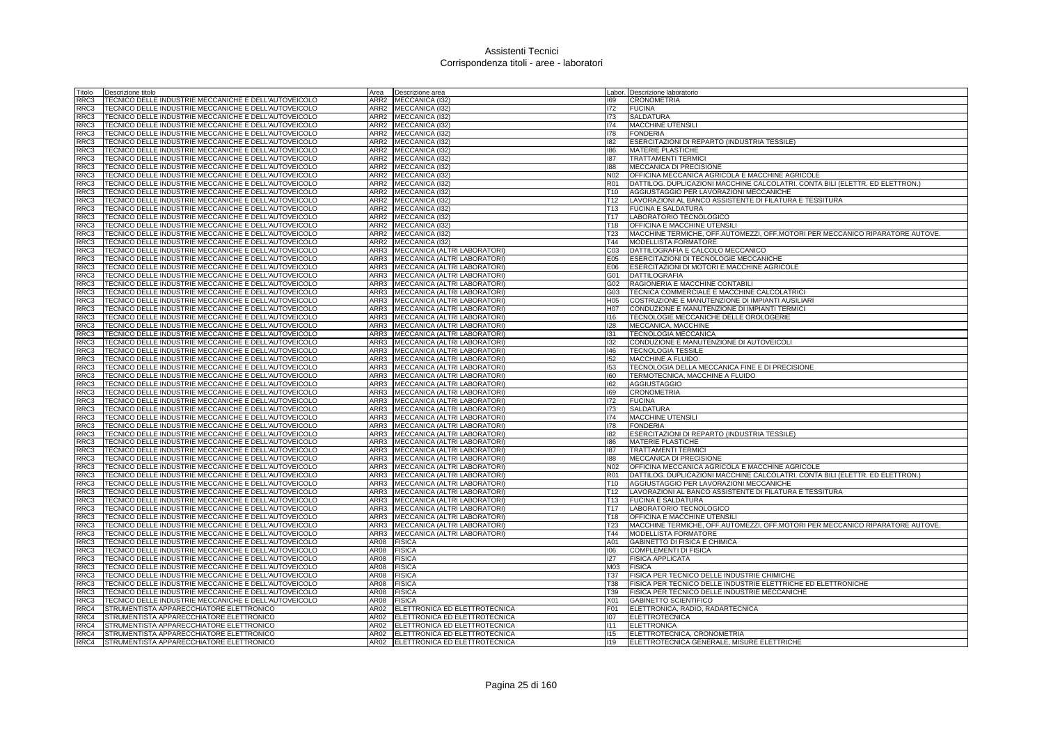# Assistenti Tecnici
## Corrispondenza titoli - aree - laboratori

| Titolo | Descrizione titolo | Area | Descrizione area | Labor. | Descrizione laboratorio |
|---|---|---|---|---|---|
| RRC3 | TECNICO DELLE INDUSTRIE MECCANICHE E DELL'AUTOVEICOLO | ARR2 | MECCANICA (I32) | I69 | CRONOMETRIA |
| RRC3 | TECNICO DELLE INDUSTRIE MECCANICHE E DELL'AUTOVEICOLO | ARR2 | MECCANICA (I32) | I72 | FUCINA |
| RRC3 | TECNICO DELLE INDUSTRIE MECCANICHE E DELL'AUTOVEICOLO | ARR2 | MECCANICA (I32) | I73 | SALDATURA |
| RRC3 | TECNICO DELLE INDUSTRIE MECCANICHE E DELL'AUTOVEICOLO | ARR2 | MECCANICA (I32) | I74 | MACCHINE UTENSILI |
| RRC3 | TECNICO DELLE INDUSTRIE MECCANICHE E DELL'AUTOVEICOLO | ARR2 | MECCANICA (I32) | I78 | FONDERIA |
| RRC3 | TECNICO DELLE INDUSTRIE MECCANICHE E DELL'AUTOVEICOLO | ARR2 | MECCANICA (I32) | I82 | ESERCITAZIONI DI REPARTO (INDUSTRIA TESSILE) |
| RRC3 | TECNICO DELLE INDUSTRIE MECCANICHE E DELL'AUTOVEICOLO | ARR2 | MECCANICA (I32) | I86 | MATERIE PLASTICHE |
| RRC3 | TECNICO DELLE INDUSTRIE MECCANICHE E DELL'AUTOVEICOLO | ARR2 | MECCANICA (I32) | I87 | TRATTAMENTI TERMICI |
| RRC3 | TECNICO DELLE INDUSTRIE MECCANICHE E DELL'AUTOVEICOLO | ARR2 | MECCANICA (I32) | I88 | MECCANICA DI PRECISIONE |
| RRC3 | TECNICO DELLE INDUSTRIE MECCANICHE E DELL'AUTOVEICOLO | ARR2 | MECCANICA (I32) | N02 | OFFICINA MECCANICA AGRICOLA E MACCHINE AGRICOLE |
| RRC3 | TECNICO DELLE INDUSTRIE MECCANICHE E DELL'AUTOVEICOLO | ARR2 | MECCANICA (I32) | R01 | DATTILOG. DUPLICAZIONI MACCHINE CALCOLATRI. CONTA BILI (ELETTR. ED ELETTRON.) |
| RRC3 | TECNICO DELLE INDUSTRIE MECCANICHE E DELL'AUTOVEICOLO | ARR2 | MECCANICA (I32) | T10 | AGGIUSTAGGIO PER LAVORAZIONI MECCANICHE |
| RRC3 | TECNICO DELLE INDUSTRIE MECCANICHE E DELL'AUTOVEICOLO | ARR2 | MECCANICA (I32) | T12 | LAVORAZIONI AL BANCO ASSISTENTE DI FILATURA E TESSITURA |
| RRC3 | TECNICO DELLE INDUSTRIE MECCANICHE E DELL'AUTOVEICOLO | ARR2 | MECCANICA (I32) | T13 | FUCINA E SALDATURA |
| RRC3 | TECNICO DELLE INDUSTRIE MECCANICHE E DELL'AUTOVEICOLO | ARR2 | MECCANICA (I32) | T17 | LABORATORIO TECNOLOGICO |
| RRC3 | TECNICO DELLE INDUSTRIE MECCANICHE E DELL'AUTOVEICOLO | ARR2 | MECCANICA (I32) | T18 | OFFICINA E MACCHINE UTENSILI |
| RRC3 | TECNICO DELLE INDUSTRIE MECCANICHE E DELL'AUTOVEICOLO | ARR2 | MECCANICA (I32) | T23 | MACCHINE TERMICHE, OFF.AUTOMEZZI, OFF.MOTORI PER MECCANICO RIPARATORE AUTOVE. |
| RRC3 | TECNICO DELLE INDUSTRIE MECCANICHE E DELL'AUTOVEICOLO | ARR2 | MECCANICA (I32) | T44 | MODELLISTA FORMATORE |
| RRC3 | TECNICO DELLE INDUSTRIE MECCANICHE E DELL'AUTOVEICOLO | ARR3 | MECCANICA (ALTRI LABORATORI) | C03 | DATTILOGRAFIA E CALCOLO MECCANICO |
| RRC3 | TECNICO DELLE INDUSTRIE MECCANICHE E DELL'AUTOVEICOLO | ARR3 | MECCANICA (ALTRI LABORATORI) | E05 | ESERCITAZIONI DI TECNOLOGIE MECCANICHE |
| RRC3 | TECNICO DELLE INDUSTRIE MECCANICHE E DELL'AUTOVEICOLO | ARR3 | MECCANICA (ALTRI LABORATORI) | E06 | ESERCITAZIONI DI MOTORI E MACCHINE AGRICOLE |
| RRC3 | TECNICO DELLE INDUSTRIE MECCANICHE E DELL'AUTOVEICOLO | ARR3 | MECCANICA (ALTRI LABORATORI) | G01 | DATTILOGRAFIA |
| RRC3 | TECNICO DELLE INDUSTRIE MECCANICHE E DELL'AUTOVEICOLO | ARR3 | MECCANICA (ALTRI LABORATORI) | G02 | RAGIONERIA E MACCHINE CONTABILI |
| RRC3 | TECNICO DELLE INDUSTRIE MECCANICHE E DELL'AUTOVEICOLO | ARR3 | MECCANICA (ALTRI LABORATORI) | G03 | TECNICA COMMERCIALE E MACCHINE CALCOLATRICI |
| RRC3 | TECNICO DELLE INDUSTRIE MECCANICHE E DELL'AUTOVEICOLO | ARR3 | MECCANICA (ALTRI LABORATORI) | H05 | COSTRUZIONE E MANUTENZIONE DI IMPIANTI AUSILIARI |
| RRC3 | TECNICO DELLE INDUSTRIE MECCANICHE E DELL'AUTOVEICOLO | ARR3 | MECCANICA (ALTRI LABORATORI) | H07 | CONDUZIONE E MANUTENZIONE DI IMPIANTI TERMICI |
| RRC3 | TECNICO DELLE INDUSTRIE MECCANICHE E DELL'AUTOVEICOLO | ARR3 | MECCANICA (ALTRI LABORATORI) | I16 | TECNOLOGIE MECCANICHE DELLE OROLOGERIE |
| RRC3 | TECNICO DELLE INDUSTRIE MECCANICHE E DELL'AUTOVEICOLO | ARR3 | MECCANICA (ALTRI LABORATORI) | I28 | MECCANICA, MACCHINE |
| RRC3 | TECNICO DELLE INDUSTRIE MECCANICHE E DELL'AUTOVEICOLO | ARR3 | MECCANICA (ALTRI LABORATORI) | I31 | TECNOLOGIA MECCANICA |
| RRC3 | TECNICO DELLE INDUSTRIE MECCANICHE E DELL'AUTOVEICOLO | ARR3 | MECCANICA (ALTRI LABORATORI) | I32 | CONDUZIONE E MANUTENZIONE DI AUTOVEICOLI |
| RRC3 | TECNICO DELLE INDUSTRIE MECCANICHE E DELL'AUTOVEICOLO | ARR3 | MECCANICA (ALTRI LABORATORI) | I46 | TECNOLOGIA TESSILE |
| RRC3 | TECNICO DELLE INDUSTRIE MECCANICHE E DELL'AUTOVEICOLO | ARR3 | MECCANICA (ALTRI LABORATORI) | I52 | MACCHINE A FLUIDO |
| RRC3 | TECNICO DELLE INDUSTRIE MECCANICHE E DELL'AUTOVEICOLO | ARR3 | MECCANICA (ALTRI LABORATORI) | I53 | TECNOLOGIA DELLA MECCANICA FINE E DI PRECISIONE |
| RRC3 | TECNICO DELLE INDUSTRIE MECCANICHE E DELL'AUTOVEICOLO | ARR3 | MECCANICA (ALTRI LABORATORI) | I60 | TERMOTECNICA, MACCHINE A FLUIDO |
| RRC3 | TECNICO DELLE INDUSTRIE MECCANICHE E DELL'AUTOVEICOLO | ARR3 | MECCANICA (ALTRI LABORATORI) | I62 | AGGIUSTAGGIO |
| RRC3 | TECNICO DELLE INDUSTRIE MECCANICHE E DELL'AUTOVEICOLO | ARR3 | MECCANICA (ALTRI LABORATORI) | I69 | CRONOMETRIA |
| RRC3 | TECNICO DELLE INDUSTRIE MECCANICHE E DELL'AUTOVEICOLO | ARR3 | MECCANICA (ALTRI LABORATORI) | I72 | FUCINA |
| RRC3 | TECNICO DELLE INDUSTRIE MECCANICHE E DELL'AUTOVEICOLO | ARR3 | MECCANICA (ALTRI LABORATORI) | I73 | SALDATURA |
| RRC3 | TECNICO DELLE INDUSTRIE MECCANICHE E DELL'AUTOVEICOLO | ARR3 | MECCANICA (ALTRI LABORATORI) | I74 | MACCHINE UTENSILI |
| RRC3 | TECNICO DELLE INDUSTRIE MECCANICHE E DELL'AUTOVEICOLO | ARR3 | MECCANICA (ALTRI LABORATORI) | I78 | FONDERIA |
| RRC3 | TECNICO DELLE INDUSTRIE MECCANICHE E DELL'AUTOVEICOLO | ARR3 | MECCANICA (ALTRI LABORATORI) | I82 | ESERCITAZIONI DI REPARTO (INDUSTRIA TESSILE) |
| RRC3 | TECNICO DELLE INDUSTRIE MECCANICHE E DELL'AUTOVEICOLO | ARR3 | MECCANICA (ALTRI LABORATORI) | I86 | MATERIE PLASTICHE |
| RRC3 | TECNICO DELLE INDUSTRIE MECCANICHE E DELL'AUTOVEICOLO | ARR3 | MECCANICA (ALTRI LABORATORI) | I87 | TRATTAMENTI TERMICI |
| RRC3 | TECNICO DELLE INDUSTRIE MECCANICHE E DELL'AUTOVEICOLO | ARR3 | MECCANICA (ALTRI LABORATORI) | I88 | MECCANICA DI PRECISIONE |
| RRC3 | TECNICO DELLE INDUSTRIE MECCANICHE E DELL'AUTOVEICOLO | ARR3 | MECCANICA (ALTRI LABORATORI) | N02 | OFFICINA MECCANICA AGRICOLA E MACCHINE AGRICOLE |
| RRC3 | TECNICO DELLE INDUSTRIE MECCANICHE E DELL'AUTOVEICOLO | ARR3 | MECCANICA (ALTRI LABORATORI) | R01 | DATTILOG. DUPLICAZIONI MACCHINE CALCOLATRI. CONTA BILI (ELETTR. ED ELETTRON.) |
| RRC3 | TECNICO DELLE INDUSTRIE MECCANICHE E DELL'AUTOVEICOLO | ARR3 | MECCANICA (ALTRI LABORATORI) | T10 | AGGIUSTAGGIO PER LAVORAZIONI MECCANICHE |
| RRC3 | TECNICO DELLE INDUSTRIE MECCANICHE E DELL'AUTOVEICOLO | ARR3 | MECCANICA (ALTRI LABORATORI) | T12 | LAVORAZIONI AL BANCO ASSISTENTE DI FILATURA E TESSITURA |
| RRC3 | TECNICO DELLE INDUSTRIE MECCANICHE E DELL'AUTOVEICOLO | ARR3 | MECCANICA (ALTRI LABORATORI) | T13 | FUCINA E SALDATURA |
| RRC3 | TECNICO DELLE INDUSTRIE MECCANICHE E DELL'AUTOVEICOLO | ARR3 | MECCANICA (ALTRI LABORATORI) | T17 | LABORATORIO TECNOLOGICO |
| RRC3 | TECNICO DELLE INDUSTRIE MECCANICHE E DELL'AUTOVEICOLO | ARR3 | MECCANICA (ALTRI LABORATORI) | T18 | OFFICINA E MACCHINE UTENSILI |
| RRC3 | TECNICO DELLE INDUSTRIE MECCANICHE E DELL'AUTOVEICOLO | ARR3 | MECCANICA (ALTRI LABORATORI) | T23 | MACCHINE TERMICHE, OFF.AUTOMEZZI, OFF.MOTORI PER MECCANICO RIPARATORE AUTOVE. |
| RRC3 | TECNICO DELLE INDUSTRIE MECCANICHE E DELL'AUTOVEICOLO | ARR3 | MECCANICA (ALTRI LABORATORI) | T44 | MODELLISTA FORMATORE |
| RRC3 | TECNICO DELLE INDUSTRIE MECCANICHE E DELL'AUTOVEICOLO | AR08 | FISICA | A01 | GABINETTO DI FISICA E CHIMICA |
| RRC3 | TECNICO DELLE INDUSTRIE MECCANICHE E DELL'AUTOVEICOLO | AR08 | FISICA | I06 | COMPLEMENTI DI FISICA |
| RRC3 | TECNICO DELLE INDUSTRIE MECCANICHE E DELL'AUTOVEICOLO | AR08 | FISICA | I27 | FISICA APPLICATA |
| RRC3 | TECNICO DELLE INDUSTRIE MECCANICHE E DELL'AUTOVEICOLO | AR08 | FISICA | M03 | FISICA |
| RRC3 | TECNICO DELLE INDUSTRIE MECCANICHE E DELL'AUTOVEICOLO | AR08 | FISICA | T37 | FISICA PER TECNICO DELLE INDUSTRIE CHIMICHE |
| RRC3 | TECNICO DELLE INDUSTRIE MECCANICHE E DELL'AUTOVEICOLO | AR08 | FISICA | T38 | FISICA PER TECNICO DELLE INDUSTRIE ELETTRICHE ED ELETTRONICHE |
| RRC3 | TECNICO DELLE INDUSTRIE MECCANICHE E DELL'AUTOVEICOLO | AR08 | FISICA | T39 | FISICA PER TECNICO DELLE INDUSTRIE MECCANICHE |
| RRC3 | TECNICO DELLE INDUSTRIE MECCANICHE E DELL'AUTOVEICOLO | AR08 | FISICA | X01 | GABINETTO SCIENTIFICO |
| RRC4 | STRUMENTISTA APPARECCHIATORE ELETTRONICO | AR02 | ELETTRONICA ED ELETTROTECNICA | F01 | ELETTRONICA, RADIO, RADARTECNICA |
| RRC4 | STRUMENTISTA APPARECCHIATORE ELETTRONICO | AR02 | ELETTRONICA ED ELETTROTECNICA | I07 | ELETTROTECNICA |
| RRC4 | STRUMENTISTA APPARECCHIATORE ELETTRONICO | AR02 | ELETTRONICA ED ELETTROTECNICA | I11 | ELETTRONICA |
| RRC4 | STRUMENTISTA APPARECCHIATORE ELETTRONICO | AR02 | ELETTRONICA ED ELETTROTECNICA | I15 | ELETTROTECNICA, CRONOMETRIA |
| RRC4 | STRUMENTISTA APPARECCHIATORE ELETTRONICO | AR02 | ELETTRONICA ED ELETTROTECNICA | I19 | ELETTROTECNICA GENERALE, MISURE ELETTRICHE |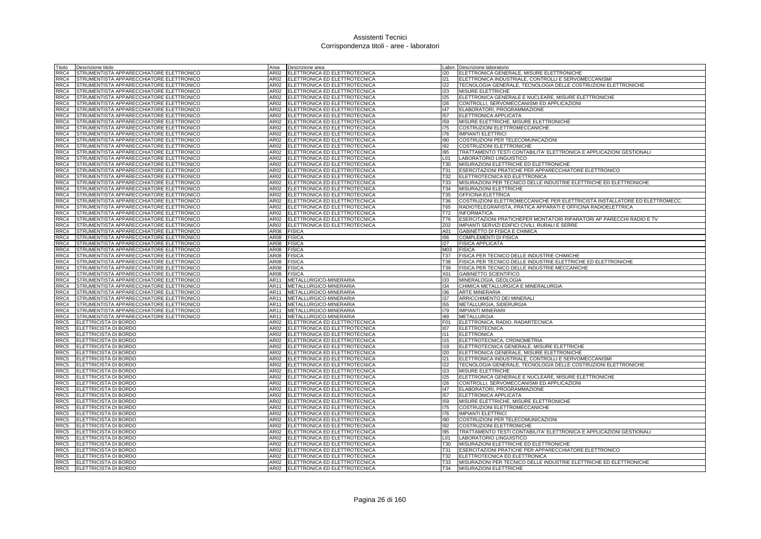# Assistenti Tecnici
## Corrispondenza titoli - aree - laboratori

| Titolo | Descrizione titolo | Area | Descrizione area | Labor. | Descrizione laboratorio |
|---|---|---|---|---|---|
| RRC4 | STRUMENTISTA APPARECCHIATORE ELETTRONICO | AR02 | ELETTRONICA ED ELETTROTECNICA | I20 | ELETTRONICA GENERALE, MISURE ELETTRONICHE |
| RRC4 | STRUMENTISTA APPARECCHIATORE ELETTRONICO | AR02 | ELETTRONICA ED ELETTROTECNICA | I21 | ELETTRONICA INDUSTRIALE, CONTROLLI E SERVOMECCANISMI |
| RRC4 | STRUMENTISTA APPARECCHIATORE ELETTRONICO | AR02 | ELETTRONICA ED ELETTROTECNICA | I22 | TECNOLOGIA GENERALE, TECNOLOGIA DELLE COSTRUZIONI ELETTRONICHE |
| RRC4 | STRUMENTISTA APPARECCHIATORE ELETTRONICO | AR02 | ELETTRONICA ED ELETTROTECNICA | I23 | MISURE ELETTRICHE |
| RRC4 | STRUMENTISTA APPARECCHIATORE ELETTRONICO | AR02 | ELETTRONICA ED ELETTROTECNICA | I25 | ELETTRONICA GENERALE E NUCLEARE, MISURE ELETTRONICHE |
| RRC4 | STRUMENTISTA APPARECCHIATORE ELETTRONICO | AR02 | ELETTRONICA ED ELETTROTECNICA | I26 | CONTROLLI, SERVOMECCANISMI ED APPLICAZIONI |
| RRC4 | STRUMENTISTA APPARECCHIATORE ELETTRONICO | AR02 | ELETTRONICA ED ELETTROTECNICA | I47 | ELABORATORI, PROGRAMMAZIONE |
| RRC4 | STRUMENTISTA APPARECCHIATORE ELETTRONICO | AR02 | ELETTRONICA ED ELETTROTECNICA | I57 | ELETTRONICA APPLICATA |
| RRC4 | STRUMENTISTA APPARECCHIATORE ELETTRONICO | AR02 | ELETTRONICA ED ELETTROTECNICA | I59 | MISURE ELETTRICHE, MISURE ELETTRONICHE |
| RRC4 | STRUMENTISTA APPARECCHIATORE ELETTRONICO | AR02 | ELETTRONICA ED ELETTROTECNICA | I75 | COSTRUZIONI ELETTROMECCANICHE |
| RRC4 | STRUMENTISTA APPARECCHIATORE ELETTRONICO | AR02 | ELETTRONICA ED ELETTROTECNICA | I76 | IMPIANTI ELETTRICI |
| RRC4 | STRUMENTISTA APPARECCHIATORE ELETTRONICO | AR02 | ELETTRONICA ED ELETTROTECNICA | I90 | COSTRUZIONI PER TELECOMUNICAZIONI |
| RRC4 | STRUMENTISTA APPARECCHIATORE ELETTRONICO | AR02 | ELETTRONICA ED ELETTROTECNICA | I92 | COSTRUZIONI ELETTRONICHE |
| RRC4 | STRUMENTISTA APPARECCHIATORE ELETTRONICO | AR02 | ELETTRONICA ED ELETTROTECNICA | I95 | TRATTAMENTO TESTI CONTABILITA' ELETTRONICA E APPLICAZIONI GESTIONALI |
| RRC4 | STRUMENTISTA APPARECCHIATORE ELETTRONICO | AR02 | ELETTRONICA ED ELETTROTECNICA | L01 | LABORATORIO LINGUISTICO |
| RRC4 | STRUMENTISTA APPARECCHIATORE ELETTRONICO | AR02 | ELETTRONICA ED ELETTROTECNICA | T30 | MISURAZIONI ELETTRICHE ED ELETTRONICHE |
| RRC4 | STRUMENTISTA APPARECCHIATORE ELETTRONICO | AR02 | ELETTRONICA ED ELETTROTECNICA | T31 | ESERCITAZIONI PRATICHE PER APPARECCHIATORE ELETTRONICO |
| RRC4 | STRUMENTISTA APPARECCHIATORE ELETTRONICO | AR02 | ELETTRONICA ED ELETTROTECNICA | T32 | ELETTROTECNICA ED ELETTRONICA |
| RRC4 | STRUMENTISTA APPARECCHIATORE ELETTRONICO | AR02 | ELETTRONICA ED ELETTROTECNICA | T33 | MISURAZIONI PER TECNICO DELLE INDUSTRIE ELETTRICHE ED ELETTRONICHE |
| RRC4 | STRUMENTISTA APPARECCHIATORE ELETTRONICO | AR02 | ELETTRONICA ED ELETTROTECNICA | T34 | MISURAZIONI ELETTRICHE |
| RRC4 | STRUMENTISTA APPARECCHIATORE ELETTRONICO | AR02 | ELETTRONICA ED ELETTROTECNICA | T35 | OFFICINA ELETTRICA |
| RRC4 | STRUMENTISTA APPARECCHIATORE ELETTRONICO | AR02 | ELETTRONICA ED ELETTROTECNICA | T36 | COSTRUZIONI ELETTROMECCANICHE PER ELETTRICISTA INSTALLATORE ED ELETTROMECC. |
| RRC4 | STRUMENTISTA APPARECCHIATORE ELETTRONICO | AR02 | ELETTRONICA ED ELETTROTECNICA | T65 | RADIOTELEGRAFISTA, PRATICA APPARATI E OFFICINA RADIOELETTRICA |
| RRC4 | STRUMENTISTA APPARECCHIATORE ELETTRONICO | AR02 | ELETTRONICA ED ELETTROTECNICA | T72 | INFORMATICA |
| RRC4 | STRUMENTISTA APPARECCHIATORE ELETTRONICO | AR02 | ELETTRONICA ED ELETTROTECNICA | T76 | ESERCITAZIONI PRATICHEPER MONTATORI RIPARATORI AP PARECCHI RADIO E TV |
| RRC4 | STRUMENTISTA APPARECCHIATORE ELETTRONICO | AR02 | ELETTRONICA ED ELETTROTECNICA | Z02 | IMPIANTI SERVIZI EDIFICI CIVILI, RURALI E SERRE |
| RRC4 | STRUMENTISTA APPARECCHIATORE ELETTRONICO | AR08 | FISICA | A01 | GABINETTO DI FISICA E CHIMICA |
| RRC4 | STRUMENTISTA APPARECCHIATORE ELETTRONICO | AR08 | FISICA | I06 | COMPLEMENTI DI FISICA |
| RRC4 | STRUMENTISTA APPARECCHIATORE ELETTRONICO | AR08 | FISICA | I27 | FISICA APPLICATA |
| RRC4 | STRUMENTISTA APPARECCHIATORE ELETTRONICO | AR08 | FISICA | M03 | FISICA |
| RRC4 | STRUMENTISTA APPARECCHIATORE ELETTRONICO | AR08 | FISICA | T37 | FISICA PER TECNICO DELLE INDUSTRIE CHIMICHE |
| RRC4 | STRUMENTISTA APPARECCHIATORE ELETTRONICO | AR08 | FISICA | T38 | FISICA PER TECNICO DELLE INDUSTRIE ELETTRICHE ED ELETTRONICHE |
| RRC4 | STRUMENTISTA APPARECCHIATORE ELETTRONICO | AR08 | FISICA | T39 | FISICA PER TECNICO DELLE INDUSTRIE MECCANICHE |
| RRC4 | STRUMENTISTA APPARECCHIATORE ELETTRONICO | AR08 | FISICA | X01 | GABINETTO SCIENTIFICO |
| RRC4 | STRUMENTISTA APPARECCHIATORE ELETTRONICO | AR11 | METALLURGICO-MINERARIA | I33 | MINERALOGIA, GEOLOGIA |
| RRC4 | STRUMENTISTA APPARECCHIATORE ELETTRONICO | AR11 | METALLURGICO-MINERARIA | I34 | CHIMICA METALLURGICA E MINERALURGIA |
| RRC4 | STRUMENTISTA APPARECCHIATORE ELETTRONICO | AR11 | METALLURGICO-MINERARIA | I36 | ARTE MINERARIA |
| RRC4 | STRUMENTISTA APPARECCHIATORE ELETTRONICO | AR11 | METALLURGICO-MINERARIA | I37 | ARRICCHIMENTO DEI MINERALI |
| RRC4 | STRUMENTISTA APPARECCHIATORE ELETTRONICO | AR11 | METALLURGICO-MINERARIA | I55 | METALLURGIA, SIDERURGIA |
| RRC4 | STRUMENTISTA APPARECCHIATORE ELETTRONICO | AR11 | METALLURGICO-MINERARIA | I79 | IMPIANTI MINERARI |
| RRC4 | STRUMENTISTA APPARECCHIATORE ELETTRONICO | AR11 | METALLURGICO-MINERARIA | I89 | METALLURGIA |
| RRC5 | ELETTRICISTA DI BORDO | AR02 | ELETTRONICA ED ELETTROTECNICA | F01 | ELETTRONICA, RADIO, RADARTECNICA |
| RRC5 | ELETTRICISTA DI BORDO | AR02 | ELETTRONICA ED ELETTROTECNICA | I07 | ELETTROTECNICA |
| RRC5 | ELETTRICISTA DI BORDO | AR02 | ELETTRONICA ED ELETTROTECNICA | I11 | ELETTRONICA |
| RRC5 | ELETTRICISTA DI BORDO | AR02 | ELETTRONICA ED ELETTROTECNICA | I15 | ELETTROTECNICA, CRONOMETRIA |
| RRC5 | ELETTRICISTA DI BORDO | AR02 | ELETTRONICA ED ELETTROTECNICA | I19 | ELETTROTECNICA GENERALE, MISURE ELETTRICHE |
| RRC5 | ELETTRICISTA DI BORDO | AR02 | ELETTRONICA ED ELETTROTECNICA | I20 | ELETTRONICA GENERALE, MISURE ELETTRONICHE |
| RRC5 | ELETTRICISTA DI BORDO | AR02 | ELETTRONICA ED ELETTROTECNICA | I21 | ELETTRONICA INDUSTRIALE, CONTROLLI E SERVOMECCANISMI |
| RRC5 | ELETTRICISTA DI BORDO | AR02 | ELETTRONICA ED ELETTROTECNICA | I22 | TECNOLOGIA GENERALE, TECNOLOGIA DELLE COSTRUZIONI ELETTRONICHE |
| RRC5 | ELETTRICISTA DI BORDO | AR02 | ELETTRONICA ED ELETTROTECNICA | I23 | MISURE ELETTRICHE |
| RRC5 | ELETTRICISTA DI BORDO | AR02 | ELETTRONICA ED ELETTROTECNICA | I25 | ELETTRONICA GENERALE E NUCLEARE, MISURE ELETTRONICHE |
| RRC5 | ELETTRICISTA DI BORDO | AR02 | ELETTRONICA ED ELETTROTECNICA | I26 | CONTROLLI, SERVOMECCANISMI ED APPLICAZIONI |
| RRC5 | ELETTRICISTA DI BORDO | AR02 | ELETTRONICA ED ELETTROTECNICA | I47 | ELABORATORI, PROGRAMMAZIONE |
| RRC5 | ELETTRICISTA DI BORDO | AR02 | ELETTRONICA ED ELETTROTECNICA | I57 | ELETTRONICA APPLICATA |
| RRC5 | ELETTRICISTA DI BORDO | AR02 | ELETTRONICA ED ELETTROTECNICA | I59 | MISURE ELETTRICHE, MISURE ELETTRONICHE |
| RRC5 | ELETTRICISTA DI BORDO | AR02 | ELETTRONICA ED ELETTROTECNICA | I75 | COSTRUZIONI ELETTROMECCANICHE |
| RRC5 | ELETTRICISTA DI BORDO | AR02 | ELETTRONICA ED ELETTROTECNICA | I76 | IMPIANTI ELETTRICI |
| RRC5 | ELETTRICISTA DI BORDO | AR02 | ELETTRONICA ED ELETTROTECNICA | I90 | COSTRUZIONI PER TELECOMUNICAZIONI |
| RRC5 | ELETTRICISTA DI BORDO | AR02 | ELETTRONICA ED ELETTROTECNICA | I92 | COSTRUZIONI ELETTRONICHE |
| RRC5 | ELETTRICISTA DI BORDO | AR02 | ELETTRONICA ED ELETTROTECNICA | I95 | TRATTAMENTO TESTI CONTABILITA' ELETTRONICA E APPLICAZIONI GESTIONALI |
| RRC5 | ELETTRICISTA DI BORDO | AR02 | ELETTRONICA ED ELETTROTECNICA | L01 | LABORATORIO LINGUISTICO |
| RRC5 | ELETTRICISTA DI BORDO | AR02 | ELETTRONICA ED ELETTROTECNICA | T30 | MISURAZIONI ELETTRICHE ED ELETTRONICHE |
| RRC5 | ELETTRICISTA DI BORDO | AR02 | ELETTRONICA ED ELETTROTECNICA | T31 | ESERCITAZIONI PRATICHE PER APPARECCHIATORE ELETTRONICO |
| RRC5 | ELETTRICISTA DI BORDO | AR02 | ELETTRONICA ED ELETTROTECNICA | T32 | ELETTROTECNICA ED ELETTRONICA |
| RRC5 | ELETTRICISTA DI BORDO | AR02 | ELETTRONICA ED ELETTROTECNICA | T33 | MISURAZIONI PER TECNICO DELLE INDUSTRIE ELETTRICHE ED ELETTRONICHE |
| RRC5 | ELETTRICISTA DI BORDO | AR02 | ELETTRONICA ED ELETTROTECNICA | T34 | MISURAZIONI ELETTRICHE |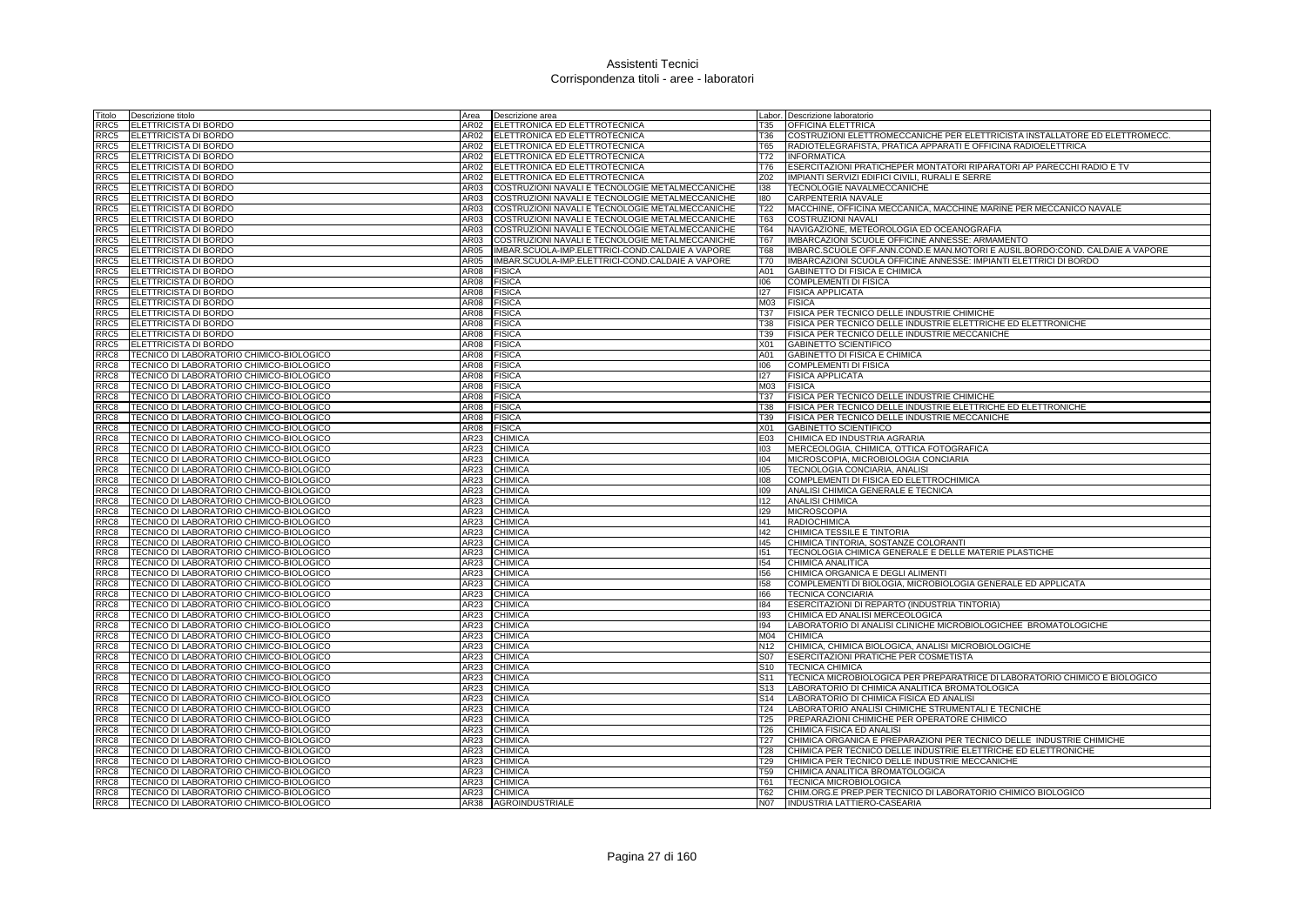# Assistenti Tecnici
## Corrispondenza titoli - aree - laboratori

| Titolo | Descrizione titolo | Area | Descrizione area | Labor. | Descrizione laboratorio |
|---|---|---|---|---|---|
| RRC5 | ELETTRICISTA DI BORDO | AR02 | ELETTRONICA ED ELETTROTECNICA | T35 | OFFICINA ELETTRICA |
| RRC5 | ELETTRICISTA DI BORDO | AR02 | ELETTRONICA ED ELETTROTECNICA | T36 | COSTRUZIONI ELETTROMECCANICHE PER ELETTRICISTA INSTALLATORE ED ELETTROMECC. |
| RRC5 | ELETTRICISTA DI BORDO | AR02 | ELETTRONICA ED ELETTROTECNICA | T65 | RADIOTELEGRAFISTA, PRATICA APPARATI E OFFICINA RADIOELETTRICA |
| RRC5 | ELETTRICISTA DI BORDO | AR02 | ELETTRONICA ED ELETTROTECNICA | T72 | INFORMATICA |
| RRC5 | ELETTRICISTA DI BORDO | AR02 | ELETTRONICA ED ELETTROTECNICA | T76 | ESERCITAZIONI PRATICHEPER MONTATORI RIPARATORI AP PARECCHI RADIO E TV |
| RRC5 | ELETTRICISTA DI BORDO | AR02 | ELETTRONICA ED ELETTROTECNICA | Z02 | IMPIANTI SERVIZI EDIFICI CIVILI, RURALI E SERRE |
| RRC5 | ELETTRICISTA DI BORDO | AR03 | COSTRUZIONI NAVALI E TECNOLOGIE METALMECCANICHE | I38 | TECNOLOGIE NAVALMECCANICHE |
| RRC5 | ELETTRICISTA DI BORDO | AR03 | COSTRUZIONI NAVALI E TECNOLOGIE METALMECCANICHE | I80 | CARPENTERIA NAVALE |
| RRC5 | ELETTRICISTA DI BORDO | AR03 | COSTRUZIONI NAVALI E TECNOLOGIE METALMECCANICHE | T22 | MACCHINE, OFFICINA MECCANICA, MACCHINE MARINE PER MECCANICO NAVALE |
| RRC5 | ELETTRICISTA DI BORDO | AR03 | COSTRUZIONI NAVALI E TECNOLOGIE METALMECCANICHE | T63 | COSTRUZIONI NAVALI |
| RRC5 | ELETTRICISTA DI BORDO | AR03 | COSTRUZIONI NAVALI E TECNOLOGIE METALMECCANICHE | T64 | NAVIGAZIONE, METEOROLOGIA ED OCEANOGRAFIA |
| RRC5 | ELETTRICISTA DI BORDO | AR03 | COSTRUZIONI NAVALI E TECNOLOGIE METALMECCANICHE | T67 | IMBARCAZIONI SCUOLE OFFICINE ANNESSE: ARMAMENTO |
| RRC5 | ELETTRICISTA DI BORDO | AR05 | IMBAR.SCUOLA-IMP.ELETTRICI-COND.CALDAIE A VAPORE | T68 | IMBARC.SCUOLE OFF.ANN.COND.E MAN.MOTORI E AUSIL.BORDO:COND. CALDAIE A VAPORE |
| RRC5 | ELETTRICISTA DI BORDO | AR05 | IMBAR.SCUOLA-IMP.ELETTRICI-COND.CALDAIE A VAPORE | T70 | IMBARCAZIONI SCUOLA OFFICINE ANNESSE: IMPIANTI ELETTRICI DI BORDO |
| RRC5 | ELETTRICISTA DI BORDO | AR08 | FISICA | A01 | GABINETTO DI FISICA E CHIMICA |
| RRC5 | ELETTRICISTA DI BORDO | AR08 | FISICA | I06 | COMPLEMENTI DI FISICA |
| RRC5 | ELETTRICISTA DI BORDO | AR08 | FISICA | I27 | FISICA APPLICATA |
| RRC5 | ELETTRICISTA DI BORDO | AR08 | FISICA | M03 | FISICA |
| RRC5 | ELETTRICISTA DI BORDO | AR08 | FISICA | T37 | FISICA PER TECNICO DELLE INDUSTRIE CHIMICHE |
| RRC5 | ELETTRICISTA DI BORDO | AR08 | FISICA | T38 | FISICA PER TECNICO DELLE INDUSTRIE ELETTRICHE ED ELETTRONICHE |
| RRC5 | ELETTRICISTA DI BORDO | AR08 | FISICA | T39 | FISICA PER TECNICO DELLE INDUSTRIE MECCANICHE |
| RRC5 | ELETTRICISTA DI BORDO | AR08 | FISICA | X01 | GABINETTO SCIENTIFICO |
| RRC8 | TECNICO DI LABORATORIO CHIMICO-BIOLOGICO | AR08 | FISICA | A01 | GABINETTO DI FISICA E CHIMICA |
| RRC8 | TECNICO DI LABORATORIO CHIMICO-BIOLOGICO | AR08 | FISICA | I06 | COMPLEMENTI DI FISICA |
| RRC8 | TECNICO DI LABORATORIO CHIMICO-BIOLOGICO | AR08 | FISICA | I27 | FISICA APPLICATA |
| RRC8 | TECNICO DI LABORATORIO CHIMICO-BIOLOGICO | AR08 | FISICA | M03 | FISICA |
| RRC8 | TECNICO DI LABORATORIO CHIMICO-BIOLOGICO | AR08 | FISICA | T37 | FISICA PER TECNICO DELLE INDUSTRIE CHIMICHE |
| RRC8 | TECNICO DI LABORATORIO CHIMICO-BIOLOGICO | AR08 | FISICA | T38 | FISICA PER TECNICO DELLE INDUSTRIE ELETTRICHE ED ELETTRONICHE |
| RRC8 | TECNICO DI LABORATORIO CHIMICO-BIOLOGICO | AR08 | FISICA | T39 | FISICA PER TECNICO DELLE INDUSTRIE MECCANICHE |
| RRC8 | TECNICO DI LABORATORIO CHIMICO-BIOLOGICO | AR08 | FISICA | X01 | GABINETTO SCIENTIFICO |
| RRC8 | TECNICO DI LABORATORIO CHIMICO-BIOLOGICO | AR23 | CHIMICA | E03 | CHIMICA ED INDUSTRIA AGRARIA |
| RRC8 | TECNICO DI LABORATORIO CHIMICO-BIOLOGICO | AR23 | CHIMICA | I03 | MERCEOLOGIA, CHIMICA, OTTICA FOTOGRAFICA |
| RRC8 | TECNICO DI LABORATORIO CHIMICO-BIOLOGICO | AR23 | CHIMICA | I04 | MICROSCOPIA, MICROBIOLOGIA CONCIARIA |
| RRC8 | TECNICO DI LABORATORIO CHIMICO-BIOLOGICO | AR23 | CHIMICA | I05 | TECNOLOGIA CONCIARIA, ANALISI |
| RRC8 | TECNICO DI LABORATORIO CHIMICO-BIOLOGICO | AR23 | CHIMICA | I08 | COMPLEMENTI DI FISICA ED ELETTROCHIMICA |
| RRC8 | TECNICO DI LABORATORIO CHIMICO-BIOLOGICO | AR23 | CHIMICA | I09 | ANALISI CHIMICA GENERALE E TECNICA |
| RRC8 | TECNICO DI LABORATORIO CHIMICO-BIOLOGICO | AR23 | CHIMICA | I12 | ANALISI CHIMICA |
| RRC8 | TECNICO DI LABORATORIO CHIMICO-BIOLOGICO | AR23 | CHIMICA | I29 | MICROSCOPIA |
| RRC8 | TECNICO DI LABORATORIO CHIMICO-BIOLOGICO | AR23 | CHIMICA | I41 | RADIOCHIMICA |
| RRC8 | TECNICO DI LABORATORIO CHIMICO-BIOLOGICO | AR23 | CHIMICA | I42 | CHIMICA TESSILE E TINTORIA |
| RRC8 | TECNICO DI LABORATORIO CHIMICO-BIOLOGICO | AR23 | CHIMICA | I45 | CHIMICA TINTORIA, SOSTANZE COLORANTI |
| RRC8 | TECNICO DI LABORATORIO CHIMICO-BIOLOGICO | AR23 | CHIMICA | I51 | TECNOLOGIA CHIMICA GENERALE E DELLE MATERIE PLASTICHE |
| RRC8 | TECNICO DI LABORATORIO CHIMICO-BIOLOGICO | AR23 | CHIMICA | I54 | CHIMICA ANALITICA |
| RRC8 | TECNICO DI LABORATORIO CHIMICO-BIOLOGICO | AR23 | CHIMICA | I56 | CHIMICA ORGANICA E DEGLI ALIMENTI |
| RRC8 | TECNICO DI LABORATORIO CHIMICO-BIOLOGICO | AR23 | CHIMICA | I58 | COMPLEMENTI DI BIOLOGIA, MICROBIOLOGIA GENERALE ED APPLICATA |
| RRC8 | TECNICO DI LABORATORIO CHIMICO-BIOLOGICO | AR23 | CHIMICA | I66 | TECNICA CONCIARIA |
| RRC8 | TECNICO DI LABORATORIO CHIMICO-BIOLOGICO | AR23 | CHIMICA | I84 | ESERCITAZIONI DI REPARTO (INDUSTRIA TINTORIA) |
| RRC8 | TECNICO DI LABORATORIO CHIMICO-BIOLOGICO | AR23 | CHIMICA | I93 | CHIMICA ED ANALISI MERCEOLOGICA |
| RRC8 | TECNICO DI LABORATORIO CHIMICO-BIOLOGICO | AR23 | CHIMICA | I94 | LABORATORIO DI ANALISI CLINICHE MICROBIOLOGICHEE BROMATOLOGICHE |
| RRC8 | TECNICO DI LABORATORIO CHIMICO-BIOLOGICO | AR23 | CHIMICA | M04 | CHIMICA |
| RRC8 | TECNICO DI LABORATORIO CHIMICO-BIOLOGICO | AR23 | CHIMICA | N12 | CHIMICA, CHIMICA BIOLOGICA, ANALISI MICROBIOLOGICHE |
| RRC8 | TECNICO DI LABORATORIO CHIMICO-BIOLOGICO | AR23 | CHIMICA | S07 | ESERCITAZIONI PRATICHE PER COSMETISTA |
| RRC8 | TECNICO DI LABORATORIO CHIMICO-BIOLOGICO | AR23 | CHIMICA | S10 | TECNICA CHIMICA |
| RRC8 | TECNICO DI LABORATORIO CHIMICO-BIOLOGICO | AR23 | CHIMICA | S11 | TECNICA MICROBIOLOGICA PER PREPARATRICE DI LABORATORIO CHIMICO E BIOLOGICO |
| RRC8 | TECNICO DI LABORATORIO CHIMICO-BIOLOGICO | AR23 | CHIMICA | S13 | LABORATORIO DI CHIMICA ANALITICA BROMATOLOGICA |
| RRC8 | TECNICO DI LABORATORIO CHIMICO-BIOLOGICO | AR23 | CHIMICA | S14 | LABORATORIO DI CHIMICA FISICA ED ANALISI |
| RRC8 | TECNICO DI LABORATORIO CHIMICO-BIOLOGICO | AR23 | CHIMICA | T24 | LABORATORIO ANALISI CHIMICHE STRUMENTALI E TECNICHE |
| RRC8 | TECNICO DI LABORATORIO CHIMICO-BIOLOGICO | AR23 | CHIMICA | T25 | PREPARAZIONI CHIMICHE PER OPERATORE CHIMICO |
| RRC8 | TECNICO DI LABORATORIO CHIMICO-BIOLOGICO | AR23 | CHIMICA | T26 | CHIMICA FISICA ED ANALISI |
| RRC8 | TECNICO DI LABORATORIO CHIMICO-BIOLOGICO | AR23 | CHIMICA | T27 | CHIMICA ORGANICA E PREPARAZIONI PER TECNICO DELLE INDUSTRIE CHIMICHE |
| RRC8 | TECNICO DI LABORATORIO CHIMICO-BIOLOGICO | AR23 | CHIMICA | T28 | CHIMICA PER TECNICO DELLE INDUSTRIE ELETTRICHE ED ELETTRONICHE |
| RRC8 | TECNICO DI LABORATORIO CHIMICO-BIOLOGICO | AR23 | CHIMICA | T29 | CHIMICA PER TECNICO DELLE INDUSTRIE MECCANICHE |
| RRC8 | TECNICO DI LABORATORIO CHIMICO-BIOLOGICO | AR23 | CHIMICA | T59 | CHIMICA ANALITICA BROMATOLOGICA |
| RRC8 | TECNICO DI LABORATORIO CHIMICO-BIOLOGICO | AR23 | CHIMICA | T61 | TECNICA MICROBIOLOGICA |
| RRC8 | TECNICO DI LABORATORIO CHIMICO-BIOLOGICO | AR23 | CHIMICA | T62 | CHIM.ORG.E PREP.PER TECNICO DI LABORATORIO CHIMICO BIOLOGICO |
| RRC8 | TECNICO DI LABORATORIO CHIMICO-BIOLOGICO | AR38 | AGROINDUSTRIALE | N07 | INDUSTRIA LATTIERO-CASEARIA |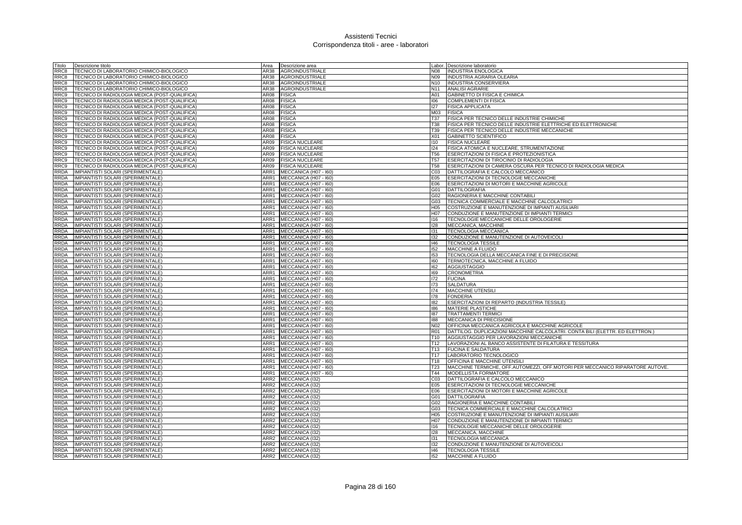# Assistenti Tecnici
## Corrispondenza titoli - aree - laboratori

| Titolo | Descrizione titolo | Area | Descrizione area | Labor. | Descrizione laboratorio |
|---|---|---|---|---|---|
| RRC8 | TECNICO DI LABORATORIO CHIMICO-BIOLOGICO | AR38 | AGROINDUSTRIALE | N08 | INDUSTRIA ENOLOGICA |
| RRC8 | TECNICO DI LABORATORIO CHIMICO-BIOLOGICO | AR38 | AGROINDUSTRIALE | N09 | INDUSTRIA AGRARIA OLEARIA |
| RRC8 | TECNICO DI LABORATORIO CHIMICO-BIOLOGICO | AR38 | AGROINDUSTRIALE | N10 | INDUSTRIA CONSERVIERA |
| RRC8 | TECNICO DI LABORATORIO CHIMICO-BIOLOGICO | AR38 | AGROINDUSTRIALE | N11 | ANALISI AGRARIE |
| RRC9 | TECNICO DI RADIOLOGIA MEDICA (POST-QUALIFICA) | AR08 | FISICA | A01 | GABINETTO DI FISICA E CHIMICA |
| RRC9 | TECNICO DI RADIOLOGIA MEDICA (POST-QUALIFICA) | AR08 | FISICA | I06 | COMPLEMENTI DI FISICA |
| RRC9 | TECNICO DI RADIOLOGIA MEDICA (POST-QUALIFICA) | AR08 | FISICA | I27 | FISICA APPLICATA |
| RRC9 | TECNICO DI RADIOLOGIA MEDICA (POST-QUALIFICA) | AR08 | FISICA | M03 | FISICA |
| RRC9 | TECNICO DI RADIOLOGIA MEDICA (POST-QUALIFICA) | AR08 | FISICA | T37 | FISICA PER TECNICO DELLE INDUSTRIE CHIMICHE |
| RRC9 | TECNICO DI RADIOLOGIA MEDICA (POST-QUALIFICA) | AR08 | FISICA | T38 | FISICA PER TECNICO DELLE INDUSTRIE ELETTRICHE ED ELETTRONICHE |
| RRC9 | TECNICO DI RADIOLOGIA MEDICA (POST-QUALIFICA) | AR08 | FISICA | T39 | FISICA PER TECNICO DELLE INDUSTRIE MECCANICHE |
| RRC9 | TECNICO DI RADIOLOGIA MEDICA (POST-QUALIFICA) | AR08 | FISICA | X01 | GABINETTO SCIENTIFICO |
| RRC9 | TECNICO DI RADIOLOGIA MEDICA (POST-QUALIFICA) | AR09 | FISICA NUCLEARE | I10 | FISICA NUCLEARE |
| RRC9 | TECNICO DI RADIOLOGIA MEDICA (POST-QUALIFICA) | AR09 | FISICA NUCLEARE | I24 | FISICA ATOMICA E NUCLEARE, STRUMENTAZIONE |
| RRC9 | TECNICO DI RADIOLOGIA MEDICA (POST-QUALIFICA) | AR09 | FISICA NUCLEARE | T56 | ESERCITAZIONI DI FISICA E PROTEZIONISTICA |
| RRC9 | TECNICO DI RADIOLOGIA MEDICA (POST-QUALIFICA) | AR09 | FISICA NUCLEARE | T57 | ESERCITAZIONI DI TIROCINIO DI RADIOLOGIA |
| RRC9 | TECNICO DI RADIOLOGIA MEDICA (POST-QUALIFICA) | AR09 | FISICA NUCLEARE | T58 | ESERCITAZIONI DI CAMERA OSCURA PER TECNICO DI RADIOLOGIA MEDICA |
| RRDA | IMPIANTISTI SOLARI (SPERIMENTALE) | ARR1 | MECCANICA (H07 - I60) | C03 | DATTILOGRAFIA E CALCOLO MECCANICO |
| RRDA | IMPIANTISTI SOLARI (SPERIMENTALE) | ARR1 | MECCANICA (H07 - I60) | E05 | ESERCITAZIONI DI TECNOLOGIE MECCANICHE |
| RRDA | IMPIANTISTI SOLARI (SPERIMENTALE) | ARR1 | MECCANICA (H07 - I60) | E06 | ESERCITAZIONI DI MOTORI E MACCHINE AGRICOLE |
| RRDA | IMPIANTISTI SOLARI (SPERIMENTALE) | ARR1 | MECCANICA (H07 - I60) | G01 | DATTILOGRAFIA |
| RRDA | IMPIANTISTI SOLARI (SPERIMENTALE) | ARR1 | MECCANICA (H07 - I60) | G02 | RAGIONERIA E MACCHINE CONTABILI |
| RRDA | IMPIANTISTI SOLARI (SPERIMENTALE) | ARR1 | MECCANICA (H07 - I60) | G03 | TECNICA COMMERCIALE E MACCHINE CALCOLATRICI |
| RRDA | IMPIANTISTI SOLARI (SPERIMENTALE) | ARR1 | MECCANICA (H07 - I60) | H05 | COSTRUZIONE E MANUTENZIONE DI IMPIANTI AUSILIARI |
| RRDA | IMPIANTISTI SOLARI (SPERIMENTALE) | ARR1 | MECCANICA (H07 - I60) | H07 | CONDUZIONE E MANUTENZIONE DI IMPIANTI TERMICI |
| RRDA | IMPIANTISTI SOLARI (SPERIMENTALE) | ARR1 | MECCANICA (H07 - I60) | I16 | TECNOLOGIE MECCANICHE DELLE OROLOGERIE |
| RRDA | IMPIANTISTI SOLARI (SPERIMENTALE) | ARR1 | MECCANICA (H07 - I60) | I28 | MECCANICA, MACCHINE |
| RRDA | IMPIANTISTI SOLARI (SPERIMENTALE) | ARR1 | MECCANICA (H07 - I60) | I31 | TECNOLOGIA MECCANICA |
| RRDA | IMPIANTISTI SOLARI (SPERIMENTALE) | ARR1 | MECCANICA (H07 - I60) | I32 | CONDUZIONE E MANUTENZIONE DI AUTOVEICOLI |
| RRDA | IMPIANTISTI SOLARI (SPERIMENTALE) | ARR1 | MECCANICA (H07 - I60) | I46 | TECNOLOGIA TESSILE |
| RRDA | IMPIANTISTI SOLARI (SPERIMENTALE) | ARR1 | MECCANICA (H07 - I60) | I52 | MACCHINE A FLUIDO |
| RRDA | IMPIANTISTI SOLARI (SPERIMENTALE) | ARR1 | MECCANICA (H07 - I60) | I53 | TECNOLOGIA DELLA MECCANICA FINE E DI PRECISIONE |
| RRDA | IMPIANTISTI SOLARI (SPERIMENTALE) | ARR1 | MECCANICA (H07 - I60) | I60 | TERMOTECNICA, MACCHINE A FLUIDO |
| RRDA | IMPIANTISTI SOLARI (SPERIMENTALE) | ARR1 | MECCANICA (H07 - I60) | I62 | AGGIUSTAGGIO |
| RRDA | IMPIANTISTI SOLARI (SPERIMENTALE) | ARR1 | MECCANICA (H07 - I60) | I69 | CRONOMETRIA |
| RRDA | IMPIANTISTI SOLARI (SPERIMENTALE) | ARR1 | MECCANICA (H07 - I60) | I72 | FUCINA |
| RRDA | IMPIANTISTI SOLARI (SPERIMENTALE) | ARR1 | MECCANICA (H07 - I60) | I73 | SALDATURA |
| RRDA | IMPIANTISTI SOLARI (SPERIMENTALE) | ARR1 | MECCANICA (H07 - I60) | I74 | MACCHINE UTENSILI |
| RRDA | IMPIANTISTI SOLARI (SPERIMENTALE) | ARR1 | MECCANICA (H07 - I60) | I78 | FONDERIA |
| RRDA | IMPIANTISTI SOLARI (SPERIMENTALE) | ARR1 | MECCANICA (H07 - I60) | I82 | ESERCITAZIONI DI REPARTO (INDUSTRIA TESSILE) |
| RRDA | IMPIANTISTI SOLARI (SPERIMENTALE) | ARR1 | MECCANICA (H07 - I60) | I86 | MATERIE PLASTICHE |
| RRDA | IMPIANTISTI SOLARI (SPERIMENTALE) | ARR1 | MECCANICA (H07 - I60) | I87 | TRATTAMENTI TERMICI |
| RRDA | IMPIANTISTI SOLARI (SPERIMENTALE) | ARR1 | MECCANICA (H07 - I60) | I88 | MECCANICA DI PRECISIONE |
| RRDA | IMPIANTISTI SOLARI (SPERIMENTALE) | ARR1 | MECCANICA (H07 - I60) | N02 | OFFICINA MECCANICA AGRICOLA E MACCHINE AGRICOLE |
| RRDA | IMPIANTISTI SOLARI (SPERIMENTALE) | ARR1 | MECCANICA (H07 - I60) | R01 | DATTILOG. DUPLICAZIONI MACCHINE CALCOLATRI. CONTA BILI (ELETTR. ED ELETTRON.) |
| RRDA | IMPIANTISTI SOLARI (SPERIMENTALE) | ARR1 | MECCANICA (H07 - I60) | T10 | AGGIUSTAGGIO PER LAVORAZIONI MECCANICHE |
| RRDA | IMPIANTISTI SOLARI (SPERIMENTALE) | ARR1 | MECCANICA (H07 - I60) | T12 | LAVORAZIONI AL BANCO ASSISTENTE DI FILATURA E TESSITURA |
| RRDA | IMPIANTISTI SOLARI (SPERIMENTALE) | ARR1 | MECCANICA (H07 - I60) | T13 | FUCINA E SALDATURA |
| RRDA | IMPIANTISTI SOLARI (SPERIMENTALE) | ARR1 | MECCANICA (H07 - I60) | T17 | LABORATORIO TECNOLOGICO |
| RRDA | IMPIANTISTI SOLARI (SPERIMENTALE) | ARR1 | MECCANICA (H07 - I60) | T18 | OFFICINA E MACCHINE UTENSILI |
| RRDA | IMPIANTISTI SOLARI (SPERIMENTALE) | ARR1 | MECCANICA (H07 - I60) | T23 | MACCHINE TERMICHE, OFF.AUTOMEZZI, OFF.MOTORI PER MECCANICO RIPARATORE AUTOVE. |
| RRDA | IMPIANTISTI SOLARI (SPERIMENTALE) | ARR1 | MECCANICA (H07 - I60) | T44 | MODELLISTA FORMATORE |
| RRDA | IMPIANTISTI SOLARI (SPERIMENTALE) | ARR2 | MECCANICA (I32) | C03 | DATTILOGRAFIA E CALCOLO MECCANICO |
| RRDA | IMPIANTISTI SOLARI (SPERIMENTALE) | ARR2 | MECCANICA (I32) | E05 | ESERCITAZIONI DI TECNOLOGIE MECCANICHE |
| RRDA | IMPIANTISTI SOLARI (SPERIMENTALE) | ARR2 | MECCANICA (I32) | E06 | ESERCITAZIONI DI MOTORI E MACCHINE AGRICOLE |
| RRDA | IMPIANTISTI SOLARI (SPERIMENTALE) | ARR2 | MECCANICA (I32) | G01 | DATTILOGRAFIA |
| RRDA | IMPIANTISTI SOLARI (SPERIMENTALE) | ARR2 | MECCANICA (I32) | G02 | RAGIONERIA E MACCHINE CONTABILI |
| RRDA | IMPIANTISTI SOLARI (SPERIMENTALE) | ARR2 | MECCANICA (I32) | G03 | TECNICA COMMERCIALE E MACCHINE CALCOLATRICI |
| RRDA | IMPIANTISTI SOLARI (SPERIMENTALE) | ARR2 | MECCANICA (I32) | H05 | COSTRUZIONE E MANUTENZIONE DI IMPIANTI AUSILIARI |
| RRDA | IMPIANTISTI SOLARI (SPERIMENTALE) | ARR2 | MECCANICA (I32) | H07 | CONDUZIONE E MANUTENZIONE DI IMPIANTI TERMICI |
| RRDA | IMPIANTISTI SOLARI (SPERIMENTALE) | ARR2 | MECCANICA (I32) | I16 | TECNOLOGIE MECCANICHE DELLE OROLOGERIE |
| RRDA | IMPIANTISTI SOLARI (SPERIMENTALE) | ARR2 | MECCANICA (I32) | I28 | MECCANICA, MACCHINE |
| RRDA | IMPIANTISTI SOLARI (SPERIMENTALE) | ARR2 | MECCANICA (I32) | I31 | TECNOLOGIA MECCANICA |
| RRDA | IMPIANTISTI SOLARI (SPERIMENTALE) | ARR2 | MECCANICA (I32) | I32 | CONDUZIONE E MANUTENZIONE DI AUTOVEICOLI |
| RRDA | IMPIANTISTI SOLARI (SPERIMENTALE) | ARR2 | MECCANICA (I32) | I46 | TECNOLOGIA TESSILE |
| RRDA | IMPIANTISTI SOLARI (SPERIMENTALE) | ARR2 | MECCANICA (I32) | I52 | MACCHINE A FLUIDO |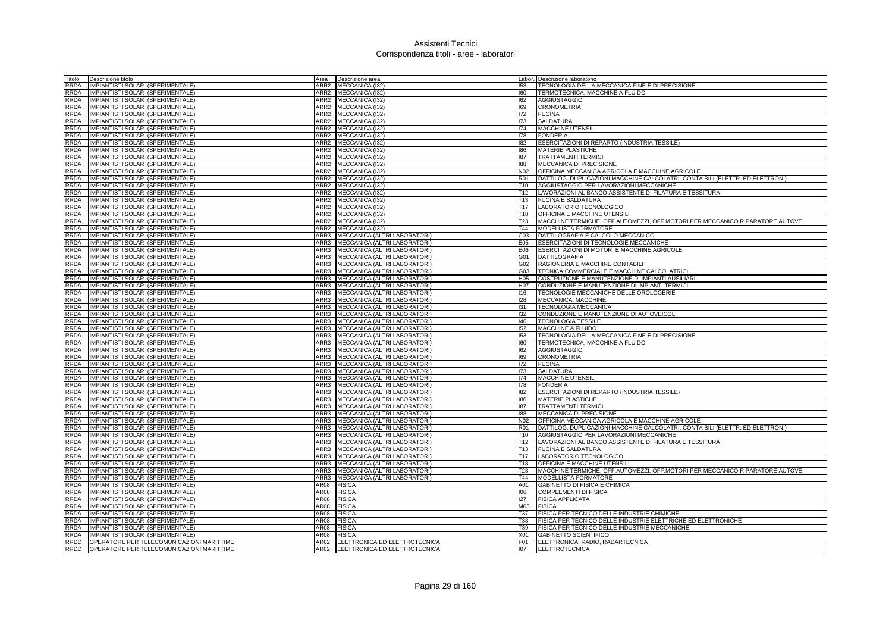# Assistenti Tecnici
## Corrispondenza titoli - aree - laboratori

| Titolo | Descrizione titolo | Area | Descrizione area | Labor. | Descrizione laboratorio |
|---|---|---|---|---|---|
| RRDA | IMPIANTISTI SOLARI (SPERIMENTALE) | ARR2 | MECCANICA (I32) | I53 | TECNOLOGIA DELLA MECCANICA FINE E DI PRECISIONE |
| RRDA | IMPIANTISTI SOLARI (SPERIMENTALE) | ARR2 | MECCANICA (I32) | I60 | TERMOTECNICA, MACCHINE A FLUIDO |
| RRDA | IMPIANTISTI SOLARI (SPERIMENTALE) | ARR2 | MECCANICA (I32) | I62 | AGGIUSTAGGIO |
| RRDA | IMPIANTISTI SOLARI (SPERIMENTALE) | ARR2 | MECCANICA (I32) | I69 | CRONOMETRIA |
| RRDA | IMPIANTISTI SOLARI (SPERIMENTALE) | ARR2 | MECCANICA (I32) | I72 | FUCINA |
| RRDA | IMPIANTISTI SOLARI (SPERIMENTALE) | ARR2 | MECCANICA (I32) | I73 | SALDATURA |
| RRDA | IMPIANTISTI SOLARI (SPERIMENTALE) | ARR2 | MECCANICA (I32) | I74 | MACCHINE UTENSILI |
| RRDA | IMPIANTISTI SOLARI (SPERIMENTALE) | ARR2 | MECCANICA (I32) | I78 | FONDERIA |
| RRDA | IMPIANTISTI SOLARI (SPERIMENTALE) | ARR2 | MECCANICA (I32) | I82 | ESERCITAZIONI DI REPARTO (INDUSTRIA TESSILE) |
| RRDA | IMPIANTISTI SOLARI (SPERIMENTALE) | ARR2 | MECCANICA (I32) | I86 | MATERIE PLASTICHE |
| RRDA | IMPIANTISTI SOLARI (SPERIMENTALE) | ARR2 | MECCANICA (I32) | I87 | TRATTAMENTI TERMICI |
| RRDA | IMPIANTISTI SOLARI (SPERIMENTALE) | ARR2 | MECCANICA (I32) | I88 | MECCANICA DI PRECISIONE |
| RRDA | IMPIANTISTI SOLARI (SPERIMENTALE) | ARR2 | MECCANICA (I32) | N02 | OFFICINA MECCANICA AGRICOLA E MACCHINE AGRICOLE |
| RRDA | IMPIANTISTI SOLARI (SPERIMENTALE) | ARR2 | MECCANICA (I32) | R01 | DATTILOG. DUPLICAZIONI MACCHINE CALCOLATRI. CONTA BILI (ELETTR. ED ELETTRON.) |
| RRDA | IMPIANTISTI SOLARI (SPERIMENTALE) | ARR2 | MECCANICA (I32) | T10 | AGGIUSTAGGIO PER LAVORAZIONI MECCANICHE |
| RRDA | IMPIANTISTI SOLARI (SPERIMENTALE) | ARR2 | MECCANICA (I32) | T12 | LAVORAZIONI AL BANCO ASSISTENTE DI FILATURA E TESSITURA |
| RRDA | IMPIANTISTI SOLARI (SPERIMENTALE) | ARR2 | MECCANICA (I32) | T13 | FUCINA E SALDATURA |
| RRDA | IMPIANTISTI SOLARI (SPERIMENTALE) | ARR2 | MECCANICA (I32) | T17 | LABORATORIO TECNOLOGICO |
| RRDA | IMPIANTISTI SOLARI (SPERIMENTALE) | ARR2 | MECCANICA (I32) | T18 | OFFICINA E MACCHINE UTENSILI |
| RRDA | IMPIANTISTI SOLARI (SPERIMENTALE) | ARR2 | MECCANICA (I32) | T23 | MACCHINE TERMICHE, OFF.AUTOMEZZI, OFF.MOTORI PER MECCANICO RIPARATORE AUTOVE. |
| RRDA | IMPIANTISTI SOLARI (SPERIMENTALE) | ARR2 | MECCANICA (I32) | T44 | MODELLISTA FORMATORE |
| RRDA | IMPIANTISTI SOLARI (SPERIMENTALE) | ARR3 | MECCANICA (ALTRI LABORATORI) | C03 | DATTILOGRAFIA E CALCOLO MECCANICO |
| RRDA | IMPIANTISTI SOLARI (SPERIMENTALE) | ARR3 | MECCANICA (ALTRI LABORATORI) | E05 | ESERCITAZIONI DI TECNOLOGIE MECCANICHE |
| RRDA | IMPIANTISTI SOLARI (SPERIMENTALE) | ARR3 | MECCANICA (ALTRI LABORATORI) | E06 | ESERCITAZIONI DI MOTORI E MACCHINE AGRICOLE |
| RRDA | IMPIANTISTI SOLARI (SPERIMENTALE) | ARR3 | MECCANICA (ALTRI LABORATORI) | G01 | DATTILOGRAFIA |
| RRDA | IMPIANTISTI SOLARI (SPERIMENTALE) | ARR3 | MECCANICA (ALTRI LABORATORI) | G02 | RAGIONERIA E MACCHINE CONTABILI |
| RRDA | IMPIANTISTI SOLARI (SPERIMENTALE) | ARR3 | MECCANICA (ALTRI LABORATORI) | G03 | TECNICA COMMERCIALE E MACCHINE CALCOLATRICI |
| RRDA | IMPIANTISTI SOLARI (SPERIMENTALE) | ARR3 | MECCANICA (ALTRI LABORATORI) | H05 | COSTRUZIONE E MANUTENZIONE DI IMPIANTI AUSILIARI |
| RRDA | IMPIANTISTI SOLARI (SPERIMENTALE) | ARR3 | MECCANICA (ALTRI LABORATORI) | H07 | CONDUZIONE E MANUTENZIONE DI IMPIANTI TERMICI |
| RRDA | IMPIANTISTI SOLARI (SPERIMENTALE) | ARR3 | MECCANICA (ALTRI LABORATORI) | I16 | TECNOLOGIE MECCANICHE DELLE OROLOGERIE |
| RRDA | IMPIANTISTI SOLARI (SPERIMENTALE) | ARR3 | MECCANICA (ALTRI LABORATORI) | I28 | MECCANICA, MACCHINE |
| RRDA | IMPIANTISTI SOLARI (SPERIMENTALE) | ARR3 | MECCANICA (ALTRI LABORATORI) | I31 | TECNOLOGIA MECCANICA |
| RRDA | IMPIANTISTI SOLARI (SPERIMENTALE) | ARR3 | MECCANICA (ALTRI LABORATORI) | I32 | CONDUZIONE E MANUTENZIONE DI AUTOVEICOLI |
| RRDA | IMPIANTISTI SOLARI (SPERIMENTALE) | ARR3 | MECCANICA (ALTRI LABORATORI) | I46 | TECNOLOGIA TESSILE |
| RRDA | IMPIANTISTI SOLARI (SPERIMENTALE) | ARR3 | MECCANICA (ALTRI LABORATORI) | I52 | MACCHINE A FLUIDO |
| RRDA | IMPIANTISTI SOLARI (SPERIMENTALE) | ARR3 | MECCANICA (ALTRI LABORATORI) | I53 | TECNOLOGIA DELLA MECCANICA FINE E DI PRECISIONE |
| RRDA | IMPIANTISTI SOLARI (SPERIMENTALE) | ARR3 | MECCANICA (ALTRI LABORATORI) | I60 | TERMOTECNICA, MACCHINE A FLUIDO |
| RRDA | IMPIANTISTI SOLARI (SPERIMENTALE) | ARR3 | MECCANICA (ALTRI LABORATORI) | I62 | AGGIUSTAGGIO |
| RRDA | IMPIANTISTI SOLARI (SPERIMENTALE) | ARR3 | MECCANICA (ALTRI LABORATORI) | I69 | CRONOMETRIA |
| RRDA | IMPIANTISTI SOLARI (SPERIMENTALE) | ARR3 | MECCANICA (ALTRI LABORATORI) | I72 | FUCINA |
| RRDA | IMPIANTISTI SOLARI (SPERIMENTALE) | ARR3 | MECCANICA (ALTRI LABORATORI) | I73 | SALDATURA |
| RRDA | IMPIANTISTI SOLARI (SPERIMENTALE) | ARR3 | MECCANICA (ALTRI LABORATORI) | I74 | MACCHINE UTENSILI |
| RRDA | IMPIANTISTI SOLARI (SPERIMENTALE) | ARR3 | MECCANICA (ALTRI LABORATORI) | I78 | FONDERIA |
| RRDA | IMPIANTISTI SOLARI (SPERIMENTALE) | ARR3 | MECCANICA (ALTRI LABORATORI) | I82 | ESERCITAZIONI DI REPARTO (INDUSTRIA TESSILE) |
| RRDA | IMPIANTISTI SOLARI (SPERIMENTALE) | ARR3 | MECCANICA (ALTRI LABORATORI) | I86 | MATERIE PLASTICHE |
| RRDA | IMPIANTISTI SOLARI (SPERIMENTALE) | ARR3 | MECCANICA (ALTRI LABORATORI) | I87 | TRATTAMENTI TERMICI |
| RRDA | IMPIANTISTI SOLARI (SPERIMENTALE) | ARR3 | MECCANICA (ALTRI LABORATORI) | I88 | MECCANICA DI PRECISIONE |
| RRDA | IMPIANTISTI SOLARI (SPERIMENTALE) | ARR3 | MECCANICA (ALTRI LABORATORI) | N02 | OFFICINA MECCANICA AGRICOLA E MACCHINE AGRICOLE |
| RRDA | IMPIANTISTI SOLARI (SPERIMENTALE) | ARR3 | MECCANICA (ALTRI LABORATORI) | R01 | DATTILOG. DUPLICAZIONI MACCHINE CALCOLATRI. CONTA BILI (ELETTR. ED ELETTRON.) |
| RRDA | IMPIANTISTI SOLARI (SPERIMENTALE) | ARR3 | MECCANICA (ALTRI LABORATORI) | T10 | AGGIUSTAGGIO PER LAVORAZIONI MECCANICHE |
| RRDA | IMPIANTISTI SOLARI (SPERIMENTALE) | ARR3 | MECCANICA (ALTRI LABORATORI) | T12 | LAVORAZIONI AL BANCO ASSISTENTE DI FILATURA E TESSITURA |
| RRDA | IMPIANTISTI SOLARI (SPERIMENTALE) | ARR3 | MECCANICA (ALTRI LABORATORI) | T13 | FUCINA E SALDATURA |
| RRDA | IMPIANTISTI SOLARI (SPERIMENTALE) | ARR3 | MECCANICA (ALTRI LABORATORI) | T17 | LABORATORIO TECNOLOGICO |
| RRDA | IMPIANTISTI SOLARI (SPERIMENTALE) | ARR3 | MECCANICA (ALTRI LABORATORI) | T18 | OFFICINA E MACCHINE UTENSILI |
| RRDA | IMPIANTISTI SOLARI (SPERIMENTALE) | ARR3 | MECCANICA (ALTRI LABORATORI) | T23 | MACCHINE TERMICHE, OFF.AUTOMEZZI, OFF.MOTORI PER MECCANICO RIPARATORE AUTOVE. |
| RRDA | IMPIANTISTI SOLARI (SPERIMENTALE) | ARR3 | MECCANICA (ALTRI LABORATORI) | T44 | MODELLISTA FORMATORE |
| RRDA | IMPIANTISTI SOLARI (SPERIMENTALE) | AR08 | FISICA | A01 | GABINETTO DI FISICA E CHIMICA |
| RRDA | IMPIANTISTI SOLARI (SPERIMENTALE) | AR08 | FISICA | I06 | COMPLEMENTI DI FISICA |
| RRDA | IMPIANTISTI SOLARI (SPERIMENTALE) | AR08 | FISICA | I27 | FISICA APPLICATA |
| RRDA | IMPIANTISTI SOLARI (SPERIMENTALE) | AR08 | FISICA | M03 | FISICA |
| RRDA | IMPIANTISTI SOLARI (SPERIMENTALE) | AR08 | FISICA | T37 | FISICA PER TECNICO DELLE INDUSTRIE CHIMICHE |
| RRDA | IMPIANTISTI SOLARI (SPERIMENTALE) | AR08 | FISICA | T38 | FISICA PER TECNICO DELLE INDUSTRIE ELETTRICHE ED ELETTRONICHE |
| RRDA | IMPIANTISTI SOLARI (SPERIMENTALE) | AR08 | FISICA | T39 | FISICA PER TECNICO DELLE INDUSTRIE MECCANICHE |
| RRDA | IMPIANTISTI SOLARI (SPERIMENTALE) | AR08 | FISICA | X01 | GABINETTO SCIENTIFICO |
| RRDD | OPERATORE PER TELECOMUNICAZIONI MARITTIME | AR02 | ELETTRONICA ED ELETTROTECNICA | F01 | ELETTRONICA, RADIO, RADARTECNICA |
| RRDD | OPERATORE PER TELECOMUNICAZIONI MARITTIME | AR02 | ELETTRONICA ED ELETTROTECNICA | I07 | ELETTROTECNICA |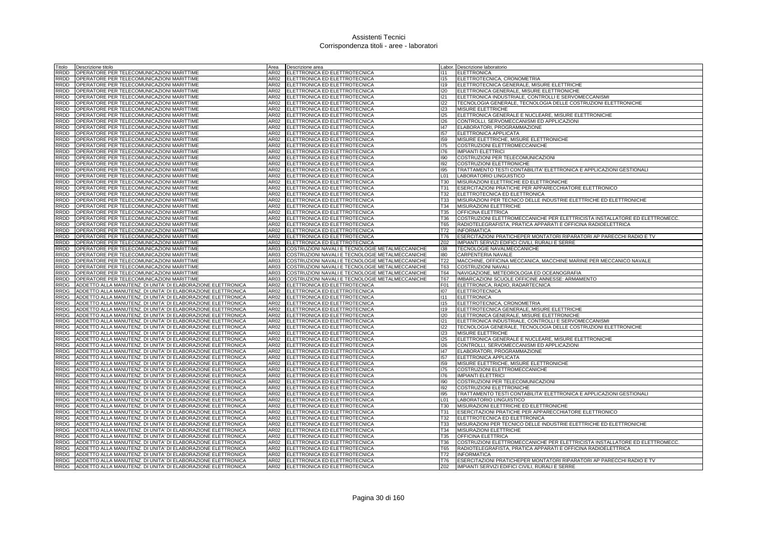# Assistenti Tecnici
## Corrispondenza titoli - aree - laboratori

| Titolo | Descrizione titolo | Area | Descrizione area | Labor. | Descrizione laboratorio |
|---|---|---|---|---|---|
| RRDD | OPERATORE PER TELECOMUNICAZIONI MARITTIME | AR02 | ELETTRONICA ED ELETTROTECNICA | I11 | ELETTRONICA |
| RRDD | OPERATORE PER TELECOMUNICAZIONI MARITTIME | AR02 | ELETTRONICA ED ELETTROTECNICA | I15 | ELETTROTECNICA, CRONOMETRIA |
| RRDD | OPERATORE PER TELECOMUNICAZIONI MARITTIME | AR02 | ELETTRONICA ED ELETTROTECNICA | I19 | ELETTROTECNICA GENERALE, MISURE ELETTRICHE |
| RRDD | OPERATORE PER TELECOMUNICAZIONI MARITTIME | AR02 | ELETTRONICA ED ELETTROTECNICA | I20 | ELETTRONICA GENERALE, MISURE ELETTRONICHE |
| RRDD | OPERATORE PER TELECOMUNICAZIONI MARITTIME | AR02 | ELETTRONICA ED ELETTROTECNICA | I21 | ELETTRONICA INDUSTRIALE, CONTROLLI E SERVOMECCANISMI |
| RRDD | OPERATORE PER TELECOMUNICAZIONI MARITTIME | AR02 | ELETTRONICA ED ELETTROTECNICA | I22 | TECNOLOGIA GENERALE, TECNOLOGIA DELLE COSTRUZIONI ELETTRONICHE |
| RRDD | OPERATORE PER TELECOMUNICAZIONI MARITTIME | AR02 | ELETTRONICA ED ELETTROTECNICA | I23 | MISURE ELETTRICHE |
| RRDD | OPERATORE PER TELECOMUNICAZIONI MARITTIME | AR02 | ELETTRONICA ED ELETTROTECNICA | I25 | ELETTRONICA GENERALE E NUCLEARE, MISURE ELETTRONICHE |
| RRDD | OPERATORE PER TELECOMUNICAZIONI MARITTIME | AR02 | ELETTRONICA ED ELETTROTECNICA | I26 | CONTROLLI, SERVOMECCANISMI ED APPLICAZIONI |
| RRDD | OPERATORE PER TELECOMUNICAZIONI MARITTIME | AR02 | ELETTRONICA ED ELETTROTECNICA | I47 | ELABORATORI, PROGRAMMAZIONE |
| RRDD | OPERATORE PER TELECOMUNICAZIONI MARITTIME | AR02 | ELETTRONICA ED ELETTROTECNICA | I57 | ELETTRONICA APPLICATA |
| RRDD | OPERATORE PER TELECOMUNICAZIONI MARITTIME | AR02 | ELETTRONICA ED ELETTROTECNICA | I59 | MISURE ELETTRICHE, MISURE ELETTRONICHE |
| RRDD | OPERATORE PER TELECOMUNICAZIONI MARITTIME | AR02 | ELETTRONICA ED ELETTROTECNICA | I75 | COSTRUZIONI ELETTROMECCANICHE |
| RRDD | OPERATORE PER TELECOMUNICAZIONI MARITTIME | AR02 | ELETTRONICA ED ELETTROTECNICA | I76 | IMPIANTI ELETTRICI |
| RRDD | OPERATORE PER TELECOMUNICAZIONI MARITTIME | AR02 | ELETTRONICA ED ELETTROTECNICA | I90 | COSTRUZIONI PER TELECOMUNICAZIONI |
| RRDD | OPERATORE PER TELECOMUNICAZIONI MARITTIME | AR02 | ELETTRONICA ED ELETTROTECNICA | I92 | COSTRUZIONI ELETTRONICHE |
| RRDD | OPERATORE PER TELECOMUNICAZIONI MARITTIME | AR02 | ELETTRONICA ED ELETTROTECNICA | I95 | TRATTAMENTO TESTI CONTABILITA' ELETTRONICA E APPLICAZIONI GESTIONALI |
| RRDD | OPERATORE PER TELECOMUNICAZIONI MARITTIME | AR02 | ELETTRONICA ED ELETTROTECNICA | L01 | LABORATORIO LINGUISTICO |
| RRDD | OPERATORE PER TELECOMUNICAZIONI MARITTIME | AR02 | ELETTRONICA ED ELETTROTECNICA | T30 | MISURAZIONI ELETTRICHE ED ELETTRONICHE |
| RRDD | OPERATORE PER TELECOMUNICAZIONI MARITTIME | AR02 | ELETTRONICA ED ELETTROTECNICA | T31 | ESERCITAZIONI PRATICHE PER APPARECCHIATORE ELETTRONICO |
| RRDD | OPERATORE PER TELECOMUNICAZIONI MARITTIME | AR02 | ELETTRONICA ED ELETTROTECNICA | T32 | ELETTROTECNICA ED ELETTRONICA |
| RRDD | OPERATORE PER TELECOMUNICAZIONI MARITTIME | AR02 | ELETTRONICA ED ELETTROTECNICA | T33 | MISURAZIONI PER TECNICO DELLE INDUSTRIE ELETTRICHE ED ELETTRONICHE |
| RRDD | OPERATORE PER TELECOMUNICAZIONI MARITTIME | AR02 | ELETTRONICA ED ELETTROTECNICA | T34 | MISURAZIONI ELETTRICHE |
| RRDD | OPERATORE PER TELECOMUNICAZIONI MARITTIME | AR02 | ELETTRONICA ED ELETTROTECNICA | T35 | OFFICINA ELETTRICA |
| RRDD | OPERATORE PER TELECOMUNICAZIONI MARITTIME | AR02 | ELETTRONICA ED ELETTROTECNICA | T36 | COSTRUZIONI ELETTROMECCANICHE PER ELETTRICISTA INSTALLATORE ED ELETTROMECC. |
| RRDD | OPERATORE PER TELECOMUNICAZIONI MARITTIME | AR02 | ELETTRONICA ED ELETTROTECNICA | T65 | RADIOTELEGRAFISTA, PRATICA APPARATI E OFFICINA RADIOELETTRICA |
| RRDD | OPERATORE PER TELECOMUNICAZIONI MARITTIME | AR02 | ELETTRONICA ED ELETTROTECNICA | T72 | INFORMATICA |
| RRDD | OPERATORE PER TELECOMUNICAZIONI MARITTIME | AR02 | ELETTRONICA ED ELETTROTECNICA | T76 | ESERCITAZIONI PRATICHEPER MONTATORI RIPARATORI AP PARECCHI RADIO E TV |
| RRDD | OPERATORE PER TELECOMUNICAZIONI MARITTIME | AR02 | ELETTRONICA ED ELETTROTECNICA | Z02 | IMPIANTI SERVIZI EDIFICI CIVILI, RURALI E SERRE |
| RRDD | OPERATORE PER TELECOMUNICAZIONI MARITTIME | AR03 | COSTRUZIONI NAVALI E TECNOLOGIE METALMECCANICHE | I38 | TECNOLOGIE NAVALMECCANICHE |
| RRDD | OPERATORE PER TELECOMUNICAZIONI MARITTIME | AR03 | COSTRUZIONI NAVALI E TECNOLOGIE METALMECCANICHE | I80 | CARPENTERIA NAVALE |
| RRDD | OPERATORE PER TELECOMUNICAZIONI MARITTIME | AR03 | COSTRUZIONI NAVALI E TECNOLOGIE METALMECCANICHE | T22 | MACCHINE, OFFICINA MECCANICA, MACCHINE MARINE PER MECCANICO NAVALE |
| RRDD | OPERATORE PER TELECOMUNICAZIONI MARITTIME | AR03 | COSTRUZIONI NAVALI E TECNOLOGIE METALMECCANICHE | T63 | COSTRUZIONI NAVALI |
| RRDD | OPERATORE PER TELECOMUNICAZIONI MARITTIME | AR03 | COSTRUZIONI NAVALI E TECNOLOGIE METALMECCANICHE | T64 | NAVIGAZIONE, METEOROLOGIA ED OCEANOGRAFIA |
| RRDD | OPERATORE PER TELECOMUNICAZIONI MARITTIME | AR03 | COSTRUZIONI NAVALI E TECNOLOGIE METALMECCANICHE | T67 | IMBARCAZIONI SCUOLE OFFICINE ANNESSE: ARMAMENTO |
| RRDG | ADDETTO ALLA MANUTENZ. DI UNITA' DI ELABORAZIONE ELETTRONICA | AR02 | ELETTRONICA ED ELETTROTECNICA | F01 | ELETTRONICA, RADIO, RADARTECNICA |
| RRDG | ADDETTO ALLA MANUTENZ. DI UNITA' DI ELABORAZIONE ELETTRONICA | AR02 | ELETTRONICA ED ELETTROTECNICA | I07 | ELETTROTECNICA |
| RRDG | ADDETTO ALLA MANUTENZ. DI UNITA' DI ELABORAZIONE ELETTRONICA | AR02 | ELETTRONICA ED ELETTROTECNICA | I11 | ELETTRONICA |
| RRDG | ADDETTO ALLA MANUTENZ. DI UNITA' DI ELABORAZIONE ELETTRONICA | AR02 | ELETTRONICA ED ELETTROTECNICA | I15 | ELETTROTECNICA, CRONOMETRIA |
| RRDG | ADDETTO ALLA MANUTENZ. DI UNITA' DI ELABORAZIONE ELETTRONICA | AR02 | ELETTRONICA ED ELETTROTECNICA | I19 | ELETTROTECNICA GENERALE, MISURE ELETTRICHE |
| RRDG | ADDETTO ALLA MANUTENZ. DI UNITA' DI ELABORAZIONE ELETTRONICA | AR02 | ELETTRONICA ED ELETTROTECNICA | I20 | ELETTRONICA GENERALE, MISURE ELETTRONICHE |
| RRDG | ADDETTO ALLA MANUTENZ. DI UNITA' DI ELABORAZIONE ELETTRONICA | AR02 | ELETTRONICA ED ELETTROTECNICA | I21 | ELETTRONICA INDUSTRIALE, CONTROLLI E SERVOMECCANISMI |
| RRDG | ADDETTO ALLA MANUTENZ. DI UNITA' DI ELABORAZIONE ELETTRONICA | AR02 | ELETTRONICA ED ELETTROTECNICA | I22 | TECNOLOGIA GENERALE, TECNOLOGIA DELLE COSTRUZIONI ELETTRONICHE |
| RRDG | ADDETTO ALLA MANUTENZ. DI UNITA' DI ELABORAZIONE ELETTRONICA | AR02 | ELETTRONICA ED ELETTROTECNICA | I23 | MISURE ELETTRICHE |
| RRDG | ADDETTO ALLA MANUTENZ. DI UNITA' DI ELABORAZIONE ELETTRONICA | AR02 | ELETTRONICA ED ELETTROTECNICA | I25 | ELETTRONICA GENERALE E NUCLEARE, MISURE ELETTRONICHE |
| RRDG | ADDETTO ALLA MANUTENZ. DI UNITA' DI ELABORAZIONE ELETTRONICA | AR02 | ELETTRONICA ED ELETTROTECNICA | I26 | CONTROLLI, SERVOMECCANISMI ED APPLICAZIONI |
| RRDG | ADDETTO ALLA MANUTENZ. DI UNITA' DI ELABORAZIONE ELETTRONICA | AR02 | ELETTRONICA ED ELETTROTECNICA | I47 | ELABORATORI, PROGRAMMAZIONE |
| RRDG | ADDETTO ALLA MANUTENZ. DI UNITA' DI ELABORAZIONE ELETTRONICA | AR02 | ELETTRONICA ED ELETTROTECNICA | I57 | ELETTRONICA APPLICATA |
| RRDG | ADDETTO ALLA MANUTENZ. DI UNITA' DI ELABORAZIONE ELETTRONICA | AR02 | ELETTRONICA ED ELETTROTECNICA | I59 | MISURE ELETTRICHE, MISURE ELETTRONICHE |
| RRDG | ADDETTO ALLA MANUTENZ. DI UNITA' DI ELABORAZIONE ELETTRONICA | AR02 | ELETTRONICA ED ELETTROTECNICA | I75 | COSTRUZIONI ELETTROMECCANICHE |
| RRDG | ADDETTO ALLA MANUTENZ. DI UNITA' DI ELABORAZIONE ELETTRONICA | AR02 | ELETTRONICA ED ELETTROTECNICA | I76 | IMPIANTI ELETTRICI |
| RRDG | ADDETTO ALLA MANUTENZ. DI UNITA' DI ELABORAZIONE ELETTRONICA | AR02 | ELETTRONICA ED ELETTROTECNICA | I90 | COSTRUZIONI PER TELECOMUNICAZIONI |
| RRDG | ADDETTO ALLA MANUTENZ. DI UNITA' DI ELABORAZIONE ELETTRONICA | AR02 | ELETTRONICA ED ELETTROTECNICA | I92 | COSTRUZIONI ELETTRONICHE |
| RRDG | ADDETTO ALLA MANUTENZ. DI UNITA' DI ELABORAZIONE ELETTRONICA | AR02 | ELETTRONICA ED ELETTROTECNICA | I95 | TRATTAMENTO TESTI CONTABILITA' ELETTRONICA E APPLICAZIONI GESTIONALI |
| RRDG | ADDETTO ALLA MANUTENZ. DI UNITA' DI ELABORAZIONE ELETTRONICA | AR02 | ELETTRONICA ED ELETTROTECNICA | L01 | LABORATORIO LINGUISTICO |
| RRDG | ADDETTO ALLA MANUTENZ. DI UNITA' DI ELABORAZIONE ELETTRONICA | AR02 | ELETTRONICA ED ELETTROTECNICA | T30 | MISURAZIONI ELETTRICHE ED ELETTRONICHE |
| RRDG | ADDETTO ALLA MANUTENZ. DI UNITA' DI ELABORAZIONE ELETTRONICA | AR02 | ELETTRONICA ED ELETTROTECNICA | T31 | ESERCITAZIONI PRATICHE PER APPARECCHIATORE ELETTRONICO |
| RRDG | ADDETTO ALLA MANUTENZ. DI UNITA' DI ELABORAZIONE ELETTRONICA | AR02 | ELETTRONICA ED ELETTROTECNICA | T32 | ELETTROTECNICA ED ELETTRONICA |
| RRDG | ADDETTO ALLA MANUTENZ. DI UNITA' DI ELABORAZIONE ELETTRONICA | AR02 | ELETTRONICA ED ELETTROTECNICA | T33 | MISURAZIONI PER TECNICO DELLE INDUSTRIE ELETTRICHE ED ELETTRONICHE |
| RRDG | ADDETTO ALLA MANUTENZ. DI UNITA' DI ELABORAZIONE ELETTRONICA | AR02 | ELETTRONICA ED ELETTROTECNICA | T34 | MISURAZIONI ELETTRICHE |
| RRDG | ADDETTO ALLA MANUTENZ. DI UNITA' DI ELABORAZIONE ELETTRONICA | AR02 | ELETTRONICA ED ELETTROTECNICA | T35 | OFFICINA ELETTRICA |
| RRDG | ADDETTO ALLA MANUTENZ. DI UNITA' DI ELABORAZIONE ELETTRONICA | AR02 | ELETTRONICA ED ELETTROTECNICA | T36 | COSTRUZIONI ELETTROMECCANICHE PER ELETTRICISTA INSTALLATORE ED ELETTROMECC. |
| RRDG | ADDETTO ALLA MANUTENZ. DI UNITA' DI ELABORAZIONE ELETTRONICA | AR02 | ELETTRONICA ED ELETTROTECNICA | T65 | RADIOTELEGRAFISTA, PRATICA APPARATI E OFFICINA RADIOELETTRICA |
| RRDG | ADDETTO ALLA MANUTENZ. DI UNITA' DI ELABORAZIONE ELETTRONICA | AR02 | ELETTRONICA ED ELETTROTECNICA | T72 | INFORMATICA |
| RRDG | ADDETTO ALLA MANUTENZ. DI UNITA' DI ELABORAZIONE ELETTRONICA | AR02 | ELETTRONICA ED ELETTROTECNICA | T76 | ESERCITAZIONI PRATICHEPER MONTATORI RIPARATORI AP PARECCHI RADIO E TV |
| RRDG | ADDETTO ALLA MANUTENZ. DI UNITA' DI ELABORAZIONE ELETTRONICA | AR02 | ELETTRONICA ED ELETTROTECNICA | Z02 | IMPIANTI SERVIZI EDIFICI CIVILI, RURALI E SERRE |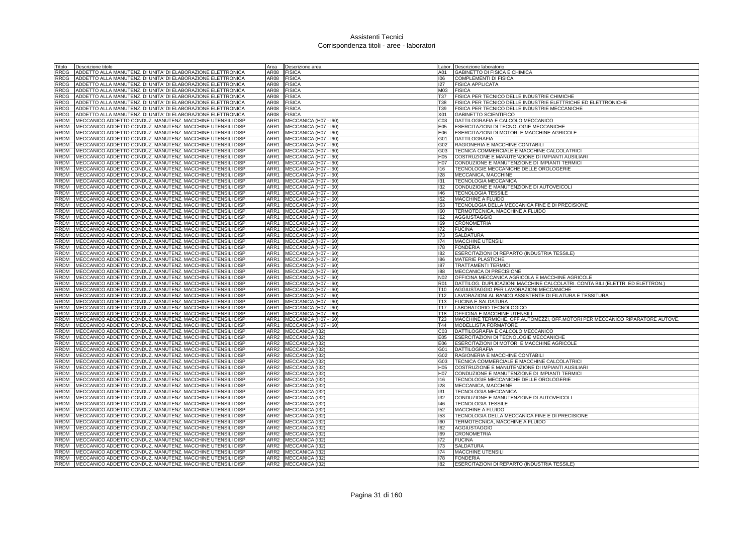# Assistenti Tecnici
## Corrispondenza titoli - aree - laboratori

| Titolo | Descrizione titolo | Area | Descrizione area | Labor. | Descrizione laboratorio |
|---|---|---|---|---|---|
| RRDG | ADDETTO ALLA MANUTENZ. DI UNITA' DI ELABORAZIONE ELETTRONICA | AR08 | FISICA | A01 | GABINETTO DI FISICA E CHIMICA |
| RRDG | ADDETTO ALLA MANUTENZ. DI UNITA' DI ELABORAZIONE ELETTRONICA | AR08 | FISICA | I06 | COMPLEMENTI DI FISICA |
| RRDG | ADDETTO ALLA MANUTENZ. DI UNITA' DI ELABORAZIONE ELETTRONICA | AR08 | FISICA | I27 | FISICA APPLICATA |
| RRDG | ADDETTO ALLA MANUTENZ. DI UNITA' DI ELABORAZIONE ELETTRONICA | AR08 | FISICA | M03 | FISICA |
| RRDG | ADDETTO ALLA MANUTENZ. DI UNITA' DI ELABORAZIONE ELETTRONICA | AR08 | FISICA | T37 | FISICA PER TECNICO DELLE INDUSTRIE CHIMICHE |
| RRDG | ADDETTO ALLA MANUTENZ. DI UNITA' DI ELABORAZIONE ELETTRONICA | AR08 | FISICA | T38 | FISICA PER TECNICO DELLE INDUSTRIE ELETTRICHE ED ELETTRONICHE |
| RRDG | ADDETTO ALLA MANUTENZ. DI UNITA' DI ELABORAZIONE ELETTRONICA | AR08 | FISICA | T39 | FISICA PER TECNICO DELLE INDUSTRIE MECCANICHE |
| RRDG | ADDETTO ALLA MANUTENZ. DI UNITA' DI ELABORAZIONE ELETTRONICA | AR08 | FISICA | X01 | GABINETTO SCIENTIFICO |
| RRDM | MECCANICO ADDETTO CONDUZ. MANUTENZ. MACCHINE UTENSILI DISP. | ARR1 | MECCANICA (H07 - I60) | C03 | DATTILOGRAFIA E CALCOLO MECCANICO |
| RRDM | MECCANICO ADDETTO CONDUZ. MANUTENZ. MACCHINE UTENSILI DISP. | ARR1 | MECCANICA (H07 - I60) | E05 | ESERCITAZIONI DI TECNOLOGIE MECCANICHE |
| RRDM | MECCANICO ADDETTO CONDUZ. MANUTENZ. MACCHINE UTENSILI DISP. | ARR1 | MECCANICA (H07 - I60) | E06 | ESERCITAZIONI DI MOTORI E MACCHINE AGRICOLE |
| RRDM | MECCANICO ADDETTO CONDUZ. MANUTENZ. MACCHINE UTENSILI DISP. | ARR1 | MECCANICA (H07 - I60) | G01 | DATTILOGRAFIA |
| RRDM | MECCANICO ADDETTO CONDUZ. MANUTENZ. MACCHINE UTENSILI DISP. | ARR1 | MECCANICA (H07 - I60) | G02 | RAGIONERIA E MACCHINE CONTABILI |
| RRDM | MECCANICO ADDETTO CONDUZ. MANUTENZ. MACCHINE UTENSILI DISP. | ARR1 | MECCANICA (H07 - I60) | G03 | TECNICA COMMERCIALE E MACCHINE CALCOLATRICI |
| RRDM | MECCANICO ADDETTO CONDUZ. MANUTENZ. MACCHINE UTENSILI DISP. | ARR1 | MECCANICA (H07 - I60) | H05 | COSTRUZIONE E MANUTENZIONE DI IMPIANTI AUSILIARI |
| RRDM | MECCANICO ADDETTO CONDUZ. MANUTENZ. MACCHINE UTENSILI DISP. | ARR1 | MECCANICA (H07 - I60) | H07 | CONDUZIONE E MANUTENZIONE DI IMPIANTI TERMICI |
| RRDM | MECCANICO ADDETTO CONDUZ. MANUTENZ. MACCHINE UTENSILI DISP. | ARR1 | MECCANICA (H07 - I60) | I16 | TECNOLOGIE MECCANICHE DELLE OROLOGERIE |
| RRDM | MECCANICO ADDETTO CONDUZ. MANUTENZ. MACCHINE UTENSILI DISP. | ARR1 | MECCANICA (H07 - I60) | I28 | MECCANICA, MACCHINE |
| RRDM | MECCANICO ADDETTO CONDUZ. MANUTENZ. MACCHINE UTENSILI DISP. | ARR1 | MECCANICA (H07 - I60) | I31 | TECNOLOGIA MECCANICA |
| RRDM | MECCANICO ADDETTO CONDUZ. MANUTENZ. MACCHINE UTENSILI DISP. | ARR1 | MECCANICA (H07 - I60) | I32 | CONDUZIONE E MANUTENZIONE DI AUTOVEICOLI |
| RRDM | MECCANICO ADDETTO CONDUZ. MANUTENZ. MACCHINE UTENSILI DISP. | ARR1 | MECCANICA (H07 - I60) | I46 | TECNOLOGIA TESSILE |
| RRDM | MECCANICO ADDETTO CONDUZ. MANUTENZ. MACCHINE UTENSILI DISP. | ARR1 | MECCANICA (H07 - I60) | I52 | MACCHINE A FLUIDO |
| RRDM | MECCANICO ADDETTO CONDUZ. MANUTENZ. MACCHINE UTENSILI DISP. | ARR1 | MECCANICA (H07 - I60) | I53 | TECNOLOGIA DELLA MECCANICA FINE E DI PRECISIONE |
| RRDM | MECCANICO ADDETTO CONDUZ. MANUTENZ. MACCHINE UTENSILI DISP. | ARR1 | MECCANICA (H07 - I60) | I60 | TERMOTECNICA, MACCHINE A FLUIDO |
| RRDM | MECCANICO ADDETTO CONDUZ. MANUTENZ. MACCHINE UTENSILI DISP. | ARR1 | MECCANICA (H07 - I60) | I62 | AGGIUSTAGGIO |
| RRDM | MECCANICO ADDETTO CONDUZ. MANUTENZ. MACCHINE UTENSILI DISP. | ARR1 | MECCANICA (H07 - I60) | I69 | CRONOMETRIA |
| RRDM | MECCANICO ADDETTO CONDUZ. MANUTENZ. MACCHINE UTENSILI DISP. | ARR1 | MECCANICA (H07 - I60) | I72 | FUCINA |
| RRDM | MECCANICO ADDETTO CONDUZ. MANUTENZ. MACCHINE UTENSILI DISP. | ARR1 | MECCANICA (H07 - I60) | I73 | SALDATURA |
| RRDM | MECCANICO ADDETTO CONDUZ. MANUTENZ. MACCHINE UTENSILI DISP. | ARR1 | MECCANICA (H07 - I60) | I74 | MACCHINE UTENSILI |
| RRDM | MECCANICO ADDETTO CONDUZ. MANUTENZ. MACCHINE UTENSILI DISP. | ARR1 | MECCANICA (H07 - I60) | I78 | FONDERIA |
| RRDM | MECCANICO ADDETTO CONDUZ. MANUTENZ. MACCHINE UTENSILI DISP. | ARR1 | MECCANICA (H07 - I60) | I82 | ESERCITAZIONI DI REPARTO (INDUSTRIA TESSILE) |
| RRDM | MECCANICO ADDETTO CONDUZ. MANUTENZ. MACCHINE UTENSILI DISP. | ARR1 | MECCANICA (H07 - I60) | I86 | MATERIE PLASTICHE |
| RRDM | MECCANICO ADDETTO CONDUZ. MANUTENZ. MACCHINE UTENSILI DISP. | ARR1 | MECCANICA (H07 - I60) | I87 | TRATTAMENTI TERMICI |
| RRDM | MECCANICO ADDETTO CONDUZ. MANUTENZ. MACCHINE UTENSILI DISP. | ARR1 | MECCANICA (H07 - I60) | I88 | MECCANICA DI PRECISIONE |
| RRDM | MECCANICO ADDETTO CONDUZ. MANUTENZ. MACCHINE UTENSILI DISP. | ARR1 | MECCANICA (H07 - I60) | N02 | OFFICINA MECCANICA AGRICOLA E MACCHINE AGRICOLE |
| RRDM | MECCANICO ADDETTO CONDUZ. MANUTENZ. MACCHINE UTENSILI DISP. | ARR1 | MECCANICA (H07 - I60) | R01 | DATTILOG. DUPLICAZIONI MACCHINE CALCOLATRI. CONTA BILI (ELETTR. ED ELETTRON.) |
| RRDM | MECCANICO ADDETTO CONDUZ. MANUTENZ. MACCHINE UTENSILI DISP. | ARR1 | MECCANICA (H07 - I60) | T10 | AGGIUSTAGGIO PER LAVORAZIONI MECCANICHE |
| RRDM | MECCANICO ADDETTO CONDUZ. MANUTENZ. MACCHINE UTENSILI DISP. | ARR1 | MECCANICA (H07 - I60) | T12 | LAVORAZIONI AL BANCO ASSISTENTE DI FILATURA E TESSITURA |
| RRDM | MECCANICO ADDETTO CONDUZ. MANUTENZ. MACCHINE UTENSILI DISP. | ARR1 | MECCANICA (H07 - I60) | T13 | FUCINA E SALDATURA |
| RRDM | MECCANICO ADDETTO CONDUZ. MANUTENZ. MACCHINE UTENSILI DISP. | ARR1 | MECCANICA (H07 - I60) | T17 | LABORATORIO TECNOLOGICO |
| RRDM | MECCANICO ADDETTO CONDUZ. MANUTENZ. MACCHINE UTENSILI DISP. | ARR1 | MECCANICA (H07 - I60) | T18 | OFFICINA E MACCHINE UTENSILI |
| RRDM | MECCANICO ADDETTO CONDUZ. MANUTENZ. MACCHINE UTENSILI DISP. | ARR1 | MECCANICA (H07 - I60) | T23 | MACCHINE TERMICHE, OFF.AUTOMEZZI, OFF.MOTORI PER MECCANICO RIPARATORE AUTOVE. |
| RRDM | MECCANICO ADDETTO CONDUZ. MANUTENZ. MACCHINE UTENSILI DISP. | ARR1 | MECCANICA (H07 - I60) | T44 | MODELLISTA FORMATORE |
| RRDM | MECCANICO ADDETTO CONDUZ. MANUTENZ. MACCHINE UTENSILI DISP. | ARR2 | MECCANICA (I32) | C03 | DATTILOGRAFIA E CALCOLO MECCANICO |
| RRDM | MECCANICO ADDETTO CONDUZ. MANUTENZ. MACCHINE UTENSILI DISP. | ARR2 | MECCANICA (I32) | E05 | ESERCITAZIONI DI TECNOLOGIE MECCANICHE |
| RRDM | MECCANICO ADDETTO CONDUZ. MANUTENZ. MACCHINE UTENSILI DISP. | ARR2 | MECCANICA (I32) | E06 | ESERCITAZIONI DI MOTORI E MACCHINE AGRICOLE |
| RRDM | MECCANICO ADDETTO CONDUZ. MANUTENZ. MACCHINE UTENSILI DISP. | ARR2 | MECCANICA (I32) | G01 | DATTILOGRAFIA |
| RRDM | MECCANICO ADDETTO CONDUZ. MANUTENZ. MACCHINE UTENSILI DISP. | ARR2 | MECCANICA (I32) | G02 | RAGIONERIA E MACCHINE CONTABILI |
| RRDM | MECCANICO ADDETTO CONDUZ. MANUTENZ. MACCHINE UTENSILI DISP. | ARR2 | MECCANICA (I32) | G03 | TECNICA COMMERCIALE E MACCHINE CALCOLATRICI |
| RRDM | MECCANICO ADDETTO CONDUZ. MANUTENZ. MACCHINE UTENSILI DISP. | ARR2 | MECCANICA (I32) | H05 | COSTRUZIONE E MANUTENZIONE DI IMPIANTI AUSILIARI |
| RRDM | MECCANICO ADDETTO CONDUZ. MANUTENZ. MACCHINE UTENSILI DISP. | ARR2 | MECCANICA (I32) | H07 | CONDUZIONE E MANUTENZIONE DI IMPIANTI TERMICI |
| RRDM | MECCANICO ADDETTO CONDUZ. MANUTENZ. MACCHINE UTENSILI DISP. | ARR2 | MECCANICA (I32) | I16 | TECNOLOGIE MECCANICHE DELLE OROLOGERIE |
| RRDM | MECCANICO ADDETTO CONDUZ. MANUTENZ. MACCHINE UTENSILI DISP. | ARR2 | MECCANICA (I32) | I28 | MECCANICA, MACCHINE |
| RRDM | MECCANICO ADDETTO CONDUZ. MANUTENZ. MACCHINE UTENSILI DISP. | ARR2 | MECCANICA (I32) | I31 | TECNOLOGIA MECCANICA |
| RRDM | MECCANICO ADDETTO CONDUZ. MANUTENZ. MACCHINE UTENSILI DISP. | ARR2 | MECCANICA (I32) | I32 | CONDUZIONE E MANUTENZIONE DI AUTOVEICOLI |
| RRDM | MECCANICO ADDETTO CONDUZ. MANUTENZ. MACCHINE UTENSILI DISP. | ARR2 | MECCANICA (I32) | I46 | TECNOLOGIA TESSILE |
| RRDM | MECCANICO ADDETTO CONDUZ. MANUTENZ. MACCHINE UTENSILI DISP. | ARR2 | MECCANICA (I32) | I52 | MACCHINE A FLUIDO |
| RRDM | MECCANICO ADDETTO CONDUZ. MANUTENZ. MACCHINE UTENSILI DISP. | ARR2 | MECCANICA (I32) | I53 | TECNOLOGIA DELLA MECCANICA FINE E DI PRECISIONE |
| RRDM | MECCANICO ADDETTO CONDUZ. MANUTENZ. MACCHINE UTENSILI DISP. | ARR2 | MECCANICA (I32) | I60 | TERMOTECNICA, MACCHINE A FLUIDO |
| RRDM | MECCANICO ADDETTO CONDUZ. MANUTENZ. MACCHINE UTENSILI DISP. | ARR2 | MECCANICA (I32) | I62 | AGGIUSTAGGIO |
| RRDM | MECCANICO ADDETTO CONDUZ. MANUTENZ. MACCHINE UTENSILI DISP. | ARR2 | MECCANICA (I32) | I69 | CRONOMETRIA |
| RRDM | MECCANICO ADDETTO CONDUZ. MANUTENZ. MACCHINE UTENSILI DISP. | ARR2 | MECCANICA (I32) | I72 | FUCINA |
| RRDM | MECCANICO ADDETTO CONDUZ. MANUTENZ. MACCHINE UTENSILI DISP. | ARR2 | MECCANICA (I32) | I73 | SALDATURA |
| RRDM | MECCANICO ADDETTO CONDUZ. MANUTENZ. MACCHINE UTENSILI DISP. | ARR2 | MECCANICA (I32) | I74 | MACCHINE UTENSILI |
| RRDM | MECCANICO ADDETTO CONDUZ. MANUTENZ. MACCHINE UTENSILI DISP. | ARR2 | MECCANICA (I32) | I78 | FONDERIA |
| RRDM | MECCANICO ADDETTO CONDUZ. MANUTENZ. MACCHINE UTENSILI DISP. | ARR2 | MECCANICA (I32) | I82 | ESERCITAZIONI DI REPARTO (INDUSTRIA TESSILE) |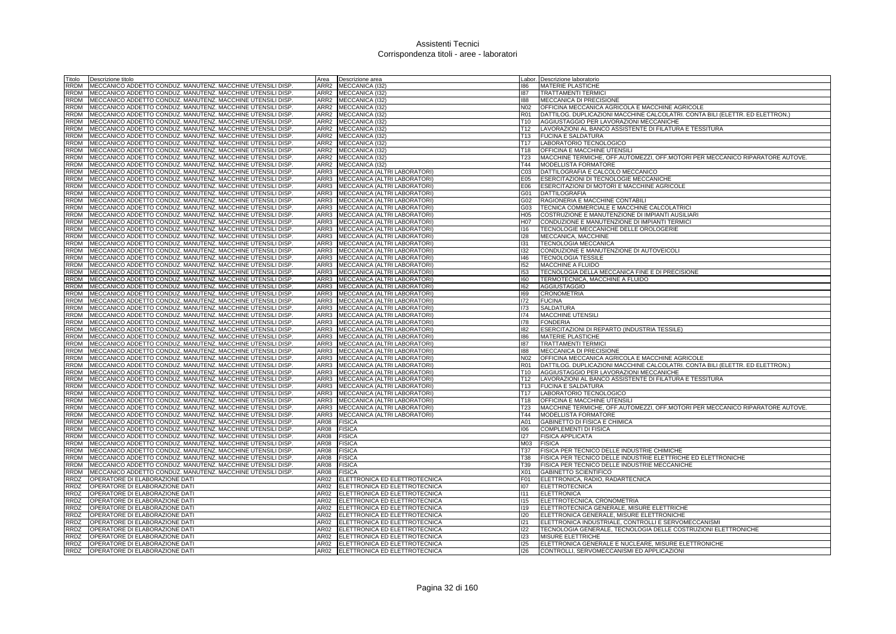# Assistenti Tecnici
## Corrispondenza titoli - aree - laboratori

| Titolo | Descrizione titolo | Area | Descrizione area | Labor. | Descrizione laboratorio |
|---|---|---|---|---|---|
| RRDM | MECCANICO ADDETTO CONDUZ. MANUTENZ. MACCHINE UTENSILI DISP. | ARR2 | MECCANICA (I32) | I86 | MATERIE PLASTICHE |
| RRDM | MECCANICO ADDETTO CONDUZ. MANUTENZ. MACCHINE UTENSILI DISP. | ARR2 | MECCANICA (I32) | I87 | TRATTAMENTI TERMICI |
| RRDM | MECCANICO ADDETTO CONDUZ. MANUTENZ. MACCHINE UTENSILI DISP. | ARR2 | MECCANICA (I32) | I88 | MECCANICA DI PRECISIONE |
| RRDM | MECCANICO ADDETTO CONDUZ. MANUTENZ. MACCHINE UTENSILI DISP. | ARR2 | MECCANICA (I32) | N02 | OFFICINA MECCANICA AGRICOLA E MACCHINE AGRICOLE |
| RRDM | MECCANICO ADDETTO CONDUZ. MANUTENZ. MACCHINE UTENSILI DISP. | ARR2 | MECCANICA (I32) | R01 | DATTILOG. DUPLICAZIONI MACCHINE CALCOLATRI. CONTA BILI (ELETTR. ED ELETTRON.) |
| RRDM | MECCANICO ADDETTO CONDUZ. MANUTENZ. MACCHINE UTENSILI DISP. | ARR2 | MECCANICA (I32) | T10 | AGGIUSTAGGIO PER LAVORAZIONI MECCANICHE |
| RRDM | MECCANICO ADDETTO CONDUZ. MANUTENZ. MACCHINE UTENSILI DISP. | ARR2 | MECCANICA (I32) | T12 | LAVORAZIONI AL BANCO ASSISTENTE DI FILATURA E TESSITURA |
| RRDM | MECCANICO ADDETTO CONDUZ. MANUTENZ. MACCHINE UTENSILI DISP. | ARR2 | MECCANICA (I32) | T13 | FUCINA E SALDATURA |
| RRDM | MECCANICO ADDETTO CONDUZ. MANUTENZ. MACCHINE UTENSILI DISP. | ARR2 | MECCANICA (I32) | T17 | LABORATORIO TECNOLOGICO |
| RRDM | MECCANICO ADDETTO CONDUZ. MANUTENZ. MACCHINE UTENSILI DISP. | ARR2 | MECCANICA (I32) | T18 | OFFICINA E MACCHINE UTENSILI |
| RRDM | MECCANICO ADDETTO CONDUZ. MANUTENZ. MACCHINE UTENSILI DISP. | ARR2 | MECCANICA (I32) | T23 | MACCHINE TERMICHE, OFF.AUTOMEZZI, OFF.MOTORI PER MECCANICO RIPARATORE AUTOVE. |
| RRDM | MECCANICO ADDETTO CONDUZ. MANUTENZ. MACCHINE UTENSILI DISP. | ARR2 | MECCANICA (I32) | T44 | MODELLISTA FORMATORE |
| RRDM | MECCANICO ADDETTO CONDUZ. MANUTENZ. MACCHINE UTENSILI DISP. | ARR3 | MECCANICA (ALTRI LABORATORI) | C03 | DATTILOGRAFIA E CALCOLO MECCANICO |
| RRDM | MECCANICO ADDETTO CONDUZ. MANUTENZ. MACCHINE UTENSILI DISP. | ARR3 | MECCANICA (ALTRI LABORATORI) | E05 | ESERCITAZIONI DI TECNOLOGIE MECCANICHE |
| RRDM | MECCANICO ADDETTO CONDUZ. MANUTENZ. MACCHINE UTENSILI DISP. | ARR3 | MECCANICA (ALTRI LABORATORI) | E06 | ESERCITAZIONI DI MOTORI E MACCHINE AGRICOLE |
| RRDM | MECCANICO ADDETTO CONDUZ. MANUTENZ. MACCHINE UTENSILI DISP. | ARR3 | MECCANICA (ALTRI LABORATORI) | G01 | DATTILOGRAFIA |
| RRDM | MECCANICO ADDETTO CONDUZ. MANUTENZ. MACCHINE UTENSILI DISP. | ARR3 | MECCANICA (ALTRI LABORATORI) | G02 | RAGIONERIA E MACCHINE CONTABILI |
| RRDM | MECCANICO ADDETTO CONDUZ. MANUTENZ. MACCHINE UTENSILI DISP. | ARR3 | MECCANICA (ALTRI LABORATORI) | G03 | TECNICA COMMERCIALE E MACCHINE CALCOLATRICI |
| RRDM | MECCANICO ADDETTO CONDUZ. MANUTENZ. MACCHINE UTENSILI DISP. | ARR3 | MECCANICA (ALTRI LABORATORI) | H05 | COSTRUZIONE E MANUTENZIONE DI IMPIANTI AUSILIARI |
| RRDM | MECCANICO ADDETTO CONDUZ. MANUTENZ. MACCHINE UTENSILI DISP. | ARR3 | MECCANICA (ALTRI LABORATORI) | H07 | CONDUZIONE E MANUTENZIONE DI IMPIANTI TERMICI |
| RRDM | MECCANICO ADDETTO CONDUZ. MANUTENZ. MACCHINE UTENSILI DISP. | ARR3 | MECCANICA (ALTRI LABORATORI) | I16 | TECNOLOGIE MECCANICHE DELLE OROLOGERIE |
| RRDM | MECCANICO ADDETTO CONDUZ. MANUTENZ. MACCHINE UTENSILI DISP. | ARR3 | MECCANICA (ALTRI LABORATORI) | I28 | MECCANICA, MACCHINE |
| RRDM | MECCANICO ADDETTO CONDUZ. MANUTENZ. MACCHINE UTENSILI DISP. | ARR3 | MECCANICA (ALTRI LABORATORI) | I31 | TECNOLOGIA MECCANICA |
| RRDM | MECCANICO ADDETTO CONDUZ. MANUTENZ. MACCHINE UTENSILI DISP. | ARR3 | MECCANICA (ALTRI LABORATORI) | I32 | CONDUZIONE E MANUTENZIONE DI AUTOVEICOLI |
| RRDM | MECCANICO ADDETTO CONDUZ. MANUTENZ. MACCHINE UTENSILI DISP. | ARR3 | MECCANICA (ALTRI LABORATORI) | I46 | TECNOLOGIA TESSILE |
| RRDM | MECCANICO ADDETTO CONDUZ. MANUTENZ. MACCHINE UTENSILI DISP. | ARR3 | MECCANICA (ALTRI LABORATORI) | I52 | MACCHINE A FLUIDO |
| RRDM | MECCANICO ADDETTO CONDUZ. MANUTENZ. MACCHINE UTENSILI DISP. | ARR3 | MECCANICA (ALTRI LABORATORI) | I53 | TECNOLOGIA DELLA MECCANICA FINE E DI PRECISIONE |
| RRDM | MECCANICO ADDETTO CONDUZ. MANUTENZ. MACCHINE UTENSILI DISP. | ARR3 | MECCANICA (ALTRI LABORATORI) | I60 | TERMOTECNICA, MACCHINE A FLUIDO |
| RRDM | MECCANICO ADDETTO CONDUZ. MANUTENZ. MACCHINE UTENSILI DISP. | ARR3 | MECCANICA (ALTRI LABORATORI) | I62 | AGGIUSTAGGIO |
| RRDM | MECCANICO ADDETTO CONDUZ. MANUTENZ. MACCHINE UTENSILI DISP. | ARR3 | MECCANICA (ALTRI LABORATORI) | I69 | CRONOMETRIA |
| RRDM | MECCANICO ADDETTO CONDUZ. MANUTENZ. MACCHINE UTENSILI DISP. | ARR3 | MECCANICA (ALTRI LABORATORI) | I72 | FUCINA |
| RRDM | MECCANICO ADDETTO CONDUZ. MANUTENZ. MACCHINE UTENSILI DISP. | ARR3 | MECCANICA (ALTRI LABORATORI) | I73 | SALDATURA |
| RRDM | MECCANICO ADDETTO CONDUZ. MANUTENZ. MACCHINE UTENSILI DISP. | ARR3 | MECCANICA (ALTRI LABORATORI) | I74 | MACCHINE UTENSILI |
| RRDM | MECCANICO ADDETTO CONDUZ. MANUTENZ. MACCHINE UTENSILI DISP. | ARR3 | MECCANICA (ALTRI LABORATORI) | I78 | FONDERIA |
| RRDM | MECCANICO ADDETTO CONDUZ. MANUTENZ. MACCHINE UTENSILI DISP. | ARR3 | MECCANICA (ALTRI LABORATORI) | I82 | ESERCITAZIONI DI REPARTO (INDUSTRIA TESSILE) |
| RRDM | MECCANICO ADDETTO CONDUZ. MANUTENZ. MACCHINE UTENSILI DISP. | ARR3 | MECCANICA (ALTRI LABORATORI) | I86 | MATERIE PLASTICHE |
| RRDM | MECCANICO ADDETTO CONDUZ. MANUTENZ. MACCHINE UTENSILI DISP. | ARR3 | MECCANICA (ALTRI LABORATORI) | I87 | TRATTAMENTI TERMICI |
| RRDM | MECCANICO ADDETTO CONDUZ. MANUTENZ. MACCHINE UTENSILI DISP. | ARR3 | MECCANICA (ALTRI LABORATORI) | I88 | MECCANICA DI PRECISIONE |
| RRDM | MECCANICO ADDETTO CONDUZ. MANUTENZ. MACCHINE UTENSILI DISP. | ARR3 | MECCANICA (ALTRI LABORATORI) | N02 | OFFICINA MECCANICA AGRICOLA E MACCHINE AGRICOLE |
| RRDM | MECCANICO ADDETTO CONDUZ. MANUTENZ. MACCHINE UTENSILI DISP. | ARR3 | MECCANICA (ALTRI LABORATORI) | R01 | DATTILOG. DUPLICAZIONI MACCHINE CALCOLATRI. CONTA BILI (ELETTR. ED ELETTRON.) |
| RRDM | MECCANICO ADDETTO CONDUZ. MANUTENZ. MACCHINE UTENSILI DISP. | ARR3 | MECCANICA (ALTRI LABORATORI) | T10 | AGGIUSTAGGIO PER LAVORAZIONI MECCANICHE |
| RRDM | MECCANICO ADDETTO CONDUZ. MANUTENZ. MACCHINE UTENSILI DISP. | ARR3 | MECCANICA (ALTRI LABORATORI) | T12 | LAVORAZIONI AL BANCO ASSISTENTE DI FILATURA E TESSITURA |
| RRDM | MECCANICO ADDETTO CONDUZ. MANUTENZ. MACCHINE UTENSILI DISP. | ARR3 | MECCANICA (ALTRI LABORATORI) | T13 | FUCINA E SALDATURA |
| RRDM | MECCANICO ADDETTO CONDUZ. MANUTENZ. MACCHINE UTENSILI DISP. | ARR3 | MECCANICA (ALTRI LABORATORI) | T17 | LABORATORIO TECNOLOGICO |
| RRDM | MECCANICO ADDETTO CONDUZ. MANUTENZ. MACCHINE UTENSILI DISP. | ARR3 | MECCANICA (ALTRI LABORATORI) | T18 | OFFICINA E MACCHINE UTENSILI |
| RRDM | MECCANICO ADDETTO CONDUZ. MANUTENZ. MACCHINE UTENSILI DISP. | ARR3 | MECCANICA (ALTRI LABORATORI) | T23 | MACCHINE TERMICHE, OFF.AUTOMEZZI, OFF.MOTORI PER MECCANICO RIPARATORE AUTOVE. |
| RRDM | MECCANICO ADDETTO CONDUZ. MANUTENZ. MACCHINE UTENSILI DISP. | ARR3 | MECCANICA (ALTRI LABORATORI) | T44 | MODELLISTA FORMATORE |
| RRDM | MECCANICO ADDETTO CONDUZ. MANUTENZ. MACCHINE UTENSILI DISP. | AR08 | FISICA | A01 | GABINETTO DI FISICA E CHIMICA |
| RRDM | MECCANICO ADDETTO CONDUZ. MANUTENZ. MACCHINE UTENSILI DISP. | AR08 | FISICA | I06 | COMPLEMENTI DI FISICA |
| RRDM | MECCANICO ADDETTO CONDUZ. MANUTENZ. MACCHINE UTENSILI DISP. | AR08 | FISICA | I27 | FISICA APPLICATA |
| RRDM | MECCANICO ADDETTO CONDUZ. MANUTENZ. MACCHINE UTENSILI DISP. | AR08 | FISICA | M03 | FISICA |
| RRDM | MECCANICO ADDETTO CONDUZ. MANUTENZ. MACCHINE UTENSILI DISP. | AR08 | FISICA | T37 | FISICA PER TECNICO DELLE INDUSTRIE CHIMICHE |
| RRDM | MECCANICO ADDETTO CONDUZ. MANUTENZ. MACCHINE UTENSILI DISP. | AR08 | FISICA | T38 | FISICA PER TECNICO DELLE INDUSTRIE ELETTRICHE ED ELETTRONICHE |
| RRDM | MECCANICO ADDETTO CONDUZ. MANUTENZ. MACCHINE UTENSILI DISP. | AR08 | FISICA | T39 | FISICA PER TECNICO DELLE INDUSTRIE MECCANICHE |
| RRDM | MECCANICO ADDETTO CONDUZ. MANUTENZ. MACCHINE UTENSILI DISP. | AR08 | FISICA | X01 | GABINETTO SCIENTIFICO |
| RRDZ | OPERATORE DI ELABORAZIONE DATI | AR02 | ELETTRONICA ED ELETTROTECNICA | F01 | ELETTRONICA, RADIO, RADARTECNICA |
| RRDZ | OPERATORE DI ELABORAZIONE DATI | AR02 | ELETTRONICA ED ELETTROTECNICA | I07 | ELETTROTECNICA |
| RRDZ | OPERATORE DI ELABORAZIONE DATI | AR02 | ELETTRONICA ED ELETTROTECNICA | I11 | ELETTRONICA |
| RRDZ | OPERATORE DI ELABORAZIONE DATI | AR02 | ELETTRONICA ED ELETTROTECNICA | I15 | ELETTROTECNICA, CRONOMETRIA |
| RRDZ | OPERATORE DI ELABORAZIONE DATI | AR02 | ELETTRONICA ED ELETTROTECNICA | I19 | ELETTROTECNICA GENERALE, MISURE ELETTRICHE |
| RRDZ | OPERATORE DI ELABORAZIONE DATI | AR02 | ELETTRONICA ED ELETTROTECNICA | I20 | ELETTRONICA GENERALE, MISURE ELETTRONICHE |
| RRDZ | OPERATORE DI ELABORAZIONE DATI | AR02 | ELETTRONICA ED ELETTROTECNICA | I21 | ELETTRONICA INDUSTRIALE, CONTROLLI E SERVOMECCANISMI |
| RRDZ | OPERATORE DI ELABORAZIONE DATI | AR02 | ELETTRONICA ED ELETTROTECNICA | I22 | TECNOLOGIA GENERALE, TECNOLOGIA DELLE COSTRUZIONI ELETTRONICHE |
| RRDZ | OPERATORE DI ELABORAZIONE DATI | AR02 | ELETTRONICA ED ELETTROTECNICA | I23 | MISURE ELETTRICHE |
| RRDZ | OPERATORE DI ELABORAZIONE DATI | AR02 | ELETTRONICA ED ELETTROTECNICA | I25 | ELETTRONICA GENERALE E NUCLEARE, MISURE ELETTRONICHE |
| RRDZ | OPERATORE DI ELABORAZIONE DATI | AR02 | ELETTRONICA ED ELETTROTECNICA | I26 | CONTROLLI, SERVOMECCANISMI ED APPLICAZIONI |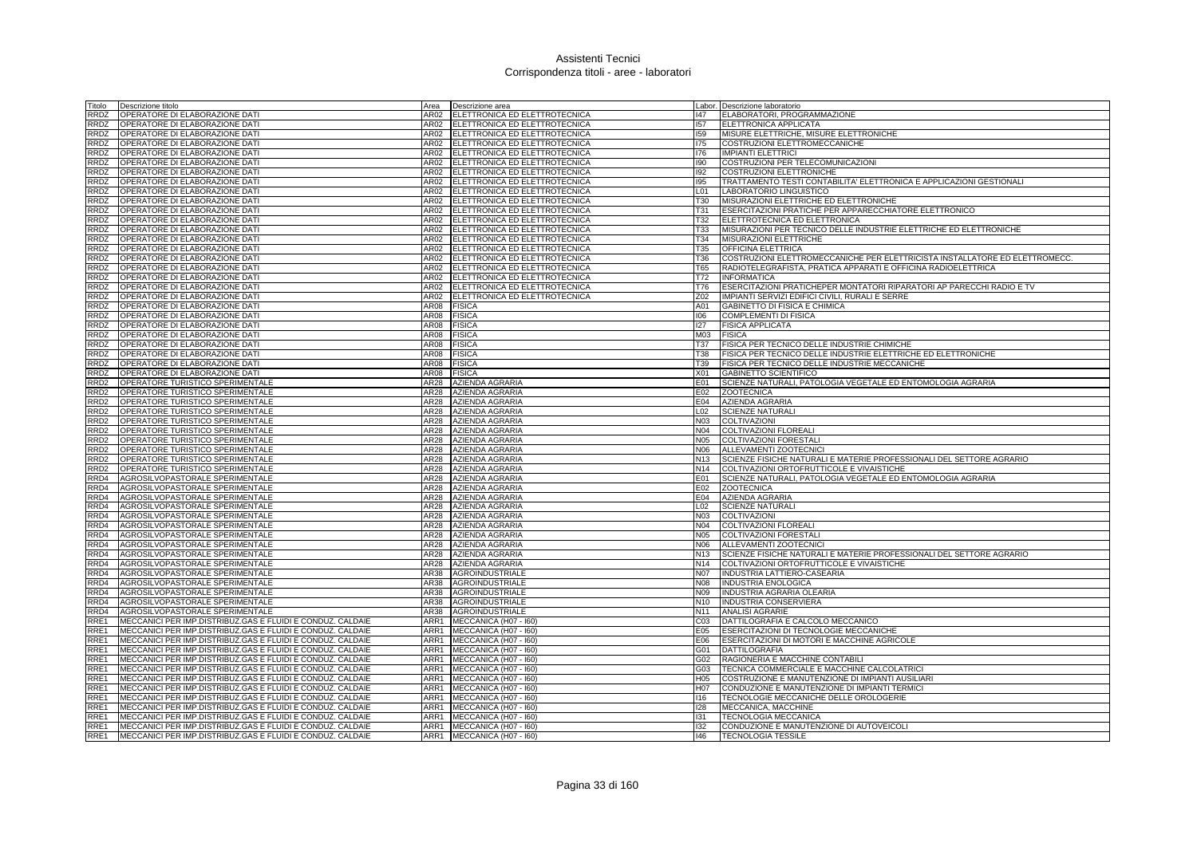# Assistenti Tecnici
## Corrispondenza titoli - aree - laboratori

| Titolo | Descrizione titolo | Area | Descrizione area | Labor. | Descrizione laboratorio |
|---|---|---|---|---|---|
| RRDZ | OPERATORE DI ELABORAZIONE DATI | AR02 | ELETTRONICA ED ELETTROTECNICA | I47 | ELABORATORI, PROGRAMMAZIONE |
| RRDZ | OPERATORE DI ELABORAZIONE DATI | AR02 | ELETTRONICA ED ELETTROTECNICA | I57 | ELETTRONICA APPLICATA |
| RRDZ | OPERATORE DI ELABORAZIONE DATI | AR02 | ELETTRONICA ED ELETTROTECNICA | I59 | MISURE ELETTRICHE, MISURE ELETTRONICHE |
| RRDZ | OPERATORE DI ELABORAZIONE DATI | AR02 | ELETTRONICA ED ELETTROTECNICA | I75 | COSTRUZIONI ELETTROMECCANICHE |
| RRDZ | OPERATORE DI ELABORAZIONE DATI | AR02 | ELETTRONICA ED ELETTROTECNICA | I76 | IMPIANTI ELETTRICI |
| RRDZ | OPERATORE DI ELABORAZIONE DATI | AR02 | ELETTRONICA ED ELETTROTECNICA | I90 | COSTRUZIONI PER TELECOMUNICAZIONI |
| RRDZ | OPERATORE DI ELABORAZIONE DATI | AR02 | ELETTRONICA ED ELETTROTECNICA | I92 | COSTRUZIONI ELETTRONICHE |
| RRDZ | OPERATORE DI ELABORAZIONE DATI | AR02 | ELETTRONICA ED ELETTROTECNICA | I95 | TRATTAMENTO TESTI CONTABILITA' ELETTRONICA E APPLICAZIONI GESTIONALI |
| RRDZ | OPERATORE DI ELABORAZIONE DATI | AR02 | ELETTRONICA ED ELETTROTECNICA | L01 | LABORATORIO LINGUISTICO |
| RRDZ | OPERATORE DI ELABORAZIONE DATI | AR02 | ELETTRONICA ED ELETTROTECNICA | T30 | MISURAZIONI ELETTRICHE ED ELETTRONICHE |
| RRDZ | OPERATORE DI ELABORAZIONE DATI | AR02 | ELETTRONICA ED ELETTROTECNICA | T31 | ESERCITAZIONI PRATICHE PER APPARECCHIATORE ELETTRONICO |
| RRDZ | OPERATORE DI ELABORAZIONE DATI | AR02 | ELETTRONICA ED ELETTROTECNICA | T32 | ELETTROTECNICA ED ELETTRONICA |
| RRDZ | OPERATORE DI ELABORAZIONE DATI | AR02 | ELETTRONICA ED ELETTROTECNICA | T33 | MISURAZIONI PER TECNICO DELLE INDUSTRIE ELETTRICHE ED ELETTRONICHE |
| RRDZ | OPERATORE DI ELABORAZIONE DATI | AR02 | ELETTRONICA ED ELETTROTECNICA | T34 | MISURAZIONI ELETTRICHE |
| RRDZ | OPERATORE DI ELABORAZIONE DATI | AR02 | ELETTRONICA ED ELETTROTECNICA | T35 | OFFICINA ELETTRICA |
| RRDZ | OPERATORE DI ELABORAZIONE DATI | AR02 | ELETTRONICA ED ELETTROTECNICA | T36 | COSTRUZIONI ELETTROMECCANICHE PER ELETTRICISTA INSTALLATORE ED ELETTROMECC. |
| RRDZ | OPERATORE DI ELABORAZIONE DATI | AR02 | ELETTRONICA ED ELETTROTECNICA | T65 | RADIOTELEGRAFISTA, PRATICA APPARATI E OFFICINA RADIOELETTRICA |
| RRDZ | OPERATORE DI ELABORAZIONE DATI | AR02 | ELETTRONICA ED ELETTROTECNICA | T72 | INFORMATICA |
| RRDZ | OPERATORE DI ELABORAZIONE DATI | AR02 | ELETTRONICA ED ELETTROTECNICA | T76 | ESERCITAZIONI PRATICHEPER MONTATORI RIPARATORI AP PARECCHI RADIO E TV |
| RRDZ | OPERATORE DI ELABORAZIONE DATI | AR02 | ELETTRONICA ED ELETTROTECNICA | Z02 | IMPIANTI SERVIZI EDIFICI CIVILI, RURALI E SERRE |
| RRDZ | OPERATORE DI ELABORAZIONE DATI | AR08 | FISICA | A01 | GABINETTO DI FISICA E CHIMICA |
| RRDZ | OPERATORE DI ELABORAZIONE DATI | AR08 | FISICA | I06 | COMPLEMENTI DI FISICA |
| RRDZ | OPERATORE DI ELABORAZIONE DATI | AR08 | FISICA | I27 | FISICA APPLICATA |
| RRDZ | OPERATORE DI ELABORAZIONE DATI | AR08 | FISICA | M03 | FISICA |
| RRDZ | OPERATORE DI ELABORAZIONE DATI | AR08 | FISICA | T37 | FISICA PER TECNICO DELLE INDUSTRIE CHIMICHE |
| RRDZ | OPERATORE DI ELABORAZIONE DATI | AR08 | FISICA | T38 | FISICA PER TECNICO DELLE INDUSTRIE ELETTRICHE ED ELETTRONICHE |
| RRDZ | OPERATORE DI ELABORAZIONE DATI | AR08 | FISICA | T39 | FISICA PER TECNICO DELLE INDUSTRIE MECCANICHE |
| RRDZ | OPERATORE DI ELABORAZIONE DATI | AR08 | FISICA | X01 | GABINETTO SCIENTIFICO |
| RRD2 | OPERATORE TURISTICO SPERIMENTALE | AR28 | AZIENDA AGRARIA | E01 | SCIENZE NATURALI, PATOLOGIA VEGETALE ED ENTOMOLOGIA AGRARIA |
| RRD2 | OPERATORE TURISTICO SPERIMENTALE | AR28 | AZIENDA AGRARIA | E02 | ZOOTECNICA |
| RRD2 | OPERATORE TURISTICO SPERIMENTALE | AR28 | AZIENDA AGRARIA | E04 | AZIENDA AGRARIA |
| RRD2 | OPERATORE TURISTICO SPERIMENTALE | AR28 | AZIENDA AGRARIA | L02 | SCIENZE NATURALI |
| RRD2 | OPERATORE TURISTICO SPERIMENTALE | AR28 | AZIENDA AGRARIA | N03 | COLTIVAZIONI |
| RRD2 | OPERATORE TURISTICO SPERIMENTALE | AR28 | AZIENDA AGRARIA | N04 | COLTIVAZIONI FLOREALI |
| RRD2 | OPERATORE TURISTICO SPERIMENTALE | AR28 | AZIENDA AGRARIA | N05 | COLTIVAZIONI FORESTALI |
| RRD2 | OPERATORE TURISTICO SPERIMENTALE | AR28 | AZIENDA AGRARIA | N06 | ALLEVAMENTI ZOOTECNICI |
| RRD2 | OPERATORE TURISTICO SPERIMENTALE | AR28 | AZIENDA AGRARIA | N13 | SCIENZE FISICHE NATURALI E MATERIE PROFESSIONALI DEL SETTORE AGRARIO |
| RRD2 | OPERATORE TURISTICO SPERIMENTALE | AR28 | AZIENDA AGRARIA | N14 | COLTIVAZIONI ORTOFRUTTICOLE E VIVAISTICHE |
| RRD4 | AGROSILVOPASTORALE SPERIMENTALE | AR28 | AZIENDA AGRARIA | E01 | SCIENZE NATURALI, PATOLOGIA VEGETALE ED ENTOMOLOGIA AGRARIA |
| RRD4 | AGROSILVOPASTORALE SPERIMENTALE | AR28 | AZIENDA AGRARIA | E02 | ZOOTECNICA |
| RRD4 | AGROSILVOPASTORALE SPERIMENTALE | AR28 | AZIENDA AGRARIA | E04 | AZIENDA AGRARIA |
| RRD4 | AGROSILVOPASTORALE SPERIMENTALE | AR28 | AZIENDA AGRARIA | L02 | SCIENZE NATURALI |
| RRD4 | AGROSILVOPASTORALE SPERIMENTALE | AR28 | AZIENDA AGRARIA | N03 | COLTIVAZIONI |
| RRD4 | AGROSILVOPASTORALE SPERIMENTALE | AR28 | AZIENDA AGRARIA | N04 | COLTIVAZIONI FLOREALI |
| RRD4 | AGROSILVOPASTORALE SPERIMENTALE | AR28 | AZIENDA AGRARIA | N05 | COLTIVAZIONI FORESTALI |
| RRD4 | AGROSILVOPASTORALE SPERIMENTALE | AR28 | AZIENDA AGRARIA | N06 | ALLEVAMENTI ZOOTECNICI |
| RRD4 | AGROSILVOPASTORALE SPERIMENTALE | AR28 | AZIENDA AGRARIA | N13 | SCIENZE FISICHE NATURALI E MATERIE PROFESSIONALI DEL SETTORE AGRARIO |
| RRD4 | AGROSILVOPASTORALE SPERIMENTALE | AR28 | AZIENDA AGRARIA | N14 | COLTIVAZIONI ORTOFRUTTICOLE E VIVAISTICHE |
| RRD4 | AGROSILVOPASTORALE SPERIMENTALE | AR38 | AGROINDUSTRIALE | N07 | INDUSTRIA LATTIERO-CASEARIA |
| RRD4 | AGROSILVOPASTORALE SPERIMENTALE | AR38 | AGROINDUSTRIALE | N08 | INDUSTRIA ENOLOGICA |
| RRD4 | AGROSILVOPASTORALE SPERIMENTALE | AR38 | AGROINDUSTRIALE | N09 | INDUSTRIA AGRARIA OLEARIA |
| RRD4 | AGROSILVOPASTORALE SPERIMENTALE | AR38 | AGROINDUSTRIALE | N10 | INDUSTRIA CONSERVIERA |
| RRD4 | AGROSILVOPASTORALE SPERIMENTALE | AR38 | AGROINDUSTRIALE | N11 | ANALISI AGRARIE |
| RRE1 | MECCANICI PER IMP.DISTRIBUZ.GAS E FLUIDI E CONDUZ. CALDAIE | ARR1 | MECCANICA (H07 - I60) | C03 | DATTILOGRAFIA E CALCOLO MECCANICO |
| RRE1 | MECCANICI PER IMP.DISTRIBUZ.GAS E FLUIDI E CONDUZ. CALDAIE | ARR1 | MECCANICA (H07 - I60) | E05 | ESERCITAZIONI DI TECNOLOGIE MECCANICHE |
| RRE1 | MECCANICI PER IMP.DISTRIBUZ.GAS E FLUIDI E CONDUZ. CALDAIE | ARR1 | MECCANICA (H07 - I60) | E06 | ESERCITAZIONI DI MOTORI E MACCHINE AGRICOLE |
| RRE1 | MECCANICI PER IMP.DISTRIBUZ.GAS E FLUIDI E CONDUZ. CALDAIE | ARR1 | MECCANICA (H07 - I60) | G01 | DATTILOGRAFIA |
| RRE1 | MECCANICI PER IMP.DISTRIBUZ.GAS E FLUIDI E CONDUZ. CALDAIE | ARR1 | MECCANICA (H07 - I60) | G02 | RAGIONERIA E MACCHINE CONTABILI |
| RRE1 | MECCANICI PER IMP.DISTRIBUZ.GAS E FLUIDI E CONDUZ. CALDAIE | ARR1 | MECCANICA (H07 - I60) | G03 | TECNICA COMMERCIALE E MACCHINE CALCOLATRICI |
| RRE1 | MECCANICI PER IMP.DISTRIBUZ.GAS E FLUIDI E CONDUZ. CALDAIE | ARR1 | MECCANICA (H07 - I60) | H05 | COSTRUZIONE E MANUTENZIONE DI IMPIANTI AUSILIARI |
| RRE1 | MECCANICI PER IMP.DISTRIBUZ.GAS E FLUIDI E CONDUZ. CALDAIE | ARR1 | MECCANICA (H07 - I60) | H07 | CONDUZIONE E MANUTENZIONE DI IMPIANTI TERMICI |
| RRE1 | MECCANICI PER IMP.DISTRIBUZ.GAS E FLUIDI E CONDUZ. CALDAIE | ARR1 | MECCANICA (H07 - I60) | I16 | TECNOLOGIE MECCANICHE DELLE OROLOGERIE |
| RRE1 | MECCANICI PER IMP.DISTRIBUZ.GAS E FLUIDI E CONDUZ. CALDAIE | ARR1 | MECCANICA (H07 - I60) | I28 | MECCANICA, MACCHINE |
| RRE1 | MECCANICI PER IMP.DISTRIBUZ.GAS E FLUIDI E CONDUZ. CALDAIE | ARR1 | MECCANICA (H07 - I60) | I31 | TECNOLOGIA MECCANICA |
| RRE1 | MECCANICI PER IMP.DISTRIBUZ.GAS E FLUIDI E CONDUZ. CALDAIE | ARR1 | MECCANICA (H07 - I60) | I32 | CONDUZIONE E MANUTENZIONE DI AUTOVEICOLI |
| RRE1 | MECCANICI PER IMP.DISTRIBUZ.GAS E FLUIDI E CONDUZ. CALDAIE | ARR1 | MECCANICA (H07 - I60) | I46 | TECNOLOGIA TESSILE |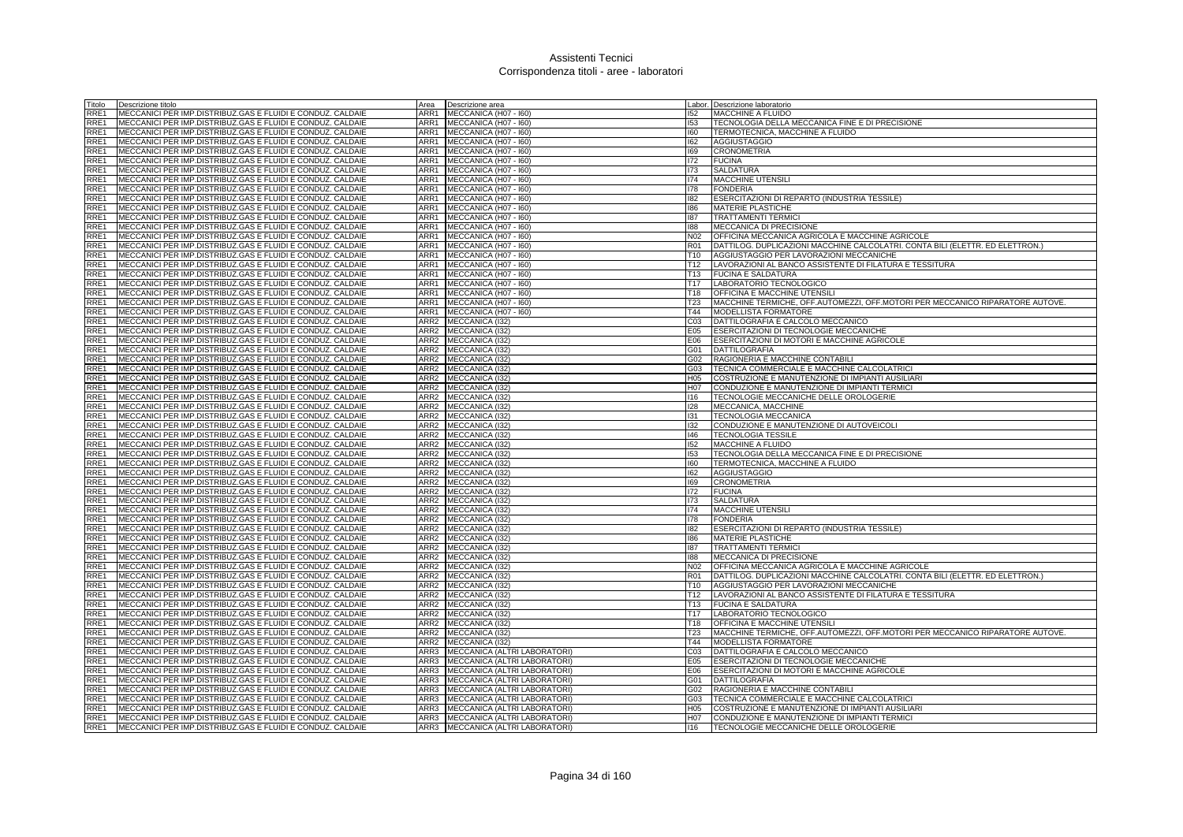# Assistenti Tecnici
## Corrispondenza titoli - aree - laboratori

| Titolo | Descrizione titolo | Area | Descrizione area | Labor. | Descrizione laboratorio |
|---|---|---|---|---|---|
| RRE1 | MECCANICI PER IMP.DISTRIBUZ.GAS E FLUIDI E CONDUZ. CALDAIE | ARR1 | MECCANICA (H07 - I60) | I52 | MACCHINE A FLUIDO |
| RRE1 | MECCANICI PER IMP.DISTRIBUZ.GAS E FLUIDI E CONDUZ. CALDAIE | ARR1 | MECCANICA (H07 - I60) | I53 | TECNOLOGIA DELLA MECCANICA FINE E DI PRECISIONE |
| RRE1 | MECCANICI PER IMP.DISTRIBUZ.GAS E FLUIDI E CONDUZ. CALDAIE | ARR1 | MECCANICA (H07 - I60) | I60 | TERMOTECNICA, MACCHINE A FLUIDO |
| RRE1 | MECCANICI PER IMP.DISTRIBUZ.GAS E FLUIDI E CONDUZ. CALDAIE | ARR1 | MECCANICA (H07 - I60) | I62 | AGGIUSTAGGIO |
| RRE1 | MECCANICI PER IMP.DISTRIBUZ.GAS E FLUIDI E CONDUZ. CALDAIE | ARR1 | MECCANICA (H07 - I60) | I69 | CRONOMETRIA |
| RRE1 | MECCANICI PER IMP.DISTRIBUZ.GAS E FLUIDI E CONDUZ. CALDAIE | ARR1 | MECCANICA (H07 - I60) | I72 | FUCINA |
| RRE1 | MECCANICI PER IMP.DISTRIBUZ.GAS E FLUIDI E CONDUZ. CALDAIE | ARR1 | MECCANICA (H07 - I60) | I73 | SALDATURA |
| RRE1 | MECCANICI PER IMP.DISTRIBUZ.GAS E FLUIDI E CONDUZ. CALDAIE | ARR1 | MECCANICA (H07 - I60) | I74 | MACCHINE UTENSILI |
| RRE1 | MECCANICI PER IMP.DISTRIBUZ.GAS E FLUIDI E CONDUZ. CALDAIE | ARR1 | MECCANICA (H07 - I60) | I78 | FONDERIA |
| RRE1 | MECCANICI PER IMP.DISTRIBUZ.GAS E FLUIDI E CONDUZ. CALDAIE | ARR1 | MECCANICA (H07 - I60) | I82 | ESERCITAZIONI DI REPARTO (INDUSTRIA TESSILE) |
| RRE1 | MECCANICI PER IMP.DISTRIBUZ.GAS E FLUIDI E CONDUZ. CALDAIE | ARR1 | MECCANICA (H07 - I60) | I86 | MATERIE PLASTICHE |
| RRE1 | MECCANICI PER IMP.DISTRIBUZ.GAS E FLUIDI E CONDUZ. CALDAIE | ARR1 | MECCANICA (H07 - I60) | I87 | TRATTAMENTI TERMICI |
| RRE1 | MECCANICI PER IMP.DISTRIBUZ.GAS E FLUIDI E CONDUZ. CALDAIE | ARR1 | MECCANICA (H07 - I60) | I88 | MECCANICA DI PRECISIONE |
| RRE1 | MECCANICI PER IMP.DISTRIBUZ.GAS E FLUIDI E CONDUZ. CALDAIE | ARR1 | MECCANICA (H07 - I60) | N02 | OFFICINA MECCANICA AGRICOLA E MACCHINE AGRICOLE |
| RRE1 | MECCANICI PER IMP.DISTRIBUZ.GAS E FLUIDI E CONDUZ. CALDAIE | ARR1 | MECCANICA (H07 - I60) | R01 | DATTILOG. DUPLICAZIONI MACCHINE CALCOLATRI. CONTA BILI (ELETTR. ED ELETTRON.) |
| RRE1 | MECCANICI PER IMP.DISTRIBUZ.GAS E FLUIDI E CONDUZ. CALDAIE | ARR1 | MECCANICA (H07 - I60) | T10 | AGGIUSTAGGIO PER LAVORAZIONI MECCANICHE |
| RRE1 | MECCANICI PER IMP.DISTRIBUZ.GAS E FLUIDI E CONDUZ. CALDAIE | ARR1 | MECCANICA (H07 - I60) | T12 | LAVORAZIONI AL BANCO ASSISTENTE DI FILATURA E TESSITURA |
| RRE1 | MECCANICI PER IMP.DISTRIBUZ.GAS E FLUIDI E CONDUZ. CALDAIE | ARR1 | MECCANICA (H07 - I60) | T13 | FUCINA E SALDATURA |
| RRE1 | MECCANICI PER IMP.DISTRIBUZ.GAS E FLUIDI E CONDUZ. CALDAIE | ARR1 | MECCANICA (H07 - I60) | T17 | LABORATORIO TECNOLOGICO |
| RRE1 | MECCANICI PER IMP.DISTRIBUZ.GAS E FLUIDI E CONDUZ. CALDAIE | ARR1 | MECCANICA (H07 - I60) | T18 | OFFICINA E MACCHINE UTENSILI |
| RRE1 | MECCANICI PER IMP.DISTRIBUZ.GAS E FLUIDI E CONDUZ. CALDAIE | ARR1 | MECCANICA (H07 - I60) | T23 | MACCHINE TERMICHE, OFF.AUTOMEZZI, OFF.MOTORI PER MECCANICO RIPARATORE AUTOVE. |
| RRE1 | MECCANICI PER IMP.DISTRIBUZ.GAS E FLUIDI E CONDUZ. CALDAIE | ARR1 | MECCANICA (H07 - I60) | T44 | MODELLISTA FORMATORE |
| RRE1 | MECCANICI PER IMP.DISTRIBUZ.GAS E FLUIDI E CONDUZ. CALDAIE | ARR2 | MECCANICA (I32) | C03 | DATTILOGRAFIA E CALCOLO MECCANICO |
| RRE1 | MECCANICI PER IMP.DISTRIBUZ.GAS E FLUIDI E CONDUZ. CALDAIE | ARR2 | MECCANICA (I32) | E05 | ESERCITAZIONI DI TECNOLOGIE MECCANICHE |
| RRE1 | MECCANICI PER IMP.DISTRIBUZ.GAS E FLUIDI E CONDUZ. CALDAIE | ARR2 | MECCANICA (I32) | E06 | ESERCITAZIONI DI MOTORI E MACCHINE AGRICOLE |
| RRE1 | MECCANICI PER IMP.DISTRIBUZ.GAS E FLUIDI E CONDUZ. CALDAIE | ARR2 | MECCANICA (I32) | G01 | DATTILOGRAFIA |
| RRE1 | MECCANICI PER IMP.DISTRIBUZ.GAS E FLUIDI E CONDUZ. CALDAIE | ARR2 | MECCANICA (I32) | G02 | RAGIONERIA E MACCHINE CONTABILI |
| RRE1 | MECCANICI PER IMP.DISTRIBUZ.GAS E FLUIDI E CONDUZ. CALDAIE | ARR2 | MECCANICA (I32) | G03 | TECNICA COMMERCIALE E MACCHINE CALCOLATRICI |
| RRE1 | MECCANICI PER IMP.DISTRIBUZ.GAS E FLUIDI E CONDUZ. CALDAIE | ARR2 | MECCANICA (I32) | H05 | COSTRUZIONE E MANUTENZIONE DI IMPIANTI AUSILIARI |
| RRE1 | MECCANICI PER IMP.DISTRIBUZ.GAS E FLUIDI E CONDUZ. CALDAIE | ARR2 | MECCANICA (I32) | H07 | CONDUZIONE E MANUTENZIONE DI IMPIANTI TERMICI |
| RRE1 | MECCANICI PER IMP.DISTRIBUZ.GAS E FLUIDI E CONDUZ. CALDAIE | ARR2 | MECCANICA (I32) | I16 | TECNOLOGIE MECCANICHE DELLE OROLOGERIE |
| RRE1 | MECCANICI PER IMP.DISTRIBUZ.GAS E FLUIDI E CONDUZ. CALDAIE | ARR2 | MECCANICA (I32) | I28 | MECCANICA, MACCHINE |
| RRE1 | MECCANICI PER IMP.DISTRIBUZ.GAS E FLUIDI E CONDUZ. CALDAIE | ARR2 | MECCANICA (I32) | I31 | TECNOLOGIA MECCANICA |
| RRE1 | MECCANICI PER IMP.DISTRIBUZ.GAS E FLUIDI E CONDUZ. CALDAIE | ARR2 | MECCANICA (I32) | I32 | CONDUZIONE E MANUTENZIONE DI AUTOVEICOLI |
| RRE1 | MECCANICI PER IMP.DISTRIBUZ.GAS E FLUIDI E CONDUZ. CALDAIE | ARR2 | MECCANICA (I32) | I46 | TECNOLOGIA TESSILE |
| RRE1 | MECCANICI PER IMP.DISTRIBUZ.GAS E FLUIDI E CONDUZ. CALDAIE | ARR2 | MECCANICA (I32) | I52 | MACCHINE A FLUIDO |
| RRE1 | MECCANICI PER IMP.DISTRIBUZ.GAS E FLUIDI E CONDUZ. CALDAIE | ARR2 | MECCANICA (I32) | I53 | TECNOLOGIA DELLA MECCANICA FINE E DI PRECISIONE |
| RRE1 | MECCANICI PER IMP.DISTRIBUZ.GAS E FLUIDI E CONDUZ. CALDAIE | ARR2 | MECCANICA (I32) | I60 | TERMOTECNICA, MACCHINE A FLUIDO |
| RRE1 | MECCANICI PER IMP.DISTRIBUZ.GAS E FLUIDI E CONDUZ. CALDAIE | ARR2 | MECCANICA (I32) | I62 | AGGIUSTAGGIO |
| RRE1 | MECCANICI PER IMP.DISTRIBUZ.GAS E FLUIDI E CONDUZ. CALDAIE | ARR2 | MECCANICA (I32) | I69 | CRONOMETRIA |
| RRE1 | MECCANICI PER IMP.DISTRIBUZ.GAS E FLUIDI E CONDUZ. CALDAIE | ARR2 | MECCANICA (I32) | I72 | FUCINA |
| RRE1 | MECCANICI PER IMP.DISTRIBUZ.GAS E FLUIDI E CONDUZ. CALDAIE | ARR2 | MECCANICA (I32) | I73 | SALDATURA |
| RRE1 | MECCANICI PER IMP.DISTRIBUZ.GAS E FLUIDI E CONDUZ. CALDAIE | ARR2 | MECCANICA (I32) | I74 | MACCHINE UTENSILI |
| RRE1 | MECCANICI PER IMP.DISTRIBUZ.GAS E FLUIDI E CONDUZ. CALDAIE | ARR2 | MECCANICA (I32) | I78 | FONDERIA |
| RRE1 | MECCANICI PER IMP.DISTRIBUZ.GAS E FLUIDI E CONDUZ. CALDAIE | ARR2 | MECCANICA (I32) | I82 | ESERCITAZIONI DI REPARTO (INDUSTRIA TESSILE) |
| RRE1 | MECCANICI PER IMP.DISTRIBUZ.GAS E FLUIDI E CONDUZ. CALDAIE | ARR2 | MECCANICA (I32) | I86 | MATERIE PLASTICHE |
| RRE1 | MECCANICI PER IMP.DISTRIBUZ.GAS E FLUIDI E CONDUZ. CALDAIE | ARR2 | MECCANICA (I32) | I87 | TRATTAMENTI TERMICI |
| RRE1 | MECCANICI PER IMP.DISTRIBUZ.GAS E FLUIDI E CONDUZ. CALDAIE | ARR2 | MECCANICA (I32) | I88 | MECCANICA DI PRECISIONE |
| RRE1 | MECCANICI PER IMP.DISTRIBUZ.GAS E FLUIDI E CONDUZ. CALDAIE | ARR2 | MECCANICA (I32) | N02 | OFFICINA MECCANICA AGRICOLA E MACCHINE AGRICOLE |
| RRE1 | MECCANICI PER IMP.DISTRIBUZ.GAS E FLUIDI E CONDUZ. CALDAIE | ARR2 | MECCANICA (I32) | R01 | DATTILOG. DUPLICAZIONI MACCHINE CALCOLATRI. CONTA BILI (ELETTR. ED ELETTRON.) |
| RRE1 | MECCANICI PER IMP.DISTRIBUZ.GAS E FLUIDI E CONDUZ. CALDAIE | ARR2 | MECCANICA (I32) | T10 | AGGIUSTAGGIO PER LAVORAZIONI MECCANICHE |
| RRE1 | MECCANICI PER IMP.DISTRIBUZ.GAS E FLUIDI E CONDUZ. CALDAIE | ARR2 | MECCANICA (I32) | T12 | LAVORAZIONI AL BANCO ASSISTENTE DI FILATURA E TESSITURA |
| RRE1 | MECCANICI PER IMP.DISTRIBUZ.GAS E FLUIDI E CONDUZ. CALDAIE | ARR2 | MECCANICA (I32) | T13 | FUCINA E SALDATURA |
| RRE1 | MECCANICI PER IMP.DISTRIBUZ.GAS E FLUIDI E CONDUZ. CALDAIE | ARR2 | MECCANICA (I32) | T17 | LABORATORIO TECNOLOGICO |
| RRE1 | MECCANICI PER IMP.DISTRIBUZ.GAS E FLUIDI E CONDUZ. CALDAIE | ARR2 | MECCANICA (I32) | T18 | OFFICINA E MACCHINE UTENSILI |
| RRE1 | MECCANICI PER IMP.DISTRIBUZ.GAS E FLUIDI E CONDUZ. CALDAIE | ARR2 | MECCANICA (I32) | T23 | MACCHINE TERMICHE, OFF.AUTOMEZZI, OFF.MOTORI PER MECCANICO RIPARATORE AUTOVE. |
| RRE1 | MECCANICI PER IMP.DISTRIBUZ.GAS E FLUIDI E CONDUZ. CALDAIE | ARR2 | MECCANICA (I32) | T44 | MODELLISTA FORMATORE |
| RRE1 | MECCANICI PER IMP.DISTRIBUZ.GAS E FLUIDI E CONDUZ. CALDAIE | ARR3 | MECCANICA (ALTRI LABORATORI) | C03 | DATTILOGRAFIA E CALCOLO MECCANICO |
| RRE1 | MECCANICI PER IMP.DISTRIBUZ.GAS E FLUIDI E CONDUZ. CALDAIE | ARR3 | MECCANICA (ALTRI LABORATORI) | E05 | ESERCITAZIONI DI TECNOLOGIE MECCANICHE |
| RRE1 | MECCANICI PER IMP.DISTRIBUZ.GAS E FLUIDI E CONDUZ. CALDAIE | ARR3 | MECCANICA (ALTRI LABORATORI) | E06 | ESERCITAZIONI DI MOTORI E MACCHINE AGRICOLE |
| RRE1 | MECCANICI PER IMP.DISTRIBUZ.GAS E FLUIDI E CONDUZ. CALDAIE | ARR3 | MECCANICA (ALTRI LABORATORI) | G01 | DATTILOGRAFIA |
| RRE1 | MECCANICI PER IMP.DISTRIBUZ.GAS E FLUIDI E CONDUZ. CALDAIE | ARR3 | MECCANICA (ALTRI LABORATORI) | G02 | RAGIONERIA E MACCHINE CONTABILI |
| RRE1 | MECCANICI PER IMP.DISTRIBUZ.GAS E FLUIDI E CONDUZ. CALDAIE | ARR3 | MECCANICA (ALTRI LABORATORI) | G03 | TECNICA COMMERCIALE E MACCHINE CALCOLATRICI |
| RRE1 | MECCANICI PER IMP.DISTRIBUZ.GAS E FLUIDI E CONDUZ. CALDAIE | ARR3 | MECCANICA (ALTRI LABORATORI) | H05 | COSTRUZIONE E MANUTENZIONE DI IMPIANTI AUSILIARI |
| RRE1 | MECCANICI PER IMP.DISTRIBUZ.GAS E FLUIDI E CONDUZ. CALDAIE | ARR3 | MECCANICA (ALTRI LABORATORI) | H07 | CONDUZIONE E MANUTENZIONE DI IMPIANTI TERMICI |
| RRE1 | MECCANICI PER IMP.DISTRIBUZ.GAS E FLUIDI E CONDUZ. CALDAIE | ARR3 | MECCANICA (ALTRI LABORATORI) | I16 | TECNOLOGIE MECCANICHE DELLE OROLOGERIE |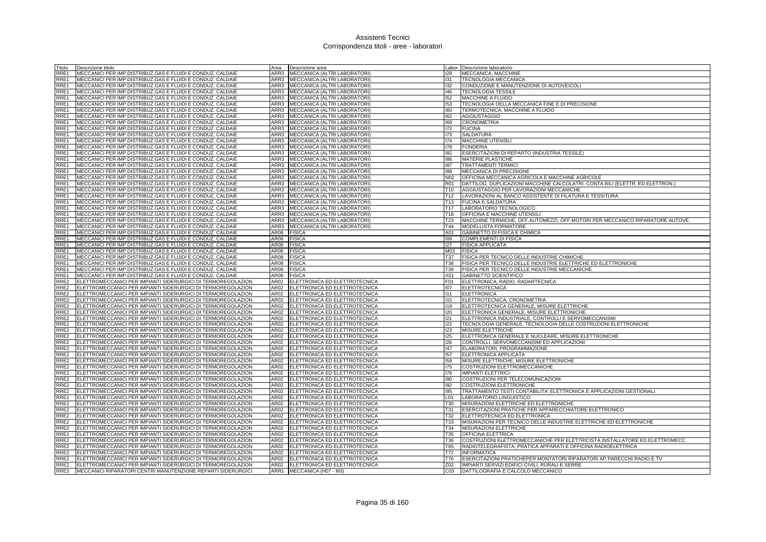# Assistenti Tecnici
## Corrispondenza titoli - aree - laboratori

| Titolo | Descrizione titolo | Area | Descrizione area | Labor. | Descrizione laboratorio |
|---|---|---|---|---|---|
| RRE1 | MECCANICI PER IMP.DISTRIBUZ.GAS E FLUIDI E CONDUZ. CALDAIE | ARR3 | MECCANICA (ALTRI LABORATORI) | I28 | MECCANICA, MACCHINE |
| RRE1 | MECCANICI PER IMP.DISTRIBUZ.GAS E FLUIDI E CONDUZ. CALDAIE | ARR3 | MECCANICA (ALTRI LABORATORI) | I31 | TECNOLOGIA MECCANICA |
| RRE1 | MECCANICI PER IMP.DISTRIBUZ.GAS E FLUIDI E CONDUZ. CALDAIE | ARR3 | MECCANICA (ALTRI LABORATORI) | I32 | CONDUZIONE E MANUTENZIONE DI AUTOVEICOLI |
| RRE1 | MECCANICI PER IMP.DISTRIBUZ.GAS E FLUIDI E CONDUZ. CALDAIE | ARR3 | MECCANICA (ALTRI LABORATORI) | I46 | TECNOLOGIA TESSILE |
| RRE1 | MECCANICI PER IMP.DISTRIBUZ.GAS E FLUIDI E CONDUZ. CALDAIE | ARR3 | MECCANICA (ALTRI LABORATORI) | I52 | MACCHINE A FLUIDO |
| RRE1 | MECCANICI PER IMP.DISTRIBUZ.GAS E FLUIDI E CONDUZ. CALDAIE | ARR3 | MECCANICA (ALTRI LABORATORI) | I53 | TECNOLOGIA DELLA MECCANICA FINE E DI PRECISIONE |
| RRE1 | MECCANICI PER IMP.DISTRIBUZ.GAS E FLUIDI E CONDUZ. CALDAIE | ARR3 | MECCANICA (ALTRI LABORATORI) | I60 | TERMOTECNICA, MACCHINE A FLUIDO |
| RRE1 | MECCANICI PER IMP.DISTRIBUZ.GAS E FLUIDI E CONDUZ. CALDAIE | ARR3 | MECCANICA (ALTRI LABORATORI) | I62 | AGGIUSTAGGIO |
| RRE1 | MECCANICI PER IMP.DISTRIBUZ.GAS E FLUIDI E CONDUZ. CALDAIE | ARR3 | MECCANICA (ALTRI LABORATORI) | I69 | CRONOMETRIA |
| RRE1 | MECCANICI PER IMP.DISTRIBUZ.GAS E FLUIDI E CONDUZ. CALDAIE | ARR3 | MECCANICA (ALTRI LABORATORI) | I72 | FUCINA |
| RRE1 | MECCANICI PER IMP.DISTRIBUZ.GAS E FLUIDI E CONDUZ. CALDAIE | ARR3 | MECCANICA (ALTRI LABORATORI) | I73 | SALDATURA |
| RRE1 | MECCANICI PER IMP.DISTRIBUZ.GAS E FLUIDI E CONDUZ. CALDAIE | ARR3 | MECCANICA (ALTRI LABORATORI) | I74 | MACCHINE UTENSILI |
| RRE1 | MECCANICI PER IMP.DISTRIBUZ.GAS E FLUIDI E CONDUZ. CALDAIE | ARR3 | MECCANICA (ALTRI LABORATORI) | I78 | FONDERIA |
| RRE1 | MECCANICI PER IMP.DISTRIBUZ.GAS E FLUIDI E CONDUZ. CALDAIE | ARR3 | MECCANICA (ALTRI LABORATORI) | I82 | ESERCITAZIONI DI REPARTO (INDUSTRIA TESSILE) |
| RRE1 | MECCANICI PER IMP.DISTRIBUZ.GAS E FLUIDI E CONDUZ. CALDAIE | ARR3 | MECCANICA (ALTRI LABORATORI) | I86 | MATERIE PLASTICHE |
| RRE1 | MECCANICI PER IMP.DISTRIBUZ.GAS E FLUIDI E CONDUZ. CALDAIE | ARR3 | MECCANICA (ALTRI LABORATORI) | I87 | TRATTAMENTI TERMICI |
| RRE1 | MECCANICI PER IMP.DISTRIBUZ.GAS E FLUIDI E CONDUZ. CALDAIE | ARR3 | MECCANICA (ALTRI LABORATORI) | I88 | MECCANICA DI PRECISIONE |
| RRE1 | MECCANICI PER IMP.DISTRIBUZ.GAS E FLUIDI E CONDUZ. CALDAIE | ARR3 | MECCANICA (ALTRI LABORATORI) | N02 | OFFICINA MECCANICA AGRICOLA E MACCHINE AGRICOLE |
| RRE1 | MECCANICI PER IMP.DISTRIBUZ.GAS E FLUIDI E CONDUZ. CALDAIE | ARR3 | MECCANICA (ALTRI LABORATORI) | R01 | DATTILOG. DUPLICAZIONI MACCHINE CALCOLATRI. CONTA BILI (ELETTR. ED ELETTRON.) |
| RRE1 | MECCANICI PER IMP.DISTRIBUZ.GAS E FLUIDI E CONDUZ. CALDAIE | ARR3 | MECCANICA (ALTRI LABORATORI) | T10 | AGGIUSTAGGIO PER LAVORAZIONI MECCANICHE |
| RRE1 | MECCANICI PER IMP.DISTRIBUZ.GAS E FLUIDI E CONDUZ. CALDAIE | ARR3 | MECCANICA (ALTRI LABORATORI) | T12 | LAVORAZIONI AL BANCO ASSISTENTE DI FILATURA E TESSITURA |
| RRE1 | MECCANICI PER IMP.DISTRIBUZ.GAS E FLUIDI E CONDUZ. CALDAIE | ARR3 | MECCANICA (ALTRI LABORATORI) | T13 | FUCINA E SALDATURA |
| RRE1 | MECCANICI PER IMP.DISTRIBUZ.GAS E FLUIDI E CONDUZ. CALDAIE | ARR3 | MECCANICA (ALTRI LABORATORI) | T17 | LABORATORIO TECNOLOGICO |
| RRE1 | MECCANICI PER IMP.DISTRIBUZ.GAS E FLUIDI E CONDUZ. CALDAIE | ARR3 | MECCANICA (ALTRI LABORATORI) | T18 | OFFICINA E MACCHINE UTENSILI |
| RRE1 | MECCANICI PER IMP.DISTRIBUZ.GAS E FLUIDI E CONDUZ. CALDAIE | ARR3 | MECCANICA (ALTRI LABORATORI) | T23 | MACCHINE TERMICHE, OFF.AUTOMEZZI, OFF.MOTORI PER MECCANICO RIPARATORE AUTOVE. |
| RRE1 | MECCANICI PER IMP.DISTRIBUZ.GAS E FLUIDI E CONDUZ. CALDAIE | ARR3 | MECCANICA (ALTRI LABORATORI) | T44 | MODELLISTA FORMATORE |
| RRE1 | MECCANICI PER IMP.DISTRIBUZ.GAS E FLUIDI E CONDUZ. CALDAIE | AR08 | FISICA | A01 | GABINETTO DI FISICA E CHIMICA |
| RRE1 | MECCANICI PER IMP.DISTRIBUZ.GAS E FLUIDI E CONDUZ. CALDAIE | AR08 | FISICA | I06 | COMPLEMENTI DI FISICA |
| RRE1 | MECCANICI PER IMP.DISTRIBUZ.GAS E FLUIDI E CONDUZ. CALDAIE | AR08 | FISICA | I27 | FISICA APPLICATA |
| RRE1 | MECCANICI PER IMP.DISTRIBUZ.GAS E FLUIDI E CONDUZ. CALDAIE | AR08 | FISICA | M03 | FISICA |
| RRE1 | MECCANICI PER IMP.DISTRIBUZ.GAS E FLUIDI E CONDUZ. CALDAIE | AR08 | FISICA | T37 | FISICA PER TECNICO DELLE INDUSTRIE CHIMICHE |
| RRE1 | MECCANICI PER IMP.DISTRIBUZ.GAS E FLUIDI E CONDUZ. CALDAIE | AR08 | FISICA | T38 | FISICA PER TECNICO DELLE INDUSTRIE ELETTRICHE ED ELETTRONICHE |
| RRE1 | MECCANICI PER IMP.DISTRIBUZ.GAS E FLUIDI E CONDUZ. CALDAIE | AR08 | FISICA | T39 | FISICA PER TECNICO DELLE INDUSTRIE MECCANICHE |
| RRE1 | MECCANICI PER IMP.DISTRIBUZ.GAS E FLUIDI E CONDUZ. CALDAIE | AR08 | FISICA | X01 | GABINETTO SCIENTIFICO |
| RRE2 | ELETTROMECCANICI PER IMPIANTI SIDERURGICI DI TERMOREGOLAZION | AR02 | ELETTRONICA ED ELETTROTECNICA | F01 | ELETTRONICA, RADIO, RADARTECNICA |
| RRE2 | ELETTROMECCANICI PER IMPIANTI SIDERURGICI DI TERMOREGOLAZION | AR02 | ELETTRONICA ED ELETTROTECNICA | I07 | ELETTROTECNICA |
| RRE2 | ELETTROMECCANICI PER IMPIANTI SIDERURGICI DI TERMOREGOLAZION | AR02 | ELETTRONICA ED ELETTROTECNICA | I11 | ELETTRONICA |
| RRE2 | ELETTROMECCANICI PER IMPIANTI SIDERURGICI DI TERMOREGOLAZION | AR02 | ELETTRONICA ED ELETTROTECNICA | I15 | ELETTROTECNICA, CRONOMETRIA |
| RRE2 | ELETTROMECCANICI PER IMPIANTI SIDERURGICI DI TERMOREGOLAZION | AR02 | ELETTRONICA ED ELETTROTECNICA | I19 | ELETTROTECNICA GENERALE, MISURE ELETTRICHE |
| RRE2 | ELETTROMECCANICI PER IMPIANTI SIDERURGICI DI TERMOREGOLAZION | AR02 | ELETTRONICA ED ELETTROTECNICA | I20 | ELETTRONICA GENERALE, MISURE ELETTRONICHE |
| RRE2 | ELETTROMECCANICI PER IMPIANTI SIDERURGICI DI TERMOREGOLAZION | AR02 | ELETTRONICA ED ELETTROTECNICA | I21 | ELETTRONICA INDUSTRIALE, CONTROLLI E SERVOMECCANISMI |
| RRE2 | ELETTROMECCANICI PER IMPIANTI SIDERURGICI DI TERMOREGOLAZION | AR02 | ELETTRONICA ED ELETTROTECNICA | I22 | TECNOLOGIA GENERALE, TECNOLOGIA DELLE COSTRUZIONI ELETTRONICHE |
| RRE2 | ELETTROMECCANICI PER IMPIANTI SIDERURGICI DI TERMOREGOLAZION | AR02 | ELETTRONICA ED ELETTROTECNICA | I23 | MISURE ELETTRICHE |
| RRE2 | ELETTROMECCANICI PER IMPIANTI SIDERURGICI DI TERMOREGOLAZION | AR02 | ELETTRONICA ED ELETTROTECNICA | I25 | ELETTRONICA GENERALE E NUCLEARE, MISURE ELETTRONICHE |
| RRE2 | ELETTROMECCANICI PER IMPIANTI SIDERURGICI DI TERMOREGOLAZION | AR02 | ELETTRONICA ED ELETTROTECNICA | I26 | CONTROLLI, SERVOMECCANISMI ED APPLICAZIONI |
| RRE2 | ELETTROMECCANICI PER IMPIANTI SIDERURGICI DI TERMOREGOLAZION | AR02 | ELETTRONICA ED ELETTROTECNICA | I47 | ELABORATORI, PROGRAMMAZIONE |
| RRE2 | ELETTROMECCANICI PER IMPIANTI SIDERURGICI DI TERMOREGOLAZION | AR02 | ELETTRONICA ED ELETTROTECNICA | I57 | ELETTRONICA APPLICATA |
| RRE2 | ELETTROMECCANICI PER IMPIANTI SIDERURGICI DI TERMOREGOLAZION | AR02 | ELETTRONICA ED ELETTROTECNICA | I59 | MISURE ELETTRICHE, MISURE ELETTRONICHE |
| RRE2 | ELETTROMECCANICI PER IMPIANTI SIDERURGICI DI TERMOREGOLAZION | AR02 | ELETTRONICA ED ELETTROTECNICA | I75 | COSTRUZIONI ELETTROMECCANICHE |
| RRE2 | ELETTROMECCANICI PER IMPIANTI SIDERURGICI DI TERMOREGOLAZION | AR02 | ELETTRONICA ED ELETTROTECNICA | I76 | IMPIANTI ELETTRICI |
| RRE2 | ELETTROMECCANICI PER IMPIANTI SIDERURGICI DI TERMOREGOLAZION | AR02 | ELETTRONICA ED ELETTROTECNICA | I90 | COSTRUZIONI PER TELECOMUNICAZIONI |
| RRE2 | ELETTROMECCANICI PER IMPIANTI SIDERURGICI DI TERMOREGOLAZION | AR02 | ELETTRONICA ED ELETTROTECNICA | I92 | COSTRUZIONI ELETTRONICHE |
| RRE2 | ELETTROMECCANICI PER IMPIANTI SIDERURGICI DI TERMOREGOLAZION | AR02 | ELETTRONICA ED ELETTROTECNICA | I95 | TRATTAMENTO TESTI CONTABILITA' ELETTRONICA E APPLICAZIONI GESTIONALI |
| RRE2 | ELETTROMECCANICI PER IMPIANTI SIDERURGICI DI TERMOREGOLAZION | AR02 | ELETTRONICA ED ELETTROTECNICA | L01 | LABORATORIO LINGUISTICO |
| RRE2 | ELETTROMECCANICI PER IMPIANTI SIDERURGICI DI TERMOREGOLAZION | AR02 | ELETTRONICA ED ELETTROTECNICA | T30 | MISURAZIONI ELETTRICHE ED ELETTRONICHE |
| RRE2 | ELETTROMECCANICI PER IMPIANTI SIDERURGICI DI TERMOREGOLAZION | AR02 | ELETTRONICA ED ELETTROTECNICA | T31 | ESERCITAZIONI PRATICHE PER APPARECCHIATORE ELETTRONICO |
| RRE2 | ELETTROMECCANICI PER IMPIANTI SIDERURGICI DI TERMOREGOLAZION | AR02 | ELETTRONICA ED ELETTROTECNICA | T32 | ELETTROTECNICA ED ELETTRONICA |
| RRE2 | ELETTROMECCANICI PER IMPIANTI SIDERURGICI DI TERMOREGOLAZION | AR02 | ELETTRONICA ED ELETTROTECNICA | T33 | MISURAZIONI PER TECNICO DELLE INDUSTRIE ELETTRICHE ED ELETTRONICHE |
| RRE2 | ELETTROMECCANICI PER IMPIANTI SIDERURGICI DI TERMOREGOLAZION | AR02 | ELETTRONICA ED ELETTROTECNICA | T34 | MISURAZIONI ELETTRICHE |
| RRE2 | ELETTROMECCANICI PER IMPIANTI SIDERURGICI DI TERMOREGOLAZION | AR02 | ELETTRONICA ED ELETTROTECNICA | T35 | OFFICINA ELETTRICA |
| RRE2 | ELETTROMECCANICI PER IMPIANTI SIDERURGICI DI TERMOREGOLAZION | AR02 | ELETTRONICA ED ELETTROTECNICA | T36 | COSTRUZIONI ELETTROMECCANICHE PER ELETTRICISTA INSTALLATORE ED ELETTROMECC. |
| RRE2 | ELETTROMECCANICI PER IMPIANTI SIDERURGICI DI TERMOREGOLAZION | AR02 | ELETTRONICA ED ELETTROTECNICA | T65 | RADIOTELEGRAFISTA, PRATICA APPARATI E OFFICINA RADIOELETTRICA |
| RRE2 | ELETTROMECCANICI PER IMPIANTI SIDERURGICI DI TERMOREGOLAZION | AR02 | ELETTRONICA ED ELETTROTECNICA | T72 | INFORMATICA |
| RRE2 | ELETTROMECCANICI PER IMPIANTI SIDERURGICI DI TERMOREGOLAZION | AR02 | ELETTRONICA ED ELETTROTECNICA | T76 | ESERCITAZIONI PRATICHEPER MONTATORI RIPARATORI AP PARECCHI RADIO E TV |
| RRE2 | ELETTROMECCANICI PER IMPIANTI SIDERURGICI DI TERMOREGOLAZION | AR02 | ELETTRONICA ED ELETTROTECNICA | Z02 | IMPIANTI SERVIZI EDIFICI CIVILI, RURALI E SERRE |
| RRE3 | MECCANICI RIPARATORI CENTRI MANUTENZIONE REPARTI SIDERURGICI | ARR1 | MECCANICA (H07 - I60) | C03 | DATTILOGRAFIA E CALCOLO MECCANICO |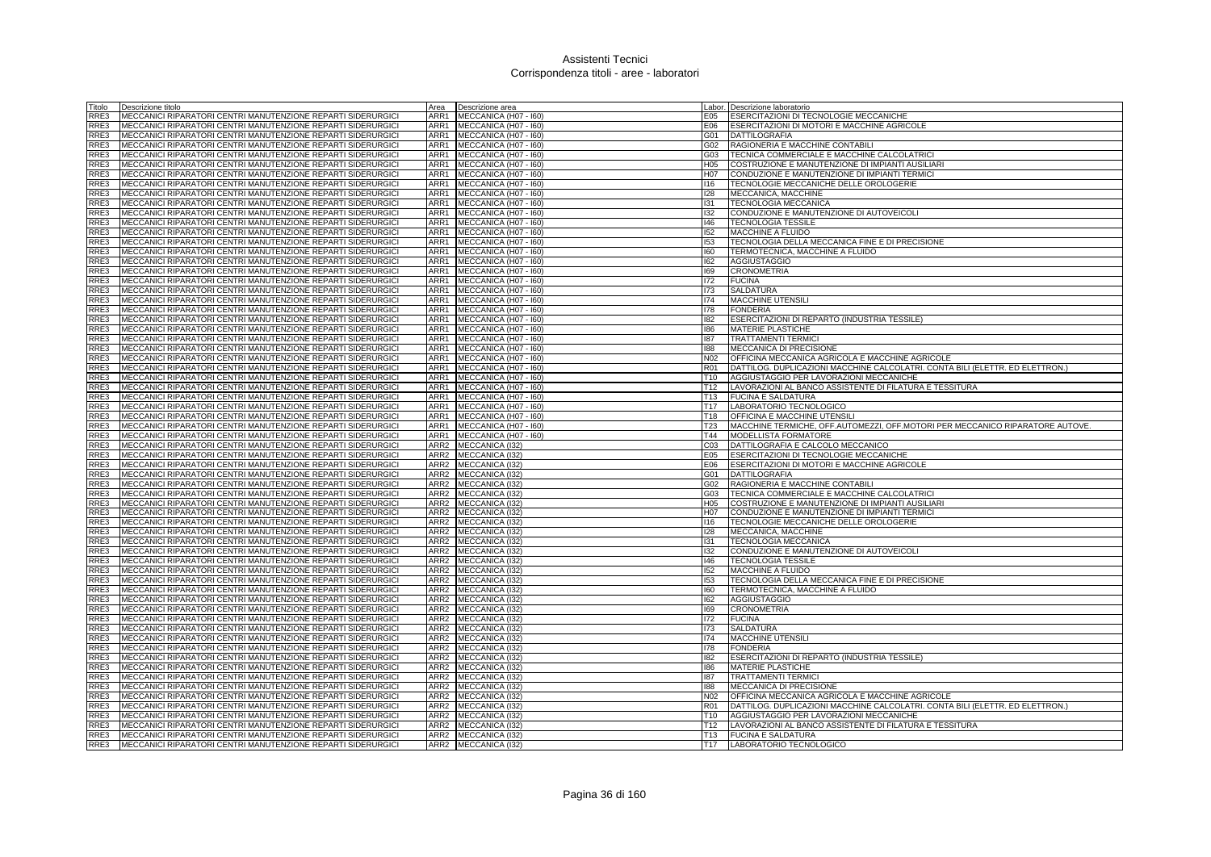# Assistenti Tecnici
## Corrispondenza titoli - aree - laboratori

| Titolo | Descrizione titolo | Area | Descrizione area | Labor. | Descrizione laboratorio |
|---|---|---|---|---|---|
| RRE3 | MECCANICI RIPARATORI CENTRI MANUTENZIONE REPARTI SIDERURGICI | ARR1 | MECCANICA (H07 - I60) | E05 | ESERCITAZIONI DI TECNOLOGIE MECCANICHE |
| RRE3 | MECCANICI RIPARATORI CENTRI MANUTENZIONE REPARTI SIDERURGICI | ARR1 | MECCANICA (H07 - I60) | E06 | ESERCITAZIONI DI MOTORI E MACCHINE AGRICOLE |
| RRE3 | MECCANICI RIPARATORI CENTRI MANUTENZIONE REPARTI SIDERURGICI | ARR1 | MECCANICA (H07 - I60) | G01 | DATTILOGRAFIA |
| RRE3 | MECCANICI RIPARATORI CENTRI MANUTENZIONE REPARTI SIDERURGICI | ARR1 | MECCANICA (H07 - I60) | G02 | RAGIONERIA E MACCHINE CONTABILI |
| RRE3 | MECCANICI RIPARATORI CENTRI MANUTENZIONE REPARTI SIDERURGICI | ARR1 | MECCANICA (H07 - I60) | G03 | TECNICA COMMERCIALE E MACCHINE CALCOLATRICI |
| RRE3 | MECCANICI RIPARATORI CENTRI MANUTENZIONE REPARTI SIDERURGICI | ARR1 | MECCANICA (H07 - I60) | H05 | COSTRUZIONE E MANUTENZIONE DI IMPIANTI AUSILIARI |
| RRE3 | MECCANICI RIPARATORI CENTRI MANUTENZIONE REPARTI SIDERURGICI | ARR1 | MECCANICA (H07 - I60) | H07 | CONDUZIONE E MANUTENZIONE DI IMPIANTI TERMICI |
| RRE3 | MECCANICI RIPARATORI CENTRI MANUTENZIONE REPARTI SIDERURGICI | ARR1 | MECCANICA (H07 - I60) | I16 | TECNOLOGIE MECCANICHE DELLE OROLOGERIE |
| RRE3 | MECCANICI RIPARATORI CENTRI MANUTENZIONE REPARTI SIDERURGICI | ARR1 | MECCANICA (H07 - I60) | I28 | MECCANICA, MACCHINE |
| RRE3 | MECCANICI RIPARATORI CENTRI MANUTENZIONE REPARTI SIDERURGICI | ARR1 | MECCANICA (H07 - I60) | I31 | TECNOLOGIA MECCANICA |
| RRE3 | MECCANICI RIPARATORI CENTRI MANUTENZIONE REPARTI SIDERURGICI | ARR1 | MECCANICA (H07 - I60) | I32 | CONDUZIONE E MANUTENZIONE DI AUTOVEICOLI |
| RRE3 | MECCANICI RIPARATORI CENTRI MANUTENZIONE REPARTI SIDERURGICI | ARR1 | MECCANICA (H07 - I60) | I46 | TECNOLOGIA TESSILE |
| RRE3 | MECCANICI RIPARATORI CENTRI MANUTENZIONE REPARTI SIDERURGICI | ARR1 | MECCANICA (H07 - I60) | I52 | MACCHINE A FLUIDO |
| RRE3 | MECCANICI RIPARATORI CENTRI MANUTENZIONE REPARTI SIDERURGICI | ARR1 | MECCANICA (H07 - I60) | I53 | TECNOLOGIA DELLA MECCANICA FINE E DI PRECISIONE |
| RRE3 | MECCANICI RIPARATORI CENTRI MANUTENZIONE REPARTI SIDERURGICI | ARR1 | MECCANICA (H07 - I60) | I60 | TERMOTECNICA, MACCHINE A FLUIDO |
| RRE3 | MECCANICI RIPARATORI CENTRI MANUTENZIONE REPARTI SIDERURGICI | ARR1 | MECCANICA (H07 - I60) | I62 | AGGIUSTAGGIO |
| RRE3 | MECCANICI RIPARATORI CENTRI MANUTENZIONE REPARTI SIDERURGICI | ARR1 | MECCANICA (H07 - I60) | I69 | CRONOMETRIA |
| RRE3 | MECCANICI RIPARATORI CENTRI MANUTENZIONE REPARTI SIDERURGICI | ARR1 | MECCANICA (H07 - I60) | I72 | FUCINA |
| RRE3 | MECCANICI RIPARATORI CENTRI MANUTENZIONE REPARTI SIDERURGICI | ARR1 | MECCANICA (H07 - I60) | I73 | SALDATURA |
| RRE3 | MECCANICI RIPARATORI CENTRI MANUTENZIONE REPARTI SIDERURGICI | ARR1 | MECCANICA (H07 - I60) | I74 | MACCHINE UTENSILI |
| RRE3 | MECCANICI RIPARATORI CENTRI MANUTENZIONE REPARTI SIDERURGICI | ARR1 | MECCANICA (H07 - I60) | I78 | FONDERIA |
| RRE3 | MECCANICI RIPARATORI CENTRI MANUTENZIONE REPARTI SIDERURGICI | ARR1 | MECCANICA (H07 - I60) | I82 | ESERCITAZIONI DI REPARTO (INDUSTRIA TESSILE) |
| RRE3 | MECCANICI RIPARATORI CENTRI MANUTENZIONE REPARTI SIDERURGICI | ARR1 | MECCANICA (H07 - I60) | I86 | MATERIE PLASTICHE |
| RRE3 | MECCANICI RIPARATORI CENTRI MANUTENZIONE REPARTI SIDERURGICI | ARR1 | MECCANICA (H07 - I60) | I87 | TRATTAMENTI TERMICI |
| RRE3 | MECCANICI RIPARATORI CENTRI MANUTENZIONE REPARTI SIDERURGICI | ARR1 | MECCANICA (H07 - I60) | I88 | MECCANICA DI PRECISIONE |
| RRE3 | MECCANICI RIPARATORI CENTRI MANUTENZIONE REPARTI SIDERURGICI | ARR1 | MECCANICA (H07 - I60) | N02 | OFFICINA MECCANICA AGRICOLA E MACCHINE AGRICOLE |
| RRE3 | MECCANICI RIPARATORI CENTRI MANUTENZIONE REPARTI SIDERURGICI | ARR1 | MECCANICA (H07 - I60) | R01 | DATTILOG. DUPLICAZIONI MACCHINE CALCOLATRI. CONTA BILI (ELETTR. ED ELETTRON.) |
| RRE3 | MECCANICI RIPARATORI CENTRI MANUTENZIONE REPARTI SIDERURGICI | ARR1 | MECCANICA (H07 - I60) | T10 | AGGIUSTAGGIO PER LAVORAZIONI MECCANICHE |
| RRE3 | MECCANICI RIPARATORI CENTRI MANUTENZIONE REPARTI SIDERURGICI | ARR1 | MECCANICA (H07 - I60) | T12 | LAVORAZIONI AL BANCO ASSISTENTE DI FILATURA E TESSITURA |
| RRE3 | MECCANICI RIPARATORI CENTRI MANUTENZIONE REPARTI SIDERURGICI | ARR1 | MECCANICA (H07 - I60) | T13 | FUCINA E SALDATURA |
| RRE3 | MECCANICI RIPARATORI CENTRI MANUTENZIONE REPARTI SIDERURGICI | ARR1 | MECCANICA (H07 - I60) | T17 | LABORATORIO TECNOLOGICO |
| RRE3 | MECCANICI RIPARATORI CENTRI MANUTENZIONE REPARTI SIDERURGICI | ARR1 | MECCANICA (H07 - I60) | T18 | OFFICINA E MACCHINE UTENSILI |
| RRE3 | MECCANICI RIPARATORI CENTRI MANUTENZIONE REPARTI SIDERURGICI | ARR1 | MECCANICA (H07 - I60) | T23 | MACCHINE TERMICHE, OFF.AUTOMEZZI, OFF.MOTORI PER MECCANICO RIPARATORE AUTOVE. |
| RRE3 | MECCANICI RIPARATORI CENTRI MANUTENZIONE REPARTI SIDERURGICI | ARR1 | MECCANICA (H07 - I60) | T44 | MODELLISTA FORMATORE |
| RRE3 | MECCANICI RIPARATORI CENTRI MANUTENZIONE REPARTI SIDERURGICI | ARR2 | MECCANICA (I32) | C03 | DATTILOGRAFIA E CALCOLO MECCANICO |
| RRE3 | MECCANICI RIPARATORI CENTRI MANUTENZIONE REPARTI SIDERURGICI | ARR2 | MECCANICA (I32) | E05 | ESERCITAZIONI DI TECNOLOGIE MECCANICHE |
| RRE3 | MECCANICI RIPARATORI CENTRI MANUTENZIONE REPARTI SIDERURGICI | ARR2 | MECCANICA (I32) | E06 | ESERCITAZIONI DI MOTORI E MACCHINE AGRICOLE |
| RRE3 | MECCANICI RIPARATORI CENTRI MANUTENZIONE REPARTI SIDERURGICI | ARR2 | MECCANICA (I32) | G01 | DATTILOGRAFIA |
| RRE3 | MECCANICI RIPARATORI CENTRI MANUTENZIONE REPARTI SIDERURGICI | ARR2 | MECCANICA (I32) | G02 | RAGIONERIA E MACCHINE CONTABILI |
| RRE3 | MECCANICI RIPARATORI CENTRI MANUTENZIONE REPARTI SIDERURGICI | ARR2 | MECCANICA (I32) | G03 | TECNICA COMMERCIALE E MACCHINE CALCOLATRICI |
| RRE3 | MECCANICI RIPARATORI CENTRI MANUTENZIONE REPARTI SIDERURGICI | ARR2 | MECCANICA (I32) | H05 | COSTRUZIONE E MANUTENZIONE DI IMPIANTI AUSILIARI |
| RRE3 | MECCANICI RIPARATORI CENTRI MANUTENZIONE REPARTI SIDERURGICI | ARR2 | MECCANICA (I32) | H07 | CONDUZIONE E MANUTENZIONE DI IMPIANTI TERMICI |
| RRE3 | MECCANICI RIPARATORI CENTRI MANUTENZIONE REPARTI SIDERURGICI | ARR2 | MECCANICA (I32) | I16 | TECNOLOGIE MECCANICHE DELLE OROLOGERIE |
| RRE3 | MECCANICI RIPARATORI CENTRI MANUTENZIONE REPARTI SIDERURGICI | ARR2 | MECCANICA (I32) | I28 | MECCANICA, MACCHINE |
| RRE3 | MECCANICI RIPARATORI CENTRI MANUTENZIONE REPARTI SIDERURGICI | ARR2 | MECCANICA (I32) | I31 | TECNOLOGIA MECCANICA |
| RRE3 | MECCANICI RIPARATORI CENTRI MANUTENZIONE REPARTI SIDERURGICI | ARR2 | MECCANICA (I32) | I32 | CONDUZIONE E MANUTENZIONE DI AUTOVEICOLI |
| RRE3 | MECCANICI RIPARATORI CENTRI MANUTENZIONE REPARTI SIDERURGICI | ARR2 | MECCANICA (I32) | I46 | TECNOLOGIA TESSILE |
| RRE3 | MECCANICI RIPARATORI CENTRI MANUTENZIONE REPARTI SIDERURGICI | ARR2 | MECCANICA (I32) | I52 | MACCHINE A FLUIDO |
| RRE3 | MECCANICI RIPARATORI CENTRI MANUTENZIONE REPARTI SIDERURGICI | ARR2 | MECCANICA (I32) | I53 | TECNOLOGIA DELLA MECCANICA FINE E DI PRECISIONE |
| RRE3 | MECCANICI RIPARATORI CENTRI MANUTENZIONE REPARTI SIDERURGICI | ARR2 | MECCANICA (I32) | I60 | TERMOTECNICA, MACCHINE A FLUIDO |
| RRE3 | MECCANICI RIPARATORI CENTRI MANUTENZIONE REPARTI SIDERURGICI | ARR2 | MECCANICA (I32) | I62 | AGGIUSTAGGIO |
| RRE3 | MECCANICI RIPARATORI CENTRI MANUTENZIONE REPARTI SIDERURGICI | ARR2 | MECCANICA (I32) | I69 | CRONOMETRIA |
| RRE3 | MECCANICI RIPARATORI CENTRI MANUTENZIONE REPARTI SIDERURGICI | ARR2 | MECCANICA (I32) | I72 | FUCINA |
| RRE3 | MECCANICI RIPARATORI CENTRI MANUTENZIONE REPARTI SIDERURGICI | ARR2 | MECCANICA (I32) | I73 | SALDATURA |
| RRE3 | MECCANICI RIPARATORI CENTRI MANUTENZIONE REPARTI SIDERURGICI | ARR2 | MECCANICA (I32) | I74 | MACCHINE UTENSILI |
| RRE3 | MECCANICI RIPARATORI CENTRI MANUTENZIONE REPARTI SIDERURGICI | ARR2 | MECCANICA (I32) | I78 | FONDERIA |
| RRE3 | MECCANICI RIPARATORI CENTRI MANUTENZIONE REPARTI SIDERURGICI | ARR2 | MECCANICA (I32) | I82 | ESERCITAZIONI DI REPARTO (INDUSTRIA TESSILE) |
| RRE3 | MECCANICI RIPARATORI CENTRI MANUTENZIONE REPARTI SIDERURGICI | ARR2 | MECCANICA (I32) | I86 | MATERIE PLASTICHE |
| RRE3 | MECCANICI RIPARATORI CENTRI MANUTENZIONE REPARTI SIDERURGICI | ARR2 | MECCANICA (I32) | I87 | TRATTAMENTI TERMICI |
| RRE3 | MECCANICI RIPARATORI CENTRI MANUTENZIONE REPARTI SIDERURGICI | ARR2 | MECCANICA (I32) | I88 | MECCANICA DI PRECISIONE |
| RRE3 | MECCANICI RIPARATORI CENTRI MANUTENZIONE REPARTI SIDERURGICI | ARR2 | MECCANICA (I32) | N02 | OFFICINA MECCANICA AGRICOLA E MACCHINE AGRICOLE |
| RRE3 | MECCANICI RIPARATORI CENTRI MANUTENZIONE REPARTI SIDERURGICI | ARR2 | MECCANICA (I32) | R01 | DATTILOG. DUPLICAZIONI MACCHINE CALCOLATRI. CONTA BILI (ELETTR. ED ELETTRON.) |
| RRE3 | MECCANICI RIPARATORI CENTRI MANUTENZIONE REPARTI SIDERURGICI | ARR2 | MECCANICA (I32) | T10 | AGGIUSTAGGIO PER LAVORAZIONI MECCANICHE |
| RRE3 | MECCANICI RIPARATORI CENTRI MANUTENZIONE REPARTI SIDERURGICI | ARR2 | MECCANICA (I32) | T12 | LAVORAZIONI AL BANCO ASSISTENTE DI FILATURA E TESSITURA |
| RRE3 | MECCANICI RIPARATORI CENTRI MANUTENZIONE REPARTI SIDERURGICI | ARR2 | MECCANICA (I32) | T13 | FUCINA E SALDATURA |
| RRE3 | MECCANICI RIPARATORI CENTRI MANUTENZIONE REPARTI SIDERURGICI | ARR2 | MECCANICA (I32) | T17 | LABORATORIO TECNOLOGICO |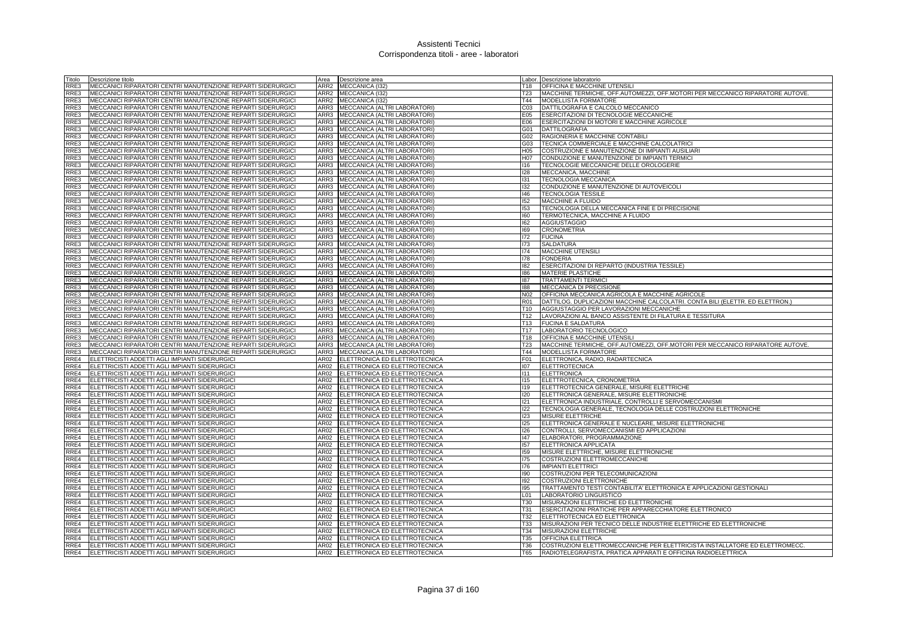# Assistenti Tecnici
## Corrispondenza titoli - aree - laboratori

| Titolo | Descrizione titolo | Area | Descrizione area | Labor. | Descrizione laboratorio |
|---|---|---|---|---|---|
| RRE3 | MECCANICI RIPARATORI CENTRI MANUTENZIONE REPARTI SIDERURGICI | ARR2 | MECCANICA (I32) | T18 | OFFICINA E MACCHINE UTENSILI |
| RRE3 | MECCANICI RIPARATORI CENTRI MANUTENZIONE REPARTI SIDERURGICI | ARR2 | MECCANICA (I32) | T23 | MACCHINE TERMICHE, OFF.AUTOMEZZI, OFF.MOTORI PER MECCANICO RIPARATORE AUTOVE. |
| RRE3 | MECCANICI RIPARATORI CENTRI MANUTENZIONE REPARTI SIDERURGICI | ARR2 | MECCANICA (I32) | T44 | MODELLISTA FORMATORE |
| RRE3 | MECCANICI RIPARATORI CENTRI MANUTENZIONE REPARTI SIDERURGICI | ARR3 | MECCANICA (ALTRI LABORATORI) | C03 | DATTILOGRAFIA E CALCOLO MECCANICO |
| RRE3 | MECCANICI RIPARATORI CENTRI MANUTENZIONE REPARTI SIDERURGICI | ARR3 | MECCANICA (ALTRI LABORATORI) | E05 | ESERCITAZIONI DI TECNOLOGIE MECCANICHE |
| RRE3 | MECCANICI RIPARATORI CENTRI MANUTENZIONE REPARTI SIDERURGICI | ARR3 | MECCANICA (ALTRI LABORATORI) | E06 | ESERCITAZIONI DI MOTORI E MACCHINE AGRICOLE |
| RRE3 | MECCANICI RIPARATORI CENTRI MANUTENZIONE REPARTI SIDERURGICI | ARR3 | MECCANICA (ALTRI LABORATORI) | G01 | DATTILOGRAFIA |
| RRE3 | MECCANICI RIPARATORI CENTRI MANUTENZIONE REPARTI SIDERURGICI | ARR3 | MECCANICA (ALTRI LABORATORI) | G02 | RAGIONERIA E MACCHINE CONTABILI |
| RRE3 | MECCANICI RIPARATORI CENTRI MANUTENZIONE REPARTI SIDERURGICI | ARR3 | MECCANICA (ALTRI LABORATORI) | G03 | TECNICA COMMERCIALE E MACCHINE CALCOLATRICI |
| RRE3 | MECCANICI RIPARATORI CENTRI MANUTENZIONE REPARTI SIDERURGICI | ARR3 | MECCANICA (ALTRI LABORATORI) | H05 | COSTRUZIONE E MANUTENZIONE DI IMPIANTI AUSILIARI |
| RRE3 | MECCANICI RIPARATORI CENTRI MANUTENZIONE REPARTI SIDERURGICI | ARR3 | MECCANICA (ALTRI LABORATORI) | H07 | CONDUZIONE E MANUTENZIONE DI IMPIANTI TERMICI |
| RRE3 | MECCANICI RIPARATORI CENTRI MANUTENZIONE REPARTI SIDERURGICI | ARR3 | MECCANICA (ALTRI LABORATORI) | I16 | TECNOLOGIE MECCANICHE DELLE OROLOGERIE |
| RRE3 | MECCANICI RIPARATORI CENTRI MANUTENZIONE REPARTI SIDERURGICI | ARR3 | MECCANICA (ALTRI LABORATORI) | I28 | MECCANICA, MACCHINE |
| RRE3 | MECCANICI RIPARATORI CENTRI MANUTENZIONE REPARTI SIDERURGICI | ARR3 | MECCANICA (ALTRI LABORATORI) | I31 | TECNOLOGIA MECCANICA |
| RRE3 | MECCANICI RIPARATORI CENTRI MANUTENZIONE REPARTI SIDERURGICI | ARR3 | MECCANICA (ALTRI LABORATORI) | I32 | CONDUZIONE E MANUTENZIONE DI AUTOVEICOLI |
| RRE3 | MECCANICI RIPARATORI CENTRI MANUTENZIONE REPARTI SIDERURGICI | ARR3 | MECCANICA (ALTRI LABORATORI) | I46 | TECNOLOGIA TESSILE |
| RRE3 | MECCANICI RIPARATORI CENTRI MANUTENZIONE REPARTI SIDERURGICI | ARR3 | MECCANICA (ALTRI LABORATORI) | I52 | MACCHINE A FLUIDO |
| RRE3 | MECCANICI RIPARATORI CENTRI MANUTENZIONE REPARTI SIDERURGICI | ARR3 | MECCANICA (ALTRI LABORATORI) | I53 | TECNOLOGIA DELLA MECCANICA FINE E DI PRECISIONE |
| RRE3 | MECCANICI RIPARATORI CENTRI MANUTENZIONE REPARTI SIDERURGICI | ARR3 | MECCANICA (ALTRI LABORATORI) | I60 | TERMOTECNICA, MACCHINE A FLUIDO |
| RRE3 | MECCANICI RIPARATORI CENTRI MANUTENZIONE REPARTI SIDERURGICI | ARR3 | MECCANICA (ALTRI LABORATORI) | I62 | AGGIUSTAGGIO |
| RRE3 | MECCANICI RIPARATORI CENTRI MANUTENZIONE REPARTI SIDERURGICI | ARR3 | MECCANICA (ALTRI LABORATORI) | I69 | CRONOMETRIA |
| RRE3 | MECCANICI RIPARATORI CENTRI MANUTENZIONE REPARTI SIDERURGICI | ARR3 | MECCANICA (ALTRI LABORATORI) | I72 | FUCINA |
| RRE3 | MECCANICI RIPARATORI CENTRI MANUTENZIONE REPARTI SIDERURGICI | ARR3 | MECCANICA (ALTRI LABORATORI) | I73 | SALDATURA |
| RRE3 | MECCANICI RIPARATORI CENTRI MANUTENZIONE REPARTI SIDERURGICI | ARR3 | MECCANICA (ALTRI LABORATORI) | I74 | MACCHINE UTENSILI |
| RRE3 | MECCANICI RIPARATORI CENTRI MANUTENZIONE REPARTI SIDERURGICI | ARR3 | MECCANICA (ALTRI LABORATORI) | I78 | FONDERIA |
| RRE3 | MECCANICI RIPARATORI CENTRI MANUTENZIONE REPARTI SIDERURGICI | ARR3 | MECCANICA (ALTRI LABORATORI) | I82 | ESERCITAZIONI DI REPARTO (INDUSTRIA TESSILE) |
| RRE3 | MECCANICI RIPARATORI CENTRI MANUTENZIONE REPARTI SIDERURGICI | ARR3 | MECCANICA (ALTRI LABORATORI) | I86 | MATERIE PLASTICHE |
| RRE3 | MECCANICI RIPARATORI CENTRI MANUTENZIONE REPARTI SIDERURGICI | ARR3 | MECCANICA (ALTRI LABORATORI) | I87 | TRATTAMENTI TERMICI |
| RRE3 | MECCANICI RIPARATORI CENTRI MANUTENZIONE REPARTI SIDERURGICI | ARR3 | MECCANICA (ALTRI LABORATORI) | I88 | MECCANICA DI PRECISIONE |
| RRE3 | MECCANICI RIPARATORI CENTRI MANUTENZIONE REPARTI SIDERURGICI | ARR3 | MECCANICA (ALTRI LABORATORI) | N02 | OFFICINA MECCANICA AGRICOLA E MACCHINE AGRICOLE |
| RRE3 | MECCANICI RIPARATORI CENTRI MANUTENZIONE REPARTI SIDERURGICI | ARR3 | MECCANICA (ALTRI LABORATORI) | R01 | DATTILOG. DUPLICAZIONI MACCHINE CALCOLATRI. CONTA BILI (ELETTR. ED ELETTRON.) |
| RRE3 | MECCANICI RIPARATORI CENTRI MANUTENZIONE REPARTI SIDERURGICI | ARR3 | MECCANICA (ALTRI LABORATORI) | T10 | AGGIUSTAGGIO PER LAVORAZIONI MECCANICHE |
| RRE3 | MECCANICI RIPARATORI CENTRI MANUTENZIONE REPARTI SIDERURGICI | ARR3 | MECCANICA (ALTRI LABORATORI) | T12 | LAVORAZIONI AL BANCO ASSISTENTE DI FILATURA E TESSITURA |
| RRE3 | MECCANICI RIPARATORI CENTRI MANUTENZIONE REPARTI SIDERURGICI | ARR3 | MECCANICA (ALTRI LABORATORI) | T13 | FUCINA E SALDATURA |
| RRE3 | MECCANICI RIPARATORI CENTRI MANUTENZIONE REPARTI SIDERURGICI | ARR3 | MECCANICA (ALTRI LABORATORI) | T17 | LABORATORIO TECNOLOGICO |
| RRE3 | MECCANICI RIPARATORI CENTRI MANUTENZIONE REPARTI SIDERURGICI | ARR3 | MECCANICA (ALTRI LABORATORI) | T18 | OFFICINA E MACCHINE UTENSILI |
| RRE3 | MECCANICI RIPARATORI CENTRI MANUTENZIONE REPARTI SIDERURGICI | ARR3 | MECCANICA (ALTRI LABORATORI) | T23 | MACCHINE TERMICHE, OFF.AUTOMEZZI, OFF.MOTORI PER MECCANICO RIPARATORE AUTOVE. |
| RRE3 | MECCANICI RIPARATORI CENTRI MANUTENZIONE REPARTI SIDERURGICI | ARR3 | MECCANICA (ALTRI LABORATORI) | T44 | MODELLISTA FORMATORE |
| RRE4 | ELETTRICISTI ADDETTI AGLI IMPIANTI SIDERURGICI | AR02 | ELETTRONICA ED ELETTROTECNICA | F01 | ELETTRONICA, RADIO, RADARTECNICA |
| RRE4 | ELETTRICISTI ADDETTI AGLI IMPIANTI SIDERURGICI | AR02 | ELETTRONICA ED ELETTROTECNICA | I07 | ELETTROTECNICA |
| RRE4 | ELETTRICISTI ADDETTI AGLI IMPIANTI SIDERURGICI | AR02 | ELETTRONICA ED ELETTROTECNICA | I11 | ELETTRONICA |
| RRE4 | ELETTRICISTI ADDETTI AGLI IMPIANTI SIDERURGICI | AR02 | ELETTRONICA ED ELETTROTECNICA | I15 | ELETTROTECNICA, CRONOMETRIA |
| RRE4 | ELETTRICISTI ADDETTI AGLI IMPIANTI SIDERURGICI | AR02 | ELETTRONICA ED ELETTROTECNICA | I19 | ELETTROTECNICA GENERALE, MISURE ELETTRICHE |
| RRE4 | ELETTRICISTI ADDETTI AGLI IMPIANTI SIDERURGICI | AR02 | ELETTRONICA ED ELETTROTECNICA | I20 | ELETTRONICA GENERALE, MISURE ELETTRONICHE |
| RRE4 | ELETTRICISTI ADDETTI AGLI IMPIANTI SIDERURGICI | AR02 | ELETTRONICA ED ELETTROTECNICA | I21 | ELETTRONICA INDUSTRIALE, CONTROLLI E SERVOMECCANISMI |
| RRE4 | ELETTRICISTI ADDETTI AGLI IMPIANTI SIDERURGICI | AR02 | ELETTRONICA ED ELETTROTECNICA | I22 | TECNOLOGIA GENERALE, TECNOLOGIA DELLE COSTRUZIONI ELETTRONICHE |
| RRE4 | ELETTRICISTI ADDETTI AGLI IMPIANTI SIDERURGICI | AR02 | ELETTRONICA ED ELETTROTECNICA | I23 | MISURE ELETTRICHE |
| RRE4 | ELETTRICISTI ADDETTI AGLI IMPIANTI SIDERURGICI | AR02 | ELETTRONICA ED ELETTROTECNICA | I25 | ELETTRONICA GENERALE E NUCLEARE, MISURE ELETTRONICHE |
| RRE4 | ELETTRICISTI ADDETTI AGLI IMPIANTI SIDERURGICI | AR02 | ELETTRONICA ED ELETTROTECNICA | I26 | CONTROLLI, SERVOMECCANISMI ED APPLICAZIONI |
| RRE4 | ELETTRICISTI ADDETTI AGLI IMPIANTI SIDERURGICI | AR02 | ELETTRONICA ED ELETTROTECNICA | I47 | ELABORATORI, PROGRAMMAZIONE |
| RRE4 | ELETTRICISTI ADDETTI AGLI IMPIANTI SIDERURGICI | AR02 | ELETTRONICA ED ELETTROTECNICA | I57 | ELETTRONICA APPLICATA |
| RRE4 | ELETTRICISTI ADDETTI AGLI IMPIANTI SIDERURGICI | AR02 | ELETTRONICA ED ELETTROTECNICA | I59 | MISURE ELETTRICHE, MISURE ELETTRONICHE |
| RRE4 | ELETTRICISTI ADDETTI AGLI IMPIANTI SIDERURGICI | AR02 | ELETTRONICA ED ELETTROTECNICA | I75 | COSTRUZIONI ELETTROMECCANICHE |
| RRE4 | ELETTRICISTI ADDETTI AGLI IMPIANTI SIDERURGICI | AR02 | ELETTRONICA ED ELETTROTECNICA | I76 | IMPIANTI ELETTRICI |
| RRE4 | ELETTRICISTI ADDETTI AGLI IMPIANTI SIDERURGICI | AR02 | ELETTRONICA ED ELETTROTECNICA | I90 | COSTRUZIONI PER TELECOMUNICAZIONI |
| RRE4 | ELETTRICISTI ADDETTI AGLI IMPIANTI SIDERURGICI | AR02 | ELETTRONICA ED ELETTROTECNICA | I92 | COSTRUZIONI ELETTRONICHE |
| RRE4 | ELETTRICISTI ADDETTI AGLI IMPIANTI SIDERURGICI | AR02 | ELETTRONICA ED ELETTROTECNICA | I95 | TRATTAMENTO TESTI CONTABILITA' ELETTRONICA E APPLICAZIONI GESTIONALI |
| RRE4 | ELETTRICISTI ADDETTI AGLI IMPIANTI SIDERURGICI | AR02 | ELETTRONICA ED ELETTROTECNICA | L01 | LABORATORIO LINGUISTICO |
| RRE4 | ELETTRICISTI ADDETTI AGLI IMPIANTI SIDERURGICI | AR02 | ELETTRONICA ED ELETTROTECNICA | T30 | MISURAZIONI ELETTRICHE ED ELETTRONICHE |
| RRE4 | ELETTRICISTI ADDETTI AGLI IMPIANTI SIDERURGICI | AR02 | ELETTRONICA ED ELETTROTECNICA | T31 | ESERCITAZIONI PRATICHE PER APPARECCHIATORE ELETTRONICO |
| RRE4 | ELETTRICISTI ADDETTI AGLI IMPIANTI SIDERURGICI | AR02 | ELETTRONICA ED ELETTROTECNICA | T32 | ELETTROTECNICA ED ELETTRONICA |
| RRE4 | ELETTRICISTI ADDETTI AGLI IMPIANTI SIDERURGICI | AR02 | ELETTRONICA ED ELETTROTECNICA | T33 | MISURAZIONI PER TECNICO DELLE INDUSTRIE ELETTRICHE ED ELETTRONICHE |
| RRE4 | ELETTRICISTI ADDETTI AGLI IMPIANTI SIDERURGICI | AR02 | ELETTRONICA ED ELETTROTECNICA | T34 | MISURAZIONI ELETTRICHE |
| RRE4 | ELETTRICISTI ADDETTI AGLI IMPIANTI SIDERURGICI | AR02 | ELETTRONICA ED ELETTROTECNICA | T35 | OFFICINA ELETTRICA |
| RRE4 | ELETTRICISTI ADDETTI AGLI IMPIANTI SIDERURGICI | AR02 | ELETTRONICA ED ELETTROTECNICA | T36 | COSTRUZIONI ELETTROMECCANICHE PER ELETTRICISTA INSTALLATORE ED ELETTROMECC. |
| RRE4 | ELETTRICISTI ADDETTI AGLI IMPIANTI SIDERURGICI | AR02 | ELETTRONICA ED ELETTROTECNICA | T65 | RADIOTELEGRAFISTA, PRATICA APPARATI E OFFICINA RADIOELETTRICA |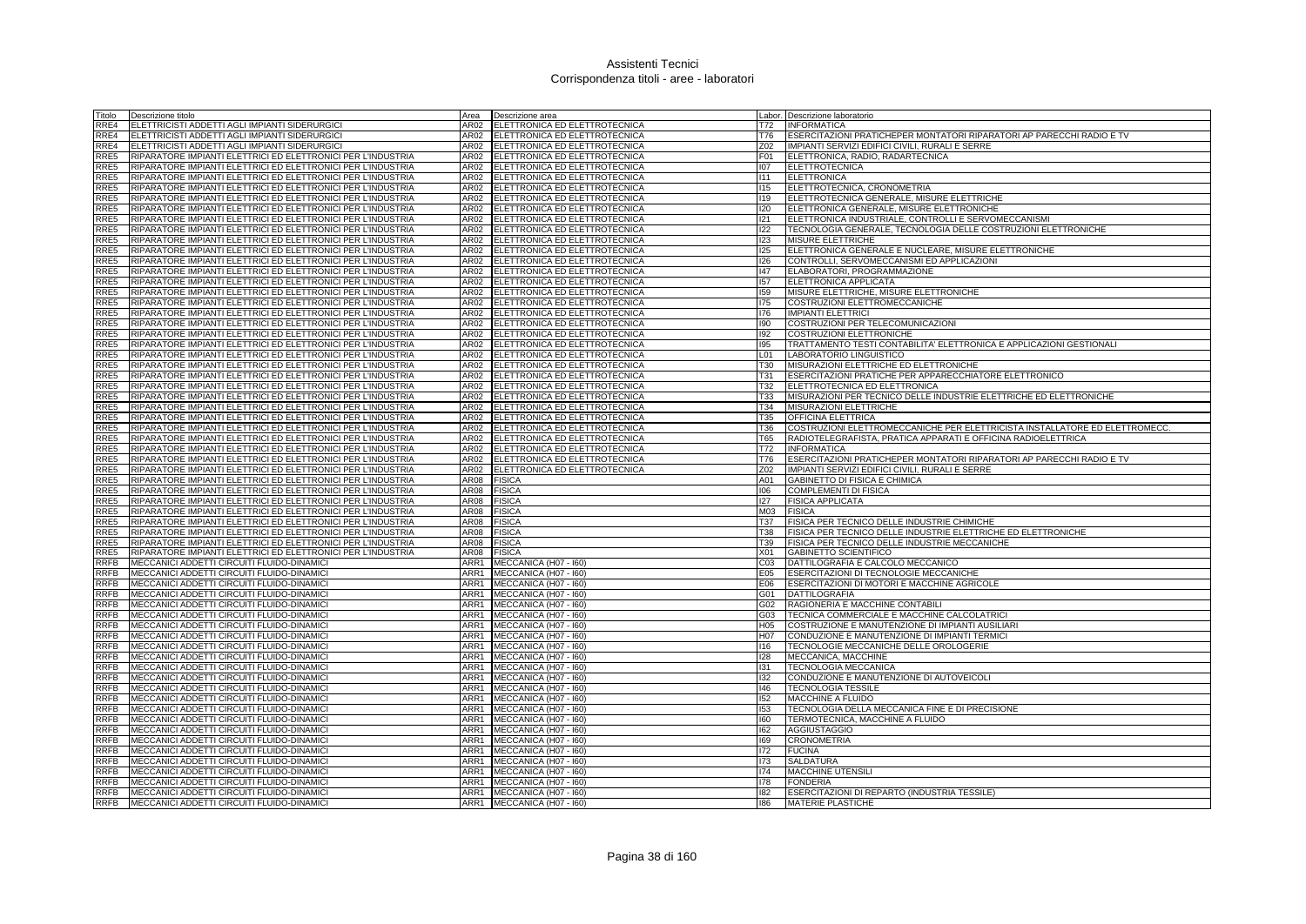# Assistenti Tecnici
## Corrispondenza titoli - aree - laboratori

| Titolo | Descrizione titolo | Area | Descrizione area | Labor. | Descrizione laboratorio |
|---|---|---|---|---|---|
| RRE4 | ELETTRICISTI ADDETTI AGLI IMPIANTI SIDERURGICI | AR02 | ELETTRONICA ED ELETTROTECNICA | T72 | INFORMATICA |
| RRE4 | ELETTRICISTI ADDETTI AGLI IMPIANTI SIDERURGICI | AR02 | ELETTRONICA ED ELETTROTECNICA | T76 | ESERCITAZIONI PRATICHEPER MONTATORI RIPARATORI AP PARECCHI RADIO E TV |
| RRE4 | ELETTRICISTI ADDETTI AGLI IMPIANTI SIDERURGICI | AR02 | ELETTRONICA ED ELETTROTECNICA | Z02 | IMPIANTI SERVIZI EDIFICI CIVILI, RURALI E SERRE |
| RRE5 | RIPARATORE IMPIANTI ELETTRICI ED ELETTRONICI PER L'INDUSTRIA | AR02 | ELETTRONICA ED ELETTROTECNICA | F01 | ELETTRONICA, RADIO, RADARTECNICA |
| RRE5 | RIPARATORE IMPIANTI ELETTRICI ED ELETTRONICI PER L'INDUSTRIA | AR02 | ELETTRONICA ED ELETTROTECNICA | I07 | ELETTROTECNICA |
| RRE5 | RIPARATORE IMPIANTI ELETTRICI ED ELETTRONICI PER L'INDUSTRIA | AR02 | ELETTRONICA ED ELETTROTECNICA | I11 | ELETTRONICA |
| RRE5 | RIPARATORE IMPIANTI ELETTRICI ED ELETTRONICI PER L'INDUSTRIA | AR02 | ELETTRONICA ED ELETTROTECNICA | I15 | ELETTROTECNICA, CRONOMETRIA |
| RRE5 | RIPARATORE IMPIANTI ELETTRICI ED ELETTRONICI PER L'INDUSTRIA | AR02 | ELETTRONICA ED ELETTROTECNICA | I19 | ELETTROTECNICA GENERALE, MISURE ELETTRICHE |
| RRE5 | RIPARATORE IMPIANTI ELETTRICI ED ELETTRONICI PER L'INDUSTRIA | AR02 | ELETTRONICA ED ELETTROTECNICA | I20 | ELETTRONICA GENERALE, MISURE ELETTRONICHE |
| RRE5 | RIPARATORE IMPIANTI ELETTRICI ED ELETTRONICI PER L'INDUSTRIA | AR02 | ELETTRONICA ED ELETTROTECNICA | I21 | ELETTRONICA INDUSTRIALE, CONTROLLI E SERVOMECCANISMI |
| RRE5 | RIPARATORE IMPIANTI ELETTRICI ED ELETTRONICI PER L'INDUSTRIA | AR02 | ELETTRONICA ED ELETTROTECNICA | I22 | TECNOLOGIA GENERALE, TECNOLOGIA DELLE COSTRUZIONI ELETTRONICHE |
| RRE5 | RIPARATORE IMPIANTI ELETTRICI ED ELETTRONICI PER L'INDUSTRIA | AR02 | ELETTRONICA ED ELETTROTECNICA | I23 | MISURE ELETTRICHE |
| RRE5 | RIPARATORE IMPIANTI ELETTRICI ED ELETTRONICI PER L'INDUSTRIA | AR02 | ELETTRONICA ED ELETTROTECNICA | I25 | ELETTRONICA GENERALE E NUCLEARE, MISURE ELETTRONICHE |
| RRE5 | RIPARATORE IMPIANTI ELETTRICI ED ELETTRONICI PER L'INDUSTRIA | AR02 | ELETTRONICA ED ELETTROTECNICA | I26 | CONTROLLI, SERVOMECCANISMI ED APPLICAZIONI |
| RRE5 | RIPARATORE IMPIANTI ELETTRICI ED ELETTRONICI PER L'INDUSTRIA | AR02 | ELETTRONICA ED ELETTROTECNICA | I47 | ELABORATORI, PROGRAMMAZIONE |
| RRE5 | RIPARATORE IMPIANTI ELETTRICI ED ELETTRONICI PER L'INDUSTRIA | AR02 | ELETTRONICA ED ELETTROTECNICA | I57 | ELETTRONICA APPLICATA |
| RRE5 | RIPARATORE IMPIANTI ELETTRICI ED ELETTRONICI PER L'INDUSTRIA | AR02 | ELETTRONICA ED ELETTROTECNICA | I59 | MISURE ELETTRICHE, MISURE ELETTRONICHE |
| RRE5 | RIPARATORE IMPIANTI ELETTRICI ED ELETTRONICI PER L'INDUSTRIA | AR02 | ELETTRONICA ED ELETTROTECNICA | I75 | COSTRUZIONI ELETTROMECCANICHE |
| RRE5 | RIPARATORE IMPIANTI ELETTRICI ED ELETTRONICI PER L'INDUSTRIA | AR02 | ELETTRONICA ED ELETTROTECNICA | I76 | IMPIANTI ELETTRICI |
| RRE5 | RIPARATORE IMPIANTI ELETTRICI ED ELETTRONICI PER L'INDUSTRIA | AR02 | ELETTRONICA ED ELETTROTECNICA | I90 | COSTRUZIONI PER TELECOMUNICAZIONI |
| RRE5 | RIPARATORE IMPIANTI ELETTRICI ED ELETTRONICI PER L'INDUSTRIA | AR02 | ELETTRONICA ED ELETTROTECNICA | I92 | COSTRUZIONI ELETTRONICHE |
| RRE5 | RIPARATORE IMPIANTI ELETTRICI ED ELETTRONICI PER L'INDUSTRIA | AR02 | ELETTRONICA ED ELETTROTECNICA | I95 | TRATTAMENTO TESTI CONTABILITA' ELETTRONICA E APPLICAZIONI GESTIONALI |
| RRE5 | RIPARATORE IMPIANTI ELETTRICI ED ELETTRONICI PER L'INDUSTRIA | AR02 | ELETTRONICA ED ELETTROTECNICA | L01 | LABORATORIO LINGUISTICO |
| RRE5 | RIPARATORE IMPIANTI ELETTRICI ED ELETTRONICI PER L'INDUSTRIA | AR02 | ELETTRONICA ED ELETTROTECNICA | T30 | MISURAZIONI ELETTRICHE ED ELETTRONICHE |
| RRE5 | RIPARATORE IMPIANTI ELETTRICI ED ELETTRONICI PER L'INDUSTRIA | AR02 | ELETTRONICA ED ELETTROTECNICA | T31 | ESERCITAZIONI PRATICHE PER APPARECCHIATORE ELETTRONICO |
| RRE5 | RIPARATORE IMPIANTI ELETTRICI ED ELETTRONICI PER L'INDUSTRIA | AR02 | ELETTRONICA ED ELETTROTECNICA | T32 | ELETTROTECNICA ED ELETTRONICA |
| RRE5 | RIPARATORE IMPIANTI ELETTRICI ED ELETTRONICI PER L'INDUSTRIA | AR02 | ELETTRONICA ED ELETTROTECNICA | T33 | MISURAZIONI PER TECNICO DELLE INDUSTRIE ELETTRICHE ED ELETTRONICHE |
| RRE5 | RIPARATORE IMPIANTI ELETTRICI ED ELETTRONICI PER L'INDUSTRIA | AR02 | ELETTRONICA ED ELETTROTECNICA | T34 | MISURAZIONI ELETTRICHE |
| RRE5 | RIPARATORE IMPIANTI ELETTRICI ED ELETTRONICI PER L'INDUSTRIA | AR02 | ELETTRONICA ED ELETTROTECNICA | T35 | OFFICINA ELETTRICA |
| RRE5 | RIPARATORE IMPIANTI ELETTRICI ED ELETTRONICI PER L'INDUSTRIA | AR02 | ELETTRONICA ED ELETTROTECNICA | T36 | COSTRUZIONI ELETTROMECCANICHE PER ELETTRICISTA INSTALLATORE ED ELETTROMECC. |
| RRE5 | RIPARATORE IMPIANTI ELETTRICI ED ELETTRONICI PER L'INDUSTRIA | AR02 | ELETTRONICA ED ELETTROTECNICA | T65 | RADIOTELEGRAFISTA, PRATICA APPARATI E OFFICINA RADIOELETTRICA |
| RRE5 | RIPARATORE IMPIANTI ELETTRICI ED ELETTRONICI PER L'INDUSTRIA | AR02 | ELETTRONICA ED ELETTROTECNICA | T72 | INFORMATICA |
| RRE5 | RIPARATORE IMPIANTI ELETTRICI ED ELETTRONICI PER L'INDUSTRIA | AR02 | ELETTRONICA ED ELETTROTECNICA | T76 | ESERCITAZIONI PRATICHEPER MONTATORI RIPARATORI AP PARECCHI RADIO E TV |
| RRE5 | RIPARATORE IMPIANTI ELETTRICI ED ELETTRONICI PER L'INDUSTRIA | AR02 | ELETTRONICA ED ELETTROTECNICA | Z02 | IMPIANTI SERVIZI EDIFICI CIVILI, RURALI E SERRE |
| RRE5 | RIPARATORE IMPIANTI ELETTRICI ED ELETTRONICI PER L'INDUSTRIA | AR08 | FISICA | A01 | GABINETTO DI FISICA E CHIMICA |
| RRE5 | RIPARATORE IMPIANTI ELETTRICI ED ELETTRONICI PER L'INDUSTRIA | AR08 | FISICA | I06 | COMPLEMENTI DI FISICA |
| RRE5 | RIPARATORE IMPIANTI ELETTRICI ED ELETTRONICI PER L'INDUSTRIA | AR08 | FISICA | I27 | FISICA APPLICATA |
| RRE5 | RIPARATORE IMPIANTI ELETTRICI ED ELETTRONICI PER L'INDUSTRIA | AR08 | FISICA | M03 | FISICA |
| RRE5 | RIPARATORE IMPIANTI ELETTRICI ED ELETTRONICI PER L'INDUSTRIA | AR08 | FISICA | T37 | FISICA PER TECNICO DELLE INDUSTRIE CHIMICHE |
| RRE5 | RIPARATORE IMPIANTI ELETTRICI ED ELETTRONICI PER L'INDUSTRIA | AR08 | FISICA | T38 | FISICA PER TECNICO DELLE INDUSTRIE ELETTRICHE ED ELETTRONICHE |
| RRE5 | RIPARATORE IMPIANTI ELETTRICI ED ELETTRONICI PER L'INDUSTRIA | AR08 | FISICA | T39 | FISICA PER TECNICO DELLE INDUSTRIE MECCANICHE |
| RRE5 | RIPARATORE IMPIANTI ELETTRICI ED ELETTRONICI PER L'INDUSTRIA | AR08 | FISICA | X01 | GABINETTO SCIENTIFICO |
| RRFB | MECCANICI ADDETTI CIRCUITI FLUIDO-DINAMICI | ARR1 | MECCANICA (H07 - I60) | C03 | DATTILOGRAFIA E CALCOLO MECCANICO |
| RRFB | MECCANICI ADDETTI CIRCUITI FLUIDO-DINAMICI | ARR1 | MECCANICA (H07 - I60) | E05 | ESERCITAZIONI DI TECNOLOGIE MECCANICHE |
| RRFB | MECCANICI ADDETTI CIRCUITI FLUIDO-DINAMICI | ARR1 | MECCANICA (H07 - I60) | E06 | ESERCITAZIONI DI MOTORI E MACCHINE AGRICOLE |
| RRFB | MECCANICI ADDETTI CIRCUITI FLUIDO-DINAMICI | ARR1 | MECCANICA (H07 - I60) | G01 | DATTILOGRAFIA |
| RRFB | MECCANICI ADDETTI CIRCUITI FLUIDO-DINAMICI | ARR1 | MECCANICA (H07 - I60) | G02 | RAGIONERIA E MACCHINE CONTABILI |
| RRFB | MECCANICI ADDETTI CIRCUITI FLUIDO-DINAMICI | ARR1 | MECCANICA (H07 - I60) | G03 | TECNICA COMMERCIALE E MACCHINE CALCOLATRICI |
| RRFB | MECCANICI ADDETTI CIRCUITI FLUIDO-DINAMICI | ARR1 | MECCANICA (H07 - I60) | H05 | COSTRUZIONE E MANUTENZIONE DI IMPIANTI AUSILIARI |
| RRFB | MECCANICI ADDETTI CIRCUITI FLUIDO-DINAMICI | ARR1 | MECCANICA (H07 - I60) | H07 | CONDUZIONE E MANUTENZIONE DI IMPIANTI TERMICI |
| RRFB | MECCANICI ADDETTI CIRCUITI FLUIDO-DINAMICI | ARR1 | MECCANICA (H07 - I60) | I16 | TECNOLOGIE MECCANICHE DELLE OROLOGERIE |
| RRFB | MECCANICI ADDETTI CIRCUITI FLUIDO-DINAMICI | ARR1 | MECCANICA (H07 - I60) | I28 | MECCANICA, MACCHINE |
| RRFB | MECCANICI ADDETTI CIRCUITI FLUIDO-DINAMICI | ARR1 | MECCANICA (H07 - I60) | I31 | TECNOLOGIA MECCANICA |
| RRFB | MECCANICI ADDETTI CIRCUITI FLUIDO-DINAMICI | ARR1 | MECCANICA (H07 - I60) | I32 | CONDUZIONE E MANUTENZIONE DI AUTOVEICOLI |
| RRFB | MECCANICI ADDETTI CIRCUITI FLUIDO-DINAMICI | ARR1 | MECCANICA (H07 - I60) | I46 | TECNOLOGIA TESSILE |
| RRFB | MECCANICI ADDETTI CIRCUITI FLUIDO-DINAMICI | ARR1 | MECCANICA (H07 - I60) | I52 | MACCHINE A FLUIDO |
| RRFB | MECCANICI ADDETTI CIRCUITI FLUIDO-DINAMICI | ARR1 | MECCANICA (H07 - I60) | I53 | TECNOLOGIA DELLA MECCANICA FINE E DI PRECISIONE |
| RRFB | MECCANICI ADDETTI CIRCUITI FLUIDO-DINAMICI | ARR1 | MECCANICA (H07 - I60) | I60 | TERMOTECNICA, MACCHINE A FLUIDO |
| RRFB | MECCANICI ADDETTI CIRCUITI FLUIDO-DINAMICI | ARR1 | MECCANICA (H07 - I60) | I62 | AGGIUSTAGGIO |
| RRFB | MECCANICI ADDETTI CIRCUITI FLUIDO-DINAMICI | ARR1 | MECCANICA (H07 - I60) | I69 | CRONOMETRIA |
| RRFB | MECCANICI ADDETTI CIRCUITI FLUIDO-DINAMICI | ARR1 | MECCANICA (H07 - I60) | I72 | FUCINA |
| RRFB | MECCANICI ADDETTI CIRCUITI FLUIDO-DINAMICI | ARR1 | MECCANICA (H07 - I60) | I73 | SALDATURA |
| RRFB | MECCANICI ADDETTI CIRCUITI FLUIDO-DINAMICI | ARR1 | MECCANICA (H07 - I60) | I74 | MACCHINE UTENSILI |
| RRFB | MECCANICI ADDETTI CIRCUITI FLUIDO-DINAMICI | ARR1 | MECCANICA (H07 - I60) | I78 | FONDERIA |
| RRFB | MECCANICI ADDETTI CIRCUITI FLUIDO-DINAMICI | ARR1 | MECCANICA (H07 - I60) | I82 | ESERCITAZIONI DI REPARTO (INDUSTRIA TESSILE) |
| RRFB | MECCANICI ADDETTI CIRCUITI FLUIDO-DINAMICI | ARR1 | MECCANICA (H07 - I60) | I86 | MATERIE PLASTICHE |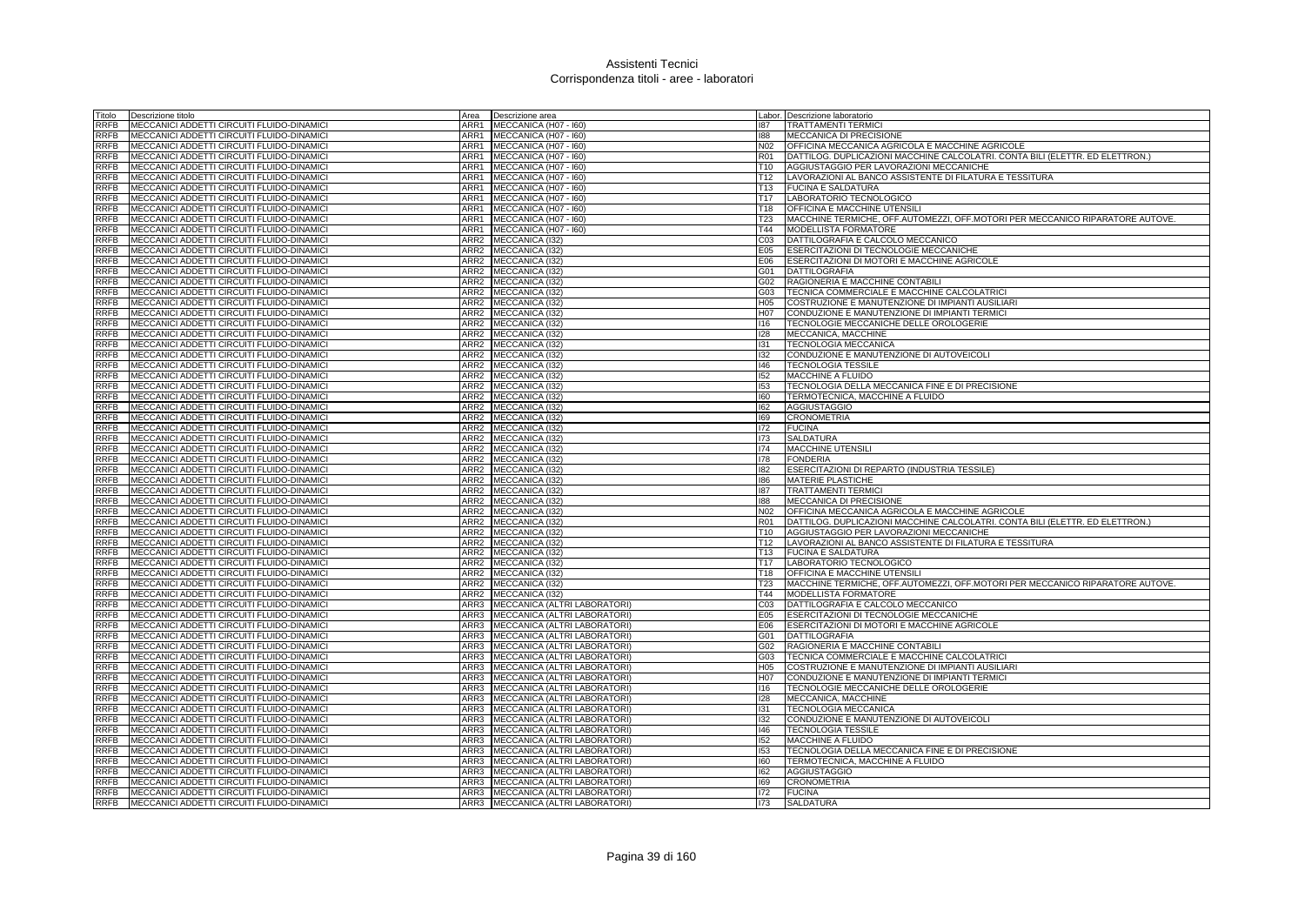# Assistenti Tecnici
## Corrispondenza titoli - aree - laboratori

| Titolo | Descrizione titolo | Area | Descrizione area | Labor. | Descrizione laboratorio |
|---|---|---|---|---|---|
| RRFB | MECCANICI ADDETTI CIRCUITI FLUIDO-DINAMICI | ARR1 | MECCANICA (H07 - I60) | I87 | TRATTAMENTI TERMICI |
| RRFB | MECCANICI ADDETTI CIRCUITI FLUIDO-DINAMICI | ARR1 | MECCANICA (H07 - I60) | I88 | MECCANICA DI PRECISIONE |
| RRFB | MECCANICI ADDETTI CIRCUITI FLUIDO-DINAMICI | ARR1 | MECCANICA (H07 - I60) | N02 | OFFICINA MECCANICA AGRICOLA E MACCHINE AGRICOLE |
| RRFB | MECCANICI ADDETTI CIRCUITI FLUIDO-DINAMICI | ARR1 | MECCANICA (H07 - I60) | R01 | DATTILOG. DUPLICAZIONI MACCHINE CALCOLATRI. CONTA BILI (ELETTR. ED ELETTRON.) |
| RRFB | MECCANICI ADDETTI CIRCUITI FLUIDO-DINAMICI | ARR1 | MECCANICA (H07 - I60) | T10 | AGGIUSTAGGIO PER LAVORAZIONI MECCANICHE |
| RRFB | MECCANICI ADDETTI CIRCUITI FLUIDO-DINAMICI | ARR1 | MECCANICA (H07 - I60) | T12 | LAVORAZIONI AL BANCO ASSISTENTE DI FILATURA E TESSITURA |
| RRFB | MECCANICI ADDETTI CIRCUITI FLUIDO-DINAMICI | ARR1 | MECCANICA (H07 - I60) | T13 | FUCINA E SALDATURA |
| RRFB | MECCANICI ADDETTI CIRCUITI FLUIDO-DINAMICI | ARR1 | MECCANICA (H07 - I60) | T17 | LABORATORIO TECNOLOGICO |
| RRFB | MECCANICI ADDETTI CIRCUITI FLUIDO-DINAMICI | ARR1 | MECCANICA (H07 - I60) | T18 | OFFICINA E MACCHINE UTENSILI |
| RRFB | MECCANICI ADDETTI CIRCUITI FLUIDO-DINAMICI | ARR1 | MECCANICA (H07 - I60) | T23 | MACCHINE TERMICHE, OFF.AUTOMEZZI, OFF.MOTORI PER MECCANICO RIPARATORE AUTOVE. |
| RRFB | MECCANICI ADDETTI CIRCUITI FLUIDO-DINAMICI | ARR1 | MECCANICA (H07 - I60) | T44 | MODELLISTA FORMATORE |
| RRFB | MECCANICI ADDETTI CIRCUITI FLUIDO-DINAMICI | ARR2 | MECCANICA (I32) | C03 | DATTILOGRAFIA E CALCOLO MECCANICO |
| RRFB | MECCANICI ADDETTI CIRCUITI FLUIDO-DINAMICI | ARR2 | MECCANICA (I32) | E05 | ESERCITAZIONI DI TECNOLOGIE MECCANICHE |
| RRFB | MECCANICI ADDETTI CIRCUITI FLUIDO-DINAMICI | ARR2 | MECCANICA (I32) | E06 | ESERCITAZIONI DI MOTORI E MACCHINE AGRICOLE |
| RRFB | MECCANICI ADDETTI CIRCUITI FLUIDO-DINAMICI | ARR2 | MECCANICA (I32) | G01 | DATTILOGRAFIA |
| RRFB | MECCANICI ADDETTI CIRCUITI FLUIDO-DINAMICI | ARR2 | MECCANICA (I32) | G02 | RAGIONERIA E MACCHINE CONTABILI |
| RRFB | MECCANICI ADDETTI CIRCUITI FLUIDO-DINAMICI | ARR2 | MECCANICA (I32) | G03 | TECNICA COMMERCIALE E MACCHINE CALCOLATRICI |
| RRFB | MECCANICI ADDETTI CIRCUITI FLUIDO-DINAMICI | ARR2 | MECCANICA (I32) | H05 | COSTRUZIONE E MANUTENZIONE DI IMPIANTI AUSILIARI |
| RRFB | MECCANICI ADDETTI CIRCUITI FLUIDO-DINAMICI | ARR2 | MECCANICA (I32) | H07 | CONDUZIONE E MANUTENZIONE DI IMPIANTI TERMICI |
| RRFB | MECCANICI ADDETTI CIRCUITI FLUIDO-DINAMICI | ARR2 | MECCANICA (I32) | I16 | TECNOLOGIE MECCANICHE DELLE OROLOGERIE |
| RRFB | MECCANICI ADDETTI CIRCUITI FLUIDO-DINAMICI | ARR2 | MECCANICA (I32) | I28 | MECCANICA, MACCHINE |
| RRFB | MECCANICI ADDETTI CIRCUITI FLUIDO-DINAMICI | ARR2 | MECCANICA (I32) | I31 | TECNOLOGIA MECCANICA |
| RRFB | MECCANICI ADDETTI CIRCUITI FLUIDO-DINAMICI | ARR2 | MECCANICA (I32) | I32 | CONDUZIONE E MANUTENZIONE DI AUTOVEICOLI |
| RRFB | MECCANICI ADDETTI CIRCUITI FLUIDO-DINAMICI | ARR2 | MECCANICA (I32) | I46 | TECNOLOGIA TESSILE |
| RRFB | MECCANICI ADDETTI CIRCUITI FLUIDO-DINAMICI | ARR2 | MECCANICA (I32) | I52 | MACCHINE A FLUIDO |
| RRFB | MECCANICI ADDETTI CIRCUITI FLUIDO-DINAMICI | ARR2 | MECCANICA (I32) | I53 | TECNOLOGIA DELLA MECCANICA FINE E DI PRECISIONE |
| RRFB | MECCANICI ADDETTI CIRCUITI FLUIDO-DINAMICI | ARR2 | MECCANICA (I32) | I60 | TERMOTECNICA, MACCHINE A FLUIDO |
| RRFB | MECCANICI ADDETTI CIRCUITI FLUIDO-DINAMICI | ARR2 | MECCANICA (I32) | I62 | AGGIUSTAGGIO |
| RRFB | MECCANICI ADDETTI CIRCUITI FLUIDO-DINAMICI | ARR2 | MECCANICA (I32) | I69 | CRONOMETRIA |
| RRFB | MECCANICI ADDETTI CIRCUITI FLUIDO-DINAMICI | ARR2 | MECCANICA (I32) | I72 | FUCINA |
| RRFB | MECCANICI ADDETTI CIRCUITI FLUIDO-DINAMICI | ARR2 | MECCANICA (I32) | I73 | SALDATURA |
| RRFB | MECCANICI ADDETTI CIRCUITI FLUIDO-DINAMICI | ARR2 | MECCANICA (I32) | I74 | MACCHINE UTENSILI |
| RRFB | MECCANICI ADDETTI CIRCUITI FLUIDO-DINAMICI | ARR2 | MECCANICA (I32) | I78 | FONDERIA |
| RRFB | MECCANICI ADDETTI CIRCUITI FLUIDO-DINAMICI | ARR2 | MECCANICA (I32) | I82 | ESERCITAZIONI DI REPARTO (INDUSTRIA TESSILE) |
| RRFB | MECCANICI ADDETTI CIRCUITI FLUIDO-DINAMICI | ARR2 | MECCANICA (I32) | I86 | MATERIE PLASTICHE |
| RRFB | MECCANICI ADDETTI CIRCUITI FLUIDO-DINAMICI | ARR2 | MECCANICA (I32) | I87 | TRATTAMENTI TERMICI |
| RRFB | MECCANICI ADDETTI CIRCUITI FLUIDO-DINAMICI | ARR2 | MECCANICA (I32) | I88 | MECCANICA DI PRECISIONE |
| RRFB | MECCANICI ADDETTI CIRCUITI FLUIDO-DINAMICI | ARR2 | MECCANICA (I32) | N02 | OFFICINA MECCANICA AGRICOLA E MACCHINE AGRICOLE |
| RRFB | MECCANICI ADDETTI CIRCUITI FLUIDO-DINAMICI | ARR2 | MECCANICA (I32) | R01 | DATTILOG. DUPLICAZIONI MACCHINE CALCOLATRI. CONTA BILI (ELETTR. ED ELETTRON.) |
| RRFB | MECCANICI ADDETTI CIRCUITI FLUIDO-DINAMICI | ARR2 | MECCANICA (I32) | T10 | AGGIUSTAGGIO PER LAVORAZIONI MECCANICHE |
| RRFB | MECCANICI ADDETTI CIRCUITI FLUIDO-DINAMICI | ARR2 | MECCANICA (I32) | T12 | LAVORAZIONI AL BANCO ASSISTENTE DI FILATURA E TESSITURA |
| RRFB | MECCANICI ADDETTI CIRCUITI FLUIDO-DINAMICI | ARR2 | MECCANICA (I32) | T13 | FUCINA E SALDATURA |
| RRFB | MECCANICI ADDETTI CIRCUITI FLUIDO-DINAMICI | ARR2 | MECCANICA (I32) | T17 | LABORATORIO TECNOLOGICO |
| RRFB | MECCANICI ADDETTI CIRCUITI FLUIDO-DINAMICI | ARR2 | MECCANICA (I32) | T18 | OFFICINA E MACCHINE UTENSILI |
| RRFB | MECCANICI ADDETTI CIRCUITI FLUIDO-DINAMICI | ARR2 | MECCANICA (I32) | T23 | MACCHINE TERMICHE, OFF.AUTOMEZZI, OFF.MOTORI PER MECCANICO RIPARATORE AUTOVE. |
| RRFB | MECCANICI ADDETTI CIRCUITI FLUIDO-DINAMICI | ARR2 | MECCANICA (I32) | T44 | MODELLISTA FORMATORE |
| RRFB | MECCANICI ADDETTI CIRCUITI FLUIDO-DINAMICI | ARR3 | MECCANICA (ALTRI LABORATORI) | C03 | DATTILOGRAFIA E CALCOLO MECCANICO |
| RRFB | MECCANICI ADDETTI CIRCUITI FLUIDO-DINAMICI | ARR3 | MECCANICA (ALTRI LABORATORI) | E05 | ESERCITAZIONI DI TECNOLOGIE MECCANICHE |
| RRFB | MECCANICI ADDETTI CIRCUITI FLUIDO-DINAMICI | ARR3 | MECCANICA (ALTRI LABORATORI) | E06 | ESERCITAZIONI DI MOTORI E MACCHINE AGRICOLE |
| RRFB | MECCANICI ADDETTI CIRCUITI FLUIDO-DINAMICI | ARR3 | MECCANICA (ALTRI LABORATORI) | G01 | DATTILOGRAFIA |
| RRFB | MECCANICI ADDETTI CIRCUITI FLUIDO-DINAMICI | ARR3 | MECCANICA (ALTRI LABORATORI) | G02 | RAGIONERIA E MACCHINE CONTABILI |
| RRFB | MECCANICI ADDETTI CIRCUITI FLUIDO-DINAMICI | ARR3 | MECCANICA (ALTRI LABORATORI) | G03 | TECNICA COMMERCIALE E MACCHINE CALCOLATRICI |
| RRFB | MECCANICI ADDETTI CIRCUITI FLUIDO-DINAMICI | ARR3 | MECCANICA (ALTRI LABORATORI) | H05 | COSTRUZIONE E MANUTENZIONE DI IMPIANTI AUSILIARI |
| RRFB | MECCANICI ADDETTI CIRCUITI FLUIDO-DINAMICI | ARR3 | MECCANICA (ALTRI LABORATORI) | H07 | CONDUZIONE E MANUTENZIONE DI IMPIANTI TERMICI |
| RRFB | MECCANICI ADDETTI CIRCUITI FLUIDO-DINAMICI | ARR3 | MECCANICA (ALTRI LABORATORI) | I16 | TECNOLOGIE MECCANICHE DELLE OROLOGERIE |
| RRFB | MECCANICI ADDETTI CIRCUITI FLUIDO-DINAMICI | ARR3 | MECCANICA (ALTRI LABORATORI) | I28 | MECCANICA, MACCHINE |
| RRFB | MECCANICI ADDETTI CIRCUITI FLUIDO-DINAMICI | ARR3 | MECCANICA (ALTRI LABORATORI) | I31 | TECNOLOGIA MECCANICA |
| RRFB | MECCANICI ADDETTI CIRCUITI FLUIDO-DINAMICI | ARR3 | MECCANICA (ALTRI LABORATORI) | I32 | CONDUZIONE E MANUTENZIONE DI AUTOVEICOLI |
| RRFB | MECCANICI ADDETTI CIRCUITI FLUIDO-DINAMICI | ARR3 | MECCANICA (ALTRI LABORATORI) | I46 | TECNOLOGIA TESSILE |
| RRFB | MECCANICI ADDETTI CIRCUITI FLUIDO-DINAMICI | ARR3 | MECCANICA (ALTRI LABORATORI) | I52 | MACCHINE A FLUIDO |
| RRFB | MECCANICI ADDETTI CIRCUITI FLUIDO-DINAMICI | ARR3 | MECCANICA (ALTRI LABORATORI) | I53 | TECNOLOGIA DELLA MECCANICA FINE E DI PRECISIONE |
| RRFB | MECCANICI ADDETTI CIRCUITI FLUIDO-DINAMICI | ARR3 | MECCANICA (ALTRI LABORATORI) | I60 | TERMOTECNICA, MACCHINE A FLUIDO |
| RRFB | MECCANICI ADDETTI CIRCUITI FLUIDO-DINAMICI | ARR3 | MECCANICA (ALTRI LABORATORI) | I62 | AGGIUSTAGGIO |
| RRFB | MECCANICI ADDETTI CIRCUITI FLUIDO-DINAMICI | ARR3 | MECCANICA (ALTRI LABORATORI) | I69 | CRONOMETRIA |
| RRFB | MECCANICI ADDETTI CIRCUITI FLUIDO-DINAMICI | ARR3 | MECCANICA (ALTRI LABORATORI) | I72 | FUCINA |
| RRFB | MECCANICI ADDETTI CIRCUITI FLUIDO-DINAMICI | ARR3 | MECCANICA (ALTRI LABORATORI) | I73 | SALDATURA |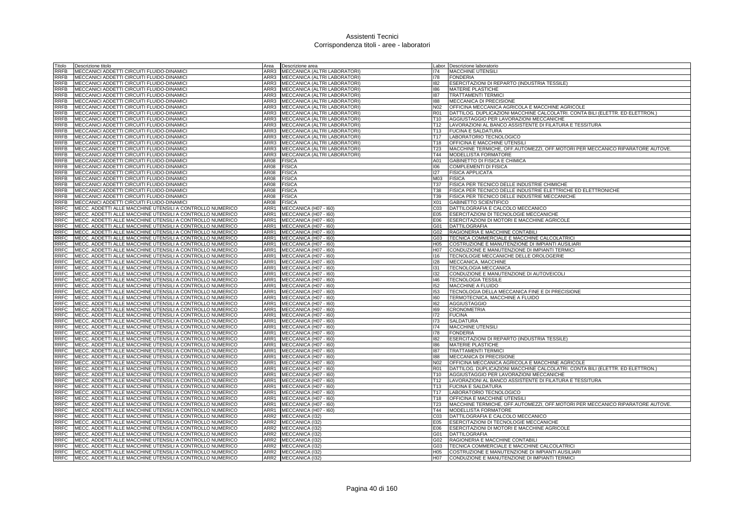# Assistenti Tecnici
## Corrispondenza titoli - aree - laboratori

| Titolo | Descrizione titolo | Area | Descrizione area | Labor. | Descrizione laboratorio |
|---|---|---|---|---|---|
| RRFB | MECCANICI ADDETTI CIRCUITI FLUIDO-DINAMICI | ARR3 | MECCANICA (ALTRI LABORATORI) | I74 | MACCHINE UTENSILI |
| RRFB | MECCANICI ADDETTI CIRCUITI FLUIDO-DINAMICI | ARR3 | MECCANICA (ALTRI LABORATORI) | I78 | FONDERIA |
| RRFB | MECCANICI ADDETTI CIRCUITI FLUIDO-DINAMICI | ARR3 | MECCANICA (ALTRI LABORATORI) | I82 | ESERCITAZIONI DI REPARTO (INDUSTRIA TESSILE) |
| RRFB | MECCANICI ADDETTI CIRCUITI FLUIDO-DINAMICI | ARR3 | MECCANICA (ALTRI LABORATORI) | I86 | MATERIE PLASTICHE |
| RRFB | MECCANICI ADDETTI CIRCUITI FLUIDO-DINAMICI | ARR3 | MECCANICA (ALTRI LABORATORI) | I87 | TRATTAMENTI TERMICI |
| RRFB | MECCANICI ADDETTI CIRCUITI FLUIDO-DINAMICI | ARR3 | MECCANICA (ALTRI LABORATORI) | I88 | MECCANICA DI PRECISIONE |
| RRFB | MECCANICI ADDETTI CIRCUITI FLUIDO-DINAMICI | ARR3 | MECCANICA (ALTRI LABORATORI) | N02 | OFFICINA MECCANICA AGRICOLA E MACCHINE AGRICOLE |
| RRFB | MECCANICI ADDETTI CIRCUITI FLUIDO-DINAMICI | ARR3 | MECCANICA (ALTRI LABORATORI) | R01 | DATTILOG. DUPLICAZIONI MACCHINE CALCOLATRI. CONTA BILI (ELETTR. ED ELETTRON.) |
| RRFB | MECCANICI ADDETTI CIRCUITI FLUIDO-DINAMICI | ARR3 | MECCANICA (ALTRI LABORATORI) | T10 | AGGIUSTAGGIO PER LAVORAZIONI MECCANICHE |
| RRFB | MECCANICI ADDETTI CIRCUITI FLUIDO-DINAMICI | ARR3 | MECCANICA (ALTRI LABORATORI) | T12 | LAVORAZIONI AL BANCO ASSISTENTE DI FILATURA E TESSITURA |
| RRFB | MECCANICI ADDETTI CIRCUITI FLUIDO-DINAMICI | ARR3 | MECCANICA (ALTRI LABORATORI) | T13 | FUCINA E SALDATURA |
| RRFB | MECCANICI ADDETTI CIRCUITI FLUIDO-DINAMICI | ARR3 | MECCANICA (ALTRI LABORATORI) | T17 | LABORATORIO TECNOLOGICO |
| RRFB | MECCANICI ADDETTI CIRCUITI FLUIDO-DINAMICI | ARR3 | MECCANICA (ALTRI LABORATORI) | T18 | OFFICINA E MACCHINE UTENSILI |
| RRFB | MECCANICI ADDETTI CIRCUITI FLUIDO-DINAMICI | ARR3 | MECCANICA (ALTRI LABORATORI) | T23 | MACCHINE TERMICHE, OFF.AUTOMEZZI, OFF.MOTORI PER MECCANICO RIPARATORE AUTOVE. |
| RRFB | MECCANICI ADDETTI CIRCUITI FLUIDO-DINAMICI | ARR3 | MECCANICA (ALTRI LABORATORI) | T44 | MODELLISTA FORMATORE |
| RRFB | MECCANICI ADDETTI CIRCUITI FLUIDO-DINAMICI | AR08 | FISICA | A01 | GABINETTO DI FISICA E CHIMICA |
| RRFB | MECCANICI ADDETTI CIRCUITI FLUIDO-DINAMICI | AR08 | FISICA | I06 | COMPLEMENTI DI FISICA |
| RRFB | MECCANICI ADDETTI CIRCUITI FLUIDO-DINAMICI | AR08 | FISICA | I27 | FISICA APPLICATA |
| RRFB | MECCANICI ADDETTI CIRCUITI FLUIDO-DINAMICI | AR08 | FISICA | M03 | FISICA |
| RRFB | MECCANICI ADDETTI CIRCUITI FLUIDO-DINAMICI | AR08 | FISICA | T37 | FISICA PER TECNICO DELLE INDUSTRIE CHIMICHE |
| RRFB | MECCANICI ADDETTI CIRCUITI FLUIDO-DINAMICI | AR08 | FISICA | T38 | FISICA PER TECNICO DELLE INDUSTRIE ELETTRICHE ED ELETTRONICHE |
| RRFB | MECCANICI ADDETTI CIRCUITI FLUIDO-DINAMICI | AR08 | FISICA | T39 | FISICA PER TECNICO DELLE INDUSTRIE MECCANICHE |
| RRFB | MECCANICI ADDETTI CIRCUITI FLUIDO-DINAMICI | AR08 | FISICA | X01 | GABINETTO SCIENTIFICO |
| RRFC | MECC. ADDETTI ALLE MACCHINE UTENSILI A CONTROLLO NUMERICO | ARR1 | MECCANICA (H07 - I60) | C03 | DATTILOGRAFIA E CALCOLO MECCANICO |
| RRFC | MECC. ADDETTI ALLE MACCHINE UTENSILI A CONTROLLO NUMERICO | ARR1 | MECCANICA (H07 - I60) | E05 | ESERCITAZIONI DI TECNOLOGIE MECCANICHE |
| RRFC | MECC. ADDETTI ALLE MACCHINE UTENSILI A CONTROLLO NUMERICO | ARR1 | MECCANICA (H07 - I60) | E06 | ESERCITAZIONI DI MOTORI E MACCHINE AGRICOLE |
| RRFC | MECC. ADDETTI ALLE MACCHINE UTENSILI A CONTROLLO NUMERICO | ARR1 | MECCANICA (H07 - I60) | G01 | DATTILOGRAFIA |
| RRFC | MECC. ADDETTI ALLE MACCHINE UTENSILI A CONTROLLO NUMERICO | ARR1 | MECCANICA (H07 - I60) | G02 | RAGIONERIA E MACCHINE CONTABILI |
| RRFC | MECC. ADDETTI ALLE MACCHINE UTENSILI A CONTROLLO NUMERICO | ARR1 | MECCANICA (H07 - I60) | G03 | TECNICA COMMERCIALE E MACCHINE CALCOLATRICI |
| RRFC | MECC. ADDETTI ALLE MACCHINE UTENSILI A CONTROLLO NUMERICO | ARR1 | MECCANICA (H07 - I60) | H05 | COSTRUZIONE E MANUTENZIONE DI IMPIANTI AUSILIARI |
| RRFC | MECC. ADDETTI ALLE MACCHINE UTENSILI A CONTROLLO NUMERICO | ARR1 | MECCANICA (H07 - I60) | H07 | CONDUZIONE E MANUTENZIONE DI IMPIANTI TERMICI |
| RRFC | MECC. ADDETTI ALLE MACCHINE UTENSILI A CONTROLLO NUMERICO | ARR1 | MECCANICA (H07 - I60) | I16 | TECNOLOGIE MECCANICHE DELLE OROLOGERIE |
| RRFC | MECC. ADDETTI ALLE MACCHINE UTENSILI A CONTROLLO NUMERICO | ARR1 | MECCANICA (H07 - I60) | I28 | MECCANICA, MACCHINE |
| RRFC | MECC. ADDETTI ALLE MACCHINE UTENSILI A CONTROLLO NUMERICO | ARR1 | MECCANICA (H07 - I60) | I31 | TECNOLOGIA MECCANICA |
| RRFC | MECC. ADDETTI ALLE MACCHINE UTENSILI A CONTROLLO NUMERICO | ARR1 | MECCANICA (H07 - I60) | I32 | CONDUZIONE E MANUTENZIONE DI AUTOVEICOLI |
| RRFC | MECC. ADDETTI ALLE MACCHINE UTENSILI A CONTROLLO NUMERICO | ARR1 | MECCANICA (H07 - I60) | I46 | TECNOLOGIA TESSILE |
| RRFC | MECC. ADDETTI ALLE MACCHINE UTENSILI A CONTROLLO NUMERICO | ARR1 | MECCANICA (H07 - I60) | I52 | MACCHINE A FLUIDO |
| RRFC | MECC. ADDETTI ALLE MACCHINE UTENSILI A CONTROLLO NUMERICO | ARR1 | MECCANICA (H07 - I60) | I53 | TECNOLOGIA DELLA MECCANICA FINE E DI PRECISIONE |
| RRFC | MECC. ADDETTI ALLE MACCHINE UTENSILI A CONTROLLO NUMERICO | ARR1 | MECCANICA (H07 - I60) | I60 | TERMOTECNICA, MACCHINE A FLUIDO |
| RRFC | MECC. ADDETTI ALLE MACCHINE UTENSILI A CONTROLLO NUMERICO | ARR1 | MECCANICA (H07 - I60) | I62 | AGGIUSTAGGIO |
| RRFC | MECC. ADDETTI ALLE MACCHINE UTENSILI A CONTROLLO NUMERICO | ARR1 | MECCANICA (H07 - I60) | I69 | CRONOMETRIA |
| RRFC | MECC. ADDETTI ALLE MACCHINE UTENSILI A CONTROLLO NUMERICO | ARR1 | MECCANICA (H07 - I60) | I72 | FUCINA |
| RRFC | MECC. ADDETTI ALLE MACCHINE UTENSILI A CONTROLLO NUMERICO | ARR1 | MECCANICA (H07 - I60) | I73 | SALDATURA |
| RRFC | MECC. ADDETTI ALLE MACCHINE UTENSILI A CONTROLLO NUMERICO | ARR1 | MECCANICA (H07 - I60) | I74 | MACCHINE UTENSILI |
| RRFC | MECC. ADDETTI ALLE MACCHINE UTENSILI A CONTROLLO NUMERICO | ARR1 | MECCANICA (H07 - I60) | I78 | FONDERIA |
| RRFC | MECC. ADDETTI ALLE MACCHINE UTENSILI A CONTROLLO NUMERICO | ARR1 | MECCANICA (H07 - I60) | I82 | ESERCITAZIONI DI REPARTO (INDUSTRIA TESSILE) |
| RRFC | MECC. ADDETTI ALLE MACCHINE UTENSILI A CONTROLLO NUMERICO | ARR1 | MECCANICA (H07 - I60) | I86 | MATERIE PLASTICHE |
| RRFC | MECC. ADDETTI ALLE MACCHINE UTENSILI A CONTROLLO NUMERICO | ARR1 | MECCANICA (H07 - I60) | I87 | TRATTAMENTI TERMICI |
| RRFC | MECC. ADDETTI ALLE MACCHINE UTENSILI A CONTROLLO NUMERICO | ARR1 | MECCANICA (H07 - I60) | I88 | MECCANICA DI PRECISIONE |
| RRFC | MECC. ADDETTI ALLE MACCHINE UTENSILI A CONTROLLO NUMERICO | ARR1 | MECCANICA (H07 - I60) | N02 | OFFICINA MECCANICA AGRICOLA E MACCHINE AGRICOLE |
| RRFC | MECC. ADDETTI ALLE MACCHINE UTENSILI A CONTROLLO NUMERICO | ARR1 | MECCANICA (H07 - I60) | R01 | DATTILOG. DUPLICAZIONI MACCHINE CALCOLATRI. CONTA BILI (ELETTR. ED ELETTRON.) |
| RRFC | MECC. ADDETTI ALLE MACCHINE UTENSILI A CONTROLLO NUMERICO | ARR1 | MECCANICA (H07 - I60) | T10 | AGGIUSTAGGIO PER LAVORAZIONI MECCANICHE |
| RRFC | MECC. ADDETTI ALLE MACCHINE UTENSILI A CONTROLLO NUMERICO | ARR1 | MECCANICA (H07 - I60) | T12 | LAVORAZIONI AL BANCO ASSISTENTE DI FILATURA E TESSITURA |
| RRFC | MECC. ADDETTI ALLE MACCHINE UTENSILI A CONTROLLO NUMERICO | ARR1 | MECCANICA (H07 - I60) | T13 | FUCINA E SALDATURA |
| RRFC | MECC. ADDETTI ALLE MACCHINE UTENSILI A CONTROLLO NUMERICO | ARR1 | MECCANICA (H07 - I60) | T17 | LABORATORIO TECNOLOGICO |
| RRFC | MECC. ADDETTI ALLE MACCHINE UTENSILI A CONTROLLO NUMERICO | ARR1 | MECCANICA (H07 - I60) | T18 | OFFICINA E MACCHINE UTENSILI |
| RRFC | MECC. ADDETTI ALLE MACCHINE UTENSILI A CONTROLLO NUMERICO | ARR1 | MECCANICA (H07 - I60) | T23 | MACCHINE TERMICHE, OFF.AUTOMEZZI, OFF.MOTORI PER MECCANICO RIPARATORE AUTOVE. |
| RRFC | MECC. ADDETTI ALLE MACCHINE UTENSILI A CONTROLLO NUMERICO | ARR1 | MECCANICA (H07 - I60) | T44 | MODELLISTA FORMATORE |
| RRFC | MECC. ADDETTI ALLE MACCHINE UTENSILI A CONTROLLO NUMERICO | ARR2 | MECCANICA (I32) | C03 | DATTILOGRAFIA E CALCOLO MECCANICO |
| RRFC | MECC. ADDETTI ALLE MACCHINE UTENSILI A CONTROLLO NUMERICO | ARR2 | MECCANICA (I32) | E05 | ESERCITAZIONI DI TECNOLOGIE MECCANICHE |
| RRFC | MECC. ADDETTI ALLE MACCHINE UTENSILI A CONTROLLO NUMERICO | ARR2 | MECCANICA (I32) | E06 | ESERCITAZIONI DI MOTORI E MACCHINE AGRICOLE |
| RRFC | MECC. ADDETTI ALLE MACCHINE UTENSILI A CONTROLLO NUMERICO | ARR2 | MECCANICA (I32) | G01 | DATTILOGRAFIA |
| RRFC | MECC. ADDETTI ALLE MACCHINE UTENSILI A CONTROLLO NUMERICO | ARR2 | MECCANICA (I32) | G02 | RAGIONERIA E MACCHINE CONTABILI |
| RRFC | MECC. ADDETTI ALLE MACCHINE UTENSILI A CONTROLLO NUMERICO | ARR2 | MECCANICA (I32) | G03 | TECNICA COMMERCIALE E MACCHINE CALCOLATRICI |
| RRFC | MECC. ADDETTI ALLE MACCHINE UTENSILI A CONTROLLO NUMERICO | ARR2 | MECCANICA (I32) | H05 | COSTRUZIONE E MANUTENZIONE DI IMPIANTI AUSILIARI |
| RRFC | MECC. ADDETTI ALLE MACCHINE UTENSILI A CONTROLLO NUMERICO | ARR2 | MECCANICA (I32) | H07 | CONDUZIONE E MANUTENZIONE DI IMPIANTI TERMICI |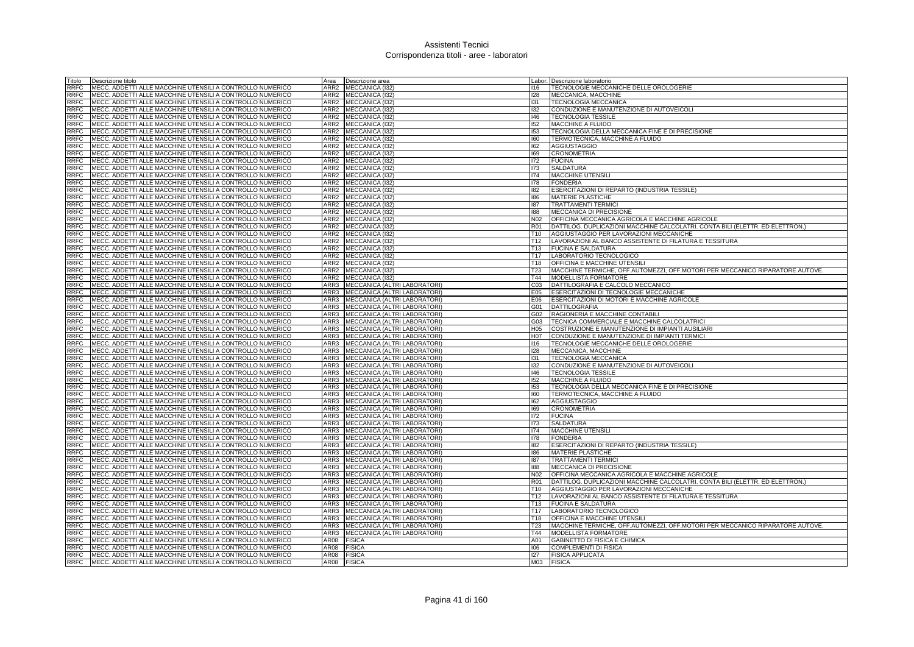# Assistenti Tecnici
## Corrispondenza titoli - aree - laboratori

| Titolo | Descrizione titolo | Area | Descrizione area | Labor. | Descrizione laboratorio |
|---|---|---|---|---|---|
| RRFC | MECC. ADDETTI ALLE MACCHINE UTENSILI A CONTROLLO NUMERICO | ARR2 | MECCANICA (I32) | I16 | TECNOLOGIE MECCANICHE DELLE OROLOGERIE |
| RRFC | MECC. ADDETTI ALLE MACCHINE UTENSILI A CONTROLLO NUMERICO | ARR2 | MECCANICA (I32) | I28 | MECCANICA, MACCHINE |
| RRFC | MECC. ADDETTI ALLE MACCHINE UTENSILI A CONTROLLO NUMERICO | ARR2 | MECCANICA (I32) | I31 | TECNOLOGIA MECCANICA |
| RRFC | MECC. ADDETTI ALLE MACCHINE UTENSILI A CONTROLLO NUMERICO | ARR2 | MECCANICA (I32) | I32 | CONDUZIONE E MANUTENZIONE DI AUTOVEICOLI |
| RRFC | MECC. ADDETTI ALLE MACCHINE UTENSILI A CONTROLLO NUMERICO | ARR2 | MECCANICA (I32) | I46 | TECNOLOGIA TESSILE |
| RRFC | MECC. ADDETTI ALLE MACCHINE UTENSILI A CONTROLLO NUMERICO | ARR2 | MECCANICA (I32) | I52 | MACCHINE A FLUIDO |
| RRFC | MECC. ADDETTI ALLE MACCHINE UTENSILI A CONTROLLO NUMERICO | ARR2 | MECCANICA (I32) | I53 | TECNOLOGIA DELLA MECCANICA FINE E DI PRECISIONE |
| RRFC | MECC. ADDETTI ALLE MACCHINE UTENSILI A CONTROLLO NUMERICO | ARR2 | MECCANICA (I32) | I60 | TERMOTECNICA, MACCHINE A FLUIDO |
| RRFC | MECC. ADDETTI ALLE MACCHINE UTENSILI A CONTROLLO NUMERICO | ARR2 | MECCANICA (I32) | I62 | AGGIUSTAGGIO |
| RRFC | MECC. ADDETTI ALLE MACCHINE UTENSILI A CONTROLLO NUMERICO | ARR2 | MECCANICA (I32) | I69 | CRONOMETRIA |
| RRFC | MECC. ADDETTI ALLE MACCHINE UTENSILI A CONTROLLO NUMERICO | ARR2 | MECCANICA (I32) | I72 | FUCINA |
| RRFC | MECC. ADDETTI ALLE MACCHINE UTENSILI A CONTROLLO NUMERICO | ARR2 | MECCANICA (I32) | I73 | SALDATURA |
| RRFC | MECC. ADDETTI ALLE MACCHINE UTENSILI A CONTROLLO NUMERICO | ARR2 | MECCANICA (I32) | I74 | MACCHINE UTENSILI |
| RRFC | MECC. ADDETTI ALLE MACCHINE UTENSILI A CONTROLLO NUMERICO | ARR2 | MECCANICA (I32) | I78 | FONDERIA |
| RRFC | MECC. ADDETTI ALLE MACCHINE UTENSILI A CONTROLLO NUMERICO | ARR2 | MECCANICA (I32) | I82 | ESERCITAZIONI DI REPARTO (INDUSTRIA TESSILE) |
| RRFC | MECC. ADDETTI ALLE MACCHINE UTENSILI A CONTROLLO NUMERICO | ARR2 | MECCANICA (I32) | I86 | MATERIE PLASTICHE |
| RRFC | MECC. ADDETTI ALLE MACCHINE UTENSILI A CONTROLLO NUMERICO | ARR2 | MECCANICA (I32) | I87 | TRATTAMENTI TERMICI |
| RRFC | MECC. ADDETTI ALLE MACCHINE UTENSILI A CONTROLLO NUMERICO | ARR2 | MECCANICA (I32) | I88 | MECCANICA DI PRECISIONE |
| RRFC | MECC. ADDETTI ALLE MACCHINE UTENSILI A CONTROLLO NUMERICO | ARR2 | MECCANICA (I32) | N02 | OFFICINA MECCANICA AGRICOLA E MACCHINE AGRICOLE |
| RRFC | MECC. ADDETTI ALLE MACCHINE UTENSILI A CONTROLLO NUMERICO | ARR2 | MECCANICA (I32) | R01 | DATTILOG. DUPLICAZIONI MACCHINE CALCOLATRI. CONTA BILI (ELETTR. ED ELETTRON.) |
| RRFC | MECC. ADDETTI ALLE MACCHINE UTENSILI A CONTROLLO NUMERICO | ARR2 | MECCANICA (I32) | T10 | AGGIUSTAGGIO PER LAVORAZIONI MECCANICHE |
| RRFC | MECC. ADDETTI ALLE MACCHINE UTENSILI A CONTROLLO NUMERICO | ARR2 | MECCANICA (I32) | T12 | LAVORAZIONI AL BANCO ASSISTENTE DI FILATURA E TESSITURA |
| RRFC | MECC. ADDETTI ALLE MACCHINE UTENSILI A CONTROLLO NUMERICO | ARR2 | MECCANICA (I32) | T13 | FUCINA E SALDATURA |
| RRFC | MECC. ADDETTI ALLE MACCHINE UTENSILI A CONTROLLO NUMERICO | ARR2 | MECCANICA (I32) | T17 | LABORATORIO TECNOLOGICO |
| RRFC | MECC. ADDETTI ALLE MACCHINE UTENSILI A CONTROLLO NUMERICO | ARR2 | MECCANICA (I32) | T18 | OFFICINA E MACCHINE UTENSILI |
| RRFC | MECC. ADDETTI ALLE MACCHINE UTENSILI A CONTROLLO NUMERICO | ARR2 | MECCANICA (I32) | T23 | MACCHINE TERMICHE, OFF.AUTOMEZZI, OFF.MOTORI PER MECCANICO RIPARATORE AUTOVE. |
| RRFC | MECC. ADDETTI ALLE MACCHINE UTENSILI A CONTROLLO NUMERICO | ARR2 | MECCANICA (I32) | T44 | MODELLISTA FORMATORE |
| RRFC | MECC. ADDETTI ALLE MACCHINE UTENSILI A CONTROLLO NUMERICO | ARR3 | MECCANICA (ALTRI LABORATORI) | C03 | DATTILOGRAFIA E CALCOLO MECCANICO |
| RRFC | MECC. ADDETTI ALLE MACCHINE UTENSILI A CONTROLLO NUMERICO | ARR3 | MECCANICA (ALTRI LABORATORI) | E05 | ESERCITAZIONI DI TECNOLOGIE MECCANICHE |
| RRFC | MECC. ADDETTI ALLE MACCHINE UTENSILI A CONTROLLO NUMERICO | ARR3 | MECCANICA (ALTRI LABORATORI) | E06 | ESERCITAZIONI DI MOTORI E MACCHINE AGRICOLE |
| RRFC | MECC. ADDETTI ALLE MACCHINE UTENSILI A CONTROLLO NUMERICO | ARR3 | MECCANICA (ALTRI LABORATORI) | G01 | DATTILOGRAFIA |
| RRFC | MECC. ADDETTI ALLE MACCHINE UTENSILI A CONTROLLO NUMERICO | ARR3 | MECCANICA (ALTRI LABORATORI) | G02 | RAGIONERIA E MACCHINE CONTABILI |
| RRFC | MECC. ADDETTI ALLE MACCHINE UTENSILI A CONTROLLO NUMERICO | ARR3 | MECCANICA (ALTRI LABORATORI) | G03 | TECNICA COMMERCIALE E MACCHINE CALCOLATRICI |
| RRFC | MECC. ADDETTI ALLE MACCHINE UTENSILI A CONTROLLO NUMERICO | ARR3 | MECCANICA (ALTRI LABORATORI) | H05 | COSTRUZIONE E MANUTENZIONE DI IMPIANTI AUSILIARI |
| RRFC | MECC. ADDETTI ALLE MACCHINE UTENSILI A CONTROLLO NUMERICO | ARR3 | MECCANICA (ALTRI LABORATORI) | H07 | CONDUZIONE E MANUTENZIONE DI IMPIANTI TERMICI |
| RRFC | MECC. ADDETTI ALLE MACCHINE UTENSILI A CONTROLLO NUMERICO | ARR3 | MECCANICA (ALTRI LABORATORI) | I16 | TECNOLOGIE MECCANICHE DELLE OROLOGERIE |
| RRFC | MECC. ADDETTI ALLE MACCHINE UTENSILI A CONTROLLO NUMERICO | ARR3 | MECCANICA (ALTRI LABORATORI) | I28 | MECCANICA, MACCHINE |
| RRFC | MECC. ADDETTI ALLE MACCHINE UTENSILI A CONTROLLO NUMERICO | ARR3 | MECCANICA (ALTRI LABORATORI) | I31 | TECNOLOGIA MECCANICA |
| RRFC | MECC. ADDETTI ALLE MACCHINE UTENSILI A CONTROLLO NUMERICO | ARR3 | MECCANICA (ALTRI LABORATORI) | I32 | CONDUZIONE E MANUTENZIONE DI AUTOVEICOLI |
| RRFC | MECC. ADDETTI ALLE MACCHINE UTENSILI A CONTROLLO NUMERICO | ARR3 | MECCANICA (ALTRI LABORATORI) | I46 | TECNOLOGIA TESSILE |
| RRFC | MECC. ADDETTI ALLE MACCHINE UTENSILI A CONTROLLO NUMERICO | ARR3 | MECCANICA (ALTRI LABORATORI) | I52 | MACCHINE A FLUIDO |
| RRFC | MECC. ADDETTI ALLE MACCHINE UTENSILI A CONTROLLO NUMERICO | ARR3 | MECCANICA (ALTRI LABORATORI) | I53 | TECNOLOGIA DELLA MECCANICA FINE E DI PRECISIONE |
| RRFC | MECC. ADDETTI ALLE MACCHINE UTENSILI A CONTROLLO NUMERICO | ARR3 | MECCANICA (ALTRI LABORATORI) | I60 | TERMOTECNICA, MACCHINE A FLUIDO |
| RRFC | MECC. ADDETTI ALLE MACCHINE UTENSILI A CONTROLLO NUMERICO | ARR3 | MECCANICA (ALTRI LABORATORI) | I62 | AGGIUSTAGGIO |
| RRFC | MECC. ADDETTI ALLE MACCHINE UTENSILI A CONTROLLO NUMERICO | ARR3 | MECCANICA (ALTRI LABORATORI) | I69 | CRONOMETRIA |
| RRFC | MECC. ADDETTI ALLE MACCHINE UTENSILI A CONTROLLO NUMERICO | ARR3 | MECCANICA (ALTRI LABORATORI) | I72 | FUCINA |
| RRFC | MECC. ADDETTI ALLE MACCHINE UTENSILI A CONTROLLO NUMERICO | ARR3 | MECCANICA (ALTRI LABORATORI) | I73 | SALDATURA |
| RRFC | MECC. ADDETTI ALLE MACCHINE UTENSILI A CONTROLLO NUMERICO | ARR3 | MECCANICA (ALTRI LABORATORI) | I74 | MACCHINE UTENSILI |
| RRFC | MECC. ADDETTI ALLE MACCHINE UTENSILI A CONTROLLO NUMERICO | ARR3 | MECCANICA (ALTRI LABORATORI) | I78 | FONDERIA |
| RRFC | MECC. ADDETTI ALLE MACCHINE UTENSILI A CONTROLLO NUMERICO | ARR3 | MECCANICA (ALTRI LABORATORI) | I82 | ESERCITAZIONI DI REPARTO (INDUSTRIA TESSILE) |
| RRFC | MECC. ADDETTI ALLE MACCHINE UTENSILI A CONTROLLO NUMERICO | ARR3 | MECCANICA (ALTRI LABORATORI) | I86 | MATERIE PLASTICHE |
| RRFC | MECC. ADDETTI ALLE MACCHINE UTENSILI A CONTROLLO NUMERICO | ARR3 | MECCANICA (ALTRI LABORATORI) | I87 | TRATTAMENTI TERMICI |
| RRFC | MECC. ADDETTI ALLE MACCHINE UTENSILI A CONTROLLO NUMERICO | ARR3 | MECCANICA (ALTRI LABORATORI) | I88 | MECCANICA DI PRECISIONE |
| RRFC | MECC. ADDETTI ALLE MACCHINE UTENSILI A CONTROLLO NUMERICO | ARR3 | MECCANICA (ALTRI LABORATORI) | N02 | OFFICINA MECCANICA AGRICOLA E MACCHINE AGRICOLE |
| RRFC | MECC. ADDETTI ALLE MACCHINE UTENSILI A CONTROLLO NUMERICO | ARR3 | MECCANICA (ALTRI LABORATORI) | R01 | DATTILOG. DUPLICAZIONI MACCHINE CALCOLATRI. CONTA BILI (ELETTR. ED ELETTRON.) |
| RRFC | MECC. ADDETTI ALLE MACCHINE UTENSILI A CONTROLLO NUMERICO | ARR3 | MECCANICA (ALTRI LABORATORI) | T10 | AGGIUSTAGGIO PER LAVORAZIONI MECCANICHE |
| RRFC | MECC. ADDETTI ALLE MACCHINE UTENSILI A CONTROLLO NUMERICO | ARR3 | MECCANICA (ALTRI LABORATORI) | T12 | LAVORAZIONI AL BANCO ASSISTENTE DI FILATURA E TESSITURA |
| RRFC | MECC. ADDETTI ALLE MACCHINE UTENSILI A CONTROLLO NUMERICO | ARR3 | MECCANICA (ALTRI LABORATORI) | T13 | FUCINA E SALDATURA |
| RRFC | MECC. ADDETTI ALLE MACCHINE UTENSILI A CONTROLLO NUMERICO | ARR3 | MECCANICA (ALTRI LABORATORI) | T17 | LABORATORIO TECNOLOGICO |
| RRFC | MECC. ADDETTI ALLE MACCHINE UTENSILI A CONTROLLO NUMERICO | ARR3 | MECCANICA (ALTRI LABORATORI) | T18 | OFFICINA E MACCHINE UTENSILI |
| RRFC | MECC. ADDETTI ALLE MACCHINE UTENSILI A CONTROLLO NUMERICO | ARR3 | MECCANICA (ALTRI LABORATORI) | T23 | MACCHINE TERMICHE, OFF.AUTOMEZZI, OFF.MOTORI PER MECCANICO RIPARATORE AUTOVE. |
| RRFC | MECC. ADDETTI ALLE MACCHINE UTENSILI A CONTROLLO NUMERICO | ARR3 | MECCANICA (ALTRI LABORATORI) | T44 | MODELLISTA FORMATORE |
| RRFC | MECC. ADDETTI ALLE MACCHINE UTENSILI A CONTROLLO NUMERICO | AR08 | FISICA | A01 | GABINETTO DI FISICA E CHIMICA |
| RRFC | MECC. ADDETTI ALLE MACCHINE UTENSILI A CONTROLLO NUMERICO | AR08 | FISICA | I06 | COMPLEMENTI DI FISICA |
| RRFC | MECC. ADDETTI ALLE MACCHINE UTENSILI A CONTROLLO NUMERICO | AR08 | FISICA | I27 | FISICA APPLICATA |
| RRFC | MECC. ADDETTI ALLE MACCHINE UTENSILI A CONTROLLO NUMERICO | AR08 | FISICA | M03 | FISICA |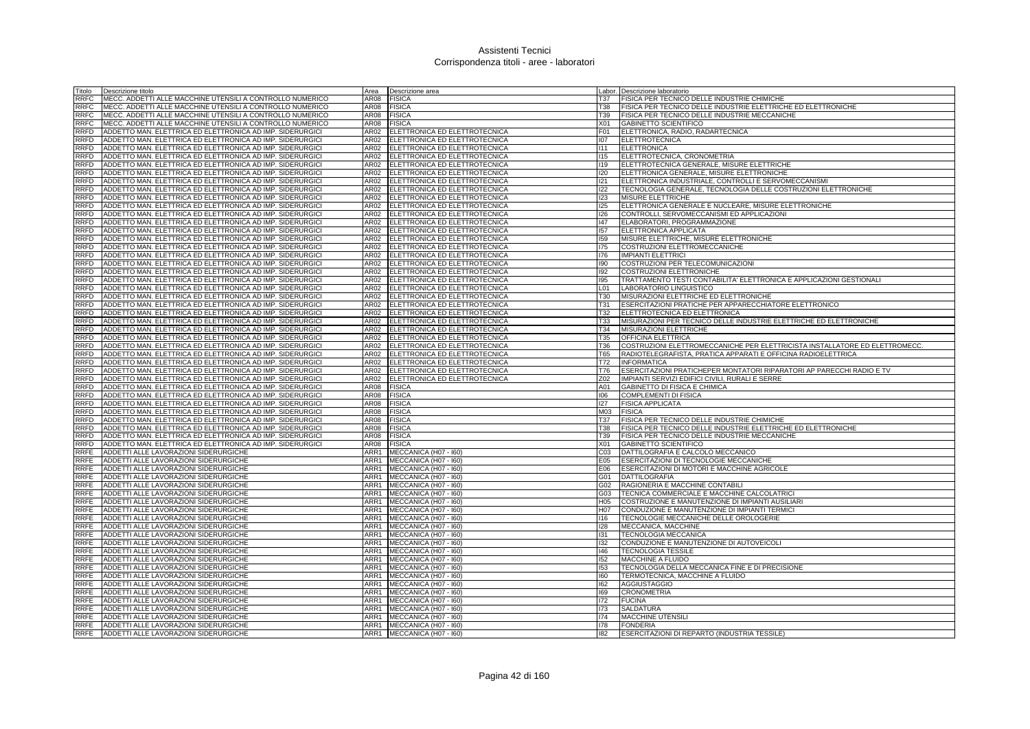# Assistenti Tecnici
## Corrispondenza titoli - aree - laboratori

| Titolo | Descrizione titolo | Area | Descrizione area | Labor. | Descrizione laboratorio |
|---|---|---|---|---|---|
| RRFC | MECC. ADDETTI ALLE MACCHINE UTENSILI A CONTROLLO NUMERICO | AR08 | FISICA | T37 | FISICA PER TECNICO DELLE INDUSTRIE CHIMICHE |
| RRFC | MECC. ADDETTI ALLE MACCHINE UTENSILI A CONTROLLO NUMERICO | AR08 | FISICA | T38 | FISICA PER TECNICO DELLE INDUSTRIE ELETTRICHE ED ELETTRONICHE |
| RRFC | MECC. ADDETTI ALLE MACCHINE UTENSILI A CONTROLLO NUMERICO | AR08 | FISICA | T39 | FISICA PER TECNICO DELLE INDUSTRIE MECCANICHE |
| RRFC | MECC. ADDETTI ALLE MACCHINE UTENSILI A CONTROLLO NUMERICO | AR08 | FISICA | X01 | GABINETTO SCIENTIFICO |
| RRFD | ADDETTO MAN. ELETTRICA ED ELETTRONICA AD IMP. SIDERURGICI | AR02 | ELETTRONICA ED ELETTROTECNICA | F01 | ELETTRONICA, RADIO, RADARTECNICA |
| RRFD | ADDETTO MAN. ELETTRICA ED ELETTRONICA AD IMP. SIDERURGICI | AR02 | ELETTRONICA ED ELETTROTECNICA | I07 | ELETTROTECNICA |
| RRFD | ADDETTO MAN. ELETTRICA ED ELETTRONICA AD IMP. SIDERURGICI | AR02 | ELETTRONICA ED ELETTROTECNICA | I11 | ELETTRONICA |
| RRFD | ADDETTO MAN. ELETTRICA ED ELETTRONICA AD IMP. SIDERURGICI | AR02 | ELETTRONICA ED ELETTROTECNICA | I15 | ELETTROTECNICA, CRONOMETRIA |
| RRFD | ADDETTO MAN. ELETTRICA ED ELETTRONICA AD IMP. SIDERURGICI | AR02 | ELETTRONICA ED ELETTROTECNICA | I19 | ELETTROTECNICA GENERALE, MISURE ELETTRICHE |
| RRFD | ADDETTO MAN. ELETTRICA ED ELETTRONICA AD IMP. SIDERURGICI | AR02 | ELETTRONICA ED ELETTROTECNICA | I20 | ELETTRONICA GENERALE, MISURE ELETTRONICHE |
| RRFD | ADDETTO MAN. ELETTRICA ED ELETTRONICA AD IMP. SIDERURGICI | AR02 | ELETTRONICA ED ELETTROTECNICA | I21 | ELETTRONICA INDUSTRIALE, CONTROLLI E SERVOMECCANISMI |
| RRFD | ADDETTO MAN. ELETTRICA ED ELETTRONICA AD IMP. SIDERURGICI | AR02 | ELETTRONICA ED ELETTROTECNICA | I22 | TECNOLOGIA GENERALE, TECNOLOGIA DELLE COSTRUZIONI ELETTRONICHE |
| RRFD | ADDETTO MAN. ELETTRICA ED ELETTRONICA AD IMP. SIDERURGICI | AR02 | ELETTRONICA ED ELETTROTECNICA | I23 | MISURE ELETTRICHE |
| RRFD | ADDETTO MAN. ELETTRICA ED ELETTRONICA AD IMP. SIDERURGICI | AR02 | ELETTRONICA ED ELETTROTECNICA | I25 | ELETTRONICA GENERALE E NUCLEARE, MISURE ELETTRONICHE |
| RRFD | ADDETTO MAN. ELETTRICA ED ELETTRONICA AD IMP. SIDERURGICI | AR02 | ELETTRONICA ED ELETTROTECNICA | I26 | CONTROLLI, SERVOMECCANISMI ED APPLICAZIONI |
| RRFD | ADDETTO MAN. ELETTRICA ED ELETTRONICA AD IMP. SIDERURGICI | AR02 | ELETTRONICA ED ELETTROTECNICA | I47 | ELABORATORI, PROGRAMMAZIONE |
| RRFD | ADDETTO MAN. ELETTRICA ED ELETTRONICA AD IMP. SIDERURGICI | AR02 | ELETTRONICA ED ELETTROTECNICA | I57 | ELETTRONICA APPLICATA |
| RRFD | ADDETTO MAN. ELETTRICA ED ELETTRONICA AD IMP. SIDERURGICI | AR02 | ELETTRONICA ED ELETTROTECNICA | I59 | MISURE ELETTRICHE, MISURE ELETTRONICHE |
| RRFD | ADDETTO MAN. ELETTRICA ED ELETTRONICA AD IMP. SIDERURGICI | AR02 | ELETTRONICA ED ELETTROTECNICA | I75 | COSTRUZIONI ELETTROMECCANICHE |
| RRFD | ADDETTO MAN. ELETTRICA ED ELETTRONICA AD IMP. SIDERURGICI | AR02 | ELETTRONICA ED ELETTROTECNICA | I76 | IMPIANTI ELETTRICI |
| RRFD | ADDETTO MAN. ELETTRICA ED ELETTRONICA AD IMP. SIDERURGICI | AR02 | ELETTRONICA ED ELETTROTECNICA | I90 | COSTRUZIONI PER TELECOMUNICAZIONI |
| RRFD | ADDETTO MAN. ELETTRICA ED ELETTRONICA AD IMP. SIDERURGICI | AR02 | ELETTRONICA ED ELETTROTECNICA | I92 | COSTRUZIONI ELETTRONICHE |
| RRFD | ADDETTO MAN. ELETTRICA ED ELETTRONICA AD IMP. SIDERURGICI | AR02 | ELETTRONICA ED ELETTROTECNICA | I95 | TRATTAMENTO TESTI CONTABILITA' ELETTRONICA E APPLICAZIONI GESTIONALI |
| RRFD | ADDETTO MAN. ELETTRICA ED ELETTRONICA AD IMP. SIDERURGICI | AR02 | ELETTRONICA ED ELETTROTECNICA | L01 | LABORATORIO LINGUISTICO |
| RRFD | ADDETTO MAN. ELETTRICA ED ELETTRONICA AD IMP. SIDERURGICI | AR02 | ELETTRONICA ED ELETTROTECNICA | T30 | MISURAZIONI ELETTRICHE ED ELETTRONICHE |
| RRFD | ADDETTO MAN. ELETTRICA ED ELETTRONICA AD IMP. SIDERURGICI | AR02 | ELETTRONICA ED ELETTROTECNICA | T31 | ESERCITAZIONI PRATICHE PER APPARECCHIATORE ELETTRONICO |
| RRFD | ADDETTO MAN. ELETTRICA ED ELETTRONICA AD IMP. SIDERURGICI | AR02 | ELETTRONICA ED ELETTROTECNICA | T32 | ELETTROTECNICA ED ELETTRONICA |
| RRFD | ADDETTO MAN. ELETTRICA ED ELETTRONICA AD IMP. SIDERURGICI | AR02 | ELETTRONICA ED ELETTROTECNICA | T33 | MISURAZIONI PER TECNICO DELLE INDUSTRIE ELETTRICHE ED ELETTRONICHE |
| RRFD | ADDETTO MAN. ELETTRICA ED ELETTRONICA AD IMP. SIDERURGICI | AR02 | ELETTRONICA ED ELETTROTECNICA | T34 | MISURAZIONI ELETTRICHE |
| RRFD | ADDETTO MAN. ELETTRICA ED ELETTRONICA AD IMP. SIDERURGICI | AR02 | ELETTRONICA ED ELETTROTECNICA | T35 | OFFICINA ELETTRICA |
| RRFD | ADDETTO MAN. ELETTRICA ED ELETTRONICA AD IMP. SIDERURGICI | AR02 | ELETTRONICA ED ELETTROTECNICA | T36 | COSTRUZIONI ELETTROMECCANICHE PER ELETTRICISTA INSTALLATORE ED ELETTROMECC. |
| RRFD | ADDETTO MAN. ELETTRICA ED ELETTRONICA AD IMP. SIDERURGICI | AR02 | ELETTRONICA ED ELETTROTECNICA | T65 | RADIOTELEGRAFISTA, PRATICA APPARATI E OFFICINA RADIOELETTRICA |
| RRFD | ADDETTO MAN. ELETTRICA ED ELETTRONICA AD IMP. SIDERURGICI | AR02 | ELETTRONICA ED ELETTROTECNICA | T72 | INFORMATICA |
| RRFD | ADDETTO MAN. ELETTRICA ED ELETTRONICA AD IMP. SIDERURGICI | AR02 | ELETTRONICA ED ELETTROTECNICA | T76 | ESERCITAZIONI PRATICHEPER MONTATORI RIPARATORI AP PARECCHI RADIO E TV |
| RRFD | ADDETTO MAN. ELETTRICA ED ELETTRONICA AD IMP. SIDERURGICI | AR02 | ELETTRONICA ED ELETTROTECNICA | Z02 | IMPIANTI SERVIZI EDIFICI CIVILI, RURALI E SERRE |
| RRFD | ADDETTO MAN. ELETTRICA ED ELETTRONICA AD IMP. SIDERURGICI | AR08 | FISICA | A01 | GABINETTO DI FISICA E CHIMICA |
| RRFD | ADDETTO MAN. ELETTRICA ED ELETTRONICA AD IMP. SIDERURGICI | AR08 | FISICA | I06 | COMPLEMENTI DI FISICA |
| RRFD | ADDETTO MAN. ELETTRICA ED ELETTRONICA AD IMP. SIDERURGICI | AR08 | FISICA | I27 | FISICA APPLICATA |
| RRFD | ADDETTO MAN. ELETTRICA ED ELETTRONICA AD IMP. SIDERURGICI | AR08 | FISICA | M03 | FISICA |
| RRFD | ADDETTO MAN. ELETTRICA ED ELETTRONICA AD IMP. SIDERURGICI | AR08 | FISICA | T37 | FISICA PER TECNICO DELLE INDUSTRIE CHIMICHE |
| RRFD | ADDETTO MAN. ELETTRICA ED ELETTRONICA AD IMP. SIDERURGICI | AR08 | FISICA | T38 | FISICA PER TECNICO DELLE INDUSTRIE ELETTRICHE ED ELETTRONICHE |
| RRFD | ADDETTO MAN. ELETTRICA ED ELETTRONICA AD IMP. SIDERURGICI | AR08 | FISICA | T39 | FISICA PER TECNICO DELLE INDUSTRIE MECCANICHE |
| RRFD | ADDETTO MAN. ELETTRICA ED ELETTRONICA AD IMP. SIDERURGICI | AR08 | FISICA | X01 | GABINETTO SCIENTIFICO |
| RRFE | ADDETTI ALLE LAVORAZIONI SIDERURGICHE | ARR1 | MECCANICA (H07 - I60) | C03 | DATTILOGRAFIA E CALCOLO MECCANICO |
| RRFE | ADDETTI ALLE LAVORAZIONI SIDERURGICHE | ARR1 | MECCANICA (H07 - I60) | E05 | ESERCITAZIONI DI TECNOLOGIE MECCANICHE |
| RRFE | ADDETTI ALLE LAVORAZIONI SIDERURGICHE | ARR1 | MECCANICA (H07 - I60) | E06 | ESERCITAZIONI DI MOTORI E MACCHINE AGRICOLE |
| RRFE | ADDETTI ALLE LAVORAZIONI SIDERURGICHE | ARR1 | MECCANICA (H07 - I60) | G01 | DATTILOGRAFIA |
| RRFE | ADDETTI ALLE LAVORAZIONI SIDERURGICHE | ARR1 | MECCANICA (H07 - I60) | G02 | RAGIONERIA E MACCHINE CONTABILI |
| RRFE | ADDETTI ALLE LAVORAZIONI SIDERURGICHE | ARR1 | MECCANICA (H07 - I60) | G03 | TECNICA COMMERCIALE E MACCHINE CALCOLATRICI |
| RRFE | ADDETTI ALLE LAVORAZIONI SIDERURGICHE | ARR1 | MECCANICA (H07 - I60) | H05 | COSTRUZIONE E MANUTENZIONE DI IMPIANTI AUSILIARI |
| RRFE | ADDETTI ALLE LAVORAZIONI SIDERURGICHE | ARR1 | MECCANICA (H07 - I60) | H07 | CONDUZIONE E MANUTENZIONE DI IMPIANTI TERMICI |
| RRFE | ADDETTI ALLE LAVORAZIONI SIDERURGICHE | ARR1 | MECCANICA (H07 - I60) | I16 | TECNOLOGIE MECCANICHE DELLE OROLOGERIE |
| RRFE | ADDETTI ALLE LAVORAZIONI SIDERURGICHE | ARR1 | MECCANICA (H07 - I60) | I28 | MECCANICA, MACCHINE |
| RRFE | ADDETTI ALLE LAVORAZIONI SIDERURGICHE | ARR1 | MECCANICA (H07 - I60) | I31 | TECNOLOGIA MECCANICA |
| RRFE | ADDETTI ALLE LAVORAZIONI SIDERURGICHE | ARR1 | MECCANICA (H07 - I60) | I32 | CONDUZIONE E MANUTENZIONE DI AUTOVEICOLI |
| RRFE | ADDETTI ALLE LAVORAZIONI SIDERURGICHE | ARR1 | MECCANICA (H07 - I60) | I46 | TECNOLOGIA TESSILE |
| RRFE | ADDETTI ALLE LAVORAZIONI SIDERURGICHE | ARR1 | MECCANICA (H07 - I60) | I52 | MACCHINE A FLUIDO |
| RRFE | ADDETTI ALLE LAVORAZIONI SIDERURGICHE | ARR1 | MECCANICA (H07 - I60) | I53 | TECNOLOGIA DELLA MECCANICA FINE E DI PRECISIONE |
| RRFE | ADDETTI ALLE LAVORAZIONI SIDERURGICHE | ARR1 | MECCANICA (H07 - I60) | I60 | TERMOTECNICA, MACCHINE A FLUIDO |
| RRFE | ADDETTI ALLE LAVORAZIONI SIDERURGICHE | ARR1 | MECCANICA (H07 - I60) | I62 | AGGIUSTAGGIO |
| RRFE | ADDETTI ALLE LAVORAZIONI SIDERURGICHE | ARR1 | MECCANICA (H07 - I60) | I69 | CRONOMETRIA |
| RRFE | ADDETTI ALLE LAVORAZIONI SIDERURGICHE | ARR1 | MECCANICA (H07 - I60) | I72 | FUCINA |
| RRFE | ADDETTI ALLE LAVORAZIONI SIDERURGICHE | ARR1 | MECCANICA (H07 - I60) | I73 | SALDATURA |
| RRFE | ADDETTI ALLE LAVORAZIONI SIDERURGICHE | ARR1 | MECCANICA (H07 - I60) | I74 | MACCHINE UTENSILI |
| RRFE | ADDETTI ALLE LAVORAZIONI SIDERURGICHE | ARR1 | MECCANICA (H07 - I60) | I78 | FONDERIA |
| RRFE | ADDETTI ALLE LAVORAZIONI SIDERURGICHE | ARR1 | MECCANICA (H07 - I60) | I82 | ESERCITAZIONI DI REPARTO (INDUSTRIA TESSILE) |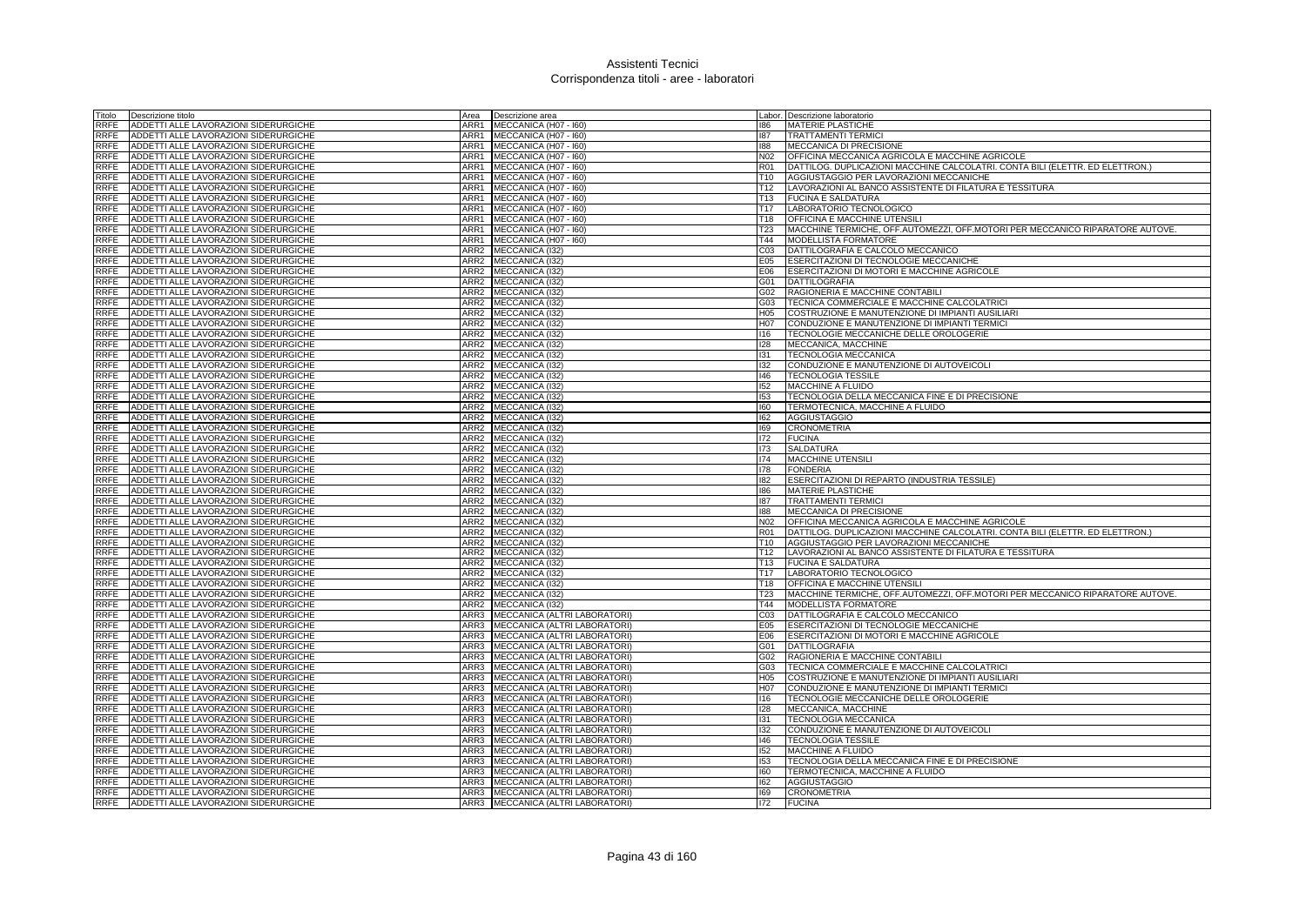# Assistenti Tecnici
## Corrispondenza titoli - aree - laboratori

| Titolo | Descrizione titolo | Area | Descrizione area | Labor. | Descrizione laboratorio |
|---|---|---|---|---|---|
| RRFE | ADDETTI ALLE LAVORAZIONI SIDERURGICHE | ARR1 | MECCANICA (H07 - I60) | I86 | MATERIE PLASTICHE |
| RRFE | ADDETTI ALLE LAVORAZIONI SIDERURGICHE | ARR1 | MECCANICA (H07 - I60) | I87 | TRATTAMENTI TERMICI |
| RRFE | ADDETTI ALLE LAVORAZIONI SIDERURGICHE | ARR1 | MECCANICA (H07 - I60) | I88 | MECCANICA DI PRECISIONE |
| RRFE | ADDETTI ALLE LAVORAZIONI SIDERURGICHE | ARR1 | MECCANICA (H07 - I60) | N02 | OFFICINA MECCANICA AGRICOLA E MACCHINE AGRICOLE |
| RRFE | ADDETTI ALLE LAVORAZIONI SIDERURGICHE | ARR1 | MECCANICA (H07 - I60) | R01 | DATTILOG. DUPLICAZIONI MACCHINE CALCOLATRI. CONTA BILI (ELETTR. ED ELETTRON.) |
| RRFE | ADDETTI ALLE LAVORAZIONI SIDERURGICHE | ARR1 | MECCANICA (H07 - I60) | T10 | AGGIUSTAGGIO PER LAVORAZIONI MECCANICHE |
| RRFE | ADDETTI ALLE LAVORAZIONI SIDERURGICHE | ARR1 | MECCANICA (H07 - I60) | T12 | LAVORAZIONI AL BANCO ASSISTENTE DI FILATURA E TESSITURA |
| RRFE | ADDETTI ALLE LAVORAZIONI SIDERURGICHE | ARR1 | MECCANICA (H07 - I60) | T13 | FUCINA E SALDATURA |
| RRFE | ADDETTI ALLE LAVORAZIONI SIDERURGICHE | ARR1 | MECCANICA (H07 - I60) | T17 | LABORATORIO TECNOLOGICO |
| RRFE | ADDETTI ALLE LAVORAZIONI SIDERURGICHE | ARR1 | MECCANICA (H07 - I60) | T18 | OFFICINA E MACCHINE UTENSILI |
| RRFE | ADDETTI ALLE LAVORAZIONI SIDERURGICHE | ARR1 | MECCANICA (H07 - I60) | T23 | MACCHINE TERMICHE, OFF.AUTOMEZZI, OFF.MOTORI PER MECCANICO RIPARATORE AUTOVE. |
| RRFE | ADDETTI ALLE LAVORAZIONI SIDERURGICHE | ARR1 | MECCANICA (H07 - I60) | T44 | MODELLISTA FORMATORE |
| RRFE | ADDETTI ALLE LAVORAZIONI SIDERURGICHE | ARR2 | MECCANICA (I32) | C03 | DATTILOGRAFIA E CALCOLO MECCANICO |
| RRFE | ADDETTI ALLE LAVORAZIONI SIDERURGICHE | ARR2 | MECCANICA (I32) | E05 | ESERCITAZIONI DI TECNOLOGIE MECCANICHE |
| RRFE | ADDETTI ALLE LAVORAZIONI SIDERURGICHE | ARR2 | MECCANICA (I32) | E06 | ESERCITAZIONI DI MOTORI E MACCHINE AGRICOLE |
| RRFE | ADDETTI ALLE LAVORAZIONI SIDERURGICHE | ARR2 | MECCANICA (I32) | G01 | DATTILOGRAFIA |
| RRFE | ADDETTI ALLE LAVORAZIONI SIDERURGICHE | ARR2 | MECCANICA (I32) | G02 | RAGIONERIA E MACCHINE CONTABILI |
| RRFE | ADDETTI ALLE LAVORAZIONI SIDERURGICHE | ARR2 | MECCANICA (I32) | G03 | TECNICA COMMERCIALE E MACCHINE CALCOLATRICI |
| RRFE | ADDETTI ALLE LAVORAZIONI SIDERURGICHE | ARR2 | MECCANICA (I32) | H05 | COSTRUZIONE E MANUTENZIONE DI IMPIANTI AUSILIARI |
| RRFE | ADDETTI ALLE LAVORAZIONI SIDERURGICHE | ARR2 | MECCANICA (I32) | H07 | CONDUZIONE E MANUTENZIONE DI IMPIANTI TERMICI |
| RRFE | ADDETTI ALLE LAVORAZIONI SIDERURGICHE | ARR2 | MECCANICA (I32) | I16 | TECNOLOGIE MECCANICHE DELLE OROLOGERIE |
| RRFE | ADDETTI ALLE LAVORAZIONI SIDERURGICHE | ARR2 | MECCANICA (I32) | I28 | MECCANICA, MACCHINE |
| RRFE | ADDETTI ALLE LAVORAZIONI SIDERURGICHE | ARR2 | MECCANICA (I32) | I31 | TECNOLOGIA MECCANICA |
| RRFE | ADDETTI ALLE LAVORAZIONI SIDERURGICHE | ARR2 | MECCANICA (I32) | I32 | CONDUZIONE E MANUTENZIONE DI AUTOVEICOLI |
| RRFE | ADDETTI ALLE LAVORAZIONI SIDERURGICHE | ARR2 | MECCANICA (I32) | I46 | TECNOLOGIA TESSILE |
| RRFE | ADDETTI ALLE LAVORAZIONI SIDERURGICHE | ARR2 | MECCANICA (I32) | I52 | MACCHINE A FLUIDO |
| RRFE | ADDETTI ALLE LAVORAZIONI SIDERURGICHE | ARR2 | MECCANICA (I32) | I53 | TECNOLOGIA DELLA MECCANICA FINE E DI PRECISIONE |
| RRFE | ADDETTI ALLE LAVORAZIONI SIDERURGICHE | ARR2 | MECCANICA (I32) | I60 | TERMOTECNICA, MACCHINE A FLUIDO |
| RRFE | ADDETTI ALLE LAVORAZIONI SIDERURGICHE | ARR2 | MECCANICA (I32) | I62 | AGGIUSTAGGIO |
| RRFE | ADDETTI ALLE LAVORAZIONI SIDERURGICHE | ARR2 | MECCANICA (I32) | I69 | CRONOMETRIA |
| RRFE | ADDETTI ALLE LAVORAZIONI SIDERURGICHE | ARR2 | MECCANICA (I32) | I72 | FUCINA |
| RRFE | ADDETTI ALLE LAVORAZIONI SIDERURGICHE | ARR2 | MECCANICA (I32) | I73 | SALDATURA |
| RRFE | ADDETTI ALLE LAVORAZIONI SIDERURGICHE | ARR2 | MECCANICA (I32) | I74 | MACCHINE UTENSILI |
| RRFE | ADDETTI ALLE LAVORAZIONI SIDERURGICHE | ARR2 | MECCANICA (I32) | I78 | FONDERIA |
| RRFE | ADDETTI ALLE LAVORAZIONI SIDERURGICHE | ARR2 | MECCANICA (I32) | I82 | ESERCITAZIONI DI REPARTO (INDUSTRIA TESSILE) |
| RRFE | ADDETTI ALLE LAVORAZIONI SIDERURGICHE | ARR2 | MECCANICA (I32) | I86 | MATERIE PLASTICHE |
| RRFE | ADDETTI ALLE LAVORAZIONI SIDERURGICHE | ARR2 | MECCANICA (I32) | I87 | TRATTAMENTI TERMICI |
| RRFE | ADDETTI ALLE LAVORAZIONI SIDERURGICHE | ARR2 | MECCANICA (I32) | I88 | MECCANICA DI PRECISIONE |
| RRFE | ADDETTI ALLE LAVORAZIONI SIDERURGICHE | ARR2 | MECCANICA (I32) | N02 | OFFICINA MECCANICA AGRICOLA E MACCHINE AGRICOLE |
| RRFE | ADDETTI ALLE LAVORAZIONI SIDERURGICHE | ARR2 | MECCANICA (I32) | R01 | DATTILOG. DUPLICAZIONI MACCHINE CALCOLATRI. CONTA BILI (ELETTR. ED ELETTRON.) |
| RRFE | ADDETTI ALLE LAVORAZIONI SIDERURGICHE | ARR2 | MECCANICA (I32) | T10 | AGGIUSTAGGIO PER LAVORAZIONI MECCANICHE |
| RRFE | ADDETTI ALLE LAVORAZIONI SIDERURGICHE | ARR2 | MECCANICA (I32) | T12 | LAVORAZIONI AL BANCO ASSISTENTE DI FILATURA E TESSITURA |
| RRFE | ADDETTI ALLE LAVORAZIONI SIDERURGICHE | ARR2 | MECCANICA (I32) | T13 | FUCINA E SALDATURA |
| RRFE | ADDETTI ALLE LAVORAZIONI SIDERURGICHE | ARR2 | MECCANICA (I32) | T17 | LABORATORIO TECNOLOGICO |
| RRFE | ADDETTI ALLE LAVORAZIONI SIDERURGICHE | ARR2 | MECCANICA (I32) | T18 | OFFICINA E MACCHINE UTENSILI |
| RRFE | ADDETTI ALLE LAVORAZIONI SIDERURGICHE | ARR2 | MECCANICA (I32) | T23 | MACCHINE TERMICHE, OFF.AUTOMEZZI, OFF.MOTORI PER MECCANICO RIPARATORE AUTOVE. |
| RRFE | ADDETTI ALLE LAVORAZIONI SIDERURGICHE | ARR2 | MECCANICA (I32) | T44 | MODELLISTA FORMATORE |
| RRFE | ADDETTI ALLE LAVORAZIONI SIDERURGICHE | ARR3 | MECCANICA (ALTRI LABORATORI) | C03 | DATTILOGRAFIA E CALCOLO MECCANICO |
| RRFE | ADDETTI ALLE LAVORAZIONI SIDERURGICHE | ARR3 | MECCANICA (ALTRI LABORATORI) | E05 | ESERCITAZIONI DI TECNOLOGIE MECCANICHE |
| RRFE | ADDETTI ALLE LAVORAZIONI SIDERURGICHE | ARR3 | MECCANICA (ALTRI LABORATORI) | E06 | ESERCITAZIONI DI MOTORI E MACCHINE AGRICOLE |
| RRFE | ADDETTI ALLE LAVORAZIONI SIDERURGICHE | ARR3 | MECCANICA (ALTRI LABORATORI) | G01 | DATTILOGRAFIA |
| RRFE | ADDETTI ALLE LAVORAZIONI SIDERURGICHE | ARR3 | MECCANICA (ALTRI LABORATORI) | G02 | RAGIONERIA E MACCHINE CONTABILI |
| RRFE | ADDETTI ALLE LAVORAZIONI SIDERURGICHE | ARR3 | MECCANICA (ALTRI LABORATORI) | G03 | TECNICA COMMERCIALE E MACCHINE CALCOLATRICI |
| RRFE | ADDETTI ALLE LAVORAZIONI SIDERURGICHE | ARR3 | MECCANICA (ALTRI LABORATORI) | H05 | COSTRUZIONE E MANUTENZIONE DI IMPIANTI AUSILIARI |
| RRFE | ADDETTI ALLE LAVORAZIONI SIDERURGICHE | ARR3 | MECCANICA (ALTRI LABORATORI) | H07 | CONDUZIONE E MANUTENZIONE DI IMPIANTI TERMICI |
| RRFE | ADDETTI ALLE LAVORAZIONI SIDERURGICHE | ARR3 | MECCANICA (ALTRI LABORATORI) | I16 | TECNOLOGIE MECCANICHE DELLE OROLOGERIE |
| RRFE | ADDETTI ALLE LAVORAZIONI SIDERURGICHE | ARR3 | MECCANICA (ALTRI LABORATORI) | I28 | MECCANICA, MACCHINE |
| RRFE | ADDETTI ALLE LAVORAZIONI SIDERURGICHE | ARR3 | MECCANICA (ALTRI LABORATORI) | I31 | TECNOLOGIA MECCANICA |
| RRFE | ADDETTI ALLE LAVORAZIONI SIDERURGICHE | ARR3 | MECCANICA (ALTRI LABORATORI) | I32 | CONDUZIONE E MANUTENZIONE DI AUTOVEICOLI |
| RRFE | ADDETTI ALLE LAVORAZIONI SIDERURGICHE | ARR3 | MECCANICA (ALTRI LABORATORI) | I46 | TECNOLOGIA TESSILE |
| RRFE | ADDETTI ALLE LAVORAZIONI SIDERURGICHE | ARR3 | MECCANICA (ALTRI LABORATORI) | I52 | MACCHINE A FLUIDO |
| RRFE | ADDETTI ALLE LAVORAZIONI SIDERURGICHE | ARR3 | MECCANICA (ALTRI LABORATORI) | I53 | TECNOLOGIA DELLA MECCANICA FINE E DI PRECISIONE |
| RRFE | ADDETTI ALLE LAVORAZIONI SIDERURGICHE | ARR3 | MECCANICA (ALTRI LABORATORI) | I60 | TERMOTECNICA, MACCHINE A FLUIDO |
| RRFE | ADDETTI ALLE LAVORAZIONI SIDERURGICHE | ARR3 | MECCANICA (ALTRI LABORATORI) | I62 | AGGIUSTAGGIO |
| RRFE | ADDETTI ALLE LAVORAZIONI SIDERURGICHE | ARR3 | MECCANICA (ALTRI LABORATORI) | I69 | CRONOMETRIA |
| RRFE | ADDETTI ALLE LAVORAZIONI SIDERURGICHE | ARR3 | MECCANICA (ALTRI LABORATORI) | I72 | FUCINA |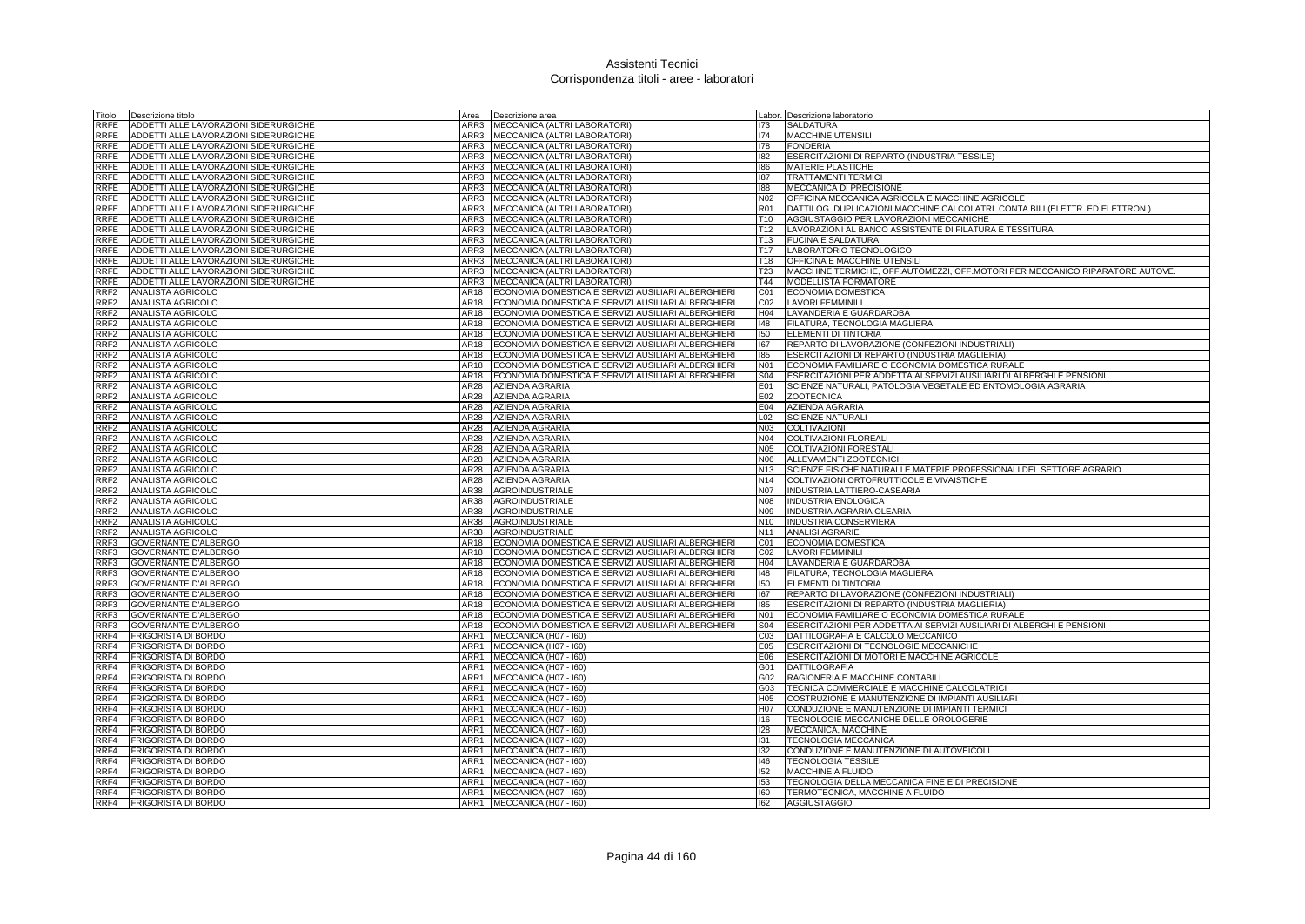# Assistenti Tecnici
## Corrispondenza titoli - aree - laboratori

| Titolo | Descrizione titolo | Area | Descrizione area | Labor. | Descrizione laboratorio |
|---|---|---|---|---|---|
| RRFE | ADDETTI ALLE LAVORAZIONI SIDERURGICHE | ARR3 | MECCANICA (ALTRI LABORATORI) | I73 | SALDATURA |
| RRFE | ADDETTI ALLE LAVORAZIONI SIDERURGICHE | ARR3 | MECCANICA (ALTRI LABORATORI) | I74 | MACCHINE UTENSILI |
| RRFE | ADDETTI ALLE LAVORAZIONI SIDERURGICHE | ARR3 | MECCANICA (ALTRI LABORATORI) | I78 | FONDERIA |
| RRFE | ADDETTI ALLE LAVORAZIONI SIDERURGICHE | ARR3 | MECCANICA (ALTRI LABORATORI) | I82 | ESERCITAZIONI DI REPARTO (INDUSTRIA TESSILE) |
| RRFE | ADDETTI ALLE LAVORAZIONI SIDERURGICHE | ARR3 | MECCANICA (ALTRI LABORATORI) | I86 | MATERIE PLASTICHE |
| RRFE | ADDETTI ALLE LAVORAZIONI SIDERURGICHE | ARR3 | MECCANICA (ALTRI LABORATORI) | I87 | TRATTAMENTI TERMICI |
| RRFE | ADDETTI ALLE LAVORAZIONI SIDERURGICHE | ARR3 | MECCANICA (ALTRI LABORATORI) | I88 | MECCANICA DI PRECISIONE |
| RRFE | ADDETTI ALLE LAVORAZIONI SIDERURGICHE | ARR3 | MECCANICA (ALTRI LABORATORI) | N02 | OFFICINA MECCANICA AGRICOLA E MACCHINE AGRICOLE |
| RRFE | ADDETTI ALLE LAVORAZIONI SIDERURGICHE | ARR3 | MECCANICA (ALTRI LABORATORI) | R01 | DATTILOG. DUPLICAZIONI MACCHINE CALCOLATRI. CONTA BILI (ELETTR. ED ELETTRON.) |
| RRFE | ADDETTI ALLE LAVORAZIONI SIDERURGICHE | ARR3 | MECCANICA (ALTRI LABORATORI) | T10 | AGGIUSTAGGIO PER LAVORAZIONI MECCANICHE |
| RRFE | ADDETTI ALLE LAVORAZIONI SIDERURGICHE | ARR3 | MECCANICA (ALTRI LABORATORI) | T12 | LAVORAZIONI AL BANCO ASSISTENTE DI FILATURA E TESSITURA |
| RRFE | ADDETTI ALLE LAVORAZIONI SIDERURGICHE | ARR3 | MECCANICA (ALTRI LABORATORI) | T13 | FUCINA E SALDATURA |
| RRFE | ADDETTI ALLE LAVORAZIONI SIDERURGICHE | ARR3 | MECCANICA (ALTRI LABORATORI) | T17 | LABORATORIO TECNOLOGICO |
| RRFE | ADDETTI ALLE LAVORAZIONI SIDERURGICHE | ARR3 | MECCANICA (ALTRI LABORATORI) | T18 | OFFICINA E MACCHINE UTENSILI |
| RRFE | ADDETTI ALLE LAVORAZIONI SIDERURGICHE | ARR3 | MECCANICA (ALTRI LABORATORI) | T23 | MACCHINE TERMICHE, OFF.AUTOMEZZI, OFF.MOTORI PER MECCANICO RIPARATORE AUTOVE. |
| RRFE | ADDETTI ALLE LAVORAZIONI SIDERURGICHE | ARR3 | MECCANICA (ALTRI LABORATORI) | T44 | MODELLISTA FORMATORE |
| RRF2 | ANALISTA AGRICOLO | AR18 | ECONOMIA DOMESTICA E SERVIZI AUSILIARI ALBERGHIERI | C01 | ECONOMIA DOMESTICA |
| RRF2 | ANALISTA AGRICOLO | AR18 | ECONOMIA DOMESTICA E SERVIZI AUSILIARI ALBERGHIERI | C02 | LAVORI FEMMINILI |
| RRF2 | ANALISTA AGRICOLO | AR18 | ECONOMIA DOMESTICA E SERVIZI AUSILIARI ALBERGHIERI | H04 | LAVANDERIA E GUARDAROBA |
| RRF2 | ANALISTA AGRICOLO | AR18 | ECONOMIA DOMESTICA E SERVIZI AUSILIARI ALBERGHIERI | I48 | FILATURA, TECNOLOGIA MAGLIERA |
| RRF2 | ANALISTA AGRICOLO | AR18 | ECONOMIA DOMESTICA E SERVIZI AUSILIARI ALBERGHIERI | I50 | ELEMENTI DI TINTORIA |
| RRF2 | ANALISTA AGRICOLO | AR18 | ECONOMIA DOMESTICA E SERVIZI AUSILIARI ALBERGHIERI | I67 | REPARTO DI LAVORAZIONE (CONFEZIONI INDUSTRIALI) |
| RRF2 | ANALISTA AGRICOLO | AR18 | ECONOMIA DOMESTICA E SERVIZI AUSILIARI ALBERGHIERI | I85 | ESERCITAZIONI DI REPARTO (INDUSTRIA MAGLIERIA) |
| RRF2 | ANALISTA AGRICOLO | AR18 | ECONOMIA DOMESTICA E SERVIZI AUSILIARI ALBERGHIERI | N01 | ECONOMIA FAMILIARE O ECONOMIA DOMESTICA RURALE |
| RRF2 | ANALISTA AGRICOLO | AR18 | ECONOMIA DOMESTICA E SERVIZI AUSILIARI ALBERGHIERI | S04 | ESERCITAZIONI PER ADDETTA AI SERVIZI AUSILIARI DI ALBERGHI E PENSIONI |
| RRF2 | ANALISTA AGRICOLO | AR28 | AZIENDA AGRARIA | E01 | SCIENZE NATURALI, PATOLOGIA VEGETALE ED ENTOMOLOGIA AGRARIA |
| RRF2 | ANALISTA AGRICOLO | AR28 | AZIENDA AGRARIA | E02 | ZOOTECNICA |
| RRF2 | ANALISTA AGRICOLO | AR28 | AZIENDA AGRARIA | E04 | AZIENDA AGRARIA |
| RRF2 | ANALISTA AGRICOLO | AR28 | AZIENDA AGRARIA | L02 | SCIENZE NATURALI |
| RRF2 | ANALISTA AGRICOLO | AR28 | AZIENDA AGRARIA | N03 | COLTIVAZIONI |
| RRF2 | ANALISTA AGRICOLO | AR28 | AZIENDA AGRARIA | N04 | COLTIVAZIONI FLOREALI |
| RRF2 | ANALISTA AGRICOLO | AR28 | AZIENDA AGRARIA | N05 | COLTIVAZIONI FORESTALI |
| RRF2 | ANALISTA AGRICOLO | AR28 | AZIENDA AGRARIA | N06 | ALLEVAMENTI ZOOTECNICI |
| RRF2 | ANALISTA AGRICOLO | AR28 | AZIENDA AGRARIA | N13 | SCIENZE FISICHE NATURALI E MATERIE PROFESSIONALI DEL SETTORE AGRARIO |
| RRF2 | ANALISTA AGRICOLO | AR28 | AZIENDA AGRARIA | N14 | COLTIVAZIONI ORTOFRUTTICOLE E VIVAISTICHE |
| RRF2 | ANALISTA AGRICOLO | AR38 | AGROINDUSTRIALE | N07 | INDUSTRIA LATTIERO-CASEARIA |
| RRF2 | ANALISTA AGRICOLO | AR38 | AGROINDUSTRIALE | N08 | INDUSTRIA ENOLOGICA |
| RRF2 | ANALISTA AGRICOLO | AR38 | AGROINDUSTRIALE | N09 | INDUSTRIA AGRARIA OLEARIA |
| RRF2 | ANALISTA AGRICOLO | AR38 | AGROINDUSTRIALE | N10 | INDUSTRIA CONSERVIERA |
| RRF2 | ANALISTA AGRICOLO | AR38 | AGROINDUSTRIALE | N11 | ANALISI AGRARIE |
| RRF3 | GOVERNANTE D'ALBERGO | AR18 | ECONOMIA DOMESTICA E SERVIZI AUSILIARI ALBERGHIERI | C01 | ECONOMIA DOMESTICA |
| RRF3 | GOVERNANTE D'ALBERGO | AR18 | ECONOMIA DOMESTICA E SERVIZI AUSILIARI ALBERGHIERI | C02 | LAVORI FEMMINILI |
| RRF3 | GOVERNANTE D'ALBERGO | AR18 | ECONOMIA DOMESTICA E SERVIZI AUSILIARI ALBERGHIERI | H04 | LAVANDERIA E GUARDAROBA |
| RRF3 | GOVERNANTE D'ALBERGO | AR18 | ECONOMIA DOMESTICA E SERVIZI AUSILIARI ALBERGHIERI | I48 | FILATURA, TECNOLOGIA MAGLIERA |
| RRF3 | GOVERNANTE D'ALBERGO | AR18 | ECONOMIA DOMESTICA E SERVIZI AUSILIARI ALBERGHIERI | I50 | ELEMENTI DI TINTORIA |
| RRF3 | GOVERNANTE D'ALBERGO | AR18 | ECONOMIA DOMESTICA E SERVIZI AUSILIARI ALBERGHIERI | I67 | REPARTO DI LAVORAZIONE (CONFEZIONI INDUSTRIALI) |
| RRF3 | GOVERNANTE D'ALBERGO | AR18 | ECONOMIA DOMESTICA E SERVIZI AUSILIARI ALBERGHIERI | I85 | ESERCITAZIONI DI REPARTO (INDUSTRIA MAGLIERIA) |
| RRF3 | GOVERNANTE D'ALBERGO | AR18 | ECONOMIA DOMESTICA E SERVIZI AUSILIARI ALBERGHIERI | N01 | ECONOMIA FAMILIARE O ECONOMIA DOMESTICA RURALE |
| RRF3 | GOVERNANTE D'ALBERGO | AR18 | ECONOMIA DOMESTICA E SERVIZI AUSILIARI ALBERGHIERI | S04 | ESERCITAZIONI PER ADDETTA AI SERVIZI AUSILIARI DI ALBERGHI E PENSIONI |
| RRF4 | FRIGORISTA DI BORDO | ARR1 | MECCANICA (H07 - I60) | C03 | DATTILOGRAFIA E CALCOLO MECCANICO |
| RRF4 | FRIGORISTA DI BORDO | ARR1 | MECCANICA (H07 - I60) | E05 | ESERCITAZIONI DI TECNOLOGIE MECCANICHE |
| RRF4 | FRIGORISTA DI BORDO | ARR1 | MECCANICA (H07 - I60) | E06 | ESERCITAZIONI DI MOTORI E MACCHINE AGRICOLE |
| RRF4 | FRIGORISTA DI BORDO | ARR1 | MECCANICA (H07 - I60) | G01 | DATTILOGRAFIA |
| RRF4 | FRIGORISTA DI BORDO | ARR1 | MECCANICA (H07 - I60) | G02 | RAGIONERIA E MACCHINE CONTABILI |
| RRF4 | FRIGORISTA DI BORDO | ARR1 | MECCANICA (H07 - I60) | G03 | TECNICA COMMERCIALE E MACCHINE CALCOLATRICI |
| RRF4 | FRIGORISTA DI BORDO | ARR1 | MECCANICA (H07 - I60) | H05 | COSTRUZIONE E MANUTENZIONE DI IMPIANTI AUSILIARI |
| RRF4 | FRIGORISTA DI BORDO | ARR1 | MECCANICA (H07 - I60) | H07 | CONDUZIONE E MANUTENZIONE DI IMPIANTI TERMICI |
| RRF4 | FRIGORISTA DI BORDO | ARR1 | MECCANICA (H07 - I60) | I16 | TECNOLOGIE MECCANICHE DELLE OROLOGERIE |
| RRF4 | FRIGORISTA DI BORDO | ARR1 | MECCANICA (H07 - I60) | I28 | MECCANICA, MACCHINE |
| RRF4 | FRIGORISTA DI BORDO | ARR1 | MECCANICA (H07 - I60) | I31 | TECNOLOGIA MECCANICA |
| RRF4 | FRIGORISTA DI BORDO | ARR1 | MECCANICA (H07 - I60) | I32 | CONDUZIONE E MANUTENZIONE DI AUTOVEICOLI |
| RRF4 | FRIGORISTA DI BORDO | ARR1 | MECCANICA (H07 - I60) | I46 | TECNOLOGIA TESSILE |
| RRF4 | FRIGORISTA DI BORDO | ARR1 | MECCANICA (H07 - I60) | I52 | MACCHINE A FLUIDO |
| RRF4 | FRIGORISTA DI BORDO | ARR1 | MECCANICA (H07 - I60) | I53 | TECNOLOGIA DELLA MECCANICA FINE E DI PRECISIONE |
| RRF4 | FRIGORISTA DI BORDO | ARR1 | MECCANICA (H07 - I60) | I60 | TERMOTECNICA, MACCHINE A FLUIDO |
| RRF4 | FRIGORISTA DI BORDO | ARR1 | MECCANICA (H07 - I60) | I62 | AGGIUSTAGGIO |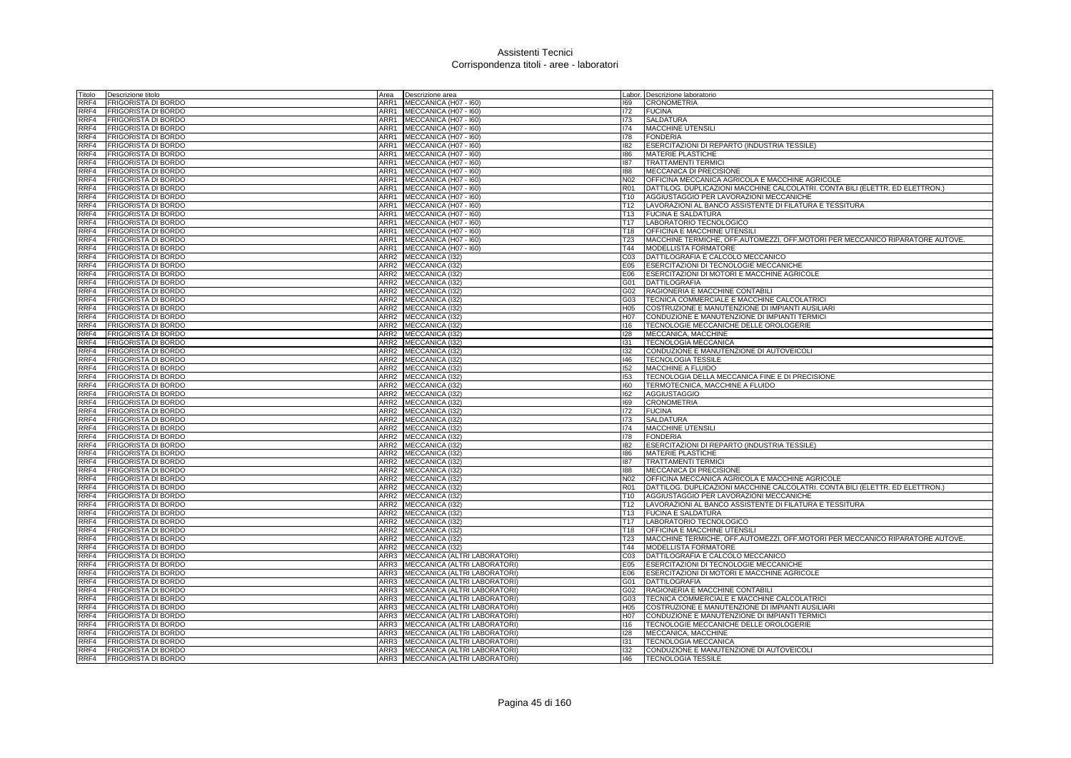# Assistenti Tecnici
## Corrispondenza titoli - aree - laboratori

| Titolo | Descrizione titolo | Area | Descrizione area | Labor. | Descrizione laboratorio |
|---|---|---|---|---|---|
| RRF4 | FRIGORISTA DI BORDO | ARR1 | MECCANICA (H07 - I60) | I69 | CRONOMETRIA |
| RRF4 | FRIGORISTA DI BORDO | ARR1 | MECCANICA (H07 - I60) | I72 | FUCINA |
| RRF4 | FRIGORISTA DI BORDO | ARR1 | MECCANICA (H07 - I60) | I73 | SALDATURA |
| RRF4 | FRIGORISTA DI BORDO | ARR1 | MECCANICA (H07 - I60) | I74 | MACCHINE UTENSILI |
| RRF4 | FRIGORISTA DI BORDO | ARR1 | MECCANICA (H07 - I60) | I78 | FONDERIA |
| RRF4 | FRIGORISTA DI BORDO | ARR1 | MECCANICA (H07 - I60) | I82 | ESERCITAZIONI DI REPARTO (INDUSTRIA TESSILE) |
| RRF4 | FRIGORISTA DI BORDO | ARR1 | MECCANICA (H07 - I60) | I86 | MATERIE PLASTICHE |
| RRF4 | FRIGORISTA DI BORDO | ARR1 | MECCANICA (H07 - I60) | I87 | TRATTAMENTI TERMICI |
| RRF4 | FRIGORISTA DI BORDO | ARR1 | MECCANICA (H07 - I60) | I88 | MECCANICA DI PRECISIONE |
| RRF4 | FRIGORISTA DI BORDO | ARR1 | MECCANICA (H07 - I60) | N02 | OFFICINA MECCANICA AGRICOLA E MACCHINE AGRICOLE |
| RRF4 | FRIGORISTA DI BORDO | ARR1 | MECCANICA (H07 - I60) | R01 | DATTILOG. DUPLICAZIONI MACCHINE CALCOLATRI. CONTA BILI (ELETTR. ED ELETTRON.) |
| RRF4 | FRIGORISTA DI BORDO | ARR1 | MECCANICA (H07 - I60) | T10 | AGGIUSTAGGIO PER LAVORAZIONI MECCANICHE |
| RRF4 | FRIGORISTA DI BORDO | ARR1 | MECCANICA (H07 - I60) | T12 | LAVORAZIONI AL BANCO ASSISTENTE DI FILATURA E TESSITURA |
| RRF4 | FRIGORISTA DI BORDO | ARR1 | MECCANICA (H07 - I60) | T13 | FUCINA E SALDATURA |
| RRF4 | FRIGORISTA DI BORDO | ARR1 | MECCANICA (H07 - I60) | T17 | LABORATORIO TECNOLOGICO |
| RRF4 | FRIGORISTA DI BORDO | ARR1 | MECCANICA (H07 - I60) | T18 | OFFICINA E MACCHINE UTENSILI |
| RRF4 | FRIGORISTA DI BORDO | ARR1 | MECCANICA (H07 - I60) | T23 | MACCHINE TERMICHE, OFF.AUTOMEZZI, OFF.MOTORI PER MECCANICO RIPARATORE AUTOVE. |
| RRF4 | FRIGORISTA DI BORDO | ARR1 | MECCANICA (H07 - I60) | T44 | MODELLISTA FORMATORE |
| RRF4 | FRIGORISTA DI BORDO | ARR2 | MECCANICA (I32) | C03 | DATTILOGRAFIA E CALCOLO MECCANICO |
| RRF4 | FRIGORISTA DI BORDO | ARR2 | MECCANICA (I32) | E05 | ESERCITAZIONI DI TECNOLOGIE MECCANICHE |
| RRF4 | FRIGORISTA DI BORDO | ARR2 | MECCANICA (I32) | E06 | ESERCITAZIONI DI MOTORI E MACCHINE AGRICOLE |
| RRF4 | FRIGORISTA DI BORDO | ARR2 | MECCANICA (I32) | G01 | DATTILOGRAFIA |
| RRF4 | FRIGORISTA DI BORDO | ARR2 | MECCANICA (I32) | G02 | RAGIONERIA E MACCHINE CONTABILI |
| RRF4 | FRIGORISTA DI BORDO | ARR2 | MECCANICA (I32) | G03 | TECNICA COMMERCIALE E MACCHINE CALCOLATRICI |
| RRF4 | FRIGORISTA DI BORDO | ARR2 | MECCANICA (I32) | H05 | COSTRUZIONE E MANUTENZIONE DI IMPIANTI AUSILIARI |
| RRF4 | FRIGORISTA DI BORDO | ARR2 | MECCANICA (I32) | H07 | CONDUZIONE E MANUTENZIONE DI IMPIANTI TERMICI |
| RRF4 | FRIGORISTA DI BORDO | ARR2 | MECCANICA (I32) | I16 | TECNOLOGIE MECCANICHE DELLE OROLOGERIE |
| RRF4 | FRIGORISTA DI BORDO | ARR2 | MECCANICA (I32) | I28 | MECCANICA, MACCHINE |
| RRF4 | FRIGORISTA DI BORDO | ARR2 | MECCANICA (I32) | I31 | TECNOLOGIA MECCANICA |
| RRF4 | FRIGORISTA DI BORDO | ARR2 | MECCANICA (I32) | I32 | CONDUZIONE E MANUTENZIONE DI AUTOVEICOLI |
| RRF4 | FRIGORISTA DI BORDO | ARR2 | MECCANICA (I32) | I46 | TECNOLOGIA TESSILE |
| RRF4 | FRIGORISTA DI BORDO | ARR2 | MECCANICA (I32) | I52 | MACCHINE A FLUIDO |
| RRF4 | FRIGORISTA DI BORDO | ARR2 | MECCANICA (I32) | I53 | TECNOLOGIA DELLA MECCANICA FINE E DI PRECISIONE |
| RRF4 | FRIGORISTA DI BORDO | ARR2 | MECCANICA (I32) | I60 | TERMOTECNICA, MACCHINE A FLUIDO |
| RRF4 | FRIGORISTA DI BORDO | ARR2 | MECCANICA (I32) | I62 | AGGIUSTAGGIO |
| RRF4 | FRIGORISTA DI BORDO | ARR2 | MECCANICA (I32) | I69 | CRONOMETRIA |
| RRF4 | FRIGORISTA DI BORDO | ARR2 | MECCANICA (I32) | I72 | FUCINA |
| RRF4 | FRIGORISTA DI BORDO | ARR2 | MECCANICA (I32) | I73 | SALDATURA |
| RRF4 | FRIGORISTA DI BORDO | ARR2 | MECCANICA (I32) | I74 | MACCHINE UTENSILI |
| RRF4 | FRIGORISTA DI BORDO | ARR2 | MECCANICA (I32) | I78 | FONDERIA |
| RRF4 | FRIGORISTA DI BORDO | ARR2 | MECCANICA (I32) | I82 | ESERCITAZIONI DI REPARTO (INDUSTRIA TESSILE) |
| RRF4 | FRIGORISTA DI BORDO | ARR2 | MECCANICA (I32) | I86 | MATERIE PLASTICHE |
| RRF4 | FRIGORISTA DI BORDO | ARR2 | MECCANICA (I32) | I87 | TRATTAMENTI TERMICI |
| RRF4 | FRIGORISTA DI BORDO | ARR2 | MECCANICA (I32) | I88 | MECCANICA DI PRECISIONE |
| RRF4 | FRIGORISTA DI BORDO | ARR2 | MECCANICA (I32) | N02 | OFFICINA MECCANICA AGRICOLA E MACCHINE AGRICOLE |
| RRF4 | FRIGORISTA DI BORDO | ARR2 | MECCANICA (I32) | R01 | DATTILOG. DUPLICAZIONI MACCHINE CALCOLATRI. CONTA BILI (ELETTR. ED ELETTRON.) |
| RRF4 | FRIGORISTA DI BORDO | ARR2 | MECCANICA (I32) | T10 | AGGIUSTAGGIO PER LAVORAZIONI MECCANICHE |
| RRF4 | FRIGORISTA DI BORDO | ARR2 | MECCANICA (I32) | T12 | LAVORAZIONI AL BANCO ASSISTENTE DI FILATURA E TESSITURA |
| RRF4 | FRIGORISTA DI BORDO | ARR2 | MECCANICA (I32) | T13 | FUCINA E SALDATURA |
| RRF4 | FRIGORISTA DI BORDO | ARR2 | MECCANICA (I32) | T17 | LABORATORIO TECNOLOGICO |
| RRF4 | FRIGORISTA DI BORDO | ARR2 | MECCANICA (I32) | T18 | OFFICINA E MACCHINE UTENSILI |
| RRF4 | FRIGORISTA DI BORDO | ARR2 | MECCANICA (I32) | T23 | MACCHINE TERMICHE, OFF.AUTOMEZZI, OFF.MOTORI PER MECCANICO RIPARATORE AUTOVE. |
| RRF4 | FRIGORISTA DI BORDO | ARR2 | MECCANICA (I32) | T44 | MODELLISTA FORMATORE |
| RRF4 | FRIGORISTA DI BORDO | ARR3 | MECCANICA (ALTRI LABORATORI) | C03 | DATTILOGRAFIA E CALCOLO MECCANICO |
| RRF4 | FRIGORISTA DI BORDO | ARR3 | MECCANICA (ALTRI LABORATORI) | E05 | ESERCITAZIONI DI TECNOLOGIE MECCANICHE |
| RRF4 | FRIGORISTA DI BORDO | ARR3 | MECCANICA (ALTRI LABORATORI) | E06 | ESERCITAZIONI DI MOTORI E MACCHINE AGRICOLE |
| RRF4 | FRIGORISTA DI BORDO | ARR3 | MECCANICA (ALTRI LABORATORI) | G01 | DATTILOGRAFIA |
| RRF4 | FRIGORISTA DI BORDO | ARR3 | MECCANICA (ALTRI LABORATORI) | G02 | RAGIONERIA E MACCHINE CONTABILI |
| RRF4 | FRIGORISTA DI BORDO | ARR3 | MECCANICA (ALTRI LABORATORI) | G03 | TECNICA COMMERCIALE E MACCHINE CALCOLATRICI |
| RRF4 | FRIGORISTA DI BORDO | ARR3 | MECCANICA (ALTRI LABORATORI) | H05 | COSTRUZIONE E MANUTENZIONE DI IMPIANTI AUSILIARI |
| RRF4 | FRIGORISTA DI BORDO | ARR3 | MECCANICA (ALTRI LABORATORI) | H07 | CONDUZIONE E MANUTENZIONE DI IMPIANTI TERMICI |
| RRF4 | FRIGORISTA DI BORDO | ARR3 | MECCANICA (ALTRI LABORATORI) | I16 | TECNOLOGIE MECCANICHE DELLE OROLOGERIE |
| RRF4 | FRIGORISTA DI BORDO | ARR3 | MECCANICA (ALTRI LABORATORI) | I28 | MECCANICA, MACCHINE |
| RRF4 | FRIGORISTA DI BORDO | ARR3 | MECCANICA (ALTRI LABORATORI) | I31 | TECNOLOGIA MECCANICA |
| RRF4 | FRIGORISTA DI BORDO | ARR3 | MECCANICA (ALTRI LABORATORI) | I32 | CONDUZIONE E MANUTENZIONE DI AUTOVEICOLI |
| RRF4 | FRIGORISTA DI BORDO | ARR3 | MECCANICA (ALTRI LABORATORI) | I46 | TECNOLOGIA TESSILE |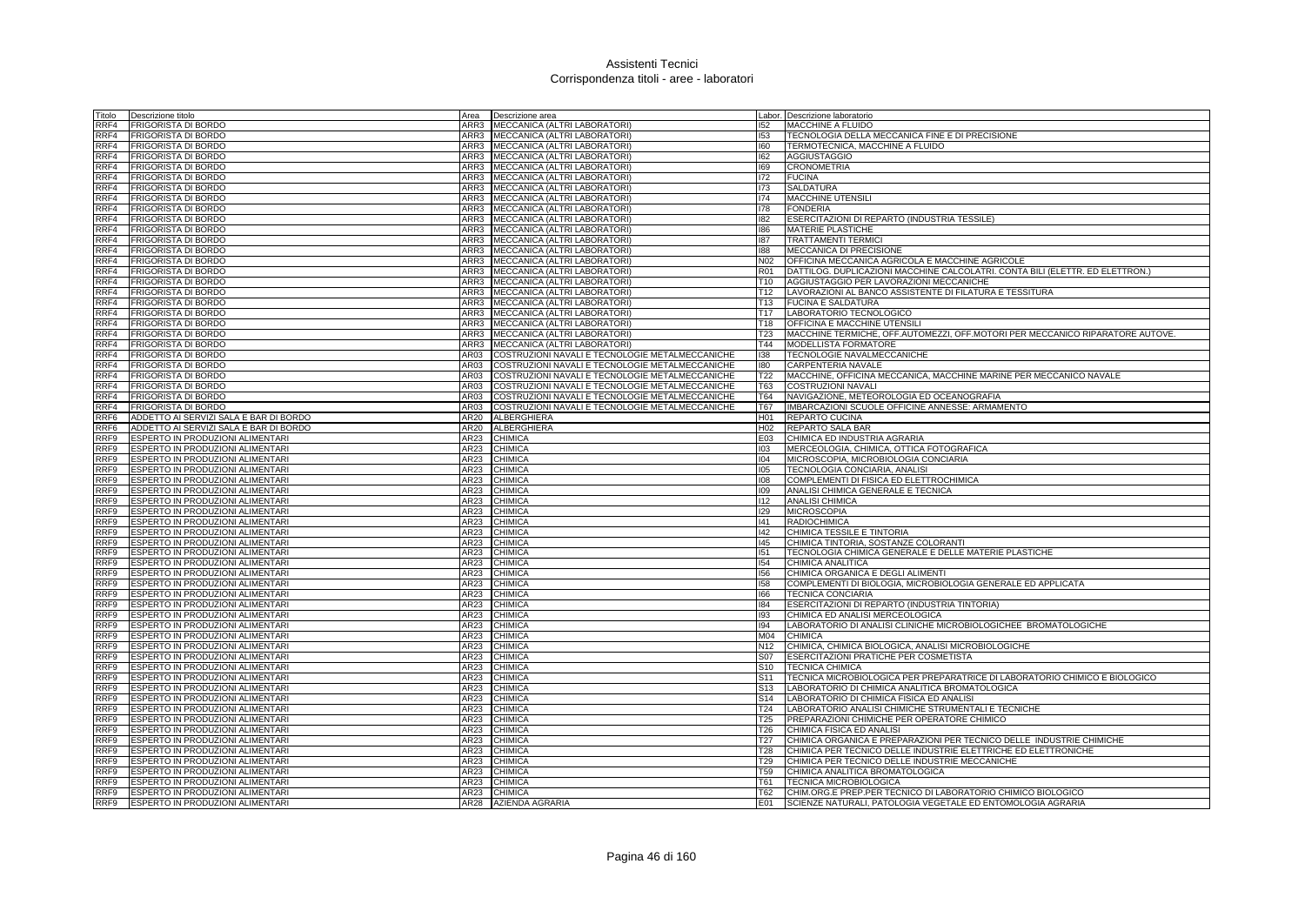| Titolo | Descrizione titolo | Area | Descrizione area | Labor. | Descrizione laboratorio |
|---|---|---|---|---|---|
| RRF4 | FRIGORISTA DI BORDO | ARR3 | MECCANICA (ALTRI LABORATORI) | I52 | MACCHINE A FLUIDO |
| RRF4 | FRIGORISTA DI BORDO | ARR3 | MECCANICA (ALTRI LABORATORI) | I53 | TECNOLOGIA DELLA MECCANICA FINE E DI PRECISIONE |
| RRF4 | FRIGORISTA DI BORDO | ARR3 | MECCANICA (ALTRI LABORATORI) | I60 | TERMOTECNICA, MACCHINE A FLUIDO |
| RRF4 | FRIGORISTA DI BORDO | ARR3 | MECCANICA (ALTRI LABORATORI) | I62 | AGGIUSTAGGIO |
| RRF4 | FRIGORISTA DI BORDO | ARR3 | MECCANICA (ALTRI LABORATORI) | I69 | CRONOMETRIA |
| RRF4 | FRIGORISTA DI BORDO | ARR3 | MECCANICA (ALTRI LABORATORI) | I72 | FUCINA |
| RRF4 | FRIGORISTA DI BORDO | ARR3 | MECCANICA (ALTRI LABORATORI) | I73 | SALDATURA |
| RRF4 | FRIGORISTA DI BORDO | ARR3 | MECCANICA (ALTRI LABORATORI) | I74 | MACCHINE UTENSILI |
| RRF4 | FRIGORISTA DI BORDO | ARR3 | MECCANICA (ALTRI LABORATORI) | I78 | FONDERIA |
| RRF4 | FRIGORISTA DI BORDO | ARR3 | MECCANICA (ALTRI LABORATORI) | I82 | ESERCITAZIONI DI REPARTO (INDUSTRIA TESSILE) |
| RRF4 | FRIGORISTA DI BORDO | ARR3 | MECCANICA (ALTRI LABORATORI) | I86 | MATERIE PLASTICHE |
| RRF4 | FRIGORISTA DI BORDO | ARR3 | MECCANICA (ALTRI LABORATORI) | I87 | TRATTAMENTI TERMICI |
| RRF4 | FRIGORISTA DI BORDO | ARR3 | MECCANICA (ALTRI LABORATORI) | I88 | MECCANICA DI PRECISIONE |
| RRF4 | FRIGORISTA DI BORDO | ARR3 | MECCANICA (ALTRI LABORATORI) | N02 | OFFICINA MECCANICA AGRICOLA E MACCHINE AGRICOLE |
| RRF4 | FRIGORISTA DI BORDO | ARR3 | MECCANICA (ALTRI LABORATORI) | R01 | DATTILOG. DUPLICAZIONI MACCHINE CALCOLATRI. CONTA BILI (ELETTR. ED ELETTRON.) |
| RRF4 | FRIGORISTA DI BORDO | ARR3 | MECCANICA (ALTRI LABORATORI) | T10 | AGGIUSTAGGIO PER LAVORAZIONI MECCANICHE |
| RRF4 | FRIGORISTA DI BORDO | ARR3 | MECCANICA (ALTRI LABORATORI) | T12 | LAVORAZIONI AL BANCO ASSISTENTE DI FILATURA E TESSITURA |
| RRF4 | FRIGORISTA DI BORDO | ARR3 | MECCANICA (ALTRI LABORATORI) | T13 | FUCINA E SALDATURA |
| RRF4 | FRIGORISTA DI BORDO | ARR3 | MECCANICA (ALTRI LABORATORI) | T17 | LABORATORIO TECNOLOGICO |
| RRF4 | FRIGORISTA DI BORDO | ARR3 | MECCANICA (ALTRI LABORATORI) | T18 | OFFICINA E MACCHINE UTENSILI |
| RRF4 | FRIGORISTA DI BORDO | ARR3 | MECCANICA (ALTRI LABORATORI) | T23 | MACCHINE TERMICHE, OFF.AUTOMEZZI, OFF.MOTORI PER MECCANICO RIPARATORE AUTOVE. |
| RRF4 | FRIGORISTA DI BORDO | ARR3 | MECCANICA (ALTRI LABORATORI) | T44 | MODELLISTA FORMATORE |
| RRF4 | FRIGORISTA DI BORDO | AR03 | COSTRUZIONI NAVALI E TECNOLOGIE METALMECCANICHE | I38 | TECNOLOGIE NAVALMECCANICHE |
| RRF4 | FRIGORISTA DI BORDO | AR03 | COSTRUZIONI NAVALI E TECNOLOGIE METALMECCANICHE | I80 | CARPENTERIA NAVALE |
| RRF4 | FRIGORISTA DI BORDO | AR03 | COSTRUZIONI NAVALI E TECNOLOGIE METALMECCANICHE | T22 | MACCHINE, OFFICINA MECCANICA, MACCHINE MARINE PER MECCANICO NAVALE |
| RRF4 | FRIGORISTA DI BORDO | AR03 | COSTRUZIONI NAVALI E TECNOLOGIE METALMECCANICHE | T63 | COSTRUZIONI NAVALI |
| RRF4 | FRIGORISTA DI BORDO | AR03 | COSTRUZIONI NAVALI E TECNOLOGIE METALMECCANICHE | T64 | NAVIGAZIONE, METEOROLOGIA ED OCEANOGRAFIA |
| RRF4 | FRIGORISTA DI BORDO | AR03 | COSTRUZIONI NAVALI E TECNOLOGIE METALMECCANICHE | T67 | IMBARCAZIONI SCUOLE OFFICINE ANNESSE: ARMAMENTO |
| RRF6 | ADDETTO AI SERVIZI SALA E BAR DI BORDO | AR20 | ALBERGHIERA | H01 | REPARTO CUCINA |
| RRF6 | ADDETTO AI SERVIZI SALA E BAR DI BORDO | AR20 | ALBERGHIERA | H02 | REPARTO SALA BAR |
| RRF9 | ESPERTO IN PRODUZIONI ALIMENTARI | AR23 | CHIMICA | E03 | CHIMICA ED INDUSTRIA AGRARIA |
| RRF9 | ESPERTO IN PRODUZIONI ALIMENTARI | AR23 | CHIMICA | I03 | MERCEOLOGIA, CHIMICA, OTTICA FOTOGRAFICA |
| RRF9 | ESPERTO IN PRODUZIONI ALIMENTARI | AR23 | CHIMICA | I04 | MICROSCOPIA, MICROBIOLOGIA CONCIARIA |
| RRF9 | ESPERTO IN PRODUZIONI ALIMENTARI | AR23 | CHIMICA | I05 | TECNOLOGIA CONCIARIA, ANALISI |
| RRF9 | ESPERTO IN PRODUZIONI ALIMENTARI | AR23 | CHIMICA | I08 | COMPLEMENTI DI FISICA ED ELETTROCHIMICA |
| RRF9 | ESPERTO IN PRODUZIONI ALIMENTARI | AR23 | CHIMICA | I09 | ANALISI CHIMICA GENERALE E TECNICA |
| RRF9 | ESPERTO IN PRODUZIONI ALIMENTARI | AR23 | CHIMICA | I12 | ANALISI CHIMICA |
| RRF9 | ESPERTO IN PRODUZIONI ALIMENTARI | AR23 | CHIMICA | I29 | MICROSCOPIA |
| RRF9 | ESPERTO IN PRODUZIONI ALIMENTARI | AR23 | CHIMICA | I41 | RADIOCHIMICA |
| RRF9 | ESPERTO IN PRODUZIONI ALIMENTARI | AR23 | CHIMICA | I42 | CHIMICA TESSILE E TINTORIA |
| RRF9 | ESPERTO IN PRODUZIONI ALIMENTARI | AR23 | CHIMICA | I45 | CHIMICA TINTORIA, SOSTANZE COLORANTI |
| RRF9 | ESPERTO IN PRODUZIONI ALIMENTARI | AR23 | CHIMICA | I51 | TECNOLOGIA CHIMICA GENERALE E DELLE MATERIE PLASTICHE |
| RRF9 | ESPERTO IN PRODUZIONI ALIMENTARI | AR23 | CHIMICA | I54 | CHIMICA ANALITICA |
| RRF9 | ESPERTO IN PRODUZIONI ALIMENTARI | AR23 | CHIMICA | I56 | CHIMICA ORGANICA E DEGLI ALIMENTI |
| RRF9 | ESPERTO IN PRODUZIONI ALIMENTARI | AR23 | CHIMICA | I58 | COMPLEMENTI DI BIOLOGIA, MICROBIOLOGIA GENERALE ED APPLICATA |
| RRF9 | ESPERTO IN PRODUZIONI ALIMENTARI | AR23 | CHIMICA | I66 | TECNICA CONCIARIA |
| RRF9 | ESPERTO IN PRODUZIONI ALIMENTARI | AR23 | CHIMICA | I84 | ESERCITAZIONI DI REPARTO (INDUSTRIA TINTORIA) |
| RRF9 | ESPERTO IN PRODUZIONI ALIMENTARI | AR23 | CHIMICA | I93 | CHIMICA ED ANALISI MERCEOLOGICA |
| RRF9 | ESPERTO IN PRODUZIONI ALIMENTARI | AR23 | CHIMICA | I94 | LABORATORIO DI ANALISI CLINICHE MICROBIOLOGICHEE BROMATOLOGICHE |
| RRF9 | ESPERTO IN PRODUZIONI ALIMENTARI | AR23 | CHIMICA | M04 | CHIMICA |
| RRF9 | ESPERTO IN PRODUZIONI ALIMENTARI | AR23 | CHIMICA | N12 | CHIMICA, CHIMICA BIOLOGICA, ANALISI MICROBIOLOGICHE |
| RRF9 | ESPERTO IN PRODUZIONI ALIMENTARI | AR23 | CHIMICA | S07 | ESERCITAZIONI PRATICHE PER COSMETISTA |
| RRF9 | ESPERTO IN PRODUZIONI ALIMENTARI | AR23 | CHIMICA | S10 | TECNICA CHIMICA |
| RRF9 | ESPERTO IN PRODUZIONI ALIMENTARI | AR23 | CHIMICA | S11 | TECNICA MICROBIOLOGICA PER PREPARATRICE DI LABORATORIO CHIMICO E BIOLOGICO |
| RRF9 | ESPERTO IN PRODUZIONI ALIMENTARI | AR23 | CHIMICA | S13 | LABORATORIO DI CHIMICA ANALITICA BROMATOLOGICA |
| RRF9 | ESPERTO IN PRODUZIONI ALIMENTARI | AR23 | CHIMICA | S14 | LABORATORIO DI CHIMICA FISICA ED ANALISI |
| RRF9 | ESPERTO IN PRODUZIONI ALIMENTARI | AR23 | CHIMICA | T24 | LABORATORIO ANALISI CHIMICHE STRUMENTALI E TECNICHE |
| RRF9 | ESPERTO IN PRODUZIONI ALIMENTARI | AR23 | CHIMICA | T25 | PREPARAZIONI CHIMICHE PER OPERATORE CHIMICO |
| RRF9 | ESPERTO IN PRODUZIONI ALIMENTARI | AR23 | CHIMICA | T26 | CHIMICA FISICA ED ANALISI |
| RRF9 | ESPERTO IN PRODUZIONI ALIMENTARI | AR23 | CHIMICA | T27 | CHIMICA ORGANICA E PREPARAZIONI PER TECNICO DELLE INDUSTRIE CHIMICHE |
| RRF9 | ESPERTO IN PRODUZIONI ALIMENTARI | AR23 | CHIMICA | T28 | CHIMICA PER TECNICO DELLE INDUSTRIE ELETTRICHE ED ELETTRONICHE |
| RRF9 | ESPERTO IN PRODUZIONI ALIMENTARI | AR23 | CHIMICA | T29 | CHIMICA PER TECNICO DELLE INDUSTRIE MECCANICHE |
| RRF9 | ESPERTO IN PRODUZIONI ALIMENTARI | AR23 | CHIMICA | T59 | CHIMICA ANALITICA BROMATOLOGICA |
| RRF9 | ESPERTO IN PRODUZIONI ALIMENTARI | AR23 | CHIMICA | T61 | TECNICA MICROBIOLOGICA |
| RRF9 | ESPERTO IN PRODUZIONI ALIMENTARI | AR23 | CHIMICA | T62 | CHIM.ORG.E PREP.PER TECNICO DI LABORATORIO CHIMICO BIOLOGICO |
| RRF9 | ESPERTO IN PRODUZIONI ALIMENTARI | AR28 | AZIENDA AGRARIA | E01 | SCIENZE NATURALI, PATOLOGIA VEGETALE ED ENTOMOLOGIA AGRARIA |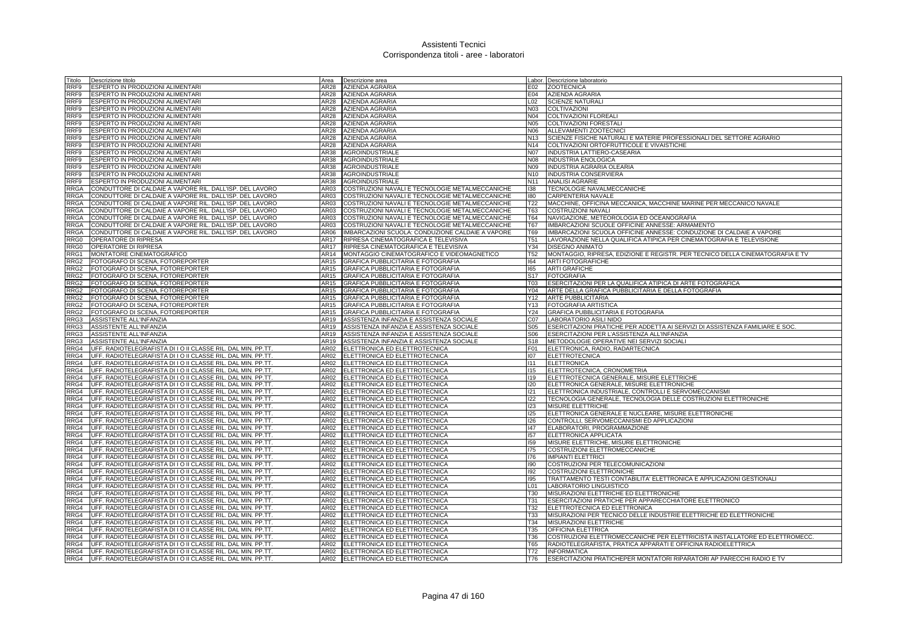# Assistenti Tecnici
## Corrispondenza titoli - aree - laboratori

| Titolo | Descrizione titolo | Area | Descrizione area | Labor. | Descrizione laboratorio |
|---|---|---|---|---|---|
| RRF9 | ESPERTO IN PRODUZIONI ALIMENTARI | AR28 | AZIENDA AGRARIA | E02 | ZOOTECNICA |
| RRF9 | ESPERTO IN PRODUZIONI ALIMENTARI | AR28 | AZIENDA AGRARIA | E04 | AZIENDA AGRARIA |
| RRF9 | ESPERTO IN PRODUZIONI ALIMENTARI | AR28 | AZIENDA AGRARIA | L02 | SCIENZE NATURALI |
| RRF9 | ESPERTO IN PRODUZIONI ALIMENTARI | AR28 | AZIENDA AGRARIA | N03 | COLTIVAZIONI |
| RRF9 | ESPERTO IN PRODUZIONI ALIMENTARI | AR28 | AZIENDA AGRARIA | N04 | COLTIVAZIONI FLOREALI |
| RRF9 | ESPERTO IN PRODUZIONI ALIMENTARI | AR28 | AZIENDA AGRARIA | N05 | COLTIVAZIONI FORESTALI |
| RRF9 | ESPERTO IN PRODUZIONI ALIMENTARI | AR28 | AZIENDA AGRARIA | N06 | ALLEVAMENTI ZOOTECNICI |
| RRF9 | ESPERTO IN PRODUZIONI ALIMENTARI | AR28 | AZIENDA AGRARIA | N13 | SCIENZE FISICHE NATURALI E MATERIE PROFESSIONALI DEL SETTORE AGRARIO |
| RRF9 | ESPERTO IN PRODUZIONI ALIMENTARI | AR28 | AZIENDA AGRARIA | N14 | COLTIVAZIONI ORTOFRUTTICOLE E VIVAISTICHE |
| RRF9 | ESPERTO IN PRODUZIONI ALIMENTARI | AR38 | AGROINDUSTRIALE | N07 | INDUSTRIA LATTIERO-CASEARIA |
| RRF9 | ESPERTO IN PRODUZIONI ALIMENTARI | AR38 | AGROINDUSTRIALE | N08 | INDUSTRIA ENOLOGICA |
| RRF9 | ESPERTO IN PRODUZIONI ALIMENTARI | AR38 | AGROINDUSTRIALE | N09 | INDUSTRIA AGRARIA OLEARIA |
| RRF9 | ESPERTO IN PRODUZIONI ALIMENTARI | AR38 | AGROINDUSTRIALE | N10 | INDUSTRIA CONSERVIERA |
| RRF9 | ESPERTO IN PRODUZIONI ALIMENTARI | AR38 | AGROINDUSTRIALE | N11 | ANALISI AGRARIE |
| RRGA | CONDUTTORE DI CALDAIE A VAPORE RIL. DALL'ISP. DEL LAVORO | AR03 | COSTRUZIONI NAVALI E TECNOLOGIE METALMECCANICHE | I38 | TECNOLOGIE NAVALMECCANICHE |
| RRGA | CONDUTTORE DI CALDAIE A VAPORE RIL. DALL'ISP. DEL LAVORO | AR03 | COSTRUZIONI NAVALI E TECNOLOGIE METALMECCANICHE | I80 | CARPENTERIA NAVALE |
| RRGA | CONDUTTORE DI CALDAIE A VAPORE RIL. DALL'ISP. DEL LAVORO | AR03 | COSTRUZIONI NAVALI E TECNOLOGIE METALMECCANICHE | T22 | MACCHINE, OFFICINA MECCANICA, MACCHINE MARINE PER MECCANICO NAVALE |
| RRGA | CONDUTTORE DI CALDAIE A VAPORE RIL. DALL'ISP. DEL LAVORO | AR03 | COSTRUZIONI NAVALI E TECNOLOGIE METALMECCANICHE | T63 | COSTRUZIONI NAVALI |
| RRGA | CONDUTTORE DI CALDAIE A VAPORE RIL. DALL'ISP. DEL LAVORO | AR03 | COSTRUZIONI NAVALI E TECNOLOGIE METALMECCANICHE | T64 | NAVIGAZIONE, METEOROLOGIA ED OCEANOGRAFIA |
| RRGA | CONDUTTORE DI CALDAIE A VAPORE RIL. DALL'ISP. DEL LAVORO | AR03 | COSTRUZIONI NAVALI E TECNOLOGIE METALMECCANICHE | T67 | IMBARCAZIONI SCUOLE OFFICINE ANNESSE: ARMAMENTO |
| RRGA | CONDUTTORE DI CALDAIE A VAPORE RIL. DALL'ISP. DEL LAVORO | AR06 | IMBARCAZIONI SCUOLA: CONDUZIONE CALDAIE A VAPORE | T69 | IMBARCAZIONI SCUOLA OFFICINE ANNESSE: CONDUZIONE DI CALDAIE A VAPORE |
| RRG0 | OPERATORE DI RIPRESA | AR17 | RIPRESA CINEMATOGRAFICA E TELEVISIVA | T51 | LAVORAZIONE NELLA QUALIFICA ATIPICA PER CINEMATOGRAFIA E TELEVISIONE |
| RRG0 | OPERATORE DI RIPRESA | AR17 | RIPRESA CINEMATOGRAFICA E TELEVISIVA | Y34 | DISEGNO ANIMATO |
| RRG1 | MONTATORE CINEMATOGRAFICO | AR14 | MONTAGGIO CINEMATOGRAFICO E VIDEOMAGNETICO | T52 | MONTAGGIO, RIPRESA, EDIZIONE E REGISTR. PER TECNICO DELLA CINEMATOGRAFIA E TV |
| RRG2 | FOTOGRAFO DI SCENA, FOTOREPORTER | AR15 | GRAFICA PUBBLICITARIA E FOTOGRAFIA | I64 | ARTI FOTOGRAFICHE |
| RRG2 | FOTOGRAFO DI SCENA, FOTOREPORTER | AR15 | GRAFICA PUBBLICITARIA E FOTOGRAFIA | I65 | ARTI GRAFICHE |
| RRG2 | FOTOGRAFO DI SCENA, FOTOREPORTER | AR15 | GRAFICA PUBBLICITARIA E FOTOGRAFIA | S17 | FOTOGRAFIA |
| RRG2 | FOTOGRAFO DI SCENA, FOTOREPORTER | AR15 | GRAFICA PUBBLICITARIA E FOTOGRAFIA | T03 | ESERCITAZIONI PER LA QUALIFICA ATIPICA DI ARTE FOTOGRAFICA |
| RRG2 | FOTOGRAFO DI SCENA, FOTOREPORTER | AR15 | GRAFICA PUBBLICITARIA E FOTOGRAFIA | Y04 | ARTE DELLA GRAFICA PUBBLICITARIA E DELLA FOTOGRAFIA |
| RRG2 | FOTOGRAFO DI SCENA, FOTOREPORTER | AR15 | GRAFICA PUBBLICITARIA E FOTOGRAFIA | Y12 | ARTE PUBBLICITARIA |
| RRG2 | FOTOGRAFO DI SCENA, FOTOREPORTER | AR15 | GRAFICA PUBBLICITARIA E FOTOGRAFIA | Y13 | FOTOGRAFIA ARTISTICA |
| RRG2 | FOTOGRAFO DI SCENA, FOTOREPORTER | AR15 | GRAFICA PUBBLICITARIA E FOTOGRAFIA | Y24 | GRAFICA PUBBLICITARIA E FOTOGRAFIA |
| RRG3 | ASSISTENTE ALL'INFANZIA | AR19 | ASSISTENZA INFANZIA E ASSISTENZA SOCIALE | C07 | LABORATORIO ASILI NIDO |
| RRG3 | ASSISTENTE ALL'INFANZIA | AR19 | ASSISTENZA INFANZIA E ASSISTENZA SOCIALE | S05 | ESERCITAZIONI PRATICHE PER ADDETTA AI SERVIZI DI ASSISTENZA FAMILIARE E SOC. |
| RRG3 | ASSISTENTE ALL'INFANZIA | AR19 | ASSISTENZA INFANZIA E ASSISTENZA SOCIALE | S06 | ESERCITAZIONI PER L'ASSISTENZA ALL'INFANZIA |
| RRG3 | ASSISTENTE ALL'INFANZIA | AR19 | ASSISTENZA INFANZIA E ASSISTENZA SOCIALE | S18 | METODOLOGIE OPERATIVE NEI SERVIZI SOCIALI |
| RRG4 | UFF. RADIOTELEGRAFISTA DI I O II CLASSE RIL. DAL MIN. PP.TT. | AR02 | ELETTRONICA ED ELETTROTECNICA | F01 | ELETTRONICA, RADIO, RADARTECNICA |
| RRG4 | UFF. RADIOTELEGRAFISTA DI I O II CLASSE RIL. DAL MIN. PP.TT. | AR02 | ELETTRONICA ED ELETTROTECNICA | I07 | ELETTROTECNICA |
| RRG4 | UFF. RADIOTELEGRAFISTA DI I O II CLASSE RIL. DAL MIN. PP.TT. | AR02 | ELETTRONICA ED ELETTROTECNICA | I11 | ELETTRONICA |
| RRG4 | UFF. RADIOTELEGRAFISTA DI I O II CLASSE RIL. DAL MIN. PP.TT. | AR02 | ELETTRONICA ED ELETTROTECNICA | I15 | ELETTROTECNICA, CRONOMETRIA |
| RRG4 | UFF. RADIOTELEGRAFISTA DI I O II CLASSE RIL. DAL MIN. PP.TT. | AR02 | ELETTRONICA ED ELETTROTECNICA | I19 | ELETTROTECNICA GENERALE, MISURE ELETTRICHE |
| RRG4 | UFF. RADIOTELEGRAFISTA DI I O II CLASSE RIL. DAL MIN. PP.TT. | AR02 | ELETTRONICA ED ELETTROTECNICA | I20 | ELETTRONICA GENERALE, MISURE ELETTRONICHE |
| RRG4 | UFF. RADIOTELEGRAFISTA DI I O II CLASSE RIL. DAL MIN. PP.TT. | AR02 | ELETTRONICA ED ELETTROTECNICA | I21 | ELETTRONICA INDUSTRIALE, CONTROLLI E SERVOMECCANISMI |
| RRG4 | UFF. RADIOTELEGRAFISTA DI I O II CLASSE RIL. DAL MIN. PP.TT. | AR02 | ELETTRONICA ED ELETTROTECNICA | I22 | TECNOLOGIA GENERALE, TECNOLOGIA DELLE COSTRUZIONI ELETTRONICHE |
| RRG4 | UFF. RADIOTELEGRAFISTA DI I O II CLASSE RIL. DAL MIN. PP.TT. | AR02 | ELETTRONICA ED ELETTROTECNICA | I23 | MISURE ELETTRICHE |
| RRG4 | UFF. RADIOTELEGRAFISTA DI I O II CLASSE RIL. DAL MIN. PP.TT. | AR02 | ELETTRONICA ED ELETTROTECNICA | I25 | ELETTRONICA GENERALE E NUCLEARE, MISURE ELETTRONICHE |
| RRG4 | UFF. RADIOTELEGRAFISTA DI I O II CLASSE RIL. DAL MIN. PP.TT. | AR02 | ELETTRONICA ED ELETTROTECNICA | I26 | CONTROLLI, SERVOMECCANISMI ED APPLICAZIONI |
| RRG4 | UFF. RADIOTELEGRAFISTA DI I O II CLASSE RIL. DAL MIN. PP.TT. | AR02 | ELETTRONICA ED ELETTROTECNICA | I47 | ELABORATORI, PROGRAMMAZIONE |
| RRG4 | UFF. RADIOTELEGRAFISTA DI I O II CLASSE RIL. DAL MIN. PP.TT. | AR02 | ELETTRONICA ED ELETTROTECNICA | I57 | ELETTRONICA APPLICATA |
| RRG4 | UFF. RADIOTELEGRAFISTA DI I O II CLASSE RIL. DAL MIN. PP.TT. | AR02 | ELETTRONICA ED ELETTROTECNICA | I59 | MISURE ELETTRICHE, MISURE ELETTRONICHE |
| RRG4 | UFF. RADIOTELEGRAFISTA DI I O II CLASSE RIL. DAL MIN. PP.TT. | AR02 | ELETTRONICA ED ELETTROTECNICA | I75 | COSTRUZIONI ELETTROMECCANICHE |
| RRG4 | UFF. RADIOTELEGRAFISTA DI I O II CLASSE RIL. DAL MIN. PP.TT. | AR02 | ELETTRONICA ED ELETTROTECNICA | I76 | IMPIANTI ELETTRICI |
| RRG4 | UFF. RADIOTELEGRAFISTA DI I O II CLASSE RIL. DAL MIN. PP.TT. | AR02 | ELETTRONICA ED ELETTROTECNICA | I90 | COSTRUZIONI PER TELECOMUNICAZIONI |
| RRG4 | UFF. RADIOTELEGRAFISTA DI I O II CLASSE RIL. DAL MIN. PP.TT. | AR02 | ELETTRONICA ED ELETTROTECNICA | I92 | COSTRUZIONI ELETTRONICHE |
| RRG4 | UFF. RADIOTELEGRAFISTA DI I O II CLASSE RIL. DAL MIN. PP.TT. | AR02 | ELETTRONICA ED ELETTROTECNICA | I95 | TRATTAMENTO TESTI CONTABILITA' ELETTRONICA E APPLICAZIONI GESTIONALI |
| RRG4 | UFF. RADIOTELEGRAFISTA DI I O II CLASSE RIL. DAL MIN. PP.TT. | AR02 | ELETTRONICA ED ELETTROTECNICA | L01 | LABORATORIO LINGUISTICO |
| RRG4 | UFF. RADIOTELEGRAFISTA DI I O II CLASSE RIL. DAL MIN. PP.TT. | AR02 | ELETTRONICA ED ELETTROTECNICA | T30 | MISURAZIONI ELETTRICHE ED ELETTRONICHE |
| RRG4 | UFF. RADIOTELEGRAFISTA DI I O II CLASSE RIL. DAL MIN. PP.TT. | AR02 | ELETTRONICA ED ELETTROTECNICA | T31 | ESERCITAZIONI PRATICHE PER APPARECCHIATORE ELETTRONICO |
| RRG4 | UFF. RADIOTELEGRAFISTA DI I O II CLASSE RIL. DAL MIN. PP.TT. | AR02 | ELETTRONICA ED ELETTROTECNICA | T32 | ELETTROTECNICA ED ELETTRONICA |
| RRG4 | UFF. RADIOTELEGRAFISTA DI I O II CLASSE RIL. DAL MIN. PP.TT. | AR02 | ELETTRONICA ED ELETTROTECNICA | T33 | MISURAZIONI PER TECNICO DELLE INDUSTRIE ELETTRICHE ED ELETTRONICHE |
| RRG4 | UFF. RADIOTELEGRAFISTA DI I O II CLASSE RIL. DAL MIN. PP.TT. | AR02 | ELETTRONICA ED ELETTROTECNICA | T34 | MISURAZIONI ELETTRICHE |
| RRG4 | UFF. RADIOTELEGRAFISTA DI I O II CLASSE RIL. DAL MIN. PP.TT. | AR02 | ELETTRONICA ED ELETTROTECNICA | T35 | OFFICINA ELETTRICA |
| RRG4 | UFF. RADIOTELEGRAFISTA DI I O II CLASSE RIL. DAL MIN. PP.TT. | AR02 | ELETTRONICA ED ELETTROTECNICA | T36 | COSTRUZIONI ELETTROMECCANICHE PER ELETTRICISTA INSTALLATORE ED ELETTROMECC. |
| RRG4 | UFF. RADIOTELEGRAFISTA DI I O II CLASSE RIL. DAL MIN. PP.TT. | AR02 | ELETTRONICA ED ELETTROTECNICA | T65 | RADIOTELEGRAFISTA, PRATICA APPARATI E OFFICINA RADIOELETTRICA |
| RRG4 | UFF. RADIOTELEGRAFISTA DI I O II CLASSE RIL. DAL MIN. PP.TT. | AR02 | ELETTRONICA ED ELETTROTECNICA | T72 | INFORMATICA |
| RRG4 | UFF. RADIOTELEGRAFISTA DI I O II CLASSE RIL. DAL MIN. PP.TT. | AR02 | ELETTRONICA ED ELETTROTECNICA | T76 | ESERCITAZIONI PRATICHEPER MONTATORI RIPARATORI AP PARECCHI RADIO E TV |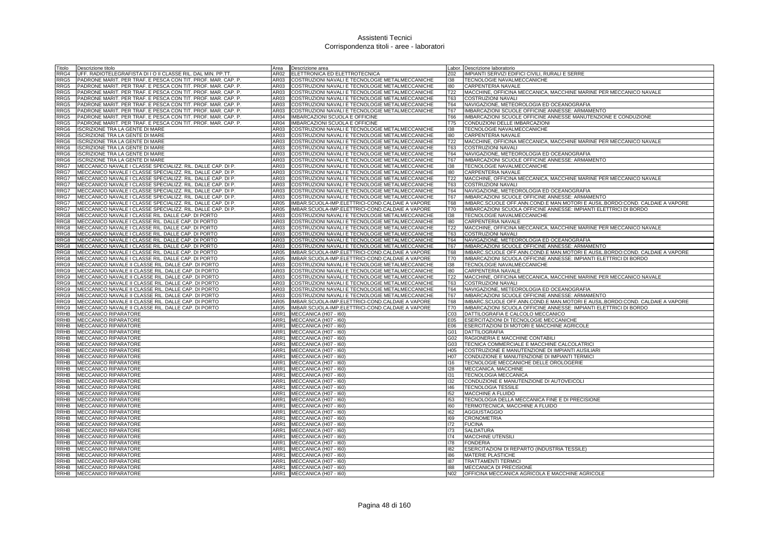# Assistenti Tecnici
## Corrispondenza titoli - aree - laboratori

| Titolo | Descrizione titolo | Area | Descrizione area | Labor. | Descrizione laboratorio |
|---|---|---|---|---|---|
| RRG4 | UFF. RADIOTELEGRAFISTA DI I O II CLASSE RIL. DAL MIN. PP.TT. | AR02 | ELETTRONICA ED ELETTROTECNICA | Z02 | IMPIANTI SERVIZI EDIFICI CIVILI, RURALI E SERRE |
| RRG5 | PADRONE MARIT. PER TRAF. E PESCA CON TIT. PROF. MAR. CAP. P. | AR03 | COSTRUZIONI NAVALI E TECNOLOGIE METALMECCANICHE | I38 | TECNOLOGIE NAVALMECCANICHE |
| RRG5 | PADRONE MARIT. PER TRAF. E PESCA CON TIT. PROF. MAR. CAP. P. | AR03 | COSTRUZIONI NAVALI E TECNOLOGIE METALMECCANICHE | I80 | CARPENTERIA NAVALE |
| RRG5 | PADRONE MARIT. PER TRAF. E PESCA CON TIT. PROF. MAR. CAP. P. | AR03 | COSTRUZIONI NAVALI E TECNOLOGIE METALMECCANICHE | T22 | MACCHINE, OFFICINA MECCANICA, MACCHINE MARINE PER MECCANICO NAVALE |
| RRG5 | PADRONE MARIT. PER TRAF. E PESCA CON TIT. PROF. MAR. CAP. P. | AR03 | COSTRUZIONI NAVALI E TECNOLOGIE METALMECCANICHE | T63 | COSTRUZIONI NAVALI |
| RRG5 | PADRONE MARIT. PER TRAF. E PESCA CON TIT. PROF. MAR. CAP. P. | AR03 | COSTRUZIONI NAVALI E TECNOLOGIE METALMECCANICHE | T64 | NAVIGAZIONE, METEOROLOGIA ED OCEANOGRAFIA |
| RRG5 | PADRONE MARIT. PER TRAF. E PESCA CON TIT. PROF. MAR. CAP. P. | AR03 | COSTRUZIONI NAVALI E TECNOLOGIE METALMECCANICHE | T67 | IMBARCAZIONI SCUOLE OFFICINE ANNESSE: ARMAMENTO |
| RRG5 | PADRONE MARIT. PER TRAF. E PESCA CON TIT. PROF. MAR. CAP. P. | AR04 | IMBARCAZIONI SCUOLA E OFFICINE | T66 | IMBARCAZIONI SCUOLE OFFICINE ANNESSE MANUTENZIONE E CONDUZIONE |
| RRG5 | PADRONE MARIT. PER TRAF. E PESCA CON TIT. PROF. MAR. CAP. P. | AR04 | IMBARCAZIONI SCUOLA E OFFICINE | T75 | CONDUZIONI DELLE IMBARCAZIONI |
| RRG6 | ISCRIZIONE TRA LA GENTE DI MARE | AR03 | COSTRUZIONI NAVALI E TECNOLOGIE METALMECCANICHE | I38 | TECNOLOGIE NAVALMECCANICHE |
| RRG6 | ISCRIZIONE TRA LA GENTE DI MARE | AR03 | COSTRUZIONI NAVALI E TECNOLOGIE METALMECCANICHE | I80 | CARPENTERIA NAVALE |
| RRG6 | ISCRIZIONE TRA LA GENTE DI MARE | AR03 | COSTRUZIONI NAVALI E TECNOLOGIE METALMECCANICHE | T22 | MACCHINE, OFFICINA MECCANICA, MACCHINE MARINE PER MECCANICO NAVALE |
| RRG6 | ISCRIZIONE TRA LA GENTE DI MARE | AR03 | COSTRUZIONI NAVALI E TECNOLOGIE METALMECCANICHE | T63 | COSTRUZIONI NAVALI |
| RRG6 | ISCRIZIONE TRA LA GENTE DI MARE | AR03 | COSTRUZIONI NAVALI E TECNOLOGIE METALMECCANICHE | T64 | NAVIGAZIONE, METEOROLOGIA ED OCEANOGRAFIA |
| RRG6 | ISCRIZIONE TRA LA GENTE DI MARE | AR03 | COSTRUZIONI NAVALI E TECNOLOGIE METALMECCANICHE | T67 | IMBARCAZIONI SCUOLE OFFICINE ANNESSE: ARMAMENTO |
| RRG7 | MECCANICO NAVALE I CLASSE SPECIALIZZ. RIL. DALLE CAP. DI P. | AR03 | COSTRUZIONI NAVALI E TECNOLOGIE METALMECCANICHE | I38 | TECNOLOGIE NAVALMECCANICHE |
| RRG7 | MECCANICO NAVALE I CLASSE SPECIALIZZ. RIL. DALLE CAP. DI P. | AR03 | COSTRUZIONI NAVALI E TECNOLOGIE METALMECCANICHE | I80 | CARPENTERIA NAVALE |
| RRG7 | MECCANICO NAVALE I CLASSE SPECIALIZZ. RIL. DALLE CAP. DI P. | AR03 | COSTRUZIONI NAVALI E TECNOLOGIE METALMECCANICHE | T22 | MACCHINE, OFFICINA MECCANICA, MACCHINE MARINE PER MECCANICO NAVALE |
| RRG7 | MECCANICO NAVALE I CLASSE SPECIALIZZ. RIL. DALLE CAP. DI P. | AR03 | COSTRUZIONI NAVALI E TECNOLOGIE METALMECCANICHE | T63 | COSTRUZIONI NAVALI |
| RRG7 | MECCANICO NAVALE I CLASSE SPECIALIZZ. RIL. DALLE CAP. DI P. | AR03 | COSTRUZIONI NAVALI E TECNOLOGIE METALMECCANICHE | T64 | NAVIGAZIONE, METEOROLOGIA ED OCEANOGRAFIA |
| RRG7 | MECCANICO NAVALE I CLASSE SPECIALIZZ. RIL. DALLE CAP. DI P. | AR03 | COSTRUZIONI NAVALI E TECNOLOGIE METALMECCANICHE | T67 | IMBARCAZIONI SCUOLE OFFICINE ANNESSE: ARMAMENTO |
| RRG7 | MECCANICO NAVALE I CLASSE SPECIALIZZ. RIL. DALLE CAP. DI P. | AR05 | IMBAR.SCUOLA-IMP.ELETTRICI-COND.CALDAIE A VAPORE | T68 | IMBARC.SCUOLE OFF.ANN.COND.E MAN.MOTORI E AUSIL.BORDO:COND. CALDAIE A VAPORE |
| RRG7 | MECCANICO NAVALE I CLASSE SPECIALIZZ. RIL. DALLE CAP. DI P. | AR05 | IMBAR.SCUOLA-IMP.ELETTRICI-COND.CALDAIE A VAPORE | T70 | IMBARCAZIONI SCUOLA OFFICINE ANNESSE: IMPIANTI ELETTRICI DI BORDO |
| RRG8 | MECCANICO NAVALE I CLASSE RIL. DALLE CAP. DI PORTO | AR03 | COSTRUZIONI NAVALI E TECNOLOGIE METALMECCANICHE | I38 | TECNOLOGIE NAVALMECCANICHE |
| RRG8 | MECCANICO NAVALE I CLASSE RIL. DALLE CAP. DI PORTO | AR03 | COSTRUZIONI NAVALI E TECNOLOGIE METALMECCANICHE | I80 | CARPENTERIA NAVALE |
| RRG8 | MECCANICO NAVALE I CLASSE RIL. DALLE CAP. DI PORTO | AR03 | COSTRUZIONI NAVALI E TECNOLOGIE METALMECCANICHE | T22 | MACCHINE, OFFICINA MECCANICA, MACCHINE MARINE PER MECCANICO NAVALE |
| RRG8 | MECCANICO NAVALE I CLASSE RIL. DALLE CAP. DI PORTO | AR03 | COSTRUZIONI NAVALI E TECNOLOGIE METALMECCANICHE | T63 | COSTRUZIONI NAVALI |
| RRG8 | MECCANICO NAVALE I CLASSE RIL. DALLE CAP. DI PORTO | AR03 | COSTRUZIONI NAVALI E TECNOLOGIE METALMECCANICHE | T64 | NAVIGAZIONE, METEOROLOGIA ED OCEANOGRAFIA |
| RRG8 | MECCANICO NAVALE I CLASSE RIL. DALLE CAP. DI PORTO | AR03 | COSTRUZIONI NAVALI E TECNOLOGIE METALMECCANICHE | T67 | IMBARCAZIONI SCUOLE OFFICINE ANNESSE: ARMAMENTO |
| RRG8 | MECCANICO NAVALE I CLASSE RIL. DALLE CAP. DI PORTO | AR05 | IMBAR.SCUOLA-IMP.ELETTRICI-COND.CALDAIE A VAPORE | T68 | IMBARC.SCUOLE OFF.ANN.COND.E MAN.MOTORI E AUSIL.BORDO:COND. CALDAIE A VAPORE |
| RRG8 | MECCANICO NAVALE I CLASSE RIL. DALLE CAP. DI PORTO | AR05 | IMBAR.SCUOLA-IMP.ELETTRICI-COND.CALDAIE A VAPORE | T70 | IMBARCAZIONI SCUOLA OFFICINE ANNESSE: IMPIANTI ELETTRICI DI BORDO |
| RRG9 | MECCANICO NAVALE II CLASSE RIL. DALLE CAP. DI PORTO | AR03 | COSTRUZIONI NAVALI E TECNOLOGIE METALMECCANICHE | I38 | TECNOLOGIE NAVALMECCANICHE |
| RRG9 | MECCANICO NAVALE II CLASSE RIL. DALLE CAP. DI PORTO | AR03 | COSTRUZIONI NAVALI E TECNOLOGIE METALMECCANICHE | I80 | CARPENTERIA NAVALE |
| RRG9 | MECCANICO NAVALE II CLASSE RIL. DALLE CAP. DI PORTO | AR03 | COSTRUZIONI NAVALI E TECNOLOGIE METALMECCANICHE | T22 | MACCHINE, OFFICINA MECCANICA, MACCHINE MARINE PER MECCANICO NAVALE |
| RRG9 | MECCANICO NAVALE II CLASSE RIL. DALLE CAP. DI PORTO | AR03 | COSTRUZIONI NAVALI E TECNOLOGIE METALMECCANICHE | T63 | COSTRUZIONI NAVALI |
| RRG9 | MECCANICO NAVALE II CLASSE RIL. DALLE CAP. DI PORTO | AR03 | COSTRUZIONI NAVALI E TECNOLOGIE METALMECCANICHE | T64 | NAVIGAZIONE, METEOROLOGIA ED OCEANOGRAFIA |
| RRG9 | MECCANICO NAVALE II CLASSE RIL. DALLE CAP. DI PORTO | AR03 | COSTRUZIONI NAVALI E TECNOLOGIE METALMECCANICHE | T67 | IMBARCAZIONI SCUOLE OFFICINE ANNESSE: ARMAMENTO |
| RRG9 | MECCANICO NAVALE II CLASSE RIL. DALLE CAP. DI PORTO | AR05 | IMBAR.SCUOLA-IMP.ELETTRICI-COND.CALDAIE A VAPORE | T68 | IMBARC.SCUOLE OFF.ANN.COND.E MAN.MOTORI E AUSIL.BORDO:COND. CALDAIE A VAPORE |
| RRG9 | MECCANICO NAVALE II CLASSE RIL. DALLE CAP. DI PORTO | AR05 | IMBAR.SCUOLA-IMP.ELETTRICI-COND.CALDAIE A VAPORE | T70 | IMBARCAZIONI SCUOLA OFFICINE ANNESSE: IMPIANTI ELETTRICI DI BORDO |
| RRHB | MECCANICO RIPARATORE | ARR1 | MECCANICA (H07 - I60) | C03 | DATTILOGRAFIA E CALCOLO MECCANICO |
| RRHB | MECCANICO RIPARATORE | ARR1 | MECCANICA (H07 - I60) | E05 | ESERCITAZIONI DI TECNOLOGIE MECCANICHE |
| RRHB | MECCANICO RIPARATORE | ARR1 | MECCANICA (H07 - I60) | E06 | ESERCITAZIONI DI MOTORI E MACCHINE AGRICOLE |
| RRHB | MECCANICO RIPARATORE | ARR1 | MECCANICA (H07 - I60) | G01 | DATTILOGRAFIA |
| RRHB | MECCANICO RIPARATORE | ARR1 | MECCANICA (H07 - I60) | G02 | RAGIONERIA E MACCHINE CONTABILI |
| RRHB | MECCANICO RIPARATORE | ARR1 | MECCANICA (H07 - I60) | G03 | TECNICA COMMERCIALE E MACCHINE CALCOLATRICI |
| RRHB | MECCANICO RIPARATORE | ARR1 | MECCANICA (H07 - I60) | H05 | COSTRUZIONE E MANUTENZIONE DI IMPIANTI AUSILIARI |
| RRHB | MECCANICO RIPARATORE | ARR1 | MECCANICA (H07 - I60) | H07 | CONDUZIONE E MANUTENZIONE DI IMPIANTI TERMICI |
| RRHB | MECCANICO RIPARATORE | ARR1 | MECCANICA (H07 - I60) | I16 | TECNOLOGIE MECCANICHE DELLE OROLOGERIE |
| RRHB | MECCANICO RIPARATORE | ARR1 | MECCANICA (H07 - I60) | I28 | MECCANICA, MACCHINE |
| RRHB | MECCANICO RIPARATORE | ARR1 | MECCANICA (H07 - I60) | I31 | TECNOLOGIA MECCANICA |
| RRHB | MECCANICO RIPARATORE | ARR1 | MECCANICA (H07 - I60) | I32 | CONDUZIONE E MANUTENZIONE DI AUTOVEICOLI |
| RRHB | MECCANICO RIPARATORE | ARR1 | MECCANICA (H07 - I60) | I46 | TECNOLOGIA TESSILE |
| RRHB | MECCANICO RIPARATORE | ARR1 | MECCANICA (H07 - I60) | I52 | MACCHINE A FLUIDO |
| RRHB | MECCANICO RIPARATORE | ARR1 | MECCANICA (H07 - I60) | I53 | TECNOLOGIA DELLA MECCANICA FINE E DI PRECISIONE |
| RRHB | MECCANICO RIPARATORE | ARR1 | MECCANICA (H07 - I60) | I60 | TERMOTECNICA, MACCHINE A FLUIDO |
| RRHB | MECCANICO RIPARATORE | ARR1 | MECCANICA (H07 - I60) | I62 | AGGIUSTAGGIO |
| RRHB | MECCANICO RIPARATORE | ARR1 | MECCANICA (H07 - I60) | I69 | CRONOMETRIA |
| RRHB | MECCANICO RIPARATORE | ARR1 | MECCANICA (H07 - I60) | I72 | FUCINA |
| RRHB | MECCANICO RIPARATORE | ARR1 | MECCANICA (H07 - I60) | I73 | SALDATURA |
| RRHB | MECCANICO RIPARATORE | ARR1 | MECCANICA (H07 - I60) | I74 | MACCHINE UTENSILI |
| RRHB | MECCANICO RIPARATORE | ARR1 | MECCANICA (H07 - I60) | I78 | FONDERIA |
| RRHB | MECCANICO RIPARATORE | ARR1 | MECCANICA (H07 - I60) | I82 | ESERCITAZIONI DI REPARTO (INDUSTRIA TESSILE) |
| RRHB | MECCANICO RIPARATORE | ARR1 | MECCANICA (H07 - I60) | I86 | MATERIE PLASTICHE |
| RRHB | MECCANICO RIPARATORE | ARR1 | MECCANICA (H07 - I60) | I87 | TRATTAMENTI TERMICI |
| RRHB | MECCANICO RIPARATORE | ARR1 | MECCANICA (H07 - I60) | I88 | MECCANICA DI PRECISIONE |
| RRHB | MECCANICO RIPARATORE | ARR1 | MECCANICA (H07 - I60) | N02 | OFFICINA MECCANICA AGRICOLA E MACCHINE AGRICOLE |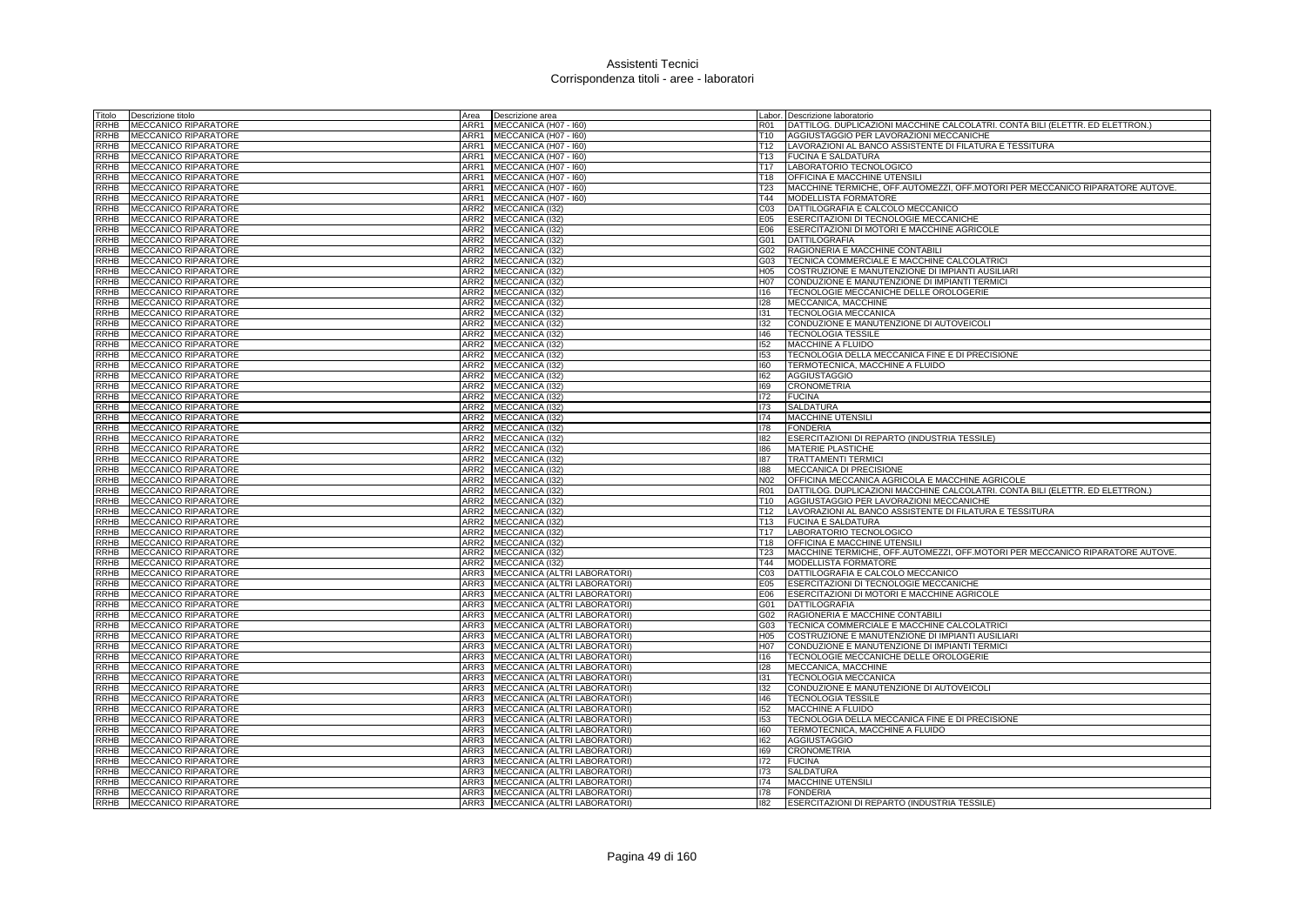# Assistenti Tecnici
## Corrispondenza titoli - aree - laboratori

| Titolo | Descrizione titolo | Area | Descrizione area | Labor. | Descrizione laboratorio |
|---|---|---|---|---|---|
| RRHB | MECCANICO RIPARATORE | ARR1 | MECCANICA (H07 - I60) | R01 | DATTILOG. DUPLICAZIONI MACCHINE CALCOLATRI. CONTA BILI (ELETTR. ED ELETTRON.) |
| RRHB | MECCANICO RIPARATORE | ARR1 | MECCANICA (H07 - I60) | T10 | AGGIUSTAGGIO PER LAVORAZIONI MECCANICHE |
| RRHB | MECCANICO RIPARATORE | ARR1 | MECCANICA (H07 - I60) | T12 | LAVORAZIONI AL BANCO ASSISTENTE DI FILATURA E TESSITURA |
| RRHB | MECCANICO RIPARATORE | ARR1 | MECCANICA (H07 - I60) | T13 | FUCINA E SALDATURA |
| RRHB | MECCANICO RIPARATORE | ARR1 | MECCANICA (H07 - I60) | T17 | LABORATORIO TECNOLOGICO |
| RRHB | MECCANICO RIPARATORE | ARR1 | MECCANICA (H07 - I60) | T18 | OFFICINA E MACCHINE UTENSILI |
| RRHB | MECCANICO RIPARATORE | ARR1 | MECCANICA (H07 - I60) | T23 | MACCHINE TERMICHE, OFF.AUTOMEZZI, OFF.MOTORI PER MECCANICO RIPARATORE AUTOVE. |
| RRHB | MECCANICO RIPARATORE | ARR1 | MECCANICA (H07 - I60) | T44 | MODELLISTA FORMATORE |
| RRHB | MECCANICO RIPARATORE | ARR2 | MECCANICA (I32) | C03 | DATTILOGRAFIA E CALCOLO MECCANICO |
| RRHB | MECCANICO RIPARATORE | ARR2 | MECCANICA (I32) | E05 | ESERCITAZIONI DI TECNOLOGIE MECCANICHE |
| RRHB | MECCANICO RIPARATORE | ARR2 | MECCANICA (I32) | E06 | ESERCITAZIONI DI MOTORI E MACCHINE AGRICOLE |
| RRHB | MECCANICO RIPARATORE | ARR2 | MECCANICA (I32) | G01 | DATTILOGRAFIA |
| RRHB | MECCANICO RIPARATORE | ARR2 | MECCANICA (I32) | G02 | RAGIONERIA E MACCHINE CONTABILI |
| RRHB | MECCANICO RIPARATORE | ARR2 | MECCANICA (I32) | G03 | TECNICA COMMERCIALE E MACCHINE CALCOLATRICI |
| RRHB | MECCANICO RIPARATORE | ARR2 | MECCANICA (I32) | H05 | COSTRUZIONE E MANUTENZIONE DI IMPIANTI AUSILIARI |
| RRHB | MECCANICO RIPARATORE | ARR2 | MECCANICA (I32) | H07 | CONDUZIONE E MANUTENZIONE DI IMPIANTI TERMICI |
| RRHB | MECCANICO RIPARATORE | ARR2 | MECCANICA (I32) | I16 | TECNOLOGIE MECCANICHE DELLE OROLOGERIE |
| RRHB | MECCANICO RIPARATORE | ARR2 | MECCANICA (I32) | I28 | MECCANICA, MACCHINE |
| RRHB | MECCANICO RIPARATORE | ARR2 | MECCANICA (I32) | I31 | TECNOLOGIA MECCANICA |
| RRHB | MECCANICO RIPARATORE | ARR2 | MECCANICA (I32) | I32 | CONDUZIONE E MANUTENZIONE DI AUTOVEICOLI |
| RRHB | MECCANICO RIPARATORE | ARR2 | MECCANICA (I32) | I46 | TECNOLOGIA TESSILE |
| RRHB | MECCANICO RIPARATORE | ARR2 | MECCANICA (I32) | I52 | MACCHINE A FLUIDO |
| RRHB | MECCANICO RIPARATORE | ARR2 | MECCANICA (I32) | I53 | TECNOLOGIA DELLA MECCANICA FINE E DI PRECISIONE |
| RRHB | MECCANICO RIPARATORE | ARR2 | MECCANICA (I32) | I60 | TERMOTECNICA, MACCHINE A FLUIDO |
| RRHB | MECCANICO RIPARATORE | ARR2 | MECCANICA (I32) | I62 | AGGIUSTAGGIO |
| RRHB | MECCANICO RIPARATORE | ARR2 | MECCANICA (I32) | I69 | CRONOMETRIA |
| RRHB | MECCANICO RIPARATORE | ARR2 | MECCANICA (I32) | I72 | FUCINA |
| RRHB | MECCANICO RIPARATORE | ARR2 | MECCANICA (I32) | I73 | SALDATURA |
| RRHB | MECCANICO RIPARATORE | ARR2 | MECCANICA (I32) | I74 | MACCHINE UTENSILI |
| RRHB | MECCANICO RIPARATORE | ARR2 | MECCANICA (I32) | I78 | FONDERIA |
| RRHB | MECCANICO RIPARATORE | ARR2 | MECCANICA (I32) | I82 | ESERCITAZIONI DI REPARTO (INDUSTRIA TESSILE) |
| RRHB | MECCANICO RIPARATORE | ARR2 | MECCANICA (I32) | I86 | MATERIE PLASTICHE |
| RRHB | MECCANICO RIPARATORE | ARR2 | MECCANICA (I32) | I87 | TRATTAMENTI TERMICI |
| RRHB | MECCANICO RIPARATORE | ARR2 | MECCANICA (I32) | I88 | MECCANICA DI PRECISIONE |
| RRHB | MECCANICO RIPARATORE | ARR2 | MECCANICA (I32) | N02 | OFFICINA MECCANICA AGRICOLA E MACCHINE AGRICOLE |
| RRHB | MECCANICO RIPARATORE | ARR2 | MECCANICA (I32) | R01 | DATTILOG. DUPLICAZIONI MACCHINE CALCOLATRI. CONTA BILI (ELETTR. ED ELETTRON.) |
| RRHB | MECCANICO RIPARATORE | ARR2 | MECCANICA (I32) | T10 | AGGIUSTAGGIO PER LAVORAZIONI MECCANICHE |
| RRHB | MECCANICO RIPARATORE | ARR2 | MECCANICA (I32) | T12 | LAVORAZIONI AL BANCO ASSISTENTE DI FILATURA E TESSITURA |
| RRHB | MECCANICO RIPARATORE | ARR2 | MECCANICA (I32) | T13 | FUCINA E SALDATURA |
| RRHB | MECCANICO RIPARATORE | ARR2 | MECCANICA (I32) | T17 | LABORATORIO TECNOLOGICO |
| RRHB | MECCANICO RIPARATORE | ARR2 | MECCANICA (I32) | T18 | OFFICINA E MACCHINE UTENSILI |
| RRHB | MECCANICO RIPARATORE | ARR2 | MECCANICA (I32) | T23 | MACCHINE TERMICHE, OFF.AUTOMEZZI, OFF.MOTORI PER MECCANICO RIPARATORE AUTOVE. |
| RRHB | MECCANICO RIPARATORE | ARR2 | MECCANICA (I32) | T44 | MODELLISTA FORMATORE |
| RRHB | MECCANICO RIPARATORE | ARR3 | MECCANICA (ALTRI LABORATORI) | C03 | DATTILOGRAFIA E CALCOLO MECCANICO |
| RRHB | MECCANICO RIPARATORE | ARR3 | MECCANICA (ALTRI LABORATORI) | E05 | ESERCITAZIONI DI TECNOLOGIE MECCANICHE |
| RRHB | MECCANICO RIPARATORE | ARR3 | MECCANICA (ALTRI LABORATORI) | E06 | ESERCITAZIONI DI MOTORI E MACCHINE AGRICOLE |
| RRHB | MECCANICO RIPARATORE | ARR3 | MECCANICA (ALTRI LABORATORI) | G01 | DATTILOGRAFIA |
| RRHB | MECCANICO RIPARATORE | ARR3 | MECCANICA (ALTRI LABORATORI) | G02 | RAGIONERIA E MACCHINE CONTABILI |
| RRHB | MECCANICO RIPARATORE | ARR3 | MECCANICA (ALTRI LABORATORI) | G03 | TECNICA COMMERCIALE E MACCHINE CALCOLATRICI |
| RRHB | MECCANICO RIPARATORE | ARR3 | MECCANICA (ALTRI LABORATORI) | H05 | COSTRUZIONE E MANUTENZIONE DI IMPIANTI AUSILIARI |
| RRHB | MECCANICO RIPARATORE | ARR3 | MECCANICA (ALTRI LABORATORI) | H07 | CONDUZIONE E MANUTENZIONE DI IMPIANTI TERMICI |
| RRHB | MECCANICO RIPARATORE | ARR3 | MECCANICA (ALTRI LABORATORI) | I16 | TECNOLOGIE MECCANICHE DELLE OROLOGERIE |
| RRHB | MECCANICO RIPARATORE | ARR3 | MECCANICA (ALTRI LABORATORI) | I28 | MECCANICA, MACCHINE |
| RRHB | MECCANICO RIPARATORE | ARR3 | MECCANICA (ALTRI LABORATORI) | I31 | TECNOLOGIA MECCANICA |
| RRHB | MECCANICO RIPARATORE | ARR3 | MECCANICA (ALTRI LABORATORI) | I32 | CONDUZIONE E MANUTENZIONE DI AUTOVEICOLI |
| RRHB | MECCANICO RIPARATORE | ARR3 | MECCANICA (ALTRI LABORATORI) | I46 | TECNOLOGIA TESSILE |
| RRHB | MECCANICO RIPARATORE | ARR3 | MECCANICA (ALTRI LABORATORI) | I52 | MACCHINE A FLUIDO |
| RRHB | MECCANICO RIPARATORE | ARR3 | MECCANICA (ALTRI LABORATORI) | I53 | TECNOLOGIA DELLA MECCANICA FINE E DI PRECISIONE |
| RRHB | MECCANICO RIPARATORE | ARR3 | MECCANICA (ALTRI LABORATORI) | I60 | TERMOTECNICA, MACCHINE A FLUIDO |
| RRHB | MECCANICO RIPARATORE | ARR3 | MECCANICA (ALTRI LABORATORI) | I62 | AGGIUSTAGGIO |
| RRHB | MECCANICO RIPARATORE | ARR3 | MECCANICA (ALTRI LABORATORI) | I69 | CRONOMETRIA |
| RRHB | MECCANICO RIPARATORE | ARR3 | MECCANICA (ALTRI LABORATORI) | I72 | FUCINA |
| RRHB | MECCANICO RIPARATORE | ARR3 | MECCANICA (ALTRI LABORATORI) | I73 | SALDATURA |
| RRHB | MECCANICO RIPARATORE | ARR3 | MECCANICA (ALTRI LABORATORI) | I74 | MACCHINE UTENSILI |
| RRHB | MECCANICO RIPARATORE | ARR3 | MECCANICA (ALTRI LABORATORI) | I78 | FONDERIA |
| RRHB | MECCANICO RIPARATORE | ARR3 | MECCANICA (ALTRI LABORATORI) | I82 | ESERCITAZIONI DI REPARTO (INDUSTRIA TESSILE) |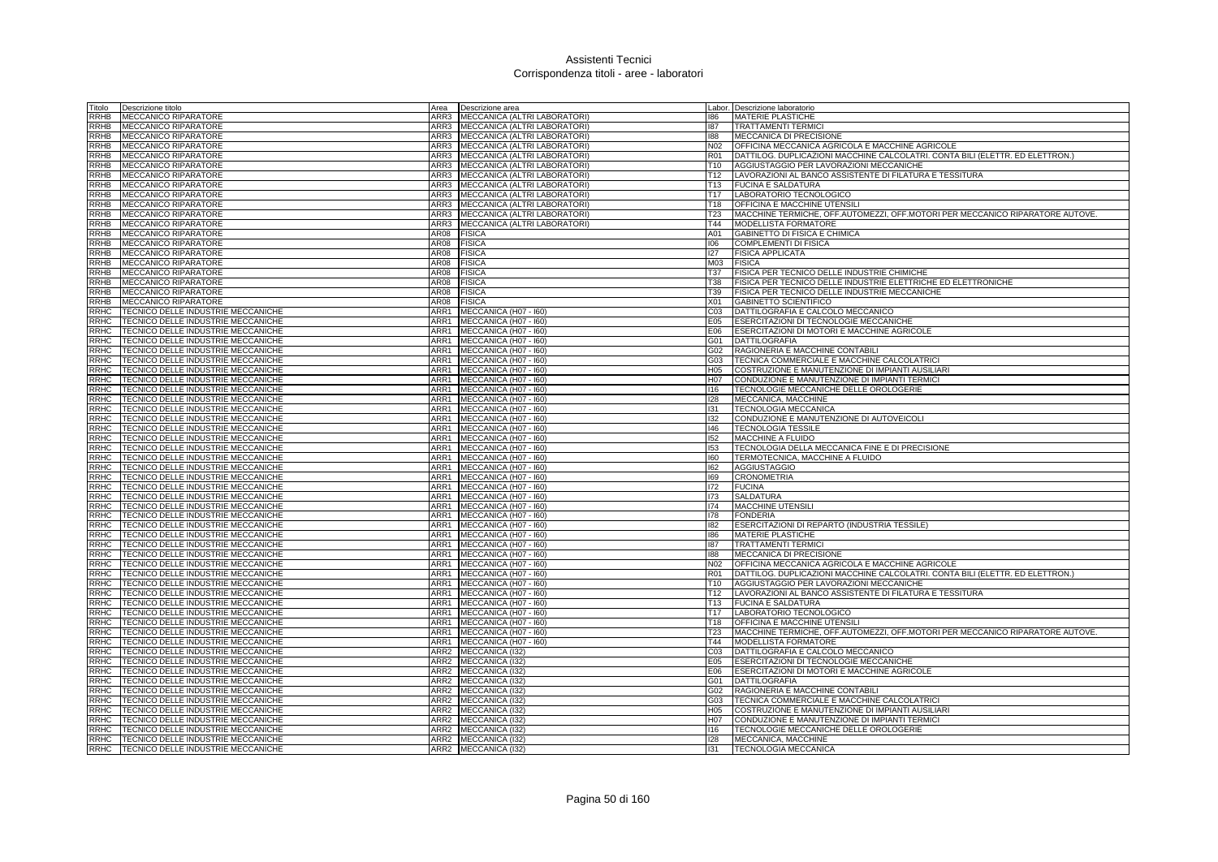# Assistenti Tecnici
## Corrispondenza titoli - aree - laboratori

| Titolo | Descrizione titolo | Area | Descrizione area | Labor. | Descrizione laboratorio |
|---|---|---|---|---|---|
| RRHB | MECCANICO RIPARATORE | ARR3 | MECCANICA (ALTRI LABORATORI) | I86 | MATERIE PLASTICHE |
| RRHB | MECCANICO RIPARATORE | ARR3 | MECCANICA (ALTRI LABORATORI) | I87 | TRATTAMENTI TERMICI |
| RRHB | MECCANICO RIPARATORE | ARR3 | MECCANICA (ALTRI LABORATORI) | I88 | MECCANICA DI PRECISIONE |
| RRHB | MECCANICO RIPARATORE | ARR3 | MECCANICA (ALTRI LABORATORI) | N02 | OFFICINA MECCANICA AGRICOLA E MACCHINE AGRICOLE |
| RRHB | MECCANICO RIPARATORE | ARR3 | MECCANICA (ALTRI LABORATORI) | R01 | DATTILOG. DUPLICAZIONI MACCHINE CALCOLATRI. CONTA BILI (ELETTR. ED ELETTRON.) |
| RRHB | MECCANICO RIPARATORE | ARR3 | MECCANICA (ALTRI LABORATORI) | T10 | AGGIUSTAGGIO PER LAVORAZIONI MECCANICHE |
| RRHB | MECCANICO RIPARATORE | ARR3 | MECCANICA (ALTRI LABORATORI) | T12 | LAVORAZIONI AL BANCO ASSISTENTE DI FILATURA E TESSITURA |
| RRHB | MECCANICO RIPARATORE | ARR3 | MECCANICA (ALTRI LABORATORI) | T13 | FUCINA E SALDATURA |
| RRHB | MECCANICO RIPARATORE | ARR3 | MECCANICA (ALTRI LABORATORI) | T17 | LABORATORIO TECNOLOGICO |
| RRHB | MECCANICO RIPARATORE | ARR3 | MECCANICA (ALTRI LABORATORI) | T18 | OFFICINA E MACCHINE UTENSILI |
| RRHB | MECCANICO RIPARATORE | ARR3 | MECCANICA (ALTRI LABORATORI) | T23 | MACCHINE TERMICHE, OFF.AUTOMEZZI, OFF.MOTORI PER MECCANICO RIPARATORE AUTOVE. |
| RRHB | MECCANICO RIPARATORE | ARR3 | MECCANICA (ALTRI LABORATORI) | T44 | MODELLISTA FORMATORE |
| RRHB | MECCANICO RIPARATORE | AR08 | FISICA | A01 | GABINETTO DI FISICA E CHIMICA |
| RRHB | MECCANICO RIPARATORE | AR08 | FISICA | I06 | COMPLEMENTI DI FISICA |
| RRHB | MECCANICO RIPARATORE | AR08 | FISICA | I27 | FISICA APPLICATA |
| RRHB | MECCANICO RIPARATORE | AR08 | FISICA | M03 | FISICA |
| RRHB | MECCANICO RIPARATORE | AR08 | FISICA | T37 | FISICA PER TECNICO DELLE INDUSTRIE CHIMICHE |
| RRHB | MECCANICO RIPARATORE | AR08 | FISICA | T38 | FISICA PER TECNICO DELLE INDUSTRIE ELETTRICHE ED ELETTRONICHE |
| RRHB | MECCANICO RIPARATORE | AR08 | FISICA | T39 | FISICA PER TECNICO DELLE INDUSTRIE MECCANICHE |
| RRHB | MECCANICO RIPARATORE | AR08 | FISICA | X01 | GABINETTO SCIENTIFICO |
| RRHC | TECNICO DELLE INDUSTRIE MECCANICHE | ARR1 | MECCANICA (H07 - I60) | C03 | DATTILOGRAFIA E CALCOLO MECCANICO |
| RRHC | TECNICO DELLE INDUSTRIE MECCANICHE | ARR1 | MECCANICA (H07 - I60) | E05 | ESERCITAZIONI DI TECNOLOGIE MECCANICHE |
| RRHC | TECNICO DELLE INDUSTRIE MECCANICHE | ARR1 | MECCANICA (H07 - I60) | E06 | ESERCITAZIONI DI MOTORI E MACCHINE AGRICOLE |
| RRHC | TECNICO DELLE INDUSTRIE MECCANICHE | ARR1 | MECCANICA (H07 - I60) | G01 | DATTILOGRAFIA |
| RRHC | TECNICO DELLE INDUSTRIE MECCANICHE | ARR1 | MECCANICA (H07 - I60) | G02 | RAGIONERIA E MACCHINE CONTABILI |
| RRHC | TECNICO DELLE INDUSTRIE MECCANICHE | ARR1 | MECCANICA (H07 - I60) | G03 | TECNICA COMMERCIALE E MACCHINE CALCOLATRICI |
| RRHC | TECNICO DELLE INDUSTRIE MECCANICHE | ARR1 | MECCANICA (H07 - I60) | H05 | COSTRUZIONE E MANUTENZIONE DI IMPIANTI AUSILIARI |
| RRHC | TECNICO DELLE INDUSTRIE MECCANICHE | ARR1 | MECCANICA (H07 - I60) | H07 | CONDUZIONE E MANUTENZIONE DI IMPIANTI TERMICI |
| RRHC | TECNICO DELLE INDUSTRIE MECCANICHE | ARR1 | MECCANICA (H07 - I60) | I16 | TECNOLOGIE MECCANICHE DELLE OROLOGERIE |
| RRHC | TECNICO DELLE INDUSTRIE MECCANICHE | ARR1 | MECCANICA (H07 - I60) | I28 | MECCANICA, MACCHINE |
| RRHC | TECNICO DELLE INDUSTRIE MECCANICHE | ARR1 | MECCANICA (H07 - I60) | I31 | TECNOLOGIA MECCANICA |
| RRHC | TECNICO DELLE INDUSTRIE MECCANICHE | ARR1 | MECCANICA (H07 - I60) | I32 | CONDUZIONE E MANUTENZIONE DI AUTOVEICOLI |
| RRHC | TECNICO DELLE INDUSTRIE MECCANICHE | ARR1 | MECCANICA (H07 - I60) | I46 | TECNOLOGIA TESSILE |
| RRHC | TECNICO DELLE INDUSTRIE MECCANICHE | ARR1 | MECCANICA (H07 - I60) | I52 | MACCHINE A FLUIDO |
| RRHC | TECNICO DELLE INDUSTRIE MECCANICHE | ARR1 | MECCANICA (H07 - I60) | I53 | TECNOLOGIA DELLA MECCANICA FINE E DI PRECISIONE |
| RRHC | TECNICO DELLE INDUSTRIE MECCANICHE | ARR1 | MECCANICA (H07 - I60) | I60 | TERMOTECNICA, MACCHINE A FLUIDO |
| RRHC | TECNICO DELLE INDUSTRIE MECCANICHE | ARR1 | MECCANICA (H07 - I60) | I62 | AGGIUSTAGGIO |
| RRHC | TECNICO DELLE INDUSTRIE MECCANICHE | ARR1 | MECCANICA (H07 - I60) | I69 | CRONOMETRIA |
| RRHC | TECNICO DELLE INDUSTRIE MECCANICHE | ARR1 | MECCANICA (H07 - I60) | I72 | FUCINA |
| RRHC | TECNICO DELLE INDUSTRIE MECCANICHE | ARR1 | MECCANICA (H07 - I60) | I73 | SALDATURA |
| RRHC | TECNICO DELLE INDUSTRIE MECCANICHE | ARR1 | MECCANICA (H07 - I60) | I74 | MACCHINE UTENSILI |
| RRHC | TECNICO DELLE INDUSTRIE MECCANICHE | ARR1 | MECCANICA (H07 - I60) | I78 | FONDERIA |
| RRHC | TECNICO DELLE INDUSTRIE MECCANICHE | ARR1 | MECCANICA (H07 - I60) | I82 | ESERCITAZIONI DI REPARTO (INDUSTRIA TESSILE) |
| RRHC | TECNICO DELLE INDUSTRIE MECCANICHE | ARR1 | MECCANICA (H07 - I60) | I86 | MATERIE PLASTICHE |
| RRHC | TECNICO DELLE INDUSTRIE MECCANICHE | ARR1 | MECCANICA (H07 - I60) | I87 | TRATTAMENTI TERMICI |
| RRHC | TECNICO DELLE INDUSTRIE MECCANICHE | ARR1 | MECCANICA (H07 - I60) | I88 | MECCANICA DI PRECISIONE |
| RRHC | TECNICO DELLE INDUSTRIE MECCANICHE | ARR1 | MECCANICA (H07 - I60) | N02 | OFFICINA MECCANICA AGRICOLA E MACCHINE AGRICOLE |
| RRHC | TECNICO DELLE INDUSTRIE MECCANICHE | ARR1 | MECCANICA (H07 - I60) | R01 | DATTILOG. DUPLICAZIONI MACCHINE CALCOLATRI. CONTA BILI (ELETTR. ED ELETTRON.) |
| RRHC | TECNICO DELLE INDUSTRIE MECCANICHE | ARR1 | MECCANICA (H07 - I60) | T10 | AGGIUSTAGGIO PER LAVORAZIONI MECCANICHE |
| RRHC | TECNICO DELLE INDUSTRIE MECCANICHE | ARR1 | MECCANICA (H07 - I60) | T12 | LAVORAZIONI AL BANCO ASSISTENTE DI FILATURA E TESSITURA |
| RRHC | TECNICO DELLE INDUSTRIE MECCANICHE | ARR1 | MECCANICA (H07 - I60) | T13 | FUCINA E SALDATURA |
| RRHC | TECNICO DELLE INDUSTRIE MECCANICHE | ARR1 | MECCANICA (H07 - I60) | T17 | LABORATORIO TECNOLOGICO |
| RRHC | TECNICO DELLE INDUSTRIE MECCANICHE | ARR1 | MECCANICA (H07 - I60) | T18 | OFFICINA E MACCHINE UTENSILI |
| RRHC | TECNICO DELLE INDUSTRIE MECCANICHE | ARR1 | MECCANICA (H07 - I60) | T23 | MACCHINE TERMICHE, OFF.AUTOMEZZI, OFF.MOTORI PER MECCANICO RIPARATORE AUTOVE. |
| RRHC | TECNICO DELLE INDUSTRIE MECCANICHE | ARR1 | MECCANICA (H07 - I60) | T44 | MODELLISTA FORMATORE |
| RRHC | TECNICO DELLE INDUSTRIE MECCANICHE | ARR2 | MECCANICA (I32) | C03 | DATTILOGRAFIA E CALCOLO MECCANICO |
| RRHC | TECNICO DELLE INDUSTRIE MECCANICHE | ARR2 | MECCANICA (I32) | E05 | ESERCITAZIONI DI TECNOLOGIE MECCANICHE |
| RRHC | TECNICO DELLE INDUSTRIE MECCANICHE | ARR2 | MECCANICA (I32) | E06 | ESERCITAZIONI DI MOTORI E MACCHINE AGRICOLE |
| RRHC | TECNICO DELLE INDUSTRIE MECCANICHE | ARR2 | MECCANICA (I32) | G01 | DATTILOGRAFIA |
| RRHC | TECNICO DELLE INDUSTRIE MECCANICHE | ARR2 | MECCANICA (I32) | G02 | RAGIONERIA E MACCHINE CONTABILI |
| RRHC | TECNICO DELLE INDUSTRIE MECCANICHE | ARR2 | MECCANICA (I32) | G03 | TECNICA COMMERCIALE E MACCHINE CALCOLATRICI |
| RRHC | TECNICO DELLE INDUSTRIE MECCANICHE | ARR2 | MECCANICA (I32) | H05 | COSTRUZIONE E MANUTENZIONE DI IMPIANTI AUSILIARI |
| RRHC | TECNICO DELLE INDUSTRIE MECCANICHE | ARR2 | MECCANICA (I32) | H07 | CONDUZIONE E MANUTENZIONE DI IMPIANTI TERMICI |
| RRHC | TECNICO DELLE INDUSTRIE MECCANICHE | ARR2 | MECCANICA (I32) | I16 | TECNOLOGIE MECCANICHE DELLE OROLOGERIE |
| RRHC | TECNICO DELLE INDUSTRIE MECCANICHE | ARR2 | MECCANICA (I32) | I28 | MECCANICA, MACCHINE |
| RRHC | TECNICO DELLE INDUSTRIE MECCANICHE | ARR2 | MECCANICA (I32) | I31 | TECNOLOGIA MECCANICA |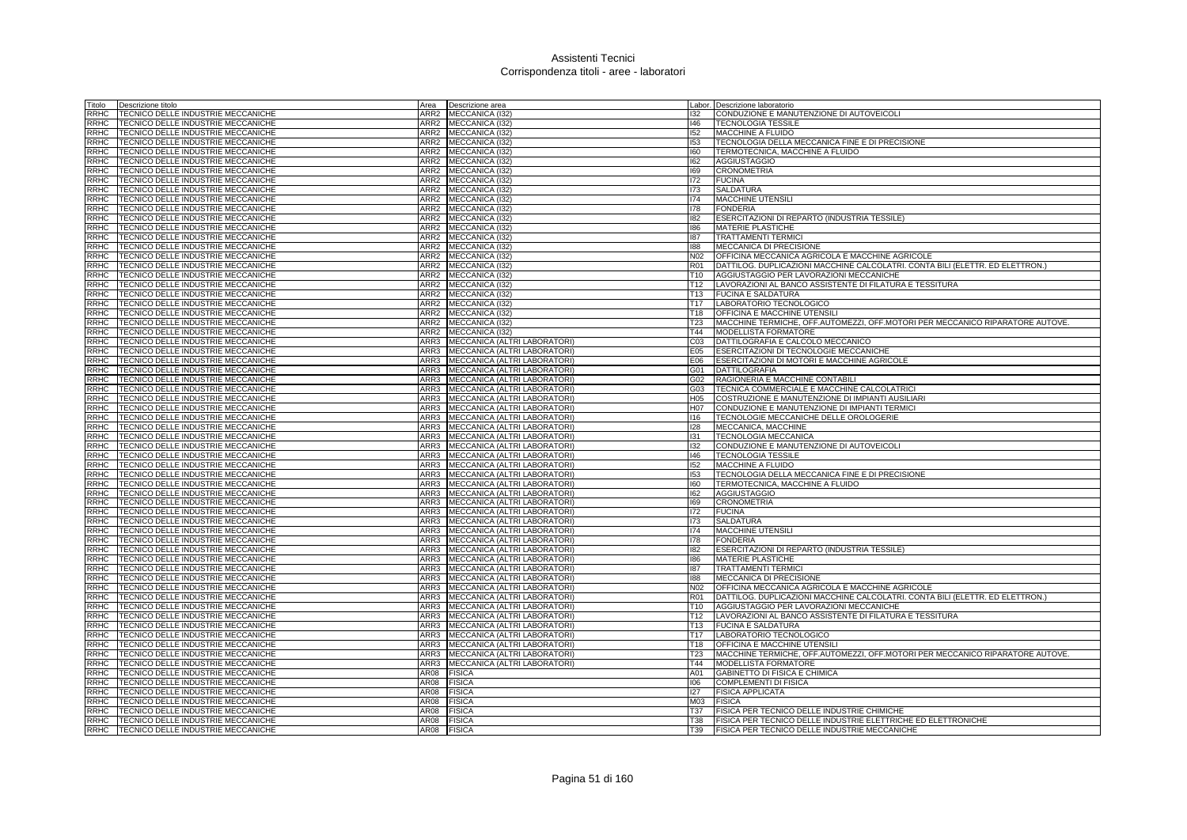# Assistenti Tecnici
## Corrispondenza titoli - aree - laboratori

| Titolo | Descrizione titolo | Area | Descrizione area | Labor. | Descrizione laboratorio |
|---|---|---|---|---|---|
| RRHC | TECNICO DELLE INDUSTRIE MECCANICHE | ARR2 | MECCANICA (I32) | I32 | CONDUZIONE E MANUTENZIONE DI AUTOVEICOLI |
| RRHC | TECNICO DELLE INDUSTRIE MECCANICHE | ARR2 | MECCANICA (I32) | I46 | TECNOLOGIA TESSILE |
| RRHC | TECNICO DELLE INDUSTRIE MECCANICHE | ARR2 | MECCANICA (I32) | I52 | MACCHINE A FLUIDO |
| RRHC | TECNICO DELLE INDUSTRIE MECCANICHE | ARR2 | MECCANICA (I32) | I53 | TECNOLOGIA DELLA MECCANICA FINE E DI PRECISIONE |
| RRHC | TECNICO DELLE INDUSTRIE MECCANICHE | ARR2 | MECCANICA (I32) | I60 | TERMOTECNICA, MACCHINE A FLUIDO |
| RRHC | TECNICO DELLE INDUSTRIE MECCANICHE | ARR2 | MECCANICA (I32) | I62 | AGGIUSTAGGIO |
| RRHC | TECNICO DELLE INDUSTRIE MECCANICHE | ARR2 | MECCANICA (I32) | I69 | CRONOMETRIA |
| RRHC | TECNICO DELLE INDUSTRIE MECCANICHE | ARR2 | MECCANICA (I32) | I72 | FUCINA |
| RRHC | TECNICO DELLE INDUSTRIE MECCANICHE | ARR2 | MECCANICA (I32) | I73 | SALDATURA |
| RRHC | TECNICO DELLE INDUSTRIE MECCANICHE | ARR2 | MECCANICA (I32) | I74 | MACCHINE UTENSILI |
| RRHC | TECNICO DELLE INDUSTRIE MECCANICHE | ARR2 | MECCANICA (I32) | I78 | FONDERIA |
| RRHC | TECNICO DELLE INDUSTRIE MECCANICHE | ARR2 | MECCANICA (I32) | I82 | ESERCITAZIONI DI REPARTO (INDUSTRIA TESSILE) |
| RRHC | TECNICO DELLE INDUSTRIE MECCANICHE | ARR2 | MECCANICA (I32) | I86 | MATERIE PLASTICHE |
| RRHC | TECNICO DELLE INDUSTRIE MECCANICHE | ARR2 | MECCANICA (I32) | I87 | TRATTAMENTI TERMICI |
| RRHC | TECNICO DELLE INDUSTRIE MECCANICHE | ARR2 | MECCANICA (I32) | I88 | MECCANICA DI PRECISIONE |
| RRHC | TECNICO DELLE INDUSTRIE MECCANICHE | ARR2 | MECCANICA (I32) | N02 | OFFICINA MECCANICA AGRICOLA E MACCHINE AGRICOLE |
| RRHC | TECNICO DELLE INDUSTRIE MECCANICHE | ARR2 | MECCANICA (I32) | R01 | DATTILOG. DUPLICAZIONI MACCHINE CALCOLATRI. CONTA BILI (ELETTR. ED ELETTRON.) |
| RRHC | TECNICO DELLE INDUSTRIE MECCANICHE | ARR2 | MECCANICA (I32) | T10 | AGGIUSTAGGIO PER LAVORAZIONI MECCANICHE |
| RRHC | TECNICO DELLE INDUSTRIE MECCANICHE | ARR2 | MECCANICA (I32) | T12 | LAVORAZIONI AL BANCO ASSISTENTE DI FILATURA E TESSITURA |
| RRHC | TECNICO DELLE INDUSTRIE MECCANICHE | ARR2 | MECCANICA (I32) | T13 | FUCINA E SALDATURA |
| RRHC | TECNICO DELLE INDUSTRIE MECCANICHE | ARR2 | MECCANICA (I32) | T17 | LABORATORIO TECNOLOGICO |
| RRHC | TECNICO DELLE INDUSTRIE MECCANICHE | ARR2 | MECCANICA (I32) | T18 | OFFICINA E MACCHINE UTENSILI |
| RRHC | TECNICO DELLE INDUSTRIE MECCANICHE | ARR2 | MECCANICA (I32) | T23 | MACCHINE TERMICHE, OFF.AUTOMEZZI, OFF.MOTORI PER MECCANICO RIPARATORE AUTOVE. |
| RRHC | TECNICO DELLE INDUSTRIE MECCANICHE | ARR2 | MECCANICA (I32) | T44 | MODELLISTA FORMATORE |
| RRHC | TECNICO DELLE INDUSTRIE MECCANICHE | ARR3 | MECCANICA (ALTRI LABORATORI) | C03 | DATTILOGRAFIA E CALCOLO MECCANICO |
| RRHC | TECNICO DELLE INDUSTRIE MECCANICHE | ARR3 | MECCANICA (ALTRI LABORATORI) | E05 | ESERCITAZIONI DI TECNOLOGIE MECCANICHE |
| RRHC | TECNICO DELLE INDUSTRIE MECCANICHE | ARR3 | MECCANICA (ALTRI LABORATORI) | E06 | ESERCITAZIONI DI MOTORI E MACCHINE AGRICOLE |
| RRHC | TECNICO DELLE INDUSTRIE MECCANICHE | ARR3 | MECCANICA (ALTRI LABORATORI) | G01 | DATTILOGRAFIA |
| RRHC | TECNICO DELLE INDUSTRIE MECCANICHE | ARR3 | MECCANICA (ALTRI LABORATORI) | G02 | RAGIONERIA E MACCHINE CONTABILI |
| RRHC | TECNICO DELLE INDUSTRIE MECCANICHE | ARR3 | MECCANICA (ALTRI LABORATORI) | G03 | TECNICA COMMERCIALE E MACCHINE CALCOLATRICI |
| RRHC | TECNICO DELLE INDUSTRIE MECCANICHE | ARR3 | MECCANICA (ALTRI LABORATORI) | H05 | COSTRUZIONE E MANUTENZIONE DI IMPIANTI AUSILIARI |
| RRHC | TECNICO DELLE INDUSTRIE MECCANICHE | ARR3 | MECCANICA (ALTRI LABORATORI) | H07 | CONDUZIONE E MANUTENZIONE DI IMPIANTI TERMICI |
| RRHC | TECNICO DELLE INDUSTRIE MECCANICHE | ARR3 | MECCANICA (ALTRI LABORATORI) | I16 | TECNOLOGIE MECCANICHE DELLE OROLOGERIE |
| RRHC | TECNICO DELLE INDUSTRIE MECCANICHE | ARR3 | MECCANICA (ALTRI LABORATORI) | I28 | MECCANICA, MACCHINE |
| RRHC | TECNICO DELLE INDUSTRIE MECCANICHE | ARR3 | MECCANICA (ALTRI LABORATORI) | I31 | TECNOLOGIA MECCANICA |
| RRHC | TECNICO DELLE INDUSTRIE MECCANICHE | ARR3 | MECCANICA (ALTRI LABORATORI) | I32 | CONDUZIONE E MANUTENZIONE DI AUTOVEICOLI |
| RRHC | TECNICO DELLE INDUSTRIE MECCANICHE | ARR3 | MECCANICA (ALTRI LABORATORI) | I46 | TECNOLOGIA TESSILE |
| RRHC | TECNICO DELLE INDUSTRIE MECCANICHE | ARR3 | MECCANICA (ALTRI LABORATORI) | I52 | MACCHINE A FLUIDO |
| RRHC | TECNICO DELLE INDUSTRIE MECCANICHE | ARR3 | MECCANICA (ALTRI LABORATORI) | I53 | TECNOLOGIA DELLA MECCANICA FINE E DI PRECISIONE |
| RRHC | TECNICO DELLE INDUSTRIE MECCANICHE | ARR3 | MECCANICA (ALTRI LABORATORI) | I60 | TERMOTECNICA, MACCHINE A FLUIDO |
| RRHC | TECNICO DELLE INDUSTRIE MECCANICHE | ARR3 | MECCANICA (ALTRI LABORATORI) | I62 | AGGIUSTAGGIO |
| RRHC | TECNICO DELLE INDUSTRIE MECCANICHE | ARR3 | MECCANICA (ALTRI LABORATORI) | I69 | CRONOMETRIA |
| RRHC | TECNICO DELLE INDUSTRIE MECCANICHE | ARR3 | MECCANICA (ALTRI LABORATORI) | I72 | FUCINA |
| RRHC | TECNICO DELLE INDUSTRIE MECCANICHE | ARR3 | MECCANICA (ALTRI LABORATORI) | I73 | SALDATURA |
| RRHC | TECNICO DELLE INDUSTRIE MECCANICHE | ARR3 | MECCANICA (ALTRI LABORATORI) | I74 | MACCHINE UTENSILI |
| RRHC | TECNICO DELLE INDUSTRIE MECCANICHE | ARR3 | MECCANICA (ALTRI LABORATORI) | I78 | FONDERIA |
| RRHC | TECNICO DELLE INDUSTRIE MECCANICHE | ARR3 | MECCANICA (ALTRI LABORATORI) | I82 | ESERCITAZIONI DI REPARTO (INDUSTRIA TESSILE) |
| RRHC | TECNICO DELLE INDUSTRIE MECCANICHE | ARR3 | MECCANICA (ALTRI LABORATORI) | I86 | MATERIE PLASTICHE |
| RRHC | TECNICO DELLE INDUSTRIE MECCANICHE | ARR3 | MECCANICA (ALTRI LABORATORI) | I87 | TRATTAMENTI TERMICI |
| RRHC | TECNICO DELLE INDUSTRIE MECCANICHE | ARR3 | MECCANICA (ALTRI LABORATORI) | I88 | MECCANICA DI PRECISIONE |
| RRHC | TECNICO DELLE INDUSTRIE MECCANICHE | ARR3 | MECCANICA (ALTRI LABORATORI) | N02 | OFFICINA MECCANICA AGRICOLA E MACCHINE AGRICOLE |
| RRHC | TECNICO DELLE INDUSTRIE MECCANICHE | ARR3 | MECCANICA (ALTRI LABORATORI) | R01 | DATTILOG. DUPLICAZIONI MACCHINE CALCOLATRI. CONTA BILI (ELETTR. ED ELETTRON.) |
| RRHC | TECNICO DELLE INDUSTRIE MECCANICHE | ARR3 | MECCANICA (ALTRI LABORATORI) | T10 | AGGIUSTAGGIO PER LAVORAZIONI MECCANICHE |
| RRHC | TECNICO DELLE INDUSTRIE MECCANICHE | ARR3 | MECCANICA (ALTRI LABORATORI) | T12 | LAVORAZIONI AL BANCO ASSISTENTE DI FILATURA E TESSITURA |
| RRHC | TECNICO DELLE INDUSTRIE MECCANICHE | ARR3 | MECCANICA (ALTRI LABORATORI) | T13 | FUCINA E SALDATURA |
| RRHC | TECNICO DELLE INDUSTRIE MECCANICHE | ARR3 | MECCANICA (ALTRI LABORATORI) | T17 | LABORATORIO TECNOLOGICO |
| RRHC | TECNICO DELLE INDUSTRIE MECCANICHE | ARR3 | MECCANICA (ALTRI LABORATORI) | T18 | OFFICINA E MACCHINE UTENSILI |
| RRHC | TECNICO DELLE INDUSTRIE MECCANICHE | ARR3 | MECCANICA (ALTRI LABORATORI) | T23 | MACCHINE TERMICHE, OFF.AUTOMEZZI, OFF.MOTORI PER MECCANICO RIPARATORE AUTOVE. |
| RRHC | TECNICO DELLE INDUSTRIE MECCANICHE | ARR3 | MECCANICA (ALTRI LABORATORI) | T44 | MODELLISTA FORMATORE |
| RRHC | TECNICO DELLE INDUSTRIE MECCANICHE | AR08 | FISICA | A01 | GABINETTO DI FISICA E CHIMICA |
| RRHC | TECNICO DELLE INDUSTRIE MECCANICHE | AR08 | FISICA | I06 | COMPLEMENTI DI FISICA |
| RRHC | TECNICO DELLE INDUSTRIE MECCANICHE | AR08 | FISICA | I27 | FISICA APPLICATA |
| RRHC | TECNICO DELLE INDUSTRIE MECCANICHE | AR08 | FISICA | M03 | FISICA |
| RRHC | TECNICO DELLE INDUSTRIE MECCANICHE | AR08 | FISICA | T37 | FISICA PER TECNICO DELLE INDUSTRIE CHIMICHE |
| RRHC | TECNICO DELLE INDUSTRIE MECCANICHE | AR08 | FISICA | T38 | FISICA PER TECNICO DELLE INDUSTRIE ELETTRICHE ED ELETTRONICHE |
| RRHC | TECNICO DELLE INDUSTRIE MECCANICHE | AR08 | FISICA | T39 | FISICA PER TECNICO DELLE INDUSTRIE MECCANICHE |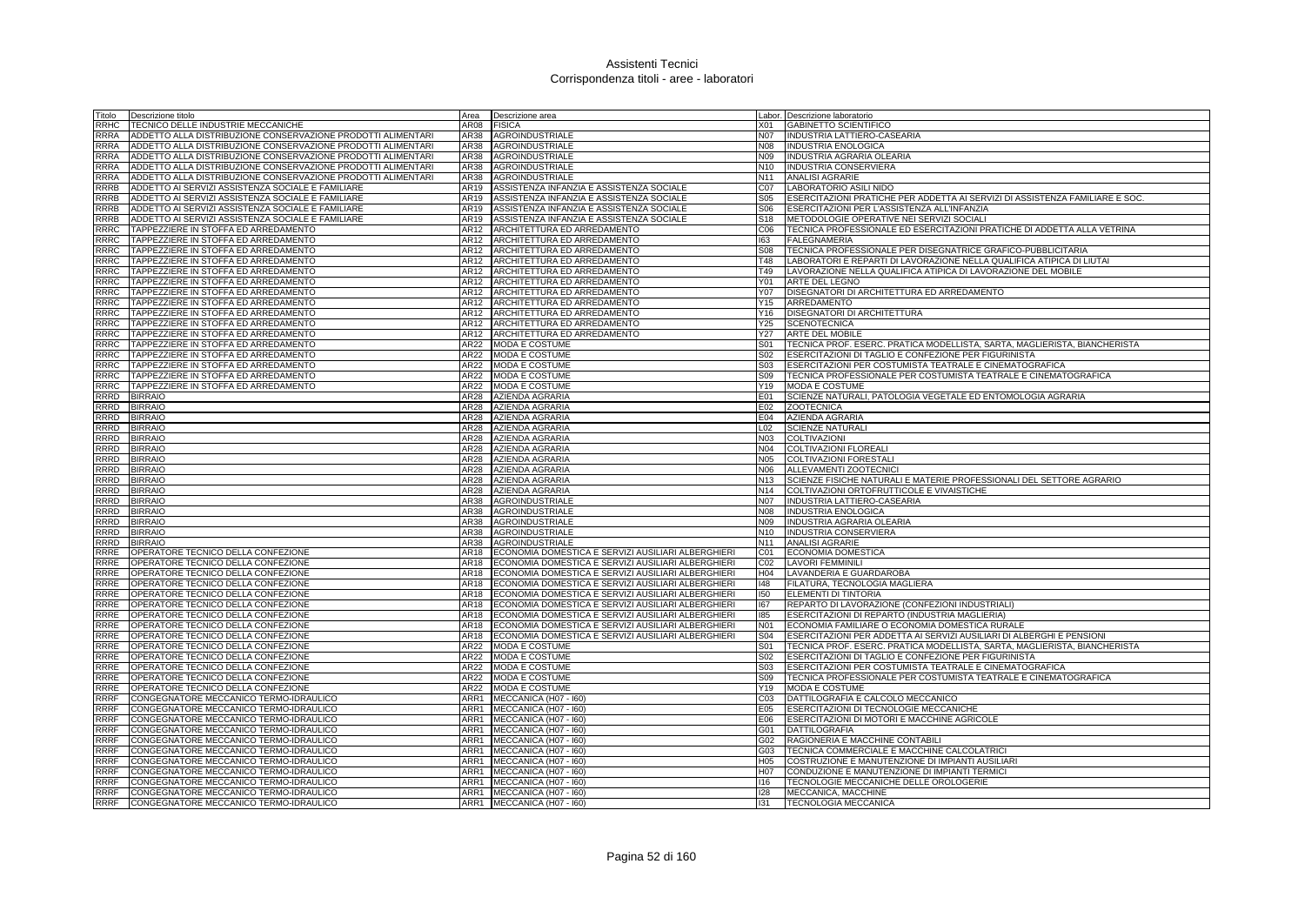# Assistenti Tecnici
## Corrispondenza titoli - aree - laboratori

| Titolo | Descrizione titolo | Area | Descrizione area | Labor. | Descrizione laboratorio |
|---|---|---|---|---|---|
| RRHC | TECNICO DELLE INDUSTRIE MECCANICHE | AR08 | FISICA | X01 | GABINETTO SCIENTIFICO |
| RRRA | ADDETTO ALLA DISTRIBUZIONE CONSERVAZIONE PRODOTTI ALIMENTARI | AR38 | AGROINDUSTRIALE | N07 | INDUSTRIA LATTIERO-CASEARIA |
| RRRA | ADDETTO ALLA DISTRIBUZIONE CONSERVAZIONE PRODOTTI ALIMENTARI | AR38 | AGROINDUSTRIALE | N08 | INDUSTRIA ENOLOGICA |
| RRRA | ADDETTO ALLA DISTRIBUZIONE CONSERVAZIONE PRODOTTI ALIMENTARI | AR38 | AGROINDUSTRIALE | N09 | INDUSTRIA AGRARIA OLEARIA |
| RRRA | ADDETTO ALLA DISTRIBUZIONE CONSERVAZIONE PRODOTTI ALIMENTARI | AR38 | AGROINDUSTRIALE | N10 | INDUSTRIA CONSERVIERA |
| RRRA | ADDETTO ALLA DISTRIBUZIONE CONSERVAZIONE PRODOTTI ALIMENTARI | AR38 | AGROINDUSTRIALE | N11 | ANALISI AGRARIE |
| RRRB | ADDETTO AI SERVIZI ASSISTENZA SOCIALE E FAMILIARE | AR19 | ASSISTENZA INFANZIA E ASSISTENZA SOCIALE | C07 | LABORATORIO ASILI NIDO |
| RRRB | ADDETTO AI SERVIZI ASSISTENZA SOCIALE E FAMILIARE | AR19 | ASSISTENZA INFANZIA E ASSISTENZA SOCIALE | S05 | ESERCITAZIONI PRATICHE PER ADDETTA AI SERVIZI DI ASSISTENZA FAMILIARE E SOC. |
| RRRB | ADDETTO AI SERVIZI ASSISTENZA SOCIALE E FAMILIARE | AR19 | ASSISTENZA INFANZIA E ASSISTENZA SOCIALE | S06 | ESERCITAZIONI PER L'ASSISTENZA ALL'INFANZIA |
| RRRB | ADDETTO AI SERVIZI ASSISTENZA SOCIALE E FAMILIARE | AR19 | ASSISTENZA INFANZIA E ASSISTENZA SOCIALE | S18 | METODOLOGIE OPERATIVE NEI SERVIZI SOCIALI |
| RRRC | TAPPEZZIERE IN STOFFA ED ARREDAMENTO | AR12 | ARCHITETTURA ED ARREDAMENTO | C06 | TECNICA PROFESSIONALE ED ESERCITAZIONI PRATICHE DI ADDETTA ALLA VETRINA |
| RRRC | TAPPEZZIERE IN STOFFA ED ARREDAMENTO | AR12 | ARCHITETTURA ED ARREDAMENTO | I63 | FALEGNAMERIA |
| RRRC | TAPPEZZIERE IN STOFFA ED ARREDAMENTO | AR12 | ARCHITETTURA ED ARREDAMENTO | S08 | TECNICA PROFESSIONALE PER DISEGNATRICE GRAFICO-PUBBLICITARIA |
| RRRC | TAPPEZZIERE IN STOFFA ED ARREDAMENTO | AR12 | ARCHITETTURA ED ARREDAMENTO | T48 | LABORATORI E REPARTI DI LAVORAZIONE NELLA QUALIFICA ATIPICA DI LIUTAI |
| RRRC | TAPPEZZIERE IN STOFFA ED ARREDAMENTO | AR12 | ARCHITETTURA ED ARREDAMENTO | T49 | LAVORAZIONE NELLA QUALIFICA ATIPICA DI LAVORAZIONE DEL MOBILE |
| RRRC | TAPPEZZIERE IN STOFFA ED ARREDAMENTO | AR12 | ARCHITETTURA ED ARREDAMENTO | Y01 | ARTE DEL LEGNO |
| RRRC | TAPPEZZIERE IN STOFFA ED ARREDAMENTO | AR12 | ARCHITETTURA ED ARREDAMENTO | Y07 | DISEGNATORI DI ARCHITETTURA ED ARREDAMENTO |
| RRRC | TAPPEZZIERE IN STOFFA ED ARREDAMENTO | AR12 | ARCHITETTURA ED ARREDAMENTO | Y15 | ARREDAMENTO |
| RRRC | TAPPEZZIERE IN STOFFA ED ARREDAMENTO | AR12 | ARCHITETTURA ED ARREDAMENTO | Y16 | DISEGNATORI DI ARCHITETTURA |
| RRRC | TAPPEZZIERE IN STOFFA ED ARREDAMENTO | AR12 | ARCHITETTURA ED ARREDAMENTO | Y25 | SCENOTECNICA |
| RRRC | TAPPEZZIERE IN STOFFA ED ARREDAMENTO | AR12 | ARCHITETTURA ED ARREDAMENTO | Y27 | ARTE DEL MOBILE |
| RRRC | TAPPEZZIERE IN STOFFA ED ARREDAMENTO | AR22 | MODA E COSTUME | S01 | TECNICA PROF. ESERC. PRATICA MODELLISTA, SARTA, MAGLIERISTA, BIANCHERISTA |
| RRRC | TAPPEZZIERE IN STOFFA ED ARREDAMENTO | AR22 | MODA E COSTUME | S02 | ESERCITAZIONI DI TAGLIO E CONFEZIONE PER FIGURINISTA |
| RRRC | TAPPEZZIERE IN STOFFA ED ARREDAMENTO | AR22 | MODA E COSTUME | S03 | ESERCITAZIONI PER COSTUMISTA TEATRALE E CINEMATOGRAFICA |
| RRRC | TAPPEZZIERE IN STOFFA ED ARREDAMENTO | AR22 | MODA E COSTUME | S09 | TECNICA PROFESSIONALE PER COSTUMISTA TEATRALE E CINEMATOGRAFICA |
| RRRC | TAPPEZZIERE IN STOFFA ED ARREDAMENTO | AR22 | MODA E COSTUME | Y19 | MODA E COSTUME |
| RRRD | BIRRAIO | AR28 | AZIENDA AGRARIA | E01 | SCIENZE NATURALI, PATOLOGIA VEGETALE ED ENTOMOLOGIA AGRARIA |
| RRRD | BIRRAIO | AR28 | AZIENDA AGRARIA | E02 | ZOOTECNICA |
| RRRD | BIRRAIO | AR28 | AZIENDA AGRARIA | E04 | AZIENDA AGRARIA |
| RRRD | BIRRAIO | AR28 | AZIENDA AGRARIA | L02 | SCIENZE NATURALI |
| RRRD | BIRRAIO | AR28 | AZIENDA AGRARIA | N03 | COLTIVAZIONI |
| RRRD | BIRRAIO | AR28 | AZIENDA AGRARIA | N04 | COLTIVAZIONI FLOREALI |
| RRRD | BIRRAIO | AR28 | AZIENDA AGRARIA | N05 | COLTIVAZIONI FORESTALI |
| RRRD | BIRRAIO | AR28 | AZIENDA AGRARIA | N06 | ALLEVAMENTI ZOOTECNICI |
| RRRD | BIRRAIO | AR28 | AZIENDA AGRARIA | N13 | SCIENZE FISICHE NATURALI E MATERIE PROFESSIONALI DEL SETTORE AGRARIO |
| RRRD | BIRRAIO | AR28 | AZIENDA AGRARIA | N14 | COLTIVAZIONI ORTOFRUTTICOLE E VIVAISTICHE |
| RRRD | BIRRAIO | AR38 | AGROINDUSTRIALE | N07 | INDUSTRIA LATTIERO-CASEARIA |
| RRRD | BIRRAIO | AR38 | AGROINDUSTRIALE | N08 | INDUSTRIA ENOLOGICA |
| RRRD | BIRRAIO | AR38 | AGROINDUSTRIALE | N09 | INDUSTRIA AGRARIA OLEARIA |
| RRRD | BIRRAIO | AR38 | AGROINDUSTRIALE | N10 | INDUSTRIA CONSERVIERA |
| RRRD | BIRRAIO | AR38 | AGROINDUSTRIALE | N11 | ANALISI AGRARIE |
| RRRE | OPERATORE TECNICO DELLA CONFEZIONE | AR18 | ECONOMIA DOMESTICA E SERVIZI AUSILIARI ALBERGHIERI | C01 | ECONOMIA DOMESTICA |
| RRRE | OPERATORE TECNICO DELLA CONFEZIONE | AR18 | ECONOMIA DOMESTICA E SERVIZI AUSILIARI ALBERGHIERI | C02 | LAVORI FEMMINILI |
| RRRE | OPERATORE TECNICO DELLA CONFEZIONE | AR18 | ECONOMIA DOMESTICA E SERVIZI AUSILIARI ALBERGHIERI | H04 | LAVANDERIA E GUARDAROBA |
| RRRE | OPERATORE TECNICO DELLA CONFEZIONE | AR18 | ECONOMIA DOMESTICA E SERVIZI AUSILIARI ALBERGHIERI | I48 | FILATURA, TECNOLOGIA MAGLIERA |
| RRRE | OPERATORE TECNICO DELLA CONFEZIONE | AR18 | ECONOMIA DOMESTICA E SERVIZI AUSILIARI ALBERGHIERI | I50 | ELEMENTI DI TINTORIA |
| RRRE | OPERATORE TECNICO DELLA CONFEZIONE | AR18 | ECONOMIA DOMESTICA E SERVIZI AUSILIARI ALBERGHIERI | I67 | REPARTO DI LAVORAZIONE (CONFEZIONI INDUSTRIALI) |
| RRRE | OPERATORE TECNICO DELLA CONFEZIONE | AR18 | ECONOMIA DOMESTICA E SERVIZI AUSILIARI ALBERGHIERI | I85 | ESERCITAZIONI DI REPARTO (INDUSTRIA MAGLIERIA) |
| RRRE | OPERATORE TECNICO DELLA CONFEZIONE | AR18 | ECONOMIA DOMESTICA E SERVIZI AUSILIARI ALBERGHIERI | N01 | ECONOMIA FAMILIARE O ECONOMIA DOMESTICA RURALE |
| RRRE | OPERATORE TECNICO DELLA CONFEZIONE | AR18 | ECONOMIA DOMESTICA E SERVIZI AUSILIARI ALBERGHIERI | S04 | ESERCITAZIONI PER ADDETTA AI SERVIZI AUSILIARI DI ALBERGHI E PENSIONI |
| RRRE | OPERATORE TECNICO DELLA CONFEZIONE | AR22 | MODA E COSTUME | S01 | TECNICA PROF. ESERC. PRATICA MODELLISTA, SARTA, MAGLIERISTA, BIANCHERISTA |
| RRRE | OPERATORE TECNICO DELLA CONFEZIONE | AR22 | MODA E COSTUME | S02 | ESERCITAZIONI DI TAGLIO E CONFEZIONE PER FIGURINISTA |
| RRRE | OPERATORE TECNICO DELLA CONFEZIONE | AR22 | MODA E COSTUME | S03 | ESERCITAZIONI PER COSTUMISTA TEATRALE E CINEMATOGRAFICA |
| RRRE | OPERATORE TECNICO DELLA CONFEZIONE | AR22 | MODA E COSTUME | S09 | TECNICA PROFESSIONALE PER COSTUMISTA TEATRALE E CINEMATOGRAFICA |
| RRRE | OPERATORE TECNICO DELLA CONFEZIONE | AR22 | MODA E COSTUME | Y19 | MODA E COSTUME |
| RRRF | CONGEGNATORE MECCANICO TERMO-IDRAULICO | ARR1 | MECCANICA (H07 - I60) | C03 | DATTILOGRAFIA E CALCOLO MECCANICO |
| RRRF | CONGEGNATORE MECCANICO TERMO-IDRAULICO | ARR1 | MECCANICA (H07 - I60) | E05 | ESERCITAZIONI DI TECNOLOGIE MECCANICHE |
| RRRF | CONGEGNATORE MECCANICO TERMO-IDRAULICO | ARR1 | MECCANICA (H07 - I60) | E06 | ESERCITAZIONI DI MOTORI E MACCHINE AGRICOLE |
| RRRF | CONGEGNATORE MECCANICO TERMO-IDRAULICO | ARR1 | MECCANICA (H07 - I60) | G01 | DATTILOGRAFIA |
| RRRF | CONGEGNATORE MECCANICO TERMO-IDRAULICO | ARR1 | MECCANICA (H07 - I60) | G02 | RAGIONERIA E MACCHINE CONTABILI |
| RRRF | CONGEGNATORE MECCANICO TERMO-IDRAULICO | ARR1 | MECCANICA (H07 - I60) | G03 | TECNICA COMMERCIALE E MACCHINE CALCOLATRICI |
| RRRF | CONGEGNATORE MECCANICO TERMO-IDRAULICO | ARR1 | MECCANICA (H07 - I60) | H05 | COSTRUZIONE E MANUTENZIONE DI IMPIANTI AUSILIARI |
| RRRF | CONGEGNATORE MECCANICO TERMO-IDRAULICO | ARR1 | MECCANICA (H07 - I60) | H07 | CONDUZIONE E MANUTENZIONE DI IMPIANTI TERMICI |
| RRRF | CONGEGNATORE MECCANICO TERMO-IDRAULICO | ARR1 | MECCANICA (H07 - I60) | I16 | TECNOLOGIE MECCANICHE DELLE OROLOGERIE |
| RRRF | CONGEGNATORE MECCANICO TERMO-IDRAULICO | ARR1 | MECCANICA (H07 - I60) | I28 | MECCANICA, MACCHINE |
| RRRF | CONGEGNATORE MECCANICO TERMO-IDRAULICO | ARR1 | MECCANICA (H07 - I60) | I31 | TECNOLOGIA MECCANICA |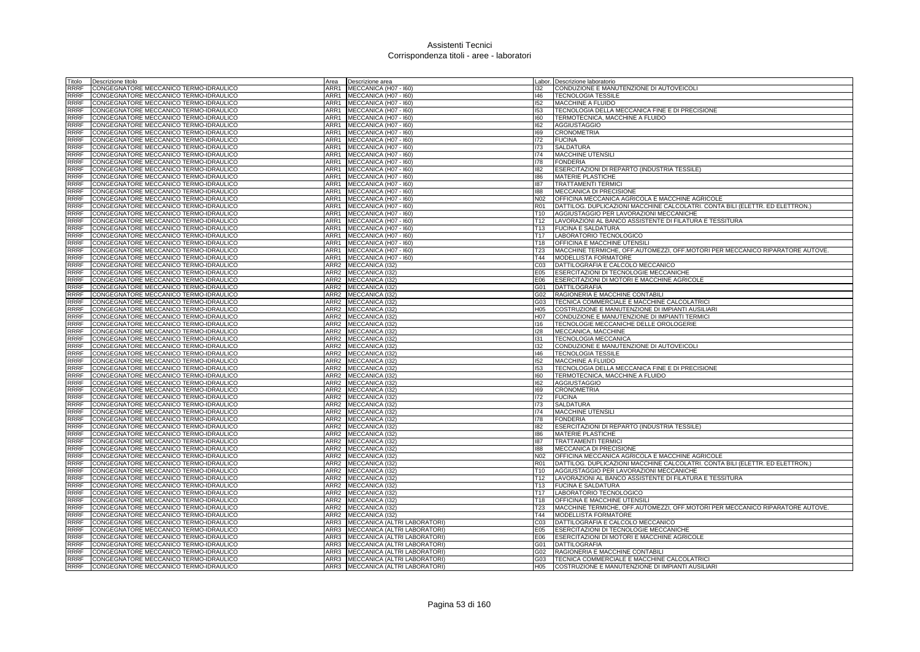# Assistenti Tecnici
## Corrispondenza titoli - aree - laboratori

| Titolo | Descrizione titolo | Area | Descrizione area | Labor. | Descrizione laboratorio |
|---|---|---|---|---|---|
| RRRF | CONGEGNATORE MECCANICO TERMO-IDRAULICO | ARR1 | MECCANICA (H07 - I60) | I32 | CONDUZIONE E MANUTENZIONE DI AUTOVEICOLI |
| RRRF | CONGEGNATORE MECCANICO TERMO-IDRAULICO | ARR1 | MECCANICA (H07 - I60) | I46 | TECNOLOGIA TESSILE |
| RRRF | CONGEGNATORE MECCANICO TERMO-IDRAULICO | ARR1 | MECCANICA (H07 - I60) | I52 | MACCHINE A FLUIDO |
| RRRF | CONGEGNATORE MECCANICO TERMO-IDRAULICO | ARR1 | MECCANICA (H07 - I60) | I53 | TECNOLOGIA DELLA MECCANICA FINE E DI PRECISIONE |
| RRRF | CONGEGNATORE MECCANICO TERMO-IDRAULICO | ARR1 | MECCANICA (H07 - I60) | I60 | TERMOTECNICA, MACCHINE A FLUIDO |
| RRRF | CONGEGNATORE MECCANICO TERMO-IDRAULICO | ARR1 | MECCANICA (H07 - I60) | I62 | AGGIUSTAGGIO |
| RRRF | CONGEGNATORE MECCANICO TERMO-IDRAULICO | ARR1 | MECCANICA (H07 - I60) | I69 | CRONOMETRIA |
| RRRF | CONGEGNATORE MECCANICO TERMO-IDRAULICO | ARR1 | MECCANICA (H07 - I60) | I72 | FUCINA |
| RRRF | CONGEGNATORE MECCANICO TERMO-IDRAULICO | ARR1 | MECCANICA (H07 - I60) | I73 | SALDATURA |
| RRRF | CONGEGNATORE MECCANICO TERMO-IDRAULICO | ARR1 | MECCANICA (H07 - I60) | I74 | MACCHINE UTENSILI |
| RRRF | CONGEGNATORE MECCANICO TERMO-IDRAULICO | ARR1 | MECCANICA (H07 - I60) | I78 | FONDERIA |
| RRRF | CONGEGNATORE MECCANICO TERMO-IDRAULICO | ARR1 | MECCANICA (H07 - I60) | I82 | ESERCITAZIONI DI REPARTO (INDUSTRIA TESSILE) |
| RRRF | CONGEGNATORE MECCANICO TERMO-IDRAULICO | ARR1 | MECCANICA (H07 - I60) | I86 | MATERIE PLASTICHE |
| RRRF | CONGEGNATORE MECCANICO TERMO-IDRAULICO | ARR1 | MECCANICA (H07 - I60) | I87 | TRATTAMENTI TERMICI |
| RRRF | CONGEGNATORE MECCANICO TERMO-IDRAULICO | ARR1 | MECCANICA (H07 - I60) | I88 | MECCANICA DI PRECISIONE |
| RRRF | CONGEGNATORE MECCANICO TERMO-IDRAULICO | ARR1 | MECCANICA (H07 - I60) | N02 | OFFICINA MECCANICA AGRICOLA E MACCHINE AGRICOLE |
| RRRF | CONGEGNATORE MECCANICO TERMO-IDRAULICO | ARR1 | MECCANICA (H07 - I60) | R01 | DATTILOG. DUPLICAZIONI MACCHINE CALCOLATRI. CONTA BILI (ELETTR. ED ELETTRON.) |
| RRRF | CONGEGNATORE MECCANICO TERMO-IDRAULICO | ARR1 | MECCANICA (H07 - I60) | T10 | AGGIUSTAGGIO PER LAVORAZIONI MECCANICHE |
| RRRF | CONGEGNATORE MECCANICO TERMO-IDRAULICO | ARR1 | MECCANICA (H07 - I60) | T12 | LAVORAZIONI AL BANCO ASSISTENTE DI FILATURA E TESSITURA |
| RRRF | CONGEGNATORE MECCANICO TERMO-IDRAULICO | ARR1 | MECCANICA (H07 - I60) | T13 | FUCINA E SALDATURA |
| RRRF | CONGEGNATORE MECCANICO TERMO-IDRAULICO | ARR1 | MECCANICA (H07 - I60) | T17 | LABORATORIO TECNOLOGICO |
| RRRF | CONGEGNATORE MECCANICO TERMO-IDRAULICO | ARR1 | MECCANICA (H07 - I60) | T18 | OFFICINA E MACCHINE UTENSILI |
| RRRF | CONGEGNATORE MECCANICO TERMO-IDRAULICO | ARR1 | MECCANICA (H07 - I60) | T23 | MACCHINE TERMICHE, OFF.AUTOMEZZI, OFF.MOTORI PER MECCANICO RIPARATORE AUTOVE. |
| RRRF | CONGEGNATORE MECCANICO TERMO-IDRAULICO | ARR1 | MECCANICA (H07 - I60) | T44 | MODELLISTA FORMATORE |
| RRRF | CONGEGNATORE MECCANICO TERMO-IDRAULICO | ARR2 | MECCANICA (I32) | C03 | DATTILOGRAFIA E CALCOLO MECCANICO |
| RRRF | CONGEGNATORE MECCANICO TERMO-IDRAULICO | ARR2 | MECCANICA (I32) | E05 | ESERCITAZIONI DI TECNOLOGIE MECCANICHE |
| RRRF | CONGEGNATORE MECCANICO TERMO-IDRAULICO | ARR2 | MECCANICA (I32) | E06 | ESERCITAZIONI DI MOTORI E MACCHINE AGRICOLE |
| RRRF | CONGEGNATORE MECCANICO TERMO-IDRAULICO | ARR2 | MECCANICA (I32) | G01 | DATTILOGRAFIA |
| RRRF | CONGEGNATORE MECCANICO TERMO-IDRAULICO | ARR2 | MECCANICA (I32) | G02 | RAGIONERIA E MACCHINE CONTABILI |
| RRRF | CONGEGNATORE MECCANICO TERMO-IDRAULICO | ARR2 | MECCANICA (I32) | G03 | TECNICA COMMERCIALE E MACCHINE CALCOLATRICI |
| RRRF | CONGEGNATORE MECCANICO TERMO-IDRAULICO | ARR2 | MECCANICA (I32) | H05 | COSTRUZIONE E MANUTENZIONE DI IMPIANTI AUSILIARI |
| RRRF | CONGEGNATORE MECCANICO TERMO-IDRAULICO | ARR2 | MECCANICA (I32) | H07 | CONDUZIONE E MANUTENZIONE DI IMPIANTI TERMICI |
| RRRF | CONGEGNATORE MECCANICO TERMO-IDRAULICO | ARR2 | MECCANICA (I32) | I16 | TECNOLOGIE MECCANICHE DELLE OROLOGERIE |
| RRRF | CONGEGNATORE MECCANICO TERMO-IDRAULICO | ARR2 | MECCANICA (I32) | I28 | MECCANICA, MACCHINE |
| RRRF | CONGEGNATORE MECCANICO TERMO-IDRAULICO | ARR2 | MECCANICA (I32) | I31 | TECNOLOGIA MECCANICA |
| RRRF | CONGEGNATORE MECCANICO TERMO-IDRAULICO | ARR2 | MECCANICA (I32) | I32 | CONDUZIONE E MANUTENZIONE DI AUTOVEICOLI |
| RRRF | CONGEGNATORE MECCANICO TERMO-IDRAULICO | ARR2 | MECCANICA (I32) | I46 | TECNOLOGIA TESSILE |
| RRRF | CONGEGNATORE MECCANICO TERMO-IDRAULICO | ARR2 | MECCANICA (I32) | I52 | MACCHINE A FLUIDO |
| RRRF | CONGEGNATORE MECCANICO TERMO-IDRAULICO | ARR2 | MECCANICA (I32) | I53 | TECNOLOGIA DELLA MECCANICA FINE E DI PRECISIONE |
| RRRF | CONGEGNATORE MECCANICO TERMO-IDRAULICO | ARR2 | MECCANICA (I32) | I60 | TERMOTECNICA, MACCHINE A FLUIDO |
| RRRF | CONGEGNATORE MECCANICO TERMO-IDRAULICO | ARR2 | MECCANICA (I32) | I62 | AGGIUSTAGGIO |
| RRRF | CONGEGNATORE MECCANICO TERMO-IDRAULICO | ARR2 | MECCANICA (I32) | I69 | CRONOMETRIA |
| RRRF | CONGEGNATORE MECCANICO TERMO-IDRAULICO | ARR2 | MECCANICA (I32) | I72 | FUCINA |
| RRRF | CONGEGNATORE MECCANICO TERMO-IDRAULICO | ARR2 | MECCANICA (I32) | I73 | SALDATURA |
| RRRF | CONGEGNATORE MECCANICO TERMO-IDRAULICO | ARR2 | MECCANICA (I32) | I74 | MACCHINE UTENSILI |
| RRRF | CONGEGNATORE MECCANICO TERMO-IDRAULICO | ARR2 | MECCANICA (I32) | I78 | FONDERIA |
| RRRF | CONGEGNATORE MECCANICO TERMO-IDRAULICO | ARR2 | MECCANICA (I32) | I82 | ESERCITAZIONI DI REPARTO (INDUSTRIA TESSILE) |
| RRRF | CONGEGNATORE MECCANICO TERMO-IDRAULICO | ARR2 | MECCANICA (I32) | I86 | MATERIE PLASTICHE |
| RRRF | CONGEGNATORE MECCANICO TERMO-IDRAULICO | ARR2 | MECCANICA (I32) | I87 | TRATTAMENTI TERMICI |
| RRRF | CONGEGNATORE MECCANICO TERMO-IDRAULICO | ARR2 | MECCANICA (I32) | I88 | MECCANICA DI PRECISIONE |
| RRRF | CONGEGNATORE MECCANICO TERMO-IDRAULICO | ARR2 | MECCANICA (I32) | N02 | OFFICINA MECCANICA AGRICOLA E MACCHINE AGRICOLE |
| RRRF | CONGEGNATORE MECCANICO TERMO-IDRAULICO | ARR2 | MECCANICA (I32) | R01 | DATTILOG. DUPLICAZIONI MACCHINE CALCOLATRI. CONTA BILI (ELETTR. ED ELETTRON.) |
| RRRF | CONGEGNATORE MECCANICO TERMO-IDRAULICO | ARR2 | MECCANICA (I32) | T10 | AGGIUSTAGGIO PER LAVORAZIONI MECCANICHE |
| RRRF | CONGEGNATORE MECCANICO TERMO-IDRAULICO | ARR2 | MECCANICA (I32) | T12 | LAVORAZIONI AL BANCO ASSISTENTE DI FILATURA E TESSITURA |
| RRRF | CONGEGNATORE MECCANICO TERMO-IDRAULICO | ARR2 | MECCANICA (I32) | T13 | FUCINA E SALDATURA |
| RRRF | CONGEGNATORE MECCANICO TERMO-IDRAULICO | ARR2 | MECCANICA (I32) | T17 | LABORATORIO TECNOLOGICO |
| RRRF | CONGEGNATORE MECCANICO TERMO-IDRAULICO | ARR2 | MECCANICA (I32) | T18 | OFFICINA E MACCHINE UTENSILI |
| RRRF | CONGEGNATORE MECCANICO TERMO-IDRAULICO | ARR2 | MECCANICA (I32) | T23 | MACCHINE TERMICHE, OFF.AUTOMEZZI, OFF.MOTORI PER MECCANICO RIPARATORE AUTOVE. |
| RRRF | CONGEGNATORE MECCANICO TERMO-IDRAULICO | ARR2 | MECCANICA (I32) | T44 | MODELLISTA FORMATORE |
| RRRF | CONGEGNATORE MECCANICO TERMO-IDRAULICO | ARR3 | MECCANICA (ALTRI LABORATORI) | C03 | DATTILOGRAFIA E CALCOLO MECCANICO |
| RRRF | CONGEGNATORE MECCANICO TERMO-IDRAULICO | ARR3 | MECCANICA (ALTRI LABORATORI) | E05 | ESERCITAZIONI DI TECNOLOGIE MECCANICHE |
| RRRF | CONGEGNATORE MECCANICO TERMO-IDRAULICO | ARR3 | MECCANICA (ALTRI LABORATORI) | E06 | ESERCITAZIONI DI MOTORI E MACCHINE AGRICOLE |
| RRRF | CONGEGNATORE MECCANICO TERMO-IDRAULICO | ARR3 | MECCANICA (ALTRI LABORATORI) | G01 | DATTILOGRAFIA |
| RRRF | CONGEGNATORE MECCANICO TERMO-IDRAULICO | ARR3 | MECCANICA (ALTRI LABORATORI) | G02 | RAGIONERIA E MACCHINE CONTABILI |
| RRRF | CONGEGNATORE MECCANICO TERMO-IDRAULICO | ARR3 | MECCANICA (ALTRI LABORATORI) | G03 | TECNICA COMMERCIALE E MACCHINE CALCOLATRICI |
| RRRF | CONGEGNATORE MECCANICO TERMO-IDRAULICO | ARR3 | MECCANICA (ALTRI LABORATORI) | H05 | COSTRUZIONE E MANUTENZIONE DI IMPIANTI AUSILIARI |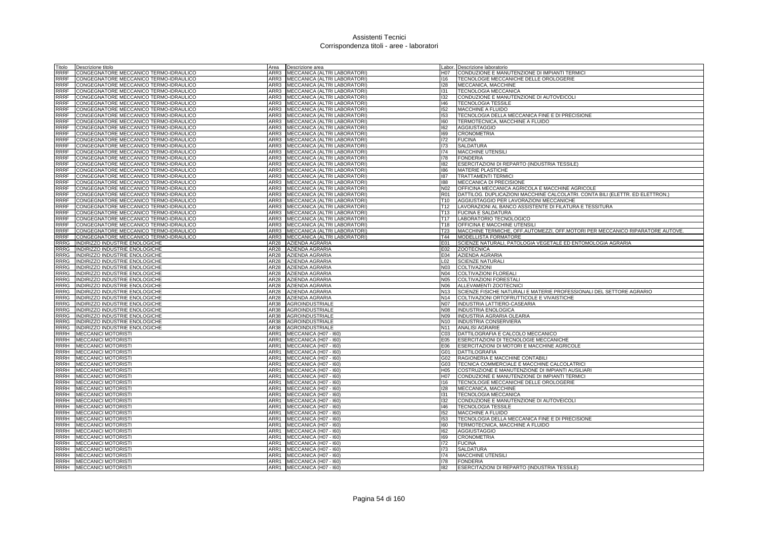# Assistenti Tecnici
## Corrispondenza titoli - aree - laboratori

| Titolo | Descrizione titolo | Area | Descrizione area | Labor. | Descrizione laboratorio |
|---|---|---|---|---|---|
| RRRF | CONGEGNATORE MECCANICO TERMO-IDRAULICO | ARR3 | MECCANICA (ALTRI LABORATORI) | H07 | CONDUZIONE E MANUTENZIONE DI IMPIANTI TERMICI |
| RRRF | CONGEGNATORE MECCANICO TERMO-IDRAULICO | ARR3 | MECCANICA (ALTRI LABORATORI) | I16 | TECNOLOGIE MECCANICHE DELLE OROLOGERIE |
| RRRF | CONGEGNATORE MECCANICO TERMO-IDRAULICO | ARR3 | MECCANICA (ALTRI LABORATORI) | I28 | MECCANICA, MACCHINE |
| RRRF | CONGEGNATORE MECCANICO TERMO-IDRAULICO | ARR3 | MECCANICA (ALTRI LABORATORI) | I31 | TECNOLOGIA MECCANICA |
| RRRF | CONGEGNATORE MECCANICO TERMO-IDRAULICO | ARR3 | MECCANICA (ALTRI LABORATORI) | I32 | CONDUZIONE E MANUTENZIONE DI AUTOVEICOLI |
| RRRF | CONGEGNATORE MECCANICO TERMO-IDRAULICO | ARR3 | MECCANICA (ALTRI LABORATORI) | I46 | TECNOLOGIA TESSILE |
| RRRF | CONGEGNATORE MECCANICO TERMO-IDRAULICO | ARR3 | MECCANICA (ALTRI LABORATORI) | I52 | MACCHINE A FLUIDO |
| RRRF | CONGEGNATORE MECCANICO TERMO-IDRAULICO | ARR3 | MECCANICA (ALTRI LABORATORI) | I53 | TECNOLOGIA DELLA MECCANICA FINE E DI PRECISIONE |
| RRRF | CONGEGNATORE MECCANICO TERMO-IDRAULICO | ARR3 | MECCANICA (ALTRI LABORATORI) | I60 | TERMOTECNICA, MACCHINE A FLUIDO |
| RRRF | CONGEGNATORE MECCANICO TERMO-IDRAULICO | ARR3 | MECCANICA (ALTRI LABORATORI) | I62 | AGGIUSTAGGIO |
| RRRF | CONGEGNATORE MECCANICO TERMO-IDRAULICO | ARR3 | MECCANICA (ALTRI LABORATORI) | I69 | CRONOMETRIA |
| RRRF | CONGEGNATORE MECCANICO TERMO-IDRAULICO | ARR3 | MECCANICA (ALTRI LABORATORI) | I72 | FUCINA |
| RRRF | CONGEGNATORE MECCANICO TERMO-IDRAULICO | ARR3 | MECCANICA (ALTRI LABORATORI) | I73 | SALDATURA |
| RRRF | CONGEGNATORE MECCANICO TERMO-IDRAULICO | ARR3 | MECCANICA (ALTRI LABORATORI) | I74 | MACCHINE UTENSILI |
| RRRF | CONGEGNATORE MECCANICO TERMO-IDRAULICO | ARR3 | MECCANICA (ALTRI LABORATORI) | I78 | FONDERIA |
| RRRF | CONGEGNATORE MECCANICO TERMO-IDRAULICO | ARR3 | MECCANICA (ALTRI LABORATORI) | I82 | ESERCITAZIONI DI REPARTO (INDUSTRIA TESSILE) |
| RRRF | CONGEGNATORE MECCANICO TERMO-IDRAULICO | ARR3 | MECCANICA (ALTRI LABORATORI) | I86 | MATERIE PLASTICHE |
| RRRF | CONGEGNATORE MECCANICO TERMO-IDRAULICO | ARR3 | MECCANICA (ALTRI LABORATORI) | I87 | TRATTAMENTI TERMICI |
| RRRF | CONGEGNATORE MECCANICO TERMO-IDRAULICO | ARR3 | MECCANICA (ALTRI LABORATORI) | I88 | MECCANICA DI PRECISIONE |
| RRRF | CONGEGNATORE MECCANICO TERMO-IDRAULICO | ARR3 | MECCANICA (ALTRI LABORATORI) | N02 | OFFICINA MECCANICA AGRICOLA E MACCHINE AGRICOLE |
| RRRF | CONGEGNATORE MECCANICO TERMO-IDRAULICO | ARR3 | MECCANICA (ALTRI LABORATORI) | R01 | DATTILOG. DUPLICAZIONI MACCHINE CALCOLATRI. CONTA BILI (ELETTR. ED ELETTRON.) |
| RRRF | CONGEGNATORE MECCANICO TERMO-IDRAULICO | ARR3 | MECCANICA (ALTRI LABORATORI) | T10 | AGGIUSTAGGIO PER LAVORAZIONI MECCANICHE |
| RRRF | CONGEGNATORE MECCANICO TERMO-IDRAULICO | ARR3 | MECCANICA (ALTRI LABORATORI) | T12 | LAVORAZIONI AL BANCO ASSISTENTE DI FILATURA E TESSITURA |
| RRRF | CONGEGNATORE MECCANICO TERMO-IDRAULICO | ARR3 | MECCANICA (ALTRI LABORATORI) | T13 | FUCINA E SALDATURA |
| RRRF | CONGEGNATORE MECCANICO TERMO-IDRAULICO | ARR3 | MECCANICA (ALTRI LABORATORI) | T17 | LABORATORIO TECNOLOGICO |
| RRRF | CONGEGNATORE MECCANICO TERMO-IDRAULICO | ARR3 | MECCANICA (ALTRI LABORATORI) | T18 | OFFICINA E MACCHINE UTENSILI |
| RRRF | CONGEGNATORE MECCANICO TERMO-IDRAULICO | ARR3 | MECCANICA (ALTRI LABORATORI) | T23 | MACCHINE TERMICHE, OFF.AUTOMEZZI, OFF.MOTORI PER MECCANICO RIPARATORE AUTOVE. |
| RRRF | CONGEGNATORE MECCANICO TERMO-IDRAULICO | ARR3 | MECCANICA (ALTRI LABORATORI) | T44 | MODELLISTA FORMATORE |
| RRRG | INDIRIZZO INDUSTRIE ENOLOGICHE | AR28 | AZIENDA AGRARIA | E01 | SCIENZE NATURALI, PATOLOGIA VEGETALE ED ENTOMOLOGIA AGRARIA |
| RRRG | INDIRIZZO INDUSTRIE ENOLOGICHE | AR28 | AZIENDA AGRARIA | E02 | ZOOTECNICA |
| RRRG | INDIRIZZO INDUSTRIE ENOLOGICHE | AR28 | AZIENDA AGRARIA | E04 | AZIENDA AGRARIA |
| RRRG | INDIRIZZO INDUSTRIE ENOLOGICHE | AR28 | AZIENDA AGRARIA | L02 | SCIENZE NATURALI |
| RRRG | INDIRIZZO INDUSTRIE ENOLOGICHE | AR28 | AZIENDA AGRARIA | N03 | COLTIVAZIONI |
| RRRG | INDIRIZZO INDUSTRIE ENOLOGICHE | AR28 | AZIENDA AGRARIA | N04 | COLTIVAZIONI FLOREALI |
| RRRG | INDIRIZZO INDUSTRIE ENOLOGICHE | AR28 | AZIENDA AGRARIA | N05 | COLTIVAZIONI FORESTALI |
| RRRG | INDIRIZZO INDUSTRIE ENOLOGICHE | AR28 | AZIENDA AGRARIA | N06 | ALLEVAMENTI ZOOTECNICI |
| RRRG | INDIRIZZO INDUSTRIE ENOLOGICHE | AR28 | AZIENDA AGRARIA | N13 | SCIENZE FISICHE NATURALI E MATERIE PROFESSIONALI DEL SETTORE AGRARIO |
| RRRG | INDIRIZZO INDUSTRIE ENOLOGICHE | AR28 | AZIENDA AGRARIA | N14 | COLTIVAZIONI ORTOFRUTTICOLE E VIVAISTICHE |
| RRRG | INDIRIZZO INDUSTRIE ENOLOGICHE | AR38 | AGROINDUSTRIALE | N07 | INDUSTRIA LATTIERO-CASEARIA |
| RRRG | INDIRIZZO INDUSTRIE ENOLOGICHE | AR38 | AGROINDUSTRIALE | N08 | INDUSTRIA ENOLOGICA |
| RRRG | INDIRIZZO INDUSTRIE ENOLOGICHE | AR38 | AGROINDUSTRIALE | N09 | INDUSTRIA AGRARIA OLEARIA |
| RRRG | INDIRIZZO INDUSTRIE ENOLOGICHE | AR38 | AGROINDUSTRIALE | N10 | INDUSTRIA CONSERVIERA |
| RRRG | INDIRIZZO INDUSTRIE ENOLOGICHE | AR38 | AGROINDUSTRIALE | N11 | ANALISI AGRARIE |
| RRRH | MECCANICI MOTORISTI | ARR1 | MECCANICA (H07 - I60) | C03 | DATTILOGRAFIA E CALCOLO MECCANICO |
| RRRH | MECCANICI MOTORISTI | ARR1 | MECCANICA (H07 - I60) | E05 | ESERCITAZIONI DI TECNOLOGIE MECCANICHE |
| RRRH | MECCANICI MOTORISTI | ARR1 | MECCANICA (H07 - I60) | E06 | ESERCITAZIONI DI MOTORI E MACCHINE AGRICOLE |
| RRRH | MECCANICI MOTORISTI | ARR1 | MECCANICA (H07 - I60) | G01 | DATTILOGRAFIA |
| RRRH | MECCANICI MOTORISTI | ARR1 | MECCANICA (H07 - I60) | G02 | RAGIONERIA E MACCHINE CONTABILI |
| RRRH | MECCANICI MOTORISTI | ARR1 | MECCANICA (H07 - I60) | G03 | TECNICA COMMERCIALE E MACCHINE CALCOLATRICI |
| RRRH | MECCANICI MOTORISTI | ARR1 | MECCANICA (H07 - I60) | H05 | COSTRUZIONE E MANUTENZIONE DI IMPIANTI AUSILIARI |
| RRRH | MECCANICI MOTORISTI | ARR1 | MECCANICA (H07 - I60) | H07 | CONDUZIONE E MANUTENZIONE DI IMPIANTI TERMICI |
| RRRH | MECCANICI MOTORISTI | ARR1 | MECCANICA (H07 - I60) | I16 | TECNOLOGIE MECCANICHE DELLE OROLOGERIE |
| RRRH | MECCANICI MOTORISTI | ARR1 | MECCANICA (H07 - I60) | I28 | MECCANICA, MACCHINE |
| RRRH | MECCANICI MOTORISTI | ARR1 | MECCANICA (H07 - I60) | I31 | TECNOLOGIA MECCANICA |
| RRRH | MECCANICI MOTORISTI | ARR1 | MECCANICA (H07 - I60) | I32 | CONDUZIONE E MANUTENZIONE DI AUTOVEICOLI |
| RRRH | MECCANICI MOTORISTI | ARR1 | MECCANICA (H07 - I60) | I46 | TECNOLOGIA TESSILE |
| RRRH | MECCANICI MOTORISTI | ARR1 | MECCANICA (H07 - I60) | I52 | MACCHINE A FLUIDO |
| RRRH | MECCANICI MOTORISTI | ARR1 | MECCANICA (H07 - I60) | I53 | TECNOLOGIA DELLA MECCANICA FINE E DI PRECISIONE |
| RRRH | MECCANICI MOTORISTI | ARR1 | MECCANICA (H07 - I60) | I60 | TERMOTECNICA, MACCHINE A FLUIDO |
| RRRH | MECCANICI MOTORISTI | ARR1 | MECCANICA (H07 - I60) | I62 | AGGIUSTAGGIO |
| RRRH | MECCANICI MOTORISTI | ARR1 | MECCANICA (H07 - I60) | I69 | CRONOMETRIA |
| RRRH | MECCANICI MOTORISTI | ARR1 | MECCANICA (H07 - I60) | I72 | FUCINA |
| RRRH | MECCANICI MOTORISTI | ARR1 | MECCANICA (H07 - I60) | I73 | SALDATURA |
| RRRH | MECCANICI MOTORISTI | ARR1 | MECCANICA (H07 - I60) | I74 | MACCHINE UTENSILI |
| RRRH | MECCANICI MOTORISTI | ARR1 | MECCANICA (H07 - I60) | I78 | FONDERIA |
| RRRH | MECCANICI MOTORISTI | ARR1 | MECCANICA (H07 - I60) | I82 | ESERCITAZIONI DI REPARTO (INDUSTRIA TESSILE) |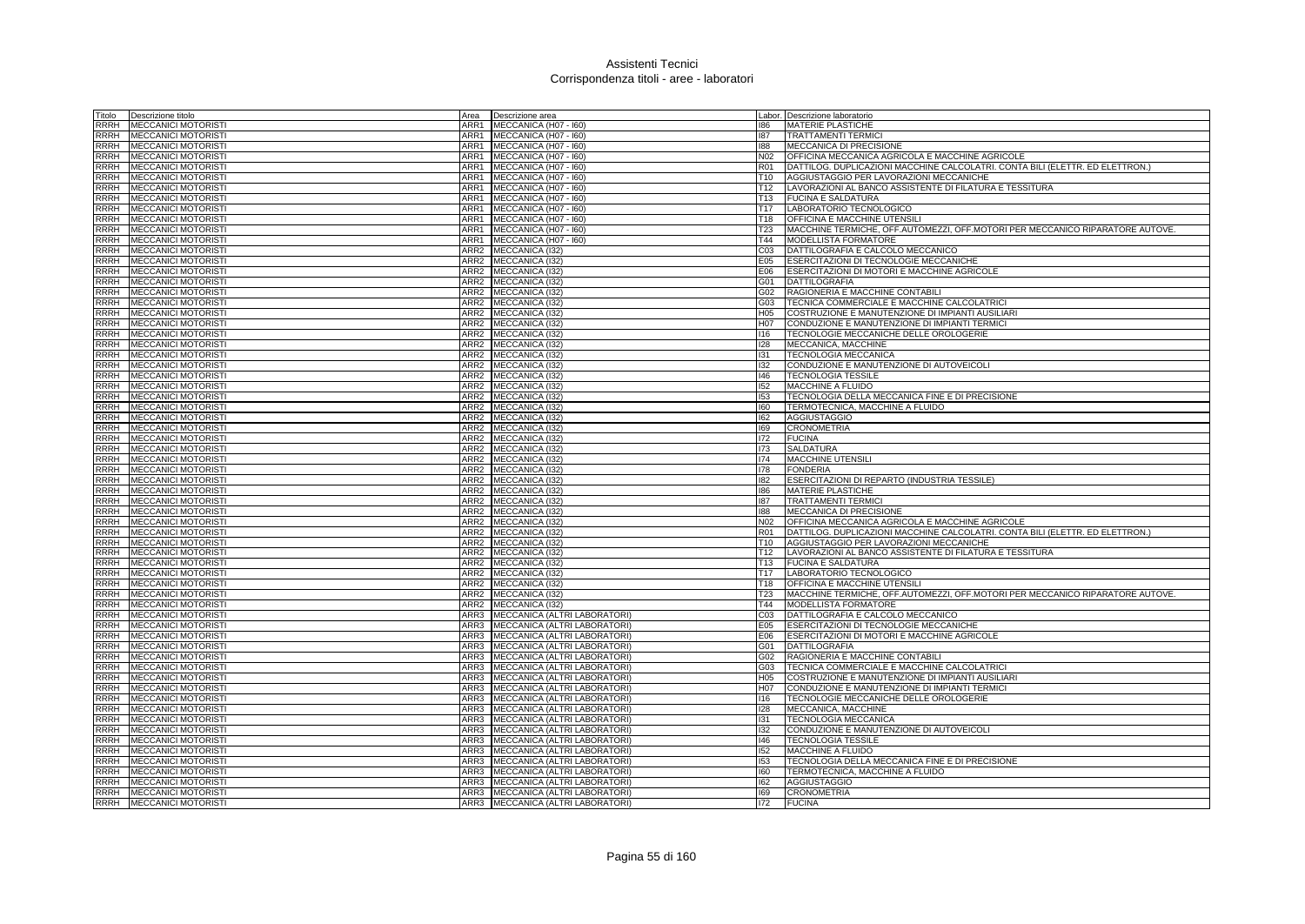# Assistenti Tecnici
## Corrispondenza titoli - aree - laboratori

| Titolo | Descrizione titolo | Area | Descrizione area | Labor. | Descrizione laboratorio |
|---|---|---|---|---|---|
| RRRH | MECCANICI MOTORISTI | ARR1 | MECCANICA (H07 - I60) | I86 | MATERIE PLASTICHE |
| RRRH | MECCANICI MOTORISTI | ARR1 | MECCANICA (H07 - I60) | I87 | TRATTAMENTI TERMICI |
| RRRH | MECCANICI MOTORISTI | ARR1 | MECCANICA (H07 - I60) | I88 | MECCANICA DI PRECISIONE |
| RRRH | MECCANICI MOTORISTI | ARR1 | MECCANICA (H07 - I60) | N02 | OFFICINA MECCANICA AGRICOLA E MACCHINE AGRICOLE |
| RRRH | MECCANICI MOTORISTI | ARR1 | MECCANICA (H07 - I60) | R01 | DATTILOG. DUPLICAZIONI MACCHINE CALCOLATRI. CONTA BILI (ELETTR. ED ELETTRON.) |
| RRRH | MECCANICI MOTORISTI | ARR1 | MECCANICA (H07 - I60) | T10 | AGGIUSTAGGIO PER LAVORAZIONI MECCANICHE |
| RRRH | MECCANICI MOTORISTI | ARR1 | MECCANICA (H07 - I60) | T12 | LAVORAZIONI AL BANCO ASSISTENTE DI FILATURA E TESSITURA |
| RRRH | MECCANICI MOTORISTI | ARR1 | MECCANICA (H07 - I60) | T13 | FUCINA E SALDATURA |
| RRRH | MECCANICI MOTORISTI | ARR1 | MECCANICA (H07 - I60) | T17 | LABORATORIO TECNOLOGICO |
| RRRH | MECCANICI MOTORISTI | ARR1 | MECCANICA (H07 - I60) | T18 | OFFICINA E MACCHINE UTENSILI |
| RRRH | MECCANICI MOTORISTI | ARR1 | MECCANICA (H07 - I60) | T23 | MACCHINE TERMICHE, OFF.AUTOMEZZI, OFF.MOTORI PER MECCANICO RIPARATORE AUTOVE. |
| RRRH | MECCANICI MOTORISTI | ARR1 | MECCANICA (H07 - I60) | T44 | MODELLISTA FORMATORE |
| RRRH | MECCANICI MOTORISTI | ARR2 | MECCANICA (I32) | C03 | DATTILOGRAFIA E CALCOLO MECCANICO |
| RRRH | MECCANICI MOTORISTI | ARR2 | MECCANICA (I32) | E05 | ESERCITAZIONI DI TECNOLOGIE MECCANICHE |
| RRRH | MECCANICI MOTORISTI | ARR2 | MECCANICA (I32) | E06 | ESERCITAZIONI DI MOTORI E MACCHINE AGRICOLE |
| RRRH | MECCANICI MOTORISTI | ARR2 | MECCANICA (I32) | G01 | DATTILOGRAFIA |
| RRRH | MECCANICI MOTORISTI | ARR2 | MECCANICA (I32) | G02 | RAGIONERIA E MACCHINE CONTABILI |
| RRRH | MECCANICI MOTORISTI | ARR2 | MECCANICA (I32) | G03 | TECNICA COMMERCIALE E MACCHINE CALCOLATRICI |
| RRRH | MECCANICI MOTORISTI | ARR2 | MECCANICA (I32) | H05 | COSTRUZIONE E MANUTENZIONE DI IMPIANTI AUSILIARI |
| RRRH | MECCANICI MOTORISTI | ARR2 | MECCANICA (I32) | H07 | CONDUZIONE E MANUTENZIONE DI IMPIANTI TERMICI |
| RRRH | MECCANICI MOTORISTI | ARR2 | MECCANICA (I32) | I16 | TECNOLOGIE MECCANICHE DELLE OROLOGERIE |
| RRRH | MECCANICI MOTORISTI | ARR2 | MECCANICA (I32) | I28 | MECCANICA, MACCHINE |
| RRRH | MECCANICI MOTORISTI | ARR2 | MECCANICA (I32) | I31 | TECNOLOGIA MECCANICA |
| RRRH | MECCANICI MOTORISTI | ARR2 | MECCANICA (I32) | I32 | CONDUZIONE E MANUTENZIONE DI AUTOVEICOLI |
| RRRH | MECCANICI MOTORISTI | ARR2 | MECCANICA (I32) | I46 | TECNOLOGIA TESSILE |
| RRRH | MECCANICI MOTORISTI | ARR2 | MECCANICA (I32) | I52 | MACCHINE A FLUIDO |
| RRRH | MECCANICI MOTORISTI | ARR2 | MECCANICA (I32) | I53 | TECNOLOGIA DELLA MECCANICA FINE E DI PRECISIONE |
| RRRH | MECCANICI MOTORISTI | ARR2 | MECCANICA (I32) | I60 | TERMOTECNICA, MACCHINE A FLUIDO |
| RRRH | MECCANICI MOTORISTI | ARR2 | MECCANICA (I32) | I62 | AGGIUSTAGGIO |
| RRRH | MECCANICI MOTORISTI | ARR2 | MECCANICA (I32) | I69 | CRONOMETRIA |
| RRRH | MECCANICI MOTORISTI | ARR2 | MECCANICA (I32) | I72 | FUCINA |
| RRRH | MECCANICI MOTORISTI | ARR2 | MECCANICA (I32) | I73 | SALDATURA |
| RRRH | MECCANICI MOTORISTI | ARR2 | MECCANICA (I32) | I74 | MACCHINE UTENSILI |
| RRRH | MECCANICI MOTORISTI | ARR2 | MECCANICA (I32) | I78 | FONDERIA |
| RRRH | MECCANICI MOTORISTI | ARR2 | MECCANICA (I32) | I82 | ESERCITAZIONI DI REPARTO (INDUSTRIA TESSILE) |
| RRRH | MECCANICI MOTORISTI | ARR2 | MECCANICA (I32) | I86 | MATERIE PLASTICHE |
| RRRH | MECCANICI MOTORISTI | ARR2 | MECCANICA (I32) | I87 | TRATTAMENTI TERMICI |
| RRRH | MECCANICI MOTORISTI | ARR2 | MECCANICA (I32) | I88 | MECCANICA DI PRECISIONE |
| RRRH | MECCANICI MOTORISTI | ARR2 | MECCANICA (I32) | N02 | OFFICINA MECCANICA AGRICOLA E MACCHINE AGRICOLE |
| RRRH | MECCANICI MOTORISTI | ARR2 | MECCANICA (I32) | R01 | DATTILOG. DUPLICAZIONI MACCHINE CALCOLATRI. CONTA BILI (ELETTR. ED ELETTRON.) |
| RRRH | MECCANICI MOTORISTI | ARR2 | MECCANICA (I32) | T10 | AGGIUSTAGGIO PER LAVORAZIONI MECCANICHE |
| RRRH | MECCANICI MOTORISTI | ARR2 | MECCANICA (I32) | T12 | LAVORAZIONI AL BANCO ASSISTENTE DI FILATURA E TESSITURA |
| RRRH | MECCANICI MOTORISTI | ARR2 | MECCANICA (I32) | T13 | FUCINA E SALDATURA |
| RRRH | MECCANICI MOTORISTI | ARR2 | MECCANICA (I32) | T17 | LABORATORIO TECNOLOGICO |
| RRRH | MECCANICI MOTORISTI | ARR2 | MECCANICA (I32) | T18 | OFFICINA E MACCHINE UTENSILI |
| RRRH | MECCANICI MOTORISTI | ARR2 | MECCANICA (I32) | T23 | MACCHINE TERMICHE, OFF.AUTOMEZZI, OFF.MOTORI PER MECCANICO RIPARATORE AUTOVE. |
| RRRH | MECCANICI MOTORISTI | ARR2 | MECCANICA (I32) | T44 | MODELLISTA FORMATORE |
| RRRH | MECCANICI MOTORISTI | ARR3 | MECCANICA (ALTRI LABORATORI) | C03 | DATTILOGRAFIA E CALCOLO MECCANICO |
| RRRH | MECCANICI MOTORISTI | ARR3 | MECCANICA (ALTRI LABORATORI) | E05 | ESERCITAZIONI DI TECNOLOGIE MECCANICHE |
| RRRH | MECCANICI MOTORISTI | ARR3 | MECCANICA (ALTRI LABORATORI) | E06 | ESERCITAZIONI DI MOTORI E MACCHINE AGRICOLE |
| RRRH | MECCANICI MOTORISTI | ARR3 | MECCANICA (ALTRI LABORATORI) | G01 | DATTILOGRAFIA |
| RRRH | MECCANICI MOTORISTI | ARR3 | MECCANICA (ALTRI LABORATORI) | G02 | RAGIONERIA E MACCHINE CONTABILI |
| RRRH | MECCANICI MOTORISTI | ARR3 | MECCANICA (ALTRI LABORATORI) | G03 | TECNICA COMMERCIALE E MACCHINE CALCOLATRICI |
| RRRH | MECCANICI MOTORISTI | ARR3 | MECCANICA (ALTRI LABORATORI) | H05 | COSTRUZIONE E MANUTENZIONE DI IMPIANTI AUSILIARI |
| RRRH | MECCANICI MOTORISTI | ARR3 | MECCANICA (ALTRI LABORATORI) | H07 | CONDUZIONE E MANUTENZIONE DI IMPIANTI TERMICI |
| RRRH | MECCANICI MOTORISTI | ARR3 | MECCANICA (ALTRI LABORATORI) | I16 | TECNOLOGIE MECCANICHE DELLE OROLOGERIE |
| RRRH | MECCANICI MOTORISTI | ARR3 | MECCANICA (ALTRI LABORATORI) | I28 | MECCANICA, MACCHINE |
| RRRH | MECCANICI MOTORISTI | ARR3 | MECCANICA (ALTRI LABORATORI) | I31 | TECNOLOGIA MECCANICA |
| RRRH | MECCANICI MOTORISTI | ARR3 | MECCANICA (ALTRI LABORATORI) | I32 | CONDUZIONE E MANUTENZIONE DI AUTOVEICOLI |
| RRRH | MECCANICI MOTORISTI | ARR3 | MECCANICA (ALTRI LABORATORI) | I46 | TECNOLOGIA TESSILE |
| RRRH | MECCANICI MOTORISTI | ARR3 | MECCANICA (ALTRI LABORATORI) | I52 | MACCHINE A FLUIDO |
| RRRH | MECCANICI MOTORISTI | ARR3 | MECCANICA (ALTRI LABORATORI) | I53 | TECNOLOGIA DELLA MECCANICA FINE E DI PRECISIONE |
| RRRH | MECCANICI MOTORISTI | ARR3 | MECCANICA (ALTRI LABORATORI) | I60 | TERMOTECNICA, MACCHINE A FLUIDO |
| RRRH | MECCANICI MOTORISTI | ARR3 | MECCANICA (ALTRI LABORATORI) | I62 | AGGIUSTAGGIO |
| RRRH | MECCANICI MOTORISTI | ARR3 | MECCANICA (ALTRI LABORATORI) | I69 | CRONOMETRIA |
| RRRH | MECCANICI MOTORISTI | ARR3 | MECCANICA (ALTRI LABORATORI) | I72 | FUCINA |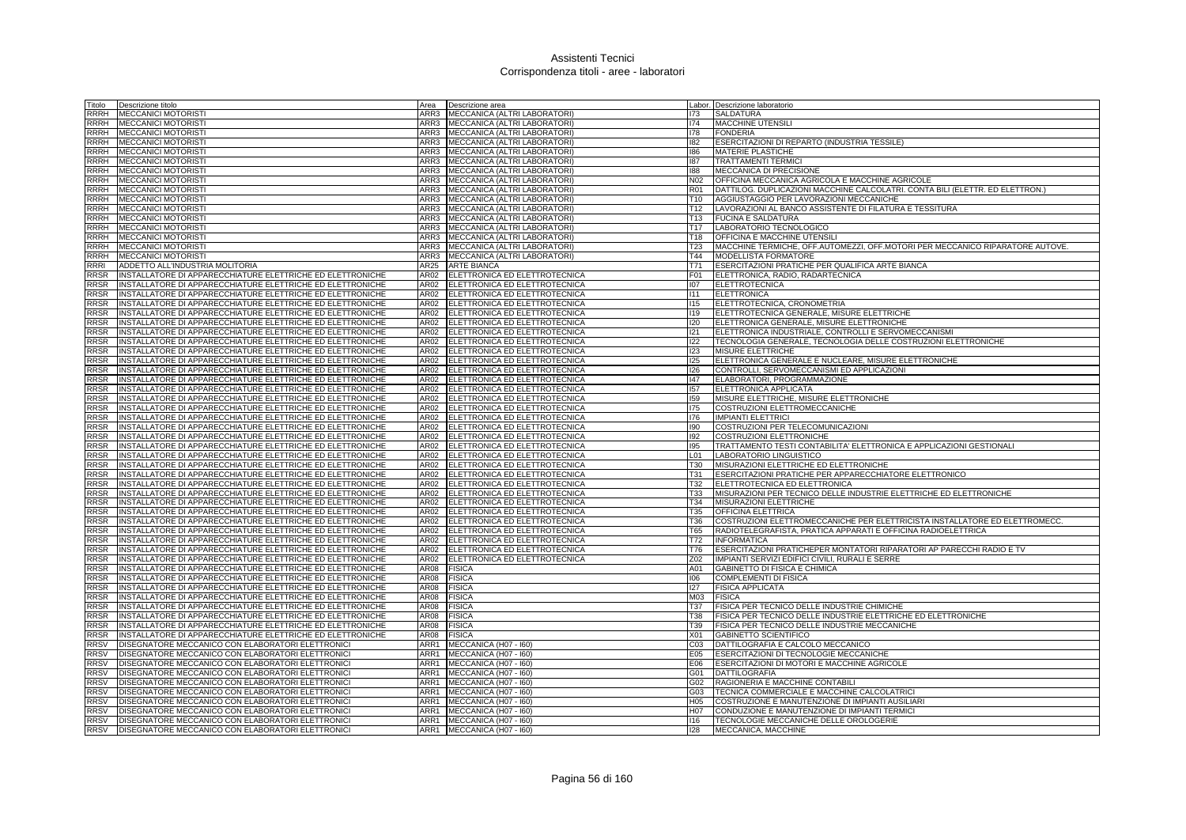# Assistenti Tecnici
## Corrispondenza titoli - aree - laboratori

| Titolo | Descrizione titolo | Area | Descrizione area | Labor. | Descrizione laboratorio |
|---|---|---|---|---|---|
| RRRH | MECCANICI MOTORISTI | ARR3 | MECCANICA (ALTRI LABORATORI) | I73 | SALDATURA |
| RRRH | MECCANICI MOTORISTI | ARR3 | MECCANICA (ALTRI LABORATORI) | I74 | MACCHINE UTENSILI |
| RRRH | MECCANICI MOTORISTI | ARR3 | MECCANICA (ALTRI LABORATORI) | I78 | FONDERIA |
| RRRH | MECCANICI MOTORISTI | ARR3 | MECCANICA (ALTRI LABORATORI) | I82 | ESERCITAZIONI DI REPARTO (INDUSTRIA TESSILE) |
| RRRH | MECCANICI MOTORISTI | ARR3 | MECCANICA (ALTRI LABORATORI) | I86 | MATERIE PLASTICHE |
| RRRH | MECCANICI MOTORISTI | ARR3 | MECCANICA (ALTRI LABORATORI) | I87 | TRATTAMENTI TERMICI |
| RRRH | MECCANICI MOTORISTI | ARR3 | MECCANICA (ALTRI LABORATORI) | I88 | MECCANICA DI PRECISIONE |
| RRRH | MECCANICI MOTORISTI | ARR3 | MECCANICA (ALTRI LABORATORI) | N02 | OFFICINA MECCANICA AGRICOLA E MACCHINE AGRICOLE |
| RRRH | MECCANICI MOTORISTI | ARR3 | MECCANICA (ALTRI LABORATORI) | R01 | DATTILOG. DUPLICAZIONI MACCHINE CALCOLATRI. CONTA BILI (ELETTR. ED ELETTRON.) |
| RRRH | MECCANICI MOTORISTI | ARR3 | MECCANICA (ALTRI LABORATORI) | T10 | AGGIUSTAGGIO PER LAVORAZIONI MECCANICHE |
| RRRH | MECCANICI MOTORISTI | ARR3 | MECCANICA (ALTRI LABORATORI) | T12 | LAVORAZIONI AL BANCO ASSISTENTE DI FILATURA E TESSITURA |
| RRRH | MECCANICI MOTORISTI | ARR3 | MECCANICA (ALTRI LABORATORI) | T13 | FUCINA E SALDATURA |
| RRRH | MECCANICI MOTORISTI | ARR3 | MECCANICA (ALTRI LABORATORI) | T17 | LABORATORIO TECNOLOGICO |
| RRRH | MECCANICI MOTORISTI | ARR3 | MECCANICA (ALTRI LABORATORI) | T18 | OFFICINA E MACCHINE UTENSILI |
| RRRH | MECCANICI MOTORISTI | ARR3 | MECCANICA (ALTRI LABORATORI) | T23 | MACCHINE TERMICHE, OFF.AUTOMEZZI, OFF.MOTORI PER MECCANICO RIPARATORE AUTOVE. |
| RRRH | MECCANICI MOTORISTI | ARR3 | MECCANICA (ALTRI LABORATORI) | T44 | MODELLISTA FORMATORE |
| RRRI | ADDETTO ALL'INDUSTRIA MOLITORIA | AR25 | ARTE BIANCA | T71 | ESERCITAZIONI PRATICHE PER QUALIFICA ARTE BIANCA |
| RRSR | INSTALLATORE DI APPARECCHIATURE ELETTRICHE ED ELETTRONICHE | AR02 | ELETTRONICA ED ELETTROTECNICA | F01 | ELETTRONICA, RADIO, RADARTECNICA |
| RRSR | INSTALLATORE DI APPARECCHIATURE ELETTRICHE ED ELETTRONICHE | AR02 | ELETTRONICA ED ELETTROTECNICA | I07 | ELETTROTECNICA |
| RRSR | INSTALLATORE DI APPARECCHIATURE ELETTRICHE ED ELETTRONICHE | AR02 | ELETTRONICA ED ELETTROTECNICA | I11 | ELETTRONICA |
| RRSR | INSTALLATORE DI APPARECCHIATURE ELETTRICHE ED ELETTRONICHE | AR02 | ELETTRONICA ED ELETTROTECNICA | I15 | ELETTROTECNICA, CRONOMETRIA |
| RRSR | INSTALLATORE DI APPARECCHIATURE ELETTRICHE ED ELETTRONICHE | AR02 | ELETTRONICA ED ELETTROTECNICA | I19 | ELETTROTECNICA GENERALE, MISURE ELETTRICHE |
| RRSR | INSTALLATORE DI APPARECCHIATURE ELETTRICHE ED ELETTRONICHE | AR02 | ELETTRONICA ED ELETTROTECNICA | I20 | ELETTRONICA GENERALE, MISURE ELETTRONICHE |
| RRSR | INSTALLATORE DI APPARECCHIATURE ELETTRICHE ED ELETTRONICHE | AR02 | ELETTRONICA ED ELETTROTECNICA | I21 | ELETTRONICA INDUSTRIALE, CONTROLLI E SERVOMECCANISMI |
| RRSR | INSTALLATORE DI APPARECCHIATURE ELETTRICHE ED ELETTRONICHE | AR02 | ELETTRONICA ED ELETTROTECNICA | I22 | TECNOLOGIA GENERALE, TECNOLOGIA DELLE COSTRUZIONI ELETTRONICHE |
| RRSR | INSTALLATORE DI APPARECCHIATURE ELETTRICHE ED ELETTRONICHE | AR02 | ELETTRONICA ED ELETTROTECNICA | I23 | MISURE ELETTRICHE |
| RRSR | INSTALLATORE DI APPARECCHIATURE ELETTRICHE ED ELETTRONICHE | AR02 | ELETTRONICA ED ELETTROTECNICA | I25 | ELETTRONICA GENERALE E NUCLEARE, MISURE ELETTRONICHE |
| RRSR | INSTALLATORE DI APPARECCHIATURE ELETTRICHE ED ELETTRONICHE | AR02 | ELETTRONICA ED ELETTROTECNICA | I26 | CONTROLLI, SERVOMECCANISMI ED APPLICAZIONI |
| RRSR | INSTALLATORE DI APPARECCHIATURE ELETTRICHE ED ELETTRONICHE | AR02 | ELETTRONICA ED ELETTROTECNICA | I47 | ELABORATORI, PROGRAMMAZIONE |
| RRSR | INSTALLATORE DI APPARECCHIATURE ELETTRICHE ED ELETTRONICHE | AR02 | ELETTRONICA ED ELETTROTECNICA | I57 | ELETTRONICA APPLICATA |
| RRSR | INSTALLATORE DI APPARECCHIATURE ELETTRICHE ED ELETTRONICHE | AR02 | ELETTRONICA ED ELETTROTECNICA | I59 | MISURE ELETTRICHE, MISURE ELETTRONICHE |
| RRSR | INSTALLATORE DI APPARECCHIATURE ELETTRICHE ED ELETTRONICHE | AR02 | ELETTRONICA ED ELETTROTECNICA | I75 | COSTRUZIONI ELETTROMECCANICHE |
| RRSR | INSTALLATORE DI APPARECCHIATURE ELETTRICHE ED ELETTRONICHE | AR02 | ELETTRONICA ED ELETTROTECNICA | I76 | IMPIANTI ELETTRICI |
| RRSR | INSTALLATORE DI APPARECCHIATURE ELETTRICHE ED ELETTRONICHE | AR02 | ELETTRONICA ED ELETTROTECNICA | I90 | COSTRUZIONI PER TELECOMUNICAZIONI |
| RRSR | INSTALLATORE DI APPARECCHIATURE ELETTRICHE ED ELETTRONICHE | AR02 | ELETTRONICA ED ELETTROTECNICA | I92 | COSTRUZIONI ELETTRONICHE |
| RRSR | INSTALLATORE DI APPARECCHIATURE ELETTRICHE ED ELETTRONICHE | AR02 | ELETTRONICA ED ELETTROTECNICA | I95 | TRATTAMENTO TESTI CONTABILITA' ELETTRONICA E APPLICAZIONI GESTIONALI |
| RRSR | INSTALLATORE DI APPARECCHIATURE ELETTRICHE ED ELETTRONICHE | AR02 | ELETTRONICA ED ELETTROTECNICA | L01 | LABORATORIO LINGUISTICO |
| RRSR | INSTALLATORE DI APPARECCHIATURE ELETTRICHE ED ELETTRONICHE | AR02 | ELETTRONICA ED ELETTROTECNICA | T30 | MISURAZIONI ELETTRICHE ED ELETTRONICHE |
| RRSR | INSTALLATORE DI APPARECCHIATURE ELETTRICHE ED ELETTRONICHE | AR02 | ELETTRONICA ED ELETTROTECNICA | T31 | ESERCITAZIONI PRATICHE PER APPARECCHIATORE ELETTRONICO |
| RRSR | INSTALLATORE DI APPARECCHIATURE ELETTRICHE ED ELETTRONICHE | AR02 | ELETTRONICA ED ELETTROTECNICA | T32 | ELETTROTECNICA ED ELETTRONICA |
| RRSR | INSTALLATORE DI APPARECCHIATURE ELETTRICHE ED ELETTRONICHE | AR02 | ELETTRONICA ED ELETTROTECNICA | T33 | MISURAZIONI PER TECNICO DELLE INDUSTRIE ELETTRICHE ED ELETTRONICHE |
| RRSR | INSTALLATORE DI APPARECCHIATURE ELETTRICHE ED ELETTRONICHE | AR02 | ELETTRONICA ED ELETTROTECNICA | T34 | MISURAZIONI ELETTRICHE |
| RRSR | INSTALLATORE DI APPARECCHIATURE ELETTRICHE ED ELETTRONICHE | AR02 | ELETTRONICA ED ELETTROTECNICA | T35 | OFFICINA ELETTRICA |
| RRSR | INSTALLATORE DI APPARECCHIATURE ELETTRICHE ED ELETTRONICHE | AR02 | ELETTRONICA ED ELETTROTECNICA | T36 | COSTRUZIONI ELETTROMECCANICHE PER ELETTRICISTA INSTALLATORE ED ELETTROMECC. |
| RRSR | INSTALLATORE DI APPARECCHIATURE ELETTRICHE ED ELETTRONICHE | AR02 | ELETTRONICA ED ELETTROTECNICA | T65 | RADIOTELEGRAFISTA, PRATICA APPARATI E OFFICINA RADIOELETTRICA |
| RRSR | INSTALLATORE DI APPARECCHIATURE ELETTRICHE ED ELETTRONICHE | AR02 | ELETTRONICA ED ELETTROTECNICA | T72 | INFORMATICA |
| RRSR | INSTALLATORE DI APPARECCHIATURE ELETTRICHE ED ELETTRONICHE | AR02 | ELETTRONICA ED ELETTROTECNICA | T76 | ESERCITAZIONI PRATICHEPER MONTATORI RIPARATORI AP PARECCHI RADIO E TV |
| RRSR | INSTALLATORE DI APPARECCHIATURE ELETTRICHE ED ELETTRONICHE | AR02 | ELETTRONICA ED ELETTROTECNICA | Z02 | IMPIANTI SERVIZI EDIFICI CIVILI, RURALI E SERRE |
| RRSR | INSTALLATORE DI APPARECCHIATURE ELETTRICHE ED ELETTRONICHE | AR08 | FISICA | A01 | GABINETTO DI FISICA E CHIMICA |
| RRSR | INSTALLATORE DI APPARECCHIATURE ELETTRICHE ED ELETTRONICHE | AR08 | FISICA | I06 | COMPLEMENTI DI FISICA |
| RRSR | INSTALLATORE DI APPARECCHIATURE ELETTRICHE ED ELETTRONICHE | AR08 | FISICA | I27 | FISICA APPLICATA |
| RRSR | INSTALLATORE DI APPARECCHIATURE ELETTRICHE ED ELETTRONICHE | AR08 | FISICA | M03 | FISICA |
| RRSR | INSTALLATORE DI APPARECCHIATURE ELETTRICHE ED ELETTRONICHE | AR08 | FISICA | T37 | FISICA PER TECNICO DELLE INDUSTRIE CHIMICHE |
| RRSR | INSTALLATORE DI APPARECCHIATURE ELETTRICHE ED ELETTRONICHE | AR08 | FISICA | T38 | FISICA PER TECNICO DELLE INDUSTRIE ELETTRICHE ED ELETTRONICHE |
| RRSR | INSTALLATORE DI APPARECCHIATURE ELETTRICHE ED ELETTRONICHE | AR08 | FISICA | T39 | FISICA PER TECNICO DELLE INDUSTRIE MECCANICHE |
| RRSR | INSTALLATORE DI APPARECCHIATURE ELETTRICHE ED ELETTRONICHE | AR08 | FISICA | X01 | GABINETTO SCIENTIFICO |
| RRSV | DISEGNATORE MECCANICO CON ELABORATORI ELETTRONICI | ARR1 | MECCANICA (H07 - I60) | C03 | DATTILOGRAFIA E CALCOLO MECCANICO |
| RRSV | DISEGNATORE MECCANICO CON ELABORATORI ELETTRONICI | ARR1 | MECCANICA (H07 - I60) | E05 | ESERCITAZIONI DI TECNOLOGIE MECCANICHE |
| RRSV | DISEGNATORE MECCANICO CON ELABORATORI ELETTRONICI | ARR1 | MECCANICA (H07 - I60) | E06 | ESERCITAZIONI DI MOTORI E MACCHINE AGRICOLE |
| RRSV | DISEGNATORE MECCANICO CON ELABORATORI ELETTRONICI | ARR1 | MECCANICA (H07 - I60) | G01 | DATTILOGRAFIA |
| RRSV | DISEGNATORE MECCANICO CON ELABORATORI ELETTRONICI | ARR1 | MECCANICA (H07 - I60) | G02 | RAGIONERIA E MACCHINE CONTABILI |
| RRSV | DISEGNATORE MECCANICO CON ELABORATORI ELETTRONICI | ARR1 | MECCANICA (H07 - I60) | G03 | TECNICA COMMERCIALE E MACCHINE CALCOLATRICI |
| RRSV | DISEGNATORE MECCANICO CON ELABORATORI ELETTRONICI | ARR1 | MECCANICA (H07 - I60) | H05 | COSTRUZIONE E MANUTENZIONE DI IMPIANTI AUSILIARI |
| RRSV | DISEGNATORE MECCANICO CON ELABORATORI ELETTRONICI | ARR1 | MECCANICA (H07 - I60) | H07 | CONDUZIONE E MANUTENZIONE DI IMPIANTI TERMICI |
| RRSV | DISEGNATORE MECCANICO CON ELABORATORI ELETTRONICI | ARR1 | MECCANICA (H07 - I60) | I16 | TECNOLOGIE MECCANICHE DELLE OROLOGERIE |
| RRSV | DISEGNATORE MECCANICO CON ELABORATORI ELETTRONICI | ARR1 | MECCANICA (H07 - I60) | I28 | MECCANICA, MACCHINE |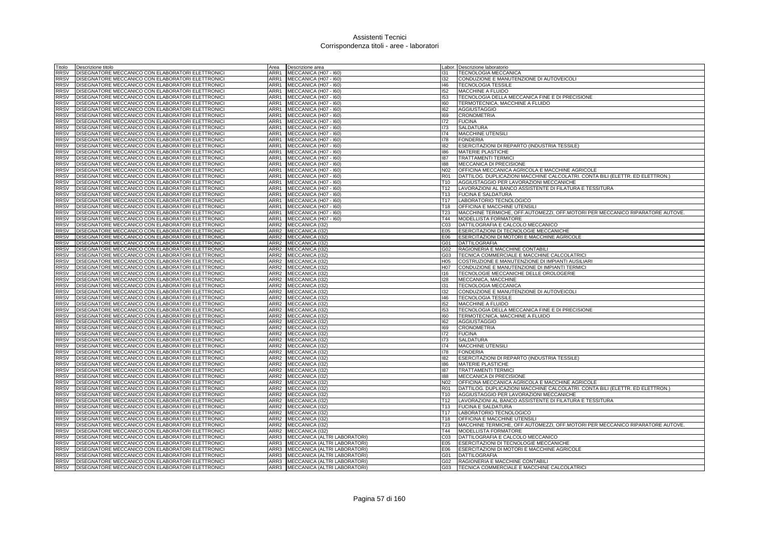# Assistenti Tecnici
## Corrispondenza titoli - aree - laboratori

| Titolo | Descrizione titolo | Area | Descrizione area | Labor. | Descrizione laboratorio |
|---|---|---|---|---|---|
| RRSV | DISEGNATORE MECCANICO CON ELABORATORI ELETTRONICI | ARR1 | MECCANICA (H07 - I60) | I31 | TECNOLOGIA MECCANICA |
| RRSV | DISEGNATORE MECCANICO CON ELABORATORI ELETTRONICI | ARR1 | MECCANICA (H07 - I60) | I32 | CONDUZIONE E MANUTENZIONE DI AUTOVEICOLI |
| RRSV | DISEGNATORE MECCANICO CON ELABORATORI ELETTRONICI | ARR1 | MECCANICA (H07 - I60) | I46 | TECNOLOGIA TESSILE |
| RRSV | DISEGNATORE MECCANICO CON ELABORATORI ELETTRONICI | ARR1 | MECCANICA (H07 - I60) | I52 | MACCHINE A FLUIDO |
| RRSV | DISEGNATORE MECCANICO CON ELABORATORI ELETTRONICI | ARR1 | MECCANICA (H07 - I60) | I53 | TECNOLOGIA DELLA MECCANICA FINE E DI PRECISIONE |
| RRSV | DISEGNATORE MECCANICO CON ELABORATORI ELETTRONICI | ARR1 | MECCANICA (H07 - I60) | I60 | TERMOTECNICA, MACCHINE A FLUIDO |
| RRSV | DISEGNATORE MECCANICO CON ELABORATORI ELETTRONICI | ARR1 | MECCANICA (H07 - I60) | I62 | AGGIUSTAGGIO |
| RRSV | DISEGNATORE MECCANICO CON ELABORATORI ELETTRONICI | ARR1 | MECCANICA (H07 - I60) | I69 | CRONOMETRIA |
| RRSV | DISEGNATORE MECCANICO CON ELABORATORI ELETTRONICI | ARR1 | MECCANICA (H07 - I60) | I72 | FUCINA |
| RRSV | DISEGNATORE MECCANICO CON ELABORATORI ELETTRONICI | ARR1 | MECCANICA (H07 - I60) | I73 | SALDATURA |
| RRSV | DISEGNATORE MECCANICO CON ELABORATORI ELETTRONICI | ARR1 | MECCANICA (H07 - I60) | I74 | MACCHINE UTENSILI |
| RRSV | DISEGNATORE MECCANICO CON ELABORATORI ELETTRONICI | ARR1 | MECCANICA (H07 - I60) | I78 | FONDERIA |
| RRSV | DISEGNATORE MECCANICO CON ELABORATORI ELETTRONICI | ARR1 | MECCANICA (H07 - I60) | I82 | ESERCITAZIONI DI REPARTO (INDUSTRIA TESSILE) |
| RRSV | DISEGNATORE MECCANICO CON ELABORATORI ELETTRONICI | ARR1 | MECCANICA (H07 - I60) | I86 | MATERIE PLASTICHE |
| RRSV | DISEGNATORE MECCANICO CON ELABORATORI ELETTRONICI | ARR1 | MECCANICA (H07 - I60) | I87 | TRATTAMENTI TERMICI |
| RRSV | DISEGNATORE MECCANICO CON ELABORATORI ELETTRONICI | ARR1 | MECCANICA (H07 - I60) | I88 | MECCANICA DI PRECISIONE |
| RRSV | DISEGNATORE MECCANICO CON ELABORATORI ELETTRONICI | ARR1 | MECCANICA (H07 - I60) | N02 | OFFICINA MECCANICA AGRICOLA E MACCHINE AGRICOLE |
| RRSV | DISEGNATORE MECCANICO CON ELABORATORI ELETTRONICI | ARR1 | MECCANICA (H07 - I60) | R01 | DATTILOG. DUPLICAZIONI MACCHINE CALCOLATRI. CONTA BILI (ELETTR. ED ELETTRON.) |
| RRSV | DISEGNATORE MECCANICO CON ELABORATORI ELETTRONICI | ARR1 | MECCANICA (H07 - I60) | T10 | AGGIUSTAGGIO PER LAVORAZIONI MECCANICHE |
| RRSV | DISEGNATORE MECCANICO CON ELABORATORI ELETTRONICI | ARR1 | MECCANICA (H07 - I60) | T12 | LAVORAZIONI AL BANCO ASSISTENTE DI FILATURA E TESSITURA |
| RRSV | DISEGNATORE MECCANICO CON ELABORATORI ELETTRONICI | ARR1 | MECCANICA (H07 - I60) | T13 | FUCINA E SALDATURA |
| RRSV | DISEGNATORE MECCANICO CON ELABORATORI ELETTRONICI | ARR1 | MECCANICA (H07 - I60) | T17 | LABORATORIO TECNOLOGICO |
| RRSV | DISEGNATORE MECCANICO CON ELABORATORI ELETTRONICI | ARR1 | MECCANICA (H07 - I60) | T18 | OFFICINA E MACCHINE UTENSILI |
| RRSV | DISEGNATORE MECCANICO CON ELABORATORI ELETTRONICI | ARR1 | MECCANICA (H07 - I60) | T23 | MACCHINE TERMICHE, OFF.AUTOMEZZI, OFF.MOTORI PER MECCANICO RIPARATORE AUTOVE. |
| RRSV | DISEGNATORE MECCANICO CON ELABORATORI ELETTRONICI | ARR1 | MECCANICA (H07 - I60) | T44 | MODELLISTA FORMATORE |
| RRSV | DISEGNATORE MECCANICO CON ELABORATORI ELETTRONICI | ARR2 | MECCANICA (I32) | C03 | DATTILOGRAFIA E CALCOLO MECCANICO |
| RRSV | DISEGNATORE MECCANICO CON ELABORATORI ELETTRONICI | ARR2 | MECCANICA (I32) | E05 | ESERCITAZIONI DI TECNOLOGIE MECCANICHE |
| RRSV | DISEGNATORE MECCANICO CON ELABORATORI ELETTRONICI | ARR2 | MECCANICA (I32) | E06 | ESERCITAZIONI DI MOTORI E MACCHINE AGRICOLE |
| RRSV | DISEGNATORE MECCANICO CON ELABORATORI ELETTRONICI | ARR2 | MECCANICA (I32) | G01 | DATTILOGRAFIA |
| RRSV | DISEGNATORE MECCANICO CON ELABORATORI ELETTRONICI | ARR2 | MECCANICA (I32) | G02 | RAGIONERIA E MACCHINE CONTABILI |
| RRSV | DISEGNATORE MECCANICO CON ELABORATORI ELETTRONICI | ARR2 | MECCANICA (I32) | G03 | TECNICA COMMERCIALE E MACCHINE CALCOLATRICI |
| RRSV | DISEGNATORE MECCANICO CON ELABORATORI ELETTRONICI | ARR2 | MECCANICA (I32) | H05 | COSTRUZIONE E MANUTENZIONE DI IMPIANTI AUSILIARI |
| RRSV | DISEGNATORE MECCANICO CON ELABORATORI ELETTRONICI | ARR2 | MECCANICA (I32) | H07 | CONDUZIONE E MANUTENZIONE DI IMPIANTI TERMICI |
| RRSV | DISEGNATORE MECCANICO CON ELABORATORI ELETTRONICI | ARR2 | MECCANICA (I32) | I16 | TECNOLOGIE MECCANICHE DELLE OROLOGERIE |
| RRSV | DISEGNATORE MECCANICO CON ELABORATORI ELETTRONICI | ARR2 | MECCANICA (I32) | I28 | MECCANICA, MACCHINE |
| RRSV | DISEGNATORE MECCANICO CON ELABORATORI ELETTRONICI | ARR2 | MECCANICA (I32) | I31 | TECNOLOGIA MECCANICA |
| RRSV | DISEGNATORE MECCANICO CON ELABORATORI ELETTRONICI | ARR2 | MECCANICA (I32) | I32 | CONDUZIONE E MANUTENZIONE DI AUTOVEICOLI |
| RRSV | DISEGNATORE MECCANICO CON ELABORATORI ELETTRONICI | ARR2 | MECCANICA (I32) | I46 | TECNOLOGIA TESSILE |
| RRSV | DISEGNATORE MECCANICO CON ELABORATORI ELETTRONICI | ARR2 | MECCANICA (I32) | I52 | MACCHINE A FLUIDO |
| RRSV | DISEGNATORE MECCANICO CON ELABORATORI ELETTRONICI | ARR2 | MECCANICA (I32) | I53 | TECNOLOGIA DELLA MECCANICA FINE E DI PRECISIONE |
| RRSV | DISEGNATORE MECCANICO CON ELABORATORI ELETTRONICI | ARR2 | MECCANICA (I32) | I60 | TERMOTECNICA, MACCHINE A FLUIDO |
| RRSV | DISEGNATORE MECCANICO CON ELABORATORI ELETTRONICI | ARR2 | MECCANICA (I32) | I62 | AGGIUSTAGGIO |
| RRSV | DISEGNATORE MECCANICO CON ELABORATORI ELETTRONICI | ARR2 | MECCANICA (I32) | I69 | CRONOMETRIA |
| RRSV | DISEGNATORE MECCANICO CON ELABORATORI ELETTRONICI | ARR2 | MECCANICA (I32) | I72 | FUCINA |
| RRSV | DISEGNATORE MECCANICO CON ELABORATORI ELETTRONICI | ARR2 | MECCANICA (I32) | I73 | SALDATURA |
| RRSV | DISEGNATORE MECCANICO CON ELABORATORI ELETTRONICI | ARR2 | MECCANICA (I32) | I74 | MACCHINE UTENSILI |
| RRSV | DISEGNATORE MECCANICO CON ELABORATORI ELETTRONICI | ARR2 | MECCANICA (I32) | I78 | FONDERIA |
| RRSV | DISEGNATORE MECCANICO CON ELABORATORI ELETTRONICI | ARR2 | MECCANICA (I32) | I82 | ESERCITAZIONI DI REPARTO (INDUSTRIA TESSILE) |
| RRSV | DISEGNATORE MECCANICO CON ELABORATORI ELETTRONICI | ARR2 | MECCANICA (I32) | I86 | MATERIE PLASTICHE |
| RRSV | DISEGNATORE MECCANICO CON ELABORATORI ELETTRONICI | ARR2 | MECCANICA (I32) | I87 | TRATTAMENTI TERMICI |
| RRSV | DISEGNATORE MECCANICO CON ELABORATORI ELETTRONICI | ARR2 | MECCANICA (I32) | I88 | MECCANICA DI PRECISIONE |
| RRSV | DISEGNATORE MECCANICO CON ELABORATORI ELETTRONICI | ARR2 | MECCANICA (I32) | N02 | OFFICINA MECCANICA AGRICOLA E MACCHINE AGRICOLE |
| RRSV | DISEGNATORE MECCANICO CON ELABORATORI ELETTRONICI | ARR2 | MECCANICA (I32) | R01 | DATTILOG. DUPLICAZIONI MACCHINE CALCOLATRI. CONTA BILI (ELETTR. ED ELETTRON.) |
| RRSV | DISEGNATORE MECCANICO CON ELABORATORI ELETTRONICI | ARR2 | MECCANICA (I32) | T10 | AGGIUSTAGGIO PER LAVORAZIONI MECCANICHE |
| RRSV | DISEGNATORE MECCANICO CON ELABORATORI ELETTRONICI | ARR2 | MECCANICA (I32) | T12 | LAVORAZIONI AL BANCO ASSISTENTE DI FILATURA E TESSITURA |
| RRSV | DISEGNATORE MECCANICO CON ELABORATORI ELETTRONICI | ARR2 | MECCANICA (I32) | T13 | FUCINA E SALDATURA |
| RRSV | DISEGNATORE MECCANICO CON ELABORATORI ELETTRONICI | ARR2 | MECCANICA (I32) | T17 | LABORATORIO TECNOLOGICO |
| RRSV | DISEGNATORE MECCANICO CON ELABORATORI ELETTRONICI | ARR2 | MECCANICA (I32) | T18 | OFFICINA E MACCHINE UTENSILI |
| RRSV | DISEGNATORE MECCANICO CON ELABORATORI ELETTRONICI | ARR2 | MECCANICA (I32) | T23 | MACCHINE TERMICHE, OFF.AUTOMEZZI, OFF.MOTORI PER MECCANICO RIPARATORE AUTOVE. |
| RRSV | DISEGNATORE MECCANICO CON ELABORATORI ELETTRONICI | ARR2 | MECCANICA (I32) | T44 | MODELLISTA FORMATORE |
| RRSV | DISEGNATORE MECCANICO CON ELABORATORI ELETTRONICI | ARR3 | MECCANICA (ALTRI LABORATORI) | C03 | DATTILOGRAFIA E CALCOLO MECCANICO |
| RRSV | DISEGNATORE MECCANICO CON ELABORATORI ELETTRONICI | ARR3 | MECCANICA (ALTRI LABORATORI) | E05 | ESERCITAZIONI DI TECNOLOGIE MECCANICHE |
| RRSV | DISEGNATORE MECCANICO CON ELABORATORI ELETTRONICI | ARR3 | MECCANICA (ALTRI LABORATORI) | E06 | ESERCITAZIONI DI MOTORI E MACCHINE AGRICOLE |
| RRSV | DISEGNATORE MECCANICO CON ELABORATORI ELETTRONICI | ARR3 | MECCANICA (ALTRI LABORATORI) | G01 | DATTILOGRAFIA |
| RRSV | DISEGNATORE MECCANICO CON ELABORATORI ELETTRONICI | ARR3 | MECCANICA (ALTRI LABORATORI) | G02 | RAGIONERIA E MACCHINE CONTABILI |
| RRSV | DISEGNATORE MECCANICO CON ELABORATORI ELETTRONICI | ARR3 | MECCANICA (ALTRI LABORATORI) | G03 | TECNICA COMMERCIALE E MACCHINE CALCOLATRICI |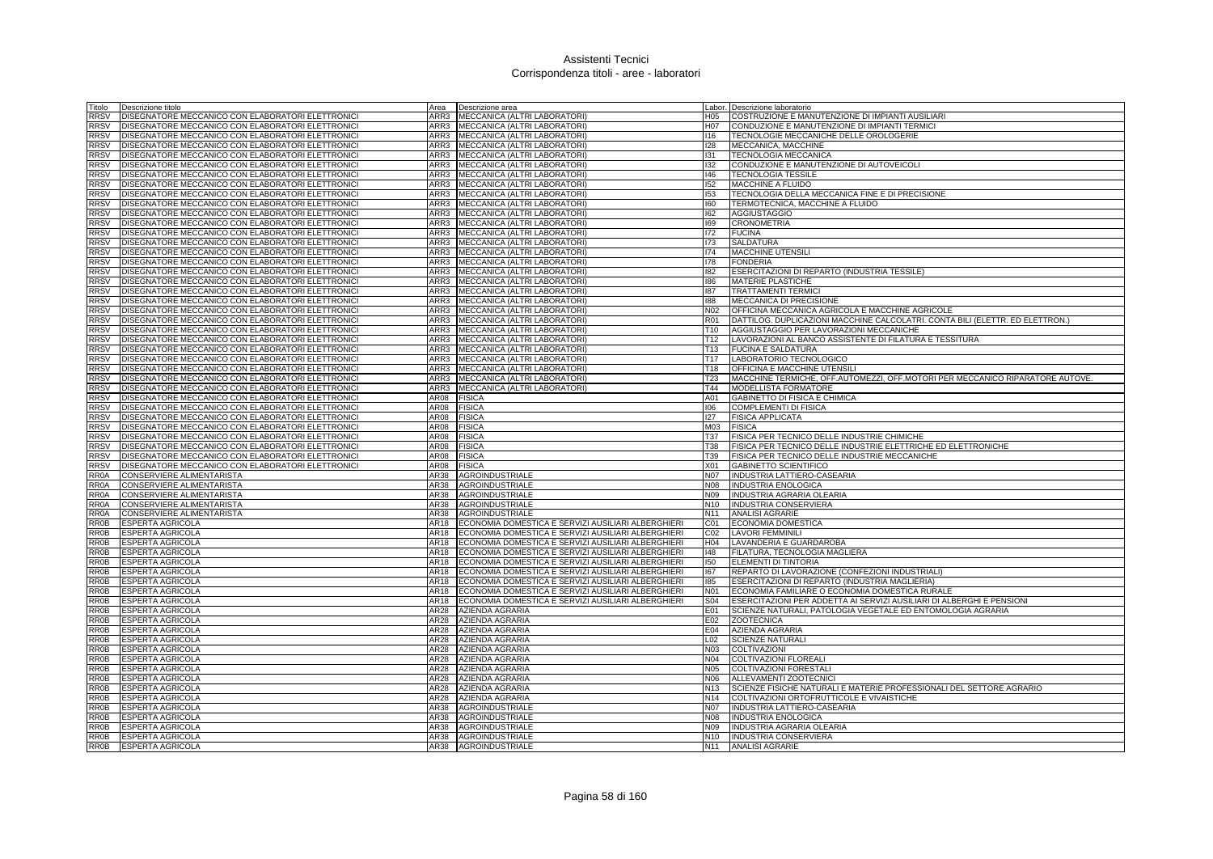# Assistenti Tecnici
## Corrispondenza titoli - aree - laboratori

| Titolo | Descrizione titolo | Area | Descrizione area | Labor. | Descrizione laboratorio |
|---|---|---|---|---|---|
| RRSV | DISEGNATORE MECCANICO CON ELABORATORI ELETTRONICI | ARR3 | MECCANICA (ALTRI LABORATORI) | H05 | COSTRUZIONE E MANUTENZIONE DI IMPIANTI AUSILIARI |
| RRSV | DISEGNATORE MECCANICO CON ELABORATORI ELETTRONICI | ARR3 | MECCANICA (ALTRI LABORATORI) | H07 | CONDUZIONE E MANUTENZIONE DI IMPIANTI TERMICI |
| RRSV | DISEGNATORE MECCANICO CON ELABORATORI ELETTRONICI | ARR3 | MECCANICA (ALTRI LABORATORI) | I16 | TECNOLOGIE MECCANICHE DELLE OROLOGERIE |
| RRSV | DISEGNATORE MECCANICO CON ELABORATORI ELETTRONICI | ARR3 | MECCANICA (ALTRI LABORATORI) | I28 | MECCANICA, MACCHINE |
| RRSV | DISEGNATORE MECCANICO CON ELABORATORI ELETTRONICI | ARR3 | MECCANICA (ALTRI LABORATORI) | I31 | TECNOLOGIA MECCANICA |
| RRSV | DISEGNATORE MECCANICO CON ELABORATORI ELETTRONICI | ARR3 | MECCANICA (ALTRI LABORATORI) | I32 | CONDUZIONE E MANUTENZIONE DI AUTOVEICOLI |
| RRSV | DISEGNATORE MECCANICO CON ELABORATORI ELETTRONICI | ARR3 | MECCANICA (ALTRI LABORATORI) | I46 | TECNOLOGIA TESSILE |
| RRSV | DISEGNATORE MECCANICO CON ELABORATORI ELETTRONICI | ARR3 | MECCANICA (ALTRI LABORATORI) | I52 | MACCHINE A FLUIDO |
| RRSV | DISEGNATORE MECCANICO CON ELABORATORI ELETTRONICI | ARR3 | MECCANICA (ALTRI LABORATORI) | I53 | TECNOLOGIA DELLA MECCANICA FINE E DI PRECISIONE |
| RRSV | DISEGNATORE MECCANICO CON ELABORATORI ELETTRONICI | ARR3 | MECCANICA (ALTRI LABORATORI) | I60 | TERMOTECNICA, MACCHINE A FLUIDO |
| RRSV | DISEGNATORE MECCANICO CON ELABORATORI ELETTRONICI | ARR3 | MECCANICA (ALTRI LABORATORI) | I62 | AGGIUSTAGGIO |
| RRSV | DISEGNATORE MECCANICO CON ELABORATORI ELETTRONICI | ARR3 | MECCANICA (ALTRI LABORATORI) | I69 | CRONOMETRIA |
| RRSV | DISEGNATORE MECCANICO CON ELABORATORI ELETTRONICI | ARR3 | MECCANICA (ALTRI LABORATORI) | I72 | FUCINA |
| RRSV | DISEGNATORE MECCANICO CON ELABORATORI ELETTRONICI | ARR3 | MECCANICA (ALTRI LABORATORI) | I73 | SALDATURA |
| RRSV | DISEGNATORE MECCANICO CON ELABORATORI ELETTRONICI | ARR3 | MECCANICA (ALTRI LABORATORI) | I74 | MACCHINE UTENSILI |
| RRSV | DISEGNATORE MECCANICO CON ELABORATORI ELETTRONICI | ARR3 | MECCANICA (ALTRI LABORATORI) | I78 | FONDERIA |
| RRSV | DISEGNATORE MECCANICO CON ELABORATORI ELETTRONICI | ARR3 | MECCANICA (ALTRI LABORATORI) | I82 | ESERCITAZIONI DI REPARTO (INDUSTRIA TESSILE) |
| RRSV | DISEGNATORE MECCANICO CON ELABORATORI ELETTRONICI | ARR3 | MECCANICA (ALTRI LABORATORI) | I86 | MATERIE PLASTICHE |
| RRSV | DISEGNATORE MECCANICO CON ELABORATORI ELETTRONICI | ARR3 | MECCANICA (ALTRI LABORATORI) | I87 | TRATTAMENTI TERMICI |
| RRSV | DISEGNATORE MECCANICO CON ELABORATORI ELETTRONICI | ARR3 | MECCANICA (ALTRI LABORATORI) | I88 | MECCANICA DI PRECISIONE |
| RRSV | DISEGNATORE MECCANICO CON ELABORATORI ELETTRONICI | ARR3 | MECCANICA (ALTRI LABORATORI) | N02 | OFFICINA MECCANICA AGRICOLA E MACCHINE AGRICOLE |
| RRSV | DISEGNATORE MECCANICO CON ELABORATORI ELETTRONICI | ARR3 | MECCANICA (ALTRI LABORATORI) | R01 | DATTILOG. DUPLICAZIONI MACCHINE CALCOLATRI. CONTA BILI (ELETTR. ED ELETTRON.) |
| RRSV | DISEGNATORE MECCANICO CON ELABORATORI ELETTRONICI | ARR3 | MECCANICA (ALTRI LABORATORI) | T10 | AGGIUSTAGGIO PER LAVORAZIONI MECCANICHE |
| RRSV | DISEGNATORE MECCANICO CON ELABORATORI ELETTRONICI | ARR3 | MECCANICA (ALTRI LABORATORI) | T12 | LAVORAZIONI AL BANCO ASSISTENTE DI FILATURA E TESSITURA |
| RRSV | DISEGNATORE MECCANICO CON ELABORATORI ELETTRONICI | ARR3 | MECCANICA (ALTRI LABORATORI) | T13 | FUCINA E SALDATURA |
| RRSV | DISEGNATORE MECCANICO CON ELABORATORI ELETTRONICI | ARR3 | MECCANICA (ALTRI LABORATORI) | T17 | LABORATORIO TECNOLOGICO |
| RRSV | DISEGNATORE MECCANICO CON ELABORATORI ELETTRONICI | ARR3 | MECCANICA (ALTRI LABORATORI) | T18 | OFFICINA E MACCHINE UTENSILI |
| RRSV | DISEGNATORE MECCANICO CON ELABORATORI ELETTRONICI | ARR3 | MECCANICA (ALTRI LABORATORI) | T23 | MACCHINE TERMICHE, OFF.AUTOMEZZI, OFF.MOTORI PER MECCANICO RIPARATORE AUTOVE. |
| RRSV | DISEGNATORE MECCANICO CON ELABORATORI ELETTRONICI | ARR3 | MECCANICA (ALTRI LABORATORI) | T44 | MODELLISTA FORMATORE |
| RRSV | DISEGNATORE MECCANICO CON ELABORATORI ELETTRONICI | AR08 | FISICA | A01 | GABINETTO DI FISICA E CHIMICA |
| RRSV | DISEGNATORE MECCANICO CON ELABORATORI ELETTRONICI | AR08 | FISICA | I06 | COMPLEMENTI DI FISICA |
| RRSV | DISEGNATORE MECCANICO CON ELABORATORI ELETTRONICI | AR08 | FISICA | I27 | FISICA APPLICATA |
| RRSV | DISEGNATORE MECCANICO CON ELABORATORI ELETTRONICI | AR08 | FISICA | M03 | FISICA |
| RRSV | DISEGNATORE MECCANICO CON ELABORATORI ELETTRONICI | AR08 | FISICA | T37 | FISICA PER TECNICO DELLE INDUSTRIE CHIMICHE |
| RRSV | DISEGNATORE MECCANICO CON ELABORATORI ELETTRONICI | AR08 | FISICA | T38 | FISICA PER TECNICO DELLE INDUSTRIE ELETTRICHE ED ELETTRONICHE |
| RRSV | DISEGNATORE MECCANICO CON ELABORATORI ELETTRONICI | AR08 | FISICA | T39 | FISICA PER TECNICO DELLE INDUSTRIE MECCANICHE |
| RRSV | DISEGNATORE MECCANICO CON ELABORATORI ELETTRONICI | AR08 | FISICA | X01 | GABINETTO SCIENTIFICO |
| RR0A | CONSERVIERE ALIMENTARISTA | AR38 | AGROINDUSTRIALE | N07 | INDUSTRIA LATTIERO-CASEARIA |
| RR0A | CONSERVIERE ALIMENTARISTA | AR38 | AGROINDUSTRIALE | N08 | INDUSTRIA ENOLOGICA |
| RR0A | CONSERVIERE ALIMENTARISTA | AR38 | AGROINDUSTRIALE | N09 | INDUSTRIA AGRARIA OLEARIA |
| RR0A | CONSERVIERE ALIMENTARISTA | AR38 | AGROINDUSTRIALE | N10 | INDUSTRIA CONSERVIERA |
| RR0A | CONSERVIERE ALIMENTARISTA | AR38 | AGROINDUSTRIALE | N11 | ANALISI AGRARIE |
| RR0B | ESPERTA AGRICOLA | AR18 | ECONOMIA DOMESTICA E SERVIZI AUSILIARI ALBERGHIERI | C01 | ECONOMIA DOMESTICA |
| RR0B | ESPERTA AGRICOLA | AR18 | ECONOMIA DOMESTICA E SERVIZI AUSILIARI ALBERGHIERI | C02 | LAVORI FEMMINILI |
| RR0B | ESPERTA AGRICOLA | AR18 | ECONOMIA DOMESTICA E SERVIZI AUSILIARI ALBERGHIERI | H04 | LAVANDERIA E GUARDAROBA |
| RR0B | ESPERTA AGRICOLA | AR18 | ECONOMIA DOMESTICA E SERVIZI AUSILIARI ALBERGHIERI | I48 | FILATURA, TECNOLOGIA MAGLIERA |
| RR0B | ESPERTA AGRICOLA | AR18 | ECONOMIA DOMESTICA E SERVIZI AUSILIARI ALBERGHIERI | I50 | ELEMENTI DI TINTORIA |
| RR0B | ESPERTA AGRICOLA | AR18 | ECONOMIA DOMESTICA E SERVIZI AUSILIARI ALBERGHIERI | I67 | REPARTO DI LAVORAZIONE (CONFEZIONI INDUSTRIALI) |
| RR0B | ESPERTA AGRICOLA | AR18 | ECONOMIA DOMESTICA E SERVIZI AUSILIARI ALBERGHIERI | I85 | ESERCITAZIONI DI REPARTO (INDUSTRIA MAGLIERIA) |
| RR0B | ESPERTA AGRICOLA | AR18 | ECONOMIA DOMESTICA E SERVIZI AUSILIARI ALBERGHIERI | N01 | ECONOMIA FAMILIARE O ECONOMIA DOMESTICA RURALE |
| RR0B | ESPERTA AGRICOLA | AR18 | ECONOMIA DOMESTICA E SERVIZI AUSILIARI ALBERGHIERI | S04 | ESERCITAZIONI PER ADDETTA AI SERVIZI AUSILIARI DI ALBERGHI E PENSIONI |
| RR0B | ESPERTA AGRICOLA | AR28 | AZIENDA AGRARIA | E01 | SCIENZE NATURALI, PATOLOGIA VEGETALE ED ENTOMOLOGIA AGRARIA |
| RR0B | ESPERTA AGRICOLA | AR28 | AZIENDA AGRARIA | E02 | ZOOTECNICA |
| RR0B | ESPERTA AGRICOLA | AR28 | AZIENDA AGRARIA | E04 | AZIENDA AGRARIA |
| RR0B | ESPERTA AGRICOLA | AR28 | AZIENDA AGRARIA | L02 | SCIENZE NATURALI |
| RR0B | ESPERTA AGRICOLA | AR28 | AZIENDA AGRARIA | N03 | COLTIVAZIONI |
| RR0B | ESPERTA AGRICOLA | AR28 | AZIENDA AGRARIA | N04 | COLTIVAZIONI FLOREALI |
| RR0B | ESPERTA AGRICOLA | AR28 | AZIENDA AGRARIA | N05 | COLTIVAZIONI FORESTALI |
| RR0B | ESPERTA AGRICOLA | AR28 | AZIENDA AGRARIA | N06 | ALLEVAMENTI ZOOTECNICI |
| RR0B | ESPERTA AGRICOLA | AR28 | AZIENDA AGRARIA | N13 | SCIENZE FISICHE NATURALI E MATERIE PROFESSIONALI DEL SETTORE AGRARIO |
| RR0B | ESPERTA AGRICOLA | AR28 | AZIENDA AGRARIA | N14 | COLTIVAZIONI ORTOFRUTTICOLE E VIVAISTICHE |
| RR0B | ESPERTA AGRICOLA | AR38 | AGROINDUSTRIALE | N07 | INDUSTRIA LATTIERO-CASEARIA |
| RR0B | ESPERTA AGRICOLA | AR38 | AGROINDUSTRIALE | N08 | INDUSTRIA ENOLOGICA |
| RR0B | ESPERTA AGRICOLA | AR38 | AGROINDUSTRIALE | N09 | INDUSTRIA AGRARIA OLEARIA |
| RR0B | ESPERTA AGRICOLA | AR38 | AGROINDUSTRIALE | N10 | INDUSTRIA CONSERVIERA |
| RR0B | ESPERTA AGRICOLA | AR38 | AGROINDUSTRIALE | N11 | ANALISI AGRARIE |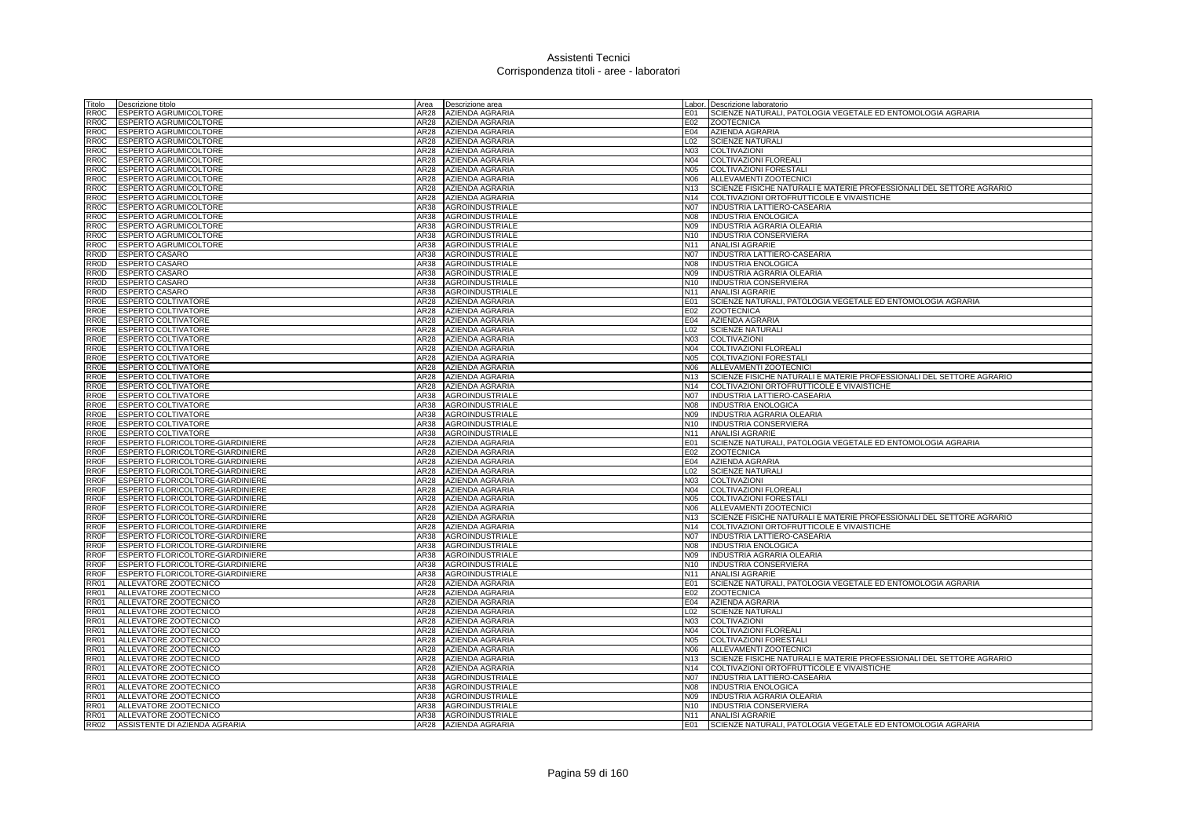| Titolo | Descrizione titolo | Area | Descrizione area | Labor. | Descrizione laboratorio |
|---|---|---|---|---|---|
| RR0C | ESPERTO AGRUMICOLTORE | AR28 | AZIENDA AGRARIA | E01 | SCIENZE NATURALI, PATOLOGIA VEGETALE ED ENTOMOLOGIA AGRARIA |
| RR0C | ESPERTO AGRUMICOLTORE | AR28 | AZIENDA AGRARIA | E02 | ZOOTECNICA |
| RR0C | ESPERTO AGRUMICOLTORE | AR28 | AZIENDA AGRARIA | E04 | AZIENDA AGRARIA |
| RR0C | ESPERTO AGRUMICOLTORE | AR28 | AZIENDA AGRARIA | L02 | SCIENZE NATURALI |
| RR0C | ESPERTO AGRUMICOLTORE | AR28 | AZIENDA AGRARIA | N03 | COLTIVAZIONI |
| RR0C | ESPERTO AGRUMICOLTORE | AR28 | AZIENDA AGRARIA | N04 | COLTIVAZIONI FLOREALI |
| RR0C | ESPERTO AGRUMICOLTORE | AR28 | AZIENDA AGRARIA | N05 | COLTIVAZIONI FORESTALI |
| RR0C | ESPERTO AGRUMICOLTORE | AR28 | AZIENDA AGRARIA | N06 | ALLEVAMENTI ZOOTECNICI |
| RR0C | ESPERTO AGRUMICOLTORE | AR28 | AZIENDA AGRARIA | N13 | SCIENZE FISICHE NATURALI E MATERIE PROFESSIONALI DEL SETTORE AGRARIO |
| RR0C | ESPERTO AGRUMICOLTORE | AR28 | AZIENDA AGRARIA | N14 | COLTIVAZIONI ORTOFRUTTICOLE E VIVAISTICHE |
| RR0C | ESPERTO AGRUMICOLTORE | AR38 | AGROINDUSTRIALE | N07 | INDUSTRIA LATTIERO-CASEARIA |
| RR0C | ESPERTO AGRUMICOLTORE | AR38 | AGROINDUSTRIALE | N08 | INDUSTRIA ENOLOGICA |
| RR0C | ESPERTO AGRUMICOLTORE | AR38 | AGROINDUSTRIALE | N09 | INDUSTRIA AGRARIA OLEARIA |
| RR0C | ESPERTO AGRUMICOLTORE | AR38 | AGROINDUSTRIALE | N10 | INDUSTRIA CONSERVIERA |
| RR0C | ESPERTO AGRUMICOLTORE | AR38 | AGROINDUSTRIALE | N11 | ANALISI AGRARIE |
| RR0D | ESPERTO CASARO | AR38 | AGROINDUSTRIALE | N07 | INDUSTRIA LATTIERO-CASEARIA |
| RR0D | ESPERTO CASARO | AR38 | AGROINDUSTRIALE | N08 | INDUSTRIA ENOLOGICA |
| RR0D | ESPERTO CASARO | AR38 | AGROINDUSTRIALE | N09 | INDUSTRIA AGRARIA OLEARIA |
| RR0D | ESPERTO CASARO | AR38 | AGROINDUSTRIALE | N10 | INDUSTRIA CONSERVIERA |
| RR0D | ESPERTO CASARO | AR38 | AGROINDUSTRIALE | N11 | ANALISI AGRARIE |
| RR0E | ESPERTO COLTIVATORE | AR28 | AZIENDA AGRARIA | E01 | SCIENZE NATURALI, PATOLOGIA VEGETALE ED ENTOMOLOGIA AGRARIA |
| RR0E | ESPERTO COLTIVATORE | AR28 | AZIENDA AGRARIA | E02 | ZOOTECNICA |
| RR0E | ESPERTO COLTIVATORE | AR28 | AZIENDA AGRARIA | E04 | AZIENDA AGRARIA |
| RR0E | ESPERTO COLTIVATORE | AR28 | AZIENDA AGRARIA | L02 | SCIENZE NATURALI |
| RR0E | ESPERTO COLTIVATORE | AR28 | AZIENDA AGRARIA | N03 | COLTIVAZIONI |
| RR0E | ESPERTO COLTIVATORE | AR28 | AZIENDA AGRARIA | N04 | COLTIVAZIONI FLOREALI |
| RR0E | ESPERTO COLTIVATORE | AR28 | AZIENDA AGRARIA | N05 | COLTIVAZIONI FORESTALI |
| RR0E | ESPERTO COLTIVATORE | AR28 | AZIENDA AGRARIA | N06 | ALLEVAMENTI ZOOTECNICI |
| RR0E | ESPERTO COLTIVATORE | AR28 | AZIENDA AGRARIA | N13 | SCIENZE FISICHE NATURALI E MATERIE PROFESSIONALI DEL SETTORE AGRARIO |
| RR0E | ESPERTO COLTIVATORE | AR28 | AZIENDA AGRARIA | N14 | COLTIVAZIONI ORTOFRUTTICOLE E VIVAISTICHE |
| RR0E | ESPERTO COLTIVATORE | AR38 | AGROINDUSTRIALE | N07 | INDUSTRIA LATTIERO-CASEARIA |
| RR0E | ESPERTO COLTIVATORE | AR38 | AGROINDUSTRIALE | N08 | INDUSTRIA ENOLOGICA |
| RR0E | ESPERTO COLTIVATORE | AR38 | AGROINDUSTRIALE | N09 | INDUSTRIA AGRARIA OLEARIA |
| RR0E | ESPERTO COLTIVATORE | AR38 | AGROINDUSTRIALE | N10 | INDUSTRIA CONSERVIERA |
| RR0E | ESPERTO COLTIVATORE | AR38 | AGROINDUSTRIALE | N11 | ANALISI AGRARIE |
| RR0F | ESPERTO FLORICOLTORE-GIARDINIERE | AR28 | AZIENDA AGRARIA | E01 | SCIENZE NATURALI, PATOLOGIA VEGETALE ED ENTOMOLOGIA AGRARIA |
| RR0F | ESPERTO FLORICOLTORE-GIARDINIERE | AR28 | AZIENDA AGRARIA | E02 | ZOOTECNICA |
| RR0F | ESPERTO FLORICOLTORE-GIARDINIERE | AR28 | AZIENDA AGRARIA | E04 | AZIENDA AGRARIA |
| RR0F | ESPERTO FLORICOLTORE-GIARDINIERE | AR28 | AZIENDA AGRARIA | L02 | SCIENZE NATURALI |
| RR0F | ESPERTO FLORICOLTORE-GIARDINIERE | AR28 | AZIENDA AGRARIA | N03 | COLTIVAZIONI |
| RR0F | ESPERTO FLORICOLTORE-GIARDINIERE | AR28 | AZIENDA AGRARIA | N04 | COLTIVAZIONI FLOREALI |
| RR0F | ESPERTO FLORICOLTORE-GIARDINIERE | AR28 | AZIENDA AGRARIA | N05 | COLTIVAZIONI FORESTALI |
| RR0F | ESPERTO FLORICOLTORE-GIARDINIERE | AR28 | AZIENDA AGRARIA | N06 | ALLEVAMENTI ZOOTECNICI |
| RR0F | ESPERTO FLORICOLTORE-GIARDINIERE | AR28 | AZIENDA AGRARIA | N13 | SCIENZE FISICHE NATURALI E MATERIE PROFESSIONALI DEL SETTORE AGRARIO |
| RR0F | ESPERTO FLORICOLTORE-GIARDINIERE | AR28 | AZIENDA AGRARIA | N14 | COLTIVAZIONI ORTOFRUTTICOLE E VIVAISTICHE |
| RR0F | ESPERTO FLORICOLTORE-GIARDINIERE | AR38 | AGROINDUSTRIALE | N07 | INDUSTRIA LATTIERO-CASEARIA |
| RR0F | ESPERTO FLORICOLTORE-GIARDINIERE | AR38 | AGROINDUSTRIALE | N08 | INDUSTRIA ENOLOGICA |
| RR0F | ESPERTO FLORICOLTORE-GIARDINIERE | AR38 | AGROINDUSTRIALE | N09 | INDUSTRIA AGRARIA OLEARIA |
| RR0F | ESPERTO FLORICOLTORE-GIARDINIERE | AR38 | AGROINDUSTRIALE | N10 | INDUSTRIA CONSERVIERA |
| RR0F | ESPERTO FLORICOLTORE-GIARDINIERE | AR38 | AGROINDUSTRIALE | N11 | ANALISI AGRARIE |
| RR01 | ALLEVATORE ZOOTECNICO | AR28 | AZIENDA AGRARIA | E01 | SCIENZE NATURALI, PATOLOGIA VEGETALE ED ENTOMOLOGIA AGRARIA |
| RR01 | ALLEVATORE ZOOTECNICO | AR28 | AZIENDA AGRARIA | E02 | ZOOTECNICA |
| RR01 | ALLEVATORE ZOOTECNICO | AR28 | AZIENDA AGRARIA | E04 | AZIENDA AGRARIA |
| RR01 | ALLEVATORE ZOOTECNICO | AR28 | AZIENDA AGRARIA | L02 | SCIENZE NATURALI |
| RR01 | ALLEVATORE ZOOTECNICO | AR28 | AZIENDA AGRARIA | N03 | COLTIVAZIONI |
| RR01 | ALLEVATORE ZOOTECNICO | AR28 | AZIENDA AGRARIA | N04 | COLTIVAZIONI FLOREALI |
| RR01 | ALLEVATORE ZOOTECNICO | AR28 | AZIENDA AGRARIA | N05 | COLTIVAZIONI FORESTALI |
| RR01 | ALLEVATORE ZOOTECNICO | AR28 | AZIENDA AGRARIA | N06 | ALLEVAMENTI ZOOTECNICI |
| RR01 | ALLEVATORE ZOOTECNICO | AR28 | AZIENDA AGRARIA | N13 | SCIENZE FISICHE NATURALI E MATERIE PROFESSIONALI DEL SETTORE AGRARIO |
| RR01 | ALLEVATORE ZOOTECNICO | AR28 | AZIENDA AGRARIA | N14 | COLTIVAZIONI ORTOFRUTTICOLE E VIVAISTICHE |
| RR01 | ALLEVATORE ZOOTECNICO | AR38 | AGROINDUSTRIALE | N07 | INDUSTRIA LATTIERO-CASEARIA |
| RR01 | ALLEVATORE ZOOTECNICO | AR38 | AGROINDUSTRIALE | N08 | INDUSTRIA ENOLOGICA |
| RR01 | ALLEVATORE ZOOTECNICO | AR38 | AGROINDUSTRIALE | N09 | INDUSTRIA AGRARIA OLEARIA |
| RR01 | ALLEVATORE ZOOTECNICO | AR38 | AGROINDUSTRIALE | N10 | INDUSTRIA CONSERVIERA |
| RR01 | ALLEVATORE ZOOTECNICO | AR38 | AGROINDUSTRIALE | N11 | ANALISI AGRARIE |
| RR02 | ASSISTENTE DI AZIENDA AGRARIA | AR28 | AZIENDA AGRARIA | E01 | SCIENZE NATURALI, PATOLOGIA VEGETALE ED ENTOMOLOGIA AGRARIA |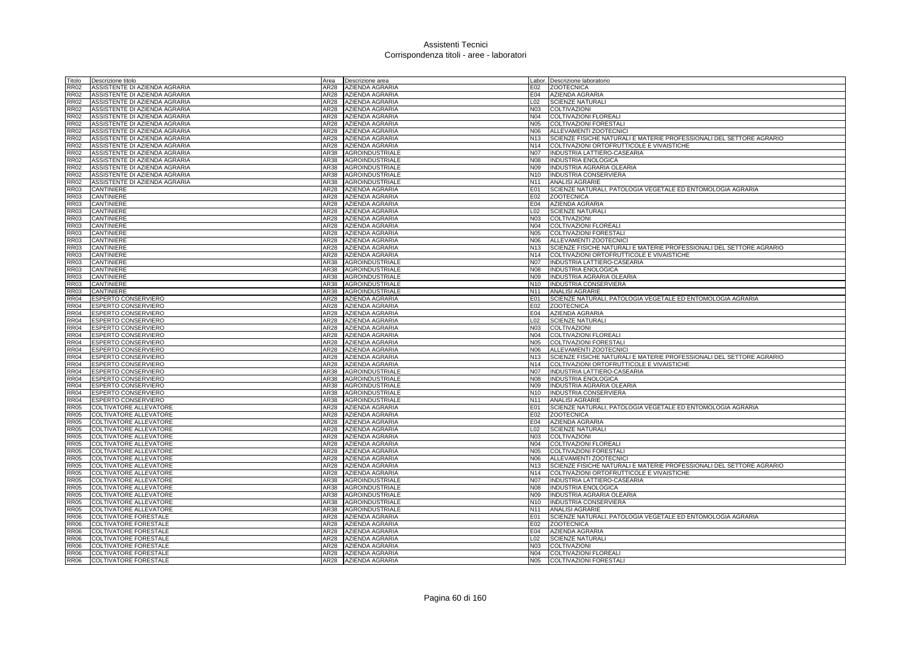# Assistenti Tecnici
## Corrispondenza titoli - aree - laboratori

| Titolo | Descrizione titolo | Area | Descrizione area | Labor. | Descrizione laboratorio |
|---|---|---|---|---|---|
| RR02 | ASSISTENTE DI AZIENDA AGRARIA | AR28 | AZIENDA AGRARIA | E02 | ZOOTECNICA |
| RR02 | ASSISTENTE DI AZIENDA AGRARIA | AR28 | AZIENDA AGRARIA | E04 | AZIENDA AGRARIA |
| RR02 | ASSISTENTE DI AZIENDA AGRARIA | AR28 | AZIENDA AGRARIA | L02 | SCIENZE NATURALI |
| RR02 | ASSISTENTE DI AZIENDA AGRARIA | AR28 | AZIENDA AGRARIA | N03 | COLTIVAZIONI |
| RR02 | ASSISTENTE DI AZIENDA AGRARIA | AR28 | AZIENDA AGRARIA | N04 | COLTIVAZIONI FLOREALI |
| RR02 | ASSISTENTE DI AZIENDA AGRARIA | AR28 | AZIENDA AGRARIA | N05 | COLTIVAZIONI FORESTALI |
| RR02 | ASSISTENTE DI AZIENDA AGRARIA | AR28 | AZIENDA AGRARIA | N06 | ALLEVAMENTI ZOOTECNICI |
| RR02 | ASSISTENTE DI AZIENDA AGRARIA | AR28 | AZIENDA AGRARIA | N13 | SCIENZE FISICHE NATURALI E MATERIE PROFESSIONALI DEL SETTORE AGRARIO |
| RR02 | ASSISTENTE DI AZIENDA AGRARIA | AR28 | AZIENDA AGRARIA | N14 | COLTIVAZIONI ORTOFRUTTICOLE E VIVAISTICHE |
| RR02 | ASSISTENTE DI AZIENDA AGRARIA | AR38 | AGROINDUSTRIALE | N07 | INDUSTRIA LATTIERO-CASEARIA |
| RR02 | ASSISTENTE DI AZIENDA AGRARIA | AR38 | AGROINDUSTRIALE | N08 | INDUSTRIA ENOLOGICA |
| RR02 | ASSISTENTE DI AZIENDA AGRARIA | AR38 | AGROINDUSTRIALE | N09 | INDUSTRIA AGRARIA OLEARIA |
| RR02 | ASSISTENTE DI AZIENDA AGRARIA | AR38 | AGROINDUSTRIALE | N10 | INDUSTRIA CONSERVIERA |
| RR02 | ASSISTENTE DI AZIENDA AGRARIA | AR38 | AGROINDUSTRIALE | N11 | ANALISI AGRARIE |
| RR03 | CANTINIERE | AR28 | AZIENDA AGRARIA | E01 | SCIENZE NATURALI, PATOLOGIA VEGETALE ED ENTOMOLOGIA AGRARIA |
| RR03 | CANTINIERE | AR28 | AZIENDA AGRARIA | E02 | ZOOTECNICA |
| RR03 | CANTINIERE | AR28 | AZIENDA AGRARIA | E04 | AZIENDA AGRARIA |
| RR03 | CANTINIERE | AR28 | AZIENDA AGRARIA | L02 | SCIENZE NATURALI |
| RR03 | CANTINIERE | AR28 | AZIENDA AGRARIA | N03 | COLTIVAZIONI |
| RR03 | CANTINIERE | AR28 | AZIENDA AGRARIA | N04 | COLTIVAZIONI FLOREALI |
| RR03 | CANTINIERE | AR28 | AZIENDA AGRARIA | N05 | COLTIVAZIONI FORESTALI |
| RR03 | CANTINIERE | AR28 | AZIENDA AGRARIA | N06 | ALLEVAMENTI ZOOTECNICI |
| RR03 | CANTINIERE | AR28 | AZIENDA AGRARIA | N13 | SCIENZE FISICHE NATURALI E MATERIE PROFESSIONALI DEL SETTORE AGRARIO |
| RR03 | CANTINIERE | AR28 | AZIENDA AGRARIA | N14 | COLTIVAZIONI ORTOFRUTTICOLE E VIVAISTICHE |
| RR03 | CANTINIERE | AR38 | AGROINDUSTRIALE | N07 | INDUSTRIA LATTIERO-CASEARIA |
| RR03 | CANTINIERE | AR38 | AGROINDUSTRIALE | N08 | INDUSTRIA ENOLOGICA |
| RR03 | CANTINIERE | AR38 | AGROINDUSTRIALE | N09 | INDUSTRIA AGRARIA OLEARIA |
| RR03 | CANTINIERE | AR38 | AGROINDUSTRIALE | N10 | INDUSTRIA CONSERVIERA |
| RR03 | CANTINIERE | AR38 | AGROINDUSTRIALE | N11 | ANALISI AGRARIE |
| RR04 | ESPERTO CONSERVIERO | AR28 | AZIENDA AGRARIA | E01 | SCIENZE NATURALI, PATOLOGIA VEGETALE ED ENTOMOLOGIA AGRARIA |
| RR04 | ESPERTO CONSERVIERO | AR28 | AZIENDA AGRARIA | E02 | ZOOTECNICA |
| RR04 | ESPERTO CONSERVIERO | AR28 | AZIENDA AGRARIA | E04 | AZIENDA AGRARIA |
| RR04 | ESPERTO CONSERVIERO | AR28 | AZIENDA AGRARIA | L02 | SCIENZE NATURALI |
| RR04 | ESPERTO CONSERVIERO | AR28 | AZIENDA AGRARIA | N03 | COLTIVAZIONI |
| RR04 | ESPERTO CONSERVIERO | AR28 | AZIENDA AGRARIA | N04 | COLTIVAZIONI FLOREALI |
| RR04 | ESPERTO CONSERVIERO | AR28 | AZIENDA AGRARIA | N05 | COLTIVAZIONI FORESTALI |
| RR04 | ESPERTO CONSERVIERO | AR28 | AZIENDA AGRARIA | N06 | ALLEVAMENTI ZOOTECNICI |
| RR04 | ESPERTO CONSERVIERO | AR28 | AZIENDA AGRARIA | N13 | SCIENZE FISICHE NATURALI E MATERIE PROFESSIONALI DEL SETTORE AGRARIO |
| RR04 | ESPERTO CONSERVIERO | AR28 | AZIENDA AGRARIA | N14 | COLTIVAZIONI ORTOFRUTTICOLE E VIVAISTICHE |
| RR04 | ESPERTO CONSERVIERO | AR38 | AGROINDUSTRIALE | N07 | INDUSTRIA LATTIERO-CASEARIA |
| RR04 | ESPERTO CONSERVIERO | AR38 | AGROINDUSTRIALE | N08 | INDUSTRIA ENOLOGICA |
| RR04 | ESPERTO CONSERVIERO | AR38 | AGROINDUSTRIALE | N09 | INDUSTRIA AGRARIA OLEARIA |
| RR04 | ESPERTO CONSERVIERO | AR38 | AGROINDUSTRIALE | N10 | INDUSTRIA CONSERVIERA |
| RR04 | ESPERTO CONSERVIERO | AR38 | AGROINDUSTRIALE | N11 | ANALISI AGRARIE |
| RR05 | COLTIVATORE ALLEVATORE | AR28 | AZIENDA AGRARIA | E01 | SCIENZE NATURALI, PATOLOGIA VEGETALE ED ENTOMOLOGIA AGRARIA |
| RR05 | COLTIVATORE ALLEVATORE | AR28 | AZIENDA AGRARIA | E02 | ZOOTECNICA |
| RR05 | COLTIVATORE ALLEVATORE | AR28 | AZIENDA AGRARIA | E04 | AZIENDA AGRARIA |
| RR05 | COLTIVATORE ALLEVATORE | AR28 | AZIENDA AGRARIA | L02 | SCIENZE NATURALI |
| RR05 | COLTIVATORE ALLEVATORE | AR28 | AZIENDA AGRARIA | N03 | COLTIVAZIONI |
| RR05 | COLTIVATORE ALLEVATORE | AR28 | AZIENDA AGRARIA | N04 | COLTIVAZIONI FLOREALI |
| RR05 | COLTIVATORE ALLEVATORE | AR28 | AZIENDA AGRARIA | N05 | COLTIVAZIONI FORESTALI |
| RR05 | COLTIVATORE ALLEVATORE | AR28 | AZIENDA AGRARIA | N06 | ALLEVAMENTI ZOOTECNICI |
| RR05 | COLTIVATORE ALLEVATORE | AR28 | AZIENDA AGRARIA | N13 | SCIENZE FISICHE NATURALI E MATERIE PROFESSIONALI DEL SETTORE AGRARIO |
| RR05 | COLTIVATORE ALLEVATORE | AR28 | AZIENDA AGRARIA | N14 | COLTIVAZIONI ORTOFRUTTICOLE E VIVAISTICHE |
| RR05 | COLTIVATORE ALLEVATORE | AR38 | AGROINDUSTRIALE | N07 | INDUSTRIA LATTIERO-CASEARIA |
| RR05 | COLTIVATORE ALLEVATORE | AR38 | AGROINDUSTRIALE | N08 | INDUSTRIA ENOLOGICA |
| RR05 | COLTIVATORE ALLEVATORE | AR38 | AGROINDUSTRIALE | N09 | INDUSTRIA AGRARIA OLEARIA |
| RR05 | COLTIVATORE ALLEVATORE | AR38 | AGROINDUSTRIALE | N10 | INDUSTRIA CONSERVIERA |
| RR05 | COLTIVATORE ALLEVATORE | AR38 | AGROINDUSTRIALE | N11 | ANALISI AGRARIE |
| RR06 | COLTIVATORE FORESTALE | AR28 | AZIENDA AGRARIA | E01 | SCIENZE NATURALI, PATOLOGIA VEGETALE ED ENTOMOLOGIA AGRARIA |
| RR06 | COLTIVATORE FORESTALE | AR28 | AZIENDA AGRARIA | E02 | ZOOTECNICA |
| RR06 | COLTIVATORE FORESTALE | AR28 | AZIENDA AGRARIA | E04 | AZIENDA AGRARIA |
| RR06 | COLTIVATORE FORESTALE | AR28 | AZIENDA AGRARIA | L02 | SCIENZE NATURALI |
| RR06 | COLTIVATORE FORESTALE | AR28 | AZIENDA AGRARIA | N03 | COLTIVAZIONI |
| RR06 | COLTIVATORE FORESTALE | AR28 | AZIENDA AGRARIA | N04 | COLTIVAZIONI FLOREALI |
| RR06 | COLTIVATORE FORESTALE | AR28 | AZIENDA AGRARIA | N05 | COLTIVAZIONI FORESTALI |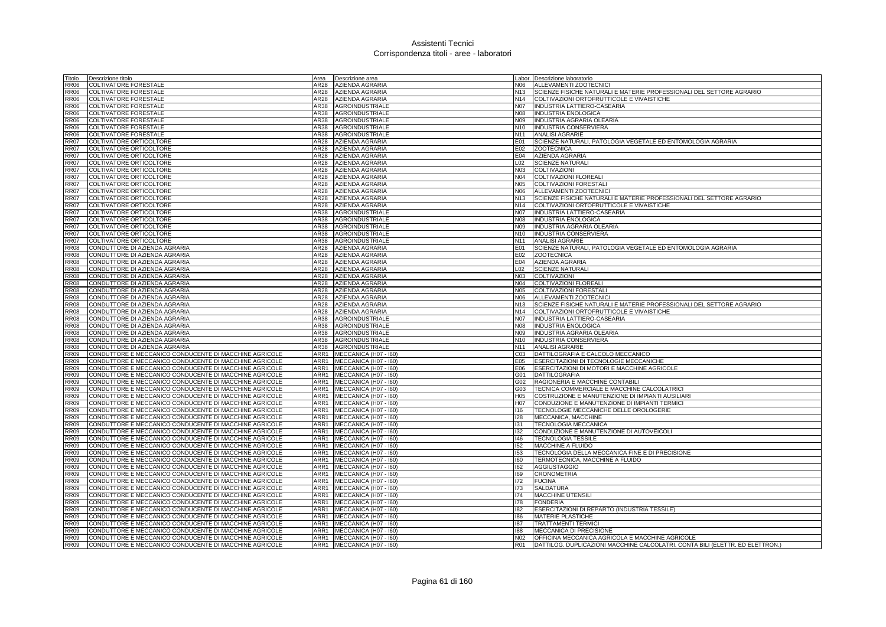# Assistenti Tecnici
## Corrispondenza titoli - aree - laboratori

| Titolo | Descrizione titolo | Area | Descrizione area | Labor. | Descrizione laboratorio |
|---|---|---|---|---|---|
| RR06 | COLTIVATORE FORESTALE | AR28 | AZIENDA AGRARIA | N06 | ALLEVAMENTI ZOOTECNICI |
| RR06 | COLTIVATORE FORESTALE | AR28 | AZIENDA AGRARIA | N13 | SCIENZE FISICHE NATURALI E MATERIE PROFESSIONALI DEL SETTORE AGRARIO |
| RR06 | COLTIVATORE FORESTALE | AR28 | AZIENDA AGRARIA | N14 | COLTIVAZIONI ORTOFRUTTICOLE E VIVAISTICHE |
| RR06 | COLTIVATORE FORESTALE | AR38 | AGROINDUSTRIALE | N07 | INDUSTRIA LATTIERO-CASEARIA |
| RR06 | COLTIVATORE FORESTALE | AR38 | AGROINDUSTRIALE | N08 | INDUSTRIA ENOLOGICA |
| RR06 | COLTIVATORE FORESTALE | AR38 | AGROINDUSTRIALE | N09 | INDUSTRIA AGRARIA OLEARIA |
| RR06 | COLTIVATORE FORESTALE | AR38 | AGROINDUSTRIALE | N10 | INDUSTRIA CONSERVIERA |
| RR06 | COLTIVATORE FORESTALE | AR38 | AGROINDUSTRIALE | N11 | ANALISI AGRARIE |
| RR07 | COLTIVATORE ORTICOLTORE | AR28 | AZIENDA AGRARIA | E01 | SCIENZE NATURALI, PATOLOGIA VEGETALE ED ENTOMOLOGIA AGRARIA |
| RR07 | COLTIVATORE ORTICOLTORE | AR28 | AZIENDA AGRARIA | E02 | ZOOTECNICA |
| RR07 | COLTIVATORE ORTICOLTORE | AR28 | AZIENDA AGRARIA | E04 | AZIENDA AGRARIA |
| RR07 | COLTIVATORE ORTICOLTORE | AR28 | AZIENDA AGRARIA | L02 | SCIENZE NATURALI |
| RR07 | COLTIVATORE ORTICOLTORE | AR28 | AZIENDA AGRARIA | N03 | COLTIVAZIONI |
| RR07 | COLTIVATORE ORTICOLTORE | AR28 | AZIENDA AGRARIA | N04 | COLTIVAZIONI FLOREALI |
| RR07 | COLTIVATORE ORTICOLTORE | AR28 | AZIENDA AGRARIA | N05 | COLTIVAZIONI FORESTALI |
| RR07 | COLTIVATORE ORTICOLTORE | AR28 | AZIENDA AGRARIA | N06 | ALLEVAMENTI ZOOTECNICI |
| RR07 | COLTIVATORE ORTICOLTORE | AR28 | AZIENDA AGRARIA | N13 | SCIENZE FISICHE NATURALI E MATERIE PROFESSIONALI DEL SETTORE AGRARIO |
| RR07 | COLTIVATORE ORTICOLTORE | AR28 | AZIENDA AGRARIA | N14 | COLTIVAZIONI ORTOFRUTTICOLE E VIVAISTICHE |
| RR07 | COLTIVATORE ORTICOLTORE | AR38 | AGROINDUSTRIALE | N07 | INDUSTRIA LATTIERO-CASEARIA |
| RR07 | COLTIVATORE ORTICOLTORE | AR38 | AGROINDUSTRIALE | N08 | INDUSTRIA ENOLOGICA |
| RR07 | COLTIVATORE ORTICOLTORE | AR38 | AGROINDUSTRIALE | N09 | INDUSTRIA AGRARIA OLEARIA |
| RR07 | COLTIVATORE ORTICOLTORE | AR38 | AGROINDUSTRIALE | N10 | INDUSTRIA CONSERVIERA |
| RR07 | COLTIVATORE ORTICOLTORE | AR38 | AGROINDUSTRIALE | N11 | ANALISI AGRARIE |
| RR08 | CONDUTTORE DI AZIENDA AGRARIA | AR28 | AZIENDA AGRARIA | E01 | SCIENZE NATURALI, PATOLOGIA VEGETALE ED ENTOMOLOGIA AGRARIA |
| RR08 | CONDUTTORE DI AZIENDA AGRARIA | AR28 | AZIENDA AGRARIA | E02 | ZOOTECNICA |
| RR08 | CONDUTTORE DI AZIENDA AGRARIA | AR28 | AZIENDA AGRARIA | E04 | AZIENDA AGRARIA |
| RR08 | CONDUTTORE DI AZIENDA AGRARIA | AR28 | AZIENDA AGRARIA | L02 | SCIENZE NATURALI |
| RR08 | CONDUTTORE DI AZIENDA AGRARIA | AR28 | AZIENDA AGRARIA | N03 | COLTIVAZIONI |
| RR08 | CONDUTTORE DI AZIENDA AGRARIA | AR28 | AZIENDA AGRARIA | N04 | COLTIVAZIONI FLOREALI |
| RR08 | CONDUTTORE DI AZIENDA AGRARIA | AR28 | AZIENDA AGRARIA | N05 | COLTIVAZIONI FORESTALI |
| RR08 | CONDUTTORE DI AZIENDA AGRARIA | AR28 | AZIENDA AGRARIA | N06 | ALLEVAMENTI ZOOTECNICI |
| RR08 | CONDUTTORE DI AZIENDA AGRARIA | AR28 | AZIENDA AGRARIA | N13 | SCIENZE FISICHE NATURALI E MATERIE PROFESSIONALI DEL SETTORE AGRARIO |
| RR08 | CONDUTTORE DI AZIENDA AGRARIA | AR28 | AZIENDA AGRARIA | N14 | COLTIVAZIONI ORTOFRUTTICOLE E VIVAISTICHE |
| RR08 | CONDUTTORE DI AZIENDA AGRARIA | AR38 | AGROINDUSTRIALE | N07 | INDUSTRIA LATTIERO-CASEARIA |
| RR08 | CONDUTTORE DI AZIENDA AGRARIA | AR38 | AGROINDUSTRIALE | N08 | INDUSTRIA ENOLOGICA |
| RR08 | CONDUTTORE DI AZIENDA AGRARIA | AR38 | AGROINDUSTRIALE | N09 | INDUSTRIA AGRARIA OLEARIA |
| RR08 | CONDUTTORE DI AZIENDA AGRARIA | AR38 | AGROINDUSTRIALE | N10 | INDUSTRIA CONSERVIERA |
| RR08 | CONDUTTORE DI AZIENDA AGRARIA | AR38 | AGROINDUSTRIALE | N11 | ANALISI AGRARIE |
| RR09 | CONDUTTORE E MECCANICO CONDUCENTE DI MACCHINE AGRICOLE | ARR1 | MECCANICA (H07 - I60) | C03 | DATTILOGRAFIA E CALCOLO MECCANICO |
| RR09 | CONDUTTORE E MECCANICO CONDUCENTE DI MACCHINE AGRICOLE | ARR1 | MECCANICA (H07 - I60) | E05 | ESERCITAZIONI DI TECNOLOGIE MECCANICHE |
| RR09 | CONDUTTORE E MECCANICO CONDUCENTE DI MACCHINE AGRICOLE | ARR1 | MECCANICA (H07 - I60) | E06 | ESERCITAZIONI DI MOTORI E MACCHINE AGRICOLE |
| RR09 | CONDUTTORE E MECCANICO CONDUCENTE DI MACCHINE AGRICOLE | ARR1 | MECCANICA (H07 - I60) | G01 | DATTILOGRAFIA |
| RR09 | CONDUTTORE E MECCANICO CONDUCENTE DI MACCHINE AGRICOLE | ARR1 | MECCANICA (H07 - I60) | G02 | RAGIONERIA E MACCHINE CONTABILI |
| RR09 | CONDUTTORE E MECCANICO CONDUCENTE DI MACCHINE AGRICOLE | ARR1 | MECCANICA (H07 - I60) | G03 | TECNICA COMMERCIALE E MACCHINE CALCOLATRICI |
| RR09 | CONDUTTORE E MECCANICO CONDUCENTE DI MACCHINE AGRICOLE | ARR1 | MECCANICA (H07 - I60) | H05 | COSTRUZIONE E MANUTENZIONE DI IMPIANTI AUSILIARI |
| RR09 | CONDUTTORE E MECCANICO CONDUCENTE DI MACCHINE AGRICOLE | ARR1 | MECCANICA (H07 - I60) | H07 | CONDUZIONE E MANUTENZIONE DI IMPIANTI TERMICI |
| RR09 | CONDUTTORE E MECCANICO CONDUCENTE DI MACCHINE AGRICOLE | ARR1 | MECCANICA (H07 - I60) | I16 | TECNOLOGIE MECCANICHE DELLE OROLOGERIE |
| RR09 | CONDUTTORE E MECCANICO CONDUCENTE DI MACCHINE AGRICOLE | ARR1 | MECCANICA (H07 - I60) | I28 | MECCANICA, MACCHINE |
| RR09 | CONDUTTORE E MECCANICO CONDUCENTE DI MACCHINE AGRICOLE | ARR1 | MECCANICA (H07 - I60) | I31 | TECNOLOGIA MECCANICA |
| RR09 | CONDUTTORE E MECCANICO CONDUCENTE DI MACCHINE AGRICOLE | ARR1 | MECCANICA (H07 - I60) | I32 | CONDUZIONE E MANUTENZIONE DI AUTOVEICOLI |
| RR09 | CONDUTTORE E MECCANICO CONDUCENTE DI MACCHINE AGRICOLE | ARR1 | MECCANICA (H07 - I60) | I46 | TECNOLOGIA TESSILE |
| RR09 | CONDUTTORE E MECCANICO CONDUCENTE DI MACCHINE AGRICOLE | ARR1 | MECCANICA (H07 - I60) | I52 | MACCHINE A FLUIDO |
| RR09 | CONDUTTORE E MECCANICO CONDUCENTE DI MACCHINE AGRICOLE | ARR1 | MECCANICA (H07 - I60) | I53 | TECNOLOGIA DELLA MECCANICA FINE E DI PRECISIONE |
| RR09 | CONDUTTORE E MECCANICO CONDUCENTE DI MACCHINE AGRICOLE | ARR1 | MECCANICA (H07 - I60) | I60 | TERMOTECNICA, MACCHINE A FLUIDO |
| RR09 | CONDUTTORE E MECCANICO CONDUCENTE DI MACCHINE AGRICOLE | ARR1 | MECCANICA (H07 - I60) | I62 | AGGIUSTAGGIO |
| RR09 | CONDUTTORE E MECCANICO CONDUCENTE DI MACCHINE AGRICOLE | ARR1 | MECCANICA (H07 - I60) | I69 | CRONOMETRIA |
| RR09 | CONDUTTORE E MECCANICO CONDUCENTE DI MACCHINE AGRICOLE | ARR1 | MECCANICA (H07 - I60) | I72 | FUCINA |
| RR09 | CONDUTTORE E MECCANICO CONDUCENTE DI MACCHINE AGRICOLE | ARR1 | MECCANICA (H07 - I60) | I73 | SALDATURA |
| RR09 | CONDUTTORE E MECCANICO CONDUCENTE DI MACCHINE AGRICOLE | ARR1 | MECCANICA (H07 - I60) | I74 | MACCHINE UTENSILI |
| RR09 | CONDUTTORE E MECCANICO CONDUCENTE DI MACCHINE AGRICOLE | ARR1 | MECCANICA (H07 - I60) | I78 | FONDERIA |
| RR09 | CONDUTTORE E MECCANICO CONDUCENTE DI MACCHINE AGRICOLE | ARR1 | MECCANICA (H07 - I60) | I82 | ESERCITAZIONI DI REPARTO (INDUSTRIA TESSILE) |
| RR09 | CONDUTTORE E MECCANICO CONDUCENTE DI MACCHINE AGRICOLE | ARR1 | MECCANICA (H07 - I60) | I86 | MATERIE PLASTICHE |
| RR09 | CONDUTTORE E MECCANICO CONDUCENTE DI MACCHINE AGRICOLE | ARR1 | MECCANICA (H07 - I60) | I87 | TRATTAMENTI TERMICI |
| RR09 | CONDUTTORE E MECCANICO CONDUCENTE DI MACCHINE AGRICOLE | ARR1 | MECCANICA (H07 - I60) | I88 | MECCANICA DI PRECISIONE |
| RR09 | CONDUTTORE E MECCANICO CONDUCENTE DI MACCHINE AGRICOLE | ARR1 | MECCANICA (H07 - I60) | N02 | OFFICINA MECCANICA AGRICOLA E MACCHINE AGRICOLE |
| RR09 | CONDUTTORE E MECCANICO CONDUCENTE DI MACCHINE AGRICOLE | ARR1 | MECCANICA (H07 - I60) | R01 | DATTILOG. DUPLICAZIONI MACCHINE CALCOLATRI. CONTA BILI (ELETTR. ED ELETTRON.) |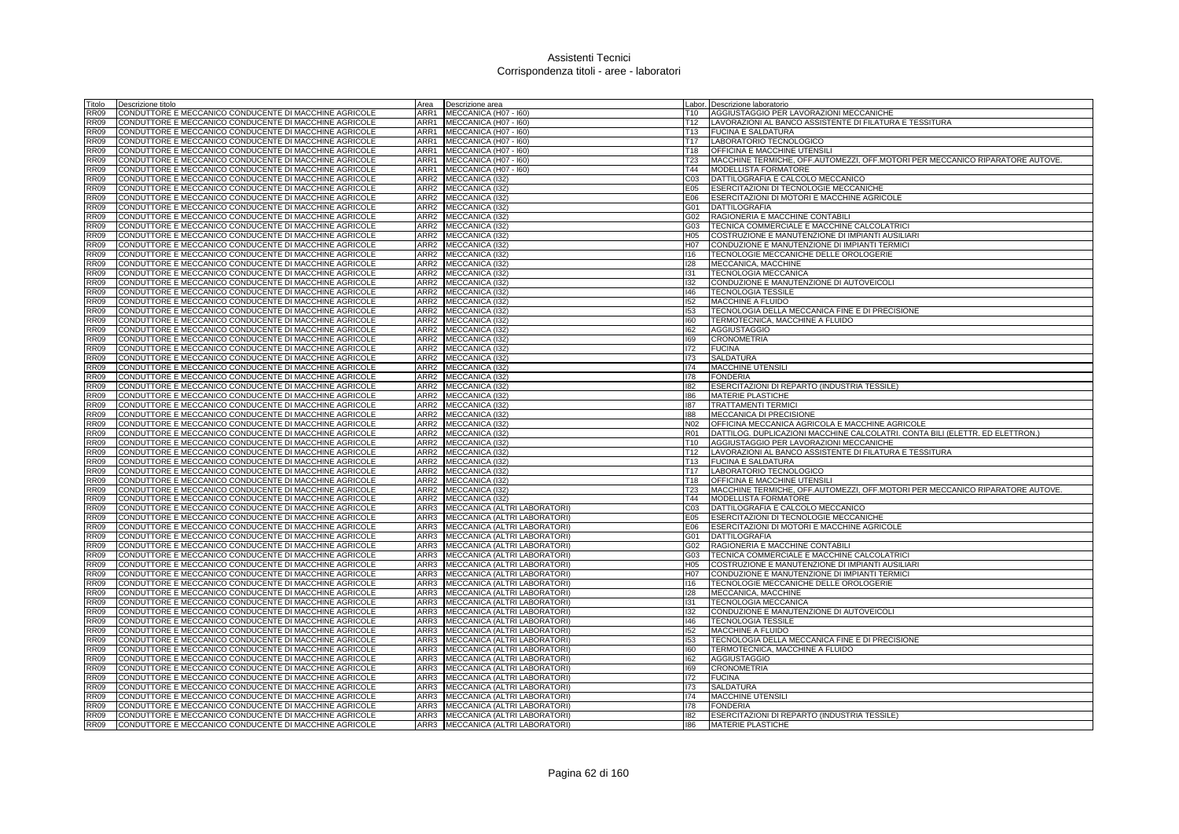| Titolo | Descrizione titolo | Area | Descrizione area | Labor. | Descrizione laboratorio |
|---|---|---|---|---|---|
| RR09 | CONDUTTORE E MECCANICO CONDUCENTE DI MACCHINE AGRICOLE | ARR1 | MECCANICA (H07 - I60) | T10 | AGGIUSTAGGIO PER LAVORAZIONI MECCANICHE |
| RR09 | CONDUTTORE E MECCANICO CONDUCENTE DI MACCHINE AGRICOLE | ARR1 | MECCANICA (H07 - I60) | T12 | LAVORAZIONI AL BANCO ASSISTENTE DI FILATURA E TESSITURA |
| RR09 | CONDUTTORE E MECCANICO CONDUCENTE DI MACCHINE AGRICOLE | ARR1 | MECCANICA (H07 - I60) | T13 | FUCINA E SALDATURA |
| RR09 | CONDUTTORE E MECCANICO CONDUCENTE DI MACCHINE AGRICOLE | ARR1 | MECCANICA (H07 - I60) | T17 | LABORATORIO TECNOLOGICO |
| RR09 | CONDUTTORE E MECCANICO CONDUCENTE DI MACCHINE AGRICOLE | ARR1 | MECCANICA (H07 - I60) | T18 | OFFICINA E MACCHINE UTENSILI |
| RR09 | CONDUTTORE E MECCANICO CONDUCENTE DI MACCHINE AGRICOLE | ARR1 | MECCANICA (H07 - I60) | T23 | MACCHINE TERMICHE, OFF.AUTOMEZZI, OFF.MOTORI PER MECCANICO RIPARATORE AUTOVE. |
| RR09 | CONDUTTORE E MECCANICO CONDUCENTE DI MACCHINE AGRICOLE | ARR1 | MECCANICA (H07 - I60) | T44 | MODELLISTA FORMATORE |
| RR09 | CONDUTTORE E MECCANICO CONDUCENTE DI MACCHINE AGRICOLE | ARR2 | MECCANICA (I32) | C03 | DATTILOGRAFIA E CALCOLO MECCANICO |
| RR09 | CONDUTTORE E MECCANICO CONDUCENTE DI MACCHINE AGRICOLE | ARR2 | MECCANICA (I32) | E05 | ESERCITAZIONI DI TECNOLOGIE MECCANICHE |
| RR09 | CONDUTTORE E MECCANICO CONDUCENTE DI MACCHINE AGRICOLE | ARR2 | MECCANICA (I32) | E06 | ESERCITAZIONI DI MOTORI E MACCHINE AGRICOLE |
| RR09 | CONDUTTORE E MECCANICO CONDUCENTE DI MACCHINE AGRICOLE | ARR2 | MECCANICA (I32) | G01 | DATTILOGRAFIA |
| RR09 | CONDUTTORE E MECCANICO CONDUCENTE DI MACCHINE AGRICOLE | ARR2 | MECCANICA (I32) | G02 | RAGIONERIA E MACCHINE CONTABILI |
| RR09 | CONDUTTORE E MECCANICO CONDUCENTE DI MACCHINE AGRICOLE | ARR2 | MECCANICA (I32) | G03 | TECNICA COMMERCIALE E MACCHINE CALCOLATRICI |
| RR09 | CONDUTTORE E MECCANICO CONDUCENTE DI MACCHINE AGRICOLE | ARR2 | MECCANICA (I32) | H05 | COSTRUZIONE E MANUTENZIONE DI IMPIANTI AUSILIARI |
| RR09 | CONDUTTORE E MECCANICO CONDUCENTE DI MACCHINE AGRICOLE | ARR2 | MECCANICA (I32) | H07 | CONDUZIONE E MANUTENZIONE DI IMPIANTI TERMICI |
| RR09 | CONDUTTORE E MECCANICO CONDUCENTE DI MACCHINE AGRICOLE | ARR2 | MECCANICA (I32) | I16 | TECNOLOGIE MECCANICHE DELLE OROLOGERIE |
| RR09 | CONDUTTORE E MECCANICO CONDUCENTE DI MACCHINE AGRICOLE | ARR2 | MECCANICA (I32) | I28 | MECCANICA, MACCHINE |
| RR09 | CONDUTTORE E MECCANICO CONDUCENTE DI MACCHINE AGRICOLE | ARR2 | MECCANICA (I32) | I31 | TECNOLOGIA MECCANICA |
| RR09 | CONDUTTORE E MECCANICO CONDUCENTE DI MACCHINE AGRICOLE | ARR2 | MECCANICA (I32) | I32 | CONDUZIONE E MANUTENZIONE DI AUTOVEICOLI |
| RR09 | CONDUTTORE E MECCANICO CONDUCENTE DI MACCHINE AGRICOLE | ARR2 | MECCANICA (I32) | I46 | TECNOLOGIA TESSILE |
| RR09 | CONDUTTORE E MECCANICO CONDUCENTE DI MACCHINE AGRICOLE | ARR2 | MECCANICA (I32) | I52 | MACCHINE A FLUIDO |
| RR09 | CONDUTTORE E MECCANICO CONDUCENTE DI MACCHINE AGRICOLE | ARR2 | MECCANICA (I32) | I53 | TECNOLOGIA DELLA MECCANICA FINE E DI PRECISIONE |
| RR09 | CONDUTTORE E MECCANICO CONDUCENTE DI MACCHINE AGRICOLE | ARR2 | MECCANICA (I32) | I60 | TERMOTECNICA, MACCHINE A FLUIDO |
| RR09 | CONDUTTORE E MECCANICO CONDUCENTE DI MACCHINE AGRICOLE | ARR2 | MECCANICA (I32) | I62 | AGGIUSTAGGIO |
| RR09 | CONDUTTORE E MECCANICO CONDUCENTE DI MACCHINE AGRICOLE | ARR2 | MECCANICA (I32) | I69 | CRONOMETRIA |
| RR09 | CONDUTTORE E MECCANICO CONDUCENTE DI MACCHINE AGRICOLE | ARR2 | MECCANICA (I32) | I72 | FUCINA |
| RR09 | CONDUTTORE E MECCANICO CONDUCENTE DI MACCHINE AGRICOLE | ARR2 | MECCANICA (I32) | I73 | SALDATURA |
| RR09 | CONDUTTORE E MECCANICO CONDUCENTE DI MACCHINE AGRICOLE | ARR2 | MECCANICA (I32) | I74 | MACCHINE UTENSILI |
| RR09 | CONDUTTORE E MECCANICO CONDUCENTE DI MACCHINE AGRICOLE | ARR2 | MECCANICA (I32) | I78 | FONDERIA |
| RR09 | CONDUTTORE E MECCANICO CONDUCENTE DI MACCHINE AGRICOLE | ARR2 | MECCANICA (I32) | I82 | ESERCITAZIONI DI REPARTO (INDUSTRIA TESSILE) |
| RR09 | CONDUTTORE E MECCANICO CONDUCENTE DI MACCHINE AGRICOLE | ARR2 | MECCANICA (I32) | I86 | MATERIE PLASTICHE |
| RR09 | CONDUTTORE E MECCANICO CONDUCENTE DI MACCHINE AGRICOLE | ARR2 | MECCANICA (I32) | I87 | TRATTAMENTI TERMICI |
| RR09 | CONDUTTORE E MECCANICO CONDUCENTE DI MACCHINE AGRICOLE | ARR2 | MECCANICA (I32) | I88 | MECCANICA DI PRECISIONE |
| RR09 | CONDUTTORE E MECCANICO CONDUCENTE DI MACCHINE AGRICOLE | ARR2 | MECCANICA (I32) | N02 | OFFICINA MECCANICA AGRICOLA E MACCHINE AGRICOLE |
| RR09 | CONDUTTORE E MECCANICO CONDUCENTE DI MACCHINE AGRICOLE | ARR2 | MECCANICA (I32) | R01 | DATTILOG. DUPLICAZIONI MACCHINE CALCOLATRI. CONTA BILI (ELETTR. ED ELETTRON.) |
| RR09 | CONDUTTORE E MECCANICO CONDUCENTE DI MACCHINE AGRICOLE | ARR2 | MECCANICA (I32) | T10 | AGGIUSTAGGIO PER LAVORAZIONI MECCANICHE |
| RR09 | CONDUTTORE E MECCANICO CONDUCENTE DI MACCHINE AGRICOLE | ARR2 | MECCANICA (I32) | T12 | LAVORAZIONI AL BANCO ASSISTENTE DI FILATURA E TESSITURA |
| RR09 | CONDUTTORE E MECCANICO CONDUCENTE DI MACCHINE AGRICOLE | ARR2 | MECCANICA (I32) | T13 | FUCINA E SALDATURA |
| RR09 | CONDUTTORE E MECCANICO CONDUCENTE DI MACCHINE AGRICOLE | ARR2 | MECCANICA (I32) | T17 | LABORATORIO TECNOLOGICO |
| RR09 | CONDUTTORE E MECCANICO CONDUCENTE DI MACCHINE AGRICOLE | ARR2 | MECCANICA (I32) | T18 | OFFICINA E MACCHINE UTENSILI |
| RR09 | CONDUTTORE E MECCANICO CONDUCENTE DI MACCHINE AGRICOLE | ARR2 | MECCANICA (I32) | T23 | MACCHINE TERMICHE, OFF.AUTOMEZZI, OFF.MOTORI PER MECCANICO RIPARATORE AUTOVE. |
| RR09 | CONDUTTORE E MECCANICO CONDUCENTE DI MACCHINE AGRICOLE | ARR2 | MECCANICA (I32) | T44 | MODELLISTA FORMATORE |
| RR09 | CONDUTTORE E MECCANICO CONDUCENTE DI MACCHINE AGRICOLE | ARR3 | MECCANICA (ALTRI LABORATORI) | C03 | DATTILOGRAFIA E CALCOLO MECCANICO |
| RR09 | CONDUTTORE E MECCANICO CONDUCENTE DI MACCHINE AGRICOLE | ARR3 | MECCANICA (ALTRI LABORATORI) | E05 | ESERCITAZIONI DI TECNOLOGIE MECCANICHE |
| RR09 | CONDUTTORE E MECCANICO CONDUCENTE DI MACCHINE AGRICOLE | ARR3 | MECCANICA (ALTRI LABORATORI) | E06 | ESERCITAZIONI DI MOTORI E MACCHINE AGRICOLE |
| RR09 | CONDUTTORE E MECCANICO CONDUCENTE DI MACCHINE AGRICOLE | ARR3 | MECCANICA (ALTRI LABORATORI) | G01 | DATTILOGRAFIA |
| RR09 | CONDUTTORE E MECCANICO CONDUCENTE DI MACCHINE AGRICOLE | ARR3 | MECCANICA (ALTRI LABORATORI) | G02 | RAGIONERIA E MACCHINE CONTABILI |
| RR09 | CONDUTTORE E MECCANICO CONDUCENTE DI MACCHINE AGRICOLE | ARR3 | MECCANICA (ALTRI LABORATORI) | G03 | TECNICA COMMERCIALE E MACCHINE CALCOLATRICI |
| RR09 | CONDUTTORE E MECCANICO CONDUCENTE DI MACCHINE AGRICOLE | ARR3 | MECCANICA (ALTRI LABORATORI) | H05 | COSTRUZIONE E MANUTENZIONE DI IMPIANTI AUSILIARI |
| RR09 | CONDUTTORE E MECCANICO CONDUCENTE DI MACCHINE AGRICOLE | ARR3 | MECCANICA (ALTRI LABORATORI) | H07 | CONDUZIONE E MANUTENZIONE DI IMPIANTI TERMICI |
| RR09 | CONDUTTORE E MECCANICO CONDUCENTE DI MACCHINE AGRICOLE | ARR3 | MECCANICA (ALTRI LABORATORI) | I16 | TECNOLOGIE MECCANICHE DELLE OROLOGERIE |
| RR09 | CONDUTTORE E MECCANICO CONDUCENTE DI MACCHINE AGRICOLE | ARR3 | MECCANICA (ALTRI LABORATORI) | I28 | MECCANICA, MACCHINE |
| RR09 | CONDUTTORE E MECCANICO CONDUCENTE DI MACCHINE AGRICOLE | ARR3 | MECCANICA (ALTRI LABORATORI) | I31 | TECNOLOGIA MECCANICA |
| RR09 | CONDUTTORE E MECCANICO CONDUCENTE DI MACCHINE AGRICOLE | ARR3 | MECCANICA (ALTRI LABORATORI) | I32 | CONDUZIONE E MANUTENZIONE DI AUTOVEICOLI |
| RR09 | CONDUTTORE E MECCANICO CONDUCENTE DI MACCHINE AGRICOLE | ARR3 | MECCANICA (ALTRI LABORATORI) | I46 | TECNOLOGIA TESSILE |
| RR09 | CONDUTTORE E MECCANICO CONDUCENTE DI MACCHINE AGRICOLE | ARR3 | MECCANICA (ALTRI LABORATORI) | I52 | MACCHINE A FLUIDO |
| RR09 | CONDUTTORE E MECCANICO CONDUCENTE DI MACCHINE AGRICOLE | ARR3 | MECCANICA (ALTRI LABORATORI) | I53 | TECNOLOGIA DELLA MECCANICA FINE E DI PRECISIONE |
| RR09 | CONDUTTORE E MECCANICO CONDUCENTE DI MACCHINE AGRICOLE | ARR3 | MECCANICA (ALTRI LABORATORI) | I60 | TERMOTECNICA, MACCHINE A FLUIDO |
| RR09 | CONDUTTORE E MECCANICO CONDUCENTE DI MACCHINE AGRICOLE | ARR3 | MECCANICA (ALTRI LABORATORI) | I62 | AGGIUSTAGGIO |
| RR09 | CONDUTTORE E MECCANICO CONDUCENTE DI MACCHINE AGRICOLE | ARR3 | MECCANICA (ALTRI LABORATORI) | I69 | CRONOMETRIA |
| RR09 | CONDUTTORE E MECCANICO CONDUCENTE DI MACCHINE AGRICOLE | ARR3 | MECCANICA (ALTRI LABORATORI) | I72 | FUCINA |
| RR09 | CONDUTTORE E MECCANICO CONDUCENTE DI MACCHINE AGRICOLE | ARR3 | MECCANICA (ALTRI LABORATORI) | I73 | SALDATURA |
| RR09 | CONDUTTORE E MECCANICO CONDUCENTE DI MACCHINE AGRICOLE | ARR3 | MECCANICA (ALTRI LABORATORI) | I74 | MACCHINE UTENSILI |
| RR09 | CONDUTTORE E MECCANICO CONDUCENTE DI MACCHINE AGRICOLE | ARR3 | MECCANICA (ALTRI LABORATORI) | I78 | FONDERIA |
| RR09 | CONDUTTORE E MECCANICO CONDUCENTE DI MACCHINE AGRICOLE | ARR3 | MECCANICA (ALTRI LABORATORI) | I82 | ESERCITAZIONI DI REPARTO (INDUSTRIA TESSILE) |
| RR09 | CONDUTTORE E MECCANICO CONDUCENTE DI MACCHINE AGRICOLE | ARR3 | MECCANICA (ALTRI LABORATORI) | I86 | MATERIE PLASTICHE |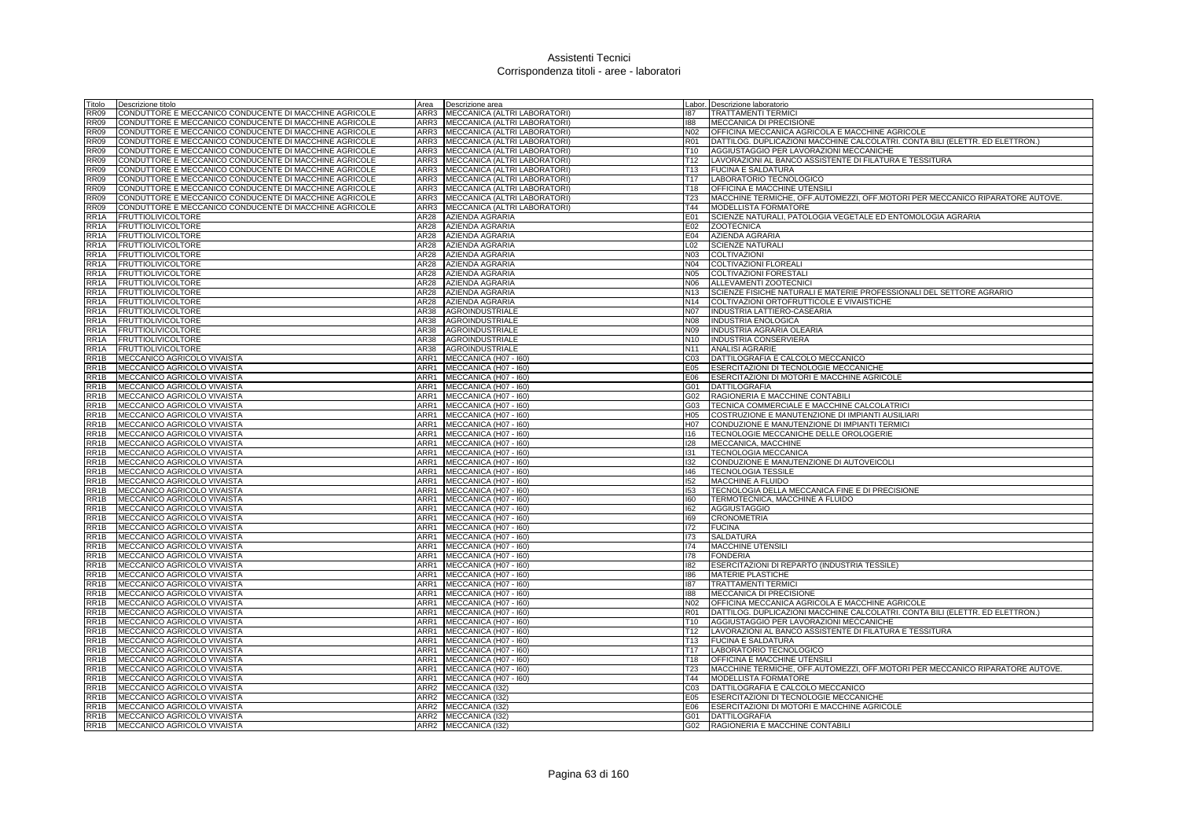# Assistenti Tecnici
## Corrispondenza titoli - aree - laboratori

| Titolo | Descrizione titolo | Area | Descrizione area | Labor. | Descrizione laboratorio |
|---|---|---|---|---|---|
| RR09 | CONDUTTORE E MECCANICO CONDUCENTE DI MACCHINE AGRICOLE | ARR3 | MECCANICA (ALTRI LABORATORI) | I87 | TRATTAMENTI TERMICI |
| RR09 | CONDUTTORE E MECCANICO CONDUCENTE DI MACCHINE AGRICOLE | ARR3 | MECCANICA (ALTRI LABORATORI) | I88 | MECCANICA DI PRECISIONE |
| RR09 | CONDUTTORE E MECCANICO CONDUCENTE DI MACCHINE AGRICOLE | ARR3 | MECCANICA (ALTRI LABORATORI) | N02 | OFFICINA MECCANICA AGRICOLA E MACCHINE AGRICOLE |
| RR09 | CONDUTTORE E MECCANICO CONDUCENTE DI MACCHINE AGRICOLE | ARR3 | MECCANICA (ALTRI LABORATORI) | R01 | DATTILOG. DUPLICAZIONI MACCHINE CALCOLATRI. CONTA BILI (ELETTR. ED ELETTRON.) |
| RR09 | CONDUTTORE E MECCANICO CONDUCENTE DI MACCHINE AGRICOLE | ARR3 | MECCANICA (ALTRI LABORATORI) | T10 | AGGIUSTAGGIO PER LAVORAZIONI MECCANICHE |
| RR09 | CONDUTTORE E MECCANICO CONDUCENTE DI MACCHINE AGRICOLE | ARR3 | MECCANICA (ALTRI LABORATORI) | T12 | LAVORAZIONI AL BANCO ASSISTENTE DI FILATURA E TESSITURA |
| RR09 | CONDUTTORE E MECCANICO CONDUCENTE DI MACCHINE AGRICOLE | ARR3 | MECCANICA (ALTRI LABORATORI) | T13 | FUCINA E SALDATURA |
| RR09 | CONDUTTORE E MECCANICO CONDUCENTE DI MACCHINE AGRICOLE | ARR3 | MECCANICA (ALTRI LABORATORI) | T17 | LABORATORIO TECNOLOGICO |
| RR09 | CONDUTTORE E MECCANICO CONDUCENTE DI MACCHINE AGRICOLE | ARR3 | MECCANICA (ALTRI LABORATORI) | T18 | OFFICINA E MACCHINE UTENSILI |
| RR09 | CONDUTTORE E MECCANICO CONDUCENTE DI MACCHINE AGRICOLE | ARR3 | MECCANICA (ALTRI LABORATORI) | T23 | MACCHINE TERMICHE, OFF.AUTOMEZZI, OFF.MOTORI PER MECCANICO RIPARATORE AUTOVE. |
| RR09 | CONDUTTORE E MECCANICO CONDUCENTE DI MACCHINE AGRICOLE | ARR3 | MECCANICA (ALTRI LABORATORI) | T44 | MODELLISTA FORMATORE |
| RR1A | FRUTTIOLIVICOLTORE | AR28 | AZIENDA AGRARIA | E01 | SCIENZE NATURALI, PATOLOGIA VEGETALE ED ENTOMOLOGIA AGRARIA |
| RR1A | FRUTTIOLIVICOLTORE | AR28 | AZIENDA AGRARIA | E02 | ZOOTECNICA |
| RR1A | FRUTTIOLIVICOLTORE | AR28 | AZIENDA AGRARIA | E04 | AZIENDA AGRARIA |
| RR1A | FRUTTIOLIVICOLTORE | AR28 | AZIENDA AGRARIA | L02 | SCIENZE NATURALI |
| RR1A | FRUTTIOLIVICOLTORE | AR28 | AZIENDA AGRARIA | N03 | COLTIVAZIONI |
| RR1A | FRUTTIOLIVICOLTORE | AR28 | AZIENDA AGRARIA | N04 | COLTIVAZIONI FLOREALI |
| RR1A | FRUTTIOLIVICOLTORE | AR28 | AZIENDA AGRARIA | N05 | COLTIVAZIONI FORESTALI |
| RR1A | FRUTTIOLIVICOLTORE | AR28 | AZIENDA AGRARIA | N06 | ALLEVAMENTI ZOOTECNICI |
| RR1A | FRUTTIOLIVICOLTORE | AR28 | AZIENDA AGRARIA | N13 | SCIENZE FISICHE NATURALI E MATERIE PROFESSIONALI DEL SETTORE AGRARIO |
| RR1A | FRUTTIOLIVICOLTORE | AR28 | AZIENDA AGRARIA | N14 | COLTIVAZIONI ORTOFRUTTICOLE E VIVAISTICHE |
| RR1A | FRUTTIOLIVICOLTORE | AR38 | AGROINDUSTRIALE | N07 | INDUSTRIA LATTIERO-CASEARIA |
| RR1A | FRUTTIOLIVICOLTORE | AR38 | AGROINDUSTRIALE | N08 | INDUSTRIA ENOLOGICA |
| RR1A | FRUTTIOLIVICOLTORE | AR38 | AGROINDUSTRIALE | N09 | INDUSTRIA AGRARIA OLEARIA |
| RR1A | FRUTTIOLIVICOLTORE | AR38 | AGROINDUSTRIALE | N10 | INDUSTRIA CONSERVIERA |
| RR1A | FRUTTIOLIVICOLTORE | AR38 | AGROINDUSTRIALE | N11 | ANALISI AGRARIE |
| RR1B | MECCANICO AGRICOLO VIVAISTA | ARR1 | MECCANICA (H07 - I60) | C03 | DATTILOGRAFIA E CALCOLO MECCANICO |
| RR1B | MECCANICO AGRICOLO VIVAISTA | ARR1 | MECCANICA (H07 - I60) | E05 | ESERCITAZIONI DI TECNOLOGIE MECCANICHE |
| RR1B | MECCANICO AGRICOLO VIVAISTA | ARR1 | MECCANICA (H07 - I60) | E06 | ESERCITAZIONI DI MOTORI E MACCHINE AGRICOLE |
| RR1B | MECCANICO AGRICOLO VIVAISTA | ARR1 | MECCANICA (H07 - I60) | G01 | DATTILOGRAFIA |
| RR1B | MECCANICO AGRICOLO VIVAISTA | ARR1 | MECCANICA (H07 - I60) | G02 | RAGIONERIA E MACCHINE CONTABILI |
| RR1B | MECCANICO AGRICOLO VIVAISTA | ARR1 | MECCANICA (H07 - I60) | G03 | TECNICA COMMERCIALE E MACCHINE CALCOLATRICI |
| RR1B | MECCANICO AGRICOLO VIVAISTA | ARR1 | MECCANICA (H07 - I60) | H05 | COSTRUZIONE E MANUTENZIONE DI IMPIANTI AUSILIARI |
| RR1B | MECCANICO AGRICOLO VIVAISTA | ARR1 | MECCANICA (H07 - I60) | H07 | CONDUZIONE E MANUTENZIONE DI IMPIANTI TERMICI |
| RR1B | MECCANICO AGRICOLO VIVAISTA | ARR1 | MECCANICA (H07 - I60) | I16 | TECNOLOGIE MECCANICHE DELLE OROLOGERIE |
| RR1B | MECCANICO AGRICOLO VIVAISTA | ARR1 | MECCANICA (H07 - I60) | I28 | MECCANICA, MACCHINE |
| RR1B | MECCANICO AGRICOLO VIVAISTA | ARR1 | MECCANICA (H07 - I60) | I31 | TECNOLOGIA MECCANICA |
| RR1B | MECCANICO AGRICOLO VIVAISTA | ARR1 | MECCANICA (H07 - I60) | I32 | CONDUZIONE E MANUTENZIONE DI AUTOVEICOLI |
| RR1B | MECCANICO AGRICOLO VIVAISTA | ARR1 | MECCANICA (H07 - I60) | I46 | TECNOLOGIA TESSILE |
| RR1B | MECCANICO AGRICOLO VIVAISTA | ARR1 | MECCANICA (H07 - I60) | I52 | MACCHINE A FLUIDO |
| RR1B | MECCANICO AGRICOLO VIVAISTA | ARR1 | MECCANICA (H07 - I60) | I53 | TECNOLOGIA DELLA MECCANICA FINE E DI PRECISIONE |
| RR1B | MECCANICO AGRICOLO VIVAISTA | ARR1 | MECCANICA (H07 - I60) | I60 | TERMOTECNICA, MACCHINE A FLUIDO |
| RR1B | MECCANICO AGRICOLO VIVAISTA | ARR1 | MECCANICA (H07 - I60) | I62 | AGGIUSTAGGIO |
| RR1B | MECCANICO AGRICOLO VIVAISTA | ARR1 | MECCANICA (H07 - I60) | I69 | CRONOMETRIA |
| RR1B | MECCANICO AGRICOLO VIVAISTA | ARR1 | MECCANICA (H07 - I60) | I72 | FUCINA |
| RR1B | MECCANICO AGRICOLO VIVAISTA | ARR1 | MECCANICA (H07 - I60) | I73 | SALDATURA |
| RR1B | MECCANICO AGRICOLO VIVAISTA | ARR1 | MECCANICA (H07 - I60) | I74 | MACCHINE UTENSILI |
| RR1B | MECCANICO AGRICOLO VIVAISTA | ARR1 | MECCANICA (H07 - I60) | I78 | FONDERIA |
| RR1B | MECCANICO AGRICOLO VIVAISTA | ARR1 | MECCANICA (H07 - I60) | I82 | ESERCITAZIONI DI REPARTO (INDUSTRIA TESSILE) |
| RR1B | MECCANICO AGRICOLO VIVAISTA | ARR1 | MECCANICA (H07 - I60) | I86 | MATERIE PLASTICHE |
| RR1B | MECCANICO AGRICOLO VIVAISTA | ARR1 | MECCANICA (H07 - I60) | I87 | TRATTAMENTI TERMICI |
| RR1B | MECCANICO AGRICOLO VIVAISTA | ARR1 | MECCANICA (H07 - I60) | I88 | MECCANICA DI PRECISIONE |
| RR1B | MECCANICO AGRICOLO VIVAISTA | ARR1 | MECCANICA (H07 - I60) | N02 | OFFICINA MECCANICA AGRICOLA E MACCHINE AGRICOLE |
| RR1B | MECCANICO AGRICOLO VIVAISTA | ARR1 | MECCANICA (H07 - I60) | R01 | DATTILOG. DUPLICAZIONI MACCHINE CALCOLATRI. CONTA BILI (ELETTR. ED ELETTRON.) |
| RR1B | MECCANICO AGRICOLO VIVAISTA | ARR1 | MECCANICA (H07 - I60) | T10 | AGGIUSTAGGIO PER LAVORAZIONI MECCANICHE |
| RR1B | MECCANICO AGRICOLO VIVAISTA | ARR1 | MECCANICA (H07 - I60) | T12 | LAVORAZIONI AL BANCO ASSISTENTE DI FILATURA E TESSITURA |
| RR1B | MECCANICO AGRICOLO VIVAISTA | ARR1 | MECCANICA (H07 - I60) | T13 | FUCINA E SALDATURA |
| RR1B | MECCANICO AGRICOLO VIVAISTA | ARR1 | MECCANICA (H07 - I60) | T17 | LABORATORIO TECNOLOGICO |
| RR1B | MECCANICO AGRICOLO VIVAISTA | ARR1 | MECCANICA (H07 - I60) | T18 | OFFICINA E MACCHINE UTENSILI |
| RR1B | MECCANICO AGRICOLO VIVAISTA | ARR1 | MECCANICA (H07 - I60) | T23 | MACCHINE TERMICHE, OFF.AUTOMEZZI, OFF.MOTORI PER MECCANICO RIPARATORE AUTOVE. |
| RR1B | MECCANICO AGRICOLO VIVAISTA | ARR1 | MECCANICA (H07 - I60) | T44 | MODELLISTA FORMATORE |
| RR1B | MECCANICO AGRICOLO VIVAISTA | ARR2 | MECCANICA (I32) | C03 | DATTILOGRAFIA E CALCOLO MECCANICO |
| RR1B | MECCANICO AGRICOLO VIVAISTA | ARR2 | MECCANICA (I32) | E05 | ESERCITAZIONI DI TECNOLOGIE MECCANICHE |
| RR1B | MECCANICO AGRICOLO VIVAISTA | ARR2 | MECCANICA (I32) | E06 | ESERCITAZIONI DI MOTORI E MACCHINE AGRICOLE |
| RR1B | MECCANICO AGRICOLO VIVAISTA | ARR2 | MECCANICA (I32) | G01 | DATTILOGRAFIA |
| RR1B | MECCANICO AGRICOLO VIVAISTA | ARR2 | MECCANICA (I32) | G02 | RAGIONERIA E MACCHINE CONTABILI |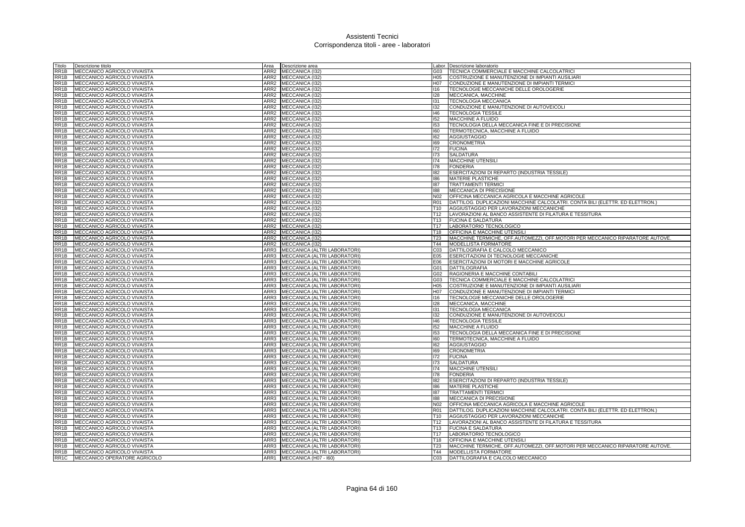# Assistenti Tecnici
## Corrispondenza titoli - aree - laboratori

| Titolo | Descrizione titolo | Area | Descrizione area | Labor. | Descrizione laboratorio |
|---|---|---|---|---|---|
| RR1B | MECCANICO AGRICOLO VIVAISTA | ARR2 | MECCANICA (I32) | G03 | TECNICA COMMERCIALE E MACCHINE CALCOLATRICI |
| RR1B | MECCANICO AGRICOLO VIVAISTA | ARR2 | MECCANICA (I32) | H05 | COSTRUZIONE E MANUTENZIONE DI IMPIANTI AUSILIARI |
| RR1B | MECCANICO AGRICOLO VIVAISTA | ARR2 | MECCANICA (I32) | H07 | CONDUZIONE E MANUTENZIONE DI IMPIANTI TERMICI |
| RR1B | MECCANICO AGRICOLO VIVAISTA | ARR2 | MECCANICA (I32) | I16 | TECNOLOGIE MECCANICHE DELLE OROLOGERIE |
| RR1B | MECCANICO AGRICOLO VIVAISTA | ARR2 | MECCANICA (I32) | I28 | MECCANICA, MACCHINE |
| RR1B | MECCANICO AGRICOLO VIVAISTA | ARR2 | MECCANICA (I32) | I31 | TECNOLOGIA MECCANICA |
| RR1B | MECCANICO AGRICOLO VIVAISTA | ARR2 | MECCANICA (I32) | I32 | CONDUZIONE E MANUTENZIONE DI AUTOVEICOLI |
| RR1B | MECCANICO AGRICOLO VIVAISTA | ARR2 | MECCANICA (I32) | I46 | TECNOLOGIA TESSILE |
| RR1B | MECCANICO AGRICOLO VIVAISTA | ARR2 | MECCANICA (I32) | I52 | MACCHINE A FLUIDO |
| RR1B | MECCANICO AGRICOLO VIVAISTA | ARR2 | MECCANICA (I32) | I53 | TECNOLOGIA DELLA MECCANICA FINE E DI PRECISIONE |
| RR1B | MECCANICO AGRICOLO VIVAISTA | ARR2 | MECCANICA (I32) | I60 | TERMOTECNICA, MACCHINE A FLUIDO |
| RR1B | MECCANICO AGRICOLO VIVAISTA | ARR2 | MECCANICA (I32) | I62 | AGGIUSTAGGIO |
| RR1B | MECCANICO AGRICOLO VIVAISTA | ARR2 | MECCANICA (I32) | I69 | CRONOMETRIA |
| RR1B | MECCANICO AGRICOLO VIVAISTA | ARR2 | MECCANICA (I32) | I72 | FUCINA |
| RR1B | MECCANICO AGRICOLO VIVAISTA | ARR2 | MECCANICA (I32) | I73 | SALDATURA |
| RR1B | MECCANICO AGRICOLO VIVAISTA | ARR2 | MECCANICA (I32) | I74 | MACCHINE UTENSILI |
| RR1B | MECCANICO AGRICOLO VIVAISTA | ARR2 | MECCANICA (I32) | I78 | FONDERIA |
| RR1B | MECCANICO AGRICOLO VIVAISTA | ARR2 | MECCANICA (I32) | I82 | ESERCITAZIONI DI REPARTO (INDUSTRIA TESSILE) |
| RR1B | MECCANICO AGRICOLO VIVAISTA | ARR2 | MECCANICA (I32) | I86 | MATERIE PLASTICHE |
| RR1B | MECCANICO AGRICOLO VIVAISTA | ARR2 | MECCANICA (I32) | I87 | TRATTAMENTI TERMICI |
| RR1B | MECCANICO AGRICOLO VIVAISTA | ARR2 | MECCANICA (I32) | I88 | MECCANICA DI PRECISIONE |
| RR1B | MECCANICO AGRICOLO VIVAISTA | ARR2 | MECCANICA (I32) | N02 | OFFICINA MECCANICA AGRICOLA E MACCHINE AGRICOLE |
| RR1B | MECCANICO AGRICOLO VIVAISTA | ARR2 | MECCANICA (I32) | R01 | DATTILOG. DUPLICAZIONI MACCHINE CALCOLATRI. CONTA BILI (ELETTR. ED ELETTRON.) |
| RR1B | MECCANICO AGRICOLO VIVAISTA | ARR2 | MECCANICA (I32) | T10 | AGGIUSTAGGIO PER LAVORAZIONI MECCANICHE |
| RR1B | MECCANICO AGRICOLO VIVAISTA | ARR2 | MECCANICA (I32) | T12 | LAVORAZIONI AL BANCO ASSISTENTE DI FILATURA E TESSITURA |
| RR1B | MECCANICO AGRICOLO VIVAISTA | ARR2 | MECCANICA (I32) | T13 | FUCINA E SALDATURA |
| RR1B | MECCANICO AGRICOLO VIVAISTA | ARR2 | MECCANICA (I32) | T17 | LABORATORIO TECNOLOGICO |
| RR1B | MECCANICO AGRICOLO VIVAISTA | ARR2 | MECCANICA (I32) | T18 | OFFICINA E MACCHINE UTENSILI |
| RR1B | MECCANICO AGRICOLO VIVAISTA | ARR2 | MECCANICA (I32) | T23 | MACCHINE TERMICHE, OFF.AUTOMEZZI, OFF.MOTORI PER MECCANICO RIPARATORE AUTOVE. |
| RR1B | MECCANICO AGRICOLO VIVAISTA | ARR2 | MECCANICA (I32) | T44 | MODELLISTA FORMATORE |
| RR1B | MECCANICO AGRICOLO VIVAISTA | ARR3 | MECCANICA (ALTRI LABORATORI) | C03 | DATTILOGRAFIA E CALCOLO MECCANICO |
| RR1B | MECCANICO AGRICOLO VIVAISTA | ARR3 | MECCANICA (ALTRI LABORATORI) | E05 | ESERCITAZIONI DI TECNOLOGIE MECCANICHE |
| RR1B | MECCANICO AGRICOLO VIVAISTA | ARR3 | MECCANICA (ALTRI LABORATORI) | E06 | ESERCITAZIONI DI MOTORI E MACCHINE AGRICOLE |
| RR1B | MECCANICO AGRICOLO VIVAISTA | ARR3 | MECCANICA (ALTRI LABORATORI) | G01 | DATTILOGRAFIA |
| RR1B | MECCANICO AGRICOLO VIVAISTA | ARR3 | MECCANICA (ALTRI LABORATORI) | G02 | RAGIONERIA E MACCHINE CONTABILI |
| RR1B | MECCANICO AGRICOLO VIVAISTA | ARR3 | MECCANICA (ALTRI LABORATORI) | G03 | TECNICA COMMERCIALE E MACCHINE CALCOLATRICI |
| RR1B | MECCANICO AGRICOLO VIVAISTA | ARR3 | MECCANICA (ALTRI LABORATORI) | H05 | COSTRUZIONE E MANUTENZIONE DI IMPIANTI AUSILIARI |
| RR1B | MECCANICO AGRICOLO VIVAISTA | ARR3 | MECCANICA (ALTRI LABORATORI) | H07 | CONDUZIONE E MANUTENZIONE DI IMPIANTI TERMICI |
| RR1B | MECCANICO AGRICOLO VIVAISTA | ARR3 | MECCANICA (ALTRI LABORATORI) | I16 | TECNOLOGIE MECCANICHE DELLE OROLOGERIE |
| RR1B | MECCANICO AGRICOLO VIVAISTA | ARR3 | MECCANICA (ALTRI LABORATORI) | I28 | MECCANICA, MACCHINE |
| RR1B | MECCANICO AGRICOLO VIVAISTA | ARR3 | MECCANICA (ALTRI LABORATORI) | I31 | TECNOLOGIA MECCANICA |
| RR1B | MECCANICO AGRICOLO VIVAISTA | ARR3 | MECCANICA (ALTRI LABORATORI) | I32 | CONDUZIONE E MANUTENZIONE DI AUTOVEICOLI |
| RR1B | MECCANICO AGRICOLO VIVAISTA | ARR3 | MECCANICA (ALTRI LABORATORI) | I46 | TECNOLOGIA TESSILE |
| RR1B | MECCANICO AGRICOLO VIVAISTA | ARR3 | MECCANICA (ALTRI LABORATORI) | I52 | MACCHINE A FLUIDO |
| RR1B | MECCANICO AGRICOLO VIVAISTA | ARR3 | MECCANICA (ALTRI LABORATORI) | I53 | TECNOLOGIA DELLA MECCANICA FINE E DI PRECISIONE |
| RR1B | MECCANICO AGRICOLO VIVAISTA | ARR3 | MECCANICA (ALTRI LABORATORI) | I60 | TERMOTECNICA, MACCHINE A FLUIDO |
| RR1B | MECCANICO AGRICOLO VIVAISTA | ARR3 | MECCANICA (ALTRI LABORATORI) | I62 | AGGIUSTAGGIO |
| RR1B | MECCANICO AGRICOLO VIVAISTA | ARR3 | MECCANICA (ALTRI LABORATORI) | I69 | CRONOMETRIA |
| RR1B | MECCANICO AGRICOLO VIVAISTA | ARR3 | MECCANICA (ALTRI LABORATORI) | I72 | FUCINA |
| RR1B | MECCANICO AGRICOLO VIVAISTA | ARR3 | MECCANICA (ALTRI LABORATORI) | I73 | SALDATURA |
| RR1B | MECCANICO AGRICOLO VIVAISTA | ARR3 | MECCANICA (ALTRI LABORATORI) | I74 | MACCHINE UTENSILI |
| RR1B | MECCANICO AGRICOLO VIVAISTA | ARR3 | MECCANICA (ALTRI LABORATORI) | I78 | FONDERIA |
| RR1B | MECCANICO AGRICOLO VIVAISTA | ARR3 | MECCANICA (ALTRI LABORATORI) | I82 | ESERCITAZIONI DI REPARTO (INDUSTRIA TESSILE) |
| RR1B | MECCANICO AGRICOLO VIVAISTA | ARR3 | MECCANICA (ALTRI LABORATORI) | I86 | MATERIE PLASTICHE |
| RR1B | MECCANICO AGRICOLO VIVAISTA | ARR3 | MECCANICA (ALTRI LABORATORI) | I87 | TRATTAMENTI TERMICI |
| RR1B | MECCANICO AGRICOLO VIVAISTA | ARR3 | MECCANICA (ALTRI LABORATORI) | I88 | MECCANICA DI PRECISIONE |
| RR1B | MECCANICO AGRICOLO VIVAISTA | ARR3 | MECCANICA (ALTRI LABORATORI) | N02 | OFFICINA MECCANICA AGRICOLA E MACCHINE AGRICOLE |
| RR1B | MECCANICO AGRICOLO VIVAISTA | ARR3 | MECCANICA (ALTRI LABORATORI) | R01 | DATTILOG. DUPLICAZIONI MACCHINE CALCOLATRI. CONTA BILI (ELETTR. ED ELETTRON.) |
| RR1B | MECCANICO AGRICOLO VIVAISTA | ARR3 | MECCANICA (ALTRI LABORATORI) | T10 | AGGIUSTAGGIO PER LAVORAZIONI MECCANICHE |
| RR1B | MECCANICO AGRICOLO VIVAISTA | ARR3 | MECCANICA (ALTRI LABORATORI) | T12 | LAVORAZIONI AL BANCO ASSISTENTE DI FILATURA E TESSITURA |
| RR1B | MECCANICO AGRICOLO VIVAISTA | ARR3 | MECCANICA (ALTRI LABORATORI) | T13 | FUCINA E SALDATURA |
| RR1B | MECCANICO AGRICOLO VIVAISTA | ARR3 | MECCANICA (ALTRI LABORATORI) | T17 | LABORATORIO TECNOLOGICO |
| RR1B | MECCANICO AGRICOLO VIVAISTA | ARR3 | MECCANICA (ALTRI LABORATORI) | T18 | OFFICINA E MACCHINE UTENSILI |
| RR1B | MECCANICO AGRICOLO VIVAISTA | ARR3 | MECCANICA (ALTRI LABORATORI) | T23 | MACCHINE TERMICHE, OFF.AUTOMEZZI, OFF.MOTORI PER MECCANICO RIPARATORE AUTOVE. |
| RR1B | MECCANICO AGRICOLO VIVAISTA | ARR3 | MECCANICA (ALTRI LABORATORI) | T44 | MODELLISTA FORMATORE |
| RR1C | MECCANICO OPERATORE AGRICOLO | ARR1 | MECCANICA (H07 - I60) | C03 | DATTILOGRAFIA E CALCOLO MECCANICO |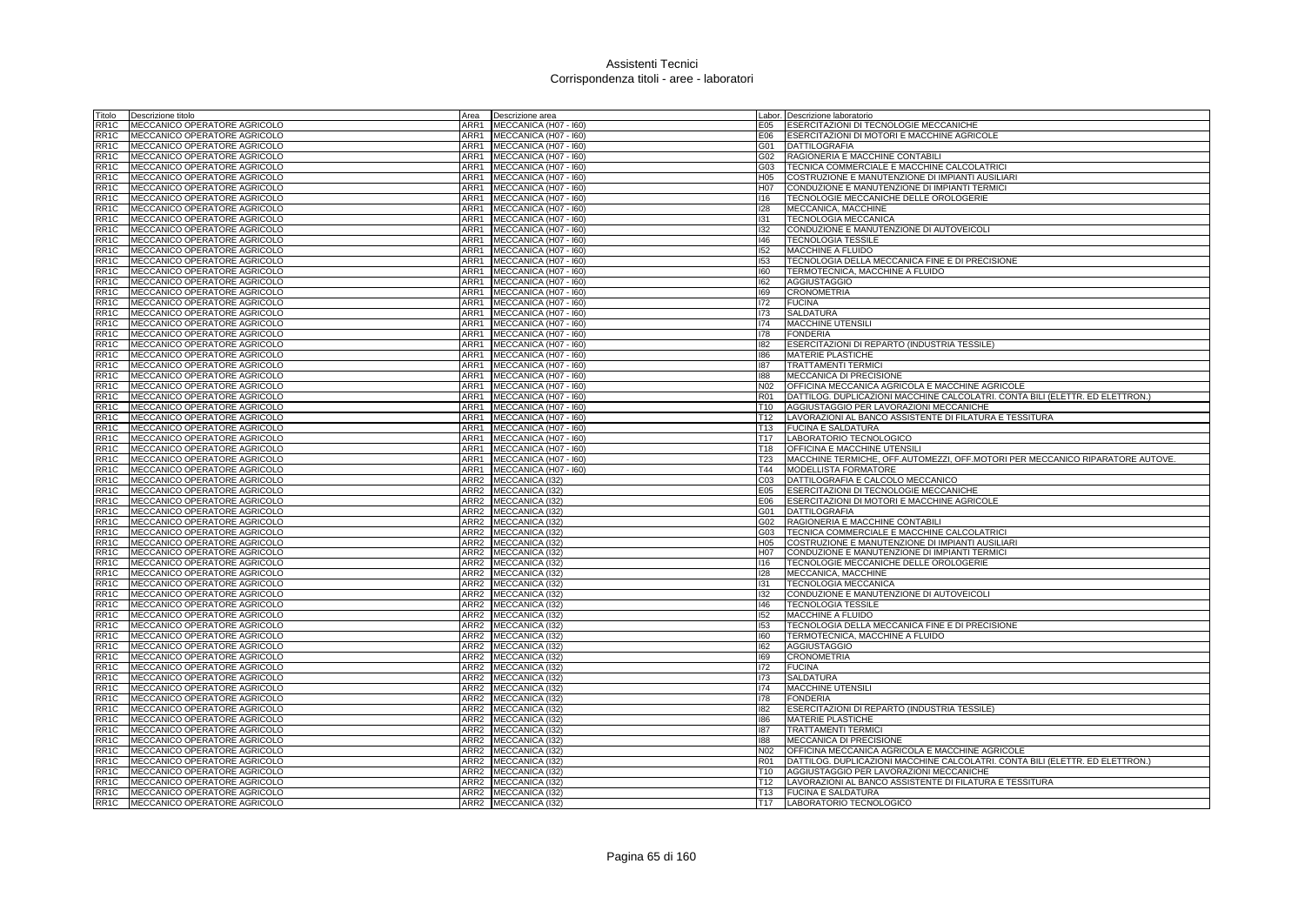# Assistenti Tecnici
## Corrispondenza titoli - aree - laboratori

| Titolo | Descrizione titolo | Area | Descrizione area | Labor. | Descrizione laboratorio |
|---|---|---|---|---|---|
| RR1C | MECCANICO OPERATORE AGRICOLO | ARR1 | MECCANICA (H07 - I60) | E05 | ESERCITAZIONI DI TECNOLOGIE MECCANICHE |
| RR1C | MECCANICO OPERATORE AGRICOLO | ARR1 | MECCANICA (H07 - I60) | E06 | ESERCITAZIONI DI MOTORI E MACCHINE AGRICOLE |
| RR1C | MECCANICO OPERATORE AGRICOLO | ARR1 | MECCANICA (H07 - I60) | G01 | DATTILOGRAFIA |
| RR1C | MECCANICO OPERATORE AGRICOLO | ARR1 | MECCANICA (H07 - I60) | G02 | RAGIONERIA E MACCHINE CONTABILI |
| RR1C | MECCANICO OPERATORE AGRICOLO | ARR1 | MECCANICA (H07 - I60) | G03 | TECNICA COMMERCIALE E MACCHINE CALCOLATRICI |
| RR1C | MECCANICO OPERATORE AGRICOLO | ARR1 | MECCANICA (H07 - I60) | H05 | COSTRUZIONE E MANUTENZIONE DI IMPIANTI AUSILIARI |
| RR1C | MECCANICO OPERATORE AGRICOLO | ARR1 | MECCANICA (H07 - I60) | H07 | CONDUZIONE E MANUTENZIONE DI IMPIANTI TERMICI |
| RR1C | MECCANICO OPERATORE AGRICOLO | ARR1 | MECCANICA (H07 - I60) | I16 | TECNOLOGIE MECCANICHE DELLE OROLOGERIE |
| RR1C | MECCANICO OPERATORE AGRICOLO | ARR1 | MECCANICA (H07 - I60) | I28 | MECCANICA, MACCHINE |
| RR1C | MECCANICO OPERATORE AGRICOLO | ARR1 | MECCANICA (H07 - I60) | I31 | TECNOLOGIA MECCANICA |
| RR1C | MECCANICO OPERATORE AGRICOLO | ARR1 | MECCANICA (H07 - I60) | I32 | CONDUZIONE E MANUTENZIONE DI AUTOVEICOLI |
| RR1C | MECCANICO OPERATORE AGRICOLO | ARR1 | MECCANICA (H07 - I60) | I46 | TECNOLOGIA TESSILE |
| RR1C | MECCANICO OPERATORE AGRICOLO | ARR1 | MECCANICA (H07 - I60) | I52 | MACCHINE A FLUIDO |
| RR1C | MECCANICO OPERATORE AGRICOLO | ARR1 | MECCANICA (H07 - I60) | I53 | TECNOLOGIA DELLA MECCANICA FINE E DI PRECISIONE |
| RR1C | MECCANICO OPERATORE AGRICOLO | ARR1 | MECCANICA (H07 - I60) | I60 | TERMOTECNICA, MACCHINE A FLUIDO |
| RR1C | MECCANICO OPERATORE AGRICOLO | ARR1 | MECCANICA (H07 - I60) | I62 | AGGIUSTAGGIO |
| RR1C | MECCANICO OPERATORE AGRICOLO | ARR1 | MECCANICA (H07 - I60) | I69 | CRONOMETRIA |
| RR1C | MECCANICO OPERATORE AGRICOLO | ARR1 | MECCANICA (H07 - I60) | I72 | FUCINA |
| RR1C | MECCANICO OPERATORE AGRICOLO | ARR1 | MECCANICA (H07 - I60) | I73 | SALDATURA |
| RR1C | MECCANICO OPERATORE AGRICOLO | ARR1 | MECCANICA (H07 - I60) | I74 | MACCHINE UTENSILI |
| RR1C | MECCANICO OPERATORE AGRICOLO | ARR1 | MECCANICA (H07 - I60) | I78 | FONDERIA |
| RR1C | MECCANICO OPERATORE AGRICOLO | ARR1 | MECCANICA (H07 - I60) | I82 | ESERCITAZIONI DI REPARTO (INDUSTRIA TESSILE) |
| RR1C | MECCANICO OPERATORE AGRICOLO | ARR1 | MECCANICA (H07 - I60) | I86 | MATERIE PLASTICHE |
| RR1C | MECCANICO OPERATORE AGRICOLO | ARR1 | MECCANICA (H07 - I60) | I87 | TRATTAMENTI TERMICI |
| RR1C | MECCANICO OPERATORE AGRICOLO | ARR1 | MECCANICA (H07 - I60) | I88 | MECCANICA DI PRECISIONE |
| RR1C | MECCANICO OPERATORE AGRICOLO | ARR1 | MECCANICA (H07 - I60) | N02 | OFFICINA MECCANICA AGRICOLA E MACCHINE AGRICOLE |
| RR1C | MECCANICO OPERATORE AGRICOLO | ARR1 | MECCANICA (H07 - I60) | R01 | DATTILOG. DUPLICAZIONI MACCHINE CALCOLATRI. CONTA BILI (ELETTR. ED ELETTRON.) |
| RR1C | MECCANICO OPERATORE AGRICOLO | ARR1 | MECCANICA (H07 - I60) | T10 | AGGIUSTAGGIO PER LAVORAZIONI MECCANICHE |
| RR1C | MECCANICO OPERATORE AGRICOLO | ARR1 | MECCANICA (H07 - I60) | T12 | LAVORAZIONI AL BANCO ASSISTENTE DI FILATURA E TESSITURA |
| RR1C | MECCANICO OPERATORE AGRICOLO | ARR1 | MECCANICA (H07 - I60) | T13 | FUCINA E SALDATURA |
| RR1C | MECCANICO OPERATORE AGRICOLO | ARR1 | MECCANICA (H07 - I60) | T17 | LABORATORIO TECNOLOGICO |
| RR1C | MECCANICO OPERATORE AGRICOLO | ARR1 | MECCANICA (H07 - I60) | T18 | OFFICINA E MACCHINE UTENSILI |
| RR1C | MECCANICO OPERATORE AGRICOLO | ARR1 | MECCANICA (H07 - I60) | T23 | MACCHINE TERMICHE, OFF.AUTOMEZZI, OFF.MOTORI PER MECCANICO RIPARATORE AUTOVE. |
| RR1C | MECCANICO OPERATORE AGRICOLO | ARR1 | MECCANICA (H07 - I60) | T44 | MODELLISTA FORMATORE |
| RR1C | MECCANICO OPERATORE AGRICOLO | ARR2 | MECCANICA (I32) | C03 | DATTILOGRAFIA E CALCOLO MECCANICO |
| RR1C | MECCANICO OPERATORE AGRICOLO | ARR2 | MECCANICA (I32) | E05 | ESERCITAZIONI DI TECNOLOGIE MECCANICHE |
| RR1C | MECCANICO OPERATORE AGRICOLO | ARR2 | MECCANICA (I32) | E06 | ESERCITAZIONI DI MOTORI E MACCHINE AGRICOLE |
| RR1C | MECCANICO OPERATORE AGRICOLO | ARR2 | MECCANICA (I32) | G01 | DATTILOGRAFIA |
| RR1C | MECCANICO OPERATORE AGRICOLO | ARR2 | MECCANICA (I32) | G02 | RAGIONERIA E MACCHINE CONTABILI |
| RR1C | MECCANICO OPERATORE AGRICOLO | ARR2 | MECCANICA (I32) | G03 | TECNICA COMMERCIALE E MACCHINE CALCOLATRICI |
| RR1C | MECCANICO OPERATORE AGRICOLO | ARR2 | MECCANICA (I32) | H05 | COSTRUZIONE E MANUTENZIONE DI IMPIANTI AUSILIARI |
| RR1C | MECCANICO OPERATORE AGRICOLO | ARR2 | MECCANICA (I32) | H07 | CONDUZIONE E MANUTENZIONE DI IMPIANTI TERMICI |
| RR1C | MECCANICO OPERATORE AGRICOLO | ARR2 | MECCANICA (I32) | I16 | TECNOLOGIE MECCANICHE DELLE OROLOGERIE |
| RR1C | MECCANICO OPERATORE AGRICOLO | ARR2 | MECCANICA (I32) | I28 | MECCANICA, MACCHINE |
| RR1C | MECCANICO OPERATORE AGRICOLO | ARR2 | MECCANICA (I32) | I31 | TECNOLOGIA MECCANICA |
| RR1C | MECCANICO OPERATORE AGRICOLO | ARR2 | MECCANICA (I32) | I32 | CONDUZIONE E MANUTENZIONE DI AUTOVEICOLI |
| RR1C | MECCANICO OPERATORE AGRICOLO | ARR2 | MECCANICA (I32) | I46 | TECNOLOGIA TESSILE |
| RR1C | MECCANICO OPERATORE AGRICOLO | ARR2 | MECCANICA (I32) | I52 | MACCHINE A FLUIDO |
| RR1C | MECCANICO OPERATORE AGRICOLO | ARR2 | MECCANICA (I32) | I53 | TECNOLOGIA DELLA MECCANICA FINE E DI PRECISIONE |
| RR1C | MECCANICO OPERATORE AGRICOLO | ARR2 | MECCANICA (I32) | I60 | TERMOTECNICA, MACCHINE A FLUIDO |
| RR1C | MECCANICO OPERATORE AGRICOLO | ARR2 | MECCANICA (I32) | I62 | AGGIUSTAGGIO |
| RR1C | MECCANICO OPERATORE AGRICOLO | ARR2 | MECCANICA (I32) | I69 | CRONOMETRIA |
| RR1C | MECCANICO OPERATORE AGRICOLO | ARR2 | MECCANICA (I32) | I72 | FUCINA |
| RR1C | MECCANICO OPERATORE AGRICOLO | ARR2 | MECCANICA (I32) | I73 | SALDATURA |
| RR1C | MECCANICO OPERATORE AGRICOLO | ARR2 | MECCANICA (I32) | I74 | MACCHINE UTENSILI |
| RR1C | MECCANICO OPERATORE AGRICOLO | ARR2 | MECCANICA (I32) | I78 | FONDERIA |
| RR1C | MECCANICO OPERATORE AGRICOLO | ARR2 | MECCANICA (I32) | I82 | ESERCITAZIONI DI REPARTO (INDUSTRIA TESSILE) |
| RR1C | MECCANICO OPERATORE AGRICOLO | ARR2 | MECCANICA (I32) | I86 | MATERIE PLASTICHE |
| RR1C | MECCANICO OPERATORE AGRICOLO | ARR2 | MECCANICA (I32) | I87 | TRATTAMENTI TERMICI |
| RR1C | MECCANICO OPERATORE AGRICOLO | ARR2 | MECCANICA (I32) | I88 | MECCANICA DI PRECISIONE |
| RR1C | MECCANICO OPERATORE AGRICOLO | ARR2 | MECCANICA (I32) | N02 | OFFICINA MECCANICA AGRICOLA E MACCHINE AGRICOLE |
| RR1C | MECCANICO OPERATORE AGRICOLO | ARR2 | MECCANICA (I32) | R01 | DATTILOG. DUPLICAZIONI MACCHINE CALCOLATRI. CONTA BILI (ELETTR. ED ELETTRON.) |
| RR1C | MECCANICO OPERATORE AGRICOLO | ARR2 | MECCANICA (I32) | T10 | AGGIUSTAGGIO PER LAVORAZIONI MECCANICHE |
| RR1C | MECCANICO OPERATORE AGRICOLO | ARR2 | MECCANICA (I32) | T12 | LAVORAZIONI AL BANCO ASSISTENTE DI FILATURA E TESSITURA |
| RR1C | MECCANICO OPERATORE AGRICOLO | ARR2 | MECCANICA (I32) | T13 | FUCINA E SALDATURA |
| RR1C | MECCANICO OPERATORE AGRICOLO | ARR2 | MECCANICA (I32) | T17 | LABORATORIO TECNOLOGICO |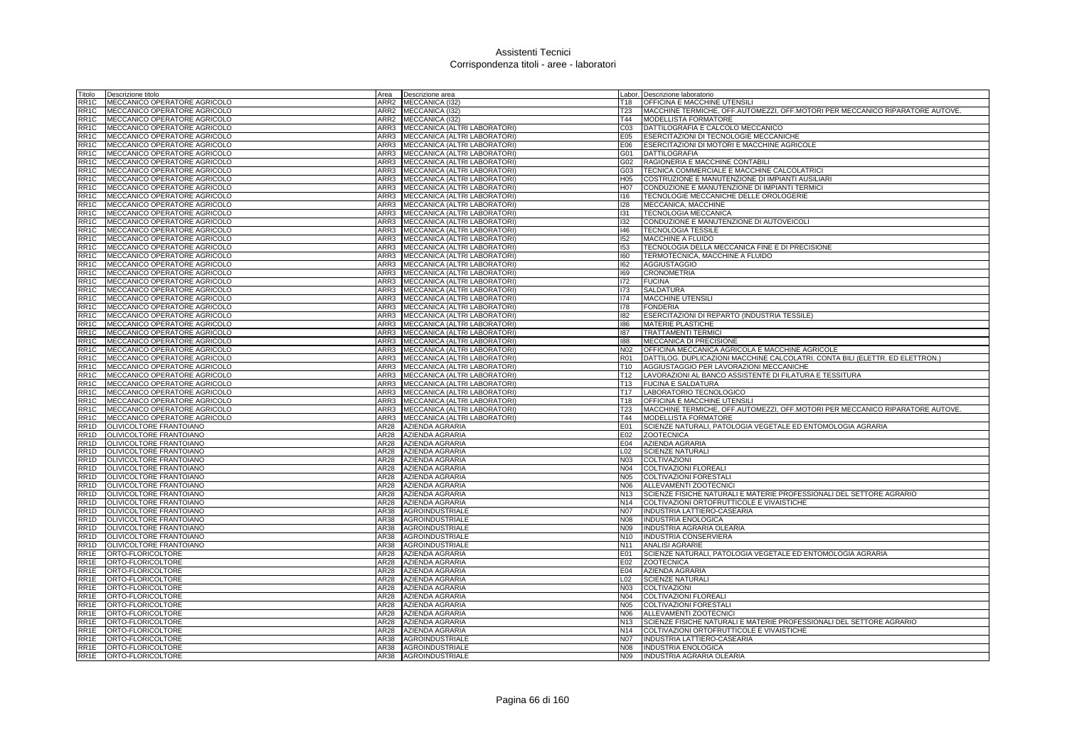# Assistenti Tecnici
## Corrispondenza titoli - aree - laboratori

| Titolo | Descrizione titolo | Area | Descrizione area | Labor. | Descrizione laboratorio |
|---|---|---|---|---|---|
| RR1C | MECCANICO OPERATORE AGRICOLO | ARR2 | MECCANICA (I32) | T18 | OFFICINA E MACCHINE UTENSILI |
| RR1C | MECCANICO OPERATORE AGRICOLO | ARR2 | MECCANICA (I32) | T23 | MACCHINE TERMICHE, OFF.AUTOMEZZI, OFF.MOTORI PER MECCANICO RIPARATORE AUTOVE. |
| RR1C | MECCANICO OPERATORE AGRICOLO | ARR2 | MECCANICA (I32) | T44 | MODELLISTA FORMATORE |
| RR1C | MECCANICO OPERATORE AGRICOLO | ARR3 | MECCANICA (ALTRI LABORATORI) | C03 | DATTILOGRAFIA E CALCOLO MECCANICO |
| RR1C | MECCANICO OPERATORE AGRICOLO | ARR3 | MECCANICA (ALTRI LABORATORI) | E05 | ESERCITAZIONI DI TECNOLOGIE MECCANICHE |
| RR1C | MECCANICO OPERATORE AGRICOLO | ARR3 | MECCANICA (ALTRI LABORATORI) | E06 | ESERCITAZIONI DI MOTORI E MACCHINE AGRICOLE |
| RR1C | MECCANICO OPERATORE AGRICOLO | ARR3 | MECCANICA (ALTRI LABORATORI) | G01 | DATTILOGRAFIA |
| RR1C | MECCANICO OPERATORE AGRICOLO | ARR3 | MECCANICA (ALTRI LABORATORI) | G02 | RAGIONERIA E MACCHINE CONTABILI |
| RR1C | MECCANICO OPERATORE AGRICOLO | ARR3 | MECCANICA (ALTRI LABORATORI) | G03 | TECNICA COMMERCIALE E MACCHINE CALCOLATRICI |
| RR1C | MECCANICO OPERATORE AGRICOLO | ARR3 | MECCANICA (ALTRI LABORATORI) | H05 | COSTRUZIONE E MANUTENZIONE DI IMPIANTI AUSILIARI |
| RR1C | MECCANICO OPERATORE AGRICOLO | ARR3 | MECCANICA (ALTRI LABORATORI) | H07 | CONDUZIONE E MANUTENZIONE DI IMPIANTI TERMICI |
| RR1C | MECCANICO OPERATORE AGRICOLO | ARR3 | MECCANICA (ALTRI LABORATORI) | I16 | TECNOLOGIE MECCANICHE DELLE OROLOGERIE |
| RR1C | MECCANICO OPERATORE AGRICOLO | ARR3 | MECCANICA (ALTRI LABORATORI) | I28 | MECCANICA, MACCHINE |
| RR1C | MECCANICO OPERATORE AGRICOLO | ARR3 | MECCANICA (ALTRI LABORATORI) | I31 | TECNOLOGIA MECCANICA |
| RR1C | MECCANICO OPERATORE AGRICOLO | ARR3 | MECCANICA (ALTRI LABORATORI) | I32 | CONDUZIONE E MANUTENZIONE DI AUTOVEICOLI |
| RR1C | MECCANICO OPERATORE AGRICOLO | ARR3 | MECCANICA (ALTRI LABORATORI) | I46 | TECNOLOGIA TESSILE |
| RR1C | MECCANICO OPERATORE AGRICOLO | ARR3 | MECCANICA (ALTRI LABORATORI) | I52 | MACCHINE A FLUIDO |
| RR1C | MECCANICO OPERATORE AGRICOLO | ARR3 | MECCANICA (ALTRI LABORATORI) | I53 | TECNOLOGIA DELLA MECCANICA FINE E DI PRECISIONE |
| RR1C | MECCANICO OPERATORE AGRICOLO | ARR3 | MECCANICA (ALTRI LABORATORI) | I60 | TERMOTECNICA, MACCHINE A FLUIDO |
| RR1C | MECCANICO OPERATORE AGRICOLO | ARR3 | MECCANICA (ALTRI LABORATORI) | I62 | AGGIUSTAGGIO |
| RR1C | MECCANICO OPERATORE AGRICOLO | ARR3 | MECCANICA (ALTRI LABORATORI) | I69 | CRONOMETRIA |
| RR1C | MECCANICO OPERATORE AGRICOLO | ARR3 | MECCANICA (ALTRI LABORATORI) | I72 | FUCINA |
| RR1C | MECCANICO OPERATORE AGRICOLO | ARR3 | MECCANICA (ALTRI LABORATORI) | I73 | SALDATURA |
| RR1C | MECCANICO OPERATORE AGRICOLO | ARR3 | MECCANICA (ALTRI LABORATORI) | I74 | MACCHINE UTENSILI |
| RR1C | MECCANICO OPERATORE AGRICOLO | ARR3 | MECCANICA (ALTRI LABORATORI) | I78 | FONDERIA |
| RR1C | MECCANICO OPERATORE AGRICOLO | ARR3 | MECCANICA (ALTRI LABORATORI) | I82 | ESERCITAZIONI DI REPARTO (INDUSTRIA TESSILE) |
| RR1C | MECCANICO OPERATORE AGRICOLO | ARR3 | MECCANICA (ALTRI LABORATORI) | I86 | MATERIE PLASTICHE |
| RR1C | MECCANICO OPERATORE AGRICOLO | ARR3 | MECCANICA (ALTRI LABORATORI) | I87 | TRATTAMENTI TERMICI |
| RR1C | MECCANICO OPERATORE AGRICOLO | ARR3 | MECCANICA (ALTRI LABORATORI) | I88 | MECCANICA DI PRECISIONE |
| RR1C | MECCANICO OPERATORE AGRICOLO | ARR3 | MECCANICA (ALTRI LABORATORI) | N02 | OFFICINA MECCANICA AGRICOLA E MACCHINE AGRICOLE |
| RR1C | MECCANICO OPERATORE AGRICOLO | ARR3 | MECCANICA (ALTRI LABORATORI) | R01 | DATTILOG. DUPLICAZIONI MACCHINE CALCOLATRI. CONTA BILI (ELETTR. ED ELETTRON.) |
| RR1C | MECCANICO OPERATORE AGRICOLO | ARR3 | MECCANICA (ALTRI LABORATORI) | T10 | AGGIUSTAGGIO PER LAVORAZIONI MECCANICHE |
| RR1C | MECCANICO OPERATORE AGRICOLO | ARR3 | MECCANICA (ALTRI LABORATORI) | T12 | LAVORAZIONI AL BANCO ASSISTENTE DI FILATURA E TESSITURA |
| RR1C | MECCANICO OPERATORE AGRICOLO | ARR3 | MECCANICA (ALTRI LABORATORI) | T13 | FUCINA E SALDATURA |
| RR1C | MECCANICO OPERATORE AGRICOLO | ARR3 | MECCANICA (ALTRI LABORATORI) | T17 | LABORATORIO TECNOLOGICO |
| RR1C | MECCANICO OPERATORE AGRICOLO | ARR3 | MECCANICA (ALTRI LABORATORI) | T18 | OFFICINA E MACCHINE UTENSILI |
| RR1C | MECCANICO OPERATORE AGRICOLO | ARR3 | MECCANICA (ALTRI LABORATORI) | T23 | MACCHINE TERMICHE, OFF.AUTOMEZZI, OFF.MOTORI PER MECCANICO RIPARATORE AUTOVE. |
| RR1C | MECCANICO OPERATORE AGRICOLO | ARR3 | MECCANICA (ALTRI LABORATORI) | T44 | MODELLISTA FORMATORE |
| RR1D | OLIVICOLTORE FRANTOIANO | AR28 | AZIENDA AGRARIA | E01 | SCIENZE NATURALI, PATOLOGIA VEGETALE ED ENTOMOLOGIA AGRARIA |
| RR1D | OLIVICOLTORE FRANTOIANO | AR28 | AZIENDA AGRARIA | E02 | ZOOTECNICA |
| RR1D | OLIVICOLTORE FRANTOIANO | AR28 | AZIENDA AGRARIA | E04 | AZIENDA AGRARIA |
| RR1D | OLIVICOLTORE FRANTOIANO | AR28 | AZIENDA AGRARIA | L02 | SCIENZE NATURALI |
| RR1D | OLIVICOLTORE FRANTOIANO | AR28 | AZIENDA AGRARIA | N03 | COLTIVAZIONI |
| RR1D | OLIVICOLTORE FRANTOIANO | AR28 | AZIENDA AGRARIA | N04 | COLTIVAZIONI FLOREALI |
| RR1D | OLIVICOLTORE FRANTOIANO | AR28 | AZIENDA AGRARIA | N05 | COLTIVAZIONI FORESTALI |
| RR1D | OLIVICOLTORE FRANTOIANO | AR28 | AZIENDA AGRARIA | N06 | ALLEVAMENTI ZOOTECNICI |
| RR1D | OLIVICOLTORE FRANTOIANO | AR28 | AZIENDA AGRARIA | N13 | SCIENZE FISICHE NATURALI E MATERIE PROFESSIONALI DEL SETTORE AGRARIO |
| RR1D | OLIVICOLTORE FRANTOIANO | AR28 | AZIENDA AGRARIA | N14 | COLTIVAZIONI ORTOFRUTTICOLE E VIVAISTICHE |
| RR1D | OLIVICOLTORE FRANTOIANO | AR38 | AGROINDUSTRIALE | N07 | INDUSTRIA LATTIERO-CASEARIA |
| RR1D | OLIVICOLTORE FRANTOIANO | AR38 | AGROINDUSTRIALE | N08 | INDUSTRIA ENOLOGICA |
| RR1D | OLIVICOLTORE FRANTOIANO | AR38 | AGROINDUSTRIALE | N09 | INDUSTRIA AGRARIA OLEARIA |
| RR1D | OLIVICOLTORE FRANTOIANO | AR38 | AGROINDUSTRIALE | N10 | INDUSTRIA CONSERVIERA |
| RR1D | OLIVICOLTORE FRANTOIANO | AR38 | AGROINDUSTRIALE | N11 | ANALISI AGRARIE |
| RR1E | ORTO-FLORICOLTORE | AR28 | AZIENDA AGRARIA | E01 | SCIENZE NATURALI, PATOLOGIA VEGETALE ED ENTOMOLOGIA AGRARIA |
| RR1E | ORTO-FLORICOLTORE | AR28 | AZIENDA AGRARIA | E02 | ZOOTECNICA |
| RR1E | ORTO-FLORICOLTORE | AR28 | AZIENDA AGRARIA | E04 | AZIENDA AGRARIA |
| RR1E | ORTO-FLORICOLTORE | AR28 | AZIENDA AGRARIA | L02 | SCIENZE NATURALI |
| RR1E | ORTO-FLORICOLTORE | AR28 | AZIENDA AGRARIA | N03 | COLTIVAZIONI |
| RR1E | ORTO-FLORICOLTORE | AR28 | AZIENDA AGRARIA | N04 | COLTIVAZIONI FLOREALI |
| RR1E | ORTO-FLORICOLTORE | AR28 | AZIENDA AGRARIA | N05 | COLTIVAZIONI FORESTALI |
| RR1E | ORTO-FLORICOLTORE | AR28 | AZIENDA AGRARIA | N06 | ALLEVAMENTI ZOOTECNICI |
| RR1E | ORTO-FLORICOLTORE | AR28 | AZIENDA AGRARIA | N13 | SCIENZE FISICHE NATURALI E MATERIE PROFESSIONALI DEL SETTORE AGRARIO |
| RR1E | ORTO-FLORICOLTORE | AR28 | AZIENDA AGRARIA | N14 | COLTIVAZIONI ORTOFRUTTICOLE E VIVAISTICHE |
| RR1E | ORTO-FLORICOLTORE | AR38 | AGROINDUSTRIALE | N07 | INDUSTRIA LATTIERO-CASEARIA |
| RR1E | ORTO-FLORICOLTORE | AR38 | AGROINDUSTRIALE | N08 | INDUSTRIA ENOLOGICA |
| RR1E | ORTO-FLORICOLTORE | AR38 | AGROINDUSTRIALE | N09 | INDUSTRIA AGRARIA OLEARIA |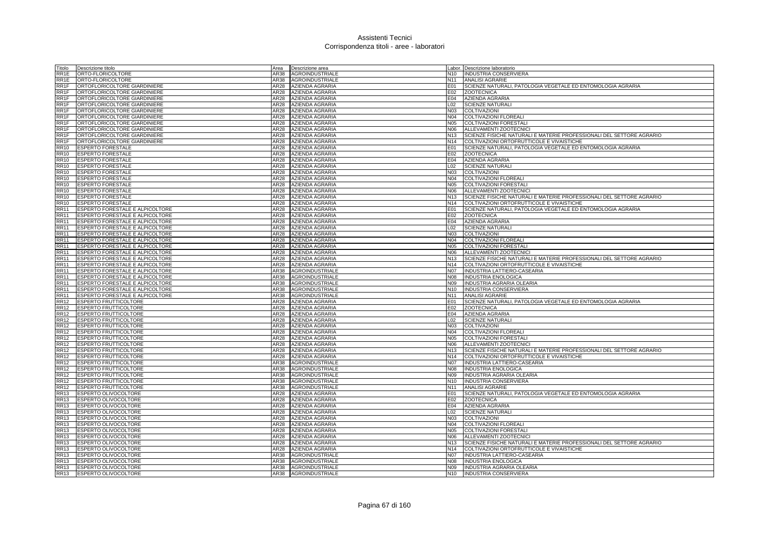# Assistenti Tecnici
## Corrispondenza titoli - aree - laboratori

| Titolo | Descrizione titolo | Area | Descrizione area | Labor. | Descrizione laboratorio |
|---|---|---|---|---|---|
| RR1E | ORTO-FLORICOLTORE | AR38 | AGROINDUSTRIALE | N10 | INDUSTRIA CONSERVIERA |
| RR1E | ORTO-FLORICOLTORE | AR38 | AGROINDUSTRIALE | N11 | ANALISI AGRARIE |
| RR1F | ORTOFLORICOLTORE GIARDINIERE | AR28 | AZIENDA AGRARIA | E01 | SCIENZE NATURALI, PATOLOGIA VEGETALE ED ENTOMOLOGIA AGRARIA |
| RR1F | ORTOFLORICOLTORE GIARDINIERE | AR28 | AZIENDA AGRARIA | E02 | ZOOTECNICA |
| RR1F | ORTOFLORICOLTORE GIARDINIERE | AR28 | AZIENDA AGRARIA | E04 | AZIENDA AGRARIA |
| RR1F | ORTOFLORICOLTORE GIARDINIERE | AR28 | AZIENDA AGRARIA | L02 | SCIENZE NATURALI |
| RR1F | ORTOFLORICOLTORE GIARDINIERE | AR28 | AZIENDA AGRARIA | N03 | COLTIVAZIONI |
| RR1F | ORTOFLORICOLTORE GIARDINIERE | AR28 | AZIENDA AGRARIA | N04 | COLTIVAZIONI FLOREALI |
| RR1F | ORTOFLORICOLTORE GIARDINIERE | AR28 | AZIENDA AGRARIA | N05 | COLTIVAZIONI FORESTALI |
| RR1F | ORTOFLORICOLTORE GIARDINIERE | AR28 | AZIENDA AGRARIA | N06 | ALLEVAMENTI ZOOTECNICI |
| RR1F | ORTOFLORICOLTORE GIARDINIERE | AR28 | AZIENDA AGRARIA | N13 | SCIENZE FISICHE NATURALI E MATERIE PROFESSIONALI DEL SETTORE AGRARIO |
| RR1F | ORTOFLORICOLTORE GIARDINIERE | AR28 | AZIENDA AGRARIA | N14 | COLTIVAZIONI ORTOFRUTTICOLE E VIVAISTICHE |
| RR10 | ESPERTO FORESTALE | AR28 | AZIENDA AGRARIA | E01 | SCIENZE NATURALI, PATOLOGIA VEGETALE ED ENTOMOLOGIA AGRARIA |
| RR10 | ESPERTO FORESTALE | AR28 | AZIENDA AGRARIA | E02 | ZOOTECNICA |
| RR10 | ESPERTO FORESTALE | AR28 | AZIENDA AGRARIA | E04 | AZIENDA AGRARIA |
| RR10 | ESPERTO FORESTALE | AR28 | AZIENDA AGRARIA | L02 | SCIENZE NATURALI |
| RR10 | ESPERTO FORESTALE | AR28 | AZIENDA AGRARIA | N03 | COLTIVAZIONI |
| RR10 | ESPERTO FORESTALE | AR28 | AZIENDA AGRARIA | N04 | COLTIVAZIONI FLOREALI |
| RR10 | ESPERTO FORESTALE | AR28 | AZIENDA AGRARIA | N05 | COLTIVAZIONI FORESTALI |
| RR10 | ESPERTO FORESTALE | AR28 | AZIENDA AGRARIA | N06 | ALLEVAMENTI ZOOTECNICI |
| RR10 | ESPERTO FORESTALE | AR28 | AZIENDA AGRARIA | N13 | SCIENZE FISICHE NATURALI E MATERIE PROFESSIONALI DEL SETTORE AGRARIO |
| RR10 | ESPERTO FORESTALE | AR28 | AZIENDA AGRARIA | N14 | COLTIVAZIONI ORTOFRUTTICOLE E VIVAISTICHE |
| RR11 | ESPERTO FORESTALE E ALPICOLTORE | AR28 | AZIENDA AGRARIA | E01 | SCIENZE NATURALI, PATOLOGIA VEGETALE ED ENTOMOLOGIA AGRARIA |
| RR11 | ESPERTO FORESTALE E ALPICOLTORE | AR28 | AZIENDA AGRARIA | E02 | ZOOTECNICA |
| RR11 | ESPERTO FORESTALE E ALPICOLTORE | AR28 | AZIENDA AGRARIA | E04 | AZIENDA AGRARIA |
| RR11 | ESPERTO FORESTALE E ALPICOLTORE | AR28 | AZIENDA AGRARIA | L02 | SCIENZE NATURALI |
| RR11 | ESPERTO FORESTALE E ALPICOLTORE | AR28 | AZIENDA AGRARIA | N03 | COLTIVAZIONI |
| RR11 | ESPERTO FORESTALE E ALPICOLTORE | AR28 | AZIENDA AGRARIA | N04 | COLTIVAZIONI FLOREALI |
| RR11 | ESPERTO FORESTALE E ALPICOLTORE | AR28 | AZIENDA AGRARIA | N05 | COLTIVAZIONI FORESTALI |
| RR11 | ESPERTO FORESTALE E ALPICOLTORE | AR28 | AZIENDA AGRARIA | N06 | ALLEVAMENTI ZOOTECNICI |
| RR11 | ESPERTO FORESTALE E ALPICOLTORE | AR28 | AZIENDA AGRARIA | N13 | SCIENZE FISICHE NATURALI E MATERIE PROFESSIONALI DEL SETTORE AGRARIO |
| RR11 | ESPERTO FORESTALE E ALPICOLTORE | AR28 | AZIENDA AGRARIA | N14 | COLTIVAZIONI ORTOFRUTTICOLE E VIVAISTICHE |
| RR11 | ESPERTO FORESTALE E ALPICOLTORE | AR38 | AGROINDUSTRIALE | N07 | INDUSTRIA LATTIERO-CASEARIA |
| RR11 | ESPERTO FORESTALE E ALPICOLTORE | AR38 | AGROINDUSTRIALE | N08 | INDUSTRIA ENOLOGICA |
| RR11 | ESPERTO FORESTALE E ALPICOLTORE | AR38 | AGROINDUSTRIALE | N09 | INDUSTRIA AGRARIA OLEARIA |
| RR11 | ESPERTO FORESTALE E ALPICOLTORE | AR38 | AGROINDUSTRIALE | N10 | INDUSTRIA CONSERVIERA |
| RR11 | ESPERTO FORESTALE E ALPICOLTORE | AR38 | AGROINDUSTRIALE | N11 | ANALISI AGRARIE |
| RR12 | ESPERTO FRUTTICOLTORE | AR28 | AZIENDA AGRARIA | E01 | SCIENZE NATURALI, PATOLOGIA VEGETALE ED ENTOMOLOGIA AGRARIA |
| RR12 | ESPERTO FRUTTICOLTORE | AR28 | AZIENDA AGRARIA | E02 | ZOOTECNICA |
| RR12 | ESPERTO FRUTTICOLTORE | AR28 | AZIENDA AGRARIA | E04 | AZIENDA AGRARIA |
| RR12 | ESPERTO FRUTTICOLTORE | AR28 | AZIENDA AGRARIA | L02 | SCIENZE NATURALI |
| RR12 | ESPERTO FRUTTICOLTORE | AR28 | AZIENDA AGRARIA | N03 | COLTIVAZIONI |
| RR12 | ESPERTO FRUTTICOLTORE | AR28 | AZIENDA AGRARIA | N04 | COLTIVAZIONI FLOREALI |
| RR12 | ESPERTO FRUTTICOLTORE | AR28 | AZIENDA AGRARIA | N05 | COLTIVAZIONI FORESTALI |
| RR12 | ESPERTO FRUTTICOLTORE | AR28 | AZIENDA AGRARIA | N06 | ALLEVAMENTI ZOOTECNICI |
| RR12 | ESPERTO FRUTTICOLTORE | AR28 | AZIENDA AGRARIA | N13 | SCIENZE FISICHE NATURALI E MATERIE PROFESSIONALI DEL SETTORE AGRARIO |
| RR12 | ESPERTO FRUTTICOLTORE | AR28 | AZIENDA AGRARIA | N14 | COLTIVAZIONI ORTOFRUTTICOLE E VIVAISTICHE |
| RR12 | ESPERTO FRUTTICOLTORE | AR38 | AGROINDUSTRIALE | N07 | INDUSTRIA LATTIERO-CASEARIA |
| RR12 | ESPERTO FRUTTICOLTORE | AR38 | AGROINDUSTRIALE | N08 | INDUSTRIA ENOLOGICA |
| RR12 | ESPERTO FRUTTICOLTORE | AR38 | AGROINDUSTRIALE | N09 | INDUSTRIA AGRARIA OLEARIA |
| RR12 | ESPERTO FRUTTICOLTORE | AR38 | AGROINDUSTRIALE | N10 | INDUSTRIA CONSERVIERA |
| RR12 | ESPERTO FRUTTICOLTORE | AR38 | AGROINDUSTRIALE | N11 | ANALISI AGRARIE |
| RR13 | ESPERTO OLIVOCOLTORE | AR28 | AZIENDA AGRARIA | E01 | SCIENZE NATURALI, PATOLOGIA VEGETALE ED ENTOMOLOGIA AGRARIA |
| RR13 | ESPERTO OLIVOCOLTORE | AR28 | AZIENDA AGRARIA | E02 | ZOOTECNICA |
| RR13 | ESPERTO OLIVOCOLTORE | AR28 | AZIENDA AGRARIA | E04 | AZIENDA AGRARIA |
| RR13 | ESPERTO OLIVOCOLTORE | AR28 | AZIENDA AGRARIA | L02 | SCIENZE NATURALI |
| RR13 | ESPERTO OLIVOCOLTORE | AR28 | AZIENDA AGRARIA | N03 | COLTIVAZIONI |
| RR13 | ESPERTO OLIVOCOLTORE | AR28 | AZIENDA AGRARIA | N04 | COLTIVAZIONI FLOREALI |
| RR13 | ESPERTO OLIVOCOLTORE | AR28 | AZIENDA AGRARIA | N05 | COLTIVAZIONI FORESTALI |
| RR13 | ESPERTO OLIVOCOLTORE | AR28 | AZIENDA AGRARIA | N06 | ALLEVAMENTI ZOOTECNICI |
| RR13 | ESPERTO OLIVOCOLTORE | AR28 | AZIENDA AGRARIA | N13 | SCIENZE FISICHE NATURALI E MATERIE PROFESSIONALI DEL SETTORE AGRARIO |
| RR13 | ESPERTO OLIVOCOLTORE | AR28 | AZIENDA AGRARIA | N14 | COLTIVAZIONI ORTOFRUTTICOLE E VIVAISTICHE |
| RR13 | ESPERTO OLIVOCOLTORE | AR38 | AGROINDUSTRIALE | N07 | INDUSTRIA LATTIERO-CASEARIA |
| RR13 | ESPERTO OLIVOCOLTORE | AR38 | AGROINDUSTRIALE | N08 | INDUSTRIA ENOLOGICA |
| RR13 | ESPERTO OLIVOCOLTORE | AR38 | AGROINDUSTRIALE | N09 | INDUSTRIA AGRARIA OLEARIA |
| RR13 | ESPERTO OLIVOCOLTORE | AR38 | AGROINDUSTRIALE | N10 | INDUSTRIA CONSERVIERA |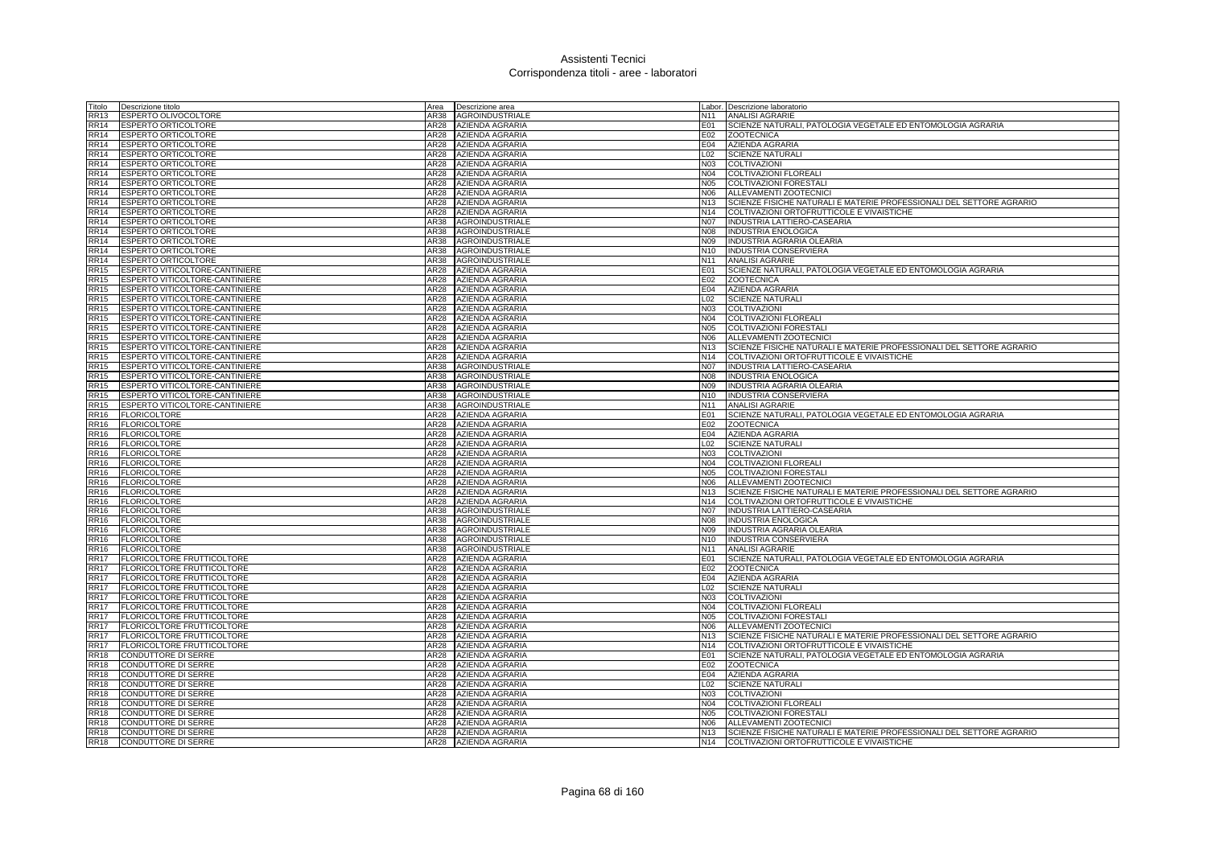# Assistenti Tecnici
## Corrispondenza titoli - aree - laboratori

| Titolo | Descrizione titolo | Area | Descrizione area | Labor. | Descrizione laboratorio |
|---|---|---|---|---|---|
| RR13 | ESPERTO OLIVOCOLTORE | AR38 | AGROINDUSTRIALE | N11 | ANALISI AGRARIE |
| RR14 | ESPERTO ORTICOLTORE | AR28 | AZIENDA AGRARIA | E01 | SCIENZE NATURALI, PATOLOGIA VEGETALE ED ENTOMOLOGIA AGRARIA |
| RR14 | ESPERTO ORTICOLTORE | AR28 | AZIENDA AGRARIA | E02 | ZOOTECNICA |
| RR14 | ESPERTO ORTICOLTORE | AR28 | AZIENDA AGRARIA | E04 | AZIENDA AGRARIA |
| RR14 | ESPERTO ORTICOLTORE | AR28 | AZIENDA AGRARIA | L02 | SCIENZE NATURALI |
| RR14 | ESPERTO ORTICOLTORE | AR28 | AZIENDA AGRARIA | N03 | COLTIVAZIONI |
| RR14 | ESPERTO ORTICOLTORE | AR28 | AZIENDA AGRARIA | N04 | COLTIVAZIONI FLOREALI |
| RR14 | ESPERTO ORTICOLTORE | AR28 | AZIENDA AGRARIA | N05 | COLTIVAZIONI FORESTALI |
| RR14 | ESPERTO ORTICOLTORE | AR28 | AZIENDA AGRARIA | N06 | ALLEVAMENTI ZOOTECNICI |
| RR14 | ESPERTO ORTICOLTORE | AR28 | AZIENDA AGRARIA | N13 | SCIENZE FISICHE NATURALI E MATERIE PROFESSIONALI DEL SETTORE AGRARIO |
| RR14 | ESPERTO ORTICOLTORE | AR28 | AZIENDA AGRARIA | N14 | COLTIVAZIONI ORTOFRUTTICOLE E VIVAISTICHE |
| RR14 | ESPERTO ORTICOLTORE | AR38 | AGROINDUSTRIALE | N07 | INDUSTRIA LATTIERO-CASEARIA |
| RR14 | ESPERTO ORTICOLTORE | AR38 | AGROINDUSTRIALE | N08 | INDUSTRIA ENOLOGICA |
| RR14 | ESPERTO ORTICOLTORE | AR38 | AGROINDUSTRIALE | N09 | INDUSTRIA AGRARIA OLEARIA |
| RR14 | ESPERTO ORTICOLTORE | AR38 | AGROINDUSTRIALE | N10 | INDUSTRIA CONSERVIERA |
| RR14 | ESPERTO ORTICOLTORE | AR38 | AGROINDUSTRIALE | N11 | ANALISI AGRARIE |
| RR15 | ESPERTO VITICOLTORE-CANTINIERE | AR28 | AZIENDA AGRARIA | E01 | SCIENZE NATURALI, PATOLOGIA VEGETALE ED ENTOMOLOGIA AGRARIA |
| RR15 | ESPERTO VITICOLTORE-CANTINIERE | AR28 | AZIENDA AGRARIA | E02 | ZOOTECNICA |
| RR15 | ESPERTO VITICOLTORE-CANTINIERE | AR28 | AZIENDA AGRARIA | E04 | AZIENDA AGRARIA |
| RR15 | ESPERTO VITICOLTORE-CANTINIERE | AR28 | AZIENDA AGRARIA | L02 | SCIENZE NATURALI |
| RR15 | ESPERTO VITICOLTORE-CANTINIERE | AR28 | AZIENDA AGRARIA | N03 | COLTIVAZIONI |
| RR15 | ESPERTO VITICOLTORE-CANTINIERE | AR28 | AZIENDA AGRARIA | N04 | COLTIVAZIONI FLOREALI |
| RR15 | ESPERTO VITICOLTORE-CANTINIERE | AR28 | AZIENDA AGRARIA | N05 | COLTIVAZIONI FORESTALI |
| RR15 | ESPERTO VITICOLTORE-CANTINIERE | AR28 | AZIENDA AGRARIA | N06 | ALLEVAMENTI ZOOTECNICI |
| RR15 | ESPERTO VITICOLTORE-CANTINIERE | AR28 | AZIENDA AGRARIA | N13 | SCIENZE FISICHE NATURALI E MATERIE PROFESSIONALI DEL SETTORE AGRARIO |
| RR15 | ESPERTO VITICOLTORE-CANTINIERE | AR28 | AZIENDA AGRARIA | N14 | COLTIVAZIONI ORTOFRUTTICOLE E VIVAISTICHE |
| RR15 | ESPERTO VITICOLTORE-CANTINIERE | AR38 | AGROINDUSTRIALE | N07 | INDUSTRIA LATTIERO-CASEARIA |
| RR15 | ESPERTO VITICOLTORE-CANTINIERE | AR38 | AGROINDUSTRIALE | N08 | INDUSTRIA ENOLOGICA |
| RR15 | ESPERTO VITICOLTORE-CANTINIERE | AR38 | AGROINDUSTRIALE | N09 | INDUSTRIA AGRARIA OLEARIA |
| RR15 | ESPERTO VITICOLTORE-CANTINIERE | AR38 | AGROINDUSTRIALE | N10 | INDUSTRIA CONSERVIERA |
| RR15 | ESPERTO VITICOLTORE-CANTINIERE | AR38 | AGROINDUSTRIALE | N11 | ANALISI AGRARIE |
| RR16 | FLORICOLTORE | AR28 | AZIENDA AGRARIA | E01 | SCIENZE NATURALI, PATOLOGIA VEGETALE ED ENTOMOLOGIA AGRARIA |
| RR16 | FLORICOLTORE | AR28 | AZIENDA AGRARIA | E02 | ZOOTECNICA |
| RR16 | FLORICOLTORE | AR28 | AZIENDA AGRARIA | E04 | AZIENDA AGRARIA |
| RR16 | FLORICOLTORE | AR28 | AZIENDA AGRARIA | L02 | SCIENZE NATURALI |
| RR16 | FLORICOLTORE | AR28 | AZIENDA AGRARIA | N03 | COLTIVAZIONI |
| RR16 | FLORICOLTORE | AR28 | AZIENDA AGRARIA | N04 | COLTIVAZIONI FLOREALI |
| RR16 | FLORICOLTORE | AR28 | AZIENDA AGRARIA | N05 | COLTIVAZIONI FORESTALI |
| RR16 | FLORICOLTORE | AR28 | AZIENDA AGRARIA | N06 | ALLEVAMENTI ZOOTECNICI |
| RR16 | FLORICOLTORE | AR28 | AZIENDA AGRARIA | N13 | SCIENZE FISICHE NATURALI E MATERIE PROFESSIONALI DEL SETTORE AGRARIO |
| RR16 | FLORICOLTORE | AR28 | AZIENDA AGRARIA | N14 | COLTIVAZIONI ORTOFRUTTICOLE E VIVAISTICHE |
| RR16 | FLORICOLTORE | AR38 | AGROINDUSTRIALE | N07 | INDUSTRIA LATTIERO-CASEARIA |
| RR16 | FLORICOLTORE | AR38 | AGROINDUSTRIALE | N08 | INDUSTRIA ENOLOGICA |
| RR16 | FLORICOLTORE | AR38 | AGROINDUSTRIALE | N09 | INDUSTRIA AGRARIA OLEARIA |
| RR16 | FLORICOLTORE | AR38 | AGROINDUSTRIALE | N10 | INDUSTRIA CONSERVIERA |
| RR16 | FLORICOLTORE | AR38 | AGROINDUSTRIALE | N11 | ANALISI AGRARIE |
| RR17 | FLORICOLTORE FRUTTICOLTORE | AR28 | AZIENDA AGRARIA | E01 | SCIENZE NATURALI, PATOLOGIA VEGETALE ED ENTOMOLOGIA AGRARIA |
| RR17 | FLORICOLTORE FRUTTICOLTORE | AR28 | AZIENDA AGRARIA | E02 | ZOOTECNICA |
| RR17 | FLORICOLTORE FRUTTICOLTORE | AR28 | AZIENDA AGRARIA | E04 | AZIENDA AGRARIA |
| RR17 | FLORICOLTORE FRUTTICOLTORE | AR28 | AZIENDA AGRARIA | L02 | SCIENZE NATURALI |
| RR17 | FLORICOLTORE FRUTTICOLTORE | AR28 | AZIENDA AGRARIA | N03 | COLTIVAZIONI |
| RR17 | FLORICOLTORE FRUTTICOLTORE | AR28 | AZIENDA AGRARIA | N04 | COLTIVAZIONI FLOREALI |
| RR17 | FLORICOLTORE FRUTTICOLTORE | AR28 | AZIENDA AGRARIA | N05 | COLTIVAZIONI FORESTALI |
| RR17 | FLORICOLTORE FRUTTICOLTORE | AR28 | AZIENDA AGRARIA | N06 | ALLEVAMENTI ZOOTECNICI |
| RR17 | FLORICOLTORE FRUTTICOLTORE | AR28 | AZIENDA AGRARIA | N13 | SCIENZE FISICHE NATURALI E MATERIE PROFESSIONALI DEL SETTORE AGRARIO |
| RR17 | FLORICOLTORE FRUTTICOLTORE | AR28 | AZIENDA AGRARIA | N14 | COLTIVAZIONI ORTOFRUTTICOLE E VIVAISTICHE |
| RR18 | CONDUTTORE DI SERRE | AR28 | AZIENDA AGRARIA | E01 | SCIENZE NATURALI, PATOLOGIA VEGETALE ED ENTOMOLOGIA AGRARIA |
| RR18 | CONDUTTORE DI SERRE | AR28 | AZIENDA AGRARIA | E02 | ZOOTECNICA |
| RR18 | CONDUTTORE DI SERRE | AR28 | AZIENDA AGRARIA | E04 | AZIENDA AGRARIA |
| RR18 | CONDUTTORE DI SERRE | AR28 | AZIENDA AGRARIA | L02 | SCIENZE NATURALI |
| RR18 | CONDUTTORE DI SERRE | AR28 | AZIENDA AGRARIA | N03 | COLTIVAZIONI |
| RR18 | CONDUTTORE DI SERRE | AR28 | AZIENDA AGRARIA | N04 | COLTIVAZIONI FLOREALI |
| RR18 | CONDUTTORE DI SERRE | AR28 | AZIENDA AGRARIA | N05 | COLTIVAZIONI FORESTALI |
| RR18 | CONDUTTORE DI SERRE | AR28 | AZIENDA AGRARIA | N06 | ALLEVAMENTI ZOOTECNICI |
| RR18 | CONDUTTORE DI SERRE | AR28 | AZIENDA AGRARIA | N13 | SCIENZE FISICHE NATURALI E MATERIE PROFESSIONALI DEL SETTORE AGRARIO |
| RR18 | CONDUTTORE DI SERRE | AR28 | AZIENDA AGRARIA | N14 | COLTIVAZIONI ORTOFRUTTICOLE E VIVAISTICHE |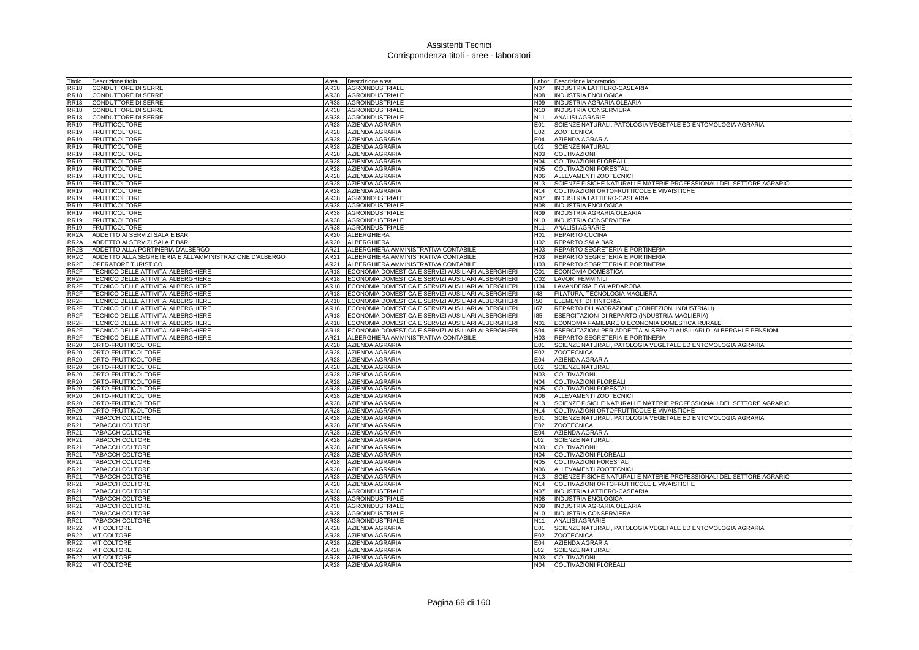# Assistenti Tecnici
## Corrispondenza titoli - aree - laboratori

| Titolo | Descrizione titolo | Area | Descrizione area | Labor. | Descrizione laboratorio |
|---|---|---|---|---|---|
| RR18 | CONDUTTORE DI SERRE | AR38 | AGROINDUSTRIALE | N07 | INDUSTRIA LATTIERO-CASEARIA |
| RR18 | CONDUTTORE DI SERRE | AR38 | AGROINDUSTRIALE | N08 | INDUSTRIA ENOLOGICA |
| RR18 | CONDUTTORE DI SERRE | AR38 | AGROINDUSTRIALE | N09 | INDUSTRIA AGRARIA OLEARIA |
| RR18 | CONDUTTORE DI SERRE | AR38 | AGROINDUSTRIALE | N10 | INDUSTRIA CONSERVIERA |
| RR18 | CONDUTTORE DI SERRE | AR38 | AGROINDUSTRIALE | N11 | ANALISI AGRARIE |
| RR19 | FRUTTICOLTORE | AR28 | AZIENDA AGRARIA | E01 | SCIENZE NATURALI, PATOLOGIA VEGETALE ED ENTOMOLOGIA AGRARIA |
| RR19 | FRUTTICOLTORE | AR28 | AZIENDA AGRARIA | E02 | ZOOTECNICA |
| RR19 | FRUTTICOLTORE | AR28 | AZIENDA AGRARIA | E04 | AZIENDA AGRARIA |
| RR19 | FRUTTICOLTORE | AR28 | AZIENDA AGRARIA | L02 | SCIENZE NATURALI |
| RR19 | FRUTTICOLTORE | AR28 | AZIENDA AGRARIA | N03 | COLTIVAZIONI |
| RR19 | FRUTTICOLTORE | AR28 | AZIENDA AGRARIA | N04 | COLTIVAZIONI FLOREALI |
| RR19 | FRUTTICOLTORE | AR28 | AZIENDA AGRARIA | N05 | COLTIVAZIONI FORESTALI |
| RR19 | FRUTTICOLTORE | AR28 | AZIENDA AGRARIA | N06 | ALLEVAMENTI ZOOTECNICI |
| RR19 | FRUTTICOLTORE | AR28 | AZIENDA AGRARIA | N13 | SCIENZE FISICHE NATURALI E MATERIE PROFESSIONALI DEL SETTORE AGRARIO |
| RR19 | FRUTTICOLTORE | AR28 | AZIENDA AGRARIA | N14 | COLTIVAZIONI ORTOFRUTTICOLE E VIVAISTICHE |
| RR19 | FRUTTICOLTORE | AR38 | AGROINDUSTRIALE | N07 | INDUSTRIA LATTIERO-CASEARIA |
| RR19 | FRUTTICOLTORE | AR38 | AGROINDUSTRIALE | N08 | INDUSTRIA ENOLOGICA |
| RR19 | FRUTTICOLTORE | AR38 | AGROINDUSTRIALE | N09 | INDUSTRIA AGRARIA OLEARIA |
| RR19 | FRUTTICOLTORE | AR38 | AGROINDUSTRIALE | N10 | INDUSTRIA CONSERVIERA |
| RR19 | FRUTTICOLTORE | AR38 | AGROINDUSTRIALE | N11 | ANALISI AGRARIE |
| RR2A | ADDETTO AI SERVIZI SALA E BAR | AR20 | ALBERGHIERA | H01 | REPARTO CUCINA |
| RR2A | ADDETTO AI SERVIZI SALA E BAR | AR20 | ALBERGHIERA | H02 | REPARTO SALA BAR |
| RR2B | ADDETTO ALLA PORTINERIA D'ALBERGO | AR21 | ALBERGHIERA AMMINISTRATIVA CONTABILE | H03 | REPARTO SEGRETERIA E PORTINERIA |
| RR2C | ADDETTO ALLA SEGRETERIA E ALL'AMMINISTRAZIONE D'ALBERGO | AR21 | ALBERGHIERA AMMINISTRATIVA CONTABILE | H03 | REPARTO SEGRETERIA E PORTINERIA |
| RR2E | OPERATORE TURISTICO | AR21 | ALBERGHIERA AMMINISTRATIVA CONTABILE | H03 | REPARTO SEGRETERIA E PORTINERIA |
| RR2F | TECNICO DELLE ATTIVITA' ALBERGHIERE | AR18 | ECONOMIA DOMESTICA E SERVIZI AUSILIARI ALBERGHIERI | C01 | ECONOMIA DOMESTICA |
| RR2F | TECNICO DELLE ATTIVITA' ALBERGHIERE | AR18 | ECONOMIA DOMESTICA E SERVIZI AUSILIARI ALBERGHIERI | C02 | LAVORI FEMMINILI |
| RR2F | TECNICO DELLE ATTIVITA' ALBERGHIERE | AR18 | ECONOMIA DOMESTICA E SERVIZI AUSILIARI ALBERGHIERI | H04 | LAVANDERIA E GUARDAROBA |
| RR2F | TECNICO DELLE ATTIVITA' ALBERGHIERE | AR18 | ECONOMIA DOMESTICA E SERVIZI AUSILIARI ALBERGHIERI | I48 | FILATURA, TECNOLOGIA MAGLIERA |
| RR2F | TECNICO DELLE ATTIVITA' ALBERGHIERE | AR18 | ECONOMIA DOMESTICA E SERVIZI AUSILIARI ALBERGHIERI | I50 | ELEMENTI DI TINTORIA |
| RR2F | TECNICO DELLE ATTIVITA' ALBERGHIERE | AR18 | ECONOMIA DOMESTICA E SERVIZI AUSILIARI ALBERGHIERI | I67 | REPARTO DI LAVORAZIONE (CONFEZIONI INDUSTRIALI) |
| RR2F | TECNICO DELLE ATTIVITA' ALBERGHIERE | AR18 | ECONOMIA DOMESTICA E SERVIZI AUSILIARI ALBERGHIERI | I85 | ESERCITAZIONI DI REPARTO (INDUSTRIA MAGLIERIA) |
| RR2F | TECNICO DELLE ATTIVITA' ALBERGHIERE | AR18 | ECONOMIA DOMESTICA E SERVIZI AUSILIARI ALBERGHIERI | N01 | ECONOMIA FAMILIARE O ECONOMIA DOMESTICA RURALE |
| RR2F | TECNICO DELLE ATTIVITA' ALBERGHIERE | AR18 | ECONOMIA DOMESTICA E SERVIZI AUSILIARI ALBERGHIERI | S04 | ESERCITAZIONI PER ADDETTA AI SERVIZI AUSILIARI DI ALBERGHI E PENSIONI |
| RR2F | TECNICO DELLE ATTIVITA' ALBERGHIERE | AR21 | ALBERGHIERA AMMINISTRATIVA CONTABILE | H03 | REPARTO SEGRETERIA E PORTINERIA |
| RR20 | ORTO-FRUTTICOLTORE | AR28 | AZIENDA AGRARIA | E01 | SCIENZE NATURALI, PATOLOGIA VEGETALE ED ENTOMOLOGIA AGRARIA |
| RR20 | ORTO-FRUTTICOLTORE | AR28 | AZIENDA AGRARIA | E02 | ZOOTECNICA |
| RR20 | ORTO-FRUTTICOLTORE | AR28 | AZIENDA AGRARIA | E04 | AZIENDA AGRARIA |
| RR20 | ORTO-FRUTTICOLTORE | AR28 | AZIENDA AGRARIA | L02 | SCIENZE NATURALI |
| RR20 | ORTO-FRUTTICOLTORE | AR28 | AZIENDA AGRARIA | N03 | COLTIVAZIONI |
| RR20 | ORTO-FRUTTICOLTORE | AR28 | AZIENDA AGRARIA | N04 | COLTIVAZIONI FLOREALI |
| RR20 | ORTO-FRUTTICOLTORE | AR28 | AZIENDA AGRARIA | N05 | COLTIVAZIONI FORESTALI |
| RR20 | ORTO-FRUTTICOLTORE | AR28 | AZIENDA AGRARIA | N06 | ALLEVAMENTI ZOOTECNICI |
| RR20 | ORTO-FRUTTICOLTORE | AR28 | AZIENDA AGRARIA | N13 | SCIENZE FISICHE NATURALI E MATERIE PROFESSIONALI DEL SETTORE AGRARIO |
| RR20 | ORTO-FRUTTICOLTORE | AR28 | AZIENDA AGRARIA | N14 | COLTIVAZIONI ORTOFRUTTICOLE E VIVAISTICHE |
| RR21 | TABACCHICOLTORE | AR28 | AZIENDA AGRARIA | E01 | SCIENZE NATURALI, PATOLOGIA VEGETALE ED ENTOMOLOGIA AGRARIA |
| RR21 | TABACCHICOLTORE | AR28 | AZIENDA AGRARIA | E02 | ZOOTECNICA |
| RR21 | TABACCHICOLTORE | AR28 | AZIENDA AGRARIA | E04 | AZIENDA AGRARIA |
| RR21 | TABACCHICOLTORE | AR28 | AZIENDA AGRARIA | L02 | SCIENZE NATURALI |
| RR21 | TABACCHICOLTORE | AR28 | AZIENDA AGRARIA | N03 | COLTIVAZIONI |
| RR21 | TABACCHICOLTORE | AR28 | AZIENDA AGRARIA | N04 | COLTIVAZIONI FLOREALI |
| RR21 | TABACCHICOLTORE | AR28 | AZIENDA AGRARIA | N05 | COLTIVAZIONI FORESTALI |
| RR21 | TABACCHICOLTORE | AR28 | AZIENDA AGRARIA | N06 | ALLEVAMENTI ZOOTECNICI |
| RR21 | TABACCHICOLTORE | AR28 | AZIENDA AGRARIA | N13 | SCIENZE FISICHE NATURALI E MATERIE PROFESSIONALI DEL SETTORE AGRARIO |
| RR21 | TABACCHICOLTORE | AR28 | AZIENDA AGRARIA | N14 | COLTIVAZIONI ORTOFRUTTICOLE E VIVAISTICHE |
| RR21 | TABACCHICOLTORE | AR38 | AGROINDUSTRIALE | N07 | INDUSTRIA LATTIERO-CASEARIA |
| RR21 | TABACCHICOLTORE | AR38 | AGROINDUSTRIALE | N08 | INDUSTRIA ENOLOGICA |
| RR21 | TABACCHICOLTORE | AR38 | AGROINDUSTRIALE | N09 | INDUSTRIA AGRARIA OLEARIA |
| RR21 | TABACCHICOLTORE | AR38 | AGROINDUSTRIALE | N10 | INDUSTRIA CONSERVIERA |
| RR21 | TABACCHICOLTORE | AR38 | AGROINDUSTRIALE | N11 | ANALISI AGRARIE |
| RR22 | VITICOLTORE | AR28 | AZIENDA AGRARIA | E01 | SCIENZE NATURALI, PATOLOGIA VEGETALE ED ENTOMOLOGIA AGRARIA |
| RR22 | VITICOLTORE | AR28 | AZIENDA AGRARIA | E02 | ZOOTECNICA |
| RR22 | VITICOLTORE | AR28 | AZIENDA AGRARIA | E04 | AZIENDA AGRARIA |
| RR22 | VITICOLTORE | AR28 | AZIENDA AGRARIA | L02 | SCIENZE NATURALI |
| RR22 | VITICOLTORE | AR28 | AZIENDA AGRARIA | N03 | COLTIVAZIONI |
| RR22 | VITICOLTORE | AR28 | AZIENDA AGRARIA | N04 | COLTIVAZIONI FLOREALI |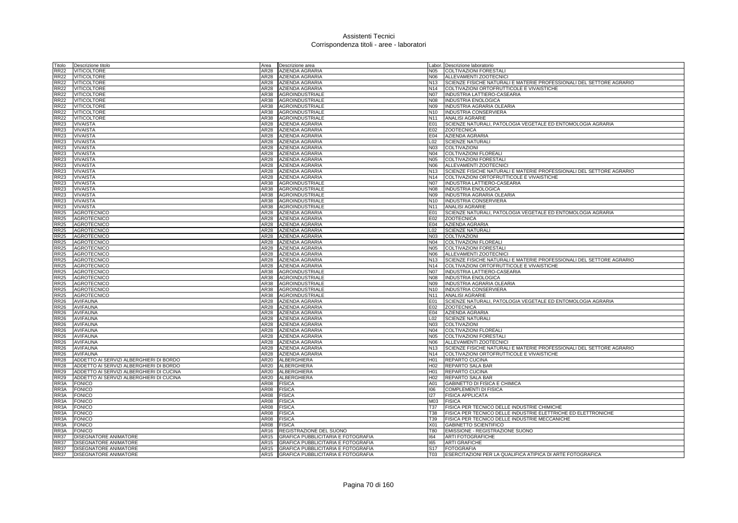# Assistenti Tecnici
## Corrispondenza titoli - aree - laboratori

| Titolo | Descrizione titolo | Area | Descrizione area | Labor. | Descrizione laboratorio |
|---|---|---|---|---|---|
| RR22 | VITICOLTORE | AR28 | AZIENDA AGRARIA | N05 | COLTIVAZIONI FORESTALI |
| RR22 | VITICOLTORE | AR28 | AZIENDA AGRARIA | N06 | ALLEVAMENTI ZOOTECNICI |
| RR22 | VITICOLTORE | AR28 | AZIENDA AGRARIA | N13 | SCIENZE FISICHE NATURALI E MATERIE PROFESSIONALI DEL SETTORE AGRARIO |
| RR22 | VITICOLTORE | AR28 | AZIENDA AGRARIA | N14 | COLTIVAZIONI ORTOFRUTTICOLE E VIVAISTICHE |
| RR22 | VITICOLTORE | AR38 | AGROINDUSTRIALE | N07 | INDUSTRIA LATTIERO-CASEARIA |
| RR22 | VITICOLTORE | AR38 | AGROINDUSTRIALE | N08 | INDUSTRIA ENOLOGICA |
| RR22 | VITICOLTORE | AR38 | AGROINDUSTRIALE | N09 | INDUSTRIA AGRARIA OLEARIA |
| RR22 | VITICOLTORE | AR38 | AGROINDUSTRIALE | N10 | INDUSTRIA CONSERVIERA |
| RR22 | VITICOLTORE | AR38 | AGROINDUSTRIALE | N11 | ANALISI AGRARIE |
| RR23 | VIVAISTA | AR28 | AZIENDA AGRARIA | E01 | SCIENZE NATURALI, PATOLOGIA VEGETALE ED ENTOMOLOGIA AGRARIA |
| RR23 | VIVAISTA | AR28 | AZIENDA AGRARIA | E02 | ZOOTECNICA |
| RR23 | VIVAISTA | AR28 | AZIENDA AGRARIA | E04 | AZIENDA AGRARIA |
| RR23 | VIVAISTA | AR28 | AZIENDA AGRARIA | L02 | SCIENZE NATURALI |
| RR23 | VIVAISTA | AR28 | AZIENDA AGRARIA | N03 | COLTIVAZIONI |
| RR23 | VIVAISTA | AR28 | AZIENDA AGRARIA | N04 | COLTIVAZIONI FLOREALI |
| RR23 | VIVAISTA | AR28 | AZIENDA AGRARIA | N05 | COLTIVAZIONI FORESTALI |
| RR23 | VIVAISTA | AR28 | AZIENDA AGRARIA | N06 | ALLEVAMENTI ZOOTECNICI |
| RR23 | VIVAISTA | AR28 | AZIENDA AGRARIA | N13 | SCIENZE FISICHE NATURALI E MATERIE PROFESSIONALI DEL SETTORE AGRARIO |
| RR23 | VIVAISTA | AR28 | AZIENDA AGRARIA | N14 | COLTIVAZIONI ORTOFRUTTICOLE E VIVAISTICHE |
| RR23 | VIVAISTA | AR38 | AGROINDUSTRIALE | N07 | INDUSTRIA LATTIERO-CASEARIA |
| RR23 | VIVAISTA | AR38 | AGROINDUSTRIALE | N08 | INDUSTRIA ENOLOGICA |
| RR23 | VIVAISTA | AR38 | AGROINDUSTRIALE | N09 | INDUSTRIA AGRARIA OLEARIA |
| RR23 | VIVAISTA | AR38 | AGROINDUSTRIALE | N10 | INDUSTRIA CONSERVIERA |
| RR23 | VIVAISTA | AR38 | AGROINDUSTRIALE | N11 | ANALISI AGRARIE |
| RR25 | AGROTECNICO | AR28 | AZIENDA AGRARIA | E01 | SCIENZE NATURALI, PATOLOGIA VEGETALE ED ENTOMOLOGIA AGRARIA |
| RR25 | AGROTECNICO | AR28 | AZIENDA AGRARIA | E02 | ZOOTECNICA |
| RR25 | AGROTECNICO | AR28 | AZIENDA AGRARIA | E04 | AZIENDA AGRARIA |
| RR25 | AGROTECNICO | AR28 | AZIENDA AGRARIA | L02 | SCIENZE NATURALI |
| RR25 | AGROTECNICO | AR28 | AZIENDA AGRARIA | N03 | COLTIVAZIONI |
| RR25 | AGROTECNICO | AR28 | AZIENDA AGRARIA | N04 | COLTIVAZIONI FLOREALI |
| RR25 | AGROTECNICO | AR28 | AZIENDA AGRARIA | N05 | COLTIVAZIONI FORESTALI |
| RR25 | AGROTECNICO | AR28 | AZIENDA AGRARIA | N06 | ALLEVAMENTI ZOOTECNICI |
| RR25 | AGROTECNICO | AR28 | AZIENDA AGRARIA | N13 | SCIENZE FISICHE NATURALI E MATERIE PROFESSIONALI DEL SETTORE AGRARIO |
| RR25 | AGROTECNICO | AR28 | AZIENDA AGRARIA | N14 | COLTIVAZIONI ORTOFRUTTICOLE E VIVAISTICHE |
| RR25 | AGROTECNICO | AR38 | AGROINDUSTRIALE | N07 | INDUSTRIA LATTIERO-CASEARIA |
| RR25 | AGROTECNICO | AR38 | AGROINDUSTRIALE | N08 | INDUSTRIA ENOLOGICA |
| RR25 | AGROTECNICO | AR38 | AGROINDUSTRIALE | N09 | INDUSTRIA AGRARIA OLEARIA |
| RR25 | AGROTECNICO | AR38 | AGROINDUSTRIALE | N10 | INDUSTRIA CONSERVIERA |
| RR25 | AGROTECNICO | AR38 | AGROINDUSTRIALE | N11 | ANALISI AGRARIE |
| RR26 | AVIFAUNA | AR28 | AZIENDA AGRARIA | E01 | SCIENZE NATURALI, PATOLOGIA VEGETALE ED ENTOMOLOGIA AGRARIA |
| RR26 | AVIFAUNA | AR28 | AZIENDA AGRARIA | E02 | ZOOTECNICA |
| RR26 | AVIFAUNA | AR28 | AZIENDA AGRARIA | E04 | AZIENDA AGRARIA |
| RR26 | AVIFAUNA | AR28 | AZIENDA AGRARIA | L02 | SCIENZE NATURALI |
| RR26 | AVIFAUNA | AR28 | AZIENDA AGRARIA | N03 | COLTIVAZIONI |
| RR26 | AVIFAUNA | AR28 | AZIENDA AGRARIA | N04 | COLTIVAZIONI FLOREALI |
| RR26 | AVIFAUNA | AR28 | AZIENDA AGRARIA | N05 | COLTIVAZIONI FORESTALI |
| RR26 | AVIFAUNA | AR28 | AZIENDA AGRARIA | N06 | ALLEVAMENTI ZOOTECNICI |
| RR26 | AVIFAUNA | AR28 | AZIENDA AGRARIA | N13 | SCIENZE FISICHE NATURALI E MATERIE PROFESSIONALI DEL SETTORE AGRARIO |
| RR26 | AVIFAUNA | AR28 | AZIENDA AGRARIA | N14 | COLTIVAZIONI ORTOFRUTTICOLE E VIVAISTICHE |
| RR28 | ADDETTO AI SERVIZI ALBERGHIERI DI BORDO | AR20 | ALBERGHIERA | H01 | REPARTO CUCINA |
| RR28 | ADDETTO AI SERVIZI ALBERGHIERI DI BORDO | AR20 | ALBERGHIERA | H02 | REPARTO SALA BAR |
| RR29 | ADDETTO AI SERVIZI ALBERGHIERI DI CUCINA | AR20 | ALBERGHIERA | H01 | REPARTO CUCINA |
| RR29 | ADDETTO AI SERVIZI ALBERGHIERI DI CUCINA | AR20 | ALBERGHIERA | H02 | REPARTO SALA BAR |
| RR3A | FONICO | AR08 | FISICA | A01 | GABINETTO DI FISICA E CHIMICA |
| RR3A | FONICO | AR08 | FISICA | I06 | COMPLEMENTI DI FISICA |
| RR3A | FONICO | AR08 | FISICA | I27 | FISICA APPLICATA |
| RR3A | FONICO | AR08 | FISICA | M03 | FISICA |
| RR3A | FONICO | AR08 | FISICA | T37 | FISICA PER TECNICO DELLE INDUSTRIE CHIMICHE |
| RR3A | FONICO | AR08 | FISICA | T38 | FISICA PER TECNICO DELLE INDUSTRIE ELETTRICHE ED ELETTRONICHE |
| RR3A | FONICO | AR08 | FISICA | T39 | FISICA PER TECNICO DELLE INDUSTRIE MECCANICHE |
| RR3A | FONICO | AR08 | FISICA | X01 | GABINETTO SCIENTIFICO |
| RR3A | FONICO | AR16 | REGISTRAZIONE DEL SUONO | T80 | EMISSIONE - REGISTRAZIONE SUONO |
| RR37 | DISEGNATORE ANIMATORE | AR15 | GRAFICA PUBBLICITARIA E FOTOGRAFIA | I64 | ARTI FOTOGRAFICHE |
| RR37 | DISEGNATORE ANIMATORE | AR15 | GRAFICA PUBBLICITARIA E FOTOGRAFIA | I65 | ARTI GRAFICHE |
| RR37 | DISEGNATORE ANIMATORE | AR15 | GRAFICA PUBBLICITARIA E FOTOGRAFIA | S17 | FOTOGRAFIA |
| RR37 | DISEGNATORE ANIMATORE | AR15 | GRAFICA PUBBLICITARIA E FOTOGRAFIA | T03 | ESERCITAZIONI PER LA QUALIFICA ATIPICA DI ARTE FOTOGRAFICA |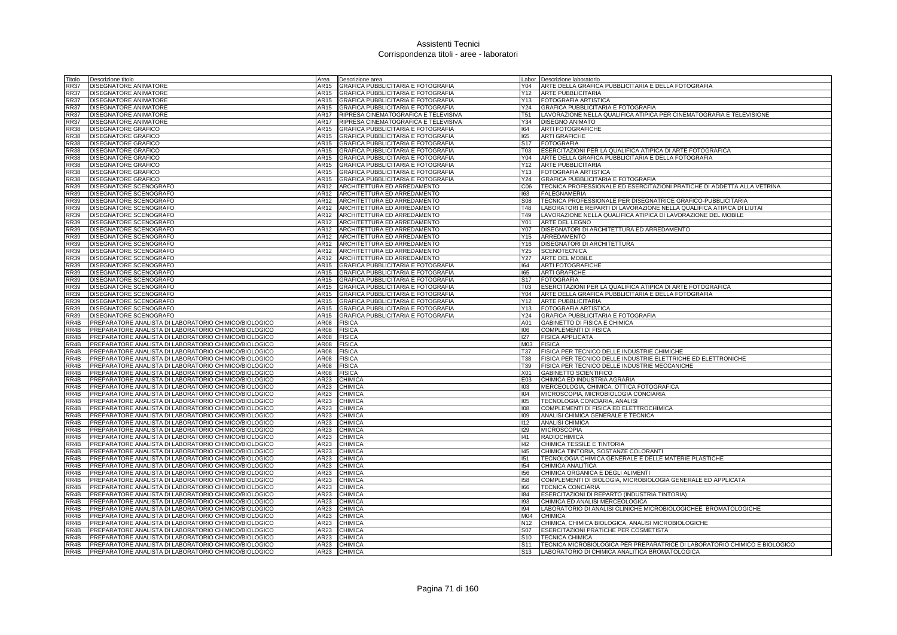# Assistenti Tecnici
## Corrispondenza titoli - aree - laboratori

| Titolo | Descrizione titolo | Area | Descrizione area | Labor. | Descrizione laboratorio |
|---|---|---|---|---|---|
| RR37 | DISEGNATORE ANIMATORE | AR15 | GRAFICA PUBBLICITARIA E FOTOGRAFIA | Y04 | ARTE DELLA GRAFICA PUBBLICITARIA E DELLA FOTOGRAFIA |
| RR37 | DISEGNATORE ANIMATORE | AR15 | GRAFICA PUBBLICITARIA E FOTOGRAFIA | Y12 | ARTE PUBBLICITARIA |
| RR37 | DISEGNATORE ANIMATORE | AR15 | GRAFICA PUBBLICITARIA E FOTOGRAFIA | Y13 | FOTOGRAFIA ARTISTICA |
| RR37 | DISEGNATORE ANIMATORE | AR15 | GRAFICA PUBBLICITARIA E FOTOGRAFIA | Y24 | GRAFICA PUBBLICITARIA E FOTOGRAFIA |
| RR37 | DISEGNATORE ANIMATORE | AR17 | RIPRESA CINEMATOGRAFICA E TELEVISIVA | T51 | LAVORAZIONE NELLA QUALIFICA ATIPICA PER CINEMATOGRAFIA E TELEVISIONE |
| RR37 | DISEGNATORE ANIMATORE | AR17 | RIPRESA CINEMATOGRAFICA E TELEVISIVA | Y34 | DISEGNO ANIMATO |
| RR38 | DISEGNATORE GRAFICO | AR15 | GRAFICA PUBBLICITARIA E FOTOGRAFIA | I64 | ARTI FOTOGRAFICHE |
| RR38 | DISEGNATORE GRAFICO | AR15 | GRAFICA PUBBLICITARIA E FOTOGRAFIA | I65 | ARTI GRAFICHE |
| RR38 | DISEGNATORE GRAFICO | AR15 | GRAFICA PUBBLICITARIA E FOTOGRAFIA | S17 | FOTOGRAFIA |
| RR38 | DISEGNATORE GRAFICO | AR15 | GRAFICA PUBBLICITARIA E FOTOGRAFIA | T03 | ESERCITAZIONI PER LA QUALIFICA ATIPICA DI ARTE FOTOGRAFICA |
| RR38 | DISEGNATORE GRAFICO | AR15 | GRAFICA PUBBLICITARIA E FOTOGRAFIA | Y04 | ARTE DELLA GRAFICA PUBBLICITARIA E DELLA FOTOGRAFIA |
| RR38 | DISEGNATORE GRAFICO | AR15 | GRAFICA PUBBLICITARIA E FOTOGRAFIA | Y12 | ARTE PUBBLICITARIA |
| RR38 | DISEGNATORE GRAFICO | AR15 | GRAFICA PUBBLICITARIA E FOTOGRAFIA | Y13 | FOTOGRAFIA ARTISTICA |
| RR38 | DISEGNATORE GRAFICO | AR15 | GRAFICA PUBBLICITARIA E FOTOGRAFIA | Y24 | GRAFICA PUBBLICITARIA E FOTOGRAFIA |
| RR39 | DISEGNATORE SCENOGRAFO | AR12 | ARCHITETTURA ED ARREDAMENTO | C06 | TECNICA PROFESSIONALE ED ESERCITAZIONI PRATICHE DI ADDETTA ALLA VETRINA |
| RR39 | DISEGNATORE SCENOGRAFO | AR12 | ARCHITETTURA ED ARREDAMENTO | I63 | FALEGNAMERIA |
| RR39 | DISEGNATORE SCENOGRAFO | AR12 | ARCHITETTURA ED ARREDAMENTO | S08 | TECNICA PROFESSIONALE PER DISEGNATRICE GRAFICO-PUBBLICITARIA |
| RR39 | DISEGNATORE SCENOGRAFO | AR12 | ARCHITETTURA ED ARREDAMENTO | T48 | LABORATORI E REPARTI DI LAVORAZIONE NELLA QUALIFICA ATIPICA DI LIUTAI |
| RR39 | DISEGNATORE SCENOGRAFO | AR12 | ARCHITETTURA ED ARREDAMENTO | T49 | LAVORAZIONE NELLA QUALIFICA ATIPICA DI LAVORAZIONE DEL MOBILE |
| RR39 | DISEGNATORE SCENOGRAFO | AR12 | ARCHITETTURA ED ARREDAMENTO | Y01 | ARTE DEL LEGNO |
| RR39 | DISEGNATORE SCENOGRAFO | AR12 | ARCHITETTURA ED ARREDAMENTO | Y07 | DISEGNATORI DI ARCHITETTURA ED ARREDAMENTO |
| RR39 | DISEGNATORE SCENOGRAFO | AR12 | ARCHITETTURA ED ARREDAMENTO | Y15 | ARREDAMENTO |
| RR39 | DISEGNATORE SCENOGRAFO | AR12 | ARCHITETTURA ED ARREDAMENTO | Y16 | DISEGNATORI DI ARCHITETTURA |
| RR39 | DISEGNATORE SCENOGRAFO | AR12 | ARCHITETTURA ED ARREDAMENTO | Y25 | SCENOTECNICA |
| RR39 | DISEGNATORE SCENOGRAFO | AR12 | ARCHITETTURA ED ARREDAMENTO | Y27 | ARTE DEL MOBILE |
| RR39 | DISEGNATORE SCENOGRAFO | AR15 | GRAFICA PUBBLICITARIA E FOTOGRAFIA | I64 | ARTI FOTOGRAFICHE |
| RR39 | DISEGNATORE SCENOGRAFO | AR15 | GRAFICA PUBBLICITARIA E FOTOGRAFIA | I65 | ARTI GRAFICHE |
| RR39 | DISEGNATORE SCENOGRAFO | AR15 | GRAFICA PUBBLICITARIA E FOTOGRAFIA | S17 | FOTOGRAFIA |
| RR39 | DISEGNATORE SCENOGRAFO | AR15 | GRAFICA PUBBLICITARIA E FOTOGRAFIA | T03 | ESERCITAZIONI PER LA QUALIFICA ATIPICA DI ARTE FOTOGRAFICA |
| RR39 | DISEGNATORE SCENOGRAFO | AR15 | GRAFICA PUBBLICITARIA E FOTOGRAFIA | Y04 | ARTE DELLA GRAFICA PUBBLICITARIA E DELLA FOTOGRAFIA |
| RR39 | DISEGNATORE SCENOGRAFO | AR15 | GRAFICA PUBBLICITARIA E FOTOGRAFIA | Y12 | ARTE PUBBLICITARIA |
| RR39 | DISEGNATORE SCENOGRAFO | AR15 | GRAFICA PUBBLICITARIA E FOTOGRAFIA | Y13 | FOTOGRAFIA ARTISTICA |
| RR39 | DISEGNATORE SCENOGRAFO | AR15 | GRAFICA PUBBLICITARIA E FOTOGRAFIA | Y24 | GRAFICA PUBBLICITARIA E FOTOGRAFIA |
| RR4B | PREPARATORE ANALISTA DI LABORATORIO CHIMICO/BIOLOGICO | AR08 | FISICA | A01 | GABINETTO DI FISICA E CHIMICA |
| RR4B | PREPARATORE ANALISTA DI LABORATORIO CHIMICO/BIOLOGICO | AR08 | FISICA | I06 | COMPLEMENTI DI FISICA |
| RR4B | PREPARATORE ANALISTA DI LABORATORIO CHIMICO/BIOLOGICO | AR08 | FISICA | I27 | FISICA APPLICATA |
| RR4B | PREPARATORE ANALISTA DI LABORATORIO CHIMICO/BIOLOGICO | AR08 | FISICA | M03 | FISICA |
| RR4B | PREPARATORE ANALISTA DI LABORATORIO CHIMICO/BIOLOGICO | AR08 | FISICA | T37 | FISICA PER TECNICO DELLE INDUSTRIE CHIMICHE |
| RR4B | PREPARATORE ANALISTA DI LABORATORIO CHIMICO/BIOLOGICO | AR08 | FISICA | T38 | FISICA PER TECNICO DELLE INDUSTRIE ELETTRICHE ED ELETTRONICHE |
| RR4B | PREPARATORE ANALISTA DI LABORATORIO CHIMICO/BIOLOGICO | AR08 | FISICA | T39 | FISICA PER TECNICO DELLE INDUSTRIE MECCANICHE |
| RR4B | PREPARATORE ANALISTA DI LABORATORIO CHIMICO/BIOLOGICO | AR08 | FISICA | X01 | GABINETTO SCIENTIFICO |
| RR4B | PREPARATORE ANALISTA DI LABORATORIO CHIMICO/BIOLOGICO | AR23 | CHIMICA | E03 | CHIMICA ED INDUSTRIA AGRARIA |
| RR4B | PREPARATORE ANALISTA DI LABORATORIO CHIMICO/BIOLOGICO | AR23 | CHIMICA | I03 | MERCEOLOGIA, CHIMICA, OTTICA FOTOGRAFICA |
| RR4B | PREPARATORE ANALISTA DI LABORATORIO CHIMICO/BIOLOGICO | AR23 | CHIMICA | I04 | MICROSCOPIA, MICROBIOLOGIA CONCIARIA |
| RR4B | PREPARATORE ANALISTA DI LABORATORIO CHIMICO/BIOLOGICO | AR23 | CHIMICA | I05 | TECNOLOGIA CONCIARIA, ANALISI |
| RR4B | PREPARATORE ANALISTA DI LABORATORIO CHIMICO/BIOLOGICO | AR23 | CHIMICA | I08 | COMPLEMENTI DI FISICA ED ELETTROCHIMICA |
| RR4B | PREPARATORE ANALISTA DI LABORATORIO CHIMICO/BIOLOGICO | AR23 | CHIMICA | I09 | ANALISI CHIMICA GENERALE E TECNICA |
| RR4B | PREPARATORE ANALISTA DI LABORATORIO CHIMICO/BIOLOGICO | AR23 | CHIMICA | I12 | ANALISI CHIMICA |
| RR4B | PREPARATORE ANALISTA DI LABORATORIO CHIMICO/BIOLOGICO | AR23 | CHIMICA | I29 | MICROSCOPIA |
| RR4B | PREPARATORE ANALISTA DI LABORATORIO CHIMICO/BIOLOGICO | AR23 | CHIMICA | I41 | RADIOCHIMICA |
| RR4B | PREPARATORE ANALISTA DI LABORATORIO CHIMICO/BIOLOGICO | AR23 | CHIMICA | I42 | CHIMICA TESSILE E TINTORIA |
| RR4B | PREPARATORE ANALISTA DI LABORATORIO CHIMICO/BIOLOGICO | AR23 | CHIMICA | I45 | CHIMICA TINTORIA, SOSTANZE COLORANTI |
| RR4B | PREPARATORE ANALISTA DI LABORATORIO CHIMICO/BIOLOGICO | AR23 | CHIMICA | I51 | TECNOLOGIA CHIMICA GENERALE E DELLE MATERIE PLASTICHE |
| RR4B | PREPARATORE ANALISTA DI LABORATORIO CHIMICO/BIOLOGICO | AR23 | CHIMICA | I54 | CHIMICA ANALITICA |
| RR4B | PREPARATORE ANALISTA DI LABORATORIO CHIMICO/BIOLOGICO | AR23 | CHIMICA | I56 | CHIMICA ORGANICA E DEGLI ALIMENTI |
| RR4B | PREPARATORE ANALISTA DI LABORATORIO CHIMICO/BIOLOGICO | AR23 | CHIMICA | I58 | COMPLEMENTI DI BIOLOGIA, MICROBIOLOGIA GENERALE ED APPLICATA |
| RR4B | PREPARATORE ANALISTA DI LABORATORIO CHIMICO/BIOLOGICO | AR23 | CHIMICA | I66 | TECNICA CONCIARIA |
| RR4B | PREPARATORE ANALISTA DI LABORATORIO CHIMICO/BIOLOGICO | AR23 | CHIMICA | I84 | ESERCITAZIONI DI REPARTO (INDUSTRIA TINTORIA) |
| RR4B | PREPARATORE ANALISTA DI LABORATORIO CHIMICO/BIOLOGICO | AR23 | CHIMICA | I93 | CHIMICA ED ANALISI MERCEOLOGICA |
| RR4B | PREPARATORE ANALISTA DI LABORATORIO CHIMICO/BIOLOGICO | AR23 | CHIMICA | I94 | LABORATORIO DI ANALISI CLINICHE MICROBIOLOGICHEE BROMATOLOGICHE |
| RR4B | PREPARATORE ANALISTA DI LABORATORIO CHIMICO/BIOLOGICO | AR23 | CHIMICA | M04 | CHIMICA |
| RR4B | PREPARATORE ANALISTA DI LABORATORIO CHIMICO/BIOLOGICO | AR23 | CHIMICA | N12 | CHIMICA, CHIMICA BIOLOGICA, ANALISI MICROBIOLOGICHE |
| RR4B | PREPARATORE ANALISTA DI LABORATORIO CHIMICO/BIOLOGICO | AR23 | CHIMICA | S07 | ESERCITAZIONI PRATICHE PER COSMETISTA |
| RR4B | PREPARATORE ANALISTA DI LABORATORIO CHIMICO/BIOLOGICO | AR23 | CHIMICA | S10 | TECNICA CHIMICA |
| RR4B | PREPARATORE ANALISTA DI LABORATORIO CHIMICO/BIOLOGICO | AR23 | CHIMICA | S11 | TECNICA MICROBIOLOGICA PER PREPARATRICE DI LABORATORIO CHIMICO E BIOLOGICO |
| RR4B | PREPARATORE ANALISTA DI LABORATORIO CHIMICO/BIOLOGICO | AR23 | CHIMICA | S13 | LABORATORIO DI CHIMICA ANALITICA BROMATOLOGICA |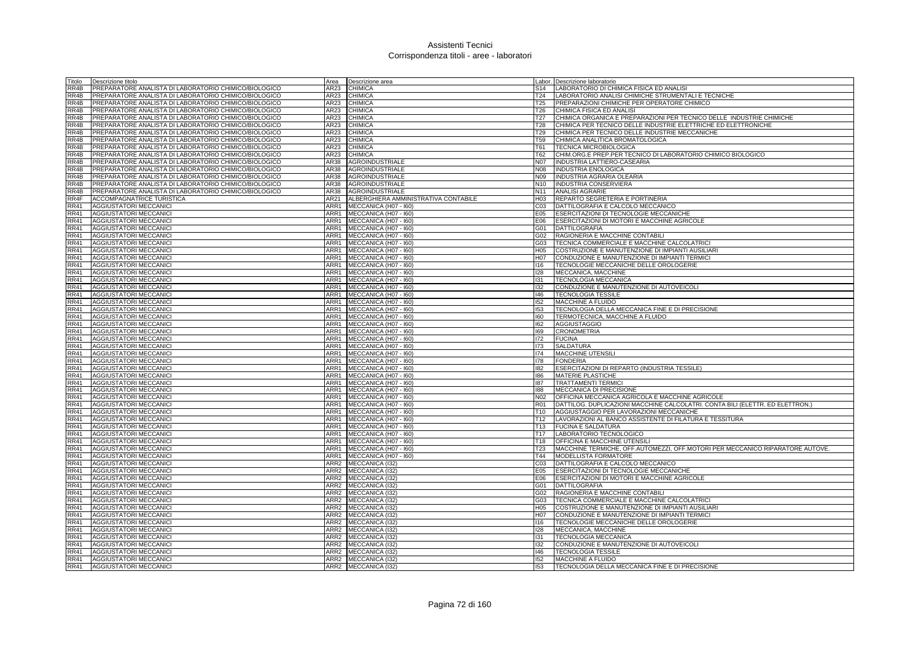# Assistenti Tecnici
## Corrispondenza titoli - aree - laboratori

| Titolo | Descrizione titolo | Area | Descrizione area | Labor. | Descrizione laboratorio |
|---|---|---|---|---|---|
| RR4B | PREPARATORE ANALISTA DI LABORATORIO CHIMICO/BIOLOGICO | AR23 | CHIMICA | S14 | LABORATORIO DI CHIMICA FISICA ED ANALISI |
| RR4B | PREPARATORE ANALISTA DI LABORATORIO CHIMICO/BIOLOGICO | AR23 | CHIMICA | T24 | LABORATORIO ANALISI CHIMICHE STRUMENTALI E TECNICHE |
| RR4B | PREPARATORE ANALISTA DI LABORATORIO CHIMICO/BIOLOGICO | AR23 | CHIMICA | T25 | PREPARAZIONI CHIMICHE PER OPERATORE CHIMICO |
| RR4B | PREPARATORE ANALISTA DI LABORATORIO CHIMICO/BIOLOGICO | AR23 | CHIMICA | T26 | CHIMICA FISICA ED ANALISI |
| RR4B | PREPARATORE ANALISTA DI LABORATORIO CHIMICO/BIOLOGICO | AR23 | CHIMICA | T27 | CHIMICA ORGANICA E PREPARAZIONI PER TECNICO DELLE INDUSTRIE CHIMICHE |
| RR4B | PREPARATORE ANALISTA DI LABORATORIO CHIMICO/BIOLOGICO | AR23 | CHIMICA | T28 | CHIMICA PER TECNICO DELLE INDUSTRIE ELETTRICHE ED ELETTRONICHE |
| RR4B | PREPARATORE ANALISTA DI LABORATORIO CHIMICO/BIOLOGICO | AR23 | CHIMICA | T29 | CHIMICA PER TECNICO DELLE INDUSTRIE MECCANICHE |
| RR4B | PREPARATORE ANALISTA DI LABORATORIO CHIMICO/BIOLOGICO | AR23 | CHIMICA | T59 | CHIMICA ANALITICA BROMATOLOGICA |
| RR4B | PREPARATORE ANALISTA DI LABORATORIO CHIMICO/BIOLOGICO | AR23 | CHIMICA | T61 | TECNICA MICROBIOLOGICA |
| RR4B | PREPARATORE ANALISTA DI LABORATORIO CHIMICO/BIOLOGICO | AR23 | CHIMICA | T62 | CHIM.ORG.E PREP.PER TECNICO DI LABORATORIO CHIMICO BIOLOGICO |
| RR4B | PREPARATORE ANALISTA DI LABORATORIO CHIMICO/BIOLOGICO | AR38 | AGROINDUSTRIALE | N07 | INDUSTRIA LATTIERO-CASEARIA |
| RR4B | PREPARATORE ANALISTA DI LABORATORIO CHIMICO/BIOLOGICO | AR38 | AGROINDUSTRIALE | N08 | INDUSTRIA ENOLOGICA |
| RR4B | PREPARATORE ANALISTA DI LABORATORIO CHIMICO/BIOLOGICO | AR38 | AGROINDUSTRIALE | N09 | INDUSTRIA AGRARIA OLEARIA |
| RR4B | PREPARATORE ANALISTA DI LABORATORIO CHIMICO/BIOLOGICO | AR38 | AGROINDUSTRIALE | N10 | INDUSTRIA CONSERVIERA |
| RR4B | PREPARATORE ANALISTA DI LABORATORIO CHIMICO/BIOLOGICO | AR38 | AGROINDUSTRIALE | N11 | ANALISI AGRARIE |
| RR4F | ACCOMPAGNATRICE TURISTICA | AR21 | ALBERGHIERA AMMINISTRATIVA CONTABILE | H03 | REPARTO SEGRETERIA E PORTINERIA |
| RR41 | AGGIUSTATORI MECCANICI | ARR1 | MECCANICA (H07 - I60) | C03 | DATTILOGRAFIA E CALCOLO MECCANICO |
| RR41 | AGGIUSTATORI MECCANICI | ARR1 | MECCANICA (H07 - I60) | E05 | ESERCITAZIONI DI TECNOLOGIE MECCANICHE |
| RR41 | AGGIUSTATORI MECCANICI | ARR1 | MECCANICA (H07 - I60) | E06 | ESERCITAZIONI DI MOTORI E MACCHINE AGRICOLE |
| RR41 | AGGIUSTATORI MECCANICI | ARR1 | MECCANICA (H07 - I60) | G01 | DATTILOGRAFIA |
| RR41 | AGGIUSTATORI MECCANICI | ARR1 | MECCANICA (H07 - I60) | G02 | RAGIONERIA E MACCHINE CONTABILI |
| RR41 | AGGIUSTATORI MECCANICI | ARR1 | MECCANICA (H07 - I60) | G03 | TECNICA COMMERCIALE E MACCHINE CALCOLATRICI |
| RR41 | AGGIUSTATORI MECCANICI | ARR1 | MECCANICA (H07 - I60) | H05 | COSTRUZIONE E MANUTENZIONE DI IMPIANTI AUSILIARI |
| RR41 | AGGIUSTATORI MECCANICI | ARR1 | MECCANICA (H07 - I60) | H07 | CONDUZIONE E MANUTENZIONE DI IMPIANTI TERMICI |
| RR41 | AGGIUSTATORI MECCANICI | ARR1 | MECCANICA (H07 - I60) | I16 | TECNOLOGIE MECCANICHE DELLE OROLOGERIE |
| RR41 | AGGIUSTATORI MECCANICI | ARR1 | MECCANICA (H07 - I60) | I28 | MECCANICA, MACCHINE |
| RR41 | AGGIUSTATORI MECCANICI | ARR1 | MECCANICA (H07 - I60) | I31 | TECNOLOGIA MECCANICA |
| RR41 | AGGIUSTATORI MECCANICI | ARR1 | MECCANICA (H07 - I60) | I32 | CONDUZIONE E MANUTENZIONE DI AUTOVEICOLI |
| RR41 | AGGIUSTATORI MECCANICI | ARR1 | MECCANICA (H07 - I60) | I46 | TECNOLOGIA TESSILE |
| RR41 | AGGIUSTATORI MECCANICI | ARR1 | MECCANICA (H07 - I60) | I52 | MACCHINE A FLUIDO |
| RR41 | AGGIUSTATORI MECCANICI | ARR1 | MECCANICA (H07 - I60) | I53 | TECNOLOGIA DELLA MECCANICA FINE E DI PRECISIONE |
| RR41 | AGGIUSTATORI MECCANICI | ARR1 | MECCANICA (H07 - I60) | I60 | TERMOTECNICA, MACCHINE A FLUIDO |
| RR41 | AGGIUSTATORI MECCANICI | ARR1 | MECCANICA (H07 - I60) | I62 | AGGIUSTAGGIO |
| RR41 | AGGIUSTATORI MECCANICI | ARR1 | MECCANICA (H07 - I60) | I69 | CRONOMETRIA |
| RR41 | AGGIUSTATORI MECCANICI | ARR1 | MECCANICA (H07 - I60) | I72 | FUCINA |
| RR41 | AGGIUSTATORI MECCANICI | ARR1 | MECCANICA (H07 - I60) | I73 | SALDATURA |
| RR41 | AGGIUSTATORI MECCANICI | ARR1 | MECCANICA (H07 - I60) | I74 | MACCHINE UTENSILI |
| RR41 | AGGIUSTATORI MECCANICI | ARR1 | MECCANICA (H07 - I60) | I78 | FONDERIA |
| RR41 | AGGIUSTATORI MECCANICI | ARR1 | MECCANICA (H07 - I60) | I82 | ESERCITAZIONI DI REPARTO (INDUSTRIA TESSILE) |
| RR41 | AGGIUSTATORI MECCANICI | ARR1 | MECCANICA (H07 - I60) | I86 | MATERIE PLASTICHE |
| RR41 | AGGIUSTATORI MECCANICI | ARR1 | MECCANICA (H07 - I60) | I87 | TRATTAMENTI TERMICI |
| RR41 | AGGIUSTATORI MECCANICI | ARR1 | MECCANICA (H07 - I60) | I88 | MECCANICA DI PRECISIONE |
| RR41 | AGGIUSTATORI MECCANICI | ARR1 | MECCANICA (H07 - I60) | N02 | OFFICINA MECCANICA AGRICOLA E MACCHINE AGRICOLE |
| RR41 | AGGIUSTATORI MECCANICI | ARR1 | MECCANICA (H07 - I60) | R01 | DATTILOG. DUPLICAZIONI MACCHINE CALCOLATRI. CONTA BILI (ELETTR. ED ELETTRON.) |
| RR41 | AGGIUSTATORI MECCANICI | ARR1 | MECCANICA (H07 - I60) | T10 | AGGIUSTAGGIO PER LAVORAZIONI MECCANICHE |
| RR41 | AGGIUSTATORI MECCANICI | ARR1 | MECCANICA (H07 - I60) | T12 | LAVORAZIONI AL BANCO ASSISTENTE DI FILATURA E TESSITURA |
| RR41 | AGGIUSTATORI MECCANICI | ARR1 | MECCANICA (H07 - I60) | T13 | FUCINA E SALDATURA |
| RR41 | AGGIUSTATORI MECCANICI | ARR1 | MECCANICA (H07 - I60) | T17 | LABORATORIO TECNOLOGICO |
| RR41 | AGGIUSTATORI MECCANICI | ARR1 | MECCANICA (H07 - I60) | T18 | OFFICINA E MACCHINE UTENSILI |
| RR41 | AGGIUSTATORI MECCANICI | ARR1 | MECCANICA (H07 - I60) | T23 | MACCHINE TERMICHE, OFF.AUTOMEZZI, OFF.MOTORI PER MECCANICO RIPARATORE AUTOVE. |
| RR41 | AGGIUSTATORI MECCANICI | ARR1 | MECCANICA (H07 - I60) | T44 | MODELLISTA FORMATORE |
| RR41 | AGGIUSTATORI MECCANICI | ARR2 | MECCANICA (I32) | C03 | DATTILOGRAFIA E CALCOLO MECCANICO |
| RR41 | AGGIUSTATORI MECCANICI | ARR2 | MECCANICA (I32) | E05 | ESERCITAZIONI DI TECNOLOGIE MECCANICHE |
| RR41 | AGGIUSTATORI MECCANICI | ARR2 | MECCANICA (I32) | E06 | ESERCITAZIONI DI MOTORI E MACCHINE AGRICOLE |
| RR41 | AGGIUSTATORI MECCANICI | ARR2 | MECCANICA (I32) | G01 | DATTILOGRAFIA |
| RR41 | AGGIUSTATORI MECCANICI | ARR2 | MECCANICA (I32) | G02 | RAGIONERIA E MACCHINE CONTABILI |
| RR41 | AGGIUSTATORI MECCANICI | ARR2 | MECCANICA (I32) | G03 | TECNICA COMMERCIALE E MACCHINE CALCOLATRICI |
| RR41 | AGGIUSTATORI MECCANICI | ARR2 | MECCANICA (I32) | H05 | COSTRUZIONE E MANUTENZIONE DI IMPIANTI AUSILIARI |
| RR41 | AGGIUSTATORI MECCANICI | ARR2 | MECCANICA (I32) | H07 | CONDUZIONE E MANUTENZIONE DI IMPIANTI TERMICI |
| RR41 | AGGIUSTATORI MECCANICI | ARR2 | MECCANICA (I32) | I16 | TECNOLOGIE MECCANICHE DELLE OROLOGERIE |
| RR41 | AGGIUSTATORI MECCANICI | ARR2 | MECCANICA (I32) | I28 | MECCANICA, MACCHINE |
| RR41 | AGGIUSTATORI MECCANICI | ARR2 | MECCANICA (I32) | I31 | TECNOLOGIA MECCANICA |
| RR41 | AGGIUSTATORI MECCANICI | ARR2 | MECCANICA (I32) | I32 | CONDUZIONE E MANUTENZIONE DI AUTOVEICOLI |
| RR41 | AGGIUSTATORI MECCANICI | ARR2 | MECCANICA (I32) | I46 | TECNOLOGIA TESSILE |
| RR41 | AGGIUSTATORI MECCANICI | ARR2 | MECCANICA (I32) | I52 | MACCHINE A FLUIDO |
| RR41 | AGGIUSTATORI MECCANICI | ARR2 | MECCANICA (I32) | I53 | TECNOLOGIA DELLA MECCANICA FINE E DI PRECISIONE |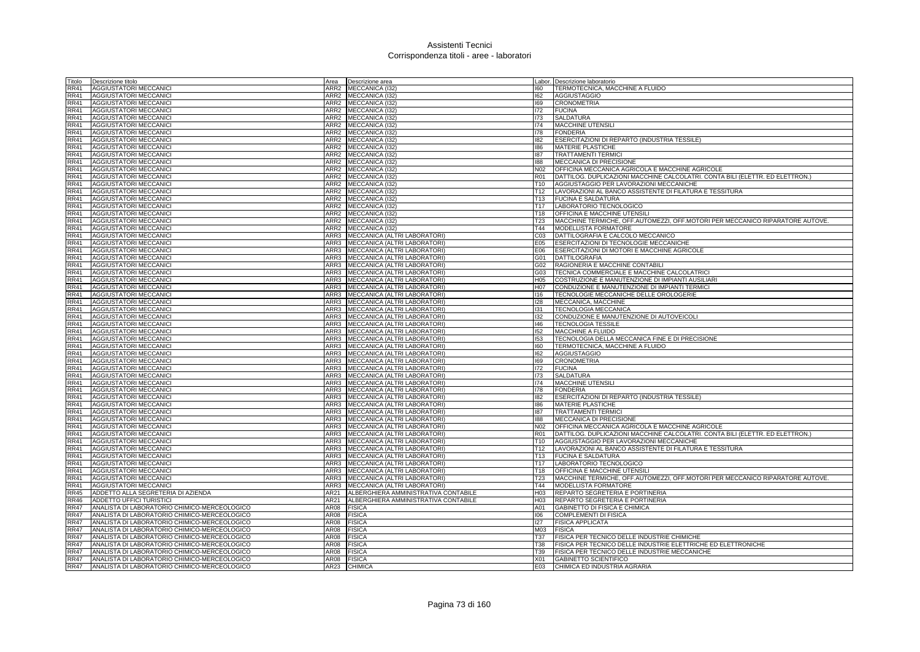# Assistenti Tecnici
## Corrispondenza titoli - aree - laboratori

| Titolo | Descrizione titolo | Area | Descrizione area | Labor. | Descrizione laboratorio |
|---|---|---|---|---|---|
| RR41 | AGGIUSTATORI MECCANICI | ARR2 | MECCANICA (I32) | I60 | TERMOTECNICA, MACCHINE A FLUIDO |
| RR41 | AGGIUSTATORI MECCANICI | ARR2 | MECCANICA (I32) | I62 | AGGIUSTAGGIO |
| RR41 | AGGIUSTATORI MECCANICI | ARR2 | MECCANICA (I32) | I69 | CRONOMETRIA |
| RR41 | AGGIUSTATORI MECCANICI | ARR2 | MECCANICA (I32) | I72 | FUCINA |
| RR41 | AGGIUSTATORI MECCANICI | ARR2 | MECCANICA (I32) | I73 | SALDATURA |
| RR41 | AGGIUSTATORI MECCANICI | ARR2 | MECCANICA (I32) | I74 | MACCHINE UTENSILI |
| RR41 | AGGIUSTATORI MECCANICI | ARR2 | MECCANICA (I32) | I78 | FONDERIA |
| RR41 | AGGIUSTATORI MECCANICI | ARR2 | MECCANICA (I32) | I82 | ESERCITAZIONI DI REPARTO (INDUSTRIA TESSILE) |
| RR41 | AGGIUSTATORI MECCANICI | ARR2 | MECCANICA (I32) | I86 | MATERIE PLASTICHE |
| RR41 | AGGIUSTATORI MECCANICI | ARR2 | MECCANICA (I32) | I87 | TRATTAMENTI TERMICI |
| RR41 | AGGIUSTATORI MECCANICI | ARR2 | MECCANICA (I32) | I88 | MECCANICA DI PRECISIONE |
| RR41 | AGGIUSTATORI MECCANICI | ARR2 | MECCANICA (I32) | N02 | OFFICINA MECCANICA AGRICOLA E MACCHINE AGRICOLE |
| RR41 | AGGIUSTATORI MECCANICI | ARR2 | MECCANICA (I32) | R01 | DATTILOG. DUPLICAZIONI MACCHINE CALCOLATRI. CONTA BILI (ELETTR. ED ELETTRON.) |
| RR41 | AGGIUSTATORI MECCANICI | ARR2 | MECCANICA (I32) | T10 | AGGIUSTAGGIO PER LAVORAZIONI MECCANICHE |
| RR41 | AGGIUSTATORI MECCANICI | ARR2 | MECCANICA (I32) | T12 | LAVORAZIONI AL BANCO ASSISTENTE DI FILATURA E TESSITURA |
| RR41 | AGGIUSTATORI MECCANICI | ARR2 | MECCANICA (I32) | T13 | FUCINA E SALDATURA |
| RR41 | AGGIUSTATORI MECCANICI | ARR2 | MECCANICA (I32) | T17 | LABORATORIO TECNOLOGICO |
| RR41 | AGGIUSTATORI MECCANICI | ARR2 | MECCANICA (I32) | T18 | OFFICINA E MACCHINE UTENSILI |
| RR41 | AGGIUSTATORI MECCANICI | ARR2 | MECCANICA (I32) | T23 | MACCHINE TERMICHE, OFF.AUTOMEZZI, OFF.MOTORI PER MECCANICO RIPARATORE AUTOVE. |
| RR41 | AGGIUSTATORI MECCANICI | ARR2 | MECCANICA (I32) | T44 | MODELLISTA FORMATORE |
| RR41 | AGGIUSTATORI MECCANICI | ARR3 | MECCANICA (ALTRI LABORATORI) | C03 | DATTILOGRAFIA E CALCOLO MECCANICO |
| RR41 | AGGIUSTATORI MECCANICI | ARR3 | MECCANICA (ALTRI LABORATORI) | E05 | ESERCITAZIONI DI TECNOLOGIE MECCANICHE |
| RR41 | AGGIUSTATORI MECCANICI | ARR3 | MECCANICA (ALTRI LABORATORI) | E06 | ESERCITAZIONI DI MOTORI E MACCHINE AGRICOLE |
| RR41 | AGGIUSTATORI MECCANICI | ARR3 | MECCANICA (ALTRI LABORATORI) | G01 | DATTILOGRAFIA |
| RR41 | AGGIUSTATORI MECCANICI | ARR3 | MECCANICA (ALTRI LABORATORI) | G02 | RAGIONERIA E MACCHINE CONTABILI |
| RR41 | AGGIUSTATORI MECCANICI | ARR3 | MECCANICA (ALTRI LABORATORI) | G03 | TECNICA COMMERCIALE E MACCHINE CALCOLATRICI |
| RR41 | AGGIUSTATORI MECCANICI | ARR3 | MECCANICA (ALTRI LABORATORI) | H05 | COSTRUZIONE E MANUTENZIONE DI IMPIANTI AUSILIARI |
| RR41 | AGGIUSTATORI MECCANICI | ARR3 | MECCANICA (ALTRI LABORATORI) | H07 | CONDUZIONE E MANUTENZIONE DI IMPIANTI TERMICI |
| RR41 | AGGIUSTATORI MECCANICI | ARR3 | MECCANICA (ALTRI LABORATORI) | I16 | TECNOLOGIE MECCANICHE DELLE OROLOGERIE |
| RR41 | AGGIUSTATORI MECCANICI | ARR3 | MECCANICA (ALTRI LABORATORI) | I28 | MECCANICA, MACCHINE |
| RR41 | AGGIUSTATORI MECCANICI | ARR3 | MECCANICA (ALTRI LABORATORI) | I31 | TECNOLOGIA MECCANICA |
| RR41 | AGGIUSTATORI MECCANICI | ARR3 | MECCANICA (ALTRI LABORATORI) | I32 | CONDUZIONE E MANUTENZIONE DI AUTOVEICOLI |
| RR41 | AGGIUSTATORI MECCANICI | ARR3 | MECCANICA (ALTRI LABORATORI) | I46 | TECNOLOGIA TESSILE |
| RR41 | AGGIUSTATORI MECCANICI | ARR3 | MECCANICA (ALTRI LABORATORI) | I52 | MACCHINE A FLUIDO |
| RR41 | AGGIUSTATORI MECCANICI | ARR3 | MECCANICA (ALTRI LABORATORI) | I53 | TECNOLOGIA DELLA MECCANICA FINE E DI PRECISIONE |
| RR41 | AGGIUSTATORI MECCANICI | ARR3 | MECCANICA (ALTRI LABORATORI) | I60 | TERMOTECNICA, MACCHINE A FLUIDO |
| RR41 | AGGIUSTATORI MECCANICI | ARR3 | MECCANICA (ALTRI LABORATORI) | I62 | AGGIUSTAGGIO |
| RR41 | AGGIUSTATORI MECCANICI | ARR3 | MECCANICA (ALTRI LABORATORI) | I69 | CRONOMETRIA |
| RR41 | AGGIUSTATORI MECCANICI | ARR3 | MECCANICA (ALTRI LABORATORI) | I72 | FUCINA |
| RR41 | AGGIUSTATORI MECCANICI | ARR3 | MECCANICA (ALTRI LABORATORI) | I73 | SALDATURA |
| RR41 | AGGIUSTATORI MECCANICI | ARR3 | MECCANICA (ALTRI LABORATORI) | I74 | MACCHINE UTENSILI |
| RR41 | AGGIUSTATORI MECCANICI | ARR3 | MECCANICA (ALTRI LABORATORI) | I78 | FONDERIA |
| RR41 | AGGIUSTATORI MECCANICI | ARR3 | MECCANICA (ALTRI LABORATORI) | I82 | ESERCITAZIONI DI REPARTO (INDUSTRIA TESSILE) |
| RR41 | AGGIUSTATORI MECCANICI | ARR3 | MECCANICA (ALTRI LABORATORI) | I86 | MATERIE PLASTICHE |
| RR41 | AGGIUSTATORI MECCANICI | ARR3 | MECCANICA (ALTRI LABORATORI) | I87 | TRATTAMENTI TERMICI |
| RR41 | AGGIUSTATORI MECCANICI | ARR3 | MECCANICA (ALTRI LABORATORI) | I88 | MECCANICA DI PRECISIONE |
| RR41 | AGGIUSTATORI MECCANICI | ARR3 | MECCANICA (ALTRI LABORATORI) | N02 | OFFICINA MECCANICA AGRICOLA E MACCHINE AGRICOLE |
| RR41 | AGGIUSTATORI MECCANICI | ARR3 | MECCANICA (ALTRI LABORATORI) | R01 | DATTILOG. DUPLICAZIONI MACCHINE CALCOLATRI. CONTA BILI (ELETTR. ED ELETTRON.) |
| RR41 | AGGIUSTATORI MECCANICI | ARR3 | MECCANICA (ALTRI LABORATORI) | T10 | AGGIUSTAGGIO PER LAVORAZIONI MECCANICHE |
| RR41 | AGGIUSTATORI MECCANICI | ARR3 | MECCANICA (ALTRI LABORATORI) | T12 | LAVORAZIONI AL BANCO ASSISTENTE DI FILATURA E TESSITURA |
| RR41 | AGGIUSTATORI MECCANICI | ARR3 | MECCANICA (ALTRI LABORATORI) | T13 | FUCINA E SALDATURA |
| RR41 | AGGIUSTATORI MECCANICI | ARR3 | MECCANICA (ALTRI LABORATORI) | T17 | LABORATORIO TECNOLOGICO |
| RR41 | AGGIUSTATORI MECCANICI | ARR3 | MECCANICA (ALTRI LABORATORI) | T18 | OFFICINA E MACCHINE UTENSILI |
| RR41 | AGGIUSTATORI MECCANICI | ARR3 | MECCANICA (ALTRI LABORATORI) | T23 | MACCHINE TERMICHE, OFF.AUTOMEZZI, OFF.MOTORI PER MECCANICO RIPARATORE AUTOVE. |
| RR41 | AGGIUSTATORI MECCANICI | ARR3 | MECCANICA (ALTRI LABORATORI) | T44 | MODELLISTA FORMATORE |
| RR45 | ADDETTO ALLA SEGRETERIA DI AZIENDA | AR21 | ALBERGHIERA AMMINISTRATIVA CONTABILE | H03 | REPARTO SEGRETERIA E PORTINERIA |
| RR46 | ADDETTO UFFICI TURISTICI | AR21 | ALBERGHIERA AMMINISTRATIVA CONTABILE | H03 | REPARTO SEGRETERIA E PORTINERIA |
| RR47 | ANALISTA DI LABORATORIO CHIMICO-MERCEOLOGICO | AR08 | FISICA | A01 | GABINETTO DI FISICA E CHIMICA |
| RR47 | ANALISTA DI LABORATORIO CHIMICO-MERCEOLOGICO | AR08 | FISICA | I06 | COMPLEMENTI DI FISICA |
| RR47 | ANALISTA DI LABORATORIO CHIMICO-MERCEOLOGICO | AR08 | FISICA | I27 | FISICA APPLICATA |
| RR47 | ANALISTA DI LABORATORIO CHIMICO-MERCEOLOGICO | AR08 | FISICA | M03 | FISICA |
| RR47 | ANALISTA DI LABORATORIO CHIMICO-MERCEOLOGICO | AR08 | FISICA | T37 | FISICA PER TECNICO DELLE INDUSTRIE CHIMICHE |
| RR47 | ANALISTA DI LABORATORIO CHIMICO-MERCEOLOGICO | AR08 | FISICA | T38 | FISICA PER TECNICO DELLE INDUSTRIE ELETTRICHE ED ELETTRONICHE |
| RR47 | ANALISTA DI LABORATORIO CHIMICO-MERCEOLOGICO | AR08 | FISICA | T39 | FISICA PER TECNICO DELLE INDUSTRIE MECCANICHE |
| RR47 | ANALISTA DI LABORATORIO CHIMICO-MERCEOLOGICO | AR08 | FISICA | X01 | GABINETTO SCIENTIFICO |
| RR47 | ANALISTA DI LABORATORIO CHIMICO-MERCEOLOGICO | AR23 | CHIMICA | E03 | CHIMICA ED INDUSTRIA AGRARIA |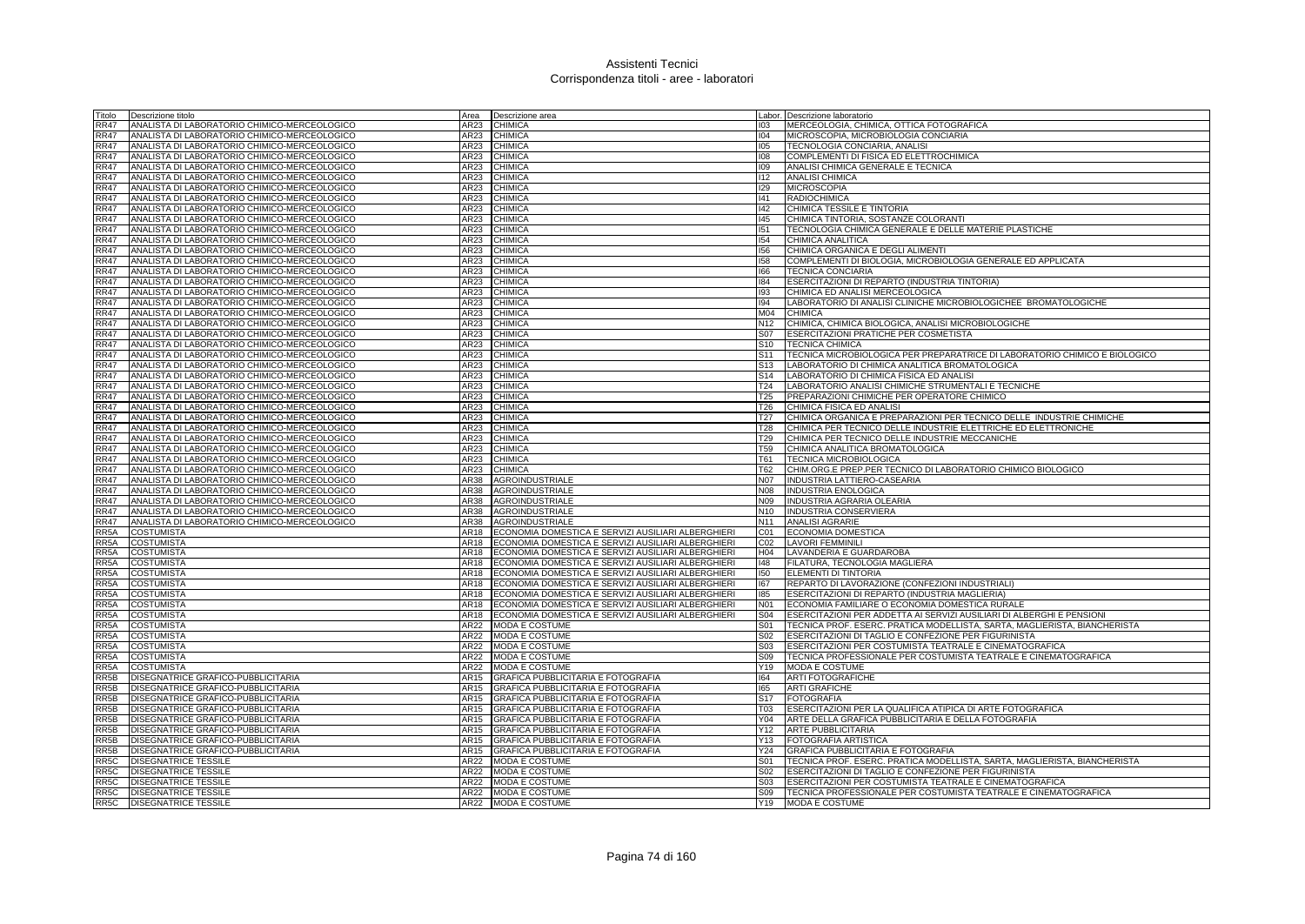# Assistenti Tecnici
## Corrispondenza titoli - aree - laboratori

| Titolo | Descrizione titolo | Area | Descrizione area | Labor. | Descrizione laboratorio |
|---|---|---|---|---|---|
| RR47 | ANALISTA DI LABORATORIO CHIMICO-MERCEOLOGICO | AR23 | CHIMICA | I03 | MERCEOLOGIA, CHIMICA, OTTICA FOTOGRAFICA |
| RR47 | ANALISTA DI LABORATORIO CHIMICO-MERCEOLOGICO | AR23 | CHIMICA | I04 | MICROSCOPIA, MICROBIOLOGIA CONCIARIA |
| RR47 | ANALISTA DI LABORATORIO CHIMICO-MERCEOLOGICO | AR23 | CHIMICA | I05 | TECNOLOGIA CONCIARIA, ANALISI |
| RR47 | ANALISTA DI LABORATORIO CHIMICO-MERCEOLOGICO | AR23 | CHIMICA | I08 | COMPLEMENTI DI FISICA ED ELETTROCHIMICA |
| RR47 | ANALISTA DI LABORATORIO CHIMICO-MERCEOLOGICO | AR23 | CHIMICA | I09 | ANALISI CHIMICA GENERALE E TECNICA |
| RR47 | ANALISTA DI LABORATORIO CHIMICO-MERCEOLOGICO | AR23 | CHIMICA | I12 | ANALISI CHIMICA |
| RR47 | ANALISTA DI LABORATORIO CHIMICO-MERCEOLOGICO | AR23 | CHIMICA | I29 | MICROSCOPIA |
| RR47 | ANALISTA DI LABORATORIO CHIMICO-MERCEOLOGICO | AR23 | CHIMICA | I41 | RADIOCHIMICA |
| RR47 | ANALISTA DI LABORATORIO CHIMICO-MERCEOLOGICO | AR23 | CHIMICA | I42 | CHIMICA TESSILE E TINTORIA |
| RR47 | ANALISTA DI LABORATORIO CHIMICO-MERCEOLOGICO | AR23 | CHIMICA | I45 | CHIMICA TINTORIA, SOSTANZE COLORANTI |
| RR47 | ANALISTA DI LABORATORIO CHIMICO-MERCEOLOGICO | AR23 | CHIMICA | I51 | TECNOLOGIA CHIMICA GENERALE E DELLE MATERIE PLASTICHE |
| RR47 | ANALISTA DI LABORATORIO CHIMICO-MERCEOLOGICO | AR23 | CHIMICA | I54 | CHIMICA ANALITICA |
| RR47 | ANALISTA DI LABORATORIO CHIMICO-MERCEOLOGICO | AR23 | CHIMICA | I56 | CHIMICA ORGANICA E DEGLI ALIMENTI |
| RR47 | ANALISTA DI LABORATORIO CHIMICO-MERCEOLOGICO | AR23 | CHIMICA | I58 | COMPLEMENTI DI BIOLOGIA, MICROBIOLOGIA GENERALE ED APPLICATA |
| RR47 | ANALISTA DI LABORATORIO CHIMICO-MERCEOLOGICO | AR23 | CHIMICA | I66 | TECNICA CONCIARIA |
| RR47 | ANALISTA DI LABORATORIO CHIMICO-MERCEOLOGICO | AR23 | CHIMICA | I84 | ESERCITAZIONI DI REPARTO (INDUSTRIA TINTORIA) |
| RR47 | ANALISTA DI LABORATORIO CHIMICO-MERCEOLOGICO | AR23 | CHIMICA | I93 | CHIMICA ED ANALISI MERCEOLOGICA |
| RR47 | ANALISTA DI LABORATORIO CHIMICO-MERCEOLOGICO | AR23 | CHIMICA | I94 | LABORATORIO DI ANALISI CLINICHE MICROBIOLOGICHEE BROMATOLOGICHE |
| RR47 | ANALISTA DI LABORATORIO CHIMICO-MERCEOLOGICO | AR23 | CHIMICA | M04 | CHIMICA |
| RR47 | ANALISTA DI LABORATORIO CHIMICO-MERCEOLOGICO | AR23 | CHIMICA | N12 | CHIMICA, CHIMICA BIOLOGICA, ANALISI MICROBIOLOGICHE |
| RR47 | ANALISTA DI LABORATORIO CHIMICO-MERCEOLOGICO | AR23 | CHIMICA | S07 | ESERCITAZIONI PRATICHE PER COSMETISTA |
| RR47 | ANALISTA DI LABORATORIO CHIMICO-MERCEOLOGICO | AR23 | CHIMICA | S10 | TECNICA CHIMICA |
| RR47 | ANALISTA DI LABORATORIO CHIMICO-MERCEOLOGICO | AR23 | CHIMICA | S11 | TECNICA MICROBIOLOGICA PER PREPARATRICE DI LABORATORIO CHIMICO E BIOLOGICO |
| RR47 | ANALISTA DI LABORATORIO CHIMICO-MERCEOLOGICO | AR23 | CHIMICA | S13 | LABORATORIO DI CHIMICA ANALITICA BROMATOLOGICA |
| RR47 | ANALISTA DI LABORATORIO CHIMICO-MERCEOLOGICO | AR23 | CHIMICA | S14 | LABORATORIO DI CHIMICA FISICA ED ANALISI |
| RR47 | ANALISTA DI LABORATORIO CHIMICO-MERCEOLOGICO | AR23 | CHIMICA | T24 | LABORATORIO ANALISI CHIMICHE STRUMENTALI E TECNICHE |
| RR47 | ANALISTA DI LABORATORIO CHIMICO-MERCEOLOGICO | AR23 | CHIMICA | T25 | PREPARAZIONI CHIMICHE PER OPERATORE CHIMICO |
| RR47 | ANALISTA DI LABORATORIO CHIMICO-MERCEOLOGICO | AR23 | CHIMICA | T26 | CHIMICA FISICA ED ANALISI |
| RR47 | ANALISTA DI LABORATORIO CHIMICO-MERCEOLOGICO | AR23 | CHIMICA | T27 | CHIMICA ORGANICA E PREPARAZIONI PER TECNICO DELLE INDUSTRIE CHIMICHE |
| RR47 | ANALISTA DI LABORATORIO CHIMICO-MERCEOLOGICO | AR23 | CHIMICA | T28 | CHIMICA PER TECNICO DELLE INDUSTRIE ELETTRICHE ED ELETTRONICHE |
| RR47 | ANALISTA DI LABORATORIO CHIMICO-MERCEOLOGICO | AR23 | CHIMICA | T29 | CHIMICA PER TECNICO DELLE INDUSTRIE MECCANICHE |
| RR47 | ANALISTA DI LABORATORIO CHIMICO-MERCEOLOGICO | AR23 | CHIMICA | T59 | CHIMICA ANALITICA BROMATOLOGICA |
| RR47 | ANALISTA DI LABORATORIO CHIMICO-MERCEOLOGICO | AR23 | CHIMICA | T61 | TECNICA MICROBIOLOGICA |
| RR47 | ANALISTA DI LABORATORIO CHIMICO-MERCEOLOGICO | AR23 | CHIMICA | T62 | CHIM.ORG.E PREP.PER TECNICO DI LABORATORIO CHIMICO BIOLOGICO |
| RR47 | ANALISTA DI LABORATORIO CHIMICO-MERCEOLOGICO | AR38 | AGROINDUSTRIALE | N07 | INDUSTRIA LATTIERO-CASEARIA |
| RR47 | ANALISTA DI LABORATORIO CHIMICO-MERCEOLOGICO | AR38 | AGROINDUSTRIALE | N08 | INDUSTRIA ENOLOGICA |
| RR47 | ANALISTA DI LABORATORIO CHIMICO-MERCEOLOGICO | AR38 | AGROINDUSTRIALE | N09 | INDUSTRIA AGRARIA OLEARIA |
| RR47 | ANALISTA DI LABORATORIO CHIMICO-MERCEOLOGICO | AR38 | AGROINDUSTRIALE | N10 | INDUSTRIA CONSERVIERA |
| RR47 | ANALISTA DI LABORATORIO CHIMICO-MERCEOLOGICO | AR38 | AGROINDUSTRIALE | N11 | ANALISI AGRARIE |
| RR5A | COSTUMISTA | AR18 | ECONOMIA DOMESTICA E SERVIZI AUSILIARI ALBERGHIERI | C01 | ECONOMIA DOMESTICA |
| RR5A | COSTUMISTA | AR18 | ECONOMIA DOMESTICA E SERVIZI AUSILIARI ALBERGHIERI | C02 | LAVORI FEMMINILI |
| RR5A | COSTUMISTA | AR18 | ECONOMIA DOMESTICA E SERVIZI AUSILIARI ALBERGHIERI | H04 | LAVANDERIA E GUARDAROBA |
| RR5A | COSTUMISTA | AR18 | ECONOMIA DOMESTICA E SERVIZI AUSILIARI ALBERGHIERI | I48 | FILATURA, TECNOLOGIA MAGLIERA |
| RR5A | COSTUMISTA | AR18 | ECONOMIA DOMESTICA E SERVIZI AUSILIARI ALBERGHIERI | I50 | ELEMENTI DI TINTORIA |
| RR5A | COSTUMISTA | AR18 | ECONOMIA DOMESTICA E SERVIZI AUSILIARI ALBERGHIERI | I67 | REPARTO DI LAVORAZIONE (CONFEZIONI INDUSTRIALI) |
| RR5A | COSTUMISTA | AR18 | ECONOMIA DOMESTICA E SERVIZI AUSILIARI ALBERGHIERI | I85 | ESERCITAZIONI DI REPARTO (INDUSTRIA MAGLIERIA) |
| RR5A | COSTUMISTA | AR18 | ECONOMIA DOMESTICA E SERVIZI AUSILIARI ALBERGHIERI | N01 | ECONOMIA FAMILIARE O ECONOMIA DOMESTICA RURALE |
| RR5A | COSTUMISTA | AR18 | ECONOMIA DOMESTICA E SERVIZI AUSILIARI ALBERGHIERI | S04 | ESERCITAZIONI PER ADDETTA AI SERVIZI AUSILIARI DI ALBERGHI E PENSIONI |
| RR5A | COSTUMISTA | AR22 | MODA E COSTUME | S01 | TECNICA PROF. ESERC. PRATICA MODELLISTA, SARTA, MAGLIERISTA, BIANCHERISTA |
| RR5A | COSTUMISTA | AR22 | MODA E COSTUME | S02 | ESERCITAZIONI DI TAGLIO E CONFEZIONE PER FIGURINISTA |
| RR5A | COSTUMISTA | AR22 | MODA E COSTUME | S03 | ESERCITAZIONI PER COSTUMISTA TEATRALE E CINEMATOGRAFICA |
| RR5A | COSTUMISTA | AR22 | MODA E COSTUME | S09 | TECNICA PROFESSIONALE PER COSTUMISTA TEATRALE E CINEMATOGRAFICA |
| RR5A | COSTUMISTA | AR22 | MODA E COSTUME | Y19 | MODA E COSTUME |
| RR5B | DISEGNATRICE GRAFICO-PUBBLICITARIA | AR15 | GRAFICA PUBBLICITARIA E FOTOGRAFIA | I64 | ARTI FOTOGRAFICHE |
| RR5B | DISEGNATRICE GRAFICO-PUBBLICITARIA | AR15 | GRAFICA PUBBLICITARIA E FOTOGRAFIA | I65 | ARTI GRAFICHE |
| RR5B | DISEGNATRICE GRAFICO-PUBBLICITARIA | AR15 | GRAFICA PUBBLICITARIA E FOTOGRAFIA | S17 | FOTOGRAFIA |
| RR5B | DISEGNATRICE GRAFICO-PUBBLICITARIA | AR15 | GRAFICA PUBBLICITARIA E FOTOGRAFIA | T03 | ESERCITAZIONI PER LA QUALIFICA ATIPICA DI ARTE FOTOGRAFICA |
| RR5B | DISEGNATRICE GRAFICO-PUBBLICITARIA | AR15 | GRAFICA PUBBLICITARIA E FOTOGRAFIA | Y04 | ARTE DELLA GRAFICA PUBBLICITARIA E DELLA FOTOGRAFIA |
| RR5B | DISEGNATRICE GRAFICO-PUBBLICITARIA | AR15 | GRAFICA PUBBLICITARIA E FOTOGRAFIA | Y12 | ARTE PUBBLICITARIA |
| RR5B | DISEGNATRICE GRAFICO-PUBBLICITARIA | AR15 | GRAFICA PUBBLICITARIA E FOTOGRAFIA | Y13 | FOTOGRAFIA ARTISTICA |
| RR5B | DISEGNATRICE GRAFICO-PUBBLICITARIA | AR15 | GRAFICA PUBBLICITARIA E FOTOGRAFIA | Y24 | GRAFICA PUBBLICITARIA E FOTOGRAFIA |
| RR5C | DISEGNATRICE TESSILE | AR22 | MODA E COSTUME | S01 | TECNICA PROF. ESERC. PRATICA MODELLISTA, SARTA, MAGLIERISTA, BIANCHERISTA |
| RR5C | DISEGNATRICE TESSILE | AR22 | MODA E COSTUME | S02 | ESERCITAZIONI DI TAGLIO E CONFEZIONE PER FIGURINISTA |
| RR5C | DISEGNATRICE TESSILE | AR22 | MODA E COSTUME | S03 | ESERCITAZIONI PER COSTUMISTA TEATRALE E CINEMATOGRAFICA |
| RR5C | DISEGNATRICE TESSILE | AR22 | MODA E COSTUME | S09 | TECNICA PROFESSIONALE PER COSTUMISTA TEATRALE E CINEMATOGRAFICA |
| RR5C | DISEGNATRICE TESSILE | AR22 | MODA E COSTUME | Y19 | MODA E COSTUME |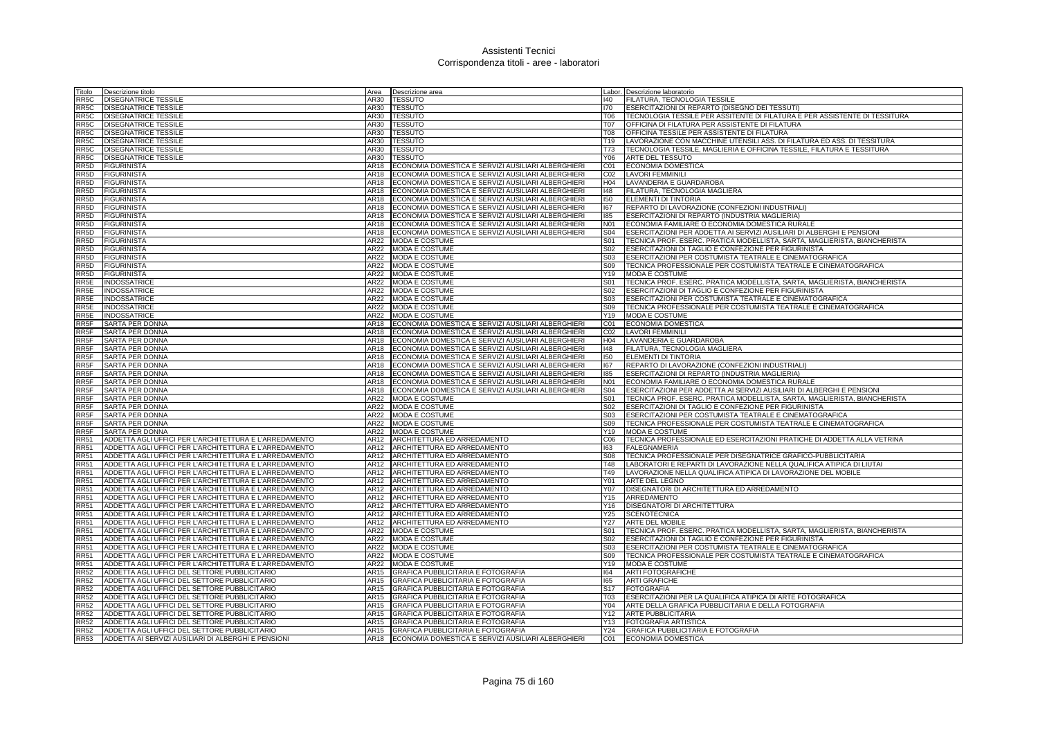# Assistenti Tecnici
## Corrispondenza titoli - aree - laboratori

| Titolo | Descrizione titolo | Area | Descrizione area | Labor. | Descrizione laboratorio |
|---|---|---|---|---|---|
| RR5C | DISEGNATRICE TESSILE | AR30 | TESSUTO | I40 | FILATURA, TECNOLOGIA TESSILE |
| RR5C | DISEGNATRICE TESSILE | AR30 | TESSUTO | I70 | ESERCITAZIONI DI REPARTO (DISEGNO DEI TESSUTI) |
| RR5C | DISEGNATRICE TESSILE | AR30 | TESSUTO | T06 | TECNOLOGIA TESSILE PER ASSITENTE DI FILATURA E PER ASSISTENTE DI TESSITURA |
| RR5C | DISEGNATRICE TESSILE | AR30 | TESSUTO | T07 | OFFICINA DI FILATURA PER ASSISTENTE DI FILATURA |
| RR5C | DISEGNATRICE TESSILE | AR30 | TESSUTO | T08 | OFFICINA TESSILE PER ASSISTENTE DI FILATURA |
| RR5C | DISEGNATRICE TESSILE | AR30 | TESSUTO | T19 | LAVORAZIONE CON MACCHINE UTENSILI ASS. DI FILATURA ED ASS. DI TESSITURA |
| RR5C | DISEGNATRICE TESSILE | AR30 | TESSUTO | T73 | TECNOLOGIA TESSILE, MAGLIERIA E OFFICINA TESSILE, FILATURA E TESSITURA |
| RR5C | DISEGNATRICE TESSILE | AR30 | TESSUTO | Y06 | ARTE DEL TESSUTO |
| RR5D | FIGURINISTA | AR18 | ECONOMIA DOMESTICA E SERVIZI AUSILIARI ALBERGHIERI | C01 | ECONOMIA DOMESTICA |
| RR5D | FIGURINISTA | AR18 | ECONOMIA DOMESTICA E SERVIZI AUSILIARI ALBERGHIERI | C02 | LAVORI FEMMINILI |
| RR5D | FIGURINISTA | AR18 | ECONOMIA DOMESTICA E SERVIZI AUSILIARI ALBERGHIERI | H04 | LAVANDERIA E GUARDAROBA |
| RR5D | FIGURINISTA | AR18 | ECONOMIA DOMESTICA E SERVIZI AUSILIARI ALBERGHIERI | I48 | FILATURA, TECNOLOGIA MAGLIERA |
| RR5D | FIGURINISTA | AR18 | ECONOMIA DOMESTICA E SERVIZI AUSILIARI ALBERGHIERI | I50 | ELEMENTI DI TINTORIA |
| RR5D | FIGURINISTA | AR18 | ECONOMIA DOMESTICA E SERVIZI AUSILIARI ALBERGHIERI | I67 | REPARTO DI LAVORAZIONE (CONFEZIONI INDUSTRIALI) |
| RR5D | FIGURINISTA | AR18 | ECONOMIA DOMESTICA E SERVIZI AUSILIARI ALBERGHIERI | I85 | ESERCITAZIONI DI REPARTO (INDUSTRIA MAGLIERIA) |
| RR5D | FIGURINISTA | AR18 | ECONOMIA DOMESTICA E SERVIZI AUSILIARI ALBERGHIERI | N01 | ECONOMIA FAMILIARE O ECONOMIA DOMESTICA RURALE |
| RR5D | FIGURINISTA | AR18 | ECONOMIA DOMESTICA E SERVIZI AUSILIARI ALBERGHIERI | S04 | ESERCITAZIONI PER ADDETTA AI SERVIZI AUSILIARI DI ALBERGHI E PENSIONI |
| RR5D | FIGURINISTA | AR22 | MODA E COSTUME | S01 | TECNICA PROF. ESERC. PRATICA MODELLISTA, SARTA, MAGLIERISTA, BIANCHERISTA |
| RR5D | FIGURINISTA | AR22 | MODA E COSTUME | S02 | ESERCITAZIONI DI TAGLIO E CONFEZIONE PER FIGURINISTA |
| RR5D | FIGURINISTA | AR22 | MODA E COSTUME | S03 | ESERCITAZIONI PER COSTUMISTA TEATRALE E CINEMATOGRAFICA |
| RR5D | FIGURINISTA | AR22 | MODA E COSTUME | S09 | TECNICA PROFESSIONALE PER COSTUMISTA TEATRALE E CINEMATOGRAFICA |
| RR5D | FIGURINISTA | AR22 | MODA E COSTUME | Y19 | MODA E COSTUME |
| RR5E | INDOSSATRICE | AR22 | MODA E COSTUME | S01 | TECNICA PROF. ESERC. PRATICA MODELLISTA, SARTA, MAGLIERISTA, BIANCHERISTA |
| RR5E | INDOSSATRICE | AR22 | MODA E COSTUME | S02 | ESERCITAZIONI DI TAGLIO E CONFEZIONE PER FIGURINISTA |
| RR5E | INDOSSATRICE | AR22 | MODA E COSTUME | S03 | ESERCITAZIONI PER COSTUMISTA TEATRALE E CINEMATOGRAFICA |
| RR5E | INDOSSATRICE | AR22 | MODA E COSTUME | S09 | TECNICA PROFESSIONALE PER COSTUMISTA TEATRALE E CINEMATOGRAFICA |
| RR5E | INDOSSATRICE | AR22 | MODA E COSTUME | Y19 | MODA E COSTUME |
| RR5F | SARTA PER DONNA | AR18 | ECONOMIA DOMESTICA E SERVIZI AUSILIARI ALBERGHIERI | C01 | ECONOMIA DOMESTICA |
| RR5F | SARTA PER DONNA | AR18 | ECONOMIA DOMESTICA E SERVIZI AUSILIARI ALBERGHIERI | C02 | LAVORI FEMMINILI |
| RR5F | SARTA PER DONNA | AR18 | ECONOMIA DOMESTICA E SERVIZI AUSILIARI ALBERGHIERI | H04 | LAVANDERIA E GUARDAROBA |
| RR5F | SARTA PER DONNA | AR18 | ECONOMIA DOMESTICA E SERVIZI AUSILIARI ALBERGHIERI | I48 | FILATURA, TECNOLOGIA MAGLIERA |
| RR5F | SARTA PER DONNA | AR18 | ECONOMIA DOMESTICA E SERVIZI AUSILIARI ALBERGHIERI | I50 | ELEMENTI DI TINTORIA |
| RR5F | SARTA PER DONNA | AR18 | ECONOMIA DOMESTICA E SERVIZI AUSILIARI ALBERGHIERI | I67 | REPARTO DI LAVORAZIONE (CONFEZIONI INDUSTRIALI) |
| RR5F | SARTA PER DONNA | AR18 | ECONOMIA DOMESTICA E SERVIZI AUSILIARI ALBERGHIERI | I85 | ESERCITAZIONI DI REPARTO (INDUSTRIA MAGLIERIA) |
| RR5F | SARTA PER DONNA | AR18 | ECONOMIA DOMESTICA E SERVIZI AUSILIARI ALBERGHIERI | N01 | ECONOMIA FAMILIARE O ECONOMIA DOMESTICA RURALE |
| RR5F | SARTA PER DONNA | AR18 | ECONOMIA DOMESTICA E SERVIZI AUSILIARI ALBERGHIERI | S04 | ESERCITAZIONI PER ADDETTA AI SERVIZI AUSILIARI DI ALBERGHI E PENSIONI |
| RR5F | SARTA PER DONNA | AR22 | MODA E COSTUME | S01 | TECNICA PROF. ESERC. PRATICA MODELLISTA, SARTA, MAGLIERISTA, BIANCHERISTA |
| RR5F | SARTA PER DONNA | AR22 | MODA E COSTUME | S02 | ESERCITAZIONI DI TAGLIO E CONFEZIONE PER FIGURINISTA |
| RR5F | SARTA PER DONNA | AR22 | MODA E COSTUME | S03 | ESERCITAZIONI PER COSTUMISTA TEATRALE E CINEMATOGRAFICA |
| RR5F | SARTA PER DONNA | AR22 | MODA E COSTUME | S09 | TECNICA PROFESSIONALE PER COSTUMISTA TEATRALE E CINEMATOGRAFICA |
| RR5F | SARTA PER DONNA | AR22 | MODA E COSTUME | Y19 | MODA E COSTUME |
| RR51 | ADDETTA AGLI UFFICI PER L'ARCHITETTURA E L'ARREDAMENTO | AR12 | ARCHITETTURA ED ARREDAMENTO | C06 | TECNICA PROFESSIONALE ED ESERCITAZIONI PRATICHE DI ADDETTA ALLA VETRINA |
| RR51 | ADDETTA AGLI UFFICI PER L'ARCHITETTURA E L'ARREDAMENTO | AR12 | ARCHITETTURA ED ARREDAMENTO | I63 | FALEGNAMERIA |
| RR51 | ADDETTA AGLI UFFICI PER L'ARCHITETTURA E L'ARREDAMENTO | AR12 | ARCHITETTURA ED ARREDAMENTO | S08 | TECNICA PROFESSIONALE PER DISEGNATRICE GRAFICO-PUBBLICITARIA |
| RR51 | ADDETTA AGLI UFFICI PER L'ARCHITETTURA E L'ARREDAMENTO | AR12 | ARCHITETTURA ED ARREDAMENTO | T48 | LABORATORI E REPARTI DI LAVORAZIONE NELLA QUALIFICA ATIPICA DI LIUTAI |
| RR51 | ADDETTA AGLI UFFICI PER L'ARCHITETTURA E L'ARREDAMENTO | AR12 | ARCHITETTURA ED ARREDAMENTO | T49 | LAVORAZIONE NELLA QUALIFICA ATIPICA DI LAVORAZIONE DEL MOBILE |
| RR51 | ADDETTA AGLI UFFICI PER L'ARCHITETTURA E L'ARREDAMENTO | AR12 | ARCHITETTURA ED ARREDAMENTO | Y01 | ARTE DEL LEGNO |
| RR51 | ADDETTA AGLI UFFICI PER L'ARCHITETTURA E L'ARREDAMENTO | AR12 | ARCHITETTURA ED ARREDAMENTO | Y07 | DISEGNATORI DI ARCHITETTURA ED ARREDAMENTO |
| RR51 | ADDETTA AGLI UFFICI PER L'ARCHITETTURA E L'ARREDAMENTO | AR12 | ARCHITETTURA ED ARREDAMENTO | Y15 | ARREDAMENTO |
| RR51 | ADDETTA AGLI UFFICI PER L'ARCHITETTURA E L'ARREDAMENTO | AR12 | ARCHITETTURA ED ARREDAMENTO | Y16 | DISEGNATORI DI ARCHITETTURA |
| RR51 | ADDETTA AGLI UFFICI PER L'ARCHITETTURA E L'ARREDAMENTO | AR12 | ARCHITETTURA ED ARREDAMENTO | Y25 | SCENOTECNICA |
| RR51 | ADDETTA AGLI UFFICI PER L'ARCHITETTURA E L'ARREDAMENTO | AR12 | ARCHITETTURA ED ARREDAMENTO | Y27 | ARTE DEL MOBILE |
| RR51 | ADDETTA AGLI UFFICI PER L'ARCHITETTURA E L'ARREDAMENTO | AR22 | MODA E COSTUME | S01 | TECNICA PROF. ESERC. PRATICA MODELLISTA, SARTA, MAGLIERISTA, BIANCHERISTA |
| RR51 | ADDETTA AGLI UFFICI PER L'ARCHITETTURA E L'ARREDAMENTO | AR22 | MODA E COSTUME | S02 | ESERCITAZIONI DI TAGLIO E CONFEZIONE PER FIGURINISTA |
| RR51 | ADDETTA AGLI UFFICI PER L'ARCHITETTURA E L'ARREDAMENTO | AR22 | MODA E COSTUME | S03 | ESERCITAZIONI PER COSTUMISTA TEATRALE E CINEMATOGRAFICA |
| RR51 | ADDETTA AGLI UFFICI PER L'ARCHITETTURA E L'ARREDAMENTO | AR22 | MODA E COSTUME | S09 | TECNICA PROFESSIONALE PER COSTUMISTA TEATRALE E CINEMATOGRAFICA |
| RR51 | ADDETTA AGLI UFFICI PER L'ARCHITETTURA E L'ARREDAMENTO | AR22 | MODA E COSTUME | Y19 | MODA E COSTUME |
| RR52 | ADDETTA AGLI UFFICI DEL SETTORE PUBBLICITARIO | AR15 | GRAFICA PUBBLICITARIA E FOTOGRAFIA | I64 | ARTI FOTOGRAFICHE |
| RR52 | ADDETTA AGLI UFFICI DEL SETTORE PUBBLICITARIO | AR15 | GRAFICA PUBBLICITARIA E FOTOGRAFIA | I65 | ARTI GRAFICHE |
| RR52 | ADDETTA AGLI UFFICI DEL SETTORE PUBBLICITARIO | AR15 | GRAFICA PUBBLICITARIA E FOTOGRAFIA | S17 | FOTOGRAFIA |
| RR52 | ADDETTA AGLI UFFICI DEL SETTORE PUBBLICITARIO | AR15 | GRAFICA PUBBLICITARIA E FOTOGRAFIA | T03 | ESERCITAZIONI PER LA QUALIFICA ATIPICA DI ARTE FOTOGRAFICA |
| RR52 | ADDETTA AGLI UFFICI DEL SETTORE PUBBLICITARIO | AR15 | GRAFICA PUBBLICITARIA E FOTOGRAFIA | Y04 | ARTE DELLA GRAFICA PUBBLICITARIA E DELLA FOTOGRAFIA |
| RR52 | ADDETTA AGLI UFFICI DEL SETTORE PUBBLICITARIO | AR15 | GRAFICA PUBBLICITARIA E FOTOGRAFIA | Y12 | ARTE PUBBLICITARIA |
| RR52 | ADDETTA AGLI UFFICI DEL SETTORE PUBBLICITARIO | AR15 | GRAFICA PUBBLICITARIA E FOTOGRAFIA | Y13 | FOTOGRAFIA ARTISTICA |
| RR52 | ADDETTA AGLI UFFICI DEL SETTORE PUBBLICITARIO | AR15 | GRAFICA PUBBLICITARIA E FOTOGRAFIA | Y24 | GRAFICA PUBBLICITARIA E FOTOGRAFIA |
| RR53 | ADDETTA AI SERVIZI AUSILIARI DI ALBERGHI E PENSIONI | AR18 | ECONOMIA DOMESTICA E SERVIZI AUSILIARI ALBERGHIERI | C01 | ECONOMIA DOMESTICA |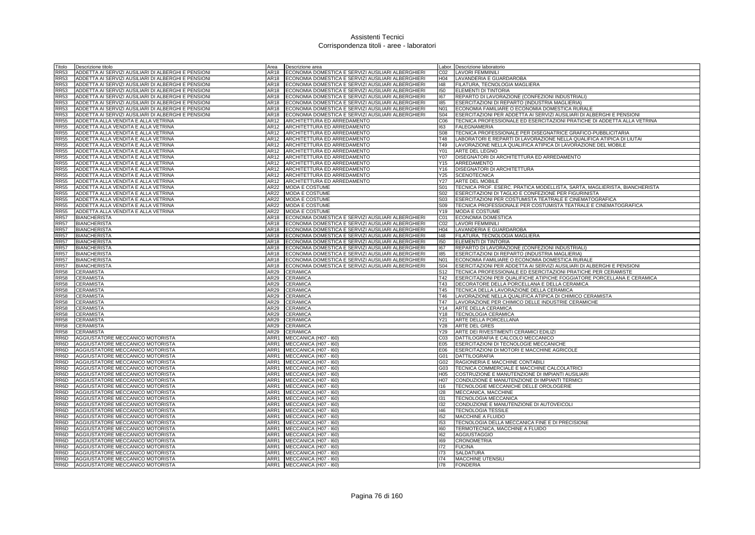# Assistenti Tecnici
## Corrispondenza titoli - aree - laboratori

| Titolo | Descrizione titolo | Area | Descrizione area | Labor. | Descrizione laboratorio |
|---|---|---|---|---|---|
| RR53 | ADDETTA AI SERVIZI AUSILIARI DI ALBERGHI E PENSIONI | AR18 | ECONOMIA DOMESTICA E SERVIZI AUSILIARI ALBERGHIERI | C02 | LAVORI FEMMINILI |
| RR53 | ADDETTA AI SERVIZI AUSILIARI DI ALBERGHI E PENSIONI | AR18 | ECONOMIA DOMESTICA E SERVIZI AUSILIARI ALBERGHIERI | H04 | LAVANDERIA E GUARDAROBA |
| RR53 | ADDETTA AI SERVIZI AUSILIARI DI ALBERGHI E PENSIONI | AR18 | ECONOMIA DOMESTICA E SERVIZI AUSILIARI ALBERGHIERI | I48 | FILATURA, TECNOLOGIA MAGLIERA |
| RR53 | ADDETTA AI SERVIZI AUSILIARI DI ALBERGHI E PENSIONI | AR18 | ECONOMIA DOMESTICA E SERVIZI AUSILIARI ALBERGHIERI | I50 | ELEMENTI DI TINTORIA |
| RR53 | ADDETTA AI SERVIZI AUSILIARI DI ALBERGHI E PENSIONI | AR18 | ECONOMIA DOMESTICA E SERVIZI AUSILIARI ALBERGHIERI | I67 | REPARTO DI LAVORAZIONE (CONFEZIONI INDUSTRIALI) |
| RR53 | ADDETTA AI SERVIZI AUSILIARI DI ALBERGHI E PENSIONI | AR18 | ECONOMIA DOMESTICA E SERVIZI AUSILIARI ALBERGHIERI | I85 | ESERCITAZIONI DI REPARTO (INDUSTRIA MAGLIERIA) |
| RR53 | ADDETTA AI SERVIZI AUSILIARI DI ALBERGHI E PENSIONI | AR18 | ECONOMIA DOMESTICA E SERVIZI AUSILIARI ALBERGHIERI | N01 | ECONOMIA FAMILIARE O ECONOMIA DOMESTICA RURALE |
| RR53 | ADDETTA AI SERVIZI AUSILIARI DI ALBERGHI E PENSIONI | AR18 | ECONOMIA DOMESTICA E SERVIZI AUSILIARI ALBERGHIERI | S04 | ESERCITAZIONI PER ADDETTA AI SERVIZI AUSILIARI DI ALBERGHI E PENSIONI |
| RR55 | ADDETTA ALLA VENDITA E ALLA VETRINA | AR12 | ARCHITETTURA ED ARREDAMENTO | C06 | TECNICA PROFESSIONALE ED ESERCITAZIONI PRATICHE DI ADDETTA ALLA VETRINA |
| RR55 | ADDETTA ALLA VENDITA E ALLA VETRINA | AR12 | ARCHITETTURA ED ARREDAMENTO | I63 | FALEGNAMERIA |
| RR55 | ADDETTA ALLA VENDITA E ALLA VETRINA | AR12 | ARCHITETTURA ED ARREDAMENTO | S08 | TECNICA PROFESSIONALE PER DISEGNATRICE GRAFICO-PUBBLICITARIA |
| RR55 | ADDETTA ALLA VENDITA E ALLA VETRINA | AR12 | ARCHITETTURA ED ARREDAMENTO | T48 | LABORATORI E REPARTI DI LAVORAZIONE NELLA QUALIFICA ATIPICA DI LIUTAI |
| RR55 | ADDETTA ALLA VENDITA E ALLA VETRINA | AR12 | ARCHITETTURA ED ARREDAMENTO | T49 | LAVORAZIONE NELLA QUALIFICA ATIPICA DI LAVORAZIONE DEL MOBILE |
| RR55 | ADDETTA ALLA VENDITA E ALLA VETRINA | AR12 | ARCHITETTURA ED ARREDAMENTO | Y01 | ARTE DEL LEGNO |
| RR55 | ADDETTA ALLA VENDITA E ALLA VETRINA | AR12 | ARCHITETTURA ED ARREDAMENTO | Y07 | DISEGNATORI DI ARCHITETTURA ED ARREDAMENTO |
| RR55 | ADDETTA ALLA VENDITA E ALLA VETRINA | AR12 | ARCHITETTURA ED ARREDAMENTO | Y15 | ARREDAMENTO |
| RR55 | ADDETTA ALLA VENDITA E ALLA VETRINA | AR12 | ARCHITETTURA ED ARREDAMENTO | Y16 | DISEGNATORI DI ARCHITETTURA |
| RR55 | ADDETTA ALLA VENDITA E ALLA VETRINA | AR12 | ARCHITETTURA ED ARREDAMENTO | Y25 | SCENOTECNICA |
| RR55 | ADDETTA ALLA VENDITA E ALLA VETRINA | AR12 | ARCHITETTURA ED ARREDAMENTO | Y27 | ARTE DEL MOBILE |
| RR55 | ADDETTA ALLA VENDITA E ALLA VETRINA | AR22 | MODA E COSTUME | S01 | TECNICA PROF. ESERC. PRATICA MODELLISTA, SARTA, MAGLIERISTA, BIANCHERISTA |
| RR55 | ADDETTA ALLA VENDITA E ALLA VETRINA | AR22 | MODA E COSTUME | S02 | ESERCITAZIONI DI TAGLIO E CONFEZIONE PER FIGURINISTA |
| RR55 | ADDETTA ALLA VENDITA E ALLA VETRINA | AR22 | MODA E COSTUME | S03 | ESERCITAZIONI PER COSTUMISTA TEATRALE E CINEMATOGRAFICA |
| RR55 | ADDETTA ALLA VENDITA E ALLA VETRINA | AR22 | MODA E COSTUME | S09 | TECNICA PROFESSIONALE PER COSTUMISTA TEATRALE E CINEMATOGRAFICA |
| RR55 | ADDETTA ALLA VENDITA E ALLA VETRINA | AR22 | MODA E COSTUME | Y19 | MODA E COSTUME |
| RR57 | BIANCHERISTA | AR18 | ECONOMIA DOMESTICA E SERVIZI AUSILIARI ALBERGHIERI | C01 | ECONOMIA DOMESTICA |
| RR57 | BIANCHERISTA | AR18 | ECONOMIA DOMESTICA E SERVIZI AUSILIARI ALBERGHIERI | C02 | LAVORI FEMMINILI |
| RR57 | BIANCHERISTA | AR18 | ECONOMIA DOMESTICA E SERVIZI AUSILIARI ALBERGHIERI | H04 | LAVANDERIA E GUARDAROBA |
| RR57 | BIANCHERISTA | AR18 | ECONOMIA DOMESTICA E SERVIZI AUSILIARI ALBERGHIERI | I48 | FILATURA, TECNOLOGIA MAGLIERA |
| RR57 | BIANCHERISTA | AR18 | ECONOMIA DOMESTICA E SERVIZI AUSILIARI ALBERGHIERI | I50 | ELEMENTI DI TINTORIA |
| RR57 | BIANCHERISTA | AR18 | ECONOMIA DOMESTICA E SERVIZI AUSILIARI ALBERGHIERI | I67 | REPARTO DI LAVORAZIONE (CONFEZIONI INDUSTRIALI) |
| RR57 | BIANCHERISTA | AR18 | ECONOMIA DOMESTICA E SERVIZI AUSILIARI ALBERGHIERI | I85 | ESERCITAZIONI DI REPARTO (INDUSTRIA MAGLIERIA) |
| RR57 | BIANCHERISTA | AR18 | ECONOMIA DOMESTICA E SERVIZI AUSILIARI ALBERGHIERI | N01 | ECONOMIA FAMILIARE O ECONOMIA DOMESTICA RURALE |
| RR57 | BIANCHERISTA | AR18 | ECONOMIA DOMESTICA E SERVIZI AUSILIARI ALBERGHIERI | S04 | ESERCITAZIONI PER ADDETTA AI SERVIZI AUSILIARI DI ALBERGHI E PENSIONI |
| RR58 | CERAMISTA | AR29 | CERAMICA | S12 | TECNICA PROFESSIONALE ED ESERCITAZIONI PRATICHE PER CERAMISTE |
| RR58 | CERAMISTA | AR29 | CERAMICA | T42 | ESERCITAZIONI PER QUALIFICHE ATIPICHE FOGGIATORE PORCELLANA E CERAMICA |
| RR58 | CERAMISTA | AR29 | CERAMICA | T43 | DECORATORE DELLA PORCELLANA E DELLA CERAMICA |
| RR58 | CERAMISTA | AR29 | CERAMICA | T45 | TECNICA DELLA LAVORAZIONE DELLA CERAMICA |
| RR58 | CERAMISTA | AR29 | CERAMICA | T46 | LAVORAZIONE NELLA QUALIFICA ATIPICA DI CHIMICO CERAMISTA |
| RR58 | CERAMISTA | AR29 | CERAMICA | T47 | LAVORAZIONE PER CHIMICO DELLE INDUSTRIE CERAMICHE |
| RR58 | CERAMISTA | AR29 | CERAMICA | Y14 | ARTE DELLA CERAMICA |
| RR58 | CERAMISTA | AR29 | CERAMICA | Y18 | TECNOLOGIA CERAMICA |
| RR58 | CERAMISTA | AR29 | CERAMICA | Y21 | ARTE DELLA PORCELLANA |
| RR58 | CERAMISTA | AR29 | CERAMICA | Y28 | ARTE DEL GRES |
| RR58 | CERAMISTA | AR29 | CERAMICA | Y29 | ARTE DEI RIVESTIMENTI CERAMICI EDILIZI |
| RR6D | AGGIUSTATORE MECCANICO MOTORISTA | ARR1 | MECCANICA (H07 - I60) | C03 | DATTILOGRAFIA E CALCOLO MECCANICO |
| RR6D | AGGIUSTATORE MECCANICO MOTORISTA | ARR1 | MECCANICA (H07 - I60) | E05 | ESERCITAZIONI DI TECNOLOGIE MECCANICHE |
| RR6D | AGGIUSTATORE MECCANICO MOTORISTA | ARR1 | MECCANICA (H07 - I60) | E06 | ESERCITAZIONI DI MOTORI E MACCHINE AGRICOLE |
| RR6D | AGGIUSTATORE MECCANICO MOTORISTA | ARR1 | MECCANICA (H07 - I60) | G01 | DATTILOGRAFIA |
| RR6D | AGGIUSTATORE MECCANICO MOTORISTA | ARR1 | MECCANICA (H07 - I60) | G02 | RAGIONERIA E MACCHINE CONTABILI |
| RR6D | AGGIUSTATORE MECCANICO MOTORISTA | ARR1 | MECCANICA (H07 - I60) | G03 | TECNICA COMMERCIALE E MACCHINE CALCOLATRICI |
| RR6D | AGGIUSTATORE MECCANICO MOTORISTA | ARR1 | MECCANICA (H07 - I60) | H05 | COSTRUZIONE E MANUTENZIONE DI IMPIANTI AUSILIARI |
| RR6D | AGGIUSTATORE MECCANICO MOTORISTA | ARR1 | MECCANICA (H07 - I60) | H07 | CONDUZIONE E MANUTENZIONE DI IMPIANTI TERMICI |
| RR6D | AGGIUSTATORE MECCANICO MOTORISTA | ARR1 | MECCANICA (H07 - I60) | I16 | TECNOLOGIE MECCANICHE DELLE OROLOGERIE |
| RR6D | AGGIUSTATORE MECCANICO MOTORISTA | ARR1 | MECCANICA (H07 - I60) | I28 | MECCANICA, MACCHINE |
| RR6D | AGGIUSTATORE MECCANICO MOTORISTA | ARR1 | MECCANICA (H07 - I60) | I31 | TECNOLOGIA MECCANICA |
| RR6D | AGGIUSTATORE MECCANICO MOTORISTA | ARR1 | MECCANICA (H07 - I60) | I32 | CONDUZIONE E MANUTENZIONE DI AUTOVEICOLI |
| RR6D | AGGIUSTATORE MECCANICO MOTORISTA | ARR1 | MECCANICA (H07 - I60) | I46 | TECNOLOGIA TESSILE |
| RR6D | AGGIUSTATORE MECCANICO MOTORISTA | ARR1 | MECCANICA (H07 - I60) | I52 | MACCHINE A FLUIDO |
| RR6D | AGGIUSTATORE MECCANICO MOTORISTA | ARR1 | MECCANICA (H07 - I60) | I53 | TECNOLOGIA DELLA MECCANICA FINE E DI PRECISIONE |
| RR6D | AGGIUSTATORE MECCANICO MOTORISTA | ARR1 | MECCANICA (H07 - I60) | I60 | TERMOTECNICA, MACCHINE A FLUIDO |
| RR6D | AGGIUSTATORE MECCANICO MOTORISTA | ARR1 | MECCANICA (H07 - I60) | I62 | AGGIUSTAGGIO |
| RR6D | AGGIUSTATORE MECCANICO MOTORISTA | ARR1 | MECCANICA (H07 - I60) | I69 | CRONOMETRIA |
| RR6D | AGGIUSTATORE MECCANICO MOTORISTA | ARR1 | MECCANICA (H07 - I60) | I72 | FUCINA |
| RR6D | AGGIUSTATORE MECCANICO MOTORISTA | ARR1 | MECCANICA (H07 - I60) | I73 | SALDATURA |
| RR6D | AGGIUSTATORE MECCANICO MOTORISTA | ARR1 | MECCANICA (H07 - I60) | I74 | MACCHINE UTENSILI |
| RR6D | AGGIUSTATORE MECCANICO MOTORISTA | ARR1 | MECCANICA (H07 - I60) | I78 | FONDERIA |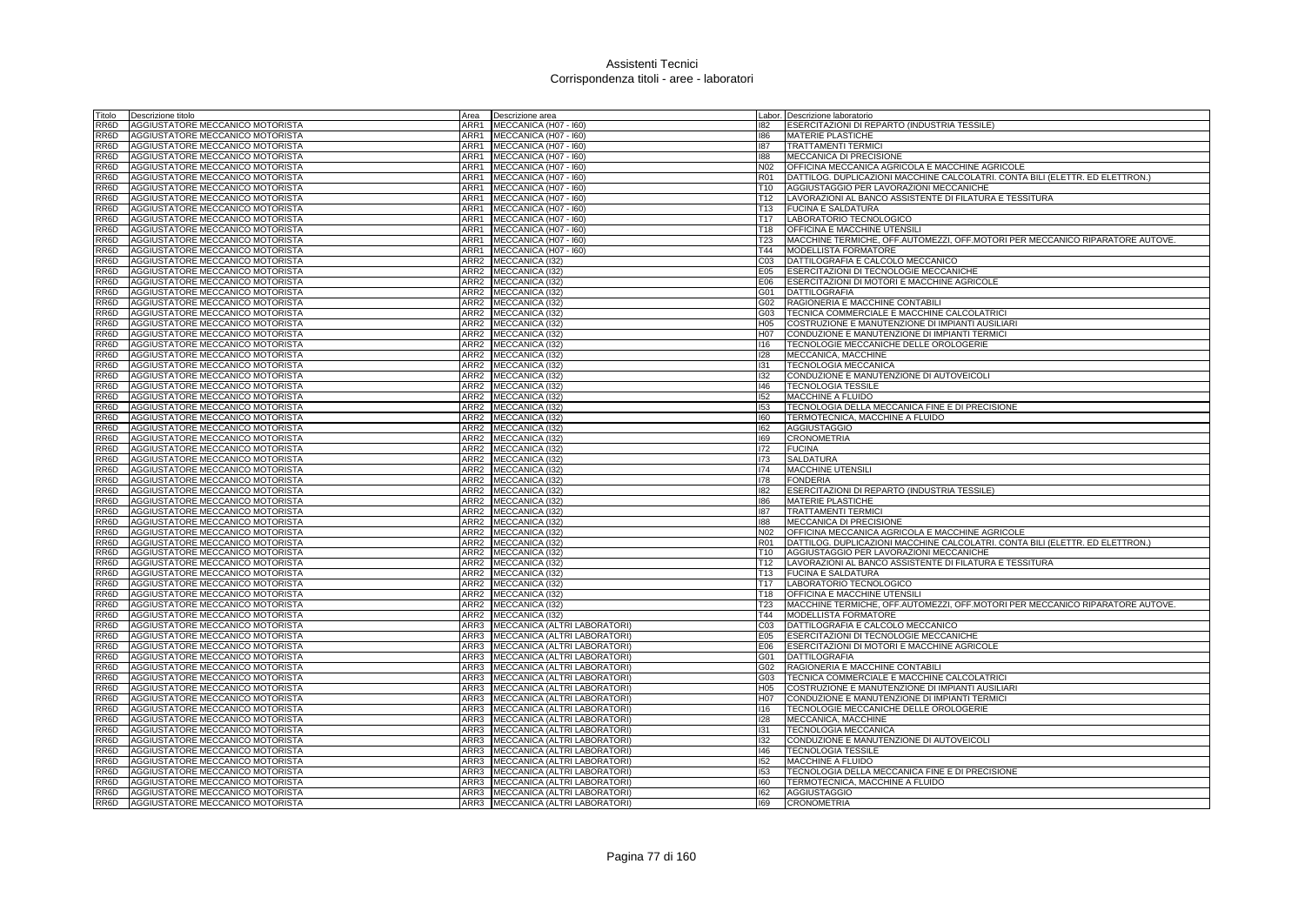# Assistenti Tecnici
## Corrispondenza titoli - aree - laboratori

| Titolo | Descrizione titolo | Area | Descrizione area | Labor. | Descrizione laboratorio |
|---|---|---|---|---|---|
| RR6D | AGGIUSTATORE MECCANICO MOTORISTA | ARR1 | MECCANICA (H07 - I60) | I82 | ESERCITAZIONI DI REPARTO (INDUSTRIA TESSILE) |
| RR6D | AGGIUSTATORE MECCANICO MOTORISTA | ARR1 | MECCANICA (H07 - I60) | I86 | MATERIE PLASTICHE |
| RR6D | AGGIUSTATORE MECCANICO MOTORISTA | ARR1 | MECCANICA (H07 - I60) | I87 | TRATTAMENTI TERMICI |
| RR6D | AGGIUSTATORE MECCANICO MOTORISTA | ARR1 | MECCANICA (H07 - I60) | I88 | MECCANICA DI PRECISIONE |
| RR6D | AGGIUSTATORE MECCANICO MOTORISTA | ARR1 | MECCANICA (H07 - I60) | N02 | OFFICINA MECCANICA AGRICOLA E MACCHINE AGRICOLE |
| RR6D | AGGIUSTATORE MECCANICO MOTORISTA | ARR1 | MECCANICA (H07 - I60) | R01 | DATTILOG. DUPLICAZIONI MACCHINE CALCOLATRI. CONTA BILI (ELETTR. ED ELETTRON.) |
| RR6D | AGGIUSTATORE MECCANICO MOTORISTA | ARR1 | MECCANICA (H07 - I60) | T10 | AGGIUSTAGGIO PER LAVORAZIONI MECCANICHE |
| RR6D | AGGIUSTATORE MECCANICO MOTORISTA | ARR1 | MECCANICA (H07 - I60) | T12 | LAVORAZIONI AL BANCO ASSISTENTE DI FILATURA E TESSITURA |
| RR6D | AGGIUSTATORE MECCANICO MOTORISTA | ARR1 | MECCANICA (H07 - I60) | T13 | FUCINA E SALDATURA |
| RR6D | AGGIUSTATORE MECCANICO MOTORISTA | ARR1 | MECCANICA (H07 - I60) | T17 | LABORATORIO TECNOLOGICO |
| RR6D | AGGIUSTATORE MECCANICO MOTORISTA | ARR1 | MECCANICA (H07 - I60) | T18 | OFFICINA E MACCHINE UTENSILI |
| RR6D | AGGIUSTATORE MECCANICO MOTORISTA | ARR1 | MECCANICA (H07 - I60) | T23 | MACCHINE TERMICHE, OFF.AUTOMEZZI, OFF.MOTORI PER MECCANICO RIPARATORE AUTOVE. |
| RR6D | AGGIUSTATORE MECCANICO MOTORISTA | ARR1 | MECCANICA (H07 - I60) | T44 | MODELLISTA FORMATORE |
| RR6D | AGGIUSTATORE MECCANICO MOTORISTA | ARR2 | MECCANICA (I32) | C03 | DATTILOGRAFIA E CALCOLO MECCANICO |
| RR6D | AGGIUSTATORE MECCANICO MOTORISTA | ARR2 | MECCANICA (I32) | E05 | ESERCITAZIONI DI TECNOLOGIE MECCANICHE |
| RR6D | AGGIUSTATORE MECCANICO MOTORISTA | ARR2 | MECCANICA (I32) | E06 | ESERCITAZIONI DI MOTORI E MACCHINE AGRICOLE |
| RR6D | AGGIUSTATORE MECCANICO MOTORISTA | ARR2 | MECCANICA (I32) | G01 | DATTILOGRAFIA |
| RR6D | AGGIUSTATORE MECCANICO MOTORISTA | ARR2 | MECCANICA (I32) | G02 | RAGIONERIA E MACCHINE CONTABILI |
| RR6D | AGGIUSTATORE MECCANICO MOTORISTA | ARR2 | MECCANICA (I32) | G03 | TECNICA COMMERCIALE E MACCHINE CALCOLATRICI |
| RR6D | AGGIUSTATORE MECCANICO MOTORISTA | ARR2 | MECCANICA (I32) | H05 | COSTRUZIONE E MANUTENZIONE DI IMPIANTI AUSILIARI |
| RR6D | AGGIUSTATORE MECCANICO MOTORISTA | ARR2 | MECCANICA (I32) | H07 | CONDUZIONE E MANUTENZIONE DI IMPIANTI TERMICI |
| RR6D | AGGIUSTATORE MECCANICO MOTORISTA | ARR2 | MECCANICA (I32) | I16 | TECNOLOGIE MECCANICHE DELLE OROLOGERIE |
| RR6D | AGGIUSTATORE MECCANICO MOTORISTA | ARR2 | MECCANICA (I32) | I28 | MECCANICA, MACCHINE |
| RR6D | AGGIUSTATORE MECCANICO MOTORISTA | ARR2 | MECCANICA (I32) | I31 | TECNOLOGIA MECCANICA |
| RR6D | AGGIUSTATORE MECCANICO MOTORISTA | ARR2 | MECCANICA (I32) | I32 | CONDUZIONE E MANUTENZIONE DI AUTOVEICOLI |
| RR6D | AGGIUSTATORE MECCANICO MOTORISTA | ARR2 | MECCANICA (I32) | I46 | TECNOLOGIA TESSILE |
| RR6D | AGGIUSTATORE MECCANICO MOTORISTA | ARR2 | MECCANICA (I32) | I52 | MACCHINE A FLUIDO |
| RR6D | AGGIUSTATORE MECCANICO MOTORISTA | ARR2 | MECCANICA (I32) | I53 | TECNOLOGIA DELLA MECCANICA FINE E DI PRECISIONE |
| RR6D | AGGIUSTATORE MECCANICO MOTORISTA | ARR2 | MECCANICA (I32) | I60 | TERMOTECNICA, MACCHINE A FLUIDO |
| RR6D | AGGIUSTATORE MECCANICO MOTORISTA | ARR2 | MECCANICA (I32) | I62 | AGGIUSTAGGIO |
| RR6D | AGGIUSTATORE MECCANICO MOTORISTA | ARR2 | MECCANICA (I32) | I69 | CRONOMETRIA |
| RR6D | AGGIUSTATORE MECCANICO MOTORISTA | ARR2 | MECCANICA (I32) | I72 | FUCINA |
| RR6D | AGGIUSTATORE MECCANICO MOTORISTA | ARR2 | MECCANICA (I32) | I73 | SALDATURA |
| RR6D | AGGIUSTATORE MECCANICO MOTORISTA | ARR2 | MECCANICA (I32) | I74 | MACCHINE UTENSILI |
| RR6D | AGGIUSTATORE MECCANICO MOTORISTA | ARR2 | MECCANICA (I32) | I78 | FONDERIA |
| RR6D | AGGIUSTATORE MECCANICO MOTORISTA | ARR2 | MECCANICA (I32) | I82 | ESERCITAZIONI DI REPARTO (INDUSTRIA TESSILE) |
| RR6D | AGGIUSTATORE MECCANICO MOTORISTA | ARR2 | MECCANICA (I32) | I86 | MATERIE PLASTICHE |
| RR6D | AGGIUSTATORE MECCANICO MOTORISTA | ARR2 | MECCANICA (I32) | I87 | TRATTAMENTI TERMICI |
| RR6D | AGGIUSTATORE MECCANICO MOTORISTA | ARR2 | MECCANICA (I32) | I88 | MECCANICA DI PRECISIONE |
| RR6D | AGGIUSTATORE MECCANICO MOTORISTA | ARR2 | MECCANICA (I32) | N02 | OFFICINA MECCANICA AGRICOLA E MACCHINE AGRICOLE |
| RR6D | AGGIUSTATORE MECCANICO MOTORISTA | ARR2 | MECCANICA (I32) | R01 | DATTILOG. DUPLICAZIONI MACCHINE CALCOLATRI. CONTA BILI (ELETTR. ED ELETTRON.) |
| RR6D | AGGIUSTATORE MECCANICO MOTORISTA | ARR2 | MECCANICA (I32) | T10 | AGGIUSTAGGIO PER LAVORAZIONI MECCANICHE |
| RR6D | AGGIUSTATORE MECCANICO MOTORISTA | ARR2 | MECCANICA (I32) | T12 | LAVORAZIONI AL BANCO ASSISTENTE DI FILATURA E TESSITURA |
| RR6D | AGGIUSTATORE MECCANICO MOTORISTA | ARR2 | MECCANICA (I32) | T13 | FUCINA E SALDATURA |
| RR6D | AGGIUSTATORE MECCANICO MOTORISTA | ARR2 | MECCANICA (I32) | T17 | LABORATORIO TECNOLOGICO |
| RR6D | AGGIUSTATORE MECCANICO MOTORISTA | ARR2 | MECCANICA (I32) | T18 | OFFICINA E MACCHINE UTENSILI |
| RR6D | AGGIUSTATORE MECCANICO MOTORISTA | ARR2 | MECCANICA (I32) | T23 | MACCHINE TERMICHE, OFF.AUTOMEZZI, OFF.MOTORI PER MECCANICO RIPARATORE AUTOVE. |
| RR6D | AGGIUSTATORE MECCANICO MOTORISTA | ARR2 | MECCANICA (I32) | T44 | MODELLISTA FORMATORE |
| RR6D | AGGIUSTATORE MECCANICO MOTORISTA | ARR3 | MECCANICA (ALTRI LABORATORI) | C03 | DATTILOGRAFIA E CALCOLO MECCANICO |
| RR6D | AGGIUSTATORE MECCANICO MOTORISTA | ARR3 | MECCANICA (ALTRI LABORATORI) | E05 | ESERCITAZIONI DI TECNOLOGIE MECCANICHE |
| RR6D | AGGIUSTATORE MECCANICO MOTORISTA | ARR3 | MECCANICA (ALTRI LABORATORI) | E06 | ESERCITAZIONI DI MOTORI E MACCHINE AGRICOLE |
| RR6D | AGGIUSTATORE MECCANICO MOTORISTA | ARR3 | MECCANICA (ALTRI LABORATORI) | G01 | DATTILOGRAFIA |
| RR6D | AGGIUSTATORE MECCANICO MOTORISTA | ARR3 | MECCANICA (ALTRI LABORATORI) | G02 | RAGIONERIA E MACCHINE CONTABILI |
| RR6D | AGGIUSTATORE MECCANICO MOTORISTA | ARR3 | MECCANICA (ALTRI LABORATORI) | G03 | TECNICA COMMERCIALE E MACCHINE CALCOLATRICI |
| RR6D | AGGIUSTATORE MECCANICO MOTORISTA | ARR3 | MECCANICA (ALTRI LABORATORI) | H05 | COSTRUZIONE E MANUTENZIONE DI IMPIANTI AUSILIARI |
| RR6D | AGGIUSTATORE MECCANICO MOTORISTA | ARR3 | MECCANICA (ALTRI LABORATORI) | H07 | CONDUZIONE E MANUTENZIONE DI IMPIANTI TERMICI |
| RR6D | AGGIUSTATORE MECCANICO MOTORISTA | ARR3 | MECCANICA (ALTRI LABORATORI) | I16 | TECNOLOGIE MECCANICHE DELLE OROLOGERIE |
| RR6D | AGGIUSTATORE MECCANICO MOTORISTA | ARR3 | MECCANICA (ALTRI LABORATORI) | I28 | MECCANICA, MACCHINE |
| RR6D | AGGIUSTATORE MECCANICO MOTORISTA | ARR3 | MECCANICA (ALTRI LABORATORI) | I31 | TECNOLOGIA MECCANICA |
| RR6D | AGGIUSTATORE MECCANICO MOTORISTA | ARR3 | MECCANICA (ALTRI LABORATORI) | I32 | CONDUZIONE E MANUTENZIONE DI AUTOVEICOLI |
| RR6D | AGGIUSTATORE MECCANICO MOTORISTA | ARR3 | MECCANICA (ALTRI LABORATORI) | I46 | TECNOLOGIA TESSILE |
| RR6D | AGGIUSTATORE MECCANICO MOTORISTA | ARR3 | MECCANICA (ALTRI LABORATORI) | I52 | MACCHINE A FLUIDO |
| RR6D | AGGIUSTATORE MECCANICO MOTORISTA | ARR3 | MECCANICA (ALTRI LABORATORI) | I53 | TECNOLOGIA DELLA MECCANICA FINE E DI PRECISIONE |
| RR6D | AGGIUSTATORE MECCANICO MOTORISTA | ARR3 | MECCANICA (ALTRI LABORATORI) | I60 | TERMOTECNICA, MACCHINE A FLUIDO |
| RR6D | AGGIUSTATORE MECCANICO MOTORISTA | ARR3 | MECCANICA (ALTRI LABORATORI) | I62 | AGGIUSTAGGIO |
| RR6D | AGGIUSTATORE MECCANICO MOTORISTA | ARR3 | MECCANICA (ALTRI LABORATORI) | I69 | CRONOMETRIA |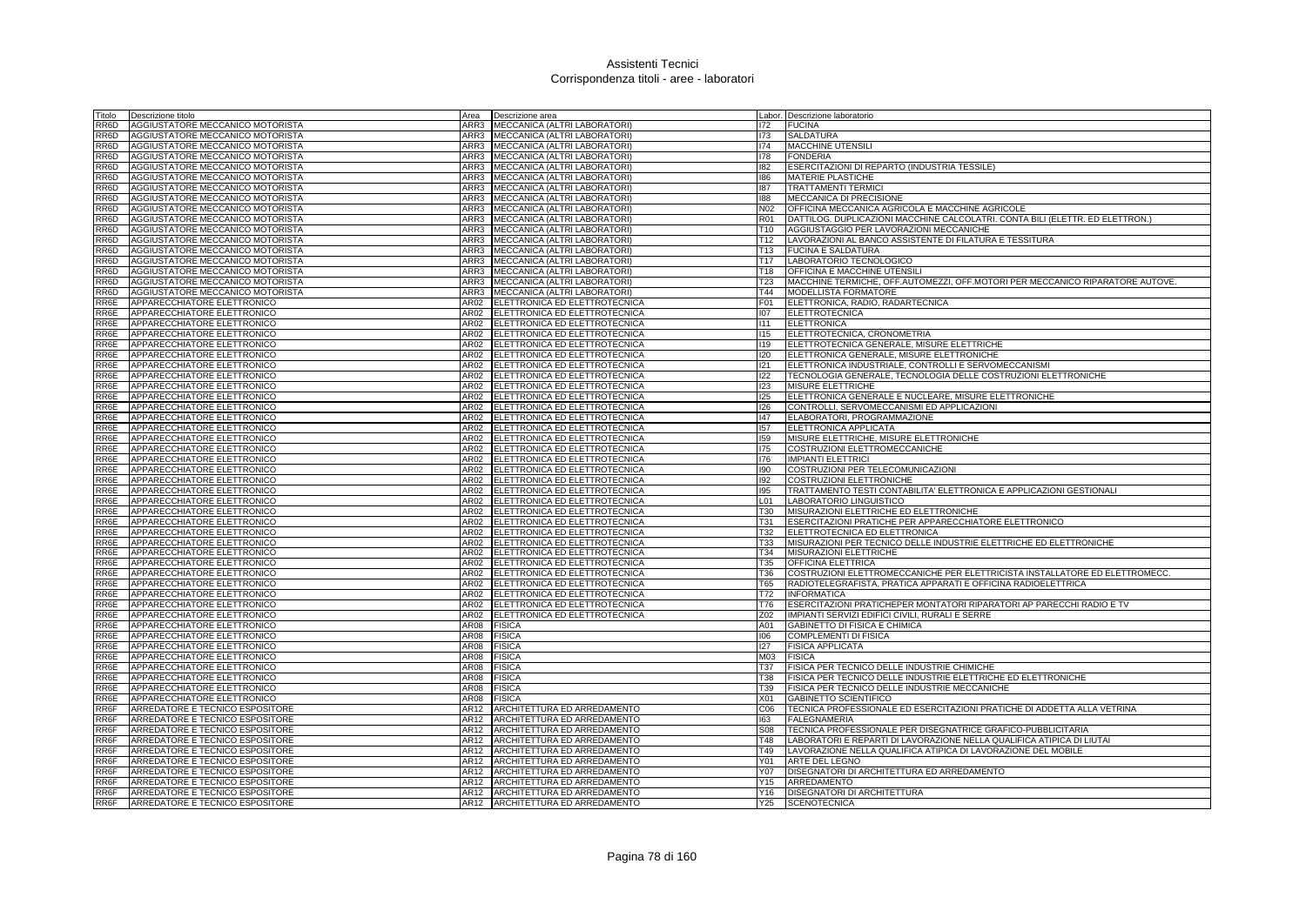# Assistenti Tecnici
## Corrispondenza titoli - aree - laboratori

| Titolo | Descrizione titolo | Area | Descrizione area | Labor. | Descrizione laboratorio |
|---|---|---|---|---|---|
| RR6D | AGGIUSTATORE MECCANICO MOTORISTA | ARR3 | MECCANICA (ALTRI LABORATORI) | I72 | FUCINA |
| RR6D | AGGIUSTATORE MECCANICO MOTORISTA | ARR3 | MECCANICA (ALTRI LABORATORI) | I73 | SALDATURA |
| RR6D | AGGIUSTATORE MECCANICO MOTORISTA | ARR3 | MECCANICA (ALTRI LABORATORI) | I74 | MACCHINE UTENSILI |
| RR6D | AGGIUSTATORE MECCANICO MOTORISTA | ARR3 | MECCANICA (ALTRI LABORATORI) | I78 | FONDERIA |
| RR6D | AGGIUSTATORE MECCANICO MOTORISTA | ARR3 | MECCANICA (ALTRI LABORATORI) | I82 | ESERCITAZIONI DI REPARTO (INDUSTRIA TESSILE) |
| RR6D | AGGIUSTATORE MECCANICO MOTORISTA | ARR3 | MECCANICA (ALTRI LABORATORI) | I86 | MATERIE PLASTICHE |
| RR6D | AGGIUSTATORE MECCANICO MOTORISTA | ARR3 | MECCANICA (ALTRI LABORATORI) | I87 | TRATTAMENTI TERMICI |
| RR6D | AGGIUSTATORE MECCANICO MOTORISTA | ARR3 | MECCANICA (ALTRI LABORATORI) | I88 | MECCANICA DI PRECISIONE |
| RR6D | AGGIUSTATORE MECCANICO MOTORISTA | ARR3 | MECCANICA (ALTRI LABORATORI) | N02 | OFFICINA MECCANICA AGRICOLA E MACCHINE AGRICOLE |
| RR6D | AGGIUSTATORE MECCANICO MOTORISTA | ARR3 | MECCANICA (ALTRI LABORATORI) | R01 | DATTILOG. DUPLICAZIONI MACCHINE CALCOLATRI. CONTA BILI (ELETTR. ED ELETTRON.) |
| RR6D | AGGIUSTATORE MECCANICO MOTORISTA | ARR3 | MECCANICA (ALTRI LABORATORI) | T10 | AGGIUSTAGGIO PER LAVORAZIONI MECCANICHE |
| RR6D | AGGIUSTATORE MECCANICO MOTORISTA | ARR3 | MECCANICA (ALTRI LABORATORI) | T12 | LAVORAZIONI AL BANCO ASSISTENTE DI FILATURA E TESSITURA |
| RR6D | AGGIUSTATORE MECCANICO MOTORISTA | ARR3 | MECCANICA (ALTRI LABORATORI) | T13 | FUCINA E SALDATURA |
| RR6D | AGGIUSTATORE MECCANICO MOTORISTA | ARR3 | MECCANICA (ALTRI LABORATORI) | T17 | LABORATORIO TECNOLOGICO |
| RR6D | AGGIUSTATORE MECCANICO MOTORISTA | ARR3 | MECCANICA (ALTRI LABORATORI) | T18 | OFFICINA E MACCHINE UTENSILI |
| RR6D | AGGIUSTATORE MECCANICO MOTORISTA | ARR3 | MECCANICA (ALTRI LABORATORI) | T23 | MACCHINE TERMICHE, OFF.AUTOMEZZI, OFF.MOTORI PER MECCANICO RIPARATORE AUTOVE. |
| RR6D | AGGIUSTATORE MECCANICO MOTORISTA | ARR3 | MECCANICA (ALTRI LABORATORI) | T44 | MODELLISTA FORMATORE |
| RR6E | APPARECCHIATORE ELETTRONICO | AR02 | ELETTRONICA ED ELETTROTECNICA | F01 | ELETTRONICA, RADIO, RADARTECNICA |
| RR6E | APPARECCHIATORE ELETTRONICO | AR02 | ELETTRONICA ED ELETTROTECNICA | I07 | ELETTROTECNICA |
| RR6E | APPARECCHIATORE ELETTRONICO | AR02 | ELETTRONICA ED ELETTROTECNICA | I11 | ELETTRONICA |
| RR6E | APPARECCHIATORE ELETTRONICO | AR02 | ELETTRONICA ED ELETTROTECNICA | I15 | ELETTROTECNICA, CRONOMETRIA |
| RR6E | APPARECCHIATORE ELETTRONICO | AR02 | ELETTRONICA ED ELETTROTECNICA | I19 | ELETTROTECNICA GENERALE, MISURE ELETTRICHE |
| RR6E | APPARECCHIATORE ELETTRONICO | AR02 | ELETTRONICA ED ELETTROTECNICA | I20 | ELETTRONICA GENERALE, MISURE ELETTRONICHE |
| RR6E | APPARECCHIATORE ELETTRONICO | AR02 | ELETTRONICA ED ELETTROTECNICA | I21 | ELETTRONICA INDUSTRIALE, CONTROLLI E SERVOMECCANISMI |
| RR6E | APPARECCHIATORE ELETTRONICO | AR02 | ELETTRONICA ED ELETTROTECNICA | I22 | TECNOLOGIA GENERALE, TECNOLOGIA DELLE COSTRUZIONI ELETTRONICHE |
| RR6E | APPARECCHIATORE ELETTRONICO | AR02 | ELETTRONICA ED ELETTROTECNICA | I23 | MISURE ELETTRICHE |
| RR6E | APPARECCHIATORE ELETTRONICO | AR02 | ELETTRONICA ED ELETTROTECNICA | I25 | ELETTRONICA GENERALE E NUCLEARE, MISURE ELETTRONICHE |
| RR6E | APPARECCHIATORE ELETTRONICO | AR02 | ELETTRONICA ED ELETTROTECNICA | I26 | CONTROLLI, SERVOMECCANISMI ED APPLICAZIONI |
| RR6E | APPARECCHIATORE ELETTRONICO | AR02 | ELETTRONICA ED ELETTROTECNICA | I47 | ELABORATORI, PROGRAMMAZIONE |
| RR6E | APPARECCHIATORE ELETTRONICO | AR02 | ELETTRONICA ED ELETTROTECNICA | I57 | ELETTRONICA APPLICATA |
| RR6E | APPARECCHIATORE ELETTRONICO | AR02 | ELETTRONICA ED ELETTROTECNICA | I59 | MISURE ELETTRICHE, MISURE ELETTRONICHE |
| RR6E | APPARECCHIATORE ELETTRONICO | AR02 | ELETTRONICA ED ELETTROTECNICA | I75 | COSTRUZIONI ELETTROMECCANICHE |
| RR6E | APPARECCHIATORE ELETTRONICO | AR02 | ELETTRONICA ED ELETTROTECNICA | I76 | IMPIANTI ELETTRICI |
| RR6E | APPARECCHIATORE ELETTRONICO | AR02 | ELETTRONICA ED ELETTROTECNICA | I90 | COSTRUZIONI PER TELECOMUNICAZIONI |
| RR6E | APPARECCHIATORE ELETTRONICO | AR02 | ELETTRONICA ED ELETTROTECNICA | I92 | COSTRUZIONI ELETTRONICHE |
| RR6E | APPARECCHIATORE ELETTRONICO | AR02 | ELETTRONICA ED ELETTROTECNICA | I95 | TRATTAMENTO TESTI CONTABILITA' ELETTRONICA E APPLICAZIONI GESTIONALI |
| RR6E | APPARECCHIATORE ELETTRONICO | AR02 | ELETTRONICA ED ELETTROTECNICA | L01 | LABORATORIO LINGUISTICO |
| RR6E | APPARECCHIATORE ELETTRONICO | AR02 | ELETTRONICA ED ELETTROTECNICA | T30 | MISURAZIONI ELETTRICHE ED ELETTRONICHE |
| RR6E | APPARECCHIATORE ELETTRONICO | AR02 | ELETTRONICA ED ELETTROTECNICA | T31 | ESERCITAZIONI PRATICHE PER APPARECCHIATORE ELETTRONICO |
| RR6E | APPARECCHIATORE ELETTRONICO | AR02 | ELETTRONICA ED ELETTROTECNICA | T32 | ELETTROTECNICA ED ELETTRONICA |
| RR6E | APPARECCHIATORE ELETTRONICO | AR02 | ELETTRONICA ED ELETTROTECNICA | T33 | MISURAZIONI PER TECNICO DELLE INDUSTRIE ELETTRICHE ED ELETTRONICHE |
| RR6E | APPARECCHIATORE ELETTRONICO | AR02 | ELETTRONICA ED ELETTROTECNICA | T34 | MISURAZIONI ELETTRICHE |
| RR6E | APPARECCHIATORE ELETTRONICO | AR02 | ELETTRONICA ED ELETTROTECNICA | T35 | OFFICINA ELETTRICA |
| RR6E | APPARECCHIATORE ELETTRONICO | AR02 | ELETTRONICA ED ELETTROTECNICA | T36 | COSTRUZIONI ELETTROMECCANICHE PER ELETTRICISTA INSTALLATORE ED ELETTROMECC. |
| RR6E | APPARECCHIATORE ELETTRONICO | AR02 | ELETTRONICA ED ELETTROTECNICA | T65 | RADIOTELEGRAFISTA, PRATICA APPARATI E OFFICINA RADIOELETTRICA |
| RR6E | APPARECCHIATORE ELETTRONICO | AR02 | ELETTRONICA ED ELETTROTECNICA | T72 | INFORMATICA |
| RR6E | APPARECCHIATORE ELETTRONICO | AR02 | ELETTRONICA ED ELETTROTECNICA | T76 | ESERCITAZIONI PRATICHEPER MONTATORI RIPARATORI AP PARECCHI RADIO E TV |
| RR6E | APPARECCHIATORE ELETTRONICO | AR02 | ELETTRONICA ED ELETTROTECNICA | Z02 | IMPIANTI SERVIZI EDIFICI CIVILI, RURALI E SERRE |
| RR6E | APPARECCHIATORE ELETTRONICO | AR08 | FISICA | A01 | GABINETTO DI FISICA E CHIMICA |
| RR6E | APPARECCHIATORE ELETTRONICO | AR08 | FISICA | I06 | COMPLEMENTI DI FISICA |
| RR6E | APPARECCHIATORE ELETTRONICO | AR08 | FISICA | I27 | FISICA APPLICATA |
| RR6E | APPARECCHIATORE ELETTRONICO | AR08 | FISICA | M03 | FISICA |
| RR6E | APPARECCHIATORE ELETTRONICO | AR08 | FISICA | T37 | FISICA PER TECNICO DELLE INDUSTRIE CHIMICHE |
| RR6E | APPARECCHIATORE ELETTRONICO | AR08 | FISICA | T38 | FISICA PER TECNICO DELLE INDUSTRIE ELETTRICHE ED ELETTRONICHE |
| RR6E | APPARECCHIATORE ELETTRONICO | AR08 | FISICA | T39 | FISICA PER TECNICO DELLE INDUSTRIE MECCANICHE |
| RR6E | APPARECCHIATORE ELETTRONICO | AR08 | FISICA | X01 | GABINETTO SCIENTIFICO |
| RR6F | ARREDATORE E TECNICO ESPOSITORE | AR12 | ARCHITETTURA ED ARREDAMENTO | C06 | TECNICA PROFESSIONALE ED ESERCITAZIONI PRATICHE DI ADDETTA ALLA VETRINA |
| RR6F | ARREDATORE E TECNICO ESPOSITORE | AR12 | ARCHITETTURA ED ARREDAMENTO | I63 | FALEGNAMERIA |
| RR6F | ARREDATORE E TECNICO ESPOSITORE | AR12 | ARCHITETTURA ED ARREDAMENTO | S08 | TECNICA PROFESSIONALE PER DISEGNATRICE GRAFICO-PUBBLICITARIA |
| RR6F | ARREDATORE E TECNICO ESPOSITORE | AR12 | ARCHITETTURA ED ARREDAMENTO | T48 | LABORATORI E REPARTI DI LAVORAZIONE NELLA QUALIFICA ATIPICA DI LIUTAI |
| RR6F | ARREDATORE E TECNICO ESPOSITORE | AR12 | ARCHITETTURA ED ARREDAMENTO | T49 | LAVORAZIONE NELLA QUALIFICA ATIPICA DI LAVORAZIONE DEL MOBILE |
| RR6F | ARREDATORE E TECNICO ESPOSITORE | AR12 | ARCHITETTURA ED ARREDAMENTO | Y01 | ARTE DEL LEGNO |
| RR6F | ARREDATORE E TECNICO ESPOSITORE | AR12 | ARCHITETTURA ED ARREDAMENTO | Y07 | DISEGNATORI DI ARCHITETTURA ED ARREDAMENTO |
| RR6F | ARREDATORE E TECNICO ESPOSITORE | AR12 | ARCHITETTURA ED ARREDAMENTO | Y15 | ARREDAMENTO |
| RR6F | ARREDATORE E TECNICO ESPOSITORE | AR12 | ARCHITETTURA ED ARREDAMENTO | Y16 | DISEGNATORI DI ARCHITETTURA |
| RR6F | ARREDATORE E TECNICO ESPOSITORE | AR12 | ARCHITETTURA ED ARREDAMENTO | Y25 | SCENOTECNICA |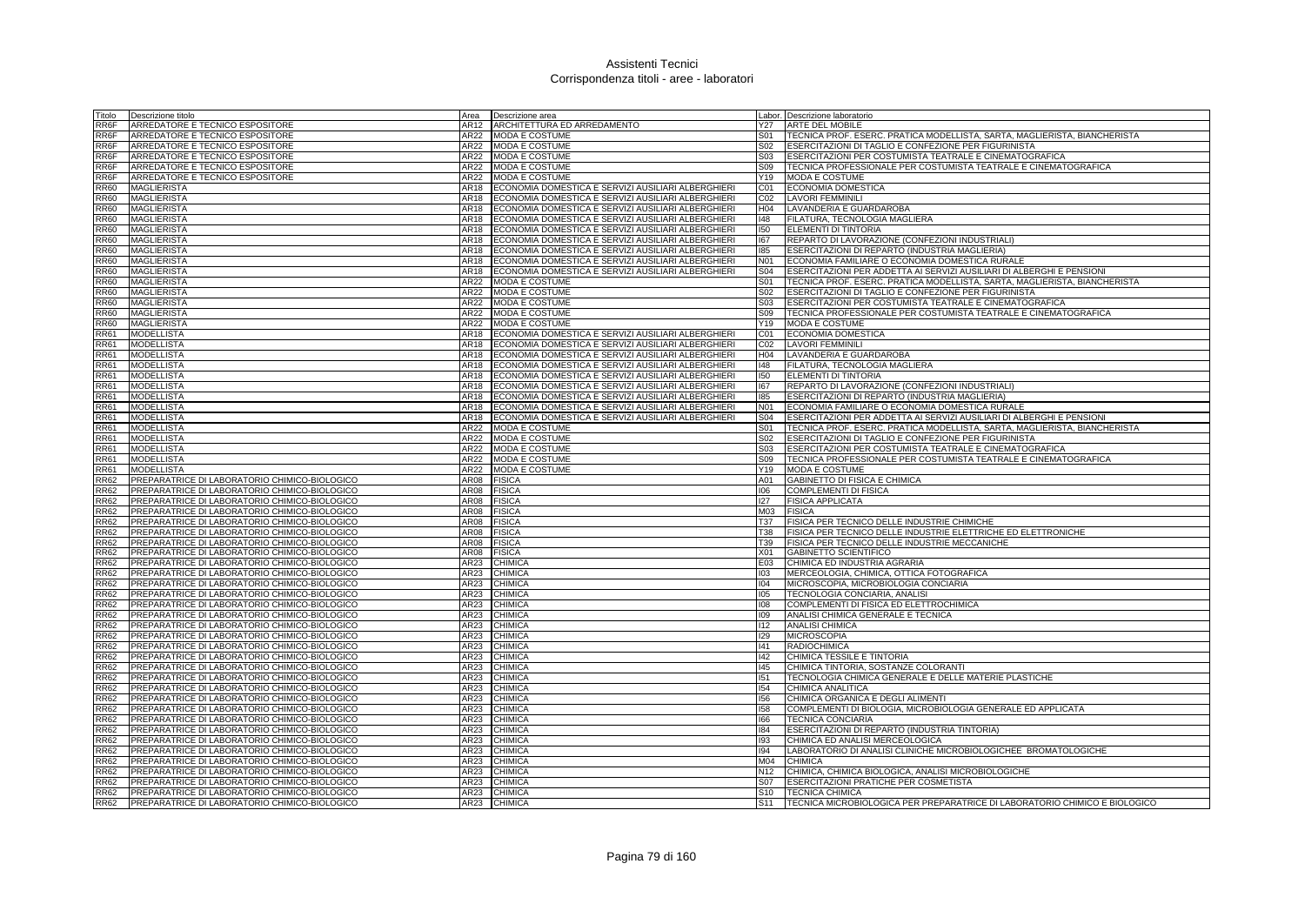# Assistenti Tecnici
## Corrispondenza titoli - aree - laboratori

| Titolo | Descrizione titolo | Area | Descrizione area | Labor. | Descrizione laboratorio |
|---|---|---|---|---|---|
| RR6F | ARREDATORE E TECNICO ESPOSITORE | AR12 | ARCHITETTURA ED ARREDAMENTO | Y27 | ARTE DEL MOBILE |
| RR6F | ARREDATORE E TECNICO ESPOSITORE | AR22 | MODA E COSTUME | S01 | TECNICA PROF. ESERC. PRATICA MODELLISTA, SARTA, MAGLIERISTA, BIANCHERISTA |
| RR6F | ARREDATORE E TECNICO ESPOSITORE | AR22 | MODA E COSTUME | S02 | ESERCITAZIONI DI TAGLIO E CONFEZIONE PER FIGURINISTA |
| RR6F | ARREDATORE E TECNICO ESPOSITORE | AR22 | MODA E COSTUME | S03 | ESERCITAZIONI PER COSTUMISTA TEATRALE E CINEMATOGRAFICA |
| RR6F | ARREDATORE E TECNICO ESPOSITORE | AR22 | MODA E COSTUME | S09 | TECNICA PROFESSIONALE PER COSTUMISTA TEATRALE E CINEMATOGRAFICA |
| RR6F | ARREDATORE E TECNICO ESPOSITORE | AR22 | MODA E COSTUME | Y19 | MODA E COSTUME |
| RR60 | MAGLIERISTA | AR18 | ECONOMIA DOMESTICA E SERVIZI AUSILIARI ALBERGHIERI | C01 | ECONOMIA DOMESTICA |
| RR60 | MAGLIERISTA | AR18 | ECONOMIA DOMESTICA E SERVIZI AUSILIARI ALBERGHIERI | C02 | LAVORI FEMMINILI |
| RR60 | MAGLIERISTA | AR18 | ECONOMIA DOMESTICA E SERVIZI AUSILIARI ALBERGHIERI | H04 | LAVANDERIA E GUARDAROBA |
| RR60 | MAGLIERISTA | AR18 | ECONOMIA DOMESTICA E SERVIZI AUSILIARI ALBERGHIERI | I48 | FILATURA, TECNOLOGIA MAGLIERA |
| RR60 | MAGLIERISTA | AR18 | ECONOMIA DOMESTICA E SERVIZI AUSILIARI ALBERGHIERI | I50 | ELEMENTI DI TINTORIA |
| RR60 | MAGLIERISTA | AR18 | ECONOMIA DOMESTICA E SERVIZI AUSILIARI ALBERGHIERI | I67 | REPARTO DI LAVORAZIONE (CONFEZIONI INDUSTRIALI) |
| RR60 | MAGLIERISTA | AR18 | ECONOMIA DOMESTICA E SERVIZI AUSILIARI ALBERGHIERI | I85 | ESERCITAZIONI DI REPARTO (INDUSTRIA MAGLIERIA) |
| RR60 | MAGLIERISTA | AR18 | ECONOMIA DOMESTICA E SERVIZI AUSILIARI ALBERGHIERI | N01 | ECONOMIA FAMILIARE O ECONOMIA DOMESTICA RURALE |
| RR60 | MAGLIERISTA | AR18 | ECONOMIA DOMESTICA E SERVIZI AUSILIARI ALBERGHIERI | S04 | ESERCITAZIONI PER ADDETTA AI SERVIZI AUSILIARI DI ALBERGHI E PENSIONI |
| RR60 | MAGLIERISTA | AR22 | MODA E COSTUME | S01 | TECNICA PROF. ESERC. PRATICA MODELLISTA, SARTA, MAGLIERISTA, BIANCHERISTA |
| RR60 | MAGLIERISTA | AR22 | MODA E COSTUME | S02 | ESERCITAZIONI DI TAGLIO E CONFEZIONE PER FIGURINISTA |
| RR60 | MAGLIERISTA | AR22 | MODA E COSTUME | S03 | ESERCITAZIONI PER COSTUMISTA TEATRALE E CINEMATOGRAFICA |
| RR60 | MAGLIERISTA | AR22 | MODA E COSTUME | S09 | TECNICA PROFESSIONALE PER COSTUMISTA TEATRALE E CINEMATOGRAFICA |
| RR60 | MAGLIERISTA | AR22 | MODA E COSTUME | Y19 | MODA E COSTUME |
| RR61 | MODELLISTA | AR18 | ECONOMIA DOMESTICA E SERVIZI AUSILIARI ALBERGHIERI | C01 | ECONOMIA DOMESTICA |
| RR61 | MODELLISTA | AR18 | ECONOMIA DOMESTICA E SERVIZI AUSILIARI ALBERGHIERI | C02 | LAVORI FEMMINILI |
| RR61 | MODELLISTA | AR18 | ECONOMIA DOMESTICA E SERVIZI AUSILIARI ALBERGHIERI | H04 | LAVANDERIA E GUARDAROBA |
| RR61 | MODELLISTA | AR18 | ECONOMIA DOMESTICA E SERVIZI AUSILIARI ALBERGHIERI | I48 | FILATURA, TECNOLOGIA MAGLIERA |
| RR61 | MODELLISTA | AR18 | ECONOMIA DOMESTICA E SERVIZI AUSILIARI ALBERGHIERI | I50 | ELEMENTI DI TINTORIA |
| RR61 | MODELLISTA | AR18 | ECONOMIA DOMESTICA E SERVIZI AUSILIARI ALBERGHIERI | I67 | REPARTO DI LAVORAZIONE (CONFEZIONI INDUSTRIALI) |
| RR61 | MODELLISTA | AR18 | ECONOMIA DOMESTICA E SERVIZI AUSILIARI ALBERGHIERI | I85 | ESERCITAZIONI DI REPARTO (INDUSTRIA MAGLIERIA) |
| RR61 | MODELLISTA | AR18 | ECONOMIA DOMESTICA E SERVIZI AUSILIARI ALBERGHIERI | N01 | ECONOMIA FAMILIARE O ECONOMIA DOMESTICA RURALE |
| RR61 | MODELLISTA | AR18 | ECONOMIA DOMESTICA E SERVIZI AUSILIARI ALBERGHIERI | S04 | ESERCITAZIONI PER ADDETTA AI SERVIZI AUSILIARI DI ALBERGHI E PENSIONI |
| RR61 | MODELLISTA | AR22 | MODA E COSTUME | S01 | TECNICA PROF. ESERC. PRATICA MODELLISTA, SARTA, MAGLIERISTA, BIANCHERISTA |
| RR61 | MODELLISTA | AR22 | MODA E COSTUME | S02 | ESERCITAZIONI DI TAGLIO E CONFEZIONE PER FIGURINISTA |
| RR61 | MODELLISTA | AR22 | MODA E COSTUME | S03 | ESERCITAZIONI PER COSTUMISTA TEATRALE E CINEMATOGRAFICA |
| RR61 | MODELLISTA | AR22 | MODA E COSTUME | S09 | TECNICA PROFESSIONALE PER COSTUMISTA TEATRALE E CINEMATOGRAFICA |
| RR61 | MODELLISTA | AR22 | MODA E COSTUME | Y19 | MODA E COSTUME |
| RR62 | PREPARATRICE DI LABORATORIO CHIMICO-BIOLOGICO | AR08 | FISICA | A01 | GABINETTO DI FISICA E CHIMICA |
| RR62 | PREPARATRICE DI LABORATORIO CHIMICO-BIOLOGICO | AR08 | FISICA | I06 | COMPLEMENTI DI FISICA |
| RR62 | PREPARATRICE DI LABORATORIO CHIMICO-BIOLOGICO | AR08 | FISICA | I27 | FISICA APPLICATA |
| RR62 | PREPARATRICE DI LABORATORIO CHIMICO-BIOLOGICO | AR08 | FISICA | M03 | FISICA |
| RR62 | PREPARATRICE DI LABORATORIO CHIMICO-BIOLOGICO | AR08 | FISICA | T37 | FISICA PER TECNICO DELLE INDUSTRIE CHIMICHE |
| RR62 | PREPARATRICE DI LABORATORIO CHIMICO-BIOLOGICO | AR08 | FISICA | T38 | FISICA PER TECNICO DELLE INDUSTRIE ELETTRICHE ED ELETTRONICHE |
| RR62 | PREPARATRICE DI LABORATORIO CHIMICO-BIOLOGICO | AR08 | FISICA | T39 | FISICA PER TECNICO DELLE INDUSTRIE MECCANICHE |
| RR62 | PREPARATRICE DI LABORATORIO CHIMICO-BIOLOGICO | AR08 | FISICA | X01 | GABINETTO SCIENTIFICO |
| RR62 | PREPARATRICE DI LABORATORIO CHIMICO-BIOLOGICO | AR23 | CHIMICA | E03 | CHIMICA ED INDUSTRIA AGRARIA |
| RR62 | PREPARATRICE DI LABORATORIO CHIMICO-BIOLOGICO | AR23 | CHIMICA | I03 | MERCEOLOGIA, CHIMICA, OTTICA FOTOGRAFICA |
| RR62 | PREPARATRICE DI LABORATORIO CHIMICO-BIOLOGICO | AR23 | CHIMICA | I04 | MICROSCOPIA, MICROBIOLOGIA CONCIARIA |
| RR62 | PREPARATRICE DI LABORATORIO CHIMICO-BIOLOGICO | AR23 | CHIMICA | I05 | TECNOLOGIA CONCIARIA, ANALISI |
| RR62 | PREPARATRICE DI LABORATORIO CHIMICO-BIOLOGICO | AR23 | CHIMICA | I08 | COMPLEMENTI DI FISICA ED ELETTROCHIMICA |
| RR62 | PREPARATRICE DI LABORATORIO CHIMICO-BIOLOGICO | AR23 | CHIMICA | I09 | ANALISI CHIMICA GENERALE E TECNICA |
| RR62 | PREPARATRICE DI LABORATORIO CHIMICO-BIOLOGICO | AR23 | CHIMICA | I12 | ANALISI CHIMICA |
| RR62 | PREPARATRICE DI LABORATORIO CHIMICO-BIOLOGICO | AR23 | CHIMICA | I29 | MICROSCOPIA |
| RR62 | PREPARATRICE DI LABORATORIO CHIMICO-BIOLOGICO | AR23 | CHIMICA | I41 | RADIOCHIMICA |
| RR62 | PREPARATRICE DI LABORATORIO CHIMICO-BIOLOGICO | AR23 | CHIMICA | I42 | CHIMICA TESSILE E TINTORIA |
| RR62 | PREPARATRICE DI LABORATORIO CHIMICO-BIOLOGICO | AR23 | CHIMICA | I45 | CHIMICA TINTORIA, SOSTANZE COLORANTI |
| RR62 | PREPARATRICE DI LABORATORIO CHIMICO-BIOLOGICO | AR23 | CHIMICA | I51 | TECNOLOGIA CHIMICA GENERALE E DELLE MATERIE PLASTICHE |
| RR62 | PREPARATRICE DI LABORATORIO CHIMICO-BIOLOGICO | AR23 | CHIMICA | I54 | CHIMICA ANALITICA |
| RR62 | PREPARATRICE DI LABORATORIO CHIMICO-BIOLOGICO | AR23 | CHIMICA | I56 | CHIMICA ORGANICA E DEGLI ALIMENTI |
| RR62 | PREPARATRICE DI LABORATORIO CHIMICO-BIOLOGICO | AR23 | CHIMICA | I58 | COMPLEMENTI DI BIOLOGIA, MICROBIOLOGIA GENERALE ED APPLICATA |
| RR62 | PREPARATRICE DI LABORATORIO CHIMICO-BIOLOGICO | AR23 | CHIMICA | I66 | TECNICA CONCIARIA |
| RR62 | PREPARATRICE DI LABORATORIO CHIMICO-BIOLOGICO | AR23 | CHIMICA | I84 | ESERCITAZIONI DI REPARTO (INDUSTRIA TINTORIA) |
| RR62 | PREPARATRICE DI LABORATORIO CHIMICO-BIOLOGICO | AR23 | CHIMICA | I93 | CHIMICA ED ANALISI MERCEOLOGICA |
| RR62 | PREPARATRICE DI LABORATORIO CHIMICO-BIOLOGICO | AR23 | CHIMICA | I94 | LABORATORIO DI ANALISI CLINICHE MICROBIOLOGICHEE BROMATOLOGICHE |
| RR62 | PREPARATRICE DI LABORATORIO CHIMICO-BIOLOGICO | AR23 | CHIMICA | M04 | CHIMICA |
| RR62 | PREPARATRICE DI LABORATORIO CHIMICO-BIOLOGICO | AR23 | CHIMICA | N12 | CHIMICA, CHIMICA BIOLOGICA, ANALISI MICROBIOLOGICHE |
| RR62 | PREPARATRICE DI LABORATORIO CHIMICO-BIOLOGICO | AR23 | CHIMICA | S07 | ESERCITAZIONI PRATICHE PER COSMETISTA |
| RR62 | PREPARATRICE DI LABORATORIO CHIMICO-BIOLOGICO | AR23 | CHIMICA | S10 | TECNICA CHIMICA |
| RR62 | PREPARATRICE DI LABORATORIO CHIMICO-BIOLOGICO | AR23 | CHIMICA | S11 | TECNICA MICROBIOLOGICA PER PREPARATRICE DI LABORATORIO CHIMICO E BIOLOGICO |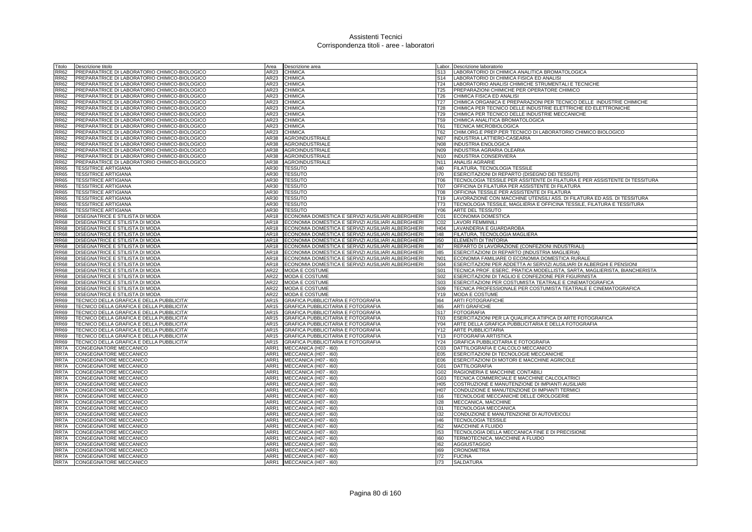# Assistenti Tecnici
## Corrispondenza titoli - aree - laboratori

| Titolo | Descrizione titolo | Area | Descrizione area | Labor. | Descrizione laboratorio |
|---|---|---|---|---|---|
| RR62 | PREPARATRICE DI LABORATORIO CHIMICO-BIOLOGICO | AR23 | CHIMICA | S13 | LABORATORIO DI CHIMICA ANALITICA BROMATOLOGICA |
| RR62 | PREPARATRICE DI LABORATORIO CHIMICO-BIOLOGICO | AR23 | CHIMICA | S14 | LABORATORIO DI CHIMICA FISICA ED ANALISI |
| RR62 | PREPARATRICE DI LABORATORIO CHIMICO-BIOLOGICO | AR23 | CHIMICA | T24 | LABORATORIO ANALISI CHIMICHE STRUMENTALI E TECNICHE |
| RR62 | PREPARATRICE DI LABORATORIO CHIMICO-BIOLOGICO | AR23 | CHIMICA | T25 | PREPARAZIONI CHIMICHE PER OPERATORE CHIMICO |
| RR62 | PREPARATRICE DI LABORATORIO CHIMICO-BIOLOGICO | AR23 | CHIMICA | T26 | CHIMICA FISICA ED ANALISI |
| RR62 | PREPARATRICE DI LABORATORIO CHIMICO-BIOLOGICO | AR23 | CHIMICA | T27 | CHIMICA ORGANICA E PREPARAZIONI PER TECNICO DELLE INDUSTRIE CHIMICHE |
| RR62 | PREPARATRICE DI LABORATORIO CHIMICO-BIOLOGICO | AR23 | CHIMICA | T28 | CHIMICA PER TECNICO DELLE INDUSTRIE ELETTRICHE ED ELETTRONICHE |
| RR62 | PREPARATRICE DI LABORATORIO CHIMICO-BIOLOGICO | AR23 | CHIMICA | T29 | CHIMICA PER TECNICO DELLE INDUSTRIE MECCANICHE |
| RR62 | PREPARATRICE DI LABORATORIO CHIMICO-BIOLOGICO | AR23 | CHIMICA | T59 | CHIMICA ANALITICA BROMATOLOGICA |
| RR62 | PREPARATRICE DI LABORATORIO CHIMICO-BIOLOGICO | AR23 | CHIMICA | T61 | TECNICA MICROBIOLOGICA |
| RR62 | PREPARATRICE DI LABORATORIO CHIMICO-BIOLOGICO | AR23 | CHIMICA | T62 | CHIM.ORG.E PREP.PER TECNICO DI LABORATORIO CHIMICO BIOLOGICO |
| RR62 | PREPARATRICE DI LABORATORIO CHIMICO-BIOLOGICO | AR38 | AGROINDUSTRIALE | N07 | INDUSTRIA LATTIERO-CASEARIA |
| RR62 | PREPARATRICE DI LABORATORIO CHIMICO-BIOLOGICO | AR38 | AGROINDUSTRIALE | N08 | INDUSTRIA ENOLOGICA |
| RR62 | PREPARATRICE DI LABORATORIO CHIMICO-BIOLOGICO | AR38 | AGROINDUSTRIALE | N09 | INDUSTRIA AGRARIA OLEARIA |
| RR62 | PREPARATRICE DI LABORATORIO CHIMICO-BIOLOGICO | AR38 | AGROINDUSTRIALE | N10 | INDUSTRIA CONSERVIERA |
| RR62 | PREPARATRICE DI LABORATORIO CHIMICO-BIOLOGICO | AR38 | AGROINDUSTRIALE | N11 | ANALISI AGRARIE |
| RR65 | TESSITRICE ARTIGIANA | AR30 | TESSUTO | I40 | FILATURA, TECNOLOGIA TESSILE |
| RR65 | TESSITRICE ARTIGIANA | AR30 | TESSUTO | I70 | ESERCITAZIONI DI REPARTO (DISEGNO DEI TESSUTI) |
| RR65 | TESSITRICE ARTIGIANA | AR30 | TESSUTO | T06 | TECNOLOGIA TESSILE PER ASSITENTE DI FILATURA E PER ASSISTENTE DI TESSITURA |
| RR65 | TESSITRICE ARTIGIANA | AR30 | TESSUTO | T07 | OFFICINA DI FILATURA PER ASSISTENTE DI FILATURA |
| RR65 | TESSITRICE ARTIGIANA | AR30 | TESSUTO | T08 | OFFICINA TESSILE PER ASSISTENTE DI FILATURA |
| RR65 | TESSITRICE ARTIGIANA | AR30 | TESSUTO | T19 | LAVORAZIONE CON MACCHINE UTENSILI ASS. DI FILATURA ED ASS. DI TESSITURA |
| RR65 | TESSITRICE ARTIGIANA | AR30 | TESSUTO | T73 | TECNOLOGIA TESSILE, MAGLIERIA E OFFICINA TESSILE, FILATURA E TESSITURA |
| RR65 | TESSITRICE ARTIGIANA | AR30 | TESSUTO | Y06 | ARTE DEL TESSUTO |
| RR68 | DISEGNATRICE E STILISTA DI MODA | AR18 | ECONOMIA DOMESTICA E SERVIZI AUSILIARI ALBERGHIERI | C01 | ECONOMIA DOMESTICA |
| RR68 | DISEGNATRICE E STILISTA DI MODA | AR18 | ECONOMIA DOMESTICA E SERVIZI AUSILIARI ALBERGHIERI | C02 | LAVORI FEMMINILI |
| RR68 | DISEGNATRICE E STILISTA DI MODA | AR18 | ECONOMIA DOMESTICA E SERVIZI AUSILIARI ALBERGHIERI | H04 | LAVANDERIA E GUARDAROBA |
| RR68 | DISEGNATRICE E STILISTA DI MODA | AR18 | ECONOMIA DOMESTICA E SERVIZI AUSILIARI ALBERGHIERI | I48 | FILATURA, TECNOLOGIA MAGLIERA |
| RR68 | DISEGNATRICE E STILISTA DI MODA | AR18 | ECONOMIA DOMESTICA E SERVIZI AUSILIARI ALBERGHIERI | I50 | ELEMENTI DI TINTORIA |
| RR68 | DISEGNATRICE E STILISTA DI MODA | AR18 | ECONOMIA DOMESTICA E SERVIZI AUSILIARI ALBERGHIERI | I67 | REPARTO DI LAVORAZIONE (CONFEZIONI INDUSTRIALI) |
| RR68 | DISEGNATRICE E STILISTA DI MODA | AR18 | ECONOMIA DOMESTICA E SERVIZI AUSILIARI ALBERGHIERI | I85 | ESERCITAZIONI DI REPARTO (INDUSTRIA MAGLIERIA) |
| RR68 | DISEGNATRICE E STILISTA DI MODA | AR18 | ECONOMIA DOMESTICA E SERVIZI AUSILIARI ALBERGHIERI | N01 | ECONOMIA FAMILIARE O ECONOMIA DOMESTICA RURALE |
| RR68 | DISEGNATRICE E STILISTA DI MODA | AR18 | ECONOMIA DOMESTICA E SERVIZI AUSILIARI ALBERGHIERI | S04 | ESERCITAZIONI PER ADDETTA AI SERVIZI AUSILIARI DI ALBERGHI E PENSIONI |
| RR68 | DISEGNATRICE E STILISTA DI MODA | AR22 | MODA E COSTUME | S01 | TECNICA PROF. ESERC. PRATICA MODELLISTA, SARTA, MAGLIERISTA, BIANCHERISTA |
| RR68 | DISEGNATRICE E STILISTA DI MODA | AR22 | MODA E COSTUME | S02 | ESERCITAZIONI DI TAGLIO E CONFEZIONE PER FIGURINISTA |
| RR68 | DISEGNATRICE E STILISTA DI MODA | AR22 | MODA E COSTUME | S03 | ESERCITAZIONI PER COSTUMISTA TEATRALE E CINEMATOGRAFICA |
| RR68 | DISEGNATRICE E STILISTA DI MODA | AR22 | MODA E COSTUME | S09 | TECNICA PROFESSIONALE PER COSTUMISTA TEATRALE E CINEMATOGRAFICA |
| RR68 | DISEGNATRICE E STILISTA DI MODA | AR22 | MODA E COSTUME | Y19 | MODA E COSTUME |
| RR69 | TECNICO DELLA GRAFICA E DELLA PUBBLICITA' | AR15 | GRAFICA PUBBLICITARIA E FOTOGRAFIA | I64 | ARTI FOTOGRAFICHE |
| RR69 | TECNICO DELLA GRAFICA E DELLA PUBBLICITA' | AR15 | GRAFICA PUBBLICITARIA E FOTOGRAFIA | I65 | ARTI GRAFICHE |
| RR69 | TECNICO DELLA GRAFICA E DELLA PUBBLICITA' | AR15 | GRAFICA PUBBLICITARIA E FOTOGRAFIA | S17 | FOTOGRAFIA |
| RR69 | TECNICO DELLA GRAFICA E DELLA PUBBLICITA' | AR15 | GRAFICA PUBBLICITARIA E FOTOGRAFIA | T03 | ESERCITAZIONI PER LA QUALIFICA ATIPICA DI ARTE FOTOGRAFICA |
| RR69 | TECNICO DELLA GRAFICA E DELLA PUBBLICITA' | AR15 | GRAFICA PUBBLICITARIA E FOTOGRAFIA | Y04 | ARTE DELLA GRAFICA PUBBLICITARIA E DELLA FOTOGRAFIA |
| RR69 | TECNICO DELLA GRAFICA E DELLA PUBBLICITA' | AR15 | GRAFICA PUBBLICITARIA E FOTOGRAFIA | Y12 | ARTE PUBBLICITARIA |
| RR69 | TECNICO DELLA GRAFICA E DELLA PUBBLICITA' | AR15 | GRAFICA PUBBLICITARIA E FOTOGRAFIA | Y13 | FOTOGRAFIA ARTISTICA |
| RR69 | TECNICO DELLA GRAFICA E DELLA PUBBLICITA' | AR15 | GRAFICA PUBBLICITARIA E FOTOGRAFIA | Y24 | GRAFICA PUBBLICITARIA E FOTOGRAFIA |
| RR7A | CONGEGNATORE MECCANICO | ARR1 | MECCANICA (H07 - I60) | C03 | DATTILOGRAFIA E CALCOLO MECCANICO |
| RR7A | CONGEGNATORE MECCANICO | ARR1 | MECCANICA (H07 - I60) | E05 | ESERCITAZIONI DI TECNOLOGIE MECCANICHE |
| RR7A | CONGEGNATORE MECCANICO | ARR1 | MECCANICA (H07 - I60) | E06 | ESERCITAZIONI DI MOTORI E MACCHINE AGRICOLE |
| RR7A | CONGEGNATORE MECCANICO | ARR1 | MECCANICA (H07 - I60) | G01 | DATTILOGRAFIA |
| RR7A | CONGEGNATORE MECCANICO | ARR1 | MECCANICA (H07 - I60) | G02 | RAGIONERIA E MACCHINE CONTABILI |
| RR7A | CONGEGNATORE MECCANICO | ARR1 | MECCANICA (H07 - I60) | G03 | TECNICA COMMERCIALE E MACCHINE CALCOLATRICI |
| RR7A | CONGEGNATORE MECCANICO | ARR1 | MECCANICA (H07 - I60) | H05 | COSTRUZIONE E MANUTENZIONE DI IMPIANTI AUSILIARI |
| RR7A | CONGEGNATORE MECCANICO | ARR1 | MECCANICA (H07 - I60) | H07 | CONDUZIONE E MANUTENZIONE DI IMPIANTI TERMICI |
| RR7A | CONGEGNATORE MECCANICO | ARR1 | MECCANICA (H07 - I60) | I16 | TECNOLOGIE MECCANICHE DELLE OROLOGERIE |
| RR7A | CONGEGNATORE MECCANICO | ARR1 | MECCANICA (H07 - I60) | I28 | MECCANICA, MACCHINE |
| RR7A | CONGEGNATORE MECCANICO | ARR1 | MECCANICA (H07 - I60) | I31 | TECNOLOGIA MECCANICA |
| RR7A | CONGEGNATORE MECCANICO | ARR1 | MECCANICA (H07 - I60) | I32 | CONDUZIONE E MANUTENZIONE DI AUTOVEICOLI |
| RR7A | CONGEGNATORE MECCANICO | ARR1 | MECCANICA (H07 - I60) | I46 | TECNOLOGIA TESSILE |
| RR7A | CONGEGNATORE MECCANICO | ARR1 | MECCANICA (H07 - I60) | I52 | MACCHINE A FLUIDO |
| RR7A | CONGEGNATORE MECCANICO | ARR1 | MECCANICA (H07 - I60) | I53 | TECNOLOGIA DELLA MECCANICA FINE E DI PRECISIONE |
| RR7A | CONGEGNATORE MECCANICO | ARR1 | MECCANICA (H07 - I60) | I60 | TERMOTECNICA, MACCHINE A FLUIDO |
| RR7A | CONGEGNATORE MECCANICO | ARR1 | MECCANICA (H07 - I60) | I62 | AGGIUSTAGGIO |
| RR7A | CONGEGNATORE MECCANICO | ARR1 | MECCANICA (H07 - I60) | I69 | CRONOMETRIA |
| RR7A | CONGEGNATORE MECCANICO | ARR1 | MECCANICA (H07 - I60) | I72 | FUCINA |
| RR7A | CONGEGNATORE MECCANICO | ARR1 | MECCANICA (H07 - I60) | I73 | SALDATURA |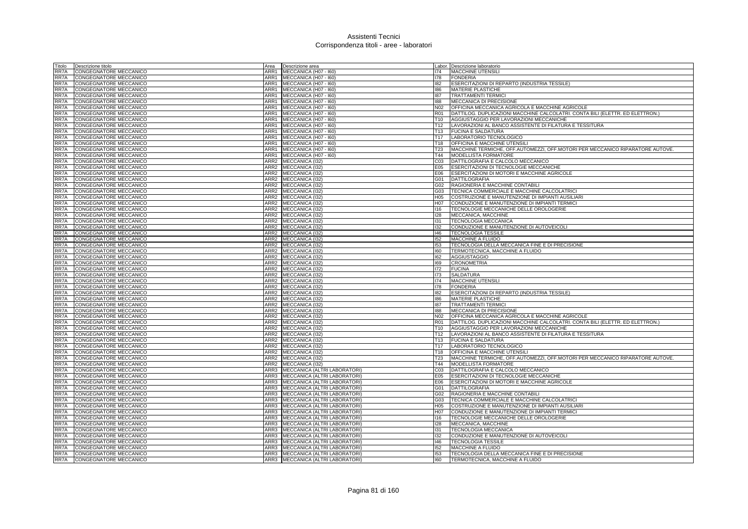# Assistenti Tecnici
## Corrispondenza titoli - aree - laboratori

| Titolo | Descrizione titolo | Area | Descrizione area | Labor. | Descrizione laboratorio |
|---|---|---|---|---|---|
| RR7A | CONGEGNATORE MECCANICO | ARR1 | MECCANICA (H07 - I60) | I74 | MACCHINE UTENSILI |
| RR7A | CONGEGNATORE MECCANICO | ARR1 | MECCANICA (H07 - I60) | I78 | FONDERIA |
| RR7A | CONGEGNATORE MECCANICO | ARR1 | MECCANICA (H07 - I60) | I82 | ESERCITAZIONI DI REPARTO (INDUSTRIA TESSILE) |
| RR7A | CONGEGNATORE MECCANICO | ARR1 | MECCANICA (H07 - I60) | I86 | MATERIE PLASTICHE |
| RR7A | CONGEGNATORE MECCANICO | ARR1 | MECCANICA (H07 - I60) | I87 | TRATTAMENTI TERMICI |
| RR7A | CONGEGNATORE MECCANICO | ARR1 | MECCANICA (H07 - I60) | I88 | MECCANICA DI PRECISIONE |
| RR7A | CONGEGNATORE MECCANICO | ARR1 | MECCANICA (H07 - I60) | N02 | OFFICINA MECCANICA AGRICOLA E MACCHINE AGRICOLE |
| RR7A | CONGEGNATORE MECCANICO | ARR1 | MECCANICA (H07 - I60) | R01 | DATTILOG. DUPLICAZIONI MACCHINE CALCOLATRI. CONTA BILI (ELETTR. ED ELETTRON.) |
| RR7A | CONGEGNATORE MECCANICO | ARR1 | MECCANICA (H07 - I60) | T10 | AGGIUSTAGGIO PER LAVORAZIONI MECCANICHE |
| RR7A | CONGEGNATORE MECCANICO | ARR1 | MECCANICA (H07 - I60) | T12 | LAVORAZIONI AL BANCO ASSISTENTE DI FILATURA E TESSITURA |
| RR7A | CONGEGNATORE MECCANICO | ARR1 | MECCANICA (H07 - I60) | T13 | FUCINA E SALDATURA |
| RR7A | CONGEGNATORE MECCANICO | ARR1 | MECCANICA (H07 - I60) | T17 | LABORATORIO TECNOLOGICO |
| RR7A | CONGEGNATORE MECCANICO | ARR1 | MECCANICA (H07 - I60) | T18 | OFFICINA E MACCHINE UTENSILI |
| RR7A | CONGEGNATORE MECCANICO | ARR1 | MECCANICA (H07 - I60) | T23 | MACCHINE TERMICHE, OFF.AUTOMEZZI, OFF.MOTORI PER MECCANICO RIPARATORE AUTOVE. |
| RR7A | CONGEGNATORE MECCANICO | ARR1 | MECCANICA (H07 - I60) | T44 | MODELLISTA FORMATORE |
| RR7A | CONGEGNATORE MECCANICO | ARR2 | MECCANICA (I32) | C03 | DATTILOGRAFIA E CALCOLO MECCANICO |
| RR7A | CONGEGNATORE MECCANICO | ARR2 | MECCANICA (I32) | E05 | ESERCITAZIONI DI TECNOLOGIE MECCANICHE |
| RR7A | CONGEGNATORE MECCANICO | ARR2 | MECCANICA (I32) | E06 | ESERCITAZIONI DI MOTORI E MACCHINE AGRICOLE |
| RR7A | CONGEGNATORE MECCANICO | ARR2 | MECCANICA (I32) | G01 | DATTILOGRAFIA |
| RR7A | CONGEGNATORE MECCANICO | ARR2 | MECCANICA (I32) | G02 | RAGIONERIA E MACCHINE CONTABILI |
| RR7A | CONGEGNATORE MECCANICO | ARR2 | MECCANICA (I32) | G03 | TECNICA COMMERCIALE E MACCHINE CALCOLATRICI |
| RR7A | CONGEGNATORE MECCANICO | ARR2 | MECCANICA (I32) | H05 | COSTRUZIONE E MANUTENZIONE DI IMPIANTI AUSILIARI |
| RR7A | CONGEGNATORE MECCANICO | ARR2 | MECCANICA (I32) | H07 | CONDUZIONE E MANUTENZIONE DI IMPIANTI TERMICI |
| RR7A | CONGEGNATORE MECCANICO | ARR2 | MECCANICA (I32) | I16 | TECNOLOGIE MECCANICHE DELLE OROLOGERIE |
| RR7A | CONGEGNATORE MECCANICO | ARR2 | MECCANICA (I32) | I28 | MECCANICA, MACCHINE |
| RR7A | CONGEGNATORE MECCANICO | ARR2 | MECCANICA (I32) | I31 | TECNOLOGIA MECCANICA |
| RR7A | CONGEGNATORE MECCANICO | ARR2 | MECCANICA (I32) | I32 | CONDUZIONE E MANUTENZIONE DI AUTOVEICOLI |
| RR7A | CONGEGNATORE MECCANICO | ARR2 | MECCANICA (I32) | I46 | TECNOLOGIA TESSILE |
| RR7A | CONGEGNATORE MECCANICO | ARR2 | MECCANICA (I32) | I52 | MACCHINE A FLUIDO |
| RR7A | CONGEGNATORE MECCANICO | ARR2 | MECCANICA (I32) | I53 | TECNOLOGIA DELLA MECCANICA FINE E DI PRECISIONE |
| RR7A | CONGEGNATORE MECCANICO | ARR2 | MECCANICA (I32) | I60 | TERMOTECNICA, MACCHINE A FLUIDO |
| RR7A | CONGEGNATORE MECCANICO | ARR2 | MECCANICA (I32) | I62 | AGGIUSTAGGIO |
| RR7A | CONGEGNATORE MECCANICO | ARR2 | MECCANICA (I32) | I69 | CRONOMETRIA |
| RR7A | CONGEGNATORE MECCANICO | ARR2 | MECCANICA (I32) | I72 | FUCINA |
| RR7A | CONGEGNATORE MECCANICO | ARR2 | MECCANICA (I32) | I73 | SALDATURA |
| RR7A | CONGEGNATORE MECCANICO | ARR2 | MECCANICA (I32) | I74 | MACCHINE UTENSILI |
| RR7A | CONGEGNATORE MECCANICO | ARR2 | MECCANICA (I32) | I78 | FONDERIA |
| RR7A | CONGEGNATORE MECCANICO | ARR2 | MECCANICA (I32) | I82 | ESERCITAZIONI DI REPARTO (INDUSTRIA TESSILE) |
| RR7A | CONGEGNATORE MECCANICO | ARR2 | MECCANICA (I32) | I86 | MATERIE PLASTICHE |
| RR7A | CONGEGNATORE MECCANICO | ARR2 | MECCANICA (I32) | I87 | TRATTAMENTI TERMICI |
| RR7A | CONGEGNATORE MECCANICO | ARR2 | MECCANICA (I32) | I88 | MECCANICA DI PRECISIONE |
| RR7A | CONGEGNATORE MECCANICO | ARR2 | MECCANICA (I32) | N02 | OFFICINA MECCANICA AGRICOLA E MACCHINE AGRICOLE |
| RR7A | CONGEGNATORE MECCANICO | ARR2 | MECCANICA (I32) | R01 | DATTILOG. DUPLICAZIONI MACCHINE CALCOLATRI. CONTA BILI (ELETTR. ED ELETTRON.) |
| RR7A | CONGEGNATORE MECCANICO | ARR2 | MECCANICA (I32) | T10 | AGGIUSTAGGIO PER LAVORAZIONI MECCANICHE |
| RR7A | CONGEGNATORE MECCANICO | ARR2 | MECCANICA (I32) | T12 | LAVORAZIONI AL BANCO ASSISTENTE DI FILATURA E TESSITURA |
| RR7A | CONGEGNATORE MECCANICO | ARR2 | MECCANICA (I32) | T13 | FUCINA E SALDATURA |
| RR7A | CONGEGNATORE MECCANICO | ARR2 | MECCANICA (I32) | T17 | LABORATORIO TECNOLOGICO |
| RR7A | CONGEGNATORE MECCANICO | ARR2 | MECCANICA (I32) | T18 | OFFICINA E MACCHINE UTENSILI |
| RR7A | CONGEGNATORE MECCANICO | ARR2 | MECCANICA (I32) | T23 | MACCHINE TERMICHE, OFF.AUTOMEZZI, OFF.MOTORI PER MECCANICO RIPARATORE AUTOVE. |
| RR7A | CONGEGNATORE MECCANICO | ARR2 | MECCANICA (I32) | T44 | MODELLISTA FORMATORE |
| RR7A | CONGEGNATORE MECCANICO | ARR3 | MECCANICA (ALTRI LABORATORI) | C03 | DATTILOGRAFIA E CALCOLO MECCANICO |
| RR7A | CONGEGNATORE MECCANICO | ARR3 | MECCANICA (ALTRI LABORATORI) | E05 | ESERCITAZIONI DI TECNOLOGIE MECCANICHE |
| RR7A | CONGEGNATORE MECCANICO | ARR3 | MECCANICA (ALTRI LABORATORI) | E06 | ESERCITAZIONI DI MOTORI E MACCHINE AGRICOLE |
| RR7A | CONGEGNATORE MECCANICO | ARR3 | MECCANICA (ALTRI LABORATORI) | G01 | DATTILOGRAFIA |
| RR7A | CONGEGNATORE MECCANICO | ARR3 | MECCANICA (ALTRI LABORATORI) | G02 | RAGIONERIA E MACCHINE CONTABILI |
| RR7A | CONGEGNATORE MECCANICO | ARR3 | MECCANICA (ALTRI LABORATORI) | G03 | TECNICA COMMERCIALE E MACCHINE CALCOLATRICI |
| RR7A | CONGEGNATORE MECCANICO | ARR3 | MECCANICA (ALTRI LABORATORI) | H05 | COSTRUZIONE E MANUTENZIONE DI IMPIANTI AUSILIARI |
| RR7A | CONGEGNATORE MECCANICO | ARR3 | MECCANICA (ALTRI LABORATORI) | H07 | CONDUZIONE E MANUTENZIONE DI IMPIANTI TERMICI |
| RR7A | CONGEGNATORE MECCANICO | ARR3 | MECCANICA (ALTRI LABORATORI) | I16 | TECNOLOGIE MECCANICHE DELLE OROLOGERIE |
| RR7A | CONGEGNATORE MECCANICO | ARR3 | MECCANICA (ALTRI LABORATORI) | I28 | MECCANICA, MACCHINE |
| RR7A | CONGEGNATORE MECCANICO | ARR3 | MECCANICA (ALTRI LABORATORI) | I31 | TECNOLOGIA MECCANICA |
| RR7A | CONGEGNATORE MECCANICO | ARR3 | MECCANICA (ALTRI LABORATORI) | I32 | CONDUZIONE E MANUTENZIONE DI AUTOVEICOLI |
| RR7A | CONGEGNATORE MECCANICO | ARR3 | MECCANICA (ALTRI LABORATORI) | I46 | TECNOLOGIA TESSILE |
| RR7A | CONGEGNATORE MECCANICO | ARR3 | MECCANICA (ALTRI LABORATORI) | I52 | MACCHINE A FLUIDO |
| RR7A | CONGEGNATORE MECCANICO | ARR3 | MECCANICA (ALTRI LABORATORI) | I53 | TECNOLOGIA DELLA MECCANICA FINE E DI PRECISIONE |
| RR7A | CONGEGNATORE MECCANICO | ARR3 | MECCANICA (ALTRI LABORATORI) | I60 | TERMOTECNICA, MACCHINE A FLUIDO |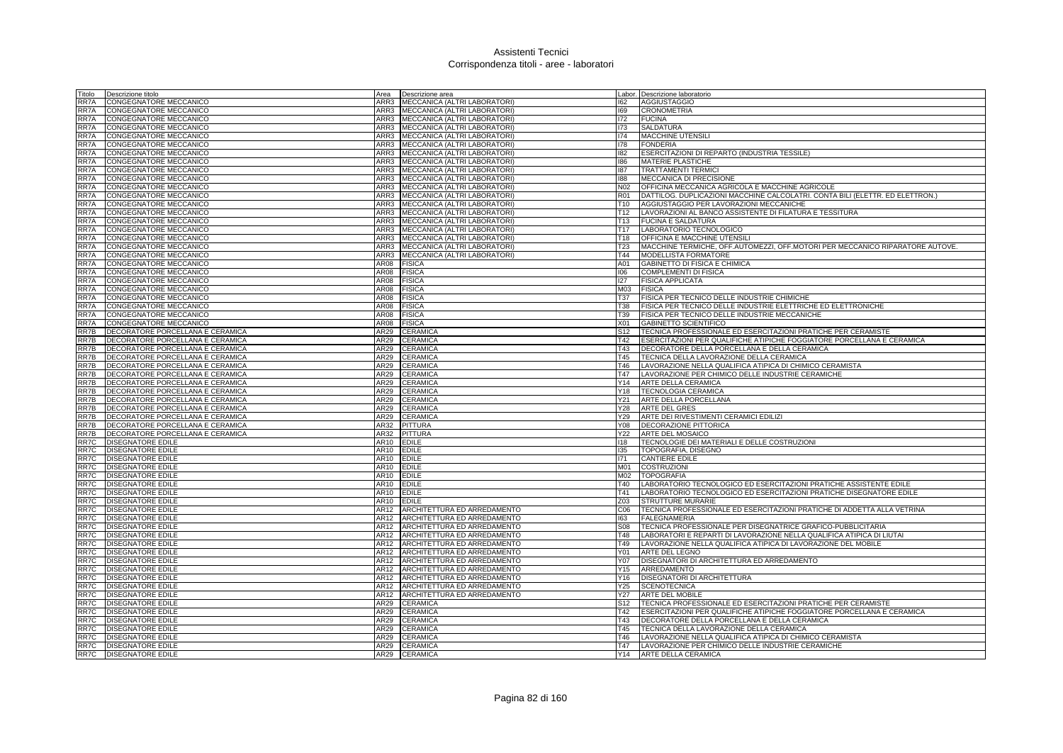# Assistenti Tecnici
## Corrispondenza titoli - aree - laboratori

| Titolo | Descrizione titolo | Area | Descrizione area | Labor. | Descrizione laboratorio |
|---|---|---|---|---|---|
| RR7A | CONGEGNATORE MECCANICO | ARR3 | MECCANICA (ALTRI LABORATORI) | I62 | AGGIUSTAGGIO |
| RR7A | CONGEGNATORE MECCANICO | ARR3 | MECCANICA (ALTRI LABORATORI) | I69 | CRONOMETRIA |
| RR7A | CONGEGNATORE MECCANICO | ARR3 | MECCANICA (ALTRI LABORATORI) | I72 | FUCINA |
| RR7A | CONGEGNATORE MECCANICO | ARR3 | MECCANICA (ALTRI LABORATORI) | I73 | SALDATURA |
| RR7A | CONGEGNATORE MECCANICO | ARR3 | MECCANICA (ALTRI LABORATORI) | I74 | MACCHINE UTENSILI |
| RR7A | CONGEGNATORE MECCANICO | ARR3 | MECCANICA (ALTRI LABORATORI) | I78 | FONDERIA |
| RR7A | CONGEGNATORE MECCANICO | ARR3 | MECCANICA (ALTRI LABORATORI) | I82 | ESERCITAZIONI DI REPARTO (INDUSTRIA TESSILE) |
| RR7A | CONGEGNATORE MECCANICO | ARR3 | MECCANICA (ALTRI LABORATORI) | I86 | MATERIE PLASTICHE |
| RR7A | CONGEGNATORE MECCANICO | ARR3 | MECCANICA (ALTRI LABORATORI) | I87 | TRATTAMENTI TERMICI |
| RR7A | CONGEGNATORE MECCANICO | ARR3 | MECCANICA (ALTRI LABORATORI) | I88 | MECCANICA DI PRECISIONE |
| RR7A | CONGEGNATORE MECCANICO | ARR3 | MECCANICA (ALTRI LABORATORI) | N02 | OFFICINA MECCANICA AGRICOLA E MACCHINE AGRICOLE |
| RR7A | CONGEGNATORE MECCANICO | ARR3 | MECCANICA (ALTRI LABORATORI) | R01 | DATTILOG. DUPLICAZIONI MACCHINE CALCOLATRI. CONTA BILI (ELETTR. ED ELETTRON.) |
| RR7A | CONGEGNATORE MECCANICO | ARR3 | MECCANICA (ALTRI LABORATORI) | T10 | AGGIUSTAGGIO PER LAVORAZIONI MECCANICHE |
| RR7A | CONGEGNATORE MECCANICO | ARR3 | MECCANICA (ALTRI LABORATORI) | T12 | LAVORAZIONI AL BANCO ASSISTENTE DI FILATURA E TESSITURA |
| RR7A | CONGEGNATORE MECCANICO | ARR3 | MECCANICA (ALTRI LABORATORI) | T13 | FUCINA E SALDATURA |
| RR7A | CONGEGNATORE MECCANICO | ARR3 | MECCANICA (ALTRI LABORATORI) | T17 | LABORATORIO TECNOLOGICO |
| RR7A | CONGEGNATORE MECCANICO | ARR3 | MECCANICA (ALTRI LABORATORI) | T18 | OFFICINA E MACCHINE UTENSILI |
| RR7A | CONGEGNATORE MECCANICO | ARR3 | MECCANICA (ALTRI LABORATORI) | T23 | MACCHINE TERMICHE, OFF.AUTOMEZZI, OFF.MOTORI PER MECCANICO RIPARATORE AUTOVE. |
| RR7A | CONGEGNATORE MECCANICO | ARR3 | MECCANICA (ALTRI LABORATORI) | T44 | MODELLISTA FORMATORE |
| RR7A | CONGEGNATORE MECCANICO | AR08 | FISICA | A01 | GABINETTO DI FISICA E CHIMICA |
| RR7A | CONGEGNATORE MECCANICO | AR08 | FISICA | I06 | COMPLEMENTI DI FISICA |
| RR7A | CONGEGNATORE MECCANICO | AR08 | FISICA | I27 | FISICA APPLICATA |
| RR7A | CONGEGNATORE MECCANICO | AR08 | FISICA | M03 | FISICA |
| RR7A | CONGEGNATORE MECCANICO | AR08 | FISICA | T37 | FISICA PER TECNICO DELLE INDUSTRIE CHIMICHE |
| RR7A | CONGEGNATORE MECCANICO | AR08 | FISICA | T38 | FISICA PER TECNICO DELLE INDUSTRIE ELETTRICHE ED ELETTRONICHE |
| RR7A | CONGEGNATORE MECCANICO | AR08 | FISICA | T39 | FISICA PER TECNICO DELLE INDUSTRIE MECCANICHE |
| RR7A | CONGEGNATORE MECCANICO | AR08 | FISICA | X01 | GABINETTO SCIENTIFICO |
| RR7B | DECORATORE PORCELLANA E CERAMICA | AR29 | CERAMICA | S12 | TECNICA PROFESSIONALE ED ESERCITAZIONI PRATICHE PER CERAMISTE |
| RR7B | DECORATORE PORCELLANA E CERAMICA | AR29 | CERAMICA | T42 | ESERCITAZIONI PER QUALIFICHE ATIPICHE FOGGIATORE PORCELLANA E CERAMICA |
| RR7B | DECORATORE PORCELLANA E CERAMICA | AR29 | CERAMICA | T43 | DECORATORE DELLA PORCELLANA E DELLA CERAMICA |
| RR7B | DECORATORE PORCELLANA E CERAMICA | AR29 | CERAMICA | T45 | TECNICA DELLA LAVORAZIONE DELLA CERAMICA |
| RR7B | DECORATORE PORCELLANA E CERAMICA | AR29 | CERAMICA | T46 | LAVORAZIONE NELLA QUALIFICA ATIPICA DI CHIMICO CERAMISTA |
| RR7B | DECORATORE PORCELLANA E CERAMICA | AR29 | CERAMICA | T47 | LAVORAZIONE PER CHIMICO DELLE INDUSTRIE CERAMICHE |
| RR7B | DECORATORE PORCELLANA E CERAMICA | AR29 | CERAMICA | Y14 | ARTE DELLA CERAMICA |
| RR7B | DECORATORE PORCELLANA E CERAMICA | AR29 | CERAMICA | Y18 | TECNOLOGIA CERAMICA |
| RR7B | DECORATORE PORCELLANA E CERAMICA | AR29 | CERAMICA | Y21 | ARTE DELLA PORCELLANA |
| RR7B | DECORATORE PORCELLANA E CERAMICA | AR29 | CERAMICA | Y28 | ARTE DEL GRES |
| RR7B | DECORATORE PORCELLANA E CERAMICA | AR29 | CERAMICA | Y29 | ARTE DEI RIVESTIMENTI CERAMICI EDILIZI |
| RR7B | DECORATORE PORCELLANA E CERAMICA | AR32 | PITTURA | Y08 | DECORAZIONE PITTORICA |
| RR7B | DECORATORE PORCELLANA E CERAMICA | AR32 | PITTURA | Y22 | ARTE DEL MOSAICO |
| RR7C | DISEGNATORE EDILE | AR10 | EDILE | I18 | TECNOLOGIE DEI MATERIALI E DELLE COSTRUZIONI |
| RR7C | DISEGNATORE EDILE | AR10 | EDILE | I35 | TOPOGRAFIA, DISEGNO |
| RR7C | DISEGNATORE EDILE | AR10 | EDILE | I71 | CANTIERE EDILE |
| RR7C | DISEGNATORE EDILE | AR10 | EDILE | M01 | COSTRUZIONI |
| RR7C | DISEGNATORE EDILE | AR10 | EDILE | M02 | TOPOGRAFIA |
| RR7C | DISEGNATORE EDILE | AR10 | EDILE | T40 | LABORATORIO TECNOLOGICO ED ESERCITAZIONI PRATICHE ASSISTENTE EDILE |
| RR7C | DISEGNATORE EDILE | AR10 | EDILE | T41 | LABORATORIO TECNOLOGICO ED ESERCITAZIONI PRATICHE DISEGNATORE EDILE |
| RR7C | DISEGNATORE EDILE | AR10 | EDILE | Z03 | STRUTTURE MURARIE |
| RR7C | DISEGNATORE EDILE | AR12 | ARCHITETTURA ED ARREDAMENTO | C06 | TECNICA PROFESSIONALE ED ESERCITAZIONI PRATICHE DI ADDETTA ALLA VETRINA |
| RR7C | DISEGNATORE EDILE | AR12 | ARCHITETTURA ED ARREDAMENTO | I63 | FALEGNAMERIA |
| RR7C | DISEGNATORE EDILE | AR12 | ARCHITETTURA ED ARREDAMENTO | S08 | TECNICA PROFESSIONALE PER DISEGNATRICE GRAFICO-PUBBLICITARIA |
| RR7C | DISEGNATORE EDILE | AR12 | ARCHITETTURA ED ARREDAMENTO | T48 | LABORATORI E REPARTI DI LAVORAZIONE NELLA QUALIFICA ATIPICA DI LIUTAI |
| RR7C | DISEGNATORE EDILE | AR12 | ARCHITETTURA ED ARREDAMENTO | T49 | LAVORAZIONE NELLA QUALIFICA ATIPICA DI LAVORAZIONE DEL MOBILE |
| RR7C | DISEGNATORE EDILE | AR12 | ARCHITETTURA ED ARREDAMENTO | Y01 | ARTE DEL LEGNO |
| RR7C | DISEGNATORE EDILE | AR12 | ARCHITETTURA ED ARREDAMENTO | Y07 | DISEGNATORI DI ARCHITETTURA ED ARREDAMENTO |
| RR7C | DISEGNATORE EDILE | AR12 | ARCHITETTURA ED ARREDAMENTO | Y15 | ARREDAMENTO |
| RR7C | DISEGNATORE EDILE | AR12 | ARCHITETTURA ED ARREDAMENTO | Y16 | DISEGNATORI DI ARCHITETTURA |
| RR7C | DISEGNATORE EDILE | AR12 | ARCHITETTURA ED ARREDAMENTO | Y25 | SCENOTECNICA |
| RR7C | DISEGNATORE EDILE | AR12 | ARCHITETTURA ED ARREDAMENTO | Y27 | ARTE DEL MOBILE |
| RR7C | DISEGNATORE EDILE | AR29 | CERAMICA | S12 | TECNICA PROFESSIONALE ED ESERCITAZIONI PRATICHE PER CERAMISTE |
| RR7C | DISEGNATORE EDILE | AR29 | CERAMICA | T42 | ESERCITAZIONI PER QUALIFICHE ATIPICHE FOGGIATORE PORCELLANA E CERAMICA |
| RR7C | DISEGNATORE EDILE | AR29 | CERAMICA | T43 | DECORATORE DELLA PORCELLANA E DELLA CERAMICA |
| RR7C | DISEGNATORE EDILE | AR29 | CERAMICA | T45 | TECNICA DELLA LAVORAZIONE DELLA CERAMICA |
| RR7C | DISEGNATORE EDILE | AR29 | CERAMICA | T46 | LAVORAZIONE NELLA QUALIFICA ATIPICA DI CHIMICO CERAMISTA |
| RR7C | DISEGNATORE EDILE | AR29 | CERAMICA | T47 | LAVORAZIONE PER CHIMICO DELLE INDUSTRIE CERAMICHE |
| RR7C | DISEGNATORE EDILE | AR29 | CERAMICA | Y14 | ARTE DELLA CERAMICA |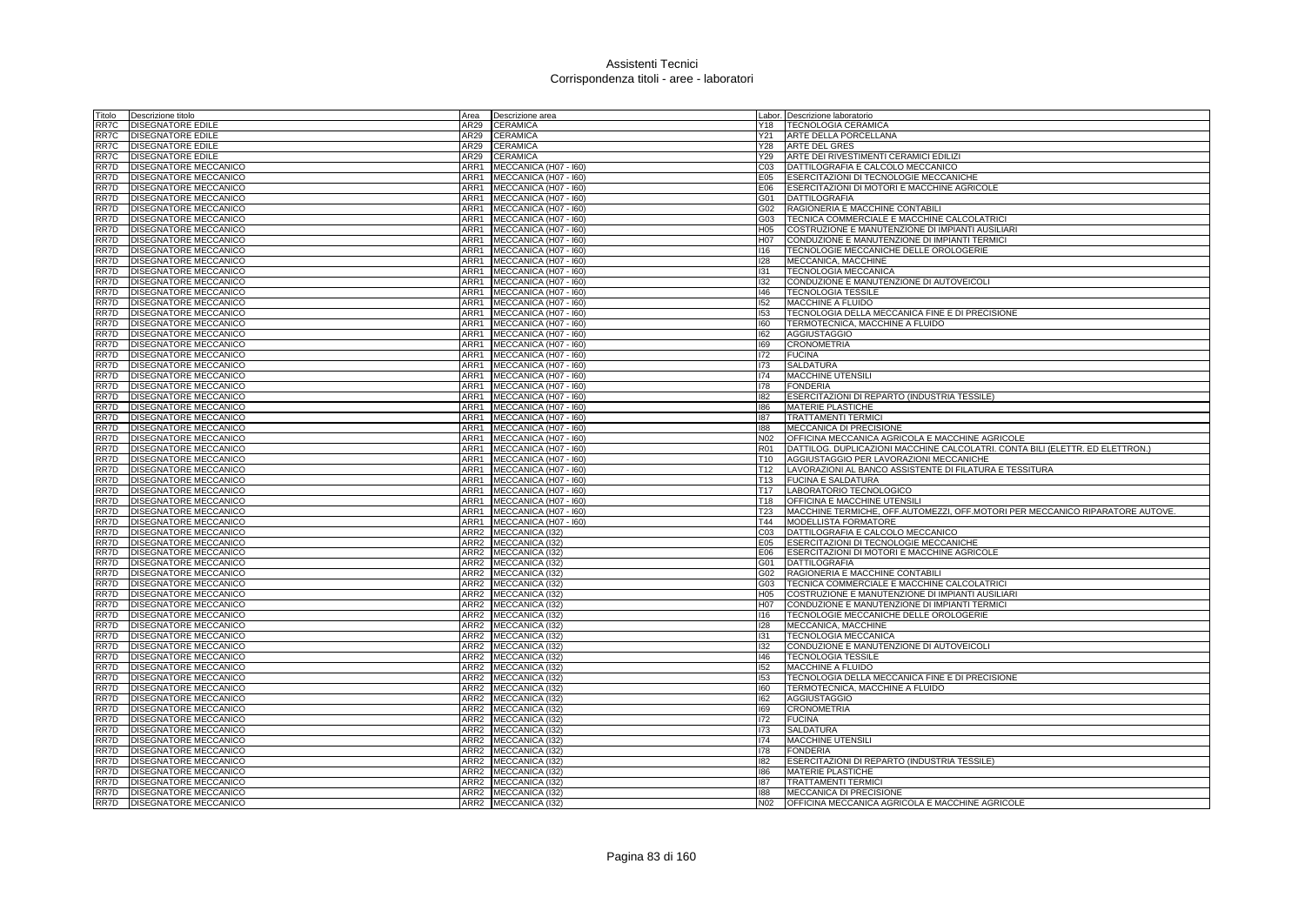# Assistenti Tecnici
## Corrispondenza titoli - aree - laboratori

| Titolo | Descrizione titolo | Area | Descrizione area | Labor. | Descrizione laboratorio |
|---|---|---|---|---|---|
| RR7C | DISEGNATORE EDILE | AR29 | CERAMICA | Y18 | TECNOLOGIA CERAMICA |
| RR7C | DISEGNATORE EDILE | AR29 | CERAMICA | Y21 | ARTE DELLA PORCELLANA |
| RR7C | DISEGNATORE EDILE | AR29 | CERAMICA | Y28 | ARTE DEL GRES |
| RR7C | DISEGNATORE EDILE | AR29 | CERAMICA | Y29 | ARTE DEI RIVESTIMENTI CERAMICI EDILIZI |
| RR7D | DISEGNATORE MECCANICO | ARR1 | MECCANICA (H07 - I60) | C03 | DATTILOGRAFIA E CALCOLO MECCANICO |
| RR7D | DISEGNATORE MECCANICO | ARR1 | MECCANICA (H07 - I60) | E05 | ESERCITAZIONI DI TECNOLOGIE MECCANICHE |
| RR7D | DISEGNATORE MECCANICO | ARR1 | MECCANICA (H07 - I60) | E06 | ESERCITAZIONI DI MOTORI E MACCHINE AGRICOLE |
| RR7D | DISEGNATORE MECCANICO | ARR1 | MECCANICA (H07 - I60) | G01 | DATTILOGRAFIA |
| RR7D | DISEGNATORE MECCANICO | ARR1 | MECCANICA (H07 - I60) | G02 | RAGIONERIA E MACCHINE CONTABILI |
| RR7D | DISEGNATORE MECCANICO | ARR1 | MECCANICA (H07 - I60) | G03 | TECNICA COMMERCIALE E MACCHINE CALCOLATRICI |
| RR7D | DISEGNATORE MECCANICO | ARR1 | MECCANICA (H07 - I60) | H05 | COSTRUZIONE E MANUTENZIONE DI IMPIANTI AUSILIARI |
| RR7D | DISEGNATORE MECCANICO | ARR1 | MECCANICA (H07 - I60) | H07 | CONDUZIONE E MANUTENZIONE DI IMPIANTI TERMICI |
| RR7D | DISEGNATORE MECCANICO | ARR1 | MECCANICA (H07 - I60) | I16 | TECNOLOGIE MECCANICHE DELLE OROLOGERIE |
| RR7D | DISEGNATORE MECCANICO | ARR1 | MECCANICA (H07 - I60) | I28 | MECCANICA, MACCHINE |
| RR7D | DISEGNATORE MECCANICO | ARR1 | MECCANICA (H07 - I60) | I31 | TECNOLOGIA MECCANICA |
| RR7D | DISEGNATORE MECCANICO | ARR1 | MECCANICA (H07 - I60) | I32 | CONDUZIONE E MANUTENZIONE DI AUTOVEICOLI |
| RR7D | DISEGNATORE MECCANICO | ARR1 | MECCANICA (H07 - I60) | I46 | TECNOLOGIA TESSILE |
| RR7D | DISEGNATORE MECCANICO | ARR1 | MECCANICA (H07 - I60) | I52 | MACCHINE A FLUIDO |
| RR7D | DISEGNATORE MECCANICO | ARR1 | MECCANICA (H07 - I60) | I53 | TECNOLOGIA DELLA MECCANICA FINE E DI PRECISIONE |
| RR7D | DISEGNATORE MECCANICO | ARR1 | MECCANICA (H07 - I60) | I60 | TERMOTECNICA, MACCHINE A FLUIDO |
| RR7D | DISEGNATORE MECCANICO | ARR1 | MECCANICA (H07 - I60) | I62 | AGGIUSTAGGIO |
| RR7D | DISEGNATORE MECCANICO | ARR1 | MECCANICA (H07 - I60) | I69 | CRONOMETRIA |
| RR7D | DISEGNATORE MECCANICO | ARR1 | MECCANICA (H07 - I60) | I72 | FUCINA |
| RR7D | DISEGNATORE MECCANICO | ARR1 | MECCANICA (H07 - I60) | I73 | SALDATURA |
| RR7D | DISEGNATORE MECCANICO | ARR1 | MECCANICA (H07 - I60) | I74 | MACCHINE UTENSILI |
| RR7D | DISEGNATORE MECCANICO | ARR1 | MECCANICA (H07 - I60) | I78 | FONDERIA |
| RR7D | DISEGNATORE MECCANICO | ARR1 | MECCANICA (H07 - I60) | I82 | ESERCITAZIONI DI REPARTO (INDUSTRIA TESSILE) |
| RR7D | DISEGNATORE MECCANICO | ARR1 | MECCANICA (H07 - I60) | I86 | MATERIE PLASTICHE |
| RR7D | DISEGNATORE MECCANICO | ARR1 | MECCANICA (H07 - I60) | I87 | TRATTAMENTI TERMICI |
| RR7D | DISEGNATORE MECCANICO | ARR1 | MECCANICA (H07 - I60) | I88 | MECCANICA DI PRECISIONE |
| RR7D | DISEGNATORE MECCANICO | ARR1 | MECCANICA (H07 - I60) | N02 | OFFICINA MECCANICA AGRICOLA E MACCHINE AGRICOLE |
| RR7D | DISEGNATORE MECCANICO | ARR1 | MECCANICA (H07 - I60) | R01 | DATTILOG. DUPLICAZIONI MACCHINE CALCOLATRI. CONTA BILI (ELETTR. ED ELETTRON.) |
| RR7D | DISEGNATORE MECCANICO | ARR1 | MECCANICA (H07 - I60) | T10 | AGGIUSTAGGIO PER LAVORAZIONI MECCANICHE |
| RR7D | DISEGNATORE MECCANICO | ARR1 | MECCANICA (H07 - I60) | T12 | LAVORAZIONI AL BANCO ASSISTENTE DI FILATURA E TESSITURA |
| RR7D | DISEGNATORE MECCANICO | ARR1 | MECCANICA (H07 - I60) | T13 | FUCINA E SALDATURA |
| RR7D | DISEGNATORE MECCANICO | ARR1 | MECCANICA (H07 - I60) | T17 | LABORATORIO TECNOLOGICO |
| RR7D | DISEGNATORE MECCANICO | ARR1 | MECCANICA (H07 - I60) | T18 | OFFICINA E MACCHINE UTENSILI |
| RR7D | DISEGNATORE MECCANICO | ARR1 | MECCANICA (H07 - I60) | T23 | MACCHINE TERMICHE, OFF.AUTOMEZZI, OFF.MOTORI PER MECCANICO RIPARATORE AUTOVE. |
| RR7D | DISEGNATORE MECCANICO | ARR1 | MECCANICA (H07 - I60) | T44 | MODELLISTA FORMATORE |
| RR7D | DISEGNATORE MECCANICO | ARR2 | MECCANICA (I32) | C03 | DATTILOGRAFIA E CALCOLO MECCANICO |
| RR7D | DISEGNATORE MECCANICO | ARR2 | MECCANICA (I32) | E05 | ESERCITAZIONI DI TECNOLOGIE MECCANICHE |
| RR7D | DISEGNATORE MECCANICO | ARR2 | MECCANICA (I32) | E06 | ESERCITAZIONI DI MOTORI E MACCHINE AGRICOLE |
| RR7D | DISEGNATORE MECCANICO | ARR2 | MECCANICA (I32) | G01 | DATTILOGRAFIA |
| RR7D | DISEGNATORE MECCANICO | ARR2 | MECCANICA (I32) | G02 | RAGIONERIA E MACCHINE CONTABILI |
| RR7D | DISEGNATORE MECCANICO | ARR2 | MECCANICA (I32) | G03 | TECNICA COMMERCIALE E MACCHINE CALCOLATRICI |
| RR7D | DISEGNATORE MECCANICO | ARR2 | MECCANICA (I32) | H05 | COSTRUZIONE E MANUTENZIONE DI IMPIANTI AUSILIARI |
| RR7D | DISEGNATORE MECCANICO | ARR2 | MECCANICA (I32) | H07 | CONDUZIONE E MANUTENZIONE DI IMPIANTI TERMICI |
| RR7D | DISEGNATORE MECCANICO | ARR2 | MECCANICA (I32) | I16 | TECNOLOGIE MECCANICHE DELLE OROLOGERIE |
| RR7D | DISEGNATORE MECCANICO | ARR2 | MECCANICA (I32) | I28 | MECCANICA, MACCHINE |
| RR7D | DISEGNATORE MECCANICO | ARR2 | MECCANICA (I32) | I31 | TECNOLOGIA MECCANICA |
| RR7D | DISEGNATORE MECCANICO | ARR2 | MECCANICA (I32) | I32 | CONDUZIONE E MANUTENZIONE DI AUTOVEICOLI |
| RR7D | DISEGNATORE MECCANICO | ARR2 | MECCANICA (I32) | I46 | TECNOLOGIA TESSILE |
| RR7D | DISEGNATORE MECCANICO | ARR2 | MECCANICA (I32) | I52 | MACCHINE A FLUIDO |
| RR7D | DISEGNATORE MECCANICO | ARR2 | MECCANICA (I32) | I53 | TECNOLOGIA DELLA MECCANICA FINE E DI PRECISIONE |
| RR7D | DISEGNATORE MECCANICO | ARR2 | MECCANICA (I32) | I60 | TERMOTECNICA, MACCHINE A FLUIDO |
| RR7D | DISEGNATORE MECCANICO | ARR2 | MECCANICA (I32) | I62 | AGGIUSTAGGIO |
| RR7D | DISEGNATORE MECCANICO | ARR2 | MECCANICA (I32) | I69 | CRONOMETRIA |
| RR7D | DISEGNATORE MECCANICO | ARR2 | MECCANICA (I32) | I72 | FUCINA |
| RR7D | DISEGNATORE MECCANICO | ARR2 | MECCANICA (I32) | I73 | SALDATURA |
| RR7D | DISEGNATORE MECCANICO | ARR2 | MECCANICA (I32) | I74 | MACCHINE UTENSILI |
| RR7D | DISEGNATORE MECCANICO | ARR2 | MECCANICA (I32) | I78 | FONDERIA |
| RR7D | DISEGNATORE MECCANICO | ARR2 | MECCANICA (I32) | I82 | ESERCITAZIONI DI REPARTO (INDUSTRIA TESSILE) |
| RR7D | DISEGNATORE MECCANICO | ARR2 | MECCANICA (I32) | I86 | MATERIE PLASTICHE |
| RR7D | DISEGNATORE MECCANICO | ARR2 | MECCANICA (I32) | I87 | TRATTAMENTI TERMICI |
| RR7D | DISEGNATORE MECCANICO | ARR2 | MECCANICA (I32) | I88 | MECCANICA DI PRECISIONE |
| RR7D | DISEGNATORE MECCANICO | ARR2 | MECCANICA (I32) | N02 | OFFICINA MECCANICA AGRICOLA E MACCHINE AGRICOLE |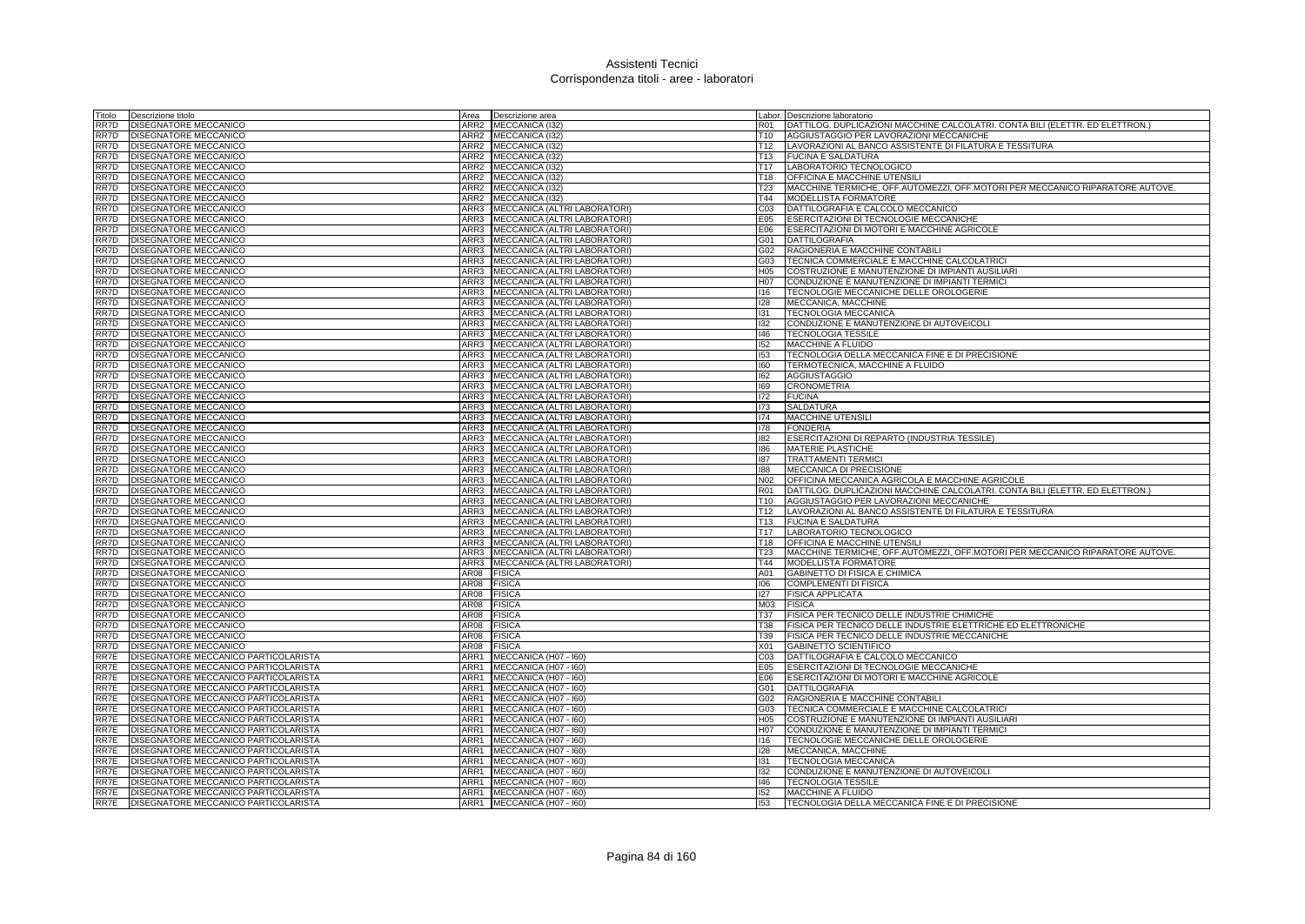# Assistenti Tecnici
## Corrispondenza titoli - aree - laboratori

| Titolo | Descrizione titolo | Area | Descrizione area | Labor. | Descrizione laboratorio |
|---|---|---|---|---|---|
| RR7D | DISEGNATORE MECCANICO | ARR2 | MECCANICA (I32) | R01 | DATTILOG. DUPLICAZIONI MACCHINE CALCOLATRI. CONTA BILI (ELETTR. ED ELETTRON.) |
| RR7D | DISEGNATORE MECCANICO | ARR2 | MECCANICA (I32) | T10 | AGGIUSTAGGIO PER LAVORAZIONI MECCANICHE |
| RR7D | DISEGNATORE MECCANICO | ARR2 | MECCANICA (I32) | T12 | LAVORAZIONI AL BANCO ASSISTENTE DI FILATURA E TESSITURA |
| RR7D | DISEGNATORE MECCANICO | ARR2 | MECCANICA (I32) | T13 | FUCINA E SALDATURA |
| RR7D | DISEGNATORE MECCANICO | ARR2 | MECCANICA (I32) | T17 | LABORATORIO TECNOLOGICO |
| RR7D | DISEGNATORE MECCANICO | ARR2 | MECCANICA (I32) | T18 | OFFICINA E MACCHINE UTENSILI |
| RR7D | DISEGNATORE MECCANICO | ARR2 | MECCANICA (I32) | T23 | MACCHINE TERMICHE, OFF.AUTOMEZZI, OFF.MOTORI PER MECCANICO RIPARATORE AUTOVE. |
| RR7D | DISEGNATORE MECCANICO | ARR2 | MECCANICA (I32) | T44 | MODELLISTA FORMATORE |
| RR7D | DISEGNATORE MECCANICO | ARR3 | MECCANICA (ALTRI LABORATORI) | C03 | DATTILOGRAFIA E CALCOLO MECCANICO |
| RR7D | DISEGNATORE MECCANICO | ARR3 | MECCANICA (ALTRI LABORATORI) | E05 | ESERCITAZIONI DI TECNOLOGIE MECCANICHE |
| RR7D | DISEGNATORE MECCANICO | ARR3 | MECCANICA (ALTRI LABORATORI) | E06 | ESERCITAZIONI DI MOTORI E MACCHINE AGRICOLE |
| RR7D | DISEGNATORE MECCANICO | ARR3 | MECCANICA (ALTRI LABORATORI) | G01 | DATTILOGRAFIA |
| RR7D | DISEGNATORE MECCANICO | ARR3 | MECCANICA (ALTRI LABORATORI) | G02 | RAGIONERIA E MACCHINE CONTABILI |
| RR7D | DISEGNATORE MECCANICO | ARR3 | MECCANICA (ALTRI LABORATORI) | G03 | TECNICA COMMERCIALE E MACCHINE CALCOLATRICI |
| RR7D | DISEGNATORE MECCANICO | ARR3 | MECCANICA (ALTRI LABORATORI) | H05 | COSTRUZIONE E MANUTENZIONE DI IMPIANTI AUSILIARI |
| RR7D | DISEGNATORE MECCANICO | ARR3 | MECCANICA (ALTRI LABORATORI) | H07 | CONDUZIONE E MANUTENZIONE DI IMPIANTI TERMICI |
| RR7D | DISEGNATORE MECCANICO | ARR3 | MECCANICA (ALTRI LABORATORI) | I16 | TECNOLOGIE MECCANICHE DELLE OROLOGERIE |
| RR7D | DISEGNATORE MECCANICO | ARR3 | MECCANICA (ALTRI LABORATORI) | I28 | MECCANICA, MACCHINE |
| RR7D | DISEGNATORE MECCANICO | ARR3 | MECCANICA (ALTRI LABORATORI) | I31 | TECNOLOGIA MECCANICA |
| RR7D | DISEGNATORE MECCANICO | ARR3 | MECCANICA (ALTRI LABORATORI) | I32 | CONDUZIONE E MANUTENZIONE DI AUTOVEICOLI |
| RR7D | DISEGNATORE MECCANICO | ARR3 | MECCANICA (ALTRI LABORATORI) | I46 | TECNOLOGIA TESSILE |
| RR7D | DISEGNATORE MECCANICO | ARR3 | MECCANICA (ALTRI LABORATORI) | I52 | MACCHINE A FLUIDO |
| RR7D | DISEGNATORE MECCANICO | ARR3 | MECCANICA (ALTRI LABORATORI) | I53 | TECNOLOGIA DELLA MECCANICA FINE E DI PRECISIONE |
| RR7D | DISEGNATORE MECCANICO | ARR3 | MECCANICA (ALTRI LABORATORI) | I60 | TERMOTECNICA, MACCHINE A FLUIDO |
| RR7D | DISEGNATORE MECCANICO | ARR3 | MECCANICA (ALTRI LABORATORI) | I62 | AGGIUSTAGGIO |
| RR7D | DISEGNATORE MECCANICO | ARR3 | MECCANICA (ALTRI LABORATORI) | I69 | CRONOMETRIA |
| RR7D | DISEGNATORE MECCANICO | ARR3 | MECCANICA (ALTRI LABORATORI) | I72 | FUCINA |
| RR7D | DISEGNATORE MECCANICO | ARR3 | MECCANICA (ALTRI LABORATORI) | I73 | SALDATURA |
| RR7D | DISEGNATORE MECCANICO | ARR3 | MECCANICA (ALTRI LABORATORI) | I74 | MACCHINE UTENSILI |
| RR7D | DISEGNATORE MECCANICO | ARR3 | MECCANICA (ALTRI LABORATORI) | I78 | FONDERIA |
| RR7D | DISEGNATORE MECCANICO | ARR3 | MECCANICA (ALTRI LABORATORI) | I82 | ESERCITAZIONI DI REPARTO (INDUSTRIA TESSILE) |
| RR7D | DISEGNATORE MECCANICO | ARR3 | MECCANICA (ALTRI LABORATORI) | I86 | MATERIE PLASTICHE |
| RR7D | DISEGNATORE MECCANICO | ARR3 | MECCANICA (ALTRI LABORATORI) | I87 | TRATTAMENTI TERMICI |
| RR7D | DISEGNATORE MECCANICO | ARR3 | MECCANICA (ALTRI LABORATORI) | I88 | MECCANICA DI PRECISIONE |
| RR7D | DISEGNATORE MECCANICO | ARR3 | MECCANICA (ALTRI LABORATORI) | N02 | OFFICINA MECCANICA AGRICOLA E MACCHINE AGRICOLE |
| RR7D | DISEGNATORE MECCANICO | ARR3 | MECCANICA (ALTRI LABORATORI) | R01 | DATTILOG. DUPLICAZIONI MACCHINE CALCOLATRI. CONTA BILI (ELETTR. ED ELETTRON.) |
| RR7D | DISEGNATORE MECCANICO | ARR3 | MECCANICA (ALTRI LABORATORI) | T10 | AGGIUSTAGGIO PER LAVORAZIONI MECCANICHE |
| RR7D | DISEGNATORE MECCANICO | ARR3 | MECCANICA (ALTRI LABORATORI) | T12 | LAVORAZIONI AL BANCO ASSISTENTE DI FILATURA E TESSITURA |
| RR7D | DISEGNATORE MECCANICO | ARR3 | MECCANICA (ALTRI LABORATORI) | T13 | FUCINA E SALDATURA |
| RR7D | DISEGNATORE MECCANICO | ARR3 | MECCANICA (ALTRI LABORATORI) | T17 | LABORATORIO TECNOLOGICO |
| RR7D | DISEGNATORE MECCANICO | ARR3 | MECCANICA (ALTRI LABORATORI) | T18 | OFFICINA E MACCHINE UTENSILI |
| RR7D | DISEGNATORE MECCANICO | ARR3 | MECCANICA (ALTRI LABORATORI) | T23 | MACCHINE TERMICHE, OFF.AUTOMEZZI, OFF.MOTORI PER MECCANICO RIPARATORE AUTOVE. |
| RR7D | DISEGNATORE MECCANICO | ARR3 | MECCANICA (ALTRI LABORATORI) | T44 | MODELLISTA FORMATORE |
| RR7D | DISEGNATORE MECCANICO | AR08 | FISICA | A01 | GABINETTO DI FISICA E CHIMICA |
| RR7D | DISEGNATORE MECCANICO | AR08 | FISICA | I06 | COMPLEMENTI DI FISICA |
| RR7D | DISEGNATORE MECCANICO | AR08 | FISICA | I27 | FISICA APPLICATA |
| RR7D | DISEGNATORE MECCANICO | AR08 | FISICA | M03 | FISICA |
| RR7D | DISEGNATORE MECCANICO | AR08 | FISICA | T37 | FISICA PER TECNICO DELLE INDUSTRIE CHIMICHE |
| RR7D | DISEGNATORE MECCANICO | AR08 | FISICA | T38 | FISICA PER TECNICO DELLE INDUSTRIE ELETTRICHE ED ELETTRONICHE |
| RR7D | DISEGNATORE MECCANICO | AR08 | FISICA | T39 | FISICA PER TECNICO DELLE INDUSTRIE MECCANICHE |
| RR7D | DISEGNATORE MECCANICO | AR08 | FISICA | X01 | GABINETTO SCIENTIFICO |
| RR7E | DISEGNATORE MECCANICO PARTICOLARISTA | ARR1 | MECCANICA (H07 - I60) | C03 | DATTILOGRAFIA E CALCOLO MECCANICO |
| RR7E | DISEGNATORE MECCANICO PARTICOLARISTA | ARR1 | MECCANICA (H07 - I60) | E05 | ESERCITAZIONI DI TECNOLOGIE MECCANICHE |
| RR7E | DISEGNATORE MECCANICO PARTICOLARISTA | ARR1 | MECCANICA (H07 - I60) | E06 | ESERCITAZIONI DI MOTORI E MACCHINE AGRICOLE |
| RR7E | DISEGNATORE MECCANICO PARTICOLARISTA | ARR1 | MECCANICA (H07 - I60) | G01 | DATTILOGRAFIA |
| RR7E | DISEGNATORE MECCANICO PARTICOLARISTA | ARR1 | MECCANICA (H07 - I60) | G02 | RAGIONERIA E MACCHINE CONTABILI |
| RR7E | DISEGNATORE MECCANICO PARTICOLARISTA | ARR1 | MECCANICA (H07 - I60) | G03 | TECNICA COMMERCIALE E MACCHINE CALCOLATRICI |
| RR7E | DISEGNATORE MECCANICO PARTICOLARISTA | ARR1 | MECCANICA (H07 - I60) | H05 | COSTRUZIONE E MANUTENZIONE DI IMPIANTI AUSILIARI |
| RR7E | DISEGNATORE MECCANICO PARTICOLARISTA | ARR1 | MECCANICA (H07 - I60) | H07 | CONDUZIONE E MANUTENZIONE DI IMPIANTI TERMICI |
| RR7E | DISEGNATORE MECCANICO PARTICOLARISTA | ARR1 | MECCANICA (H07 - I60) | I16 | TECNOLOGIE MECCANICHE DELLE OROLOGERIE |
| RR7E | DISEGNATORE MECCANICO PARTICOLARISTA | ARR1 | MECCANICA (H07 - I60) | I28 | MECCANICA, MACCHINE |
| RR7E | DISEGNATORE MECCANICO PARTICOLARISTA | ARR1 | MECCANICA (H07 - I60) | I31 | TECNOLOGIA MECCANICA |
| RR7E | DISEGNATORE MECCANICO PARTICOLARISTA | ARR1 | MECCANICA (H07 - I60) | I32 | CONDUZIONE E MANUTENZIONE DI AUTOVEICOLI |
| RR7E | DISEGNATORE MECCANICO PARTICOLARISTA | ARR1 | MECCANICA (H07 - I60) | I46 | TECNOLOGIA TESSILE |
| RR7E | DISEGNATORE MECCANICO PARTICOLARISTA | ARR1 | MECCANICA (H07 - I60) | I52 | MACCHINE A FLUIDO |
| RR7E | DISEGNATORE MECCANICO PARTICOLARISTA | ARR1 | MECCANICA (H07 - I60) | I53 | TECNOLOGIA DELLA MECCANICA FINE E DI PRECISIONE |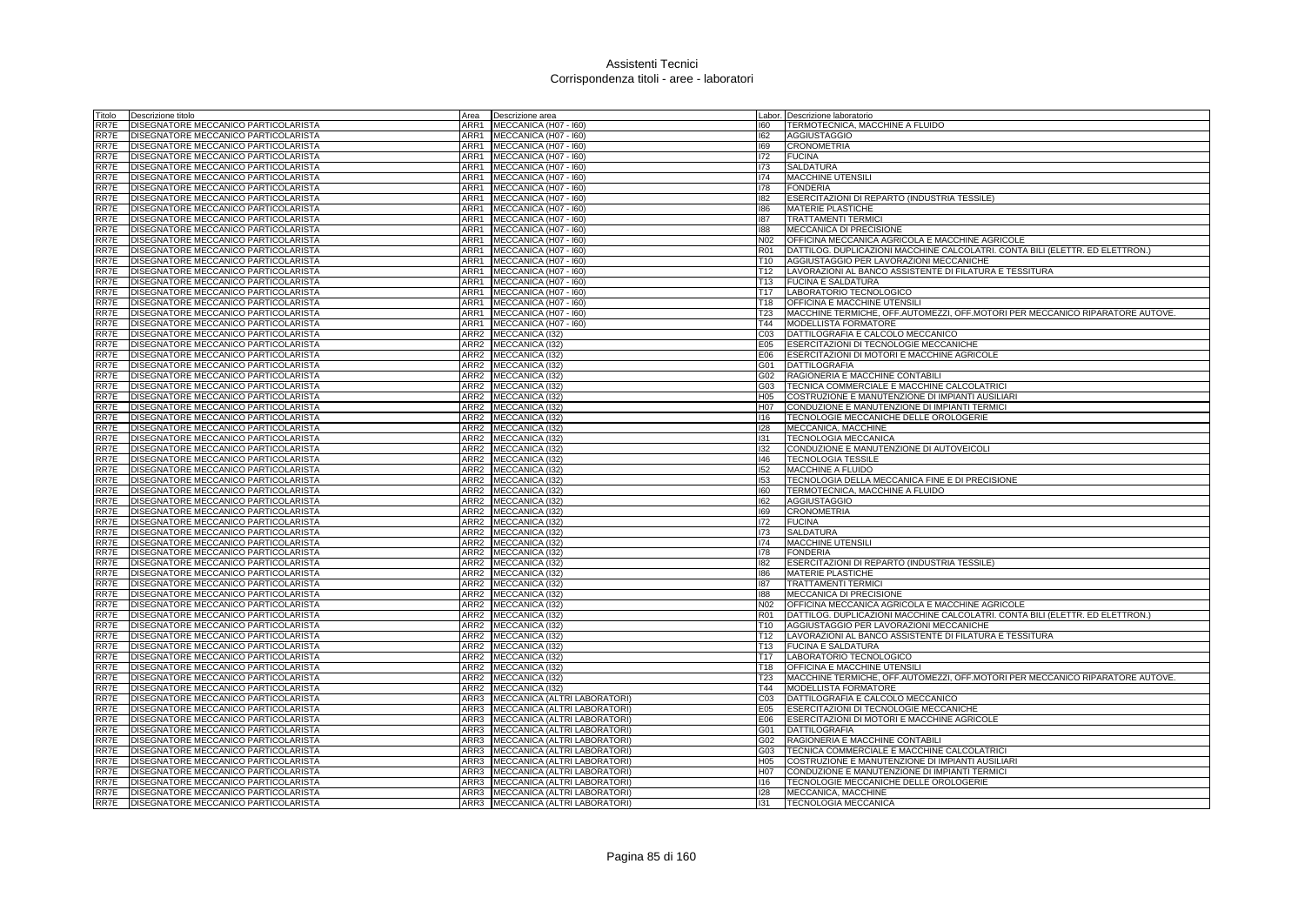# Assistenti Tecnici
## Corrispondenza titoli - aree - laboratori

| Titolo | Descrizione titolo | Area | Descrizione area | Labor. | Descrizione laboratorio |
|---|---|---|---|---|---|
| RR7E | DISEGNATORE MECCANICO PARTICOLARISTA | ARR1 | MECCANICA (H07 - I60) | I60 | TERMOTECNICA, MACCHINE A FLUIDO |
| RR7E | DISEGNATORE MECCANICO PARTICOLARISTA | ARR1 | MECCANICA (H07 - I60) | I62 | AGGIUSTAGGIO |
| RR7E | DISEGNATORE MECCANICO PARTICOLARISTA | ARR1 | MECCANICA (H07 - I60) | I69 | CRONOMETRIA |
| RR7E | DISEGNATORE MECCANICO PARTICOLARISTA | ARR1 | MECCANICA (H07 - I60) | I72 | FUCINA |
| RR7E | DISEGNATORE MECCANICO PARTICOLARISTA | ARR1 | MECCANICA (H07 - I60) | I73 | SALDATURA |
| RR7E | DISEGNATORE MECCANICO PARTICOLARISTA | ARR1 | MECCANICA (H07 - I60) | I74 | MACCHINE UTENSILI |
| RR7E | DISEGNATORE MECCANICO PARTICOLARISTA | ARR1 | MECCANICA (H07 - I60) | I78 | FONDERIA |
| RR7E | DISEGNATORE MECCANICO PARTICOLARISTA | ARR1 | MECCANICA (H07 - I60) | I82 | ESERCITAZIONI DI REPARTO (INDUSTRIA TESSILE) |
| RR7E | DISEGNATORE MECCANICO PARTICOLARISTA | ARR1 | MECCANICA (H07 - I60) | I86 | MATERIE PLASTICHE |
| RR7E | DISEGNATORE MECCANICO PARTICOLARISTA | ARR1 | MECCANICA (H07 - I60) | I87 | TRATTAMENTI TERMICI |
| RR7E | DISEGNATORE MECCANICO PARTICOLARISTA | ARR1 | MECCANICA (H07 - I60) | I88 | MECCANICA DI PRECISIONE |
| RR7E | DISEGNATORE MECCANICO PARTICOLARISTA | ARR1 | MECCANICA (H07 - I60) | N02 | OFFICINA MECCANICA AGRICOLA E MACCHINE AGRICOLE |
| RR7E | DISEGNATORE MECCANICO PARTICOLARISTA | ARR1 | MECCANICA (H07 - I60) | R01 | DATTILOG. DUPLICAZIONI MACCHINE CALCOLATRI. CONTA BILI (ELETTR. ED ELETTRON.) |
| RR7E | DISEGNATORE MECCANICO PARTICOLARISTA | ARR1 | MECCANICA (H07 - I60) | T10 | AGGIUSTAGGIO PER LAVORAZIONI MECCANICHE |
| RR7E | DISEGNATORE MECCANICO PARTICOLARISTA | ARR1 | MECCANICA (H07 - I60) | T12 | LAVORAZIONI AL BANCO ASSISTENTE DI FILATURA E TESSITURA |
| RR7E | DISEGNATORE MECCANICO PARTICOLARISTA | ARR1 | MECCANICA (H07 - I60) | T13 | FUCINA E SALDATURA |
| RR7E | DISEGNATORE MECCANICO PARTICOLARISTA | ARR1 | MECCANICA (H07 - I60) | T17 | LABORATORIO TECNOLOGICO |
| RR7E | DISEGNATORE MECCANICO PARTICOLARISTA | ARR1 | MECCANICA (H07 - I60) | T18 | OFFICINA E MACCHINE UTENSILI |
| RR7E | DISEGNATORE MECCANICO PARTICOLARISTA | ARR1 | MECCANICA (H07 - I60) | T23 | MACCHINE TERMICHE, OFF.AUTOMEZZI, OFF.MOTORI PER MECCANICO RIPARATORE AUTOVE. |
| RR7E | DISEGNATORE MECCANICO PARTICOLARISTA | ARR1 | MECCANICA (H07 - I60) | T44 | MODELLISTA FORMATORE |
| RR7E | DISEGNATORE MECCANICO PARTICOLARISTA | ARR2 | MECCANICA (I32) | C03 | DATTILOGRAFIA E CALCOLO MECCANICO |
| RR7E | DISEGNATORE MECCANICO PARTICOLARISTA | ARR2 | MECCANICA (I32) | E05 | ESERCITAZIONI DI TECNOLOGIE MECCANICHE |
| RR7E | DISEGNATORE MECCANICO PARTICOLARISTA | ARR2 | MECCANICA (I32) | E06 | ESERCITAZIONI DI MOTORI E MACCHINE AGRICOLE |
| RR7E | DISEGNATORE MECCANICO PARTICOLARISTA | ARR2 | MECCANICA (I32) | G01 | DATTILOGRAFIA |
| RR7E | DISEGNATORE MECCANICO PARTICOLARISTA | ARR2 | MECCANICA (I32) | G02 | RAGIONERIA E MACCHINE CONTABILI |
| RR7E | DISEGNATORE MECCANICO PARTICOLARISTA | ARR2 | MECCANICA (I32) | G03 | TECNICA COMMERCIALE E MACCHINE CALCOLATRICI |
| RR7E | DISEGNATORE MECCANICO PARTICOLARISTA | ARR2 | MECCANICA (I32) | H05 | COSTRUZIONE E MANUTENZIONE DI IMPIANTI AUSILIARI |
| RR7E | DISEGNATORE MECCANICO PARTICOLARISTA | ARR2 | MECCANICA (I32) | H07 | CONDUZIONE E MANUTENZIONE DI IMPIANTI TERMICI |
| RR7E | DISEGNATORE MECCANICO PARTICOLARISTA | ARR2 | MECCANICA (I32) | I16 | TECNOLOGIE MECCANICHE DELLE OROLOGERIE |
| RR7E | DISEGNATORE MECCANICO PARTICOLARISTA | ARR2 | MECCANICA (I32) | I28 | MECCANICA, MACCHINE |
| RR7E | DISEGNATORE MECCANICO PARTICOLARISTA | ARR2 | MECCANICA (I32) | I31 | TECNOLOGIA MECCANICA |
| RR7E | DISEGNATORE MECCANICO PARTICOLARISTA | ARR2 | MECCANICA (I32) | I32 | CONDUZIONE E MANUTENZIONE DI AUTOVEICOLI |
| RR7E | DISEGNATORE MECCANICO PARTICOLARISTA | ARR2 | MECCANICA (I32) | I46 | TECNOLOGIA TESSILE |
| RR7E | DISEGNATORE MECCANICO PARTICOLARISTA | ARR2 | MECCANICA (I32) | I52 | MACCHINE A FLUIDO |
| RR7E | DISEGNATORE MECCANICO PARTICOLARISTA | ARR2 | MECCANICA (I32) | I53 | TECNOLOGIA DELLA MECCANICA FINE E DI PRECISIONE |
| RR7E | DISEGNATORE MECCANICO PARTICOLARISTA | ARR2 | MECCANICA (I32) | I60 | TERMOTECNICA, MACCHINE A FLUIDO |
| RR7E | DISEGNATORE MECCANICO PARTICOLARISTA | ARR2 | MECCANICA (I32) | I62 | AGGIUSTAGGIO |
| RR7E | DISEGNATORE MECCANICO PARTICOLARISTA | ARR2 | MECCANICA (I32) | I69 | CRONOMETRIA |
| RR7E | DISEGNATORE MECCANICO PARTICOLARISTA | ARR2 | MECCANICA (I32) | I72 | FUCINA |
| RR7E | DISEGNATORE MECCANICO PARTICOLARISTA | ARR2 | MECCANICA (I32) | I73 | SALDATURA |
| RR7E | DISEGNATORE MECCANICO PARTICOLARISTA | ARR2 | MECCANICA (I32) | I74 | MACCHINE UTENSILI |
| RR7E | DISEGNATORE MECCANICO PARTICOLARISTA | ARR2 | MECCANICA (I32) | I78 | FONDERIA |
| RR7E | DISEGNATORE MECCANICO PARTICOLARISTA | ARR2 | MECCANICA (I32) | I82 | ESERCITAZIONI DI REPARTO (INDUSTRIA TESSILE) |
| RR7E | DISEGNATORE MECCANICO PARTICOLARISTA | ARR2 | MECCANICA (I32) | I86 | MATERIE PLASTICHE |
| RR7E | DISEGNATORE MECCANICO PARTICOLARISTA | ARR2 | MECCANICA (I32) | I87 | TRATTAMENTI TERMICI |
| RR7E | DISEGNATORE MECCANICO PARTICOLARISTA | ARR2 | MECCANICA (I32) | I88 | MECCANICA DI PRECISIONE |
| RR7E | DISEGNATORE MECCANICO PARTICOLARISTA | ARR2 | MECCANICA (I32) | N02 | OFFICINA MECCANICA AGRICOLA E MACCHINE AGRICOLE |
| RR7E | DISEGNATORE MECCANICO PARTICOLARISTA | ARR2 | MECCANICA (I32) | R01 | DATTILOG. DUPLICAZIONI MACCHINE CALCOLATRI. CONTA BILI (ELETTR. ED ELETTRON.) |
| RR7E | DISEGNATORE MECCANICO PARTICOLARISTA | ARR2 | MECCANICA (I32) | T10 | AGGIUSTAGGIO PER LAVORAZIONI MECCANICHE |
| RR7E | DISEGNATORE MECCANICO PARTICOLARISTA | ARR2 | MECCANICA (I32) | T12 | LAVORAZIONI AL BANCO ASSISTENTE DI FILATURA E TESSITURA |
| RR7E | DISEGNATORE MECCANICO PARTICOLARISTA | ARR2 | MECCANICA (I32) | T13 | FUCINA E SALDATURA |
| RR7E | DISEGNATORE MECCANICO PARTICOLARISTA | ARR2 | MECCANICA (I32) | T17 | LABORATORIO TECNOLOGICO |
| RR7E | DISEGNATORE MECCANICO PARTICOLARISTA | ARR2 | MECCANICA (I32) | T18 | OFFICINA E MACCHINE UTENSILI |
| RR7E | DISEGNATORE MECCANICO PARTICOLARISTA | ARR2 | MECCANICA (I32) | T23 | MACCHINE TERMICHE, OFF.AUTOMEZZI, OFF.MOTORI PER MECCANICO RIPARATORE AUTOVE. |
| RR7E | DISEGNATORE MECCANICO PARTICOLARISTA | ARR2 | MECCANICA (I32) | T44 | MODELLISTA FORMATORE |
| RR7E | DISEGNATORE MECCANICO PARTICOLARISTA | ARR3 | MECCANICA (ALTRI LABORATORI) | C03 | DATTILOGRAFIA E CALCOLO MECCANICO |
| RR7E | DISEGNATORE MECCANICO PARTICOLARISTA | ARR3 | MECCANICA (ALTRI LABORATORI) | E05 | ESERCITAZIONI DI TECNOLOGIE MECCANICHE |
| RR7E | DISEGNATORE MECCANICO PARTICOLARISTA | ARR3 | MECCANICA (ALTRI LABORATORI) | E06 | ESERCITAZIONI DI MOTORI E MACCHINE AGRICOLE |
| RR7E | DISEGNATORE MECCANICO PARTICOLARISTA | ARR3 | MECCANICA (ALTRI LABORATORI) | G01 | DATTILOGRAFIA |
| RR7E | DISEGNATORE MECCANICO PARTICOLARISTA | ARR3 | MECCANICA (ALTRI LABORATORI) | G02 | RAGIONERIA E MACCHINE CONTABILI |
| RR7E | DISEGNATORE MECCANICO PARTICOLARISTA | ARR3 | MECCANICA (ALTRI LABORATORI) | G03 | TECNICA COMMERCIALE E MACCHINE CALCOLATRICI |
| RR7E | DISEGNATORE MECCANICO PARTICOLARISTA | ARR3 | MECCANICA (ALTRI LABORATORI) | H05 | COSTRUZIONE E MANUTENZIONE DI IMPIANTI AUSILIARI |
| RR7E | DISEGNATORE MECCANICO PARTICOLARISTA | ARR3 | MECCANICA (ALTRI LABORATORI) | H07 | CONDUZIONE E MANUTENZIONE DI IMPIANTI TERMICI |
| RR7E | DISEGNATORE MECCANICO PARTICOLARISTA | ARR3 | MECCANICA (ALTRI LABORATORI) | I16 | TECNOLOGIE MECCANICHE DELLE OROLOGERIE |
| RR7E | DISEGNATORE MECCANICO PARTICOLARISTA | ARR3 | MECCANICA (ALTRI LABORATORI) | I28 | MECCANICA, MACCHINE |
| RR7E | DISEGNATORE MECCANICO PARTICOLARISTA | ARR3 | MECCANICA (ALTRI LABORATORI) | I31 | TECNOLOGIA MECCANICA |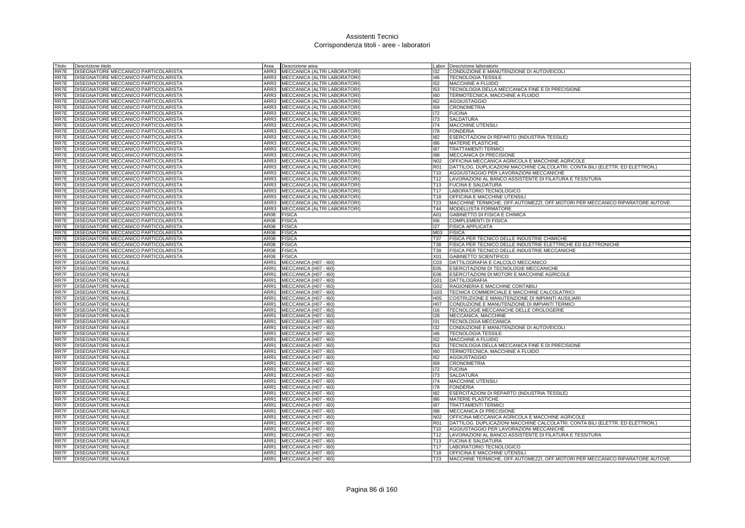# Assistenti Tecnici
## Corrispondenza titoli - aree - laboratori

| Titolo | Descrizione titolo | Area | Descrizione area | Labor. | Descrizione laboratorio |
|---|---|---|---|---|---|
| RR7E | DISEGNATORE MECCANICO PARTICOLARISTA | ARR3 | MECCANICA (ALTRI LABORATORI) | I32 | CONDUZIONE E MANUTENZIONE DI AUTOVEICOLI |
| RR7E | DISEGNATORE MECCANICO PARTICOLARISTA | ARR3 | MECCANICA (ALTRI LABORATORI) | I46 | TECNOLOGIA TESSILE |
| RR7E | DISEGNATORE MECCANICO PARTICOLARISTA | ARR3 | MECCANICA (ALTRI LABORATORI) | I52 | MACCHINE A FLUIDO |
| RR7E | DISEGNATORE MECCANICO PARTICOLARISTA | ARR3 | MECCANICA (ALTRI LABORATORI) | I53 | TECNOLOGIA DELLA MECCANICA FINE E DI PRECISIONE |
| RR7E | DISEGNATORE MECCANICO PARTICOLARISTA | ARR3 | MECCANICA (ALTRI LABORATORI) | I60 | TERMOTECNICA, MACCHINE A FLUIDO |
| RR7E | DISEGNATORE MECCANICO PARTICOLARISTA | ARR3 | MECCANICA (ALTRI LABORATORI) | I62 | AGGIUSTAGGIO |
| RR7E | DISEGNATORE MECCANICO PARTICOLARISTA | ARR3 | MECCANICA (ALTRI LABORATORI) | I69 | CRONOMETRIA |
| RR7E | DISEGNATORE MECCANICO PARTICOLARISTA | ARR3 | MECCANICA (ALTRI LABORATORI) | I72 | FUCINA |
| RR7E | DISEGNATORE MECCANICO PARTICOLARISTA | ARR3 | MECCANICA (ALTRI LABORATORI) | I73 | SALDATURA |
| RR7E | DISEGNATORE MECCANICO PARTICOLARISTA | ARR3 | MECCANICA (ALTRI LABORATORI) | I74 | MACCHINE UTENSILI |
| RR7E | DISEGNATORE MECCANICO PARTICOLARISTA | ARR3 | MECCANICA (ALTRI LABORATORI) | I78 | FONDERIA |
| RR7E | DISEGNATORE MECCANICO PARTICOLARISTA | ARR3 | MECCANICA (ALTRI LABORATORI) | I82 | ESERCITAZIONI DI REPARTO (INDUSTRIA TESSILE) |
| RR7E | DISEGNATORE MECCANICO PARTICOLARISTA | ARR3 | MECCANICA (ALTRI LABORATORI) | I86 | MATERIE PLASTICHE |
| RR7E | DISEGNATORE MECCANICO PARTICOLARISTA | ARR3 | MECCANICA (ALTRI LABORATORI) | I87 | TRATTAMENTI TERMICI |
| RR7E | DISEGNATORE MECCANICO PARTICOLARISTA | ARR3 | MECCANICA (ALTRI LABORATORI) | I88 | MECCANICA DI PRECISIONE |
| RR7E | DISEGNATORE MECCANICO PARTICOLARISTA | ARR3 | MECCANICA (ALTRI LABORATORI) | N02 | OFFICINA MECCANICA AGRICOLA E MACCHINE AGRICOLE |
| RR7E | DISEGNATORE MECCANICO PARTICOLARISTA | ARR3 | MECCANICA (ALTRI LABORATORI) | R01 | DATTILOG. DUPLICAZIONI MACCHINE CALCOLATRI. CONTA BILI (ELETTR. ED ELETTRON.) |
| RR7E | DISEGNATORE MECCANICO PARTICOLARISTA | ARR3 | MECCANICA (ALTRI LABORATORI) | T10 | AGGIUSTAGGIO PER LAVORAZIONI MECCANICHE |
| RR7E | DISEGNATORE MECCANICO PARTICOLARISTA | ARR3 | MECCANICA (ALTRI LABORATORI) | T12 | LAVORAZIONI AL BANCO ASSISTENTE DI FILATURA E TESSITURA |
| RR7E | DISEGNATORE MECCANICO PARTICOLARISTA | ARR3 | MECCANICA (ALTRI LABORATORI) | T13 | FUCINA E SALDATURA |
| RR7E | DISEGNATORE MECCANICO PARTICOLARISTA | ARR3 | MECCANICA (ALTRI LABORATORI) | T17 | LABORATORIO TECNOLOGICO |
| RR7E | DISEGNATORE MECCANICO PARTICOLARISTA | ARR3 | MECCANICA (ALTRI LABORATORI) | T18 | OFFICINA E MACCHINE UTENSILI |
| RR7E | DISEGNATORE MECCANICO PARTICOLARISTA | ARR3 | MECCANICA (ALTRI LABORATORI) | T23 | MACCHINE TERMICHE, OFF.AUTOMEZZI, OFF.MOTORI PER MECCANICO RIPARATORE AUTOVE. |
| RR7E | DISEGNATORE MECCANICO PARTICOLARISTA | ARR3 | MECCANICA (ALTRI LABORATORI) | T44 | MODELLISTA FORMATORE |
| RR7E | DISEGNATORE MECCANICO PARTICOLARISTA | AR08 | FISICA | A01 | GABINETTO DI FISICA E CHIMICA |
| RR7E | DISEGNATORE MECCANICO PARTICOLARISTA | AR08 | FISICA | I06 | COMPLEMENTI DI FISICA |
| RR7E | DISEGNATORE MECCANICO PARTICOLARISTA | AR08 | FISICA | I27 | FISICA APPLICATA |
| RR7E | DISEGNATORE MECCANICO PARTICOLARISTA | AR08 | FISICA | M03 | FISICA |
| RR7E | DISEGNATORE MECCANICO PARTICOLARISTA | AR08 | FISICA | T37 | FISICA PER TECNICO DELLE INDUSTRIE CHIMICHE |
| RR7E | DISEGNATORE MECCANICO PARTICOLARISTA | AR08 | FISICA | T38 | FISICA PER TECNICO DELLE INDUSTRIE ELETTRICHE ED ELETTRONICHE |
| RR7E | DISEGNATORE MECCANICO PARTICOLARISTA | AR08 | FISICA | T39 | FISICA PER TECNICO DELLE INDUSTRIE MECCANICHE |
| RR7E | DISEGNATORE MECCANICO PARTICOLARISTA | AR08 | FISICA | X01 | GABINETTO SCIENTIFICO |
| RR7F | DISEGNATORE NAVALE | ARR1 | MECCANICA (H07 - I60) | C03 | DATTILOGRAFIA E CALCOLO MECCANICO |
| RR7F | DISEGNATORE NAVALE | ARR1 | MECCANICA (H07 - I60) | E05 | ESERCITAZIONI DI TECNOLOGIE MECCANICHE |
| RR7F | DISEGNATORE NAVALE | ARR1 | MECCANICA (H07 - I60) | E06 | ESERCITAZIONI DI MOTORI E MACCHINE AGRICOLE |
| RR7F | DISEGNATORE NAVALE | ARR1 | MECCANICA (H07 - I60) | G01 | DATTILOGRAFIA |
| RR7F | DISEGNATORE NAVALE | ARR1 | MECCANICA (H07 - I60) | G02 | RAGIONERIA E MACCHINE CONTABILI |
| RR7F | DISEGNATORE NAVALE | ARR1 | MECCANICA (H07 - I60) | G03 | TECNICA COMMERCIALE E MACCHINE CALCOLATRICI |
| RR7F | DISEGNATORE NAVALE | ARR1 | MECCANICA (H07 - I60) | H05 | COSTRUZIONE E MANUTENZIONE DI IMPIANTI AUSILIARI |
| RR7F | DISEGNATORE NAVALE | ARR1 | MECCANICA (H07 - I60) | H07 | CONDUZIONE E MANUTENZIONE DI IMPIANTI TERMICI |
| RR7F | DISEGNATORE NAVALE | ARR1 | MECCANICA (H07 - I60) | I16 | TECNOLOGIE MECCANICHE DELLE OROLOGERIE |
| RR7F | DISEGNATORE NAVALE | ARR1 | MECCANICA (H07 - I60) | I28 | MECCANICA, MACCHINE |
| RR7F | DISEGNATORE NAVALE | ARR1 | MECCANICA (H07 - I60) | I31 | TECNOLOGIA MECCANICA |
| RR7F | DISEGNATORE NAVALE | ARR1 | MECCANICA (H07 - I60) | I32 | CONDUZIONE E MANUTENZIONE DI AUTOVEICOLI |
| RR7F | DISEGNATORE NAVALE | ARR1 | MECCANICA (H07 - I60) | I46 | TECNOLOGIA TESSILE |
| RR7F | DISEGNATORE NAVALE | ARR1 | MECCANICA (H07 - I60) | I52 | MACCHINE A FLUIDO |
| RR7F | DISEGNATORE NAVALE | ARR1 | MECCANICA (H07 - I60) | I53 | TECNOLOGIA DELLA MECCANICA FINE E DI PRECISIONE |
| RR7F | DISEGNATORE NAVALE | ARR1 | MECCANICA (H07 - I60) | I60 | TERMOTECNICA, MACCHINE A FLUIDO |
| RR7F | DISEGNATORE NAVALE | ARR1 | MECCANICA (H07 - I60) | I62 | AGGIUSTAGGIO |
| RR7F | DISEGNATORE NAVALE | ARR1 | MECCANICA (H07 - I60) | I69 | CRONOMETRIA |
| RR7F | DISEGNATORE NAVALE | ARR1 | MECCANICA (H07 - I60) | I72 | FUCINA |
| RR7F | DISEGNATORE NAVALE | ARR1 | MECCANICA (H07 - I60) | I73 | SALDATURA |
| RR7F | DISEGNATORE NAVALE | ARR1 | MECCANICA (H07 - I60) | I74 | MACCHINE UTENSILI |
| RR7F | DISEGNATORE NAVALE | ARR1 | MECCANICA (H07 - I60) | I78 | FONDERIA |
| RR7F | DISEGNATORE NAVALE | ARR1 | MECCANICA (H07 - I60) | I82 | ESERCITAZIONI DI REPARTO (INDUSTRIA TESSILE) |
| RR7F | DISEGNATORE NAVALE | ARR1 | MECCANICA (H07 - I60) | I86 | MATERIE PLASTICHE |
| RR7F | DISEGNATORE NAVALE | ARR1 | MECCANICA (H07 - I60) | I87 | TRATTAMENTI TERMICI |
| RR7F | DISEGNATORE NAVALE | ARR1 | MECCANICA (H07 - I60) | I88 | MECCANICA DI PRECISIONE |
| RR7F | DISEGNATORE NAVALE | ARR1 | MECCANICA (H07 - I60) | N02 | OFFICINA MECCANICA AGRICOLA E MACCHINE AGRICOLE |
| RR7F | DISEGNATORE NAVALE | ARR1 | MECCANICA (H07 - I60) | R01 | DATTILOG. DUPLICAZIONI MACCHINE CALCOLATRI. CONTA BILI (ELETTR. ED ELETTRON.) |
| RR7F | DISEGNATORE NAVALE | ARR1 | MECCANICA (H07 - I60) | T10 | AGGIUSTAGGIO PER LAVORAZIONI MECCANICHE |
| RR7F | DISEGNATORE NAVALE | ARR1 | MECCANICA (H07 - I60) | T12 | LAVORAZIONI AL BANCO ASSISTENTE DI FILATURA E TESSITURA |
| RR7F | DISEGNATORE NAVALE | ARR1 | MECCANICA (H07 - I60) | T13 | FUCINA E SALDATURA |
| RR7F | DISEGNATORE NAVALE | ARR1 | MECCANICA (H07 - I60) | T17 | LABORATORIO TECNOLOGICO |
| RR7F | DISEGNATORE NAVALE | ARR1 | MECCANICA (H07 - I60) | T18 | OFFICINA E MACCHINE UTENSILI |
| RR7F | DISEGNATORE NAVALE | ARR1 | MECCANICA (H07 - I60) | T23 | MACCHINE TERMICHE, OFF.AUTOMEZZI, OFF.MOTORI PER MECCANICO RIPARATORE AUTOVE. |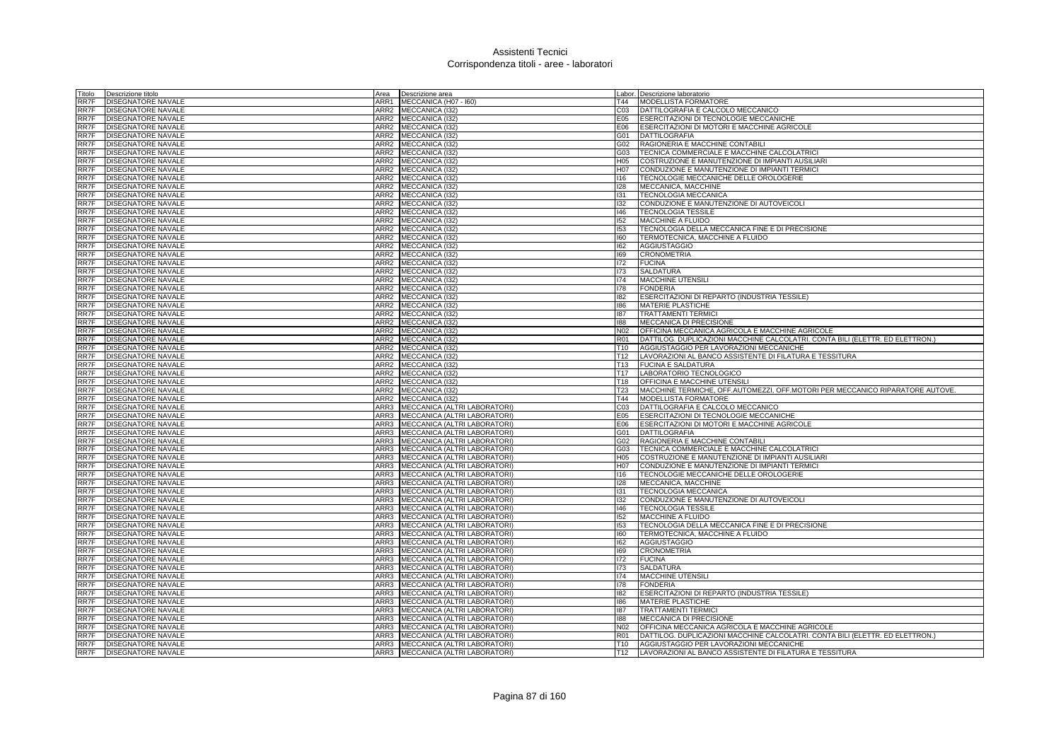# Assistenti Tecnici
## Corrispondenza titoli - aree - laboratori

| Titolo | Descrizione titolo | Area | Descrizione area | Labor. | Descrizione laboratorio |
|---|---|---|---|---|---|
| RR7F | DISEGNATORE NAVALE | ARR1 | MECCANICA (H07 - I60) | T44 | MODELLISTA FORMATORE |
| RR7F | DISEGNATORE NAVALE | ARR2 | MECCANICA (I32) | C03 | DATTILOGRAFIA E CALCOLO MECCANICO |
| RR7F | DISEGNATORE NAVALE | ARR2 | MECCANICA (I32) | E05 | ESERCITAZIONI DI TECNOLOGIE MECCANICHE |
| RR7F | DISEGNATORE NAVALE | ARR2 | MECCANICA (I32) | E06 | ESERCITAZIONI DI MOTORI E MACCHINE AGRICOLE |
| RR7F | DISEGNATORE NAVALE | ARR2 | MECCANICA (I32) | G01 | DATTILOGRAFIA |
| RR7F | DISEGNATORE NAVALE | ARR2 | MECCANICA (I32) | G02 | RAGIONERIA E MACCHINE CONTABILI |
| RR7F | DISEGNATORE NAVALE | ARR2 | MECCANICA (I32) | G03 | TECNICA COMMERCIALE E MACCHINE CALCOLATRICI |
| RR7F | DISEGNATORE NAVALE | ARR2 | MECCANICA (I32) | H05 | COSTRUZIONE E MANUTENZIONE DI IMPIANTI AUSILIARI |
| RR7F | DISEGNATORE NAVALE | ARR2 | MECCANICA (I32) | H07 | CONDUZIONE E MANUTENZIONE DI IMPIANTI TERMICI |
| RR7F | DISEGNATORE NAVALE | ARR2 | MECCANICA (I32) | I16 | TECNOLOGIE MECCANICHE DELLE OROLOGERIE |
| RR7F | DISEGNATORE NAVALE | ARR2 | MECCANICA (I32) | I28 | MECCANICA, MACCHINE |
| RR7F | DISEGNATORE NAVALE | ARR2 | MECCANICA (I32) | I31 | TECNOLOGIA MECCANICA |
| RR7F | DISEGNATORE NAVALE | ARR2 | MECCANICA (I32) | I32 | CONDUZIONE E MANUTENZIONE DI AUTOVEICOLI |
| RR7F | DISEGNATORE NAVALE | ARR2 | MECCANICA (I32) | I46 | TECNOLOGIA TESSILE |
| RR7F | DISEGNATORE NAVALE | ARR2 | MECCANICA (I32) | I52 | MACCHINE A FLUIDO |
| RR7F | DISEGNATORE NAVALE | ARR2 | MECCANICA (I32) | I53 | TECNOLOGIA DELLA MECCANICA FINE E DI PRECISIONE |
| RR7F | DISEGNATORE NAVALE | ARR2 | MECCANICA (I32) | I60 | TERMOTECNICA, MACCHINE A FLUIDO |
| RR7F | DISEGNATORE NAVALE | ARR2 | MECCANICA (I32) | I62 | AGGIUSTAGGIO |
| RR7F | DISEGNATORE NAVALE | ARR2 | MECCANICA (I32) | I69 | CRONOMETRIA |
| RR7F | DISEGNATORE NAVALE | ARR2 | MECCANICA (I32) | I72 | FUCINA |
| RR7F | DISEGNATORE NAVALE | ARR2 | MECCANICA (I32) | I73 | SALDATURA |
| RR7F | DISEGNATORE NAVALE | ARR2 | MECCANICA (I32) | I74 | MACCHINE UTENSILI |
| RR7F | DISEGNATORE NAVALE | ARR2 | MECCANICA (I32) | I78 | FONDERIA |
| RR7F | DISEGNATORE NAVALE | ARR2 | MECCANICA (I32) | I82 | ESERCITAZIONI DI REPARTO (INDUSTRIA TESSILE) |
| RR7F | DISEGNATORE NAVALE | ARR2 | MECCANICA (I32) | I86 | MATERIE PLASTICHE |
| RR7F | DISEGNATORE NAVALE | ARR2 | MECCANICA (I32) | I87 | TRATTAMENTI TERMICI |
| RR7F | DISEGNATORE NAVALE | ARR2 | MECCANICA (I32) | I88 | MECCANICA DI PRECISIONE |
| RR7F | DISEGNATORE NAVALE | ARR2 | MECCANICA (I32) | N02 | OFFICINA MECCANICA AGRICOLA E MACCHINE AGRICOLE |
| RR7F | DISEGNATORE NAVALE | ARR2 | MECCANICA (I32) | R01 | DATTILOG. DUPLICAZIONI MACCHINE CALCOLATRI. CONTA BILI (ELETTR. ED ELETTRON.) |
| RR7F | DISEGNATORE NAVALE | ARR2 | MECCANICA (I32) | T10 | AGGIUSTAGGIO PER LAVORAZIONI MECCANICHE |
| RR7F | DISEGNATORE NAVALE | ARR2 | MECCANICA (I32) | T12 | LAVORAZIONI AL BANCO ASSISTENTE DI FILATURA E TESSITURA |
| RR7F | DISEGNATORE NAVALE | ARR2 | MECCANICA (I32) | T13 | FUCINA E SALDATURA |
| RR7F | DISEGNATORE NAVALE | ARR2 | MECCANICA (I32) | T17 | LABORATORIO TECNOLOGICO |
| RR7F | DISEGNATORE NAVALE | ARR2 | MECCANICA (I32) | T18 | OFFICINA E MACCHINE UTENSILI |
| RR7F | DISEGNATORE NAVALE | ARR2 | MECCANICA (I32) | T23 | MACCHINE TERMICHE, OFF.AUTOMEZZI, OFF.MOTORI PER MECCANICO RIPARATORE AUTOVE. |
| RR7F | DISEGNATORE NAVALE | ARR2 | MECCANICA (I32) | T44 | MODELLISTA FORMATORE |
| RR7F | DISEGNATORE NAVALE | ARR3 | MECCANICA (ALTRI LABORATORI) | C03 | DATTILOGRAFIA E CALCOLO MECCANICO |
| RR7F | DISEGNATORE NAVALE | ARR3 | MECCANICA (ALTRI LABORATORI) | E05 | ESERCITAZIONI DI TECNOLOGIE MECCANICHE |
| RR7F | DISEGNATORE NAVALE | ARR3 | MECCANICA (ALTRI LABORATORI) | E06 | ESERCITAZIONI DI MOTORI E MACCHINE AGRICOLE |
| RR7F | DISEGNATORE NAVALE | ARR3 | MECCANICA (ALTRI LABORATORI) | G01 | DATTILOGRAFIA |
| RR7F | DISEGNATORE NAVALE | ARR3 | MECCANICA (ALTRI LABORATORI) | G02 | RAGIONERIA E MACCHINE CONTABILI |
| RR7F | DISEGNATORE NAVALE | ARR3 | MECCANICA (ALTRI LABORATORI) | G03 | TECNICA COMMERCIALE E MACCHINE CALCOLATRICI |
| RR7F | DISEGNATORE NAVALE | ARR3 | MECCANICA (ALTRI LABORATORI) | H05 | COSTRUZIONE E MANUTENZIONE DI IMPIANTI AUSILIARI |
| RR7F | DISEGNATORE NAVALE | ARR3 | MECCANICA (ALTRI LABORATORI) | H07 | CONDUZIONE E MANUTENZIONE DI IMPIANTI TERMICI |
| RR7F | DISEGNATORE NAVALE | ARR3 | MECCANICA (ALTRI LABORATORI) | I16 | TECNOLOGIE MECCANICHE DELLE OROLOGERIE |
| RR7F | DISEGNATORE NAVALE | ARR3 | MECCANICA (ALTRI LABORATORI) | I28 | MECCANICA, MACCHINE |
| RR7F | DISEGNATORE NAVALE | ARR3 | MECCANICA (ALTRI LABORATORI) | I31 | TECNOLOGIA MECCANICA |
| RR7F | DISEGNATORE NAVALE | ARR3 | MECCANICA (ALTRI LABORATORI) | I32 | CONDUZIONE E MANUTENZIONE DI AUTOVEICOLI |
| RR7F | DISEGNATORE NAVALE | ARR3 | MECCANICA (ALTRI LABORATORI) | I46 | TECNOLOGIA TESSILE |
| RR7F | DISEGNATORE NAVALE | ARR3 | MECCANICA (ALTRI LABORATORI) | I52 | MACCHINE A FLUIDO |
| RR7F | DISEGNATORE NAVALE | ARR3 | MECCANICA (ALTRI LABORATORI) | I53 | TECNOLOGIA DELLA MECCANICA FINE E DI PRECISIONE |
| RR7F | DISEGNATORE NAVALE | ARR3 | MECCANICA (ALTRI LABORATORI) | I60 | TERMOTECNICA, MACCHINE A FLUIDO |
| RR7F | DISEGNATORE NAVALE | ARR3 | MECCANICA (ALTRI LABORATORI) | I62 | AGGIUSTAGGIO |
| RR7F | DISEGNATORE NAVALE | ARR3 | MECCANICA (ALTRI LABORATORI) | I69 | CRONOMETRIA |
| RR7F | DISEGNATORE NAVALE | ARR3 | MECCANICA (ALTRI LABORATORI) | I72 | FUCINA |
| RR7F | DISEGNATORE NAVALE | ARR3 | MECCANICA (ALTRI LABORATORI) | I73 | SALDATURA |
| RR7F | DISEGNATORE NAVALE | ARR3 | MECCANICA (ALTRI LABORATORI) | I74 | MACCHINE UTENSILI |
| RR7F | DISEGNATORE NAVALE | ARR3 | MECCANICA (ALTRI LABORATORI) | I78 | FONDERIA |
| RR7F | DISEGNATORE NAVALE | ARR3 | MECCANICA (ALTRI LABORATORI) | I82 | ESERCITAZIONI DI REPARTO (INDUSTRIA TESSILE) |
| RR7F | DISEGNATORE NAVALE | ARR3 | MECCANICA (ALTRI LABORATORI) | I86 | MATERIE PLASTICHE |
| RR7F | DISEGNATORE NAVALE | ARR3 | MECCANICA (ALTRI LABORATORI) | I87 | TRATTAMENTI TERMICI |
| RR7F | DISEGNATORE NAVALE | ARR3 | MECCANICA (ALTRI LABORATORI) | I88 | MECCANICA DI PRECISIONE |
| RR7F | DISEGNATORE NAVALE | ARR3 | MECCANICA (ALTRI LABORATORI) | N02 | OFFICINA MECCANICA AGRICOLA E MACCHINE AGRICOLE |
| RR7F | DISEGNATORE NAVALE | ARR3 | MECCANICA (ALTRI LABORATORI) | R01 | DATTILOG. DUPLICAZIONI MACCHINE CALCOLATRI. CONTA BILI (ELETTR. ED ELETTRON.) |
| RR7F | DISEGNATORE NAVALE | ARR3 | MECCANICA (ALTRI LABORATORI) | T10 | AGGIUSTAGGIO PER LAVORAZIONI MECCANICHE |
| RR7F | DISEGNATORE NAVALE | ARR3 | MECCANICA (ALTRI LABORATORI) | T12 | LAVORAZIONI AL BANCO ASSISTENTE DI FILATURA E TESSITURA |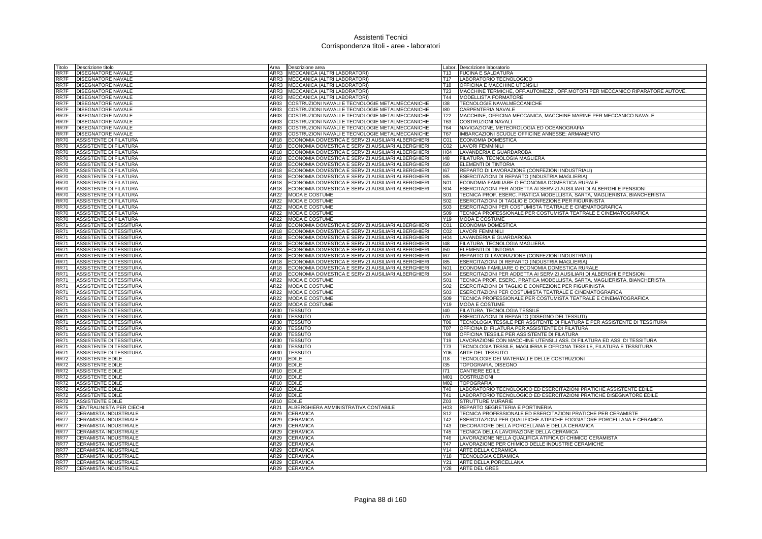# Assistenti Tecnici
## Corrispondenza titoli - aree - laboratori

| Titolo | Descrizione titolo | Area | Descrizione area | Labor. | Descrizione laboratorio |
|---|---|---|---|---|---|
| RR7F | DISEGNATORE NAVALE | ARR3 | MECCANICA (ALTRI LABORATORI) | T13 | FUCINA E SALDATURA |
| RR7F | DISEGNATORE NAVALE | ARR3 | MECCANICA (ALTRI LABORATORI) | T17 | LABORATORIO TECNOLOGICO |
| RR7F | DISEGNATORE NAVALE | ARR3 | MECCANICA (ALTRI LABORATORI) | T18 | OFFICINA E MACCHINE UTENSILI |
| RR7F | DISEGNATORE NAVALE | ARR3 | MECCANICA (ALTRI LABORATORI) | T23 | MACCHINE TERMICHE, OFF.AUTOMEZZI, OFF.MOTORI PER MECCANICO RIPARATORE AUTOVE. |
| RR7F | DISEGNATORE NAVALE | ARR3 | MECCANICA (ALTRI LABORATORI) | T44 | MODELLISTA FORMATORE |
| RR7F | DISEGNATORE NAVALE | AR03 | COSTRUZIONI NAVALI E TECNOLOGIE METALMECCANICHE | I38 | TECNOLOGIE NAVALMECCANICHE |
| RR7F | DISEGNATORE NAVALE | AR03 | COSTRUZIONI NAVALI E TECNOLOGIE METALMECCANICHE | I80 | CARPENTERIA NAVALE |
| RR7F | DISEGNATORE NAVALE | AR03 | COSTRUZIONI NAVALI E TECNOLOGIE METALMECCANICHE | T22 | MACCHINE, OFFICINA MECCANICA, MACCHINE MARINE PER MECCANICO NAVALE |
| RR7F | DISEGNATORE NAVALE | AR03 | COSTRUZIONI NAVALI E TECNOLOGIE METALMECCANICHE | T63 | COSTRUZIONI NAVALI |
| RR7F | DISEGNATORE NAVALE | AR03 | COSTRUZIONI NAVALI E TECNOLOGIE METALMECCANICHE | T64 | NAVIGAZIONE, METEOROLOGIA ED OCEANOGRAFIA |
| RR7F | DISEGNATORE NAVALE | AR03 | COSTRUZIONI NAVALI E TECNOLOGIE METALMECCANICHE | T67 | IMBARCAZIONI SCUOLE OFFICINE ANNESSE: ARMAMENTO |
| RR70 | ASSISTENTE DI FILATURA | AR18 | ECONOMIA DOMESTICA E SERVIZI AUSILIARI ALBERGHIERI | C01 | ECONOMIA DOMESTICA |
| RR70 | ASSISTENTE DI FILATURA | AR18 | ECONOMIA DOMESTICA E SERVIZI AUSILIARI ALBERGHIERI | C02 | LAVORI FEMMINILI |
| RR70 | ASSISTENTE DI FILATURA | AR18 | ECONOMIA DOMESTICA E SERVIZI AUSILIARI ALBERGHIERI | H04 | LAVANDERIA E GUARDAROBA |
| RR70 | ASSISTENTE DI FILATURA | AR18 | ECONOMIA DOMESTICA E SERVIZI AUSILIARI ALBERGHIERI | I48 | FILATURA, TECNOLOGIA MAGLIERA |
| RR70 | ASSISTENTE DI FILATURA | AR18 | ECONOMIA DOMESTICA E SERVIZI AUSILIARI ALBERGHIERI | I50 | ELEMENTI DI TINTORIA |
| RR70 | ASSISTENTE DI FILATURA | AR18 | ECONOMIA DOMESTICA E SERVIZI AUSILIARI ALBERGHIERI | I67 | REPARTO DI LAVORAZIONE (CONFEZIONI INDUSTRIALI) |
| RR70 | ASSISTENTE DI FILATURA | AR18 | ECONOMIA DOMESTICA E SERVIZI AUSILIARI ALBERGHIERI | I85 | ESERCITAZIONI DI REPARTO (INDUSTRIA MAGLIERIA) |
| RR70 | ASSISTENTE DI FILATURA | AR18 | ECONOMIA DOMESTICA E SERVIZI AUSILIARI ALBERGHIERI | N01 | ECONOMIA FAMILIARE O ECONOMIA DOMESTICA RURALE |
| RR70 | ASSISTENTE DI FILATURA | AR18 | ECONOMIA DOMESTICA E SERVIZI AUSILIARI ALBERGHIERI | S04 | ESERCITAZIONI PER ADDETTA AI SERVIZI AUSILIARI DI ALBERGHI E PENSIONI |
| RR70 | ASSISTENTE DI FILATURA | AR22 | MODA E COSTUME | S01 | TECNICA PROF. ESERC. PRATICA MODELLISTA, SARTA, MAGLIERISTA, BIANCHERISTA |
| RR70 | ASSISTENTE DI FILATURA | AR22 | MODA E COSTUME | S02 | ESERCITAZIONI DI TAGLIO E CONFEZIONE PER FIGURINISTA |
| RR70 | ASSISTENTE DI FILATURA | AR22 | MODA E COSTUME | S03 | ESERCITAZIONI PER COSTUMISTA TEATRALE E CINEMATOGRAFICA |
| RR70 | ASSISTENTE DI FILATURA | AR22 | MODA E COSTUME | S09 | TECNICA PROFESSIONALE PER COSTUMISTA TEATRALE E CINEMATOGRAFICA |
| RR70 | ASSISTENTE DI FILATURA | AR22 | MODA E COSTUME | Y19 | MODA E COSTUME |
| RR71 | ASSISTENTE DI TESSITURA | AR18 | ECONOMIA DOMESTICA E SERVIZI AUSILIARI ALBERGHIERI | C01 | ECONOMIA DOMESTICA |
| RR71 | ASSISTENTE DI TESSITURA | AR18 | ECONOMIA DOMESTICA E SERVIZI AUSILIARI ALBERGHIERI | C02 | LAVORI FEMMINILI |
| RR71 | ASSISTENTE DI TESSITURA | AR18 | ECONOMIA DOMESTICA E SERVIZI AUSILIARI ALBERGHIERI | H04 | LAVANDERIA E GUARDAROBA |
| RR71 | ASSISTENTE DI TESSITURA | AR18 | ECONOMIA DOMESTICA E SERVIZI AUSILIARI ALBERGHIERI | I48 | FILATURA, TECNOLOGIA MAGLIERA |
| RR71 | ASSISTENTE DI TESSITURA | AR18 | ECONOMIA DOMESTICA E SERVIZI AUSILIARI ALBERGHIERI | I50 | ELEMENTI DI TINTORIA |
| RR71 | ASSISTENTE DI TESSITURA | AR18 | ECONOMIA DOMESTICA E SERVIZI AUSILIARI ALBERGHIERI | I67 | REPARTO DI LAVORAZIONE (CONFEZIONI INDUSTRIALI) |
| RR71 | ASSISTENTE DI TESSITURA | AR18 | ECONOMIA DOMESTICA E SERVIZI AUSILIARI ALBERGHIERI | I85 | ESERCITAZIONI DI REPARTO (INDUSTRIA MAGLIERIA) |
| RR71 | ASSISTENTE DI TESSITURA | AR18 | ECONOMIA DOMESTICA E SERVIZI AUSILIARI ALBERGHIERI | N01 | ECONOMIA FAMILIARE O ECONOMIA DOMESTICA RURALE |
| RR71 | ASSISTENTE DI TESSITURA | AR18 | ECONOMIA DOMESTICA E SERVIZI AUSILIARI ALBERGHIERI | S04 | ESERCITAZIONI PER ADDETTA AI SERVIZI AUSILIARI DI ALBERGHI E PENSIONI |
| RR71 | ASSISTENTE DI TESSITURA | AR22 | MODA E COSTUME | S01 | TECNICA PROF. ESERC. PRATICA MODELLISTA, SARTA, MAGLIERISTA, BIANCHERISTA |
| RR71 | ASSISTENTE DI TESSITURA | AR22 | MODA E COSTUME | S02 | ESERCITAZIONI DI TAGLIO E CONFEZIONE PER FIGURINISTA |
| RR71 | ASSISTENTE DI TESSITURA | AR22 | MODA E COSTUME | S03 | ESERCITAZIONI PER COSTUMISTA TEATRALE E CINEMATOGRAFICA |
| RR71 | ASSISTENTE DI TESSITURA | AR22 | MODA E COSTUME | S09 | TECNICA PROFESSIONALE PER COSTUMISTA TEATRALE E CINEMATOGRAFICA |
| RR71 | ASSISTENTE DI TESSITURA | AR22 | MODA E COSTUME | Y19 | MODA E COSTUME |
| RR71 | ASSISTENTE DI TESSITURA | AR30 | TESSUTO | I40 | FILATURA, TECNOLOGIA TESSILE |
| RR71 | ASSISTENTE DI TESSITURA | AR30 | TESSUTO | I70 | ESERCITAZIONI DI REPARTO (DISEGNO DEI TESSUTI) |
| RR71 | ASSISTENTE DI TESSITURA | AR30 | TESSUTO | T06 | TECNOLOGIA TESSILE PER ASSITENTE DI FILATURA E PER ASSISTENTE DI TESSITURA |
| RR71 | ASSISTENTE DI TESSITURA | AR30 | TESSUTO | T07 | OFFICINA DI FILATURA PER ASSISTENTE DI FILATURA |
| RR71 | ASSISTENTE DI TESSITURA | AR30 | TESSUTO | T08 | OFFICINA TESSILE PER ASSISTENTE DI FILATURA |
| RR71 | ASSISTENTE DI TESSITURA | AR30 | TESSUTO | T19 | LAVORAZIONE CON MACCHINE UTENSILI ASS. DI FILATURA ED ASS. DI TESSITURA |
| RR71 | ASSISTENTE DI TESSITURA | AR30 | TESSUTO | T73 | TECNOLOGIA TESSILE, MAGLIERIA E OFFICINA TESSILE, FILATURA E TESSITURA |
| RR71 | ASSISTENTE DI TESSITURA | AR30 | TESSUTO | Y06 | ARTE DEL TESSUTO |
| RR72 | ASSISTENTE EDILE | AR10 | EDILE | I18 | TECNOLOGIE DEI MATERIALI E DELLE COSTRUZIONI |
| RR72 | ASSISTENTE EDILE | AR10 | EDILE | I35 | TOPOGRAFIA, DISEGNO |
| RR72 | ASSISTENTE EDILE | AR10 | EDILE | I71 | CANTIERE EDILE |
| RR72 | ASSISTENTE EDILE | AR10 | EDILE | M01 | COSTRUZIONI |
| RR72 | ASSISTENTE EDILE | AR10 | EDILE | M02 | TOPOGRAFIA |
| RR72 | ASSISTENTE EDILE | AR10 | EDILE | T40 | LABORATORIO TECNOLOGICO ED ESERCITAZIONI PRATICHE ASSISTENTE EDILE |
| RR72 | ASSISTENTE EDILE | AR10 | EDILE | T41 | LABORATORIO TECNOLOGICO ED ESERCITAZIONI PRATICHE DISEGNATORE EDILE |
| RR72 | ASSISTENTE EDILE | AR10 | EDILE | Z03 | STRUTTURE MURARIE |
| RR75 | CENTRALINISTA PER CIECHI | AR21 | ALBERGHIERA AMMINISTRATIVA CONTABILE | H03 | REPARTO SEGRETERIA E PORTINERIA |
| RR77 | CERAMISTA INDUSTRIALE | AR29 | CERAMICA | S12 | TECNICA PROFESSIONALE ED ESERCITAZIONI PRATICHE PER CERAMISTE |
| RR77 | CERAMISTA INDUSTRIALE | AR29 | CERAMICA | T42 | ESERCITAZIONI PER QUALIFICHE ATIPICHE FOGGIATORE PORCELLANA E CERAMICA |
| RR77 | CERAMISTA INDUSTRIALE | AR29 | CERAMICA | T43 | DECORATORE DELLA PORCELLANA E DELLA CERAMICA |
| RR77 | CERAMISTA INDUSTRIALE | AR29 | CERAMICA | T45 | TECNICA DELLA LAVORAZIONE DELLA CERAMICA |
| RR77 | CERAMISTA INDUSTRIALE | AR29 | CERAMICA | T46 | LAVORAZIONE NELLA QUALIFICA ATIPICA DI CHIMICO CERAMISTA |
| RR77 | CERAMISTA INDUSTRIALE | AR29 | CERAMICA | T47 | LAVORAZIONE PER CHIMICO DELLE INDUSTRIE CERAMICHE |
| RR77 | CERAMISTA INDUSTRIALE | AR29 | CERAMICA | Y14 | ARTE DELLA CERAMICA |
| RR77 | CERAMISTA INDUSTRIALE | AR29 | CERAMICA | Y18 | TECNOLOGIA CERAMICA |
| RR77 | CERAMISTA INDUSTRIALE | AR29 | CERAMICA | Y21 | ARTE DELLA PORCELLANA |
| RR77 | CERAMISTA INDUSTRIALE | AR29 | CERAMICA | Y28 | ARTE DEL GRES |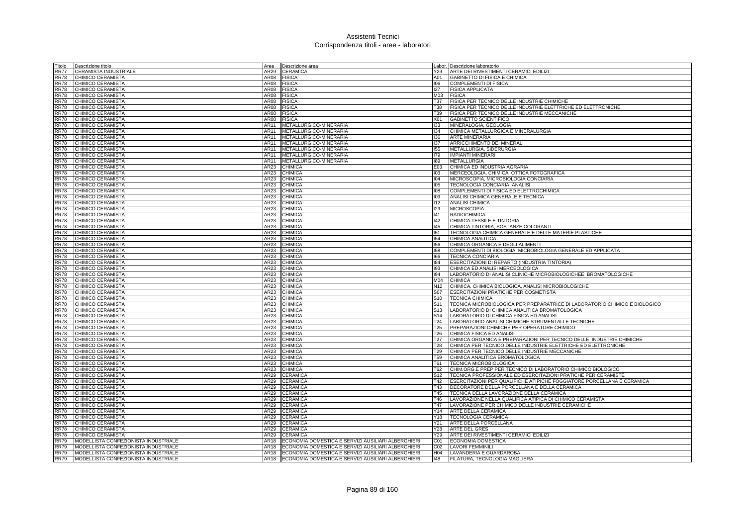# Assistenti Tecnici
## Corrispondenza titoli - aree - laboratori

| Titolo | Descrizione titolo | Area | Descrizione area | Labor. | Descrizione laboratorio |
|---|---|---|---|---|---|
| RR77 | CERAMISTA INDUSTRIALE | AR29 | CERAMICA | Y29 | ARTE DEI RIVESTIMENTI CERAMICI EDILIZI |
| RR78 | CHIMICO CERAMISTA | AR08 | FISICA | A01 | GABINETTO DI FISICA E CHIMICA |
| RR78 | CHIMICO CERAMISTA | AR08 | FISICA | I06 | COMPLEMENTI DI FISICA |
| RR78 | CHIMICO CERAMISTA | AR08 | FISICA | I27 | FISICA APPLICATA |
| RR78 | CHIMICO CERAMISTA | AR08 | FISICA | M03 | FISICA |
| RR78 | CHIMICO CERAMISTA | AR08 | FISICA | T37 | FISICA PER TECNICO DELLE INDUSTRIE CHIMICHE |
| RR78 | CHIMICO CERAMISTA | AR08 | FISICA | T38 | FISICA PER TECNICO DELLE INDUSTRIE ELETTRICHE ED ELETTRONICHE |
| RR78 | CHIMICO CERAMISTA | AR08 | FISICA | T39 | FISICA PER TECNICO DELLE INDUSTRIE MECCANICHE |
| RR78 | CHIMICO CERAMISTA | AR08 | FISICA | X01 | GABINETTO SCIENTIFICO |
| RR78 | CHIMICO CERAMISTA | AR11 | METALLURGICO-MINERARIA | I33 | MINERALOGIA, GEOLOGIA |
| RR78 | CHIMICO CERAMISTA | AR11 | METALLURGICO-MINERARIA | I34 | CHIMICA METALLURGICA E MINERALURGIA |
| RR78 | CHIMICO CERAMISTA | AR11 | METALLURGICO-MINERARIA | I36 | ARTE MINERARIA |
| RR78 | CHIMICO CERAMISTA | AR11 | METALLURGICO-MINERARIA | I37 | ARRICCHIMENTO DEI MINERALI |
| RR78 | CHIMICO CERAMISTA | AR11 | METALLURGICO-MINERARIA | I55 | METALLURGIA, SIDERURGIA |
| RR78 | CHIMICO CERAMISTA | AR11 | METALLURGICO-MINERARIA | I79 | IMPIANTI MINERARI |
| RR78 | CHIMICO CERAMISTA | AR11 | METALLURGICO-MINERARIA | I89 | METALLURGIA |
| RR78 | CHIMICO CERAMISTA | AR23 | CHIMICA | E03 | CHIMICA ED INDUSTRIA AGRARIA |
| RR78 | CHIMICO CERAMISTA | AR23 | CHIMICA | I03 | MERCEOLOGIA, CHIMICA, OTTICA FOTOGRAFICA |
| RR78 | CHIMICO CERAMISTA | AR23 | CHIMICA | I04 | MICROSCOPIA, MICROBIOLOGIA CONCIARIA |
| RR78 | CHIMICO CERAMISTA | AR23 | CHIMICA | I05 | TECNOLOGIA CONCIARIA, ANALISI |
| RR78 | CHIMICO CERAMISTA | AR23 | CHIMICA | I08 | COMPLEMENTI DI FISICA ED ELETTROCHIMICA |
| RR78 | CHIMICO CERAMISTA | AR23 | CHIMICA | I09 | ANALISI CHIMICA GENERALE E TECNICA |
| RR78 | CHIMICO CERAMISTA | AR23 | CHIMICA | I12 | ANALISI CHIMICA |
| RR78 | CHIMICO CERAMISTA | AR23 | CHIMICA | I29 | MICROSCOPIA |
| RR78 | CHIMICO CERAMISTA | AR23 | CHIMICA | I41 | RADIOCHIMICA |
| RR78 | CHIMICO CERAMISTA | AR23 | CHIMICA | I42 | CHIMICA TESSILE E TINTORIA |
| RR78 | CHIMICO CERAMISTA | AR23 | CHIMICA | I45 | CHIMICA TINTORIA, SOSTANZE COLORANTI |
| RR78 | CHIMICO CERAMISTA | AR23 | CHIMICA | I51 | TECNOLOGIA CHIMICA GENERALE E DELLE MATERIE PLASTICHE |
| RR78 | CHIMICO CERAMISTA | AR23 | CHIMICA | I54 | CHIMICA ANALITICA |
| RR78 | CHIMICO CERAMISTA | AR23 | CHIMICA | I56 | CHIMICA ORGANICA E DEGLI ALIMENTI |
| RR78 | CHIMICO CERAMISTA | AR23 | CHIMICA | I58 | COMPLEMENTI DI BIOLOGIA, MICROBIOLOGIA GENERALE ED APPLICATA |
| RR78 | CHIMICO CERAMISTA | AR23 | CHIMICA | I66 | TECNICA CONCIARIA |
| RR78 | CHIMICO CERAMISTA | AR23 | CHIMICA | I84 | ESERCITAZIONI DI REPARTO (INDUSTRIA TINTORIA) |
| RR78 | CHIMICO CERAMISTA | AR23 | CHIMICA | I93 | CHIMICA ED ANALISI MERCEOLOGICA |
| RR78 | CHIMICO CERAMISTA | AR23 | CHIMICA | I94 | LABORATORIO DI ANALISI CLINICHE MICROBIOLOGICHEE BROMATOLOGICHE |
| RR78 | CHIMICO CERAMISTA | AR23 | CHIMICA | M04 | CHIMICA |
| RR78 | CHIMICO CERAMISTA | AR23 | CHIMICA | N12 | CHIMICA, CHIMICA BIOLOGICA, ANALISI MICROBIOLOGICHE |
| RR78 | CHIMICO CERAMISTA | AR23 | CHIMICA | S07 | ESERCITAZIONI PRATICHE PER COSMETISTA |
| RR78 | CHIMICO CERAMISTA | AR23 | CHIMICA | S10 | TECNICA CHIMICA |
| RR78 | CHIMICO CERAMISTA | AR23 | CHIMICA | S11 | TECNICA MICROBIOLOGICA PER PREPARATRICE DI LABORATORIO CHIMICO E BIOLOGICO |
| RR78 | CHIMICO CERAMISTA | AR23 | CHIMICA | S13 | LABORATORIO DI CHIMICA ANALITICA BROMATOLOGICA |
| RR78 | CHIMICO CERAMISTA | AR23 | CHIMICA | S14 | LABORATORIO DI CHIMICA FISICA ED ANALISI |
| RR78 | CHIMICO CERAMISTA | AR23 | CHIMICA | T24 | LABORATORIO ANALISI CHIMICHE STRUMENTALI E TECNICHE |
| RR78 | CHIMICO CERAMISTA | AR23 | CHIMICA | T25 | PREPARAZIONI CHIMICHE PER OPERATORE CHIMICO |
| RR78 | CHIMICO CERAMISTA | AR23 | CHIMICA | T26 | CHIMICA FISICA ED ANALISI |
| RR78 | CHIMICO CERAMISTA | AR23 | CHIMICA | T27 | CHIMICA ORGANICA E PREPARAZIONI PER TECNICO DELLE INDUSTRIE CHIMICHE |
| RR78 | CHIMICO CERAMISTA | AR23 | CHIMICA | T28 | CHIMICA PER TECNICO DELLE INDUSTRIE ELETTRICHE ED ELETTRONICHE |
| RR78 | CHIMICO CERAMISTA | AR23 | CHIMICA | T29 | CHIMICA PER TECNICO DELLE INDUSTRIE MECCANICHE |
| RR78 | CHIMICO CERAMISTA | AR23 | CHIMICA | T59 | CHIMICA ANALITICA BROMATOLOGICA |
| RR78 | CHIMICO CERAMISTA | AR23 | CHIMICA | T61 | TECNICA MICROBIOLOGICA |
| RR78 | CHIMICO CERAMISTA | AR23 | CHIMICA | T62 | CHIM.ORG.E PREP.PER TECNICO DI LABORATORIO CHIMICO BIOLOGICO |
| RR78 | CHIMICO CERAMISTA | AR29 | CERAMICA | S12 | TECNICA PROFESSIONALE ED ESERCITAZIONI PRATICHE PER CERAMISTE |
| RR78 | CHIMICO CERAMISTA | AR29 | CERAMICA | T42 | ESERCITAZIONI PER QUALIFICHE ATIPICHE FOGGIATORE PORCELLANA E CERAMICA |
| RR78 | CHIMICO CERAMISTA | AR29 | CERAMICA | T43 | DECORATORE DELLA PORCELLANA E DELLA CERAMICA |
| RR78 | CHIMICO CERAMISTA | AR29 | CERAMICA | T45 | TECNICA DELLA LAVORAZIONE DELLA CERAMICA |
| RR78 | CHIMICO CERAMISTA | AR29 | CERAMICA | T46 | LAVORAZIONE NELLA QUALIFICA ATIPICA DI CHIMICO CERAMISTA |
| RR78 | CHIMICO CERAMISTA | AR29 | CERAMICA | T47 | LAVORAZIONE PER CHIMICO DELLE INDUSTRIE CERAMICHE |
| RR78 | CHIMICO CERAMISTA | AR29 | CERAMICA | Y14 | ARTE DELLA CERAMICA |
| RR78 | CHIMICO CERAMISTA | AR29 | CERAMICA | Y18 | TECNOLOGIA CERAMICA |
| RR78 | CHIMICO CERAMISTA | AR29 | CERAMICA | Y21 | ARTE DELLA PORCELLANA |
| RR78 | CHIMICO CERAMISTA | AR29 | CERAMICA | Y28 | ARTE DEL GRES |
| RR78 | CHIMICO CERAMISTA | AR29 | CERAMICA | Y29 | ARTE DEI RIVESTIMENTI CERAMICI EDILIZI |
| RR79 | MODELLISTA CONFEZIONISTA INDUSTRIALE | AR18 | ECONOMIA DOMESTICA E SERVIZI AUSILIARI ALBERGHIERI | C01 | ECONOMIA DOMESTICA |
| RR79 | MODELLISTA CONFEZIONISTA INDUSTRIALE | AR18 | ECONOMIA DOMESTICA E SERVIZI AUSILIARI ALBERGHIERI | C02 | LAVORI FEMMINILI |
| RR79 | MODELLISTA CONFEZIONISTA INDUSTRIALE | AR18 | ECONOMIA DOMESTICA E SERVIZI AUSILIARI ALBERGHIERI | H04 | LAVANDERIA E GUARDAROBA |
| RR79 | MODELLISTA CONFEZIONISTA INDUSTRIALE | AR18 | ECONOMIA DOMESTICA E SERVIZI AUSILIARI ALBERGHIERI | I48 | FILATURA, TECNOLOGIA MAGLIERA |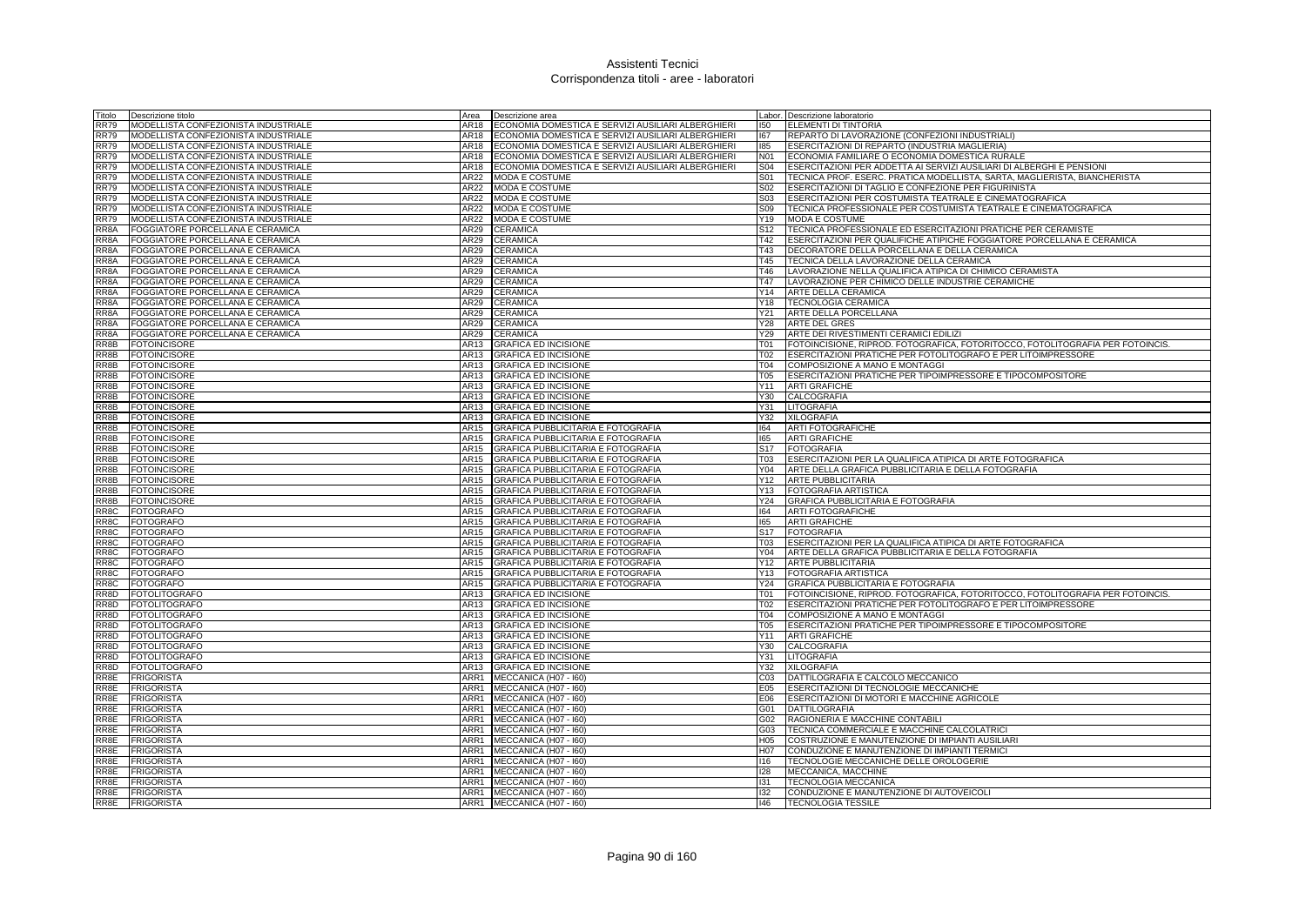# Assistenti Tecnici
## Corrispondenza titoli - aree - laboratori

| Titolo | Descrizione titolo | Area | Descrizione area | Labor. | Descrizione laboratorio |
|---|---|---|---|---|---|
| RR79 | MODELLISTA CONFEZIONISTA INDUSTRIALE | AR18 | ECONOMIA DOMESTICA E SERVIZI AUSILIARI ALBERGHIERI | I50 | ELEMENTI DI TINTORIA |
| RR79 | MODELLISTA CONFEZIONISTA INDUSTRIALE | AR18 | ECONOMIA DOMESTICA E SERVIZI AUSILIARI ALBERGHIERI | I67 | REPARTO DI LAVORAZIONE (CONFEZIONI INDUSTRIALI) |
| RR79 | MODELLISTA CONFEZIONISTA INDUSTRIALE | AR18 | ECONOMIA DOMESTICA E SERVIZI AUSILIARI ALBERGHIERI | I85 | ESERCITAZIONI DI REPARTO (INDUSTRIA MAGLIERIA) |
| RR79 | MODELLISTA CONFEZIONISTA INDUSTRIALE | AR18 | ECONOMIA DOMESTICA E SERVIZI AUSILIARI ALBERGHIERI | N01 | ECONOMIA FAMILIARE O ECONOMIA DOMESTICA RURALE |
| RR79 | MODELLISTA CONFEZIONISTA INDUSTRIALE | AR18 | ECONOMIA DOMESTICA E SERVIZI AUSILIARI ALBERGHIERI | S04 | ESERCITAZIONI PER ADDETTA AI SERVIZI AUSILIARI DI ALBERGHI E PENSIONI |
| RR79 | MODELLISTA CONFEZIONISTA INDUSTRIALE | AR22 | MODA E COSTUME | S01 | TECNICA PROF. ESERC. PRATICA MODELLISTA, SARTA, MAGLIERISTA, BIANCHERISTA |
| RR79 | MODELLISTA CONFEZIONISTA INDUSTRIALE | AR22 | MODA E COSTUME | S02 | ESERCITAZIONI DI TAGLIO E CONFEZIONE PER FIGURINISTA |
| RR79 | MODELLISTA CONFEZIONISTA INDUSTRIALE | AR22 | MODA E COSTUME | S03 | ESERCITAZIONI PER COSTUMISTA TEATRALE E CINEMATOGRAFICA |
| RR79 | MODELLISTA CONFEZIONISTA INDUSTRIALE | AR22 | MODA E COSTUME | S09 | TECNICA PROFESSIONALE PER COSTUMISTA TEATRALE E CINEMATOGRAFICA |
| RR79 | MODELLISTA CONFEZIONISTA INDUSTRIALE | AR22 | MODA E COSTUME | Y19 | MODA E COSTUME |
| RR8A | FOGGIATORE PORCELLANA E CERAMICA | AR29 | CERAMICA | S12 | TECNICA PROFESSIONALE ED ESERCITAZIONI PRATICHE PER CERAMISTE |
| RR8A | FOGGIATORE PORCELLANA E CERAMICA | AR29 | CERAMICA | T42 | ESERCITAZIONI PER QUALIFICHE ATIPICHE FOGGIATORE PORCELLANA E CERAMICA |
| RR8A | FOGGIATORE PORCELLANA E CERAMICA | AR29 | CERAMICA | T43 | DECORATORE DELLA PORCELLANA E DELLA CERAMICA |
| RR8A | FOGGIATORE PORCELLANA E CERAMICA | AR29 | CERAMICA | T45 | TECNICA DELLA LAVORAZIONE DELLA CERAMICA |
| RR8A | FOGGIATORE PORCELLANA E CERAMICA | AR29 | CERAMICA | T46 | LAVORAZIONE NELLA QUALIFICA ATIPICA DI CHIMICO CERAMISTA |
| RR8A | FOGGIATORE PORCELLANA E CERAMICA | AR29 | CERAMICA | T47 | LAVORAZIONE PER CHIMICO DELLE INDUSTRIE CERAMICHE |
| RR8A | FOGGIATORE PORCELLANA E CERAMICA | AR29 | CERAMICA | Y14 | ARTE DELLA CERAMICA |
| RR8A | FOGGIATORE PORCELLANA E CERAMICA | AR29 | CERAMICA | Y18 | TECNOLOGIA CERAMICA |
| RR8A | FOGGIATORE PORCELLANA E CERAMICA | AR29 | CERAMICA | Y21 | ARTE DELLA PORCELLANA |
| RR8A | FOGGIATORE PORCELLANA E CERAMICA | AR29 | CERAMICA | Y28 | ARTE DEL GRES |
| RR8A | FOGGIATORE PORCELLANA E CERAMICA | AR29 | CERAMICA | Y29 | ARTE DEI RIVESTIMENTI CERAMICI EDILIZI |
| RR8B | FOTOINCISORE | AR13 | GRAFICA ED INCISIONE | T01 | FOTOINCISIONE, RIPROD. FOTOGRAFICA, FOTORITOCCO, FOTOLITOGRAFIA PER FOTOINCIS. |
| RR8B | FOTOINCISORE | AR13 | GRAFICA ED INCISIONE | T02 | ESERCITAZIONI PRATICHE PER FOTOLITOGRAFO E PER LITOIMPRESSORE |
| RR8B | FOTOINCISORE | AR13 | GRAFICA ED INCISIONE | T04 | COMPOSIZIONE A MANO E MONTAGGI |
| RR8B | FOTOINCISORE | AR13 | GRAFICA ED INCISIONE | T05 | ESERCITAZIONI PRATICHE PER TIPOIMPRESSORE E TIPOCOMPOSITORE |
| RR8B | FOTOINCISORE | AR13 | GRAFICA ED INCISIONE | Y11 | ARTI GRAFICHE |
| RR8B | FOTOINCISORE | AR13 | GRAFICA ED INCISIONE | Y30 | CALCOGRAFIA |
| RR8B | FOTOINCISORE | AR13 | GRAFICA ED INCISIONE | Y31 | LITOGRAFIA |
| RR8B | FOTOINCISORE | AR13 | GRAFICA ED INCISIONE | Y32 | XILOGRAFIA |
| RR8B | FOTOINCISORE | AR15 | GRAFICA PUBBLICITARIA E FOTOGRAFIA | I64 | ARTI FOTOGRAFICHE |
| RR8B | FOTOINCISORE | AR15 | GRAFICA PUBBLICITARIA E FOTOGRAFIA | I65 | ARTI GRAFICHE |
| RR8B | FOTOINCISORE | AR15 | GRAFICA PUBBLICITARIA E FOTOGRAFIA | S17 | FOTOGRAFIA |
| RR8B | FOTOINCISORE | AR15 | GRAFICA PUBBLICITARIA E FOTOGRAFIA | T03 | ESERCITAZIONI PER LA QUALIFICA ATIPICA DI ARTE FOTOGRAFICA |
| RR8B | FOTOINCISORE | AR15 | GRAFICA PUBBLICITARIA E FOTOGRAFIA | Y04 | ARTE DELLA GRAFICA PUBBLICITARIA E DELLA FOTOGRAFIA |
| RR8B | FOTOINCISORE | AR15 | GRAFICA PUBBLICITARIA E FOTOGRAFIA | Y12 | ARTE PUBBLICITARIA |
| RR8B | FOTOINCISORE | AR15 | GRAFICA PUBBLICITARIA E FOTOGRAFIA | Y13 | FOTOGRAFIA ARTISTICA |
| RR8B | FOTOINCISORE | AR15 | GRAFICA PUBBLICITARIA E FOTOGRAFIA | Y24 | GRAFICA PUBBLICITARIA E FOTOGRAFIA |
| RR8C | FOTOGRAFO | AR15 | GRAFICA PUBBLICITARIA E FOTOGRAFIA | I64 | ARTI FOTOGRAFICHE |
| RR8C | FOTOGRAFO | AR15 | GRAFICA PUBBLICITARIA E FOTOGRAFIA | I65 | ARTI GRAFICHE |
| RR8C | FOTOGRAFO | AR15 | GRAFICA PUBBLICITARIA E FOTOGRAFIA | S17 | FOTOGRAFIA |
| RR8C | FOTOGRAFO | AR15 | GRAFICA PUBBLICITARIA E FOTOGRAFIA | T03 | ESERCITAZIONI PER LA QUALIFICA ATIPICA DI ARTE FOTOGRAFICA |
| RR8C | FOTOGRAFO | AR15 | GRAFICA PUBBLICITARIA E FOTOGRAFIA | Y04 | ARTE DELLA GRAFICA PUBBLICITARIA E DELLA FOTOGRAFIA |
| RR8C | FOTOGRAFO | AR15 | GRAFICA PUBBLICITARIA E FOTOGRAFIA | Y12 | ARTE PUBBLICITARIA |
| RR8C | FOTOGRAFO | AR15 | GRAFICA PUBBLICITARIA E FOTOGRAFIA | Y13 | FOTOGRAFIA ARTISTICA |
| RR8C | FOTOGRAFO | AR15 | GRAFICA PUBBLICITARIA E FOTOGRAFIA | Y24 | GRAFICA PUBBLICITARIA E FOTOGRAFIA |
| RR8D | FOTOLITOGRAFO | AR13 | GRAFICA ED INCISIONE | T01 | FOTOINCISIONE, RIPROD. FOTOGRAFICA, FOTORITOCCO, FOTOLITOGRAFIA PER FOTOINCIS. |
| RR8D | FOTOLITOGRAFO | AR13 | GRAFICA ED INCISIONE | T02 | ESERCITAZIONI PRATICHE PER FOTOLITOGRAFO E PER LITOIMPRESSORE |
| RR8D | FOTOLITOGRAFO | AR13 | GRAFICA ED INCISIONE | T04 | COMPOSIZIONE A MANO E MONTAGGI |
| RR8D | FOTOLITOGRAFO | AR13 | GRAFICA ED INCISIONE | T05 | ESERCITAZIONI PRATICHE PER TIPOIMPRESSORE E TIPOCOMPOSITORE |
| RR8D | FOTOLITOGRAFO | AR13 | GRAFICA ED INCISIONE | Y11 | ARTI GRAFICHE |
| RR8D | FOTOLITOGRAFO | AR13 | GRAFICA ED INCISIONE | Y30 | CALCOGRAFIA |
| RR8D | FOTOLITOGRAFO | AR13 | GRAFICA ED INCISIONE | Y31 | LITOGRAFIA |
| RR8D | FOTOLITOGRAFO | AR13 | GRAFICA ED INCISIONE | Y32 | XILOGRAFIA |
| RR8E | FRIGORISTA | ARR1 | MECCANICA (H07 - I60) | C03 | DATTILOGRAFIA E CALCOLO MECCANICO |
| RR8E | FRIGORISTA | ARR1 | MECCANICA (H07 - I60) | E05 | ESERCITAZIONI DI TECNOLOGIE MECCANICHE |
| RR8E | FRIGORISTA | ARR1 | MECCANICA (H07 - I60) | E06 | ESERCITAZIONI DI MOTORI E MACCHINE AGRICOLE |
| RR8E | FRIGORISTA | ARR1 | MECCANICA (H07 - I60) | G01 | DATTILOGRAFIA |
| RR8E | FRIGORISTA | ARR1 | MECCANICA (H07 - I60) | G02 | RAGIONERIA E MACCHINE CONTABILI |
| RR8E | FRIGORISTA | ARR1 | MECCANICA (H07 - I60) | G03 | TECNICA COMMERCIALE E MACCHINE CALCOLATRICI |
| RR8E | FRIGORISTA | ARR1 | MECCANICA (H07 - I60) | H05 | COSTRUZIONE E MANUTENZIONE DI IMPIANTI AUSILIARI |
| RR8E | FRIGORISTA | ARR1 | MECCANICA (H07 - I60) | H07 | CONDUZIONE E MANUTENZIONE DI IMPIANTI TERMICI |
| RR8E | FRIGORISTA | ARR1 | MECCANICA (H07 - I60) | I16 | TECNOLOGIE MECCANICHE DELLE OROLOGERIE |
| RR8E | FRIGORISTA | ARR1 | MECCANICA (H07 - I60) | I28 | MECCANICA, MACCHINE |
| RR8E | FRIGORISTA | ARR1 | MECCANICA (H07 - I60) | I31 | TECNOLOGIA MECCANICA |
| RR8E | FRIGORISTA | ARR1 | MECCANICA (H07 - I60) | I32 | CONDUZIONE E MANUTENZIONE DI AUTOVEICOLI |
| RR8E | FRIGORISTA | ARR1 | MECCANICA (H07 - I60) | I46 | TECNOLOGIA TESSILE |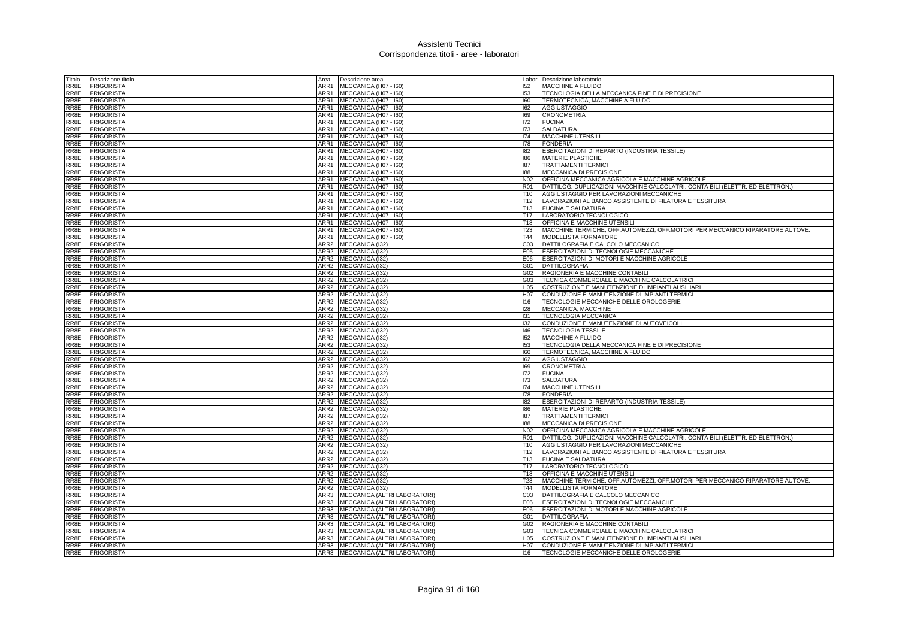# Assistenti Tecnici
## Corrispondenza titoli - aree - laboratori

| Titolo | Descrizione titolo | Area | Descrizione area | Labor. | Descrizione laboratorio |
|---|---|---|---|---|---|
| RR8E | FRIGORISTA | ARR1 | MECCANICA (H07 - I60) | I52 | MACCHINE A FLUIDO |
| RR8E | FRIGORISTA | ARR1 | MECCANICA (H07 - I60) | I53 | TECNOLOGIA DELLA MECCANICA FINE E DI PRECISIONE |
| RR8E | FRIGORISTA | ARR1 | MECCANICA (H07 - I60) | I60 | TERMOTECNICA, MACCHINE A FLUIDO |
| RR8E | FRIGORISTA | ARR1 | MECCANICA (H07 - I60) | I62 | AGGIUSTAGGIO |
| RR8E | FRIGORISTA | ARR1 | MECCANICA (H07 - I60) | I69 | CRONOMETRIA |
| RR8E | FRIGORISTA | ARR1 | MECCANICA (H07 - I60) | I72 | FUCINA |
| RR8E | FRIGORISTA | ARR1 | MECCANICA (H07 - I60) | I73 | SALDATURA |
| RR8E | FRIGORISTA | ARR1 | MECCANICA (H07 - I60) | I74 | MACCHINE UTENSILI |
| RR8E | FRIGORISTA | ARR1 | MECCANICA (H07 - I60) | I78 | FONDERIA |
| RR8E | FRIGORISTA | ARR1 | MECCANICA (H07 - I60) | I82 | ESERCITAZIONI DI REPARTO (INDUSTRIA TESSILE) |
| RR8E | FRIGORISTA | ARR1 | MECCANICA (H07 - I60) | I86 | MATERIE PLASTICHE |
| RR8E | FRIGORISTA | ARR1 | MECCANICA (H07 - I60) | I87 | TRATTAMENTI TERMICI |
| RR8E | FRIGORISTA | ARR1 | MECCANICA (H07 - I60) | I88 | MECCANICA DI PRECISIONE |
| RR8E | FRIGORISTA | ARR1 | MECCANICA (H07 - I60) | N02 | OFFICINA MECCANICA AGRICOLA E MACCHINE AGRICOLE |
| RR8E | FRIGORISTA | ARR1 | MECCANICA (H07 - I60) | R01 | DATTILOG. DUPLICAZIONI MACCHINE CALCOLATRI. CONTA BILI (ELETTR. ED ELETTRON.) |
| RR8E | FRIGORISTA | ARR1 | MECCANICA (H07 - I60) | T10 | AGGIUSTAGGIO PER LAVORAZIONI MECCANICHE |
| RR8E | FRIGORISTA | ARR1 | MECCANICA (H07 - I60) | T12 | LAVORAZIONI AL BANCO ASSISTENTE DI FILATURA E TESSITURA |
| RR8E | FRIGORISTA | ARR1 | MECCANICA (H07 - I60) | T13 | FUCINA E SALDATURA |
| RR8E | FRIGORISTA | ARR1 | MECCANICA (H07 - I60) | T17 | LABORATORIO TECNOLOGICO |
| RR8E | FRIGORISTA | ARR1 | MECCANICA (H07 - I60) | T18 | OFFICINA E MACCHINE UTENSILI |
| RR8E | FRIGORISTA | ARR1 | MECCANICA (H07 - I60) | T23 | MACCHINE TERMICHE, OFF.AUTOMEZZI, OFF.MOTORI PER MECCANICO RIPARATORE AUTOVE. |
| RR8E | FRIGORISTA | ARR1 | MECCANICA (H07 - I60) | T44 | MODELLISTA FORMATORE |
| RR8E | FRIGORISTA | ARR2 | MECCANICA (I32) | C03 | DATTILOGRAFIA E CALCOLO MECCANICO |
| RR8E | FRIGORISTA | ARR2 | MECCANICA (I32) | E05 | ESERCITAZIONI DI TECNOLOGIE MECCANICHE |
| RR8E | FRIGORISTA | ARR2 | MECCANICA (I32) | E06 | ESERCITAZIONI DI MOTORI E MACCHINE AGRICOLE |
| RR8E | FRIGORISTA | ARR2 | MECCANICA (I32) | G01 | DATTILOGRAFIA |
| RR8E | FRIGORISTA | ARR2 | MECCANICA (I32) | G02 | RAGIONERIA E MACCHINE CONTABILI |
| RR8E | FRIGORISTA | ARR2 | MECCANICA (I32) | G03 | TECNICA COMMERCIALE E MACCHINE CALCOLATRICI |
| RR8E | FRIGORISTA | ARR2 | MECCANICA (I32) | H05 | COSTRUZIONE E MANUTENZIONE DI IMPIANTI AUSILIARI |
| RR8E | FRIGORISTA | ARR2 | MECCANICA (I32) | H07 | CONDUZIONE E MANUTENZIONE DI IMPIANTI TERMICI |
| RR8E | FRIGORISTA | ARR2 | MECCANICA (I32) | I16 | TECNOLOGIE MECCANICHE DELLE OROLOGERIE |
| RR8E | FRIGORISTA | ARR2 | MECCANICA (I32) | I28 | MECCANICA, MACCHINE |
| RR8E | FRIGORISTA | ARR2 | MECCANICA (I32) | I31 | TECNOLOGIA MECCANICA |
| RR8E | FRIGORISTA | ARR2 | MECCANICA (I32) | I32 | CONDUZIONE E MANUTENZIONE DI AUTOVEICOLI |
| RR8E | FRIGORISTA | ARR2 | MECCANICA (I32) | I46 | TECNOLOGIA TESSILE |
| RR8E | FRIGORISTA | ARR2 | MECCANICA (I32) | I52 | MACCHINE A FLUIDO |
| RR8E | FRIGORISTA | ARR2 | MECCANICA (I32) | I53 | TECNOLOGIA DELLA MECCANICA FINE E DI PRECISIONE |
| RR8E | FRIGORISTA | ARR2 | MECCANICA (I32) | I60 | TERMOTECNICA, MACCHINE A FLUIDO |
| RR8E | FRIGORISTA | ARR2 | MECCANICA (I32) | I62 | AGGIUSTAGGIO |
| RR8E | FRIGORISTA | ARR2 | MECCANICA (I32) | I69 | CRONOMETRIA |
| RR8E | FRIGORISTA | ARR2 | MECCANICA (I32) | I72 | FUCINA |
| RR8E | FRIGORISTA | ARR2 | MECCANICA (I32) | I73 | SALDATURA |
| RR8E | FRIGORISTA | ARR2 | MECCANICA (I32) | I74 | MACCHINE UTENSILI |
| RR8E | FRIGORISTA | ARR2 | MECCANICA (I32) | I78 | FONDERIA |
| RR8E | FRIGORISTA | ARR2 | MECCANICA (I32) | I82 | ESERCITAZIONI DI REPARTO (INDUSTRIA TESSILE) |
| RR8E | FRIGORISTA | ARR2 | MECCANICA (I32) | I86 | MATERIE PLASTICHE |
| RR8E | FRIGORISTA | ARR2 | MECCANICA (I32) | I87 | TRATTAMENTI TERMICI |
| RR8E | FRIGORISTA | ARR2 | MECCANICA (I32) | I88 | MECCANICA DI PRECISIONE |
| RR8E | FRIGORISTA | ARR2 | MECCANICA (I32) | N02 | OFFICINA MECCANICA AGRICOLA E MACCHINE AGRICOLE |
| RR8E | FRIGORISTA | ARR2 | MECCANICA (I32) | R01 | DATTILOG. DUPLICAZIONI MACCHINE CALCOLATRI. CONTA BILI (ELETTR. ED ELETTRON.) |
| RR8E | FRIGORISTA | ARR2 | MECCANICA (I32) | T10 | AGGIUSTAGGIO PER LAVORAZIONI MECCANICHE |
| RR8E | FRIGORISTA | ARR2 | MECCANICA (I32) | T12 | LAVORAZIONI AL BANCO ASSISTENTE DI FILATURA E TESSITURA |
| RR8E | FRIGORISTA | ARR2 | MECCANICA (I32) | T13 | FUCINA E SALDATURA |
| RR8E | FRIGORISTA | ARR2 | MECCANICA (I32) | T17 | LABORATORIO TECNOLOGICO |
| RR8E | FRIGORISTA | ARR2 | MECCANICA (I32) | T18 | OFFICINA E MACCHINE UTENSILI |
| RR8E | FRIGORISTA | ARR2 | MECCANICA (I32) | T23 | MACCHINE TERMICHE, OFF.AUTOMEZZI, OFF.MOTORI PER MECCANICO RIPARATORE AUTOVE. |
| RR8E | FRIGORISTA | ARR2 | MECCANICA (I32) | T44 | MODELLISTA FORMATORE |
| RR8E | FRIGORISTA | ARR3 | MECCANICA (ALTRI LABORATORI) | C03 | DATTILOGRAFIA E CALCOLO MECCANICO |
| RR8E | FRIGORISTA | ARR3 | MECCANICA (ALTRI LABORATORI) | E05 | ESERCITAZIONI DI TECNOLOGIE MECCANICHE |
| RR8E | FRIGORISTA | ARR3 | MECCANICA (ALTRI LABORATORI) | E06 | ESERCITAZIONI DI MOTORI E MACCHINE AGRICOLE |
| RR8E | FRIGORISTA | ARR3 | MECCANICA (ALTRI LABORATORI) | G01 | DATTILOGRAFIA |
| RR8E | FRIGORISTA | ARR3 | MECCANICA (ALTRI LABORATORI) | G02 | RAGIONERIA E MACCHINE CONTABILI |
| RR8E | FRIGORISTA | ARR3 | MECCANICA (ALTRI LABORATORI) | G03 | TECNICA COMMERCIALE E MACCHINE CALCOLATRICI |
| RR8E | FRIGORISTA | ARR3 | MECCANICA (ALTRI LABORATORI) | H05 | COSTRUZIONE E MANUTENZIONE DI IMPIANTI AUSILIARI |
| RR8E | FRIGORISTA | ARR3 | MECCANICA (ALTRI LABORATORI) | H07 | CONDUZIONE E MANUTENZIONE DI IMPIANTI TERMICI |
| RR8E | FRIGORISTA | ARR3 | MECCANICA (ALTRI LABORATORI) | I16 | TECNOLOGIE MECCANICHE DELLE OROLOGERIE |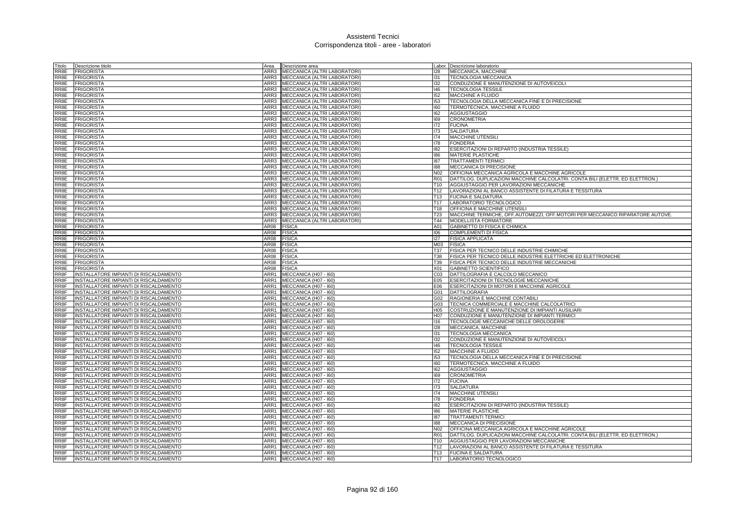# Assistenti Tecnici
## Corrispondenza titoli - aree - laboratori

| Titolo | Descrizione titolo | Area | Descrizione area | Labor. | Descrizione laboratorio |
|---|---|---|---|---|---|
| RR8E | FRIGORISTA | ARR3 | MECCANICA (ALTRI LABORATORI) | I28 | MECCANICA, MACCHINE |
| RR8E | FRIGORISTA | ARR3 | MECCANICA (ALTRI LABORATORI) | I31 | TECNOLOGIA MECCANICA |
| RR8E | FRIGORISTA | ARR3 | MECCANICA (ALTRI LABORATORI) | I32 | CONDUZIONE E MANUTENZIONE DI AUTOVEICOLI |
| RR8E | FRIGORISTA | ARR3 | MECCANICA (ALTRI LABORATORI) | I46 | TECNOLOGIA TESSILE |
| RR8E | FRIGORISTA | ARR3 | MECCANICA (ALTRI LABORATORI) | I52 | MACCHINE A FLUIDO |
| RR8E | FRIGORISTA | ARR3 | MECCANICA (ALTRI LABORATORI) | I53 | TECNOLOGIA DELLA MECCANICA FINE E DI PRECISIONE |
| RR8E | FRIGORISTA | ARR3 | MECCANICA (ALTRI LABORATORI) | I60 | TERMOTECNICA, MACCHINE A FLUIDO |
| RR8E | FRIGORISTA | ARR3 | MECCANICA (ALTRI LABORATORI) | I62 | AGGIUSTAGGIO |
| RR8E | FRIGORISTA | ARR3 | MECCANICA (ALTRI LABORATORI) | I69 | CRONOMETRIA |
| RR8E | FRIGORISTA | ARR3 | MECCANICA (ALTRI LABORATORI) | I72 | FUCINA |
| RR8E | FRIGORISTA | ARR3 | MECCANICA (ALTRI LABORATORI) | I73 | SALDATURA |
| RR8E | FRIGORISTA | ARR3 | MECCANICA (ALTRI LABORATORI) | I74 | MACCHINE UTENSILI |
| RR8E | FRIGORISTA | ARR3 | MECCANICA (ALTRI LABORATORI) | I78 | FONDERIA |
| RR8E | FRIGORISTA | ARR3 | MECCANICA (ALTRI LABORATORI) | I82 | ESERCITAZIONI DI REPARTO (INDUSTRIA TESSILE) |
| RR8E | FRIGORISTA | ARR3 | MECCANICA (ALTRI LABORATORI) | I86 | MATERIE PLASTICHE |
| RR8E | FRIGORISTA | ARR3 | MECCANICA (ALTRI LABORATORI) | I87 | TRATTAMENTI TERMICI |
| RR8E | FRIGORISTA | ARR3 | MECCANICA (ALTRI LABORATORI) | I88 | MECCANICA DI PRECISIONE |
| RR8E | FRIGORISTA | ARR3 | MECCANICA (ALTRI LABORATORI) | N02 | OFFICINA MECCANICA AGRICOLA E MACCHINE AGRICOLE |
| RR8E | FRIGORISTA | ARR3 | MECCANICA (ALTRI LABORATORI) | R01 | DATTILOG. DUPLICAZIONI MACCHINE CALCOLATRI. CONTA BILI (ELETTR. ED ELETTRON.) |
| RR8E | FRIGORISTA | ARR3 | MECCANICA (ALTRI LABORATORI) | T10 | AGGIUSTAGGIO PER LAVORAZIONI MECCANICHE |
| RR8E | FRIGORISTA | ARR3 | MECCANICA (ALTRI LABORATORI) | T12 | LAVORAZIONI AL BANCO ASSISTENTE DI FILATURA E TESSITURA |
| RR8E | FRIGORISTA | ARR3 | MECCANICA (ALTRI LABORATORI) | T13 | FUCINA E SALDATURA |
| RR8E | FRIGORISTA | ARR3 | MECCANICA (ALTRI LABORATORI) | T17 | LABORATORIO TECNOLOGICO |
| RR8E | FRIGORISTA | ARR3 | MECCANICA (ALTRI LABORATORI) | T18 | OFFICINA E MACCHINE UTENSILI |
| RR8E | FRIGORISTA | ARR3 | MECCANICA (ALTRI LABORATORI) | T23 | MACCHINE TERMICHE, OFF.AUTOMEZZI, OFF.MOTORI PER MECCANICO RIPARATORE AUTOVE. |
| RR8E | FRIGORISTA | ARR3 | MECCANICA (ALTRI LABORATORI) | T44 | MODELLISTA FORMATORE |
| RR8E | FRIGORISTA | AR08 | FISICA | A01 | GABINETTO DI FISICA E CHIMICA |
| RR8E | FRIGORISTA | AR08 | FISICA | I06 | COMPLEMENTI DI FISICA |
| RR8E | FRIGORISTA | AR08 | FISICA | I27 | FISICA APPLICATA |
| RR8E | FRIGORISTA | AR08 | FISICA | M03 | FISICA |
| RR8E | FRIGORISTA | AR08 | FISICA | T37 | FISICA PER TECNICO DELLE INDUSTRIE CHIMICHE |
| RR8E | FRIGORISTA | AR08 | FISICA | T38 | FISICA PER TECNICO DELLE INDUSTRIE ELETTRICHE ED ELETTRONICHE |
| RR8E | FRIGORISTA | AR08 | FISICA | T39 | FISICA PER TECNICO DELLE INDUSTRIE MECCANICHE |
| RR8E | FRIGORISTA | AR08 | FISICA | X01 | GABINETTO SCIENTIFICO |
| RR8F | INSTALLATORE IMPIANTI DI RISCALDAMENTO | ARR1 | MECCANICA (H07 - I60) | C03 | DATTILOGRAFIA E CALCOLO MECCANICO |
| RR8F | INSTALLATORE IMPIANTI DI RISCALDAMENTO | ARR1 | MECCANICA (H07 - I60) | E05 | ESERCITAZIONI DI TECNOLOGIE MECCANICHE |
| RR8F | INSTALLATORE IMPIANTI DI RISCALDAMENTO | ARR1 | MECCANICA (H07 - I60) | E06 | ESERCITAZIONI DI MOTORI E MACCHINE AGRICOLE |
| RR8F | INSTALLATORE IMPIANTI DI RISCALDAMENTO | ARR1 | MECCANICA (H07 - I60) | G01 | DATTILOGRAFIA |
| RR8F | INSTALLATORE IMPIANTI DI RISCALDAMENTO | ARR1 | MECCANICA (H07 - I60) | G02 | RAGIONERIA E MACCHINE CONTABILI |
| RR8F | INSTALLATORE IMPIANTI DI RISCALDAMENTO | ARR1 | MECCANICA (H07 - I60) | G03 | TECNICA COMMERCIALE E MACCHINE CALCOLATRICI |
| RR8F | INSTALLATORE IMPIANTI DI RISCALDAMENTO | ARR1 | MECCANICA (H07 - I60) | H05 | COSTRUZIONE E MANUTENZIONE DI IMPIANTI AUSILIARI |
| RR8F | INSTALLATORE IMPIANTI DI RISCALDAMENTO | ARR1 | MECCANICA (H07 - I60) | H07 | CONDUZIONE E MANUTENZIONE DI IMPIANTI TERMICI |
| RR8F | INSTALLATORE IMPIANTI DI RISCALDAMENTO | ARR1 | MECCANICA (H07 - I60) | I16 | TECNOLOGIE MECCANICHE DELLE OROLOGERIE |
| RR8F | INSTALLATORE IMPIANTI DI RISCALDAMENTO | ARR1 | MECCANICA (H07 - I60) | I28 | MECCANICA, MACCHINE |
| RR8F | INSTALLATORE IMPIANTI DI RISCALDAMENTO | ARR1 | MECCANICA (H07 - I60) | I31 | TECNOLOGIA MECCANICA |
| RR8F | INSTALLATORE IMPIANTI DI RISCALDAMENTO | ARR1 | MECCANICA (H07 - I60) | I32 | CONDUZIONE E MANUTENZIONE DI AUTOVEICOLI |
| RR8F | INSTALLATORE IMPIANTI DI RISCALDAMENTO | ARR1 | MECCANICA (H07 - I60) | I46 | TECNOLOGIA TESSILE |
| RR8F | INSTALLATORE IMPIANTI DI RISCALDAMENTO | ARR1 | MECCANICA (H07 - I60) | I52 | MACCHINE A FLUIDO |
| RR8F | INSTALLATORE IMPIANTI DI RISCALDAMENTO | ARR1 | MECCANICA (H07 - I60) | I53 | TECNOLOGIA DELLA MECCANICA FINE E DI PRECISIONE |
| RR8F | INSTALLATORE IMPIANTI DI RISCALDAMENTO | ARR1 | MECCANICA (H07 - I60) | I60 | TERMOTECNICA, MACCHINE A FLUIDO |
| RR8F | INSTALLATORE IMPIANTI DI RISCALDAMENTO | ARR1 | MECCANICA (H07 - I60) | I62 | AGGIUSTAGGIO |
| RR8F | INSTALLATORE IMPIANTI DI RISCALDAMENTO | ARR1 | MECCANICA (H07 - I60) | I69 | CRONOMETRIA |
| RR8F | INSTALLATORE IMPIANTI DI RISCALDAMENTO | ARR1 | MECCANICA (H07 - I60) | I72 | FUCINA |
| RR8F | INSTALLATORE IMPIANTI DI RISCALDAMENTO | ARR1 | MECCANICA (H07 - I60) | I73 | SALDATURA |
| RR8F | INSTALLATORE IMPIANTI DI RISCALDAMENTO | ARR1 | MECCANICA (H07 - I60) | I74 | MACCHINE UTENSILI |
| RR8F | INSTALLATORE IMPIANTI DI RISCALDAMENTO | ARR1 | MECCANICA (H07 - I60) | I78 | FONDERIA |
| RR8F | INSTALLATORE IMPIANTI DI RISCALDAMENTO | ARR1 | MECCANICA (H07 - I60) | I82 | ESERCITAZIONI DI REPARTO (INDUSTRIA TESSILE) |
| RR8F | INSTALLATORE IMPIANTI DI RISCALDAMENTO | ARR1 | MECCANICA (H07 - I60) | I86 | MATERIE PLASTICHE |
| RR8F | INSTALLATORE IMPIANTI DI RISCALDAMENTO | ARR1 | MECCANICA (H07 - I60) | I87 | TRATTAMENTI TERMICI |
| RR8F | INSTALLATORE IMPIANTI DI RISCALDAMENTO | ARR1 | MECCANICA (H07 - I60) | I88 | MECCANICA DI PRECISIONE |
| RR8F | INSTALLATORE IMPIANTI DI RISCALDAMENTO | ARR1 | MECCANICA (H07 - I60) | N02 | OFFICINA MECCANICA AGRICOLA E MACCHINE AGRICOLE |
| RR8F | INSTALLATORE IMPIANTI DI RISCALDAMENTO | ARR1 | MECCANICA (H07 - I60) | R01 | DATTILOG. DUPLICAZIONI MACCHINE CALCOLATRI. CONTA BILI (ELETTR. ED ELETTRON.) |
| RR8F | INSTALLATORE IMPIANTI DI RISCALDAMENTO | ARR1 | MECCANICA (H07 - I60) | T10 | AGGIUSTAGGIO PER LAVORAZIONI MECCANICHE |
| RR8F | INSTALLATORE IMPIANTI DI RISCALDAMENTO | ARR1 | MECCANICA (H07 - I60) | T12 | LAVORAZIONI AL BANCO ASSISTENTE DI FILATURA E TESSITURA |
| RR8F | INSTALLATORE IMPIANTI DI RISCALDAMENTO | ARR1 | MECCANICA (H07 - I60) | T13 | FUCINA E SALDATURA |
| RR8F | INSTALLATORE IMPIANTI DI RISCALDAMENTO | ARR1 | MECCANICA (H07 - I60) | T17 | LABORATORIO TECNOLOGICO |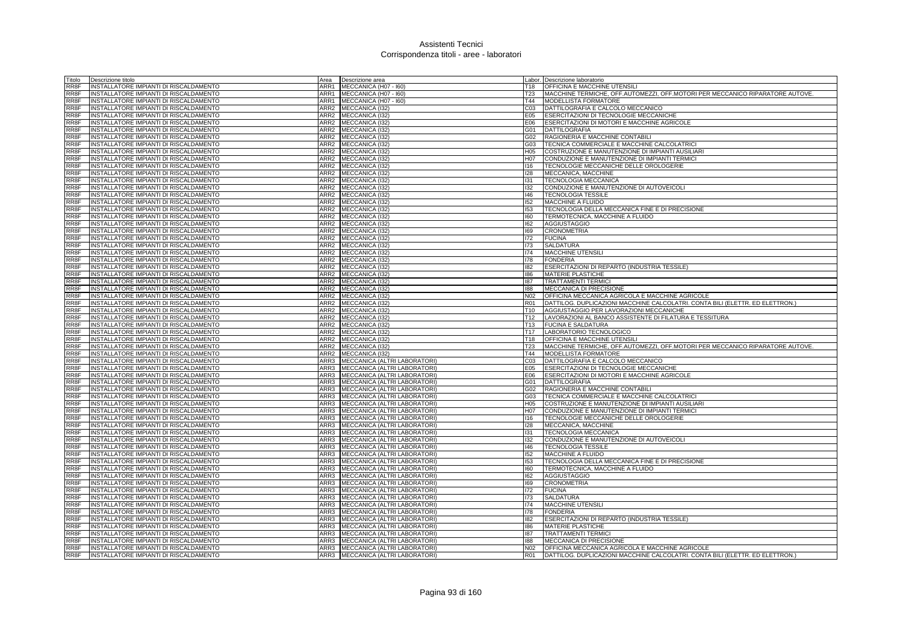# Assistenti Tecnici
## Corrispondenza titoli - aree - laboratori

| Titolo | Descrizione titolo | Area | Descrizione area | Labor. | Descrizione laboratorio |
|---|---|---|---|---|---|
| RR8F | INSTALLATORE IMPIANTI DI RISCALDAMENTO | ARR1 | MECCANICA (H07 - I60) | T18 | OFFICINA E MACCHINE UTENSILI |
| RR8F | INSTALLATORE IMPIANTI DI RISCALDAMENTO | ARR1 | MECCANICA (H07 - I60) | T23 | MACCHINE TERMICHE, OFF.AUTOMEZZI, OFF.MOTORI PER MECCANICO RIPARATORE AUTOVE. |
| RR8F | INSTALLATORE IMPIANTI DI RISCALDAMENTO | ARR1 | MECCANICA (H07 - I60) | T44 | MODELLISTA FORMATORE |
| RR8F | INSTALLATORE IMPIANTI DI RISCALDAMENTO | ARR2 | MECCANICA (I32) | C03 | DATTILOGRAFIA E CALCOLO MECCANICO |
| RR8F | INSTALLATORE IMPIANTI DI RISCALDAMENTO | ARR2 | MECCANICA (I32) | E05 | ESERCITAZIONI DI TECNOLOGIE MECCANICHE |
| RR8F | INSTALLATORE IMPIANTI DI RISCALDAMENTO | ARR2 | MECCANICA (I32) | E06 | ESERCITAZIONI DI MOTORI E MACCHINE AGRICOLE |
| RR8F | INSTALLATORE IMPIANTI DI RISCALDAMENTO | ARR2 | MECCANICA (I32) | G01 | DATTILOGRAFIA |
| RR8F | INSTALLATORE IMPIANTI DI RISCALDAMENTO | ARR2 | MECCANICA (I32) | G02 | RAGIONERIA E MACCHINE CONTABILI |
| RR8F | INSTALLATORE IMPIANTI DI RISCALDAMENTO | ARR2 | MECCANICA (I32) | G03 | TECNICA COMMERCIALE E MACCHINE CALCOLATRICI |
| RR8F | INSTALLATORE IMPIANTI DI RISCALDAMENTO | ARR2 | MECCANICA (I32) | H05 | COSTRUZIONE E MANUTENZIONE DI IMPIANTI AUSILIARI |
| RR8F | INSTALLATORE IMPIANTI DI RISCALDAMENTO | ARR2 | MECCANICA (I32) | H07 | CONDUZIONE E MANUTENZIONE DI IMPIANTI TERMICI |
| RR8F | INSTALLATORE IMPIANTI DI RISCALDAMENTO | ARR2 | MECCANICA (I32) | I16 | TECNOLOGIE MECCANICHE DELLE OROLOGERIE |
| RR8F | INSTALLATORE IMPIANTI DI RISCALDAMENTO | ARR2 | MECCANICA (I32) | I28 | MECCANICA, MACCHINE |
| RR8F | INSTALLATORE IMPIANTI DI RISCALDAMENTO | ARR2 | MECCANICA (I32) | I31 | TECNOLOGIA MECCANICA |
| RR8F | INSTALLATORE IMPIANTI DI RISCALDAMENTO | ARR2 | MECCANICA (I32) | I32 | CONDUZIONE E MANUTENZIONE DI AUTOVEICOLI |
| RR8F | INSTALLATORE IMPIANTI DI RISCALDAMENTO | ARR2 | MECCANICA (I32) | I46 | TECNOLOGIA TESSILE |
| RR8F | INSTALLATORE IMPIANTI DI RISCALDAMENTO | ARR2 | MECCANICA (I32) | I52 | MACCHINE A FLUIDO |
| RR8F | INSTALLATORE IMPIANTI DI RISCALDAMENTO | ARR2 | MECCANICA (I32) | I53 | TECNOLOGIA DELLA MECCANICA FINE E DI PRECISIONE |
| RR8F | INSTALLATORE IMPIANTI DI RISCALDAMENTO | ARR2 | MECCANICA (I32) | I60 | TERMOTECNICA, MACCHINE A FLUIDO |
| RR8F | INSTALLATORE IMPIANTI DI RISCALDAMENTO | ARR2 | MECCANICA (I32) | I62 | AGGIUSTAGGIO |
| RR8F | INSTALLATORE IMPIANTI DI RISCALDAMENTO | ARR2 | MECCANICA (I32) | I69 | CRONOMETRIA |
| RR8F | INSTALLATORE IMPIANTI DI RISCALDAMENTO | ARR2 | MECCANICA (I32) | I72 | FUCINA |
| RR8F | INSTALLATORE IMPIANTI DI RISCALDAMENTO | ARR2 | MECCANICA (I32) | I73 | SALDATURA |
| RR8F | INSTALLATORE IMPIANTI DI RISCALDAMENTO | ARR2 | MECCANICA (I32) | I74 | MACCHINE UTENSILI |
| RR8F | INSTALLATORE IMPIANTI DI RISCALDAMENTO | ARR2 | MECCANICA (I32) | I78 | FONDERIA |
| RR8F | INSTALLATORE IMPIANTI DI RISCALDAMENTO | ARR2 | MECCANICA (I32) | I82 | ESERCITAZIONI DI REPARTO (INDUSTRIA TESSILE) |
| RR8F | INSTALLATORE IMPIANTI DI RISCALDAMENTO | ARR2 | MECCANICA (I32) | I86 | MATERIE PLASTICHE |
| RR8F | INSTALLATORE IMPIANTI DI RISCALDAMENTO | ARR2 | MECCANICA (I32) | I87 | TRATTAMENTI TERMICI |
| RR8F | INSTALLATORE IMPIANTI DI RISCALDAMENTO | ARR2 | MECCANICA (I32) | I88 | MECCANICA DI PRECISIONE |
| RR8F | INSTALLATORE IMPIANTI DI RISCALDAMENTO | ARR2 | MECCANICA (I32) | N02 | OFFICINA MECCANICA AGRICOLA E MACCHINE AGRICOLE |
| RR8F | INSTALLATORE IMPIANTI DI RISCALDAMENTO | ARR2 | MECCANICA (I32) | R01 | DATTILOG. DUPLICAZIONI MACCHINE CALCOLATRI. CONTA BILI (ELETTR. ED ELETTRON.) |
| RR8F | INSTALLATORE IMPIANTI DI RISCALDAMENTO | ARR2 | MECCANICA (I32) | T10 | AGGIUSTAGGIO PER LAVORAZIONI MECCANICHE |
| RR8F | INSTALLATORE IMPIANTI DI RISCALDAMENTO | ARR2 | MECCANICA (I32) | T12 | LAVORAZIONI AL BANCO ASSISTENTE DI FILATURA E TESSITURA |
| RR8F | INSTALLATORE IMPIANTI DI RISCALDAMENTO | ARR2 | MECCANICA (I32) | T13 | FUCINA E SALDATURA |
| RR8F | INSTALLATORE IMPIANTI DI RISCALDAMENTO | ARR2 | MECCANICA (I32) | T17 | LABORATORIO TECNOLOGICO |
| RR8F | INSTALLATORE IMPIANTI DI RISCALDAMENTO | ARR2 | MECCANICA (I32) | T18 | OFFICINA E MACCHINE UTENSILI |
| RR8F | INSTALLATORE IMPIANTI DI RISCALDAMENTO | ARR2 | MECCANICA (I32) | T23 | MACCHINE TERMICHE, OFF.AUTOMEZZI, OFF.MOTORI PER MECCANICO RIPARATORE AUTOVE. |
| RR8F | INSTALLATORE IMPIANTI DI RISCALDAMENTO | ARR2 | MECCANICA (I32) | T44 | MODELLISTA FORMATORE |
| RR8F | INSTALLATORE IMPIANTI DI RISCALDAMENTO | ARR3 | MECCANICA (ALTRI LABORATORI) | C03 | DATTILOGRAFIA E CALCOLO MECCANICO |
| RR8F | INSTALLATORE IMPIANTI DI RISCALDAMENTO | ARR3 | MECCANICA (ALTRI LABORATORI) | E05 | ESERCITAZIONI DI TECNOLOGIE MECCANICHE |
| RR8F | INSTALLATORE IMPIANTI DI RISCALDAMENTO | ARR3 | MECCANICA (ALTRI LABORATORI) | E06 | ESERCITAZIONI DI MOTORI E MACCHINE AGRICOLE |
| RR8F | INSTALLATORE IMPIANTI DI RISCALDAMENTO | ARR3 | MECCANICA (ALTRI LABORATORI) | G01 | DATTILOGRAFIA |
| RR8F | INSTALLATORE IMPIANTI DI RISCALDAMENTO | ARR3 | MECCANICA (ALTRI LABORATORI) | G02 | RAGIONERIA E MACCHINE CONTABILI |
| RR8F | INSTALLATORE IMPIANTI DI RISCALDAMENTO | ARR3 | MECCANICA (ALTRI LABORATORI) | G03 | TECNICA COMMERCIALE E MACCHINE CALCOLATRICI |
| RR8F | INSTALLATORE IMPIANTI DI RISCALDAMENTO | ARR3 | MECCANICA (ALTRI LABORATORI) | H05 | COSTRUZIONE E MANUTENZIONE DI IMPIANTI AUSILIARI |
| RR8F | INSTALLATORE IMPIANTI DI RISCALDAMENTO | ARR3 | MECCANICA (ALTRI LABORATORI) | H07 | CONDUZIONE E MANUTENZIONE DI IMPIANTI TERMICI |
| RR8F | INSTALLATORE IMPIANTI DI RISCALDAMENTO | ARR3 | MECCANICA (ALTRI LABORATORI) | I16 | TECNOLOGIE MECCANICHE DELLE OROLOGERIE |
| RR8F | INSTALLATORE IMPIANTI DI RISCALDAMENTO | ARR3 | MECCANICA (ALTRI LABORATORI) | I28 | MECCANICA, MACCHINE |
| RR8F | INSTALLATORE IMPIANTI DI RISCALDAMENTO | ARR3 | MECCANICA (ALTRI LABORATORI) | I31 | TECNOLOGIA MECCANICA |
| RR8F | INSTALLATORE IMPIANTI DI RISCALDAMENTO | ARR3 | MECCANICA (ALTRI LABORATORI) | I32 | CONDUZIONE E MANUTENZIONE DI AUTOVEICOLI |
| RR8F | INSTALLATORE IMPIANTI DI RISCALDAMENTO | ARR3 | MECCANICA (ALTRI LABORATORI) | I46 | TECNOLOGIA TESSILE |
| RR8F | INSTALLATORE IMPIANTI DI RISCALDAMENTO | ARR3 | MECCANICA (ALTRI LABORATORI) | I52 | MACCHINE A FLUIDO |
| RR8F | INSTALLATORE IMPIANTI DI RISCALDAMENTO | ARR3 | MECCANICA (ALTRI LABORATORI) | I53 | TECNOLOGIA DELLA MECCANICA FINE E DI PRECISIONE |
| RR8F | INSTALLATORE IMPIANTI DI RISCALDAMENTO | ARR3 | MECCANICA (ALTRI LABORATORI) | I60 | TERMOTECNICA, MACCHINE A FLUIDO |
| RR8F | INSTALLATORE IMPIANTI DI RISCALDAMENTO | ARR3 | MECCANICA (ALTRI LABORATORI) | I62 | AGGIUSTAGGIO |
| RR8F | INSTALLATORE IMPIANTI DI RISCALDAMENTO | ARR3 | MECCANICA (ALTRI LABORATORI) | I69 | CRONOMETRIA |
| RR8F | INSTALLATORE IMPIANTI DI RISCALDAMENTO | ARR3 | MECCANICA (ALTRI LABORATORI) | I72 | FUCINA |
| RR8F | INSTALLATORE IMPIANTI DI RISCALDAMENTO | ARR3 | MECCANICA (ALTRI LABORATORI) | I73 | SALDATURA |
| RR8F | INSTALLATORE IMPIANTI DI RISCALDAMENTO | ARR3 | MECCANICA (ALTRI LABORATORI) | I74 | MACCHINE UTENSILI |
| RR8F | INSTALLATORE IMPIANTI DI RISCALDAMENTO | ARR3 | MECCANICA (ALTRI LABORATORI) | I78 | FONDERIA |
| RR8F | INSTALLATORE IMPIANTI DI RISCALDAMENTO | ARR3 | MECCANICA (ALTRI LABORATORI) | I82 | ESERCITAZIONI DI REPARTO (INDUSTRIA TESSILE) |
| RR8F | INSTALLATORE IMPIANTI DI RISCALDAMENTO | ARR3 | MECCANICA (ALTRI LABORATORI) | I86 | MATERIE PLASTICHE |
| RR8F | INSTALLATORE IMPIANTI DI RISCALDAMENTO | ARR3 | MECCANICA (ALTRI LABORATORI) | I87 | TRATTAMENTI TERMICI |
| RR8F | INSTALLATORE IMPIANTI DI RISCALDAMENTO | ARR3 | MECCANICA (ALTRI LABORATORI) | I88 | MECCANICA DI PRECISIONE |
| RR8F | INSTALLATORE IMPIANTI DI RISCALDAMENTO | ARR3 | MECCANICA (ALTRI LABORATORI) | N02 | OFFICINA MECCANICA AGRICOLA E MACCHINE AGRICOLE |
| RR8F | INSTALLATORE IMPIANTI DI RISCALDAMENTO | ARR3 | MECCANICA (ALTRI LABORATORI) | R01 | DATTILOG. DUPLICAZIONI MACCHINE CALCOLATRI. CONTA BILI (ELETTR. ED ELETTRON.) |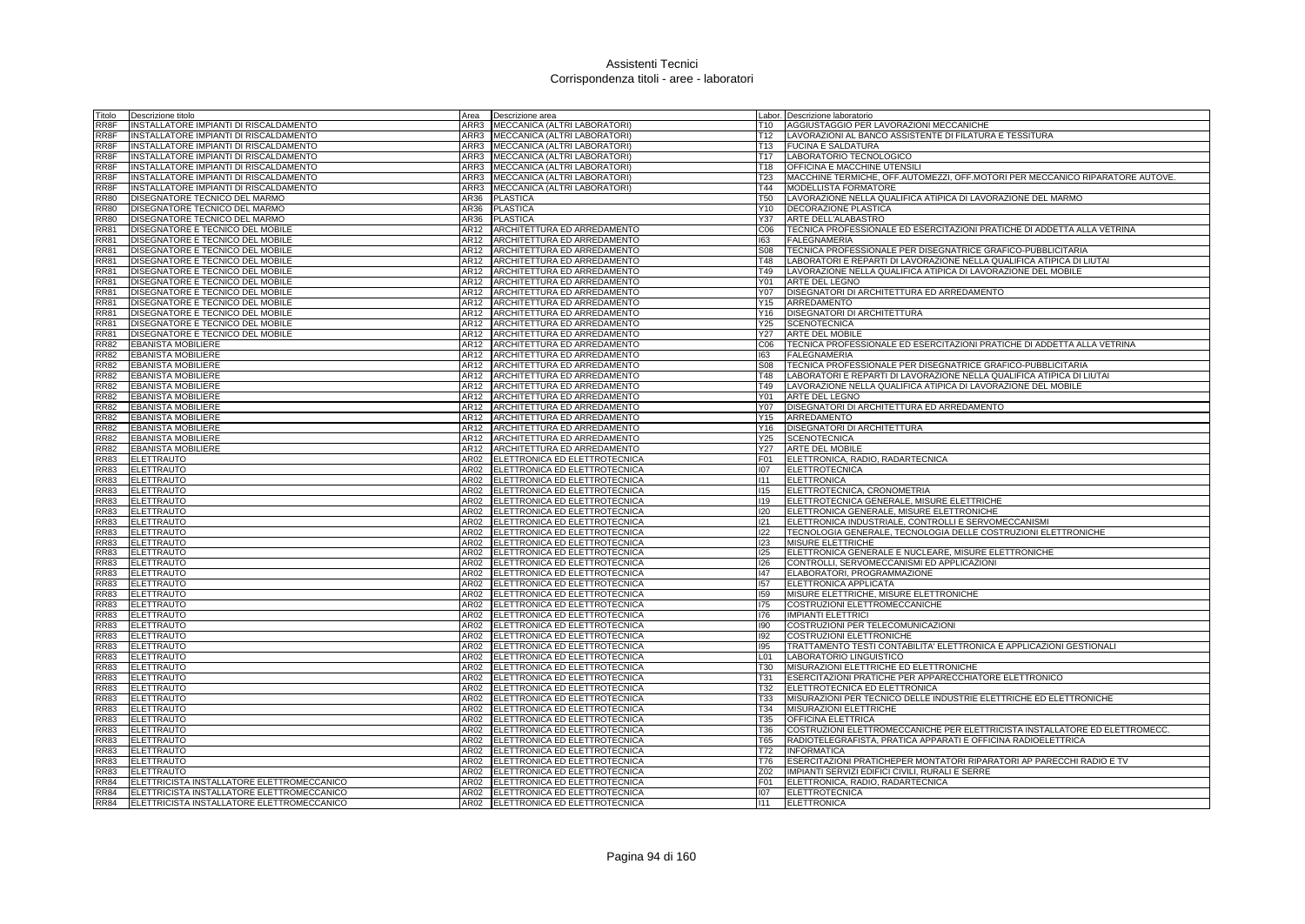# Assistenti Tecnici
## Corrispondenza titoli - aree - laboratori

| Titolo | Descrizione titolo | Area | Descrizione area | Labor. | Descrizione laboratorio |
|---|---|---|---|---|---|
| RR8F | INSTALLATORE IMPIANTI DI RISCALDAMENTO | ARR3 | MECCANICA (ALTRI LABORATORI) | T10 | AGGIUSTAGGIO PER LAVORAZIONI MECCANICHE |
| RR8F | INSTALLATORE IMPIANTI DI RISCALDAMENTO | ARR3 | MECCANICA (ALTRI LABORATORI) | T12 | LAVORAZIONI AL BANCO ASSISTENTE DI FILATURA E TESSITURA |
| RR8F | INSTALLATORE IMPIANTI DI RISCALDAMENTO | ARR3 | MECCANICA (ALTRI LABORATORI) | T13 | FUCINA E SALDATURA |
| RR8F | INSTALLATORE IMPIANTI DI RISCALDAMENTO | ARR3 | MECCANICA (ALTRI LABORATORI) | T17 | LABORATORIO TECNOLOGICO |
| RR8F | INSTALLATORE IMPIANTI DI RISCALDAMENTO | ARR3 | MECCANICA (ALTRI LABORATORI) | T18 | OFFICINA E MACCHINE UTENSILI |
| RR8F | INSTALLATORE IMPIANTI DI RISCALDAMENTO | ARR3 | MECCANICA (ALTRI LABORATORI) | T23 | MACCHINE TERMICHE, OFF.AUTOMEZZI, OFF.MOTORI PER MECCANICO RIPARATORE AUTOVE. |
| RR8F | INSTALLATORE IMPIANTI DI RISCALDAMENTO | ARR3 | MECCANICA (ALTRI LABORATORI) | T44 | MODELLISTA FORMATORE |
| RR80 | DISEGNATORE TECNICO DEL MARMO | AR36 | PLASTICA | T50 | LAVORAZIONE NELLA QUALIFICA ATIPICA DI LAVORAZIONE DEL MARMO |
| RR80 | DISEGNATORE TECNICO DEL MARMO | AR36 | PLASTICA | Y10 | DECORAZIONE PLASTICA |
| RR80 | DISEGNATORE TECNICO DEL MARMO | AR36 | PLASTICA | Y37 | ARTE DELL'ALABASTRO |
| RR81 | DISEGNATORE E TECNICO DEL MOBILE | AR12 | ARCHITETTURA ED ARREDAMENTO | C06 | TECNICA PROFESSIONALE ED ESERCITAZIONI PRATICHE DI ADDETTA ALLA VETRINA |
| RR81 | DISEGNATORE E TECNICO DEL MOBILE | AR12 | ARCHITETTURA ED ARREDAMENTO | I63 | FALEGNAMERIA |
| RR81 | DISEGNATORE E TECNICO DEL MOBILE | AR12 | ARCHITETTURA ED ARREDAMENTO | S08 | TECNICA PROFESSIONALE PER DISEGNATRICE GRAFICO-PUBBLICITARIA |
| RR81 | DISEGNATORE E TECNICO DEL MOBILE | AR12 | ARCHITETTURA ED ARREDAMENTO | T48 | LABORATORI E REPARTI DI LAVORAZIONE NELLA QUALIFICA ATIPICA DI LIUTAI |
| RR81 | DISEGNATORE E TECNICO DEL MOBILE | AR12 | ARCHITETTURA ED ARREDAMENTO | T49 | LAVORAZIONE NELLA QUALIFICA ATIPICA DI LAVORAZIONE DEL MOBILE |
| RR81 | DISEGNATORE E TECNICO DEL MOBILE | AR12 | ARCHITETTURA ED ARREDAMENTO | Y01 | ARTE DEL LEGNO |
| RR81 | DISEGNATORE E TECNICO DEL MOBILE | AR12 | ARCHITETTURA ED ARREDAMENTO | Y07 | DISEGNATORI DI ARCHITETTURA ED ARREDAMENTO |
| RR81 | DISEGNATORE E TECNICO DEL MOBILE | AR12 | ARCHITETTURA ED ARREDAMENTO | Y15 | ARREDAMENTO |
| RR81 | DISEGNATORE E TECNICO DEL MOBILE | AR12 | ARCHITETTURA ED ARREDAMENTO | Y16 | DISEGNATORI DI ARCHITETTURA |
| RR81 | DISEGNATORE E TECNICO DEL MOBILE | AR12 | ARCHITETTURA ED ARREDAMENTO | Y25 | SCENOTECNICA |
| RR81 | DISEGNATORE E TECNICO DEL MOBILE | AR12 | ARCHITETTURA ED ARREDAMENTO | Y27 | ARTE DEL MOBILE |
| RR82 | EBANISTA MOBILIERE | AR12 | ARCHITETTURA ED ARREDAMENTO | C06 | TECNICA PROFESSIONALE ED ESERCITAZIONI PRATICHE DI ADDETTA ALLA VETRINA |
| RR82 | EBANISTA MOBILIERE | AR12 | ARCHITETTURA ED ARREDAMENTO | I63 | FALEGNAMERIA |
| RR82 | EBANISTA MOBILIERE | AR12 | ARCHITETTURA ED ARREDAMENTO | S08 | TECNICA PROFESSIONALE PER DISEGNATRICE GRAFICO-PUBBLICITARIA |
| RR82 | EBANISTA MOBILIERE | AR12 | ARCHITETTURA ED ARREDAMENTO | T48 | LABORATORI E REPARTI DI LAVORAZIONE NELLA QUALIFICA ATIPICA DI LIUTAI |
| RR82 | EBANISTA MOBILIERE | AR12 | ARCHITETTURA ED ARREDAMENTO | T49 | LAVORAZIONE NELLA QUALIFICA ATIPICA DI LAVORAZIONE DEL MOBILE |
| RR82 | EBANISTA MOBILIERE | AR12 | ARCHITETTURA ED ARREDAMENTO | Y01 | ARTE DEL LEGNO |
| RR82 | EBANISTA MOBILIERE | AR12 | ARCHITETTURA ED ARREDAMENTO | Y07 | DISEGNATORI DI ARCHITETTURA ED ARREDAMENTO |
| RR82 | EBANISTA MOBILIERE | AR12 | ARCHITETTURA ED ARREDAMENTO | Y15 | ARREDAMENTO |
| RR82 | EBANISTA MOBILIERE | AR12 | ARCHITETTURA ED ARREDAMENTO | Y16 | DISEGNATORI DI ARCHITETTURA |
| RR82 | EBANISTA MOBILIERE | AR12 | ARCHITETTURA ED ARREDAMENTO | Y25 | SCENOTECNICA |
| RR82 | EBANISTA MOBILIERE | AR12 | ARCHITETTURA ED ARREDAMENTO | Y27 | ARTE DEL MOBILE |
| RR83 | ELETTRAUTO | AR02 | ELETTRONICA ED ELETTROTECNICA | F01 | ELETTRONICA, RADIO, RADARTECNICA |
| RR83 | ELETTRAUTO | AR02 | ELETTRONICA ED ELETTROTECNICA | I07 | ELETTROTECNICA |
| RR83 | ELETTRAUTO | AR02 | ELETTRONICA ED ELETTROTECNICA | I11 | ELETTRONICA |
| RR83 | ELETTRAUTO | AR02 | ELETTRONICA ED ELETTROTECNICA | I15 | ELETTROTECNICA, CRONOMETRIA |
| RR83 | ELETTRAUTO | AR02 | ELETTRONICA ED ELETTROTECNICA | I19 | ELETTROTECNICA GENERALE, MISURE ELETTRICHE |
| RR83 | ELETTRAUTO | AR02 | ELETTRONICA ED ELETTROTECNICA | I20 | ELETTRONICA GENERALE, MISURE ELETTRONICHE |
| RR83 | ELETTRAUTO | AR02 | ELETTRONICA ED ELETTROTECNICA | I21 | ELETTRONICA INDUSTRIALE, CONTROLLI E SERVOMECCANISMI |
| RR83 | ELETTRAUTO | AR02 | ELETTRONICA ED ELETTROTECNICA | I22 | TECNOLOGIA GENERALE, TECNOLOGIA DELLE COSTRUZIONI ELETTRONICHE |
| RR83 | ELETTRAUTO | AR02 | ELETTRONICA ED ELETTROTECNICA | I23 | MISURE ELETTRICHE |
| RR83 | ELETTRAUTO | AR02 | ELETTRONICA ED ELETTROTECNICA | I25 | ELETTRONICA GENERALE E NUCLEARE, MISURE ELETTRONICHE |
| RR83 | ELETTRAUTO | AR02 | ELETTRONICA ED ELETTROTECNICA | I26 | CONTROLLI, SERVOMECCANISMI ED APPLICAZIONI |
| RR83 | ELETTRAUTO | AR02 | ELETTRONICA ED ELETTROTECNICA | I47 | ELABORATORI, PROGRAMMAZIONE |
| RR83 | ELETTRAUTO | AR02 | ELETTRONICA ED ELETTROTECNICA | I57 | ELETTRONICA APPLICATA |
| RR83 | ELETTRAUTO | AR02 | ELETTRONICA ED ELETTROTECNICA | I59 | MISURE ELETTRICHE, MISURE ELETTRONICHE |
| RR83 | ELETTRAUTO | AR02 | ELETTRONICA ED ELETTROTECNICA | I75 | COSTRUZIONI ELETTROMECCANICHE |
| RR83 | ELETTRAUTO | AR02 | ELETTRONICA ED ELETTROTECNICA | I76 | IMPIANTI ELETTRICI |
| RR83 | ELETTRAUTO | AR02 | ELETTRONICA ED ELETTROTECNICA | I90 | COSTRUZIONI PER TELECOMUNICAZIONI |
| RR83 | ELETTRAUTO | AR02 | ELETTRONICA ED ELETTROTECNICA | I92 | COSTRUZIONI ELETTRONICHE |
| RR83 | ELETTRAUTO | AR02 | ELETTRONICA ED ELETTROTECNICA | I95 | TRATTAMENTO TESTI CONTABILITA' ELETTRONICA E APPLICAZIONI GESTIONALI |
| RR83 | ELETTRAUTO | AR02 | ELETTRONICA ED ELETTROTECNICA | L01 | LABORATORIO LINGUISTICO |
| RR83 | ELETTRAUTO | AR02 | ELETTRONICA ED ELETTROTECNICA | T30 | MISURAZIONI ELETTRICHE ED ELETTRONICHE |
| RR83 | ELETTRAUTO | AR02 | ELETTRONICA ED ELETTROTECNICA | T31 | ESERCITAZIONI PRATICHE PER APPARECCHIATORE ELETTRONICO |
| RR83 | ELETTRAUTO | AR02 | ELETTRONICA ED ELETTROTECNICA | T32 | ELETTROTECNICA ED ELETTRONICA |
| RR83 | ELETTRAUTO | AR02 | ELETTRONICA ED ELETTROTECNICA | T33 | MISURAZIONI PER TECNICO DELLE INDUSTRIE ELETTRICHE ED ELETTRONICHE |
| RR83 | ELETTRAUTO | AR02 | ELETTRONICA ED ELETTROTECNICA | T34 | MISURAZIONI ELETTRICHE |
| RR83 | ELETTRAUTO | AR02 | ELETTRONICA ED ELETTROTECNICA | T35 | OFFICINA ELETTRICA |
| RR83 | ELETTRAUTO | AR02 | ELETTRONICA ED ELETTROTECNICA | T36 | COSTRUZIONI ELETTROMECCANICHE PER ELETTRICISTA INSTALLATORE ED ELETTROMECC. |
| RR83 | ELETTRAUTO | AR02 | ELETTRONICA ED ELETTROTECNICA | T65 | RADIOTELEGRAFISTA, PRATICA APPARATI E OFFICINA RADIOELETTRICA |
| RR83 | ELETTRAUTO | AR02 | ELETTRONICA ED ELETTROTECNICA | T72 | INFORMATICA |
| RR83 | ELETTRAUTO | AR02 | ELETTRONICA ED ELETTROTECNICA | T76 | ESERCITAZIONI PRATICHEPER MONTATORI RIPARATORI AP PARECCHI RADIO E TV |
| RR83 | ELETTRAUTO | AR02 | ELETTRONICA ED ELETTROTECNICA | Z02 | IMPIANTI SERVIZI EDIFICI CIVILI, RURALI E SERRE |
| RR84 | ELETTRICISTA INSTALLATORE ELETTROMECCANICO | AR02 | ELETTRONICA ED ELETTROTECNICA | F01 | ELETTRONICA, RADIO, RADARTECNICA |
| RR84 | ELETTRICISTA INSTALLATORE ELETTROMECCANICO | AR02 | ELETTRONICA ED ELETTROTECNICA | I07 | ELETTROTECNICA |
| RR84 | ELETTRICISTA INSTALLATORE ELETTROMECCANICO | AR02 | ELETTRONICA ED ELETTROTECNICA | I11 | ELETTRONICA |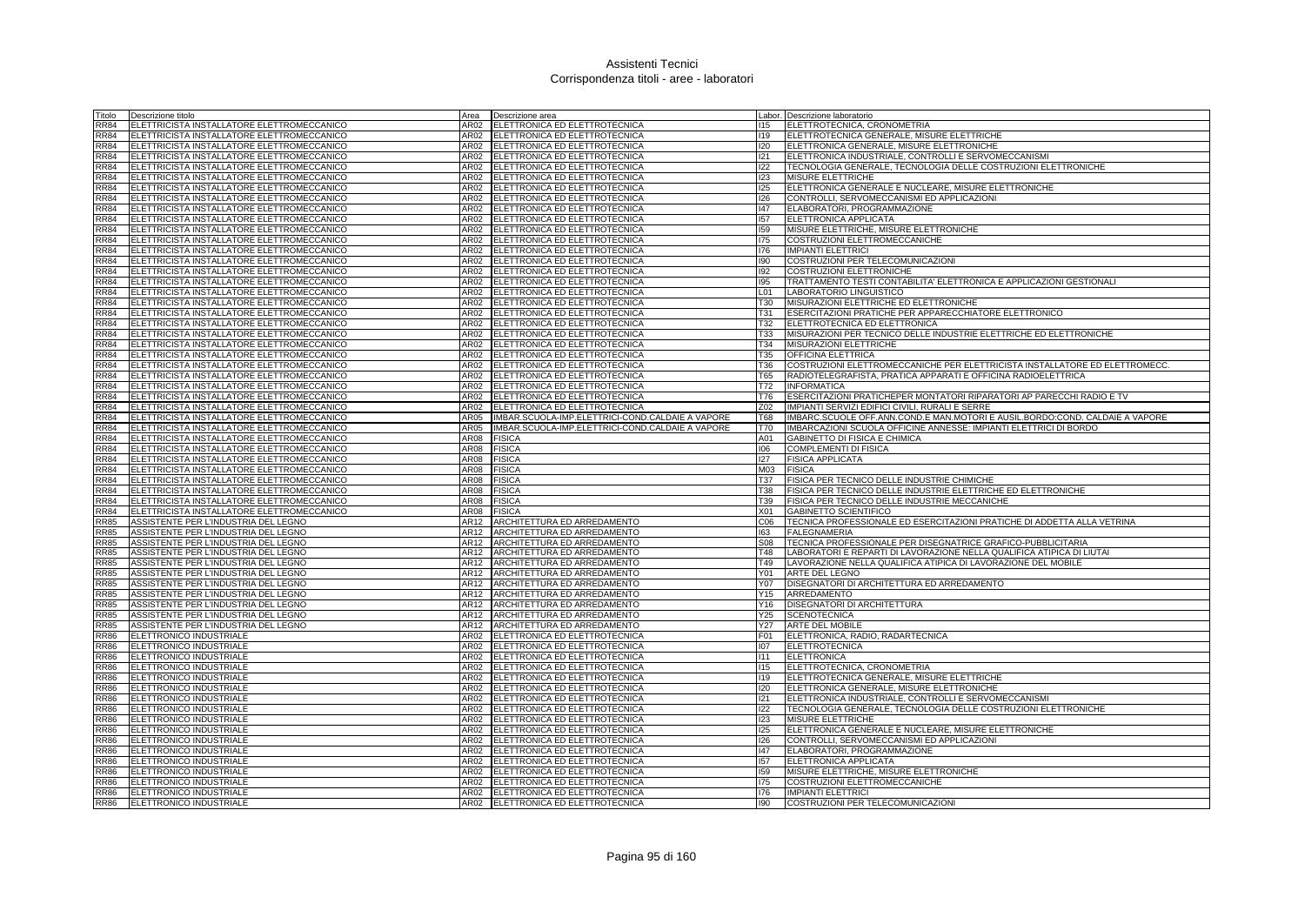# Assistenti Tecnici
## Corrispondenza titoli - aree - laboratori

| Titolo | Descrizione titolo | Area | Descrizione area | Labor. | Descrizione laboratorio |
|---|---|---|---|---|---|
| RR84 | ELETTRICISTA INSTALLATORE ELETTROMECCANICO | AR02 | ELETTRONICA ED ELETTROTECNICA | I15 | ELETTROTECNICA, CRONOMETRIA |
| RR84 | ELETTRICISTA INSTALLATORE ELETTROMECCANICO | AR02 | ELETTRONICA ED ELETTROTECNICA | I19 | ELETTROTECNICA GENERALE, MISURE ELETTRICHE |
| RR84 | ELETTRICISTA INSTALLATORE ELETTROMECCANICO | AR02 | ELETTRONICA ED ELETTROTECNICA | I20 | ELETTRONICA GENERALE, MISURE ELETTRONICHE |
| RR84 | ELETTRICISTA INSTALLATORE ELETTROMECCANICO | AR02 | ELETTRONICA ED ELETTROTECNICA | I21 | ELETTRONICA INDUSTRIALE, CONTROLLI E SERVOMECCANISMI |
| RR84 | ELETTRICISTA INSTALLATORE ELETTROMECCANICO | AR02 | ELETTRONICA ED ELETTROTECNICA | I22 | TECNOLOGIA GENERALE, TECNOLOGIA DELLE COSTRUZIONI ELETTRONICHE |
| RR84 | ELETTRICISTA INSTALLATORE ELETTROMECCANICO | AR02 | ELETTRONICA ED ELETTROTECNICA | I23 | MISURE ELETTRICHE |
| RR84 | ELETTRICISTA INSTALLATORE ELETTROMECCANICO | AR02 | ELETTRONICA ED ELETTROTECNICA | I25 | ELETTRONICA GENERALE E NUCLEARE, MISURE ELETTRONICHE |
| RR84 | ELETTRICISTA INSTALLATORE ELETTROMECCANICO | AR02 | ELETTRONICA ED ELETTROTECNICA | I26 | CONTROLLI, SERVOMECCANISMI ED APPLICAZIONI |
| RR84 | ELETTRICISTA INSTALLATORE ELETTROMECCANICO | AR02 | ELETTRONICA ED ELETTROTECNICA | I47 | ELABORATORI, PROGRAMMAZIONE |
| RR84 | ELETTRICISTA INSTALLATORE ELETTROMECCANICO | AR02 | ELETTRONICA ED ELETTROTECNICA | I57 | ELETTRONICA APPLICATA |
| RR84 | ELETTRICISTA INSTALLATORE ELETTROMECCANICO | AR02 | ELETTRONICA ED ELETTROTECNICA | I59 | MISURE ELETTRICHE, MISURE ELETTRONICHE |
| RR84 | ELETTRICISTA INSTALLATORE ELETTROMECCANICO | AR02 | ELETTRONICA ED ELETTROTECNICA | I75 | COSTRUZIONI ELETTROMECCANICHE |
| RR84 | ELETTRICISTA INSTALLATORE ELETTROMECCANICO | AR02 | ELETTRONICA ED ELETTROTECNICA | I76 | IMPIANTI ELETTRICI |
| RR84 | ELETTRICISTA INSTALLATORE ELETTROMECCANICO | AR02 | ELETTRONICA ED ELETTROTECNICA | I90 | COSTRUZIONI PER TELECOMUNICAZIONI |
| RR84 | ELETTRICISTA INSTALLATORE ELETTROMECCANICO | AR02 | ELETTRONICA ED ELETTROTECNICA | I92 | COSTRUZIONI ELETTRONICHE |
| RR84 | ELETTRICISTA INSTALLATORE ELETTROMECCANICO | AR02 | ELETTRONICA ED ELETTROTECNICA | I95 | TRATTAMENTO TESTI CONTABILITA' ELETTRONICA E APPLICAZIONI GESTIONALI |
| RR84 | ELETTRICISTA INSTALLATORE ELETTROMECCANICO | AR02 | ELETTRONICA ED ELETTROTECNICA | L01 | LABORATORIO LINGUISTICO |
| RR84 | ELETTRICISTA INSTALLATORE ELETTROMECCANICO | AR02 | ELETTRONICA ED ELETTROTECNICA | T30 | MISURAZIONI ELETTRICHE ED ELETTRONICHE |
| RR84 | ELETTRICISTA INSTALLATORE ELETTROMECCANICO | AR02 | ELETTRONICA ED ELETTROTECNICA | T31 | ESERCITAZIONI PRATICHE PER APPARECCHIATORE ELETTRONICO |
| RR84 | ELETTRICISTA INSTALLATORE ELETTROMECCANICO | AR02 | ELETTRONICA ED ELETTROTECNICA | T32 | ELETTROTECNICA ED ELETTRONICA |
| RR84 | ELETTRICISTA INSTALLATORE ELETTROMECCANICO | AR02 | ELETTRONICA ED ELETTROTECNICA | T33 | MISURAZIONI PER TECNICO DELLE INDUSTRIE ELETTRICHE ED ELETTRONICHE |
| RR84 | ELETTRICISTA INSTALLATORE ELETTROMECCANICO | AR02 | ELETTRONICA ED ELETTROTECNICA | T34 | MISURAZIONI ELETTRICHE |
| RR84 | ELETTRICISTA INSTALLATORE ELETTROMECCANICO | AR02 | ELETTRONICA ED ELETTROTECNICA | T35 | OFFICINA ELETTRICA |
| RR84 | ELETTRICISTA INSTALLATORE ELETTROMECCANICO | AR02 | ELETTRONICA ED ELETTROTECNICA | T36 | COSTRUZIONI ELETTROMECCANICHE PER ELETTRICISTA INSTALLATORE ED ELETTROMECC. |
| RR84 | ELETTRICISTA INSTALLATORE ELETTROMECCANICO | AR02 | ELETTRONICA ED ELETTROTECNICA | T65 | RADIOTELEGRAFISTA, PRATICA APPARATI E OFFICINA RADIOELETTRICA |
| RR84 | ELETTRICISTA INSTALLATORE ELETTROMECCANICO | AR02 | ELETTRONICA ED ELETTROTECNICA | T72 | INFORMATICA |
| RR84 | ELETTRICISTA INSTALLATORE ELETTROMECCANICO | AR02 | ELETTRONICA ED ELETTROTECNICA | T76 | ESERCITAZIONI PRATICHEPER MONTATORI RIPARATORI AP PARECCHI RADIO E TV |
| RR84 | ELETTRICISTA INSTALLATORE ELETTROMECCANICO | AR02 | ELETTRONICA ED ELETTROTECNICA | Z02 | IMPIANTI SERVIZI EDIFICI CIVILI, RURALI E SERRE |
| RR84 | ELETTRICISTA INSTALLATORE ELETTROMECCANICO | AR05 | IMBAR.SCUOLA-IMP.ELETTRICI-COND.CALDAIE A VAPORE | T68 | IMBARC.SCUOLE OFF.ANN.COND.E MAN.MOTORI E AUSIL.BORDO:COND. CALDAIE A VAPORE |
| RR84 | ELETTRICISTA INSTALLATORE ELETTROMECCANICO | AR05 | IMBAR.SCUOLA-IMP.ELETTRICI-COND.CALDAIE A VAPORE | T70 | IMBARCAZIONI SCUOLA OFFICINE ANNESSE: IMPIANTI ELETTRICI DI BORDO |
| RR84 | ELETTRICISTA INSTALLATORE ELETTROMECCANICO | AR08 | FISICA | A01 | GABINETTO DI FISICA E CHIMICA |
| RR84 | ELETTRICISTA INSTALLATORE ELETTROMECCANICO | AR08 | FISICA | I06 | COMPLEMENTI DI FISICA |
| RR84 | ELETTRICISTA INSTALLATORE ELETTROMECCANICO | AR08 | FISICA | I27 | FISICA APPLICATA |
| RR84 | ELETTRICISTA INSTALLATORE ELETTROMECCANICO | AR08 | FISICA | M03 | FISICA |
| RR84 | ELETTRICISTA INSTALLATORE ELETTROMECCANICO | AR08 | FISICA | T37 | FISICA PER TECNICO DELLE INDUSTRIE CHIMICHE |
| RR84 | ELETTRICISTA INSTALLATORE ELETTROMECCANICO | AR08 | FISICA | T38 | FISICA PER TECNICO DELLE INDUSTRIE ELETTRICHE ED ELETTRONICHE |
| RR84 | ELETTRICISTA INSTALLATORE ELETTROMECCANICO | AR08 | FISICA | T39 | FISICA PER TECNICO DELLE INDUSTRIE MECCANICHE |
| RR84 | ELETTRICISTA INSTALLATORE ELETTROMECCANICO | AR08 | FISICA | X01 | GABINETTO SCIENTIFICO |
| RR85 | ASSISTENTE PER L'INDUSTRIA DEL LEGNO | AR12 | ARCHITETTURA ED ARREDAMENTO | C06 | TECNICA PROFESSIONALE ED ESERCITAZIONI PRATICHE DI ADDETTA ALLA VETRINA |
| RR85 | ASSISTENTE PER L'INDUSTRIA DEL LEGNO | AR12 | ARCHITETTURA ED ARREDAMENTO | I63 | FALEGNAMERIA |
| RR85 | ASSISTENTE PER L'INDUSTRIA DEL LEGNO | AR12 | ARCHITETTURA ED ARREDAMENTO | S08 | TECNICA PROFESSIONALE PER DISEGNATRICE GRAFICO-PUBBLICITARIA |
| RR85 | ASSISTENTE PER L'INDUSTRIA DEL LEGNO | AR12 | ARCHITETTURA ED ARREDAMENTO | T48 | LABORATORI E REPARTI DI LAVORAZIONE NELLA QUALIFICA ATIPICA DI LIUTAI |
| RR85 | ASSISTENTE PER L'INDUSTRIA DEL LEGNO | AR12 | ARCHITETTURA ED ARREDAMENTO | T49 | LAVORAZIONE NELLA QUALIFICA ATIPICA DI LAVORAZIONE DEL MOBILE |
| RR85 | ASSISTENTE PER L'INDUSTRIA DEL LEGNO | AR12 | ARCHITETTURA ED ARREDAMENTO | Y01 | ARTE DEL LEGNO |
| RR85 | ASSISTENTE PER L'INDUSTRIA DEL LEGNO | AR12 | ARCHITETTURA ED ARREDAMENTO | Y07 | DISEGNATORI DI ARCHITETTURA ED ARREDAMENTO |
| RR85 | ASSISTENTE PER L'INDUSTRIA DEL LEGNO | AR12 | ARCHITETTURA ED ARREDAMENTO | Y15 | ARREDAMENTO |
| RR85 | ASSISTENTE PER L'INDUSTRIA DEL LEGNO | AR12 | ARCHITETTURA ED ARREDAMENTO | Y16 | DISEGNATORI DI ARCHITETTURA |
| RR85 | ASSISTENTE PER L'INDUSTRIA DEL LEGNO | AR12 | ARCHITETTURA ED ARREDAMENTO | Y25 | SCENOTECNICA |
| RR85 | ASSISTENTE PER L'INDUSTRIA DEL LEGNO | AR12 | ARCHITETTURA ED ARREDAMENTO | Y27 | ARTE DEL MOBILE |
| RR86 | ELETTRONICO INDUSTRIALE | AR02 | ELETTRONICA ED ELETTROTECNICA | F01 | ELETTRONICA, RADIO, RADARTECNICA |
| RR86 | ELETTRONICO INDUSTRIALE | AR02 | ELETTRONICA ED ELETTROTECNICA | I07 | ELETTROTECNICA |
| RR86 | ELETTRONICO INDUSTRIALE | AR02 | ELETTRONICA ED ELETTROTECNICA | I11 | ELETTRONICA |
| RR86 | ELETTRONICO INDUSTRIALE | AR02 | ELETTRONICA ED ELETTROTECNICA | I15 | ELETTROTECNICA, CRONOMETRIA |
| RR86 | ELETTRONICO INDUSTRIALE | AR02 | ELETTRONICA ED ELETTROTECNICA | I19 | ELETTROTECNICA GENERALE, MISURE ELETTRICHE |
| RR86 | ELETTRONICO INDUSTRIALE | AR02 | ELETTRONICA ED ELETTROTECNICA | I20 | ELETTRONICA GENERALE, MISURE ELETTRONICHE |
| RR86 | ELETTRONICO INDUSTRIALE | AR02 | ELETTRONICA ED ELETTROTECNICA | I21 | ELETTRONICA INDUSTRIALE, CONTROLLI E SERVOMECCANISMI |
| RR86 | ELETTRONICO INDUSTRIALE | AR02 | ELETTRONICA ED ELETTROTECNICA | I22 | TECNOLOGIA GENERALE, TECNOLOGIA DELLE COSTRUZIONI ELETTRONICHE |
| RR86 | ELETTRONICO INDUSTRIALE | AR02 | ELETTRONICA ED ELETTROTECNICA | I23 | MISURE ELETTRICHE |
| RR86 | ELETTRONICO INDUSTRIALE | AR02 | ELETTRONICA ED ELETTROTECNICA | I25 | ELETTRONICA GENERALE E NUCLEARE, MISURE ELETTRONICHE |
| RR86 | ELETTRONICO INDUSTRIALE | AR02 | ELETTRONICA ED ELETTROTECNICA | I26 | CONTROLLI, SERVOMECCANISMI ED APPLICAZIONI |
| RR86 | ELETTRONICO INDUSTRIALE | AR02 | ELETTRONICA ED ELETTROTECNICA | I47 | ELABORATORI, PROGRAMMAZIONE |
| RR86 | ELETTRONICO INDUSTRIALE | AR02 | ELETTRONICA ED ELETTROTECNICA | I57 | ELETTRONICA APPLICATA |
| RR86 | ELETTRONICO INDUSTRIALE | AR02 | ELETTRONICA ED ELETTROTECNICA | I59 | MISURE ELETTRICHE, MISURE ELETTRONICHE |
| RR86 | ELETTRONICO INDUSTRIALE | AR02 | ELETTRONICA ED ELETTROTECNICA | I75 | COSTRUZIONI ELETTROMECCANICHE |
| RR86 | ELETTRONICO INDUSTRIALE | AR02 | ELETTRONICA ED ELETTROTECNICA | I76 | IMPIANTI ELETTRICI |
| RR86 | ELETTRONICO INDUSTRIALE | AR02 | ELETTRONICA ED ELETTROTECNICA | I90 | COSTRUZIONI PER TELECOMUNICAZIONI |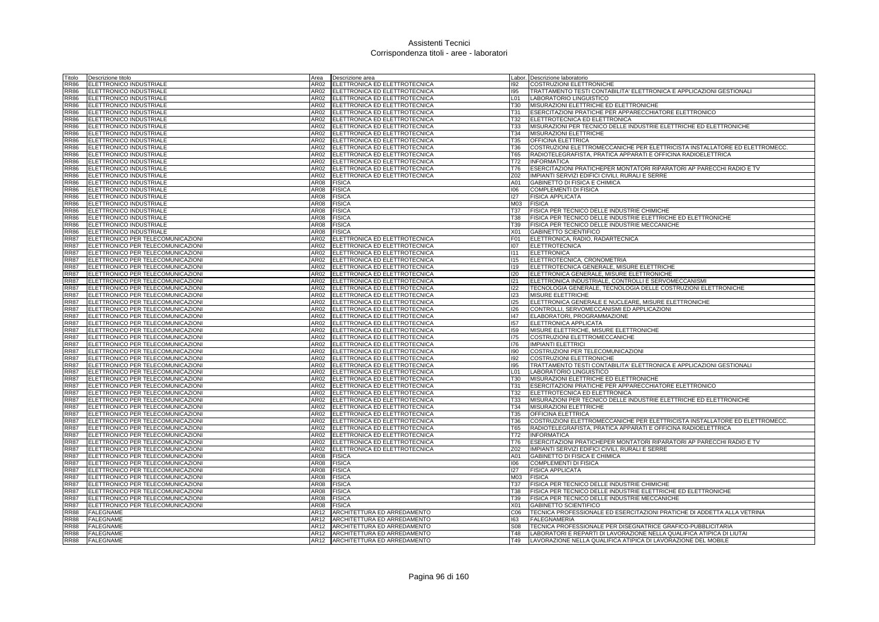# Assistenti Tecnici
## Corrispondenza titoli - aree - laboratori

| Titolo | Descrizione titolo | Area | Descrizione area | Labor. | Descrizione laboratorio |
|---|---|---|---|---|---|
| RR86 | ELETTRONICO INDUSTRIALE | AR02 | ELETTRONICA ED ELETTROTECNICA | I92 | COSTRUZIONI ELETTRONICHE |
| RR86 | ELETTRONICO INDUSTRIALE | AR02 | ELETTRONICA ED ELETTROTECNICA | I95 | TRATTAMENTO TESTI CONTABILITA' ELETTRONICA E APPLICAZIONI GESTIONALI |
| RR86 | ELETTRONICO INDUSTRIALE | AR02 | ELETTRONICA ED ELETTROTECNICA | L01 | LABORATORIO LINGUISTICO |
| RR86 | ELETTRONICO INDUSTRIALE | AR02 | ELETTRONICA ED ELETTROTECNICA | T30 | MISURAZIONI ELETTRICHE ED ELETTRONICHE |
| RR86 | ELETTRONICO INDUSTRIALE | AR02 | ELETTRONICA ED ELETTROTECNICA | T31 | ESERCITAZIONI PRATICHE PER APPARECCHIATORE ELETTRONICO |
| RR86 | ELETTRONICO INDUSTRIALE | AR02 | ELETTRONICA ED ELETTROTECNICA | T32 | ELETTROTECNICA ED ELETTRONICA |
| RR86 | ELETTRONICO INDUSTRIALE | AR02 | ELETTRONICA ED ELETTROTECNICA | T33 | MISURAZIONI PER TECNICO DELLE INDUSTRIE ELETTRICHE ED ELETTRONICHE |
| RR86 | ELETTRONICO INDUSTRIALE | AR02 | ELETTRONICA ED ELETTROTECNICA | T34 | MISURAZIONI ELETTRICHE |
| RR86 | ELETTRONICO INDUSTRIALE | AR02 | ELETTRONICA ED ELETTROTECNICA | T35 | OFFICINA ELETTRICA |
| RR86 | ELETTRONICO INDUSTRIALE | AR02 | ELETTRONICA ED ELETTROTECNICA | T36 | COSTRUZIONI ELETTROMECCANICHE PER ELETTRICISTA INSTALLATORE ED ELETTROMECC. |
| RR86 | ELETTRONICO INDUSTRIALE | AR02 | ELETTRONICA ED ELETTROTECNICA | T65 | RADIOTELEGRAFISTA, PRATICA APPARATI E OFFICINA RADIOELETTRICA |
| RR86 | ELETTRONICO INDUSTRIALE | AR02 | ELETTRONICA ED ELETTROTECNICA | T72 | INFORMATICA |
| RR86 | ELETTRONICO INDUSTRIALE | AR02 | ELETTRONICA ED ELETTROTECNICA | T76 | ESERCITAZIONI PRATICHEPER MONTATORI RIPARATORI AP PARECCHI RADIO E TV |
| RR86 | ELETTRONICO INDUSTRIALE | AR02 | ELETTRONICA ED ELETTROTECNICA | Z02 | IMPIANTI SERVIZI EDIFICI CIVILI, RURALI E SERRE |
| RR86 | ELETTRONICO INDUSTRIALE | AR08 | FISICA | A01 | GABINETTO DI FISICA E CHIMICA |
| RR86 | ELETTRONICO INDUSTRIALE | AR08 | FISICA | I06 | COMPLEMENTI DI FISICA |
| RR86 | ELETTRONICO INDUSTRIALE | AR08 | FISICA | I27 | FISICA APPLICATA |
| RR86 | ELETTRONICO INDUSTRIALE | AR08 | FISICA | M03 | FISICA |
| RR86 | ELETTRONICO INDUSTRIALE | AR08 | FISICA | T37 | FISICA PER TECNICO DELLE INDUSTRIE CHIMICHE |
| RR86 | ELETTRONICO INDUSTRIALE | AR08 | FISICA | T38 | FISICA PER TECNICO DELLE INDUSTRIE ELETTRICHE ED ELETTRONICHE |
| RR86 | ELETTRONICO INDUSTRIALE | AR08 | FISICA | T39 | FISICA PER TECNICO DELLE INDUSTRIE MECCANICHE |
| RR86 | ELETTRONICO INDUSTRIALE | AR08 | FISICA | X01 | GABINETTO SCIENTIFICO |
| RR87 | ELETTRONICO PER TELECOMUNICAZIONI | AR02 | ELETTRONICA ED ELETTROTECNICA | F01 | ELETTRONICA, RADIO, RADARTECNICA |
| RR87 | ELETTRONICO PER TELECOMUNICAZIONI | AR02 | ELETTRONICA ED ELETTROTECNICA | I07 | ELETTROTECNICA |
| RR87 | ELETTRONICO PER TELECOMUNICAZIONI | AR02 | ELETTRONICA ED ELETTROTECNICA | I11 | ELETTRONICA |
| RR87 | ELETTRONICO PER TELECOMUNICAZIONI | AR02 | ELETTRONICA ED ELETTROTECNICA | I15 | ELETTROTECNICA, CRONOMETRIA |
| RR87 | ELETTRONICO PER TELECOMUNICAZIONI | AR02 | ELETTRONICA ED ELETTROTECNICA | I19 | ELETTROTECNICA GENERALE, MISURE ELETTRICHE |
| RR87 | ELETTRONICO PER TELECOMUNICAZIONI | AR02 | ELETTRONICA ED ELETTROTECNICA | I20 | ELETTRONICA GENERALE, MISURE ELETTRONICHE |
| RR87 | ELETTRONICO PER TELECOMUNICAZIONI | AR02 | ELETTRONICA ED ELETTROTECNICA | I21 | ELETTRONICA INDUSTRIALE, CONTROLLI E SERVOMECCANISMI |
| RR87 | ELETTRONICO PER TELECOMUNICAZIONI | AR02 | ELETTRONICA ED ELETTROTECNICA | I22 | TECNOLOGIA GENERALE, TECNOLOGIA DELLE COSTRUZIONI ELETTRONICHE |
| RR87 | ELETTRONICO PER TELECOMUNICAZIONI | AR02 | ELETTRONICA ED ELETTROTECNICA | I23 | MISURE ELETTRICHE |
| RR87 | ELETTRONICO PER TELECOMUNICAZIONI | AR02 | ELETTRONICA ED ELETTROTECNICA | I25 | ELETTRONICA GENERALE E NUCLEARE, MISURE ELETTRONICHE |
| RR87 | ELETTRONICO PER TELECOMUNICAZIONI | AR02 | ELETTRONICA ED ELETTROTECNICA | I26 | CONTROLLI, SERVOMECCANISMI ED APPLICAZIONI |
| RR87 | ELETTRONICO PER TELECOMUNICAZIONI | AR02 | ELETTRONICA ED ELETTROTECNICA | I47 | ELABORATORI, PROGRAMMAZIONE |
| RR87 | ELETTRONICO PER TELECOMUNICAZIONI | AR02 | ELETTRONICA ED ELETTROTECNICA | I57 | ELETTRONICA APPLICATA |
| RR87 | ELETTRONICO PER TELECOMUNICAZIONI | AR02 | ELETTRONICA ED ELETTROTECNICA | I59 | MISURE ELETTRICHE, MISURE ELETTRONICHE |
| RR87 | ELETTRONICO PER TELECOMUNICAZIONI | AR02 | ELETTRONICA ED ELETTROTECNICA | I75 | COSTRUZIONI ELETTROMECCANICHE |
| RR87 | ELETTRONICO PER TELECOMUNICAZIONI | AR02 | ELETTRONICA ED ELETTROTECNICA | I76 | IMPIANTI ELETTRICI |
| RR87 | ELETTRONICO PER TELECOMUNICAZIONI | AR02 | ELETTRONICA ED ELETTROTECNICA | I90 | COSTRUZIONI PER TELECOMUNICAZIONI |
| RR87 | ELETTRONICO PER TELECOMUNICAZIONI | AR02 | ELETTRONICA ED ELETTROTECNICA | I92 | COSTRUZIONI ELETTRONICHE |
| RR87 | ELETTRONICO PER TELECOMUNICAZIONI | AR02 | ELETTRONICA ED ELETTROTECNICA | I95 | TRATTAMENTO TESTI CONTABILITA' ELETTRONICA E APPLICAZIONI GESTIONALI |
| RR87 | ELETTRONICO PER TELECOMUNICAZIONI | AR02 | ELETTRONICA ED ELETTROTECNICA | L01 | LABORATORIO LINGUISTICO |
| RR87 | ELETTRONICO PER TELECOMUNICAZIONI | AR02 | ELETTRONICA ED ELETTROTECNICA | T30 | MISURAZIONI ELETTRICHE ED ELETTRONICHE |
| RR87 | ELETTRONICO PER TELECOMUNICAZIONI | AR02 | ELETTRONICA ED ELETTROTECNICA | T31 | ESERCITAZIONI PRATICHE PER APPARECCHIATORE ELETTRONICO |
| RR87 | ELETTRONICO PER TELECOMUNICAZIONI | AR02 | ELETTRONICA ED ELETTROTECNICA | T32 | ELETTROTECNICA ED ELETTRONICA |
| RR87 | ELETTRONICO PER TELECOMUNICAZIONI | AR02 | ELETTRONICA ED ELETTROTECNICA | T33 | MISURAZIONI PER TECNICO DELLE INDUSTRIE ELETTRICHE ED ELETTRONICHE |
| RR87 | ELETTRONICO PER TELECOMUNICAZIONI | AR02 | ELETTRONICA ED ELETTROTECNICA | T34 | MISURAZIONI ELETTRICHE |
| RR87 | ELETTRONICO PER TELECOMUNICAZIONI | AR02 | ELETTRONICA ED ELETTROTECNICA | T35 | OFFICINA ELETTRICA |
| RR87 | ELETTRONICO PER TELECOMUNICAZIONI | AR02 | ELETTRONICA ED ELETTROTECNICA | T36 | COSTRUZIONI ELETTROMECCANICHE PER ELETTRICISTA INSTALLATORE ED ELETTROMECC. |
| RR87 | ELETTRONICO PER TELECOMUNICAZIONI | AR02 | ELETTRONICA ED ELETTROTECNICA | T65 | RADIOTELEGRAFISTA, PRATICA APPARATI E OFFICINA RADIOELETTRICA |
| RR87 | ELETTRONICO PER TELECOMUNICAZIONI | AR02 | ELETTRONICA ED ELETTROTECNICA | T72 | INFORMATICA |
| RR87 | ELETTRONICO PER TELECOMUNICAZIONI | AR02 | ELETTRONICA ED ELETTROTECNICA | T76 | ESERCITAZIONI PRATICHEPER MONTATORI RIPARATORI AP PARECCHI RADIO E TV |
| RR87 | ELETTRONICO PER TELECOMUNICAZIONI | AR02 | ELETTRONICA ED ELETTROTECNICA | Z02 | IMPIANTI SERVIZI EDIFICI CIVILI, RURALI E SERRE |
| RR87 | ELETTRONICO PER TELECOMUNICAZIONI | AR08 | FISICA | A01 | GABINETTO DI FISICA E CHIMICA |
| RR87 | ELETTRONICO PER TELECOMUNICAZIONI | AR08 | FISICA | I06 | COMPLEMENTI DI FISICA |
| RR87 | ELETTRONICO PER TELECOMUNICAZIONI | AR08 | FISICA | I27 | FISICA APPLICATA |
| RR87 | ELETTRONICO PER TELECOMUNICAZIONI | AR08 | FISICA | M03 | FISICA |
| RR87 | ELETTRONICO PER TELECOMUNICAZIONI | AR08 | FISICA | T37 | FISICA PER TECNICO DELLE INDUSTRIE CHIMICHE |
| RR87 | ELETTRONICO PER TELECOMUNICAZIONI | AR08 | FISICA | T38 | FISICA PER TECNICO DELLE INDUSTRIE ELETTRICHE ED ELETTRONICHE |
| RR87 | ELETTRONICO PER TELECOMUNICAZIONI | AR08 | FISICA | T39 | FISICA PER TECNICO DELLE INDUSTRIE MECCANICHE |
| RR87 | ELETTRONICO PER TELECOMUNICAZIONI | AR08 | FISICA | X01 | GABINETTO SCIENTIFICO |
| RR88 | FALEGNAME | AR12 | ARCHITETTURA ED ARREDAMENTO | C06 | TECNICA PROFESSIONALE ED ESERCITAZIONI PRATICHE DI ADDETTA ALLA VETRINA |
| RR88 | FALEGNAME | AR12 | ARCHITETTURA ED ARREDAMENTO | I63 | FALEGNAMERIA |
| RR88 | FALEGNAME | AR12 | ARCHITETTURA ED ARREDAMENTO | S08 | TECNICA PROFESSIONALE PER DISEGNATRICE GRAFICO-PUBBLICITARIA |
| RR88 | FALEGNAME | AR12 | ARCHITETTURA ED ARREDAMENTO | T48 | LABORATORI E REPARTI DI LAVORAZIONE NELLA QUALIFICA ATIPICA DI LIUTAI |
| RR88 | FALEGNAME | AR12 | ARCHITETTURA ED ARREDAMENTO | T49 | LAVORAZIONE NELLA QUALIFICA ATIPICA DI LAVORAZIONE DEL MOBILE |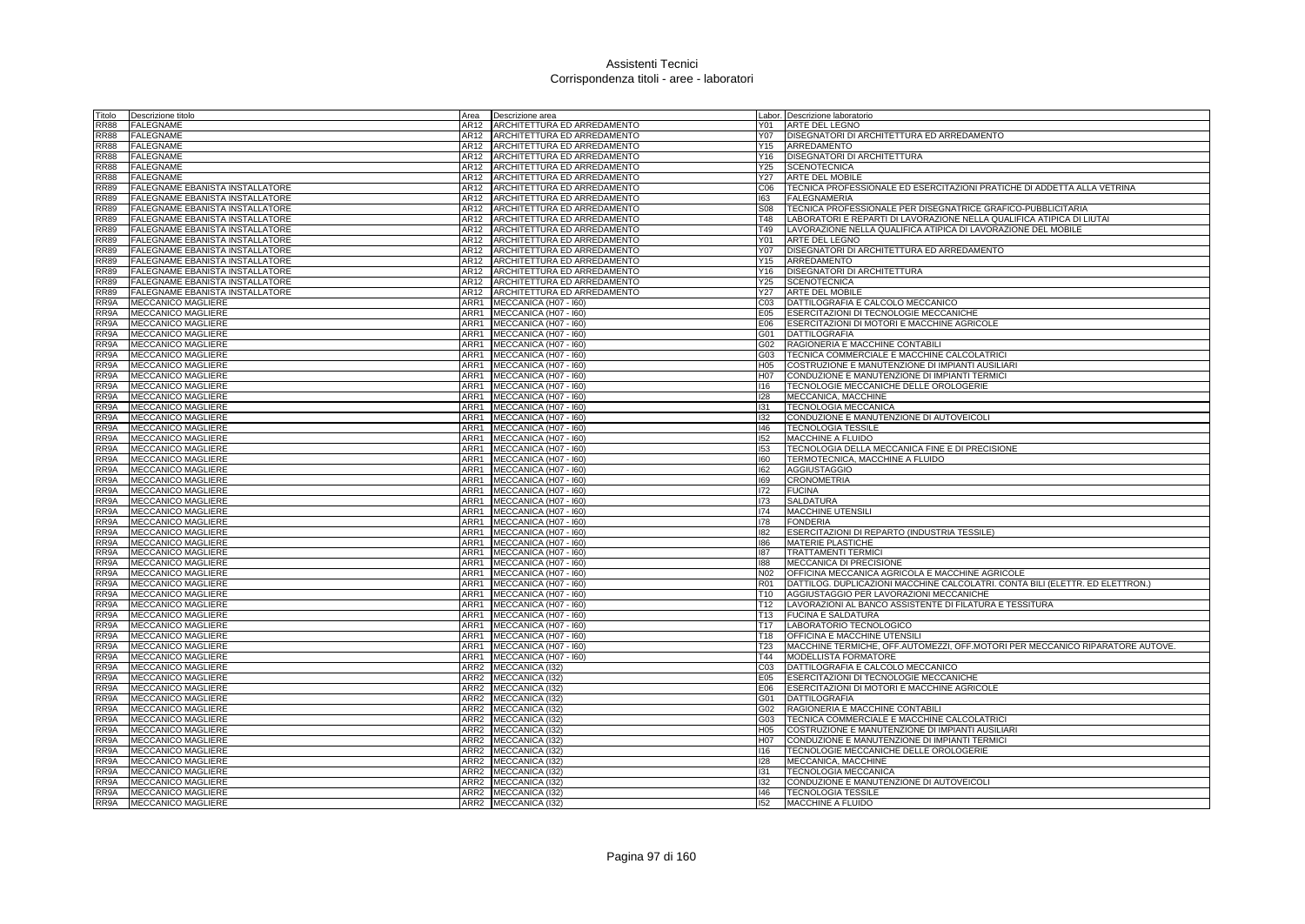# Assistenti Tecnici
## Corrispondenza titoli - aree - laboratori

| Titolo | Descrizione titolo | Area | Descrizione area | Labor. | Descrizione laboratorio |
|---|---|---|---|---|---|
| RR88 | FALEGNAME | AR12 | ARCHITETTURA ED ARREDAMENTO | Y01 | ARTE DEL LEGNO |
| RR88 | FALEGNAME | AR12 | ARCHITETTURA ED ARREDAMENTO | Y07 | DISEGNATORI DI ARCHITETTURA ED ARREDAMENTO |
| RR88 | FALEGNAME | AR12 | ARCHITETTURA ED ARREDAMENTO | Y15 | ARREDAMENTO |
| RR88 | FALEGNAME | AR12 | ARCHITETTURA ED ARREDAMENTO | Y16 | DISEGNATORI DI ARCHITETTURA |
| RR88 | FALEGNAME | AR12 | ARCHITETTURA ED ARREDAMENTO | Y25 | SCENOTECNICA |
| RR88 | FALEGNAME | AR12 | ARCHITETTURA ED ARREDAMENTO | Y27 | ARTE DEL MOBILE |
| RR89 | FALEGNAME EBANISTA INSTALLATORE | AR12 | ARCHITETTURA ED ARREDAMENTO | C06 | TECNICA PROFESSIONALE ED ESERCITAZIONI PRATICHE DI ADDETTA ALLA VETRINA |
| RR89 | FALEGNAME EBANISTA INSTALLATORE | AR12 | ARCHITETTURA ED ARREDAMENTO | I63 | FALEGNAMERIA |
| RR89 | FALEGNAME EBANISTA INSTALLATORE | AR12 | ARCHITETTURA ED ARREDAMENTO | S08 | TECNICA PROFESSIONALE PER DISEGNATRICE GRAFICO-PUBBLICITARIA |
| RR89 | FALEGNAME EBANISTA INSTALLATORE | AR12 | ARCHITETTURA ED ARREDAMENTO | T48 | LABORATORI E REPARTI DI LAVORAZIONE NELLA QUALIFICA ATIPICA DI LIUTAI |
| RR89 | FALEGNAME EBANISTA INSTALLATORE | AR12 | ARCHITETTURA ED ARREDAMENTO | T49 | LAVORAZIONE NELLA QUALIFICA ATIPICA DI LAVORAZIONE DEL MOBILE |
| RR89 | FALEGNAME EBANISTA INSTALLATORE | AR12 | ARCHITETTURA ED ARREDAMENTO | Y01 | ARTE DEL LEGNO |
| RR89 | FALEGNAME EBANISTA INSTALLATORE | AR12 | ARCHITETTURA ED ARREDAMENTO | Y07 | DISEGNATORI DI ARCHITETTURA ED ARREDAMENTO |
| RR89 | FALEGNAME EBANISTA INSTALLATORE | AR12 | ARCHITETTURA ED ARREDAMENTO | Y15 | ARREDAMENTO |
| RR89 | FALEGNAME EBANISTA INSTALLATORE | AR12 | ARCHITETTURA ED ARREDAMENTO | Y16 | DISEGNATORI DI ARCHITETTURA |
| RR89 | FALEGNAME EBANISTA INSTALLATORE | AR12 | ARCHITETTURA ED ARREDAMENTO | Y25 | SCENOTECNICA |
| RR89 | FALEGNAME EBANISTA INSTALLATORE | AR12 | ARCHITETTURA ED ARREDAMENTO | Y27 | ARTE DEL MOBILE |
| RR9A | MECCANICO MAGLIERE | ARR1 | MECCANICA (H07 - I60) | C03 | DATTILOGRAFIA E CALCOLO MECCANICO |
| RR9A | MECCANICO MAGLIERE | ARR1 | MECCANICA (H07 - I60) | E05 | ESERCITAZIONI DI TECNOLOGIE MECCANICHE |
| RR9A | MECCANICO MAGLIERE | ARR1 | MECCANICA (H07 - I60) | E06 | ESERCITAZIONI DI MOTORI E MACCHINE AGRICOLE |
| RR9A | MECCANICO MAGLIERE | ARR1 | MECCANICA (H07 - I60) | G01 | DATTILOGRAFIA |
| RR9A | MECCANICO MAGLIERE | ARR1 | MECCANICA (H07 - I60) | G02 | RAGIONERIA E MACCHINE CONTABILI |
| RR9A | MECCANICO MAGLIERE | ARR1 | MECCANICA (H07 - I60) | G03 | TECNICA COMMERCIALE E MACCHINE CALCOLATRICI |
| RR9A | MECCANICO MAGLIERE | ARR1 | MECCANICA (H07 - I60) | H05 | COSTRUZIONE E MANUTENZIONE DI IMPIANTI AUSILIARI |
| RR9A | MECCANICO MAGLIERE | ARR1 | MECCANICA (H07 - I60) | H07 | CONDUZIONE E MANUTENZIONE DI IMPIANTI TERMICI |
| RR9A | MECCANICO MAGLIERE | ARR1 | MECCANICA (H07 - I60) | I16 | TECNOLOGIE MECCANICHE DELLE OROLOGERIE |
| RR9A | MECCANICO MAGLIERE | ARR1 | MECCANICA (H07 - I60) | I28 | MECCANICA, MACCHINE |
| RR9A | MECCANICO MAGLIERE | ARR1 | MECCANICA (H07 - I60) | I31 | TECNOLOGIA MECCANICA |
| RR9A | MECCANICO MAGLIERE | ARR1 | MECCANICA (H07 - I60) | I32 | CONDUZIONE E MANUTENZIONE DI AUTOVEICOLI |
| RR9A | MECCANICO MAGLIERE | ARR1 | MECCANICA (H07 - I60) | I46 | TECNOLOGIA TESSILE |
| RR9A | MECCANICO MAGLIERE | ARR1 | MECCANICA (H07 - I60) | I52 | MACCHINE A FLUIDO |
| RR9A | MECCANICO MAGLIERE | ARR1 | MECCANICA (H07 - I60) | I53 | TECNOLOGIA DELLA MECCANICA FINE E DI PRECISIONE |
| RR9A | MECCANICO MAGLIERE | ARR1 | MECCANICA (H07 - I60) | I60 | TERMOTECNICA, MACCHINE A FLUIDO |
| RR9A | MECCANICO MAGLIERE | ARR1 | MECCANICA (H07 - I60) | I62 | AGGIUSTAGGIO |
| RR9A | MECCANICO MAGLIERE | ARR1 | MECCANICA (H07 - I60) | I69 | CRONOMETRIA |
| RR9A | MECCANICO MAGLIERE | ARR1 | MECCANICA (H07 - I60) | I72 | FUCINA |
| RR9A | MECCANICO MAGLIERE | ARR1 | MECCANICA (H07 - I60) | I73 | SALDATURA |
| RR9A | MECCANICO MAGLIERE | ARR1 | MECCANICA (H07 - I60) | I74 | MACCHINE UTENSILI |
| RR9A | MECCANICO MAGLIERE | ARR1 | MECCANICA (H07 - I60) | I78 | FONDERIA |
| RR9A | MECCANICO MAGLIERE | ARR1 | MECCANICA (H07 - I60) | I82 | ESERCITAZIONI DI REPARTO (INDUSTRIA TESSILE) |
| RR9A | MECCANICO MAGLIERE | ARR1 | MECCANICA (H07 - I60) | I86 | MATERIE PLASTICHE |
| RR9A | MECCANICO MAGLIERE | ARR1 | MECCANICA (H07 - I60) | I87 | TRATTAMENTI TERMICI |
| RR9A | MECCANICO MAGLIERE | ARR1 | MECCANICA (H07 - I60) | I88 | MECCANICA DI PRECISIONE |
| RR9A | MECCANICO MAGLIERE | ARR1 | MECCANICA (H07 - I60) | N02 | OFFICINA MECCANICA AGRICOLA E MACCHINE AGRICOLE |
| RR9A | MECCANICO MAGLIERE | ARR1 | MECCANICA (H07 - I60) | R01 | DATTILOG. DUPLICAZIONI MACCHINE CALCOLATRI. CONTA BILI (ELETTR. ED ELETTRON.) |
| RR9A | MECCANICO MAGLIERE | ARR1 | MECCANICA (H07 - I60) | T10 | AGGIUSTAGGIO PER LAVORAZIONI MECCANICHE |
| RR9A | MECCANICO MAGLIERE | ARR1 | MECCANICA (H07 - I60) | T12 | LAVORAZIONI AL BANCO ASSISTENTE DI FILATURA E TESSITURA |
| RR9A | MECCANICO MAGLIERE | ARR1 | MECCANICA (H07 - I60) | T13 | FUCINA E SALDATURA |
| RR9A | MECCANICO MAGLIERE | ARR1 | MECCANICA (H07 - I60) | T17 | LABORATORIO TECNOLOGICO |
| RR9A | MECCANICO MAGLIERE | ARR1 | MECCANICA (H07 - I60) | T18 | OFFICINA E MACCHINE UTENSILI |
| RR9A | MECCANICO MAGLIERE | ARR1 | MECCANICA (H07 - I60) | T23 | MACCHINE TERMICHE, OFF.AUTOMEZZI, OFF.MOTORI PER MECCANICO RIPARATORE AUTOVE. |
| RR9A | MECCANICO MAGLIERE | ARR1 | MECCANICA (H07 - I60) | T44 | MODELLISTA FORMATORE |
| RR9A | MECCANICO MAGLIERE | ARR2 | MECCANICA (I32) | C03 | DATTILOGRAFIA E CALCOLO MECCANICO |
| RR9A | MECCANICO MAGLIERE | ARR2 | MECCANICA (I32) | E05 | ESERCITAZIONI DI TECNOLOGIE MECCANICHE |
| RR9A | MECCANICO MAGLIERE | ARR2 | MECCANICA (I32) | E06 | ESERCITAZIONI DI MOTORI E MACCHINE AGRICOLE |
| RR9A | MECCANICO MAGLIERE | ARR2 | MECCANICA (I32) | G01 | DATTILOGRAFIA |
| RR9A | MECCANICO MAGLIERE | ARR2 | MECCANICA (I32) | G02 | RAGIONERIA E MACCHINE CONTABILI |
| RR9A | MECCANICO MAGLIERE | ARR2 | MECCANICA (I32) | G03 | TECNICA COMMERCIALE E MACCHINE CALCOLATRICI |
| RR9A | MECCANICO MAGLIERE | ARR2 | MECCANICA (I32) | H05 | COSTRUZIONE E MANUTENZIONE DI IMPIANTI AUSILIARI |
| RR9A | MECCANICO MAGLIERE | ARR2 | MECCANICA (I32) | H07 | CONDUZIONE E MANUTENZIONE DI IMPIANTI TERMICI |
| RR9A | MECCANICO MAGLIERE | ARR2 | MECCANICA (I32) | I16 | TECNOLOGIE MECCANICHE DELLE OROLOGERIE |
| RR9A | MECCANICO MAGLIERE | ARR2 | MECCANICA (I32) | I28 | MECCANICA, MACCHINE |
| RR9A | MECCANICO MAGLIERE | ARR2 | MECCANICA (I32) | I31 | TECNOLOGIA MECCANICA |
| RR9A | MECCANICO MAGLIERE | ARR2 | MECCANICA (I32) | I32 | CONDUZIONE E MANUTENZIONE DI AUTOVEICOLI |
| RR9A | MECCANICO MAGLIERE | ARR2 | MECCANICA (I32) | I46 | TECNOLOGIA TESSILE |
| RR9A | MECCANICO MAGLIERE | ARR2 | MECCANICA (I32) | I52 | MACCHINE A FLUIDO |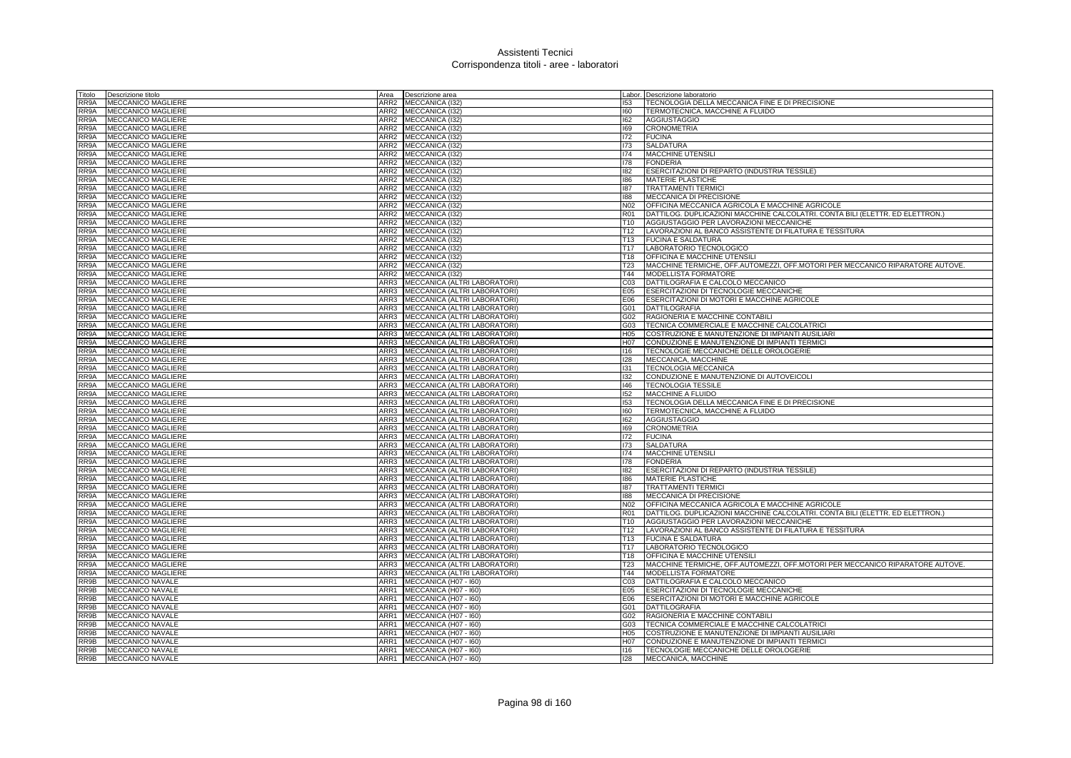| Titolo | Descrizione titolo | Area | Descrizione area | Labor. | Descrizione laboratorio |
|---|---|---|---|---|---|
| RR9A | MECCANICO MAGLIERE | ARR2 | MECCANICA (I32) | I53 | TECNOLOGIA DELLA MECCANICA FINE E DI PRECISIONE |
| RR9A | MECCANICO MAGLIERE | ARR2 | MECCANICA (I32) | I60 | TERMOTECNICA, MACCHINE A FLUIDO |
| RR9A | MECCANICO MAGLIERE | ARR2 | MECCANICA (I32) | I62 | AGGIUSTAGGIO |
| RR9A | MECCANICO MAGLIERE | ARR2 | MECCANICA (I32) | I69 | CRONOMETRIA |
| RR9A | MECCANICO MAGLIERE | ARR2 | MECCANICA (I32) | I72 | FUCINA |
| RR9A | MECCANICO MAGLIERE | ARR2 | MECCANICA (I32) | I73 | SALDATURA |
| RR9A | MECCANICO MAGLIERE | ARR2 | MECCANICA (I32) | I74 | MACCHINE UTENSILI |
| RR9A | MECCANICO MAGLIERE | ARR2 | MECCANICA (I32) | I78 | FONDERIA |
| RR9A | MECCANICO MAGLIERE | ARR2 | MECCANICA (I32) | I82 | ESERCITAZIONI DI REPARTO (INDUSTRIA TESSILE) |
| RR9A | MECCANICO MAGLIERE | ARR2 | MECCANICA (I32) | I86 | MATERIE PLASTICHE |
| RR9A | MECCANICO MAGLIERE | ARR2 | MECCANICA (I32) | I87 | TRATTAMENTI TERMICI |
| RR9A | MECCANICO MAGLIERE | ARR2 | MECCANICA (I32) | I88 | MECCANICA DI PRECISIONE |
| RR9A | MECCANICO MAGLIERE | ARR2 | MECCANICA (I32) | N02 | OFFICINA MECCANICA AGRICOLA E MACCHINE AGRICOLE |
| RR9A | MECCANICO MAGLIERE | ARR2 | MECCANICA (I32) | R01 | DATTILOG. DUPLICAZIONI MACCHINE CALCOLATRI. CONTA BILI (ELETTR. ED ELETTRON.) |
| RR9A | MECCANICO MAGLIERE | ARR2 | MECCANICA (I32) | T10 | AGGIUSTAGGIO PER LAVORAZIONI MECCANICHE |
| RR9A | MECCANICO MAGLIERE | ARR2 | MECCANICA (I32) | T12 | LAVORAZIONI AL BANCO ASSISTENTE DI FILATURA E TESSITURA |
| RR9A | MECCANICO MAGLIERE | ARR2 | MECCANICA (I32) | T13 | FUCINA E SALDATURA |
| RR9A | MECCANICO MAGLIERE | ARR2 | MECCANICA (I32) | T17 | LABORATORIO TECNOLOGICO |
| RR9A | MECCANICO MAGLIERE | ARR2 | MECCANICA (I32) | T18 | OFFICINA E MACCHINE UTENSILI |
| RR9A | MECCANICO MAGLIERE | ARR2 | MECCANICA (I32) | T23 | MACCHINE TERMICHE, OFF.AUTOMEZZI, OFF.MOTORI PER MECCANICO RIPARATORE AUTOVE. |
| RR9A | MECCANICO MAGLIERE | ARR2 | MECCANICA (I32) | T44 | MODELLISTA FORMATORE |
| RR9A | MECCANICO MAGLIERE | ARR3 | MECCANICA (ALTRI LABORATORI) | C03 | DATTILOGRAFIA E CALCOLO MECCANICO |
| RR9A | MECCANICO MAGLIERE | ARR3 | MECCANICA (ALTRI LABORATORI) | E05 | ESERCITAZIONI DI TECNOLOGIE MECCANICHE |
| RR9A | MECCANICO MAGLIERE | ARR3 | MECCANICA (ALTRI LABORATORI) | E06 | ESERCITAZIONI DI MOTORI E MACCHINE AGRICOLE |
| RR9A | MECCANICO MAGLIERE | ARR3 | MECCANICA (ALTRI LABORATORI) | G01 | DATTILOGRAFIA |
| RR9A | MECCANICO MAGLIERE | ARR3 | MECCANICA (ALTRI LABORATORI) | G02 | RAGIONERIA E MACCHINE CONTABILI |
| RR9A | MECCANICO MAGLIERE | ARR3 | MECCANICA (ALTRI LABORATORI) | G03 | TECNICA COMMERCIALE E MACCHINE CALCOLATRICI |
| RR9A | MECCANICO MAGLIERE | ARR3 | MECCANICA (ALTRI LABORATORI) | H05 | COSTRUZIONE E MANUTENZIONE DI IMPIANTI AUSILIARI |
| RR9A | MECCANICO MAGLIERE | ARR3 | MECCANICA (ALTRI LABORATORI) | H07 | CONDUZIONE E MANUTENZIONE DI IMPIANTI TERMICI |
| RR9A | MECCANICO MAGLIERE | ARR3 | MECCANICA (ALTRI LABORATORI) | I16 | TECNOLOGIE MECCANICHE DELLE OROLOGERIE |
| RR9A | MECCANICO MAGLIERE | ARR3 | MECCANICA (ALTRI LABORATORI) | I28 | MECCANICA, MACCHINE |
| RR9A | MECCANICO MAGLIERE | ARR3 | MECCANICA (ALTRI LABORATORI) | I31 | TECNOLOGIA MECCANICA |
| RR9A | MECCANICO MAGLIERE | ARR3 | MECCANICA (ALTRI LABORATORI) | I32 | CONDUZIONE E MANUTENZIONE DI AUTOVEICOLI |
| RR9A | MECCANICO MAGLIERE | ARR3 | MECCANICA (ALTRI LABORATORI) | I46 | TECNOLOGIA TESSILE |
| RR9A | MECCANICO MAGLIERE | ARR3 | MECCANICA (ALTRI LABORATORI) | I52 | MACCHINE A FLUIDO |
| RR9A | MECCANICO MAGLIERE | ARR3 | MECCANICA (ALTRI LABORATORI) | I53 | TECNOLOGIA DELLA MECCANICA FINE E DI PRECISIONE |
| RR9A | MECCANICO MAGLIERE | ARR3 | MECCANICA (ALTRI LABORATORI) | I60 | TERMOTECNICA, MACCHINE A FLUIDO |
| RR9A | MECCANICO MAGLIERE | ARR3 | MECCANICA (ALTRI LABORATORI) | I62 | AGGIUSTAGGIO |
| RR9A | MECCANICO MAGLIERE | ARR3 | MECCANICA (ALTRI LABORATORI) | I69 | CRONOMETRIA |
| RR9A | MECCANICO MAGLIERE | ARR3 | MECCANICA (ALTRI LABORATORI) | I72 | FUCINA |
| RR9A | MECCANICO MAGLIERE | ARR3 | MECCANICA (ALTRI LABORATORI) | I73 | SALDATURA |
| RR9A | MECCANICO MAGLIERE | ARR3 | MECCANICA (ALTRI LABORATORI) | I74 | MACCHINE UTENSILI |
| RR9A | MECCANICO MAGLIERE | ARR3 | MECCANICA (ALTRI LABORATORI) | I78 | FONDERIA |
| RR9A | MECCANICO MAGLIERE | ARR3 | MECCANICA (ALTRI LABORATORI) | I82 | ESERCITAZIONI DI REPARTO (INDUSTRIA TESSILE) |
| RR9A | MECCANICO MAGLIERE | ARR3 | MECCANICA (ALTRI LABORATORI) | I86 | MATERIE PLASTICHE |
| RR9A | MECCANICO MAGLIERE | ARR3 | MECCANICA (ALTRI LABORATORI) | I87 | TRATTAMENTI TERMICI |
| RR9A | MECCANICO MAGLIERE | ARR3 | MECCANICA (ALTRI LABORATORI) | I88 | MECCANICA DI PRECISIONE |
| RR9A | MECCANICO MAGLIERE | ARR3 | MECCANICA (ALTRI LABORATORI) | N02 | OFFICINA MECCANICA AGRICOLA E MACCHINE AGRICOLE |
| RR9A | MECCANICO MAGLIERE | ARR3 | MECCANICA (ALTRI LABORATORI) | R01 | DATTILOG. DUPLICAZIONI MACCHINE CALCOLATRI. CONTA BILI (ELETTR. ED ELETTRON.) |
| RR9A | MECCANICO MAGLIERE | ARR3 | MECCANICA (ALTRI LABORATORI) | T10 | AGGIUSTAGGIO PER LAVORAZIONI MECCANICHE |
| RR9A | MECCANICO MAGLIERE | ARR3 | MECCANICA (ALTRI LABORATORI) | T12 | LAVORAZIONI AL BANCO ASSISTENTE DI FILATURA E TESSITURA |
| RR9A | MECCANICO MAGLIERE | ARR3 | MECCANICA (ALTRI LABORATORI) | T13 | FUCINA E SALDATURA |
| RR9A | MECCANICO MAGLIERE | ARR3 | MECCANICA (ALTRI LABORATORI) | T17 | LABORATORIO TECNOLOGICO |
| RR9A | MECCANICO MAGLIERE | ARR3 | MECCANICA (ALTRI LABORATORI) | T18 | OFFICINA E MACCHINE UTENSILI |
| RR9A | MECCANICO MAGLIERE | ARR3 | MECCANICA (ALTRI LABORATORI) | T23 | MACCHINE TERMICHE, OFF.AUTOMEZZI, OFF.MOTORI PER MECCANICO RIPARATORE AUTOVE. |
| RR9A | MECCANICO MAGLIERE | ARR3 | MECCANICA (ALTRI LABORATORI) | T44 | MODELLISTA FORMATORE |
| RR9B | MECCANICO NAVALE | ARR1 | MECCANICA (H07 - I60) | C03 | DATTILOGRAFIA E CALCOLO MECCANICO |
| RR9B | MECCANICO NAVALE | ARR1 | MECCANICA (H07 - I60) | E05 | ESERCITAZIONI DI TECNOLOGIE MECCANICHE |
| RR9B | MECCANICO NAVALE | ARR1 | MECCANICA (H07 - I60) | E06 | ESERCITAZIONI DI MOTORI E MACCHINE AGRICOLE |
| RR9B | MECCANICO NAVALE | ARR1 | MECCANICA (H07 - I60) | G01 | DATTILOGRAFIA |
| RR9B | MECCANICO NAVALE | ARR1 | MECCANICA (H07 - I60) | G02 | RAGIONERIA E MACCHINE CONTABILI |
| RR9B | MECCANICO NAVALE | ARR1 | MECCANICA (H07 - I60) | G03 | TECNICA COMMERCIALE E MACCHINE CALCOLATRICI |
| RR9B | MECCANICO NAVALE | ARR1 | MECCANICA (H07 - I60) | H05 | COSTRUZIONE E MANUTENZIONE DI IMPIANTI AUSILIARI |
| RR9B | MECCANICO NAVALE | ARR1 | MECCANICA (H07 - I60) | H07 | CONDUZIONE E MANUTENZIONE DI IMPIANTI TERMICI |
| RR9B | MECCANICO NAVALE | ARR1 | MECCANICA (H07 - I60) | I16 | TECNOLOGIE MECCANICHE DELLE OROLOGERIE |
| RR9B | MECCANICO NAVALE | ARR1 | MECCANICA (H07 - I60) | I28 | MECCANICA, MACCHINE |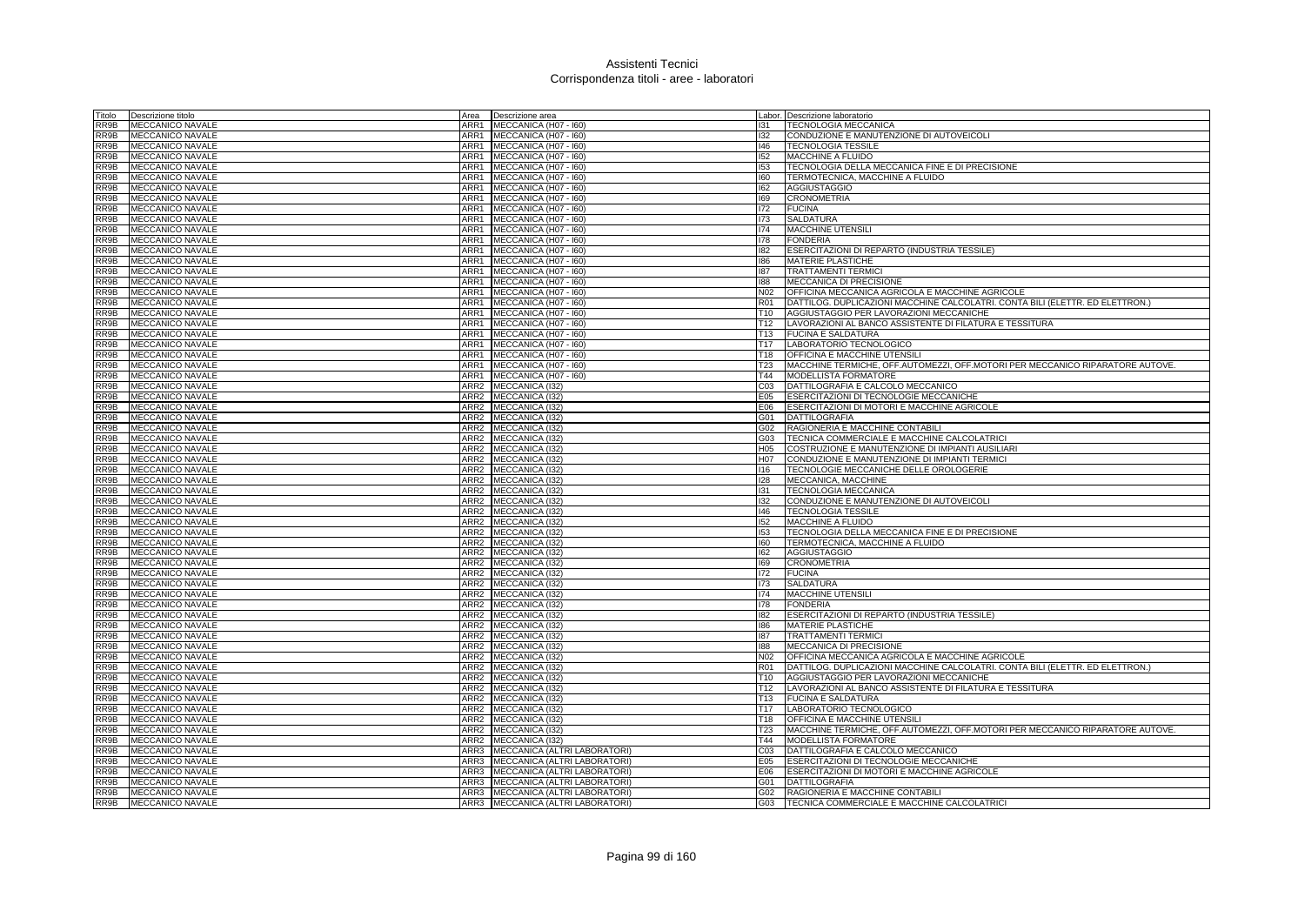# Assistenti Tecnici
## Corrispondenza titoli - aree - laboratori

| Titolo | Descrizione titolo | Area | Descrizione area | Labor. | Descrizione laboratorio |
|---|---|---|---|---|---|
| RR9B | MECCANICO NAVALE | ARR1 | MECCANICA (H07 - I60) | I31 | TECNOLOGIA MECCANICA |
| RR9B | MECCANICO NAVALE | ARR1 | MECCANICA (H07 - I60) | I32 | CONDUZIONE E MANUTENZIONE DI AUTOVEICOLI |
| RR9B | MECCANICO NAVALE | ARR1 | MECCANICA (H07 - I60) | I46 | TECNOLOGIA TESSILE |
| RR9B | MECCANICO NAVALE | ARR1 | MECCANICA (H07 - I60) | I52 | MACCHINE A FLUIDO |
| RR9B | MECCANICO NAVALE | ARR1 | MECCANICA (H07 - I60) | I53 | TECNOLOGIA DELLA MECCANICA FINE E DI PRECISIONE |
| RR9B | MECCANICO NAVALE | ARR1 | MECCANICA (H07 - I60) | I60 | TERMOTECNICA, MACCHINE A FLUIDO |
| RR9B | MECCANICO NAVALE | ARR1 | MECCANICA (H07 - I60) | I62 | AGGIUSTAGGIO |
| RR9B | MECCANICO NAVALE | ARR1 | MECCANICA (H07 - I60) | I69 | CRONOMETRIA |
| RR9B | MECCANICO NAVALE | ARR1 | MECCANICA (H07 - I60) | I72 | FUCINA |
| RR9B | MECCANICO NAVALE | ARR1 | MECCANICA (H07 - I60) | I73 | SALDATURA |
| RR9B | MECCANICO NAVALE | ARR1 | MECCANICA (H07 - I60) | I74 | MACCHINE UTENSILI |
| RR9B | MECCANICO NAVALE | ARR1 | MECCANICA (H07 - I60) | I78 | FONDERIA |
| RR9B | MECCANICO NAVALE | ARR1 | MECCANICA (H07 - I60) | I82 | ESERCITAZIONI DI REPARTO (INDUSTRIA TESSILE) |
| RR9B | MECCANICO NAVALE | ARR1 | MECCANICA (H07 - I60) | I86 | MATERIE PLASTICHE |
| RR9B | MECCANICO NAVALE | ARR1 | MECCANICA (H07 - I60) | I87 | TRATTAMENTI TERMICI |
| RR9B | MECCANICO NAVALE | ARR1 | MECCANICA (H07 - I60) | I88 | MECCANICA DI PRECISIONE |
| RR9B | MECCANICO NAVALE | ARR1 | MECCANICA (H07 - I60) | N02 | OFFICINA MECCANICA AGRICOLA E MACCHINE AGRICOLE |
| RR9B | MECCANICO NAVALE | ARR1 | MECCANICA (H07 - I60) | R01 | DATTILOG. DUPLICAZIONI MACCHINE CALCOLATRI. CONTA BILI (ELETTR. ED ELETTRON.) |
| RR9B | MECCANICO NAVALE | ARR1 | MECCANICA (H07 - I60) | T10 | AGGIUSTAGGIO PER LAVORAZIONI MECCANICHE |
| RR9B | MECCANICO NAVALE | ARR1 | MECCANICA (H07 - I60) | T12 | LAVORAZIONI AL BANCO ASSISTENTE DI FILATURA E TESSITURA |
| RR9B | MECCANICO NAVALE | ARR1 | MECCANICA (H07 - I60) | T13 | FUCINA E SALDATURA |
| RR9B | MECCANICO NAVALE | ARR1 | MECCANICA (H07 - I60) | T17 | LABORATORIO TECNOLOGICO |
| RR9B | MECCANICO NAVALE | ARR1 | MECCANICA (H07 - I60) | T18 | OFFICINA E MACCHINE UTENSILI |
| RR9B | MECCANICO NAVALE | ARR1 | MECCANICA (H07 - I60) | T23 | MACCHINE TERMICHE, OFF.AUTOMEZZI, OFF.MOTORI PER MECCANICO RIPARATORE AUTOVE. |
| RR9B | MECCANICO NAVALE | ARR1 | MECCANICA (H07 - I60) | T44 | MODELLISTA FORMATORE |
| RR9B | MECCANICO NAVALE | ARR2 | MECCANICA (I32) | C03 | DATTILOGRAFIA E CALCOLO MECCANICO |
| RR9B | MECCANICO NAVALE | ARR2 | MECCANICA (I32) | E05 | ESERCITAZIONI DI TECNOLOGIE MECCANICHE |
| RR9B | MECCANICO NAVALE | ARR2 | MECCANICA (I32) | E06 | ESERCITAZIONI DI MOTORI E MACCHINE AGRICOLE |
| RR9B | MECCANICO NAVALE | ARR2 | MECCANICA (I32) | G01 | DATTILOGRAFIA |
| RR9B | MECCANICO NAVALE | ARR2 | MECCANICA (I32) | G02 | RAGIONERIA E MACCHINE CONTABILI |
| RR9B | MECCANICO NAVALE | ARR2 | MECCANICA (I32) | G03 | TECNICA COMMERCIALE E MACCHINE CALCOLATRICI |
| RR9B | MECCANICO NAVALE | ARR2 | MECCANICA (I32) | H05 | COSTRUZIONE E MANUTENZIONE DI IMPIANTI AUSILIARI |
| RR9B | MECCANICO NAVALE | ARR2 | MECCANICA (I32) | H07 | CONDUZIONE E MANUTENZIONE DI IMPIANTI TERMICI |
| RR9B | MECCANICO NAVALE | ARR2 | MECCANICA (I32) | I16 | TECNOLOGIE MECCANICHE DELLE OROLOGERIE |
| RR9B | MECCANICO NAVALE | ARR2 | MECCANICA (I32) | I28 | MECCANICA, MACCHINE |
| RR9B | MECCANICO NAVALE | ARR2 | MECCANICA (I32) | I31 | TECNOLOGIA MECCANICA |
| RR9B | MECCANICO NAVALE | ARR2 | MECCANICA (I32) | I32 | CONDUZIONE E MANUTENZIONE DI AUTOVEICOLI |
| RR9B | MECCANICO NAVALE | ARR2 | MECCANICA (I32) | I46 | TECNOLOGIA TESSILE |
| RR9B | MECCANICO NAVALE | ARR2 | MECCANICA (I32) | I52 | MACCHINE A FLUIDO |
| RR9B | MECCANICO NAVALE | ARR2 | MECCANICA (I32) | I53 | TECNOLOGIA DELLA MECCANICA FINE E DI PRECISIONE |
| RR9B | MECCANICO NAVALE | ARR2 | MECCANICA (I32) | I60 | TERMOTECNICA, MACCHINE A FLUIDO |
| RR9B | MECCANICO NAVALE | ARR2 | MECCANICA (I32) | I62 | AGGIUSTAGGIO |
| RR9B | MECCANICO NAVALE | ARR2 | MECCANICA (I32) | I69 | CRONOMETRIA |
| RR9B | MECCANICO NAVALE | ARR2 | MECCANICA (I32) | I72 | FUCINA |
| RR9B | MECCANICO NAVALE | ARR2 | MECCANICA (I32) | I73 | SALDATURA |
| RR9B | MECCANICO NAVALE | ARR2 | MECCANICA (I32) | I74 | MACCHINE UTENSILI |
| RR9B | MECCANICO NAVALE | ARR2 | MECCANICA (I32) | I78 | FONDERIA |
| RR9B | MECCANICO NAVALE | ARR2 | MECCANICA (I32) | I82 | ESERCITAZIONI DI REPARTO (INDUSTRIA TESSILE) |
| RR9B | MECCANICO NAVALE | ARR2 | MECCANICA (I32) | I86 | MATERIE PLASTICHE |
| RR9B | MECCANICO NAVALE | ARR2 | MECCANICA (I32) | I87 | TRATTAMENTI TERMICI |
| RR9B | MECCANICO NAVALE | ARR2 | MECCANICA (I32) | I88 | MECCANICA DI PRECISIONE |
| RR9B | MECCANICO NAVALE | ARR2 | MECCANICA (I32) | N02 | OFFICINA MECCANICA AGRICOLA E MACCHINE AGRICOLE |
| RR9B | MECCANICO NAVALE | ARR2 | MECCANICA (I32) | R01 | DATTILOG. DUPLICAZIONI MACCHINE CALCOLATRI. CONTA BILI (ELETTR. ED ELETTRON.) |
| RR9B | MECCANICO NAVALE | ARR2 | MECCANICA (I32) | T10 | AGGIUSTAGGIO PER LAVORAZIONI MECCANICHE |
| RR9B | MECCANICO NAVALE | ARR2 | MECCANICA (I32) | T12 | LAVORAZIONI AL BANCO ASSISTENTE DI FILATURA E TESSITURA |
| RR9B | MECCANICO NAVALE | ARR2 | MECCANICA (I32) | T13 | FUCINA E SALDATURA |
| RR9B | MECCANICO NAVALE | ARR2 | MECCANICA (I32) | T17 | LABORATORIO TECNOLOGICO |
| RR9B | MECCANICO NAVALE | ARR2 | MECCANICA (I32) | T18 | OFFICINA E MACCHINE UTENSILI |
| RR9B | MECCANICO NAVALE | ARR2 | MECCANICA (I32) | T23 | MACCHINE TERMICHE, OFF.AUTOMEZZI, OFF.MOTORI PER MECCANICO RIPARATORE AUTOVE. |
| RR9B | MECCANICO NAVALE | ARR2 | MECCANICA (I32) | T44 | MODELLISTA FORMATORE |
| RR9B | MECCANICO NAVALE | ARR3 | MECCANICA (ALTRI LABORATORI) | C03 | DATTILOGRAFIA E CALCOLO MECCANICO |
| RR9B | MECCANICO NAVALE | ARR3 | MECCANICA (ALTRI LABORATORI) | E05 | ESERCITAZIONI DI TECNOLOGIE MECCANICHE |
| RR9B | MECCANICO NAVALE | ARR3 | MECCANICA (ALTRI LABORATORI) | E06 | ESERCITAZIONI DI MOTORI E MACCHINE AGRICOLE |
| RR9B | MECCANICO NAVALE | ARR3 | MECCANICA (ALTRI LABORATORI) | G01 | DATTILOGRAFIA |
| RR9B | MECCANICO NAVALE | ARR3 | MECCANICA (ALTRI LABORATORI) | G02 | RAGIONERIA E MACCHINE CONTABILI |
| RR9B | MECCANICO NAVALE | ARR3 | MECCANICA (ALTRI LABORATORI) | G03 | TECNICA COMMERCIALE E MACCHINE CALCOLATRICI |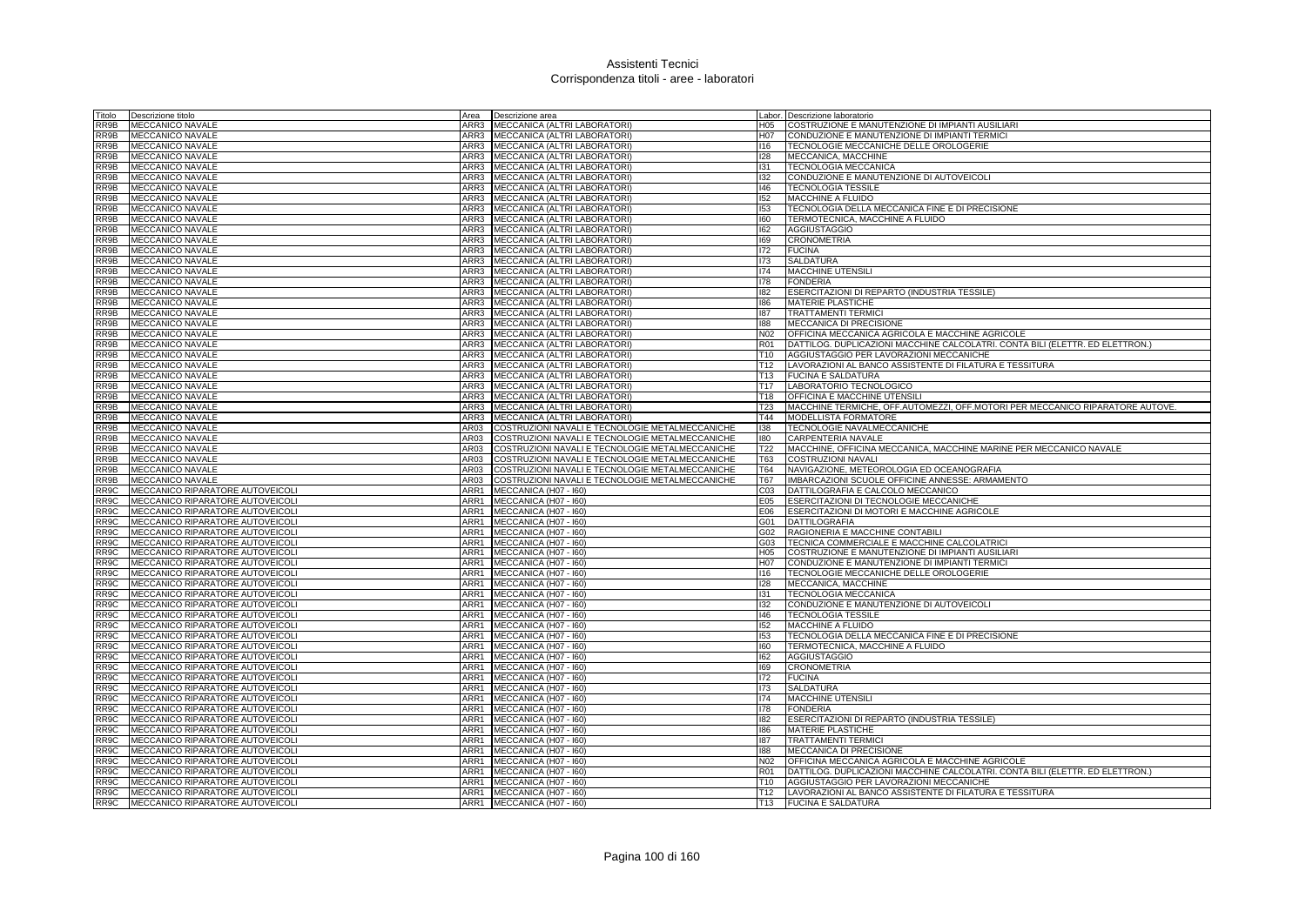# Assistenti Tecnici
## Corrispondenza titoli - aree - laboratori

| Titolo | Descrizione titolo | Area | Descrizione area | Labor. | Descrizione laboratorio |
|---|---|---|---|---|---|
| RR9B | MECCANICO NAVALE | ARR3 | MECCANICA (ALTRI LABORATORI) | H05 | COSTRUZIONE E MANUTENZIONE DI IMPIANTI AUSILIARI |
| RR9B | MECCANICO NAVALE | ARR3 | MECCANICA (ALTRI LABORATORI) | H07 | CONDUZIONE E MANUTENZIONE DI IMPIANTI TERMICI |
| RR9B | MECCANICO NAVALE | ARR3 | MECCANICA (ALTRI LABORATORI) | I16 | TECNOLOGIE MECCANICHE DELLE OROLOGERIE |
| RR9B | MECCANICO NAVALE | ARR3 | MECCANICA (ALTRI LABORATORI) | I28 | MECCANICA, MACCHINE |
| RR9B | MECCANICO NAVALE | ARR3 | MECCANICA (ALTRI LABORATORI) | I31 | TECNOLOGIA MECCANICA |
| RR9B | MECCANICO NAVALE | ARR3 | MECCANICA (ALTRI LABORATORI) | I32 | CONDUZIONE E MANUTENZIONE DI AUTOVEICOLI |
| RR9B | MECCANICO NAVALE | ARR3 | MECCANICA (ALTRI LABORATORI) | I46 | TECNOLOGIA TESSILE |
| RR9B | MECCANICO NAVALE | ARR3 | MECCANICA (ALTRI LABORATORI) | I52 | MACCHINE A FLUIDO |
| RR9B | MECCANICO NAVALE | ARR3 | MECCANICA (ALTRI LABORATORI) | I53 | TECNOLOGIA DELLA MECCANICA FINE E DI PRECISIONE |
| RR9B | MECCANICO NAVALE | ARR3 | MECCANICA (ALTRI LABORATORI) | I60 | TERMOTECNICA, MACCHINE A FLUIDO |
| RR9B | MECCANICO NAVALE | ARR3 | MECCANICA (ALTRI LABORATORI) | I62 | AGGIUSTAGGIO |
| RR9B | MECCANICO NAVALE | ARR3 | MECCANICA (ALTRI LABORATORI) | I69 | CRONOMETRIA |
| RR9B | MECCANICO NAVALE | ARR3 | MECCANICA (ALTRI LABORATORI) | I72 | FUCINA |
| RR9B | MECCANICO NAVALE | ARR3 | MECCANICA (ALTRI LABORATORI) | I73 | SALDATURA |
| RR9B | MECCANICO NAVALE | ARR3 | MECCANICA (ALTRI LABORATORI) | I74 | MACCHINE UTENSILI |
| RR9B | MECCANICO NAVALE | ARR3 | MECCANICA (ALTRI LABORATORI) | I78 | FONDERIA |
| RR9B | MECCANICO NAVALE | ARR3 | MECCANICA (ALTRI LABORATORI) | I82 | ESERCITAZIONI DI REPARTO (INDUSTRIA TESSILE) |
| RR9B | MECCANICO NAVALE | ARR3 | MECCANICA (ALTRI LABORATORI) | I86 | MATERIE PLASTICHE |
| RR9B | MECCANICO NAVALE | ARR3 | MECCANICA (ALTRI LABORATORI) | I87 | TRATTAMENTI TERMICI |
| RR9B | MECCANICO NAVALE | ARR3 | MECCANICA (ALTRI LABORATORI) | I88 | MECCANICA DI PRECISIONE |
| RR9B | MECCANICO NAVALE | ARR3 | MECCANICA (ALTRI LABORATORI) | N02 | OFFICINA MECCANICA AGRICOLA E MACCHINE AGRICOLE |
| RR9B | MECCANICO NAVALE | ARR3 | MECCANICA (ALTRI LABORATORI) | R01 | DATTILOG. DUPLICAZIONI MACCHINE CALCOLATRI. CONTA BILI (ELETTR. ED ELETTRON.) |
| RR9B | MECCANICO NAVALE | ARR3 | MECCANICA (ALTRI LABORATORI) | T10 | AGGIUSTAGGIO PER LAVORAZIONI MECCANICHE |
| RR9B | MECCANICO NAVALE | ARR3 | MECCANICA (ALTRI LABORATORI) | T12 | LAVORAZIONI AL BANCO ASSISTENTE DI FILATURA E TESSITURA |
| RR9B | MECCANICO NAVALE | ARR3 | MECCANICA (ALTRI LABORATORI) | T13 | FUCINA E SALDATURA |
| RR9B | MECCANICO NAVALE | ARR3 | MECCANICA (ALTRI LABORATORI) | T17 | LABORATORIO TECNOLOGICO |
| RR9B | MECCANICO NAVALE | ARR3 | MECCANICA (ALTRI LABORATORI) | T18 | OFFICINA E MACCHINE UTENSILI |
| RR9B | MECCANICO NAVALE | ARR3 | MECCANICA (ALTRI LABORATORI) | T23 | MACCHINE TERMICHE, OFF.AUTOMEZZI, OFF.MOTORI PER MECCANICO RIPARATORE AUTOVE. |
| RR9B | MECCANICO NAVALE | ARR3 | MECCANICA (ALTRI LABORATORI) | T44 | MODELLISTA FORMATORE |
| RR9B | MECCANICO NAVALE | AR03 | COSTRUZIONI NAVALI E TECNOLOGIE METALMECCANICHE | I38 | TECNOLOGIE NAVALMECCANICHE |
| RR9B | MECCANICO NAVALE | AR03 | COSTRUZIONI NAVALI E TECNOLOGIE METALMECCANICHE | I80 | CARPENTERIA NAVALE |
| RR9B | MECCANICO NAVALE | AR03 | COSTRUZIONI NAVALI E TECNOLOGIE METALMECCANICHE | T22 | MACCHINE, OFFICINA MECCANICA, MACCHINE MARINE PER MECCANICO NAVALE |
| RR9B | MECCANICO NAVALE | AR03 | COSTRUZIONI NAVALI E TECNOLOGIE METALMECCANICHE | T63 | COSTRUZIONI NAVALI |
| RR9B | MECCANICO NAVALE | AR03 | COSTRUZIONI NAVALI E TECNOLOGIE METALMECCANICHE | T64 | NAVIGAZIONE, METEOROLOGIA ED OCEANOGRAFIA |
| RR9B | MECCANICO NAVALE | AR03 | COSTRUZIONI NAVALI E TECNOLOGIE METALMECCANICHE | T67 | IMBARCAZIONI SCUOLE OFFICINE ANNESSE: ARMAMENTO |
| RR9C | MECCANICO RIPARATORE AUTOVEICOLI | ARR1 | MECCANICA (H07 - I60) | C03 | DATTILOGRAFIA E CALCOLO MECCANICO |
| RR9C | MECCANICO RIPARATORE AUTOVEICOLI | ARR1 | MECCANICA (H07 - I60) | E05 | ESERCITAZIONI DI TECNOLOGIE MECCANICHE |
| RR9C | MECCANICO RIPARATORE AUTOVEICOLI | ARR1 | MECCANICA (H07 - I60) | E06 | ESERCITAZIONI DI MOTORI E MACCHINE AGRICOLE |
| RR9C | MECCANICO RIPARATORE AUTOVEICOLI | ARR1 | MECCANICA (H07 - I60) | G01 | DATTILOGRAFIA |
| RR9C | MECCANICO RIPARATORE AUTOVEICOLI | ARR1 | MECCANICA (H07 - I60) | G02 | RAGIONERIA E MACCHINE CONTABILI |
| RR9C | MECCANICO RIPARATORE AUTOVEICOLI | ARR1 | MECCANICA (H07 - I60) | G03 | TECNICA COMMERCIALE E MACCHINE CALCOLATRICI |
| RR9C | MECCANICO RIPARATORE AUTOVEICOLI | ARR1 | MECCANICA (H07 - I60) | H05 | COSTRUZIONE E MANUTENZIONE DI IMPIANTI AUSILIARI |
| RR9C | MECCANICO RIPARATORE AUTOVEICOLI | ARR1 | MECCANICA (H07 - I60) | H07 | CONDUZIONE E MANUTENZIONE DI IMPIANTI TERMICI |
| RR9C | MECCANICO RIPARATORE AUTOVEICOLI | ARR1 | MECCANICA (H07 - I60) | I16 | TECNOLOGIE MECCANICHE DELLE OROLOGERIE |
| RR9C | MECCANICO RIPARATORE AUTOVEICOLI | ARR1 | MECCANICA (H07 - I60) | I28 | MECCANICA, MACCHINE |
| RR9C | MECCANICO RIPARATORE AUTOVEICOLI | ARR1 | MECCANICA (H07 - I60) | I31 | TECNOLOGIA MECCANICA |
| RR9C | MECCANICO RIPARATORE AUTOVEICOLI | ARR1 | MECCANICA (H07 - I60) | I32 | CONDUZIONE E MANUTENZIONE DI AUTOVEICOLI |
| RR9C | MECCANICO RIPARATORE AUTOVEICOLI | ARR1 | MECCANICA (H07 - I60) | I46 | TECNOLOGIA TESSILE |
| RR9C | MECCANICO RIPARATORE AUTOVEICOLI | ARR1 | MECCANICA (H07 - I60) | I52 | MACCHINE A FLUIDO |
| RR9C | MECCANICO RIPARATORE AUTOVEICOLI | ARR1 | MECCANICA (H07 - I60) | I53 | TECNOLOGIA DELLA MECCANICA FINE E DI PRECISIONE |
| RR9C | MECCANICO RIPARATORE AUTOVEICOLI | ARR1 | MECCANICA (H07 - I60) | I60 | TERMOTECNICA, MACCHINE A FLUIDO |
| RR9C | MECCANICO RIPARATORE AUTOVEICOLI | ARR1 | MECCANICA (H07 - I60) | I62 | AGGIUSTAGGIO |
| RR9C | MECCANICO RIPARATORE AUTOVEICOLI | ARR1 | MECCANICA (H07 - I60) | I69 | CRONOMETRIA |
| RR9C | MECCANICO RIPARATORE AUTOVEICOLI | ARR1 | MECCANICA (H07 - I60) | I72 | FUCINA |
| RR9C | MECCANICO RIPARATORE AUTOVEICOLI | ARR1 | MECCANICA (H07 - I60) | I73 | SALDATURA |
| RR9C | MECCANICO RIPARATORE AUTOVEICOLI | ARR1 | MECCANICA (H07 - I60) | I74 | MACCHINE UTENSILI |
| RR9C | MECCANICO RIPARATORE AUTOVEICOLI | ARR1 | MECCANICA (H07 - I60) | I78 | FONDERIA |
| RR9C | MECCANICO RIPARATORE AUTOVEICOLI | ARR1 | MECCANICA (H07 - I60) | I82 | ESERCITAZIONI DI REPARTO (INDUSTRIA TESSILE) |
| RR9C | MECCANICO RIPARATORE AUTOVEICOLI | ARR1 | MECCANICA (H07 - I60) | I86 | MATERIE PLASTICHE |
| RR9C | MECCANICO RIPARATORE AUTOVEICOLI | ARR1 | MECCANICA (H07 - I60) | I87 | TRATTAMENTI TERMICI |
| RR9C | MECCANICO RIPARATORE AUTOVEICOLI | ARR1 | MECCANICA (H07 - I60) | I88 | MECCANICA DI PRECISIONE |
| RR9C | MECCANICO RIPARATORE AUTOVEICOLI | ARR1 | MECCANICA (H07 - I60) | N02 | OFFICINA MECCANICA AGRICOLA E MACCHINE AGRICOLE |
| RR9C | MECCANICO RIPARATORE AUTOVEICOLI | ARR1 | MECCANICA (H07 - I60) | R01 | DATTILOG. DUPLICAZIONI MACCHINE CALCOLATRI. CONTA BILI (ELETTR. ED ELETTRON.) |
| RR9C | MECCANICO RIPARATORE AUTOVEICOLI | ARR1 | MECCANICA (H07 - I60) | T10 | AGGIUSTAGGIO PER LAVORAZIONI MECCANICHE |
| RR9C | MECCANICO RIPARATORE AUTOVEICOLI | ARR1 | MECCANICA (H07 - I60) | T12 | LAVORAZIONI AL BANCO ASSISTENTE DI FILATURA E TESSITURA |
| RR9C | MECCANICO RIPARATORE AUTOVEICOLI | ARR1 | MECCANICA (H07 - I60) | T13 | FUCINA E SALDATURA |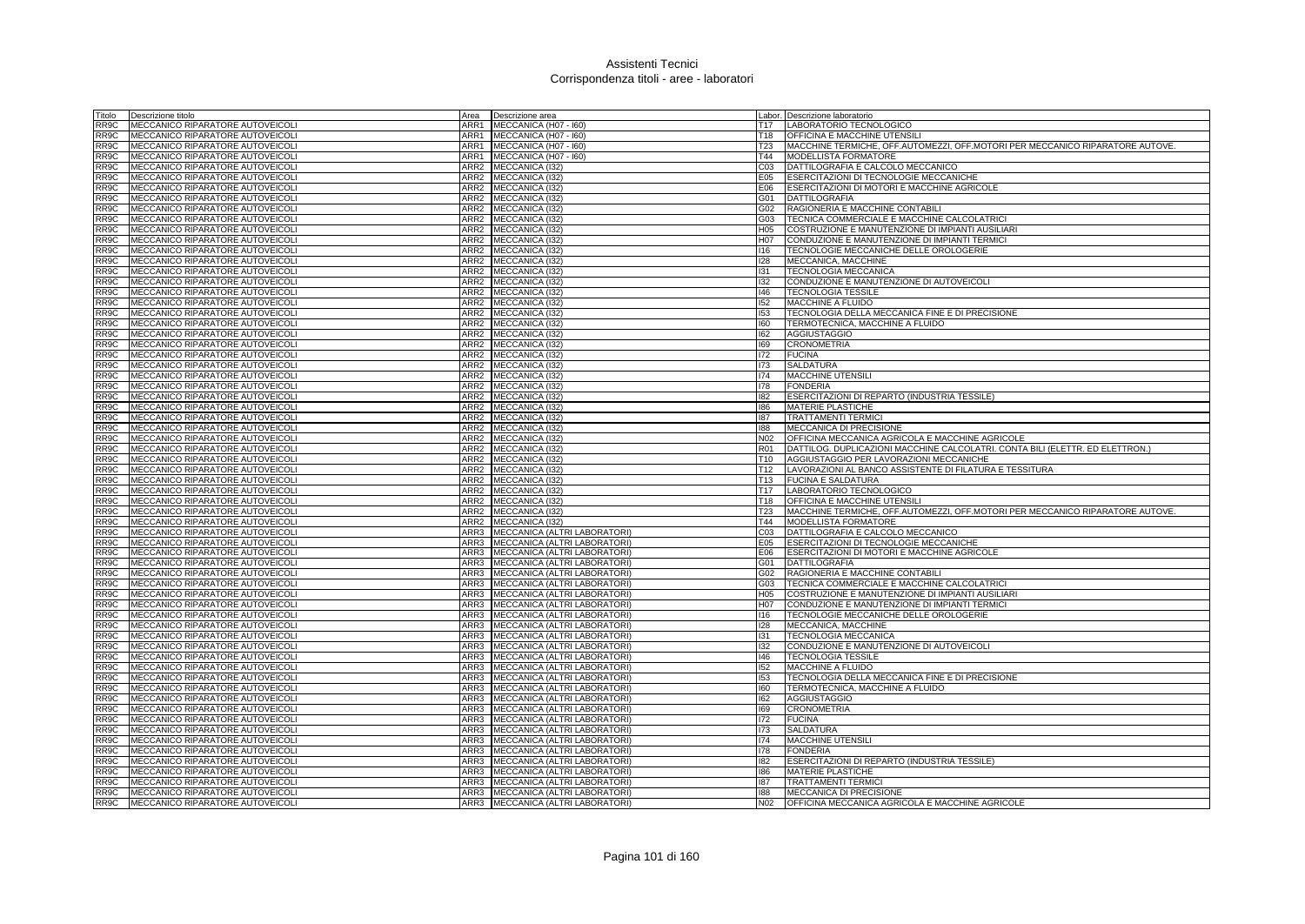# Assistenti Tecnici
## Corrispondenza titoli - aree - laboratori

| Titolo | Descrizione titolo | Area | Descrizione area | Labor. | Descrizione laboratorio |
|---|---|---|---|---|---|
| RR9C | MECCANICO RIPARATORE AUTOVEICOLI | ARR1 | MECCANICA (H07 - I60) | T17 | LABORATORIO TECNOLOGICO |
| RR9C | MECCANICO RIPARATORE AUTOVEICOLI | ARR1 | MECCANICA (H07 - I60) | T18 | OFFICINA E MACCHINE UTENSILI |
| RR9C | MECCANICO RIPARATORE AUTOVEICOLI | ARR1 | MECCANICA (H07 - I60) | T23 | MACCHINE TERMICHE, OFF.AUTOMEZZI, OFF.MOTORI PER MECCANICO RIPARATORE AUTOVE. |
| RR9C | MECCANICO RIPARATORE AUTOVEICOLI | ARR1 | MECCANICA (H07 - I60) | T44 | MODELLISTA FORMATORE |
| RR9C | MECCANICO RIPARATORE AUTOVEICOLI | ARR2 | MECCANICA (I32) | C03 | DATTILOGRAFIA E CALCOLO MECCANICO |
| RR9C | MECCANICO RIPARATORE AUTOVEICOLI | ARR2 | MECCANICA (I32) | E05 | ESERCITAZIONI DI TECNOLOGIE MECCANICHE |
| RR9C | MECCANICO RIPARATORE AUTOVEICOLI | ARR2 | MECCANICA (I32) | E06 | ESERCITAZIONI DI MOTORI E MACCHINE AGRICOLE |
| RR9C | MECCANICO RIPARATORE AUTOVEICOLI | ARR2 | MECCANICA (I32) | G01 | DATTILOGRAFIA |
| RR9C | MECCANICO RIPARATORE AUTOVEICOLI | ARR2 | MECCANICA (I32) | G02 | RAGIONERIA E MACCHINE CONTABILI |
| RR9C | MECCANICO RIPARATORE AUTOVEICOLI | ARR2 | MECCANICA (I32) | G03 | TECNICA COMMERCIALE E MACCHINE CALCOLATRICI |
| RR9C | MECCANICO RIPARATORE AUTOVEICOLI | ARR2 | MECCANICA (I32) | H05 | COSTRUZIONE E MANUTENZIONE DI IMPIANTI AUSILIARI |
| RR9C | MECCANICO RIPARATORE AUTOVEICOLI | ARR2 | MECCANICA (I32) | H07 | CONDUZIONE E MANUTENZIONE DI IMPIANTI TERMICI |
| RR9C | MECCANICO RIPARATORE AUTOVEICOLI | ARR2 | MECCANICA (I32) | I16 | TECNOLOGIE MECCANICHE DELLE OROLOGERIE |
| RR9C | MECCANICO RIPARATORE AUTOVEICOLI | ARR2 | MECCANICA (I32) | I28 | MECCANICA, MACCHINE |
| RR9C | MECCANICO RIPARATORE AUTOVEICOLI | ARR2 | MECCANICA (I32) | I31 | TECNOLOGIA MECCANICA |
| RR9C | MECCANICO RIPARATORE AUTOVEICOLI | ARR2 | MECCANICA (I32) | I32 | CONDUZIONE E MANUTENZIONE DI AUTOVEICOLI |
| RR9C | MECCANICO RIPARATORE AUTOVEICOLI | ARR2 | MECCANICA (I32) | I46 | TECNOLOGIA TESSILE |
| RR9C | MECCANICO RIPARATORE AUTOVEICOLI | ARR2 | MECCANICA (I32) | I52 | MACCHINE A FLUIDO |
| RR9C | MECCANICO RIPARATORE AUTOVEICOLI | ARR2 | MECCANICA (I32) | I53 | TECNOLOGIA DELLA MECCANICA FINE E DI PRECISIONE |
| RR9C | MECCANICO RIPARATORE AUTOVEICOLI | ARR2 | MECCANICA (I32) | I60 | TERMOTECNICA, MACCHINE A FLUIDO |
| RR9C | MECCANICO RIPARATORE AUTOVEICOLI | ARR2 | MECCANICA (I32) | I62 | AGGIUSTAGGIO |
| RR9C | MECCANICO RIPARATORE AUTOVEICOLI | ARR2 | MECCANICA (I32) | I69 | CRONOMETRIA |
| RR9C | MECCANICO RIPARATORE AUTOVEICOLI | ARR2 | MECCANICA (I32) | I72 | FUCINA |
| RR9C | MECCANICO RIPARATORE AUTOVEICOLI | ARR2 | MECCANICA (I32) | I73 | SALDATURA |
| RR9C | MECCANICO RIPARATORE AUTOVEICOLI | ARR2 | MECCANICA (I32) | I74 | MACCHINE UTENSILI |
| RR9C | MECCANICO RIPARATORE AUTOVEICOLI | ARR2 | MECCANICA (I32) | I78 | FONDERIA |
| RR9C | MECCANICO RIPARATORE AUTOVEICOLI | ARR2 | MECCANICA (I32) | I82 | ESERCITAZIONI DI REPARTO (INDUSTRIA TESSILE) |
| RR9C | MECCANICO RIPARATORE AUTOVEICOLI | ARR2 | MECCANICA (I32) | I86 | MATERIE PLASTICHE |
| RR9C | MECCANICO RIPARATORE AUTOVEICOLI | ARR2 | MECCANICA (I32) | I87 | TRATTAMENTI TERMICI |
| RR9C | MECCANICO RIPARATORE AUTOVEICOLI | ARR2 | MECCANICA (I32) | I88 | MECCANICA DI PRECISIONE |
| RR9C | MECCANICO RIPARATORE AUTOVEICOLI | ARR2 | MECCANICA (I32) | N02 | OFFICINA MECCANICA AGRICOLA E MACCHINE AGRICOLE |
| RR9C | MECCANICO RIPARATORE AUTOVEICOLI | ARR2 | MECCANICA (I32) | R01 | DATTILOG. DUPLICAZIONI MACCHINE CALCOLATRI. CONTA BILI (ELETTR. ED ELETTRON.) |
| RR9C | MECCANICO RIPARATORE AUTOVEICOLI | ARR2 | MECCANICA (I32) | T10 | AGGIUSTAGGIO PER LAVORAZIONI MECCANICHE |
| RR9C | MECCANICO RIPARATORE AUTOVEICOLI | ARR2 | MECCANICA (I32) | T12 | LAVORAZIONI AL BANCO ASSISTENTE DI FILATURA E TESSITURA |
| RR9C | MECCANICO RIPARATORE AUTOVEICOLI | ARR2 | MECCANICA (I32) | T13 | FUCINA E SALDATURA |
| RR9C | MECCANICO RIPARATORE AUTOVEICOLI | ARR2 | MECCANICA (I32) | T17 | LABORATORIO TECNOLOGICO |
| RR9C | MECCANICO RIPARATORE AUTOVEICOLI | ARR2 | MECCANICA (I32) | T18 | OFFICINA E MACCHINE UTENSILI |
| RR9C | MECCANICO RIPARATORE AUTOVEICOLI | ARR2 | MECCANICA (I32) | T23 | MACCHINE TERMICHE, OFF.AUTOMEZZI, OFF.MOTORI PER MECCANICO RIPARATORE AUTOVE. |
| RR9C | MECCANICO RIPARATORE AUTOVEICOLI | ARR2 | MECCANICA (I32) | T44 | MODELLISTA FORMATORE |
| RR9C | MECCANICO RIPARATORE AUTOVEICOLI | ARR3 | MECCANICA (ALTRI LABORATORI) | C03 | DATTILOGRAFIA E CALCOLO MECCANICO |
| RR9C | MECCANICO RIPARATORE AUTOVEICOLI | ARR3 | MECCANICA (ALTRI LABORATORI) | E05 | ESERCITAZIONI DI TECNOLOGIE MECCANICHE |
| RR9C | MECCANICO RIPARATORE AUTOVEICOLI | ARR3 | MECCANICA (ALTRI LABORATORI) | E06 | ESERCITAZIONI DI MOTORI E MACCHINE AGRICOLE |
| RR9C | MECCANICO RIPARATORE AUTOVEICOLI | ARR3 | MECCANICA (ALTRI LABORATORI) | G01 | DATTILOGRAFIA |
| RR9C | MECCANICO RIPARATORE AUTOVEICOLI | ARR3 | MECCANICA (ALTRI LABORATORI) | G02 | RAGIONERIA E MACCHINE CONTABILI |
| RR9C | MECCANICO RIPARATORE AUTOVEICOLI | ARR3 | MECCANICA (ALTRI LABORATORI) | G03 | TECNICA COMMERCIALE E MACCHINE CALCOLATRICI |
| RR9C | MECCANICO RIPARATORE AUTOVEICOLI | ARR3 | MECCANICA (ALTRI LABORATORI) | H05 | COSTRUZIONE E MANUTENZIONE DI IMPIANTI AUSILIARI |
| RR9C | MECCANICO RIPARATORE AUTOVEICOLI | ARR3 | MECCANICA (ALTRI LABORATORI) | H07 | CONDUZIONE E MANUTENZIONE DI IMPIANTI TERMICI |
| RR9C | MECCANICO RIPARATORE AUTOVEICOLI | ARR3 | MECCANICA (ALTRI LABORATORI) | I16 | TECNOLOGIE MECCANICHE DELLE OROLOGERIE |
| RR9C | MECCANICO RIPARATORE AUTOVEICOLI | ARR3 | MECCANICA (ALTRI LABORATORI) | I28 | MECCANICA, MACCHINE |
| RR9C | MECCANICO RIPARATORE AUTOVEICOLI | ARR3 | MECCANICA (ALTRI LABORATORI) | I31 | TECNOLOGIA MECCANICA |
| RR9C | MECCANICO RIPARATORE AUTOVEICOLI | ARR3 | MECCANICA (ALTRI LABORATORI) | I32 | CONDUZIONE E MANUTENZIONE DI AUTOVEICOLI |
| RR9C | MECCANICO RIPARATORE AUTOVEICOLI | ARR3 | MECCANICA (ALTRI LABORATORI) | I46 | TECNOLOGIA TESSILE |
| RR9C | MECCANICO RIPARATORE AUTOVEICOLI | ARR3 | MECCANICA (ALTRI LABORATORI) | I52 | MACCHINE A FLUIDO |
| RR9C | MECCANICO RIPARATORE AUTOVEICOLI | ARR3 | MECCANICA (ALTRI LABORATORI) | I53 | TECNOLOGIA DELLA MECCANICA FINE E DI PRECISIONE |
| RR9C | MECCANICO RIPARATORE AUTOVEICOLI | ARR3 | MECCANICA (ALTRI LABORATORI) | I60 | TERMOTECNICA, MACCHINE A FLUIDO |
| RR9C | MECCANICO RIPARATORE AUTOVEICOLI | ARR3 | MECCANICA (ALTRI LABORATORI) | I62 | AGGIUSTAGGIO |
| RR9C | MECCANICO RIPARATORE AUTOVEICOLI | ARR3 | MECCANICA (ALTRI LABORATORI) | I69 | CRONOMETRIA |
| RR9C | MECCANICO RIPARATORE AUTOVEICOLI | ARR3 | MECCANICA (ALTRI LABORATORI) | I72 | FUCINA |
| RR9C | MECCANICO RIPARATORE AUTOVEICOLI | ARR3 | MECCANICA (ALTRI LABORATORI) | I73 | SALDATURA |
| RR9C | MECCANICO RIPARATORE AUTOVEICOLI | ARR3 | MECCANICA (ALTRI LABORATORI) | I74 | MACCHINE UTENSILI |
| RR9C | MECCANICO RIPARATORE AUTOVEICOLI | ARR3 | MECCANICA (ALTRI LABORATORI) | I78 | FONDERIA |
| RR9C | MECCANICO RIPARATORE AUTOVEICOLI | ARR3 | MECCANICA (ALTRI LABORATORI) | I82 | ESERCITAZIONI DI REPARTO (INDUSTRIA TESSILE) |
| RR9C | MECCANICO RIPARATORE AUTOVEICOLI | ARR3 | MECCANICA (ALTRI LABORATORI) | I86 | MATERIE PLASTICHE |
| RR9C | MECCANICO RIPARATORE AUTOVEICOLI | ARR3 | MECCANICA (ALTRI LABORATORI) | I87 | TRATTAMENTI TERMICI |
| RR9C | MECCANICO RIPARATORE AUTOVEICOLI | ARR3 | MECCANICA (ALTRI LABORATORI) | I88 | MECCANICA DI PRECISIONE |
| RR9C | MECCANICO RIPARATORE AUTOVEICOLI | ARR3 | MECCANICA (ALTRI LABORATORI) | N02 | OFFICINA MECCANICA AGRICOLA E MACCHINE AGRICOLE |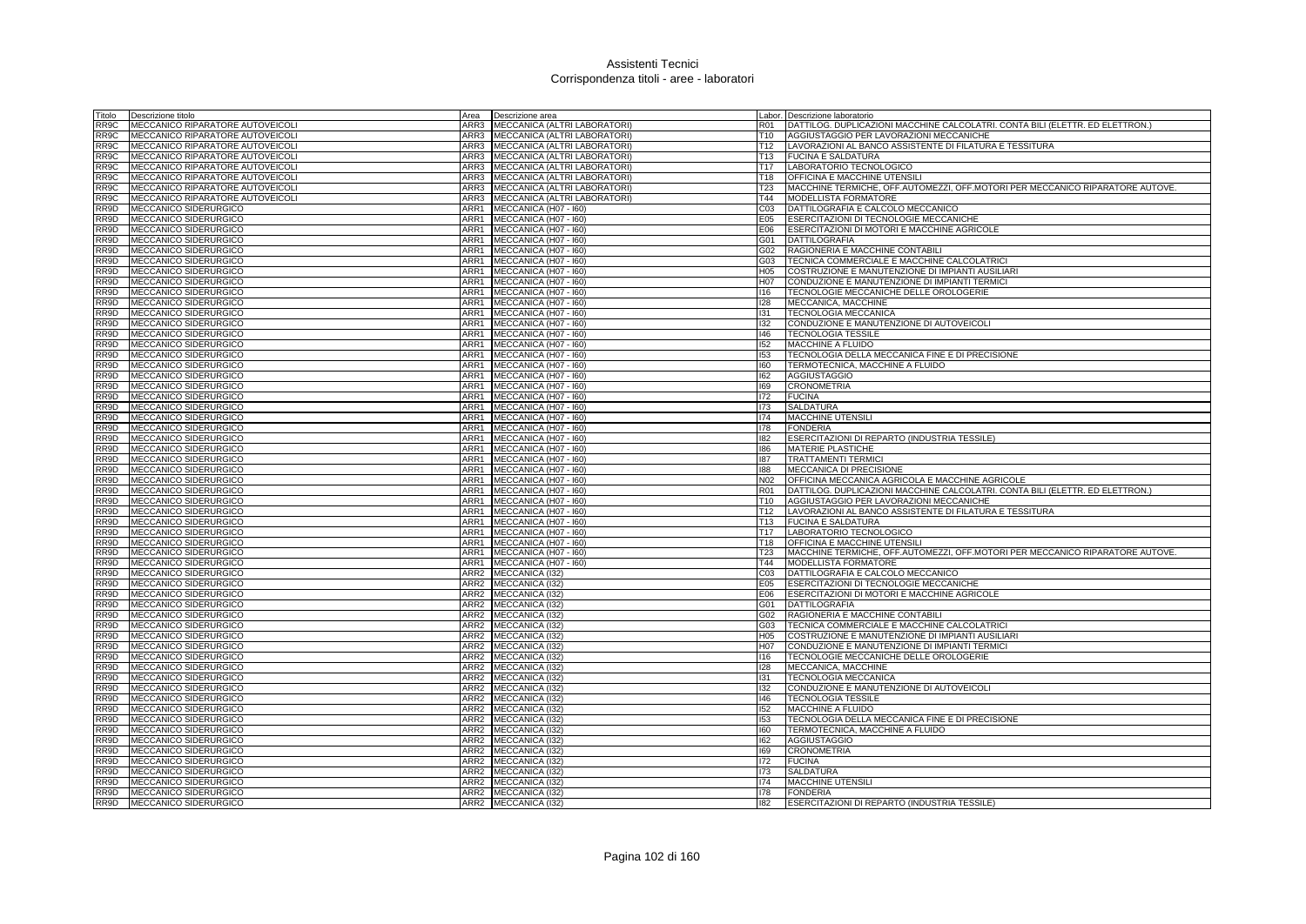# Assistenti Tecnici
## Corrispondenza titoli - aree - laboratori

| Titolo | Descrizione titolo | Area | Descrizione area | Labor. | Descrizione laboratorio |
|---|---|---|---|---|---|
| RR9C | MECCANICO RIPARATORE AUTOVEICOLI | ARR3 | MECCANICA (ALTRI LABORATORI) | R01 | DATTILOG. DUPLICAZIONI MACCHINE CALCOLATRI. CONTA BILI (ELETTR. ED ELETTRON.) |
| RR9C | MECCANICO RIPARATORE AUTOVEICOLI | ARR3 | MECCANICA (ALTRI LABORATORI) | T10 | AGGIUSTAGGIO PER LAVORAZIONI MECCANICHE |
| RR9C | MECCANICO RIPARATORE AUTOVEICOLI | ARR3 | MECCANICA (ALTRI LABORATORI) | T12 | LAVORAZIONI AL BANCO ASSISTENTE DI FILATURA E TESSITURA |
| RR9C | MECCANICO RIPARATORE AUTOVEICOLI | ARR3 | MECCANICA (ALTRI LABORATORI) | T13 | FUCINA E SALDATURA |
| RR9C | MECCANICO RIPARATORE AUTOVEICOLI | ARR3 | MECCANICA (ALTRI LABORATORI) | T17 | LABORATORIO TECNOLOGICO |
| RR9C | MECCANICO RIPARATORE AUTOVEICOLI | ARR3 | MECCANICA (ALTRI LABORATORI) | T18 | OFFICINA E MACCHINE UTENSILI |
| RR9C | MECCANICO RIPARATORE AUTOVEICOLI | ARR3 | MECCANICA (ALTRI LABORATORI) | T23 | MACCHINE TERMICHE, OFF.AUTOMEZZI, OFF.MOTORI PER MECCANICO RIPARATORE AUTOVE. |
| RR9C | MECCANICO RIPARATORE AUTOVEICOLI | ARR3 | MECCANICA (ALTRI LABORATORI) | T44 | MODELLISTA FORMATORE |
| RR9D | MECCANICO SIDERURGICO | ARR1 | MECCANICA (H07 - I60) | C03 | DATTILOGRAFIA E CALCOLO MECCANICO |
| RR9D | MECCANICO SIDERURGICO | ARR1 | MECCANICA (H07 - I60) | E05 | ESERCITAZIONI DI TECNOLOGIE MECCANICHE |
| RR9D | MECCANICO SIDERURGICO | ARR1 | MECCANICA (H07 - I60) | E06 | ESERCITAZIONI DI MOTORI E MACCHINE AGRICOLE |
| RR9D | MECCANICO SIDERURGICO | ARR1 | MECCANICA (H07 - I60) | G01 | DATTILOGRAFIA |
| RR9D | MECCANICO SIDERURGICO | ARR1 | MECCANICA (H07 - I60) | G02 | RAGIONERIA E MACCHINE CONTABILI |
| RR9D | MECCANICO SIDERURGICO | ARR1 | MECCANICA (H07 - I60) | G03 | TECNICA COMMERCIALE E MACCHINE CALCOLATRICI |
| RR9D | MECCANICO SIDERURGICO | ARR1 | MECCANICA (H07 - I60) | H05 | COSTRUZIONE E MANUTENZIONE DI IMPIANTI AUSILIARI |
| RR9D | MECCANICO SIDERURGICO | ARR1 | MECCANICA (H07 - I60) | H07 | CONDUZIONE E MANUTENZIONE DI IMPIANTI TERMICI |
| RR9D | MECCANICO SIDERURGICO | ARR1 | MECCANICA (H07 - I60) | I16 | TECNOLOGIE MECCANICHE DELLE OROLOGERIE |
| RR9D | MECCANICO SIDERURGICO | ARR1 | MECCANICA (H07 - I60) | I28 | MECCANICA, MACCHINE |
| RR9D | MECCANICO SIDERURGICO | ARR1 | MECCANICA (H07 - I60) | I31 | TECNOLOGIA MECCANICA |
| RR9D | MECCANICO SIDERURGICO | ARR1 | MECCANICA (H07 - I60) | I32 | CONDUZIONE E MANUTENZIONE DI AUTOVEICOLI |
| RR9D | MECCANICO SIDERURGICO | ARR1 | MECCANICA (H07 - I60) | I46 | TECNOLOGIA TESSILE |
| RR9D | MECCANICO SIDERURGICO | ARR1 | MECCANICA (H07 - I60) | I52 | MACCHINE A FLUIDO |
| RR9D | MECCANICO SIDERURGICO | ARR1 | MECCANICA (H07 - I60) | I53 | TECNOLOGIA DELLA MECCANICA FINE E DI PRECISIONE |
| RR9D | MECCANICO SIDERURGICO | ARR1 | MECCANICA (H07 - I60) | I60 | TERMOTECNICA, MACCHINE A FLUIDO |
| RR9D | MECCANICO SIDERURGICO | ARR1 | MECCANICA (H07 - I60) | I62 | AGGIUSTAGGIO |
| RR9D | MECCANICO SIDERURGICO | ARR1 | MECCANICA (H07 - I60) | I69 | CRONOMETRIA |
| RR9D | MECCANICO SIDERURGICO | ARR1 | MECCANICA (H07 - I60) | I72 | FUCINA |
| RR9D | MECCANICO SIDERURGICO | ARR1 | MECCANICA (H07 - I60) | I73 | SALDATURA |
| RR9D | MECCANICO SIDERURGICO | ARR1 | MECCANICA (H07 - I60) | I74 | MACCHINE UTENSILI |
| RR9D | MECCANICO SIDERURGICO | ARR1 | MECCANICA (H07 - I60) | I78 | FONDERIA |
| RR9D | MECCANICO SIDERURGICO | ARR1 | MECCANICA (H07 - I60) | I82 | ESERCITAZIONI DI REPARTO (INDUSTRIA TESSILE) |
| RR9D | MECCANICO SIDERURGICO | ARR1 | MECCANICA (H07 - I60) | I86 | MATERIE PLASTICHE |
| RR9D | MECCANICO SIDERURGICO | ARR1 | MECCANICA (H07 - I60) | I87 | TRATTAMENTI TERMICI |
| RR9D | MECCANICO SIDERURGICO | ARR1 | MECCANICA (H07 - I60) | I88 | MECCANICA DI PRECISIONE |
| RR9D | MECCANICO SIDERURGICO | ARR1 | MECCANICA (H07 - I60) | N02 | OFFICINA MECCANICA AGRICOLA E MACCHINE AGRICOLE |
| RR9D | MECCANICO SIDERURGICO | ARR1 | MECCANICA (H07 - I60) | R01 | DATTILOG. DUPLICAZIONI MACCHINE CALCOLATRI. CONTA BILI (ELETTR. ED ELETTRON.) |
| RR9D | MECCANICO SIDERURGICO | ARR1 | MECCANICA (H07 - I60) | T10 | AGGIUSTAGGIO PER LAVORAZIONI MECCANICHE |
| RR9D | MECCANICO SIDERURGICO | ARR1 | MECCANICA (H07 - I60) | T12 | LAVORAZIONI AL BANCO ASSISTENTE DI FILATURA E TESSITURA |
| RR9D | MECCANICO SIDERURGICO | ARR1 | MECCANICA (H07 - I60) | T13 | FUCINA E SALDATURA |
| RR9D | MECCANICO SIDERURGICO | ARR1 | MECCANICA (H07 - I60) | T17 | LABORATORIO TECNOLOGICO |
| RR9D | MECCANICO SIDERURGICO | ARR1 | MECCANICA (H07 - I60) | T18 | OFFICINA E MACCHINE UTENSILI |
| RR9D | MECCANICO SIDERURGICO | ARR1 | MECCANICA (H07 - I60) | T23 | MACCHINE TERMICHE, OFF.AUTOMEZZI, OFF.MOTORI PER MECCANICO RIPARATORE AUTOVE. |
| RR9D | MECCANICO SIDERURGICO | ARR1 | MECCANICA (H07 - I60) | T44 | MODELLISTA FORMATORE |
| RR9D | MECCANICO SIDERURGICO | ARR2 | MECCANICA (I32) | C03 | DATTILOGRAFIA E CALCOLO MECCANICO |
| RR9D | MECCANICO SIDERURGICO | ARR2 | MECCANICA (I32) | E05 | ESERCITAZIONI DI TECNOLOGIE MECCANICHE |
| RR9D | MECCANICO SIDERURGICO | ARR2 | MECCANICA (I32) | E06 | ESERCITAZIONI DI MOTORI E MACCHINE AGRICOLE |
| RR9D | MECCANICO SIDERURGICO | ARR2 | MECCANICA (I32) | G01 | DATTILOGRAFIA |
| RR9D | MECCANICO SIDERURGICO | ARR2 | MECCANICA (I32) | G02 | RAGIONERIA E MACCHINE CONTABILI |
| RR9D | MECCANICO SIDERURGICO | ARR2 | MECCANICA (I32) | G03 | TECNICA COMMERCIALE E MACCHINE CALCOLATRICI |
| RR9D | MECCANICO SIDERURGICO | ARR2 | MECCANICA (I32) | H05 | COSTRUZIONE E MANUTENZIONE DI IMPIANTI AUSILIARI |
| RR9D | MECCANICO SIDERURGICO | ARR2 | MECCANICA (I32) | H07 | CONDUZIONE E MANUTENZIONE DI IMPIANTI TERMICI |
| RR9D | MECCANICO SIDERURGICO | ARR2 | MECCANICA (I32) | I16 | TECNOLOGIE MECCANICHE DELLE OROLOGERIE |
| RR9D | MECCANICO SIDERURGICO | ARR2 | MECCANICA (I32) | I28 | MECCANICA, MACCHINE |
| RR9D | MECCANICO SIDERURGICO | ARR2 | MECCANICA (I32) | I31 | TECNOLOGIA MECCANICA |
| RR9D | MECCANICO SIDERURGICO | ARR2 | MECCANICA (I32) | I32 | CONDUZIONE E MANUTENZIONE DI AUTOVEICOLI |
| RR9D | MECCANICO SIDERURGICO | ARR2 | MECCANICA (I32) | I46 | TECNOLOGIA TESSILE |
| RR9D | MECCANICO SIDERURGICO | ARR2 | MECCANICA (I32) | I52 | MACCHINE A FLUIDO |
| RR9D | MECCANICO SIDERURGICO | ARR2 | MECCANICA (I32) | I53 | TECNOLOGIA DELLA MECCANICA FINE E DI PRECISIONE |
| RR9D | MECCANICO SIDERURGICO | ARR2 | MECCANICA (I32) | I60 | TERMOTECNICA, MACCHINE A FLUIDO |
| RR9D | MECCANICO SIDERURGICO | ARR2 | MECCANICA (I32) | I62 | AGGIUSTAGGIO |
| RR9D | MECCANICO SIDERURGICO | ARR2 | MECCANICA (I32) | I69 | CRONOMETRIA |
| RR9D | MECCANICO SIDERURGICO | ARR2 | MECCANICA (I32) | I72 | FUCINA |
| RR9D | MECCANICO SIDERURGICO | ARR2 | MECCANICA (I32) | I73 | SALDATURA |
| RR9D | MECCANICO SIDERURGICO | ARR2 | MECCANICA (I32) | I74 | MACCHINE UTENSILI |
| RR9D | MECCANICO SIDERURGICO | ARR2 | MECCANICA (I32) | I78 | FONDERIA |
| RR9D | MECCANICO SIDERURGICO | ARR2 | MECCANICA (I32) | I82 | ESERCITAZIONI DI REPARTO (INDUSTRIA TESSILE) |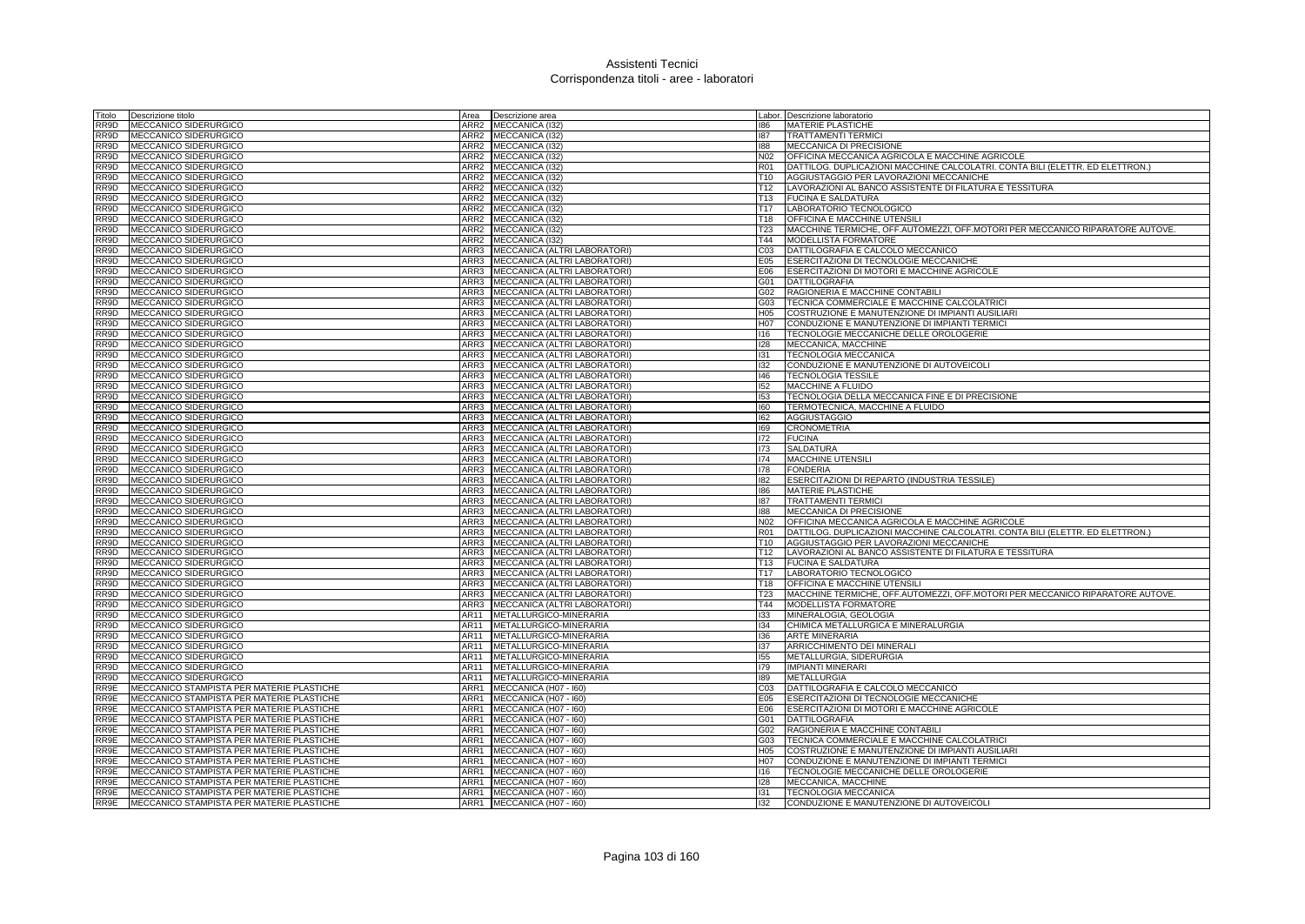# Assistenti Tecnici
## Corrispondenza titoli - aree - laboratori

| Titolo | Descrizione titolo | Area | Descrizione area | Labor. | Descrizione laboratorio |
|---|---|---|---|---|---|
| RR9D | MECCANICO SIDERURGICO | ARR2 | MECCANICA (I32) | I86 | MATERIE PLASTICHE |
| RR9D | MECCANICO SIDERURGICO | ARR2 | MECCANICA (I32) | I87 | TRATTAMENTI TERMICI |
| RR9D | MECCANICO SIDERURGICO | ARR2 | MECCANICA (I32) | I88 | MECCANICA DI PRECISIONE |
| RR9D | MECCANICO SIDERURGICO | ARR2 | MECCANICA (I32) | N02 | OFFICINA MECCANICA AGRICOLA E MACCHINE AGRICOLE |
| RR9D | MECCANICO SIDERURGICO | ARR2 | MECCANICA (I32) | R01 | DATTILOG. DUPLICAZIONI MACCHINE CALCOLATRI. CONTA BILI (ELETTR. ED ELETTRON.) |
| RR9D | MECCANICO SIDERURGICO | ARR2 | MECCANICA (I32) | T10 | AGGIUSTAGGIO PER LAVORAZIONI MECCANICHE |
| RR9D | MECCANICO SIDERURGICO | ARR2 | MECCANICA (I32) | T12 | LAVORAZIONI AL BANCO ASSISTENTE DI FILATURA E TESSITURA |
| RR9D | MECCANICO SIDERURGICO | ARR2 | MECCANICA (I32) | T13 | FUCINA E SALDATURA |
| RR9D | MECCANICO SIDERURGICO | ARR2 | MECCANICA (I32) | T17 | LABORATORIO TECNOLOGICO |
| RR9D | MECCANICO SIDERURGICO | ARR2 | MECCANICA (I32) | T18 | OFFICINA E MACCHINE UTENSILI |
| RR9D | MECCANICO SIDERURGICO | ARR2 | MECCANICA (I32) | T23 | MACCHINE TERMICHE, OFF.AUTOMEZZI, OFF.MOTORI PER MECCANICO RIPARATORE AUTOVE. |
| RR9D | MECCANICO SIDERURGICO | ARR2 | MECCANICA (I32) | T44 | MODELLISTA FORMATORE |
| RR9D | MECCANICO SIDERURGICO | ARR3 | MECCANICA (ALTRI LABORATORI) | C03 | DATTILOGRAFIA E CALCOLO MECCANICO |
| RR9D | MECCANICO SIDERURGICO | ARR3 | MECCANICA (ALTRI LABORATORI) | E05 | ESERCITAZIONI DI TECNOLOGIE MECCANICHE |
| RR9D | MECCANICO SIDERURGICO | ARR3 | MECCANICA (ALTRI LABORATORI) | E06 | ESERCITAZIONI DI MOTORI E MACCHINE AGRICOLE |
| RR9D | MECCANICO SIDERURGICO | ARR3 | MECCANICA (ALTRI LABORATORI) | G01 | DATTILOGRAFIA |
| RR9D | MECCANICO SIDERURGICO | ARR3 | MECCANICA (ALTRI LABORATORI) | G02 | RAGIONERIA E MACCHINE CONTABILI |
| RR9D | MECCANICO SIDERURGICO | ARR3 | MECCANICA (ALTRI LABORATORI) | G03 | TECNICA COMMERCIALE E MACCHINE CALCOLATRICI |
| RR9D | MECCANICO SIDERURGICO | ARR3 | MECCANICA (ALTRI LABORATORI) | H05 | COSTRUZIONE E MANUTENZIONE DI IMPIANTI AUSILIARI |
| RR9D | MECCANICO SIDERURGICO | ARR3 | MECCANICA (ALTRI LABORATORI) | H07 | CONDUZIONE E MANUTENZIONE DI IMPIANTI TERMICI |
| RR9D | MECCANICO SIDERURGICO | ARR3 | MECCANICA (ALTRI LABORATORI) | I16 | TECNOLOGIE MECCANICHE DELLE OROLOGERIE |
| RR9D | MECCANICO SIDERURGICO | ARR3 | MECCANICA (ALTRI LABORATORI) | I28 | MECCANICA, MACCHINE |
| RR9D | MECCANICO SIDERURGICO | ARR3 | MECCANICA (ALTRI LABORATORI) | I31 | TECNOLOGIA MECCANICA |
| RR9D | MECCANICO SIDERURGICO | ARR3 | MECCANICA (ALTRI LABORATORI) | I32 | CONDUZIONE E MANUTENZIONE DI AUTOVEICOLI |
| RR9D | MECCANICO SIDERURGICO | ARR3 | MECCANICA (ALTRI LABORATORI) | I46 | TECNOLOGIA TESSILE |
| RR9D | MECCANICO SIDERURGICO | ARR3 | MECCANICA (ALTRI LABORATORI) | I52 | MACCHINE A FLUIDO |
| RR9D | MECCANICO SIDERURGICO | ARR3 | MECCANICA (ALTRI LABORATORI) | I53 | TECNOLOGIA DELLA MECCANICA FINE E DI PRECISIONE |
| RR9D | MECCANICO SIDERURGICO | ARR3 | MECCANICA (ALTRI LABORATORI) | I60 | TERMOTECNICA, MACCHINE A FLUIDO |
| RR9D | MECCANICO SIDERURGICO | ARR3 | MECCANICA (ALTRI LABORATORI) | I62 | AGGIUSTAGGIO |
| RR9D | MECCANICO SIDERURGICO | ARR3 | MECCANICA (ALTRI LABORATORI) | I69 | CRONOMETRIA |
| RR9D | MECCANICO SIDERURGICO | ARR3 | MECCANICA (ALTRI LABORATORI) | I72 | FUCINA |
| RR9D | MECCANICO SIDERURGICO | ARR3 | MECCANICA (ALTRI LABORATORI) | I73 | SALDATURA |
| RR9D | MECCANICO SIDERURGICO | ARR3 | MECCANICA (ALTRI LABORATORI) | I74 | MACCHINE UTENSILI |
| RR9D | MECCANICO SIDERURGICO | ARR3 | MECCANICA (ALTRI LABORATORI) | I78 | FONDERIA |
| RR9D | MECCANICO SIDERURGICO | ARR3 | MECCANICA (ALTRI LABORATORI) | I82 | ESERCITAZIONI DI REPARTO (INDUSTRIA TESSILE) |
| RR9D | MECCANICO SIDERURGICO | ARR3 | MECCANICA (ALTRI LABORATORI) | I86 | MATERIE PLASTICHE |
| RR9D | MECCANICO SIDERURGICO | ARR3 | MECCANICA (ALTRI LABORATORI) | I87 | TRATTAMENTI TERMICI |
| RR9D | MECCANICO SIDERURGICO | ARR3 | MECCANICA (ALTRI LABORATORI) | I88 | MECCANICA DI PRECISIONE |
| RR9D | MECCANICO SIDERURGICO | ARR3 | MECCANICA (ALTRI LABORATORI) | N02 | OFFICINA MECCANICA AGRICOLA E MACCHINE AGRICOLE |
| RR9D | MECCANICO SIDERURGICO | ARR3 | MECCANICA (ALTRI LABORATORI) | R01 | DATTILOG. DUPLICAZIONI MACCHINE CALCOLATRI. CONTA BILI (ELETTR. ED ELETTRON.) |
| RR9D | MECCANICO SIDERURGICO | ARR3 | MECCANICA (ALTRI LABORATORI) | T10 | AGGIUSTAGGIO PER LAVORAZIONI MECCANICHE |
| RR9D | MECCANICO SIDERURGICO | ARR3 | MECCANICA (ALTRI LABORATORI) | T12 | LAVORAZIONI AL BANCO ASSISTENTE DI FILATURA E TESSITURA |
| RR9D | MECCANICO SIDERURGICO | ARR3 | MECCANICA (ALTRI LABORATORI) | T13 | FUCINA E SALDATURA |
| RR9D | MECCANICO SIDERURGICO | ARR3 | MECCANICA (ALTRI LABORATORI) | T17 | LABORATORIO TECNOLOGICO |
| RR9D | MECCANICO SIDERURGICO | ARR3 | MECCANICA (ALTRI LABORATORI) | T18 | OFFICINA E MACCHINE UTENSILI |
| RR9D | MECCANICO SIDERURGICO | ARR3 | MECCANICA (ALTRI LABORATORI) | T23 | MACCHINE TERMICHE, OFF.AUTOMEZZI, OFF.MOTORI PER MECCANICO RIPARATORE AUTOVE. |
| RR9D | MECCANICO SIDERURGICO | ARR3 | MECCANICA (ALTRI LABORATORI) | T44 | MODELLISTA FORMATORE |
| RR9D | MECCANICO SIDERURGICO | AR11 | METALLURGICO-MINERARIA | I33 | MINERALOGIA, GEOLOGIA |
| RR9D | MECCANICO SIDERURGICO | AR11 | METALLURGICO-MINERARIA | I34 | CHIMICA METALLURGICA E MINERALURGIA |
| RR9D | MECCANICO SIDERURGICO | AR11 | METALLURGICO-MINERARIA | I36 | ARTE MINERARIA |
| RR9D | MECCANICO SIDERURGICO | AR11 | METALLURGICO-MINERARIA | I37 | ARRICCHIMENTO DEI MINERALI |
| RR9D | MECCANICO SIDERURGICO | AR11 | METALLURGICO-MINERARIA | I55 | METALLURGIA, SIDERURGIA |
| RR9D | MECCANICO SIDERURGICO | AR11 | METALLURGICO-MINERARIA | I79 | IMPIANTI MINERARI |
| RR9D | MECCANICO SIDERURGICO | AR11 | METALLURGICO-MINERARIA | I89 | METALLURGIA |
| RR9E | MECCANICO STAMPISTA PER MATERIE PLASTICHE | ARR1 | MECCANICA (H07 - I60) | C03 | DATTILOGRAFIA E CALCOLO MECCANICO |
| RR9E | MECCANICO STAMPISTA PER MATERIE PLASTICHE | ARR1 | MECCANICA (H07 - I60) | E05 | ESERCITAZIONI DI TECNOLOGIE MECCANICHE |
| RR9E | MECCANICO STAMPISTA PER MATERIE PLASTICHE | ARR1 | MECCANICA (H07 - I60) | E06 | ESERCITAZIONI DI MOTORI E MACCHINE AGRICOLE |
| RR9E | MECCANICO STAMPISTA PER MATERIE PLASTICHE | ARR1 | MECCANICA (H07 - I60) | G01 | DATTILOGRAFIA |
| RR9E | MECCANICO STAMPISTA PER MATERIE PLASTICHE | ARR1 | MECCANICA (H07 - I60) | G02 | RAGIONERIA E MACCHINE CONTABILI |
| RR9E | MECCANICO STAMPISTA PER MATERIE PLASTICHE | ARR1 | MECCANICA (H07 - I60) | G03 | TECNICA COMMERCIALE E MACCHINE CALCOLATRICI |
| RR9E | MECCANICO STAMPISTA PER MATERIE PLASTICHE | ARR1 | MECCANICA (H07 - I60) | H05 | COSTRUZIONE E MANUTENZIONE DI IMPIANTI AUSILIARI |
| RR9E | MECCANICO STAMPISTA PER MATERIE PLASTICHE | ARR1 | MECCANICA (H07 - I60) | H07 | CONDUZIONE E MANUTENZIONE DI IMPIANTI TERMICI |
| RR9E | MECCANICO STAMPISTA PER MATERIE PLASTICHE | ARR1 | MECCANICA (H07 - I60) | I16 | TECNOLOGIE MECCANICHE DELLE OROLOGERIE |
| RR9E | MECCANICO STAMPISTA PER MATERIE PLASTICHE | ARR1 | MECCANICA (H07 - I60) | I28 | MECCANICA, MACCHINE |
| RR9E | MECCANICO STAMPISTA PER MATERIE PLASTICHE | ARR1 | MECCANICA (H07 - I60) | I31 | TECNOLOGIA MECCANICA |
| RR9E | MECCANICO STAMPISTA PER MATERIE PLASTICHE | ARR1 | MECCANICA (H07 - I60) | I32 | CONDUZIONE E MANUTENZIONE DI AUTOVEICOLI |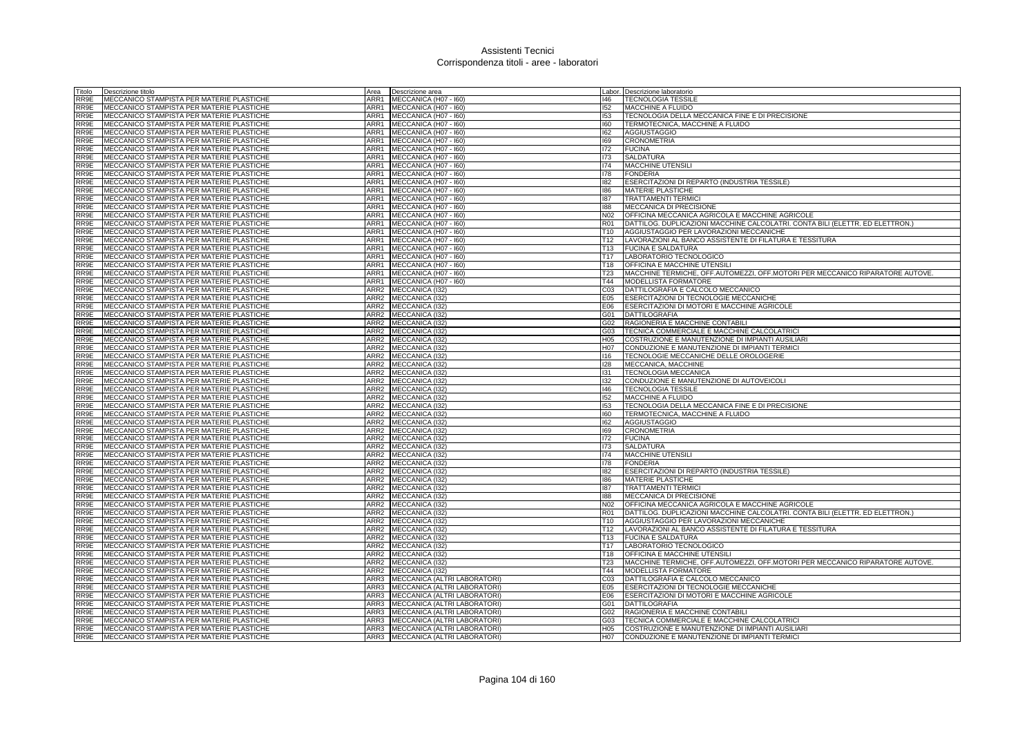# Assistenti Tecnici
## Corrispondenza titoli - aree - laboratori

| Titolo | Descrizione titolo | Area | Descrizione area | Labor. | Descrizione laboratorio |
|---|---|---|---|---|---|
| RR9E | MECCANICO STAMPISTA PER MATERIE PLASTICHE | ARR1 | MECCANICA (H07 - I60) | I46 | TECNOLOGIA TESSILE |
| RR9E | MECCANICO STAMPISTA PER MATERIE PLASTICHE | ARR1 | MECCANICA (H07 - I60) | I52 | MACCHINE A FLUIDO |
| RR9E | MECCANICO STAMPISTA PER MATERIE PLASTICHE | ARR1 | MECCANICA (H07 - I60) | I53 | TECNOLOGIA DELLA MECCANICA FINE E DI PRECISIONE |
| RR9E | MECCANICO STAMPISTA PER MATERIE PLASTICHE | ARR1 | MECCANICA (H07 - I60) | I60 | TERMOTECNICA, MACCHINE A FLUIDO |
| RR9E | MECCANICO STAMPISTA PER MATERIE PLASTICHE | ARR1 | MECCANICA (H07 - I60) | I62 | AGGIUSTAGGIO |
| RR9E | MECCANICO STAMPISTA PER MATERIE PLASTICHE | ARR1 | MECCANICA (H07 - I60) | I69 | CRONOMETRIA |
| RR9E | MECCANICO STAMPISTA PER MATERIE PLASTICHE | ARR1 | MECCANICA (H07 - I60) | I72 | FUCINA |
| RR9E | MECCANICO STAMPISTA PER MATERIE PLASTICHE | ARR1 | MECCANICA (H07 - I60) | I73 | SALDATURA |
| RR9E | MECCANICO STAMPISTA PER MATERIE PLASTICHE | ARR1 | MECCANICA (H07 - I60) | I74 | MACCHINE UTENSILI |
| RR9E | MECCANICO STAMPISTA PER MATERIE PLASTICHE | ARR1 | MECCANICA (H07 - I60) | I78 | FONDERIA |
| RR9E | MECCANICO STAMPISTA PER MATERIE PLASTICHE | ARR1 | MECCANICA (H07 - I60) | I82 | ESERCITAZIONI DI REPARTO (INDUSTRIA TESSILE) |
| RR9E | MECCANICO STAMPISTA PER MATERIE PLASTICHE | ARR1 | MECCANICA (H07 - I60) | I86 | MATERIE PLASTICHE |
| RR9E | MECCANICO STAMPISTA PER MATERIE PLASTICHE | ARR1 | MECCANICA (H07 - I60) | I87 | TRATTAMENTI TERMICI |
| RR9E | MECCANICO STAMPISTA PER MATERIE PLASTICHE | ARR1 | MECCANICA (H07 - I60) | I88 | MECCANICA DI PRECISIONE |
| RR9E | MECCANICO STAMPISTA PER MATERIE PLASTICHE | ARR1 | MECCANICA (H07 - I60) | N02 | OFFICINA MECCANICA AGRICOLA E MACCHINE AGRICOLE |
| RR9E | MECCANICO STAMPISTA PER MATERIE PLASTICHE | ARR1 | MECCANICA (H07 - I60) | R01 | DATTILOG. DUPLICAZIONI MACCHINE CALCOLATRI. CONTA BILI (ELETTR. ED ELETTRON.) |
| RR9E | MECCANICO STAMPISTA PER MATERIE PLASTICHE | ARR1 | MECCANICA (H07 - I60) | T10 | AGGIUSTAGGIO PER LAVORAZIONI MECCANICHE |
| RR9E | MECCANICO STAMPISTA PER MATERIE PLASTICHE | ARR1 | MECCANICA (H07 - I60) | T12 | LAVORAZIONI AL BANCO ASSISTENTE DI FILATURA E TESSITURA |
| RR9E | MECCANICO STAMPISTA PER MATERIE PLASTICHE | ARR1 | MECCANICA (H07 - I60) | T13 | FUCINA E SALDATURA |
| RR9E | MECCANICO STAMPISTA PER MATERIE PLASTICHE | ARR1 | MECCANICA (H07 - I60) | T17 | LABORATORIO TECNOLOGICO |
| RR9E | MECCANICO STAMPISTA PER MATERIE PLASTICHE | ARR1 | MECCANICA (H07 - I60) | T18 | OFFICINA E MACCHINE UTENSILI |
| RR9E | MECCANICO STAMPISTA PER MATERIE PLASTICHE | ARR1 | MECCANICA (H07 - I60) | T23 | MACCHINE TERMICHE, OFF.AUTOMEZZI, OFF.MOTORI PER MECCANICO RIPARATORE AUTOVE. |
| RR9E | MECCANICO STAMPISTA PER MATERIE PLASTICHE | ARR1 | MECCANICA (H07 - I60) | T44 | MODELLISTA FORMATORE |
| RR9E | MECCANICO STAMPISTA PER MATERIE PLASTICHE | ARR2 | MECCANICA (I32) | C03 | DATTILOGRAFIA E CALCOLO MECCANICO |
| RR9E | MECCANICO STAMPISTA PER MATERIE PLASTICHE | ARR2 | MECCANICA (I32) | E05 | ESERCITAZIONI DI TECNOLOGIE MECCANICHE |
| RR9E | MECCANICO STAMPISTA PER MATERIE PLASTICHE | ARR2 | MECCANICA (I32) | E06 | ESERCITAZIONI DI MOTORI E MACCHINE AGRICOLE |
| RR9E | MECCANICO STAMPISTA PER MATERIE PLASTICHE | ARR2 | MECCANICA (I32) | G01 | DATTILOGRAFIA |
| RR9E | MECCANICO STAMPISTA PER MATERIE PLASTICHE | ARR2 | MECCANICA (I32) | G02 | RAGIONERIA E MACCHINE CONTABILI |
| RR9E | MECCANICO STAMPISTA PER MATERIE PLASTICHE | ARR2 | MECCANICA (I32) | G03 | TECNICA COMMERCIALE E MACCHINE CALCOLATRICI |
| RR9E | MECCANICO STAMPISTA PER MATERIE PLASTICHE | ARR2 | MECCANICA (I32) | H05 | COSTRUZIONE E MANUTENZIONE DI IMPIANTI AUSILIARI |
| RR9E | MECCANICO STAMPISTA PER MATERIE PLASTICHE | ARR2 | MECCANICA (I32) | H07 | CONDUZIONE E MANUTENZIONE DI IMPIANTI TERMICI |
| RR9E | MECCANICO STAMPISTA PER MATERIE PLASTICHE | ARR2 | MECCANICA (I32) | I16 | TECNOLOGIE MECCANICHE DELLE OROLOGERIE |
| RR9E | MECCANICO STAMPISTA PER MATERIE PLASTICHE | ARR2 | MECCANICA (I32) | I28 | MECCANICA, MACCHINE |
| RR9E | MECCANICO STAMPISTA PER MATERIE PLASTICHE | ARR2 | MECCANICA (I32) | I31 | TECNOLOGIA MECCANICA |
| RR9E | MECCANICO STAMPISTA PER MATERIE PLASTICHE | ARR2 | MECCANICA (I32) | I32 | CONDUZIONE E MANUTENZIONE DI AUTOVEICOLI |
| RR9E | MECCANICO STAMPISTA PER MATERIE PLASTICHE | ARR2 | MECCANICA (I32) | I46 | TECNOLOGIA TESSILE |
| RR9E | MECCANICO STAMPISTA PER MATERIE PLASTICHE | ARR2 | MECCANICA (I32) | I52 | MACCHINE A FLUIDO |
| RR9E | MECCANICO STAMPISTA PER MATERIE PLASTICHE | ARR2 | MECCANICA (I32) | I53 | TECNOLOGIA DELLA MECCANICA FINE E DI PRECISIONE |
| RR9E | MECCANICO STAMPISTA PER MATERIE PLASTICHE | ARR2 | MECCANICA (I32) | I60 | TERMOTECNICA, MACCHINE A FLUIDO |
| RR9E | MECCANICO STAMPISTA PER MATERIE PLASTICHE | ARR2 | MECCANICA (I32) | I62 | AGGIUSTAGGIO |
| RR9E | MECCANICO STAMPISTA PER MATERIE PLASTICHE | ARR2 | MECCANICA (I32) | I69 | CRONOMETRIA |
| RR9E | MECCANICO STAMPISTA PER MATERIE PLASTICHE | ARR2 | MECCANICA (I32) | I72 | FUCINA |
| RR9E | MECCANICO STAMPISTA PER MATERIE PLASTICHE | ARR2 | MECCANICA (I32) | I73 | SALDATURA |
| RR9E | MECCANICO STAMPISTA PER MATERIE PLASTICHE | ARR2 | MECCANICA (I32) | I74 | MACCHINE UTENSILI |
| RR9E | MECCANICO STAMPISTA PER MATERIE PLASTICHE | ARR2 | MECCANICA (I32) | I78 | FONDERIA |
| RR9E | MECCANICO STAMPISTA PER MATERIE PLASTICHE | ARR2 | MECCANICA (I32) | I82 | ESERCITAZIONI DI REPARTO (INDUSTRIA TESSILE) |
| RR9E | MECCANICO STAMPISTA PER MATERIE PLASTICHE | ARR2 | MECCANICA (I32) | I86 | MATERIE PLASTICHE |
| RR9E | MECCANICO STAMPISTA PER MATERIE PLASTICHE | ARR2 | MECCANICA (I32) | I87 | TRATTAMENTI TERMICI |
| RR9E | MECCANICO STAMPISTA PER MATERIE PLASTICHE | ARR2 | MECCANICA (I32) | I88 | MECCANICA DI PRECISIONE |
| RR9E | MECCANICO STAMPISTA PER MATERIE PLASTICHE | ARR2 | MECCANICA (I32) | N02 | OFFICINA MECCANICA AGRICOLA E MACCHINE AGRICOLE |
| RR9E | MECCANICO STAMPISTA PER MATERIE PLASTICHE | ARR2 | MECCANICA (I32) | R01 | DATTILOG. DUPLICAZIONI MACCHINE CALCOLATRI. CONTA BILI (ELETTR. ED ELETTRON.) |
| RR9E | MECCANICO STAMPISTA PER MATERIE PLASTICHE | ARR2 | MECCANICA (I32) | T10 | AGGIUSTAGGIO PER LAVORAZIONI MECCANICHE |
| RR9E | MECCANICO STAMPISTA PER MATERIE PLASTICHE | ARR2 | MECCANICA (I32) | T12 | LAVORAZIONI AL BANCO ASSISTENTE DI FILATURA E TESSITURA |
| RR9E | MECCANICO STAMPISTA PER MATERIE PLASTICHE | ARR2 | MECCANICA (I32) | T13 | FUCINA E SALDATURA |
| RR9E | MECCANICO STAMPISTA PER MATERIE PLASTICHE | ARR2 | MECCANICA (I32) | T17 | LABORATORIO TECNOLOGICO |
| RR9E | MECCANICO STAMPISTA PER MATERIE PLASTICHE | ARR2 | MECCANICA (I32) | T18 | OFFICINA E MACCHINE UTENSILI |
| RR9E | MECCANICO STAMPISTA PER MATERIE PLASTICHE | ARR2 | MECCANICA (I32) | T23 | MACCHINE TERMICHE, OFF.AUTOMEZZI, OFF.MOTORI PER MECCANICO RIPARATORE AUTOVE. |
| RR9E | MECCANICO STAMPISTA PER MATERIE PLASTICHE | ARR2 | MECCANICA (I32) | T44 | MODELLISTA FORMATORE |
| RR9E | MECCANICO STAMPISTA PER MATERIE PLASTICHE | ARR3 | MECCANICA (ALTRI LABORATORI) | C03 | DATTILOGRAFIA E CALCOLO MECCANICO |
| RR9E | MECCANICO STAMPISTA PER MATERIE PLASTICHE | ARR3 | MECCANICA (ALTRI LABORATORI) | E05 | ESERCITAZIONI DI TECNOLOGIE MECCANICHE |
| RR9E | MECCANICO STAMPISTA PER MATERIE PLASTICHE | ARR3 | MECCANICA (ALTRI LABORATORI) | E06 | ESERCITAZIONI DI MOTORI E MACCHINE AGRICOLE |
| RR9E | MECCANICO STAMPISTA PER MATERIE PLASTICHE | ARR3 | MECCANICA (ALTRI LABORATORI) | G01 | DATTILOGRAFIA |
| RR9E | MECCANICO STAMPISTA PER MATERIE PLASTICHE | ARR3 | MECCANICA (ALTRI LABORATORI) | G02 | RAGIONERIA E MACCHINE CONTABILI |
| RR9E | MECCANICO STAMPISTA PER MATERIE PLASTICHE | ARR3 | MECCANICA (ALTRI LABORATORI) | G03 | TECNICA COMMERCIALE E MACCHINE CALCOLATRICI |
| RR9E | MECCANICO STAMPISTA PER MATERIE PLASTICHE | ARR3 | MECCANICA (ALTRI LABORATORI) | H05 | COSTRUZIONE E MANUTENZIONE DI IMPIANTI AUSILIARI |
| RR9E | MECCANICO STAMPISTA PER MATERIE PLASTICHE | ARR3 | MECCANICA (ALTRI LABORATORI) | H07 | CONDUZIONE E MANUTENZIONE DI IMPIANTI TERMICI |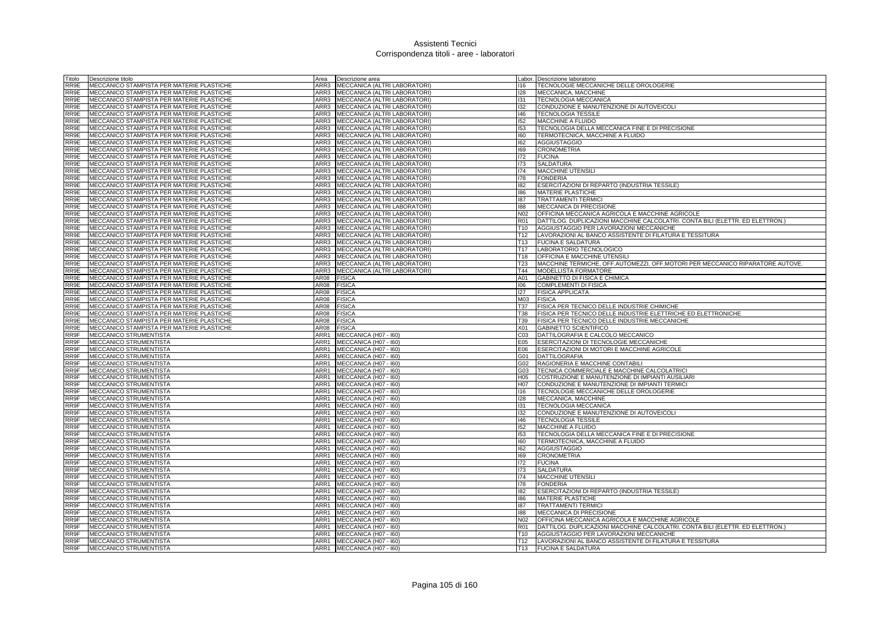# Assistenti Tecnici
## Corrispondenza titoli - aree - laboratori

| Titolo | Descrizione titolo | Area | Descrizione area | Labor. | Descrizione laboratorio |
|---|---|---|---|---|---|
| RR9E | MECCANICO STAMPISTA PER MATERIE PLASTICHE | ARR3 | MECCANICA (ALTRI LABORATORI) | I16 | TECNOLOGIE MECCANICHE DELLE OROLOGERIE |
| RR9E | MECCANICO STAMPISTA PER MATERIE PLASTICHE | ARR3 | MECCANICA (ALTRI LABORATORI) | I28 | MECCANICA, MACCHINE |
| RR9E | MECCANICO STAMPISTA PER MATERIE PLASTICHE | ARR3 | MECCANICA (ALTRI LABORATORI) | I31 | TECNOLOGIA MECCANICA |
| RR9E | MECCANICO STAMPISTA PER MATERIE PLASTICHE | ARR3 | MECCANICA (ALTRI LABORATORI) | I32 | CONDUZIONE E MANUTENZIONE DI AUTOVEICOLI |
| RR9E | MECCANICO STAMPISTA PER MATERIE PLASTICHE | ARR3 | MECCANICA (ALTRI LABORATORI) | I46 | TECNOLOGIA TESSILE |
| RR9E | MECCANICO STAMPISTA PER MATERIE PLASTICHE | ARR3 | MECCANICA (ALTRI LABORATORI) | I52 | MACCHINE A FLUIDO |
| RR9E | MECCANICO STAMPISTA PER MATERIE PLASTICHE | ARR3 | MECCANICA (ALTRI LABORATORI) | I53 | TECNOLOGIA DELLA MECCANICA FINE E DI PRECISIONE |
| RR9E | MECCANICO STAMPISTA PER MATERIE PLASTICHE | ARR3 | MECCANICA (ALTRI LABORATORI) | I60 | TERMOTECNICA, MACCHINE A FLUIDO |
| RR9E | MECCANICO STAMPISTA PER MATERIE PLASTICHE | ARR3 | MECCANICA (ALTRI LABORATORI) | I62 | AGGIUSTAGGIO |
| RR9E | MECCANICO STAMPISTA PER MATERIE PLASTICHE | ARR3 | MECCANICA (ALTRI LABORATORI) | I69 | CRONOMETRIA |
| RR9E | MECCANICO STAMPISTA PER MATERIE PLASTICHE | ARR3 | MECCANICA (ALTRI LABORATORI) | I72 | FUCINA |
| RR9E | MECCANICO STAMPISTA PER MATERIE PLASTICHE | ARR3 | MECCANICA (ALTRI LABORATORI) | I73 | SALDATURA |
| RR9E | MECCANICO STAMPISTA PER MATERIE PLASTICHE | ARR3 | MECCANICA (ALTRI LABORATORI) | I74 | MACCHINE UTENSILI |
| RR9E | MECCANICO STAMPISTA PER MATERIE PLASTICHE | ARR3 | MECCANICA (ALTRI LABORATORI) | I78 | FONDERIA |
| RR9E | MECCANICO STAMPISTA PER MATERIE PLASTICHE | ARR3 | MECCANICA (ALTRI LABORATORI) | I82 | ESERCITAZIONI DI REPARTO (INDUSTRIA TESSILE) |
| RR9E | MECCANICO STAMPISTA PER MATERIE PLASTICHE | ARR3 | MECCANICA (ALTRI LABORATORI) | I86 | MATERIE PLASTICHE |
| RR9E | MECCANICO STAMPISTA PER MATERIE PLASTICHE | ARR3 | MECCANICA (ALTRI LABORATORI) | I87 | TRATTAMENTI TERMICI |
| RR9E | MECCANICO STAMPISTA PER MATERIE PLASTICHE | ARR3 | MECCANICA (ALTRI LABORATORI) | I88 | MECCANICA DI PRECISIONE |
| RR9E | MECCANICO STAMPISTA PER MATERIE PLASTICHE | ARR3 | MECCANICA (ALTRI LABORATORI) | N02 | OFFICINA MECCANICA AGRICOLA E MACCHINE AGRICOLE |
| RR9E | MECCANICO STAMPISTA PER MATERIE PLASTICHE | ARR3 | MECCANICA (ALTRI LABORATORI) | R01 | DATTILOG. DUPLICAZIONI MACCHINE CALCOLATRI. CONTA BILI (ELETTR. ED ELETTRON.) |
| RR9E | MECCANICO STAMPISTA PER MATERIE PLASTICHE | ARR3 | MECCANICA (ALTRI LABORATORI) | T10 | AGGIUSTAGGIO PER LAVORAZIONI MECCANICHE |
| RR9E | MECCANICO STAMPISTA PER MATERIE PLASTICHE | ARR3 | MECCANICA (ALTRI LABORATORI) | T12 | LAVORAZIONI AL BANCO ASSISTENTE DI FILATURA E TESSITURA |
| RR9E | MECCANICO STAMPISTA PER MATERIE PLASTICHE | ARR3 | MECCANICA (ALTRI LABORATORI) | T13 | FUCINA E SALDATURA |
| RR9E | MECCANICO STAMPISTA PER MATERIE PLASTICHE | ARR3 | MECCANICA (ALTRI LABORATORI) | T17 | LABORATORIO TECNOLOGICO |
| RR9E | MECCANICO STAMPISTA PER MATERIE PLASTICHE | ARR3 | MECCANICA (ALTRI LABORATORI) | T18 | OFFICINA E MACCHINE UTENSILI |
| RR9E | MECCANICO STAMPISTA PER MATERIE PLASTICHE | ARR3 | MECCANICA (ALTRI LABORATORI) | T23 | MACCHINE TERMICHE, OFF.AUTOMEZZI, OFF.MOTORI PER MECCANICO RIPARATORE AUTOVE. |
| RR9E | MECCANICO STAMPISTA PER MATERIE PLASTICHE | ARR3 | MECCANICA (ALTRI LABORATORI) | T44 | MODELLISTA FORMATORE |
| RR9E | MECCANICO STAMPISTA PER MATERIE PLASTICHE | AR08 | FISICA | A01 | GABINETTO DI FISICA E CHIMICA |
| RR9E | MECCANICO STAMPISTA PER MATERIE PLASTICHE | AR08 | FISICA | I06 | COMPLEMENTI DI FISICA |
| RR9E | MECCANICO STAMPISTA PER MATERIE PLASTICHE | AR08 | FISICA | I27 | FISICA APPLICATA |
| RR9E | MECCANICO STAMPISTA PER MATERIE PLASTICHE | AR08 | FISICA | M03 | FISICA |
| RR9E | MECCANICO STAMPISTA PER MATERIE PLASTICHE | AR08 | FISICA | T37 | FISICA PER TECNICO DELLE INDUSTRIE CHIMICHE |
| RR9E | MECCANICO STAMPISTA PER MATERIE PLASTICHE | AR08 | FISICA | T38 | FISICA PER TECNICO DELLE INDUSTRIE ELETTRICHE ED ELETTRONICHE |
| RR9E | MECCANICO STAMPISTA PER MATERIE PLASTICHE | AR08 | FISICA | T39 | FISICA PER TECNICO DELLE INDUSTRIE MECCANICHE |
| RR9E | MECCANICO STAMPISTA PER MATERIE PLASTICHE | AR08 | FISICA | X01 | GABINETTO SCIENTIFICO |
| RR9F | MECCANICO STRUMENTISTA | ARR1 | MECCANICA (H07 - I60) | C03 | DATTILOGRAFIA E CALCOLO MECCANICO |
| RR9F | MECCANICO STRUMENTISTA | ARR1 | MECCANICA (H07 - I60) | E05 | ESERCITAZIONI DI TECNOLOGIE MECCANICHE |
| RR9F | MECCANICO STRUMENTISTA | ARR1 | MECCANICA (H07 - I60) | E06 | ESERCITAZIONI DI MOTORI E MACCHINE AGRICOLE |
| RR9F | MECCANICO STRUMENTISTA | ARR1 | MECCANICA (H07 - I60) | G01 | DATTILOGRAFIA |
| RR9F | MECCANICO STRUMENTISTA | ARR1 | MECCANICA (H07 - I60) | G02 | RAGIONERIA E MACCHINE CONTABILI |
| RR9F | MECCANICO STRUMENTISTA | ARR1 | MECCANICA (H07 - I60) | G03 | TECNICA COMMERCIALE E MACCHINE CALCOLATRICI |
| RR9F | MECCANICO STRUMENTISTA | ARR1 | MECCANICA (H07 - I60) | H05 | COSTRUZIONE E MANUTENZIONE DI IMPIANTI AUSILIARI |
| RR9F | MECCANICO STRUMENTISTA | ARR1 | MECCANICA (H07 - I60) | H07 | CONDUZIONE E MANUTENZIONE DI IMPIANTI TERMICI |
| RR9F | MECCANICO STRUMENTISTA | ARR1 | MECCANICA (H07 - I60) | I16 | TECNOLOGIE MECCANICHE DELLE OROLOGERIE |
| RR9F | MECCANICO STRUMENTISTA | ARR1 | MECCANICA (H07 - I60) | I28 | MECCANICA, MACCHINE |
| RR9F | MECCANICO STRUMENTISTA | ARR1 | MECCANICA (H07 - I60) | I31 | TECNOLOGIA MECCANICA |
| RR9F | MECCANICO STRUMENTISTA | ARR1 | MECCANICA (H07 - I60) | I32 | CONDUZIONE E MANUTENZIONE DI AUTOVEICOLI |
| RR9F | MECCANICO STRUMENTISTA | ARR1 | MECCANICA (H07 - I60) | I46 | TECNOLOGIA TESSILE |
| RR9F | MECCANICO STRUMENTISTA | ARR1 | MECCANICA (H07 - I60) | I52 | MACCHINE A FLUIDO |
| RR9F | MECCANICO STRUMENTISTA | ARR1 | MECCANICA (H07 - I60) | I53 | TECNOLOGIA DELLA MECCANICA FINE E DI PRECISIONE |
| RR9F | MECCANICO STRUMENTISTA | ARR1 | MECCANICA (H07 - I60) | I60 | TERMOTECNICA, MACCHINE A FLUIDO |
| RR9F | MECCANICO STRUMENTISTA | ARR1 | MECCANICA (H07 - I60) | I62 | AGGIUSTAGGIO |
| RR9F | MECCANICO STRUMENTISTA | ARR1 | MECCANICA (H07 - I60) | I69 | CRONOMETRIA |
| RR9F | MECCANICO STRUMENTISTA | ARR1 | MECCANICA (H07 - I60) | I72 | FUCINA |
| RR9F | MECCANICO STRUMENTISTA | ARR1 | MECCANICA (H07 - I60) | I73 | SALDATURA |
| RR9F | MECCANICO STRUMENTISTA | ARR1 | MECCANICA (H07 - I60) | I74 | MACCHINE UTENSILI |
| RR9F | MECCANICO STRUMENTISTA | ARR1 | MECCANICA (H07 - I60) | I78 | FONDERIA |
| RR9F | MECCANICO STRUMENTISTA | ARR1 | MECCANICA (H07 - I60) | I82 | ESERCITAZIONI DI REPARTO (INDUSTRIA TESSILE) |
| RR9F | MECCANICO STRUMENTISTA | ARR1 | MECCANICA (H07 - I60) | I86 | MATERIE PLASTICHE |
| RR9F | MECCANICO STRUMENTISTA | ARR1 | MECCANICA (H07 - I60) | I87 | TRATTAMENTI TERMICI |
| RR9F | MECCANICO STRUMENTISTA | ARR1 | MECCANICA (H07 - I60) | I88 | MECCANICA DI PRECISIONE |
| RR9F | MECCANICO STRUMENTISTA | ARR1 | MECCANICA (H07 - I60) | N02 | OFFICINA MECCANICA AGRICOLA E MACCHINE AGRICOLE |
| RR9F | MECCANICO STRUMENTISTA | ARR1 | MECCANICA (H07 - I60) | R01 | DATTILOG. DUPLICAZIONI MACCHINE CALCOLATRI. CONTA BILI (ELETTR. ED ELETTRON.) |
| RR9F | MECCANICO STRUMENTISTA | ARR1 | MECCANICA (H07 - I60) | T10 | AGGIUSTAGGIO PER LAVORAZIONI MECCANICHE |
| RR9F | MECCANICO STRUMENTISTA | ARR1 | MECCANICA (H07 - I60) | T12 | LAVORAZIONI AL BANCO ASSISTENTE DI FILATURA E TESSITURA |
| RR9F | MECCANICO STRUMENTISTA | ARR1 | MECCANICA (H07 - I60) | T13 | FUCINA E SALDATURA |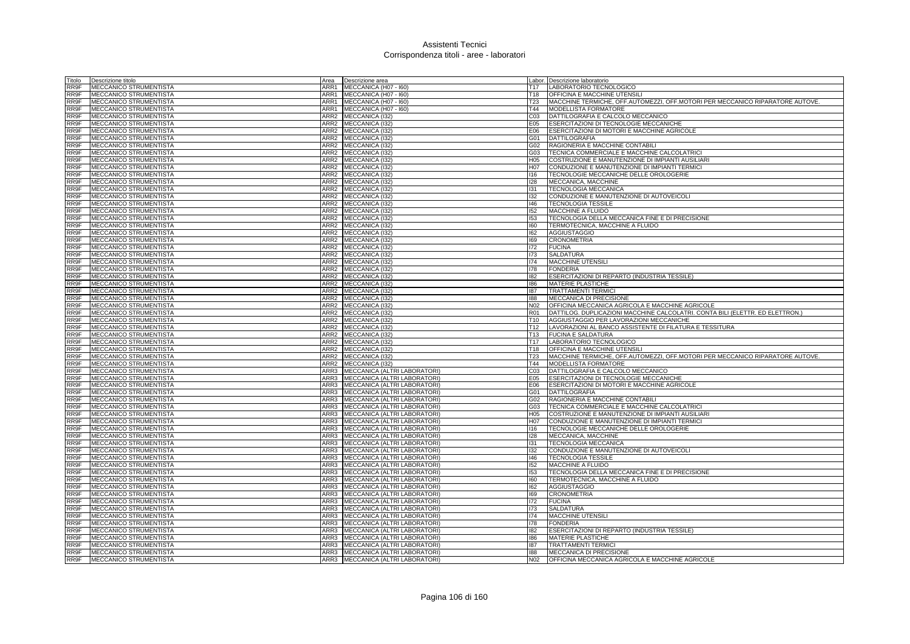# Assistenti Tecnici
## Corrispondenza titoli - aree - laboratori

| Titolo | Descrizione titolo | Area | Descrizione area | Labor. | Descrizione laboratorio |
|---|---|---|---|---|---|
| RR9F | MECCANICO STRUMENTISTA | ARR1 | MECCANICA (H07 - I60) | T17 | LABORATORIO TECNOLOGICO |
| RR9F | MECCANICO STRUMENTISTA | ARR1 | MECCANICA (H07 - I60) | T18 | OFFICINA E MACCHINE UTENSILI |
| RR9F | MECCANICO STRUMENTISTA | ARR1 | MECCANICA (H07 - I60) | T23 | MACCHINE TERMICHE, OFF.AUTOMEZZI, OFF.MOTORI PER MECCANICO RIPARATORE AUTOVE. |
| RR9F | MECCANICO STRUMENTISTA | ARR1 | MECCANICA (H07 - I60) | T44 | MODELLISTA FORMATORE |
| RR9F | MECCANICO STRUMENTISTA | ARR2 | MECCANICA (I32) | C03 | DATTILOGRAFIA E CALCOLO MECCANICO |
| RR9F | MECCANICO STRUMENTISTA | ARR2 | MECCANICA (I32) | E05 | ESERCITAZIONI DI TECNOLOGIE MECCANICHE |
| RR9F | MECCANICO STRUMENTISTA | ARR2 | MECCANICA (I32) | E06 | ESERCITAZIONI DI MOTORI E MACCHINE AGRICOLE |
| RR9F | MECCANICO STRUMENTISTA | ARR2 | MECCANICA (I32) | G01 | DATTILOGRAFIA |
| RR9F | MECCANICO STRUMENTISTA | ARR2 | MECCANICA (I32) | G02 | RAGIONERIA E MACCHINE CONTABILI |
| RR9F | MECCANICO STRUMENTISTA | ARR2 | MECCANICA (I32) | G03 | TECNICA COMMERCIALE E MACCHINE CALCOLATRICI |
| RR9F | MECCANICO STRUMENTISTA | ARR2 | MECCANICA (I32) | H05 | COSTRUZIONE E MANUTENZIONE DI IMPIANTI AUSILIARI |
| RR9F | MECCANICO STRUMENTISTA | ARR2 | MECCANICA (I32) | H07 | CONDUZIONE E MANUTENZIONE DI IMPIANTI TERMICI |
| RR9F | MECCANICO STRUMENTISTA | ARR2 | MECCANICA (I32) | I16 | TECNOLOGIE MECCANICHE DELLE OROLOGERIE |
| RR9F | MECCANICO STRUMENTISTA | ARR2 | MECCANICA (I32) | I28 | MECCANICA, MACCHINE |
| RR9F | MECCANICO STRUMENTISTA | ARR2 | MECCANICA (I32) | I31 | TECNOLOGIA MECCANICA |
| RR9F | MECCANICO STRUMENTISTA | ARR2 | MECCANICA (I32) | I32 | CONDUZIONE E MANUTENZIONE DI AUTOVEICOLI |
| RR9F | MECCANICO STRUMENTISTA | ARR2 | MECCANICA (I32) | I46 | TECNOLOGIA TESSILE |
| RR9F | MECCANICO STRUMENTISTA | ARR2 | MECCANICA (I32) | I52 | MACCHINE A FLUIDO |
| RR9F | MECCANICO STRUMENTISTA | ARR2 | MECCANICA (I32) | I53 | TECNOLOGIA DELLA MECCANICA FINE E DI PRECISIONE |
| RR9F | MECCANICO STRUMENTISTA | ARR2 | MECCANICA (I32) | I60 | TERMOTECNICA, MACCHINE A FLUIDO |
| RR9F | MECCANICO STRUMENTISTA | ARR2 | MECCANICA (I32) | I62 | AGGIUSTAGGIO |
| RR9F | MECCANICO STRUMENTISTA | ARR2 | MECCANICA (I32) | I69 | CRONOMETRIA |
| RR9F | MECCANICO STRUMENTISTA | ARR2 | MECCANICA (I32) | I72 | FUCINA |
| RR9F | MECCANICO STRUMENTISTA | ARR2 | MECCANICA (I32) | I73 | SALDATURA |
| RR9F | MECCANICO STRUMENTISTA | ARR2 | MECCANICA (I32) | I74 | MACCHINE UTENSILI |
| RR9F | MECCANICO STRUMENTISTA | ARR2 | MECCANICA (I32) | I78 | FONDERIA |
| RR9F | MECCANICO STRUMENTISTA | ARR2 | MECCANICA (I32) | I82 | ESERCITAZIONI DI REPARTO (INDUSTRIA TESSILE) |
| RR9F | MECCANICO STRUMENTISTA | ARR2 | MECCANICA (I32) | I86 | MATERIE PLASTICHE |
| RR9F | MECCANICO STRUMENTISTA | ARR2 | MECCANICA (I32) | I87 | TRATTAMENTI TERMICI |
| RR9F | MECCANICO STRUMENTISTA | ARR2 | MECCANICA (I32) | I88 | MECCANICA DI PRECISIONE |
| RR9F | MECCANICO STRUMENTISTA | ARR2 | MECCANICA (I32) | N02 | OFFICINA MECCANICA AGRICOLA E MACCHINE AGRICOLE |
| RR9F | MECCANICO STRUMENTISTA | ARR2 | MECCANICA (I32) | R01 | DATTILOG. DUPLICAZIONI MACCHINE CALCOLATRI. CONTA BILI (ELETTR. ED ELETTRON.) |
| RR9F | MECCANICO STRUMENTISTA | ARR2 | MECCANICA (I32) | T10 | AGGIUSTAGGIO PER LAVORAZIONI MECCANICHE |
| RR9F | MECCANICO STRUMENTISTA | ARR2 | MECCANICA (I32) | T12 | LAVORAZIONI AL BANCO ASSISTENTE DI FILATURA E TESSITURA |
| RR9F | MECCANICO STRUMENTISTA | ARR2 | MECCANICA (I32) | T13 | FUCINA E SALDATURA |
| RR9F | MECCANICO STRUMENTISTA | ARR2 | MECCANICA (I32) | T17 | LABORATORIO TECNOLOGICO |
| RR9F | MECCANICO STRUMENTISTA | ARR2 | MECCANICA (I32) | T18 | OFFICINA E MACCHINE UTENSILI |
| RR9F | MECCANICO STRUMENTISTA | ARR2 | MECCANICA (I32) | T23 | MACCHINE TERMICHE, OFF.AUTOMEZZI, OFF.MOTORI PER MECCANICO RIPARATORE AUTOVE. |
| RR9F | MECCANICO STRUMENTISTA | ARR2 | MECCANICA (I32) | T44 | MODELLISTA FORMATORE |
| RR9F | MECCANICO STRUMENTISTA | ARR3 | MECCANICA (ALTRI LABORATORI) | C03 | DATTILOGRAFIA E CALCOLO MECCANICO |
| RR9F | MECCANICO STRUMENTISTA | ARR3 | MECCANICA (ALTRI LABORATORI) | E05 | ESERCITAZIONI DI TECNOLOGIE MECCANICHE |
| RR9F | MECCANICO STRUMENTISTA | ARR3 | MECCANICA (ALTRI LABORATORI) | E06 | ESERCITAZIONI DI MOTORI E MACCHINE AGRICOLE |
| RR9F | MECCANICO STRUMENTISTA | ARR3 | MECCANICA (ALTRI LABORATORI) | G01 | DATTILOGRAFIA |
| RR9F | MECCANICO STRUMENTISTA | ARR3 | MECCANICA (ALTRI LABORATORI) | G02 | RAGIONERIA E MACCHINE CONTABILI |
| RR9F | MECCANICO STRUMENTISTA | ARR3 | MECCANICA (ALTRI LABORATORI) | G03 | TECNICA COMMERCIALE E MACCHINE CALCOLATRICI |
| RR9F | MECCANICO STRUMENTISTA | ARR3 | MECCANICA (ALTRI LABORATORI) | H05 | COSTRUZIONE E MANUTENZIONE DI IMPIANTI AUSILIARI |
| RR9F | MECCANICO STRUMENTISTA | ARR3 | MECCANICA (ALTRI LABORATORI) | H07 | CONDUZIONE E MANUTENZIONE DI IMPIANTI TERMICI |
| RR9F | MECCANICO STRUMENTISTA | ARR3 | MECCANICA (ALTRI LABORATORI) | I16 | TECNOLOGIE MECCANICHE DELLE OROLOGERIE |
| RR9F | MECCANICO STRUMENTISTA | ARR3 | MECCANICA (ALTRI LABORATORI) | I28 | MECCANICA, MACCHINE |
| RR9F | MECCANICO STRUMENTISTA | ARR3 | MECCANICA (ALTRI LABORATORI) | I31 | TECNOLOGIA MECCANICA |
| RR9F | MECCANICO STRUMENTISTA | ARR3 | MECCANICA (ALTRI LABORATORI) | I32 | CONDUZIONE E MANUTENZIONE DI AUTOVEICOLI |
| RR9F | MECCANICO STRUMENTISTA | ARR3 | MECCANICA (ALTRI LABORATORI) | I46 | TECNOLOGIA TESSILE |
| RR9F | MECCANICO STRUMENTISTA | ARR3 | MECCANICA (ALTRI LABORATORI) | I52 | MACCHINE A FLUIDO |
| RR9F | MECCANICO STRUMENTISTA | ARR3 | MECCANICA (ALTRI LABORATORI) | I53 | TECNOLOGIA DELLA MECCANICA FINE E DI PRECISIONE |
| RR9F | MECCANICO STRUMENTISTA | ARR3 | MECCANICA (ALTRI LABORATORI) | I60 | TERMOTECNICA, MACCHINE A FLUIDO |
| RR9F | MECCANICO STRUMENTISTA | ARR3 | MECCANICA (ALTRI LABORATORI) | I62 | AGGIUSTAGGIO |
| RR9F | MECCANICO STRUMENTISTA | ARR3 | MECCANICA (ALTRI LABORATORI) | I69 | CRONOMETRIA |
| RR9F | MECCANICO STRUMENTISTA | ARR3 | MECCANICA (ALTRI LABORATORI) | I72 | FUCINA |
| RR9F | MECCANICO STRUMENTISTA | ARR3 | MECCANICA (ALTRI LABORATORI) | I73 | SALDATURA |
| RR9F | MECCANICO STRUMENTISTA | ARR3 | MECCANICA (ALTRI LABORATORI) | I74 | MACCHINE UTENSILI |
| RR9F | MECCANICO STRUMENTISTA | ARR3 | MECCANICA (ALTRI LABORATORI) | I78 | FONDERIA |
| RR9F | MECCANICO STRUMENTISTA | ARR3 | MECCANICA (ALTRI LABORATORI) | I82 | ESERCITAZIONI DI REPARTO (INDUSTRIA TESSILE) |
| RR9F | MECCANICO STRUMENTISTA | ARR3 | MECCANICA (ALTRI LABORATORI) | I86 | MATERIE PLASTICHE |
| RR9F | MECCANICO STRUMENTISTA | ARR3 | MECCANICA (ALTRI LABORATORI) | I87 | TRATTAMENTI TERMICI |
| RR9F | MECCANICO STRUMENTISTA | ARR3 | MECCANICA (ALTRI LABORATORI) | I88 | MECCANICA DI PRECISIONE |
| RR9F | MECCANICO STRUMENTISTA | ARR3 | MECCANICA (ALTRI LABORATORI) | N02 | OFFICINA MECCANICA AGRICOLA E MACCHINE AGRICOLE |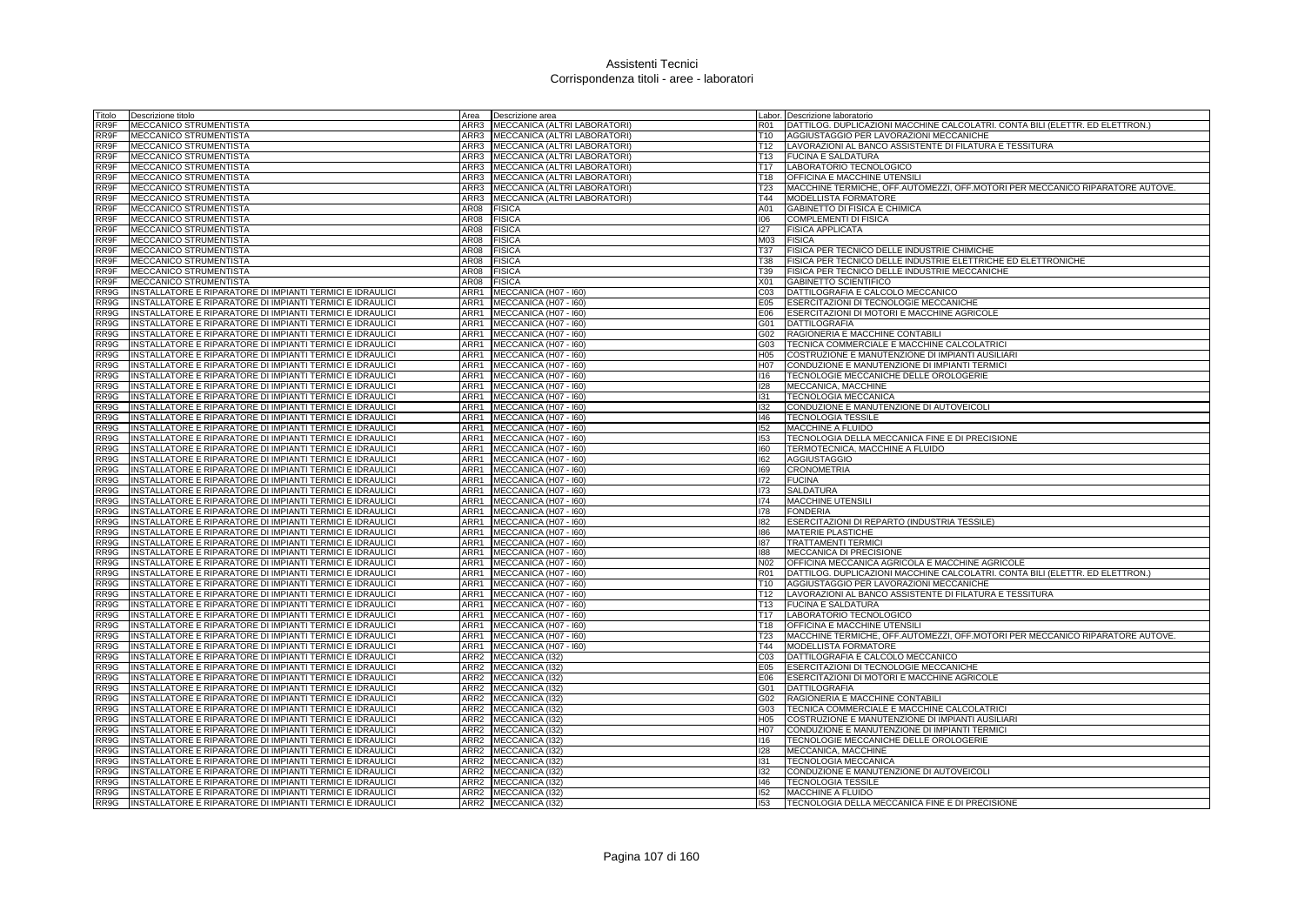# Assistenti Tecnici
## Corrispondenza titoli - aree - laboratori

| Titolo | Descrizione titolo | Area | Descrizione area | Labor. | Descrizione laboratorio |
|---|---|---|---|---|---|
| RR9F | MECCANICO STRUMENTISTA | ARR3 | MECCANICA (ALTRI LABORATORI) | R01 | DATTILOG. DUPLICAZIONI MACCHINE CALCOLATRI. CONTA BILI (ELETTR. ED ELETTRON.) |
| RR9F | MECCANICO STRUMENTISTA | ARR3 | MECCANICA (ALTRI LABORATORI) | T10 | AGGIUSTAGGIO PER LAVORAZIONI MECCANICHE |
| RR9F | MECCANICO STRUMENTISTA | ARR3 | MECCANICA (ALTRI LABORATORI) | T12 | LAVORAZIONI AL BANCO ASSISTENTE DI FILATURA E TESSITURA |
| RR9F | MECCANICO STRUMENTISTA | ARR3 | MECCANICA (ALTRI LABORATORI) | T13 | FUCINA E SALDATURA |
| RR9F | MECCANICO STRUMENTISTA | ARR3 | MECCANICA (ALTRI LABORATORI) | T17 | LABORATORIO TECNOLOGICO |
| RR9F | MECCANICO STRUMENTISTA | ARR3 | MECCANICA (ALTRI LABORATORI) | T18 | OFFICINA E MACCHINE UTENSILI |
| RR9F | MECCANICO STRUMENTISTA | ARR3 | MECCANICA (ALTRI LABORATORI) | T23 | MACCHINE TERMICHE, OFF.AUTOMEZZI, OFF.MOTORI PER MECCANICO RIPARATORE AUTOVE. |
| RR9F | MECCANICO STRUMENTISTA | ARR3 | MECCANICA (ALTRI LABORATORI) | T44 | MODELLISTA FORMATORE |
| RR9F | MECCANICO STRUMENTISTA | AR08 | FISICA | A01 | GABINETTO DI FISICA E CHIMICA |
| RR9F | MECCANICO STRUMENTISTA | AR08 | FISICA | I06 | COMPLEMENTI DI FISICA |
| RR9F | MECCANICO STRUMENTISTA | AR08 | FISICA | I27 | FISICA APPLICATA |
| RR9F | MECCANICO STRUMENTISTA | AR08 | FISICA | M03 | FISICA |
| RR9F | MECCANICO STRUMENTISTA | AR08 | FISICA | T37 | FISICA PER TECNICO DELLE INDUSTRIE CHIMICHE |
| RR9F | MECCANICO STRUMENTISTA | AR08 | FISICA | T38 | FISICA PER TECNICO DELLE INDUSTRIE ELETTRICHE ED ELETTRONICHE |
| RR9F | MECCANICO STRUMENTISTA | AR08 | FISICA | T39 | FISICA PER TECNICO DELLE INDUSTRIE MECCANICHE |
| RR9F | MECCANICO STRUMENTISTA | AR08 | FISICA | X01 | GABINETTO SCIENTIFICO |
| RR9G | INSTALLATORE E RIPARATORE DI IMPIANTI TERMICI E IDRAULICI | ARR1 | MECCANICA (H07 - I60) | C03 | DATTILOGRAFIA E CALCOLO MECCANICO |
| RR9G | INSTALLATORE E RIPARATORE DI IMPIANTI TERMICI E IDRAULICI | ARR1 | MECCANICA (H07 - I60) | E05 | ESERCITAZIONI DI TECNOLOGIE MECCANICHE |
| RR9G | INSTALLATORE E RIPARATORE DI IMPIANTI TERMICI E IDRAULICI | ARR1 | MECCANICA (H07 - I60) | E06 | ESERCITAZIONI DI MOTORI E MACCHINE AGRICOLE |
| RR9G | INSTALLATORE E RIPARATORE DI IMPIANTI TERMICI E IDRAULICI | ARR1 | MECCANICA (H07 - I60) | G01 | DATTILOGRAFIA |
| RR9G | INSTALLATORE E RIPARATORE DI IMPIANTI TERMICI E IDRAULICI | ARR1 | MECCANICA (H07 - I60) | G02 | RAGIONERIA E MACCHINE CONTABILI |
| RR9G | INSTALLATORE E RIPARATORE DI IMPIANTI TERMICI E IDRAULICI | ARR1 | MECCANICA (H07 - I60) | G03 | TECNICA COMMERCIALE E MACCHINE CALCOLATRICI |
| RR9G | INSTALLATORE E RIPARATORE DI IMPIANTI TERMICI E IDRAULICI | ARR1 | MECCANICA (H07 - I60) | H05 | COSTRUZIONE E MANUTENZIONE DI IMPIANTI AUSILIARI |
| RR9G | INSTALLATORE E RIPARATORE DI IMPIANTI TERMICI E IDRAULICI | ARR1 | MECCANICA (H07 - I60) | H07 | CONDUZIONE E MANUTENZIONE DI IMPIANTI TERMICI |
| RR9G | INSTALLATORE E RIPARATORE DI IMPIANTI TERMICI E IDRAULICI | ARR1 | MECCANICA (H07 - I60) | I16 | TECNOLOGIE MECCANICHE DELLE OROLOGERIE |
| RR9G | INSTALLATORE E RIPARATORE DI IMPIANTI TERMICI E IDRAULICI | ARR1 | MECCANICA (H07 - I60) | I28 | MECCANICA, MACCHINE |
| RR9G | INSTALLATORE E RIPARATORE DI IMPIANTI TERMICI E IDRAULICI | ARR1 | MECCANICA (H07 - I60) | I31 | TECNOLOGIA MECCANICA |
| RR9G | INSTALLATORE E RIPARATORE DI IMPIANTI TERMICI E IDRAULICI | ARR1 | MECCANICA (H07 - I60) | I32 | CONDUZIONE E MANUTENZIONE DI AUTOVEICOLI |
| RR9G | INSTALLATORE E RIPARATORE DI IMPIANTI TERMICI E IDRAULICI | ARR1 | MECCANICA (H07 - I60) | I46 | TECNOLOGIA TESSILE |
| RR9G | INSTALLATORE E RIPARATORE DI IMPIANTI TERMICI E IDRAULICI | ARR1 | MECCANICA (H07 - I60) | I52 | MACCHINE A FLUIDO |
| RR9G | INSTALLATORE E RIPARATORE DI IMPIANTI TERMICI E IDRAULICI | ARR1 | MECCANICA (H07 - I60) | I53 | TECNOLOGIA DELLA MECCANICA FINE E DI PRECISIONE |
| RR9G | INSTALLATORE E RIPARATORE DI IMPIANTI TERMICI E IDRAULICI | ARR1 | MECCANICA (H07 - I60) | I60 | TERMOTECNICA, MACCHINE A FLUIDO |
| RR9G | INSTALLATORE E RIPARATORE DI IMPIANTI TERMICI E IDRAULICI | ARR1 | MECCANICA (H07 - I60) | I62 | AGGIUSTAGGIO |
| RR9G | INSTALLATORE E RIPARATORE DI IMPIANTI TERMICI E IDRAULICI | ARR1 | MECCANICA (H07 - I60) | I69 | CRONOMETRIA |
| RR9G | INSTALLATORE E RIPARATORE DI IMPIANTI TERMICI E IDRAULICI | ARR1 | MECCANICA (H07 - I60) | I72 | FUCINA |
| RR9G | INSTALLATORE E RIPARATORE DI IMPIANTI TERMICI E IDRAULICI | ARR1 | MECCANICA (H07 - I60) | I73 | SALDATURA |
| RR9G | INSTALLATORE E RIPARATORE DI IMPIANTI TERMICI E IDRAULICI | ARR1 | MECCANICA (H07 - I60) | I74 | MACCHINE UTENSILI |
| RR9G | INSTALLATORE E RIPARATORE DI IMPIANTI TERMICI E IDRAULICI | ARR1 | MECCANICA (H07 - I60) | I78 | FONDERIA |
| RR9G | INSTALLATORE E RIPARATORE DI IMPIANTI TERMICI E IDRAULICI | ARR1 | MECCANICA (H07 - I60) | I82 | ESERCITAZIONI DI REPARTO (INDUSTRIA TESSILE) |
| RR9G | INSTALLATORE E RIPARATORE DI IMPIANTI TERMICI E IDRAULICI | ARR1 | MECCANICA (H07 - I60) | I86 | MATERIE PLASTICHE |
| RR9G | INSTALLATORE E RIPARATORE DI IMPIANTI TERMICI E IDRAULICI | ARR1 | MECCANICA (H07 - I60) | I87 | TRATTAMENTI TERMICI |
| RR9G | INSTALLATORE E RIPARATORE DI IMPIANTI TERMICI E IDRAULICI | ARR1 | MECCANICA (H07 - I60) | I88 | MECCANICA DI PRECISIONE |
| RR9G | INSTALLATORE E RIPARATORE DI IMPIANTI TERMICI E IDRAULICI | ARR1 | MECCANICA (H07 - I60) | N02 | OFFICINA MECCANICA AGRICOLA E MACCHINE AGRICOLE |
| RR9G | INSTALLATORE E RIPARATORE DI IMPIANTI TERMICI E IDRAULICI | ARR1 | MECCANICA (H07 - I60) | R01 | DATTILOG. DUPLICAZIONI MACCHINE CALCOLATRI. CONTA BILI (ELETTR. ED ELETTRON.) |
| RR9G | INSTALLATORE E RIPARATORE DI IMPIANTI TERMICI E IDRAULICI | ARR1 | MECCANICA (H07 - I60) | T10 | AGGIUSTAGGIO PER LAVORAZIONI MECCANICHE |
| RR9G | INSTALLATORE E RIPARATORE DI IMPIANTI TERMICI E IDRAULICI | ARR1 | MECCANICA (H07 - I60) | T12 | LAVORAZIONI AL BANCO ASSISTENTE DI FILATURA E TESSITURA |
| RR9G | INSTALLATORE E RIPARATORE DI IMPIANTI TERMICI E IDRAULICI | ARR1 | MECCANICA (H07 - I60) | T13 | FUCINA E SALDATURA |
| RR9G | INSTALLATORE E RIPARATORE DI IMPIANTI TERMICI E IDRAULICI | ARR1 | MECCANICA (H07 - I60) | T17 | LABORATORIO TECNOLOGICO |
| RR9G | INSTALLATORE E RIPARATORE DI IMPIANTI TERMICI E IDRAULICI | ARR1 | MECCANICA (H07 - I60) | T18 | OFFICINA E MACCHINE UTENSILI |
| RR9G | INSTALLATORE E RIPARATORE DI IMPIANTI TERMICI E IDRAULICI | ARR1 | MECCANICA (H07 - I60) | T23 | MACCHINE TERMICHE, OFF.AUTOMEZZI, OFF.MOTORI PER MECCANICO RIPARATORE AUTOVE. |
| RR9G | INSTALLATORE E RIPARATORE DI IMPIANTI TERMICI E IDRAULICI | ARR1 | MECCANICA (H07 - I60) | T44 | MODELLISTA FORMATORE |
| RR9G | INSTALLATORE E RIPARATORE DI IMPIANTI TERMICI E IDRAULICI | ARR2 | MECCANICA (I32) | C03 | DATTILOGRAFIA E CALCOLO MECCANICO |
| RR9G | INSTALLATORE E RIPARATORE DI IMPIANTI TERMICI E IDRAULICI | ARR2 | MECCANICA (I32) | E05 | ESERCITAZIONI DI TECNOLOGIE MECCANICHE |
| RR9G | INSTALLATORE E RIPARATORE DI IMPIANTI TERMICI E IDRAULICI | ARR2 | MECCANICA (I32) | E06 | ESERCITAZIONI DI MOTORI E MACCHINE AGRICOLE |
| RR9G | INSTALLATORE E RIPARATORE DI IMPIANTI TERMICI E IDRAULICI | ARR2 | MECCANICA (I32) | G01 | DATTILOGRAFIA |
| RR9G | INSTALLATORE E RIPARATORE DI IMPIANTI TERMICI E IDRAULICI | ARR2 | MECCANICA (I32) | G02 | RAGIONERIA E MACCHINE CONTABILI |
| RR9G | INSTALLATORE E RIPARATORE DI IMPIANTI TERMICI E IDRAULICI | ARR2 | MECCANICA (I32) | G03 | TECNICA COMMERCIALE E MACCHINE CALCOLATRICI |
| RR9G | INSTALLATORE E RIPARATORE DI IMPIANTI TERMICI E IDRAULICI | ARR2 | MECCANICA (I32) | H05 | COSTRUZIONE E MANUTENZIONE DI IMPIANTI AUSILIARI |
| RR9G | INSTALLATORE E RIPARATORE DI IMPIANTI TERMICI E IDRAULICI | ARR2 | MECCANICA (I32) | H07 | CONDUZIONE E MANUTENZIONE DI IMPIANTI TERMICI |
| RR9G | INSTALLATORE E RIPARATORE DI IMPIANTI TERMICI E IDRAULICI | ARR2 | MECCANICA (I32) | I16 | TECNOLOGIE MECCANICHE DELLE OROLOGERIE |
| RR9G | INSTALLATORE E RIPARATORE DI IMPIANTI TERMICI E IDRAULICI | ARR2 | MECCANICA (I32) | I28 | MECCANICA, MACCHINE |
| RR9G | INSTALLATORE E RIPARATORE DI IMPIANTI TERMICI E IDRAULICI | ARR2 | MECCANICA (I32) | I31 | TECNOLOGIA MECCANICA |
| RR9G | INSTALLATORE E RIPARATORE DI IMPIANTI TERMICI E IDRAULICI | ARR2 | MECCANICA (I32) | I32 | CONDUZIONE E MANUTENZIONE DI AUTOVEICOLI |
| RR9G | INSTALLATORE E RIPARATORE DI IMPIANTI TERMICI E IDRAULICI | ARR2 | MECCANICA (I32) | I46 | TECNOLOGIA TESSILE |
| RR9G | INSTALLATORE E RIPARATORE DI IMPIANTI TERMICI E IDRAULICI | ARR2 | MECCANICA (I32) | I52 | MACCHINE A FLUIDO |
| RR9G | INSTALLATORE E RIPARATORE DI IMPIANTI TERMICI E IDRAULICI | ARR2 | MECCANICA (I32) | I53 | TECNOLOGIA DELLA MECCANICA FINE E DI PRECISIONE |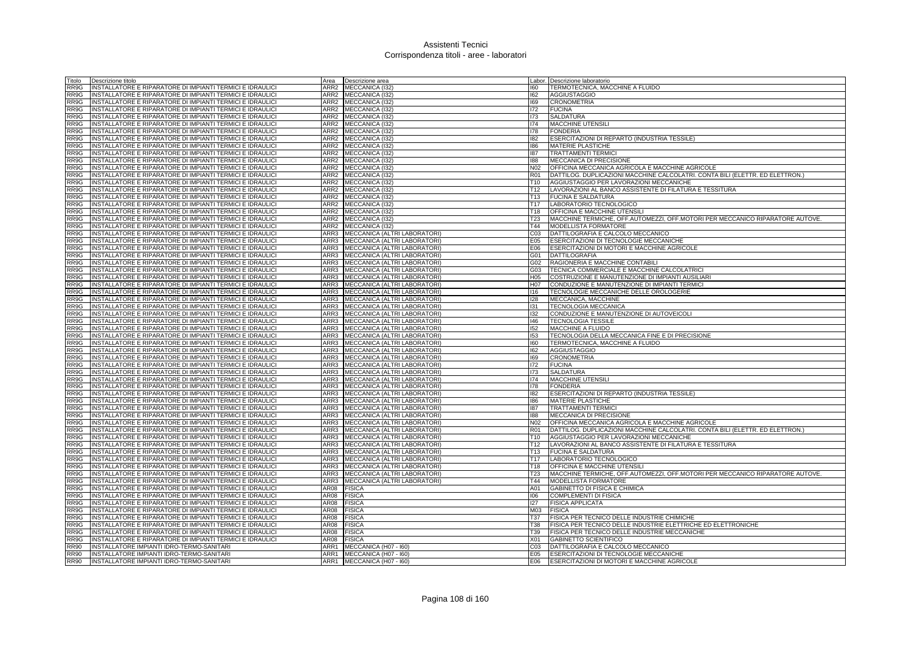# Assistenti Tecnici
## Corrispondenza titoli - aree - laboratori

| Titolo | Descrizione titolo | Area | Descrizione area | Labor. | Descrizione laboratorio |
|---|---|---|---|---|---|
| RR9G | INSTALLATORE E RIPARATORE DI IMPIANTI TERMICI E IDRAULICI | ARR2 | MECCANICA (I32) | I60 | TERMOTECNICA, MACCHINE A FLUIDO |
| RR9G | INSTALLATORE E RIPARATORE DI IMPIANTI TERMICI E IDRAULICI | ARR2 | MECCANICA (I32) | I62 | AGGIUSTAGGIO |
| RR9G | INSTALLATORE E RIPARATORE DI IMPIANTI TERMICI E IDRAULICI | ARR2 | MECCANICA (I32) | I69 | CRONOMETRIA |
| RR9G | INSTALLATORE E RIPARATORE DI IMPIANTI TERMICI E IDRAULICI | ARR2 | MECCANICA (I32) | I72 | FUCINA |
| RR9G | INSTALLATORE E RIPARATORE DI IMPIANTI TERMICI E IDRAULICI | ARR2 | MECCANICA (I32) | I73 | SALDATURA |
| RR9G | INSTALLATORE E RIPARATORE DI IMPIANTI TERMICI E IDRAULICI | ARR2 | MECCANICA (I32) | I74 | MACCHINE UTENSILI |
| RR9G | INSTALLATORE E RIPARATORE DI IMPIANTI TERMICI E IDRAULICI | ARR2 | MECCANICA (I32) | I78 | FONDERIA |
| RR9G | INSTALLATORE E RIPARATORE DI IMPIANTI TERMICI E IDRAULICI | ARR2 | MECCANICA (I32) | I82 | ESERCITAZIONI DI REPARTO (INDUSTRIA TESSILE) |
| RR9G | INSTALLATORE E RIPARATORE DI IMPIANTI TERMICI E IDRAULICI | ARR2 | MECCANICA (I32) | I86 | MATERIE PLASTICHE |
| RR9G | INSTALLATORE E RIPARATORE DI IMPIANTI TERMICI E IDRAULICI | ARR2 | MECCANICA (I32) | I87 | TRATTAMENTI TERMICI |
| RR9G | INSTALLATORE E RIPARATORE DI IMPIANTI TERMICI E IDRAULICI | ARR2 | MECCANICA (I32) | I88 | MECCANICA DI PRECISIONE |
| RR9G | INSTALLATORE E RIPARATORE DI IMPIANTI TERMICI E IDRAULICI | ARR2 | MECCANICA (I32) | N02 | OFFICINA MECCANICA AGRICOLA E MACCHINE AGRICOLE |
| RR9G | INSTALLATORE E RIPARATORE DI IMPIANTI TERMICI E IDRAULICI | ARR2 | MECCANICA (I32) | R01 | DATTILOG. DUPLICAZIONI MACCHINE CALCOLATRI. CONTA BILI (ELETTR. ED ELETTRON.) |
| RR9G | INSTALLATORE E RIPARATORE DI IMPIANTI TERMICI E IDRAULICI | ARR2 | MECCANICA (I32) | T10 | AGGIUSTAGGIO PER LAVORAZIONI MECCANICHE |
| RR9G | INSTALLATORE E RIPARATORE DI IMPIANTI TERMICI E IDRAULICI | ARR2 | MECCANICA (I32) | T12 | LAVORAZIONI AL BANCO ASSISTENTE DI FILATURA E TESSITURA |
| RR9G | INSTALLATORE E RIPARATORE DI IMPIANTI TERMICI E IDRAULICI | ARR2 | MECCANICA (I32) | T13 | FUCINA E SALDATURA |
| RR9G | INSTALLATORE E RIPARATORE DI IMPIANTI TERMICI E IDRAULICI | ARR2 | MECCANICA (I32) | T17 | LABORATORIO TECNOLOGICO |
| RR9G | INSTALLATORE E RIPARATORE DI IMPIANTI TERMICI E IDRAULICI | ARR2 | MECCANICA (I32) | T18 | OFFICINA E MACCHINE UTENSILI |
| RR9G | INSTALLATORE E RIPARATORE DI IMPIANTI TERMICI E IDRAULICI | ARR2 | MECCANICA (I32) | T23 | MACCHINE TERMICHE, OFF.AUTOMEZZI, OFF.MOTORI PER MECCANICO RIPARATORE AUTOVE. |
| RR9G | INSTALLATORE E RIPARATORE DI IMPIANTI TERMICI E IDRAULICI | ARR2 | MECCANICA (I32) | T44 | MODELLISTA FORMATORE |
| RR9G | INSTALLATORE E RIPARATORE DI IMPIANTI TERMICI E IDRAULICI | ARR3 | MECCANICA (ALTRI LABORATORI) | C03 | DATTILOGRAFIA E CALCOLO MECCANICO |
| RR9G | INSTALLATORE E RIPARATORE DI IMPIANTI TERMICI E IDRAULICI | ARR3 | MECCANICA (ALTRI LABORATORI) | E05 | ESERCITAZIONI DI TECNOLOGIE MECCANICHE |
| RR9G | INSTALLATORE E RIPARATORE DI IMPIANTI TERMICI E IDRAULICI | ARR3 | MECCANICA (ALTRI LABORATORI) | E06 | ESERCITAZIONI DI MOTORI E MACCHINE AGRICOLE |
| RR9G | INSTALLATORE E RIPARATORE DI IMPIANTI TERMICI E IDRAULICI | ARR3 | MECCANICA (ALTRI LABORATORI) | G01 | DATTILOGRAFIA |
| RR9G | INSTALLATORE E RIPARATORE DI IMPIANTI TERMICI E IDRAULICI | ARR3 | MECCANICA (ALTRI LABORATORI) | G02 | RAGIONERIA E MACCHINE CONTABILI |
| RR9G | INSTALLATORE E RIPARATORE DI IMPIANTI TERMICI E IDRAULICI | ARR3 | MECCANICA (ALTRI LABORATORI) | G03 | TECNICA COMMERCIALE E MACCHINE CALCOLATRICI |
| RR9G | INSTALLATORE E RIPARATORE DI IMPIANTI TERMICI E IDRAULICI | ARR3 | MECCANICA (ALTRI LABORATORI) | H05 | COSTRUZIONE E MANUTENZIONE DI IMPIANTI AUSILIARI |
| RR9G | INSTALLATORE E RIPARATORE DI IMPIANTI TERMICI E IDRAULICI | ARR3 | MECCANICA (ALTRI LABORATORI) | H07 | CONDUZIONE E MANUTENZIONE DI IMPIANTI TERMICI |
| RR9G | INSTALLATORE E RIPARATORE DI IMPIANTI TERMICI E IDRAULICI | ARR3 | MECCANICA (ALTRI LABORATORI) | I16 | TECNOLOGIE MECCANICHE DELLE OROLOGERIE |
| RR9G | INSTALLATORE E RIPARATORE DI IMPIANTI TERMICI E IDRAULICI | ARR3 | MECCANICA (ALTRI LABORATORI) | I28 | MECCANICA, MACCHINE |
| RR9G | INSTALLATORE E RIPARATORE DI IMPIANTI TERMICI E IDRAULICI | ARR3 | MECCANICA (ALTRI LABORATORI) | I31 | TECNOLOGIA MECCANICA |
| RR9G | INSTALLATORE E RIPARATORE DI IMPIANTI TERMICI E IDRAULICI | ARR3 | MECCANICA (ALTRI LABORATORI) | I32 | CONDUZIONE E MANUTENZIONE DI AUTOVEICOLI |
| RR9G | INSTALLATORE E RIPARATORE DI IMPIANTI TERMICI E IDRAULICI | ARR3 | MECCANICA (ALTRI LABORATORI) | I46 | TECNOLOGIA TESSILE |
| RR9G | INSTALLATORE E RIPARATORE DI IMPIANTI TERMICI E IDRAULICI | ARR3 | MECCANICA (ALTRI LABORATORI) | I52 | MACCHINE A FLUIDO |
| RR9G | INSTALLATORE E RIPARATORE DI IMPIANTI TERMICI E IDRAULICI | ARR3 | MECCANICA (ALTRI LABORATORI) | I53 | TECNOLOGIA DELLA MECCANICA FINE E DI PRECISIONE |
| RR9G | INSTALLATORE E RIPARATORE DI IMPIANTI TERMICI E IDRAULICI | ARR3 | MECCANICA (ALTRI LABORATORI) | I60 | TERMOTECNICA, MACCHINE A FLUIDO |
| RR9G | INSTALLATORE E RIPARATORE DI IMPIANTI TERMICI E IDRAULICI | ARR3 | MECCANICA (ALTRI LABORATORI) | I62 | AGGIUSTAGGIO |
| RR9G | INSTALLATORE E RIPARATORE DI IMPIANTI TERMICI E IDRAULICI | ARR3 | MECCANICA (ALTRI LABORATORI) | I69 | CRONOMETRIA |
| RR9G | INSTALLATORE E RIPARATORE DI IMPIANTI TERMICI E IDRAULICI | ARR3 | MECCANICA (ALTRI LABORATORI) | I72 | FUCINA |
| RR9G | INSTALLATORE E RIPARATORE DI IMPIANTI TERMICI E IDRAULICI | ARR3 | MECCANICA (ALTRI LABORATORI) | I73 | SALDATURA |
| RR9G | INSTALLATORE E RIPARATORE DI IMPIANTI TERMICI E IDRAULICI | ARR3 | MECCANICA (ALTRI LABORATORI) | I74 | MACCHINE UTENSILI |
| RR9G | INSTALLATORE E RIPARATORE DI IMPIANTI TERMICI E IDRAULICI | ARR3 | MECCANICA (ALTRI LABORATORI) | I78 | FONDERIA |
| RR9G | INSTALLATORE E RIPARATORE DI IMPIANTI TERMICI E IDRAULICI | ARR3 | MECCANICA (ALTRI LABORATORI) | I82 | ESERCITAZIONI DI REPARTO (INDUSTRIA TESSILE) |
| RR9G | INSTALLATORE E RIPARATORE DI IMPIANTI TERMICI E IDRAULICI | ARR3 | MECCANICA (ALTRI LABORATORI) | I86 | MATERIE PLASTICHE |
| RR9G | INSTALLATORE E RIPARATORE DI IMPIANTI TERMICI E IDRAULICI | ARR3 | MECCANICA (ALTRI LABORATORI) | I87 | TRATTAMENTI TERMICI |
| RR9G | INSTALLATORE E RIPARATORE DI IMPIANTI TERMICI E IDRAULICI | ARR3 | MECCANICA (ALTRI LABORATORI) | I88 | MECCANICA DI PRECISIONE |
| RR9G | INSTALLATORE E RIPARATORE DI IMPIANTI TERMICI E IDRAULICI | ARR3 | MECCANICA (ALTRI LABORATORI) | N02 | OFFICINA MECCANICA AGRICOLA E MACCHINE AGRICOLE |
| RR9G | INSTALLATORE E RIPARATORE DI IMPIANTI TERMICI E IDRAULICI | ARR3 | MECCANICA (ALTRI LABORATORI) | R01 | DATTILOG. DUPLICAZIONI MACCHINE CALCOLATRI. CONTA BILI (ELETTR. ED ELETTRON.) |
| RR9G | INSTALLATORE E RIPARATORE DI IMPIANTI TERMICI E IDRAULICI | ARR3 | MECCANICA (ALTRI LABORATORI) | T10 | AGGIUSTAGGIO PER LAVORAZIONI MECCANICHE |
| RR9G | INSTALLATORE E RIPARATORE DI IMPIANTI TERMICI E IDRAULICI | ARR3 | MECCANICA (ALTRI LABORATORI) | T12 | LAVORAZIONI AL BANCO ASSISTENTE DI FILATURA E TESSITURA |
| RR9G | INSTALLATORE E RIPARATORE DI IMPIANTI TERMICI E IDRAULICI | ARR3 | MECCANICA (ALTRI LABORATORI) | T13 | FUCINA E SALDATURA |
| RR9G | INSTALLATORE E RIPARATORE DI IMPIANTI TERMICI E IDRAULICI | ARR3 | MECCANICA (ALTRI LABORATORI) | T17 | LABORATORIO TECNOLOGICO |
| RR9G | INSTALLATORE E RIPARATORE DI IMPIANTI TERMICI E IDRAULICI | ARR3 | MECCANICA (ALTRI LABORATORI) | T18 | OFFICINA E MACCHINE UTENSILI |
| RR9G | INSTALLATORE E RIPARATORE DI IMPIANTI TERMICI E IDRAULICI | ARR3 | MECCANICA (ALTRI LABORATORI) | T23 | MACCHINE TERMICHE, OFF.AUTOMEZZI, OFF.MOTORI PER MECCANICO RIPARATORE AUTOVE. |
| RR9G | INSTALLATORE E RIPARATORE DI IMPIANTI TERMICI E IDRAULICI | ARR3 | MECCANICA (ALTRI LABORATORI) | T44 | MODELLISTA FORMATORE |
| RR9G | INSTALLATORE E RIPARATORE DI IMPIANTI TERMICI E IDRAULICI | AR08 | FISICA | A01 | GABINETTO DI FISICA E CHIMICA |
| RR9G | INSTALLATORE E RIPARATORE DI IMPIANTI TERMICI E IDRAULICI | AR08 | FISICA | I06 | COMPLEMENTI DI FISICA |
| RR9G | INSTALLATORE E RIPARATORE DI IMPIANTI TERMICI E IDRAULICI | AR08 | FISICA | I27 | FISICA APPLICATA |
| RR9G | INSTALLATORE E RIPARATORE DI IMPIANTI TERMICI E IDRAULICI | AR08 | FISICA | M03 | FISICA |
| RR9G | INSTALLATORE E RIPARATORE DI IMPIANTI TERMICI E IDRAULICI | AR08 | FISICA | T37 | FISICA PER TECNICO DELLE INDUSTRIE CHIMICHE |
| RR9G | INSTALLATORE E RIPARATORE DI IMPIANTI TERMICI E IDRAULICI | AR08 | FISICA | T38 | FISICA PER TECNICO DELLE INDUSTRIE ELETTRICHE ED ELETTRONICHE |
| RR9G | INSTALLATORE E RIPARATORE DI IMPIANTI TERMICI E IDRAULICI | AR08 | FISICA | T39 | FISICA PER TECNICO DELLE INDUSTRIE MECCANICHE |
| RR9G | INSTALLATORE E RIPARATORE DI IMPIANTI TERMICI E IDRAULICI | AR08 | FISICA | X01 | GABINETTO SCIENTIFICO |
| RR90 | INSTALLATORE IMPIANTI IDRO-TERMO-SANITARI | ARR1 | MECCANICA (H07 - I60) | C03 | DATTILOGRAFIA E CALCOLO MECCANICO |
| RR90 | INSTALLATORE IMPIANTI IDRO-TERMO-SANITARI | ARR1 | MECCANICA (H07 - I60) | E05 | ESERCITAZIONI DI TECNOLOGIE MECCANICHE |
| RR90 | INSTALLATORE IMPIANTI IDRO-TERMO-SANITARI | ARR1 | MECCANICA (H07 - I60) | E06 | ESERCITAZIONI DI MOTORI E MACCHINE AGRICOLE |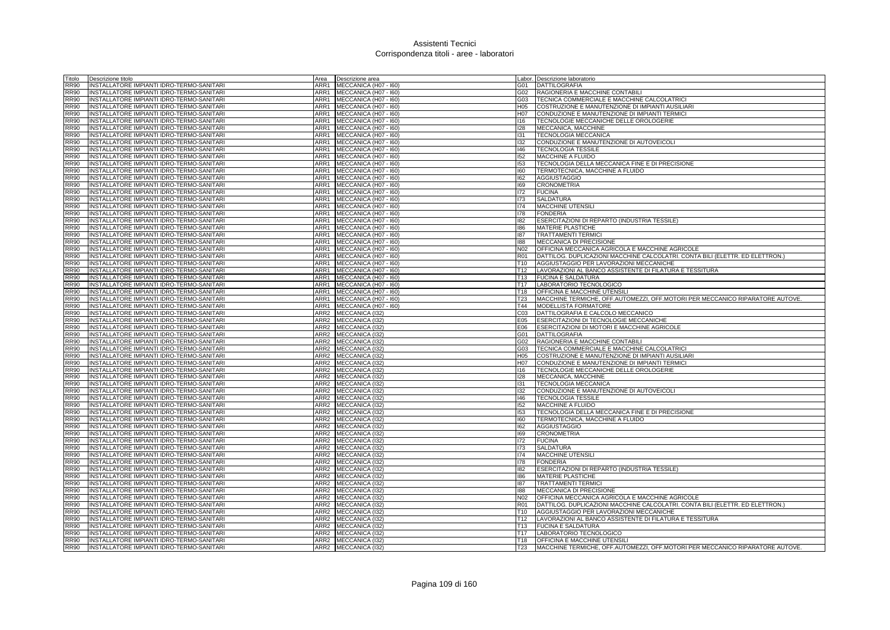# Assistenti Tecnici
## Corrispondenza titoli - aree - laboratori

| Titolo | Descrizione titolo | Area | Descrizione area | Labor. | Descrizione laboratorio |
|---|---|---|---|---|---|
| RR90 | INSTALLATORE IMPIANTI IDRO-TERMO-SANITARI | ARR1 | MECCANICA (H07 - I60) | G01 | DATTILOGRAFIA |
| RR90 | INSTALLATORE IMPIANTI IDRO-TERMO-SANITARI | ARR1 | MECCANICA (H07 - I60) | G02 | RAGIONERIA E MACCHINE CONTABILI |
| RR90 | INSTALLATORE IMPIANTI IDRO-TERMO-SANITARI | ARR1 | MECCANICA (H07 - I60) | G03 | TECNICA COMMERCIALE E MACCHINE CALCOLATRICI |
| RR90 | INSTALLATORE IMPIANTI IDRO-TERMO-SANITARI | ARR1 | MECCANICA (H07 - I60) | H05 | COSTRUZIONE E MANUTENZIONE DI IMPIANTI AUSILIARI |
| RR90 | INSTALLATORE IMPIANTI IDRO-TERMO-SANITARI | ARR1 | MECCANICA (H07 - I60) | H07 | CONDUZIONE E MANUTENZIONE DI IMPIANTI TERMICI |
| RR90 | INSTALLATORE IMPIANTI IDRO-TERMO-SANITARI | ARR1 | MECCANICA (H07 - I60) | I16 | TECNOLOGIE MECCANICHE DELLE OROLOGERIE |
| RR90 | INSTALLATORE IMPIANTI IDRO-TERMO-SANITARI | ARR1 | MECCANICA (H07 - I60) | I28 | MECCANICA, MACCHINE |
| RR90 | INSTALLATORE IMPIANTI IDRO-TERMO-SANITARI | ARR1 | MECCANICA (H07 - I60) | I31 | TECNOLOGIA MECCANICA |
| RR90 | INSTALLATORE IMPIANTI IDRO-TERMO-SANITARI | ARR1 | MECCANICA (H07 - I60) | I32 | CONDUZIONE E MANUTENZIONE DI AUTOVEICOLI |
| RR90 | INSTALLATORE IMPIANTI IDRO-TERMO-SANITARI | ARR1 | MECCANICA (H07 - I60) | I46 | TECNOLOGIA TESSILE |
| RR90 | INSTALLATORE IMPIANTI IDRO-TERMO-SANITARI | ARR1 | MECCANICA (H07 - I60) | I52 | MACCHINE A FLUIDO |
| RR90 | INSTALLATORE IMPIANTI IDRO-TERMO-SANITARI | ARR1 | MECCANICA (H07 - I60) | I53 | TECNOLOGIA DELLA MECCANICA FINE E DI PRECISIONE |
| RR90 | INSTALLATORE IMPIANTI IDRO-TERMO-SANITARI | ARR1 | MECCANICA (H07 - I60) | I60 | TERMOTECNICA, MACCHINE A FLUIDO |
| RR90 | INSTALLATORE IMPIANTI IDRO-TERMO-SANITARI | ARR1 | MECCANICA (H07 - I60) | I62 | AGGIUSTAGGIO |
| RR90 | INSTALLATORE IMPIANTI IDRO-TERMO-SANITARI | ARR1 | MECCANICA (H07 - I60) | I69 | CRONOMETRIA |
| RR90 | INSTALLATORE IMPIANTI IDRO-TERMO-SANITARI | ARR1 | MECCANICA (H07 - I60) | I72 | FUCINA |
| RR90 | INSTALLATORE IMPIANTI IDRO-TERMO-SANITARI | ARR1 | MECCANICA (H07 - I60) | I73 | SALDATURA |
| RR90 | INSTALLATORE IMPIANTI IDRO-TERMO-SANITARI | ARR1 | MECCANICA (H07 - I60) | I74 | MACCHINE UTENSILI |
| RR90 | INSTALLATORE IMPIANTI IDRO-TERMO-SANITARI | ARR1 | MECCANICA (H07 - I60) | I78 | FONDERIA |
| RR90 | INSTALLATORE IMPIANTI IDRO-TERMO-SANITARI | ARR1 | MECCANICA (H07 - I60) | I82 | ESERCITAZIONI DI REPARTO (INDUSTRIA TESSILE) |
| RR90 | INSTALLATORE IMPIANTI IDRO-TERMO-SANITARI | ARR1 | MECCANICA (H07 - I60) | I86 | MATERIE PLASTICHE |
| RR90 | INSTALLATORE IMPIANTI IDRO-TERMO-SANITARI | ARR1 | MECCANICA (H07 - I60) | I87 | TRATTAMENTI TERMICI |
| RR90 | INSTALLATORE IMPIANTI IDRO-TERMO-SANITARI | ARR1 | MECCANICA (H07 - I60) | I88 | MECCANICA DI PRECISIONE |
| RR90 | INSTALLATORE IMPIANTI IDRO-TERMO-SANITARI | ARR1 | MECCANICA (H07 - I60) | N02 | OFFICINA MECCANICA AGRICOLA E MACCHINE AGRICOLE |
| RR90 | INSTALLATORE IMPIANTI IDRO-TERMO-SANITARI | ARR1 | MECCANICA (H07 - I60) | R01 | DATTILOG. DUPLICAZIONI MACCHINE CALCOLATRI. CONTA BILI (ELETTR. ED ELETTRON.) |
| RR90 | INSTALLATORE IMPIANTI IDRO-TERMO-SANITARI | ARR1 | MECCANICA (H07 - I60) | T10 | AGGIUSTAGGIO PER LAVORAZIONI MECCANICHE |
| RR90 | INSTALLATORE IMPIANTI IDRO-TERMO-SANITARI | ARR1 | MECCANICA (H07 - I60) | T12 | LAVORAZIONI AL BANCO ASSISTENTE DI FILATURA E TESSITURA |
| RR90 | INSTALLATORE IMPIANTI IDRO-TERMO-SANITARI | ARR1 | MECCANICA (H07 - I60) | T13 | FUCINA E SALDATURA |
| RR90 | INSTALLATORE IMPIANTI IDRO-TERMO-SANITARI | ARR1 | MECCANICA (H07 - I60) | T17 | LABORATORIO TECNOLOGICO |
| RR90 | INSTALLATORE IMPIANTI IDRO-TERMO-SANITARI | ARR1 | MECCANICA (H07 - I60) | T18 | OFFICINA E MACCHINE UTENSILI |
| RR90 | INSTALLATORE IMPIANTI IDRO-TERMO-SANITARI | ARR1 | MECCANICA (H07 - I60) | T23 | MACCHINE TERMICHE, OFF.AUTOMEZZI, OFF.MOTORI PER MECCANICO RIPARATORE AUTOVE. |
| RR90 | INSTALLATORE IMPIANTI IDRO-TERMO-SANITARI | ARR1 | MECCANICA (H07 - I60) | T44 | MODELLISTA FORMATORE |
| RR90 | INSTALLATORE IMPIANTI IDRO-TERMO-SANITARI | ARR2 | MECCANICA (I32) | C03 | DATTILOGRAFIA E CALCOLO MECCANICO |
| RR90 | INSTALLATORE IMPIANTI IDRO-TERMO-SANITARI | ARR2 | MECCANICA (I32) | E05 | ESERCITAZIONI DI TECNOLOGIE MECCANICHE |
| RR90 | INSTALLATORE IMPIANTI IDRO-TERMO-SANITARI | ARR2 | MECCANICA (I32) | E06 | ESERCITAZIONI DI MOTORI E MACCHINE AGRICOLE |
| RR90 | INSTALLATORE IMPIANTI IDRO-TERMO-SANITARI | ARR2 | MECCANICA (I32) | G01 | DATTILOGRAFIA |
| RR90 | INSTALLATORE IMPIANTI IDRO-TERMO-SANITARI | ARR2 | MECCANICA (I32) | G02 | RAGIONERIA E MACCHINE CONTABILI |
| RR90 | INSTALLATORE IMPIANTI IDRO-TERMO-SANITARI | ARR2 | MECCANICA (I32) | G03 | TECNICA COMMERCIALE E MACCHINE CALCOLATRICI |
| RR90 | INSTALLATORE IMPIANTI IDRO-TERMO-SANITARI | ARR2 | MECCANICA (I32) | H05 | COSTRUZIONE E MANUTENZIONE DI IMPIANTI AUSILIARI |
| RR90 | INSTALLATORE IMPIANTI IDRO-TERMO-SANITARI | ARR2 | MECCANICA (I32) | H07 | CONDUZIONE E MANUTENZIONE DI IMPIANTI TERMICI |
| RR90 | INSTALLATORE IMPIANTI IDRO-TERMO-SANITARI | ARR2 | MECCANICA (I32) | I16 | TECNOLOGIE MECCANICHE DELLE OROLOGERIE |
| RR90 | INSTALLATORE IMPIANTI IDRO-TERMO-SANITARI | ARR2 | MECCANICA (I32) | I28 | MECCANICA, MACCHINE |
| RR90 | INSTALLATORE IMPIANTI IDRO-TERMO-SANITARI | ARR2 | MECCANICA (I32) | I31 | TECNOLOGIA MECCANICA |
| RR90 | INSTALLATORE IMPIANTI IDRO-TERMO-SANITARI | ARR2 | MECCANICA (I32) | I32 | CONDUZIONE E MANUTENZIONE DI AUTOVEICOLI |
| RR90 | INSTALLATORE IMPIANTI IDRO-TERMO-SANITARI | ARR2 | MECCANICA (I32) | I46 | TECNOLOGIA TESSILE |
| RR90 | INSTALLATORE IMPIANTI IDRO-TERMO-SANITARI | ARR2 | MECCANICA (I32) | I52 | MACCHINE A FLUIDO |
| RR90 | INSTALLATORE IMPIANTI IDRO-TERMO-SANITARI | ARR2 | MECCANICA (I32) | I53 | TECNOLOGIA DELLA MECCANICA FINE E DI PRECISIONE |
| RR90 | INSTALLATORE IMPIANTI IDRO-TERMO-SANITARI | ARR2 | MECCANICA (I32) | I60 | TERMOTECNICA, MACCHINE A FLUIDO |
| RR90 | INSTALLATORE IMPIANTI IDRO-TERMO-SANITARI | ARR2 | MECCANICA (I32) | I62 | AGGIUSTAGGIO |
| RR90 | INSTALLATORE IMPIANTI IDRO-TERMO-SANITARI | ARR2 | MECCANICA (I32) | I69 | CRONOMETRIA |
| RR90 | INSTALLATORE IMPIANTI IDRO-TERMO-SANITARI | ARR2 | MECCANICA (I32) | I72 | FUCINA |
| RR90 | INSTALLATORE IMPIANTI IDRO-TERMO-SANITARI | ARR2 | MECCANICA (I32) | I73 | SALDATURA |
| RR90 | INSTALLATORE IMPIANTI IDRO-TERMO-SANITARI | ARR2 | MECCANICA (I32) | I74 | MACCHINE UTENSILI |
| RR90 | INSTALLATORE IMPIANTI IDRO-TERMO-SANITARI | ARR2 | MECCANICA (I32) | I78 | FONDERIA |
| RR90 | INSTALLATORE IMPIANTI IDRO-TERMO-SANITARI | ARR2 | MECCANICA (I32) | I82 | ESERCITAZIONI DI REPARTO (INDUSTRIA TESSILE) |
| RR90 | INSTALLATORE IMPIANTI IDRO-TERMO-SANITARI | ARR2 | MECCANICA (I32) | I86 | MATERIE PLASTICHE |
| RR90 | INSTALLATORE IMPIANTI IDRO-TERMO-SANITARI | ARR2 | MECCANICA (I32) | I87 | TRATTAMENTI TERMICI |
| RR90 | INSTALLATORE IMPIANTI IDRO-TERMO-SANITARI | ARR2 | MECCANICA (I32) | I88 | MECCANICA DI PRECISIONE |
| RR90 | INSTALLATORE IMPIANTI IDRO-TERMO-SANITARI | ARR2 | MECCANICA (I32) | N02 | OFFICINA MECCANICA AGRICOLA E MACCHINE AGRICOLE |
| RR90 | INSTALLATORE IMPIANTI IDRO-TERMO-SANITARI | ARR2 | MECCANICA (I32) | R01 | DATTILOG. DUPLICAZIONI MACCHINE CALCOLATRI. CONTA BILI (ELETTR. ED ELETTRON.) |
| RR90 | INSTALLATORE IMPIANTI IDRO-TERMO-SANITARI | ARR2 | MECCANICA (I32) | T10 | AGGIUSTAGGIO PER LAVORAZIONI MECCANICHE |
| RR90 | INSTALLATORE IMPIANTI IDRO-TERMO-SANITARI | ARR2 | MECCANICA (I32) | T12 | LAVORAZIONI AL BANCO ASSISTENTE DI FILATURA E TESSITURA |
| RR90 | INSTALLATORE IMPIANTI IDRO-TERMO-SANITARI | ARR2 | MECCANICA (I32) | T13 | FUCINA E SALDATURA |
| RR90 | INSTALLATORE IMPIANTI IDRO-TERMO-SANITARI | ARR2 | MECCANICA (I32) | T17 | LABORATORIO TECNOLOGICO |
| RR90 | INSTALLATORE IMPIANTI IDRO-TERMO-SANITARI | ARR2 | MECCANICA (I32) | T18 | OFFICINA E MACCHINE UTENSILI |
| RR90 | INSTALLATORE IMPIANTI IDRO-TERMO-SANITARI | ARR2 | MECCANICA (I32) | T23 | MACCHINE TERMICHE, OFF.AUTOMEZZI, OFF.MOTORI PER MECCANICO RIPARATORE AUTOVE. |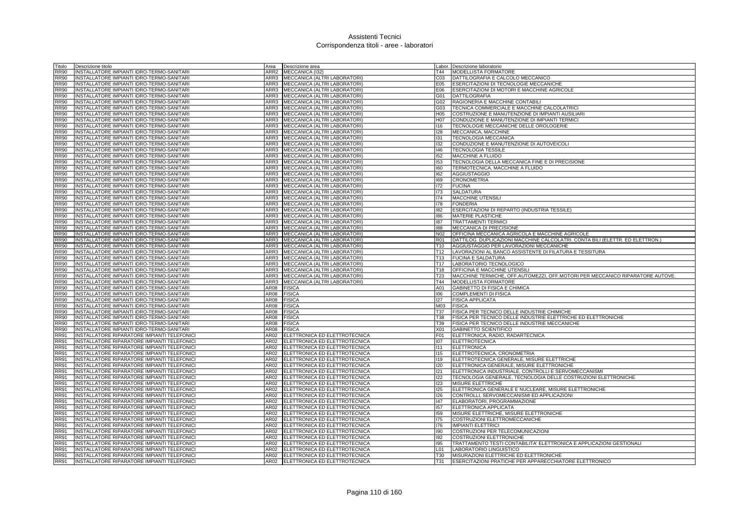# Assistenti Tecnici
## Corrispondenza titoli - aree - laboratori

| Titolo | Descrizione titolo | Area | Descrizione area | Labor. | Descrizione laboratorio |
|---|---|---|---|---|---|
| RR90 | INSTALLATORE IMPIANTI IDRO-TERMO-SANITARI | ARR2 | MECCANICA (I32) | T44 | MODELLISTA FORMATORE |
| RR90 | INSTALLATORE IMPIANTI IDRO-TERMO-SANITARI | ARR3 | MECCANICA (ALTRI LABORATORI) | C03 | DATTILOGRAFIA E CALCOLO MECCANICO |
| RR90 | INSTALLATORE IMPIANTI IDRO-TERMO-SANITARI | ARR3 | MECCANICA (ALTRI LABORATORI) | E05 | ESERCITAZIONI DI TECNOLOGIE MECCANICHE |
| RR90 | INSTALLATORE IMPIANTI IDRO-TERMO-SANITARI | ARR3 | MECCANICA (ALTRI LABORATORI) | E06 | ESERCITAZIONI DI MOTORI E MACCHINE AGRICOLE |
| RR90 | INSTALLATORE IMPIANTI IDRO-TERMO-SANITARI | ARR3 | MECCANICA (ALTRI LABORATORI) | G01 | DATTILOGRAFIA |
| RR90 | INSTALLATORE IMPIANTI IDRO-TERMO-SANITARI | ARR3 | MECCANICA (ALTRI LABORATORI) | G02 | RAGIONERIA E MACCHINE CONTABILI |
| RR90 | INSTALLATORE IMPIANTI IDRO-TERMO-SANITARI | ARR3 | MECCANICA (ALTRI LABORATORI) | G03 | TECNICA COMMERCIALE E MACCHINE CALCOLATRICI |
| RR90 | INSTALLATORE IMPIANTI IDRO-TERMO-SANITARI | ARR3 | MECCANICA (ALTRI LABORATORI) | H05 | COSTRUZIONE E MANUTENZIONE DI IMPIANTI AUSILIARI |
| RR90 | INSTALLATORE IMPIANTI IDRO-TERMO-SANITARI | ARR3 | MECCANICA (ALTRI LABORATORI) | H07 | CONDUZIONE E MANUTENZIONE DI IMPIANTI TERMICI |
| RR90 | INSTALLATORE IMPIANTI IDRO-TERMO-SANITARI | ARR3 | MECCANICA (ALTRI LABORATORI) | I16 | TECNOLOGIE MECCANICHE DELLE OROLOGERIE |
| RR90 | INSTALLATORE IMPIANTI IDRO-TERMO-SANITARI | ARR3 | MECCANICA (ALTRI LABORATORI) | I28 | MECCANICA, MACCHINE |
| RR90 | INSTALLATORE IMPIANTI IDRO-TERMO-SANITARI | ARR3 | MECCANICA (ALTRI LABORATORI) | I31 | TECNOLOGIA MECCANICA |
| RR90 | INSTALLATORE IMPIANTI IDRO-TERMO-SANITARI | ARR3 | MECCANICA (ALTRI LABORATORI) | I32 | CONDUZIONE E MANUTENZIONE DI AUTOVEICOLI |
| RR90 | INSTALLATORE IMPIANTI IDRO-TERMO-SANITARI | ARR3 | MECCANICA (ALTRI LABORATORI) | I46 | TECNOLOGIA TESSILE |
| RR90 | INSTALLATORE IMPIANTI IDRO-TERMO-SANITARI | ARR3 | MECCANICA (ALTRI LABORATORI) | I52 | MACCHINE A FLUIDO |
| RR90 | INSTALLATORE IMPIANTI IDRO-TERMO-SANITARI | ARR3 | MECCANICA (ALTRI LABORATORI) | I53 | TECNOLOGIA DELLA MECCANICA FINE E DI PRECISIONE |
| RR90 | INSTALLATORE IMPIANTI IDRO-TERMO-SANITARI | ARR3 | MECCANICA (ALTRI LABORATORI) | I60 | TERMOTECNICA, MACCHINE A FLUIDO |
| RR90 | INSTALLATORE IMPIANTI IDRO-TERMO-SANITARI | ARR3 | MECCANICA (ALTRI LABORATORI) | I62 | AGGIUSTAGGIO |
| RR90 | INSTALLATORE IMPIANTI IDRO-TERMO-SANITARI | ARR3 | MECCANICA (ALTRI LABORATORI) | I69 | CRONOMETRIA |
| RR90 | INSTALLATORE IMPIANTI IDRO-TERMO-SANITARI | ARR3 | MECCANICA (ALTRI LABORATORI) | I72 | FUCINA |
| RR90 | INSTALLATORE IMPIANTI IDRO-TERMO-SANITARI | ARR3 | MECCANICA (ALTRI LABORATORI) | I73 | SALDATURA |
| RR90 | INSTALLATORE IMPIANTI IDRO-TERMO-SANITARI | ARR3 | MECCANICA (ALTRI LABORATORI) | I74 | MACCHINE UTENSILI |
| RR90 | INSTALLATORE IMPIANTI IDRO-TERMO-SANITARI | ARR3 | MECCANICA (ALTRI LABORATORI) | I78 | FONDERIA |
| RR90 | INSTALLATORE IMPIANTI IDRO-TERMO-SANITARI | ARR3 | MECCANICA (ALTRI LABORATORI) | I82 | ESERCITAZIONI DI REPARTO (INDUSTRIA TESSILE) |
| RR90 | INSTALLATORE IMPIANTI IDRO-TERMO-SANITARI | ARR3 | MECCANICA (ALTRI LABORATORI) | I86 | MATERIE PLASTICHE |
| RR90 | INSTALLATORE IMPIANTI IDRO-TERMO-SANITARI | ARR3 | MECCANICA (ALTRI LABORATORI) | I87 | TRATTAMENTI TERMICI |
| RR90 | INSTALLATORE IMPIANTI IDRO-TERMO-SANITARI | ARR3 | MECCANICA (ALTRI LABORATORI) | I88 | MECCANICA DI PRECISIONE |
| RR90 | INSTALLATORE IMPIANTI IDRO-TERMO-SANITARI | ARR3 | MECCANICA (ALTRI LABORATORI) | N02 | OFFICINA MECCANICA AGRICOLA E MACCHINE AGRICOLE |
| RR90 | INSTALLATORE IMPIANTI IDRO-TERMO-SANITARI | ARR3 | MECCANICA (ALTRI LABORATORI) | R01 | DATTILOG. DUPLICAZIONI MACCHINE CALCOLATRI. CONTA BILI (ELETTR. ED ELETTRON.) |
| RR90 | INSTALLATORE IMPIANTI IDRO-TERMO-SANITARI | ARR3 | MECCANICA (ALTRI LABORATORI) | T10 | AGGIUSTAGGIO PER LAVORAZIONI MECCANICHE |
| RR90 | INSTALLATORE IMPIANTI IDRO-TERMO-SANITARI | ARR3 | MECCANICA (ALTRI LABORATORI) | T12 | LAVORAZIONI AL BANCO ASSISTENTE DI FILATURA E TESSITURA |
| RR90 | INSTALLATORE IMPIANTI IDRO-TERMO-SANITARI | ARR3 | MECCANICA (ALTRI LABORATORI) | T13 | FUCINA E SALDATURA |
| RR90 | INSTALLATORE IMPIANTI IDRO-TERMO-SANITARI | ARR3 | MECCANICA (ALTRI LABORATORI) | T17 | LABORATORIO TECNOLOGICO |
| RR90 | INSTALLATORE IMPIANTI IDRO-TERMO-SANITARI | ARR3 | MECCANICA (ALTRI LABORATORI) | T18 | OFFICINA E MACCHINE UTENSILI |
| RR90 | INSTALLATORE IMPIANTI IDRO-TERMO-SANITARI | ARR3 | MECCANICA (ALTRI LABORATORI) | T23 | MACCHINE TERMICHE, OFF.AUTOMEZZI, OFF.MOTORI PER MECCANICO RIPARATORE AUTOVE. |
| RR90 | INSTALLATORE IMPIANTI IDRO-TERMO-SANITARI | ARR3 | MECCANICA (ALTRI LABORATORI) | T44 | MODELLISTA FORMATORE |
| RR90 | INSTALLATORE IMPIANTI IDRO-TERMO-SANITARI | AR08 | FISICA | A01 | GABINETTO DI FISICA E CHIMICA |
| RR90 | INSTALLATORE IMPIANTI IDRO-TERMO-SANITARI | AR08 | FISICA | I06 | COMPLEMENTI DI FISICA |
| RR90 | INSTALLATORE IMPIANTI IDRO-TERMO-SANITARI | AR08 | FISICA | I27 | FISICA APPLICATA |
| RR90 | INSTALLATORE IMPIANTI IDRO-TERMO-SANITARI | AR08 | FISICA | M03 | FISICA |
| RR90 | INSTALLATORE IMPIANTI IDRO-TERMO-SANITARI | AR08 | FISICA | T37 | FISICA PER TECNICO DELLE INDUSTRIE CHIMICHE |
| RR90 | INSTALLATORE IMPIANTI IDRO-TERMO-SANITARI | AR08 | FISICA | T38 | FISICA PER TECNICO DELLE INDUSTRIE ELETTRICHE ED ELETTRONICHE |
| RR90 | INSTALLATORE IMPIANTI IDRO-TERMO-SANITARI | AR08 | FISICA | T39 | FISICA PER TECNICO DELLE INDUSTRIE MECCANICHE |
| RR90 | INSTALLATORE IMPIANTI IDRO-TERMO-SANITARI | AR08 | FISICA | X01 | GABINETTO SCIENTIFICO |
| RR91 | INSTALLATORE RIPARATORE IMPIANTI TELEFONICI | AR02 | ELETTRONICA ED ELETTROTECNICA | F01 | ELETTRONICA, RADIO, RADARTECNICA |
| RR91 | INSTALLATORE RIPARATORE IMPIANTI TELEFONICI | AR02 | ELETTRONICA ED ELETTROTECNICA | I07 | ELETTROTECNICA |
| RR91 | INSTALLATORE RIPARATORE IMPIANTI TELEFONICI | AR02 | ELETTRONICA ED ELETTROTECNICA | I11 | ELETTRONICA |
| RR91 | INSTALLATORE RIPARATORE IMPIANTI TELEFONICI | AR02 | ELETTRONICA ED ELETTROTECNICA | I15 | ELETTROTECNICA, CRONOMETRIA |
| RR91 | INSTALLATORE RIPARATORE IMPIANTI TELEFONICI | AR02 | ELETTRONICA ED ELETTROTECNICA | I19 | ELETTROTECNICA GENERALE, MISURE ELETTRICHE |
| RR91 | INSTALLATORE RIPARATORE IMPIANTI TELEFONICI | AR02 | ELETTRONICA ED ELETTROTECNICA | I20 | ELETTRONICA GENERALE, MISURE ELETTRONICHE |
| RR91 | INSTALLATORE RIPARATORE IMPIANTI TELEFONICI | AR02 | ELETTRONICA ED ELETTROTECNICA | I21 | ELETTRONICA INDUSTRIALE, CONTROLLI E SERVOMECCANISMI |
| RR91 | INSTALLATORE RIPARATORE IMPIANTI TELEFONICI | AR02 | ELETTRONICA ED ELETTROTECNICA | I22 | TECNOLOGIA GENERALE, TECNOLOGIA DELLE COSTRUZIONI ELETTRONICHE |
| RR91 | INSTALLATORE RIPARATORE IMPIANTI TELEFONICI | AR02 | ELETTRONICA ED ELETTROTECNICA | I23 | MISURE ELETTRICHE |
| RR91 | INSTALLATORE RIPARATORE IMPIANTI TELEFONICI | AR02 | ELETTRONICA ED ELETTROTECNICA | I25 | ELETTRONICA GENERALE E NUCLEARE, MISURE ELETTRONICHE |
| RR91 | INSTALLATORE RIPARATORE IMPIANTI TELEFONICI | AR02 | ELETTRONICA ED ELETTROTECNICA | I26 | CONTROLLI, SERVOMECCANISMI ED APPLICAZIONI |
| RR91 | INSTALLATORE RIPARATORE IMPIANTI TELEFONICI | AR02 | ELETTRONICA ED ELETTROTECNICA | I47 | ELABORATORI, PROGRAMMAZIONE |
| RR91 | INSTALLATORE RIPARATORE IMPIANTI TELEFONICI | AR02 | ELETTRONICA ED ELETTROTECNICA | I57 | ELETTRONICA APPLICATA |
| RR91 | INSTALLATORE RIPARATORE IMPIANTI TELEFONICI | AR02 | ELETTRONICA ED ELETTROTECNICA | I59 | MISURE ELETTRICHE, MISURE ELETTRONICHE |
| RR91 | INSTALLATORE RIPARATORE IMPIANTI TELEFONICI | AR02 | ELETTRONICA ED ELETTROTECNICA | I75 | COSTRUZIONI ELETTROMECCANICHE |
| RR91 | INSTALLATORE RIPARATORE IMPIANTI TELEFONICI | AR02 | ELETTRONICA ED ELETTROTECNICA | I76 | IMPIANTI ELETTRICI |
| RR91 | INSTALLATORE RIPARATORE IMPIANTI TELEFONICI | AR02 | ELETTRONICA ED ELETTROTECNICA | I90 | COSTRUZIONI PER TELECOMUNICAZIONI |
| RR91 | INSTALLATORE RIPARATORE IMPIANTI TELEFONICI | AR02 | ELETTRONICA ED ELETTROTECNICA | I92 | COSTRUZIONI ELETTRONICHE |
| RR91 | INSTALLATORE RIPARATORE IMPIANTI TELEFONICI | AR02 | ELETTRONICA ED ELETTROTECNICA | I95 | TRATTAMENTO TESTI CONTABILITA' ELETTRONICA E APPLICAZIONI GESTIONALI |
| RR91 | INSTALLATORE RIPARATORE IMPIANTI TELEFONICI | AR02 | ELETTRONICA ED ELETTROTECNICA | L01 | LABORATORIO LINGUISTICO |
| RR91 | INSTALLATORE RIPARATORE IMPIANTI TELEFONICI | AR02 | ELETTRONICA ED ELETTROTECNICA | T30 | MISURAZIONI ELETTRICHE ED ELETTRONICHE |
| RR91 | INSTALLATORE RIPARATORE IMPIANTI TELEFONICI | AR02 | ELETTRONICA ED ELETTROTECNICA | T31 | ESERCITAZIONI PRATICHE PER APPARECCHIATORE ELETTRONICO |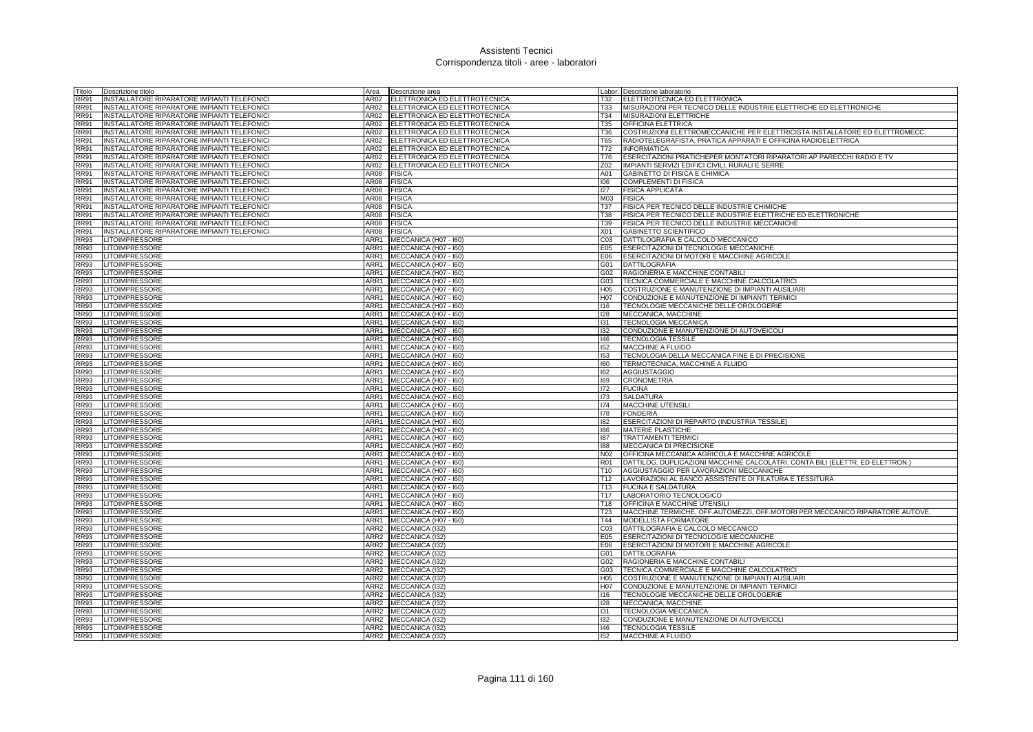# Assistenti Tecnici
## Corrispondenza titoli - aree - laboratori

| Titolo | Descrizione titolo | Area | Descrizione area | Labor. | Descrizione laboratorio |
|---|---|---|---|---|---|
| RR91 | INSTALLATORE RIPARATORE IMPIANTI TELEFONICI | AR02 | ELETTRONICA ED ELETTROTECNICA | T32 | ELETTROTECNICA ED ELETTRONICA |
| RR91 | INSTALLATORE RIPARATORE IMPIANTI TELEFONICI | AR02 | ELETTRONICA ED ELETTROTECNICA | T33 | MISURAZIONI PER TECNICO DELLE INDUSTRIE ELETTRICHE ED ELETTRONICHE |
| RR91 | INSTALLATORE RIPARATORE IMPIANTI TELEFONICI | AR02 | ELETTRONICA ED ELETTROTECNICA | T34 | MISURAZIONI ELETTRICHE |
| RR91 | INSTALLATORE RIPARATORE IMPIANTI TELEFONICI | AR02 | ELETTRONICA ED ELETTROTECNICA | T35 | OFFICINA ELETTRICA |
| RR91 | INSTALLATORE RIPARATORE IMPIANTI TELEFONICI | AR02 | ELETTRONICA ED ELETTROTECNICA | T36 | COSTRUZIONI ELETTROMECCANICHE PER ELETTRICISTA INSTALLATORE ED ELETTROMECC. |
| RR91 | INSTALLATORE RIPARATORE IMPIANTI TELEFONICI | AR02 | ELETTRONICA ED ELETTROTECNICA | T65 | RADIOTELEGRAFISTA, PRATICA APPARATI E OFFICINA RADIOELETTRICA |
| RR91 | INSTALLATORE RIPARATORE IMPIANTI TELEFONICI | AR02 | ELETTRONICA ED ELETTROTECNICA | T72 | INFORMATICA |
| RR91 | INSTALLATORE RIPARATORE IMPIANTI TELEFONICI | AR02 | ELETTRONICA ED ELETTROTECNICA | T76 | ESERCITAZIONI PRATICHEPER MONTATORI RIPARATORI AP PARECCHI RADIO E TV |
| RR91 | INSTALLATORE RIPARATORE IMPIANTI TELEFONICI | AR02 | ELETTRONICA ED ELETTROTECNICA | Z02 | IMPIANTI SERVIZI EDIFICI CIVILI, RURALI E SERRE |
| RR91 | INSTALLATORE RIPARATORE IMPIANTI TELEFONICI | AR08 | FISICA | A01 | GABINETTO DI FISICA E CHIMICA |
| RR91 | INSTALLATORE RIPARATORE IMPIANTI TELEFONICI | AR08 | FISICA | I06 | COMPLEMENTI DI FISICA |
| RR91 | INSTALLATORE RIPARATORE IMPIANTI TELEFONICI | AR08 | FISICA | I27 | FISICA APPLICATA |
| RR91 | INSTALLATORE RIPARATORE IMPIANTI TELEFONICI | AR08 | FISICA | M03 | FISICA |
| RR91 | INSTALLATORE RIPARATORE IMPIANTI TELEFONICI | AR08 | FISICA | T37 | FISICA PER TECNICO DELLE INDUSTRIE CHIMICHE |
| RR91 | INSTALLATORE RIPARATORE IMPIANTI TELEFONICI | AR08 | FISICA | T38 | FISICA PER TECNICO DELLE INDUSTRIE ELETTRICHE ED ELETTRONICHE |
| RR91 | INSTALLATORE RIPARATORE IMPIANTI TELEFONICI | AR08 | FISICA | T39 | FISICA PER TECNICO DELLE INDUSTRIE MECCANICHE |
| RR91 | INSTALLATORE RIPARATORE IMPIANTI TELEFONICI | AR08 | FISICA | X01 | GABINETTO SCIENTIFICO |
| RR93 | LITOIMPRESSORE | ARR1 | MECCANICA (H07 - I60) | C03 | DATTILOGRAFIA E CALCOLO MECCANICO |
| RR93 | LITOIMPRESSORE | ARR1 | MECCANICA (H07 - I60) | E05 | ESERCITAZIONI DI TECNOLOGIE MECCANICHE |
| RR93 | LITOIMPRESSORE | ARR1 | MECCANICA (H07 - I60) | E06 | ESERCITAZIONI DI MOTORI E MACCHINE AGRICOLE |
| RR93 | LITOIMPRESSORE | ARR1 | MECCANICA (H07 - I60) | G01 | DATTILOGRAFIA |
| RR93 | LITOIMPRESSORE | ARR1 | MECCANICA (H07 - I60) | G02 | RAGIONERIA E MACCHINE CONTABILI |
| RR93 | LITOIMPRESSORE | ARR1 | MECCANICA (H07 - I60) | G03 | TECNICA COMMERCIALE E MACCHINE CALCOLATRICI |
| RR93 | LITOIMPRESSORE | ARR1 | MECCANICA (H07 - I60) | H05 | COSTRUZIONE E MANUTENZIONE DI IMPIANTI AUSILIARI |
| RR93 | LITOIMPRESSORE | ARR1 | MECCANICA (H07 - I60) | H07 | CONDUZIONE E MANUTENZIONE DI IMPIANTI TERMICI |
| RR93 | LITOIMPRESSORE | ARR1 | MECCANICA (H07 - I60) | I16 | TECNOLOGIE MECCANICHE DELLE OROLOGERIE |
| RR93 | LITOIMPRESSORE | ARR1 | MECCANICA (H07 - I60) | I28 | MECCANICA, MACCHINE |
| RR93 | LITOIMPRESSORE | ARR1 | MECCANICA (H07 - I60) | I31 | TECNOLOGIA MECCANICA |
| RR93 | LITOIMPRESSORE | ARR1 | MECCANICA (H07 - I60) | I32 | CONDUZIONE E MANUTENZIONE DI AUTOVEICOLI |
| RR93 | LITOIMPRESSORE | ARR1 | MECCANICA (H07 - I60) | I46 | TECNOLOGIA TESSILE |
| RR93 | LITOIMPRESSORE | ARR1 | MECCANICA (H07 - I60) | I52 | MACCHINE A FLUIDO |
| RR93 | LITOIMPRESSORE | ARR1 | MECCANICA (H07 - I60) | I53 | TECNOLOGIA DELLA MECCANICA FINE E DI PRECISIONE |
| RR93 | LITOIMPRESSORE | ARR1 | MECCANICA (H07 - I60) | I60 | TERMOTECNICA, MACCHINE A FLUIDO |
| RR93 | LITOIMPRESSORE | ARR1 | MECCANICA (H07 - I60) | I62 | AGGIUSTAGGIO |
| RR93 | LITOIMPRESSORE | ARR1 | MECCANICA (H07 - I60) | I69 | CRONOMETRIA |
| RR93 | LITOIMPRESSORE | ARR1 | MECCANICA (H07 - I60) | I72 | FUCINA |
| RR93 | LITOIMPRESSORE | ARR1 | MECCANICA (H07 - I60) | I73 | SALDATURA |
| RR93 | LITOIMPRESSORE | ARR1 | MECCANICA (H07 - I60) | I74 | MACCHINE UTENSILI |
| RR93 | LITOIMPRESSORE | ARR1 | MECCANICA (H07 - I60) | I78 | FONDERIA |
| RR93 | LITOIMPRESSORE | ARR1 | MECCANICA (H07 - I60) | I82 | ESERCITAZIONI DI REPARTO (INDUSTRIA TESSILE) |
| RR93 | LITOIMPRESSORE | ARR1 | MECCANICA (H07 - I60) | I86 | MATERIE PLASTICHE |
| RR93 | LITOIMPRESSORE | ARR1 | MECCANICA (H07 - I60) | I87 | TRATTAMENTI TERMICI |
| RR93 | LITOIMPRESSORE | ARR1 | MECCANICA (H07 - I60) | I88 | MECCANICA DI PRECISIONE |
| RR93 | LITOIMPRESSORE | ARR1 | MECCANICA (H07 - I60) | N02 | OFFICINA MECCANICA AGRICOLA E MACCHINE AGRICOLE |
| RR93 | LITOIMPRESSORE | ARR1 | MECCANICA (H07 - I60) | R01 | DATTILOG. DUPLICAZIONI MACCHINE CALCOLATRI. CONTA BILI (ELETTR. ED ELETTRON.) |
| RR93 | LITOIMPRESSORE | ARR1 | MECCANICA (H07 - I60) | T10 | AGGIUSTAGGIO PER LAVORAZIONI MECCANICHE |
| RR93 | LITOIMPRESSORE | ARR1 | MECCANICA (H07 - I60) | T12 | LAVORAZIONI AL BANCO ASSISTENTE DI FILATURA E TESSITURA |
| RR93 | LITOIMPRESSORE | ARR1 | MECCANICA (H07 - I60) | T13 | FUCINA E SALDATURA |
| RR93 | LITOIMPRESSORE | ARR1 | MECCANICA (H07 - I60) | T17 | LABORATORIO TECNOLOGICO |
| RR93 | LITOIMPRESSORE | ARR1 | MECCANICA (H07 - I60) | T18 | OFFICINA E MACCHINE UTENSILI |
| RR93 | LITOIMPRESSORE | ARR1 | MECCANICA (H07 - I60) | T23 | MACCHINE TERMICHE, OFF.AUTOMEZZI, OFF.MOTORI PER MECCANICO RIPARATORE AUTOVE. |
| RR93 | LITOIMPRESSORE | ARR1 | MECCANICA (H07 - I60) | T44 | MODELLISTA FORMATORE |
| RR93 | LITOIMPRESSORE | ARR2 | MECCANICA (I32) | C03 | DATTILOGRAFIA E CALCOLO MECCANICO |
| RR93 | LITOIMPRESSORE | ARR2 | MECCANICA (I32) | E05 | ESERCITAZIONI DI TECNOLOGIE MECCANICHE |
| RR93 | LITOIMPRESSORE | ARR2 | MECCANICA (I32) | E06 | ESERCITAZIONI DI MOTORI E MACCHINE AGRICOLE |
| RR93 | LITOIMPRESSORE | ARR2 | MECCANICA (I32) | G01 | DATTILOGRAFIA |
| RR93 | LITOIMPRESSORE | ARR2 | MECCANICA (I32) | G02 | RAGIONERIA E MACCHINE CONTABILI |
| RR93 | LITOIMPRESSORE | ARR2 | MECCANICA (I32) | G03 | TECNICA COMMERCIALE E MACCHINE CALCOLATRICI |
| RR93 | LITOIMPRESSORE | ARR2 | MECCANICA (I32) | H05 | COSTRUZIONE E MANUTENZIONE DI IMPIANTI AUSILIARI |
| RR93 | LITOIMPRESSORE | ARR2 | MECCANICA (I32) | H07 | CONDUZIONE E MANUTENZIONE DI IMPIANTI TERMICI |
| RR93 | LITOIMPRESSORE | ARR2 | MECCANICA (I32) | I16 | TECNOLOGIE MECCANICHE DELLE OROLOGERIE |
| RR93 | LITOIMPRESSORE | ARR2 | MECCANICA (I32) | I28 | MECCANICA, MACCHINE |
| RR93 | LITOIMPRESSORE | ARR2 | MECCANICA (I32) | I31 | TECNOLOGIA MECCANICA |
| RR93 | LITOIMPRESSORE | ARR2 | MECCANICA (I32) | I32 | CONDUZIONE E MANUTENZIONE DI AUTOVEICOLI |
| RR93 | LITOIMPRESSORE | ARR2 | MECCANICA (I32) | I46 | TECNOLOGIA TESSILE |
| RR93 | LITOIMPRESSORE | ARR2 | MECCANICA (I32) | I52 | MACCHINE A FLUIDO |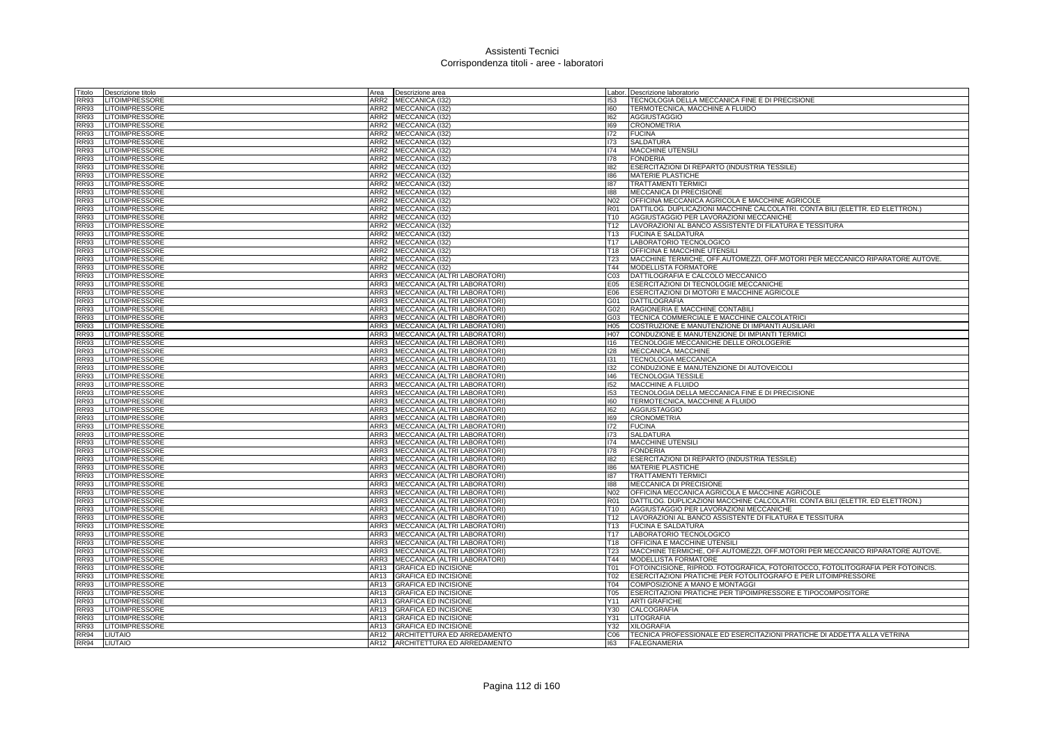# Assistenti Tecnici
## Corrispondenza titoli - aree - laboratori

| Titolo | Descrizione titolo | Area | Descrizione area | Labor. | Descrizione laboratorio |
|---|---|---|---|---|---|
| RR93 | LITOIMPRESSORE | ARR2 | MECCANICA (I32) | I53 | TECNOLOGIA DELLA MECCANICA FINE E DI PRECISIONE |
| RR93 | LITOIMPRESSORE | ARR2 | MECCANICA (I32) | I60 | TERMOTECNICA, MACCHINE A FLUIDO |
| RR93 | LITOIMPRESSORE | ARR2 | MECCANICA (I32) | I62 | AGGIUSTAGGIO |
| RR93 | LITOIMPRESSORE | ARR2 | MECCANICA (I32) | I69 | CRONOMETRIA |
| RR93 | LITOIMPRESSORE | ARR2 | MECCANICA (I32) | I72 | FUCINA |
| RR93 | LITOIMPRESSORE | ARR2 | MECCANICA (I32) | I73 | SALDATURA |
| RR93 | LITOIMPRESSORE | ARR2 | MECCANICA (I32) | I74 | MACCHINE UTENSILI |
| RR93 | LITOIMPRESSORE | ARR2 | MECCANICA (I32) | I78 | FONDERIA |
| RR93 | LITOIMPRESSORE | ARR2 | MECCANICA (I32) | I82 | ESERCITAZIONI DI REPARTO (INDUSTRIA TESSILE) |
| RR93 | LITOIMPRESSORE | ARR2 | MECCANICA (I32) | I86 | MATERIE PLASTICHE |
| RR93 | LITOIMPRESSORE | ARR2 | MECCANICA (I32) | I87 | TRATTAMENTI TERMICI |
| RR93 | LITOIMPRESSORE | ARR2 | MECCANICA (I32) | I88 | MECCANICA DI PRECISIONE |
| RR93 | LITOIMPRESSORE | ARR2 | MECCANICA (I32) | N02 | OFFICINA MECCANICA AGRICOLA E MACCHINE AGRICOLE |
| RR93 | LITOIMPRESSORE | ARR2 | MECCANICA (I32) | R01 | DATTILOG. DUPLICAZIONI MACCHINE CALCOLATRI. CONTA BILI (ELETTR. ED ELETTRON.) |
| RR93 | LITOIMPRESSORE | ARR2 | MECCANICA (I32) | T10 | AGGIUSTAGGIO PER LAVORAZIONI MECCANICHE |
| RR93 | LITOIMPRESSORE | ARR2 | MECCANICA (I32) | T12 | LAVORAZIONI AL BANCO ASSISTENTE DI FILATURA E TESSITURA |
| RR93 | LITOIMPRESSORE | ARR2 | MECCANICA (I32) | T13 | FUCINA E SALDATURA |
| RR93 | LITOIMPRESSORE | ARR2 | MECCANICA (I32) | T17 | LABORATORIO TECNOLOGICO |
| RR93 | LITOIMPRESSORE | ARR2 | MECCANICA (I32) | T18 | OFFICINA E MACCHINE UTENSILI |
| RR93 | LITOIMPRESSORE | ARR2 | MECCANICA (I32) | T23 | MACCHINE TERMICHE, OFF.AUTOMEZZI, OFF.MOTORI PER MECCANICO RIPARATORE AUTOVE. |
| RR93 | LITOIMPRESSORE | ARR2 | MECCANICA (I32) | T44 | MODELLISTA FORMATORE |
| RR93 | LITOIMPRESSORE | ARR3 | MECCANICA (ALTRI LABORATORI) | C03 | DATTILOGRAFIA E CALCOLO MECCANICO |
| RR93 | LITOIMPRESSORE | ARR3 | MECCANICA (ALTRI LABORATORI) | E05 | ESERCITAZIONI DI TECNOLOGIE MECCANICHE |
| RR93 | LITOIMPRESSORE | ARR3 | MECCANICA (ALTRI LABORATORI) | E06 | ESERCITAZIONI DI MOTORI E MACCHINE AGRICOLE |
| RR93 | LITOIMPRESSORE | ARR3 | MECCANICA (ALTRI LABORATORI) | G01 | DATTILOGRAFIA |
| RR93 | LITOIMPRESSORE | ARR3 | MECCANICA (ALTRI LABORATORI) | G02 | RAGIONERIA E MACCHINE CONTABILI |
| RR93 | LITOIMPRESSORE | ARR3 | MECCANICA (ALTRI LABORATORI) | G03 | TECNICA COMMERCIALE E MACCHINE CALCOLATRICI |
| RR93 | LITOIMPRESSORE | ARR3 | MECCANICA (ALTRI LABORATORI) | H05 | COSTRUZIONE E MANUTENZIONE DI IMPIANTI AUSILIARI |
| RR93 | LITOIMPRESSORE | ARR3 | MECCANICA (ALTRI LABORATORI) | H07 | CONDUZIONE E MANUTENZIONE DI IMPIANTI TERMICI |
| RR93 | LITOIMPRESSORE | ARR3 | MECCANICA (ALTRI LABORATORI) | I16 | TECNOLOGIE MECCANICHE DELLE OROLOGERIE |
| RR93 | LITOIMPRESSORE | ARR3 | MECCANICA (ALTRI LABORATORI) | I28 | MECCANICA, MACCHINE |
| RR93 | LITOIMPRESSORE | ARR3 | MECCANICA (ALTRI LABORATORI) | I31 | TECNOLOGIA MECCANICA |
| RR93 | LITOIMPRESSORE | ARR3 | MECCANICA (ALTRI LABORATORI) | I32 | CONDUZIONE E MANUTENZIONE DI AUTOVEICOLI |
| RR93 | LITOIMPRESSORE | ARR3 | MECCANICA (ALTRI LABORATORI) | I46 | TECNOLOGIA TESSILE |
| RR93 | LITOIMPRESSORE | ARR3 | MECCANICA (ALTRI LABORATORI) | I52 | MACCHINE A FLUIDO |
| RR93 | LITOIMPRESSORE | ARR3 | MECCANICA (ALTRI LABORATORI) | I53 | TECNOLOGIA DELLA MECCANICA FINE E DI PRECISIONE |
| RR93 | LITOIMPRESSORE | ARR3 | MECCANICA (ALTRI LABORATORI) | I60 | TERMOTECNICA, MACCHINE A FLUIDO |
| RR93 | LITOIMPRESSORE | ARR3 | MECCANICA (ALTRI LABORATORI) | I62 | AGGIUSTAGGIO |
| RR93 | LITOIMPRESSORE | ARR3 | MECCANICA (ALTRI LABORATORI) | I69 | CRONOMETRIA |
| RR93 | LITOIMPRESSORE | ARR3 | MECCANICA (ALTRI LABORATORI) | I72 | FUCINA |
| RR93 | LITOIMPRESSORE | ARR3 | MECCANICA (ALTRI LABORATORI) | I73 | SALDATURA |
| RR93 | LITOIMPRESSORE | ARR3 | MECCANICA (ALTRI LABORATORI) | I74 | MACCHINE UTENSILI |
| RR93 | LITOIMPRESSORE | ARR3 | MECCANICA (ALTRI LABORATORI) | I78 | FONDERIA |
| RR93 | LITOIMPRESSORE | ARR3 | MECCANICA (ALTRI LABORATORI) | I82 | ESERCITAZIONI DI REPARTO (INDUSTRIA TESSILE) |
| RR93 | LITOIMPRESSORE | ARR3 | MECCANICA (ALTRI LABORATORI) | I86 | MATERIE PLASTICHE |
| RR93 | LITOIMPRESSORE | ARR3 | MECCANICA (ALTRI LABORATORI) | I87 | TRATTAMENTI TERMICI |
| RR93 | LITOIMPRESSORE | ARR3 | MECCANICA (ALTRI LABORATORI) | I88 | MECCANICA DI PRECISIONE |
| RR93 | LITOIMPRESSORE | ARR3 | MECCANICA (ALTRI LABORATORI) | N02 | OFFICINA MECCANICA AGRICOLA E MACCHINE AGRICOLE |
| RR93 | LITOIMPRESSORE | ARR3 | MECCANICA (ALTRI LABORATORI) | R01 | DATTILOG. DUPLICAZIONI MACCHINE CALCOLATRI. CONTA BILI (ELETTR. ED ELETTRON.) |
| RR93 | LITOIMPRESSORE | ARR3 | MECCANICA (ALTRI LABORATORI) | T10 | AGGIUSTAGGIO PER LAVORAZIONI MECCANICHE |
| RR93 | LITOIMPRESSORE | ARR3 | MECCANICA (ALTRI LABORATORI) | T12 | LAVORAZIONI AL BANCO ASSISTENTE DI FILATURA E TESSITURA |
| RR93 | LITOIMPRESSORE | ARR3 | MECCANICA (ALTRI LABORATORI) | T13 | FUCINA E SALDATURA |
| RR93 | LITOIMPRESSORE | ARR3 | MECCANICA (ALTRI LABORATORI) | T17 | LABORATORIO TECNOLOGICO |
| RR93 | LITOIMPRESSORE | ARR3 | MECCANICA (ALTRI LABORATORI) | T18 | OFFICINA E MACCHINE UTENSILI |
| RR93 | LITOIMPRESSORE | ARR3 | MECCANICA (ALTRI LABORATORI) | T23 | MACCHINE TERMICHE, OFF.AUTOMEZZI, OFF.MOTORI PER MECCANICO RIPARATORE AUTOVE. |
| RR93 | LITOIMPRESSORE | ARR3 | MECCANICA (ALTRI LABORATORI) | T44 | MODELLISTA FORMATORE |
| RR93 | LITOIMPRESSORE | AR13 | GRAFICA ED INCISIONE | T01 | FOTOINCISIONE, RIPROD. FOTOGRAFICA, FOTORITOCCO, FOTOLITOGRAFIA PER FOTOINCIS. |
| RR93 | LITOIMPRESSORE | AR13 | GRAFICA ED INCISIONE | T02 | ESERCITAZIONI PRATICHE PER FOTOLITOGRAFO E PER LITOIMPRESSORE |
| RR93 | LITOIMPRESSORE | AR13 | GRAFICA ED INCISIONE | T04 | COMPOSIZIONE A MANO E MONTAGGI |
| RR93 | LITOIMPRESSORE | AR13 | GRAFICA ED INCISIONE | T05 | ESERCITAZIONI PRATICHE PER TIPOIMPRESSORE E TIPOCOMPOSITORE |
| RR93 | LITOIMPRESSORE | AR13 | GRAFICA ED INCISIONE | Y11 | ARTI GRAFICHE |
| RR93 | LITOIMPRESSORE | AR13 | GRAFICA ED INCISIONE | Y30 | CALCOGRAFIA |
| RR93 | LITOIMPRESSORE | AR13 | GRAFICA ED INCISIONE | Y31 | LITOGRAFIA |
| RR93 | LITOIMPRESSORE | AR13 | GRAFICA ED INCISIONE | Y32 | XILOGRAFIA |
| RR94 | LIUTAIO | AR12 | ARCHITETTURA ED ARREDAMENTO | C06 | TECNICA PROFESSIONALE ED ESERCITAZIONI PRATICHE DI ADDETTA ALLA VETRINA |
| RR94 | LIUTAIO | AR12 | ARCHITETTURA ED ARREDAMENTO | I63 | FALEGNAMERIA |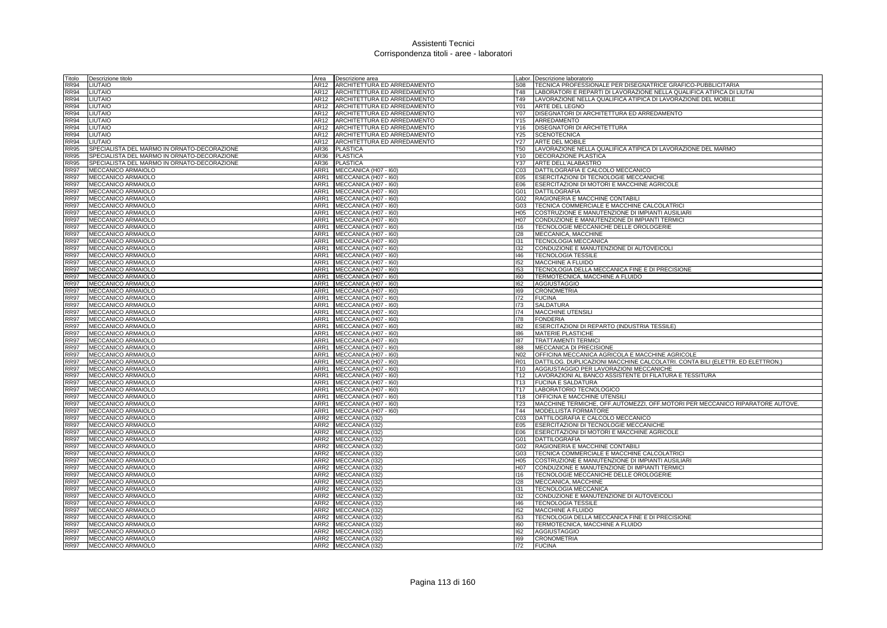# Assistenti Tecnici
## Corrispondenza titoli - aree - laboratori

| Titolo | Descrizione titolo | Area | Descrizione area | Labor. | Descrizione laboratorio |
|---|---|---|---|---|---|
| RR94 | LIUTAIO | AR12 | ARCHITETTURA ED ARREDAMENTO | S08 | TECNICA PROFESSIONALE PER DISEGNATRICE GRAFICO-PUBBLICITARIA |
| RR94 | LIUTAIO | AR12 | ARCHITETTURA ED ARREDAMENTO | T48 | LABORATORI E REPARTI DI LAVORAZIONE NELLA QUALIFICA ATIPICA DI LIUTAI |
| RR94 | LIUTAIO | AR12 | ARCHITETTURA ED ARREDAMENTO | T49 | LAVORAZIONE NELLA QUALIFICA ATIPICA DI LAVORAZIONE DEL MOBILE |
| RR94 | LIUTAIO | AR12 | ARCHITETTURA ED ARREDAMENTO | Y01 | ARTE DEL LEGNO |
| RR94 | LIUTAIO | AR12 | ARCHITETTURA ED ARREDAMENTO | Y07 | DISEGNATORI DI ARCHITETTURA ED ARREDAMENTO |
| RR94 | LIUTAIO | AR12 | ARCHITETTURA ED ARREDAMENTO | Y15 | ARREDAMENTO |
| RR94 | LIUTAIO | AR12 | ARCHITETTURA ED ARREDAMENTO | Y16 | DISEGNATORI DI ARCHITETTURA |
| RR94 | LIUTAIO | AR12 | ARCHITETTURA ED ARREDAMENTO | Y25 | SCENOTECNICA |
| RR94 | LIUTAIO | AR12 | ARCHITETTURA ED ARREDAMENTO | Y27 | ARTE DEL MOBILE |
| RR95 | SPECIALISTA DEL MARMO IN ORNATO-DECORAZIONE | AR36 | PLASTICA | T50 | LAVORAZIONE NELLA QUALIFICA ATIPICA DI LAVORAZIONE DEL MARMO |
| RR95 | SPECIALISTA DEL MARMO IN ORNATO-DECORAZIONE | AR36 | PLASTICA | Y10 | DECORAZIONE PLASTICA |
| RR95 | SPECIALISTA DEL MARMO IN ORNATO-DECORAZIONE | AR36 | PLASTICA | Y37 | ARTE DELL'ALABASTRO |
| RR97 | MECCANICO ARMAIOLO | ARR1 | MECCANICA (H07 - I60) | C03 | DATTILOGRAFIA E CALCOLO MECCANICO |
| RR97 | MECCANICO ARMAIOLO | ARR1 | MECCANICA (H07 - I60) | E05 | ESERCITAZIONI DI TECNOLOGIE MECCANICHE |
| RR97 | MECCANICO ARMAIOLO | ARR1 | MECCANICA (H07 - I60) | E06 | ESERCITAZIONI DI MOTORI E MACCHINE AGRICOLE |
| RR97 | MECCANICO ARMAIOLO | ARR1 | MECCANICA (H07 - I60) | G01 | DATTILOGRAFIA |
| RR97 | MECCANICO ARMAIOLO | ARR1 | MECCANICA (H07 - I60) | G02 | RAGIONERIA E MACCHINE CONTABILI |
| RR97 | MECCANICO ARMAIOLO | ARR1 | MECCANICA (H07 - I60) | G03 | TECNICA COMMERCIALE E MACCHINE CALCOLATRICI |
| RR97 | MECCANICO ARMAIOLO | ARR1 | MECCANICA (H07 - I60) | H05 | COSTRUZIONE E MANUTENZIONE DI IMPIANTI AUSILIARI |
| RR97 | MECCANICO ARMAIOLO | ARR1 | MECCANICA (H07 - I60) | H07 | CONDUZIONE E MANUTENZIONE DI IMPIANTI TERMICI |
| RR97 | MECCANICO ARMAIOLO | ARR1 | MECCANICA (H07 - I60) | I16 | TECNOLOGIE MECCANICHE DELLE OROLOGERIE |
| RR97 | MECCANICO ARMAIOLO | ARR1 | MECCANICA (H07 - I60) | I28 | MECCANICA, MACCHINE |
| RR97 | MECCANICO ARMAIOLO | ARR1 | MECCANICA (H07 - I60) | I31 | TECNOLOGIA MECCANICA |
| RR97 | MECCANICO ARMAIOLO | ARR1 | MECCANICA (H07 - I60) | I32 | CONDUZIONE E MANUTENZIONE DI AUTOVEICOLI |
| RR97 | MECCANICO ARMAIOLO | ARR1 | MECCANICA (H07 - I60) | I46 | TECNOLOGIA TESSILE |
| RR97 | MECCANICO ARMAIOLO | ARR1 | MECCANICA (H07 - I60) | I52 | MACCHINE A FLUIDO |
| RR97 | MECCANICO ARMAIOLO | ARR1 | MECCANICA (H07 - I60) | I53 | TECNOLOGIA DELLA MECCANICA FINE E DI PRECISIONE |
| RR97 | MECCANICO ARMAIOLO | ARR1 | MECCANICA (H07 - I60) | I60 | TERMOTECNICA, MACCHINE A FLUIDO |
| RR97 | MECCANICO ARMAIOLO | ARR1 | MECCANICA (H07 - I60) | I62 | AGGIUSTAGGIO |
| RR97 | MECCANICO ARMAIOLO | ARR1 | MECCANICA (H07 - I60) | I69 | CRONOMETRIA |
| RR97 | MECCANICO ARMAIOLO | ARR1 | MECCANICA (H07 - I60) | I72 | FUCINA |
| RR97 | MECCANICO ARMAIOLO | ARR1 | MECCANICA (H07 - I60) | I73 | SALDATURA |
| RR97 | MECCANICO ARMAIOLO | ARR1 | MECCANICA (H07 - I60) | I74 | MACCHINE UTENSILI |
| RR97 | MECCANICO ARMAIOLO | ARR1 | MECCANICA (H07 - I60) | I78 | FONDERIA |
| RR97 | MECCANICO ARMAIOLO | ARR1 | MECCANICA (H07 - I60) | I82 | ESERCITAZIONI DI REPARTO (INDUSTRIA TESSILE) |
| RR97 | MECCANICO ARMAIOLO | ARR1 | MECCANICA (H07 - I60) | I86 | MATERIE PLASTICHE |
| RR97 | MECCANICO ARMAIOLO | ARR1 | MECCANICA (H07 - I60) | I87 | TRATTAMENTI TERMICI |
| RR97 | MECCANICO ARMAIOLO | ARR1 | MECCANICA (H07 - I60) | I88 | MECCANICA DI PRECISIONE |
| RR97 | MECCANICO ARMAIOLO | ARR1 | MECCANICA (H07 - I60) | N02 | OFFICINA MECCANICA AGRICOLA E MACCHINE AGRICOLE |
| RR97 | MECCANICO ARMAIOLO | ARR1 | MECCANICA (H07 - I60) | R01 | DATTILOG. DUPLICAZIONI MACCHINE CALCOLATRI. CONTA BILI (ELETTR. ED ELETTRON.) |
| RR97 | MECCANICO ARMAIOLO | ARR1 | MECCANICA (H07 - I60) | T10 | AGGIUSTAGGIO PER LAVORAZIONI MECCANICHE |
| RR97 | MECCANICO ARMAIOLO | ARR1 | MECCANICA (H07 - I60) | T12 | LAVORAZIONI AL BANCO ASSISTENTE DI FILATURA E TESSITURA |
| RR97 | MECCANICO ARMAIOLO | ARR1 | MECCANICA (H07 - I60) | T13 | FUCINA E SALDATURA |
| RR97 | MECCANICO ARMAIOLO | ARR1 | MECCANICA (H07 - I60) | T17 | LABORATORIO TECNOLOGICO |
| RR97 | MECCANICO ARMAIOLO | ARR1 | MECCANICA (H07 - I60) | T18 | OFFICINA E MACCHINE UTENSILI |
| RR97 | MECCANICO ARMAIOLO | ARR1 | MECCANICA (H07 - I60) | T23 | MACCHINE TERMICHE, OFF.AUTOMEZZI, OFF.MOTORI PER MECCANICO RIPARATORE AUTOVE. |
| RR97 | MECCANICO ARMAIOLO | ARR1 | MECCANICA (H07 - I60) | T44 | MODELLISTA FORMATORE |
| RR97 | MECCANICO ARMAIOLO | ARR2 | MECCANICA (I32) | C03 | DATTILOGRAFIA E CALCOLO MECCANICO |
| RR97 | MECCANICO ARMAIOLO | ARR2 | MECCANICA (I32) | E05 | ESERCITAZIONI DI TECNOLOGIE MECCANICHE |
| RR97 | MECCANICO ARMAIOLO | ARR2 | MECCANICA (I32) | E06 | ESERCITAZIONI DI MOTORI E MACCHINE AGRICOLE |
| RR97 | MECCANICO ARMAIOLO | ARR2 | MECCANICA (I32) | G01 | DATTILOGRAFIA |
| RR97 | MECCANICO ARMAIOLO | ARR2 | MECCANICA (I32) | G02 | RAGIONERIA E MACCHINE CONTABILI |
| RR97 | MECCANICO ARMAIOLO | ARR2 | MECCANICA (I32) | G03 | TECNICA COMMERCIALE E MACCHINE CALCOLATRICI |
| RR97 | MECCANICO ARMAIOLO | ARR2 | MECCANICA (I32) | H05 | COSTRUZIONE E MANUTENZIONE DI IMPIANTI AUSILIARI |
| RR97 | MECCANICO ARMAIOLO | ARR2 | MECCANICA (I32) | H07 | CONDUZIONE E MANUTENZIONE DI IMPIANTI TERMICI |
| RR97 | MECCANICO ARMAIOLO | ARR2 | MECCANICA (I32) | I16 | TECNOLOGIE MECCANICHE DELLE OROLOGERIE |
| RR97 | MECCANICO ARMAIOLO | ARR2 | MECCANICA (I32) | I28 | MECCANICA, MACCHINE |
| RR97 | MECCANICO ARMAIOLO | ARR2 | MECCANICA (I32) | I31 | TECNOLOGIA MECCANICA |
| RR97 | MECCANICO ARMAIOLO | ARR2 | MECCANICA (I32) | I32 | CONDUZIONE E MANUTENZIONE DI AUTOVEICOLI |
| RR97 | MECCANICO ARMAIOLO | ARR2 | MECCANICA (I32) | I46 | TECNOLOGIA TESSILE |
| RR97 | MECCANICO ARMAIOLO | ARR2 | MECCANICA (I32) | I52 | MACCHINE A FLUIDO |
| RR97 | MECCANICO ARMAIOLO | ARR2 | MECCANICA (I32) | I53 | TECNOLOGIA DELLA MECCANICA FINE E DI PRECISIONE |
| RR97 | MECCANICO ARMAIOLO | ARR2 | MECCANICA (I32) | I60 | TERMOTECNICA, MACCHINE A FLUIDO |
| RR97 | MECCANICO ARMAIOLO | ARR2 | MECCANICA (I32) | I62 | AGGIUSTAGGIO |
| RR97 | MECCANICO ARMAIOLO | ARR2 | MECCANICA (I32) | I69 | CRONOMETRIA |
| RR97 | MECCANICO ARMAIOLO | ARR2 | MECCANICA (I32) | I72 | FUCINA |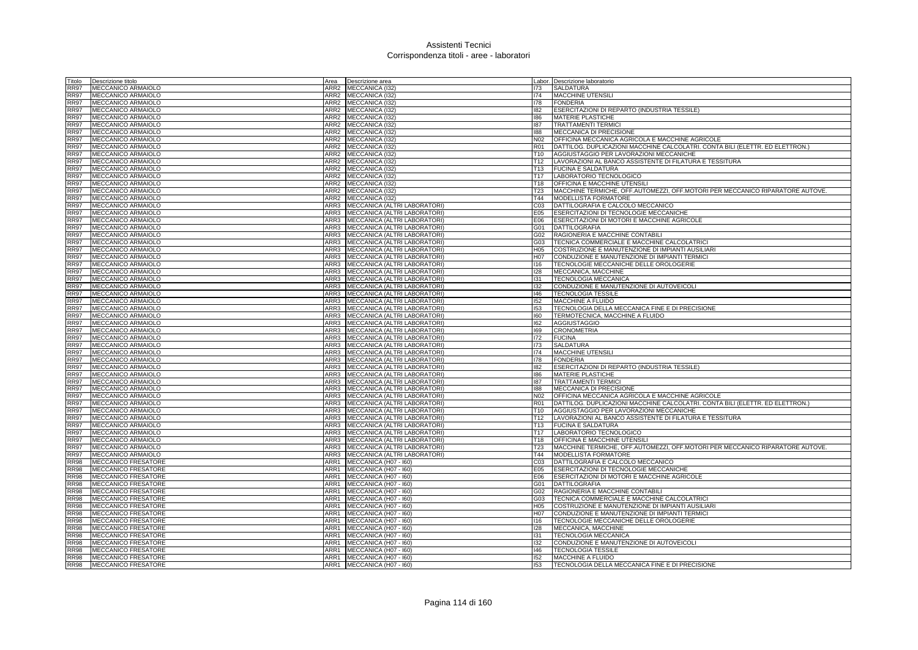# Assistenti Tecnici
## Corrispondenza titoli - aree - laboratori

| Titolo | Descrizione titolo | Area | Descrizione area | Labor. | Descrizione laboratorio |
|---|---|---|---|---|---|
| RR97 | MECCANICO ARMAIOLO | ARR2 | MECCANICA (I32) | I73 | SALDATURA |
| RR97 | MECCANICO ARMAIOLO | ARR2 | MECCANICA (I32) | I74 | MACCHINE UTENSILI |
| RR97 | MECCANICO ARMAIOLO | ARR2 | MECCANICA (I32) | I78 | FONDERIA |
| RR97 | MECCANICO ARMAIOLO | ARR2 | MECCANICA (I32) | I82 | ESERCITAZIONI DI REPARTO (INDUSTRIA TESSILE) |
| RR97 | MECCANICO ARMAIOLO | ARR2 | MECCANICA (I32) | I86 | MATERIE PLASTICHE |
| RR97 | MECCANICO ARMAIOLO | ARR2 | MECCANICA (I32) | I87 | TRATTAMENTI TERMICI |
| RR97 | MECCANICO ARMAIOLO | ARR2 | MECCANICA (I32) | I88 | MECCANICA DI PRECISIONE |
| RR97 | MECCANICO ARMAIOLO | ARR2 | MECCANICA (I32) | N02 | OFFICINA MECCANICA AGRICOLA E MACCHINE AGRICOLE |
| RR97 | MECCANICO ARMAIOLO | ARR2 | MECCANICA (I32) | R01 | DATTILOG. DUPLICAZIONI MACCHINE CALCOLATRI. CONTA BILI (ELETTR. ED ELETTRON.) |
| RR97 | MECCANICO ARMAIOLO | ARR2 | MECCANICA (I32) | T10 | AGGIUSTAGGIO PER LAVORAZIONI MECCANICHE |
| RR97 | MECCANICO ARMAIOLO | ARR2 | MECCANICA (I32) | T12 | LAVORAZIONI AL BANCO ASSISTENTE DI FILATURA E TESSITURA |
| RR97 | MECCANICO ARMAIOLO | ARR2 | MECCANICA (I32) | T13 | FUCINA E SALDATURA |
| RR97 | MECCANICO ARMAIOLO | ARR2 | MECCANICA (I32) | T17 | LABORATORIO TECNOLOGICO |
| RR97 | MECCANICO ARMAIOLO | ARR2 | MECCANICA (I32) | T18 | OFFICINA E MACCHINE UTENSILI |
| RR97 | MECCANICO ARMAIOLO | ARR2 | MECCANICA (I32) | T23 | MACCHINE TERMICHE, OFF.AUTOMEZZI, OFF.MOTORI PER MECCANICO RIPARATORE AUTOVE. |
| RR97 | MECCANICO ARMAIOLO | ARR2 | MECCANICA (I32) | T44 | MODELLISTA FORMATORE |
| RR97 | MECCANICO ARMAIOLO | ARR3 | MECCANICA (ALTRI LABORATORI) | C03 | DATTILOGRAFIA E CALCOLO MECCANICO |
| RR97 | MECCANICO ARMAIOLO | ARR3 | MECCANICA (ALTRI LABORATORI) | E05 | ESERCITAZIONI DI TECNOLOGIE MECCANICHE |
| RR97 | MECCANICO ARMAIOLO | ARR3 | MECCANICA (ALTRI LABORATORI) | E06 | ESERCITAZIONI DI MOTORI E MACCHINE AGRICOLE |
| RR97 | MECCANICO ARMAIOLO | ARR3 | MECCANICA (ALTRI LABORATORI) | G01 | DATTILOGRAFIA |
| RR97 | MECCANICO ARMAIOLO | ARR3 | MECCANICA (ALTRI LABORATORI) | G02 | RAGIONERIA E MACCHINE CONTABILI |
| RR97 | MECCANICO ARMAIOLO | ARR3 | MECCANICA (ALTRI LABORATORI) | G03 | TECNICA COMMERCIALE E MACCHINE CALCOLATRICI |
| RR97 | MECCANICO ARMAIOLO | ARR3 | MECCANICA (ALTRI LABORATORI) | H05 | COSTRUZIONE E MANUTENZIONE DI IMPIANTI AUSILIARI |
| RR97 | MECCANICO ARMAIOLO | ARR3 | MECCANICA (ALTRI LABORATORI) | H07 | CONDUZIONE E MANUTENZIONE DI IMPIANTI TERMICI |
| RR97 | MECCANICO ARMAIOLO | ARR3 | MECCANICA (ALTRI LABORATORI) | I16 | TECNOLOGIE MECCANICHE DELLE OROLOGERIE |
| RR97 | MECCANICO ARMAIOLO | ARR3 | MECCANICA (ALTRI LABORATORI) | I28 | MECCANICA, MACCHINE |
| RR97 | MECCANICO ARMAIOLO | ARR3 | MECCANICA (ALTRI LABORATORI) | I31 | TECNOLOGIA MECCANICA |
| RR97 | MECCANICO ARMAIOLO | ARR3 | MECCANICA (ALTRI LABORATORI) | I32 | CONDUZIONE E MANUTENZIONE DI AUTOVEICOLI |
| RR97 | MECCANICO ARMAIOLO | ARR3 | MECCANICA (ALTRI LABORATORI) | I46 | TECNOLOGIA TESSILE |
| RR97 | MECCANICO ARMAIOLO | ARR3 | MECCANICA (ALTRI LABORATORI) | I52 | MACCHINE A FLUIDO |
| RR97 | MECCANICO ARMAIOLO | ARR3 | MECCANICA (ALTRI LABORATORI) | I53 | TECNOLOGIA DELLA MECCANICA FINE E DI PRECISIONE |
| RR97 | MECCANICO ARMAIOLO | ARR3 | MECCANICA (ALTRI LABORATORI) | I60 | TERMOTECNICA, MACCHINE A FLUIDO |
| RR97 | MECCANICO ARMAIOLO | ARR3 | MECCANICA (ALTRI LABORATORI) | I62 | AGGIUSTAGGIO |
| RR97 | MECCANICO ARMAIOLO | ARR3 | MECCANICA (ALTRI LABORATORI) | I69 | CRONOMETRIA |
| RR97 | MECCANICO ARMAIOLO | ARR3 | MECCANICA (ALTRI LABORATORI) | I72 | FUCINA |
| RR97 | MECCANICO ARMAIOLO | ARR3 | MECCANICA (ALTRI LABORATORI) | I73 | SALDATURA |
| RR97 | MECCANICO ARMAIOLO | ARR3 | MECCANICA (ALTRI LABORATORI) | I74 | MACCHINE UTENSILI |
| RR97 | MECCANICO ARMAIOLO | ARR3 | MECCANICA (ALTRI LABORATORI) | I78 | FONDERIA |
| RR97 | MECCANICO ARMAIOLO | ARR3 | MECCANICA (ALTRI LABORATORI) | I82 | ESERCITAZIONI DI REPARTO (INDUSTRIA TESSILE) |
| RR97 | MECCANICO ARMAIOLO | ARR3 | MECCANICA (ALTRI LABORATORI) | I86 | MATERIE PLASTICHE |
| RR97 | MECCANICO ARMAIOLO | ARR3 | MECCANICA (ALTRI LABORATORI) | I87 | TRATTAMENTI TERMICI |
| RR97 | MECCANICO ARMAIOLO | ARR3 | MECCANICA (ALTRI LABORATORI) | I88 | MECCANICA DI PRECISIONE |
| RR97 | MECCANICO ARMAIOLO | ARR3 | MECCANICA (ALTRI LABORATORI) | N02 | OFFICINA MECCANICA AGRICOLA E MACCHINE AGRICOLE |
| RR97 | MECCANICO ARMAIOLO | ARR3 | MECCANICA (ALTRI LABORATORI) | R01 | DATTILOG. DUPLICAZIONI MACCHINE CALCOLATRI. CONTA BILI (ELETTR. ED ELETTRON.) |
| RR97 | MECCANICO ARMAIOLO | ARR3 | MECCANICA (ALTRI LABORATORI) | T10 | AGGIUSTAGGIO PER LAVORAZIONI MECCANICHE |
| RR97 | MECCANICO ARMAIOLO | ARR3 | MECCANICA (ALTRI LABORATORI) | T12 | LAVORAZIONI AL BANCO ASSISTENTE DI FILATURA E TESSITURA |
| RR97 | MECCANICO ARMAIOLO | ARR3 | MECCANICA (ALTRI LABORATORI) | T13 | FUCINA E SALDATURA |
| RR97 | MECCANICO ARMAIOLO | ARR3 | MECCANICA (ALTRI LABORATORI) | T17 | LABORATORIO TECNOLOGICO |
| RR97 | MECCANICO ARMAIOLO | ARR3 | MECCANICA (ALTRI LABORATORI) | T18 | OFFICINA E MACCHINE UTENSILI |
| RR97 | MECCANICO ARMAIOLO | ARR3 | MECCANICA (ALTRI LABORATORI) | T23 | MACCHINE TERMICHE, OFF.AUTOMEZZI, OFF.MOTORI PER MECCANICO RIPARATORE AUTOVE. |
| RR97 | MECCANICO ARMAIOLO | ARR3 | MECCANICA (ALTRI LABORATORI) | T44 | MODELLISTA FORMATORE |
| RR98 | MECCANICO FRESATORE | ARR1 | MECCANICA (H07 - I60) | C03 | DATTILOGRAFIA E CALCOLO MECCANICO |
| RR98 | MECCANICO FRESATORE | ARR1 | MECCANICA (H07 - I60) | E05 | ESERCITAZIONI DI TECNOLOGIE MECCANICHE |
| RR98 | MECCANICO FRESATORE | ARR1 | MECCANICA (H07 - I60) | E06 | ESERCITAZIONI DI MOTORI E MACCHINE AGRICOLE |
| RR98 | MECCANICO FRESATORE | ARR1 | MECCANICA (H07 - I60) | G01 | DATTILOGRAFIA |
| RR98 | MECCANICO FRESATORE | ARR1 | MECCANICA (H07 - I60) | G02 | RAGIONERIA E MACCHINE CONTABILI |
| RR98 | MECCANICO FRESATORE | ARR1 | MECCANICA (H07 - I60) | G03 | TECNICA COMMERCIALE E MACCHINE CALCOLATRICI |
| RR98 | MECCANICO FRESATORE | ARR1 | MECCANICA (H07 - I60) | H05 | COSTRUZIONE E MANUTENZIONE DI IMPIANTI AUSILIARI |
| RR98 | MECCANICO FRESATORE | ARR1 | MECCANICA (H07 - I60) | H07 | CONDUZIONE E MANUTENZIONE DI IMPIANTI TERMICI |
| RR98 | MECCANICO FRESATORE | ARR1 | MECCANICA (H07 - I60) | I16 | TECNOLOGIE MECCANICHE DELLE OROLOGERIE |
| RR98 | MECCANICO FRESATORE | ARR1 | MECCANICA (H07 - I60) | I28 | MECCANICA, MACCHINE |
| RR98 | MECCANICO FRESATORE | ARR1 | MECCANICA (H07 - I60) | I31 | TECNOLOGIA MECCANICA |
| RR98 | MECCANICO FRESATORE | ARR1 | MECCANICA (H07 - I60) | I32 | CONDUZIONE E MANUTENZIONE DI AUTOVEICOLI |
| RR98 | MECCANICO FRESATORE | ARR1 | MECCANICA (H07 - I60) | I46 | TECNOLOGIA TESSILE |
| RR98 | MECCANICO FRESATORE | ARR1 | MECCANICA (H07 - I60) | I52 | MACCHINE A FLUIDO |
| RR98 | MECCANICO FRESATORE | ARR1 | MECCANICA (H07 - I60) | I53 | TECNOLOGIA DELLA MECCANICA FINE E DI PRECISIONE |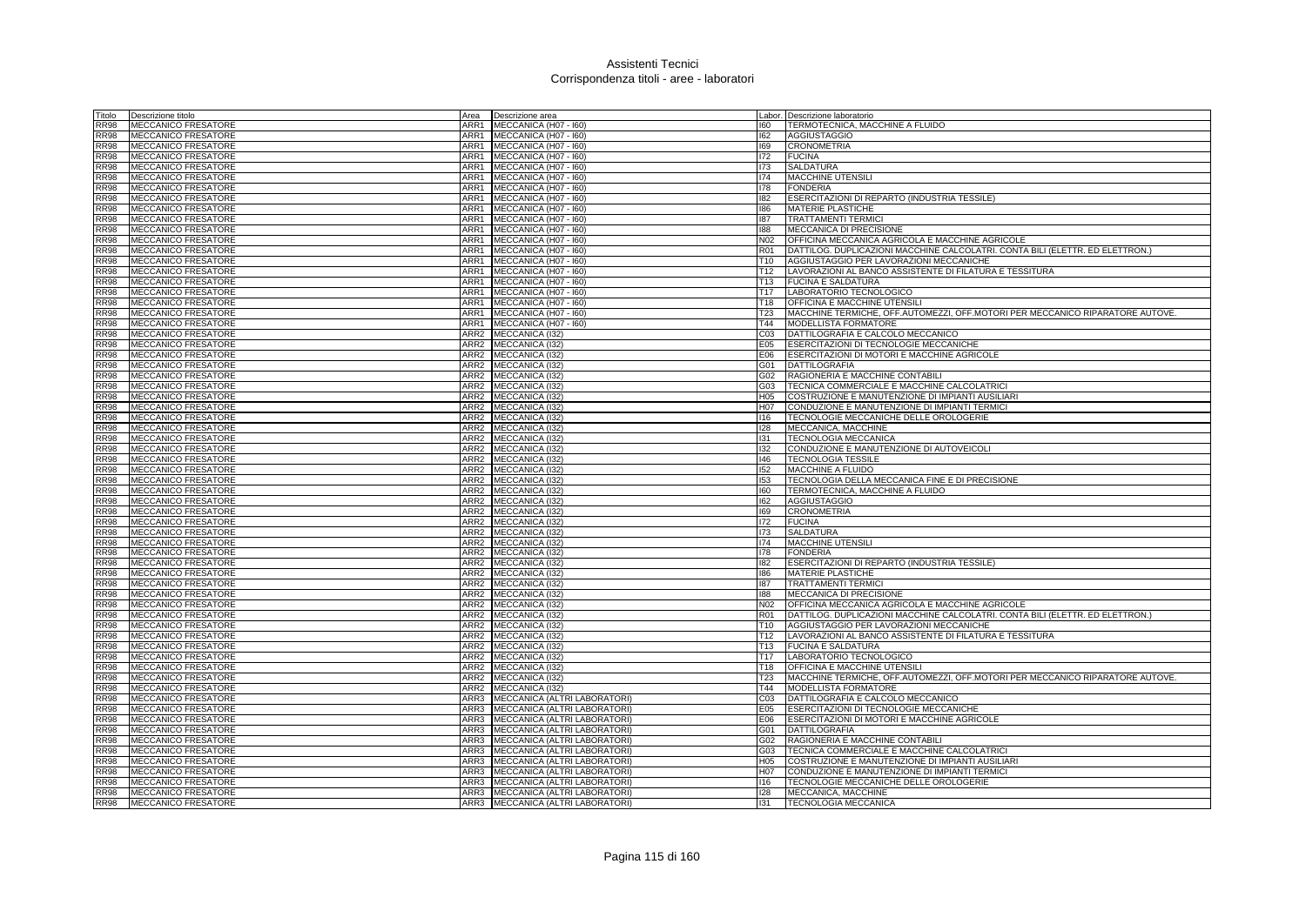# Assistenti Tecnici
## Corrispondenza titoli - aree - laboratori

| Titolo | Descrizione titolo | Area | Descrizione area | Labor. | Descrizione laboratorio |
|---|---|---|---|---|---|
| RR98 | MECCANICO FRESATORE | ARR1 | MECCANICA (H07 - I60) | I60 | TERMOTECNICA, MACCHINE A FLUIDO |
| RR98 | MECCANICO FRESATORE | ARR1 | MECCANICA (H07 - I60) | I62 | AGGIUSTAGGIO |
| RR98 | MECCANICO FRESATORE | ARR1 | MECCANICA (H07 - I60) | I69 | CRONOMETRIA |
| RR98 | MECCANICO FRESATORE | ARR1 | MECCANICA (H07 - I60) | I72 | FUCINA |
| RR98 | MECCANICO FRESATORE | ARR1 | MECCANICA (H07 - I60) | I73 | SALDATURA |
| RR98 | MECCANICO FRESATORE | ARR1 | MECCANICA (H07 - I60) | I74 | MACCHINE UTENSILI |
| RR98 | MECCANICO FRESATORE | ARR1 | MECCANICA (H07 - I60) | I78 | FONDERIA |
| RR98 | MECCANICO FRESATORE | ARR1 | MECCANICA (H07 - I60) | I82 | ESERCITAZIONI DI REPARTO (INDUSTRIA TESSILE) |
| RR98 | MECCANICO FRESATORE | ARR1 | MECCANICA (H07 - I60) | I86 | MATERIE PLASTICHE |
| RR98 | MECCANICO FRESATORE | ARR1 | MECCANICA (H07 - I60) | I87 | TRATTAMENTI TERMICI |
| RR98 | MECCANICO FRESATORE | ARR1 | MECCANICA (H07 - I60) | I88 | MECCANICA DI PRECISIONE |
| RR98 | MECCANICO FRESATORE | ARR1 | MECCANICA (H07 - I60) | N02 | OFFICINA MECCANICA AGRICOLA E MACCHINE AGRICOLE |
| RR98 | MECCANICO FRESATORE | ARR1 | MECCANICA (H07 - I60) | R01 | DATTILOG. DUPLICAZIONI MACCHINE CALCOLATRI. CONTA BILI (ELETTR. ED ELETTRON.) |
| RR98 | MECCANICO FRESATORE | ARR1 | MECCANICA (H07 - I60) | T10 | AGGIUSTAGGIO PER LAVORAZIONI MECCANICHE |
| RR98 | MECCANICO FRESATORE | ARR1 | MECCANICA (H07 - I60) | T12 | LAVORAZIONI AL BANCO ASSISTENTE DI FILATURA E TESSITURA |
| RR98 | MECCANICO FRESATORE | ARR1 | MECCANICA (H07 - I60) | T13 | FUCINA E SALDATURA |
| RR98 | MECCANICO FRESATORE | ARR1 | MECCANICA (H07 - I60) | T17 | LABORATORIO TECNOLOGICO |
| RR98 | MECCANICO FRESATORE | ARR1 | MECCANICA (H07 - I60) | T18 | OFFICINA E MACCHINE UTENSILI |
| RR98 | MECCANICO FRESATORE | ARR1 | MECCANICA (H07 - I60) | T23 | MACCHINE TERMICHE, OFF.AUTOMEZZI, OFF.MOTORI PER MECCANICO RIPARATORE AUTOVE. |
| RR98 | MECCANICO FRESATORE | ARR1 | MECCANICA (H07 - I60) | T44 | MODELLISTA FORMATORE |
| RR98 | MECCANICO FRESATORE | ARR2 | MECCANICA (I32) | C03 | DATTILOGRAFIA E CALCOLO MECCANICO |
| RR98 | MECCANICO FRESATORE | ARR2 | MECCANICA (I32) | E05 | ESERCITAZIONI DI TECNOLOGIE MECCANICHE |
| RR98 | MECCANICO FRESATORE | ARR2 | MECCANICA (I32) | E06 | ESERCITAZIONI DI MOTORI E MACCHINE AGRICOLE |
| RR98 | MECCANICO FRESATORE | ARR2 | MECCANICA (I32) | G01 | DATTILOGRAFIA |
| RR98 | MECCANICO FRESATORE | ARR2 | MECCANICA (I32) | G02 | RAGIONERIA E MACCHINE CONTABILI |
| RR98 | MECCANICO FRESATORE | ARR2 | MECCANICA (I32) | G03 | TECNICA COMMERCIALE E MACCHINE CALCOLATRICI |
| RR98 | MECCANICO FRESATORE | ARR2 | MECCANICA (I32) | H05 | COSTRUZIONE E MANUTENZIONE DI IMPIANTI AUSILIARI |
| RR98 | MECCANICO FRESATORE | ARR2 | MECCANICA (I32) | H07 | CONDUZIONE E MANUTENZIONE DI IMPIANTI TERMICI |
| RR98 | MECCANICO FRESATORE | ARR2 | MECCANICA (I32) | I16 | TECNOLOGIE MECCANICHE DELLE OROLOGERIE |
| RR98 | MECCANICO FRESATORE | ARR2 | MECCANICA (I32) | I28 | MECCANICA, MACCHINE |
| RR98 | MECCANICO FRESATORE | ARR2 | MECCANICA (I32) | I31 | TECNOLOGIA MECCANICA |
| RR98 | MECCANICO FRESATORE | ARR2 | MECCANICA (I32) | I32 | CONDUZIONE E MANUTENZIONE DI AUTOVEICOLI |
| RR98 | MECCANICO FRESATORE | ARR2 | MECCANICA (I32) | I46 | TECNOLOGIA TESSILE |
| RR98 | MECCANICO FRESATORE | ARR2 | MECCANICA (I32) | I52 | MACCHINE A FLUIDO |
| RR98 | MECCANICO FRESATORE | ARR2 | MECCANICA (I32) | I53 | TECNOLOGIA DELLA MECCANICA FINE E DI PRECISIONE |
| RR98 | MECCANICO FRESATORE | ARR2 | MECCANICA (I32) | I60 | TERMOTECNICA, MACCHINE A FLUIDO |
| RR98 | MECCANICO FRESATORE | ARR2 | MECCANICA (I32) | I62 | AGGIUSTAGGIO |
| RR98 | MECCANICO FRESATORE | ARR2 | MECCANICA (I32) | I69 | CRONOMETRIA |
| RR98 | MECCANICO FRESATORE | ARR2 | MECCANICA (I32) | I72 | FUCINA |
| RR98 | MECCANICO FRESATORE | ARR2 | MECCANICA (I32) | I73 | SALDATURA |
| RR98 | MECCANICO FRESATORE | ARR2 | MECCANICA (I32) | I74 | MACCHINE UTENSILI |
| RR98 | MECCANICO FRESATORE | ARR2 | MECCANICA (I32) | I78 | FONDERIA |
| RR98 | MECCANICO FRESATORE | ARR2 | MECCANICA (I32) | I82 | ESERCITAZIONI DI REPARTO (INDUSTRIA TESSILE) |
| RR98 | MECCANICO FRESATORE | ARR2 | MECCANICA (I32) | I86 | MATERIE PLASTICHE |
| RR98 | MECCANICO FRESATORE | ARR2 | MECCANICA (I32) | I87 | TRATTAMENTI TERMICI |
| RR98 | MECCANICO FRESATORE | ARR2 | MECCANICA (I32) | I88 | MECCANICA DI PRECISIONE |
| RR98 | MECCANICO FRESATORE | ARR2 | MECCANICA (I32) | N02 | OFFICINA MECCANICA AGRICOLA E MACCHINE AGRICOLE |
| RR98 | MECCANICO FRESATORE | ARR2 | MECCANICA (I32) | R01 | DATTILOG. DUPLICAZIONI MACCHINE CALCOLATRI. CONTA BILI (ELETTR. ED ELETTRON.) |
| RR98 | MECCANICO FRESATORE | ARR2 | MECCANICA (I32) | T10 | AGGIUSTAGGIO PER LAVORAZIONI MECCANICHE |
| RR98 | MECCANICO FRESATORE | ARR2 | MECCANICA (I32) | T12 | LAVORAZIONI AL BANCO ASSISTENTE DI FILATURA E TESSITURA |
| RR98 | MECCANICO FRESATORE | ARR2 | MECCANICA (I32) | T13 | FUCINA E SALDATURA |
| RR98 | MECCANICO FRESATORE | ARR2 | MECCANICA (I32) | T17 | LABORATORIO TECNOLOGICO |
| RR98 | MECCANICO FRESATORE | ARR2 | MECCANICA (I32) | T18 | OFFICINA E MACCHINE UTENSILI |
| RR98 | MECCANICO FRESATORE | ARR2 | MECCANICA (I32) | T23 | MACCHINE TERMICHE, OFF.AUTOMEZZI, OFF.MOTORI PER MECCANICO RIPARATORE AUTOVE. |
| RR98 | MECCANICO FRESATORE | ARR2 | MECCANICA (I32) | T44 | MODELLISTA FORMATORE |
| RR98 | MECCANICO FRESATORE | ARR3 | MECCANICA (ALTRI LABORATORI) | C03 | DATTILOGRAFIA E CALCOLO MECCANICO |
| RR98 | MECCANICO FRESATORE | ARR3 | MECCANICA (ALTRI LABORATORI) | E05 | ESERCITAZIONI DI TECNOLOGIE MECCANICHE |
| RR98 | MECCANICO FRESATORE | ARR3 | MECCANICA (ALTRI LABORATORI) | E06 | ESERCITAZIONI DI MOTORI E MACCHINE AGRICOLE |
| RR98 | MECCANICO FRESATORE | ARR3 | MECCANICA (ALTRI LABORATORI) | G01 | DATTILOGRAFIA |
| RR98 | MECCANICO FRESATORE | ARR3 | MECCANICA (ALTRI LABORATORI) | G02 | RAGIONERIA E MACCHINE CONTABILI |
| RR98 | MECCANICO FRESATORE | ARR3 | MECCANICA (ALTRI LABORATORI) | G03 | TECNICA COMMERCIALE E MACCHINE CALCOLATRICI |
| RR98 | MECCANICO FRESATORE | ARR3 | MECCANICA (ALTRI LABORATORI) | H05 | COSTRUZIONE E MANUTENZIONE DI IMPIANTI AUSILIARI |
| RR98 | MECCANICO FRESATORE | ARR3 | MECCANICA (ALTRI LABORATORI) | H07 | CONDUZIONE E MANUTENZIONE DI IMPIANTI TERMICI |
| RR98 | MECCANICO FRESATORE | ARR3 | MECCANICA (ALTRI LABORATORI) | I16 | TECNOLOGIE MECCANICHE DELLE OROLOGERIE |
| RR98 | MECCANICO FRESATORE | ARR3 | MECCANICA (ALTRI LABORATORI) | I28 | MECCANICA, MACCHINE |
| RR98 | MECCANICO FRESATORE | ARR3 | MECCANICA (ALTRI LABORATORI) | I31 | TECNOLOGIA MECCANICA |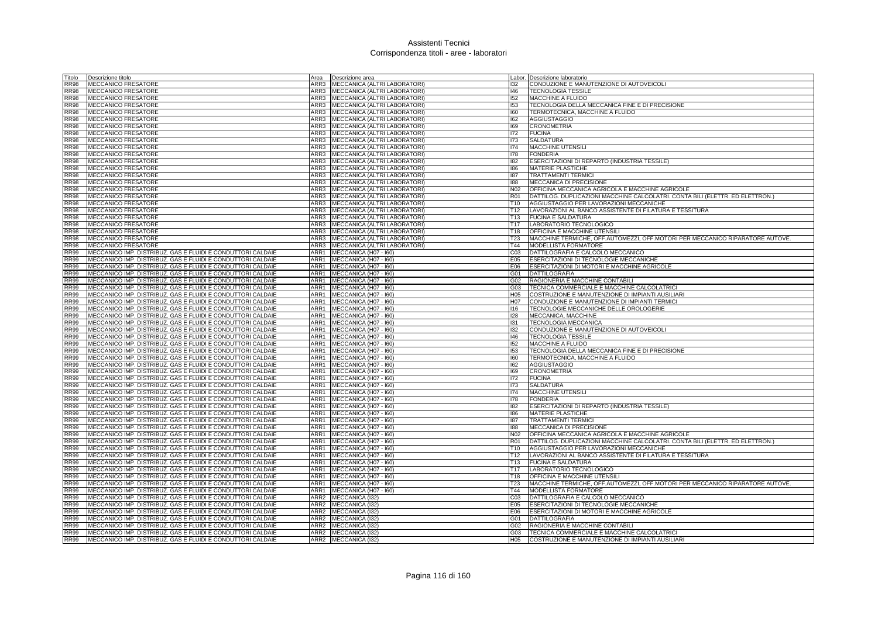# Assistenti Tecnici
## Corrispondenza titoli - aree - laboratori

| Titolo | Descrizione titolo | Area | Descrizione area | Labor. | Descrizione laboratorio |
|---|---|---|---|---|---|
| RR98 | MECCANICO FRESATORE | ARR3 | MECCANICO (ALTRI LABORATORI) | I32 | CONDUZIONE E MANUTENZIONE DI AUTOVEICOLI |
| RR98 | MECCANICO FRESATORE | ARR3 | MECCANICO (ALTRI LABORATORI) | I46 | TECNOLOGIA TESSILE |
| RR98 | MECCANICO FRESATORE | ARR3 | MECCANICO (ALTRI LABORATORI) | I52 | MACCHINE A FLUIDO |
| RR98 | MECCANICO FRESATORE | ARR3 | MECCANICO (ALTRI LABORATORI) | I53 | TECNOLOGIA DELLA MECCANICA FINE E DI PRECISIONE |
| RR98 | MECCANICO FRESATORE | ARR3 | MECCANICO (ALTRI LABORATORI) | I60 | TERMOTECNICA, MACCHINE A FLUIDO |
| RR98 | MECCANICO FRESATORE | ARR3 | MECCANICO (ALTRI LABORATORI) | I62 | AGGIUSTAGGIO |
| RR98 | MECCANICO FRESATORE | ARR3 | MECCANICO (ALTRI LABORATORI) | I69 | CRONOMETRIA |
| RR98 | MECCANICO FRESATORE | ARR3 | MECCANICO (ALTRI LABORATORI) | I72 | FUCINA |
| RR98 | MECCANICO FRESATORE | ARR3 | MECCANICO (ALTRI LABORATORI) | I73 | SALDATURA |
| RR98 | MECCANICO FRESATORE | ARR3 | MECCANICO (ALTRI LABORATORI) | I74 | MACCHINE UTENSILI |
| RR98 | MECCANICO FRESATORE | ARR3 | MECCANICO (ALTRI LABORATORI) | I78 | FONDERIA |
| RR98 | MECCANICO FRESATORE | ARR3 | MECCANICO (ALTRI LABORATORI) | I82 | ESERCITAZIONI DI REPARTO (INDUSTRIA TESSILE) |
| RR98 | MECCANICO FRESATORE | ARR3 | MECCANICO (ALTRI LABORATORI) | I86 | MATERIE PLASTICHE |
| RR98 | MECCANICO FRESATORE | ARR3 | MECCANICO (ALTRI LABORATORI) | I87 | TRATTAMENTI TERMICI |
| RR98 | MECCANICO FRESATORE | ARR3 | MECCANICO (ALTRI LABORATORI) | I88 | MECCANICA DI PRECISIONE |
| RR98 | MECCANICO FRESATORE | ARR3 | MECCANICO (ALTRI LABORATORI) | N02 | OFFICINA MECCANICA AGRICOLA E MACCHINE AGRICOLE |
| RR98 | MECCANICO FRESATORE | ARR3 | MECCANICO (ALTRI LABORATORI) | R01 | DATTILOG. DUPLICAZIONI MACCHINE CALCOLATRI. CONTA BILI (ELETTR. ED ELETTRON.) |
| RR98 | MECCANICO FRESATORE | ARR3 | MECCANICO (ALTRI LABORATORI) | T10 | AGGIUSTAGGIO PER LAVORAZIONI MECCANICHE |
| RR98 | MECCANICO FRESATORE | ARR3 | MECCANICO (ALTRI LABORATORI) | T12 | LAVORAZIONI AL BANCO ASSISTENTE DI FILATURA E TESSITURA |
| RR98 | MECCANICO FRESATORE | ARR3 | MECCANICO (ALTRI LABORATORI) | T13 | FUCINA E SALDATURA |
| RR98 | MECCANICO FRESATORE | ARR3 | MECCANICO (ALTRI LABORATORI) | T17 | LABORATORIO TECNOLOGICO |
| RR98 | MECCANICO FRESATORE | ARR3 | MECCANICO (ALTRI LABORATORI) | T18 | OFFICINA E MACCHINE UTENSILI |
| RR98 | MECCANICO FRESATORE | ARR3 | MECCANICO (ALTRI LABORATORI) | T23 | MACCHINE TERMICHE, OFF.AUTOMEZZI, OFF.MOTORI PER MECCANICO RIPARATORE AUTOVE. |
| RR98 | MECCANICO FRESATORE | ARR3 | MECCANICO (ALTRI LABORATORI) | T44 | MODELLISTA FORMATORE |
| RR99 | MECCANICO IMP. DISTRIBUZ. GAS E FLUIDI E CONDUTTORI CALDAIE | ARR1 | MECCANICA (H07 - I60) | C03 | DATTILOGRAFIA E CALCOLO MECCANICO |
| RR99 | MECCANICO IMP. DISTRIBUZ. GAS E FLUIDI E CONDUTTORI CALDAIE | ARR1 | MECCANICA (H07 - I60) | E05 | ESERCITAZIONI DI TECNOLOGIE MECCANICHE |
| RR99 | MECCANICO IMP. DISTRIBUZ. GAS E FLUIDI E CONDUTTORI CALDAIE | ARR1 | MECCANICA (H07 - I60) | E06 | ESERCITAZIONI DI MOTORI E MACCHINE AGRICOLE |
| RR99 | MECCANICO IMP. DISTRIBUZ. GAS E FLUIDI E CONDUTTORI CALDAIE | ARR1 | MECCANICA (H07 - I60) | G01 | DATTILOGRAFIA |
| RR99 | MECCANICO IMP. DISTRIBUZ. GAS E FLUIDI E CONDUTTORI CALDAIE | ARR1 | MECCANICA (H07 - I60) | G02 | RAGIONERIA E MACCHINE CONTABILI |
| RR99 | MECCANICO IMP. DISTRIBUZ. GAS E FLUIDI E CONDUTTORI CALDAIE | ARR1 | MECCANICA (H07 - I60) | G03 | TECNICA COMMERCIALE E MACCHINE CALCOLATRICI |
| RR99 | MECCANICO IMP. DISTRIBUZ. GAS E FLUIDI E CONDUTTORI CALDAIE | ARR1 | MECCANICA (H07 - I60) | H05 | COSTRUZIONE E MANUTENZIONE DI IMPIANTI AUSILIARI |
| RR99 | MECCANICO IMP. DISTRIBUZ. GAS E FLUIDI E CONDUTTORI CALDAIE | ARR1 | MECCANICA (H07 - I60) | H07 | CONDUZIONE E MANUTENZIONE DI IMPIANTI TERMICI |
| RR99 | MECCANICO IMP. DISTRIBUZ. GAS E FLUIDI E CONDUTTORI CALDAIE | ARR1 | MECCANICA (H07 - I60) | I16 | TECNOLOGIE MECCANICHE DELLE OROLOGERIE |
| RR99 | MECCANICO IMP. DISTRIBUZ. GAS E FLUIDI E CONDUTTORI CALDAIE | ARR1 | MECCANICA (H07 - I60) | I28 | MECCANICA, MACCHINE |
| RR99 | MECCANICO IMP. DISTRIBUZ. GAS E FLUIDI E CONDUTTORI CALDAIE | ARR1 | MECCANICA (H07 - I60) | I31 | TECNOLOGIA MECCANICA |
| RR99 | MECCANICO IMP. DISTRIBUZ. GAS E FLUIDI E CONDUTTORI CALDAIE | ARR1 | MECCANICA (H07 - I60) | I32 | CONDUZIONE E MANUTENZIONE DI AUTOVEICOLI |
| RR99 | MECCANICO IMP. DISTRIBUZ. GAS E FLUIDI E CONDUTTORI CALDAIE | ARR1 | MECCANICA (H07 - I60) | I46 | TECNOLOGIA TESSILE |
| RR99 | MECCANICO IMP. DISTRIBUZ. GAS E FLUIDI E CONDUTTORI CALDAIE | ARR1 | MECCANICA (H07 - I60) | I52 | MACCHINE A FLUIDO |
| RR99 | MECCANICO IMP. DISTRIBUZ. GAS E FLUIDI E CONDUTTORI CALDAIE | ARR1 | MECCANICA (H07 - I60) | I53 | TECNOLOGIA DELLA MECCANICA FINE E DI PRECISIONE |
| RR99 | MECCANICO IMP. DISTRIBUZ. GAS E FLUIDI E CONDUTTORI CALDAIE | ARR1 | MECCANICA (H07 - I60) | I60 | TERMOTECNICA, MACCHINE A FLUIDO |
| RR99 | MECCANICO IMP. DISTRIBUZ. GAS E FLUIDI E CONDUTTORI CALDAIE | ARR1 | MECCANICA (H07 - I60) | I62 | AGGIUSTAGGIO |
| RR99 | MECCANICO IMP. DISTRIBUZ. GAS E FLUIDI E CONDUTTORI CALDAIE | ARR1 | MECCANICA (H07 - I60) | I69 | CRONOMETRIA |
| RR99 | MECCANICO IMP. DISTRIBUZ. GAS E FLUIDI E CONDUTTORI CALDAIE | ARR1 | MECCANICA (H07 - I60) | I72 | FUCINA |
| RR99 | MECCANICO IMP. DISTRIBUZ. GAS E FLUIDI E CONDUTTORI CALDAIE | ARR1 | MECCANICA (H07 - I60) | I73 | SALDATURA |
| RR99 | MECCANICO IMP. DISTRIBUZ. GAS E FLUIDI E CONDUTTORI CALDAIE | ARR1 | MECCANICA (H07 - I60) | I74 | MACCHINE UTENSILI |
| RR99 | MECCANICO IMP. DISTRIBUZ. GAS E FLUIDI E CONDUTTORI CALDAIE | ARR1 | MECCANICA (H07 - I60) | I78 | FONDERIA |
| RR99 | MECCANICO IMP. DISTRIBUZ. GAS E FLUIDI E CONDUTTORI CALDAIE | ARR1 | MECCANICA (H07 - I60) | I82 | ESERCITAZIONI DI REPARTO (INDUSTRIA TESSILE) |
| RR99 | MECCANICO IMP. DISTRIBUZ. GAS E FLUIDI E CONDUTTORI CALDAIE | ARR1 | MECCANICA (H07 - I60) | I86 | MATERIE PLASTICHE |
| RR99 | MECCANICO IMP. DISTRIBUZ. GAS E FLUIDI E CONDUTTORI CALDAIE | ARR1 | MECCANICA (H07 - I60) | I87 | TRATTAMENTI TERMICI |
| RR99 | MECCANICO IMP. DISTRIBUZ. GAS E FLUIDI E CONDUTTORI CALDAIE | ARR1 | MECCANICA (H07 - I60) | I88 | MECCANICA DI PRECISIONE |
| RR99 | MECCANICO IMP. DISTRIBUZ. GAS E FLUIDI E CONDUTTORI CALDAIE | ARR1 | MECCANICA (H07 - I60) | N02 | OFFICINA MECCANICA AGRICOLA E MACCHINE AGRICOLE |
| RR99 | MECCANICO IMP. DISTRIBUZ. GAS E FLUIDI E CONDUTTORI CALDAIE | ARR1 | MECCANICA (H07 - I60) | R01 | DATTILOG. DUPLICAZIONI MACCHINE CALCOLATRI. CONTA BILI (ELETTR. ED ELETTRON.) |
| RR99 | MECCANICO IMP. DISTRIBUZ. GAS E FLUIDI E CONDUTTORI CALDAIE | ARR1 | MECCANICA (H07 - I60) | T10 | AGGIUSTAGGIO PER LAVORAZIONI MECCANICHE |
| RR99 | MECCANICO IMP. DISTRIBUZ. GAS E FLUIDI E CONDUTTORI CALDAIE | ARR1 | MECCANICA (H07 - I60) | T12 | LAVORAZIONI AL BANCO ASSISTENTE DI FILATURA E TESSITURA |
| RR99 | MECCANICO IMP. DISTRIBUZ. GAS E FLUIDI E CONDUTTORI CALDAIE | ARR1 | MECCANICA (H07 - I60) | T13 | FUCINA E SALDATURA |
| RR99 | MECCANICO IMP. DISTRIBUZ. GAS E FLUIDI E CONDUTTORI CALDAIE | ARR1 | MECCANICA (H07 - I60) | T17 | LABORATORIO TECNOLOGICO |
| RR99 | MECCANICO IMP. DISTRIBUZ. GAS E FLUIDI E CONDUTTORI CALDAIE | ARR1 | MECCANICA (H07 - I60) | T18 | OFFICINA E MACCHINE UTENSILI |
| RR99 | MECCANICO IMP. DISTRIBUZ. GAS E FLUIDI E CONDUTTORI CALDAIE | ARR1 | MECCANICA (H07 - I60) | T23 | MACCHINE TERMICHE, OFF.AUTOMEZZI, OFF.MOTORI PER MECCANICO RIPARATORE AUTOVE. |
| RR99 | MECCANICO IMP. DISTRIBUZ. GAS E FLUIDI E CONDUTTORI CALDAIE | ARR1 | MECCANICA (H07 - I60) | T44 | MODELLISTA FORMATORE |
| RR99 | MECCANICO IMP. DISTRIBUZ. GAS E FLUIDI E CONDUTTORI CALDAIE | ARR2 | MECCANICA (I32) | C03 | DATTILOGRAFIA E CALCOLO MECCANICO |
| RR99 | MECCANICO IMP. DISTRIBUZ. GAS E FLUIDI E CONDUTTORI CALDAIE | ARR2 | MECCANICA (I32) | E05 | ESERCITAZIONI DI TECNOLOGIE MECCANICHE |
| RR99 | MECCANICO IMP. DISTRIBUZ. GAS E FLUIDI E CONDUTTORI CALDAIE | ARR2 | MECCANICA (I32) | E06 | ESERCITAZIONI DI MOTORI E MACCHINE AGRICOLE |
| RR99 | MECCANICO IMP. DISTRIBUZ. GAS E FLUIDI E CONDUTTORI CALDAIE | ARR2 | MECCANICA (I32) | G01 | DATTILOGRAFIA |
| RR99 | MECCANICO IMP. DISTRIBUZ. GAS E FLUIDI E CONDUTTORI CALDAIE | ARR2 | MECCANICA (I32) | G02 | RAGIONERIA E MACCHINE CONTABILI |
| RR99 | MECCANICO IMP. DISTRIBUZ. GAS E FLUIDI E CONDUTTORI CALDAIE | ARR2 | MECCANICA (I32) | G03 | TECNICA COMMERCIALE E MACCHINE CALCOLATRICI |
| RR99 | MECCANICO IMP. DISTRIBUZ. GAS E FLUIDI E CONDUTTORI CALDAIE | ARR2 | MECCANICA (I32) | H05 | COSTRUZIONE E MANUTENZIONE DI IMPIANTI AUSILIARI |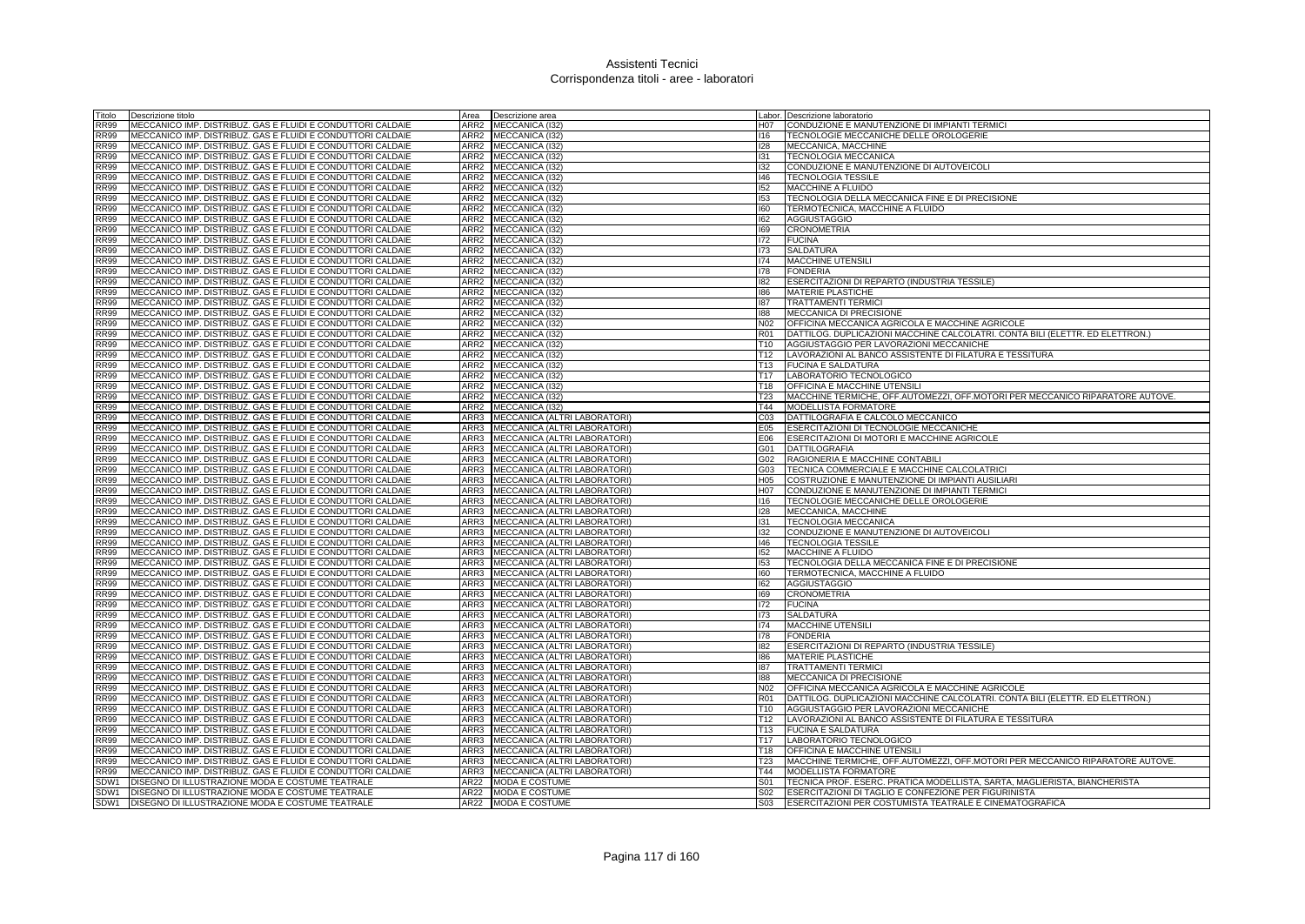# Assistenti Tecnici
## Corrispondenza titoli - aree - laboratori

| Titolo | Descrizione titolo | Area | Descrizione area | Labor. | Descrizione laboratorio |
|---|---|---|---|---|---|
| RR99 | MECCANICO IMP. DISTRIBUZ. GAS E FLUIDI E CONDUTTORI CALDAIE | ARR2 | MECCANICA (I32) | H07 | CONDUZIONE E MANUTENZIONE DI IMPIANTI TERMICI |
| RR99 | MECCANICO IMP. DISTRIBUZ. GAS E FLUIDI E CONDUTTORI CALDAIE | ARR2 | MECCANICA (I32) | I16 | TECNOLOGIE MECCANICHE DELLE OROLOGERIE |
| RR99 | MECCANICO IMP. DISTRIBUZ. GAS E FLUIDI E CONDUTTORI CALDAIE | ARR2 | MECCANICA (I32) | I28 | MECCANICA, MACCHINE |
| RR99 | MECCANICO IMP. DISTRIBUZ. GAS E FLUIDI E CONDUTTORI CALDAIE | ARR2 | MECCANICA (I32) | I31 | TECNOLOGIA MECCANICA |
| RR99 | MECCANICO IMP. DISTRIBUZ. GAS E FLUIDI E CONDUTTORI CALDAIE | ARR2 | MECCANICA (I32) | I32 | CONDUZIONE E MANUTENZIONE DI AUTOVEICOLI |
| RR99 | MECCANICO IMP. DISTRIBUZ. GAS E FLUIDI E CONDUTTORI CALDAIE | ARR2 | MECCANICA (I32) | I46 | TECNOLOGIA TESSILE |
| RR99 | MECCANICO IMP. DISTRIBUZ. GAS E FLUIDI E CONDUTTORI CALDAIE | ARR2 | MECCANICA (I32) | I52 | MACCHINE A FLUIDO |
| RR99 | MECCANICO IMP. DISTRIBUZ. GAS E FLUIDI E CONDUTTORI CALDAIE | ARR2 | MECCANICA (I32) | I53 | TECNOLOGIA DELLA MECCANICA FINE E DI PRECISIONE |
| RR99 | MECCANICO IMP. DISTRIBUZ. GAS E FLUIDI E CONDUTTORI CALDAIE | ARR2 | MECCANICA (I32) | I60 | TERMOTECNICA, MACCHINE A FLUIDO |
| RR99 | MECCANICO IMP. DISTRIBUZ. GAS E FLUIDI E CONDUTTORI CALDAIE | ARR2 | MECCANICA (I32) | I62 | AGGIUSTAGGIO |
| RR99 | MECCANICO IMP. DISTRIBUZ. GAS E FLUIDI E CONDUTTORI CALDAIE | ARR2 | MECCANICA (I32) | I69 | CRONOMETRIA |
| RR99 | MECCANICO IMP. DISTRIBUZ. GAS E FLUIDI E CONDUTTORI CALDAIE | ARR2 | MECCANICA (I32) | I72 | FUCINA |
| RR99 | MECCANICO IMP. DISTRIBUZ. GAS E FLUIDI E CONDUTTORI CALDAIE | ARR2 | MECCANICA (I32) | I73 | SALDATURA |
| RR99 | MECCANICO IMP. DISTRIBUZ. GAS E FLUIDI E CONDUTTORI CALDAIE | ARR2 | MECCANICA (I32) | I74 | MACCHINE UTENSILI |
| RR99 | MECCANICO IMP. DISTRIBUZ. GAS E FLUIDI E CONDUTTORI CALDAIE | ARR2 | MECCANICA (I32) | I78 | FONDERIA |
| RR99 | MECCANICO IMP. DISTRIBUZ. GAS E FLUIDI E CONDUTTORI CALDAIE | ARR2 | MECCANICA (I32) | I82 | ESERCITAZIONI DI REPARTO (INDUSTRIA TESSILE) |
| RR99 | MECCANICO IMP. DISTRIBUZ. GAS E FLUIDI E CONDUTTORI CALDAIE | ARR2 | MECCANICA (I32) | I86 | MATERIE PLASTICHE |
| RR99 | MECCANICO IMP. DISTRIBUZ. GAS E FLUIDI E CONDUTTORI CALDAIE | ARR2 | MECCANICA (I32) | I87 | TRATTAMENTI TERMICI |
| RR99 | MECCANICO IMP. DISTRIBUZ. GAS E FLUIDI E CONDUTTORI CALDAIE | ARR2 | MECCANICA (I32) | I88 | MECCANICA DI PRECISIONE |
| RR99 | MECCANICO IMP. DISTRIBUZ. GAS E FLUIDI E CONDUTTORI CALDAIE | ARR2 | MECCANICA (I32) | N02 | OFFICINA MECCANICA AGRICOLA E MACCHINE AGRICOLE |
| RR99 | MECCANICO IMP. DISTRIBUZ. GAS E FLUIDI E CONDUTTORI CALDAIE | ARR2 | MECCANICA (I32) | R01 | DATTILOG. DUPLICAZIONI MACCHINE CALCOLATRI. CONTA BILI (ELETTR. ED ELETTRON.) |
| RR99 | MECCANICO IMP. DISTRIBUZ. GAS E FLUIDI E CONDUTTORI CALDAIE | ARR2 | MECCANICA (I32) | T10 | AGGIUSTAGGIO PER LAVORAZIONI MECCANICHE |
| RR99 | MECCANICO IMP. DISTRIBUZ. GAS E FLUIDI E CONDUTTORI CALDAIE | ARR2 | MECCANICA (I32) | T12 | LAVORAZIONI AL BANCO ASSISTENTE DI FILATURA E TESSITURA |
| RR99 | MECCANICO IMP. DISTRIBUZ. GAS E FLUIDI E CONDUTTORI CALDAIE | ARR2 | MECCANICA (I32) | T13 | FUCINA E SALDATURA |
| RR99 | MECCANICO IMP. DISTRIBUZ. GAS E FLUIDI E CONDUTTORI CALDAIE | ARR2 | MECCANICA (I32) | T17 | LABORATORIO TECNOLOGICO |
| RR99 | MECCANICO IMP. DISTRIBUZ. GAS E FLUIDI E CONDUTTORI CALDAIE | ARR2 | MECCANICA (I32) | T18 | OFFICINA E MACCHINE UTENSILI |
| RR99 | MECCANICO IMP. DISTRIBUZ. GAS E FLUIDI E CONDUTTORI CALDAIE | ARR2 | MECCANICA (I32) | T23 | MACCHINE TERMICHE, OFF.AUTOMEZZI, OFF.MOTORI PER MECCANICO RIPARATORE AUTOVE. |
| RR99 | MECCANICO IMP. DISTRIBUZ. GAS E FLUIDI E CONDUTTORI CALDAIE | ARR2 | MECCANICA (I32) | T44 | MODELLISTA FORMATORE |
| RR99 | MECCANICO IMP. DISTRIBUZ. GAS E FLUIDI E CONDUTTORI CALDAIE | ARR3 | MECCANICA (ALTRI LABORATORI) | C03 | DATTILOGRAFIA E CALCOLO MECCANICO |
| RR99 | MECCANICO IMP. DISTRIBUZ. GAS E FLUIDI E CONDUTTORI CALDAIE | ARR3 | MECCANICA (ALTRI LABORATORI) | E05 | ESERCITAZIONI DI TECNOLOGIE MECCANICHE |
| RR99 | MECCANICO IMP. DISTRIBUZ. GAS E FLUIDI E CONDUTTORI CALDAIE | ARR3 | MECCANICA (ALTRI LABORATORI) | E06 | ESERCITAZIONI DI MOTORI E MACCHINE AGRICOLE |
| RR99 | MECCANICO IMP. DISTRIBUZ. GAS E FLUIDI E CONDUTTORI CALDAIE | ARR3 | MECCANICA (ALTRI LABORATORI) | G01 | DATTILOGRAFIA |
| RR99 | MECCANICO IMP. DISTRIBUZ. GAS E FLUIDI E CONDUTTORI CALDAIE | ARR3 | MECCANICA (ALTRI LABORATORI) | G02 | RAGIONERIA E MACCHINE CONTABILI |
| RR99 | MECCANICO IMP. DISTRIBUZ. GAS E FLUIDI E CONDUTTORI CALDAIE | ARR3 | MECCANICA (ALTRI LABORATORI) | G03 | TECNICA COMMERCIALE E MACCHINE CALCOLATRICI |
| RR99 | MECCANICO IMP. DISTRIBUZ. GAS E FLUIDI E CONDUTTORI CALDAIE | ARR3 | MECCANICA (ALTRI LABORATORI) | H05 | COSTRUZIONE E MANUTENZIONE DI IMPIANTI AUSILIARI |
| RR99 | MECCANICO IMP. DISTRIBUZ. GAS E FLUIDI E CONDUTTORI CALDAIE | ARR3 | MECCANICA (ALTRI LABORATORI) | H07 | CONDUZIONE E MANUTENZIONE DI IMPIANTI TERMICI |
| RR99 | MECCANICO IMP. DISTRIBUZ. GAS E FLUIDI E CONDUTTORI CALDAIE | ARR3 | MECCANICA (ALTRI LABORATORI) | I16 | TECNOLOGIE MECCANICHE DELLE OROLOGERIE |
| RR99 | MECCANICO IMP. DISTRIBUZ. GAS E FLUIDI E CONDUTTORI CALDAIE | ARR3 | MECCANICA (ALTRI LABORATORI) | I28 | MECCANICA, MACCHINE |
| RR99 | MECCANICO IMP. DISTRIBUZ. GAS E FLUIDI E CONDUTTORI CALDAIE | ARR3 | MECCANICA (ALTRI LABORATORI) | I31 | TECNOLOGIA MECCANICA |
| RR99 | MECCANICO IMP. DISTRIBUZ. GAS E FLUIDI E CONDUTTORI CALDAIE | ARR3 | MECCANICA (ALTRI LABORATORI) | I32 | CONDUZIONE E MANUTENZIONE DI AUTOVEICOLI |
| RR99 | MECCANICO IMP. DISTRIBUZ. GAS E FLUIDI E CONDUTTORI CALDAIE | ARR3 | MECCANICA (ALTRI LABORATORI) | I46 | TECNOLOGIA TESSILE |
| RR99 | MECCANICO IMP. DISTRIBUZ. GAS E FLUIDI E CONDUTTORI CALDAIE | ARR3 | MECCANICA (ALTRI LABORATORI) | I52 | MACCHINE A FLUIDO |
| RR99 | MECCANICO IMP. DISTRIBUZ. GAS E FLUIDI E CONDUTTORI CALDAIE | ARR3 | MECCANICA (ALTRI LABORATORI) | I53 | TECNOLOGIA DELLA MECCANICA FINE E DI PRECISIONE |
| RR99 | MECCANICO IMP. DISTRIBUZ. GAS E FLUIDI E CONDUTTORI CALDAIE | ARR3 | MECCANICA (ALTRI LABORATORI) | I60 | TERMOTECNICA, MACCHINE A FLUIDO |
| RR99 | MECCANICO IMP. DISTRIBUZ. GAS E FLUIDI E CONDUTTORI CALDAIE | ARR3 | MECCANICA (ALTRI LABORATORI) | I62 | AGGIUSTAGGIO |
| RR99 | MECCANICO IMP. DISTRIBUZ. GAS E FLUIDI E CONDUTTORI CALDAIE | ARR3 | MECCANICA (ALTRI LABORATORI) | I69 | CRONOMETRIA |
| RR99 | MECCANICO IMP. DISTRIBUZ. GAS E FLUIDI E CONDUTTORI CALDAIE | ARR3 | MECCANICA (ALTRI LABORATORI) | I72 | FUCINA |
| RR99 | MECCANICO IMP. DISTRIBUZ. GAS E FLUIDI E CONDUTTORI CALDAIE | ARR3 | MECCANICA (ALTRI LABORATORI) | I73 | SALDATURA |
| RR99 | MECCANICO IMP. DISTRIBUZ. GAS E FLUIDI E CONDUTTORI CALDAIE | ARR3 | MECCANICA (ALTRI LABORATORI) | I74 | MACCHINE UTENSILI |
| RR99 | MECCANICO IMP. DISTRIBUZ. GAS E FLUIDI E CONDUTTORI CALDAIE | ARR3 | MECCANICA (ALTRI LABORATORI) | I78 | FONDERIA |
| RR99 | MECCANICO IMP. DISTRIBUZ. GAS E FLUIDI E CONDUTTORI CALDAIE | ARR3 | MECCANICA (ALTRI LABORATORI) | I82 | ESERCITAZIONI DI REPARTO (INDUSTRIA TESSILE) |
| RR99 | MECCANICO IMP. DISTRIBUZ. GAS E FLUIDI E CONDUTTORI CALDAIE | ARR3 | MECCANICA (ALTRI LABORATORI) | I86 | MATERIE PLASTICHE |
| RR99 | MECCANICO IMP. DISTRIBUZ. GAS E FLUIDI E CONDUTTORI CALDAIE | ARR3 | MECCANICA (ALTRI LABORATORI) | I87 | TRATTAMENTI TERMICI |
| RR99 | MECCANICO IMP. DISTRIBUZ. GAS E FLUIDI E CONDUTTORI CALDAIE | ARR3 | MECCANICA (ALTRI LABORATORI) | I88 | MECCANICA DI PRECISIONE |
| RR99 | MECCANICO IMP. DISTRIBUZ. GAS E FLUIDI E CONDUTTORI CALDAIE | ARR3 | MECCANICA (ALTRI LABORATORI) | N02 | OFFICINA MECCANICA AGRICOLA E MACCHINE AGRICOLE |
| RR99 | MECCANICO IMP. DISTRIBUZ. GAS E FLUIDI E CONDUTTORI CALDAIE | ARR3 | MECCANICA (ALTRI LABORATORI) | R01 | DATTILOG. DUPLICAZIONI MACCHINE CALCOLATRI. CONTA BILI (ELETTR. ED ELETTRON.) |
| RR99 | MECCANICO IMP. DISTRIBUZ. GAS E FLUIDI E CONDUTTORI CALDAIE | ARR3 | MECCANICA (ALTRI LABORATORI) | T10 | AGGIUSTAGGIO PER LAVORAZIONI MECCANICHE |
| RR99 | MECCANICO IMP. DISTRIBUZ. GAS E FLUIDI E CONDUTTORI CALDAIE | ARR3 | MECCANICA (ALTRI LABORATORI) | T12 | LAVORAZIONI AL BANCO ASSISTENTE DI FILATURA E TESSITURA |
| RR99 | MECCANICO IMP. DISTRIBUZ. GAS E FLUIDI E CONDUTTORI CALDAIE | ARR3 | MECCANICA (ALTRI LABORATORI) | T13 | FUCINA E SALDATURA |
| RR99 | MECCANICO IMP. DISTRIBUZ. GAS E FLUIDI E CONDUTTORI CALDAIE | ARR3 | MECCANICA (ALTRI LABORATORI) | T17 | LABORATORIO TECNOLOGICO |
| RR99 | MECCANICO IMP. DISTRIBUZ. GAS E FLUIDI E CONDUTTORI CALDAIE | ARR3 | MECCANICA (ALTRI LABORATORI) | T18 | OFFICINA E MACCHINE UTENSILI |
| RR99 | MECCANICO IMP. DISTRIBUZ. GAS E FLUIDI E CONDUTTORI CALDAIE | ARR3 | MECCANICA (ALTRI LABORATORI) | T23 | MACCHINE TERMICHE, OFF.AUTOMEZZI, OFF.MOTORI PER MECCANICO RIPARATORE AUTOVE. |
| RR99 | MECCANICO IMP. DISTRIBUZ. GAS E FLUIDI E CONDUTTORI CALDAIE | ARR3 | MECCANICA (ALTRI LABORATORI) | T44 | MODELLISTA FORMATORE |
| SDW1 | DISEGNO DI ILLUSTRAZIONE MODA E COSTUME TEATRALE | AR22 | MODA E COSTUME | S01 | TECNICA PROF. ESERC. PRATICA MODELLISTA, SARTA, MAGLIERISTA, BIANCHERISTA |
| SDW1 | DISEGNO DI ILLUSTRAZIONE MODA E COSTUME TEATRALE | AR22 | MODA E COSTUME | S02 | ESERCITAZIONI DI TAGLIO E CONFEZIONE PER FIGURINISTA |
| SDW1 | DISEGNO DI ILLUSTRAZIONE MODA E COSTUME TEATRALE | AR22 | MODA E COSTUME | S03 | ESERCITAZIONI PER COSTUMISTA TEATRALE E CINEMATOGRAFICA |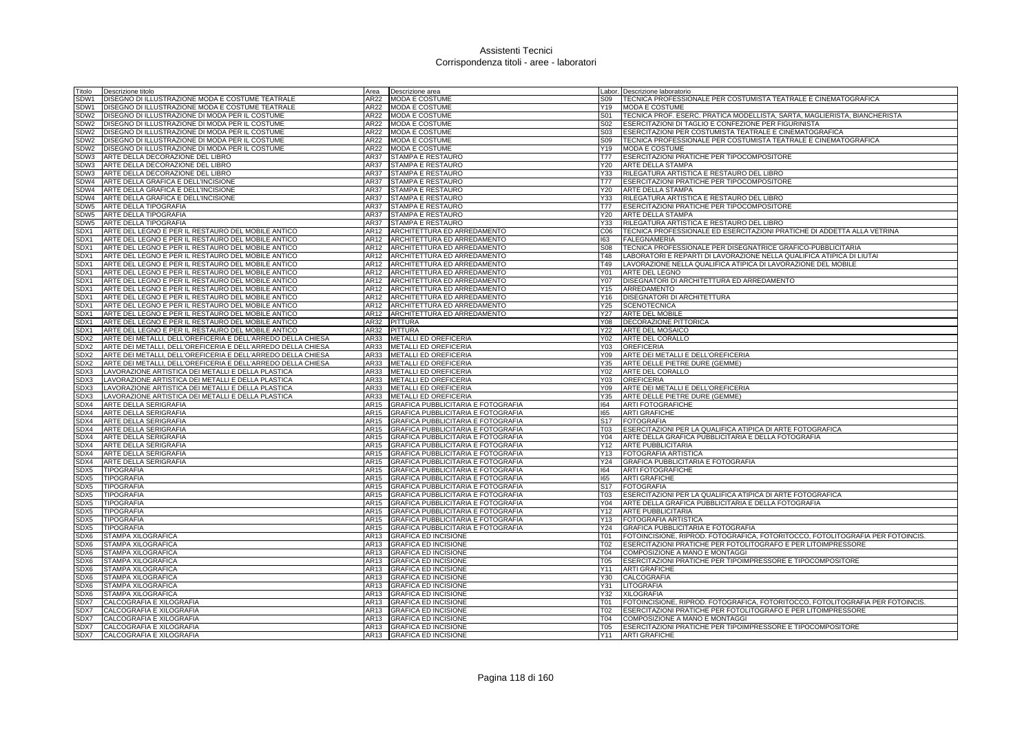# Assistenti Tecnici
## Corrispondenza titoli - aree - laboratori

| Titolo | Descrizione titolo | Area | Descrizione area | Labor. | Descrizione laboratorio |
|---|---|---|---|---|---|
| SDW1 | DISEGNO DI ILLUSTRAZIONE MODA E COSTUME TEATRALE | AR22 | MODA E COSTUME | S09 | TECNICA PROFESSIONALE PER COSTUMISTA TEATRALE E CINEMATOGRAFICA |
| SDW1 | DISEGNO DI ILLUSTRAZIONE MODA E COSTUME TEATRALE | AR22 | MODA E COSTUME | Y19 | MODA E COSTUME |
| SDW2 | DISEGNO DI ILLUSTRAZIONE DI MODA PER IL COSTUME | AR22 | MODA E COSTUME | S01 | TECNICA PROF. ESERC. PRATICA MODELLISTA, SARTA, MAGLIERISTA, BIANCHERISTA |
| SDW2 | DISEGNO DI ILLUSTRAZIONE DI MODA PER IL COSTUME | AR22 | MODA E COSTUME | S02 | ESERCITAZIONI DI TAGLIO E CONFEZIONE PER FIGURINISTA |
| SDW2 | DISEGNO DI ILLUSTRAZIONE DI MODA PER IL COSTUME | AR22 | MODA E COSTUME | S03 | ESERCITAZIONI PER COSTUMISTA TEATRALE E CINEMATOGRAFICA |
| SDW2 | DISEGNO DI ILLUSTRAZIONE DI MODA PER IL COSTUME | AR22 | MODA E COSTUME | S09 | TECNICA PROFESSIONALE PER COSTUMISTA TEATRALE E CINEMATOGRAFICA |
| SDW2 | DISEGNO DI ILLUSTRAZIONE DI MODA PER IL COSTUME | AR22 | MODA E COSTUME | Y19 | MODA E COSTUME |
| SDW3 | ARTE DELLA DECORAZIONE DEL LIBRO | AR37 | STAMPA E RESTAURO | T77 | ESERCITAZIONI PRATICHE PER TIPOCOMPOSITORE |
| SDW3 | ARTE DELLA DECORAZIONE DEL LIBRO | AR37 | STAMPA E RESTAURO | Y20 | ARTE DELLA STAMPA |
| SDW3 | ARTE DELLA DECORAZIONE DEL LIBRO | AR37 | STAMPA E RESTAURO | Y33 | RILEGATURA ARTISTICA E RESTAURO DEL LIBRO |
| SDW4 | ARTE DELLA GRAFICA E DELL'INCISIONE | AR37 | STAMPA E RESTAURO | T77 | ESERCITAZIONI PRATICHE PER TIPOCOMPOSITORE |
| SDW4 | ARTE DELLA GRAFICA E DELL'INCISIONE | AR37 | STAMPA E RESTAURO | Y20 | ARTE DELLA STAMPA |
| SDW4 | ARTE DELLA GRAFICA E DELL'INCISIONE | AR37 | STAMPA E RESTAURO | Y33 | RILEGATURA ARTISTICA E RESTAURO DEL LIBRO |
| SDW5 | ARTE DELLA TIPOGRAFIA | AR37 | STAMPA E RESTAURO | T77 | ESERCITAZIONI PRATICHE PER TIPOCOMPOSITORE |
| SDW5 | ARTE DELLA TIPOGRAFIA | AR37 | STAMPA E RESTAURO | Y20 | ARTE DELLA STAMPA |
| SDW5 | ARTE DELLA TIPOGRAFIA | AR37 | STAMPA E RESTAURO | Y33 | RILEGATURA ARTISTICA E RESTAURO DEL LIBRO |
| SDX1 | ARTE DEL LEGNO E PER IL RESTAURO DEL MOBILE ANTICO | AR12 | ARCHITETTURA ED ARREDAMENTO | C06 | TECNICA PROFESSIONALE ED ESERCITAZIONI PRATICHE DI ADDETTA ALLA VETRINA |
| SDX1 | ARTE DEL LEGNO E PER IL RESTAURO DEL MOBILE ANTICO | AR12 | ARCHITETTURA ED ARREDAMENTO | I63 | FALEGNAMERIA |
| SDX1 | ARTE DEL LEGNO E PER IL RESTAURO DEL MOBILE ANTICO | AR12 | ARCHITETTURA ED ARREDAMENTO | S08 | TECNICA PROFESSIONALE PER DISEGNATRICE GRAFICO-PUBBLICITARIA |
| SDX1 | ARTE DEL LEGNO E PER IL RESTAURO DEL MOBILE ANTICO | AR12 | ARCHITETTURA ED ARREDAMENTO | T48 | LABORATORI E REPARTI DI LAVORAZIONE NELLA QUALIFICA ATIPICA DI LIUTAI |
| SDX1 | ARTE DEL LEGNO E PER IL RESTAURO DEL MOBILE ANTICO | AR12 | ARCHITETTURA ED ARREDAMENTO | T49 | LAVORAZIONE NELLA QUALIFICA ATIPICA DI LAVORAZIONE DEL MOBILE |
| SDX1 | ARTE DEL LEGNO E PER IL RESTAURO DEL MOBILE ANTICO | AR12 | ARCHITETTURA ED ARREDAMENTO | Y01 | ARTE DEL LEGNO |
| SDX1 | ARTE DEL LEGNO E PER IL RESTAURO DEL MOBILE ANTICO | AR12 | ARCHITETTURA ED ARREDAMENTO | Y07 | DISEGNATORI DI ARCHITETTURA ED ARREDAMENTO |
| SDX1 | ARTE DEL LEGNO E PER IL RESTAURO DEL MOBILE ANTICO | AR12 | ARCHITETTURA ED ARREDAMENTO | Y15 | ARREDAMENTO |
| SDX1 | ARTE DEL LEGNO E PER IL RESTAURO DEL MOBILE ANTICO | AR12 | ARCHITETTURA ED ARREDAMENTO | Y16 | DISEGNATORI DI ARCHITETTURA |
| SDX1 | ARTE DEL LEGNO E PER IL RESTAURO DEL MOBILE ANTICO | AR12 | ARCHITETTURA ED ARREDAMENTO | Y25 | SCENOTECNICA |
| SDX1 | ARTE DEL LEGNO E PER IL RESTAURO DEL MOBILE ANTICO | AR12 | ARCHITETTURA ED ARREDAMENTO | Y27 | ARTE DEL MOBILE |
| SDX1 | ARTE DEL LEGNO E PER IL RESTAURO DEL MOBILE ANTICO | AR32 | PITTURA | Y08 | DECORAZIONE PITTORICA |
| SDX1 | ARTE DEL LEGNO E PER IL RESTAURO DEL MOBILE ANTICO | AR32 | PITTURA | Y22 | ARTE DEL MOSAICO |
| SDX2 | ARTE DEI METALLI, DELL'OREFICERIA E DELL'ARREDO DELLA CHIESA | AR33 | METALLI ED OREFICERIA | Y02 | ARTE DEL CORALLO |
| SDX2 | ARTE DEI METALLI, DELL'OREFICERIA E DELL'ARREDO DELLA CHIESA | AR33 | METALLI ED OREFICERIA | Y03 | OREFICERIA |
| SDX2 | ARTE DEI METALLI, DELL'OREFICERIA E DELL'ARREDO DELLA CHIESA | AR33 | METALLI ED OREFICERIA | Y09 | ARTE DEI METALLI E DELL'OREFICERIA |
| SDX2 | ARTE DEI METALLI, DELL'OREFICERIA E DELL'ARREDO DELLA CHIESA | AR33 | METALLI ED OREFICERIA | Y35 | ARTE DELLE PIETRE DURE (GEMME) |
| SDX3 | LAVORAZIONE ARTISTICA DEI METALLI E DELLA PLASTICA | AR33 | METALLI ED OREFICERIA | Y02 | ARTE DEL CORALLO |
| SDX3 | LAVORAZIONE ARTISTICA DEI METALLI E DELLA PLASTICA | AR33 | METALLI ED OREFICERIA | Y03 | OREFICERIA |
| SDX3 | LAVORAZIONE ARTISTICA DEI METALLI E DELLA PLASTICA | AR33 | METALLI ED OREFICERIA | Y09 | ARTE DEI METALLI E DELL'OREFICERIA |
| SDX3 | LAVORAZIONE ARTISTICA DEI METALLI E DELLA PLASTICA | AR33 | METALLI ED OREFICERIA | Y35 | ARTE DELLE PIETRE DURE (GEMME) |
| SDX4 | ARTE DELLA SERIGRAFIA | AR15 | GRAFICA PUBBLICITARIA E FOTOGRAFIA | I64 | ARTI FOTOGRAFICHE |
| SDX4 | ARTE DELLA SERIGRAFIA | AR15 | GRAFICA PUBBLICITARIA E FOTOGRAFIA | I65 | ARTI GRAFICHE |
| SDX4 | ARTE DELLA SERIGRAFIA | AR15 | GRAFICA PUBBLICITARIA E FOTOGRAFIA | S17 | FOTOGRAFIA |
| SDX4 | ARTE DELLA SERIGRAFIA | AR15 | GRAFICA PUBBLICITARIA E FOTOGRAFIA | T03 | ESERCITAZIONI PER LA QUALIFICA ATIPICA DI ARTE FOTOGRAFICA |
| SDX4 | ARTE DELLA SERIGRAFIA | AR15 | GRAFICA PUBBLICITARIA E FOTOGRAFIA | Y04 | ARTE DELLA GRAFICA PUBBLICITARIA E DELLA FOTOGRAFIA |
| SDX4 | ARTE DELLA SERIGRAFIA | AR15 | GRAFICA PUBBLICITARIA E FOTOGRAFIA | Y12 | ARTE PUBBLICITARIA |
| SDX4 | ARTE DELLA SERIGRAFIA | AR15 | GRAFICA PUBBLICITARIA E FOTOGRAFIA | Y13 | FOTOGRAFIA ARTISTICA |
| SDX4 | ARTE DELLA SERIGRAFIA | AR15 | GRAFICA PUBBLICITARIA E FOTOGRAFIA | Y24 | GRAFICA PUBBLICITARIA E FOTOGRAFIA |
| SDX5 | TIPOGRAFIA | AR15 | GRAFICA PUBBLICITARIA E FOTOGRAFIA | I64 | ARTI FOTOGRAFICHE |
| SDX5 | TIPOGRAFIA | AR15 | GRAFICA PUBBLICITARIA E FOTOGRAFIA | I65 | ARTI GRAFICHE |
| SDX5 | TIPOGRAFIA | AR15 | GRAFICA PUBBLICITARIA E FOTOGRAFIA | S17 | FOTOGRAFIA |
| SDX5 | TIPOGRAFIA | AR15 | GRAFICA PUBBLICITARIA E FOTOGRAFIA | T03 | ESERCITAZIONI PER LA QUALIFICA ATIPICA DI ARTE FOTOGRAFICA |
| SDX5 | TIPOGRAFIA | AR15 | GRAFICA PUBBLICITARIA E FOTOGRAFIA | Y04 | ARTE DELLA GRAFICA PUBBLICITARIA E DELLA FOTOGRAFIA |
| SDX5 | TIPOGRAFIA | AR15 | GRAFICA PUBBLICITARIA E FOTOGRAFIA | Y12 | ARTE PUBBLICITARIA |
| SDX5 | TIPOGRAFIA | AR15 | GRAFICA PUBBLICITARIA E FOTOGRAFIA | Y13 | FOTOGRAFIA ARTISTICA |
| SDX5 | TIPOGRAFIA | AR15 | GRAFICA PUBBLICITARIA E FOTOGRAFIA | Y24 | GRAFICA PUBBLICITARIA E FOTOGRAFIA |
| SDX6 | STAMPA XILOGRAFICA | AR13 | GRAFICA ED INCISIONE | T01 | FOTOINCISIONE, RIPROD. FOTOGRAFICA, FOTORITOCCO, FOTOLITOGRAFIA PER FOTOINCIS. |
| SDX6 | STAMPA XILOGRAFICA | AR13 | GRAFICA ED INCISIONE | T02 | ESERCITAZIONI PRATICHE PER FOTOLITOGRAFO E PER LITOIMPRESSORE |
| SDX6 | STAMPA XILOGRAFICA | AR13 | GRAFICA ED INCISIONE | T04 | COMPOSIZIONE A MANO E MONTAGGI |
| SDX6 | STAMPA XILOGRAFICA | AR13 | GRAFICA ED INCISIONE | T05 | ESERCITAZIONI PRATICHE PER TIPOIMPRESSORE E TIPOCOMPOSITORE |
| SDX6 | STAMPA XILOGRAFICA | AR13 | GRAFICA ED INCISIONE | Y11 | ARTI GRAFICHE |
| SDX6 | STAMPA XILOGRAFICA | AR13 | GRAFICA ED INCISIONE | Y30 | CALCOGRAFIA |
| SDX6 | STAMPA XILOGRAFICA | AR13 | GRAFICA ED INCISIONE | Y31 | LITOGRAFIA |
| SDX6 | STAMPA XILOGRAFICA | AR13 | GRAFICA ED INCISIONE | Y32 | XILOGRAFIA |
| SDX7 | CALCOGRAFIA E XILOGRAFIA | AR13 | GRAFICA ED INCISIONE | T01 | FOTOINCISIONE, RIPROD. FOTOGRAFICA, FOTORITOCCO, FOTOLITOGRAFIA PER FOTOINCIS. |
| SDX7 | CALCOGRAFIA E XILOGRAFIA | AR13 | GRAFICA ED INCISIONE | T02 | ESERCITAZIONI PRATICHE PER FOTOLITOGRAFO E PER LITOIMPRESSORE |
| SDX7 | CALCOGRAFIA E XILOGRAFIA | AR13 | GRAFICA ED INCISIONE | T04 | COMPOSIZIONE A MANO E MONTAGGI |
| SDX7 | CALCOGRAFIA E XILOGRAFIA | AR13 | GRAFICA ED INCISIONE | T05 | ESERCITAZIONI PRATICHE PER TIPOIMPRESSORE E TIPOCOMPOSITORE |
| SDX7 | CALCOGRAFIA E XILOGRAFIA | AR13 | GRAFICA ED INCISIONE | Y11 | ARTI GRAFICHE |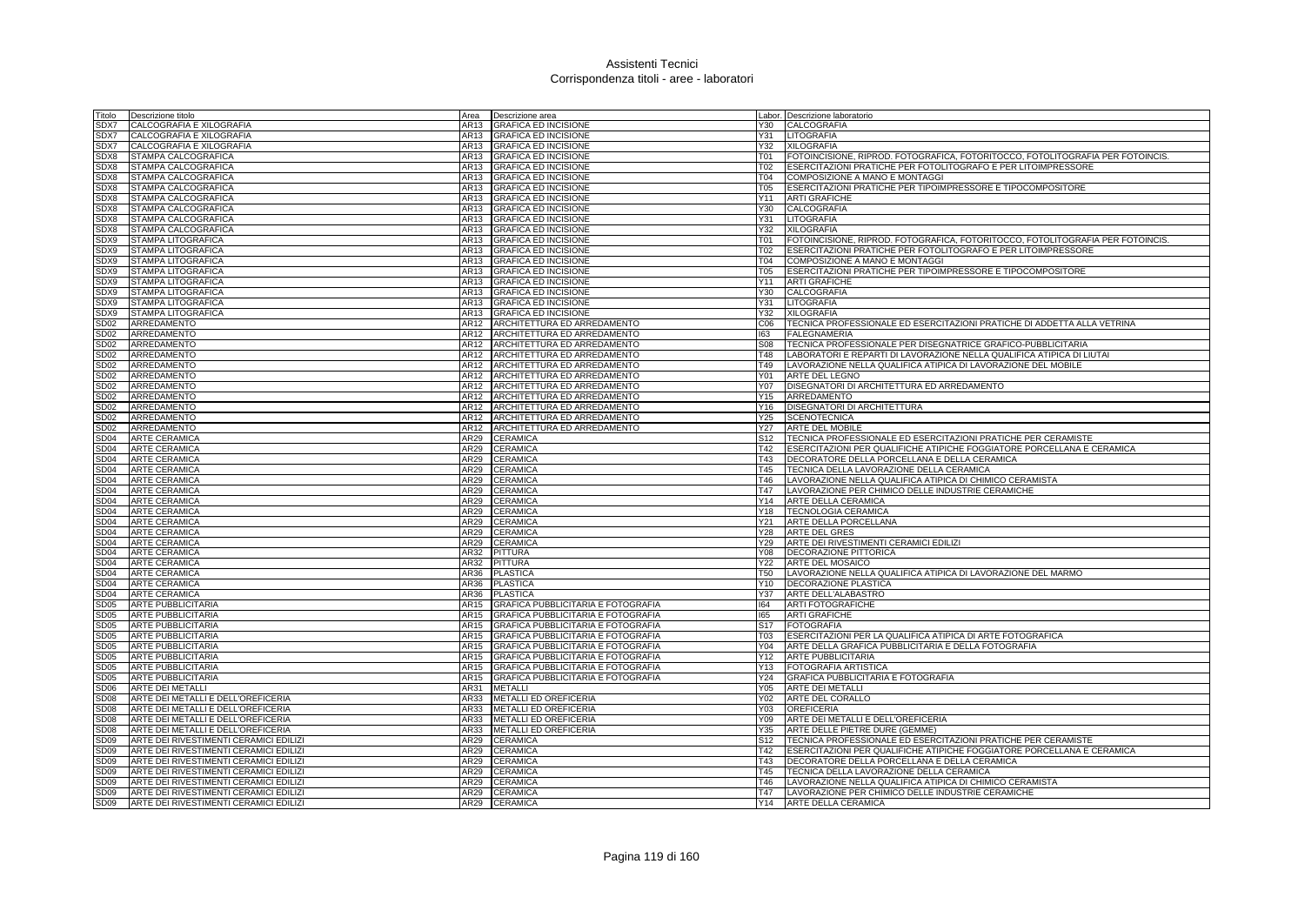# Assistenti Tecnici
## Corrispondenza titoli - aree - laboratori

| Titolo | Descrizione titolo | Area | Descrizione area | Labor. | Descrizione laboratorio |
|---|---|---|---|---|---|
| SDX7 | CALCOGRAFIA E XILOGRAFIA | AR13 | GRAFICA ED INCISIONE | Y30 | CALCOGRAFIA |
| SDX7 | CALCOGRAFIA E XILOGRAFIA | AR13 | GRAFICA ED INCISIONE | Y31 | LITOGRAFIA |
| SDX7 | CALCOGRAFIA E XILOGRAFIA | AR13 | GRAFICA ED INCISIONE | Y32 | XILOGRAFIA |
| SDX8 | STAMPA CALCOGRAFICA | AR13 | GRAFICA ED INCISIONE | T01 | FOTOINCISIONE, RIPROD. FOTOGRAFICA, FOTORITOCCO, FOTOLITOGRAFIA PER FOTOINCIS. |
| SDX8 | STAMPA CALCOGRAFICA | AR13 | GRAFICA ED INCISIONE | T02 | ESERCITAZIONI PRATICHE PER FOTOLITOGRAFO E PER LITOIMPRESSORE |
| SDX8 | STAMPA CALCOGRAFICA | AR13 | GRAFICA ED INCISIONE | T04 | COMPOSIZIONE A MANO E MONTAGGI |
| SDX8 | STAMPA CALCOGRAFICA | AR13 | GRAFICA ED INCISIONE | T05 | ESERCITAZIONI PRATICHE PER TIPOIMPRESSORE E TIPOCOMPOSITORE |
| SDX8 | STAMPA CALCOGRAFICA | AR13 | GRAFICA ED INCISIONE | Y11 | ARTI GRAFICHE |
| SDX8 | STAMPA CALCOGRAFICA | AR13 | GRAFICA ED INCISIONE | Y30 | CALCOGRAFIA |
| SDX8 | STAMPA CALCOGRAFICA | AR13 | GRAFICA ED INCISIONE | Y31 | LITOGRAFIA |
| SDX8 | STAMPA CALCOGRAFICA | AR13 | GRAFICA ED INCISIONE | Y32 | XILOGRAFIA |
| SDX9 | STAMPA LITOGRAFICA | AR13 | GRAFICA ED INCISIONE | T01 | FOTOINCISIONE, RIPROD. FOTOGRAFICA, FOTORITOCCO, FOTOLITOGRAFIA PER FOTOINCIS. |
| SDX9 | STAMPA LITOGRAFICA | AR13 | GRAFICA ED INCISIONE | T02 | ESERCITAZIONI PRATICHE PER FOTOLITOGRAFO E PER LITOIMPRESSORE |
| SDX9 | STAMPA LITOGRAFICA | AR13 | GRAFICA ED INCISIONE | T04 | COMPOSIZIONE A MANO E MONTAGGI |
| SDX9 | STAMPA LITOGRAFICA | AR13 | GRAFICA ED INCISIONE | T05 | ESERCITAZIONI PRATICHE PER TIPOIMPRESSORE E TIPOCOMPOSITORE |
| SDX9 | STAMPA LITOGRAFICA | AR13 | GRAFICA ED INCISIONE | Y11 | ARTI GRAFICHE |
| SDX9 | STAMPA LITOGRAFICA | AR13 | GRAFICA ED INCISIONE | Y30 | CALCOGRAFIA |
| SDX9 | STAMPA LITOGRAFICA | AR13 | GRAFICA ED INCISIONE | Y31 | LITOGRAFIA |
| SDX9 | STAMPA LITOGRAFICA | AR13 | GRAFICA ED INCISIONE | Y32 | XILOGRAFIA |
| SD02 | ARREDAMENTO | AR12 | ARCHITETTURA ED ARREDAMENTO | C06 | TECNICA PROFESSIONALE ED ESERCITAZIONI PRATICHE DI ADDETTA ALLA VETRINA |
| SD02 | ARREDAMENTO | AR12 | ARCHITETTURA ED ARREDAMENTO | I63 | FALEGNAMERIA |
| SD02 | ARREDAMENTO | AR12 | ARCHITETTURA ED ARREDAMENTO | S08 | TECNICA PROFESSIONALE PER DISEGNATRICE GRAFICO-PUBBLICITARIA |
| SD02 | ARREDAMENTO | AR12 | ARCHITETTURA ED ARREDAMENTO | T48 | LABORATORI E REPARTI DI LAVORAZIONE NELLA QUALIFICA ATIPICA DI LIUTAI |
| SD02 | ARREDAMENTO | AR12 | ARCHITETTURA ED ARREDAMENTO | T49 | LAVORAZIONE NELLA QUALIFICA ATIPICA DI LAVORAZIONE DEL MOBILE |
| SD02 | ARREDAMENTO | AR12 | ARCHITETTURA ED ARREDAMENTO | Y01 | ARTE DEL LEGNO |
| SD02 | ARREDAMENTO | AR12 | ARCHITETTURA ED ARREDAMENTO | Y07 | DISEGNATORI DI ARCHITETTURA ED ARREDAMENTO |
| SD02 | ARREDAMENTO | AR12 | ARCHITETTURA ED ARREDAMENTO | Y15 | ARREDAMENTO |
| SD02 | ARREDAMENTO | AR12 | ARCHITETTURA ED ARREDAMENTO | Y16 | DISEGNATORI DI ARCHITETTURA |
| SD02 | ARREDAMENTO | AR12 | ARCHITETTURA ED ARREDAMENTO | Y25 | SCENOTECNICA |
| SD02 | ARREDAMENTO | AR12 | ARCHITETTURA ED ARREDAMENTO | Y27 | ARTE DEL MOBILE |
| SD04 | ARTE CERAMICA | AR29 | CERAMICA | S12 | TECNICA PROFESSIONALE ED ESERCITAZIONI PRATICHE PER CERAMISTE |
| SD04 | ARTE CERAMICA | AR29 | CERAMICA | T42 | ESERCITAZIONI PER QUALIFICHE ATIPICHE FOGGIATORE PORCELLANA E CERAMICA |
| SD04 | ARTE CERAMICA | AR29 | CERAMICA | T43 | DECORATORE DELLA PORCELLANA E DELLA CERAMICA |
| SD04 | ARTE CERAMICA | AR29 | CERAMICA | T45 | TECNICA DELLA LAVORAZIONE DELLA CERAMICA |
| SD04 | ARTE CERAMICA | AR29 | CERAMICA | T46 | LAVORAZIONE NELLA QUALIFICA ATIPICA DI CHIMICO CERAMISTA |
| SD04 | ARTE CERAMICA | AR29 | CERAMICA | T47 | LAVORAZIONE PER CHIMICO DELLE INDUSTRIE CERAMICHE |
| SD04 | ARTE CERAMICA | AR29 | CERAMICA | Y14 | ARTE DELLA CERAMICA |
| SD04 | ARTE CERAMICA | AR29 | CERAMICA | Y18 | TECNOLOGIA CERAMICA |
| SD04 | ARTE CERAMICA | AR29 | CERAMICA | Y21 | ARTE DELLA PORCELLANA |
| SD04 | ARTE CERAMICA | AR29 | CERAMICA | Y28 | ARTE DEL GRES |
| SD04 | ARTE CERAMICA | AR29 | CERAMICA | Y29 | ARTE DEI RIVESTIMENTI CERAMICI EDILIZI |
| SD04 | ARTE CERAMICA | AR32 | PITTURA | Y08 | DECORAZIONE PITTORICA |
| SD04 | ARTE CERAMICA | AR32 | PITTURA | Y22 | ARTE DEL MOSAICO |
| SD04 | ARTE CERAMICA | AR36 | PLASTICA | T50 | LAVORAZIONE NELLA QUALIFICA ATIPICA DI LAVORAZIONE DEL MARMO |
| SD04 | ARTE CERAMICA | AR36 | PLASTICA | Y10 | DECORAZIONE PLASTICA |
| SD04 | ARTE CERAMICA | AR36 | PLASTICA | Y37 | ARTE DELL'ALABASTRO |
| SD05 | ARTE PUBBLICITARIA | AR15 | GRAFICA PUBBLICITARIA E FOTOGRAFIA | I64 | ARTI FOTOGRAFICHE |
| SD05 | ARTE PUBBLICITARIA | AR15 | GRAFICA PUBBLICITARIA E FOTOGRAFIA | I65 | ARTI GRAFICHE |
| SD05 | ARTE PUBBLICITARIA | AR15 | GRAFICA PUBBLICITARIA E FOTOGRAFIA | S17 | FOTOGRAFIA |
| SD05 | ARTE PUBBLICITARIA | AR15 | GRAFICA PUBBLICITARIA E FOTOGRAFIA | T03 | ESERCITAZIONI PER LA QUALIFICA ATIPICA DI ARTE FOTOGRAFICA |
| SD05 | ARTE PUBBLICITARIA | AR15 | GRAFICA PUBBLICITARIA E FOTOGRAFIA | Y04 | ARTE DELLA GRAFICA PUBBLICITARIA E DELLA FOTOGRAFIA |
| SD05 | ARTE PUBBLICITARIA | AR15 | GRAFICA PUBBLICITARIA E FOTOGRAFIA | Y12 | ARTE PUBBLICITARIA |
| SD05 | ARTE PUBBLICITARIA | AR15 | GRAFICA PUBBLICITARIA E FOTOGRAFIA | Y13 | FOTOGRAFIA ARTISTICA |
| SD05 | ARTE PUBBLICITARIA | AR15 | GRAFICA PUBBLICITARIA E FOTOGRAFIA | Y24 | GRAFICA PUBBLICITARIA E FOTOGRAFIA |
| SD06 | ARTE DEI METALLI | AR31 | METALLI | Y05 | ARTE DEI METALLI |
| SD08 | ARTE DEI METALLI E DELL'OREFICERIA | AR33 | METALLI ED OREFICERIA | Y02 | ARTE DEL CORALLO |
| SD08 | ARTE DEI METALLI E DELL'OREFICERIA | AR33 | METALLI ED OREFICERIA | Y03 | OREFICERIA |
| SD08 | ARTE DEI METALLI E DELL'OREFICERIA | AR33 | METALLI ED OREFICERIA | Y09 | ARTE DEI METALLI E DELL'OREFICERIA |
| SD08 | ARTE DEI METALLI E DELL'OREFICERIA | AR33 | METALLI ED OREFICERIA | Y35 | ARTE DELLE PIETRE DURE (GEMME) |
| SD09 | ARTE DEI RIVESTIMENTI CERAMICI EDILIZI | AR29 | CERAMICA | S12 | TECNICA PROFESSIONALE ED ESERCITAZIONI PRATICHE PER CERAMISTE |
| SD09 | ARTE DEI RIVESTIMENTI CERAMICI EDILIZI | AR29 | CERAMICA | T42 | ESERCITAZIONI PER QUALIFICHE ATIPICHE FOGGIATORE PORCELLANA E CERAMICA |
| SD09 | ARTE DEI RIVESTIMENTI CERAMICI EDILIZI | AR29 | CERAMICA | T43 | DECORATORE DELLA PORCELLANA E DELLA CERAMICA |
| SD09 | ARTE DEI RIVESTIMENTI CERAMICI EDILIZI | AR29 | CERAMICA | T45 | TECNICA DELLA LAVORAZIONE DELLA CERAMICA |
| SD09 | ARTE DEI RIVESTIMENTI CERAMICI EDILIZI | AR29 | CERAMICA | T46 | LAVORAZIONE NELLA QUALIFICA ATIPICA DI CHIMICO CERAMISTA |
| SD09 | ARTE DEI RIVESTIMENTI CERAMICI EDILIZI | AR29 | CERAMICA | T47 | LAVORAZIONE PER CHIMICO DELLE INDUSTRIE CERAMICHE |
| SD09 | ARTE DEI RIVESTIMENTI CERAMICI EDILIZI | AR29 | CERAMICA | Y14 | ARTE DELLA CERAMICA |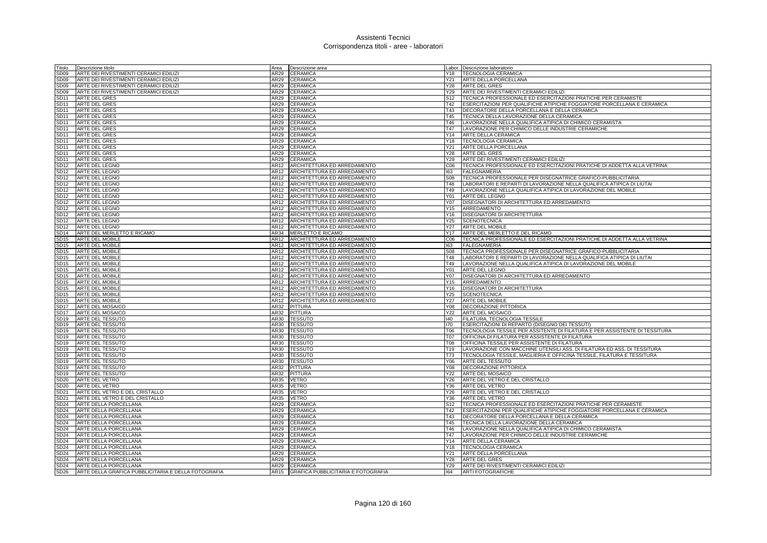# Assistenti Tecnici
## Corrispondenza titoli - aree - laboratori

| Titolo | Descrizione titolo | Area | Descrizione area | Labor. | Descrizione laboratorio |
|---|---|---|---|---|---|
| SD09 | ARTE DEI RIVESTIMENTI CERAMICI EDILIZI | AR29 | CERAMICA | Y18 | TECNOLOGIA CERAMICA |
| SD09 | ARTE DEI RIVESTIMENTI CERAMICI EDILIZI | AR29 | CERAMICA | Y21 | ARTE DELLA PORCELLANA |
| SD09 | ARTE DEI RIVESTIMENTI CERAMICI EDILIZI | AR29 | CERAMICA | Y28 | ARTE DEL GRES |
| SD09 | ARTE DEI RIVESTIMENTI CERAMICI EDILIZI | AR29 | CERAMICA | Y29 | ARTE DEI RIVESTIMENTI CERAMICI EDILIZI |
| SD11 | ARTE DEL GRES | AR29 | CERAMICA | S12 | TECNICA PROFESSIONALE ED ESERCITAZIONI PRATICHE PER CERAMISTE |
| SD11 | ARTE DEL GRES | AR29 | CERAMICA | T42 | ESERCITAZIONI PER QUALIFICHE ATIPICHE FOGGIATORE PORCELLANA E CERAMICA |
| SD11 | ARTE DEL GRES | AR29 | CERAMICA | T43 | DECORATORE DELLA PORCELLANA E DELLA CERAMICA |
| SD11 | ARTE DEL GRES | AR29 | CERAMICA | T45 | TECNICA DELLA LAVORAZIONE DELLA CERAMICA |
| SD11 | ARTE DEL GRES | AR29 | CERAMICA | T46 | LAVORAZIONE NELLA QUALIFICA ATIPICA DI CHIMICO CERAMISTA |
| SD11 | ARTE DEL GRES | AR29 | CERAMICA | T47 | LAVORAZIONE PER CHIMICO DELLE INDUSTRIE CERAMICHE |
| SD11 | ARTE DEL GRES | AR29 | CERAMICA | Y14 | ARTE DELLA CERAMICA |
| SD11 | ARTE DEL GRES | AR29 | CERAMICA | Y18 | TECNOLOGIA CERAMICA |
| SD11 | ARTE DEL GRES | AR29 | CERAMICA | Y21 | ARTE DELLA PORCELLANA |
| SD11 | ARTE DEL GRES | AR29 | CERAMICA | Y28 | ARTE DEL GRES |
| SD11 | ARTE DEL GRES | AR29 | CERAMICA | Y29 | ARTE DEI RIVESTIMENTI CERAMICI EDILIZI |
| SD12 | ARTE DEL LEGNO | AR12 | ARCHITETTURA ED ARREDAMENTO | C06 | TECNICA PROFESSIONALE ED ESERCITAZIONI PRATICHE DI ADDETTA ALLA VETRINA |
| SD12 | ARTE DEL LEGNO | AR12 | ARCHITETTURA ED ARREDAMENTO | I63 | FALEGNAMERIA |
| SD12 | ARTE DEL LEGNO | AR12 | ARCHITETTURA ED ARREDAMENTO | S08 | TECNICA PROFESSIONALE PER DISEGNATRICE GRAFICO-PUBBLICITARIA |
| SD12 | ARTE DEL LEGNO | AR12 | ARCHITETTURA ED ARREDAMENTO | T48 | LABORATORI E REPARTI DI LAVORAZIONE NELLA QUALIFICA ATIPICA DI LIUTAI |
| SD12 | ARTE DEL LEGNO | AR12 | ARCHITETTURA ED ARREDAMENTO | T49 | LAVORAZIONE NELLA QUALIFICA ATIPICA DI LAVORAZIONE DEL MOBILE |
| SD12 | ARTE DEL LEGNO | AR12 | ARCHITETTURA ED ARREDAMENTO | Y01 | ARTE DEL LEGNO |
| SD12 | ARTE DEL LEGNO | AR12 | ARCHITETTURA ED ARREDAMENTO | Y07 | DISEGNATORI DI ARCHITETTURA ED ARREDAMENTO |
| SD12 | ARTE DEL LEGNO | AR12 | ARCHITETTURA ED ARREDAMENTO | Y15 | ARREDAMENTO |
| SD12 | ARTE DEL LEGNO | AR12 | ARCHITETTURA ED ARREDAMENTO | Y16 | DISEGNATORI DI ARCHITETTURA |
| SD12 | ARTE DEL LEGNO | AR12 | ARCHITETTURA ED ARREDAMENTO | Y25 | SCENOTECNICA |
| SD12 | ARTE DEL LEGNO | AR12 | ARCHITETTURA ED ARREDAMENTO | Y27 | ARTE DEL MOBILE |
| SD14 | ARTE DEL MERLETTO E RICAMO | AR34 | MERLETTO E RICAMO | Y17 | ARTE DEL MERLETTO E DEL RICAMO |
| SD15 | ARTE DEL MOBILE | AR12 | ARCHITETTURA ED ARREDAMENTO | C06 | TECNICA PROFESSIONALE ED ESERCITAZIONI PRATICHE DI ADDETTA ALLA VETRINA |
| SD15 | ARTE DEL MOBILE | AR12 | ARCHITETTURA ED ARREDAMENTO | I63 | FALEGNAMERIA |
| SD15 | ARTE DEL MOBILE | AR12 | ARCHITETTURA ED ARREDAMENTO | S08 | TECNICA PROFESSIONALE PER DISEGNATRICE GRAFICO-PUBBLICITARIA |
| SD15 | ARTE DEL MOBILE | AR12 | ARCHITETTURA ED ARREDAMENTO | T48 | LABORATORI E REPARTI DI LAVORAZIONE NELLA QUALIFICA ATIPICA DI LIUTAI |
| SD15 | ARTE DEL MOBILE | AR12 | ARCHITETTURA ED ARREDAMENTO | T49 | LAVORAZIONE NELLA QUALIFICA ATIPICA DI LAVORAZIONE DEL MOBILE |
| SD15 | ARTE DEL MOBILE | AR12 | ARCHITETTURA ED ARREDAMENTO | Y01 | ARTE DEL LEGNO |
| SD15 | ARTE DEL MOBILE | AR12 | ARCHITETTURA ED ARREDAMENTO | Y07 | DISEGNATORI DI ARCHITETTURA ED ARREDAMENTO |
| SD15 | ARTE DEL MOBILE | AR12 | ARCHITETTURA ED ARREDAMENTO | Y15 | ARREDAMENTO |
| SD15 | ARTE DEL MOBILE | AR12 | ARCHITETTURA ED ARREDAMENTO | Y16 | DISEGNATORI DI ARCHITETTURA |
| SD15 | ARTE DEL MOBILE | AR12 | ARCHITETTURA ED ARREDAMENTO | Y25 | SCENOTECNICA |
| SD15 | ARTE DEL MOBILE | AR12 | ARCHITETTURA ED ARREDAMENTO | Y27 | ARTE DEL MOBILE |
| SD17 | ARTE DEL MOSAICO | AR32 | PITTURA | Y08 | DECORAZIONE PITTORICA |
| SD17 | ARTE DEL MOSAICO | AR32 | PITTURA | Y22 | ARTE DEL MOSAICO |
| SD19 | ARTE DEL TESSUTO | AR30 | TESSUTO | I40 | FILATURA, TECNOLOGIA TESSILE |
| SD19 | ARTE DEL TESSUTO | AR30 | TESSUTO | I70 | ESERCITAZIONI DI REPARTO (DISEGNO DEI TESSUTI) |
| SD19 | ARTE DEL TESSUTO | AR30 | TESSUTO | T06 | TECNOLOGIA TESSILE PER ASSITENTE DI FILATURA E PER ASSISTENTE DI TESSITURA |
| SD19 | ARTE DEL TESSUTO | AR30 | TESSUTO | T07 | OFFICINA DI FILATURA PER ASSISTENTE DI FILATURA |
| SD19 | ARTE DEL TESSUTO | AR30 | TESSUTO | T08 | OFFICINA TESSILE PER ASSISTENTE DI FILATURA |
| SD19 | ARTE DEL TESSUTO | AR30 | TESSUTO | T19 | LAVORAZIONE CON MACCHINE UTENSILI ASS. DI FILATURA ED ASS. DI TESSITURA |
| SD19 | ARTE DEL TESSUTO | AR30 | TESSUTO | T73 | TECNOLOGIA TESSILE, MAGLIERIA E OFFICINA TESSILE, FILATURA E TESSITURA |
| SD19 | ARTE DEL TESSUTO | AR30 | TESSUTO | Y06 | ARTE DEL TESSUTO |
| SD19 | ARTE DEL TESSUTO | AR32 | PITTURA | Y08 | DECORAZIONE PITTORICA |
| SD19 | ARTE DEL TESSUTO | AR32 | PITTURA | Y22 | ARTE DEL MOSAICO |
| SD20 | ARTE DEL VETRO | AR35 | VETRO | Y26 | ARTE DEL VETRO E DEL CRISTALLO |
| SD20 | ARTE DEL VETRO | AR35 | VETRO | Y36 | ARTE DEL VETRO |
| SD21 | ARTE DEL VETRO E DEL CRISTALLO | AR35 | VETRO | Y26 | ARTE DEL VETRO E DEL CRISTALLO |
| SD21 | ARTE DEL VETRO E DEL CRISTALLO | AR35 | VETRO | Y36 | ARTE DEL VETRO |
| SD24 | ARTE DELLA PORCELLANA | AR29 | CERAMICA | S12 | TECNICA PROFESSIONALE ED ESERCITAZIONI PRATICHE PER CERAMISTE |
| SD24 | ARTE DELLA PORCELLANA | AR29 | CERAMICA | T42 | ESERCITAZIONI PER QUALIFICHE ATIPICHE FOGGIATORE PORCELLANA E CERAMICA |
| SD24 | ARTE DELLA PORCELLANA | AR29 | CERAMICA | T43 | DECORATORE DELLA PORCELLANA E DELLA CERAMICA |
| SD24 | ARTE DELLA PORCELLANA | AR29 | CERAMICA | T45 | TECNICA DELLA LAVORAZIONE DELLA CERAMICA |
| SD24 | ARTE DELLA PORCELLANA | AR29 | CERAMICA | T46 | LAVORAZIONE NELLA QUALIFICA ATIPICA DI CHIMICO CERAMISTA |
| SD24 | ARTE DELLA PORCELLANA | AR29 | CERAMICA | T47 | LAVORAZIONE PER CHIMICO DELLE INDUSTRIE CERAMICHE |
| SD24 | ARTE DELLA PORCELLANA | AR29 | CERAMICA | Y14 | ARTE DELLA CERAMICA |
| SD24 | ARTE DELLA PORCELLANA | AR29 | CERAMICA | Y18 | TECNOLOGIA CERAMICA |
| SD24 | ARTE DELLA PORCELLANA | AR29 | CERAMICA | Y21 | ARTE DELLA PORCELLANA |
| SD24 | ARTE DELLA PORCELLANA | AR29 | CERAMICA | Y28 | ARTE DEL GRES |
| SD24 | ARTE DELLA PORCELLANA | AR29 | CERAMICA | Y29 | ARTE DEI RIVESTIMENTI CERAMICI EDILIZI |
| SD26 | ARTE DELLA GRAFICA PUBBLICITARIA E DELLA FOTOGRAFIA | AR15 | GRAFICA PUBBLICITARIA E FOTOGRAFIA | I64 | ARTI FOTOGRAFICHE |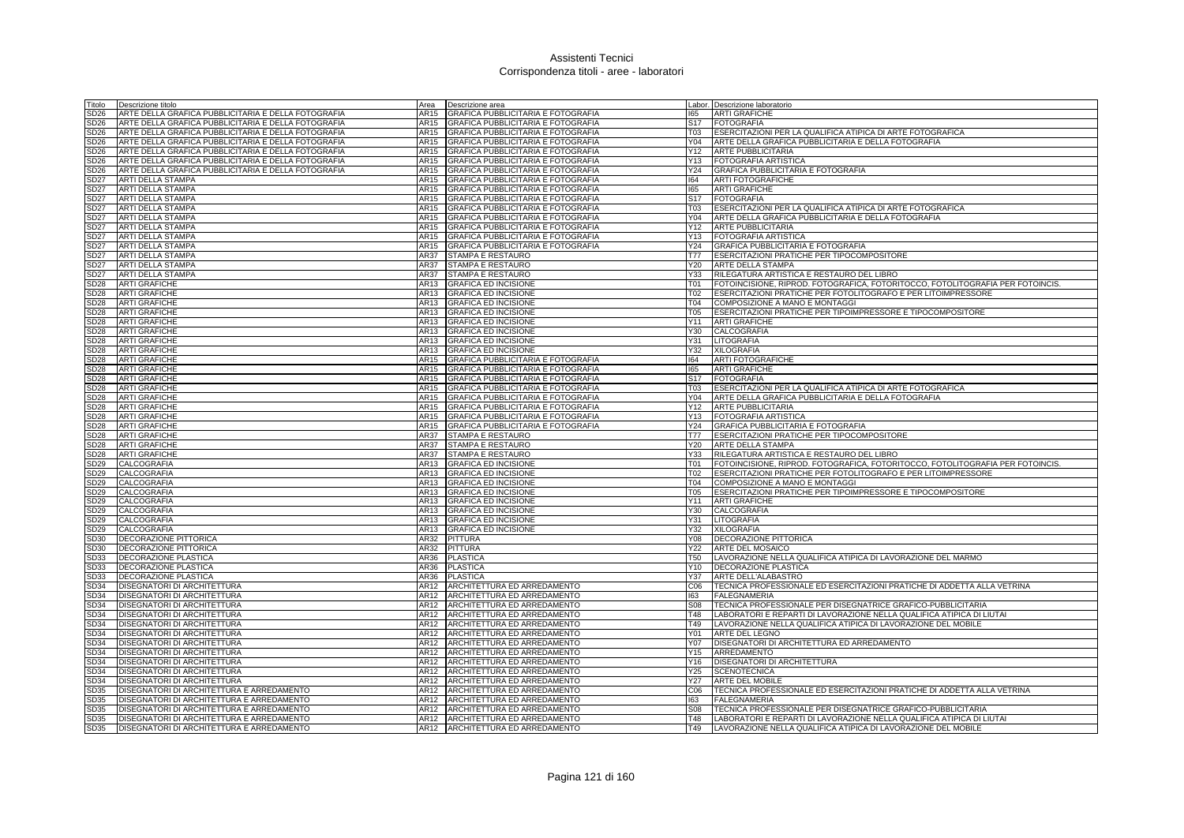# Assistenti Tecnici
## Corrispondenza titoli - aree - laboratori

| Titolo | Descrizione titolo | Area | Descrizione area | Labor. | Descrizione laboratorio |
|---|---|---|---|---|---|
| SD26 | ARTE DELLA GRAFICA PUBBLICITARIA E DELLA FOTOGRAFIA | AR15 | GRAFICA PUBBLICITARIA E FOTOGRAFIA | I65 | ARTI GRAFICHE |
| SD26 | ARTE DELLA GRAFICA PUBBLICITARIA E DELLA FOTOGRAFIA | AR15 | GRAFICA PUBBLICITARIA E FOTOGRAFIA | S17 | FOTOGRAFIA |
| SD26 | ARTE DELLA GRAFICA PUBBLICITARIA E DELLA FOTOGRAFIA | AR15 | GRAFICA PUBBLICITARIA E FOTOGRAFIA | T03 | ESERCITAZIONI PER LA QUALIFICA ATIPICA DI ARTE FOTOGRAFICA |
| SD26 | ARTE DELLA GRAFICA PUBBLICITARIA E DELLA FOTOGRAFIA | AR15 | GRAFICA PUBBLICITARIA E FOTOGRAFIA | Y04 | ARTE DELLA GRAFICA PUBBLICITARIA E DELLA FOTOGRAFIA |
| SD26 | ARTE DELLA GRAFICA PUBBLICITARIA E DELLA FOTOGRAFIA | AR15 | GRAFICA PUBBLICITARIA E FOTOGRAFIA | Y12 | ARTE PUBBLICITARIA |
| SD26 | ARTE DELLA GRAFICA PUBBLICITARIA E DELLA FOTOGRAFIA | AR15 | GRAFICA PUBBLICITARIA E FOTOGRAFIA | Y13 | FOTOGRAFIA ARTISTICA |
| SD26 | ARTE DELLA GRAFICA PUBBLICITARIA E DELLA FOTOGRAFIA | AR15 | GRAFICA PUBBLICITARIA E FOTOGRAFIA | Y24 | GRAFICA PUBBLICITARIA E FOTOGRAFIA |
| SD27 | ARTI DELLA STAMPA | AR15 | GRAFICA PUBBLICITARIA E FOTOGRAFIA | I64 | ARTI FOTOGRAFICHE |
| SD27 | ARTI DELLA STAMPA | AR15 | GRAFICA PUBBLICITARIA E FOTOGRAFIA | I65 | ARTI GRAFICHE |
| SD27 | ARTI DELLA STAMPA | AR15 | GRAFICA PUBBLICITARIA E FOTOGRAFIA | S17 | FOTOGRAFIA |
| SD27 | ARTI DELLA STAMPA | AR15 | GRAFICA PUBBLICITARIA E FOTOGRAFIA | T03 | ESERCITAZIONI PER LA QUALIFICA ATIPICA DI ARTE FOTOGRAFICA |
| SD27 | ARTI DELLA STAMPA | AR15 | GRAFICA PUBBLICITARIA E FOTOGRAFIA | Y04 | ARTE DELLA GRAFICA PUBBLICITARIA E DELLA FOTOGRAFIA |
| SD27 | ARTI DELLA STAMPA | AR15 | GRAFICA PUBBLICITARIA E FOTOGRAFIA | Y12 | ARTE PUBBLICITARIA |
| SD27 | ARTI DELLA STAMPA | AR15 | GRAFICA PUBBLICITARIA E FOTOGRAFIA | Y13 | FOTOGRAFIA ARTISTICA |
| SD27 | ARTI DELLA STAMPA | AR15 | GRAFICA PUBBLICITARIA E FOTOGRAFIA | Y24 | GRAFICA PUBBLICITARIA E FOTOGRAFIA |
| SD27 | ARTI DELLA STAMPA | AR37 | STAMPA E RESTAURO | T77 | ESERCITAZIONI PRATICHE PER TIPOCOMPOSITORE |
| SD27 | ARTI DELLA STAMPA | AR37 | STAMPA E RESTAURO | Y20 | ARTE DELLA STAMPA |
| SD27 | ARTI DELLA STAMPA | AR37 | STAMPA E RESTAURO | Y33 | RILEGATURA ARTISTICA E RESTAURO DEL LIBRO |
| SD28 | ARTI GRAFICHE | AR13 | GRAFICA ED INCISIONE | T01 | FOTOINCISIONE, RIPROD. FOTOGRAFICA, FOTORITOCCO, FOTOLITOGRAFIA PER FOTOINCIS. |
| SD28 | ARTI GRAFICHE | AR13 | GRAFICA ED INCISIONE | T02 | ESERCITAZIONI PRATICHE PER FOTOLITOGRAFO E PER LITOIMPRESSORE |
| SD28 | ARTI GRAFICHE | AR13 | GRAFICA ED INCISIONE | T04 | COMPOSIZIONE A MANO E MONTAGGI |
| SD28 | ARTI GRAFICHE | AR13 | GRAFICA ED INCISIONE | T05 | ESERCITAZIONI PRATICHE PER TIPOIMPRESSORE E TIPOCOMPOSITORE |
| SD28 | ARTI GRAFICHE | AR13 | GRAFICA ED INCISIONE | Y11 | ARTI GRAFICHE |
| SD28 | ARTI GRAFICHE | AR13 | GRAFICA ED INCISIONE | Y30 | CALCOGRAFIA |
| SD28 | ARTI GRAFICHE | AR13 | GRAFICA ED INCISIONE | Y31 | LITOGRAFIA |
| SD28 | ARTI GRAFICHE | AR13 | GRAFICA ED INCISIONE | Y32 | XILOGRAFIA |
| SD28 | ARTI GRAFICHE | AR15 | GRAFICA PUBBLICITARIA E FOTOGRAFIA | I64 | ARTI FOTOGRAFICHE |
| SD28 | ARTI GRAFICHE | AR15 | GRAFICA PUBBLICITARIA E FOTOGRAFIA | I65 | ARTI GRAFICHE |
| SD28 | ARTI GRAFICHE | AR15 | GRAFICA PUBBLICITARIA E FOTOGRAFIA | S17 | FOTOGRAFIA |
| SD28 | ARTI GRAFICHE | AR15 | GRAFICA PUBBLICITARIA E FOTOGRAFIA | T03 | ESERCITAZIONI PER LA QUALIFICA ATIPICA DI ARTE FOTOGRAFICA |
| SD28 | ARTI GRAFICHE | AR15 | GRAFICA PUBBLICITARIA E FOTOGRAFIA | Y04 | ARTE DELLA GRAFICA PUBBLICITARIA E DELLA FOTOGRAFIA |
| SD28 | ARTI GRAFICHE | AR15 | GRAFICA PUBBLICITARIA E FOTOGRAFIA | Y12 | ARTE PUBBLICITARIA |
| SD28 | ARTI GRAFICHE | AR15 | GRAFICA PUBBLICITARIA E FOTOGRAFIA | Y13 | FOTOGRAFIA ARTISTICA |
| SD28 | ARTI GRAFICHE | AR15 | GRAFICA PUBBLICITARIA E FOTOGRAFIA | Y24 | GRAFICA PUBBLICITARIA E FOTOGRAFIA |
| SD28 | ARTI GRAFICHE | AR37 | STAMPA E RESTAURO | T77 | ESERCITAZIONI PRATICHE PER TIPOCOMPOSITORE |
| SD28 | ARTI GRAFICHE | AR37 | STAMPA E RESTAURO | Y20 | ARTE DELLA STAMPA |
| SD28 | ARTI GRAFICHE | AR37 | STAMPA E RESTAURO | Y33 | RILEGATURA ARTISTICA E RESTAURO DEL LIBRO |
| SD29 | CALCOGRAFIA | AR13 | GRAFICA ED INCISIONE | T01 | FOTOINCISIONE, RIPROD. FOTOGRAFICA, FOTORITOCCO, FOTOLITOGRAFIA PER FOTOINCIS. |
| SD29 | CALCOGRAFIA | AR13 | GRAFICA ED INCISIONE | T02 | ESERCITAZIONI PRATICHE PER FOTOLITOGRAFO E PER LITOIMPRESSORE |
| SD29 | CALCOGRAFIA | AR13 | GRAFICA ED INCISIONE | T04 | COMPOSIZIONE A MANO E MONTAGGI |
| SD29 | CALCOGRAFIA | AR13 | GRAFICA ED INCISIONE | T05 | ESERCITAZIONI PRATICHE PER TIPOIMPRESSORE E TIPOCOMPOSITORE |
| SD29 | CALCOGRAFIA | AR13 | GRAFICA ED INCISIONE | Y11 | ARTI GRAFICHE |
| SD29 | CALCOGRAFIA | AR13 | GRAFICA ED INCISIONE | Y30 | CALCOGRAFIA |
| SD29 | CALCOGRAFIA | AR13 | GRAFICA ED INCISIONE | Y31 | LITOGRAFIA |
| SD29 | CALCOGRAFIA | AR13 | GRAFICA ED INCISIONE | Y32 | XILOGRAFIA |
| SD30 | DECORAZIONE PITTORICA | AR32 | PITTURA | Y08 | DECORAZIONE PITTORICA |
| SD30 | DECORAZIONE PITTORICA | AR32 | PITTURA | Y22 | ARTE DEL MOSAICO |
| SD33 | DECORAZIONE PLASTICA | AR36 | PLASTICA | T50 | LAVORAZIONE NELLA QUALIFICA ATIPICA DI LAVORAZIONE DEL MARMO |
| SD33 | DECORAZIONE PLASTICA | AR36 | PLASTICA | Y10 | DECORAZIONE PLASTICA |
| SD33 | DECORAZIONE PLASTICA | AR36 | PLASTICA | Y37 | ARTE DELL'ALABASTRO |
| SD34 | DISEGNATORI DI ARCHITETTURA | AR12 | ARCHITETTURA ED ARREDAMENTO | C06 | TECNICA PROFESSIONALE ED ESERCITAZIONI PRATICHE DI ADDETTA ALLA VETRINA |
| SD34 | DISEGNATORI DI ARCHITETTURA | AR12 | ARCHITETTURA ED ARREDAMENTO | I63 | FALEGNAMERIA |
| SD34 | DISEGNATORI DI ARCHITETTURA | AR12 | ARCHITETTURA ED ARREDAMENTO | S08 | TECNICA PROFESSIONALE PER DISEGNATRICE GRAFICO-PUBBLICITARIA |
| SD34 | DISEGNATORI DI ARCHITETTURA | AR12 | ARCHITETTURA ED ARREDAMENTO | T48 | LABORATORI E REPARTI DI LAVORAZIONE NELLA QUALIFICA ATIPICA DI LIUTAI |
| SD34 | DISEGNATORI DI ARCHITETTURA | AR12 | ARCHITETTURA ED ARREDAMENTO | T49 | LAVORAZIONE NELLA QUALIFICA ATIPICA DI LAVORAZIONE DEL MOBILE |
| SD34 | DISEGNATORI DI ARCHITETTURA | AR12 | ARCHITETTURA ED ARREDAMENTO | Y01 | ARTE DEL LEGNO |
| SD34 | DISEGNATORI DI ARCHITETTURA | AR12 | ARCHITETTURA ED ARREDAMENTO | Y07 | DISEGNATORI DI ARCHITETTURA ED ARREDAMENTO |
| SD34 | DISEGNATORI DI ARCHITETTURA | AR12 | ARCHITETTURA ED ARREDAMENTO | Y15 | ARREDAMENTO |
| SD34 | DISEGNATORI DI ARCHITETTURA | AR12 | ARCHITETTURA ED ARREDAMENTO | Y16 | DISEGNATORI DI ARCHITETTURA |
| SD34 | DISEGNATORI DI ARCHITETTURA | AR12 | ARCHITETTURA ED ARREDAMENTO | Y25 | SCENOTECNICA |
| SD34 | DISEGNATORI DI ARCHITETTURA | AR12 | ARCHITETTURA ED ARREDAMENTO | Y27 | ARTE DEL MOBILE |
| SD35 | DISEGNATORI DI ARCHITETTURA E ARREDAMENTO | AR12 | ARCHITETTURA ED ARREDAMENTO | C06 | TECNICA PROFESSIONALE ED ESERCITAZIONI PRATICHE DI ADDETTA ALLA VETRINA |
| SD35 | DISEGNATORI DI ARCHITETTURA E ARREDAMENTO | AR12 | ARCHITETTURA ED ARREDAMENTO | I63 | FALEGNAMERIA |
| SD35 | DISEGNATORI DI ARCHITETTURA E ARREDAMENTO | AR12 | ARCHITETTURA ED ARREDAMENTO | S08 | TECNICA PROFESSIONALE PER DISEGNATRICE GRAFICO-PUBBLICITARIA |
| SD35 | DISEGNATORI DI ARCHITETTURA E ARREDAMENTO | AR12 | ARCHITETTURA ED ARREDAMENTO | T48 | LABORATORI E REPARTI DI LAVORAZIONE NELLA QUALIFICA ATIPICA DI LIUTAI |
| SD35 | DISEGNATORI DI ARCHITETTURA E ARREDAMENTO | AR12 | ARCHITETTURA ED ARREDAMENTO | T49 | LAVORAZIONE NELLA QUALIFICA ATIPICA DI LAVORAZIONE DEL MOBILE |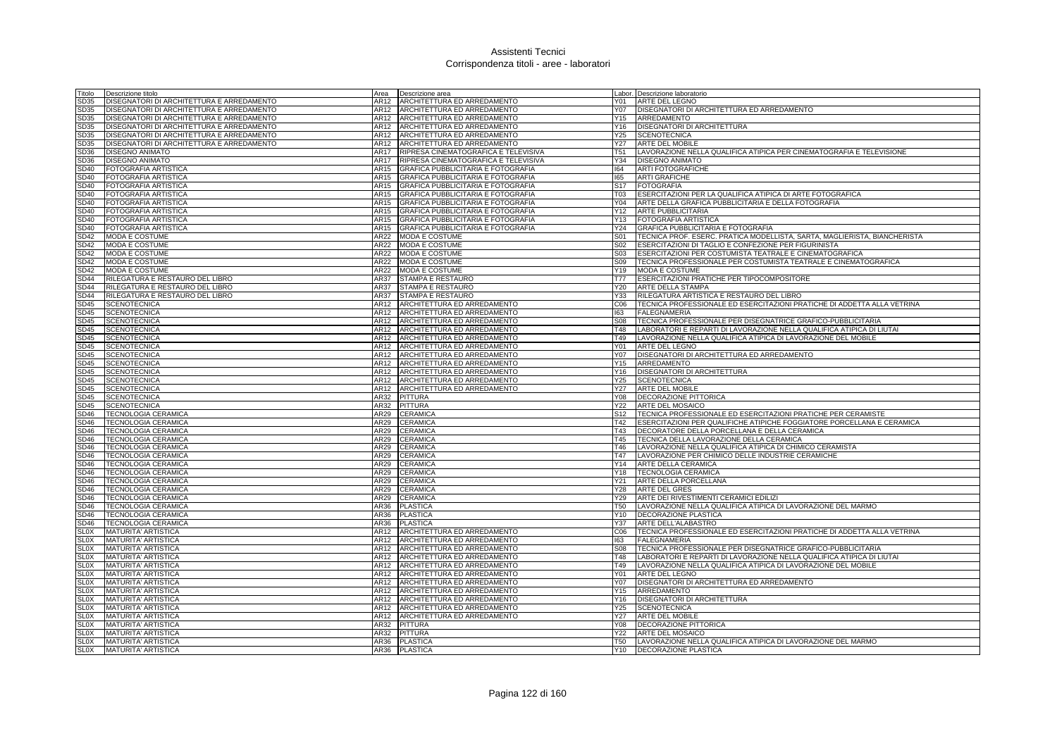| Titolo | Descrizione titolo | Area | Descrizione area | Labor. | Descrizione laboratorio |
|---|---|---|---|---|---|
| SD35 | DISEGNATORI DI ARCHITETTURA E ARREDAMENTO | AR12 | ARCHITETTURA ED ARREDAMENTO | Y01 | ARTE DEL LEGNO |
| SD35 | DISEGNATORI DI ARCHITETTURA E ARREDAMENTO | AR12 | ARCHITETTURA ED ARREDAMENTO | Y07 | DISEGNATORI DI ARCHITETTURA ED ARREDAMENTO |
| SD35 | DISEGNATORI DI ARCHITETTURA E ARREDAMENTO | AR12 | ARCHITETTURA ED ARREDAMENTO | Y15 | ARREDAMENTO |
| SD35 | DISEGNATORI DI ARCHITETTURA E ARREDAMENTO | AR12 | ARCHITETTURA ED ARREDAMENTO | Y16 | DISEGNATORI DI ARCHITETTURA |
| SD35 | DISEGNATORI DI ARCHITETTURA E ARREDAMENTO | AR12 | ARCHITETTURA ED ARREDAMENTO | Y25 | SCENOTECNICA |
| SD35 | DISEGNATORI DI ARCHITETTURA E ARREDAMENTO | AR12 | ARCHITETTURA ED ARREDAMENTO | Y27 | ARTE DEL MOBILE |
| SD36 | DISEGNO ANIMATO | AR17 | RIPRESA CINEMATOGRAFICA E TELEVISIVA | T51 | LAVORAZIONE NELLA QUALIFICA ATIPICA PER CINEMATOGRAFIA E TELEVISIONE |
| SD36 | DISEGNO ANIMATO | AR17 | RIPRESA CINEMATOGRAFICA E TELEVISIVA | Y34 | DISEGNO ANIMATO |
| SD40 | FOTOGRAFIA ARTISTICA | AR15 | GRAFICA PUBBLICITARIA E FOTOGRAFIA | I64 | ARTI FOTOGRAFICHE |
| SD40 | FOTOGRAFIA ARTISTICA | AR15 | GRAFICA PUBBLICITARIA E FOTOGRAFIA | I65 | ARTI GRAFICHE |
| SD40 | FOTOGRAFIA ARTISTICA | AR15 | GRAFICA PUBBLICITARIA E FOTOGRAFIA | S17 | FOTOGRAFIA |
| SD40 | FOTOGRAFIA ARTISTICA | AR15 | GRAFICA PUBBLICITARIA E FOTOGRAFIA | T03 | ESERCITAZIONI PER LA QUALIFICA ATIPICA DI ARTE FOTOGRAFICA |
| SD40 | FOTOGRAFIA ARTISTICA | AR15 | GRAFICA PUBBLICITARIA E FOTOGRAFIA | Y04 | ARTE DELLA GRAFICA PUBBLICITARIA E DELLA FOTOGRAFIA |
| SD40 | FOTOGRAFIA ARTISTICA | AR15 | GRAFICA PUBBLICITARIA E FOTOGRAFIA | Y12 | ARTE PUBBLICITARIA |
| SD40 | FOTOGRAFIA ARTISTICA | AR15 | GRAFICA PUBBLICITARIA E FOTOGRAFIA | Y13 | FOTOGRAFIA ARTISTICA |
| SD40 | FOTOGRAFIA ARTISTICA | AR15 | GRAFICA PUBBLICITARIA E FOTOGRAFIA | Y24 | GRAFICA PUBBLICITARIA E FOTOGRAFIA |
| SD42 | MODA E COSTUME | AR22 | MODA E COSTUME | S01 | TECNICA PROF. ESERC. PRATICA MODELLISTA, SARTA, MAGLIERISTA, BIANCHERISTA |
| SD42 | MODA E COSTUME | AR22 | MODA E COSTUME | S02 | ESERCITAZIONI DI TAGLIO E CONFEZIONE PER FIGURINISTA |
| SD42 | MODA E COSTUME | AR22 | MODA E COSTUME | S03 | ESERCITAZIONI PER COSTUMISTA TEATRALE E CINEMATOGRAFICA |
| SD42 | MODA E COSTUME | AR22 | MODA E COSTUME | S09 | TECNICA PROFESSIONALE PER COSTUMISTA TEATRALE E CINEMATOGRAFICA |
| SD42 | MODA E COSTUME | AR22 | MODA E COSTUME | Y19 | MODA E COSTUME |
| SD44 | RILEGATURA E RESTAURO DEL LIBRO | AR37 | STAMPA E RESTAURO | T77 | ESERCITAZIONI PRATICHE PER TIPOCOMPOSITORE |
| SD44 | RILEGATURA E RESTAURO DEL LIBRO | AR37 | STAMPA E RESTAURO | Y20 | ARTE DELLA STAMPA |
| SD44 | RILEGATURA E RESTAURO DEL LIBRO | AR37 | STAMPA E RESTAURO | Y33 | RILEGATURA ARTISTICA E RESTAURO DEL LIBRO |
| SD45 | SCENOTECNICA | AR12 | ARCHITETTURA ED ARREDAMENTO | C06 | TECNICA PROFESSIONALE ED ESERCITAZIONI PRATICHE DI ADDETTA ALLA VETRINA |
| SD45 | SCENOTECNICA | AR12 | ARCHITETTURA ED ARREDAMENTO | I63 | FALEGNAMERIA |
| SD45 | SCENOTECNICA | AR12 | ARCHITETTURA ED ARREDAMENTO | S08 | TECNICA PROFESSIONALE PER DISEGNATRICE GRAFICO-PUBBLICITARIA |
| SD45 | SCENOTECNICA | AR12 | ARCHITETTURA ED ARREDAMENTO | T48 | LABORATORI E REPARTI DI LAVORAZIONE NELLA QUALIFICA ATIPICA DI LIUTAI |
| SD45 | SCENOTECNICA | AR12 | ARCHITETTURA ED ARREDAMENTO | T49 | LAVORAZIONE NELLA QUALIFICA ATIPICA DI LAVORAZIONE DEL MOBILE |
| SD45 | SCENOTECNICA | AR12 | ARCHITETTURA ED ARREDAMENTO | Y01 | ARTE DEL LEGNO |
| SD45 | SCENOTECNICA | AR12 | ARCHITETTURA ED ARREDAMENTO | Y07 | DISEGNATORI DI ARCHITETTURA ED ARREDAMENTO |
| SD45 | SCENOTECNICA | AR12 | ARCHITETTURA ED ARREDAMENTO | Y15 | ARREDAMENTO |
| SD45 | SCENOTECNICA | AR12 | ARCHITETTURA ED ARREDAMENTO | Y16 | DISEGNATORI DI ARCHITETTURA |
| SD45 | SCENOTECNICA | AR12 | ARCHITETTURA ED ARREDAMENTO | Y25 | SCENOTECNICA |
| SD45 | SCENOTECNICA | AR12 | ARCHITETTURA ED ARREDAMENTO | Y27 | ARTE DEL MOBILE |
| SD45 | SCENOTECNICA | AR32 | PITTURA | Y08 | DECORAZIONE PITTORICA |
| SD45 | SCENOTECNICA | AR32 | PITTURA | Y22 | ARTE DEL MOSAICO |
| SD46 | TECNOLOGIA CERAMICA | AR29 | CERAMICA | S12 | TECNICA PROFESSIONALE ED ESERCITAZIONI PRATICHE PER CERAMISTE |
| SD46 | TECNOLOGIA CERAMICA | AR29 | CERAMICA | T42 | ESERCITAZIONI PER QUALIFICHE ATIPICHE FOGGIATORE PORCELLANA E CERAMICA |
| SD46 | TECNOLOGIA CERAMICA | AR29 | CERAMICA | T43 | DECORATORE DELLA PORCELLANA E DELLA CERAMICA |
| SD46 | TECNOLOGIA CERAMICA | AR29 | CERAMICA | T45 | TECNICA DELLA LAVORAZIONE DELLA CERAMICA |
| SD46 | TECNOLOGIA CERAMICA | AR29 | CERAMICA | T46 | LAVORAZIONE NELLA QUALIFICA ATIPICA DI CHIMICO CERAMISTA |
| SD46 | TECNOLOGIA CERAMICA | AR29 | CERAMICA | T47 | LAVORAZIONE PER CHIMICO DELLE INDUSTRIE CERAMICHE |
| SD46 | TECNOLOGIA CERAMICA | AR29 | CERAMICA | Y14 | ARTE DELLA CERAMICA |
| SD46 | TECNOLOGIA CERAMICA | AR29 | CERAMICA | Y18 | TECNOLOGIA CERAMICA |
| SD46 | TECNOLOGIA CERAMICA | AR29 | CERAMICA | Y21 | ARTE DELLA PORCELLANA |
| SD46 | TECNOLOGIA CERAMICA | AR29 | CERAMICA | Y28 | ARTE DEL GRES |
| SD46 | TECNOLOGIA CERAMICA | AR29 | CERAMICA | Y29 | ARTE DEI RIVESTIMENTI CERAMICI EDILIZI |
| SD46 | TECNOLOGIA CERAMICA | AR36 | PLASTICA | T50 | LAVORAZIONE NELLA QUALIFICA ATIPICA DI LAVORAZIONE DEL MARMO |
| SD46 | TECNOLOGIA CERAMICA | AR36 | PLASTICA | Y10 | DECORAZIONE PLASTICA |
| SD46 | TECNOLOGIA CERAMICA | AR36 | PLASTICA | Y37 | ARTE DELL'ALABASTRO |
| SL0X | MATURITA' ARTISTICA | AR12 | ARCHITETTURA ED ARREDAMENTO | C06 | TECNICA PROFESSIONALE ED ESERCITAZIONI PRATICHE DI ADDETTA ALLA VETRINA |
| SL0X | MATURITA' ARTISTICA | AR12 | ARCHITETTURA ED ARREDAMENTO | I63 | FALEGNAMERIA |
| SL0X | MATURITA' ARTISTICA | AR12 | ARCHITETTURA ED ARREDAMENTO | S08 | TECNICA PROFESSIONALE PER DISEGNATRICE GRAFICO-PUBBLICITARIA |
| SL0X | MATURITA' ARTISTICA | AR12 | ARCHITETTURA ED ARREDAMENTO | T48 | LABORATORI E REPARTI DI LAVORAZIONE NELLA QUALIFICA ATIPICA DI LIUTAI |
| SL0X | MATURITA' ARTISTICA | AR12 | ARCHITETTURA ED ARREDAMENTO | T49 | LAVORAZIONE NELLA QUALIFICA ATIPICA DI LAVORAZIONE DEL MOBILE |
| SL0X | MATURITA' ARTISTICA | AR12 | ARCHITETTURA ED ARREDAMENTO | Y01 | ARTE DEL LEGNO |
| SL0X | MATURITA' ARTISTICA | AR12 | ARCHITETTURA ED ARREDAMENTO | Y07 | DISEGNATORI DI ARCHITETTURA ED ARREDAMENTO |
| SL0X | MATURITA' ARTISTICA | AR12 | ARCHITETTURA ED ARREDAMENTO | Y15 | ARREDAMENTO |
| SL0X | MATURITA' ARTISTICA | AR12 | ARCHITETTURA ED ARREDAMENTO | Y16 | DISEGNATORI DI ARCHITETTURA |
| SL0X | MATURITA' ARTISTICA | AR12 | ARCHITETTURA ED ARREDAMENTO | Y25 | SCENOTECNICA |
| SL0X | MATURITA' ARTISTICA | AR12 | ARCHITETTURA ED ARREDAMENTO | Y27 | ARTE DEL MOBILE |
| SL0X | MATURITA' ARTISTICA | AR32 | PITTURA | Y08 | DECORAZIONE PITTORICA |
| SL0X | MATURITA' ARTISTICA | AR32 | PITTURA | Y22 | ARTE DEL MOSAICO |
| SL0X | MATURITA' ARTISTICA | AR36 | PLASTICA | T50 | LAVORAZIONE NELLA QUALIFICA ATIPICA DI LAVORAZIONE DEL MARMO |
| SL0X | MATURITA' ARTISTICA | AR36 | PLASTICA | Y10 | DECORAZIONE PLASTICA |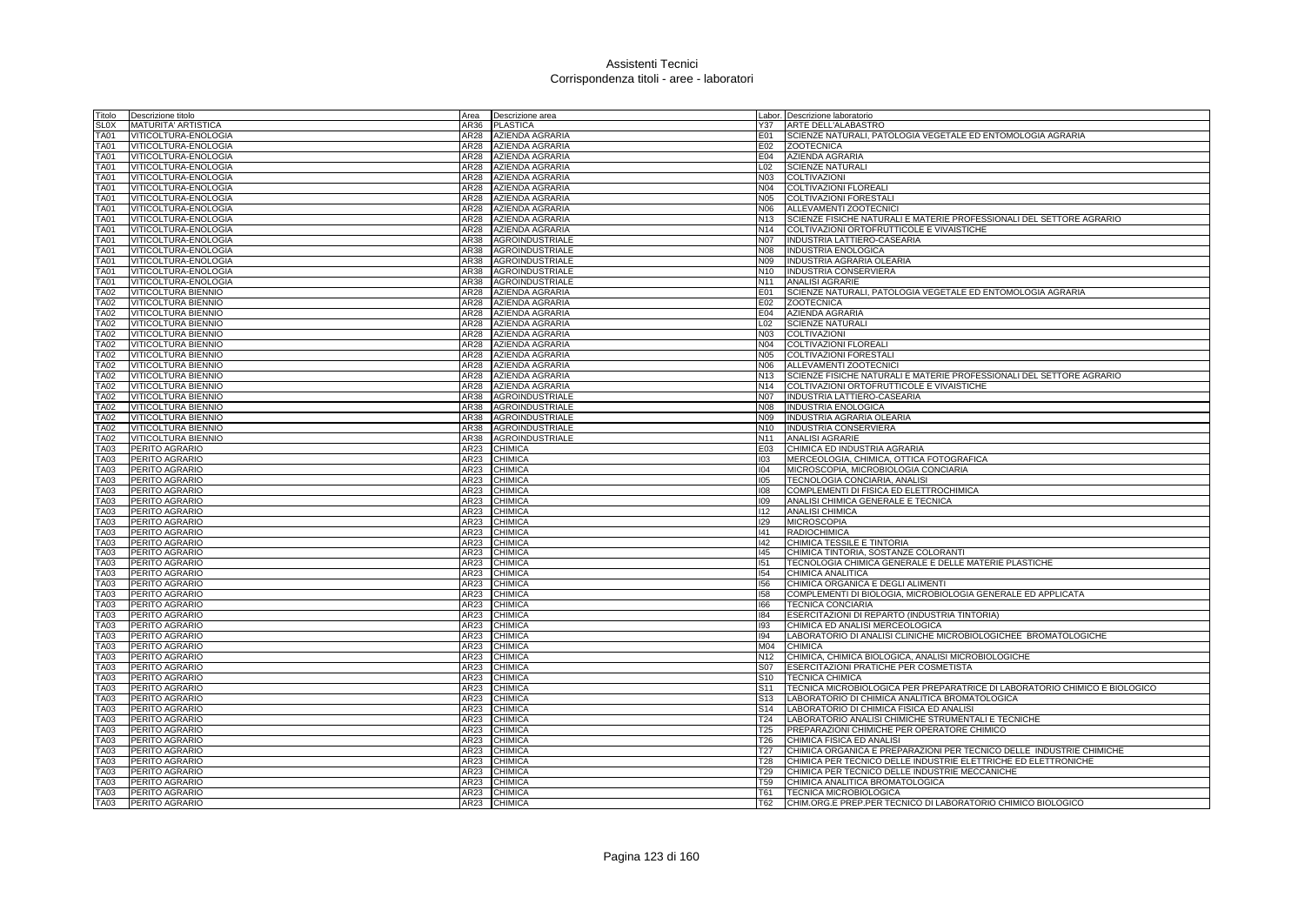# Assistenti Tecnici
## Corrispondenza titoli - aree - laboratori

| Titolo | Descrizione titolo | Area | Descrizione area | Labor. | Descrizione laboratorio |
|---|---|---|---|---|---|
| SL0X | MATURITA' ARTISTICA | AR36 | PLASTICA | Y37 | ARTE DELL'ALABASTRO |
| TA01 | VITICOLTURA-ENOLOGIA | AR28 | AZIENDA AGRARIA | E01 | SCIENZE NATURALI, PATOLOGIA VEGETALE ED ENTOMOLOGIA AGRARIA |
| TA01 | VITICOLTURA-ENOLOGIA | AR28 | AZIENDA AGRARIA | E02 | ZOOTECNICA |
| TA01 | VITICOLTURA-ENOLOGIA | AR28 | AZIENDA AGRARIA | E04 | AZIENDA AGRARIA |
| TA01 | VITICOLTURA-ENOLOGIA | AR28 | AZIENDA AGRARIA | L02 | SCIENZE NATURALI |
| TA01 | VITICOLTURA-ENOLOGIA | AR28 | AZIENDA AGRARIA | N03 | COLTIVAZIONI |
| TA01 | VITICOLTURA-ENOLOGIA | AR28 | AZIENDA AGRARIA | N04 | COLTIVAZIONI FLOREALI |
| TA01 | VITICOLTURA-ENOLOGIA | AR28 | AZIENDA AGRARIA | N05 | COLTIVAZIONI FORESTALI |
| TA01 | VITICOLTURA-ENOLOGIA | AR28 | AZIENDA AGRARIA | N06 | ALLEVAMENTI ZOOTECNICI |
| TA01 | VITICOLTURA-ENOLOGIA | AR28 | AZIENDA AGRARIA | N13 | SCIENZE FISICHE NATURALI E MATERIE PROFESSIONALI DEL SETTORE AGRARIO |
| TA01 | VITICOLTURA-ENOLOGIA | AR28 | AZIENDA AGRARIA | N14 | COLTIVAZIONI ORTOFRUTTICOLE E VIVAISTICHE |
| TA01 | VITICOLTURA-ENOLOGIA | AR38 | AGROINDUSTRIALE | N07 | INDUSTRIA LATTIERO-CASEARIA |
| TA01 | VITICOLTURA-ENOLOGIA | AR38 | AGROINDUSTRIALE | N08 | INDUSTRIA ENOLOGICA |
| TA01 | VITICOLTURA-ENOLOGIA | AR38 | AGROINDUSTRIALE | N09 | INDUSTRIA AGRARIA OLEARIA |
| TA01 | VITICOLTURA-ENOLOGIA | AR38 | AGROINDUSTRIALE | N10 | INDUSTRIA CONSERVIERA |
| TA01 | VITICOLTURA-ENOLOGIA | AR38 | AGROINDUSTRIALE | N11 | ANALISI AGRARIE |
| TA02 | VITICOLTURA BIENNIO | AR28 | AZIENDA AGRARIA | E01 | SCIENZE NATURALI, PATOLOGIA VEGETALE ED ENTOMOLOGIA AGRARIA |
| TA02 | VITICOLTURA BIENNIO | AR28 | AZIENDA AGRARIA | E02 | ZOOTECNICA |
| TA02 | VITICOLTURA BIENNIO | AR28 | AZIENDA AGRARIA | E04 | AZIENDA AGRARIA |
| TA02 | VITICOLTURA BIENNIO | AR28 | AZIENDA AGRARIA | L02 | SCIENZE NATURALI |
| TA02 | VITICOLTURA BIENNIO | AR28 | AZIENDA AGRARIA | N03 | COLTIVAZIONI |
| TA02 | VITICOLTURA BIENNIO | AR28 | AZIENDA AGRARIA | N04 | COLTIVAZIONI FLOREALI |
| TA02 | VITICOLTURA BIENNIO | AR28 | AZIENDA AGRARIA | N05 | COLTIVAZIONI FORESTALI |
| TA02 | VITICOLTURA BIENNIO | AR28 | AZIENDA AGRARIA | N06 | ALLEVAMENTI ZOOTECNICI |
| TA02 | VITICOLTURA BIENNIO | AR28 | AZIENDA AGRARIA | N13 | SCIENZE FISICHE NATURALI E MATERIE PROFESSIONALI DEL SETTORE AGRARIO |
| TA02 | VITICOLTURA BIENNIO | AR28 | AZIENDA AGRARIA | N14 | COLTIVAZIONI ORTOFRUTTICOLE E VIVAISTICHE |
| TA02 | VITICOLTURA BIENNIO | AR38 | AGROINDUSTRIALE | N07 | INDUSTRIA LATTIERO-CASEARIA |
| TA02 | VITICOLTURA BIENNIO | AR38 | AGROINDUSTRIALE | N08 | INDUSTRIA ENOLOGICA |
| TA02 | VITICOLTURA BIENNIO | AR38 | AGROINDUSTRIALE | N09 | INDUSTRIA AGRARIA OLEARIA |
| TA02 | VITICOLTURA BIENNIO | AR38 | AGROINDUSTRIALE | N10 | INDUSTRIA CONSERVIERA |
| TA02 | VITICOLTURA BIENNIO | AR38 | AGROINDUSTRIALE | N11 | ANALISI AGRARIE |
| TA03 | PERITO AGRARIO | AR23 | CHIMICA | E03 | CHIMICA ED INDUSTRIA AGRARIA |
| TA03 | PERITO AGRARIO | AR23 | CHIMICA | I03 | MERCEOLOGIA, CHIMICA, OTTICA FOTOGRAFICA |
| TA03 | PERITO AGRARIO | AR23 | CHIMICA | I04 | MICROSCOPIA, MICROBIOLOGIA CONCIARIA |
| TA03 | PERITO AGRARIO | AR23 | CHIMICA | I05 | TECNOLOGIA CONCIARIA, ANALISI |
| TA03 | PERITO AGRARIO | AR23 | CHIMICA | I08 | COMPLEMENTI DI FISICA ED ELETTROCHIMICA |
| TA03 | PERITO AGRARIO | AR23 | CHIMICA | I09 | ANALISI CHIMICA GENERALE E TECNICA |
| TA03 | PERITO AGRARIO | AR23 | CHIMICA | I12 | ANALISI CHIMICA |
| TA03 | PERITO AGRARIO | AR23 | CHIMICA | I29 | MICROSCOPIA |
| TA03 | PERITO AGRARIO | AR23 | CHIMICA | I41 | RADIOCHIMICA |
| TA03 | PERITO AGRARIO | AR23 | CHIMICA | I42 | CHIMICA TESSILE E TINTORIA |
| TA03 | PERITO AGRARIO | AR23 | CHIMICA | I45 | CHIMICA TINTORIA, SOSTANZE COLORANTI |
| TA03 | PERITO AGRARIO | AR23 | CHIMICA | I51 | TECNOLOGIA CHIMICA GENERALE E DELLE MATERIE PLASTICHE |
| TA03 | PERITO AGRARIO | AR23 | CHIMICA | I54 | CHIMICA ANALITICA |
| TA03 | PERITO AGRARIO | AR23 | CHIMICA | I56 | CHIMICA ORGANICA E DEGLI ALIMENTI |
| TA03 | PERITO AGRARIO | AR23 | CHIMICA | I58 | COMPLEMENTI DI BIOLOGIA, MICROBIOLOGIA GENERALE ED APPLICATA |
| TA03 | PERITO AGRARIO | AR23 | CHIMICA | I66 | TECNICA CONCIARIA |
| TA03 | PERITO AGRARIO | AR23 | CHIMICA | I84 | ESERCITAZIONI DI REPARTO (INDUSTRIA TINTORIA) |
| TA03 | PERITO AGRARIO | AR23 | CHIMICA | I93 | CHIMICA ED ANALISI MERCEOLOGICA |
| TA03 | PERITO AGRARIO | AR23 | CHIMICA | I94 | LABORATORIO DI ANALISI CLINICHE MICROBIOLOGICHEE BROMATOLOGICHE |
| TA03 | PERITO AGRARIO | AR23 | CHIMICA | M04 | CHIMICA |
| TA03 | PERITO AGRARIO | AR23 | CHIMICA | N12 | CHIMICA, CHIMICA BIOLOGICA, ANALISI MICROBIOLOGICHE |
| TA03 | PERITO AGRARIO | AR23 | CHIMICA | S07 | ESERCITAZIONI PRATICHE PER COSMETISTA |
| TA03 | PERITO AGRARIO | AR23 | CHIMICA | S10 | TECNICA CHIMICA |
| TA03 | PERITO AGRARIO | AR23 | CHIMICA | S11 | TECNICA MICROBIOLOGICA PER PREPARATRICE DI LABORATORIO CHIMICO E BIOLOGICO |
| TA03 | PERITO AGRARIO | AR23 | CHIMICA | S13 | LABORATORIO DI CHIMICA ANALITICA BROMATOLOGICA |
| TA03 | PERITO AGRARIO | AR23 | CHIMICA | S14 | LABORATORIO DI CHIMICA FISICA ED ANALISI |
| TA03 | PERITO AGRARIO | AR23 | CHIMICA | T24 | LABORATORIO ANALISI CHIMICHE STRUMENTALI E TECNICHE |
| TA03 | PERITO AGRARIO | AR23 | CHIMICA | T25 | PREPARAZIONI CHIMICHE PER OPERATORE CHIMICO |
| TA03 | PERITO AGRARIO | AR23 | CHIMICA | T26 | CHIMICA FISICA ED ANALISI |
| TA03 | PERITO AGRARIO | AR23 | CHIMICA | T27 | CHIMICA ORGANICA E PREPARAZIONI PER TECNICO DELLE INDUSTRIE CHIMICHE |
| TA03 | PERITO AGRARIO | AR23 | CHIMICA | T28 | CHIMICA PER TECNICO DELLE INDUSTRIE ELETTRICHE ED ELETTRONICHE |
| TA03 | PERITO AGRARIO | AR23 | CHIMICA | T29 | CHIMICA PER TECNICO DELLE INDUSTRIE MECCANICHE |
| TA03 | PERITO AGRARIO | AR23 | CHIMICA | T59 | CHIMICA ANALITICA BROMATOLOGICA |
| TA03 | PERITO AGRARIO | AR23 | CHIMICA | T61 | TECNICA MICROBIOLOGICA |
| TA03 | PERITO AGRARIO | AR23 | CHIMICA | T62 | CHIM.ORG.E PREP.PER TECNICO DI LABORATORIO CHIMICO BIOLOGICO |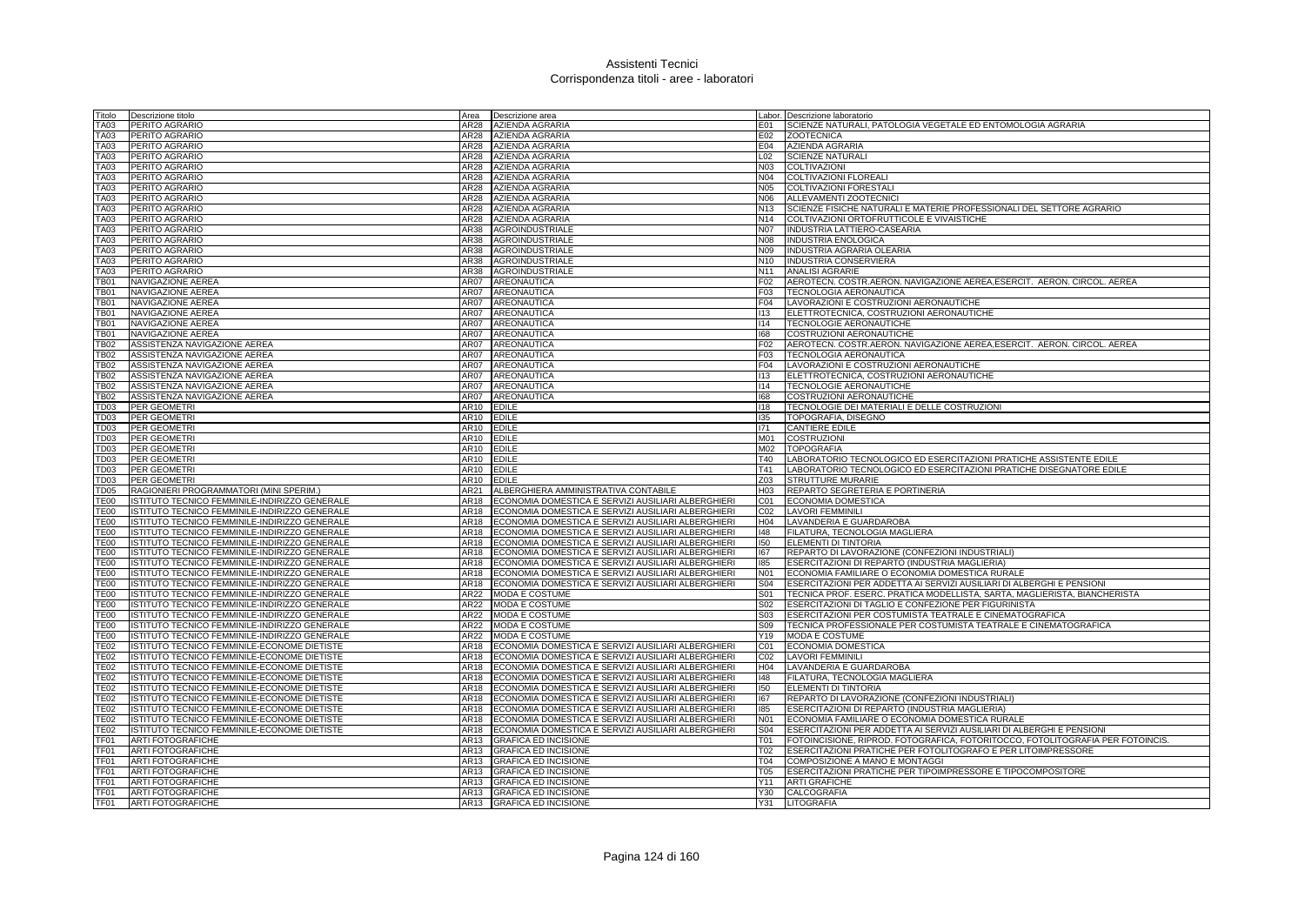# Assistenti Tecnici
## Corrispondenza titoli - aree - laboratori

| Titolo | Descrizione titolo | Area | Descrizione area | Labor. | Descrizione laboratorio |
|---|---|---|---|---|---|
| TA03 | PERITO AGRARIO | AR28 | AZIENDA AGRARIA | E01 | SCIENZE NATURALI, PATOLOGIA VEGETALE ED ENTOMOLOGIA AGRARIA |
| TA03 | PERITO AGRARIO | AR28 | AZIENDA AGRARIA | E02 | ZOOTECNICA |
| TA03 | PERITO AGRARIO | AR28 | AZIENDA AGRARIA | E04 | AZIENDA AGRARIA |
| TA03 | PERITO AGRARIO | AR28 | AZIENDA AGRARIA | L02 | SCIENZE NATURALI |
| TA03 | PERITO AGRARIO | AR28 | AZIENDA AGRARIA | N03 | COLTIVAZIONI |
| TA03 | PERITO AGRARIO | AR28 | AZIENDA AGRARIA | N04 | COLTIVAZIONI FLOREALI |
| TA03 | PERITO AGRARIO | AR28 | AZIENDA AGRARIA | N05 | COLTIVAZIONI FORESTALI |
| TA03 | PERITO AGRARIO | AR28 | AZIENDA AGRARIA | N06 | ALLEVAMENTI ZOOTECNICI |
| TA03 | PERITO AGRARIO | AR28 | AZIENDA AGRARIA | N13 | SCIENZE FISICHE NATURALI E MATERIE PROFESSIONALI DEL SETTORE AGRARIO |
| TA03 | PERITO AGRARIO | AR28 | AZIENDA AGRARIA | N14 | COLTIVAZIONI ORTOFRUTTICOLE E VIVAISTICHE |
| TA03 | PERITO AGRARIO | AR38 | AGROINDUSTRIALE | N07 | INDUSTRIA LATTIERO-CASEARIA |
| TA03 | PERITO AGRARIO | AR38 | AGROINDUSTRIALE | N08 | INDUSTRIA ENOLOGICA |
| TA03 | PERITO AGRARIO | AR38 | AGROINDUSTRIALE | N09 | INDUSTRIA AGRARIA OLEARIA |
| TA03 | PERITO AGRARIO | AR38 | AGROINDUSTRIALE | N10 | INDUSTRIA CONSERVIERA |
| TA03 | PERITO AGRARIO | AR38 | AGROINDUSTRIALE | N11 | ANALISI AGRARIE |
| TB01 | NAVIGAZIONE AEREA | AR07 | AREONAUTICA | F02 | AEROTECN. COSTR.AERON. NAVIGAZIONE AEREA,ESERCIT. AERON. CIRCOL. AEREA |
| TB01 | NAVIGAZIONE AEREA | AR07 | AREONAUTICA | F03 | TECNOLOGIA AERONAUTICA |
| TB01 | NAVIGAZIONE AEREA | AR07 | AREONAUTICA | F04 | LAVORAZIONI E COSTRUZIONI AERONAUTICHE |
| TB01 | NAVIGAZIONE AEREA | AR07 | AREONAUTICA | I13 | ELETTROTECNICA, COSTRUZIONI AERONAUTICHE |
| TB01 | NAVIGAZIONE AEREA | AR07 | AREONAUTICA | I14 | TECNOLOGIE AERONAUTICHE |
| TB01 | NAVIGAZIONE AEREA | AR07 | AREONAUTICA | I68 | COSTRUZIONI AERONAUTICHE |
| TB02 | ASSISTENZA NAVIGAZIONE AEREA | AR07 | AREONAUTICA | F02 | AEROTECN. COSTR.AERON. NAVIGAZIONE AEREA,ESERCIT. AERON. CIRCOL. AEREA |
| TB02 | ASSISTENZA NAVIGAZIONE AEREA | AR07 | AREONAUTICA | F03 | TECNOLOGIA AERONAUTICA |
| TB02 | ASSISTENZA NAVIGAZIONE AEREA | AR07 | AREONAUTICA | F04 | LAVORAZIONI E COSTRUZIONI AERONAUTICHE |
| TB02 | ASSISTENZA NAVIGAZIONE AEREA | AR07 | AREONAUTICA | I13 | ELETTROTECNICA, COSTRUZIONI AERONAUTICHE |
| TB02 | ASSISTENZA NAVIGAZIONE AEREA | AR07 | AREONAUTICA | I14 | TECNOLOGIE AERONAUTICHE |
| TB02 | ASSISTENZA NAVIGAZIONE AEREA | AR07 | AREONAUTICA | I68 | COSTRUZIONI AERONAUTICHE |
| TD03 | PER GEOMETRI | AR10 | EDILE | I18 | TECNOLOGIE DEI MATERIALI E DELLE COSTRUZIONI |
| TD03 | PER GEOMETRI | AR10 | EDILE | I35 | TOPOGRAFIA, DISEGNO |
| TD03 | PER GEOMETRI | AR10 | EDILE | I71 | CANTIERE EDILE |
| TD03 | PER GEOMETRI | AR10 | EDILE | M01 | COSTRUZIONI |
| TD03 | PER GEOMETRI | AR10 | EDILE | M02 | TOPOGRAFIA |
| TD03 | PER GEOMETRI | AR10 | EDILE | T40 | LABORATORIO TECNOLOGICO ED ESERCITAZIONI PRATICHE ASSISTENTE EDILE |
| TD03 | PER GEOMETRI | AR10 | EDILE | T41 | LABORATORIO TECNOLOGICO ED ESERCITAZIONI PRATICHE DISEGNATORE EDILE |
| TD03 | PER GEOMETRI | AR10 | EDILE | Z03 | STRUTTURE MURARIE |
| TD05 | RAGIONIERI PROGRAMMATORI (MINI SPERIM.) | AR21 | ALBERGHIERA AMMINISTRATIVA CONTABILE | H03 | REPARTO SEGRETERIA E PORTINERIA |
| TE00 | ISTITUTO TECNICO FEMMINILE-INDIRIZZO GENERALE | AR18 | ECONOMIA DOMESTICA E SERVIZI AUSILIARI ALBERGHIERI | C01 | ECONOMIA DOMESTICA |
| TE00 | ISTITUTO TECNICO FEMMINILE-INDIRIZZO GENERALE | AR18 | ECONOMIA DOMESTICA E SERVIZI AUSILIARI ALBERGHIERI | C02 | LAVORI FEMMINILI |
| TE00 | ISTITUTO TECNICO FEMMINILE-INDIRIZZO GENERALE | AR18 | ECONOMIA DOMESTICA E SERVIZI AUSILIARI ALBERGHIERI | H04 | LAVANDERIA E GUARDAROBA |
| TE00 | ISTITUTO TECNICO FEMMINILE-INDIRIZZO GENERALE | AR18 | ECONOMIA DOMESTICA E SERVIZI AUSILIARI ALBERGHIERI | I48 | FILATURA, TECNOLOGIA MAGLIERA |
| TE00 | ISTITUTO TECNICO FEMMINILE-INDIRIZZO GENERALE | AR18 | ECONOMIA DOMESTICA E SERVIZI AUSILIARI ALBERGHIERI | I50 | ELEMENTI DI TINTORIA |
| TE00 | ISTITUTO TECNICO FEMMINILE-INDIRIZZO GENERALE | AR18 | ECONOMIA DOMESTICA E SERVIZI AUSILIARI ALBERGHIERI | I67 | REPARTO DI LAVORAZIONE (CONFEZIONI INDUSTRIALI) |
| TE00 | ISTITUTO TECNICO FEMMINILE-INDIRIZZO GENERALE | AR18 | ECONOMIA DOMESTICA E SERVIZI AUSILIARI ALBERGHIERI | I85 | ESERCITAZIONI DI REPARTO (INDUSTRIA MAGLIERIA) |
| TE00 | ISTITUTO TECNICO FEMMINILE-INDIRIZZO GENERALE | AR18 | ECONOMIA DOMESTICA E SERVIZI AUSILIARI ALBERGHIERI | N01 | ECONOMIA FAMILIARE O ECONOMIA DOMESTICA RURALE |
| TE00 | ISTITUTO TECNICO FEMMINILE-INDIRIZZO GENERALE | AR18 | ECONOMIA DOMESTICA E SERVIZI AUSILIARI ALBERGHIERI | S04 | ESERCITAZIONI PER ADDETTA AI SERVIZI AUSILIARI DI ALBERGHI E PENSIONI |
| TE00 | ISTITUTO TECNICO FEMMINILE-INDIRIZZO GENERALE | AR22 | MODA E COSTUME | S01 | TECNICA PROF. ESERC. PRATICA MODELLISTA, SARTA, MAGLIERISTA, BIANCHERISTA |
| TE00 | ISTITUTO TECNICO FEMMINILE-INDIRIZZO GENERALE | AR22 | MODA E COSTUME | S02 | ESERCITAZIONI DI TAGLIO E CONFEZIONE PER FIGURINISTA |
| TE00 | ISTITUTO TECNICO FEMMINILE-INDIRIZZO GENERALE | AR22 | MODA E COSTUME | S03 | ESERCITAZIONI PER COSTUMISTA TEATRALE E CINEMATOGRAFICA |
| TE00 | ISTITUTO TECNICO FEMMINILE-INDIRIZZO GENERALE | AR22 | MODA E COSTUME | S09 | TECNICA PROFESSIONALE PER COSTUMISTA TEATRALE E CINEMATOGRAFICA |
| TE00 | ISTITUTO TECNICO FEMMINILE-INDIRIZZO GENERALE | AR22 | MODA E COSTUME | Y19 | MODA E COSTUME |
| TE02 | ISTITUTO TECNICO FEMMINILE-ECONOME DIETISTE | AR18 | ECONOMIA DOMESTICA E SERVIZI AUSILIARI ALBERGHIERI | C01 | ECONOMIA DOMESTICA |
| TE02 | ISTITUTO TECNICO FEMMINILE-ECONOME DIETISTE | AR18 | ECONOMIA DOMESTICA E SERVIZI AUSILIARI ALBERGHIERI | C02 | LAVORI FEMMINILI |
| TE02 | ISTITUTO TECNICO FEMMINILE-ECONOME DIETISTE | AR18 | ECONOMIA DOMESTICA E SERVIZI AUSILIARI ALBERGHIERI | H04 | LAVANDERIA E GUARDAROBA |
| TE02 | ISTITUTO TECNICO FEMMINILE-ECONOME DIETISTE | AR18 | ECONOMIA DOMESTICA E SERVIZI AUSILIARI ALBERGHIERI | I48 | FILATURA, TECNOLOGIA MAGLIERA |
| TE02 | ISTITUTO TECNICO FEMMINILE-ECONOME DIETISTE | AR18 | ECONOMIA DOMESTICA E SERVIZI AUSILIARI ALBERGHIERI | I50 | ELEMENTI DI TINTORIA |
| TE02 | ISTITUTO TECNICO FEMMINILE-ECONOME DIETISTE | AR18 | ECONOMIA DOMESTICA E SERVIZI AUSILIARI ALBERGHIERI | I67 | REPARTO DI LAVORAZIONE (CONFEZIONI INDUSTRIALI) |
| TE02 | ISTITUTO TECNICO FEMMINILE-ECONOME DIETISTE | AR18 | ECONOMIA DOMESTICA E SERVIZI AUSILIARI ALBERGHIERI | I85 | ESERCITAZIONI DI REPARTO (INDUSTRIA MAGLIERIA) |
| TE02 | ISTITUTO TECNICO FEMMINILE-ECONOME DIETISTE | AR18 | ECONOMIA DOMESTICA E SERVIZI AUSILIARI ALBERGHIERI | N01 | ECONOMIA FAMILIARE O ECONOMIA DOMESTICA RURALE |
| TE02 | ISTITUTO TECNICO FEMMINILE-ECONOME DIETISTE | AR18 | ECONOMIA DOMESTICA E SERVIZI AUSILIARI ALBERGHIERI | S04 | ESERCITAZIONI PER ADDETTA AI SERVIZI AUSILIARI DI ALBERGHI E PENSIONI |
| TF01 | ARTI FOTOGRAFICHE | AR13 | GRAFICA ED INCISIONE | T01 | FOTOINCISIONE, RIPROD. FOTOGRAFICA, FOTORITOCCO, FOTOLITOGRAFIA PER FOTOINCIS. |
| TF01 | ARTI FOTOGRAFICHE | AR13 | GRAFICA ED INCISIONE | T02 | ESERCITAZIONI PRATICHE PER FOTOLITOGRAFO E PER LITOIMPRESSORE |
| TF01 | ARTI FOTOGRAFICHE | AR13 | GRAFICA ED INCISIONE | T04 | COMPOSIZIONE A MANO E MONTAGGI |
| TF01 | ARTI FOTOGRAFICHE | AR13 | GRAFICA ED INCISIONE | T05 | ESERCITAZIONI PRATICHE PER TIPOIMPRESSORE E TIPOCOMPOSITORE |
| TF01 | ARTI FOTOGRAFICHE | AR13 | GRAFICA ED INCISIONE | Y11 | ARTI GRAFICHE |
| TF01 | ARTI FOTOGRAFICHE | AR13 | GRAFICA ED INCISIONE | Y30 | CALCOGRAFIA |
| TF01 | ARTI FOTOGRAFICHE | AR13 | GRAFICA ED INCISIONE | Y31 | LITOGRAFIA |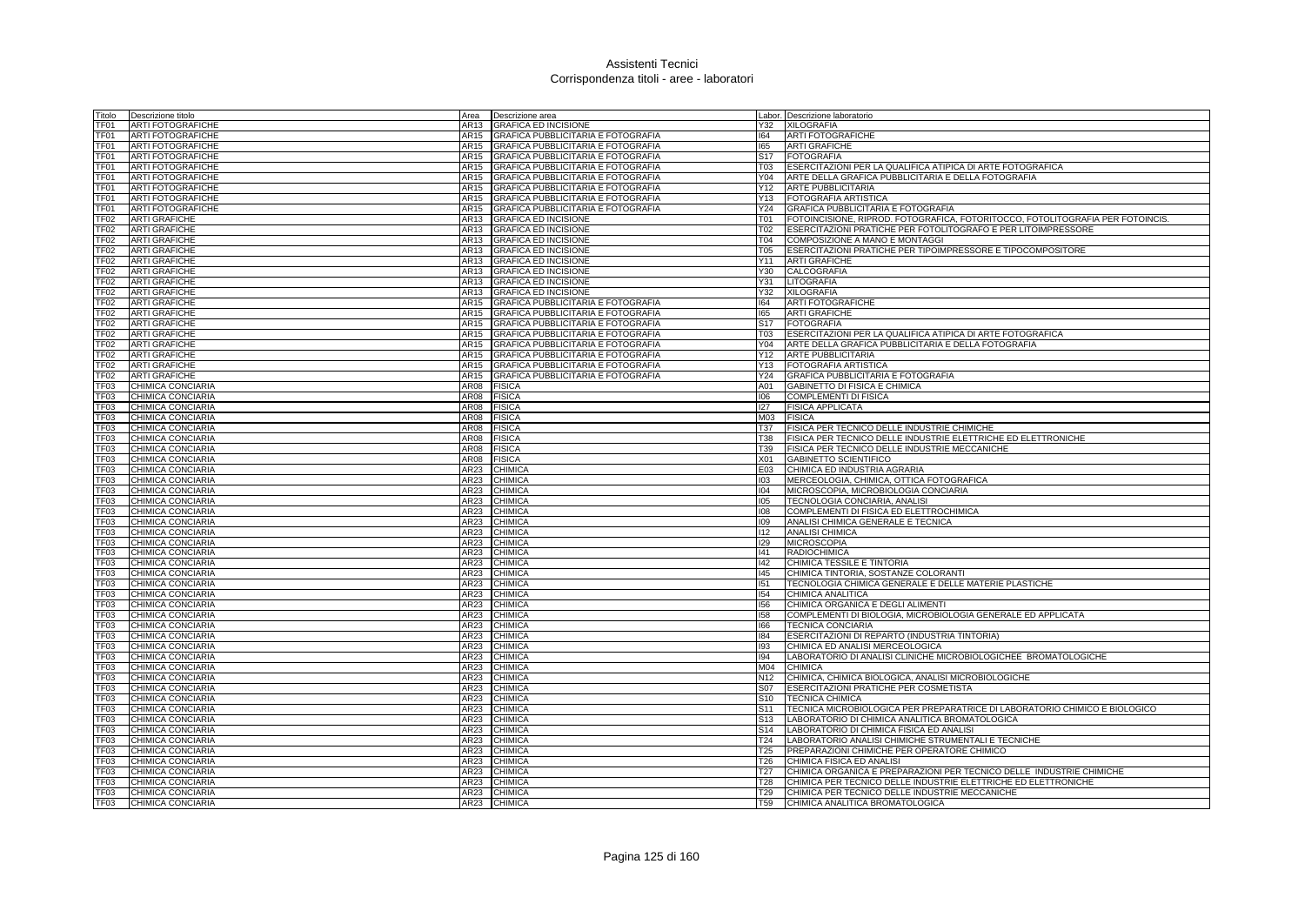# Assistenti Tecnici
## Corrispondenza titoli - aree - laboratori

| Titolo | Descrizione titolo | Area | Descrizione area | Labor. | Descrizione laboratorio |
|---|---|---|---|---|---|
| TF01 | ARTI FOTOGRAFICHE | AR13 | GRAFICA ED INCISIONE | Y32 | XILOGRAFIA |
| TF01 | ARTI FOTOGRAFICHE | AR15 | GRAFICA PUBBLICITARIA E FOTOGRAFIA | I64 | ARTI FOTOGRAFICHE |
| TF01 | ARTI FOTOGRAFICHE | AR15 | GRAFICA PUBBLICITARIA E FOTOGRAFIA | I65 | ARTI GRAFICHE |
| TF01 | ARTI FOTOGRAFICHE | AR15 | GRAFICA PUBBLICITARIA E FOTOGRAFIA | S17 | FOTOGRAFIA |
| TF01 | ARTI FOTOGRAFICHE | AR15 | GRAFICA PUBBLICITARIA E FOTOGRAFIA | T03 | ESERCITAZIONI PER LA QUALIFICA ATIPICA DI ARTE FOTOGRAFICA |
| TF01 | ARTI FOTOGRAFICHE | AR15 | GRAFICA PUBBLICITARIA E FOTOGRAFIA | Y04 | ARTE DELLA GRAFICA PUBBLICITARIA E DELLA FOTOGRAFIA |
| TF01 | ARTI FOTOGRAFICHE | AR15 | GRAFICA PUBBLICITARIA E FOTOGRAFIA | Y12 | ARTE PUBBLICITARIA |
| TF01 | ARTI FOTOGRAFICHE | AR15 | GRAFICA PUBBLICITARIA E FOTOGRAFIA | Y13 | FOTOGRAFIA ARTISTICA |
| TF01 | ARTI FOTOGRAFICHE | AR15 | GRAFICA PUBBLICITARIA E FOTOGRAFIA | Y24 | GRAFICA PUBBLICITARIA E FOTOGRAFIA |
| TF02 | ARTI GRAFICHE | AR13 | GRAFICA ED INCISIONE | T01 | FOTOINCISIONE, RIPROD. FOTOGRAFICA, FOTORITOCCO, FOTOLITOGRAFIA PER FOTOINCIS. |
| TF02 | ARTI GRAFICHE | AR13 | GRAFICA ED INCISIONE | T02 | ESERCITAZIONI PRATICHE PER FOTOLITOGRAFO E PER LITOIMPRESSORE |
| TF02 | ARTI GRAFICHE | AR13 | GRAFICA ED INCISIONE | T04 | COMPOSIZIONE A MANO E MONTAGGI |
| TF02 | ARTI GRAFICHE | AR13 | GRAFICA ED INCISIONE | T05 | ESERCITAZIONI PRATICHE PER TIPOIMPRESSORE E TIPOCOMPOSITORE |
| TF02 | ARTI GRAFICHE | AR13 | GRAFICA ED INCISIONE | Y11 | ARTI GRAFICHE |
| TF02 | ARTI GRAFICHE | AR13 | GRAFICA ED INCISIONE | Y30 | CALCOGRAFIA |
| TF02 | ARTI GRAFICHE | AR13 | GRAFICA ED INCISIONE | Y31 | LITOGRAFIA |
| TF02 | ARTI GRAFICHE | AR13 | GRAFICA ED INCISIONE | Y32 | XILOGRAFIA |
| TF02 | ARTI GRAFICHE | AR15 | GRAFICA PUBBLICITARIA E FOTOGRAFIA | I64 | ARTI FOTOGRAFICHE |
| TF02 | ARTI GRAFICHE | AR15 | GRAFICA PUBBLICITARIA E FOTOGRAFIA | I65 | ARTI GRAFICHE |
| TF02 | ARTI GRAFICHE | AR15 | GRAFICA PUBBLICITARIA E FOTOGRAFIA | S17 | FOTOGRAFIA |
| TF02 | ARTI GRAFICHE | AR15 | GRAFICA PUBBLICITARIA E FOTOGRAFIA | T03 | ESERCITAZIONI PER LA QUALIFICA ATIPICA DI ARTE FOTOGRAFICA |
| TF02 | ARTI GRAFICHE | AR15 | GRAFICA PUBBLICITARIA E FOTOGRAFIA | Y04 | ARTE DELLA GRAFICA PUBBLICITARIA E DELLA FOTOGRAFIA |
| TF02 | ARTI GRAFICHE | AR15 | GRAFICA PUBBLICITARIA E FOTOGRAFIA | Y12 | ARTE PUBBLICITARIA |
| TF02 | ARTI GRAFICHE | AR15 | GRAFICA PUBBLICITARIA E FOTOGRAFIA | Y13 | FOTOGRAFIA ARTISTICA |
| TF02 | ARTI GRAFICHE | AR15 | GRAFICA PUBBLICITARIA E FOTOGRAFIA | Y24 | GRAFICA PUBBLICITARIA E FOTOGRAFIA |
| TF03 | CHIMICA CONCIARIA | AR08 | FISICA | A01 | GABINETTO DI FISICA E CHIMICA |
| TF03 | CHIMICA CONCIARIA | AR08 | FISICA | I06 | COMPLEMENTI DI FISICA |
| TF03 | CHIMICA CONCIARIA | AR08 | FISICA | I27 | FISICA APPLICATA |
| TF03 | CHIMICA CONCIARIA | AR08 | FISICA | M03 | FISICA |
| TF03 | CHIMICA CONCIARIA | AR08 | FISICA | T37 | FISICA PER TECNICO DELLE INDUSTRIE CHIMICHE |
| TF03 | CHIMICA CONCIARIA | AR08 | FISICA | T38 | FISICA PER TECNICO DELLE INDUSTRIE ELETTRICHE ED ELETTRONICHE |
| TF03 | CHIMICA CONCIARIA | AR08 | FISICA | T39 | FISICA PER TECNICO DELLE INDUSTRIE MECCANICHE |
| TF03 | CHIMICA CONCIARIA | AR08 | FISICA | X01 | GABINETTO SCIENTIFICO |
| TF03 | CHIMICA CONCIARIA | AR23 | CHIMICA | E03 | CHIMICA ED INDUSTRIA AGRARIA |
| TF03 | CHIMICA CONCIARIA | AR23 | CHIMICA | I03 | MERCEOLOGIA, CHIMICA, OTTICA FOTOGRAFICA |
| TF03 | CHIMICA CONCIARIA | AR23 | CHIMICA | I04 | MICROSCOPIA, MICROBIOLOGIA CONCIARIA |
| TF03 | CHIMICA CONCIARIA | AR23 | CHIMICA | I05 | TECNOLOGIA CONCIARIA, ANALISI |
| TF03 | CHIMICA CONCIARIA | AR23 | CHIMICA | I08 | COMPLEMENTI DI FISICA ED ELETTROCHIMICA |
| TF03 | CHIMICA CONCIARIA | AR23 | CHIMICA | I09 | ANALISI CHIMICA GENERALE E TECNICA |
| TF03 | CHIMICA CONCIARIA | AR23 | CHIMICA | I12 | ANALISI CHIMICA |
| TF03 | CHIMICA CONCIARIA | AR23 | CHIMICA | I29 | MICROSCOPIA |
| TF03 | CHIMICA CONCIARIA | AR23 | CHIMICA | I41 | RADIOCHIMICA |
| TF03 | CHIMICA CONCIARIA | AR23 | CHIMICA | I42 | CHIMICA TESSILE E TINTORIA |
| TF03 | CHIMICA CONCIARIA | AR23 | CHIMICA | I45 | CHIMICA TINTORIA, SOSTANZE COLORANTI |
| TF03 | CHIMICA CONCIARIA | AR23 | CHIMICA | I51 | TECNOLOGIA CHIMICA GENERALE E DELLE MATERIE PLASTICHE |
| TF03 | CHIMICA CONCIARIA | AR23 | CHIMICA | I54 | CHIMICA ANALITICA |
| TF03 | CHIMICA CONCIARIA | AR23 | CHIMICA | I56 | CHIMICA ORGANICA E DEGLI ALIMENTI |
| TF03 | CHIMICA CONCIARIA | AR23 | CHIMICA | I58 | COMPLEMENTI DI BIOLOGIA, MICROBIOLOGIA GENERALE ED APPLICATA |
| TF03 | CHIMICA CONCIARIA | AR23 | CHIMICA | I66 | TECNICA CONCIARIA |
| TF03 | CHIMICA CONCIARIA | AR23 | CHIMICA | I84 | ESERCITAZIONI DI REPARTO (INDUSTRIA TINTORIA) |
| TF03 | CHIMICA CONCIARIA | AR23 | CHIMICA | I93 | CHIMICA ED ANALISI MERCEOLOGICA |
| TF03 | CHIMICA CONCIARIA | AR23 | CHIMICA | I94 | LABORATORIO DI ANALISI CLINICHE MICROBIOLOGICHEE BROMATOLOGICHE |
| TF03 | CHIMICA CONCIARIA | AR23 | CHIMICA | M04 | CHIMICA |
| TF03 | CHIMICA CONCIARIA | AR23 | CHIMICA | N12 | CHIMICA, CHIMICA BIOLOGICA, ANALISI MICROBIOLOGICHE |
| TF03 | CHIMICA CONCIARIA | AR23 | CHIMICA | S07 | ESERCITAZIONI PRATICHE PER COSMETISTA |
| TF03 | CHIMICA CONCIARIA | AR23 | CHIMICA | S10 | TECNICA CHIMICA |
| TF03 | CHIMICA CONCIARIA | AR23 | CHIMICA | S11 | TECNICA MICROBIOLOGICA PER PREPARATRICE DI LABORATORIO CHIMICO E BIOLOGICO |
| TF03 | CHIMICA CONCIARIA | AR23 | CHIMICA | S13 | LABORATORIO DI CHIMICA ANALITICA BROMATOLOGICA |
| TF03 | CHIMICA CONCIARIA | AR23 | CHIMICA | S14 | LABORATORIO DI CHIMICA FISICA ED ANALISI |
| TF03 | CHIMICA CONCIARIA | AR23 | CHIMICA | T24 | LABORATORIO ANALISI CHIMICHE STRUMENTALI E TECNICHE |
| TF03 | CHIMICA CONCIARIA | AR23 | CHIMICA | T25 | PREPARAZIONI CHIMICHE PER OPERATORE CHIMICO |
| TF03 | CHIMICA CONCIARIA | AR23 | CHIMICA | T26 | CHIMICA FISICA ED ANALISI |
| TF03 | CHIMICA CONCIARIA | AR23 | CHIMICA | T27 | CHIMICA ORGANICA E PREPARAZIONI PER TECNICO DELLE INDUSTRIE CHIMICHE |
| TF03 | CHIMICA CONCIARIA | AR23 | CHIMICA | T28 | CHIMICA PER TECNICO DELLE INDUSTRIE ELETTRICHE ED ELETTRONICHE |
| TF03 | CHIMICA CONCIARIA | AR23 | CHIMICA | T29 | CHIMICA PER TECNICO DELLE INDUSTRIE MECCANICHE |
| TF03 | CHIMICA CONCIARIA | AR23 | CHIMICA | T59 | CHIMICA ANALITICA BROMATOLOGICA |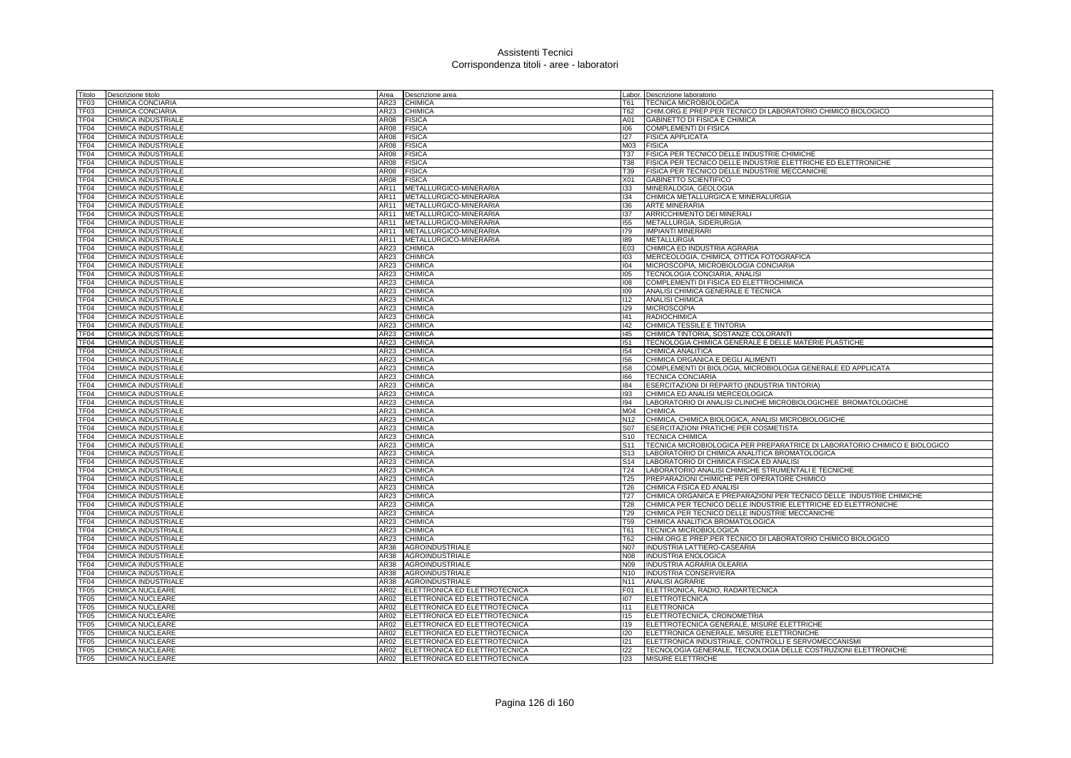# Assistenti Tecnici
## Corrispondenza titoli - aree - laboratori

| Titolo | Descrizione titolo | Area | Descrizione area | Labor. | Descrizione laboratorio |
|---|---|---|---|---|---|
| TF03 | CHIMICA CONCIARIA | AR23 | CHIMICA | T61 | TECNICA MICROBIOLOGICA |
| TF03 | CHIMICA CONCIARIA | AR23 | CHIMICA | T62 | CHIM.ORG.E PREP.PER TECNICO DI LABORATORIO CHIMICO BIOLOGICO |
| TF04 | CHIMICA INDUSTRIALE | AR08 | FISICA | A01 | GABINETTO DI FISICA E CHIMICA |
| TF04 | CHIMICA INDUSTRIALE | AR08 | FISICA | I06 | COMPLEMENTI DI FISICA |
| TF04 | CHIMICA INDUSTRIALE | AR08 | FISICA | I27 | FISICA APPLICATA |
| TF04 | CHIMICA INDUSTRIALE | AR08 | FISICA | M03 | FISICA |
| TF04 | CHIMICA INDUSTRIALE | AR08 | FISICA | T37 | FISICA PER TECNICO DELLE INDUSTRIE CHIMICHE |
| TF04 | CHIMICA INDUSTRIALE | AR08 | FISICA | T38 | FISICA PER TECNICO DELLE INDUSTRIE ELETTRICHE ED ELETTRONICHE |
| TF04 | CHIMICA INDUSTRIALE | AR08 | FISICA | T39 | FISICA PER TECNICO DELLE INDUSTRIE MECCANICHE |
| TF04 | CHIMICA INDUSTRIALE | AR08 | FISICA | X01 | GABINETTO SCIENTIFICO |
| TF04 | CHIMICA INDUSTRIALE | AR11 | METALLURGICO-MINERARIA | I33 | MINERALOGIA, GEOLOGIA |
| TF04 | CHIMICA INDUSTRIALE | AR11 | METALLURGICO-MINERARIA | I34 | CHIMICA METALLURGICA E MINERALURGIA |
| TF04 | CHIMICA INDUSTRIALE | AR11 | METALLURGICO-MINERARIA | I36 | ARTE MINERARIA |
| TF04 | CHIMICA INDUSTRIALE | AR11 | METALLURGICO-MINERARIA | I37 | ARRICCHIMENTO DEI MINERALI |
| TF04 | CHIMICA INDUSTRIALE | AR11 | METALLURGICO-MINERARIA | I55 | METALLURGIA, SIDERURGIA |
| TF04 | CHIMICA INDUSTRIALE | AR11 | METALLURGICO-MINERARIA | I79 | IMPIANTI MINERARI |
| TF04 | CHIMICA INDUSTRIALE | AR11 | METALLURGICO-MINERARIA | I89 | METALLURGIA |
| TF04 | CHIMICA INDUSTRIALE | AR23 | CHIMICA | E03 | CHIMICA ED INDUSTRIA AGRARIA |
| TF04 | CHIMICA INDUSTRIALE | AR23 | CHIMICA | I03 | MERCEOLOGIA, CHIMICA, OTTICA FOTOGRAFICA |
| TF04 | CHIMICA INDUSTRIALE | AR23 | CHIMICA | I04 | MICROSCOPIA, MICROBIOLOGIA CONCIARIA |
| TF04 | CHIMICA INDUSTRIALE | AR23 | CHIMICA | I05 | TECNOLOGIA CONCIARIA, ANALISI |
| TF04 | CHIMICA INDUSTRIALE | AR23 | CHIMICA | I08 | COMPLEMENTI DI FISICA ED ELETTROCHIMICA |
| TF04 | CHIMICA INDUSTRIALE | AR23 | CHIMICA | I09 | ANALISI CHIMICA GENERALE E TECNICA |
| TF04 | CHIMICA INDUSTRIALE | AR23 | CHIMICA | I12 | ANALISI CHIMICA |
| TF04 | CHIMICA INDUSTRIALE | AR23 | CHIMICA | I29 | MICROSCOPIA |
| TF04 | CHIMICA INDUSTRIALE | AR23 | CHIMICA | I41 | RADIOCHIMICA |
| TF04 | CHIMICA INDUSTRIALE | AR23 | CHIMICA | I42 | CHIMICA TESSILE E TINTORIA |
| TF04 | CHIMICA INDUSTRIALE | AR23 | CHIMICA | I45 | CHIMICA TINTORIA, SOSTANZE COLORANTI |
| TF04 | CHIMICA INDUSTRIALE | AR23 | CHIMICA | I51 | TECNOLOGIA CHIMICA GENERALE E DELLE MATERIE PLASTICHE |
| TF04 | CHIMICA INDUSTRIALE | AR23 | CHIMICA | I54 | CHIMICA ANALITICA |
| TF04 | CHIMICA INDUSTRIALE | AR23 | CHIMICA | I56 | CHIMICA ORGANICA E DEGLI ALIMENTI |
| TF04 | CHIMICA INDUSTRIALE | AR23 | CHIMICA | I58 | COMPLEMENTI DI BIOLOGIA, MICROBIOLOGIA GENERALE ED APPLICATA |
| TF04 | CHIMICA INDUSTRIALE | AR23 | CHIMICA | I66 | TECNICA CONCIARIA |
| TF04 | CHIMICA INDUSTRIALE | AR23 | CHIMICA | I84 | ESERCITAZIONI DI REPARTO (INDUSTRIA TINTORIA) |
| TF04 | CHIMICA INDUSTRIALE | AR23 | CHIMICA | I93 | CHIMICA ED ANALISI MERCEOLOGICA |
| TF04 | CHIMICA INDUSTRIALE | AR23 | CHIMICA | I94 | LABORATORIO DI ANALISI CLINICHE MICROBIOLOGICHEE BROMATOLOGICHE |
| TF04 | CHIMICA INDUSTRIALE | AR23 | CHIMICA | M04 | CHIMICA |
| TF04 | CHIMICA INDUSTRIALE | AR23 | CHIMICA | N12 | CHIMICA, CHIMICA BIOLOGICA, ANALISI MICROBIOLOGICHE |
| TF04 | CHIMICA INDUSTRIALE | AR23 | CHIMICA | S07 | ESERCITAZIONI PRATICHE PER COSMETISTA |
| TF04 | CHIMICA INDUSTRIALE | AR23 | CHIMICA | S10 | TECNICA CHIMICA |
| TF04 | CHIMICA INDUSTRIALE | AR23 | CHIMICA | S11 | TECNICA MICROBIOLOGICA PER PREPARATRICE DI LABORATORIO CHIMICO E BIOLOGICO |
| TF04 | CHIMICA INDUSTRIALE | AR23 | CHIMICA | S13 | LABORATORIO DI CHIMICA ANALITICA BROMATOLOGICA |
| TF04 | CHIMICA INDUSTRIALE | AR23 | CHIMICA | S14 | LABORATORIO DI CHIMICA FISICA ED ANALISI |
| TF04 | CHIMICA INDUSTRIALE | AR23 | CHIMICA | T24 | LABORATORIO ANALISI CHIMICHE STRUMENTALI E TECNICHE |
| TF04 | CHIMICA INDUSTRIALE | AR23 | CHIMICA | T25 | PREPARAZIONI CHIMICHE PER OPERATORE CHIMICO |
| TF04 | CHIMICA INDUSTRIALE | AR23 | CHIMICA | T26 | CHIMICA FISICA ED ANALISI |
| TF04 | CHIMICA INDUSTRIALE | AR23 | CHIMICA | T27 | CHIMICA ORGANICA E PREPARAZIONI PER TECNICO DELLE INDUSTRIE CHIMICHE |
| TF04 | CHIMICA INDUSTRIALE | AR23 | CHIMICA | T28 | CHIMICA PER TECNICO DELLE INDUSTRIE ELETTRICHE ED ELETTRONICHE |
| TF04 | CHIMICA INDUSTRIALE | AR23 | CHIMICA | T29 | CHIMICA PER TECNICO DELLE INDUSTRIE MECCANICHE |
| TF04 | CHIMICA INDUSTRIALE | AR23 | CHIMICA | T59 | CHIMICA ANALITICA BROMATOLOGICA |
| TF04 | CHIMICA INDUSTRIALE | AR23 | CHIMICA | T61 | TECNICA MICROBIOLOGICA |
| TF04 | CHIMICA INDUSTRIALE | AR23 | CHIMICA | T62 | CHIM.ORG.E PREP.PER TECNICO DI LABORATORIO CHIMICO BIOLOGICO |
| TF04 | CHIMICA INDUSTRIALE | AR38 | AGROINDUSTRIALE | N07 | INDUSTRIA LATTIERO-CASEARIA |
| TF04 | CHIMICA INDUSTRIALE | AR38 | AGROINDUSTRIALE | N08 | INDUSTRIA ENOLOGICA |
| TF04 | CHIMICA INDUSTRIALE | AR38 | AGROINDUSTRIALE | N09 | INDUSTRIA AGRARIA OLEARIA |
| TF04 | CHIMICA INDUSTRIALE | AR38 | AGROINDUSTRIALE | N10 | INDUSTRIA CONSERVIERA |
| TF04 | CHIMICA INDUSTRIALE | AR38 | AGROINDUSTRIALE | N11 | ANALISI AGRARIE |
| TF05 | CHIMICA NUCLEARE | AR02 | ELETTRONICA ED ELETTROTECNICA | F01 | ELETTRONICA, RADIO, RADARTECNICA |
| TF05 | CHIMICA NUCLEARE | AR02 | ELETTRONICA ED ELETTROTECNICA | I07 | ELETTROTECNICA |
| TF05 | CHIMICA NUCLEARE | AR02 | ELETTRONICA ED ELETTROTECNICA | I11 | ELETTRONICA |
| TF05 | CHIMICA NUCLEARE | AR02 | ELETTRONICA ED ELETTROTECNICA | I15 | ELETTROTECNICA, CRONOMETRIA |
| TF05 | CHIMICA NUCLEARE | AR02 | ELETTRONICA ED ELETTROTECNICA | I19 | ELETTROTECNICA GENERALE, MISURE ELETTRICHE |
| TF05 | CHIMICA NUCLEARE | AR02 | ELETTRONICA ED ELETTROTECNICA | I20 | ELETTRONICA GENERALE, MISURE ELETTRONICHE |
| TF05 | CHIMICA NUCLEARE | AR02 | ELETTRONICA ED ELETTROTECNICA | I21 | ELETTRONICA INDUSTRIALE, CONTROLLI E SERVOMECCANISMI |
| TF05 | CHIMICA NUCLEARE | AR02 | ELETTRONICA ED ELETTROTECNICA | I22 | TECNOLOGIA GENERALE, TECNOLOGIA DELLE COSTRUZIONI ELETTRONICHE |
| TF05 | CHIMICA NUCLEARE | AR02 | ELETTRONICA ED ELETTROTECNICA | I23 | MISURE ELETTRICHE |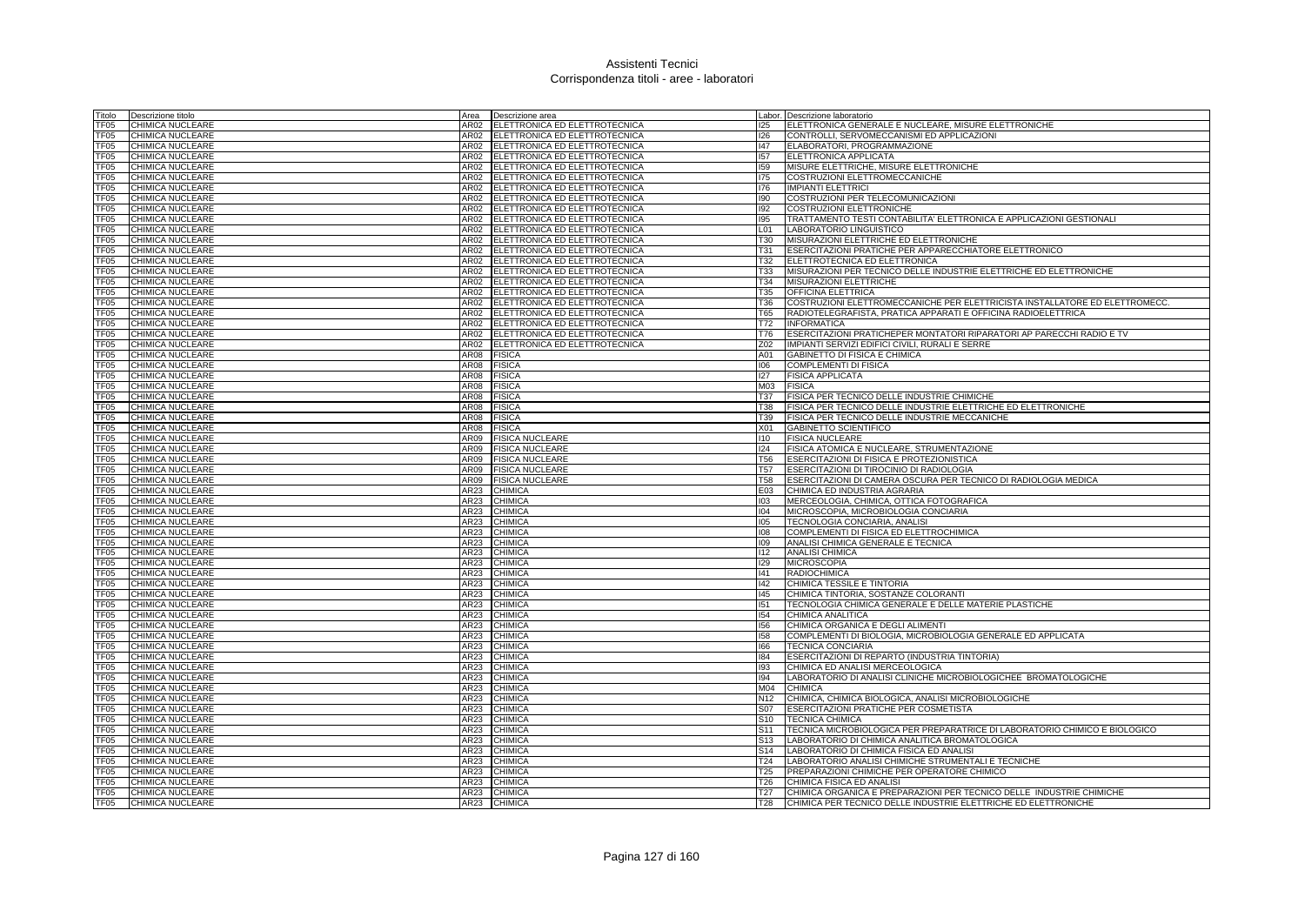# Assistenti Tecnici
## Corrispondenza titoli - aree - laboratori

| Titolo | Descrizione titolo | Area | Descrizione area | Labor. | Descrizione laboratorio |
|---|---|---|---|---|---|
| TF05 | CHIMICA NUCLEARE | AR02 | ELETTRONICA ED ELETTROTECNICA | I25 | ELETTRONICA GENERALE E NUCLEARE, MISURE ELETTRONICHE |
| TF05 | CHIMICA NUCLEARE | AR02 | ELETTRONICA ED ELETTROTECNICA | I26 | CONTROLLI, SERVOMECCANISMI ED APPLICAZIONI |
| TF05 | CHIMICA NUCLEARE | AR02 | ELETTRONICA ED ELETTROTECNICA | I47 | ELABORATORI, PROGRAMMAZIONE |
| TF05 | CHIMICA NUCLEARE | AR02 | ELETTRONICA ED ELETTROTECNICA | I57 | ELETTRONICA APPLICATA |
| TF05 | CHIMICA NUCLEARE | AR02 | ELETTRONICA ED ELETTROTECNICA | I59 | MISURE ELETTRICHE, MISURE ELETTRONICHE |
| TF05 | CHIMICA NUCLEARE | AR02 | ELETTRONICA ED ELETTROTECNICA | I75 | COSTRUZIONI ELETTROMECCANICHE |
| TF05 | CHIMICA NUCLEARE | AR02 | ELETTRONICA ED ELETTROTECNICA | I76 | IMPIANTI ELETTRICI |
| TF05 | CHIMICA NUCLEARE | AR02 | ELETTRONICA ED ELETTROTECNICA | I90 | COSTRUZIONI PER TELECOMUNICAZIONI |
| TF05 | CHIMICA NUCLEARE | AR02 | ELETTRONICA ED ELETTROTECNICA | I92 | COSTRUZIONI ELETTRONICHE |
| TF05 | CHIMICA NUCLEARE | AR02 | ELETTRONICA ED ELETTROTECNICA | I95 | TRATTAMENTO TESTI CONTABILITA' ELETTRONICA E APPLICAZIONI GESTIONALI |
| TF05 | CHIMICA NUCLEARE | AR02 | ELETTRONICA ED ELETTROTECNICA | L01 | LABORATORIO LINGUISTICO |
| TF05 | CHIMICA NUCLEARE | AR02 | ELETTRONICA ED ELETTROTECNICA | T30 | MISURAZIONI ELETTRICHE ED ELETTRONICHE |
| TF05 | CHIMICA NUCLEARE | AR02 | ELETTRONICA ED ELETTROTECNICA | T31 | ESERCITAZIONI PRATICHE PER APPARECCHIATORE ELETTRONICO |
| TF05 | CHIMICA NUCLEARE | AR02 | ELETTRONICA ED ELETTROTECNICA | T32 | ELETTROTECNICA ED ELETTRONICA |
| TF05 | CHIMICA NUCLEARE | AR02 | ELETTRONICA ED ELETTROTECNICA | T33 | MISURAZIONI PER TECNICO DELLE INDUSTRIE ELETTRICHE ED ELETTRONICHE |
| TF05 | CHIMICA NUCLEARE | AR02 | ELETTRONICA ED ELETTROTECNICA | T34 | MISURAZIONI ELETTRICHE |
| TF05 | CHIMICA NUCLEARE | AR02 | ELETTRONICA ED ELETTROTECNICA | T35 | OFFICINA ELETTRICA |
| TF05 | CHIMICA NUCLEARE | AR02 | ELETTRONICA ED ELETTROTECNICA | T36 | COSTRUZIONI ELETTROMECCANICHE PER ELETTRICISTA INSTALLATORE ED ELETTROMECC. |
| TF05 | CHIMICA NUCLEARE | AR02 | ELETTRONICA ED ELETTROTECNICA | T65 | RADIOTELEGRAFISTA, PRATICA APPARATI E OFFICINA RADIOELETTRICA |
| TF05 | CHIMICA NUCLEARE | AR02 | ELETTRONICA ED ELETTROTECNICA | T72 | INFORMATICA |
| TF05 | CHIMICA NUCLEARE | AR02 | ELETTRONICA ED ELETTROTECNICA | T76 | ESERCITAZIONI PRATICHEPER MONTATORI RIPARATORI AP PARECCHI RADIO E TV |
| TF05 | CHIMICA NUCLEARE | AR02 | ELETTRONICA ED ELETTROTECNICA | Z02 | IMPIANTI SERVIZI EDIFICI CIVILI, RURALI E SERRE |
| TF05 | CHIMICA NUCLEARE | AR08 | FISICA | A01 | GABINETTO DI FISICA E CHIMICA |
| TF05 | CHIMICA NUCLEARE | AR08 | FISICA | I06 | COMPLEMENTI DI FISICA |
| TF05 | CHIMICA NUCLEARE | AR08 | FISICA | I27 | FISICA APPLICATA |
| TF05 | CHIMICA NUCLEARE | AR08 | FISICA | M03 | FISICA |
| TF05 | CHIMICA NUCLEARE | AR08 | FISICA | T37 | FISICA PER TECNICO DELLE INDUSTRIE CHIMICHE |
| TF05 | CHIMICA NUCLEARE | AR08 | FISICA | T38 | FISICA PER TECNICO DELLE INDUSTRIE ELETTRICHE ED ELETTRONICHE |
| TF05 | CHIMICA NUCLEARE | AR08 | FISICA | T39 | FISICA PER TECNICO DELLE INDUSTRIE MECCANICHE |
| TF05 | CHIMICA NUCLEARE | AR08 | FISICA | X01 | GABINETTO SCIENTIFICO |
| TF05 | CHIMICA NUCLEARE | AR09 | FISICA NUCLEARE | I10 | FISICA NUCLEARE |
| TF05 | CHIMICA NUCLEARE | AR09 | FISICA NUCLEARE | I24 | FISICA ATOMICA E NUCLEARE, STRUMENTAZIONE |
| TF05 | CHIMICA NUCLEARE | AR09 | FISICA NUCLEARE | T56 | ESERCITAZIONI DI FISICA E PROTEZIONISTICA |
| TF05 | CHIMICA NUCLEARE | AR09 | FISICA NUCLEARE | T57 | ESERCITAZIONI DI TIROCINIO DI RADIOLOGIA |
| TF05 | CHIMICA NUCLEARE | AR09 | FISICA NUCLEARE | T58 | ESERCITAZIONI DI CAMERA OSCURA PER TECNICO DI RADIOLOGIA MEDICA |
| TF05 | CHIMICA NUCLEARE | AR23 | CHIMICA | E03 | CHIMICA ED INDUSTRIA AGRARIA |
| TF05 | CHIMICA NUCLEARE | AR23 | CHIMICA | I03 | MERCEOLOGIA, CHIMICA, OTTICA FOTOGRAFICA |
| TF05 | CHIMICA NUCLEARE | AR23 | CHIMICA | I04 | MICROSCOPIA, MICROBIOLOGIA CONCIARIA |
| TF05 | CHIMICA NUCLEARE | AR23 | CHIMICA | I05 | TECNOLOGIA CONCIARIA, ANALISI |
| TF05 | CHIMICA NUCLEARE | AR23 | CHIMICA | I08 | COMPLEMENTI DI FISICA ED ELETTROCHIMICA |
| TF05 | CHIMICA NUCLEARE | AR23 | CHIMICA | I09 | ANALISI CHIMICA GENERALE E TECNICA |
| TF05 | CHIMICA NUCLEARE | AR23 | CHIMICA | I12 | ANALISI CHIMICA |
| TF05 | CHIMICA NUCLEARE | AR23 | CHIMICA | I29 | MICROSCOPIA |
| TF05 | CHIMICA NUCLEARE | AR23 | CHIMICA | I41 | RADIOCHIMICA |
| TF05 | CHIMICA NUCLEARE | AR23 | CHIMICA | I42 | CHIMICA TESSILE E TINTORIA |
| TF05 | CHIMICA NUCLEARE | AR23 | CHIMICA | I45 | CHIMICA TINTORIA, SOSTANZE COLORANTI |
| TF05 | CHIMICA NUCLEARE | AR23 | CHIMICA | I51 | TECNOLOGIA CHIMICA GENERALE E DELLE MATERIE PLASTICHE |
| TF05 | CHIMICA NUCLEARE | AR23 | CHIMICA | I54 | CHIMICA ANALITICA |
| TF05 | CHIMICA NUCLEARE | AR23 | CHIMICA | I56 | CHIMICA ORGANICA E DEGLI ALIMENTI |
| TF05 | CHIMICA NUCLEARE | AR23 | CHIMICA | I58 | COMPLEMENTI DI BIOLOGIA, MICROBIOLOGIA GENERALE ED APPLICATA |
| TF05 | CHIMICA NUCLEARE | AR23 | CHIMICA | I66 | TECNICA CONCIARIA |
| TF05 | CHIMICA NUCLEARE | AR23 | CHIMICA | I84 | ESERCITAZIONI DI REPARTO (INDUSTRIA TINTORIA) |
| TF05 | CHIMICA NUCLEARE | AR23 | CHIMICA | I93 | CHIMICA ED ANALISI MERCEOLOGICA |
| TF05 | CHIMICA NUCLEARE | AR23 | CHIMICA | I94 | LABORATORIO DI ANALISI CLINICHE MICROBIOLOGICHEE BROMATOLOGICHE |
| TF05 | CHIMICA NUCLEARE | AR23 | CHIMICA | M04 | CHIMICA |
| TF05 | CHIMICA NUCLEARE | AR23 | CHIMICA | N12 | CHIMICA, CHIMICA BIOLOGICA, ANALISI MICROBIOLOGICHE |
| TF05 | CHIMICA NUCLEARE | AR23 | CHIMICA | S07 | ESERCITAZIONI PRATICHE PER COSMETISTA |
| TF05 | CHIMICA NUCLEARE | AR23 | CHIMICA | S10 | TECNICA CHIMICA |
| TF05 | CHIMICA NUCLEARE | AR23 | CHIMICA | S11 | TECNICA MICROBIOLOGICA PER PREPARATRICE DI LABORATORIO CHIMICO E BIOLOGICO |
| TF05 | CHIMICA NUCLEARE | AR23 | CHIMICA | S13 | LABORATORIO DI CHIMICA ANALITICA BROMATOLOGICA |
| TF05 | CHIMICA NUCLEARE | AR23 | CHIMICA | S14 | LABORATORIO DI CHIMICA FISICA ED ANALISI |
| TF05 | CHIMICA NUCLEARE | AR23 | CHIMICA | T24 | LABORATORIO ANALISI CHIMICHE STRUMENTALI E TECNICHE |
| TF05 | CHIMICA NUCLEARE | AR23 | CHIMICA | T25 | PREPARAZIONI CHIMICHE PER OPERATORE CHIMICO |
| TF05 | CHIMICA NUCLEARE | AR23 | CHIMICA | T26 | CHIMICA FISICA ED ANALISI |
| TF05 | CHIMICA NUCLEARE | AR23 | CHIMICA | T27 | CHIMICA ORGANICA E PREPARAZIONI PER TECNICO DELLE INDUSTRIE CHIMICHE |
| TF05 | CHIMICA NUCLEARE | AR23 | CHIMICA | T28 | CHIMICA PER TECNICO DELLE INDUSTRIE ELETTRICHE ED ELETTRONICHE |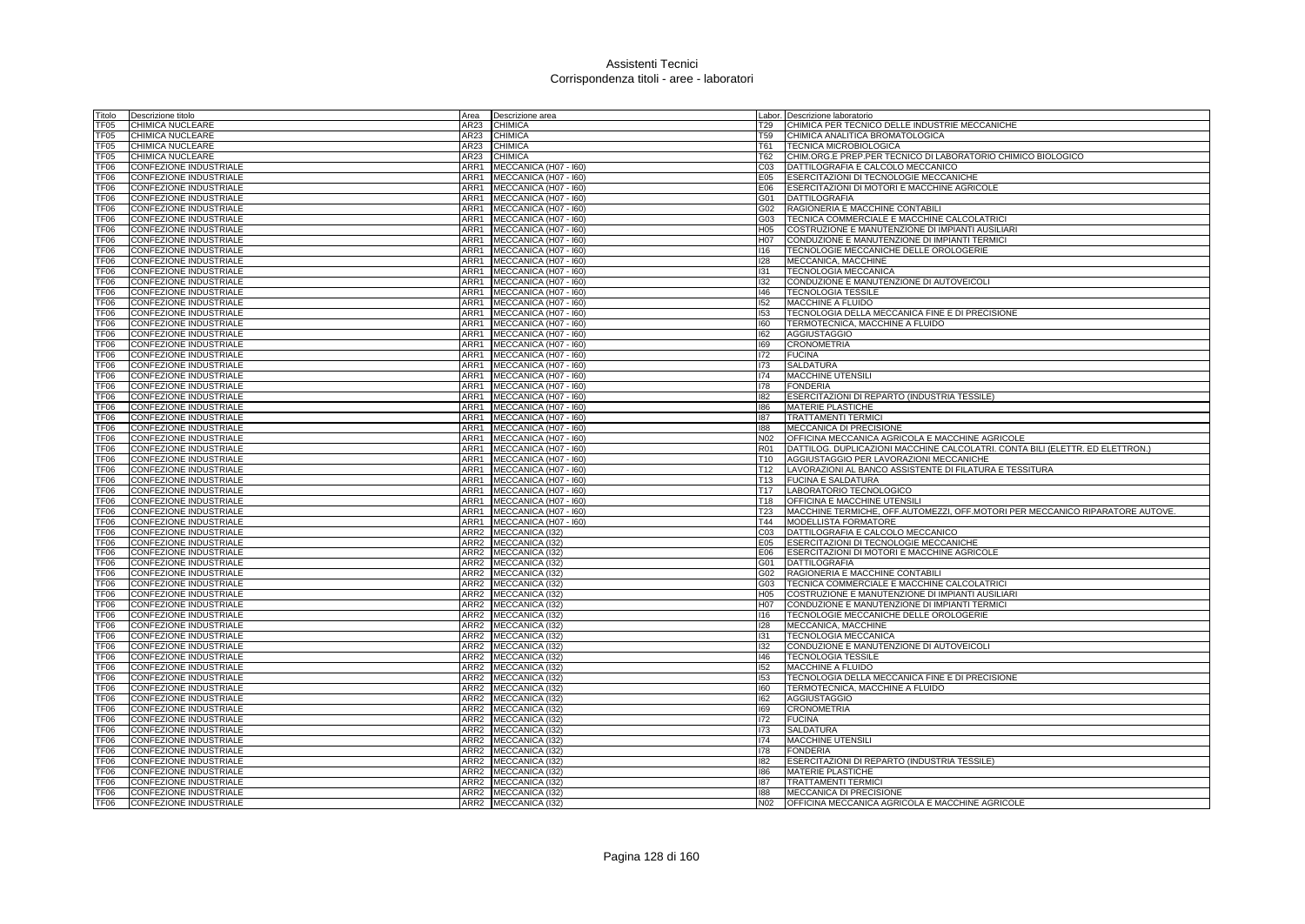# Assistenti Tecnici
## Corrispondenza titoli - aree - laboratori

| Titolo | Descrizione titolo | Area | Descrizione area | Labor. | Descrizione laboratorio |
|---|---|---|---|---|---|
| TF05 | CHIMICA NUCLEARE | AR23 | CHIMICA | T29 | CHIMICA PER TECNICO DELLE INDUSTRIE MECCANICHE |
| TF05 | CHIMICA NUCLEARE | AR23 | CHIMICA | T59 | CHIMICA ANALITICA BROMATOLOGICA |
| TF05 | CHIMICA NUCLEARE | AR23 | CHIMICA | T61 | TECNICA MICROBIOLOGICA |
| TF05 | CHIMICA NUCLEARE | AR23 | CHIMICA | T62 | CHIM.ORG.E PREP.PER TECNICO DI LABORATORIO CHIMICO BIOLOGICO |
| TF06 | CONFEZIONE INDUSTRIALE | ARR1 | MECCANICA (H07 - I60) | C03 | DATTILOGRAFIA E CALCOLO MECCANICO |
| TF06 | CONFEZIONE INDUSTRIALE | ARR1 | MECCANICA (H07 - I60) | E05 | ESERCITAZIONI DI TECNOLOGIE MECCANICHE |
| TF06 | CONFEZIONE INDUSTRIALE | ARR1 | MECCANICA (H07 - I60) | E06 | ESERCITAZIONI DI MOTORI E MACCHINE AGRICOLE |
| TF06 | CONFEZIONE INDUSTRIALE | ARR1 | MECCANICA (H07 - I60) | G01 | DATTILOGRAFIA |
| TF06 | CONFEZIONE INDUSTRIALE | ARR1 | MECCANICA (H07 - I60) | G02 | RAGIONERIA E MACCHINE CONTABILI |
| TF06 | CONFEZIONE INDUSTRIALE | ARR1 | MECCANICA (H07 - I60) | G03 | TECNICA COMMERCIALE E MACCHINE CALCOLATRICI |
| TF06 | CONFEZIONE INDUSTRIALE | ARR1 | MECCANICA (H07 - I60) | H05 | COSTRUZIONE E MANUTENZIONE DI IMPIANTI AUSILIARI |
| TF06 | CONFEZIONE INDUSTRIALE | ARR1 | MECCANICA (H07 - I60) | H07 | CONDUZIONE E MANUTENZIONE DI IMPIANTI TERMICI |
| TF06 | CONFEZIONE INDUSTRIALE | ARR1 | MECCANICA (H07 - I60) | I16 | TECNOLOGIE MECCANICHE DELLE OROLOGERIE |
| TF06 | CONFEZIONE INDUSTRIALE | ARR1 | MECCANICA (H07 - I60) | I28 | MECCANICA, MACCHINE |
| TF06 | CONFEZIONE INDUSTRIALE | ARR1 | MECCANICA (H07 - I60) | I31 | TECNOLOGIA MECCANICA |
| TF06 | CONFEZIONE INDUSTRIALE | ARR1 | MECCANICA (H07 - I60) | I32 | CONDUZIONE E MANUTENZIONE DI AUTOVEICOLI |
| TF06 | CONFEZIONE INDUSTRIALE | ARR1 | MECCANICA (H07 - I60) | I46 | TECNOLOGIA TESSILE |
| TF06 | CONFEZIONE INDUSTRIALE | ARR1 | MECCANICA (H07 - I60) | I52 | MACCHINE A FLUIDO |
| TF06 | CONFEZIONE INDUSTRIALE | ARR1 | MECCANICA (H07 - I60) | I53 | TECNOLOGIA DELLA MECCANICA FINE E DI PRECISIONE |
| TF06 | CONFEZIONE INDUSTRIALE | ARR1 | MECCANICA (H07 - I60) | I60 | TERMOTECNICA, MACCHINE A FLUIDO |
| TF06 | CONFEZIONE INDUSTRIALE | ARR1 | MECCANICA (H07 - I60) | I62 | AGGIUSTAGGIO |
| TF06 | CONFEZIONE INDUSTRIALE | ARR1 | MECCANICA (H07 - I60) | I69 | CRONOMETRIA |
| TF06 | CONFEZIONE INDUSTRIALE | ARR1 | MECCANICA (H07 - I60) | I72 | FUCINA |
| TF06 | CONFEZIONE INDUSTRIALE | ARR1 | MECCANICA (H07 - I60) | I73 | SALDATURA |
| TF06 | CONFEZIONE INDUSTRIALE | ARR1 | MECCANICA (H07 - I60) | I74 | MACCHINE UTENSILI |
| TF06 | CONFEZIONE INDUSTRIALE | ARR1 | MECCANICA (H07 - I60) | I78 | FONDERIA |
| TF06 | CONFEZIONE INDUSTRIALE | ARR1 | MECCANICA (H07 - I60) | I82 | ESERCITAZIONI DI REPARTO (INDUSTRIA TESSILE) |
| TF06 | CONFEZIONE INDUSTRIALE | ARR1 | MECCANICA (H07 - I60) | I86 | MATERIE PLASTICHE |
| TF06 | CONFEZIONE INDUSTRIALE | ARR1 | MECCANICA (H07 - I60) | I87 | TRATTAMENTI TERMICI |
| TF06 | CONFEZIONE INDUSTRIALE | ARR1 | MECCANICA (H07 - I60) | I88 | MECCANICA DI PRECISIONE |
| TF06 | CONFEZIONE INDUSTRIALE | ARR1 | MECCANICA (H07 - I60) | N02 | OFFICINA MECCANICA AGRICOLA E MACCHINE AGRICOLE |
| TF06 | CONFEZIONE INDUSTRIALE | ARR1 | MECCANICA (H07 - I60) | R01 | DATTILOG. DUPLICAZIONI MACCHINE CALCOLATRI. CONTA BILI (ELETTR. ED ELETTRON.) |
| TF06 | CONFEZIONE INDUSTRIALE | ARR1 | MECCANICA (H07 - I60) | T10 | AGGIUSTAGGIO PER LAVORAZIONI MECCANICHE |
| TF06 | CONFEZIONE INDUSTRIALE | ARR1 | MECCANICA (H07 - I60) | T12 | LAVORAZIONI AL BANCO ASSISTENTE DI FILATURA E TESSITURA |
| TF06 | CONFEZIONE INDUSTRIALE | ARR1 | MECCANICA (H07 - I60) | T13 | FUCINA E SALDATURA |
| TF06 | CONFEZIONE INDUSTRIALE | ARR1 | MECCANICA (H07 - I60) | T17 | LABORATORIO TECNOLOGICO |
| TF06 | CONFEZIONE INDUSTRIALE | ARR1 | MECCANICA (H07 - I60) | T18 | OFFICINA E MACCHINE UTENSILI |
| TF06 | CONFEZIONE INDUSTRIALE | ARR1 | MECCANICA (H07 - I60) | T23 | MACCHINE TERMICHE, OFF.AUTOMEZZI, OFF.MOTORI PER MECCANICO RIPARATORE AUTOVE. |
| TF06 | CONFEZIONE INDUSTRIALE | ARR1 | MECCANICA (H07 - I60) | T44 | MODELLISTA FORMATORE |
| TF06 | CONFEZIONE INDUSTRIALE | ARR2 | MECCANICA (I32) | C03 | DATTILOGRAFIA E CALCOLO MECCANICO |
| TF06 | CONFEZIONE INDUSTRIALE | ARR2 | MECCANICA (I32) | E05 | ESERCITAZIONI DI TECNOLOGIE MECCANICHE |
| TF06 | CONFEZIONE INDUSTRIALE | ARR2 | MECCANICA (I32) | E06 | ESERCITAZIONI DI MOTORI E MACCHINE AGRICOLE |
| TF06 | CONFEZIONE INDUSTRIALE | ARR2 | MECCANICA (I32) | G01 | DATTILOGRAFIA |
| TF06 | CONFEZIONE INDUSTRIALE | ARR2 | MECCANICA (I32) | G02 | RAGIONERIA E MACCHINE CONTABILI |
| TF06 | CONFEZIONE INDUSTRIALE | ARR2 | MECCANICA (I32) | G03 | TECNICA COMMERCIALE E MACCHINE CALCOLATRICI |
| TF06 | CONFEZIONE INDUSTRIALE | ARR2 | MECCANICA (I32) | H05 | COSTRUZIONE E MANUTENZIONE DI IMPIANTI AUSILIARI |
| TF06 | CONFEZIONE INDUSTRIALE | ARR2 | MECCANICA (I32) | H07 | CONDUZIONE E MANUTENZIONE DI IMPIANTI TERMICI |
| TF06 | CONFEZIONE INDUSTRIALE | ARR2 | MECCANICA (I32) | I16 | TECNOLOGIE MECCANICHE DELLE OROLOGERIE |
| TF06 | CONFEZIONE INDUSTRIALE | ARR2 | MECCANICA (I32) | I28 | MECCANICA, MACCHINE |
| TF06 | CONFEZIONE INDUSTRIALE | ARR2 | MECCANICA (I32) | I31 | TECNOLOGIA MECCANICA |
| TF06 | CONFEZIONE INDUSTRIALE | ARR2 | MECCANICA (I32) | I32 | CONDUZIONE E MANUTENZIONE DI AUTOVEICOLI |
| TF06 | CONFEZIONE INDUSTRIALE | ARR2 | MECCANICA (I32) | I46 | TECNOLOGIA TESSILE |
| TF06 | CONFEZIONE INDUSTRIALE | ARR2 | MECCANICA (I32) | I52 | MACCHINE A FLUIDO |
| TF06 | CONFEZIONE INDUSTRIALE | ARR2 | MECCANICA (I32) | I53 | TECNOLOGIA DELLA MECCANICA FINE E DI PRECISIONE |
| TF06 | CONFEZIONE INDUSTRIALE | ARR2 | MECCANICA (I32) | I60 | TERMOTECNICA, MACCHINE A FLUIDO |
| TF06 | CONFEZIONE INDUSTRIALE | ARR2 | MECCANICA (I32) | I62 | AGGIUSTAGGIO |
| TF06 | CONFEZIONE INDUSTRIALE | ARR2 | MECCANICA (I32) | I69 | CRONOMETRIA |
| TF06 | CONFEZIONE INDUSTRIALE | ARR2 | MECCANICA (I32) | I72 | FUCINA |
| TF06 | CONFEZIONE INDUSTRIALE | ARR2 | MECCANICA (I32) | I73 | SALDATURA |
| TF06 | CONFEZIONE INDUSTRIALE | ARR2 | MECCANICA (I32) | I74 | MACCHINE UTENSILI |
| TF06 | CONFEZIONE INDUSTRIALE | ARR2 | MECCANICA (I32) | I78 | FONDERIA |
| TF06 | CONFEZIONE INDUSTRIALE | ARR2 | MECCANICA (I32) | I82 | ESERCITAZIONI DI REPARTO (INDUSTRIA TESSILE) |
| TF06 | CONFEZIONE INDUSTRIALE | ARR2 | MECCANICA (I32) | I86 | MATERIE PLASTICHE |
| TF06 | CONFEZIONE INDUSTRIALE | ARR2 | MECCANICA (I32) | I87 | TRATTAMENTI TERMICI |
| TF06 | CONFEZIONE INDUSTRIALE | ARR2 | MECCANICA (I32) | I88 | MECCANICA DI PRECISIONE |
| TF06 | CONFEZIONE INDUSTRIALE | ARR2 | MECCANICA (I32) | N02 | OFFICINA MECCANICA AGRICOLA E MACCHINE AGRICOLE |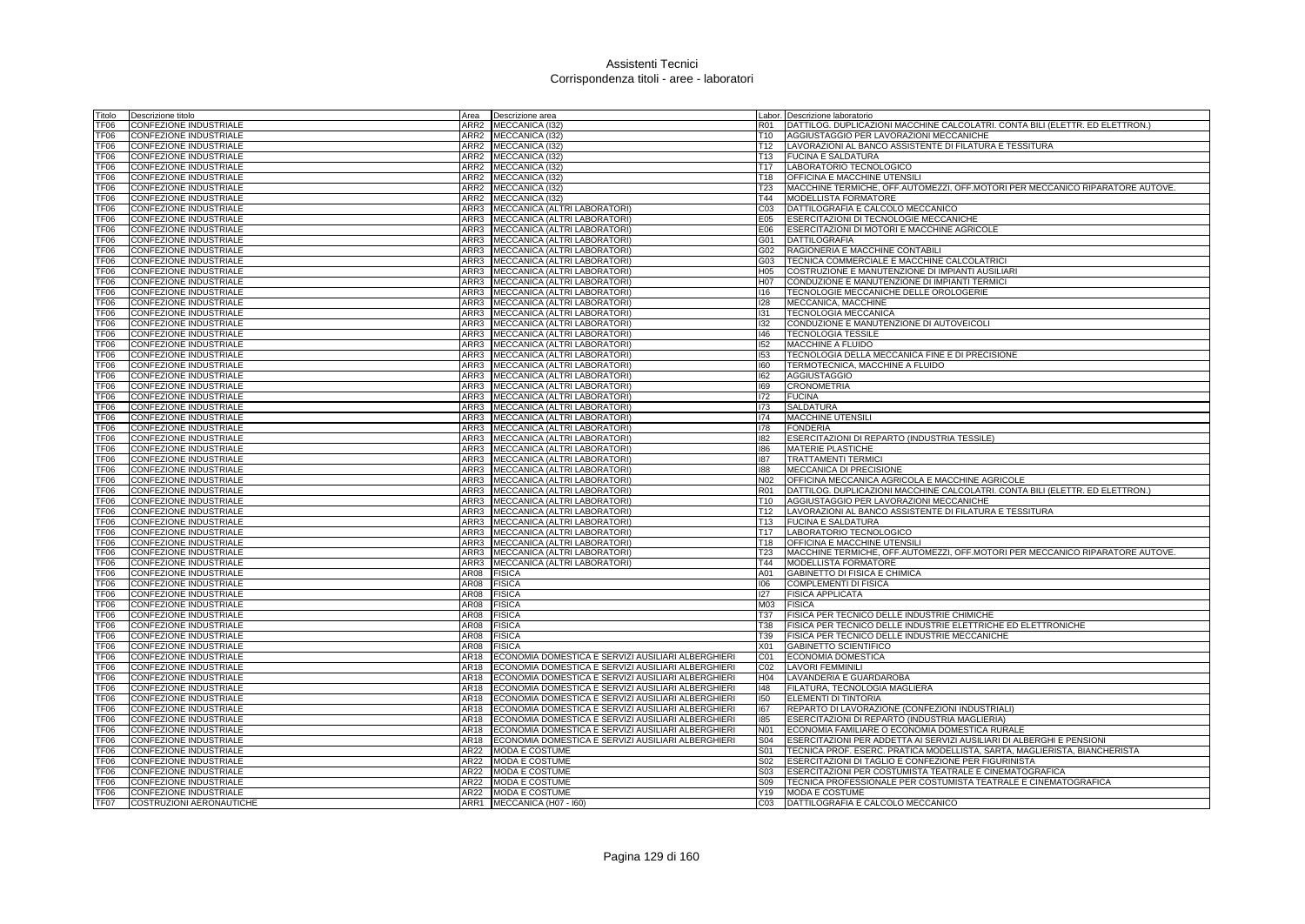# Assistenti Tecnici
## Corrispondenza titoli - aree - laboratori

| Titolo | Descrizione titolo | Area | Descrizione area | Labor. | Descrizione laboratorio |
|---|---|---|---|---|---|
| TF06 | CONFEZIONE INDUSTRIALE | ARR2 | MECCANICA (I32) | R01 | DATTILOG. DUPLICAZIONI MACCHINE CALCOLATRI. CONTA BILI (ELETTR. ED ELETTRON.) |
| TF06 | CONFEZIONE INDUSTRIALE | ARR2 | MECCANICA (I32) | T10 | AGGIUSTAGGIO PER LAVORAZIONI MECCANICHE |
| TF06 | CONFEZIONE INDUSTRIALE | ARR2 | MECCANICA (I32) | T12 | LAVORAZIONI AL BANCO ASSISTENTE DI FILATURA E TESSITURA |
| TF06 | CONFEZIONE INDUSTRIALE | ARR2 | MECCANICA (I32) | T13 | FUCINA E SALDATURA |
| TF06 | CONFEZIONE INDUSTRIALE | ARR2 | MECCANICA (I32) | T17 | LABORATORIO TECNOLOGICO |
| TF06 | CONFEZIONE INDUSTRIALE | ARR2 | MECCANICA (I32) | T18 | OFFICINA E MACCHINE UTENSILI |
| TF06 | CONFEZIONE INDUSTRIALE | ARR2 | MECCANICA (I32) | T23 | MACCHINE TERMICHE, OFF.AUTOMEZZI, OFF.MOTORI PER MECCANICO RIPARATORE AUTOVE. |
| TF06 | CONFEZIONE INDUSTRIALE | ARR2 | MECCANICA (I32) | T44 | MODELLISTA FORMATORE |
| TF06 | CONFEZIONE INDUSTRIALE | ARR3 | MECCANICA (ALTRI LABORATORI) | C03 | DATTILOGRAFIA E CALCOLO MECCANICO |
| TF06 | CONFEZIONE INDUSTRIALE | ARR3 | MECCANICA (ALTRI LABORATORI) | E05 | ESERCITAZIONI DI TECNOLOGIE MECCANICHE |
| TF06 | CONFEZIONE INDUSTRIALE | ARR3 | MECCANICA (ALTRI LABORATORI) | E06 | ESERCITAZIONI DI MOTORI E MACCHINE AGRICOLE |
| TF06 | CONFEZIONE INDUSTRIALE | ARR3 | MECCANICA (ALTRI LABORATORI) | G01 | DATTILOGRAFIA |
| TF06 | CONFEZIONE INDUSTRIALE | ARR3 | MECCANICA (ALTRI LABORATORI) | G02 | RAGIONERIA E MACCHINE CONTABILI |
| TF06 | CONFEZIONE INDUSTRIALE | ARR3 | MECCANICA (ALTRI LABORATORI) | G03 | TECNICA COMMERCIALE E MACCHINE CALCOLATRICI |
| TF06 | CONFEZIONE INDUSTRIALE | ARR3 | MECCANICA (ALTRI LABORATORI) | H05 | COSTRUZIONE E MANUTENZIONE DI IMPIANTI AUSILIARI |
| TF06 | CONFEZIONE INDUSTRIALE | ARR3 | MECCANICA (ALTRI LABORATORI) | H07 | CONDUZIONE E MANUTENZIONE DI IMPIANTI TERMICI |
| TF06 | CONFEZIONE INDUSTRIALE | ARR3 | MECCANICA (ALTRI LABORATORI) | I16 | TECNOLOGIE MECCANICHE DELLE OROLOGERIE |
| TF06 | CONFEZIONE INDUSTRIALE | ARR3 | MECCANICA (ALTRI LABORATORI) | I28 | MECCANICA, MACCHINE |
| TF06 | CONFEZIONE INDUSTRIALE | ARR3 | MECCANICA (ALTRI LABORATORI) | I31 | TECNOLOGIA MECCANICA |
| TF06 | CONFEZIONE INDUSTRIALE | ARR3 | MECCANICA (ALTRI LABORATORI) | I32 | CONDUZIONE E MANUTENZIONE DI AUTOVEICOLI |
| TF06 | CONFEZIONE INDUSTRIALE | ARR3 | MECCANICA (ALTRI LABORATORI) | I46 | TECNOLOGIA TESSILE |
| TF06 | CONFEZIONE INDUSTRIALE | ARR3 | MECCANICA (ALTRI LABORATORI) | I52 | MACCHINE A FLUIDO |
| TF06 | CONFEZIONE INDUSTRIALE | ARR3 | MECCANICA (ALTRI LABORATORI) | I53 | TECNOLOGIA DELLA MECCANICA FINE E DI PRECISIONE |
| TF06 | CONFEZIONE INDUSTRIALE | ARR3 | MECCANICA (ALTRI LABORATORI) | I60 | TERMOTECNICA, MACCHINE A FLUIDO |
| TF06 | CONFEZIONE INDUSTRIALE | ARR3 | MECCANICA (ALTRI LABORATORI) | I62 | AGGIUSTAGGIO |
| TF06 | CONFEZIONE INDUSTRIALE | ARR3 | MECCANICA (ALTRI LABORATORI) | I69 | CRONOMETRIA |
| TF06 | CONFEZIONE INDUSTRIALE | ARR3 | MECCANICA (ALTRI LABORATORI) | I72 | FUCINA |
| TF06 | CONFEZIONE INDUSTRIALE | ARR3 | MECCANICA (ALTRI LABORATORI) | I73 | SALDATURA |
| TF06 | CONFEZIONE INDUSTRIALE | ARR3 | MECCANICA (ALTRI LABORATORI) | I74 | MACCHINE UTENSILI |
| TF06 | CONFEZIONE INDUSTRIALE | ARR3 | MECCANICA (ALTRI LABORATORI) | I78 | FONDERIA |
| TF06 | CONFEZIONE INDUSTRIALE | ARR3 | MECCANICA (ALTRI LABORATORI) | I82 | ESERCITAZIONI DI REPARTO (INDUSTRIA TESSILE) |
| TF06 | CONFEZIONE INDUSTRIALE | ARR3 | MECCANICA (ALTRI LABORATORI) | I86 | MATERIE PLASTICHE |
| TF06 | CONFEZIONE INDUSTRIALE | ARR3 | MECCANICA (ALTRI LABORATORI) | I87 | TRATTAMENTI TERMICI |
| TF06 | CONFEZIONE INDUSTRIALE | ARR3 | MECCANICA (ALTRI LABORATORI) | I88 | MECCANICA DI PRECISIONE |
| TF06 | CONFEZIONE INDUSTRIALE | ARR3 | MECCANICA (ALTRI LABORATORI) | N02 | OFFICINA MECCANICA AGRICOLA E MACCHINE AGRICOLE |
| TF06 | CONFEZIONE INDUSTRIALE | ARR3 | MECCANICA (ALTRI LABORATORI) | R01 | DATTILOG. DUPLICAZIONI MACCHINE CALCOLATRI. CONTA BILI (ELETTR. ED ELETTRON.) |
| TF06 | CONFEZIONE INDUSTRIALE | ARR3 | MECCANICA (ALTRI LABORATORI) | T10 | AGGIUSTAGGIO PER LAVORAZIONI MECCANICHE |
| TF06 | CONFEZIONE INDUSTRIALE | ARR3 | MECCANICA (ALTRI LABORATORI) | T12 | LAVORAZIONI AL BANCO ASSISTENTE DI FILATURA E TESSITURA |
| TF06 | CONFEZIONE INDUSTRIALE | ARR3 | MECCANICA (ALTRI LABORATORI) | T13 | FUCINA E SALDATURA |
| TF06 | CONFEZIONE INDUSTRIALE | ARR3 | MECCANICA (ALTRI LABORATORI) | T17 | LABORATORIO TECNOLOGICO |
| TF06 | CONFEZIONE INDUSTRIALE | ARR3 | MECCANICA (ALTRI LABORATORI) | T18 | OFFICINA E MACCHINE UTENSILI |
| TF06 | CONFEZIONE INDUSTRIALE | ARR3 | MECCANICA (ALTRI LABORATORI) | T23 | MACCHINE TERMICHE, OFF.AUTOMEZZI, OFF.MOTORI PER MECCANICO RIPARATORE AUTOVE. |
| TF06 | CONFEZIONE INDUSTRIALE | ARR3 | MECCANICA (ALTRI LABORATORI) | T44 | MODELLISTA FORMATORE |
| TF06 | CONFEZIONE INDUSTRIALE | AR08 | FISICA | A01 | GABINETTO DI FISICA E CHIMICA |
| TF06 | CONFEZIONE INDUSTRIALE | AR08 | FISICA | I06 | COMPLEMENTI DI FISICA |
| TF06 | CONFEZIONE INDUSTRIALE | AR08 | FISICA | I27 | FISICA APPLICATA |
| TF06 | CONFEZIONE INDUSTRIALE | AR08 | FISICA | M03 | FISICA |
| TF06 | CONFEZIONE INDUSTRIALE | AR08 | FISICA | T37 | FISICA PER TECNICO DELLE INDUSTRIE CHIMICHE |
| TF06 | CONFEZIONE INDUSTRIALE | AR08 | FISICA | T38 | FISICA PER TECNICO DELLE INDUSTRIE ELETTRICHE ED ELETTRONICHE |
| TF06 | CONFEZIONE INDUSTRIALE | AR08 | FISICA | T39 | FISICA PER TECNICO DELLE INDUSTRIE MECCANICHE |
| TF06 | CONFEZIONE INDUSTRIALE | AR08 | FISICA | X01 | GABINETTO SCIENTIFICO |
| TF06 | CONFEZIONE INDUSTRIALE | AR18 | ECONOMIA DOMESTICA E SERVIZI AUSILIARI ALBERGHIERI | C01 | ECONOMIA DOMESTICA |
| TF06 | CONFEZIONE INDUSTRIALE | AR18 | ECONOMIA DOMESTICA E SERVIZI AUSILIARI ALBERGHIERI | C02 | LAVORI FEMMINILI |
| TF06 | CONFEZIONE INDUSTRIALE | AR18 | ECONOMIA DOMESTICA E SERVIZI AUSILIARI ALBERGHIERI | H04 | LAVANDERIA E GUARDAROBA |
| TF06 | CONFEZIONE INDUSTRIALE | AR18 | ECONOMIA DOMESTICA E SERVIZI AUSILIARI ALBERGHIERI | I48 | FILATURA, TECNOLOGIA MAGLIERA |
| TF06 | CONFEZIONE INDUSTRIALE | AR18 | ECONOMIA DOMESTICA E SERVIZI AUSILIARI ALBERGHIERI | I50 | ELEMENTI DI TINTORIA |
| TF06 | CONFEZIONE INDUSTRIALE | AR18 | ECONOMIA DOMESTICA E SERVIZI AUSILIARI ALBERGHIERI | I67 | REPARTO DI LAVORAZIONE (CONFEZIONI INDUSTRIALI) |
| TF06 | CONFEZIONE INDUSTRIALE | AR18 | ECONOMIA DOMESTICA E SERVIZI AUSILIARI ALBERGHIERI | I85 | ESERCITAZIONI DI REPARTO (INDUSTRIA MAGLIERIA) |
| TF06 | CONFEZIONE INDUSTRIALE | AR18 | ECONOMIA DOMESTICA E SERVIZI AUSILIARI ALBERGHIERI | N01 | ECONOMIA FAMILIARE O ECONOMIA DOMESTICA RURALE |
| TF06 | CONFEZIONE INDUSTRIALE | AR18 | ECONOMIA DOMESTICA E SERVIZI AUSILIARI ALBERGHIERI | S04 | ESERCITAZIONI PER ADDETTA AI SERVIZI AUSILIARI DI ALBERGHI E PENSIONI |
| TF06 | CONFEZIONE INDUSTRIALE | AR22 | MODA E COSTUME | S01 | TECNICA PROF. ESERC. PRATICA MODELLISTA, SARTA, MAGLIERISTA, BIANCHERISTA |
| TF06 | CONFEZIONE INDUSTRIALE | AR22 | MODA E COSTUME | S02 | ESERCITAZIONI DI TAGLIO E CONFEZIONE PER FIGURINISTA |
| TF06 | CONFEZIONE INDUSTRIALE | AR22 | MODA E COSTUME | S03 | ESERCITAZIONI PER COSTUMISTA TEATRALE E CINEMATOGRAFICA |
| TF06 | CONFEZIONE INDUSTRIALE | AR22 | MODA E COSTUME | S09 | TECNICA PROFESSIONALE PER COSTUMISTA TEATRALE E CINEMATOGRAFICA |
| TF06 | CONFEZIONE INDUSTRIALE | AR22 | MODA E COSTUME | Y19 | MODA E COSTUME |
| TF07 | COSTRUZIONI AERONAUTICHE | ARR1 | MECCANICA (H07 - I60) | C03 | DATTILOGRAFIA E CALCOLO MECCANICO |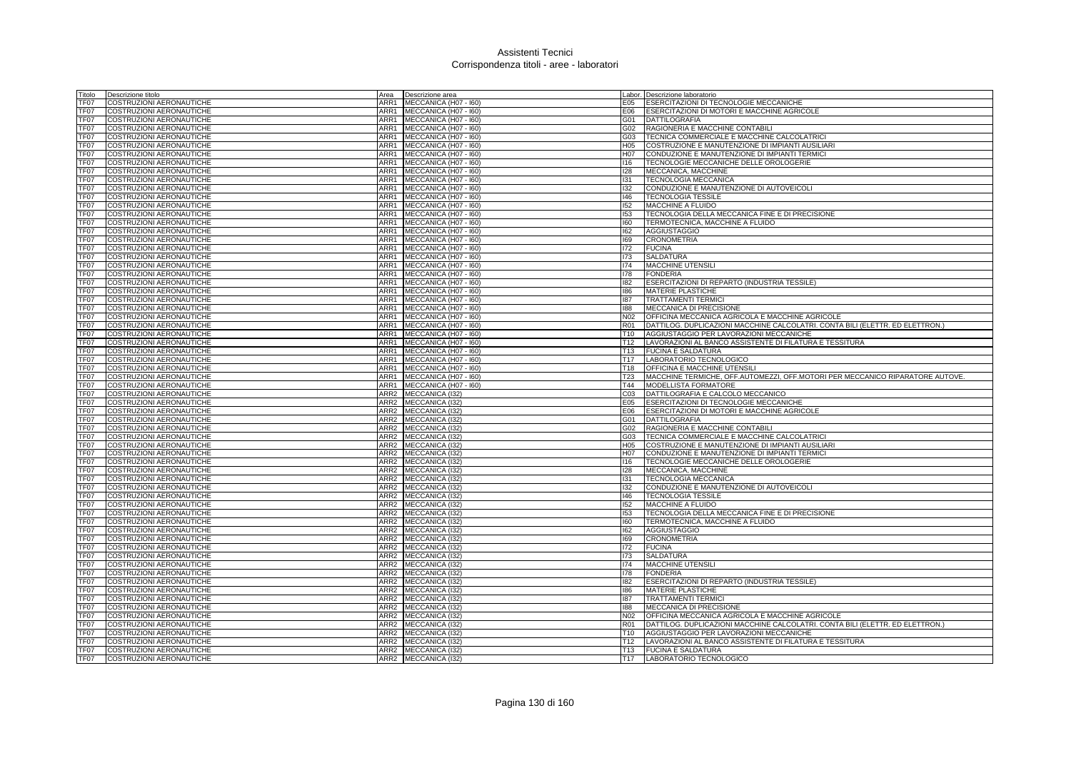# Assistenti Tecnici
## Corrispondenza titoli - aree - laboratori

| Titolo | Descrizione titolo | Area | Descrizione area | Labor. | Descrizione laboratorio |
|---|---|---|---|---|---|
| TF07 | COSTRUZIONI AERONAUTICHE | ARR1 | MECCANICA (H07 - I60) | E05 | ESERCITAZIONI DI TECNOLOGIE MECCANICHE |
| TF07 | COSTRUZIONI AERONAUTICHE | ARR1 | MECCANICA (H07 - I60) | E06 | ESERCITAZIONI DI MOTORI E MACCHINE AGRICOLE |
| TF07 | COSTRUZIONI AERONAUTICHE | ARR1 | MECCANICA (H07 - I60) | G01 | DATTILOGRAFIA |
| TF07 | COSTRUZIONI AERONAUTICHE | ARR1 | MECCANICA (H07 - I60) | G02 | RAGIONERIA E MACCHINE CONTABILI |
| TF07 | COSTRUZIONI AERONAUTICHE | ARR1 | MECCANICA (H07 - I60) | G03 | TECNICA COMMERCIALE E MACCHINE CALCOLATRICI |
| TF07 | COSTRUZIONI AERONAUTICHE | ARR1 | MECCANICA (H07 - I60) | H05 | COSTRUZIONE E MANUTENZIONE DI IMPIANTI AUSILIARI |
| TF07 | COSTRUZIONI AERONAUTICHE | ARR1 | MECCANICA (H07 - I60) | H07 | CONDUZIONE E MANUTENZIONE DI IMPIANTI TERMICI |
| TF07 | COSTRUZIONI AERONAUTICHE | ARR1 | MECCANICA (H07 - I60) | I16 | TECNOLOGIE MECCANICHE DELLE OROLOGERIE |
| TF07 | COSTRUZIONI AERONAUTICHE | ARR1 | MECCANICA (H07 - I60) | I28 | MECCANICA, MACCHINE |
| TF07 | COSTRUZIONI AERONAUTICHE | ARR1 | MECCANICA (H07 - I60) | I31 | TECNOLOGIA MECCANICA |
| TF07 | COSTRUZIONI AERONAUTICHE | ARR1 | MECCANICA (H07 - I60) | I32 | CONDUZIONE E MANUTENZIONE DI AUTOVEICOLI |
| TF07 | COSTRUZIONI AERONAUTICHE | ARR1 | MECCANICA (H07 - I60) | I46 | TECNOLOGIA TESSILE |
| TF07 | COSTRUZIONI AERONAUTICHE | ARR1 | MECCANICA (H07 - I60) | I52 | MACCHINE A FLUIDO |
| TF07 | COSTRUZIONI AERONAUTICHE | ARR1 | MECCANICA (H07 - I60) | I53 | TECNOLOGIA DELLA MECCANICA FINE E DI PRECISIONE |
| TF07 | COSTRUZIONI AERONAUTICHE | ARR1 | MECCANICA (H07 - I60) | I60 | TERMOTECNICA, MACCHINE A FLUIDO |
| TF07 | COSTRUZIONI AERONAUTICHE | ARR1 | MECCANICA (H07 - I60) | I62 | AGGIUSTAGGIO |
| TF07 | COSTRUZIONI AERONAUTICHE | ARR1 | MECCANICA (H07 - I60) | I69 | CRONOMETRIA |
| TF07 | COSTRUZIONI AERONAUTICHE | ARR1 | MECCANICA (H07 - I60) | I72 | FUCINA |
| TF07 | COSTRUZIONI AERONAUTICHE | ARR1 | MECCANICA (H07 - I60) | I73 | SALDATURA |
| TF07 | COSTRUZIONI AERONAUTICHE | ARR1 | MECCANICA (H07 - I60) | I74 | MACCHINE UTENSILI |
| TF07 | COSTRUZIONI AERONAUTICHE | ARR1 | MECCANICA (H07 - I60) | I78 | FONDERIA |
| TF07 | COSTRUZIONI AERONAUTICHE | ARR1 | MECCANICA (H07 - I60) | I82 | ESERCITAZIONI DI REPARTO (INDUSTRIA TESSILE) |
| TF07 | COSTRUZIONI AERONAUTICHE | ARR1 | MECCANICA (H07 - I60) | I86 | MATERIE PLASTICHE |
| TF07 | COSTRUZIONI AERONAUTICHE | ARR1 | MECCANICA (H07 - I60) | I87 | TRATTAMENTI TERMICI |
| TF07 | COSTRUZIONI AERONAUTICHE | ARR1 | MECCANICA (H07 - I60) | I88 | MECCANICA DI PRECISIONE |
| TF07 | COSTRUZIONI AERONAUTICHE | ARR1 | MECCANICA (H07 - I60) | N02 | OFFICINA MECCANICA AGRICOLA E MACCHINE AGRICOLE |
| TF07 | COSTRUZIONI AERONAUTICHE | ARR1 | MECCANICA (H07 - I60) | R01 | DATTILOG. DUPLICAZIONI MACCHINE CALCOLATRI. CONTA BILI (ELETTR. ED ELETTRON.) |
| TF07 | COSTRUZIONI AERONAUTICHE | ARR1 | MECCANICA (H07 - I60) | T10 | AGGIUSTAGGIO PER LAVORAZIONI MECCANICHE |
| TF07 | COSTRUZIONI AERONAUTICHE | ARR1 | MECCANICA (H07 - I60) | T12 | LAVORAZIONI AL BANCO ASSISTENTE DI FILATURA E TESSITURA |
| TF07 | COSTRUZIONI AERONAUTICHE | ARR1 | MECCANICA (H07 - I60) | T13 | FUCINA E SALDATURA |
| TF07 | COSTRUZIONI AERONAUTICHE | ARR1 | MECCANICA (H07 - I60) | T17 | LABORATORIO TECNOLOGICO |
| TF07 | COSTRUZIONI AERONAUTICHE | ARR1 | MECCANICA (H07 - I60) | T18 | OFFICINA E MACCHINE UTENSILI |
| TF07 | COSTRUZIONI AERONAUTICHE | ARR1 | MECCANICA (H07 - I60) | T23 | MACCHINE TERMICHE, OFF.AUTOMEZZI, OFF.MOTORI PER MECCANICO RIPARATORE AUTOVE. |
| TF07 | COSTRUZIONI AERONAUTICHE | ARR1 | MECCANICA (H07 - I60) | T44 | MODELLISTA FORMATORE |
| TF07 | COSTRUZIONI AERONAUTICHE | ARR2 | MECCANICA (I32) | C03 | DATTILOGRAFIA E CALCOLO MECCANICO |
| TF07 | COSTRUZIONI AERONAUTICHE | ARR2 | MECCANICA (I32) | E05 | ESERCITAZIONI DI TECNOLOGIE MECCANICHE |
| TF07 | COSTRUZIONI AERONAUTICHE | ARR2 | MECCANICA (I32) | E06 | ESERCITAZIONI DI MOTORI E MACCHINE AGRICOLE |
| TF07 | COSTRUZIONI AERONAUTICHE | ARR2 | MECCANICA (I32) | G01 | DATTILOGRAFIA |
| TF07 | COSTRUZIONI AERONAUTICHE | ARR2 | MECCANICA (I32) | G02 | RAGIONERIA E MACCHINE CONTABILI |
| TF07 | COSTRUZIONI AERONAUTICHE | ARR2 | MECCANICA (I32) | G03 | TECNICA COMMERCIALE E MACCHINE CALCOLATRICI |
| TF07 | COSTRUZIONI AERONAUTICHE | ARR2 | MECCANICA (I32) | H05 | COSTRUZIONE E MANUTENZIONE DI IMPIANTI AUSILIARI |
| TF07 | COSTRUZIONI AERONAUTICHE | ARR2 | MECCANICA (I32) | H07 | CONDUZIONE E MANUTENZIONE DI IMPIANTI TERMICI |
| TF07 | COSTRUZIONI AERONAUTICHE | ARR2 | MECCANICA (I32) | I16 | TECNOLOGIE MECCANICHE DELLE OROLOGERIE |
| TF07 | COSTRUZIONI AERONAUTICHE | ARR2 | MECCANICA (I32) | I28 | MECCANICA, MACCHINE |
| TF07 | COSTRUZIONI AERONAUTICHE | ARR2 | MECCANICA (I32) | I31 | TECNOLOGIA MECCANICA |
| TF07 | COSTRUZIONI AERONAUTICHE | ARR2 | MECCANICA (I32) | I32 | CONDUZIONE E MANUTENZIONE DI AUTOVEICOLI |
| TF07 | COSTRUZIONI AERONAUTICHE | ARR2 | MECCANICA (I32) | I46 | TECNOLOGIA TESSILE |
| TF07 | COSTRUZIONI AERONAUTICHE | ARR2 | MECCANICA (I32) | I52 | MACCHINE A FLUIDO |
| TF07 | COSTRUZIONI AERONAUTICHE | ARR2 | MECCANICA (I32) | I53 | TECNOLOGIA DELLA MECCANICA FINE E DI PRECISIONE |
| TF07 | COSTRUZIONI AERONAUTICHE | ARR2 | MECCANICA (I32) | I60 | TERMOTECNICA, MACCHINE A FLUIDO |
| TF07 | COSTRUZIONI AERONAUTICHE | ARR2 | MECCANICA (I32) | I62 | AGGIUSTAGGIO |
| TF07 | COSTRUZIONI AERONAUTICHE | ARR2 | MECCANICA (I32) | I69 | CRONOMETRIA |
| TF07 | COSTRUZIONI AERONAUTICHE | ARR2 | MECCANICA (I32) | I72 | FUCINA |
| TF07 | COSTRUZIONI AERONAUTICHE | ARR2 | MECCANICA (I32) | I73 | SALDATURA |
| TF07 | COSTRUZIONI AERONAUTICHE | ARR2 | MECCANICA (I32) | I74 | MACCHINE UTENSILI |
| TF07 | COSTRUZIONI AERONAUTICHE | ARR2 | MECCANICA (I32) | I78 | FONDERIA |
| TF07 | COSTRUZIONI AERONAUTICHE | ARR2 | MECCANICA (I32) | I82 | ESERCITAZIONI DI REPARTO (INDUSTRIA TESSILE) |
| TF07 | COSTRUZIONI AERONAUTICHE | ARR2 | MECCANICA (I32) | I86 | MATERIE PLASTICHE |
| TF07 | COSTRUZIONI AERONAUTICHE | ARR2 | MECCANICA (I32) | I87 | TRATTAMENTI TERMICI |
| TF07 | COSTRUZIONI AERONAUTICHE | ARR2 | MECCANICA (I32) | I88 | MECCANICA DI PRECISIONE |
| TF07 | COSTRUZIONI AERONAUTICHE | ARR2 | MECCANICA (I32) | N02 | OFFICINA MECCANICA AGRICOLA E MACCHINE AGRICOLE |
| TF07 | COSTRUZIONI AERONAUTICHE | ARR2 | MECCANICA (I32) | R01 | DATTILOG. DUPLICAZIONI MACCHINE CALCOLATRI. CONTA BILI (ELETTR. ED ELETTRON.) |
| TF07 | COSTRUZIONI AERONAUTICHE | ARR2 | MECCANICA (I32) | T10 | AGGIUSTAGGIO PER LAVORAZIONI MECCANICHE |
| TF07 | COSTRUZIONI AERONAUTICHE | ARR2 | MECCANICA (I32) | T12 | LAVORAZIONI AL BANCO ASSISTENTE DI FILATURA E TESSITURA |
| TF07 | COSTRUZIONI AERONAUTICHE | ARR2 | MECCANICA (I32) | T13 | FUCINA E SALDATURA |
| TF07 | COSTRUZIONI AERONAUTICHE | ARR2 | MECCANICA (I32) | T17 | LABORATORIO TECNOLOGICO |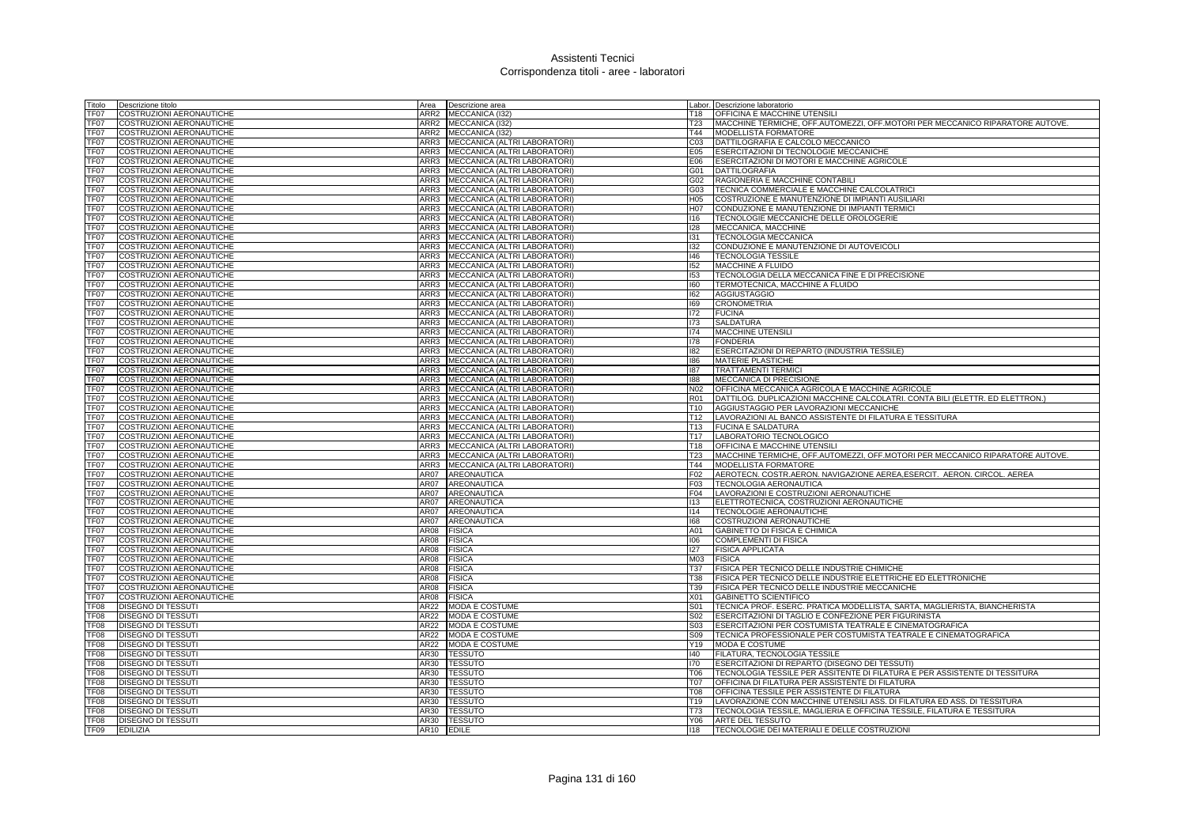# Assistenti Tecnici
## Corrispondenza titoli - aree - laboratori

| Titolo | Descrizione titolo | Area | Descrizione area | Labor. | Descrizione laboratorio |
|---|---|---|---|---|---|
| TF07 | COSTRUZIONI AERONAUTICHE | ARR2 | MECCANICA (I32) | T18 | OFFICINA E MACCHINE UTENSILI |
| TF07 | COSTRUZIONI AERONAUTICHE | ARR2 | MECCANICA (I32) | T23 | MACCHINE TERMICHE, OFF.AUTOMEZZI, OFF.MOTORI PER MECCANICO RIPARATORE AUTOVE. |
| TF07 | COSTRUZIONI AERONAUTICHE | ARR2 | MECCANICA (I32) | T44 | MODELLISTA FORMATORE |
| TF07 | COSTRUZIONI AERONAUTICHE | ARR3 | MECCANICA (ALTRI LABORATORI) | C03 | DATTILOGRAFIA E CALCOLO MECCANICO |
| TF07 | COSTRUZIONI AERONAUTICHE | ARR3 | MECCANICA (ALTRI LABORATORI) | E05 | ESERCITAZIONI DI TECNOLOGIE MECCANICHE |
| TF07 | COSTRUZIONI AERONAUTICHE | ARR3 | MECCANICA (ALTRI LABORATORI) | E06 | ESERCITAZIONI DI MOTORI E MACCHINE AGRICOLE |
| TF07 | COSTRUZIONI AERONAUTICHE | ARR3 | MECCANICA (ALTRI LABORATORI) | G01 | DATTILOGRAFIA |
| TF07 | COSTRUZIONI AERONAUTICHE | ARR3 | MECCANICA (ALTRI LABORATORI) | G02 | RAGIONERIA E MACCHINE CONTABILI |
| TF07 | COSTRUZIONI AERONAUTICHE | ARR3 | MECCANICA (ALTRI LABORATORI) | G03 | TECNICA COMMERCIALE E MACCHINE CALCOLATRICI |
| TF07 | COSTRUZIONI AERONAUTICHE | ARR3 | MECCANICA (ALTRI LABORATORI) | H05 | COSTRUZIONE E MANUTENZIONE DI IMPIANTI AUSILIARI |
| TF07 | COSTRUZIONI AERONAUTICHE | ARR3 | MECCANICA (ALTRI LABORATORI) | H07 | CONDUZIONE E MANUTENZIONE DI IMPIANTI TERMICI |
| TF07 | COSTRUZIONI AERONAUTICHE | ARR3 | MECCANICA (ALTRI LABORATORI) | I16 | TECNOLOGIE MECCANICHE DELLE OROLOGERIE |
| TF07 | COSTRUZIONI AERONAUTICHE | ARR3 | MECCANICA (ALTRI LABORATORI) | I28 | MECCANICA, MACCHINE |
| TF07 | COSTRUZIONI AERONAUTICHE | ARR3 | MECCANICA (ALTRI LABORATORI) | I31 | TECNOLOGIA MECCANICA |
| TF07 | COSTRUZIONI AERONAUTICHE | ARR3 | MECCANICA (ALTRI LABORATORI) | I32 | CONDUZIONE E MANUTENZIONE DI AUTOVEICOLI |
| TF07 | COSTRUZIONI AERONAUTICHE | ARR3 | MECCANICA (ALTRI LABORATORI) | I46 | TECNOLOGIA TESSILE |
| TF07 | COSTRUZIONI AERONAUTICHE | ARR3 | MECCANICA (ALTRI LABORATORI) | I52 | MACCHINE A FLUIDO |
| TF07 | COSTRUZIONI AERONAUTICHE | ARR3 | MECCANICA (ALTRI LABORATORI) | I53 | TECNOLOGIA DELLA MECCANICA FINE E DI PRECISIONE |
| TF07 | COSTRUZIONI AERONAUTICHE | ARR3 | MECCANICA (ALTRI LABORATORI) | I60 | TERMOTECNICA, MACCHINE A FLUIDO |
| TF07 | COSTRUZIONI AERONAUTICHE | ARR3 | MECCANICA (ALTRI LABORATORI) | I62 | AGGIUSTAGGIO |
| TF07 | COSTRUZIONI AERONAUTICHE | ARR3 | MECCANICA (ALTRI LABORATORI) | I69 | CRONOMETRIA |
| TF07 | COSTRUZIONI AERONAUTICHE | ARR3 | MECCANICA (ALTRI LABORATORI) | I72 | FUCINA |
| TF07 | COSTRUZIONI AERONAUTICHE | ARR3 | MECCANICA (ALTRI LABORATORI) | I73 | SALDATURA |
| TF07 | COSTRUZIONI AERONAUTICHE | ARR3 | MECCANICA (ALTRI LABORATORI) | I74 | MACCHINE UTENSILI |
| TF07 | COSTRUZIONI AERONAUTICHE | ARR3 | MECCANICA (ALTRI LABORATORI) | I78 | FONDERIA |
| TF07 | COSTRUZIONI AERONAUTICHE | ARR3 | MECCANICA (ALTRI LABORATORI) | I82 | ESERCITAZIONI DI REPARTO (INDUSTRIA TESSILE) |
| TF07 | COSTRUZIONI AERONAUTICHE | ARR3 | MECCANICA (ALTRI LABORATORI) | I86 | MATERIE PLASTICHE |
| TF07 | COSTRUZIONI AERONAUTICHE | ARR3 | MECCANICA (ALTRI LABORATORI) | I87 | TRATTAMENTI TERMICI |
| TF07 | COSTRUZIONI AERONAUTICHE | ARR3 | MECCANICA (ALTRI LABORATORI) | I88 | MECCANICA DI PRECISIONE |
| TF07 | COSTRUZIONI AERONAUTICHE | ARR3 | MECCANICA (ALTRI LABORATORI) | N02 | OFFICINA MECCANICA AGRICOLA E MACCHINE AGRICOLE |
| TF07 | COSTRUZIONI AERONAUTICHE | ARR3 | MECCANICA (ALTRI LABORATORI) | R01 | DATTILOG. DUPLICAZIONI MACCHINE CALCOLATRI. CONTA BILI (ELETTR. ED ELETTRON.) |
| TF07 | COSTRUZIONI AERONAUTICHE | ARR3 | MECCANICA (ALTRI LABORATORI) | T10 | AGGIUSTAGGIO PER LAVORAZIONI MECCANICHE |
| TF07 | COSTRUZIONI AERONAUTICHE | ARR3 | MECCANICA (ALTRI LABORATORI) | T12 | LAVORAZIONI AL BANCO ASSISTENTE DI FILATURA E TESSITURA |
| TF07 | COSTRUZIONI AERONAUTICHE | ARR3 | MECCANICA (ALTRI LABORATORI) | T13 | FUCINA E SALDATURA |
| TF07 | COSTRUZIONI AERONAUTICHE | ARR3 | MECCANICA (ALTRI LABORATORI) | T17 | LABORATORIO TECNOLOGICO |
| TF07 | COSTRUZIONI AERONAUTICHE | ARR3 | MECCANICA (ALTRI LABORATORI) | T18 | OFFICINA E MACCHINE UTENSILI |
| TF07 | COSTRUZIONI AERONAUTICHE | ARR3 | MECCANICA (ALTRI LABORATORI) | T23 | MACCHINE TERMICHE, OFF.AUTOMEZZI, OFF.MOTORI PER MECCANICO RIPARATORE AUTOVE. |
| TF07 | COSTRUZIONI AERONAUTICHE | ARR3 | MECCANICA (ALTRI LABORATORI) | T44 | MODELLISTA FORMATORE |
| TF07 | COSTRUZIONI AERONAUTICHE | AR07 | AREONAUTICA | F02 | AEROTECN. COSTR.AERON. NAVIGAZIONE AEREA,ESERCIT. AERON. CIRCOL. AEREA |
| TF07 | COSTRUZIONI AERONAUTICHE | AR07 | AREONAUTICA | F03 | TECNOLOGIA AERONAUTICA |
| TF07 | COSTRUZIONI AERONAUTICHE | AR07 | AREONAUTICA | F04 | LAVORAZIONI E COSTRUZIONI AERONAUTICHE |
| TF07 | COSTRUZIONI AERONAUTICHE | AR07 | AREONAUTICA | I13 | ELETTROTECNICA, COSTRUZIONI AERONAUTICHE |
| TF07 | COSTRUZIONI AERONAUTICHE | AR07 | AREONAUTICA | I14 | TECNOLOGIE AERONAUTICHE |
| TF07 | COSTRUZIONI AERONAUTICHE | AR07 | AREONAUTICA | I68 | COSTRUZIONI AERONAUTICHE |
| TF07 | COSTRUZIONI AERONAUTICHE | AR08 | FISICA | A01 | GABINETTO DI FISICA E CHIMICA |
| TF07 | COSTRUZIONI AERONAUTICHE | AR08 | FISICA | I06 | COMPLEMENTI DI FISICA |
| TF07 | COSTRUZIONI AERONAUTICHE | AR08 | FISICA | I27 | FISICA APPLICATA |
| TF07 | COSTRUZIONI AERONAUTICHE | AR08 | FISICA | M03 | FISICA |
| TF07 | COSTRUZIONI AERONAUTICHE | AR08 | FISICA | T37 | FISICA PER TECNICO DELLE INDUSTRIE CHIMICHE |
| TF07 | COSTRUZIONI AERONAUTICHE | AR08 | FISICA | T38 | FISICA PER TECNICO DELLE INDUSTRIE ELETTRICHE ED ELETTRONICHE |
| TF07 | COSTRUZIONI AERONAUTICHE | AR08 | FISICA | T39 | FISICA PER TECNICO DELLE INDUSTRIE MECCANICHE |
| TF07 | COSTRUZIONI AERONAUTICHE | AR08 | FISICA | X01 | GABINETTO SCIENTIFICO |
| TF08 | DISEGNO DI TESSUTI | AR22 | MODA E COSTUME | S01 | TECNICA PROF. ESERC. PRATICA MODELLISTA, SARTA, MAGLIERISTA, BIANCHERISTA |
| TF08 | DISEGNO DI TESSUTI | AR22 | MODA E COSTUME | S02 | ESERCITAZIONI DI TAGLIO E CONFEZIONE PER FIGURINISTA |
| TF08 | DISEGNO DI TESSUTI | AR22 | MODA E COSTUME | S03 | ESERCITAZIONI PER COSTUMISTA TEATRALE E CINEMATOGRAFICA |
| TF08 | DISEGNO DI TESSUTI | AR22 | MODA E COSTUME | S09 | TECNICA PROFESSIONALE PER COSTUMISTA TEATRALE E CINEMATOGRAFICA |
| TF08 | DISEGNO DI TESSUTI | AR22 | MODA E COSTUME | Y19 | MODA E COSTUME |
| TF08 | DISEGNO DI TESSUTI | AR30 | TESSUTO | I40 | FILATURA, TECNOLOGIA TESSILE |
| TF08 | DISEGNO DI TESSUTI | AR30 | TESSUTO | I70 | ESERCITAZIONI DI REPARTO (DISEGNO DEI TESSUTI) |
| TF08 | DISEGNO DI TESSUTI | AR30 | TESSUTO | T06 | TECNOLOGIA TESSILE PER ASSITENTE DI FILATURA E PER ASSISTENTE DI TESSITURA |
| TF08 | DISEGNO DI TESSUTI | AR30 | TESSUTO | T07 | OFFICINA DI FILATURA PER ASSISTENTE DI FILATURA |
| TF08 | DISEGNO DI TESSUTI | AR30 | TESSUTO | T08 | OFFICINA TESSILE PER ASSISTENTE DI FILATURA |
| TF08 | DISEGNO DI TESSUTI | AR30 | TESSUTO | T19 | LAVORAZIONE CON MACCHINE UTENSILI ASS. DI FILATURA ED ASS. DI TESSITURA |
| TF08 | DISEGNO DI TESSUTI | AR30 | TESSUTO | T73 | TECNOLOGIA TESSILE, MAGLIERIA E OFFICINA TESSILE, FILATURA E TESSITURA |
| TF08 | DISEGNO DI TESSUTI | AR30 | TESSUTO | Y06 | ARTE DEL TESSUTO |
| TF09 | EDILIZIA | AR10 | EDILE | I18 | TECNOLOGIE DEI MATERIALI E DELLE COSTRUZIONI |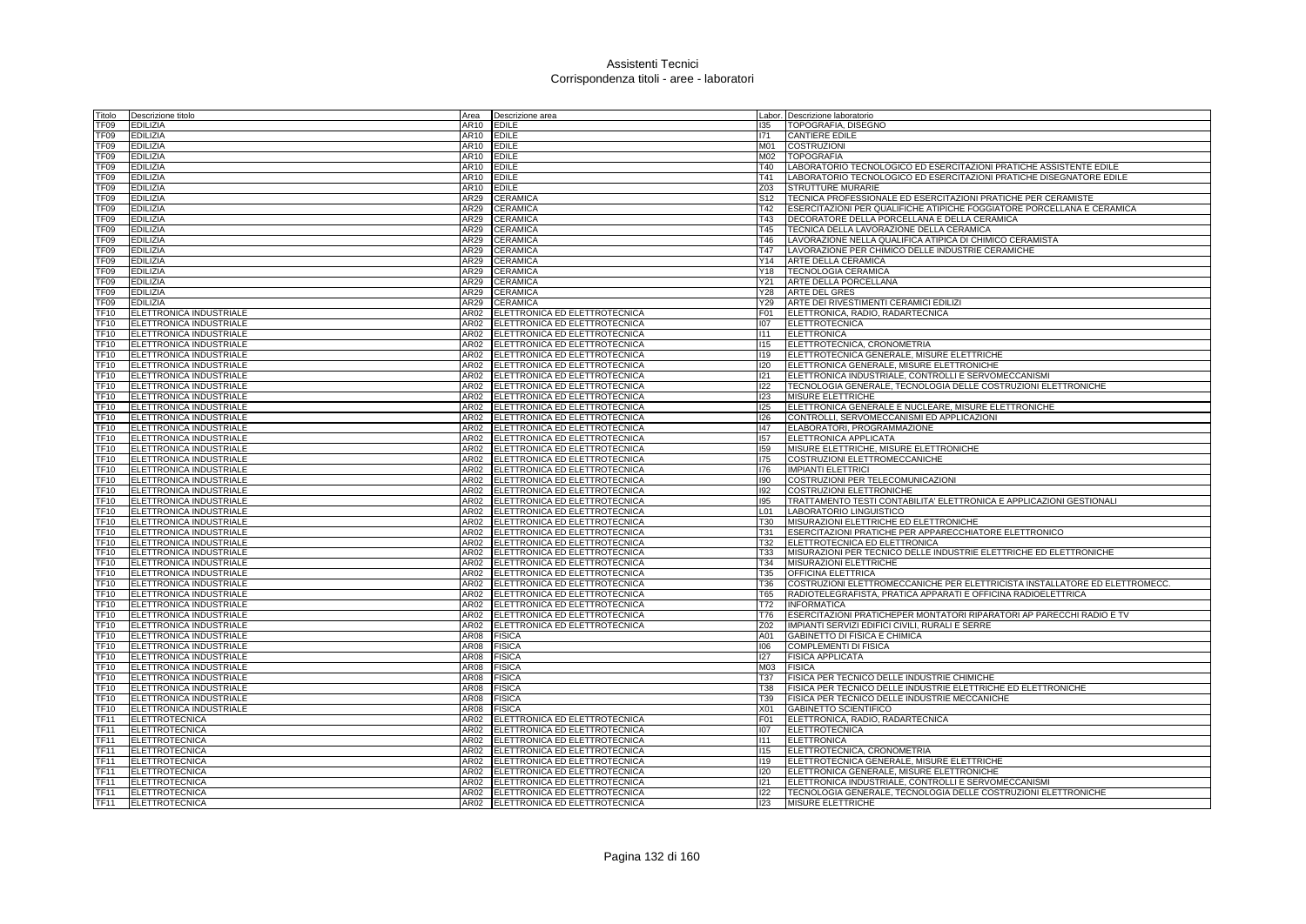# Assistenti Tecnici
## Corrispondenza titoli - aree - laboratori

| Titolo | Descrizione titolo | Area | Descrizione area | Labor. | Descrizione laboratorio |
|---|---|---|---|---|---|
| TF09 | EDILIZIA | AR10 | EDILE | I35 | TOPOGRAFIA, DISEGNO |
| TF09 | EDILIZIA | AR10 | EDILE | I71 | CANTIERE EDILE |
| TF09 | EDILIZIA | AR10 | EDILE | M01 | COSTRUZIONI |
| TF09 | EDILIZIA | AR10 | EDILE | M02 | TOPOGRAFIA |
| TF09 | EDILIZIA | AR10 | EDILE | T40 | LABORATORIO TECNOLOGICO ED ESERCITAZIONI PRATICHE ASSISTENTE EDILE |
| TF09 | EDILIZIA | AR10 | EDILE | T41 | LABORATORIO TECNOLOGICO ED ESERCITAZIONI PRATICHE DISEGNATORE EDILE |
| TF09 | EDILIZIA | AR10 | EDILE | Z03 | STRUTTURE MURARIE |
| TF09 | EDILIZIA | AR29 | CERAMICA | S12 | TECNICA PROFESSIONALE ED ESERCITAZIONI PRATICHE PER CERAMISTE |
| TF09 | EDILIZIA | AR29 | CERAMICA | T42 | ESERCITAZIONI PER QUALIFICHE ATIPICHE FOGGIATORE PORCELLANA E CERAMICA |
| TF09 | EDILIZIA | AR29 | CERAMICA | T43 | DECORATORE DELLA PORCELLANA E DELLA CERAMICA |
| TF09 | EDILIZIA | AR29 | CERAMICA | T45 | TECNICA DELLA LAVORAZIONE DELLA CERAMICA |
| TF09 | EDILIZIA | AR29 | CERAMICA | T46 | LAVORAZIONE NELLA QUALIFICA ATIPICA DI CHIMICO CERAMISTA |
| TF09 | EDILIZIA | AR29 | CERAMICA | T47 | LAVORAZIONE PER CHIMICO DELLE INDUSTRIE CERAMICHE |
| TF09 | EDILIZIA | AR29 | CERAMICA | Y14 | ARTE DELLA CERAMICA |
| TF09 | EDILIZIA | AR29 | CERAMICA | Y18 | TECNOLOGIA CERAMICA |
| TF09 | EDILIZIA | AR29 | CERAMICA | Y21 | ARTE DELLA PORCELLANA |
| TF09 | EDILIZIA | AR29 | CERAMICA | Y28 | ARTE DEL GRES |
| TF09 | EDILIZIA | AR29 | CERAMICA | Y29 | ARTE DEI RIVESTIMENTI CERAMICI EDILIZI |
| TF10 | ELETTRONICA INDUSTRIALE | AR02 | ELETTRONICA ED ELETTROTECNICA | F01 | ELETTRONICA, RADIO, RADARTECNICA |
| TF10 | ELETTRONICA INDUSTRIALE | AR02 | ELETTRONICA ED ELETTROTECNICA | I07 | ELETTROTECNICA |
| TF10 | ELETTRONICA INDUSTRIALE | AR02 | ELETTRONICA ED ELETTROTECNICA | I11 | ELETTRONICA |
| TF10 | ELETTRONICA INDUSTRIALE | AR02 | ELETTRONICA ED ELETTROTECNICA | I15 | ELETTROTECNICA, CRONOMETRIA |
| TF10 | ELETTRONICA INDUSTRIALE | AR02 | ELETTRONICA ED ELETTROTECNICA | I19 | ELETTROTECNICA GENERALE, MISURE ELETTRICHE |
| TF10 | ELETTRONICA INDUSTRIALE | AR02 | ELETTRONICA ED ELETTROTECNICA | I20 | ELETTRONICA GENERALE, MISURE ELETTRONICHE |
| TF10 | ELETTRONICA INDUSTRIALE | AR02 | ELETTRONICA ED ELETTROTECNICA | I21 | ELETTRONICA INDUSTRIALE, CONTROLLI E SERVOMECCANISMI |
| TF10 | ELETTRONICA INDUSTRIALE | AR02 | ELETTRONICA ED ELETTROTECNICA | I22 | TECNOLOGIA GENERALE, TECNOLOGIA DELLE COSTRUZIONI ELETTRONICHE |
| TF10 | ELETTRONICA INDUSTRIALE | AR02 | ELETTRONICA ED ELETTROTECNICA | I23 | MISURE ELETTRICHE |
| TF10 | ELETTRONICA INDUSTRIALE | AR02 | ELETTRONICA ED ELETTROTECNICA | I25 | ELETTRONICA GENERALE E NUCLEARE, MISURE ELETTRONICHE |
| TF10 | ELETTRONICA INDUSTRIALE | AR02 | ELETTRONICA ED ELETTROTECNICA | I26 | CONTROLLI, SERVOMECCANISMI ED APPLICAZIONI |
| TF10 | ELETTRONICA INDUSTRIALE | AR02 | ELETTRONICA ED ELETTROTECNICA | I47 | ELABORATORI, PROGRAMMAZIONE |
| TF10 | ELETTRONICA INDUSTRIALE | AR02 | ELETTRONICA ED ELETTROTECNICA | I57 | ELETTRONICA APPLICATA |
| TF10 | ELETTRONICA INDUSTRIALE | AR02 | ELETTRONICA ED ELETTROTECNICA | I59 | MISURE ELETTRICHE, MISURE ELETTRONICHE |
| TF10 | ELETTRONICA INDUSTRIALE | AR02 | ELETTRONICA ED ELETTROTECNICA | I75 | COSTRUZIONI ELETTROMECCANICHE |
| TF10 | ELETTRONICA INDUSTRIALE | AR02 | ELETTRONICA ED ELETTROTECNICA | I76 | IMPIANTI ELETTRICI |
| TF10 | ELETTRONICA INDUSTRIALE | AR02 | ELETTRONICA ED ELETTROTECNICA | I90 | COSTRUZIONI PER TELECOMUNICAZIONI |
| TF10 | ELETTRONICA INDUSTRIALE | AR02 | ELETTRONICA ED ELETTROTECNICA | I92 | COSTRUZIONI ELETTRONICHE |
| TF10 | ELETTRONICA INDUSTRIALE | AR02 | ELETTRONICA ED ELETTROTECNICA | I95 | TRATTAMENTO TESTI CONTABILITA' ELETTRONICA E APPLICAZIONI GESTIONALI |
| TF10 | ELETTRONICA INDUSTRIALE | AR02 | ELETTRONICA ED ELETTROTECNICA | L01 | LABORATORIO LINGUISTICO |
| TF10 | ELETTRONICA INDUSTRIALE | AR02 | ELETTRONICA ED ELETTROTECNICA | T30 | MISURAZIONI ELETTRICHE ED ELETTRONICHE |
| TF10 | ELETTRONICA INDUSTRIALE | AR02 | ELETTRONICA ED ELETTROTECNICA | T31 | ESERCITAZIONI PRATICHE PER APPARECCHIATORE ELETTRONICO |
| TF10 | ELETTRONICA INDUSTRIALE | AR02 | ELETTRONICA ED ELETTROTECNICA | T32 | ELETTROTECNICA ED ELETTRONICA |
| TF10 | ELETTRONICA INDUSTRIALE | AR02 | ELETTRONICA ED ELETTROTECNICA | T33 | MISURAZIONI PER TECNICO DELLE INDUSTRIE ELETTRICHE ED ELETTRONICHE |
| TF10 | ELETTRONICA INDUSTRIALE | AR02 | ELETTRONICA ED ELETTROTECNICA | T34 | MISURAZIONI ELETTRICHE |
| TF10 | ELETTRONICA INDUSTRIALE | AR02 | ELETTRONICA ED ELETTROTECNICA | T35 | OFFICINA ELETTRICA |
| TF10 | ELETTRONICA INDUSTRIALE | AR02 | ELETTRONICA ED ELETTROTECNICA | T36 | COSTRUZIONI ELETTROMECCANICHE PER ELETTRICISTA INSTALLATORE ED ELETTROMECC. |
| TF10 | ELETTRONICA INDUSTRIALE | AR02 | ELETTRONICA ED ELETTROTECNICA | T65 | RADIOTELEGRAFISTA, PRATICA APPARATI E OFFICINA RADIOELETTRICA |
| TF10 | ELETTRONICA INDUSTRIALE | AR02 | ELETTRONICA ED ELETTROTECNICA | T72 | INFORMATICA |
| TF10 | ELETTRONICA INDUSTRIALE | AR02 | ELETTRONICA ED ELETTROTECNICA | T76 | ESERCITAZIONI PRATICHEPER MONTATORI RIPARATORI AP PARECCHI RADIO E TV |
| TF10 | ELETTRONICA INDUSTRIALE | AR02 | ELETTRONICA ED ELETTROTECNICA | Z02 | IMPIANTI SERVIZI EDIFICI CIVILI, RURALI E SERRE |
| TF10 | ELETTRONICA INDUSTRIALE | AR08 | FISICA | A01 | GABINETTO DI FISICA E CHIMICA |
| TF10 | ELETTRONICA INDUSTRIALE | AR08 | FISICA | I06 | COMPLEMENTI DI FISICA |
| TF10 | ELETTRONICA INDUSTRIALE | AR08 | FISICA | I27 | FISICA APPLICATA |
| TF10 | ELETTRONICA INDUSTRIALE | AR08 | FISICA | M03 | FISICA |
| TF10 | ELETTRONICA INDUSTRIALE | AR08 | FISICA | T37 | FISICA PER TECNICO DELLE INDUSTRIE CHIMICHE |
| TF10 | ELETTRONICA INDUSTRIALE | AR08 | FISICA | T38 | FISICA PER TECNICO DELLE INDUSTRIE ELETTRICHE ED ELETTRONICHE |
| TF10 | ELETTRONICA INDUSTRIALE | AR08 | FISICA | T39 | FISICA PER TECNICO DELLE INDUSTRIE MECCANICHE |
| TF10 | ELETTRONICA INDUSTRIALE | AR08 | FISICA | X01 | GABINETTO SCIENTIFICO |
| TF11 | ELETTROTECNICA | AR02 | ELETTRONICA ED ELETTROTECNICA | F01 | ELETTRONICA, RADIO, RADARTECNICA |
| TF11 | ELETTROTECNICA | AR02 | ELETTRONICA ED ELETTROTECNICA | I07 | ELETTROTECNICA |
| TF11 | ELETTROTECNICA | AR02 | ELETTRONICA ED ELETTROTECNICA | I11 | ELETTRONICA |
| TF11 | ELETTROTECNICA | AR02 | ELETTRONICA ED ELETTROTECNICA | I15 | ELETTROTECNICA, CRONOMETRIA |
| TF11 | ELETTROTECNICA | AR02 | ELETTRONICA ED ELETTROTECNICA | I19 | ELETTROTECNICA GENERALE, MISURE ELETTRICHE |
| TF11 | ELETTROTECNICA | AR02 | ELETTRONICA ED ELETTROTECNICA | I20 | ELETTRONICA GENERALE, MISURE ELETTRONICHE |
| TF11 | ELETTROTECNICA | AR02 | ELETTRONICA ED ELETTROTECNICA | I21 | ELETTRONICA INDUSTRIALE, CONTROLLI E SERVOMECCANISMI |
| TF11 | ELETTROTECNICA | AR02 | ELETTRONICA ED ELETTROTECNICA | I22 | TECNOLOGIA GENERALE, TECNOLOGIA DELLE COSTRUZIONI ELETTRONICHE |
| TF11 | ELETTROTECNICA | AR02 | ELETTRONICA ED ELETTROTECNICA | I23 | MISURE ELETTRICHE |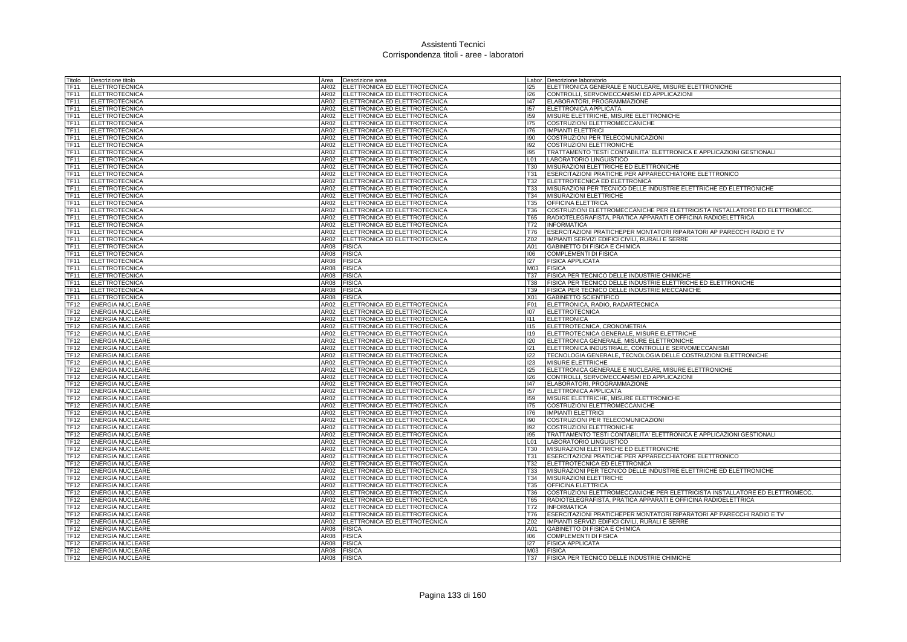# Assistenti Tecnici
## Corrispondenza titoli - aree - laboratori

| Titolo | Descrizione titolo | Area | Descrizione area | Labor. | Descrizione laboratorio |
|---|---|---|---|---|---|
| TF11 | ELETTROTECNICA | AR02 | ELETTRONICA ED ELETTROTECNICA | I25 | ELETTRONICA GENERALE E NUCLEARE, MISURE ELETTRONICHE |
| TF11 | ELETTROTECNICA | AR02 | ELETTRONICA ED ELETTROTECNICA | I26 | CONTROLLI, SERVOMECCANISMI ED APPLICAZIONI |
| TF11 | ELETTROTECNICA | AR02 | ELETTRONICA ED ELETTROTECNICA | I47 | ELABORATORI, PROGRAMMAZIONE |
| TF11 | ELETTROTECNICA | AR02 | ELETTRONICA ED ELETTROTECNICA | I57 | ELETTRONICA APPLICATA |
| TF11 | ELETTROTECNICA | AR02 | ELETTRONICA ED ELETTROTECNICA | I59 | MISURE ELETTRICHE, MISURE ELETTRONICHE |
| TF11 | ELETTROTECNICA | AR02 | ELETTRONICA ED ELETTROTECNICA | I75 | COSTRUZIONI ELETTROMECCANICHE |
| TF11 | ELETTROTECNICA | AR02 | ELETTRONICA ED ELETTROTECNICA | I76 | IMPIANTI ELETTRICI |
| TF11 | ELETTROTECNICA | AR02 | ELETTRONICA ED ELETTROTECNICA | I90 | COSTRUZIONI PER TELECOMUNICAZIONI |
| TF11 | ELETTROTECNICA | AR02 | ELETTRONICA ED ELETTROTECNICA | I92 | COSTRUZIONI ELETTRONICHE |
| TF11 | ELETTROTECNICA | AR02 | ELETTRONICA ED ELETTROTECNICA | I95 | TRATTAMENTO TESTI CONTABILITA' ELETTRONICA E APPLICAZIONI GESTIONALI |
| TF11 | ELETTROTECNICA | AR02 | ELETTRONICA ED ELETTROTECNICA | L01 | LABORATORIO LINGUISTICO |
| TF11 | ELETTROTECNICA | AR02 | ELETTRONICA ED ELETTROTECNICA | T30 | MISURAZIONI ELETTRICHE ED ELETTRONICHE |
| TF11 | ELETTROTECNICA | AR02 | ELETTRONICA ED ELETTROTECNICA | T31 | ESERCITAZIONI PRATICHE PER APPARECCHIATORE ELETTRONICO |
| TF11 | ELETTROTECNICA | AR02 | ELETTRONICA ED ELETTROTECNICA | T32 | ELETTROTECNICA ED ELETTRONICA |
| TF11 | ELETTROTECNICA | AR02 | ELETTRONICA ED ELETTROTECNICA | T33 | MISURAZIONI PER TECNICO DELLE INDUSTRIE ELETTRICHE ED ELETTRONICHE |
| TF11 | ELETTROTECNICA | AR02 | ELETTRONICA ED ELETTROTECNICA | T34 | MISURAZIONI ELETTRICHE |
| TF11 | ELETTROTECNICA | AR02 | ELETTRONICA ED ELETTROTECNICA | T35 | OFFICINA ELETTRICA |
| TF11 | ELETTROTECNICA | AR02 | ELETTRONICA ED ELETTROTECNICA | T36 | COSTRUZIONI ELETTROMECCANICHE PER ELETTRICISTA INSTALLATORE ED ELETTROMECC. |
| TF11 | ELETTROTECNICA | AR02 | ELETTRONICA ED ELETTROTECNICA | T65 | RADIOTELEGRAFISTA, PRATICA APPARATI E OFFICINA RADIOELETTRICA |
| TF11 | ELETTROTECNICA | AR02 | ELETTRONICA ED ELETTROTECNICA | T72 | INFORMATICA |
| TF11 | ELETTROTECNICA | AR02 | ELETTRONICA ED ELETTROTECNICA | T76 | ESERCITAZIONI PRATICHEPER MONTATORI RIPARATORI AP PARECCHI RADIO E TV |
| TF11 | ELETTROTECNICA | AR02 | ELETTRONICA ED ELETTROTECNICA | Z02 | IMPIANTI SERVIZI EDIFICI CIVILI, RURALI E SERRE |
| TF11 | ELETTROTECNICA | AR08 | FISICA | A01 | GABINETTO DI FISICA E CHIMICA |
| TF11 | ELETTROTECNICA | AR08 | FISICA | I06 | COMPLEMENTI DI FISICA |
| TF11 | ELETTROTECNICA | AR08 | FISICA | I27 | FISICA APPLICATA |
| TF11 | ELETTROTECNICA | AR08 | FISICA | M03 | FISICA |
| TF11 | ELETTROTECNICA | AR08 | FISICA | T37 | FISICA PER TECNICO DELLE INDUSTRIE CHIMICHE |
| TF11 | ELETTROTECNICA | AR08 | FISICA | T38 | FISICA PER TECNICO DELLE INDUSTRIE ELETTRICHE ED ELETTRONICHE |
| TF11 | ELETTROTECNICA | AR08 | FISICA | T39 | FISICA PER TECNICO DELLE INDUSTRIE MECCANICHE |
| TF11 | ELETTROTECNICA | AR08 | FISICA | X01 | GABINETTO SCIENTIFICO |
| TF12 | ENERGIA NUCLEARE | AR02 | ELETTRONICA ED ELETTROTECNICA | F01 | ELETTRONICA, RADIO, RADARTECNICA |
| TF12 | ENERGIA NUCLEARE | AR02 | ELETTRONICA ED ELETTROTECNICA | I07 | ELETTROTECNICA |
| TF12 | ENERGIA NUCLEARE | AR02 | ELETTRONICA ED ELETTROTECNICA | I11 | ELETTRONICA |
| TF12 | ENERGIA NUCLEARE | AR02 | ELETTRONICA ED ELETTROTECNICA | I15 | ELETTROTECNICA, CRONOMETRIA |
| TF12 | ENERGIA NUCLEARE | AR02 | ELETTRONICA ED ELETTROTECNICA | I19 | ELETTROTECNICA GENERALE, MISURE ELETTRICHE |
| TF12 | ENERGIA NUCLEARE | AR02 | ELETTRONICA ED ELETTROTECNICA | I20 | ELETTRONICA GENERALE, MISURE ELETTRONICHE |
| TF12 | ENERGIA NUCLEARE | AR02 | ELETTRONICA ED ELETTROTECNICA | I21 | ELETTRONICA INDUSTRIALE, CONTROLLI E SERVOMECCANISMI |
| TF12 | ENERGIA NUCLEARE | AR02 | ELETTRONICA ED ELETTROTECNICA | I22 | TECNOLOGIA GENERALE, TECNOLOGIA DELLE COSTRUZIONI ELETTRONICHE |
| TF12 | ENERGIA NUCLEARE | AR02 | ELETTRONICA ED ELETTROTECNICA | I23 | MISURE ELETTRICHE |
| TF12 | ENERGIA NUCLEARE | AR02 | ELETTRONICA ED ELETTROTECNICA | I25 | ELETTRONICA GENERALE E NUCLEARE, MISURE ELETTRONICHE |
| TF12 | ENERGIA NUCLEARE | AR02 | ELETTRONICA ED ELETTROTECNICA | I26 | CONTROLLI, SERVOMECCANISMI ED APPLICAZIONI |
| TF12 | ENERGIA NUCLEARE | AR02 | ELETTRONICA ED ELETTROTECNICA | I47 | ELABORATORI, PROGRAMMAZIONE |
| TF12 | ENERGIA NUCLEARE | AR02 | ELETTRONICA ED ELETTROTECNICA | I57 | ELETTRONICA APPLICATA |
| TF12 | ENERGIA NUCLEARE | AR02 | ELETTRONICA ED ELETTROTECNICA | I59 | MISURE ELETTRICHE, MISURE ELETTRONICHE |
| TF12 | ENERGIA NUCLEARE | AR02 | ELETTRONICA ED ELETTROTECNICA | I75 | COSTRUZIONI ELETTROMECCANICHE |
| TF12 | ENERGIA NUCLEARE | AR02 | ELETTRONICA ED ELETTROTECNICA | I76 | IMPIANTI ELETTRICI |
| TF12 | ENERGIA NUCLEARE | AR02 | ELETTRONICA ED ELETTROTECNICA | I90 | COSTRUZIONI PER TELECOMUNICAZIONI |
| TF12 | ENERGIA NUCLEARE | AR02 | ELETTRONICA ED ELETTROTECNICA | I92 | COSTRUZIONI ELETTRONICHE |
| TF12 | ENERGIA NUCLEARE | AR02 | ELETTRONICA ED ELETTROTECNICA | I95 | TRATTAMENTO TESTI CONTABILITA' ELETTRONICA E APPLICAZIONI GESTIONALI |
| TF12 | ENERGIA NUCLEARE | AR02 | ELETTRONICA ED ELETTROTECNICA | L01 | LABORATORIO LINGUISTICO |
| TF12 | ENERGIA NUCLEARE | AR02 | ELETTRONICA ED ELETTROTECNICA | T30 | MISURAZIONI ELETTRICHE ED ELETTRONICHE |
| TF12 | ENERGIA NUCLEARE | AR02 | ELETTRONICA ED ELETTROTECNICA | T31 | ESERCITAZIONI PRATICHE PER APPARECCHIATORE ELETTRONICO |
| TF12 | ENERGIA NUCLEARE | AR02 | ELETTRONICA ED ELETTROTECNICA | T32 | ELETTROTECNICA ED ELETTRONICA |
| TF12 | ENERGIA NUCLEARE | AR02 | ELETTRONICA ED ELETTROTECNICA | T33 | MISURAZIONI PER TECNICO DELLE INDUSTRIE ELETTRICHE ED ELETTRONICHE |
| TF12 | ENERGIA NUCLEARE | AR02 | ELETTRONICA ED ELETTROTECNICA | T34 | MISURAZIONI ELETTRICHE |
| TF12 | ENERGIA NUCLEARE | AR02 | ELETTRONICA ED ELETTROTECNICA | T35 | OFFICINA ELETTRICA |
| TF12 | ENERGIA NUCLEARE | AR02 | ELETTRONICA ED ELETTROTECNICA | T36 | COSTRUZIONI ELETTROMECCANICHE PER ELETTRICISTA INSTALLATORE ED ELETTROMECC. |
| TF12 | ENERGIA NUCLEARE | AR02 | ELETTRONICA ED ELETTROTECNICA | T65 | RADIOTELEGRAFISTA, PRATICA APPARATI E OFFICINA RADIOELETTRICA |
| TF12 | ENERGIA NUCLEARE | AR02 | ELETTRONICA ED ELETTROTECNICA | T72 | INFORMATICA |
| TF12 | ENERGIA NUCLEARE | AR02 | ELETTRONICA ED ELETTROTECNICA | T76 | ESERCITAZIONI PRATICHEPER MONTATORI RIPARATORI AP PARECCHI RADIO E TV |
| TF12 | ENERGIA NUCLEARE | AR02 | ELETTRONICA ED ELETTROTECNICA | Z02 | IMPIANTI SERVIZI EDIFICI CIVILI, RURALI E SERRE |
| TF12 | ENERGIA NUCLEARE | AR08 | FISICA | A01 | GABINETTO DI FISICA E CHIMICA |
| TF12 | ENERGIA NUCLEARE | AR08 | FISICA | I06 | COMPLEMENTI DI FISICA |
| TF12 | ENERGIA NUCLEARE | AR08 | FISICA | I27 | FISICA APPLICATA |
| TF12 | ENERGIA NUCLEARE | AR08 | FISICA | M03 | FISICA |
| TF12 | ENERGIA NUCLEARE | AR08 | FISICA | T37 | FISICA PER TECNICO DELLE INDUSTRIE CHIMICHE |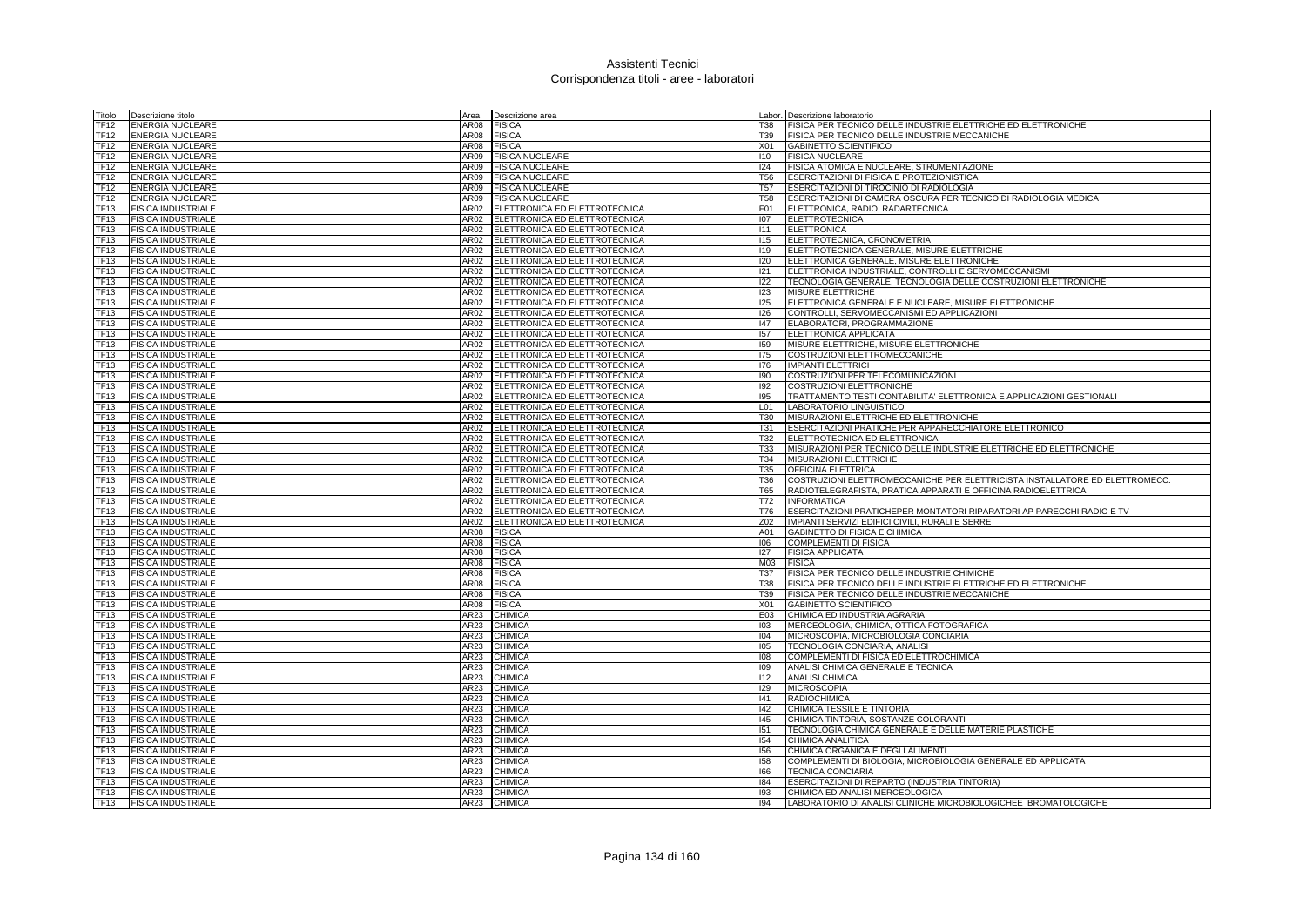# Assistenti Tecnici
## Corrispondenza titoli - aree - laboratori

| Titolo | Descrizione titolo | Area | Descrizione area | Labor. | Descrizione laboratorio |
|---|---|---|---|---|---|
| TF12 | ENERGIA NUCLEARE | AR08 | FISICA | T38 | FISICA PER TECNICO DELLE INDUSTRIE ELETTRICHE ED ELETTRONICHE |
| TF12 | ENERGIA NUCLEARE | AR08 | FISICA | T39 | FISICA PER TECNICO DELLE INDUSTRIE MECCANICHE |
| TF12 | ENERGIA NUCLEARE | AR08 | FISICA | X01 | GABINETTO SCIENTIFICO |
| TF12 | ENERGIA NUCLEARE | AR09 | FISICA NUCLEARE | I10 | FISICA NUCLEARE |
| TF12 | ENERGIA NUCLEARE | AR09 | FISICA NUCLEARE | I24 | FISICA ATOMICA E NUCLEARE, STRUMENTAZIONE |
| TF12 | ENERGIA NUCLEARE | AR09 | FISICA NUCLEARE | T56 | ESERCITAZIONI DI FISICA E PROTEZIONISTICA |
| TF12 | ENERGIA NUCLEARE | AR09 | FISICA NUCLEARE | T57 | ESERCITAZIONI DI TIROCINIO DI RADIOLOGIA |
| TF12 | ENERGIA NUCLEARE | AR09 | FISICA NUCLEARE | T58 | ESERCITAZIONI DI CAMERA OSCURA PER TECNICO DI RADIOLOGIA MEDICA |
| TF13 | FISICA INDUSTRIALE | AR02 | ELETTRONICA ED ELETTROTECNICA | F01 | ELETTRONICA, RADIO, RADARTECNICA |
| TF13 | FISICA INDUSTRIALE | AR02 | ELETTRONICA ED ELETTROTECNICA | I07 | ELETTROTECNICA |
| TF13 | FISICA INDUSTRIALE | AR02 | ELETTRONICA ED ELETTROTECNICA | I11 | ELETTRONICA |
| TF13 | FISICA INDUSTRIALE | AR02 | ELETTRONICA ED ELETTROTECNICA | I15 | ELETTROTECNICA, CRONOMETRIA |
| TF13 | FISICA INDUSTRIALE | AR02 | ELETTRONICA ED ELETTROTECNICA | I19 | ELETTROTECNICA GENERALE, MISURE ELETTRICHE |
| TF13 | FISICA INDUSTRIALE | AR02 | ELETTRONICA ED ELETTROTECNICA | I20 | ELETTRONICA GENERALE, MISURE ELETTRONICHE |
| TF13 | FISICA INDUSTRIALE | AR02 | ELETTRONICA ED ELETTROTECNICA | I21 | ELETTRONICA INDUSTRIALE, CONTROLLI E SERVOMECCANISMI |
| TF13 | FISICA INDUSTRIALE | AR02 | ELETTRONICA ED ELETTROTECNICA | I22 | TECNOLOGIA GENERALE, TECNOLOGIA DELLE COSTRUZIONI ELETTRONICHE |
| TF13 | FISICA INDUSTRIALE | AR02 | ELETTRONICA ED ELETTROTECNICA | I23 | MISURE ELETTRICHE |
| TF13 | FISICA INDUSTRIALE | AR02 | ELETTRONICA ED ELETTROTECNICA | I25 | ELETTRONICA GENERALE E NUCLEARE, MISURE ELETTRONICHE |
| TF13 | FISICA INDUSTRIALE | AR02 | ELETTRONICA ED ELETTROTECNICA | I26 | CONTROLLI, SERVOMECCANISMI ED APPLICAZIONI |
| TF13 | FISICA INDUSTRIALE | AR02 | ELETTRONICA ED ELETTROTECNICA | I47 | ELABORATORI, PROGRAMMAZIONE |
| TF13 | FISICA INDUSTRIALE | AR02 | ELETTRONICA ED ELETTROTECNICA | I57 | ELETTRONICA APPLICATA |
| TF13 | FISICA INDUSTRIALE | AR02 | ELETTRONICA ED ELETTROTECNICA | I59 | MISURE ELETTRICHE, MISURE ELETTRONICHE |
| TF13 | FISICA INDUSTRIALE | AR02 | ELETTRONICA ED ELETTROTECNICA | I75 | COSTRUZIONI ELETTROMECCANICHE |
| TF13 | FISICA INDUSTRIALE | AR02 | ELETTRONICA ED ELETTROTECNICA | I76 | IMPIANTI ELETTRICI |
| TF13 | FISICA INDUSTRIALE | AR02 | ELETTRONICA ED ELETTROTECNICA | I90 | COSTRUZIONI PER TELECOMUNICAZIONI |
| TF13 | FISICA INDUSTRIALE | AR02 | ELETTRONICA ED ELETTROTECNICA | I92 | COSTRUZIONI ELETTRONICHE |
| TF13 | FISICA INDUSTRIALE | AR02 | ELETTRONICA ED ELETTROTECNICA | I95 | TRATTAMENTO TESTI CONTABILITA' ELETTRONICA E APPLICAZIONI GESTIONALI |
| TF13 | FISICA INDUSTRIALE | AR02 | ELETTRONICA ED ELETTROTECNICA | L01 | LABORATORIO LINGUISTICO |
| TF13 | FISICA INDUSTRIALE | AR02 | ELETTRONICA ED ELETTROTECNICA | T30 | MISURAZIONI ELETTRICHE ED ELETTRONICHE |
| TF13 | FISICA INDUSTRIALE | AR02 | ELETTRONICA ED ELETTROTECNICA | T31 | ESERCITAZIONI PRATICHE PER APPARECCHIATORE ELETTRONICO |
| TF13 | FISICA INDUSTRIALE | AR02 | ELETTRONICA ED ELETTROTECNICA | T32 | ELETTROTECNICA ED ELETTRONICA |
| TF13 | FISICA INDUSTRIALE | AR02 | ELETTRONICA ED ELETTROTECNICA | T33 | MISURAZIONI PER TECNICO DELLE INDUSTRIE ELETTRICHE ED ELETTRONICHE |
| TF13 | FISICA INDUSTRIALE | AR02 | ELETTRONICA ED ELETTROTECNICA | T34 | MISURAZIONI ELETTRICHE |
| TF13 | FISICA INDUSTRIALE | AR02 | ELETTRONICA ED ELETTROTECNICA | T35 | OFFICINA ELETTRICA |
| TF13 | FISICA INDUSTRIALE | AR02 | ELETTRONICA ED ELETTROTECNICA | T36 | COSTRUZIONI ELETTROMECCANICHE PER ELETTRICISTA INSTALLATORE ED ELETTROMECC. |
| TF13 | FISICA INDUSTRIALE | AR02 | ELETTRONICA ED ELETTROTECNICA | T65 | RADIOTELEGRAFISTA, PRATICA APPARATI E OFFICINA RADIOELETTRICA |
| TF13 | FISICA INDUSTRIALE | AR02 | ELETTRONICA ED ELETTROTECNICA | T72 | INFORMATICA |
| TF13 | FISICA INDUSTRIALE | AR02 | ELETTRONICA ED ELETTROTECNICA | T76 | ESERCITAZIONI PRATICHEPER MONTATORI RIPARATORI AP PARECCHI RADIO E TV |
| TF13 | FISICA INDUSTRIALE | AR02 | ELETTRONICA ED ELETTROTECNICA | Z02 | IMPIANTI SERVIZI EDIFICI CIVILI, RURALI E SERRE |
| TF13 | FISICA INDUSTRIALE | AR08 | FISICA | A01 | GABINETTO DI FISICA E CHIMICA |
| TF13 | FISICA INDUSTRIALE | AR08 | FISICA | I06 | COMPLEMENTI DI FISICA |
| TF13 | FISICA INDUSTRIALE | AR08 | FISICA | I27 | FISICA APPLICATA |
| TF13 | FISICA INDUSTRIALE | AR08 | FISICA | M03 | FISICA |
| TF13 | FISICA INDUSTRIALE | AR08 | FISICA | T37 | FISICA PER TECNICO DELLE INDUSTRIE CHIMICHE |
| TF13 | FISICA INDUSTRIALE | AR08 | FISICA | T38 | FISICA PER TECNICO DELLE INDUSTRIE ELETTRICHE ED ELETTRONICHE |
| TF13 | FISICA INDUSTRIALE | AR08 | FISICA | T39 | FISICA PER TECNICO DELLE INDUSTRIE MECCANICHE |
| TF13 | FISICA INDUSTRIALE | AR08 | FISICA | X01 | GABINETTO SCIENTIFICO |
| TF13 | FISICA INDUSTRIALE | AR23 | CHIMICA | E03 | CHIMICA ED INDUSTRIA AGRARIA |
| TF13 | FISICA INDUSTRIALE | AR23 | CHIMICA | I03 | MERCEOLOGIA, CHIMICA, OTTICA FOTOGRAFICA |
| TF13 | FISICA INDUSTRIALE | AR23 | CHIMICA | I04 | MICROSCOPIA, MICROBIOLOGIA CONCIARIA |
| TF13 | FISICA INDUSTRIALE | AR23 | CHIMICA | I05 | TECNOLOGIA CONCIARIA, ANALISI |
| TF13 | FISICA INDUSTRIALE | AR23 | CHIMICA | I08 | COMPLEMENTI DI FISICA ED ELETTROCHIMICA |
| TF13 | FISICA INDUSTRIALE | AR23 | CHIMICA | I09 | ANALISI CHIMICA GENERALE E TECNICA |
| TF13 | FISICA INDUSTRIALE | AR23 | CHIMICA | I12 | ANALISI CHIMICA |
| TF13 | FISICA INDUSTRIALE | AR23 | CHIMICA | I29 | MICROSCOPIA |
| TF13 | FISICA INDUSTRIALE | AR23 | CHIMICA | I41 | RADIOCHIMICA |
| TF13 | FISICA INDUSTRIALE | AR23 | CHIMICA | I42 | CHIMICA TESSILE E TINTORIA |
| TF13 | FISICA INDUSTRIALE | AR23 | CHIMICA | I45 | CHIMICA TINTORIA, SOSTANZE COLORANTI |
| TF13 | FISICA INDUSTRIALE | AR23 | CHIMICA | I51 | TECNOLOGIA CHIMICA GENERALE E DELLE MATERIE PLASTICHE |
| TF13 | FISICA INDUSTRIALE | AR23 | CHIMICA | I54 | CHIMICA ANALITICA |
| TF13 | FISICA INDUSTRIALE | AR23 | CHIMICA | I56 | CHIMICA ORGANICA E DEGLI ALIMENTI |
| TF13 | FISICA INDUSTRIALE | AR23 | CHIMICA | I58 | COMPLEMENTI DI BIOLOGIA, MICROBIOLOGIA GENERALE ED APPLICATA |
| TF13 | FISICA INDUSTRIALE | AR23 | CHIMICA | I66 | TECNICA CONCIARIA |
| TF13 | FISICA INDUSTRIALE | AR23 | CHIMICA | I84 | ESERCITAZIONI DI REPARTO (INDUSTRIA TINTORIA) |
| TF13 | FISICA INDUSTRIALE | AR23 | CHIMICA | I93 | CHIMICA ED ANALISI MERCEOLOGICA |
| TF13 | FISICA INDUSTRIALE | AR23 | CHIMICA | I94 | LABORATORIO DI ANALISI CLINICHE MICROBIOLOGICHEE BROMATOLOGICHE |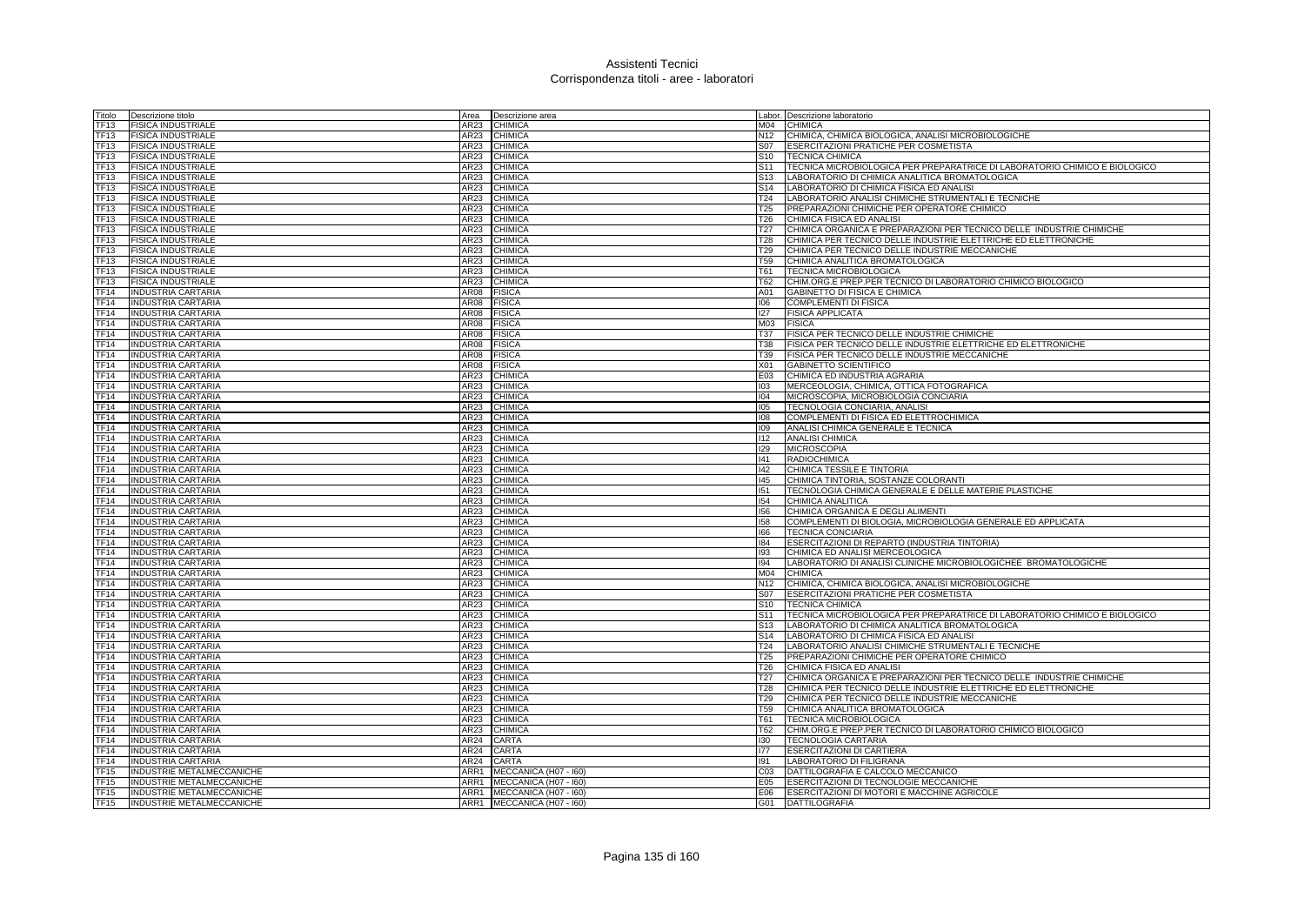# Assistenti Tecnici
## Corrispondenza titoli - aree - laboratori

| Titolo | Descrizione titolo | Area | Descrizione area | Labor. | Descrizione laboratorio |
|---|---|---|---|---|---|
| TF13 | FISICA INDUSTRIALE | AR23 | CHIMICA | M04 | CHIMICA |
| TF13 | FISICA INDUSTRIALE | AR23 | CHIMICA | N12 | CHIMICA, CHIMICA BIOLOGICA, ANALISI MICROBIOLOGICHE |
| TF13 | FISICA INDUSTRIALE | AR23 | CHIMICA | S07 | ESERCITAZIONI PRATICHE PER COSMETISTA |
| TF13 | FISICA INDUSTRIALE | AR23 | CHIMICA | S10 | TECNICA CHIMICA |
| TF13 | FISICA INDUSTRIALE | AR23 | CHIMICA | S11 | TECNICA MICROBIOLOGICA PER PREPARATRICE DI LABORATORIO CHIMICO E BIOLOGICO |
| TF13 | FISICA INDUSTRIALE | AR23 | CHIMICA | S13 | LABORATORIO DI CHIMICA ANALITICA BROMATOLOGICA |
| TF13 | FISICA INDUSTRIALE | AR23 | CHIMICA | S14 | LABORATORIO DI CHIMICA FISICA ED ANALISI |
| TF13 | FISICA INDUSTRIALE | AR23 | CHIMICA | T24 | LABORATORIO ANALISI CHIMICHE STRUMENTALI E TECNICHE |
| TF13 | FISICA INDUSTRIALE | AR23 | CHIMICA | T25 | PREPARAZIONI CHIMICHE PER OPERATORE CHIMICO |
| TF13 | FISICA INDUSTRIALE | AR23 | CHIMICA | T26 | CHIMICA FISICA ED ANALISI |
| TF13 | FISICA INDUSTRIALE | AR23 | CHIMICA | T27 | CHIMICA ORGANICA E PREPARAZIONI PER TECNICO DELLE INDUSTRIE CHIMICHE |
| TF13 | FISICA INDUSTRIALE | AR23 | CHIMICA | T28 | CHIMICA PER TECNICO DELLE INDUSTRIE ELETTRICHE ED ELETTRONICHE |
| TF13 | FISICA INDUSTRIALE | AR23 | CHIMICA | T29 | CHIMICA PER TECNICO DELLE INDUSTRIE MECCANICHE |
| TF13 | FISICA INDUSTRIALE | AR23 | CHIMICA | T59 | CHIMICA ANALITICA BROMATOLOGICA |
| TF13 | FISICA INDUSTRIALE | AR23 | CHIMICA | T61 | TECNICA MICROBIOLOGICA |
| TF13 | FISICA INDUSTRIALE | AR23 | CHIMICA | T62 | CHIM.ORG.E PREP.PER TECNICO DI LABORATORIO CHIMICO BIOLOGICO |
| TF14 | INDUSTRIA CARTARIA | AR08 | FISICA | A01 | GABINETTO DI FISICA E CHIMICA |
| TF14 | INDUSTRIA CARTARIA | AR08 | FISICA | I06 | COMPLEMENTI DI FISICA |
| TF14 | INDUSTRIA CARTARIA | AR08 | FISICA | I27 | FISICA APPLICATA |
| TF14 | INDUSTRIA CARTARIA | AR08 | FISICA | M03 | FISICA |
| TF14 | INDUSTRIA CARTARIA | AR08 | FISICA | T37 | FISICA PER TECNICO DELLE INDUSTRIE CHIMICHE |
| TF14 | INDUSTRIA CARTARIA | AR08 | FISICA | T38 | FISICA PER TECNICO DELLE INDUSTRIE ELETTRICHE ED ELETTRONICHE |
| TF14 | INDUSTRIA CARTARIA | AR08 | FISICA | T39 | FISICA PER TECNICO DELLE INDUSTRIE MECCANICHE |
| TF14 | INDUSTRIA CARTARIA | AR08 | FISICA | X01 | GABINETTO SCIENTIFICO |
| TF14 | INDUSTRIA CARTARIA | AR23 | CHIMICA | E03 | CHIMICA ED INDUSTRIA AGRARIA |
| TF14 | INDUSTRIA CARTARIA | AR23 | CHIMICA | I03 | MERCEOLOGIA, CHIMICA, OTTICA FOTOGRAFICA |
| TF14 | INDUSTRIA CARTARIA | AR23 | CHIMICA | I04 | MICROSCOPIA, MICROBIOLOGIA CONCIARIA |
| TF14 | INDUSTRIA CARTARIA | AR23 | CHIMICA | I05 | TECNOLOGIA CONCIARIA, ANALISI |
| TF14 | INDUSTRIA CARTARIA | AR23 | CHIMICA | I08 | COMPLEMENTI DI FISICA ED ELETTROCHIMICA |
| TF14 | INDUSTRIA CARTARIA | AR23 | CHIMICA | I09 | ANALISI CHIMICA GENERALE E TECNICA |
| TF14 | INDUSTRIA CARTARIA | AR23 | CHIMICA | I12 | ANALISI CHIMICA |
| TF14 | INDUSTRIA CARTARIA | AR23 | CHIMICA | I29 | MICROSCOPIA |
| TF14 | INDUSTRIA CARTARIA | AR23 | CHIMICA | I41 | RADIOCHIMICA |
| TF14 | INDUSTRIA CARTARIA | AR23 | CHIMICA | I42 | CHIMICA TESSILE E TINTORIA |
| TF14 | INDUSTRIA CARTARIA | AR23 | CHIMICA | I45 | CHIMICA TINTORIA, SOSTANZE COLORANTI |
| TF14 | INDUSTRIA CARTARIA | AR23 | CHIMICA | I51 | TECNOLOGIA CHIMICA GENERALE E DELLE MATERIE PLASTICHE |
| TF14 | INDUSTRIA CARTARIA | AR23 | CHIMICA | I54 | CHIMICA ANALITICA |
| TF14 | INDUSTRIA CARTARIA | AR23 | CHIMICA | I56 | CHIMICA ORGANICA E DEGLI ALIMENTI |
| TF14 | INDUSTRIA CARTARIA | AR23 | CHIMICA | I58 | COMPLEMENTI DI BIOLOGIA, MICROBIOLOGIA GENERALE ED APPLICATA |
| TF14 | INDUSTRIA CARTARIA | AR23 | CHIMICA | I66 | TECNICA CONCIARIA |
| TF14 | INDUSTRIA CARTARIA | AR23 | CHIMICA | I84 | ESERCITAZIONI DI REPARTO (INDUSTRIA TINTORIA) |
| TF14 | INDUSTRIA CARTARIA | AR23 | CHIMICA | I93 | CHIMICA ED ANALISI MERCEOLOGICA |
| TF14 | INDUSTRIA CARTARIA | AR23 | CHIMICA | I94 | LABORATORIO DI ANALISI CLINICHE MICROBIOLOGICHEE BROMATOLOGICHE |
| TF14 | INDUSTRIA CARTARIA | AR23 | CHIMICA | M04 | CHIMICA |
| TF14 | INDUSTRIA CARTARIA | AR23 | CHIMICA | N12 | CHIMICA, CHIMICA BIOLOGICA, ANALISI MICROBIOLOGICHE |
| TF14 | INDUSTRIA CARTARIA | AR23 | CHIMICA | S07 | ESERCITAZIONI PRATICHE PER COSMETISTA |
| TF14 | INDUSTRIA CARTARIA | AR23 | CHIMICA | S10 | TECNICA CHIMICA |
| TF14 | INDUSTRIA CARTARIA | AR23 | CHIMICA | S11 | TECNICA MICROBIOLOGICA PER PREPARATRICE DI LABORATORIO CHIMICO E BIOLOGICO |
| TF14 | INDUSTRIA CARTARIA | AR23 | CHIMICA | S13 | LABORATORIO DI CHIMICA ANALITICA BROMATOLOGICA |
| TF14 | INDUSTRIA CARTARIA | AR23 | CHIMICA | S14 | LABORATORIO DI CHIMICA FISICA ED ANALISI |
| TF14 | INDUSTRIA CARTARIA | AR23 | CHIMICA | T24 | LABORATORIO ANALISI CHIMICHE STRUMENTALI E TECNICHE |
| TF14 | INDUSTRIA CARTARIA | AR23 | CHIMICA | T25 | PREPARAZIONI CHIMICHE PER OPERATORE CHIMICO |
| TF14 | INDUSTRIA CARTARIA | AR23 | CHIMICA | T26 | CHIMICA FISICA ED ANALISI |
| TF14 | INDUSTRIA CARTARIA | AR23 | CHIMICA | T27 | CHIMICA ORGANICA E PREPARAZIONI PER TECNICO DELLE INDUSTRIE CHIMICHE |
| TF14 | INDUSTRIA CARTARIA | AR23 | CHIMICA | T28 | CHIMICA PER TECNICO DELLE INDUSTRIE ELETTRICHE ED ELETTRONICHE |
| TF14 | INDUSTRIA CARTARIA | AR23 | CHIMICA | T29 | CHIMICA PER TECNICO DELLE INDUSTRIE MECCANICHE |
| TF14 | INDUSTRIA CARTARIA | AR23 | CHIMICA | T59 | CHIMICA ANALITICA BROMATOLOGICA |
| TF14 | INDUSTRIA CARTARIA | AR23 | CHIMICA | T61 | TECNICA MICROBIOLOGICA |
| TF14 | INDUSTRIA CARTARIA | AR23 | CHIMICA | T62 | CHIM.ORG.E PREP.PER TECNICO DI LABORATORIO CHIMICO BIOLOGICO |
| TF14 | INDUSTRIA CARTARIA | AR24 | CARTA | I30 | TECNOLOGIA CARTARIA |
| TF14 | INDUSTRIA CARTARIA | AR24 | CARTA | I77 | ESERCITAZIONI DI CARTIERA |
| TF14 | INDUSTRIA CARTARIA | AR24 | CARTA | I91 | LABORATORIO DI FILIGRANA |
| TF15 | INDUSTRIE METALMECCANICHE | ARR1 | MECCANICA (H07 - I60) | C03 | DATTILOGRAFIA E CALCOLO MECCANICO |
| TF15 | INDUSTRIE METALMECCANICHE | ARR1 | MECCANICA (H07 - I60) | E05 | ESERCITAZIONI DI TECNOLOGIE MECCANICHE |
| TF15 | INDUSTRIE METALMECCANICHE | ARR1 | MECCANICA (H07 - I60) | E06 | ESERCITAZIONI DI MOTORI E MACCHINE AGRICOLE |
| TF15 | INDUSTRIE METALMECCANICHE | ARR1 | MECCANICA (H07 - I60) | G01 | DATTILOGRAFIA |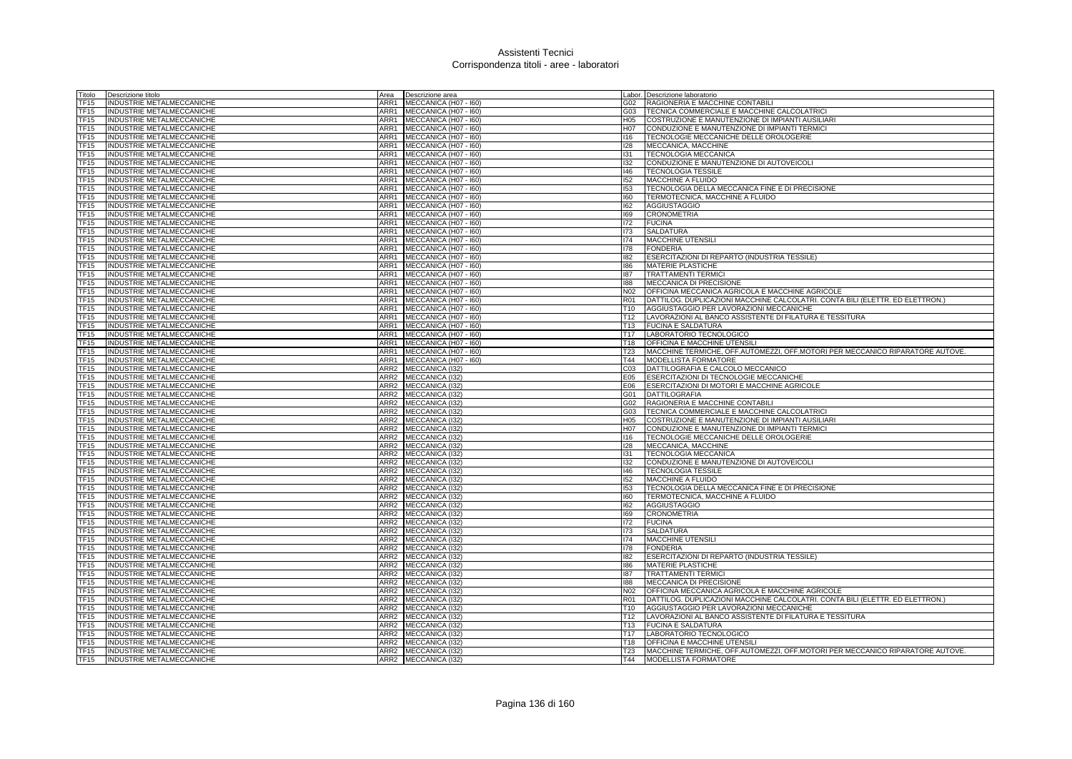# Assistenti Tecnici
## Corrispondenza titoli - aree - laboratori

| Titolo | Descrizione titolo | Area | Descrizione area | Labor. | Descrizione laboratorio |
|---|---|---|---|---|---|
| TF15 | INDUSTRIE METALMECCANICHE | ARR1 | MECCANICA (H07 - I60) | G02 | RAGIONERIA E MACCHINE CONTABILI |
| TF15 | INDUSTRIE METALMECCANICHE | ARR1 | MECCANICA (H07 - I60) | G03 | TECNICA COMMERCIALE E MACCHINE CALCOLATRICI |
| TF15 | INDUSTRIE METALMECCANICHE | ARR1 | MECCANICA (H07 - I60) | H05 | COSTRUZIONE E MANUTENZIONE DI IMPIANTI AUSILIARI |
| TF15 | INDUSTRIE METALMECCANICHE | ARR1 | MECCANICA (H07 - I60) | H07 | CONDUZIONE E MANUTENZIONE DI IMPIANTI TERMICI |
| TF15 | INDUSTRIE METALMECCANICHE | ARR1 | MECCANICA (H07 - I60) | I16 | TECNOLOGIE MECCANICHE DELLE OROLOGERIE |
| TF15 | INDUSTRIE METALMECCANICHE | ARR1 | MECCANICA (H07 - I60) | I28 | MECCANICA, MACCHINE |
| TF15 | INDUSTRIE METALMECCANICHE | ARR1 | MECCANICA (H07 - I60) | I31 | TECNOLOGIA MECCANICA |
| TF15 | INDUSTRIE METALMECCANICHE | ARR1 | MECCANICA (H07 - I60) | I32 | CONDUZIONE E MANUTENZIONE DI AUTOVEICOLI |
| TF15 | INDUSTRIE METALMECCANICHE | ARR1 | MECCANICA (H07 - I60) | I46 | TECNOLOGIA TESSILE |
| TF15 | INDUSTRIE METALMECCANICHE | ARR1 | MECCANICA (H07 - I60) | I52 | MACCHINE A FLUIDO |
| TF15 | INDUSTRIE METALMECCANICHE | ARR1 | MECCANICA (H07 - I60) | I53 | TECNOLOGIA DELLA MECCANICA FINE E DI PRECISIONE |
| TF15 | INDUSTRIE METALMECCANICHE | ARR1 | MECCANICA (H07 - I60) | I60 | TERMOTECNICA, MACCHINE A FLUIDO |
| TF15 | INDUSTRIE METALMECCANICHE | ARR1 | MECCANICA (H07 - I60) | I62 | AGGIUSTAGGIO |
| TF15 | INDUSTRIE METALMECCANICHE | ARR1 | MECCANICA (H07 - I60) | I69 | CRONOMETRIA |
| TF15 | INDUSTRIE METALMECCANICHE | ARR1 | MECCANICA (H07 - I60) | I72 | FUCINA |
| TF15 | INDUSTRIE METALMECCANICHE | ARR1 | MECCANICA (H07 - I60) | I73 | SALDATURA |
| TF15 | INDUSTRIE METALMECCANICHE | ARR1 | MECCANICA (H07 - I60) | I74 | MACCHINE UTENSILI |
| TF15 | INDUSTRIE METALMECCANICHE | ARR1 | MECCANICA (H07 - I60) | I78 | FONDERIA |
| TF15 | INDUSTRIE METALMECCANICHE | ARR1 | MECCANICA (H07 - I60) | I82 | ESERCITAZIONI DI REPARTO (INDUSTRIA TESSILE) |
| TF15 | INDUSTRIE METALMECCANICHE | ARR1 | MECCANICA (H07 - I60) | I86 | MATERIE PLASTICHE |
| TF15 | INDUSTRIE METALMECCANICHE | ARR1 | MECCANICA (H07 - I60) | I87 | TRATTAMENTI TERMICI |
| TF15 | INDUSTRIE METALMECCANICHE | ARR1 | MECCANICA (H07 - I60) | I88 | MECCANICA DI PRECISIONE |
| TF15 | INDUSTRIE METALMECCANICHE | ARR1 | MECCANICA (H07 - I60) | N02 | OFFICINA MECCANICA AGRICOLA E MACCHINE AGRICOLE |
| TF15 | INDUSTRIE METALMECCANICHE | ARR1 | MECCANICA (H07 - I60) | R01 | DATTILOG. DUPLICAZIONI MACCHINE CALCOLATRI. CONTA BILI (ELETTR. ED ELETTRON.) |
| TF15 | INDUSTRIE METALMECCANICHE | ARR1 | MECCANICA (H07 - I60) | T10 | AGGIUSTAGGIO PER LAVORAZIONI MECCANICHE |
| TF15 | INDUSTRIE METALMECCANICHE | ARR1 | MECCANICA (H07 - I60) | T12 | LAVORAZIONI AL BANCO ASSISTENTE DI FILATURA E TESSITURA |
| TF15 | INDUSTRIE METALMECCANICHE | ARR1 | MECCANICA (H07 - I60) | T13 | FUCINA E SALDATURA |
| TF15 | INDUSTRIE METALMECCANICHE | ARR1 | MECCANICA (H07 - I60) | T17 | LABORATORIO TECNOLOGICO |
| TF15 | INDUSTRIE METALMECCANICHE | ARR1 | MECCANICA (H07 - I60) | T18 | OFFICINA E MACCHINE UTENSILI |
| TF15 | INDUSTRIE METALMECCANICHE | ARR1 | MECCANICA (H07 - I60) | T23 | MACCHINE TERMICHE, OFF.AUTOMEZZI, OFF.MOTORI PER MECCANICO RIPARATORE AUTOVE. |
| TF15 | INDUSTRIE METALMECCANICHE | ARR1 | MECCANICA (H07 - I60) | T44 | MODELLISTA FORMATORE |
| TF15 | INDUSTRIE METALMECCANICHE | ARR2 | MECCANICA (I32) | C03 | DATTILOGRAFIA E CALCOLO MECCANICO |
| TF15 | INDUSTRIE METALMECCANICHE | ARR2 | MECCANICA (I32) | E05 | ESERCITAZIONI DI TECNOLOGIE MECCANICHE |
| TF15 | INDUSTRIE METALMECCANICHE | ARR2 | MECCANICA (I32) | E06 | ESERCITAZIONI DI MOTORI E MACCHINE AGRICOLE |
| TF15 | INDUSTRIE METALMECCANICHE | ARR2 | MECCANICA (I32) | G01 | DATTILOGRAFIA |
| TF15 | INDUSTRIE METALMECCANICHE | ARR2 | MECCANICA (I32) | G02 | RAGIONERIA E MACCHINE CONTABILI |
| TF15 | INDUSTRIE METALMECCANICHE | ARR2 | MECCANICA (I32) | G03 | TECNICA COMMERCIALE E MACCHINE CALCOLATRICI |
| TF15 | INDUSTRIE METALMECCANICHE | ARR2 | MECCANICA (I32) | H05 | COSTRUZIONE E MANUTENZIONE DI IMPIANTI AUSILIARI |
| TF15 | INDUSTRIE METALMECCANICHE | ARR2 | MECCANICA (I32) | H07 | CONDUZIONE E MANUTENZIONE DI IMPIANTI TERMICI |
| TF15 | INDUSTRIE METALMECCANICHE | ARR2 | MECCANICA (I32) | I16 | TECNOLOGIE MECCANICHE DELLE OROLOGERIE |
| TF15 | INDUSTRIE METALMECCANICHE | ARR2 | MECCANICA (I32) | I28 | MECCANICA, MACCHINE |
| TF15 | INDUSTRIE METALMECCANICHE | ARR2 | MECCANICA (I32) | I31 | TECNOLOGIA MECCANICA |
| TF15 | INDUSTRIE METALMECCANICHE | ARR2 | MECCANICA (I32) | I32 | CONDUZIONE E MANUTENZIONE DI AUTOVEICOLI |
| TF15 | INDUSTRIE METALMECCANICHE | ARR2 | MECCANICA (I32) | I46 | TECNOLOGIA TESSILE |
| TF15 | INDUSTRIE METALMECCANICHE | ARR2 | MECCANICA (I32) | I52 | MACCHINE A FLUIDO |
| TF15 | INDUSTRIE METALMECCANICHE | ARR2 | MECCANICA (I32) | I53 | TECNOLOGIA DELLA MECCANICA FINE E DI PRECISIONE |
| TF15 | INDUSTRIE METALMECCANICHE | ARR2 | MECCANICA (I32) | I60 | TERMOTECNICA, MACCHINE A FLUIDO |
| TF15 | INDUSTRIE METALMECCANICHE | ARR2 | MECCANICA (I32) | I62 | AGGIUSTAGGIO |
| TF15 | INDUSTRIE METALMECCANICHE | ARR2 | MECCANICA (I32) | I69 | CRONOMETRIA |
| TF15 | INDUSTRIE METALMECCANICHE | ARR2 | MECCANICA (I32) | I72 | FUCINA |
| TF15 | INDUSTRIE METALMECCANICHE | ARR2 | MECCANICA (I32) | I73 | SALDATURA |
| TF15 | INDUSTRIE METALMECCANICHE | ARR2 | MECCANICA (I32) | I74 | MACCHINE UTENSILI |
| TF15 | INDUSTRIE METALMECCANICHE | ARR2 | MECCANICA (I32) | I78 | FONDERIA |
| TF15 | INDUSTRIE METALMECCANICHE | ARR2 | MECCANICA (I32) | I82 | ESERCITAZIONI DI REPARTO (INDUSTRIA TESSILE) |
| TF15 | INDUSTRIE METALMECCANICHE | ARR2 | MECCANICA (I32) | I86 | MATERIE PLASTICHE |
| TF15 | INDUSTRIE METALMECCANICHE | ARR2 | MECCANICA (I32) | I87 | TRATTAMENTI TERMICI |
| TF15 | INDUSTRIE METALMECCANICHE | ARR2 | MECCANICA (I32) | I88 | MECCANICA DI PRECISIONE |
| TF15 | INDUSTRIE METALMECCANICHE | ARR2 | MECCANICA (I32) | N02 | OFFICINA MECCANICA AGRICOLA E MACCHINE AGRICOLE |
| TF15 | INDUSTRIE METALMECCANICHE | ARR2 | MECCANICA (I32) | R01 | DATTILOG. DUPLICAZIONI MACCHINE CALCOLATRI. CONTA BILI (ELETTR. ED ELETTRON.) |
| TF15 | INDUSTRIE METALMECCANICHE | ARR2 | MECCANICA (I32) | T10 | AGGIUSTAGGIO PER LAVORAZIONI MECCANICHE |
| TF15 | INDUSTRIE METALMECCANICHE | ARR2 | MECCANICA (I32) | T12 | LAVORAZIONI AL BANCO ASSISTENTE DI FILATURA E TESSITURA |
| TF15 | INDUSTRIE METALMECCANICHE | ARR2 | MECCANICA (I32) | T13 | FUCINA E SALDATURA |
| TF15 | INDUSTRIE METALMECCANICHE | ARR2 | MECCANICA (I32) | T17 | LABORATORIO TECNOLOGICO |
| TF15 | INDUSTRIE METALMECCANICHE | ARR2 | MECCANICA (I32) | T18 | OFFICINA E MACCHINE UTENSILI |
| TF15 | INDUSTRIE METALMECCANICHE | ARR2 | MECCANICA (I32) | T23 | MACCHINE TERMICHE, OFF.AUTOMEZZI, OFF.MOTORI PER MECCANICO RIPARATORE AUTOVE. |
| TF15 | INDUSTRIE METALMECCANICHE | ARR2 | MECCANICA (I32) | T44 | MODELLISTA FORMATORE |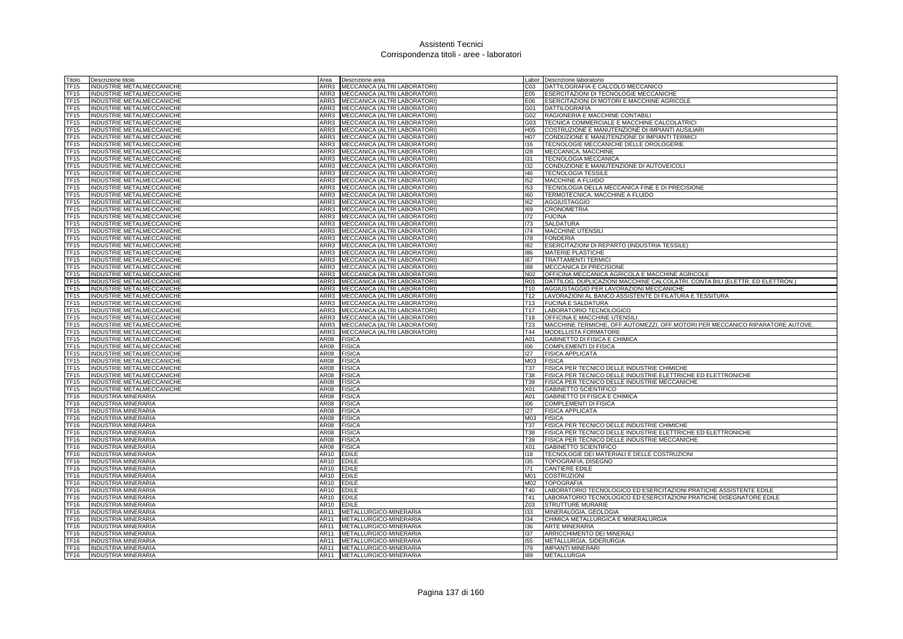# Assistenti Tecnici
## Corrispondenza titoli - aree - laboratori

| Titolo | Descrizione titolo | Area | Descrizione area | Labor. | Descrizione laboratorio |
|---|---|---|---|---|---|
| TF15 | INDUSTRIE METALMECCANICHE | ARR3 | MECCANICA (ALTRI LABORATORI) | C03 | DATTILOGRAFIA E CALCOLO MECCANICO |
| TF15 | INDUSTRIE METALMECCANICHE | ARR3 | MECCANICA (ALTRI LABORATORI) | E05 | ESERCITAZIONI DI TECNOLOGIE MECCANICHE |
| TF15 | INDUSTRIE METALMECCANICHE | ARR3 | MECCANICA (ALTRI LABORATORI) | E06 | ESERCITAZIONI DI MOTORI E MACCHINE AGRICOLE |
| TF15 | INDUSTRIE METALMECCANICHE | ARR3 | MECCANICA (ALTRI LABORATORI) | G01 | DATTILOGRAFIA |
| TF15 | INDUSTRIE METALMECCANICHE | ARR3 | MECCANICA (ALTRI LABORATORI) | G02 | RAGIONERIA E MACCHINE CONTABILI |
| TF15 | INDUSTRIE METALMECCANICHE | ARR3 | MECCANICA (ALTRI LABORATORI) | G03 | TECNICA COMMERCIALE E MACCHINE CALCOLATRICI |
| TF15 | INDUSTRIE METALMECCANICHE | ARR3 | MECCANICA (ALTRI LABORATORI) | H05 | COSTRUZIONE E MANUTENZIONE DI IMPIANTI AUSILIARI |
| TF15 | INDUSTRIE METALMECCANICHE | ARR3 | MECCANICA (ALTRI LABORATORI) | H07 | CONDUZIONE E MANUTENZIONE DI IMPIANTI TERMICI |
| TF15 | INDUSTRIE METALMECCANICHE | ARR3 | MECCANICA (ALTRI LABORATORI) | I16 | TECNOLOGIE MECCANICHE DELLE OROLOGERIE |
| TF15 | INDUSTRIE METALMECCANICHE | ARR3 | MECCANICA (ALTRI LABORATORI) | I28 | MECCANICA, MACCHINE |
| TF15 | INDUSTRIE METALMECCANICHE | ARR3 | MECCANICA (ALTRI LABORATORI) | I31 | TECNOLOGIA MECCANICA |
| TF15 | INDUSTRIE METALMECCANICHE | ARR3 | MECCANICA (ALTRI LABORATORI) | I32 | CONDUZIONE E MANUTENZIONE DI AUTOVEICOLI |
| TF15 | INDUSTRIE METALMECCANICHE | ARR3 | MECCANICA (ALTRI LABORATORI) | I46 | TECNOLOGIA TESSILE |
| TF15 | INDUSTRIE METALMECCANICHE | ARR3 | MECCANICA (ALTRI LABORATORI) | I52 | MACCHINE A FLUIDO |
| TF15 | INDUSTRIE METALMECCANICHE | ARR3 | MECCANICA (ALTRI LABORATORI) | I53 | TECNOLOGIA DELLA MECCANICA FINE E DI PRECISIONE |
| TF15 | INDUSTRIE METALMECCANICHE | ARR3 | MECCANICA (ALTRI LABORATORI) | I60 | TERMOTECNICA, MACCHINE A FLUIDO |
| TF15 | INDUSTRIE METALMECCANICHE | ARR3 | MECCANICA (ALTRI LABORATORI) | I62 | AGGIUSTAGGIO |
| TF15 | INDUSTRIE METALMECCANICHE | ARR3 | MECCANICA (ALTRI LABORATORI) | I69 | CRONOMETRIA |
| TF15 | INDUSTRIE METALMECCANICHE | ARR3 | MECCANICA (ALTRI LABORATORI) | I72 | FUCINA |
| TF15 | INDUSTRIE METALMECCANICHE | ARR3 | MECCANICA (ALTRI LABORATORI) | I73 | SALDATURA |
| TF15 | INDUSTRIE METALMECCANICHE | ARR3 | MECCANICA (ALTRI LABORATORI) | I74 | MACCHINE UTENSILI |
| TF15 | INDUSTRIE METALMECCANICHE | ARR3 | MECCANICA (ALTRI LABORATORI) | I78 | FONDERIA |
| TF15 | INDUSTRIE METALMECCANICHE | ARR3 | MECCANICA (ALTRI LABORATORI) | I82 | ESERCITAZIONI DI REPARTO (INDUSTRIA TESSILE) |
| TF15 | INDUSTRIE METALMECCANICHE | ARR3 | MECCANICA (ALTRI LABORATORI) | I86 | MATERIE PLASTICHE |
| TF15 | INDUSTRIE METALMECCANICHE | ARR3 | MECCANICA (ALTRI LABORATORI) | I87 | TRATTAMENTI TERMICI |
| TF15 | INDUSTRIE METALMECCANICHE | ARR3 | MECCANICA (ALTRI LABORATORI) | I88 | MECCANICA DI PRECISIONE |
| TF15 | INDUSTRIE METALMECCANICHE | ARR3 | MECCANICA (ALTRI LABORATORI) | N02 | OFFICINA MECCANICA AGRICOLA E MACCHINE AGRICOLE |
| TF15 | INDUSTRIE METALMECCANICHE | ARR3 | MECCANICA (ALTRI LABORATORI) | R01 | DATTILOG. DUPLICAZIONI MACCHINE CALCOLATRI. CONTA BILI (ELETTR. ED ELETTRON.) |
| TF15 | INDUSTRIE METALMECCANICHE | ARR3 | MECCANICA (ALTRI LABORATORI) | T10 | AGGIUSTAGGIO PER LAVORAZIONI MECCANICHE |
| TF15 | INDUSTRIE METALMECCANICHE | ARR3 | MECCANICA (ALTRI LABORATORI) | T12 | LAVORAZIONI AL BANCO ASSISTENTE DI FILATURA E TESSITURA |
| TF15 | INDUSTRIE METALMECCANICHE | ARR3 | MECCANICA (ALTRI LABORATORI) | T13 | FUCINA E SALDATURA |
| TF15 | INDUSTRIE METALMECCANICHE | ARR3 | MECCANICA (ALTRI LABORATORI) | T17 | LABORATORIO TECNOLOGICO |
| TF15 | INDUSTRIE METALMECCANICHE | ARR3 | MECCANICA (ALTRI LABORATORI) | T18 | OFFICINA E MACCHINE UTENSILI |
| TF15 | INDUSTRIE METALMECCANICHE | ARR3 | MECCANICA (ALTRI LABORATORI) | T23 | MACCHINE TERMICHE, OFF.AUTOMEZZI, OFF.MOTORI PER MECCANICO RIPARATORE AUTOVE. |
| TF15 | INDUSTRIE METALMECCANICHE | ARR3 | MECCANICA (ALTRI LABORATORI) | T44 | MODELLISTA FORMATORE |
| TF15 | INDUSTRIE METALMECCANICHE | AR08 | FISICA | A01 | GABINETTO DI FISICA E CHIMICA |
| TF15 | INDUSTRIE METALMECCANICHE | AR08 | FISICA | I06 | COMPLEMENTI DI FISICA |
| TF15 | INDUSTRIE METALMECCANICHE | AR08 | FISICA | I27 | FISICA APPLICATA |
| TF15 | INDUSTRIE METALMECCANICHE | AR08 | FISICA | M03 | FISICA |
| TF15 | INDUSTRIE METALMECCANICHE | AR08 | FISICA | T37 | FISICA PER TECNICO DELLE INDUSTRIE CHIMICHE |
| TF15 | INDUSTRIE METALMECCANICHE | AR08 | FISICA | T38 | FISICA PER TECNICO DELLE INDUSTRIE ELETTRICHE ED ELETTRONICHE |
| TF15 | INDUSTRIE METALMECCANICHE | AR08 | FISICA | T39 | FISICA PER TECNICO DELLE INDUSTRIE MECCANICHE |
| TF15 | INDUSTRIE METALMECCANICHE | AR08 | FISICA | X01 | GABINETTO SCIENTIFICO |
| TF16 | INDUSTRIA MINERARIA | AR08 | FISICA | A01 | GABINETTO DI FISICA E CHIMICA |
| TF16 | INDUSTRIA MINERARIA | AR08 | FISICA | I06 | COMPLEMENTI DI FISICA |
| TF16 | INDUSTRIA MINERARIA | AR08 | FISICA | I27 | FISICA APPLICATA |
| TF16 | INDUSTRIA MINERARIA | AR08 | FISICA | M03 | FISICA |
| TF16 | INDUSTRIA MINERARIA | AR08 | FISICA | T37 | FISICA PER TECNICO DELLE INDUSTRIE CHIMICHE |
| TF16 | INDUSTRIA MINERARIA | AR08 | FISICA | T38 | FISICA PER TECNICO DELLE INDUSTRIE ELETTRICHE ED ELETTRONICHE |
| TF16 | INDUSTRIA MINERARIA | AR08 | FISICA | T39 | FISICA PER TECNICO DELLE INDUSTRIE MECCANICHE |
| TF16 | INDUSTRIA MINERARIA | AR08 | FISICA | X01 | GABINETTO SCIENTIFICO |
| TF16 | INDUSTRIA MINERARIA | AR10 | EDILE | I18 | TECNOLOGIE DEI MATERIALI E DELLE COSTRUZIONI |
| TF16 | INDUSTRIA MINERARIA | AR10 | EDILE | I35 | TOPOGRAFIA, DISEGNO |
| TF16 | INDUSTRIA MINERARIA | AR10 | EDILE | I71 | CANTIERE EDILE |
| TF16 | INDUSTRIA MINERARIA | AR10 | EDILE | M01 | COSTRUZIONI |
| TF16 | INDUSTRIA MINERARIA | AR10 | EDILE | M02 | TOPOGRAFIA |
| TF16 | INDUSTRIA MINERARIA | AR10 | EDILE | T40 | LABORATORIO TECNOLOGICO ED ESERCITAZIONI PRATICHE ASSISTENTE EDILE |
| TF16 | INDUSTRIA MINERARIA | AR10 | EDILE | T41 | LABORATORIO TECNOLOGICO ED ESERCITAZIONI PRATICHE DISEGNATORE EDILE |
| TF16 | INDUSTRIA MINERARIA | AR10 | EDILE | Z03 | STRUTTURE MURARIE |
| TF16 | INDUSTRIA MINERARIA | AR11 | METALLURGICO-MINERARIA | I33 | MINERALOGIA, GEOLOGIA |
| TF16 | INDUSTRIA MINERARIA | AR11 | METALLURGICO-MINERARIA | I34 | CHIMICA METALLURGICA E MINERALURGIA |
| TF16 | INDUSTRIA MINERARIA | AR11 | METALLURGICO-MINERARIA | I36 | ARTE MINERARIA |
| TF16 | INDUSTRIA MINERARIA | AR11 | METALLURGICO-MINERARIA | I37 | ARRICCHIMENTO DEI MINERALI |
| TF16 | INDUSTRIA MINERARIA | AR11 | METALLURGICO-MINERARIA | I55 | METALLURGIA, SIDERURGIA |
| TF16 | INDUSTRIA MINERARIA | AR11 | METALLURGICO-MINERARIA | I79 | IMPIANTI MINERARI |
| TF16 | INDUSTRIA MINERARIA | AR11 | METALLURGICO-MINERARIA | I89 | METALLURGIA |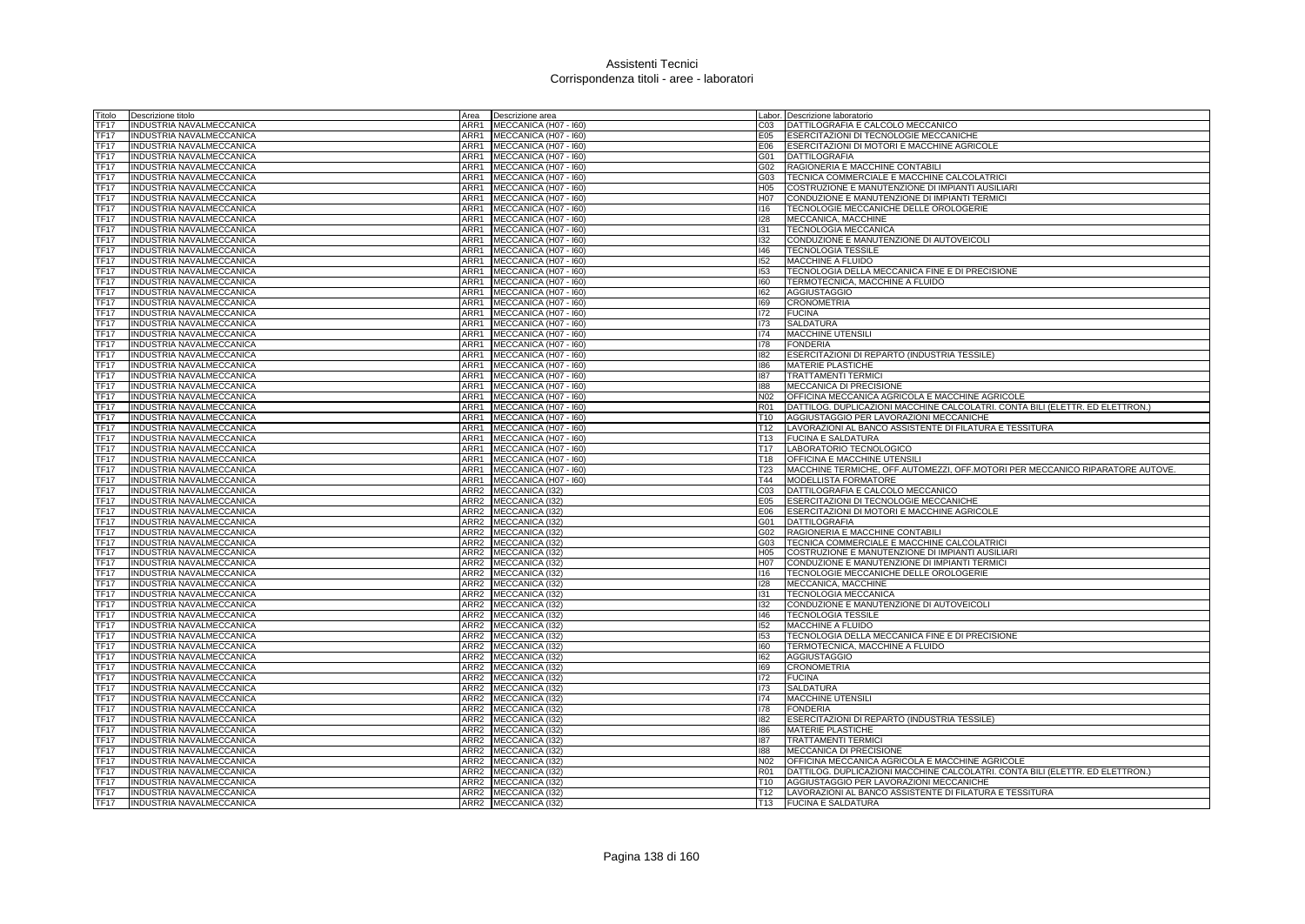# Assistenti Tecnici
## Corrispondenza titoli - aree - laboratori

| Titolo | Descrizione titolo | Area | Descrizione area | Labor. | Descrizione laboratorio |
|---|---|---|---|---|---|
| TF17 | INDUSTRIA NAVALMECCANICA | ARR1 | MECCANICA (H07 - I60) | C03 | DATTILOGRAFIA E CALCOLO MECCANICO |
| TF17 | INDUSTRIA NAVALMECCANICA | ARR1 | MECCANICA (H07 - I60) | E05 | ESERCITAZIONI DI TECNOLOGIE MECCANICHE |
| TF17 | INDUSTRIA NAVALMECCANICA | ARR1 | MECCANICA (H07 - I60) | E06 | ESERCITAZIONI DI MOTORI E MACCHINE AGRICOLE |
| TF17 | INDUSTRIA NAVALMECCANICA | ARR1 | MECCANICA (H07 - I60) | G01 | DATTILOGRAFIA |
| TF17 | INDUSTRIA NAVALMECCANICA | ARR1 | MECCANICA (H07 - I60) | G02 | RAGIONERIA E MACCHINE CONTABILI |
| TF17 | INDUSTRIA NAVALMECCANICA | ARR1 | MECCANICA (H07 - I60) | G03 | TECNICA COMMERCIALE E MACCHINE CALCOLATRICI |
| TF17 | INDUSTRIA NAVALMECCANICA | ARR1 | MECCANICA (H07 - I60) | H05 | COSTRUZIONE E MANUTENZIONE DI IMPIANTI AUSILIARI |
| TF17 | INDUSTRIA NAVALMECCANICA | ARR1 | MECCANICA (H07 - I60) | H07 | CONDUZIONE E MANUTENZIONE DI IMPIANTI TERMICI |
| TF17 | INDUSTRIA NAVALMECCANICA | ARR1 | MECCANICA (H07 - I60) | I16 | TECNOLOGIE MECCANICHE DELLE OROLOGERIE |
| TF17 | INDUSTRIA NAVALMECCANICA | ARR1 | MECCANICA (H07 - I60) | I28 | MECCANICA, MACCHINE |
| TF17 | INDUSTRIA NAVALMECCANICA | ARR1 | MECCANICA (H07 - I60) | I31 | TECNOLOGIA MECCANICA |
| TF17 | INDUSTRIA NAVALMECCANICA | ARR1 | MECCANICA (H07 - I60) | I32 | CONDUZIONE E MANUTENZIONE DI AUTOVEICOLI |
| TF17 | INDUSTRIA NAVALMECCANICA | ARR1 | MECCANICA (H07 - I60) | I46 | TECNOLOGIA TESSILE |
| TF17 | INDUSTRIA NAVALMECCANICA | ARR1 | MECCANICA (H07 - I60) | I52 | MACCHINE A FLUIDO |
| TF17 | INDUSTRIA NAVALMECCANICA | ARR1 | MECCANICA (H07 - I60) | I53 | TECNOLOGIA DELLA MECCANICA FINE E DI PRECISIONE |
| TF17 | INDUSTRIA NAVALMECCANICA | ARR1 | MECCANICA (H07 - I60) | I60 | TERMOTECNICA, MACCHINE A FLUIDO |
| TF17 | INDUSTRIA NAVALMECCANICA | ARR1 | MECCANICA (H07 - I60) | I62 | AGGIUSTAGGIO |
| TF17 | INDUSTRIA NAVALMECCANICA | ARR1 | MECCANICA (H07 - I60) | I69 | CRONOMETRIA |
| TF17 | INDUSTRIA NAVALMECCANICA | ARR1 | MECCANICA (H07 - I60) | I72 | FUCINA |
| TF17 | INDUSTRIA NAVALMECCANICA | ARR1 | MECCANICA (H07 - I60) | I73 | SALDATURA |
| TF17 | INDUSTRIA NAVALMECCANICA | ARR1 | MECCANICA (H07 - I60) | I74 | MACCHINE UTENSILI |
| TF17 | INDUSTRIA NAVALMECCANICA | ARR1 | MECCANICA (H07 - I60) | I78 | FONDERIA |
| TF17 | INDUSTRIA NAVALMECCANICA | ARR1 | MECCANICA (H07 - I60) | I82 | ESERCITAZIONI DI REPARTO (INDUSTRIA TESSILE) |
| TF17 | INDUSTRIA NAVALMECCANICA | ARR1 | MECCANICA (H07 - I60) | I86 | MATERIE PLASTICHE |
| TF17 | INDUSTRIA NAVALMECCANICA | ARR1 | MECCANICA (H07 - I60) | I87 | TRATTAMENTI TERMICI |
| TF17 | INDUSTRIA NAVALMECCANICA | ARR1 | MECCANICA (H07 - I60) | I88 | MECCANICA DI PRECISIONE |
| TF17 | INDUSTRIA NAVALMECCANICA | ARR1 | MECCANICA (H07 - I60) | N02 | OFFICINA MECCANICA AGRICOLA E MACCHINE AGRICOLE |
| TF17 | INDUSTRIA NAVALMECCANICA | ARR1 | MECCANICA (H07 - I60) | R01 | DATTILOG. DUPLICAZIONI MACCHINE CALCOLATRI. CONTA BILI (ELETTR. ED ELETTRON.) |
| TF17 | INDUSTRIA NAVALMECCANICA | ARR1 | MECCANICA (H07 - I60) | T10 | AGGIUSTAGGIO PER LAVORAZIONI MECCANICHE |
| TF17 | INDUSTRIA NAVALMECCANICA | ARR1 | MECCANICA (H07 - I60) | T12 | LAVORAZIONI AL BANCO ASSISTENTE DI FILATURA E TESSITURA |
| TF17 | INDUSTRIA NAVALMECCANICA | ARR1 | MECCANICA (H07 - I60) | T13 | FUCINA E SALDATURA |
| TF17 | INDUSTRIA NAVALMECCANICA | ARR1 | MECCANICA (H07 - I60) | T17 | LABORATORIO TECNOLOGICO |
| TF17 | INDUSTRIA NAVALMECCANICA | ARR1 | MECCANICA (H07 - I60) | T18 | OFFICINA E MACCHINE UTENSILI |
| TF17 | INDUSTRIA NAVALMECCANICA | ARR1 | MECCANICA (H07 - I60) | T23 | MACCHINE TERMICHE, OFF.AUTOMEZZI, OFF.MOTORI PER MECCANICO RIPARATORE AUTOVE. |
| TF17 | INDUSTRIA NAVALMECCANICA | ARR1 | MECCANICA (H07 - I60) | T44 | MODELLISTA FORMATORE |
| TF17 | INDUSTRIA NAVALMECCANICA | ARR2 | MECCANICA (I32) | C03 | DATTILOGRAFIA E CALCOLO MECCANICO |
| TF17 | INDUSTRIA NAVALMECCANICA | ARR2 | MECCANICA (I32) | E05 | ESERCITAZIONI DI TECNOLOGIE MECCANICHE |
| TF17 | INDUSTRIA NAVALMECCANICA | ARR2 | MECCANICA (I32) | E06 | ESERCITAZIONI DI MOTORI E MACCHINE AGRICOLE |
| TF17 | INDUSTRIA NAVALMECCANICA | ARR2 | MECCANICA (I32) | G01 | DATTILOGRAFIA |
| TF17 | INDUSTRIA NAVALMECCANICA | ARR2 | MECCANICA (I32) | G02 | RAGIONERIA E MACCHINE CONTABILI |
| TF17 | INDUSTRIA NAVALMECCANICA | ARR2 | MECCANICA (I32) | G03 | TECNICA COMMERCIALE E MACCHINE CALCOLATRICI |
| TF17 | INDUSTRIA NAVALMECCANICA | ARR2 | MECCANICA (I32) | H05 | COSTRUZIONE E MANUTENZIONE DI IMPIANTI AUSILIARI |
| TF17 | INDUSTRIA NAVALMECCANICA | ARR2 | MECCANICA (I32) | H07 | CONDUZIONE E MANUTENZIONE DI IMPIANTI TERMICI |
| TF17 | INDUSTRIA NAVALMECCANICA | ARR2 | MECCANICA (I32) | I16 | TECNOLOGIE MECCANICHE DELLE OROLOGERIE |
| TF17 | INDUSTRIA NAVALMECCANICA | ARR2 | MECCANICA (I32) | I28 | MECCANICA, MACCHINE |
| TF17 | INDUSTRIA NAVALMECCANICA | ARR2 | MECCANICA (I32) | I31 | TECNOLOGIA MECCANICA |
| TF17 | INDUSTRIA NAVALMECCANICA | ARR2 | MECCANICA (I32) | I32 | CONDUZIONE E MANUTENZIONE DI AUTOVEICOLI |
| TF17 | INDUSTRIA NAVALMECCANICA | ARR2 | MECCANICA (I32) | I46 | TECNOLOGIA TESSILE |
| TF17 | INDUSTRIA NAVALMECCANICA | ARR2 | MECCANICA (I32) | I52 | MACCHINE A FLUIDO |
| TF17 | INDUSTRIA NAVALMECCANICA | ARR2 | MECCANICA (I32) | I53 | TECNOLOGIA DELLA MECCANICA FINE E DI PRECISIONE |
| TF17 | INDUSTRIA NAVALMECCANICA | ARR2 | MECCANICA (I32) | I60 | TERMOTECNICA, MACCHINE A FLUIDO |
| TF17 | INDUSTRIA NAVALMECCANICA | ARR2 | MECCANICA (I32) | I62 | AGGIUSTAGGIO |
| TF17 | INDUSTRIA NAVALMECCANICA | ARR2 | MECCANICA (I32) | I69 | CRONOMETRIA |
| TF17 | INDUSTRIA NAVALMECCANICA | ARR2 | MECCANICA (I32) | I72 | FUCINA |
| TF17 | INDUSTRIA NAVALMECCANICA | ARR2 | MECCANICA (I32) | I73 | SALDATURA |
| TF17 | INDUSTRIA NAVALMECCANICA | ARR2 | MECCANICA (I32) | I74 | MACCHINE UTENSILI |
| TF17 | INDUSTRIA NAVALMECCANICA | ARR2 | MECCANICA (I32) | I78 | FONDERIA |
| TF17 | INDUSTRIA NAVALMECCANICA | ARR2 | MECCANICA (I32) | I82 | ESERCITAZIONI DI REPARTO (INDUSTRIA TESSILE) |
| TF17 | INDUSTRIA NAVALMECCANICA | ARR2 | MECCANICA (I32) | I86 | MATERIE PLASTICHE |
| TF17 | INDUSTRIA NAVALMECCANICA | ARR2 | MECCANICA (I32) | I87 | TRATTAMENTI TERMICI |
| TF17 | INDUSTRIA NAVALMECCANICA | ARR2 | MECCANICA (I32) | I88 | MECCANICA DI PRECISIONE |
| TF17 | INDUSTRIA NAVALMECCANICA | ARR2 | MECCANICA (I32) | N02 | OFFICINA MECCANICA AGRICOLA E MACCHINE AGRICOLE |
| TF17 | INDUSTRIA NAVALMECCANICA | ARR2 | MECCANICA (I32) | R01 | DATTILOG. DUPLICAZIONI MACCHINE CALCOLATRI. CONTA BILI (ELETTR. ED ELETTRON.) |
| TF17 | INDUSTRIA NAVALMECCANICA | ARR2 | MECCANICA (I32) | T10 | AGGIUSTAGGIO PER LAVORAZIONI MECCANICHE |
| TF17 | INDUSTRIA NAVALMECCANICA | ARR2 | MECCANICA (I32) | T12 | LAVORAZIONI AL BANCO ASSISTENTE DI FILATURA E TESSITURA |
| TF17 | INDUSTRIA NAVALMECCANICA | ARR2 | MECCANICA (I32) | T13 | FUCINA E SALDATURA |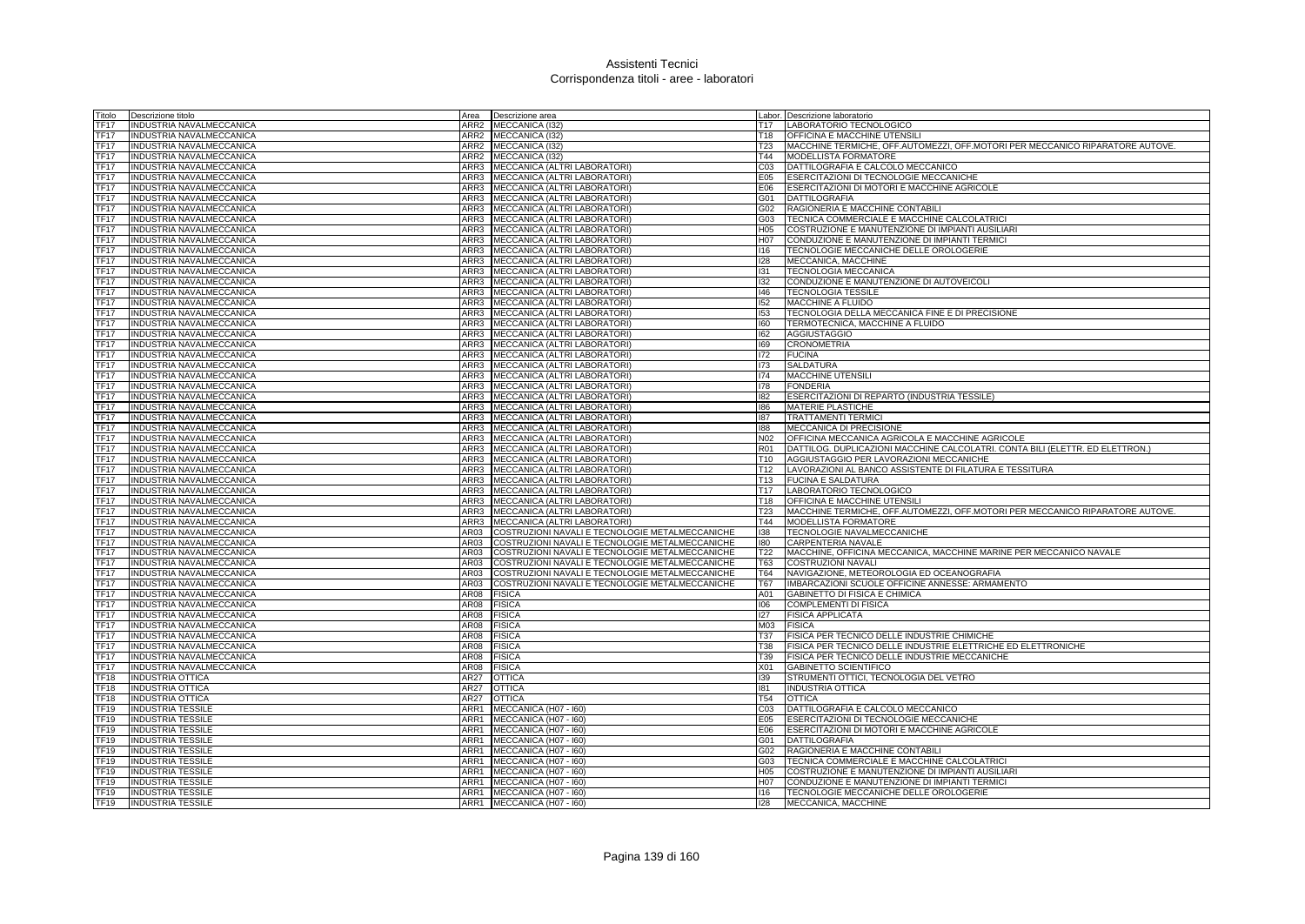# Assistenti Tecnici
## Corrispondenza titoli - aree - laboratori

| Titolo | Descrizione titolo | Area | Descrizione area | Labor. | Descrizione laboratorio |
|---|---|---|---|---|---|
| TF17 | INDUSTRIA NAVALMECCANICA | ARR2 | MECCANICA (I32) | T17 | LABORATORIO TECNOLOGICO |
| TF17 | INDUSTRIA NAVALMECCANICA | ARR2 | MECCANICA (I32) | T18 | OFFICINA E MACCHINE UTENSILI |
| TF17 | INDUSTRIA NAVALMECCANICA | ARR2 | MECCANICA (I32) | T23 | MACCHINE TERMICHE, OFF.AUTOMEZZI, OFF.MOTORI PER MECCANICO RIPARATORE AUTOVE. |
| TF17 | INDUSTRIA NAVALMECCANICA | ARR2 | MECCANICA (I32) | T44 | MODELLISTA FORMATORE |
| TF17 | INDUSTRIA NAVALMECCANICA | ARR3 | MECCANICA (ALTRI LABORATORI) | C03 | DATTILOGRAFIA E CALCOLO MECCANICO |
| TF17 | INDUSTRIA NAVALMECCANICA | ARR3 | MECCANICA (ALTRI LABORATORI) | E05 | ESERCITAZIONI DI TECNOLOGIE MECCANICHE |
| TF17 | INDUSTRIA NAVALMECCANICA | ARR3 | MECCANICA (ALTRI LABORATORI) | E06 | ESERCITAZIONI DI MOTORI E MACCHINE AGRICOLE |
| TF17 | INDUSTRIA NAVALMECCANICA | ARR3 | MECCANICA (ALTRI LABORATORI) | G01 | DATTILOGRAFIA |
| TF17 | INDUSTRIA NAVALMECCANICA | ARR3 | MECCANICA (ALTRI LABORATORI) | G02 | RAGIONERIA E MACCHINE CONTABILI |
| TF17 | INDUSTRIA NAVALMECCANICA | ARR3 | MECCANICA (ALTRI LABORATORI) | G03 | TECNICA COMMERCIALE E MACCHINE CALCOLATRICI |
| TF17 | INDUSTRIA NAVALMECCANICA | ARR3 | MECCANICA (ALTRI LABORATORI) | H05 | COSTRUZIONE E MANUTENZIONE DI IMPIANTI AUSILIARI |
| TF17 | INDUSTRIA NAVALMECCANICA | ARR3 | MECCANICA (ALTRI LABORATORI) | H07 | CONDUZIONE E MANUTENZIONE DI IMPIANTI TERMICI |
| TF17 | INDUSTRIA NAVALMECCANICA | ARR3 | MECCANICA (ALTRI LABORATORI) | I16 | TECNOLOGIE MECCANICHE DELLE OROLOGERIE |
| TF17 | INDUSTRIA NAVALMECCANICA | ARR3 | MECCANICA (ALTRI LABORATORI) | I28 | MECCANICA, MACCHINE |
| TF17 | INDUSTRIA NAVALMECCANICA | ARR3 | MECCANICA (ALTRI LABORATORI) | I31 | TECNOLOGIA MECCANICA |
| TF17 | INDUSTRIA NAVALMECCANICA | ARR3 | MECCANICA (ALTRI LABORATORI) | I32 | CONDUZIONE E MANUTENZIONE DI AUTOVEICOLI |
| TF17 | INDUSTRIA NAVALMECCANICA | ARR3 | MECCANICA (ALTRI LABORATORI) | I46 | TECNOLOGIA TESSILE |
| TF17 | INDUSTRIA NAVALMECCANICA | ARR3 | MECCANICA (ALTRI LABORATORI) | I52 | MACCHINE A FLUIDO |
| TF17 | INDUSTRIA NAVALMECCANICA | ARR3 | MECCANICA (ALTRI LABORATORI) | I53 | TECNOLOGIA DELLA MECCANICA FINE E DI PRECISIONE |
| TF17 | INDUSTRIA NAVALMECCANICA | ARR3 | MECCANICA (ALTRI LABORATORI) | I60 | TERMOTECNICA, MACCHINE A FLUIDO |
| TF17 | INDUSTRIA NAVALMECCANICA | ARR3 | MECCANICA (ALTRI LABORATORI) | I62 | AGGIUSTAGGIO |
| TF17 | INDUSTRIA NAVALMECCANICA | ARR3 | MECCANICA (ALTRI LABORATORI) | I69 | CRONOMETRIA |
| TF17 | INDUSTRIA NAVALMECCANICA | ARR3 | MECCANICA (ALTRI LABORATORI) | I72 | FUCINA |
| TF17 | INDUSTRIA NAVALMECCANICA | ARR3 | MECCANICA (ALTRI LABORATORI) | I73 | SALDATURA |
| TF17 | INDUSTRIA NAVALMECCANICA | ARR3 | MECCANICA (ALTRI LABORATORI) | I74 | MACCHINE UTENSILI |
| TF17 | INDUSTRIA NAVALMECCANICA | ARR3 | MECCANICA (ALTRI LABORATORI) | I78 | FONDERIA |
| TF17 | INDUSTRIA NAVALMECCANICA | ARR3 | MECCANICA (ALTRI LABORATORI) | I82 | ESERCITAZIONI DI REPARTO (INDUSTRIA TESSILE) |
| TF17 | INDUSTRIA NAVALMECCANICA | ARR3 | MECCANICA (ALTRI LABORATORI) | I86 | MATERIE PLASTICHE |
| TF17 | INDUSTRIA NAVALMECCANICA | ARR3 | MECCANICA (ALTRI LABORATORI) | I87 | TRATTAMENTI TERMICI |
| TF17 | INDUSTRIA NAVALMECCANICA | ARR3 | MECCANICA (ALTRI LABORATORI) | I88 | MECCANICA DI PRECISIONE |
| TF17 | INDUSTRIA NAVALMECCANICA | ARR3 | MECCANICA (ALTRI LABORATORI) | N02 | OFFICINA MECCANICA AGRICOLA E MACCHINE AGRICOLE |
| TF17 | INDUSTRIA NAVALMECCANICA | ARR3 | MECCANICA (ALTRI LABORATORI) | R01 | DATTILOG. DUPLICAZIONI MACCHINE CALCOLATRI. CONTA BILI (ELETTR. ED ELETTRON.) |
| TF17 | INDUSTRIA NAVALMECCANICA | ARR3 | MECCANICA (ALTRI LABORATORI) | T10 | AGGIUSTAGGIO PER LAVORAZIONI MECCANICHE |
| TF17 | INDUSTRIA NAVALMECCANICA | ARR3 | MECCANICA (ALTRI LABORATORI) | T12 | LAVORAZIONI AL BANCO ASSISTENTE DI FILATURA E TESSITURA |
| TF17 | INDUSTRIA NAVALMECCANICA | ARR3 | MECCANICA (ALTRI LABORATORI) | T13 | FUCINA E SALDATURA |
| TF17 | INDUSTRIA NAVALMECCANICA | ARR3 | MECCANICA (ALTRI LABORATORI) | T17 | LABORATORIO TECNOLOGICO |
| TF17 | INDUSTRIA NAVALMECCANICA | ARR3 | MECCANICA (ALTRI LABORATORI) | T18 | OFFICINA E MACCHINE UTENSILI |
| TF17 | INDUSTRIA NAVALMECCANICA | ARR3 | MECCANICA (ALTRI LABORATORI) | T23 | MACCHINE TERMICHE, OFF.AUTOMEZZI, OFF.MOTORI PER MECCANICO RIPARATORE AUTOVE. |
| TF17 | INDUSTRIA NAVALMECCANICA | ARR3 | MECCANICA (ALTRI LABORATORI) | T44 | MODELLISTA FORMATORE |
| TF17 | INDUSTRIA NAVALMECCANICA | AR03 | COSTRUZIONI NAVALI E TECNOLOGIE METALMECCANICHE | I38 | TECNOLOGIE NAVALMECCANICHE |
| TF17 | INDUSTRIA NAVALMECCANICA | AR03 | COSTRUZIONI NAVALI E TECNOLOGIE METALMECCANICHE | I80 | CARPENTERIA NAVALE |
| TF17 | INDUSTRIA NAVALMECCANICA | AR03 | COSTRUZIONI NAVALI E TECNOLOGIE METALMECCANICHE | T22 | MACCHINE, OFFICINA MECCANICA, MACCHINE MARINE PER MECCANICO NAVALE |
| TF17 | INDUSTRIA NAVALMECCANICA | AR03 | COSTRUZIONI NAVALI E TECNOLOGIE METALMECCANICHE | T63 | COSTRUZIONI NAVALI |
| TF17 | INDUSTRIA NAVALMECCANICA | AR03 | COSTRUZIONI NAVALI E TECNOLOGIE METALMECCANICHE | T64 | NAVIGAZIONE, METEOROLOGIA ED OCEANOGRAFIA |
| TF17 | INDUSTRIA NAVALMECCANICA | AR03 | COSTRUZIONI NAVALI E TECNOLOGIE METALMECCANICHE | T67 | IMBARCAZIONI SCUOLE OFFICINE ANNESSE: ARMAMENTO |
| TF17 | INDUSTRIA NAVALMECCANICA | AR08 | FISICA | A01 | GABINETTO DI FISICA E CHIMICA |
| TF17 | INDUSTRIA NAVALMECCANICA | AR08 | FISICA | I06 | COMPLEMENTI DI FISICA |
| TF17 | INDUSTRIA NAVALMECCANICA | AR08 | FISICA | I27 | FISICA APPLICATA |
| TF17 | INDUSTRIA NAVALMECCANICA | AR08 | FISICA | M03 | FISICA |
| TF17 | INDUSTRIA NAVALMECCANICA | AR08 | FISICA | T37 | FISICA PER TECNICO DELLE INDUSTRIE CHIMICHE |
| TF17 | INDUSTRIA NAVALMECCANICA | AR08 | FISICA | T38 | FISICA PER TECNICO DELLE INDUSTRIE ELETTRICHE ED ELETTRONICHE |
| TF17 | INDUSTRIA NAVALMECCANICA | AR08 | FISICA | T39 | FISICA PER TECNICO DELLE INDUSTRIE MECCANICHE |
| TF17 | INDUSTRIA NAVALMECCANICA | AR08 | FISICA | X01 | GABINETTO SCIENTIFICO |
| TF18 | INDUSTRIA OTTICA | AR27 | OTTICA | I39 | STRUMENTI OTTICI, TECNOLOGIA DEL VETRO |
| TF18 | INDUSTRIA OTTICA | AR27 | OTTICA | I81 | INDUSTRIA OTTICA |
| TF18 | INDUSTRIA OTTICA | AR27 | OTTICA | T54 | OTTICA |
| TF19 | INDUSTRIA TESSILE | ARR1 | MECCANICA (H07 - I60) | C03 | DATTILOGRAFIA E CALCOLO MECCANICO |
| TF19 | INDUSTRIA TESSILE | ARR1 | MECCANICA (H07 - I60) | E05 | ESERCITAZIONI DI TECNOLOGIE MECCANICHE |
| TF19 | INDUSTRIA TESSILE | ARR1 | MECCANICA (H07 - I60) | E06 | ESERCITAZIONI DI MOTORI E MACCHINE AGRICOLE |
| TF19 | INDUSTRIA TESSILE | ARR1 | MECCANICA (H07 - I60) | G01 | DATTILOGRAFIA |
| TF19 | INDUSTRIA TESSILE | ARR1 | MECCANICA (H07 - I60) | G02 | RAGIONERIA E MACCHINE CONTABILI |
| TF19 | INDUSTRIA TESSILE | ARR1 | MECCANICA (H07 - I60) | G03 | TECNICA COMMERCIALE E MACCHINE CALCOLATRICI |
| TF19 | INDUSTRIA TESSILE | ARR1 | MECCANICA (H07 - I60) | H05 | COSTRUZIONE E MANUTENZIONE DI IMPIANTI AUSILIARI |
| TF19 | INDUSTRIA TESSILE | ARR1 | MECCANICA (H07 - I60) | H07 | CONDUZIONE E MANUTENZIONE DI IMPIANTI TERMICI |
| TF19 | INDUSTRIA TESSILE | ARR1 | MECCANICA (H07 - I60) | I16 | TECNOLOGIE MECCANICHE DELLE OROLOGERIE |
| TF19 | INDUSTRIA TESSILE | ARR1 | MECCANICA (H07 - I60) | I28 | MECCANICA, MACCHINE |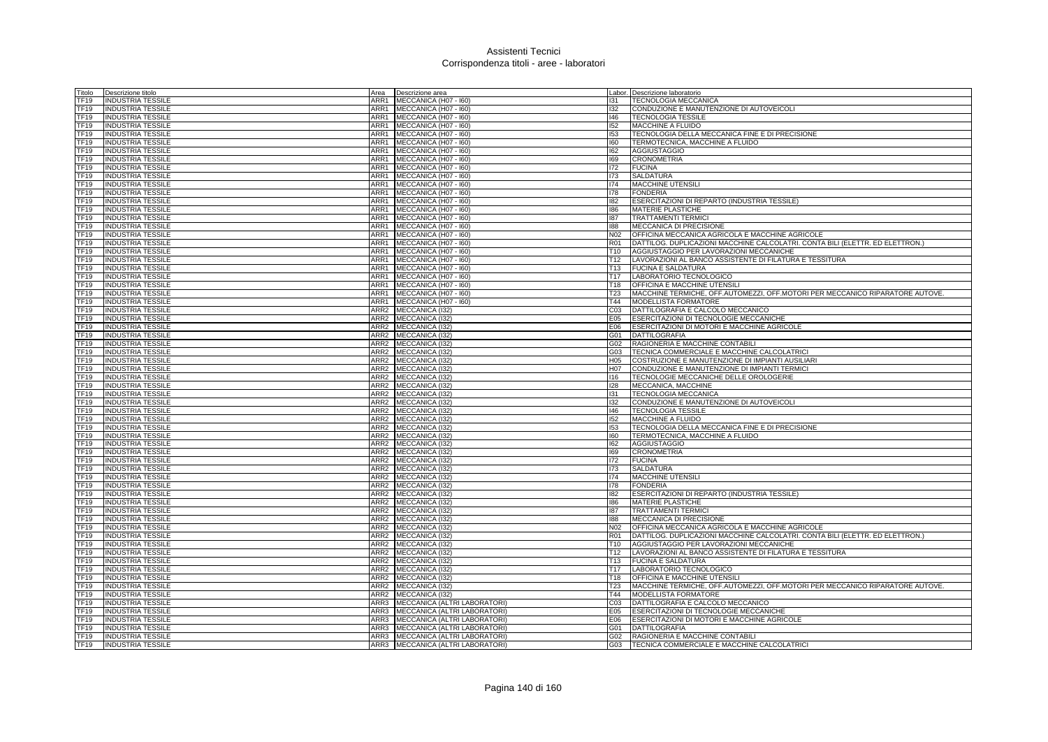# Assistenti Tecnici
## Corrispondenza titoli - aree - laboratori

| Titolo | Descrizione titolo | Area | Descrizione area | Labor. | Descrizione laboratorio |
|---|---|---|---|---|---|
| TF19 | INDUSTRIA TESSILE | ARR1 | MECCANICA (H07 - I60) | I31 | TECNOLOGIA MECCANICA |
| TF19 | INDUSTRIA TESSILE | ARR1 | MECCANICA (H07 - I60) | I32 | CONDUZIONE E MANUTENZIONE DI AUTOVEICOLI |
| TF19 | INDUSTRIA TESSILE | ARR1 | MECCANICA (H07 - I60) | I46 | TECNOLOGIA TESSILE |
| TF19 | INDUSTRIA TESSILE | ARR1 | MECCANICA (H07 - I60) | I52 | MACCHINE A FLUIDO |
| TF19 | INDUSTRIA TESSILE | ARR1 | MECCANICA (H07 - I60) | I53 | TECNOLOGIA DELLA MECCANICA FINE E DI PRECISIONE |
| TF19 | INDUSTRIA TESSILE | ARR1 | MECCANICA (H07 - I60) | I60 | TERMOTECNICA, MACCHINE A FLUIDO |
| TF19 | INDUSTRIA TESSILE | ARR1 | MECCANICA (H07 - I60) | I62 | AGGIUSTAGGIO |
| TF19 | INDUSTRIA TESSILE | ARR1 | MECCANICA (H07 - I60) | I69 | CRONOMETRIA |
| TF19 | INDUSTRIA TESSILE | ARR1 | MECCANICA (H07 - I60) | I72 | FUCINA |
| TF19 | INDUSTRIA TESSILE | ARR1 | MECCANICA (H07 - I60) | I73 | SALDATURA |
| TF19 | INDUSTRIA TESSILE | ARR1 | MECCANICA (H07 - I60) | I74 | MACCHINE UTENSILI |
| TF19 | INDUSTRIA TESSILE | ARR1 | MECCANICA (H07 - I60) | I78 | FONDERIA |
| TF19 | INDUSTRIA TESSILE | ARR1 | MECCANICA (H07 - I60) | I82 | ESERCITAZIONI DI REPARTO (INDUSTRIA TESSILE) |
| TF19 | INDUSTRIA TESSILE | ARR1 | MECCANICA (H07 - I60) | I86 | MATERIE PLASTICHE |
| TF19 | INDUSTRIA TESSILE | ARR1 | MECCANICA (H07 - I60) | I87 | TRATTAMENTI TERMICI |
| TF19 | INDUSTRIA TESSILE | ARR1 | MECCANICA (H07 - I60) | I88 | MECCANICA DI PRECISIONE |
| TF19 | INDUSTRIA TESSILE | ARR1 | MECCANICA (H07 - I60) | N02 | OFFICINA MECCANICA AGRICOLA E MACCHINE AGRICOLE |
| TF19 | INDUSTRIA TESSILE | ARR1 | MECCANICA (H07 - I60) | R01 | DATTILOG. DUPLICAZIONI MACCHINE CALCOLATRI. CONTA BILI (ELETTR. ED ELETTRON.) |
| TF19 | INDUSTRIA TESSILE | ARR1 | MECCANICA (H07 - I60) | T10 | AGGIUSTAGGIO PER LAVORAZIONI MECCANICHE |
| TF19 | INDUSTRIA TESSILE | ARR1 | MECCANICA (H07 - I60) | T12 | LAVORAZIONI AL BANCO ASSISTENTE DI FILATURA E TESSITURA |
| TF19 | INDUSTRIA TESSILE | ARR1 | MECCANICA (H07 - I60) | T13 | FUCINA E SALDATURA |
| TF19 | INDUSTRIA TESSILE | ARR1 | MECCANICA (H07 - I60) | T17 | LABORATORIO TECNOLOGICO |
| TF19 | INDUSTRIA TESSILE | ARR1 | MECCANICA (H07 - I60) | T18 | OFFICINA E MACCHINE UTENSILI |
| TF19 | INDUSTRIA TESSILE | ARR1 | MECCANICA (H07 - I60) | T23 | MACCHINE TERMICHE, OFF.AUTOMEZZI, OFF.MOTORI PER MECCANICO RIPARATORE AUTOVE. |
| TF19 | INDUSTRIA TESSILE | ARR1 | MECCANICA (H07 - I60) | T44 | MODELLISTA FORMATORE |
| TF19 | INDUSTRIA TESSILE | ARR2 | MECCANICA (I32) | C03 | DATTILOGRAFIA E CALCOLO MECCANICO |
| TF19 | INDUSTRIA TESSILE | ARR2 | MECCANICA (I32) | E05 | ESERCITAZIONI DI TECNOLOGIE MECCANICHE |
| TF19 | INDUSTRIA TESSILE | ARR2 | MECCANICA (I32) | E06 | ESERCITAZIONI DI MOTORI E MACCHINE AGRICOLE |
| TF19 | INDUSTRIA TESSILE | ARR2 | MECCANICA (I32) | G01 | DATTILOGRAFIA |
| TF19 | INDUSTRIA TESSILE | ARR2 | MECCANICA (I32) | G02 | RAGIONERIA E MACCHINE CONTABILI |
| TF19 | INDUSTRIA TESSILE | ARR2 | MECCANICA (I32) | G03 | TECNICA COMMERCIALE E MACCHINE CALCOLATRICI |
| TF19 | INDUSTRIA TESSILE | ARR2 | MECCANICA (I32) | H05 | COSTRUZIONE E MANUTENZIONE DI IMPIANTI AUSILIARI |
| TF19 | INDUSTRIA TESSILE | ARR2 | MECCANICA (I32) | H07 | CONDUZIONE E MANUTENZIONE DI IMPIANTI TERMICI |
| TF19 | INDUSTRIA TESSILE | ARR2 | MECCANICA (I32) | I16 | TECNOLOGIE MECCANICHE DELLE OROLOGERIE |
| TF19 | INDUSTRIA TESSILE | ARR2 | MECCANICA (I32) | I28 | MECCANICA, MACCHINE |
| TF19 | INDUSTRIA TESSILE | ARR2 | MECCANICA (I32) | I31 | TECNOLOGIA MECCANICA |
| TF19 | INDUSTRIA TESSILE | ARR2 | MECCANICA (I32) | I32 | CONDUZIONE E MANUTENZIONE DI AUTOVEICOLI |
| TF19 | INDUSTRIA TESSILE | ARR2 | MECCANICA (I32) | I46 | TECNOLOGIA TESSILE |
| TF19 | INDUSTRIA TESSILE | ARR2 | MECCANICA (I32) | I52 | MACCHINE A FLUIDO |
| TF19 | INDUSTRIA TESSILE | ARR2 | MECCANICA (I32) | I53 | TECNOLOGIA DELLA MECCANICA FINE E DI PRECISIONE |
| TF19 | INDUSTRIA TESSILE | ARR2 | MECCANICA (I32) | I60 | TERMOTECNICA, MACCHINE A FLUIDO |
| TF19 | INDUSTRIA TESSILE | ARR2 | MECCANICA (I32) | I62 | AGGIUSTAGGIO |
| TF19 | INDUSTRIA TESSILE | ARR2 | MECCANICA (I32) | I69 | CRONOMETRIA |
| TF19 | INDUSTRIA TESSILE | ARR2 | MECCANICA (I32) | I72 | FUCINA |
| TF19 | INDUSTRIA TESSILE | ARR2 | MECCANICA (I32) | I73 | SALDATURA |
| TF19 | INDUSTRIA TESSILE | ARR2 | MECCANICA (I32) | I74 | MACCHINE UTENSILI |
| TF19 | INDUSTRIA TESSILE | ARR2 | MECCANICA (I32) | I78 | FONDERIA |
| TF19 | INDUSTRIA TESSILE | ARR2 | MECCANICA (I32) | I82 | ESERCITAZIONI DI REPARTO (INDUSTRIA TESSILE) |
| TF19 | INDUSTRIA TESSILE | ARR2 | MECCANICA (I32) | I86 | MATERIE PLASTICHE |
| TF19 | INDUSTRIA TESSILE | ARR2 | MECCANICA (I32) | I87 | TRATTAMENTI TERMICI |
| TF19 | INDUSTRIA TESSILE | ARR2 | MECCANICA (I32) | I88 | MECCANICA DI PRECISIONE |
| TF19 | INDUSTRIA TESSILE | ARR2 | MECCANICA (I32) | N02 | OFFICINA MECCANICA AGRICOLA E MACCHINE AGRICOLE |
| TF19 | INDUSTRIA TESSILE | ARR2 | MECCANICA (I32) | R01 | DATTILOG. DUPLICAZIONI MACCHINE CALCOLATRI. CONTA BILI (ELETTR. ED ELETTRON.) |
| TF19 | INDUSTRIA TESSILE | ARR2 | MECCANICA (I32) | T10 | AGGIUSTAGGIO PER LAVORAZIONI MECCANICHE |
| TF19 | INDUSTRIA TESSILE | ARR2 | MECCANICA (I32) | T12 | LAVORAZIONI AL BANCO ASSISTENTE DI FILATURA E TESSITURA |
| TF19 | INDUSTRIA TESSILE | ARR2 | MECCANICA (I32) | T13 | FUCINA E SALDATURA |
| TF19 | INDUSTRIA TESSILE | ARR2 | MECCANICA (I32) | T17 | LABORATORIO TECNOLOGICO |
| TF19 | INDUSTRIA TESSILE | ARR2 | MECCANICA (I32) | T18 | OFFICINA E MACCHINE UTENSILI |
| TF19 | INDUSTRIA TESSILE | ARR2 | MECCANICA (I32) | T23 | MACCHINE TERMICHE, OFF.AUTOMEZZI, OFF.MOTORI PER MECCANICO RIPARATORE AUTOVE. |
| TF19 | INDUSTRIA TESSILE | ARR2 | MECCANICA (I32) | T44 | MODELLISTA FORMATORE |
| TF19 | INDUSTRIA TESSILE | ARR3 | MECCANICA (ALTRI LABORATORI) | C03 | DATTILOGRAFIA E CALCOLO MECCANICO |
| TF19 | INDUSTRIA TESSILE | ARR3 | MECCANICA (ALTRI LABORATORI) | E05 | ESERCITAZIONI DI TECNOLOGIE MECCANICHE |
| TF19 | INDUSTRIA TESSILE | ARR3 | MECCANICA (ALTRI LABORATORI) | E06 | ESERCITAZIONI DI MOTORI E MACCHINE AGRICOLE |
| TF19 | INDUSTRIA TESSILE | ARR3 | MECCANICA (ALTRI LABORATORI) | G01 | DATTILOGRAFIA |
| TF19 | INDUSTRIA TESSILE | ARR3 | MECCANICA (ALTRI LABORATORI) | G02 | RAGIONERIA E MACCHINE CONTABILI |
| TF19 | INDUSTRIA TESSILE | ARR3 | MECCANICA (ALTRI LABORATORI) | G03 | TECNICA COMMERCIALE E MACCHINE CALCOLATRICI |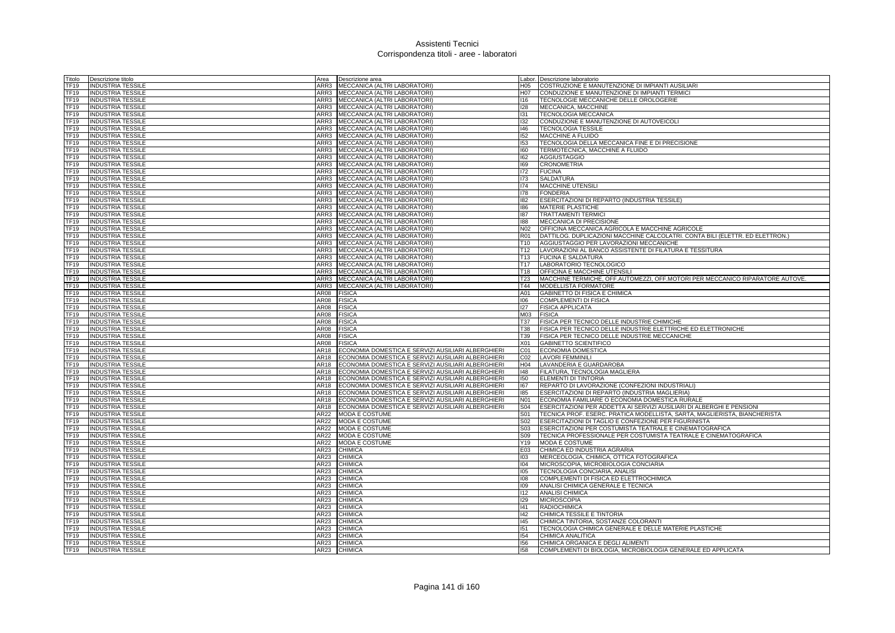# Assistenti Tecnici
## Corrispondenza titoli - aree - laboratori

| Titolo | Descrizione titolo | Area | Descrizione area | Labor. | Descrizione laboratorio |
|---|---|---|---|---|---|
| TF19 | INDUSTRIA TESSILE | ARR3 | MECCANICA (ALTRI LABORATORI) | H05 | COSTRUZIONE E MANUTENZIONE DI IMPIANTI AUSILIARI |
| TF19 | INDUSTRIA TESSILE | ARR3 | MECCANICA (ALTRI LABORATORI) | H07 | CONDUZIONE E MANUTENZIONE DI IMPIANTI TERMICI |
| TF19 | INDUSTRIA TESSILE | ARR3 | MECCANICA (ALTRI LABORATORI) | I16 | TECNOLOGIE MECCANICHE DELLE OROLOGERIE |
| TF19 | INDUSTRIA TESSILE | ARR3 | MECCANICA (ALTRI LABORATORI) | I28 | MECCANICA, MACCHINE |
| TF19 | INDUSTRIA TESSILE | ARR3 | MECCANICA (ALTRI LABORATORI) | I31 | TECNOLOGIA MECCANICA |
| TF19 | INDUSTRIA TESSILE | ARR3 | MECCANICA (ALTRI LABORATORI) | I32 | CONDUZIONE E MANUTENZIONE DI AUTOVEICOLI |
| TF19 | INDUSTRIA TESSILE | ARR3 | MECCANICA (ALTRI LABORATORI) | I46 | TECNOLOGIA TESSILE |
| TF19 | INDUSTRIA TESSILE | ARR3 | MECCANICA (ALTRI LABORATORI) | I52 | MACCHINE A FLUIDO |
| TF19 | INDUSTRIA TESSILE | ARR3 | MECCANICA (ALTRI LABORATORI) | I53 | TECNOLOGIA DELLA MECCANICA FINE E DI PRECISIONE |
| TF19 | INDUSTRIA TESSILE | ARR3 | MECCANICA (ALTRI LABORATORI) | I60 | TERMOTECNICA, MACCHINE A FLUIDO |
| TF19 | INDUSTRIA TESSILE | ARR3 | MECCANICA (ALTRI LABORATORI) | I62 | AGGIUSTAGGIO |
| TF19 | INDUSTRIA TESSILE | ARR3 | MECCANICA (ALTRI LABORATORI) | I69 | CRONOMETRIA |
| TF19 | INDUSTRIA TESSILE | ARR3 | MECCANICA (ALTRI LABORATORI) | I72 | FUCINA |
| TF19 | INDUSTRIA TESSILE | ARR3 | MECCANICA (ALTRI LABORATORI) | I73 | SALDATURA |
| TF19 | INDUSTRIA TESSILE | ARR3 | MECCANICA (ALTRI LABORATORI) | I74 | MACCHINE UTENSILI |
| TF19 | INDUSTRIA TESSILE | ARR3 | MECCANICA (ALTRI LABORATORI) | I78 | FONDERIA |
| TF19 | INDUSTRIA TESSILE | ARR3 | MECCANICA (ALTRI LABORATORI) | I82 | ESERCITAZIONI DI REPARTO (INDUSTRIA TESSILE) |
| TF19 | INDUSTRIA TESSILE | ARR3 | MECCANICA (ALTRI LABORATORI) | I86 | MATERIE PLASTICHE |
| TF19 | INDUSTRIA TESSILE | ARR3 | MECCANICA (ALTRI LABORATORI) | I87 | TRATTAMENTI TERMICI |
| TF19 | INDUSTRIA TESSILE | ARR3 | MECCANICA (ALTRI LABORATORI) | I88 | MECCANICA DI PRECISIONE |
| TF19 | INDUSTRIA TESSILE | ARR3 | MECCANICA (ALTRI LABORATORI) | N02 | OFFICINA MECCANICA AGRICOLA E MACCHINE AGRICOLE |
| TF19 | INDUSTRIA TESSILE | ARR3 | MECCANICA (ALTRI LABORATORI) | R01 | DATTILOG. DUPLICAZIONI MACCHINE CALCOLATRI. CONTA BILI (ELETTR. ED ELETTRON.) |
| TF19 | INDUSTRIA TESSILE | ARR3 | MECCANICA (ALTRI LABORATORI) | T10 | AGGIUSTAGGIO PER LAVORAZIONI MECCANICHE |
| TF19 | INDUSTRIA TESSILE | ARR3 | MECCANICA (ALTRI LABORATORI) | T12 | LAVORAZIONI AL BANCO ASSISTENTE DI FILATURA E TESSITURA |
| TF19 | INDUSTRIA TESSILE | ARR3 | MECCANICA (ALTRI LABORATORI) | T13 | FUCINA E SALDATURA |
| TF19 | INDUSTRIA TESSILE | ARR3 | MECCANICA (ALTRI LABORATORI) | T17 | LABORATORIO TECNOLOGICO |
| TF19 | INDUSTRIA TESSILE | ARR3 | MECCANICA (ALTRI LABORATORI) | T18 | OFFICINA E MACCHINE UTENSILI |
| TF19 | INDUSTRIA TESSILE | ARR3 | MECCANICA (ALTRI LABORATORI) | T23 | MACCHINE TERMICHE, OFF.AUTOMEZZI, OFF.MOTORI PER MECCANICO RIPARATORE AUTOVE. |
| TF19 | INDUSTRIA TESSILE | ARR3 | MECCANICA (ALTRI LABORATORI) | T44 | MODELLISTA FORMATORE |
| TF19 | INDUSTRIA TESSILE | AR08 | FISICA | A01 | GABINETTO DI FISICA E CHIMICA |
| TF19 | INDUSTRIA TESSILE | AR08 | FISICA | I06 | COMPLEMENTI DI FISICA |
| TF19 | INDUSTRIA TESSILE | AR08 | FISICA | I27 | FISICA APPLICATA |
| TF19 | INDUSTRIA TESSILE | AR08 | FISICA | M03 | FISICA |
| TF19 | INDUSTRIA TESSILE | AR08 | FISICA | T37 | FISICA PER TECNICO DELLE INDUSTRIE CHIMICHE |
| TF19 | INDUSTRIA TESSILE | AR08 | FISICA | T38 | FISICA PER TECNICO DELLE INDUSTRIE ELETTRICHE ED ELETTRONICHE |
| TF19 | INDUSTRIA TESSILE | AR08 | FISICA | T39 | FISICA PER TECNICO DELLE INDUSTRIE MECCANICHE |
| TF19 | INDUSTRIA TESSILE | AR08 | FISICA | X01 | GABINETTO SCIENTIFICO |
| TF19 | INDUSTRIA TESSILE | AR18 | ECONOMIA DOMESTICA E SERVIZI AUSILIARI ALBERGHIERI | C01 | ECONOMIA DOMESTICA |
| TF19 | INDUSTRIA TESSILE | AR18 | ECONOMIA DOMESTICA E SERVIZI AUSILIARI ALBERGHIERI | C02 | LAVORI FEMMINILI |
| TF19 | INDUSTRIA TESSILE | AR18 | ECONOMIA DOMESTICA E SERVIZI AUSILIARI ALBERGHIERI | H04 | LAVANDERIA E GUARDAROBA |
| TF19 | INDUSTRIA TESSILE | AR18 | ECONOMIA DOMESTICA E SERVIZI AUSILIARI ALBERGHIERI | I48 | FILATURA, TECNOLOGIA MAGLIERA |
| TF19 | INDUSTRIA TESSILE | AR18 | ECONOMIA DOMESTICA E SERVIZI AUSILIARI ALBERGHIERI | I50 | ELEMENTI DI TINTORIA |
| TF19 | INDUSTRIA TESSILE | AR18 | ECONOMIA DOMESTICA E SERVIZI AUSILIARI ALBERGHIERI | I67 | REPARTO DI LAVORAZIONE (CONFEZIONI INDUSTRIALI) |
| TF19 | INDUSTRIA TESSILE | AR18 | ECONOMIA DOMESTICA E SERVIZI AUSILIARI ALBERGHIERI | I85 | ESERCITAZIONI DI REPARTO (INDUSTRIA MAGLIERIA) |
| TF19 | INDUSTRIA TESSILE | AR18 | ECONOMIA DOMESTICA E SERVIZI AUSILIARI ALBERGHIERI | N01 | ECONOMIA FAMILIARE O ECONOMIA DOMESTICA RURALE |
| TF19 | INDUSTRIA TESSILE | AR18 | ECONOMIA DOMESTICA E SERVIZI AUSILIARI ALBERGHIERI | S04 | ESERCITAZIONI PER ADDETTA AI SERVIZI AUSILIARI DI ALBERGHI E PENSIONI |
| TF19 | INDUSTRIA TESSILE | AR22 | MODA E COSTUME | S01 | TECNICA PROF. ESERC. PRATICA MODELLISTA, SARTA, MAGLIERISTA, BIANCHERISTA |
| TF19 | INDUSTRIA TESSILE | AR22 | MODA E COSTUME | S02 | ESERCITAZIONI DI TAGLIO E CONFEZIONE PER FIGURINISTA |
| TF19 | INDUSTRIA TESSILE | AR22 | MODA E COSTUME | S03 | ESERCITAZIONI PER COSTUMISTA TEATRALE E CINEMATOGRAFICA |
| TF19 | INDUSTRIA TESSILE | AR22 | MODA E COSTUME | S09 | TECNICA PROFESSIONALE PER COSTUMISTA TEATRALE E CINEMATOGRAFICA |
| TF19 | INDUSTRIA TESSILE | AR22 | MODA E COSTUME | Y19 | MODA E COSTUME |
| TF19 | INDUSTRIA TESSILE | AR23 | CHIMICA | E03 | CHIMICA ED INDUSTRIA AGRARIA |
| TF19 | INDUSTRIA TESSILE | AR23 | CHIMICA | I03 | MERCEOLOGIA, CHIMICA, OTTICA FOTOGRAFICA |
| TF19 | INDUSTRIA TESSILE | AR23 | CHIMICA | I04 | MICROSCOPIA, MICROBIOLOGIA CONCIARIA |
| TF19 | INDUSTRIA TESSILE | AR23 | CHIMICA | I05 | TECNOLOGIA CONCIARIA, ANALISI |
| TF19 | INDUSTRIA TESSILE | AR23 | CHIMICA | I08 | COMPLEMENTI DI FISICA ED ELETTROCHIMICA |
| TF19 | INDUSTRIA TESSILE | AR23 | CHIMICA | I09 | ANALISI CHIMICA GENERALE E TECNICA |
| TF19 | INDUSTRIA TESSILE | AR23 | CHIMICA | I12 | ANALISI CHIMICA |
| TF19 | INDUSTRIA TESSILE | AR23 | CHIMICA | I29 | MICROSCOPIA |
| TF19 | INDUSTRIA TESSILE | AR23 | CHIMICA | I41 | RADIOCHIMICA |
| TF19 | INDUSTRIA TESSILE | AR23 | CHIMICA | I42 | CHIMICA TESSILE E TINTORIA |
| TF19 | INDUSTRIA TESSILE | AR23 | CHIMICA | I45 | CHIMICA TINTORIA, SOSTANZE COLORANTI |
| TF19 | INDUSTRIA TESSILE | AR23 | CHIMICA | I51 | TECNOLOGIA CHIMICA GENERALE E DELLE MATERIE PLASTICHE |
| TF19 | INDUSTRIA TESSILE | AR23 | CHIMICA | I54 | CHIMICA ANALITICA |
| TF19 | INDUSTRIA TESSILE | AR23 | CHIMICA | I56 | CHIMICA ORGANICA E DEGLI ALIMENTI |
| TF19 | INDUSTRIA TESSILE | AR23 | CHIMICA | I58 | COMPLEMENTI DI BIOLOGIA, MICROBIOLOGIA GENERALE ED APPLICATA |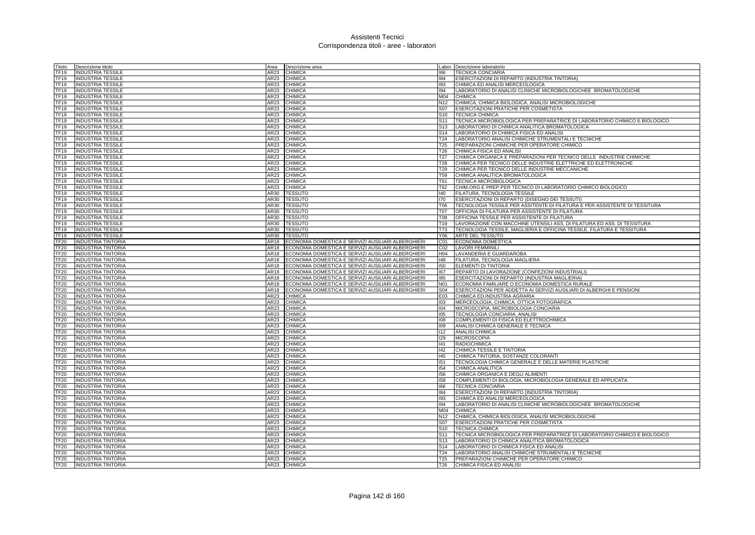# Assistenti Tecnici
## Corrispondenza titoli - aree - laboratori

| Titolo | Descrizione titolo | Area | Descrizione area | Labor. | Descrizione laboratorio |
|---|---|---|---|---|---|
| TF19 | INDUSTRIA TESSILE | AR23 | CHIMICA | I66 | TECNICA CONCIARIA |
| TF19 | INDUSTRIA TESSILE | AR23 | CHIMICA | I84 | ESERCITAZIONI DI REPARTO (INDUSTRIA TINTORIA) |
| TF19 | INDUSTRIA TESSILE | AR23 | CHIMICA | I93 | CHIMICA ED ANALISI MERCEOLOGICA |
| TF19 | INDUSTRIA TESSILE | AR23 | CHIMICA | I94 | LABORATORIO DI ANALISI CLINICHE MICROBIOLOGICHEE BROMATOLOGICHE |
| TF19 | INDUSTRIA TESSILE | AR23 | CHIMICA | M04 | CHIMICA |
| TF19 | INDUSTRIA TESSILE | AR23 | CHIMICA | N12 | CHIMICA, CHIMICA BIOLOGICA, ANALISI MICROBIOLOGICHE |
| TF19 | INDUSTRIA TESSILE | AR23 | CHIMICA | S07 | ESERCITAZIONI PRATICHE PER COSMETISTA |
| TF19 | INDUSTRIA TESSILE | AR23 | CHIMICA | S10 | TECNICA CHIMICA |
| TF19 | INDUSTRIA TESSILE | AR23 | CHIMICA | S11 | TECNICA MICROBIOLOGICA PER PREPARATRICE DI LABORATORIO CHIMICO E BIOLOGICO |
| TF19 | INDUSTRIA TESSILE | AR23 | CHIMICA | S13 | LABORATORIO DI CHIMICA ANALITICA BROMATOLOGICA |
| TF19 | INDUSTRIA TESSILE | AR23 | CHIMICA | S14 | LABORATORIO DI CHIMICA FISICA ED ANALISI |
| TF19 | INDUSTRIA TESSILE | AR23 | CHIMICA | T24 | LABORATORIO ANALISI CHIMICHE STRUMENTALI E TECNICHE |
| TF19 | INDUSTRIA TESSILE | AR23 | CHIMICA | T25 | PREPARAZIONI CHIMICHE PER OPERATORE CHIMICO |
| TF19 | INDUSTRIA TESSILE | AR23 | CHIMICA | T26 | CHIMICA FISICA ED ANALISI |
| TF19 | INDUSTRIA TESSILE | AR23 | CHIMICA | T27 | CHIMICA ORGANICA E PREPARAZIONI PER TECNICO DELLE INDUSTRIE CHIMICHE |
| TF19 | INDUSTRIA TESSILE | AR23 | CHIMICA | T28 | CHIMICA PER TECNICO DELLE INDUSTRIE ELETTRICHE ED ELETTRONICHE |
| TF19 | INDUSTRIA TESSILE | AR23 | CHIMICA | T29 | CHIMICA PER TECNICO DELLE INDUSTRIE MECCANICHE |
| TF19 | INDUSTRIA TESSILE | AR23 | CHIMICA | T59 | CHIMICA ANALITICA BROMATOLOGICA |
| TF19 | INDUSTRIA TESSILE | AR23 | CHIMICA | T61 | TECNICA MICROBIOLOGICA |
| TF19 | INDUSTRIA TESSILE | AR23 | CHIMICA | T62 | CHIM.ORG.E PREP.PER TECNICO DI LABORATORIO CHIMICO BIOLOGICO |
| TF19 | INDUSTRIA TESSILE | AR30 | TESSUTO | I40 | FILATURA, TECNOLOGIA TESSILE |
| TF19 | INDUSTRIA TESSILE | AR30 | TESSUTO | I70 | ESERCITAZIONI DI REPARTO (DISEGNO DEI TESSUTI) |
| TF19 | INDUSTRIA TESSILE | AR30 | TESSUTO | T06 | TECNOLOGIA TESSILE PER ASSITENTE DI FILATURA E PER ASSISTENTE DI TESSITURA |
| TF19 | INDUSTRIA TESSILE | AR30 | TESSUTO | T07 | OFFICINA DI FILATURA PER ASSISTENTE DI FILATURA |
| TF19 | INDUSTRIA TESSILE | AR30 | TESSUTO | T08 | OFFICINA TESSILE PER ASSISTENTE DI FILATURA |
| TF19 | INDUSTRIA TESSILE | AR30 | TESSUTO | T19 | LAVORAZIONE CON MACCHINE UTENSILI ASS. DI FILATURA ED ASS. DI TESSITURA |
| TF19 | INDUSTRIA TESSILE | AR30 | TESSUTO | T73 | TECNOLOGIA TESSILE, MAGLIERIA E OFFICINA TESSILE, FILATURA E TESSITURA |
| TF19 | INDUSTRIA TESSILE | AR30 | TESSUTO | Y06 | ARTE DEL TESSUTO |
| TF20 | INDUSTRIA TINTORIA | AR18 | ECONOMIA DOMESTICA E SERVIZI AUSILIARI ALBERGHIERI | C01 | ECONOMIA DOMESTICA |
| TF20 | INDUSTRIA TINTORIA | AR18 | ECONOMIA DOMESTICA E SERVIZI AUSILIARI ALBERGHIERI | C02 | LAVORI FEMMINILI |
| TF20 | INDUSTRIA TINTORIA | AR18 | ECONOMIA DOMESTICA E SERVIZI AUSILIARI ALBERGHIERI | H04 | LAVANDERIA E GUARDAROBA |
| TF20 | INDUSTRIA TINTORIA | AR18 | ECONOMIA DOMESTICA E SERVIZI AUSILIARI ALBERGHIERI | I48 | FILATURA, TECNOLOGIA MAGLIERA |
| TF20 | INDUSTRIA TINTORIA | AR18 | ECONOMIA DOMESTICA E SERVIZI AUSILIARI ALBERGHIERI | I50 | ELEMENTI DI TINTORIA |
| TF20 | INDUSTRIA TINTORIA | AR18 | ECONOMIA DOMESTICA E SERVIZI AUSILIARI ALBERGHIERI | I67 | REPARTO DI LAVORAZIONE (CONFEZIONI INDUSTRIALI) |
| TF20 | INDUSTRIA TINTORIA | AR18 | ECONOMIA DOMESTICA E SERVIZI AUSILIARI ALBERGHIERI | I85 | ESERCITAZIONI DI REPARTO (INDUSTRIA MAGLIERIA) |
| TF20 | INDUSTRIA TINTORIA | AR18 | ECONOMIA DOMESTICA E SERVIZI AUSILIARI ALBERGHIERI | N01 | ECONOMIA FAMILIARE O ECONOMIA DOMESTICA RURALE |
| TF20 | INDUSTRIA TINTORIA | AR18 | ECONOMIA DOMESTICA E SERVIZI AUSILIARI ALBERGHIERI | S04 | ESERCITAZIONI PER ADDETTA AI SERVIZI AUSILIARI DI ALBERGHI E PENSIONI |
| TF20 | INDUSTRIA TINTORIA | AR23 | CHIMICA | E03 | CHIMICA ED INDUSTRIA AGRARIA |
| TF20 | INDUSTRIA TINTORIA | AR23 | CHIMICA | I03 | MERCEOLOGIA, CHIMICA, OTTICA FOTOGRAFICA |
| TF20 | INDUSTRIA TINTORIA | AR23 | CHIMICA | I04 | MICROSCOPIA, MICROBIOLOGIA CONCIARIA |
| TF20 | INDUSTRIA TINTORIA | AR23 | CHIMICA | I05 | TECNOLOGIA CONCIARIA, ANALISI |
| TF20 | INDUSTRIA TINTORIA | AR23 | CHIMICA | I08 | COMPLEMENTI DI FISICA ED ELETTROCHIMICA |
| TF20 | INDUSTRIA TINTORIA | AR23 | CHIMICA | I09 | ANALISI CHIMICA GENERALE E TECNICA |
| TF20 | INDUSTRIA TINTORIA | AR23 | CHIMICA | I12 | ANALISI CHIMICA |
| TF20 | INDUSTRIA TINTORIA | AR23 | CHIMICA | I29 | MICROSCOPIA |
| TF20 | INDUSTRIA TINTORIA | AR23 | CHIMICA | I41 | RADIOCHIMICA |
| TF20 | INDUSTRIA TINTORIA | AR23 | CHIMICA | I42 | CHIMICA TESSILE E TINTORIA |
| TF20 | INDUSTRIA TINTORIA | AR23 | CHIMICA | I45 | CHIMICA TINTORIA, SOSTANZE COLORANTI |
| TF20 | INDUSTRIA TINTORIA | AR23 | CHIMICA | I51 | TECNOLOGIA CHIMICA GENERALE E DELLE MATERIE PLASTICHE |
| TF20 | INDUSTRIA TINTORIA | AR23 | CHIMICA | I54 | CHIMICA ANALITICA |
| TF20 | INDUSTRIA TINTORIA | AR23 | CHIMICA | I56 | CHIMICA ORGANICA E DEGLI ALIMENTI |
| TF20 | INDUSTRIA TINTORIA | AR23 | CHIMICA | I58 | COMPLEMENTI DI BIOLOGIA, MICROBIOLOGIA GENERALE ED APPLICATA |
| TF20 | INDUSTRIA TINTORIA | AR23 | CHIMICA | I66 | TECNICA CONCIARIA |
| TF20 | INDUSTRIA TINTORIA | AR23 | CHIMICA | I84 | ESERCITAZIONI DI REPARTO (INDUSTRIA TINTORIA) |
| TF20 | INDUSTRIA TINTORIA | AR23 | CHIMICA | I93 | CHIMICA ED ANALISI MERCEOLOGICA |
| TF20 | INDUSTRIA TINTORIA | AR23 | CHIMICA | I94 | LABORATORIO DI ANALISI CLINICHE MICROBIOLOGICHEE BROMATOLOGICHE |
| TF20 | INDUSTRIA TINTORIA | AR23 | CHIMICA | M04 | CHIMICA |
| TF20 | INDUSTRIA TINTORIA | AR23 | CHIMICA | N12 | CHIMICA, CHIMICA BIOLOGICA, ANALISI MICROBIOLOGICHE |
| TF20 | INDUSTRIA TINTORIA | AR23 | CHIMICA | S07 | ESERCITAZIONI PRATICHE PER COSMETISTA |
| TF20 | INDUSTRIA TINTORIA | AR23 | CHIMICA | S10 | TECNICA CHIMICA |
| TF20 | INDUSTRIA TINTORIA | AR23 | CHIMICA | S11 | TECNICA MICROBIOLOGICA PER PREPARATRICE DI LABORATORIO CHIMICO E BIOLOGICO |
| TF20 | INDUSTRIA TINTORIA | AR23 | CHIMICA | S13 | LABORATORIO DI CHIMICA ANALITICA BROMATOLOGICA |
| TF20 | INDUSTRIA TINTORIA | AR23 | CHIMICA | S14 | LABORATORIO DI CHIMICA FISICA ED ANALISI |
| TF20 | INDUSTRIA TINTORIA | AR23 | CHIMICA | T24 | LABORATORIO ANALISI CHIMICHE STRUMENTALI E TECNICHE |
| TF20 | INDUSTRIA TINTORIA | AR23 | CHIMICA | T25 | PREPARAZIONI CHIMICHE PER OPERATORE CHIMICO |
| TF20 | INDUSTRIA TINTORIA | AR23 | CHIMICA | T26 | CHIMICA FISICA ED ANALISI |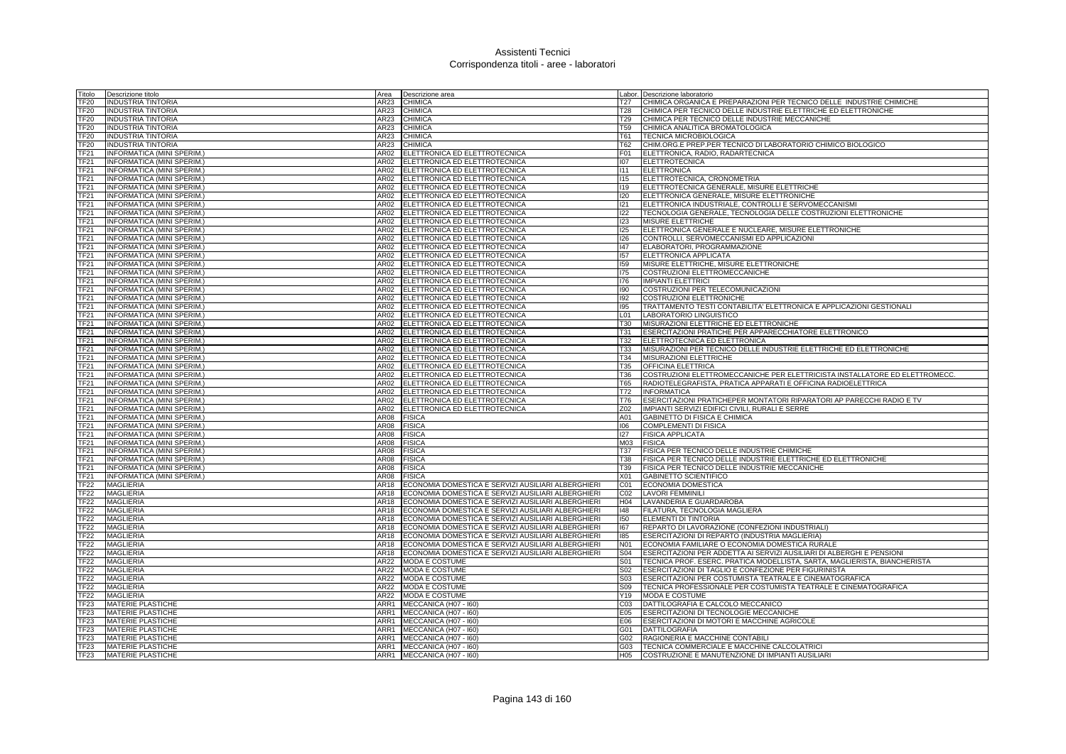# Assistenti Tecnici
## Corrispondenza titoli - aree - laboratori

| Titolo | Descrizione titolo | Area | Descrizione area | Labor. | Descrizione laboratorio |
|---|---|---|---|---|---|
| TF20 | INDUSTRIA TINTORIA | AR23 | CHIMICA | T27 | CHIMICA ORGANICA E PREPARAZIONI PER TECNICO DELLE INDUSTRIE CHIMICHE |
| TF20 | INDUSTRIA TINTORIA | AR23 | CHIMICA | T28 | CHIMICA PER TECNICO DELLE INDUSTRIE ELETTRICHE ED ELETTRONICHE |
| TF20 | INDUSTRIA TINTORIA | AR23 | CHIMICA | T29 | CHIMICA PER TECNICO DELLE INDUSTRIE MECCANICHE |
| TF20 | INDUSTRIA TINTORIA | AR23 | CHIMICA | T59 | CHIMICA ANALITICA BROMATOLOGICA |
| TF20 | INDUSTRIA TINTORIA | AR23 | CHIMICA | T61 | TECNICA MICROBIOLOGICA |
| TF20 | INDUSTRIA TINTORIA | AR23 | CHIMICA | T62 | CHIM.ORG.E PREP.PER TECNICO DI LABORATORIO CHIMICO BIOLOGICO |
| TF21 | INFORMATICA (MINI SPERIM.) | AR02 | ELETTRONICA ED ELETTROTECNICA | F01 | ELETTRONICA, RADIO, RADARTECNICA |
| TF21 | INFORMATICA (MINI SPERIM.) | AR02 | ELETTRONICA ED ELETTROTECNICA | I07 | ELETTROTECNICA |
| TF21 | INFORMATICA (MINI SPERIM.) | AR02 | ELETTRONICA ED ELETTROTECNICA | I11 | ELETTRONICA |
| TF21 | INFORMATICA (MINI SPERIM.) | AR02 | ELETTRONICA ED ELETTROTECNICA | I15 | ELETTROTECNICA, CRONOMETRIA |
| TF21 | INFORMATICA (MINI SPERIM.) | AR02 | ELETTRONICA ED ELETTROTECNICA | I19 | ELETTROTECNICA GENERALE, MISURE ELETTRICHE |
| TF21 | INFORMATICA (MINI SPERIM.) | AR02 | ELETTRONICA ED ELETTROTECNICA | I20 | ELETTRONICA GENERALE, MISURE ELETTRONICHE |
| TF21 | INFORMATICA (MINI SPERIM.) | AR02 | ELETTRONICA ED ELETTROTECNICA | I21 | ELETTRONICA INDUSTRIALE, CONTROLLI E SERVOMECCANISMI |
| TF21 | INFORMATICA (MINI SPERIM.) | AR02 | ELETTRONICA ED ELETTROTECNICA | I22 | TECNOLOGIA GENERALE, TECNOLOGIA DELLE COSTRUZIONI ELETTRONICHE |
| TF21 | INFORMATICA (MINI SPERIM.) | AR02 | ELETTRONICA ED ELETTROTECNICA | I23 | MISURE ELETTRICHE |
| TF21 | INFORMATICA (MINI SPERIM.) | AR02 | ELETTRONICA ED ELETTROTECNICA | I25 | ELETTRONICA GENERALE E NUCLEARE, MISURE ELETTRONICHE |
| TF21 | INFORMATICA (MINI SPERIM.) | AR02 | ELETTRONICA ED ELETTROTECNICA | I26 | CONTROLLI, SERVOMECCANISMI ED APPLICAZIONI |
| TF21 | INFORMATICA (MINI SPERIM.) | AR02 | ELETTRONICA ED ELETTROTECNICA | I47 | ELABORATORI, PROGRAMMAZIONE |
| TF21 | INFORMATICA (MINI SPERIM.) | AR02 | ELETTRONICA ED ELETTROTECNICA | I57 | ELETTRONICA APPLICATA |
| TF21 | INFORMATICA (MINI SPERIM.) | AR02 | ELETTRONICA ED ELETTROTECNICA | I59 | MISURE ELETTRICHE, MISURE ELETTRONICHE |
| TF21 | INFORMATICA (MINI SPERIM.) | AR02 | ELETTRONICA ED ELETTROTECNICA | I75 | COSTRUZIONI ELETTROMECCANICHE |
| TF21 | INFORMATICA (MINI SPERIM.) | AR02 | ELETTRONICA ED ELETTROTECNICA | I76 | IMPIANTI ELETTRICI |
| TF21 | INFORMATICA (MINI SPERIM.) | AR02 | ELETTRONICA ED ELETTROTECNICA | I90 | COSTRUZIONI PER TELECOMUNICAZIONI |
| TF21 | INFORMATICA (MINI SPERIM.) | AR02 | ELETTRONICA ED ELETTROTECNICA | I92 | COSTRUZIONI ELETTRONICHE |
| TF21 | INFORMATICA (MINI SPERIM.) | AR02 | ELETTRONICA ED ELETTROTECNICA | I95 | TRATTAMENTO TESTI CONTABILITA' ELETTRONICA E APPLICAZIONI GESTIONALI |
| TF21 | INFORMATICA (MINI SPERIM.) | AR02 | ELETTRONICA ED ELETTROTECNICA | L01 | LABORATORIO LINGUISTICO |
| TF21 | INFORMATICA (MINI SPERIM.) | AR02 | ELETTRONICA ED ELETTROTECNICA | T30 | MISURAZIONI ELETTRICHE ED ELETTRONICHE |
| TF21 | INFORMATICA (MINI SPERIM.) | AR02 | ELETTRONICA ED ELETTROTECNICA | T31 | ESERCITAZIONI PRATICHE PER APPARECCHIATORE ELETTRONICO |
| TF21 | INFORMATICA (MINI SPERIM.) | AR02 | ELETTRONICA ED ELETTROTECNICA | T32 | ELETTROTECNICA ED ELETTRONICA |
| TF21 | INFORMATICA (MINI SPERIM.) | AR02 | ELETTRONICA ED ELETTROTECNICA | T33 | MISURAZIONI PER TECNICO DELLE INDUSTRIE ELETTRICHE ED ELETTRONICHE |
| TF21 | INFORMATICA (MINI SPERIM.) | AR02 | ELETTRONICA ED ELETTROTECNICA | T34 | MISURAZIONI ELETTRICHE |
| TF21 | INFORMATICA (MINI SPERIM.) | AR02 | ELETTRONICA ED ELETTROTECNICA | T35 | OFFICINA ELETTRICA |
| TF21 | INFORMATICA (MINI SPERIM.) | AR02 | ELETTRONICA ED ELETTROTECNICA | T36 | COSTRUZIONI ELETTROMECCANICHE PER ELETTRICISTA INSTALLATORE ED ELETTROMECC. |
| TF21 | INFORMATICA (MINI SPERIM.) | AR02 | ELETTRONICA ED ELETTROTECNICA | T65 | RADIOTELEGRAFISTA, PRATICA APPARATI E OFFICINA RADIOELETTRICA |
| TF21 | INFORMATICA (MINI SPERIM.) | AR02 | ELETTRONICA ED ELETTROTECNICA | T72 | INFORMATICA |
| TF21 | INFORMATICA (MINI SPERIM.) | AR02 | ELETTRONICA ED ELETTROTECNICA | T76 | ESERCITAZIONI PRATICHEPER MONTATORI RIPARATORI AP PARECCHI RADIO E TV |
| TF21 | INFORMATICA (MINI SPERIM.) | AR02 | ELETTRONICA ED ELETTROTECNICA | Z02 | IMPIANTI SERVIZI EDIFICI CIVILI, RURALI E SERRE |
| TF21 | INFORMATICA (MINI SPERIM.) | AR08 | FISICA | A01 | GABINETTO DI FISICA E CHIMICA |
| TF21 | INFORMATICA (MINI SPERIM.) | AR08 | FISICA | I06 | COMPLEMENTI DI FISICA |
| TF21 | INFORMATICA (MINI SPERIM.) | AR08 | FISICA | I27 | FISICA APPLICATA |
| TF21 | INFORMATICA (MINI SPERIM.) | AR08 | FISICA | M03 | FISICA |
| TF21 | INFORMATICA (MINI SPERIM.) | AR08 | FISICA | T37 | FISICA PER TECNICO DELLE INDUSTRIE CHIMICHE |
| TF21 | INFORMATICA (MINI SPERIM.) | AR08 | FISICA | T38 | FISICA PER TECNICO DELLE INDUSTRIE ELETTRICHE ED ELETTRONICHE |
| TF21 | INFORMATICA (MINI SPERIM.) | AR08 | FISICA | T39 | FISICA PER TECNICO DELLE INDUSTRIE MECCANICHE |
| TF21 | INFORMATICA (MINI SPERIM.) | AR08 | FISICA | X01 | GABINETTO SCIENTIFICO |
| TF22 | MAGLIERIA | AR18 | ECONOMIA DOMESTICA E SERVIZI AUSILIARI ALBERGHIERI | C01 | ECONOMIA DOMESTICA |
| TF22 | MAGLIERIA | AR18 | ECONOMIA DOMESTICA E SERVIZI AUSILIARI ALBERGHIERI | C02 | LAVORI FEMMINILI |
| TF22 | MAGLIERIA | AR18 | ECONOMIA DOMESTICA E SERVIZI AUSILIARI ALBERGHIERI | H04 | LAVANDERIA E GUARDAROBA |
| TF22 | MAGLIERIA | AR18 | ECONOMIA DOMESTICA E SERVIZI AUSILIARI ALBERGHIERI | I48 | FILATURA, TECNOLOGIA MAGLIERA |
| TF22 | MAGLIERIA | AR18 | ECONOMIA DOMESTICA E SERVIZI AUSILIARI ALBERGHIERI | I50 | ELEMENTI DI TINTORIA |
| TF22 | MAGLIERIA | AR18 | ECONOMIA DOMESTICA E SERVIZI AUSILIARI ALBERGHIERI | I67 | REPARTO DI LAVORAZIONE (CONFEZIONI INDUSTRIALI) |
| TF22 | MAGLIERIA | AR18 | ECONOMIA DOMESTICA E SERVIZI AUSILIARI ALBERGHIERI | I85 | ESERCITAZIONI DI REPARTO (INDUSTRIA MAGLIERIA) |
| TF22 | MAGLIERIA | AR18 | ECONOMIA DOMESTICA E SERVIZI AUSILIARI ALBERGHIERI | N01 | ECONOMIA FAMILIARE O ECONOMIA DOMESTICA RURALE |
| TF22 | MAGLIERIA | AR18 | ECONOMIA DOMESTICA E SERVIZI AUSILIARI ALBERGHIERI | S04 | ESERCITAZIONI PER ADDETTA AI SERVIZI AUSILIARI DI ALBERGHI E PENSIONI |
| TF22 | MAGLIERIA | AR22 | MODA E COSTUME | S01 | TECNICA PROF. ESERC. PRATICA MODELLISTA, SARTA, MAGLIERISTA, BIANCHERISTA |
| TF22 | MAGLIERIA | AR22 | MODA E COSTUME | S02 | ESERCITAZIONI DI TAGLIO E CONFEZIONE PER FIGURINISTA |
| TF22 | MAGLIERIA | AR22 | MODA E COSTUME | S03 | ESERCITAZIONI PER COSTUMISTA TEATRALE E CINEMATOGRAFICA |
| TF22 | MAGLIERIA | AR22 | MODA E COSTUME | S09 | TECNICA PROFESSIONALE PER COSTUMISTA TEATRALE E CINEMATOGRAFICA |
| TF22 | MAGLIERIA | AR22 | MODA E COSTUME | Y19 | MODA E COSTUME |
| TF23 | MATERIE PLASTICHE | ARR1 | MECCANICA (H07 - I60) | C03 | DATTILOGRAFIA E CALCOLO MECCANICO |
| TF23 | MATERIE PLASTICHE | ARR1 | MECCANICA (H07 - I60) | E05 | ESERCITAZIONI DI TECNOLOGIE MECCANICHE |
| TF23 | MATERIE PLASTICHE | ARR1 | MECCANICA (H07 - I60) | E06 | ESERCITAZIONI DI MOTORI E MACCHINE AGRICOLE |
| TF23 | MATERIE PLASTICHE | ARR1 | MECCANICA (H07 - I60) | G01 | DATTILOGRAFIA |
| TF23 | MATERIE PLASTICHE | ARR1 | MECCANICA (H07 - I60) | G02 | RAGIONERIA E MACCHINE CONTABILI |
| TF23 | MATERIE PLASTICHE | ARR1 | MECCANICA (H07 - I60) | G03 | TECNICA COMMERCIALE E MACCHINE CALCOLATRICI |
| TF23 | MATERIE PLASTICHE | ARR1 | MECCANICA (H07 - I60) | H05 | COSTRUZIONE E MANUTENZIONE DI IMPIANTI AUSILIARI |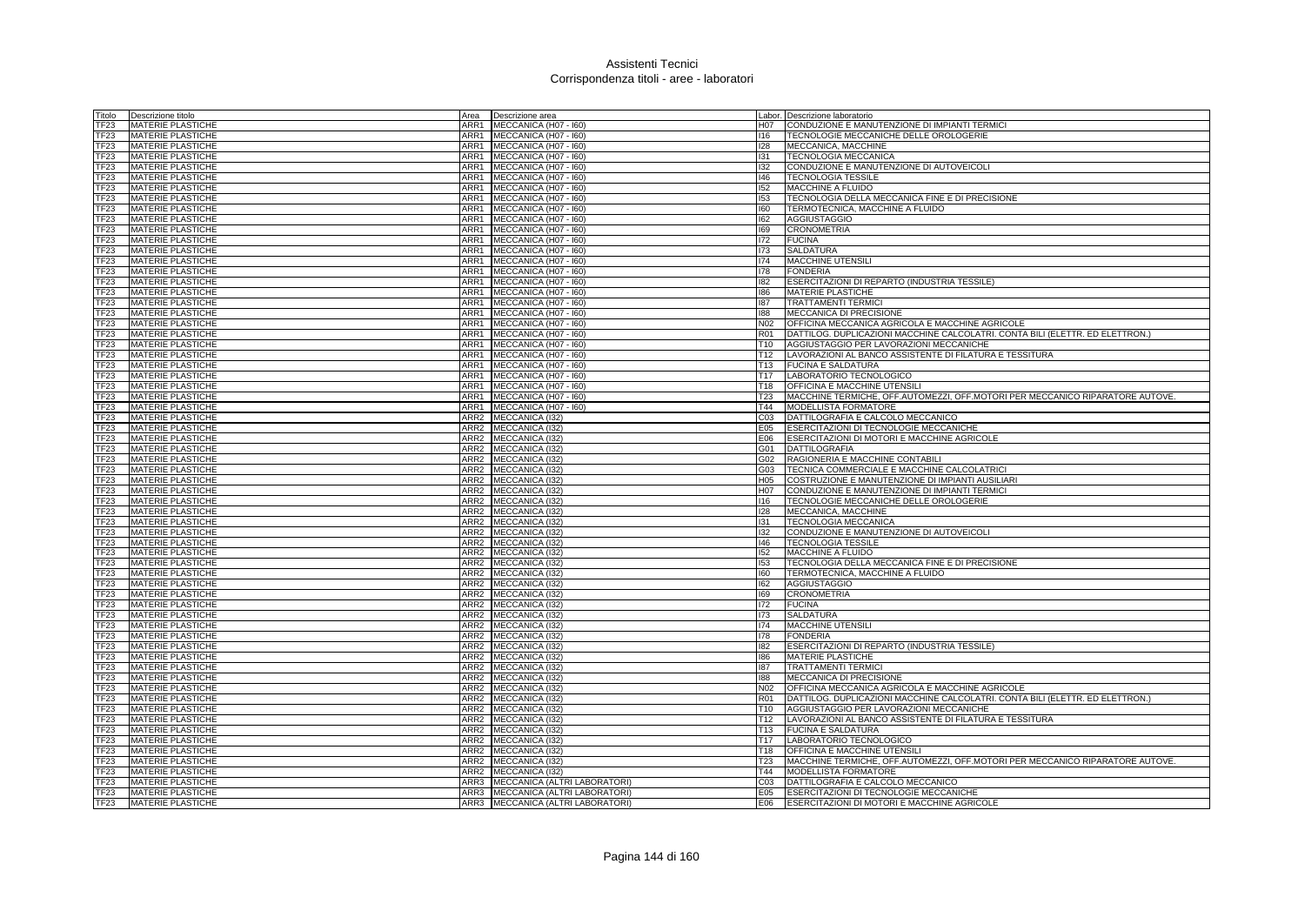# Assistenti Tecnici
## Corrispondenza titoli - aree - laboratori

| Titolo | Descrizione titolo | Area | Descrizione area | Labor. | Descrizione laboratorio |
|---|---|---|---|---|---|
| TF23 | MATERIE PLASTICHE | ARR1 | MECCANICA (H07 - I60) | H07 | CONDUZIONE E MANUTENZIONE DI IMPIANTI TERMICI |
| TF23 | MATERIE PLASTICHE | ARR1 | MECCANICA (H07 - I60) | I16 | TECNOLOGIE MECCANICHE DELLE OROLOGERIE |
| TF23 | MATERIE PLASTICHE | ARR1 | MECCANICA (H07 - I60) | I28 | MECCANICA, MACCHINE |
| TF23 | MATERIE PLASTICHE | ARR1 | MECCANICA (H07 - I60) | I31 | TECNOLOGIA MECCANICA |
| TF23 | MATERIE PLASTICHE | ARR1 | MECCANICA (H07 - I60) | I32 | CONDUZIONE E MANUTENZIONE DI AUTOVEICOLI |
| TF23 | MATERIE PLASTICHE | ARR1 | MECCANICA (H07 - I60) | I46 | TECNOLOGIA TESSILE |
| TF23 | MATERIE PLASTICHE | ARR1 | MECCANICA (H07 - I60) | I52 | MACCHINE A FLUIDO |
| TF23 | MATERIE PLASTICHE | ARR1 | MECCANICA (H07 - I60) | I53 | TECNOLOGIA DELLA MECCANICA FINE E DI PRECISIONE |
| TF23 | MATERIE PLASTICHE | ARR1 | MECCANICA (H07 - I60) | I60 | TERMOTECNICA, MACCHINE A FLUIDO |
| TF23 | MATERIE PLASTICHE | ARR1 | MECCANICA (H07 - I60) | I62 | AGGIUSTAGGIO |
| TF23 | MATERIE PLASTICHE | ARR1 | MECCANICA (H07 - I60) | I69 | CRONOMETRIA |
| TF23 | MATERIE PLASTICHE | ARR1 | MECCANICA (H07 - I60) | I72 | FUCINA |
| TF23 | MATERIE PLASTICHE | ARR1 | MECCANICA (H07 - I60) | I73 | SALDATURA |
| TF23 | MATERIE PLASTICHE | ARR1 | MECCANICA (H07 - I60) | I74 | MACCHINE UTENSILI |
| TF23 | MATERIE PLASTICHE | ARR1 | MECCANICA (H07 - I60) | I78 | FONDERIA |
| TF23 | MATERIE PLASTICHE | ARR1 | MECCANICA (H07 - I60) | I82 | ESERCITAZIONI DI REPARTO (INDUSTRIA TESSILE) |
| TF23 | MATERIE PLASTICHE | ARR1 | MECCANICA (H07 - I60) | I86 | MATERIE PLASTICHE |
| TF23 | MATERIE PLASTICHE | ARR1 | MECCANICA (H07 - I60) | I87 | TRATTAMENTI TERMICI |
| TF23 | MATERIE PLASTICHE | ARR1 | MECCANICA (H07 - I60) | I88 | MECCANICA DI PRECISIONE |
| TF23 | MATERIE PLASTICHE | ARR1 | MECCANICA (H07 - I60) | N02 | OFFICINA MECCANICA AGRICOLA E MACCHINE AGRICOLE |
| TF23 | MATERIE PLASTICHE | ARR1 | MECCANICA (H07 - I60) | R01 | DATTILOG. DUPLICAZIONI MACCHINE CALCOLATRI. CONTA BILI (ELETTR. ED ELETTRON.) |
| TF23 | MATERIE PLASTICHE | ARR1 | MECCANICA (H07 - I60) | T10 | AGGIUSTAGGIO PER LAVORAZIONI MECCANICHE |
| TF23 | MATERIE PLASTICHE | ARR1 | MECCANICA (H07 - I60) | T12 | LAVORAZIONI AL BANCO ASSISTENTE DI FILATURA E TESSITURA |
| TF23 | MATERIE PLASTICHE | ARR1 | MECCANICA (H07 - I60) | T13 | FUCINA E SALDATURA |
| TF23 | MATERIE PLASTICHE | ARR1 | MECCANICA (H07 - I60) | T17 | LABORATORIO TECNOLOGICO |
| TF23 | MATERIE PLASTICHE | ARR1 | MECCANICA (H07 - I60) | T18 | OFFICINA E MACCHINE UTENSILI |
| TF23 | MATERIE PLASTICHE | ARR1 | MECCANICA (H07 - I60) | T23 | MACCHINE TERMICHE, OFF.AUTOMEZZI, OFF.MOTORI PER MECCANICO RIPARATORE AUTOVE. |
| TF23 | MATERIE PLASTICHE | ARR1 | MECCANICA (H07 - I60) | T44 | MODELLISTA FORMATORE |
| TF23 | MATERIE PLASTICHE | ARR2 | MECCANICA (I32) | C03 | DATTILOGRAFIA E CALCOLO MECCANICO |
| TF23 | MATERIE PLASTICHE | ARR2 | MECCANICA (I32) | E05 | ESERCITAZIONI DI TECNOLOGIE MECCANICHE |
| TF23 | MATERIE PLASTICHE | ARR2 | MECCANICA (I32) | E06 | ESERCITAZIONI DI MOTORI E MACCHINE AGRICOLE |
| TF23 | MATERIE PLASTICHE | ARR2 | MECCANICA (I32) | G01 | DATTILOGRAFIA |
| TF23 | MATERIE PLASTICHE | ARR2 | MECCANICA (I32) | G02 | RAGIONERIA E MACCHINE CONTABILI |
| TF23 | MATERIE PLASTICHE | ARR2 | MECCANICA (I32) | G03 | TECNICA COMMERCIALE E MACCHINE CALCOLATRICI |
| TF23 | MATERIE PLASTICHE | ARR2 | MECCANICA (I32) | H05 | COSTRUZIONE E MANUTENZIONE DI IMPIANTI AUSILIARI |
| TF23 | MATERIE PLASTICHE | ARR2 | MECCANICA (I32) | H07 | CONDUZIONE E MANUTENZIONE DI IMPIANTI TERMICI |
| TF23 | MATERIE PLASTICHE | ARR2 | MECCANICA (I32) | I16 | TECNOLOGIE MECCANICHE DELLE OROLOGERIE |
| TF23 | MATERIE PLASTICHE | ARR2 | MECCANICA (I32) | I28 | MECCANICA, MACCHINE |
| TF23 | MATERIE PLASTICHE | ARR2 | MECCANICA (I32) | I31 | TECNOLOGIA MECCANICA |
| TF23 | MATERIE PLASTICHE | ARR2 | MECCANICA (I32) | I32 | CONDUZIONE E MANUTENZIONE DI AUTOVEICOLI |
| TF23 | MATERIE PLASTICHE | ARR2 | MECCANICA (I32) | I46 | TECNOLOGIA TESSILE |
| TF23 | MATERIE PLASTICHE | ARR2 | MECCANICA (I32) | I52 | MACCHINE A FLUIDO |
| TF23 | MATERIE PLASTICHE | ARR2 | MECCANICA (I32) | I53 | TECNOLOGIA DELLA MECCANICA FINE E DI PRECISIONE |
| TF23 | MATERIE PLASTICHE | ARR2 | MECCANICA (I32) | I60 | TERMOTECNICA, MACCHINE A FLUIDO |
| TF23 | MATERIE PLASTICHE | ARR2 | MECCANICA (I32) | I62 | AGGIUSTAGGIO |
| TF23 | MATERIE PLASTICHE | ARR2 | MECCANICA (I32) | I69 | CRONOMETRIA |
| TF23 | MATERIE PLASTICHE | ARR2 | MECCANICA (I32) | I72 | FUCINA |
| TF23 | MATERIE PLASTICHE | ARR2 | MECCANICA (I32) | I73 | SALDATURA |
| TF23 | MATERIE PLASTICHE | ARR2 | MECCANICA (I32) | I74 | MACCHINE UTENSILI |
| TF23 | MATERIE PLASTICHE | ARR2 | MECCANICA (I32) | I78 | FONDERIA |
| TF23 | MATERIE PLASTICHE | ARR2 | MECCANICA (I32) | I82 | ESERCITAZIONI DI REPARTO (INDUSTRIA TESSILE) |
| TF23 | MATERIE PLASTICHE | ARR2 | MECCANICA (I32) | I86 | MATERIE PLASTICHE |
| TF23 | MATERIE PLASTICHE | ARR2 | MECCANICA (I32) | I87 | TRATTAMENTI TERMICI |
| TF23 | MATERIE PLASTICHE | ARR2 | MECCANICA (I32) | I88 | MECCANICA DI PRECISIONE |
| TF23 | MATERIE PLASTICHE | ARR2 | MECCANICA (I32) | N02 | OFFICINA MECCANICA AGRICOLA E MACCHINE AGRICOLE |
| TF23 | MATERIE PLASTICHE | ARR2 | MECCANICA (I32) | R01 | DATTILOG. DUPLICAZIONI MACCHINE CALCOLATRI. CONTA BILI (ELETTR. ED ELETTRON.) |
| TF23 | MATERIE PLASTICHE | ARR2 | MECCANICA (I32) | T10 | AGGIUSTAGGIO PER LAVORAZIONI MECCANICHE |
| TF23 | MATERIE PLASTICHE | ARR2 | MECCANICA (I32) | T12 | LAVORAZIONI AL BANCO ASSISTENTE DI FILATURA E TESSITURA |
| TF23 | MATERIE PLASTICHE | ARR2 | MECCANICA (I32) | T13 | FUCINA E SALDATURA |
| TF23 | MATERIE PLASTICHE | ARR2 | MECCANICA (I32) | T17 | LABORATORIO TECNOLOGICO |
| TF23 | MATERIE PLASTICHE | ARR2 | MECCANICA (I32) | T18 | OFFICINA E MACCHINE UTENSILI |
| TF23 | MATERIE PLASTICHE | ARR2 | MECCANICA (I32) | T23 | MACCHINE TERMICHE, OFF.AUTOMEZZI, OFF.MOTORI PER MECCANICO RIPARATORE AUTOVE. |
| TF23 | MATERIE PLASTICHE | ARR2 | MECCANICA (I32) | T44 | MODELLISTA FORMATORE |
| TF23 | MATERIE PLASTICHE | ARR3 | MECCANICA (ALTRI LABORATORI) | C03 | DATTILOGRAFIA E CALCOLO MECCANICO |
| TF23 | MATERIE PLASTICHE | ARR3 | MECCANICA (ALTRI LABORATORI) | E05 | ESERCITAZIONI DI TECNOLOGIE MECCANICHE |
| TF23 | MATERIE PLASTICHE | ARR3 | MECCANICA (ALTRI LABORATORI) | E06 | ESERCITAZIONI DI MOTORI E MACCHINE AGRICOLE |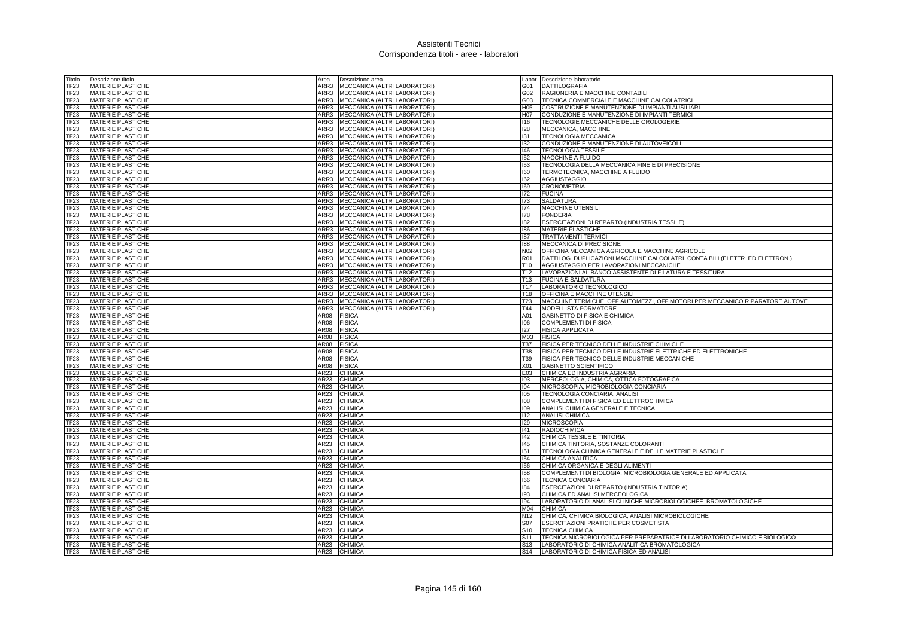# Assistenti Tecnici
## Corrispondenza titoli - aree - laboratori

| Titolo | Descrizione titolo | Area | Descrizione area | Labor. | Descrizione laboratorio |
|---|---|---|---|---|---|
| TF23 | MATERIE PLASTICHE | ARR3 | MECCANICA (ALTRI LABORATORI) | G01 | DATTILOGRAFIA |
| TF23 | MATERIE PLASTICHE | ARR3 | MECCANICA (ALTRI LABORATORI) | G02 | RAGIONERIA E MACCHINE CONTABILI |
| TF23 | MATERIE PLASTICHE | ARR3 | MECCANICA (ALTRI LABORATORI) | G03 | TECNICA COMMERCIALE E MACCHINE CALCOLATRICI |
| TF23 | MATERIE PLASTICHE | ARR3 | MECCANICA (ALTRI LABORATORI) | H05 | COSTRUZIONE E MANUTENZIONE DI IMPIANTI AUSILIARI |
| TF23 | MATERIE PLASTICHE | ARR3 | MECCANICA (ALTRI LABORATORI) | H07 | CONDUZIONE E MANUTENZIONE DI IMPIANTI TERMICI |
| TF23 | MATERIE PLASTICHE | ARR3 | MECCANICA (ALTRI LABORATORI) | I16 | TECNOLOGIE MECCANICHE DELLE OROLOGERIE |
| TF23 | MATERIE PLASTICHE | ARR3 | MECCANICA (ALTRI LABORATORI) | I28 | MECCANICA, MACCHINE |
| TF23 | MATERIE PLASTICHE | ARR3 | MECCANICA (ALTRI LABORATORI) | I31 | TECNOLOGIA MECCANICA |
| TF23 | MATERIE PLASTICHE | ARR3 | MECCANICA (ALTRI LABORATORI) | I32 | CONDUZIONE E MANUTENZIONE DI AUTOVEICOLI |
| TF23 | MATERIE PLASTICHE | ARR3 | MECCANICA (ALTRI LABORATORI) | I46 | TECNOLOGIA TESSILE |
| TF23 | MATERIE PLASTICHE | ARR3 | MECCANICA (ALTRI LABORATORI) | I52 | MACCHINE A FLUIDO |
| TF23 | MATERIE PLASTICHE | ARR3 | MECCANICA (ALTRI LABORATORI) | I53 | TECNOLOGIA DELLA MECCANICA FINE E DI PRECISIONE |
| TF23 | MATERIE PLASTICHE | ARR3 | MECCANICA (ALTRI LABORATORI) | I60 | TERMOTECNICA, MACCHINE A FLUIDO |
| TF23 | MATERIE PLASTICHE | ARR3 | MECCANICA (ALTRI LABORATORI) | I62 | AGGIUSTAGGIO |
| TF23 | MATERIE PLASTICHE | ARR3 | MECCANICA (ALTRI LABORATORI) | I69 | CRONOMETRIA |
| TF23 | MATERIE PLASTICHE | ARR3 | MECCANICA (ALTRI LABORATORI) | I72 | FUCINA |
| TF23 | MATERIE PLASTICHE | ARR3 | MECCANICA (ALTRI LABORATORI) | I73 | SALDATURA |
| TF23 | MATERIE PLASTICHE | ARR3 | MECCANICA (ALTRI LABORATORI) | I74 | MACCHINE UTENSILI |
| TF23 | MATERIE PLASTICHE | ARR3 | MECCANICA (ALTRI LABORATORI) | I78 | FONDERIA |
| TF23 | MATERIE PLASTICHE | ARR3 | MECCANICA (ALTRI LABORATORI) | I82 | ESERCITAZIONI DI REPARTO (INDUSTRIA TESSILE) |
| TF23 | MATERIE PLASTICHE | ARR3 | MECCANICA (ALTRI LABORATORI) | I86 | MATERIE PLASTICHE |
| TF23 | MATERIE PLASTICHE | ARR3 | MECCANICA (ALTRI LABORATORI) | I87 | TRATTAMENTI TERMICI |
| TF23 | MATERIE PLASTICHE | ARR3 | MECCANICA (ALTRI LABORATORI) | I88 | MECCANICA DI PRECISIONE |
| TF23 | MATERIE PLASTICHE | ARR3 | MECCANICA (ALTRI LABORATORI) | N02 | OFFICINA MECCANICA AGRICOLA E MACCHINE AGRICOLE |
| TF23 | MATERIE PLASTICHE | ARR3 | MECCANICA (ALTRI LABORATORI) | R01 | DATTILOG. DUPLICAZIONI MACCHINE CALCOLATRI. CONTA BILI (ELETTR. ED ELETTRON.) |
| TF23 | MATERIE PLASTICHE | ARR3 | MECCANICA (ALTRI LABORATORI) | T10 | AGGIUSTAGGIO PER LAVORAZIONI MECCANICHE |
| TF23 | MATERIE PLASTICHE | ARR3 | MECCANICA (ALTRI LABORATORI) | T12 | LAVORAZIONI AL BANCO ASSISTENTE DI FILATURA E TESSITURA |
| TF23 | MATERIE PLASTICHE | ARR3 | MECCANICA (ALTRI LABORATORI) | T13 | FUCINA E SALDATURA |
| TF23 | MATERIE PLASTICHE | ARR3 | MECCANICA (ALTRI LABORATORI) | T17 | LABORATORIO TECNOLOGICO |
| TF23 | MATERIE PLASTICHE | ARR3 | MECCANICA (ALTRI LABORATORI) | T18 | OFFICINA E MACCHINE UTENSILI |
| TF23 | MATERIE PLASTICHE | ARR3 | MECCANICA (ALTRI LABORATORI) | T23 | MACCHINE TERMICHE, OFF.AUTOMEZZI, OFF.MOTORI PER MECCANICO RIPARATORE AUTOVE. |
| TF23 | MATERIE PLASTICHE | ARR3 | MECCANICA (ALTRI LABORATORI) | T44 | MODELLISTA FORMATORE |
| TF23 | MATERIE PLASTICHE | AR08 | FISICA | A01 | GABINETTO DI FISICA E CHIMICA |
| TF23 | MATERIE PLASTICHE | AR08 | FISICA | I06 | COMPLEMENTI DI FISICA |
| TF23 | MATERIE PLASTICHE | AR08 | FISICA | I27 | FISICA APPLICATA |
| TF23 | MATERIE PLASTICHE | AR08 | FISICA | M03 | FISICA |
| TF23 | MATERIE PLASTICHE | AR08 | FISICA | T37 | FISICA PER TECNICO DELLE INDUSTRIE CHIMICHE |
| TF23 | MATERIE PLASTICHE | AR08 | FISICA | T38 | FISICA PER TECNICO DELLE INDUSTRIE ELETTRICHE ED ELETTRONICHE |
| TF23 | MATERIE PLASTICHE | AR08 | FISICA | T39 | FISICA PER TECNICO DELLE INDUSTRIE MECCANICHE |
| TF23 | MATERIE PLASTICHE | AR08 | FISICA | X01 | GABINETTO SCIENTIFICO |
| TF23 | MATERIE PLASTICHE | AR23 | CHIMICA | E03 | CHIMICA ED INDUSTRIA AGRARIA |
| TF23 | MATERIE PLASTICHE | AR23 | CHIMICA | I03 | MERCEOLOGIA, CHIMICA, OTTICA FOTOGRAFICA |
| TF23 | MATERIE PLASTICHE | AR23 | CHIMICA | I04 | MICROSCOPIA, MICROBIOLOGIA CONCIARIA |
| TF23 | MATERIE PLASTICHE | AR23 | CHIMICA | I05 | TECNOLOGIA CONCIARIA, ANALISI |
| TF23 | MATERIE PLASTICHE | AR23 | CHIMICA | I08 | COMPLEMENTI DI FISICA ED ELETTROCHIMICA |
| TF23 | MATERIE PLASTICHE | AR23 | CHIMICA | I09 | ANALISI CHIMICA GENERALE E TECNICA |
| TF23 | MATERIE PLASTICHE | AR23 | CHIMICA | I12 | ANALISI CHIMICA |
| TF23 | MATERIE PLASTICHE | AR23 | CHIMICA | I29 | MICROSCOPIA |
| TF23 | MATERIE PLASTICHE | AR23 | CHIMICA | I41 | RADIOCHIMICA |
| TF23 | MATERIE PLASTICHE | AR23 | CHIMICA | I42 | CHIMICA TESSILE E TINTORIA |
| TF23 | MATERIE PLASTICHE | AR23 | CHIMICA | I45 | CHIMICA TINTORIA, SOSTANZE COLORANTI |
| TF23 | MATERIE PLASTICHE | AR23 | CHIMICA | I51 | TECNOLOGIA CHIMICA GENERALE E DELLE MATERIE PLASTICHE |
| TF23 | MATERIE PLASTICHE | AR23 | CHIMICA | I54 | CHIMICA ANALITICA |
| TF23 | MATERIE PLASTICHE | AR23 | CHIMICA | I56 | CHIMICA ORGANICA E DEGLI ALIMENTI |
| TF23 | MATERIE PLASTICHE | AR23 | CHIMICA | I58 | COMPLEMENTI DI BIOLOGIA, MICROBIOLOGIA GENERALE ED APPLICATA |
| TF23 | MATERIE PLASTICHE | AR23 | CHIMICA | I66 | TECNICA CONCIARIA |
| TF23 | MATERIE PLASTICHE | AR23 | CHIMICA | I84 | ESERCITAZIONI DI REPARTO (INDUSTRIA TINTORIA) |
| TF23 | MATERIE PLASTICHE | AR23 | CHIMICA | I93 | CHIMICA ED ANALISI MERCEOLOGICA |
| TF23 | MATERIE PLASTICHE | AR23 | CHIMICA | I94 | LABORATORIO DI ANALISI CLINICHE MICROBIOLOGICHEE BROMATOLOGICHE |
| TF23 | MATERIE PLASTICHE | AR23 | CHIMICA | M04 | CHIMICA |
| TF23 | MATERIE PLASTICHE | AR23 | CHIMICA | N12 | CHIMICA, CHIMICA BIOLOGICA, ANALISI MICROBIOLOGICHE |
| TF23 | MATERIE PLASTICHE | AR23 | CHIMICA | S07 | ESERCITAZIONI PRATICHE PER COSMETISTA |
| TF23 | MATERIE PLASTICHE | AR23 | CHIMICA | S10 | TECNICA CHIMICA |
| TF23 | MATERIE PLASTICHE | AR23 | CHIMICA | S11 | TECNICA MICROBIOLOGICA PER PREPARATRICE DI LABORATORIO CHIMICO E BIOLOGICO |
| TF23 | MATERIE PLASTICHE | AR23 | CHIMICA | S13 | LABORATORIO DI CHIMICA ANALITICA BROMATOLOGICA |
| TF23 | MATERIE PLASTICHE | AR23 | CHIMICA | S14 | LABORATORIO DI CHIMICA FISICA ED ANALISI |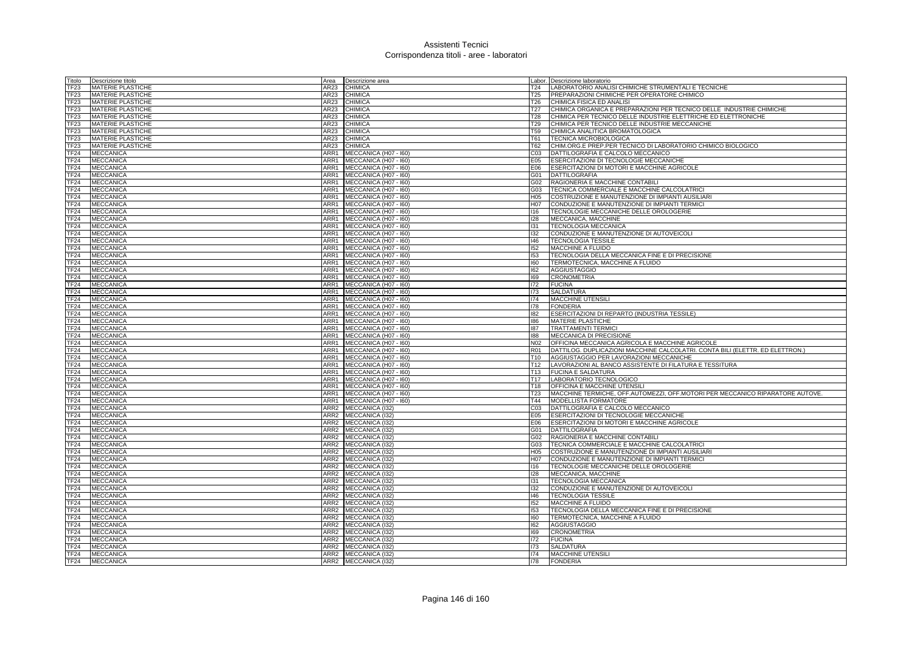# Assistenti Tecnici
## Corrispondenza titoli - aree - laboratori

| Titolo | Descrizione titolo | Area | Descrizione area | Labor. | Descrizione laboratorio |
|---|---|---|---|---|---|
| TF23 | MATERIE PLASTICHE | AR23 | CHIMICA | T24 | LABORATORIO ANALISI CHIMICHE STRUMENTALI E TECNICHE |
| TF23 | MATERIE PLASTICHE | AR23 | CHIMICA | T25 | PREPARAZIONI CHIMICHE PER OPERATORE CHIMICO |
| TF23 | MATERIE PLASTICHE | AR23 | CHIMICA | T26 | CHIMICA FISICA ED ANALISI |
| TF23 | MATERIE PLASTICHE | AR23 | CHIMICA | T27 | CHIMICA ORGANICA E PREPARAZIONI PER TECNICO DELLE INDUSTRIE CHIMICHE |
| TF23 | MATERIE PLASTICHE | AR23 | CHIMICA | T28 | CHIMICA PER TECNICO DELLE INDUSTRIE ELETTRICHE ED ELETTRONICHE |
| TF23 | MATERIE PLASTICHE | AR23 | CHIMICA | T29 | CHIMICA PER TECNICO DELLE INDUSTRIE MECCANICHE |
| TF23 | MATERIE PLASTICHE | AR23 | CHIMICA | T59 | CHIMICA ANALITICA BROMATOLOGICA |
| TF23 | MATERIE PLASTICHE | AR23 | CHIMICA | T61 | TECNICA MICROBIOLOGICA |
| TF23 | MATERIE PLASTICHE | AR23 | CHIMICA | T62 | CHIM.ORG.E PREP.PER TECNICO DI LABORATORIO CHIMICO BIOLOGICO |
| TF24 | MECCANICA | ARR1 | MECCANICA (H07 - I60) | C03 | DATTILOGRAFIA E CALCOLO MECCANICO |
| TF24 | MECCANICA | ARR1 | MECCANICA (H07 - I60) | E05 | ESERCITAZIONI DI TECNOLOGIE MECCANICHE |
| TF24 | MECCANICA | ARR1 | MECCANICA (H07 - I60) | E06 | ESERCITAZIONI DI MOTORI E MACCHINE AGRICOLE |
| TF24 | MECCANICA | ARR1 | MECCANICA (H07 - I60) | G01 | DATTILOGRAFIA |
| TF24 | MECCANICA | ARR1 | MECCANICA (H07 - I60) | G02 | RAGIONERIA E MACCHINE CONTABILI |
| TF24 | MECCANICA | ARR1 | MECCANICA (H07 - I60) | G03 | TECNICA COMMERCIALE E MACCHINE CALCOLATRICI |
| TF24 | MECCANICA | ARR1 | MECCANICA (H07 - I60) | H05 | COSTRUZIONE E MANUTENZIONE DI IMPIANTI AUSILIARI |
| TF24 | MECCANICA | ARR1 | MECCANICA (H07 - I60) | H07 | CONDUZIONE E MANUTENZIONE DI IMPIANTI TERMICI |
| TF24 | MECCANICA | ARR1 | MECCANICA (H07 - I60) | I16 | TECNOLOGIE MECCANICHE DELLE OROLOGERIE |
| TF24 | MECCANICA | ARR1 | MECCANICA (H07 - I60) | I28 | MECCANICA, MACCHINE |
| TF24 | MECCANICA | ARR1 | MECCANICA (H07 - I60) | I31 | TECNOLOGIA MECCANICA |
| TF24 | MECCANICA | ARR1 | MECCANICA (H07 - I60) | I32 | CONDUZIONE E MANUTENZIONE DI AUTOVEICOLI |
| TF24 | MECCANICA | ARR1 | MECCANICA (H07 - I60) | I46 | TECNOLOGIA TESSILE |
| TF24 | MECCANICA | ARR1 | MECCANICA (H07 - I60) | I52 | MACCHINE A FLUIDO |
| TF24 | MECCANICA | ARR1 | MECCANICA (H07 - I60) | I53 | TECNOLOGIA DELLA MECCANICA FINE E DI PRECISIONE |
| TF24 | MECCANICA | ARR1 | MECCANICA (H07 - I60) | I60 | TERMOTECNICA, MACCHINE A FLUIDO |
| TF24 | MECCANICA | ARR1 | MECCANICA (H07 - I60) | I62 | AGGIUSTAGGIO |
| TF24 | MECCANICA | ARR1 | MECCANICA (H07 - I60) | I69 | CRONOMETRIA |
| TF24 | MECCANICA | ARR1 | MECCANICA (H07 - I60) | I72 | FUCINA |
| TF24 | MECCANICA | ARR1 | MECCANICA (H07 - I60) | I73 | SALDATURA |
| TF24 | MECCANICA | ARR1 | MECCANICA (H07 - I60) | I74 | MACCHINE UTENSILI |
| TF24 | MECCANICA | ARR1 | MECCANICA (H07 - I60) | I78 | FONDERIA |
| TF24 | MECCANICA | ARR1 | MECCANICA (H07 - I60) | I82 | ESERCITAZIONI DI REPARTO (INDUSTRIA TESSILE) |
| TF24 | MECCANICA | ARR1 | MECCANICA (H07 - I60) | I86 | MATERIE PLASTICHE |
| TF24 | MECCANICA | ARR1 | MECCANICA (H07 - I60) | I87 | TRATTAMENTI TERMICI |
| TF24 | MECCANICA | ARR1 | MECCANICA (H07 - I60) | I88 | MECCANICA DI PRECISIONE |
| TF24 | MECCANICA | ARR1 | MECCANICA (H07 - I60) | N02 | OFFICINA MECCANICA AGRICOLA E MACCHINE AGRICOLE |
| TF24 | MECCANICA | ARR1 | MECCANICA (H07 - I60) | R01 | DATTILOG. DUPLICAZIONI MACCHINE CALCOLATRI. CONTA BILI (ELETTR. ED ELETTRON.) |
| TF24 | MECCANICA | ARR1 | MECCANICA (H07 - I60) | T10 | AGGIUSTAGGIO PER LAVORAZIONI MECCANICHE |
| TF24 | MECCANICA | ARR1 | MECCANICA (H07 - I60) | T12 | LAVORAZIONI AL BANCO ASSISTENTE DI FILATURA E TESSITURA |
| TF24 | MECCANICA | ARR1 | MECCANICA (H07 - I60) | T13 | FUCINA E SALDATURA |
| TF24 | MECCANICA | ARR1 | MECCANICA (H07 - I60) | T17 | LABORATORIO TECNOLOGICO |
| TF24 | MECCANICA | ARR1 | MECCANICA (H07 - I60) | T18 | OFFICINA E MACCHINE UTENSILI |
| TF24 | MECCANICA | ARR1 | MECCANICA (H07 - I60) | T23 | MACCHINE TERMICHE, OFF.AUTOMEZZI, OFF.MOTORI PER MECCANICO RIPARATORE AUTOVE. |
| TF24 | MECCANICA | ARR1 | MECCANICA (H07 - I60) | T44 | MODELLISTA FORMATORE |
| TF24 | MECCANICA | ARR2 | MECCANICA (I32) | C03 | DATTILOGRAFIA E CALCOLO MECCANICO |
| TF24 | MECCANICA | ARR2 | MECCANICA (I32) | E05 | ESERCITAZIONI DI TECNOLOGIE MECCANICHE |
| TF24 | MECCANICA | ARR2 | MECCANICA (I32) | E06 | ESERCITAZIONI DI MOTORI E MACCHINE AGRICOLE |
| TF24 | MECCANICA | ARR2 | MECCANICA (I32) | G01 | DATTILOGRAFIA |
| TF24 | MECCANICA | ARR2 | MECCANICA (I32) | G02 | RAGIONERIA E MACCHINE CONTABILI |
| TF24 | MECCANICA | ARR2 | MECCANICA (I32) | G03 | TECNICA COMMERCIALE E MACCHINE CALCOLATRICI |
| TF24 | MECCANICA | ARR2 | MECCANICA (I32) | H05 | COSTRUZIONE E MANUTENZIONE DI IMPIANTI AUSILIARI |
| TF24 | MECCANICA | ARR2 | MECCANICA (I32) | H07 | CONDUZIONE E MANUTENZIONE DI IMPIANTI TERMICI |
| TF24 | MECCANICA | ARR2 | MECCANICA (I32) | I16 | TECNOLOGIE MECCANICHE DELLE OROLOGERIE |
| TF24 | MECCANICA | ARR2 | MECCANICA (I32) | I28 | MECCANICA, MACCHINE |
| TF24 | MECCANICA | ARR2 | MECCANICA (I32) | I31 | TECNOLOGIA MECCANICA |
| TF24 | MECCANICA | ARR2 | MECCANICA (I32) | I32 | CONDUZIONE E MANUTENZIONE DI AUTOVEICOLI |
| TF24 | MECCANICA | ARR2 | MECCANICA (I32) | I46 | TECNOLOGIA TESSILE |
| TF24 | MECCANICA | ARR2 | MECCANICA (I32) | I52 | MACCHINE A FLUIDO |
| TF24 | MECCANICA | ARR2 | MECCANICA (I32) | I53 | TECNOLOGIA DELLA MECCANICA FINE E DI PRECISIONE |
| TF24 | MECCANICA | ARR2 | MECCANICA (I32) | I60 | TERMOTECNICA, MACCHINE A FLUIDO |
| TF24 | MECCANICA | ARR2 | MECCANICA (I32) | I62 | AGGIUSTAGGIO |
| TF24 | MECCANICA | ARR2 | MECCANICA (I32) | I69 | CRONOMETRIA |
| TF24 | MECCANICA | ARR2 | MECCANICA (I32) | I72 | FUCINA |
| TF24 | MECCANICA | ARR2 | MECCANICA (I32) | I73 | SALDATURA |
| TF24 | MECCANICA | ARR2 | MECCANICA (I32) | I74 | MACCHINE UTENSILI |
| TF24 | MECCANICA | ARR2 | MECCANICA (I32) | I78 | FONDERIA |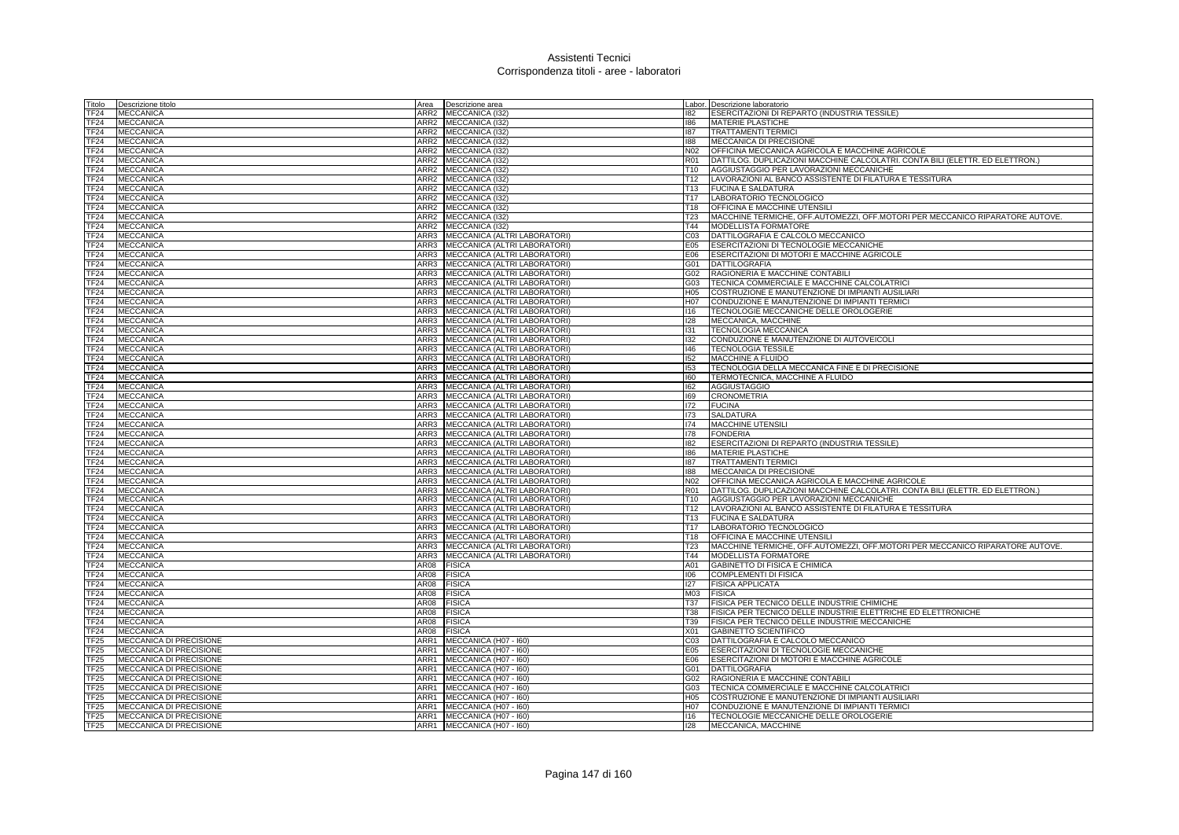# Assistenti Tecnici
## Corrispondenza titoli - aree - laboratori

| Titolo | Descrizione titolo | Area | Descrizione area | Labor. | Descrizione laboratorio |
|---|---|---|---|---|---|
| TF24 | MECCANICA | ARR2 | MECCANICA (I32) | I82 | ESERCITAZIONI DI REPARTO (INDUSTRIA TESSILE) |
| TF24 | MECCANICA | ARR2 | MECCANICA (I32) | I86 | MATERIE PLASTICHE |
| TF24 | MECCANICA | ARR2 | MECCANICA (I32) | I87 | TRATTAMENTI TERMICI |
| TF24 | MECCANICA | ARR2 | MECCANICA (I32) | I88 | MECCANICA DI PRECISIONE |
| TF24 | MECCANICA | ARR2 | MECCANICA (I32) | N02 | OFFICINA MECCANICA AGRICOLA E MACCHINE AGRICOLE |
| TF24 | MECCANICA | ARR2 | MECCANICA (I32) | R01 | DATTILOG. DUPLICAZIONI MACCHINE CALCOLATRI. CONTA BILI (ELETTR. ED ELETTRON.) |
| TF24 | MECCANICA | ARR2 | MECCANICA (I32) | T10 | AGGIUSTAGGIO PER LAVORAZIONI MECCANICHE |
| TF24 | MECCANICA | ARR2 | MECCANICA (I32) | T12 | LAVORAZIONI AL BANCO ASSISTENTE DI FILATURA E TESSITURA |
| TF24 | MECCANICA | ARR2 | MECCANICA (I32) | T13 | FUCINA E SALDATURA |
| TF24 | MECCANICA | ARR2 | MECCANICA (I32) | T17 | LABORATORIO TECNOLOGICO |
| TF24 | MECCANICA | ARR2 | MECCANICA (I32) | T18 | OFFICINA E MACCHINE UTENSILI |
| TF24 | MECCANICA | ARR2 | MECCANICA (I32) | T23 | MACCHINE TERMICHE, OFF.AUTOMEZZI, OFF.MOTORI PER MECCANICO RIPARATORE AUTOVE. |
| TF24 | MECCANICA | ARR2 | MECCANICA (I32) | T44 | MODELLISTA FORMATORE |
| TF24 | MECCANICA | ARR3 | MECCANICA (ALTRI LABORATORI) | C03 | DATTILOGRAFIA E CALCOLO MECCANICO |
| TF24 | MECCANICA | ARR3 | MECCANICA (ALTRI LABORATORI) | E05 | ESERCITAZIONI DI TECNOLOGIE MECCANICHE |
| TF24 | MECCANICA | ARR3 | MECCANICA (ALTRI LABORATORI) | E06 | ESERCITAZIONI DI MOTORI E MACCHINE AGRICOLE |
| TF24 | MECCANICA | ARR3 | MECCANICA (ALTRI LABORATORI) | G01 | DATTILOGRAFIA |
| TF24 | MECCANICA | ARR3 | MECCANICA (ALTRI LABORATORI) | G02 | RAGIONERIA E MACCHINE CONTABILI |
| TF24 | MECCANICA | ARR3 | MECCANICA (ALTRI LABORATORI) | G03 | TECNICA COMMERCIALE E MACCHINE CALCOLATRICI |
| TF24 | MECCANICA | ARR3 | MECCANICA (ALTRI LABORATORI) | H05 | COSTRUZIONE E MANUTENZIONE DI IMPIANTI AUSILIARI |
| TF24 | MECCANICA | ARR3 | MECCANICA (ALTRI LABORATORI) | H07 | CONDUZIONE E MANUTENZIONE DI IMPIANTI TERMICI |
| TF24 | MECCANICA | ARR3 | MECCANICA (ALTRI LABORATORI) | I16 | TECNOLOGIE MECCANICHE DELLE OROLOGERIE |
| TF24 | MECCANICA | ARR3 | MECCANICA (ALTRI LABORATORI) | I28 | MECCANICA, MACCHINE |
| TF24 | MECCANICA | ARR3 | MECCANICA (ALTRI LABORATORI) | I31 | TECNOLOGIA MECCANICA |
| TF24 | MECCANICA | ARR3 | MECCANICA (ALTRI LABORATORI) | I32 | CONDUZIONE E MANUTENZIONE DI AUTOVEICOLI |
| TF24 | MECCANICA | ARR3 | MECCANICA (ALTRI LABORATORI) | I46 | TECNOLOGIA TESSILE |
| TF24 | MECCANICA | ARR3 | MECCANICA (ALTRI LABORATORI) | I52 | MACCHINE A FLUIDO |
| TF24 | MECCANICA | ARR3 | MECCANICA (ALTRI LABORATORI) | I53 | TECNOLOGIA DELLA MECCANICA FINE E DI PRECISIONE |
| TF24 | MECCANICA | ARR3 | MECCANICA (ALTRI LABORATORI) | I60 | TERMOTECNICA, MACCHINE A FLUIDO |
| TF24 | MECCANICA | ARR3 | MECCANICA (ALTRI LABORATORI) | I62 | AGGIUSTAGGIO |
| TF24 | MECCANICA | ARR3 | MECCANICA (ALTRI LABORATORI) | I69 | CRONOMETRIA |
| TF24 | MECCANICA | ARR3 | MECCANICA (ALTRI LABORATORI) | I72 | FUCINA |
| TF24 | MECCANICA | ARR3 | MECCANICA (ALTRI LABORATORI) | I73 | SALDATURA |
| TF24 | MECCANICA | ARR3 | MECCANICA (ALTRI LABORATORI) | I74 | MACCHINE UTENSILI |
| TF24 | MECCANICA | ARR3 | MECCANICA (ALTRI LABORATORI) | I78 | FONDERIA |
| TF24 | MECCANICA | ARR3 | MECCANICA (ALTRI LABORATORI) | I82 | ESERCITAZIONI DI REPARTO (INDUSTRIA TESSILE) |
| TF24 | MECCANICA | ARR3 | MECCANICA (ALTRI LABORATORI) | I86 | MATERIE PLASTICHE |
| TF24 | MECCANICA | ARR3 | MECCANICA (ALTRI LABORATORI) | I87 | TRATTAMENTI TERMICI |
| TF24 | MECCANICA | ARR3 | MECCANICA (ALTRI LABORATORI) | I88 | MECCANICA DI PRECISIONE |
| TF24 | MECCANICA | ARR3 | MECCANICA (ALTRI LABORATORI) | N02 | OFFICINA MECCANICA AGRICOLA E MACCHINE AGRICOLE |
| TF24 | MECCANICA | ARR3 | MECCANICA (ALTRI LABORATORI) | R01 | DATTILOG. DUPLICAZIONI MACCHINE CALCOLATRI. CONTA BILI (ELETTR. ED ELETTRON.) |
| TF24 | MECCANICA | ARR3 | MECCANICA (ALTRI LABORATORI) | T10 | AGGIUSTAGGIO PER LAVORAZIONI MECCANICHE |
| TF24 | MECCANICA | ARR3 | MECCANICA (ALTRI LABORATORI) | T12 | LAVORAZIONI AL BANCO ASSISTENTE DI FILATURA E TESSITURA |
| TF24 | MECCANICA | ARR3 | MECCANICA (ALTRI LABORATORI) | T13 | FUCINA E SALDATURA |
| TF24 | MECCANICA | ARR3 | MECCANICA (ALTRI LABORATORI) | T17 | LABORATORIO TECNOLOGICO |
| TF24 | MECCANICA | ARR3 | MECCANICA (ALTRI LABORATORI) | T18 | OFFICINA E MACCHINE UTENSILI |
| TF24 | MECCANICA | ARR3 | MECCANICA (ALTRI LABORATORI) | T23 | MACCHINE TERMICHE, OFF.AUTOMEZZI, OFF.MOTORI PER MECCANICO RIPARATORE AUTOVE. |
| TF24 | MECCANICA | ARR3 | MECCANICA (ALTRI LABORATORI) | T44 | MODELLISTA FORMATORE |
| TF24 | MECCANICA | AR08 | FISICA | A01 | GABINETTO DI FISICA E CHIMICA |
| TF24 | MECCANICA | AR08 | FISICA | I06 | COMPLEMENTI DI FISICA |
| TF24 | MECCANICA | AR08 | FISICA | I27 | FISICA APPLICATA |
| TF24 | MECCANICA | AR08 | FISICA | M03 | FISICA |
| TF24 | MECCANICA | AR08 | FISICA | T37 | FISICA PER TECNICO DELLE INDUSTRIE CHIMICHE |
| TF24 | MECCANICA | AR08 | FISICA | T38 | FISICA PER TECNICO DELLE INDUSTRIE ELETTRICHE ED ELETTRONICHE |
| TF24 | MECCANICA | AR08 | FISICA | T39 | FISICA PER TECNICO DELLE INDUSTRIE MECCANICHE |
| TF24 | MECCANICA | AR08 | FISICA | X01 | GABINETTO SCIENTIFICO |
| TF25 | MECCANICA DI PRECISIONE | ARR1 | MECCANICA (H07 - I60) | C03 | DATTILOGRAFIA E CALCOLO MECCANICO |
| TF25 | MECCANICA DI PRECISIONE | ARR1 | MECCANICA (H07 - I60) | E05 | ESERCITAZIONI DI TECNOLOGIE MECCANICHE |
| TF25 | MECCANICA DI PRECISIONE | ARR1 | MECCANICA (H07 - I60) | E06 | ESERCITAZIONI DI MOTORI E MACCHINE AGRICOLE |
| TF25 | MECCANICA DI PRECISIONE | ARR1 | MECCANICA (H07 - I60) | G01 | DATTILOGRAFIA |
| TF25 | MECCANICA DI PRECISIONE | ARR1 | MECCANICA (H07 - I60) | G02 | RAGIONERIA E MACCHINE CONTABILI |
| TF25 | MECCANICA DI PRECISIONE | ARR1 | MECCANICA (H07 - I60) | G03 | TECNICA COMMERCIALE E MACCHINE CALCOLATRICI |
| TF25 | MECCANICA DI PRECISIONE | ARR1 | MECCANICA (H07 - I60) | H05 | COSTRUZIONE E MANUTENZIONE DI IMPIANTI AUSILIARI |
| TF25 | MECCANICA DI PRECISIONE | ARR1 | MECCANICA (H07 - I60) | H07 | CONDUZIONE E MANUTENZIONE DI IMPIANTI TERMICI |
| TF25 | MECCANICA DI PRECISIONE | ARR1 | MECCANICA (H07 - I60) | I16 | TECNOLOGIE MECCANICHE DELLE OROLOGERIE |
| TF25 | MECCANICA DI PRECISIONE | ARR1 | MECCANICA (H07 - I60) | I28 | MECCANICA, MACCHINE |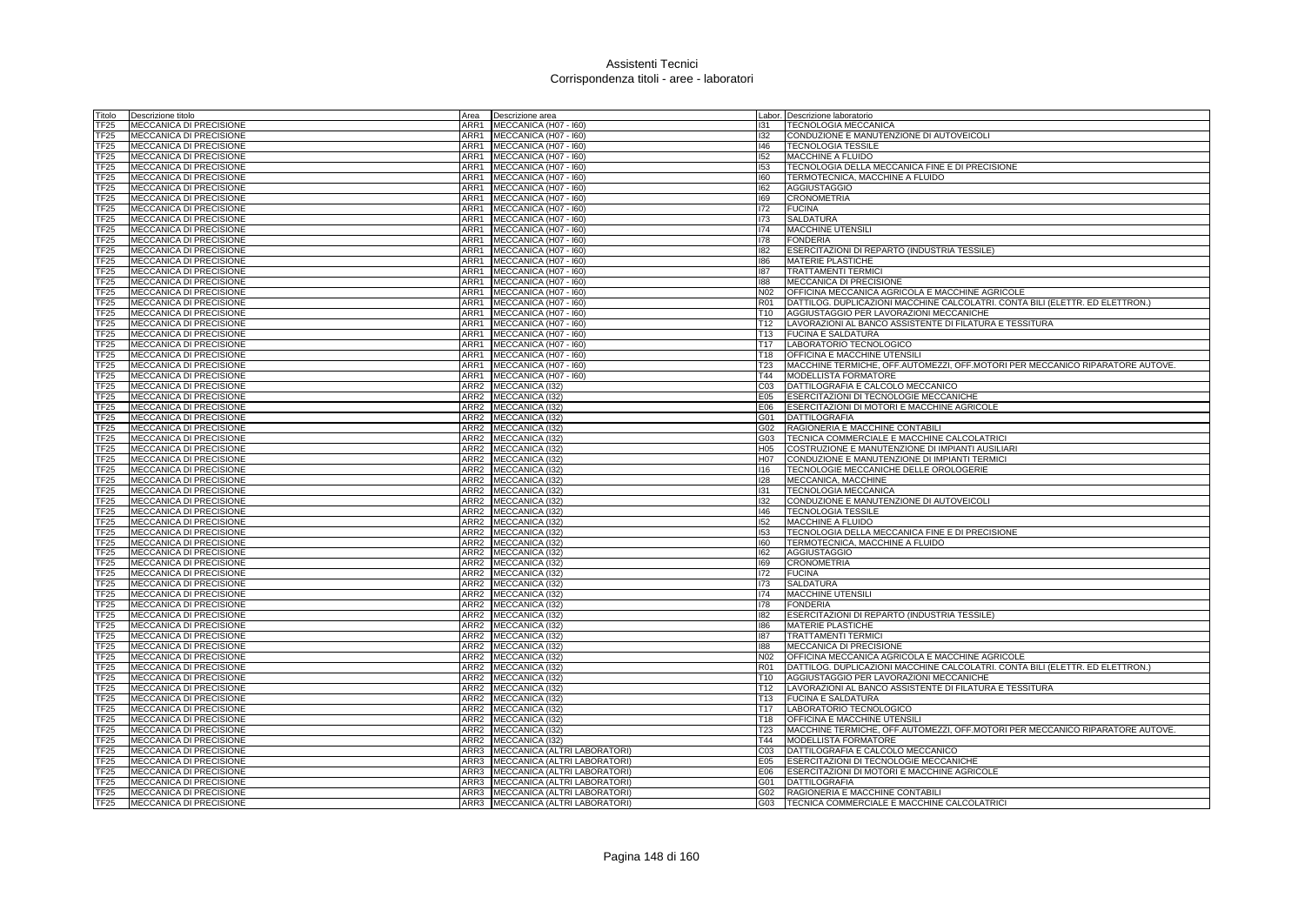# Assistenti Tecnici
## Corrispondenza titoli - aree - laboratori

| Titolo | Descrizione titolo | Area | Descrizione area | Labor. | Descrizione laboratorio |
|---|---|---|---|---|---|
| TF25 | MECCANICA DI PRECISIONE | ARR1 | MECCANICA (H07 - I60) | I31 | TECNOLOGIA MECCANICA |
| TF25 | MECCANICA DI PRECISIONE | ARR1 | MECCANICA (H07 - I60) | I32 | CONDUZIONE E MANUTENZIONE DI AUTOVEICOLI |
| TF25 | MECCANICA DI PRECISIONE | ARR1 | MECCANICA (H07 - I60) | I46 | TECNOLOGIA TESSILE |
| TF25 | MECCANICA DI PRECISIONE | ARR1 | MECCANICA (H07 - I60) | I52 | MACCHINE A FLUIDO |
| TF25 | MECCANICA DI PRECISIONE | ARR1 | MECCANICA (H07 - I60) | I53 | TECNOLOGIA DELLA MECCANICA FINE E DI PRECISIONE |
| TF25 | MECCANICA DI PRECISIONE | ARR1 | MECCANICA (H07 - I60) | I60 | TERMOTECNICA, MACCHINE A FLUIDO |
| TF25 | MECCANICA DI PRECISIONE | ARR1 | MECCANICA (H07 - I60) | I62 | AGGIUSTAGGIO |
| TF25 | MECCANICA DI PRECISIONE | ARR1 | MECCANICA (H07 - I60) | I69 | CRONOMETRIA |
| TF25 | MECCANICA DI PRECISIONE | ARR1 | MECCANICA (H07 - I60) | I72 | FUCINA |
| TF25 | MECCANICA DI PRECISIONE | ARR1 | MECCANICA (H07 - I60) | I73 | SALDATURA |
| TF25 | MECCANICA DI PRECISIONE | ARR1 | MECCANICA (H07 - I60) | I74 | MACCHINE UTENSILI |
| TF25 | MECCANICA DI PRECISIONE | ARR1 | MECCANICA (H07 - I60) | I78 | FONDERIA |
| TF25 | MECCANICA DI PRECISIONE | ARR1 | MECCANICA (H07 - I60) | I82 | ESERCITAZIONI DI REPARTO (INDUSTRIA TESSILE) |
| TF25 | MECCANICA DI PRECISIONE | ARR1 | MECCANICA (H07 - I60) | I86 | MATERIE PLASTICHE |
| TF25 | MECCANICA DI PRECISIONE | ARR1 | MECCANICA (H07 - I60) | I87 | TRATTAMENTI TERMICI |
| TF25 | MECCANICA DI PRECISIONE | ARR1 | MECCANICA (H07 - I60) | I88 | MECCANICA DI PRECISIONE |
| TF25 | MECCANICA DI PRECISIONE | ARR1 | MECCANICA (H07 - I60) | N02 | OFFICINA MECCANICA AGRICOLA E MACCHINE AGRICOLE |
| TF25 | MECCANICA DI PRECISIONE | ARR1 | MECCANICA (H07 - I60) | R01 | DATTILOG. DUPLICAZIONI MACCHINE CALCOLATRI. CONTA BILI (ELETTR. ED ELETTRON.) |
| TF25 | MECCANICA DI PRECISIONE | ARR1 | MECCANICA (H07 - I60) | T10 | AGGIUSTAGGIO PER LAVORAZIONI MECCANICHE |
| TF25 | MECCANICA DI PRECISIONE | ARR1 | MECCANICA (H07 - I60) | T12 | LAVORAZIONI AL BANCO ASSISTENTE DI FILATURA E TESSITURA |
| TF25 | MECCANICA DI PRECISIONE | ARR1 | MECCANICA (H07 - I60) | T13 | FUCINA E SALDATURA |
| TF25 | MECCANICA DI PRECISIONE | ARR1 | MECCANICA (H07 - I60) | T17 | LABORATORIO TECNOLOGICO |
| TF25 | MECCANICA DI PRECISIONE | ARR1 | MECCANICA (H07 - I60) | T18 | OFFICINA E MACCHINE UTENSILI |
| TF25 | MECCANICA DI PRECISIONE | ARR1 | MECCANICA (H07 - I60) | T23 | MACCHINE TERMICHE, OFF.AUTOMEZZI, OFF.MOTORI PER MECCANICO RIPARATORE AUTOVE. |
| TF25 | MECCANICA DI PRECISIONE | ARR1 | MECCANICA (H07 - I60) | T44 | MODELLISTA FORMATORE |
| TF25 | MECCANICA DI PRECISIONE | ARR2 | MECCANICA (I32) | C03 | DATTILOGRAFIA E CALCOLO MECCANICO |
| TF25 | MECCANICA DI PRECISIONE | ARR2 | MECCANICA (I32) | E05 | ESERCITAZIONI DI TECNOLOGIE MECCANICHE |
| TF25 | MECCANICA DI PRECISIONE | ARR2 | MECCANICA (I32) | E06 | ESERCITAZIONI DI MOTORI E MACCHINE AGRICOLE |
| TF25 | MECCANICA DI PRECISIONE | ARR2 | MECCANICA (I32) | G01 | DATTILOGRAFIA |
| TF25 | MECCANICA DI PRECISIONE | ARR2 | MECCANICA (I32) | G02 | RAGIONERIA E MACCHINE CONTABILI |
| TF25 | MECCANICA DI PRECISIONE | ARR2 | MECCANICA (I32) | G03 | TECNICA COMMERCIALE E MACCHINE CALCOLATRICI |
| TF25 | MECCANICA DI PRECISIONE | ARR2 | MECCANICA (I32) | H05 | COSTRUZIONE E MANUTENZIONE DI IMPIANTI AUSILIARI |
| TF25 | MECCANICA DI PRECISIONE | ARR2 | MECCANICA (I32) | H07 | CONDUZIONE E MANUTENZIONE DI IMPIANTI TERMICI |
| TF25 | MECCANICA DI PRECISIONE | ARR2 | MECCANICA (I32) | I16 | TECNOLOGIE MECCANICHE DELLE OROLOGERIE |
| TF25 | MECCANICA DI PRECISIONE | ARR2 | MECCANICA (I32) | I28 | MECCANICA, MACCHINE |
| TF25 | MECCANICA DI PRECISIONE | ARR2 | MECCANICA (I32) | I31 | TECNOLOGIA MECCANICA |
| TF25 | MECCANICA DI PRECISIONE | ARR2 | MECCANICA (I32) | I32 | CONDUZIONE E MANUTENZIONE DI AUTOVEICOLI |
| TF25 | MECCANICA DI PRECISIONE | ARR2 | MECCANICA (I32) | I46 | TECNOLOGIA TESSILE |
| TF25 | MECCANICA DI PRECISIONE | ARR2 | MECCANICA (I32) | I52 | MACCHINE A FLUIDO |
| TF25 | MECCANICA DI PRECISIONE | ARR2 | MECCANICA (I32) | I53 | TECNOLOGIA DELLA MECCANICA FINE E DI PRECISIONE |
| TF25 | MECCANICA DI PRECISIONE | ARR2 | MECCANICA (I32) | I60 | TERMOTECNICA, MACCHINE A FLUIDO |
| TF25 | MECCANICA DI PRECISIONE | ARR2 | MECCANICA (I32) | I62 | AGGIUSTAGGIO |
| TF25 | MECCANICA DI PRECISIONE | ARR2 | MECCANICA (I32) | I69 | CRONOMETRIA |
| TF25 | MECCANICA DI PRECISIONE | ARR2 | MECCANICA (I32) | I72 | FUCINA |
| TF25 | MECCANICA DI PRECISIONE | ARR2 | MECCANICA (I32) | I73 | SALDATURA |
| TF25 | MECCANICA DI PRECISIONE | ARR2 | MECCANICA (I32) | I74 | MACCHINE UTENSILI |
| TF25 | MECCANICA DI PRECISIONE | ARR2 | MECCANICA (I32) | I78 | FONDERIA |
| TF25 | MECCANICA DI PRECISIONE | ARR2 | MECCANICA (I32) | I82 | ESERCITAZIONI DI REPARTO (INDUSTRIA TESSILE) |
| TF25 | MECCANICA DI PRECISIONE | ARR2 | MECCANICA (I32) | I86 | MATERIE PLASTICHE |
| TF25 | MECCANICA DI PRECISIONE | ARR2 | MECCANICA (I32) | I87 | TRATTAMENTI TERMICI |
| TF25 | MECCANICA DI PRECISIONE | ARR2 | MECCANICA (I32) | I88 | MECCANICA DI PRECISIONE |
| TF25 | MECCANICA DI PRECISIONE | ARR2 | MECCANICA (I32) | N02 | OFFICINA MECCANICA AGRICOLA E MACCHINE AGRICOLE |
| TF25 | MECCANICA DI PRECISIONE | ARR2 | MECCANICA (I32) | R01 | DATTILOG. DUPLICAZIONI MACCHINE CALCOLATRI. CONTA BILI (ELETTR. ED ELETTRON.) |
| TF25 | MECCANICA DI PRECISIONE | ARR2 | MECCANICA (I32) | T10 | AGGIUSTAGGIO PER LAVORAZIONI MECCANICHE |
| TF25 | MECCANICA DI PRECISIONE | ARR2 | MECCANICA (I32) | T12 | LAVORAZIONI AL BANCO ASSISTENTE DI FILATURA E TESSITURA |
| TF25 | MECCANICA DI PRECISIONE | ARR2 | MECCANICA (I32) | T13 | FUCINA E SALDATURA |
| TF25 | MECCANICA DI PRECISIONE | ARR2 | MECCANICA (I32) | T17 | LABORATORIO TECNOLOGICO |
| TF25 | MECCANICA DI PRECISIONE | ARR2 | MECCANICA (I32) | T18 | OFFICINA E MACCHINE UTENSILI |
| TF25 | MECCANICA DI PRECISIONE | ARR2 | MECCANICA (I32) | T23 | MACCHINE TERMICHE, OFF.AUTOMEZZI, OFF.MOTORI PER MECCANICO RIPARATORE AUTOVE. |
| TF25 | MECCANICA DI PRECISIONE | ARR2 | MECCANICA (I32) | T44 | MODELLISTA FORMATORE |
| TF25 | MECCANICA DI PRECISIONE | ARR3 | MECCANICA (ALTRI LABORATORI) | C03 | DATTILOGRAFIA E CALCOLO MECCANICO |
| TF25 | MECCANICA DI PRECISIONE | ARR3 | MECCANICA (ALTRI LABORATORI) | E05 | ESERCITAZIONI DI TECNOLOGIE MECCANICHE |
| TF25 | MECCANICA DI PRECISIONE | ARR3 | MECCANICA (ALTRI LABORATORI) | E06 | ESERCITAZIONI DI MOTORI E MACCHINE AGRICOLE |
| TF25 | MECCANICA DI PRECISIONE | ARR3 | MECCANICA (ALTRI LABORATORI) | G01 | DATTILOGRAFIA |
| TF25 | MECCANICA DI PRECISIONE | ARR3 | MECCANICA (ALTRI LABORATORI) | G02 | RAGIONERIA E MACCHINE CONTABILI |
| TF25 | MECCANICA DI PRECISIONE | ARR3 | MECCANICA (ALTRI LABORATORI) | G03 | TECNICA COMMERCIALE E MACCHINE CALCOLATRICI |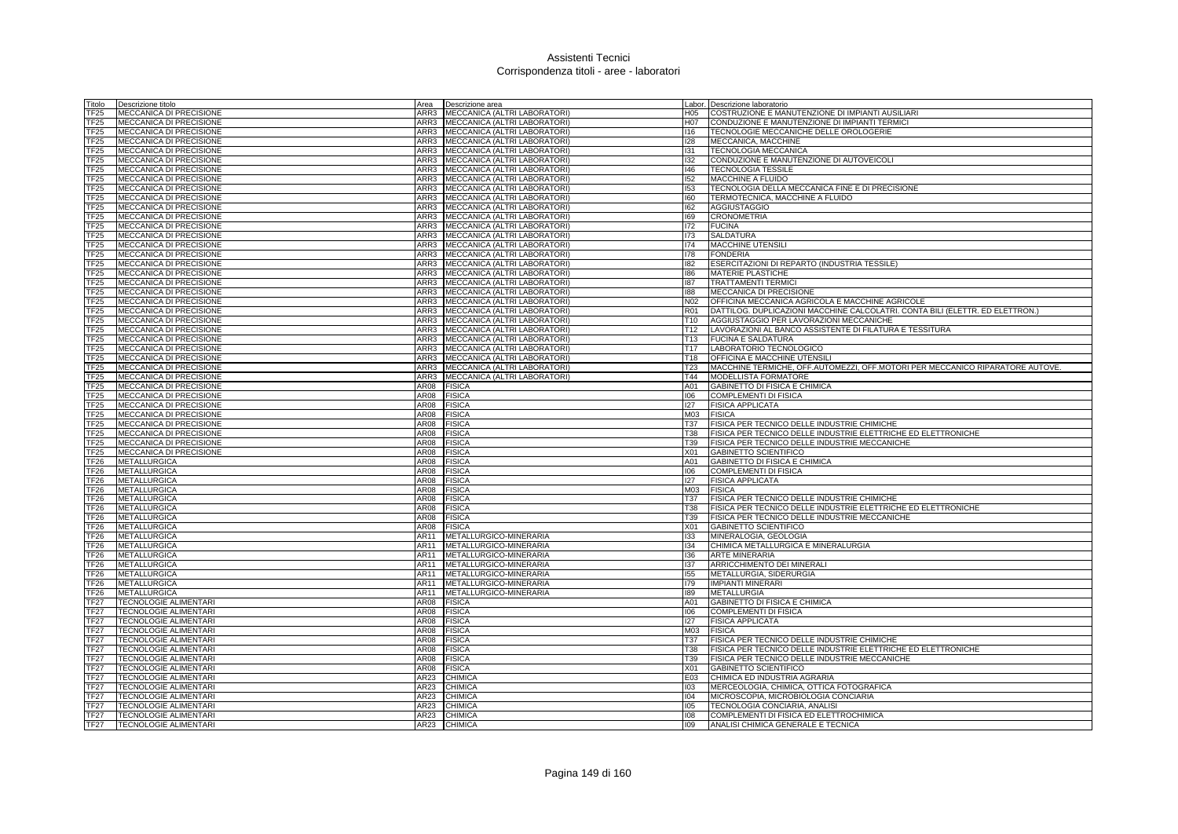# Assistenti Tecnici
## Corrispondenza titoli - aree - laboratori

| Titolo | Descrizione titolo | Area | Descrizione area | Labor. | Descrizione laboratorio |
|---|---|---|---|---|---|
| TF25 | MECCANICA DI PRECISIONE | ARR3 | MECCANICA (ALTRI LABORATORI) | H05 | COSTRUZIONE E MANUTENZIONE DI IMPIANTI AUSILIARI |
| TF25 | MECCANICA DI PRECISIONE | ARR3 | MECCANICA (ALTRI LABORATORI) | H07 | CONDUZIONE E MANUTENZIONE DI IMPIANTI TERMICI |
| TF25 | MECCANICA DI PRECISIONE | ARR3 | MECCANICA (ALTRI LABORATORI) | I16 | TECNOLOGIE MECCANICHE DELLE OROLOGERIE |
| TF25 | MECCANICA DI PRECISIONE | ARR3 | MECCANICA (ALTRI LABORATORI) | I28 | MECCANICA, MACCHINE |
| TF25 | MECCANICA DI PRECISIONE | ARR3 | MECCANICA (ALTRI LABORATORI) | I31 | TECNOLOGIA MECCANICA |
| TF25 | MECCANICA DI PRECISIONE | ARR3 | MECCANICA (ALTRI LABORATORI) | I32 | CONDUZIONE E MANUTENZIONE DI AUTOVEICOLI |
| TF25 | MECCANICA DI PRECISIONE | ARR3 | MECCANICA (ALTRI LABORATORI) | I46 | TECNOLOGIA TESSILE |
| TF25 | MECCANICA DI PRECISIONE | ARR3 | MECCANICA (ALTRI LABORATORI) | I52 | MACCHINE A FLUIDO |
| TF25 | MECCANICA DI PRECISIONE | ARR3 | MECCANICA (ALTRI LABORATORI) | I53 | TECNOLOGIA DELLA MECCANICA FINE E DI PRECISIONE |
| TF25 | MECCANICA DI PRECISIONE | ARR3 | MECCANICA (ALTRI LABORATORI) | I60 | TERMOTECNICA, MACCHINE A FLUIDO |
| TF25 | MECCANICA DI PRECISIONE | ARR3 | MECCANICA (ALTRI LABORATORI) | I62 | AGGIUSTAGGIO |
| TF25 | MECCANICA DI PRECISIONE | ARR3 | MECCANICA (ALTRI LABORATORI) | I69 | CRONOMETRIA |
| TF25 | MECCANICA DI PRECISIONE | ARR3 | MECCANICA (ALTRI LABORATORI) | I72 | FUCINA |
| TF25 | MECCANICA DI PRECISIONE | ARR3 | MECCANICA (ALTRI LABORATORI) | I73 | SALDATURA |
| TF25 | MECCANICA DI PRECISIONE | ARR3 | MECCANICA (ALTRI LABORATORI) | I74 | MACCHINE UTENSILI |
| TF25 | MECCANICA DI PRECISIONE | ARR3 | MECCANICA (ALTRI LABORATORI) | I78 | FONDERIA |
| TF25 | MECCANICA DI PRECISIONE | ARR3 | MECCANICA (ALTRI LABORATORI) | I82 | ESERCITAZIONI DI REPARTO (INDUSTRIA TESSILE) |
| TF25 | MECCANICA DI PRECISIONE | ARR3 | MECCANICA (ALTRI LABORATORI) | I86 | MATERIE PLASTICHE |
| TF25 | MECCANICA DI PRECISIONE | ARR3 | MECCANICA (ALTRI LABORATORI) | I87 | TRATTAMENTI TERMICI |
| TF25 | MECCANICA DI PRECISIONE | ARR3 | MECCANICA (ALTRI LABORATORI) | I88 | MECCANICA DI PRECISIONE |
| TF25 | MECCANICA DI PRECISIONE | ARR3 | MECCANICA (ALTRI LABORATORI) | N02 | OFFICINA MECCANICA AGRICOLA E MACCHINE AGRICOLE |
| TF25 | MECCANICA DI PRECISIONE | ARR3 | MECCANICA (ALTRI LABORATORI) | R01 | DATTILOG. DUPLICAZIONI MACCHINE CALCOLATRI. CONTA BILI (ELETTR. ED ELETTRON.) |
| TF25 | MECCANICA DI PRECISIONE | ARR3 | MECCANICA (ALTRI LABORATORI) | T10 | AGGIUSTAGGIO PER LAVORAZIONI MECCANICHE |
| TF25 | MECCANICA DI PRECISIONE | ARR3 | MECCANICA (ALTRI LABORATORI) | T12 | LAVORAZIONI AL BANCO ASSISTENTE DI FILATURA E TESSITURA |
| TF25 | MECCANICA DI PRECISIONE | ARR3 | MECCANICA (ALTRI LABORATORI) | T13 | FUCINA E SALDATURA |
| TF25 | MECCANICA DI PRECISIONE | ARR3 | MECCANICA (ALTRI LABORATORI) | T17 | LABORATORIO TECNOLOGICO |
| TF25 | MECCANICA DI PRECISIONE | ARR3 | MECCANICA (ALTRI LABORATORI) | T18 | OFFICINA E MACCHINE UTENSILI |
| TF25 | MECCANICA DI PRECISIONE | ARR3 | MECCANICA (ALTRI LABORATORI) | T23 | MACCHINE TERMICHE, OFF.AUTOMEZZI, OFF.MOTORI PER MECCANICO RIPARATORE AUTOVE. |
| TF25 | MECCANICA DI PRECISIONE | ARR3 | MECCANICA (ALTRI LABORATORI) | T44 | MODELLISTA FORMATORE |
| TF25 | MECCANICA DI PRECISIONE | AR08 | FISICA | A01 | GABINETTO DI FISICA E CHIMICA |
| TF25 | MECCANICA DI PRECISIONE | AR08 | FISICA | I06 | COMPLEMENTI DI FISICA |
| TF25 | MECCANICA DI PRECISIONE | AR08 | FISICA | I27 | FISICA APPLICATA |
| TF25 | MECCANICA DI PRECISIONE | AR08 | FISICA | M03 | FISICA |
| TF25 | MECCANICA DI PRECISIONE | AR08 | FISICA | T37 | FISICA PER TECNICO DELLE INDUSTRIE CHIMICHE |
| TF25 | MECCANICA DI PRECISIONE | AR08 | FISICA | T38 | FISICA PER TECNICO DELLE INDUSTRIE ELETTRICHE ED ELETTRONICHE |
| TF25 | MECCANICA DI PRECISIONE | AR08 | FISICA | T39 | FISICA PER TECNICO DELLE INDUSTRIE MECCANICHE |
| TF25 | MECCANICA DI PRECISIONE | AR08 | FISICA | X01 | GABINETTO SCIENTIFICO |
| TF26 | METALLURGICA | AR08 | FISICA | A01 | GABINETTO DI FISICA E CHIMICA |
| TF26 | METALLURGICA | AR08 | FISICA | I06 | COMPLEMENTI DI FISICA |
| TF26 | METALLURGICA | AR08 | FISICA | I27 | FISICA APPLICATA |
| TF26 | METALLURGICA | AR08 | FISICA | M03 | FISICA |
| TF26 | METALLURGICA | AR08 | FISICA | T37 | FISICA PER TECNICO DELLE INDUSTRIE CHIMICHE |
| TF26 | METALLURGICA | AR08 | FISICA | T38 | FISICA PER TECNICO DELLE INDUSTRIE ELETTRICHE ED ELETTRONICHE |
| TF26 | METALLURGICA | AR08 | FISICA | T39 | FISICA PER TECNICO DELLE INDUSTRIE MECCANICHE |
| TF26 | METALLURGICA | AR08 | FISICA | X01 | GABINETTO SCIENTIFICO |
| TF26 | METALLURGICA | AR11 | METALLURGICO-MINERARIA | I33 | MINERALOGIA, GEOLOGIA |
| TF26 | METALLURGICA | AR11 | METALLURGICO-MINERARIA | I34 | CHIMICA METALLURGICA E MINERALURGIA |
| TF26 | METALLURGICA | AR11 | METALLURGICO-MINERARIA | I36 | ARTE MINERARIA |
| TF26 | METALLURGICA | AR11 | METALLURGICO-MINERARIA | I37 | ARRICCHIMENTO DEI MINERALI |
| TF26 | METALLURGICA | AR11 | METALLURGICO-MINERARIA | I55 | METALLURGIA, SIDERURGIA |
| TF26 | METALLURGICA | AR11 | METALLURGICO-MINERARIA | I79 | IMPIANTI MINERARI |
| TF26 | METALLURGICA | AR11 | METALLURGICO-MINERARIA | I89 | METALLURGIA |
| TF27 | TECNOLOGIE ALIMENTARI | AR08 | FISICA | A01 | GABINETTO DI FISICA E CHIMICA |
| TF27 | TECNOLOGIE ALIMENTARI | AR08 | FISICA | I06 | COMPLEMENTI DI FISICA |
| TF27 | TECNOLOGIE ALIMENTARI | AR08 | FISICA | I27 | FISICA APPLICATA |
| TF27 | TECNOLOGIE ALIMENTARI | AR08 | FISICA | M03 | FISICA |
| TF27 | TECNOLOGIE ALIMENTARI | AR08 | FISICA | T37 | FISICA PER TECNICO DELLE INDUSTRIE CHIMICHE |
| TF27 | TECNOLOGIE ALIMENTARI | AR08 | FISICA | T38 | FISICA PER TECNICO DELLE INDUSTRIE ELETTRICHE ED ELETTRONICHE |
| TF27 | TECNOLOGIE ALIMENTARI | AR08 | FISICA | T39 | FISICA PER TECNICO DELLE INDUSTRIE MECCANICHE |
| TF27 | TECNOLOGIE ALIMENTARI | AR08 | FISICA | X01 | GABINETTO SCIENTIFICO |
| TF27 | TECNOLOGIE ALIMENTARI | AR23 | CHIMICA | E03 | CHIMICA ED INDUSTRIA AGRARIA |
| TF27 | TECNOLOGIE ALIMENTARI | AR23 | CHIMICA | I03 | MERCEOLOGIA, CHIMICA, OTTICA FOTOGRAFICA |
| TF27 | TECNOLOGIE ALIMENTARI | AR23 | CHIMICA | I04 | MICROSCOPIA, MICROBIOLOGIA CONCIARIA |
| TF27 | TECNOLOGIE ALIMENTARI | AR23 | CHIMICA | I05 | TECNOLOGIA CONCIARIA, ANALISI |
| TF27 | TECNOLOGIE ALIMENTARI | AR23 | CHIMICA | I08 | COMPLEMENTI DI FISICA ED ELETTROCHIMICA |
| TF27 | TECNOLOGIE ALIMENTARI | AR23 | CHIMICA | I09 | ANALISI CHIMICA GENERALE E TECNICA |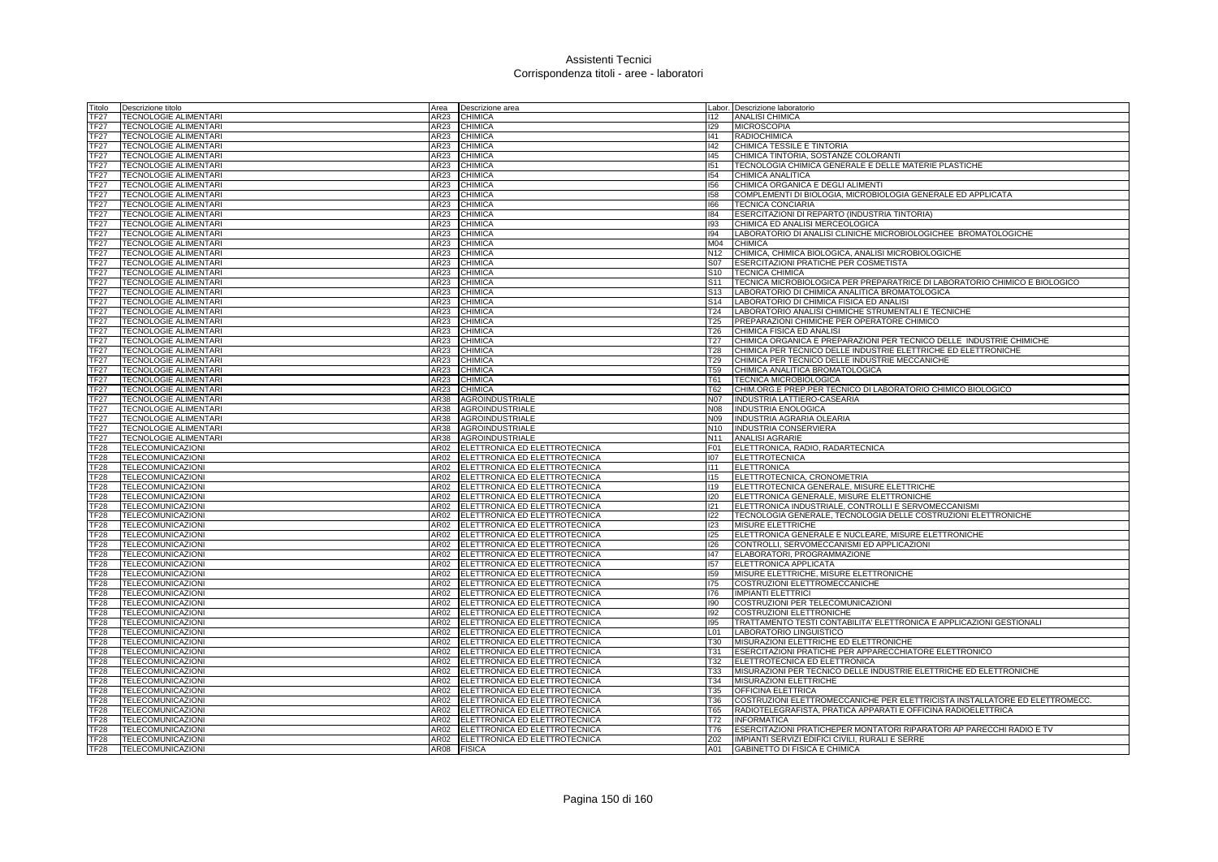# Assistenti Tecnici
## Corrispondenza titoli - aree - laboratori

| Titolo | Descrizione titolo | Area | Descrizione area | Labor. | Descrizione laboratorio |
|---|---|---|---|---|---|
| TF27 | TECNOLOGIE ALIMENTARI | AR23 | CHIMICA | I12 | ANALISI CHIMICA |
| TF27 | TECNOLOGIE ALIMENTARI | AR23 | CHIMICA | I29 | MICROSCOPIA |
| TF27 | TECNOLOGIE ALIMENTARI | AR23 | CHIMICA | I41 | RADIOCHIMICA |
| TF27 | TECNOLOGIE ALIMENTARI | AR23 | CHIMICA | I42 | CHIMICA TESSILE E TINTORIA |
| TF27 | TECNOLOGIE ALIMENTARI | AR23 | CHIMICA | I45 | CHIMICA TINTORIA, SOSTANZE COLORANTI |
| TF27 | TECNOLOGIE ALIMENTARI | AR23 | CHIMICA | I51 | TECNOLOGIA CHIMICA GENERALE E DELLE MATERIE PLASTICHE |
| TF27 | TECNOLOGIE ALIMENTARI | AR23 | CHIMICA | I54 | CHIMICA ANALITICA |
| TF27 | TECNOLOGIE ALIMENTARI | AR23 | CHIMICA | I56 | CHIMICA ORGANICA E DEGLI ALIMENTI |
| TF27 | TECNOLOGIE ALIMENTARI | AR23 | CHIMICA | I58 | COMPLEMENTI DI BIOLOGIA, MICROBIOLOGIA GENERALE ED APPLICATA |
| TF27 | TECNOLOGIE ALIMENTARI | AR23 | CHIMICA | I66 | TECNICA CONCIARIA |
| TF27 | TECNOLOGIE ALIMENTARI | AR23 | CHIMICA | I84 | ESERCITAZIONI DI REPARTO (INDUSTRIA TINTORIA) |
| TF27 | TECNOLOGIE ALIMENTARI | AR23 | CHIMICA | I93 | CHIMICA ED ANALISI MERCEOLOGICA |
| TF27 | TECNOLOGIE ALIMENTARI | AR23 | CHIMICA | I94 | LABORATORIO DI ANALISI CLINICHE MICROBIOLOGICHEE BROMATOLOGICHE |
| TF27 | TECNOLOGIE ALIMENTARI | AR23 | CHIMICA | M04 | CHIMICA |
| TF27 | TECNOLOGIE ALIMENTARI | AR23 | CHIMICA | N12 | CHIMICA, CHIMICA BIOLOGICA, ANALISI MICROBIOLOGICHE |
| TF27 | TECNOLOGIE ALIMENTARI | AR23 | CHIMICA | S07 | ESERCITAZIONI PRATICHE PER COSMETISTA |
| TF27 | TECNOLOGIE ALIMENTARI | AR23 | CHIMICA | S10 | TECNICA CHIMICA |
| TF27 | TECNOLOGIE ALIMENTARI | AR23 | CHIMICA | S11 | TECNICA MICROBIOLOGICA PER PREPARATRICE DI LABORATORIO CHIMICO E BIOLOGICO |
| TF27 | TECNOLOGIE ALIMENTARI | AR23 | CHIMICA | S13 | LABORATORIO DI CHIMICA ANALITICA BROMATOLOGICA |
| TF27 | TECNOLOGIE ALIMENTARI | AR23 | CHIMICA | S14 | LABORATORIO DI CHIMICA FISICA ED ANALISI |
| TF27 | TECNOLOGIE ALIMENTARI | AR23 | CHIMICA | T24 | LABORATORIO ANALISI CHIMICHE STRUMENTALI E TECNICHE |
| TF27 | TECNOLOGIE ALIMENTARI | AR23 | CHIMICA | T25 | PREPARAZIONI CHIMICHE PER OPERATORE CHIMICO |
| TF27 | TECNOLOGIE ALIMENTARI | AR23 | CHIMICA | T26 | CHIMICA FISICA ED ANALISI |
| TF27 | TECNOLOGIE ALIMENTARI | AR23 | CHIMICA | T27 | CHIMICA ORGANICA E PREPARAZIONI PER TECNICO DELLE INDUSTRIE CHIMICHE |
| TF27 | TECNOLOGIE ALIMENTARI | AR23 | CHIMICA | T28 | CHIMICA PER TECNICO DELLE INDUSTRIE ELETTRICHE ED ELETTRONICHE |
| TF27 | TECNOLOGIE ALIMENTARI | AR23 | CHIMICA | T29 | CHIMICA PER TECNICO DELLE INDUSTRIE MECCANICHE |
| TF27 | TECNOLOGIE ALIMENTARI | AR23 | CHIMICA | T59 | CHIMICA ANALITICA BROMATOLOGICA |
| TF27 | TECNOLOGIE ALIMENTARI | AR23 | CHIMICA | T61 | TECNICA MICROBIOLOGICA |
| TF27 | TECNOLOGIE ALIMENTARI | AR23 | CHIMICA | T62 | CHIM.ORG.E PREP.PER TECNICO DI LABORATORIO CHIMICO BIOLOGICO |
| TF27 | TECNOLOGIE ALIMENTARI | AR38 | AGROINDUSTRIALE | N07 | INDUSTRIA LATTIERO-CASEARIA |
| TF27 | TECNOLOGIE ALIMENTARI | AR38 | AGROINDUSTRIALE | N08 | INDUSTRIA ENOLOGICA |
| TF27 | TECNOLOGIE ALIMENTARI | AR38 | AGROINDUSTRIALE | N09 | INDUSTRIA AGRARIA OLEARIA |
| TF27 | TECNOLOGIE ALIMENTARI | AR38 | AGROINDUSTRIALE | N10 | INDUSTRIA CONSERVIERA |
| TF27 | TECNOLOGIE ALIMENTARI | AR38 | AGROINDUSTRIALE | N11 | ANALISI AGRARIE |
| TF28 | TELECOMUNICAZIONI | AR02 | ELETTRONICA ED ELETTROTECNICA | F01 | ELETTRONICA, RADIO, RADARTECNICA |
| TF28 | TELECOMUNICAZIONI | AR02 | ELETTRONICA ED ELETTROTECNICA | I07 | ELETTROTECNICA |
| TF28 | TELECOMUNICAZIONI | AR02 | ELETTRONICA ED ELETTROTECNICA | I11 | ELETTRONICA |
| TF28 | TELECOMUNICAZIONI | AR02 | ELETTRONICA ED ELETTROTECNICA | I15 | ELETTROTECNICA, CRONOMETRIA |
| TF28 | TELECOMUNICAZIONI | AR02 | ELETTRONICA ED ELETTROTECNICA | I19 | ELETTROTECNICA GENERALE, MISURE ELETTRICHE |
| TF28 | TELECOMUNICAZIONI | AR02 | ELETTRONICA ED ELETTROTECNICA | I20 | ELETTRONICA GENERALE, MISURE ELETTRONICHE |
| TF28 | TELECOMUNICAZIONI | AR02 | ELETTRONICA ED ELETTROTECNICA | I21 | ELETTRONICA INDUSTRIALE, CONTROLLI E SERVOMECCANISMI |
| TF28 | TELECOMUNICAZIONI | AR02 | ELETTRONICA ED ELETTROTECNICA | I22 | TECNOLOGIA GENERALE, TECNOLOGIA DELLE COSTRUZIONI ELETTRONICHE |
| TF28 | TELECOMUNICAZIONI | AR02 | ELETTRONICA ED ELETTROTECNICA | I23 | MISURE ELETTRICHE |
| TF28 | TELECOMUNICAZIONI | AR02 | ELETTRONICA ED ELETTROTECNICA | I25 | ELETTRONICA GENERALE E NUCLEARE, MISURE ELETTRONICHE |
| TF28 | TELECOMUNICAZIONI | AR02 | ELETTRONICA ED ELETTROTECNICA | I26 | CONTROLLI, SERVOMECCANISMI ED APPLICAZIONI |
| TF28 | TELECOMUNICAZIONI | AR02 | ELETTRONICA ED ELETTROTECNICA | I47 | ELABORATORI, PROGRAMMAZIONE |
| TF28 | TELECOMUNICAZIONI | AR02 | ELETTRONICA ED ELETTROTECNICA | I57 | ELETTRONICA APPLICATA |
| TF28 | TELECOMUNICAZIONI | AR02 | ELETTRONICA ED ELETTROTECNICA | I59 | MISURE ELETTRICHE, MISURE ELETTRONICHE |
| TF28 | TELECOMUNICAZIONI | AR02 | ELETTRONICA ED ELETTROTECNICA | I75 | COSTRUZIONI ELETTROMECCANICHE |
| TF28 | TELECOMUNICAZIONI | AR02 | ELETTRONICA ED ELETTROTECNICA | I76 | IMPIANTI ELETTRICI |
| TF28 | TELECOMUNICAZIONI | AR02 | ELETTRONICA ED ELETTROTECNICA | I90 | COSTRUZIONI PER TELECOMUNICAZIONI |
| TF28 | TELECOMUNICAZIONI | AR02 | ELETTRONICA ED ELETTROTECNICA | I92 | COSTRUZIONI ELETTRONICHE |
| TF28 | TELECOMUNICAZIONI | AR02 | ELETTRONICA ED ELETTROTECNICA | I95 | TRATTAMENTO TESTI CONTABILITA' ELETTRONICA E APPLICAZIONI GESTIONALI |
| TF28 | TELECOMUNICAZIONI | AR02 | ELETTRONICA ED ELETTROTECNICA | L01 | LABORATORIO LINGUISTICO |
| TF28 | TELECOMUNICAZIONI | AR02 | ELETTRONICA ED ELETTROTECNICA | T30 | MISURAZIONI ELETTRICHE ED ELETTRONICHE |
| TF28 | TELECOMUNICAZIONI | AR02 | ELETTRONICA ED ELETTROTECNICA | T31 | ESERCITAZIONI PRATICHE PER APPARECCHIATORE ELETTRONICO |
| TF28 | TELECOMUNICAZIONI | AR02 | ELETTRONICA ED ELETTROTECNICA | T32 | ELETTROTECNICA ED ELETTRONICA |
| TF28 | TELECOMUNICAZIONI | AR02 | ELETTRONICA ED ELETTROTECNICA | T33 | MISURAZIONI PER TECNICO DELLE INDUSTRIE ELETTRICHE ED ELETTRONICHE |
| TF28 | TELECOMUNICAZIONI | AR02 | ELETTRONICA ED ELETTROTECNICA | T34 | MISURAZIONI ELETTRICHE |
| TF28 | TELECOMUNICAZIONI | AR02 | ELETTRONICA ED ELETTROTECNICA | T35 | OFFICINA ELETTRICA |
| TF28 | TELECOMUNICAZIONI | AR02 | ELETTRONICA ED ELETTROTECNICA | T36 | COSTRUZIONI ELETTROMECCANICHE PER ELETTRICISTA INSTALLATORE ED ELETTROMECC. |
| TF28 | TELECOMUNICAZIONI | AR02 | ELETTRONICA ED ELETTROTECNICA | T65 | RADIOTELEGRAFISTA, PRATICA APPARATI E OFFICINA RADIOELETTRICA |
| TF28 | TELECOMUNICAZIONI | AR02 | ELETTRONICA ED ELETTROTECNICA | T72 | INFORMATICA |
| TF28 | TELECOMUNICAZIONI | AR02 | ELETTRONICA ED ELETTROTECNICA | T76 | ESERCITAZIONI PRATICHEPER MONTATORI RIPARATORI AP PARECCHI RADIO E TV |
| TF28 | TELECOMUNICAZIONI | AR02 | ELETTRONICA ED ELETTROTECNICA | Z02 | IMPIANTI SERVIZI EDIFICI CIVILI, RURALI E SERRE |
| TF28 | TELECOMUNICAZIONI | AR08 | FISICA | A01 | GABINETTO DI FISICA E CHIMICA |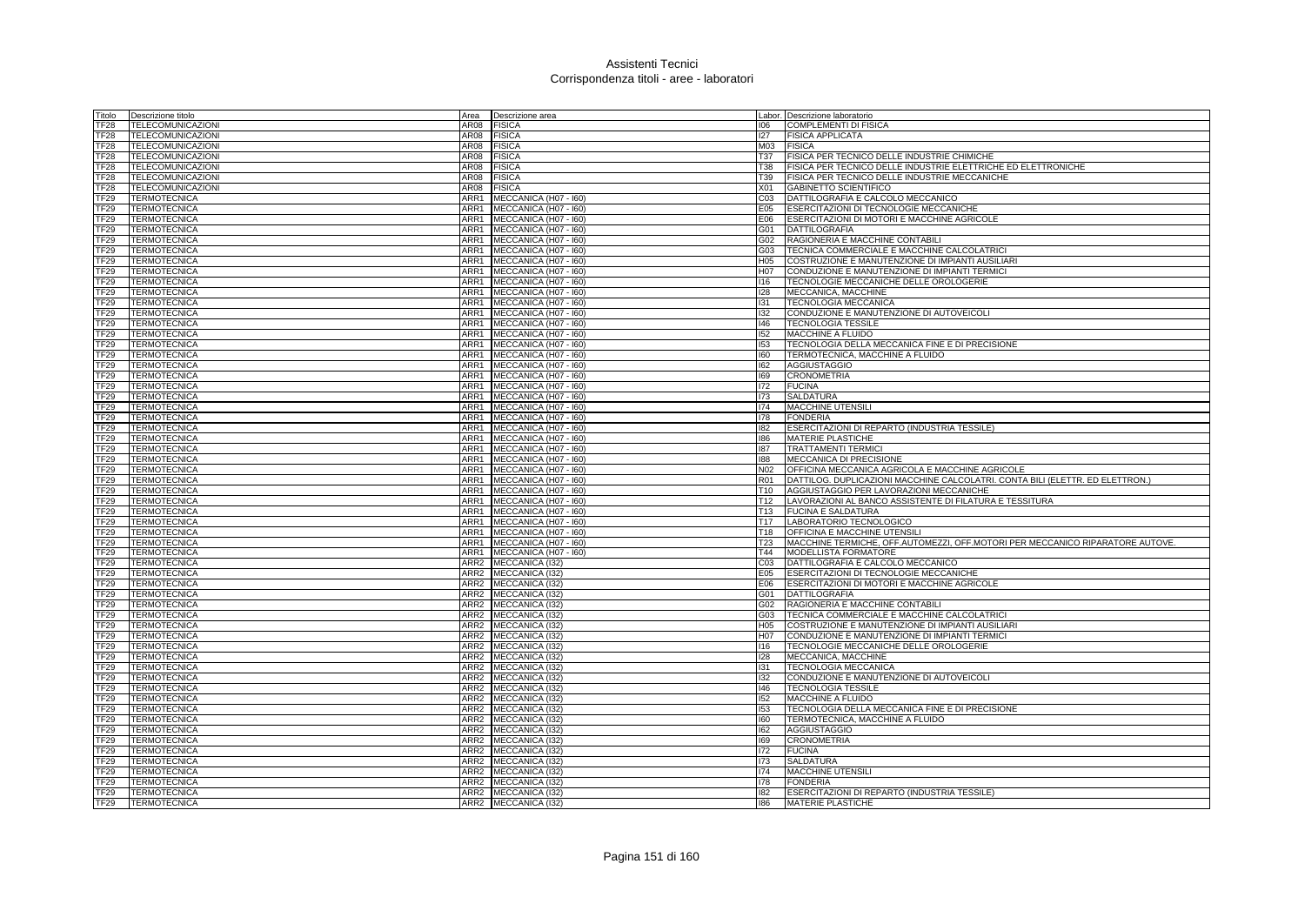# Assistenti Tecnici
## Corrispondenza titoli - aree - laboratori

| Titolo | Descrizione titolo | Area | Descrizione area | Labor. | Descrizione laboratorio |
|---|---|---|---|---|---|
| TF28 | TELECOMUNICAZIONI | AR08 | FISICA | I06 | COMPLEMENTI DI FISICA |
| TF28 | TELECOMUNICAZIONI | AR08 | FISICA | I27 | FISICA APPLICATA |
| TF28 | TELECOMUNICAZIONI | AR08 | FISICA | M03 | FISICA |
| TF28 | TELECOMUNICAZIONI | AR08 | FISICA | T37 | FISICA PER TECNICO DELLE INDUSTRIE CHIMICHE |
| TF28 | TELECOMUNICAZIONI | AR08 | FISICA | T38 | FISICA PER TECNICO DELLE INDUSTRIE ELETTRICHE ED ELETTRONICHE |
| TF28 | TELECOMUNICAZIONI | AR08 | FISICA | T39 | FISICA PER TECNICO DELLE INDUSTRIE MECCANICHE |
| TF28 | TELECOMUNICAZIONI | AR08 | FISICA | X01 | GABINETTO SCIENTIFICO |
| TF29 | TERMOTECNICA | ARR1 | MECCANICA (H07 - I60) | C03 | DATTILOGRAFIA E CALCOLO MECCANICO |
| TF29 | TERMOTECNICA | ARR1 | MECCANICA (H07 - I60) | E05 | ESERCITAZIONI DI TECNOLOGIE MECCANICHE |
| TF29 | TERMOTECNICA | ARR1 | MECCANICA (H07 - I60) | E06 | ESERCITAZIONI DI MOTORI E MACCHINE AGRICOLE |
| TF29 | TERMOTECNICA | ARR1 | MECCANICA (H07 - I60) | G01 | DATTILOGRAFIA |
| TF29 | TERMOTECNICA | ARR1 | MECCANICA (H07 - I60) | G02 | RAGIONERIA E MACCHINE CONTABILI |
| TF29 | TERMOTECNICA | ARR1 | MECCANICA (H07 - I60) | G03 | TECNICA COMMERCIALE E MACCHINE CALCOLATRICI |
| TF29 | TERMOTECNICA | ARR1 | MECCANICA (H07 - I60) | H05 | COSTRUZIONE E MANUTENZIONE DI IMPIANTI AUSILIARI |
| TF29 | TERMOTECNICA | ARR1 | MECCANICA (H07 - I60) | H07 | CONDUZIONE E MANUTENZIONE DI IMPIANTI TERMICI |
| TF29 | TERMOTECNICA | ARR1 | MECCANICA (H07 - I60) | I16 | TECNOLOGIE MECCANICHE DELLE OROLOGERIE |
| TF29 | TERMOTECNICA | ARR1 | MECCANICA (H07 - I60) | I28 | MECCANICA, MACCHINE |
| TF29 | TERMOTECNICA | ARR1 | MECCANICA (H07 - I60) | I31 | TECNOLOGIA MECCANICA |
| TF29 | TERMOTECNICA | ARR1 | MECCANICA (H07 - I60) | I32 | CONDUZIONE E MANUTENZIONE DI AUTOVEICOLI |
| TF29 | TERMOTECNICA | ARR1 | MECCANICA (H07 - I60) | I46 | TECNOLOGIA TESSILE |
| TF29 | TERMOTECNICA | ARR1 | MECCANICA (H07 - I60) | I52 | MACCHINE A FLUIDO |
| TF29 | TERMOTECNICA | ARR1 | MECCANICA (H07 - I60) | I53 | TECNOLOGIA DELLA MECCANICA FINE E DI PRECISIONE |
| TF29 | TERMOTECNICA | ARR1 | MECCANICA (H07 - I60) | I60 | TERMOTECNICA, MACCHINE A FLUIDO |
| TF29 | TERMOTECNICA | ARR1 | MECCANICA (H07 - I60) | I62 | AGGIUSTAGGIO |
| TF29 | TERMOTECNICA | ARR1 | MECCANICA (H07 - I60) | I69 | CRONOMETRIA |
| TF29 | TERMOTECNICA | ARR1 | MECCANICA (H07 - I60) | I72 | FUCINA |
| TF29 | TERMOTECNICA | ARR1 | MECCANICA (H07 - I60) | I73 | SALDATURA |
| TF29 | TERMOTECNICA | ARR1 | MECCANICA (H07 - I60) | I74 | MACCHINE UTENSILI |
| TF29 | TERMOTECNICA | ARR1 | MECCANICA (H07 - I60) | I78 | FONDERIA |
| TF29 | TERMOTECNICA | ARR1 | MECCANICA (H07 - I60) | I82 | ESERCITAZIONI DI REPARTO (INDUSTRIA TESSILE) |
| TF29 | TERMOTECNICA | ARR1 | MECCANICA (H07 - I60) | I86 | MATERIE PLASTICHE |
| TF29 | TERMOTECNICA | ARR1 | MECCANICA (H07 - I60) | I87 | TRATTAMENTI TERMICI |
| TF29 | TERMOTECNICA | ARR1 | MECCANICA (H07 - I60) | I88 | MECCANICA DI PRECISIONE |
| TF29 | TERMOTECNICA | ARR1 | MECCANICA (H07 - I60) | N02 | OFFICINA MECCANICA AGRICOLA E MACCHINE AGRICOLE |
| TF29 | TERMOTECNICA | ARR1 | MECCANICA (H07 - I60) | R01 | DATTILOG. DUPLICAZIONI MACCHINE CALCOLATRI. CONTA BILI (ELETTR. ED ELETTRON.) |
| TF29 | TERMOTECNICA | ARR1 | MECCANICA (H07 - I60) | T10 | AGGIUSTAGGIO PER LAVORAZIONI MECCANICHE |
| TF29 | TERMOTECNICA | ARR1 | MECCANICA (H07 - I60) | T12 | LAVORAZIONI AL BANCO ASSISTENTE DI FILATURA E TESSITURA |
| TF29 | TERMOTECNICA | ARR1 | MECCANICA (H07 - I60) | T13 | FUCINA E SALDATURA |
| TF29 | TERMOTECNICA | ARR1 | MECCANICA (H07 - I60) | T17 | LABORATORIO TECNOLOGICO |
| TF29 | TERMOTECNICA | ARR1 | MECCANICA (H07 - I60) | T18 | OFFICINA E MACCHINE UTENSILI |
| TF29 | TERMOTECNICA | ARR1 | MECCANICA (H07 - I60) | T23 | MACCHINE TERMICHE, OFF.AUTOMEZZI, OFF.MOTORI PER MECCANICO RIPARATORE AUTOVE. |
| TF29 | TERMOTECNICA | ARR1 | MECCANICA (H07 - I60) | T44 | MODELLISTA FORMATORE |
| TF29 | TERMOTECNICA | ARR2 | MECCANICA (I32) | C03 | DATTILOGRAFIA E CALCOLO MECCANICO |
| TF29 | TERMOTECNICA | ARR2 | MECCANICA (I32) | E05 | ESERCITAZIONI DI TECNOLOGIE MECCANICHE |
| TF29 | TERMOTECNICA | ARR2 | MECCANICA (I32) | E06 | ESERCITAZIONI DI MOTORI E MACCHINE AGRICOLE |
| TF29 | TERMOTECNICA | ARR2 | MECCANICA (I32) | G01 | DATTILOGRAFIA |
| TF29 | TERMOTECNICA | ARR2 | MECCANICA (I32) | G02 | RAGIONERIA E MACCHINE CONTABILI |
| TF29 | TERMOTECNICA | ARR2 | MECCANICA (I32) | G03 | TECNICA COMMERCIALE E MACCHINE CALCOLATRICI |
| TF29 | TERMOTECNICA | ARR2 | MECCANICA (I32) | H05 | COSTRUZIONE E MANUTENZIONE DI IMPIANTI AUSILIARI |
| TF29 | TERMOTECNICA | ARR2 | MECCANICA (I32) | H07 | CONDUZIONE E MANUTENZIONE DI IMPIANTI TERMICI |
| TF29 | TERMOTECNICA | ARR2 | MECCANICA (I32) | I16 | TECNOLOGIE MECCANICHE DELLE OROLOGERIE |
| TF29 | TERMOTECNICA | ARR2 | MECCANICA (I32) | I28 | MECCANICA, MACCHINE |
| TF29 | TERMOTECNICA | ARR2 | MECCANICA (I32) | I31 | TECNOLOGIA MECCANICA |
| TF29 | TERMOTECNICA | ARR2 | MECCANICA (I32) | I32 | CONDUZIONE E MANUTENZIONE DI AUTOVEICOLI |
| TF29 | TERMOTECNICA | ARR2 | MECCANICA (I32) | I46 | TECNOLOGIA TESSILE |
| TF29 | TERMOTECNICA | ARR2 | MECCANICA (I32) | I52 | MACCHINE A FLUIDO |
| TF29 | TERMOTECNICA | ARR2 | MECCANICA (I32) | I53 | TECNOLOGIA DELLA MECCANICA FINE E DI PRECISIONE |
| TF29 | TERMOTECNICA | ARR2 | MECCANICA (I32) | I60 | TERMOTECNICA, MACCHINE A FLUIDO |
| TF29 | TERMOTECNICA | ARR2 | MECCANICA (I32) | I62 | AGGIUSTAGGIO |
| TF29 | TERMOTECNICA | ARR2 | MECCANICA (I32) | I69 | CRONOMETRIA |
| TF29 | TERMOTECNICA | ARR2 | MECCANICA (I32) | I72 | FUCINA |
| TF29 | TERMOTECNICA | ARR2 | MECCANICA (I32) | I73 | SALDATURA |
| TF29 | TERMOTECNICA | ARR2 | MECCANICA (I32) | I74 | MACCHINE UTENSILI |
| TF29 | TERMOTECNICA | ARR2 | MECCANICA (I32) | I78 | FONDERIA |
| TF29 | TERMOTECNICA | ARR2 | MECCANICA (I32) | I82 | ESERCITAZIONI DI REPARTO (INDUSTRIA TESSILE) |
| TF29 | TERMOTECNICA | ARR2 | MECCANICA (I32) | I86 | MATERIE PLASTICHE |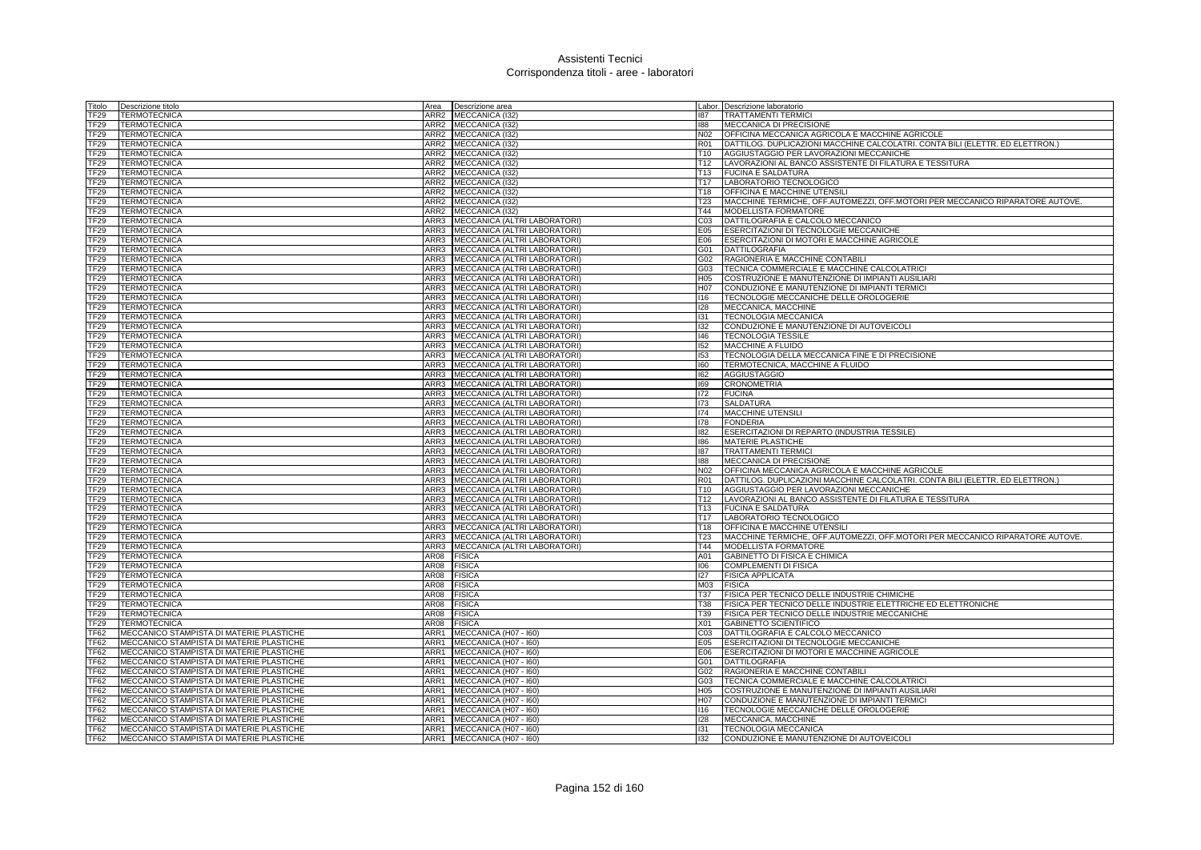# Assistenti Tecnici
## Corrispondenza titoli - aree - laboratori

| Titolo | Descrizione titolo | Area | Descrizione area | Labor. | Descrizione laboratorio |
|---|---|---|---|---|---|
| TF29 | TERMOTECNICA | ARR2 | MECCANICA (I32) | I87 | TRATTAMENTI TERMICI |
| TF29 | TERMOTECNICA | ARR2 | MECCANICA (I32) | I88 | MECCANICA DI PRECISIONE |
| TF29 | TERMOTECNICA | ARR2 | MECCANICA (I32) | N02 | OFFICINA MECCANICA AGRICOLA E MACCHINE AGRICOLE |
| TF29 | TERMOTECNICA | ARR2 | MECCANICA (I32) | R01 | DATTILOG. DUPLICAZIONI MACCHINE CALCOLATRI. CONTA BILI (ELETTR. ED ELETTRON.) |
| TF29 | TERMOTECNICA | ARR2 | MECCANICA (I32) | T10 | AGGIUSTAGGIO PER LAVORAZIONI MECCANICHE |
| TF29 | TERMOTECNICA | ARR2 | MECCANICA (I32) | T12 | LAVORAZIONI AL BANCO ASSISTENTE DI FILATURA E TESSITURA |
| TF29 | TERMOTECNICA | ARR2 | MECCANICA (I32) | T13 | FUCINA E SALDATURA |
| TF29 | TERMOTECNICA | ARR2 | MECCANICA (I32) | T17 | LABORATORIO TECNOLOGICO |
| TF29 | TERMOTECNICA | ARR2 | MECCANICA (I32) | T18 | OFFICINA E MACCHINE UTENSILI |
| TF29 | TERMOTECNICA | ARR2 | MECCANICA (I32) | T23 | MACCHINE TERMICHE, OFF.AUTOMEZZI, OFF.MOTORI PER MECCANICO RIPARATORE AUTOVE. |
| TF29 | TERMOTECNICA | ARR2 | MECCANICA (I32) | T44 | MODELLISTA FORMATORE |
| TF29 | TERMOTECNICA | ARR3 | MECCANICA (ALTRI LABORATORI) | C03 | DATTILOGRAFIA E CALCOLO MECCANICO |
| TF29 | TERMOTECNICA | ARR3 | MECCANICA (ALTRI LABORATORI) | E05 | ESERCITAZIONI DI TECNOLOGIE MECCANICHE |
| TF29 | TERMOTECNICA | ARR3 | MECCANICA (ALTRI LABORATORI) | E06 | ESERCITAZIONI DI MOTORI E MACCHINE AGRICOLE |
| TF29 | TERMOTECNICA | ARR3 | MECCANICA (ALTRI LABORATORI) | G01 | DATTILOGRAFIA |
| TF29 | TERMOTECNICA | ARR3 | MECCANICA (ALTRI LABORATORI) | G02 | RAGIONERIA E MACCHINE CONTABILI |
| TF29 | TERMOTECNICA | ARR3 | MECCANICA (ALTRI LABORATORI) | G03 | TECNICA COMMERCIALE E MACCHINE CALCOLATRICI |
| TF29 | TERMOTECNICA | ARR3 | MECCANICA (ALTRI LABORATORI) | H05 | COSTRUZIONE E MANUTENZIONE DI IMPIANTI AUSILIARI |
| TF29 | TERMOTECNICA | ARR3 | MECCANICA (ALTRI LABORATORI) | H07 | CONDUZIONE E MANUTENZIONE DI IMPIANTI TERMICI |
| TF29 | TERMOTECNICA | ARR3 | MECCANICA (ALTRI LABORATORI) | I16 | TECNOLOGIE MECCANICHE DELLE OROLOGERIE |
| TF29 | TERMOTECNICA | ARR3 | MECCANICA (ALTRI LABORATORI) | I28 | MECCANICA, MACCHINE |
| TF29 | TERMOTECNICA | ARR3 | MECCANICA (ALTRI LABORATORI) | I31 | TECNOLOGIA MECCANICA |
| TF29 | TERMOTECNICA | ARR3 | MECCANICA (ALTRI LABORATORI) | I32 | CONDUZIONE E MANUTENZIONE DI AUTOVEICOLI |
| TF29 | TERMOTECNICA | ARR3 | MECCANICA (ALTRI LABORATORI) | I46 | TECNOLOGIA TESSILE |
| TF29 | TERMOTECNICA | ARR3 | MECCANICA (ALTRI LABORATORI) | I52 | MACCHINE A FLUIDO |
| TF29 | TERMOTECNICA | ARR3 | MECCANICA (ALTRI LABORATORI) | I53 | TECNOLOGIA DELLA MECCANICA FINE E DI PRECISIONE |
| TF29 | TERMOTECNICA | ARR3 | MECCANICA (ALTRI LABORATORI) | I60 | TERMOTECNICA, MACCHINE A FLUIDO |
| TF29 | TERMOTECNICA | ARR3 | MECCANICA (ALTRI LABORATORI) | I62 | AGGIUSTAGGIO |
| TF29 | TERMOTECNICA | ARR3 | MECCANICA (ALTRI LABORATORI) | I69 | CRONOMETRIA |
| TF29 | TERMOTECNICA | ARR3 | MECCANICA (ALTRI LABORATORI) | I72 | FUCINA |
| TF29 | TERMOTECNICA | ARR3 | MECCANICA (ALTRI LABORATORI) | I73 | SALDATURA |
| TF29 | TERMOTECNICA | ARR3 | MECCANICA (ALTRI LABORATORI) | I74 | MACCHINE UTENSILI |
| TF29 | TERMOTECNICA | ARR3 | MECCANICA (ALTRI LABORATORI) | I78 | FONDERIA |
| TF29 | TERMOTECNICA | ARR3 | MECCANICA (ALTRI LABORATORI) | I82 | ESERCITAZIONI DI REPARTO (INDUSTRIA TESSILE) |
| TF29 | TERMOTECNICA | ARR3 | MECCANICA (ALTRI LABORATORI) | I86 | MATERIE PLASTICHE |
| TF29 | TERMOTECNICA | ARR3 | MECCANICA (ALTRI LABORATORI) | I87 | TRATTAMENTI TERMICI |
| TF29 | TERMOTECNICA | ARR3 | MECCANICA (ALTRI LABORATORI) | I88 | MECCANICA DI PRECISIONE |
| TF29 | TERMOTECNICA | ARR3 | MECCANICA (ALTRI LABORATORI) | N02 | OFFICINA MECCANICA AGRICOLA E MACCHINE AGRICOLE |
| TF29 | TERMOTECNICA | ARR3 | MECCANICA (ALTRI LABORATORI) | R01 | DATTILOG. DUPLICAZIONI MACCHINE CALCOLATRI. CONTA BILI (ELETTR. ED ELETTRON.) |
| TF29 | TERMOTECNICA | ARR3 | MECCANICA (ALTRI LABORATORI) | T10 | AGGIUSTAGGIO PER LAVORAZIONI MECCANICHE |
| TF29 | TERMOTECNICA | ARR3 | MECCANICA (ALTRI LABORATORI) | T12 | LAVORAZIONI AL BANCO ASSISTENTE DI FILATURA E TESSITURA |
| TF29 | TERMOTECNICA | ARR3 | MECCANICA (ALTRI LABORATORI) | T13 | FUCINA E SALDATURA |
| TF29 | TERMOTECNICA | ARR3 | MECCANICA (ALTRI LABORATORI) | T17 | LABORATORIO TECNOLOGICO |
| TF29 | TERMOTECNICA | ARR3 | MECCANICA (ALTRI LABORATORI) | T18 | OFFICINA E MACCHINE UTENSILI |
| TF29 | TERMOTECNICA | ARR3 | MECCANICA (ALTRI LABORATORI) | T23 | MACCHINE TERMICHE, OFF.AUTOMEZZI, OFF.MOTORI PER MECCANICO RIPARATORE AUTOVE. |
| TF29 | TERMOTECNICA | ARR3 | MECCANICA (ALTRI LABORATORI) | T44 | MODELLISTA FORMATORE |
| TF29 | TERMOTECNICA | AR08 | FISICA | A01 | GABINETTO DI FISICA E CHIMICA |
| TF29 | TERMOTECNICA | AR08 | FISICA | I06 | COMPLEMENTI DI FISICA |
| TF29 | TERMOTECNICA | AR08 | FISICA | I27 | FISICA APPLICATA |
| TF29 | TERMOTECNICA | AR08 | FISICA | M03 | FISICA |
| TF29 | TERMOTECNICA | AR08 | FISICA | T37 | FISICA PER TECNICO DELLE INDUSTRIE CHIMICHE |
| TF29 | TERMOTECNICA | AR08 | FISICA | T38 | FISICA PER TECNICO DELLE INDUSTRIE ELETTRICHE ED ELETTRONICHE |
| TF29 | TERMOTECNICA | AR08 | FISICA | T39 | FISICA PER TECNICO DELLE INDUSTRIE MECCANICHE |
| TF29 | TERMOTECNICA | AR08 | FISICA | X01 | GABINETTO SCIENTIFICO |
| TF62 | MECCANICO STAMPISTA DI MATERIE PLASTICHE | ARR1 | MECCANICA (H07 - I60) | C03 | DATTILOGRAFIA E CALCOLO MECCANICO |
| TF62 | MECCANICO STAMPISTA DI MATERIE PLASTICHE | ARR1 | MECCANICA (H07 - I60) | E05 | ESERCITAZIONI DI TECNOLOGIE MECCANICHE |
| TF62 | MECCANICO STAMPISTA DI MATERIE PLASTICHE | ARR1 | MECCANICA (H07 - I60) | E06 | ESERCITAZIONI DI MOTORI E MACCHINE AGRICOLE |
| TF62 | MECCANICO STAMPISTA DI MATERIE PLASTICHE | ARR1 | MECCANICA (H07 - I60) | G01 | DATTILOGRAFIA |
| TF62 | MECCANICO STAMPISTA DI MATERIE PLASTICHE | ARR1 | MECCANICA (H07 - I60) | G02 | RAGIONERIA E MACCHINE CONTABILI |
| TF62 | MECCANICO STAMPISTA DI MATERIE PLASTICHE | ARR1 | MECCANICA (H07 - I60) | G03 | TECNICA COMMERCIALE E MACCHINE CALCOLATRICI |
| TF62 | MECCANICO STAMPISTA DI MATERIE PLASTICHE | ARR1 | MECCANICA (H07 - I60) | H05 | COSTRUZIONE E MANUTENZIONE DI IMPIANTI AUSILIARI |
| TF62 | MECCANICO STAMPISTA DI MATERIE PLASTICHE | ARR1 | MECCANICA (H07 - I60) | H07 | CONDUZIONE E MANUTENZIONE DI IMPIANTI TERMICI |
| TF62 | MECCANICO STAMPISTA DI MATERIE PLASTICHE | ARR1 | MECCANICA (H07 - I60) | I16 | TECNOLOGIE MECCANICHE DELLE OROLOGERIE |
| TF62 | MECCANICO STAMPISTA DI MATERIE PLASTICHE | ARR1 | MECCANICA (H07 - I60) | I28 | MECCANICA, MACCHINE |
| TF62 | MECCANICO STAMPISTA DI MATERIE PLASTICHE | ARR1 | MECCANICA (H07 - I60) | I31 | TECNOLOGIA MECCANICA |
| TF62 | MECCANICO STAMPISTA DI MATERIE PLASTICHE | ARR1 | MECCANICA (H07 - I60) | I32 | CONDUZIONE E MANUTENZIONE DI AUTOVEICOLI |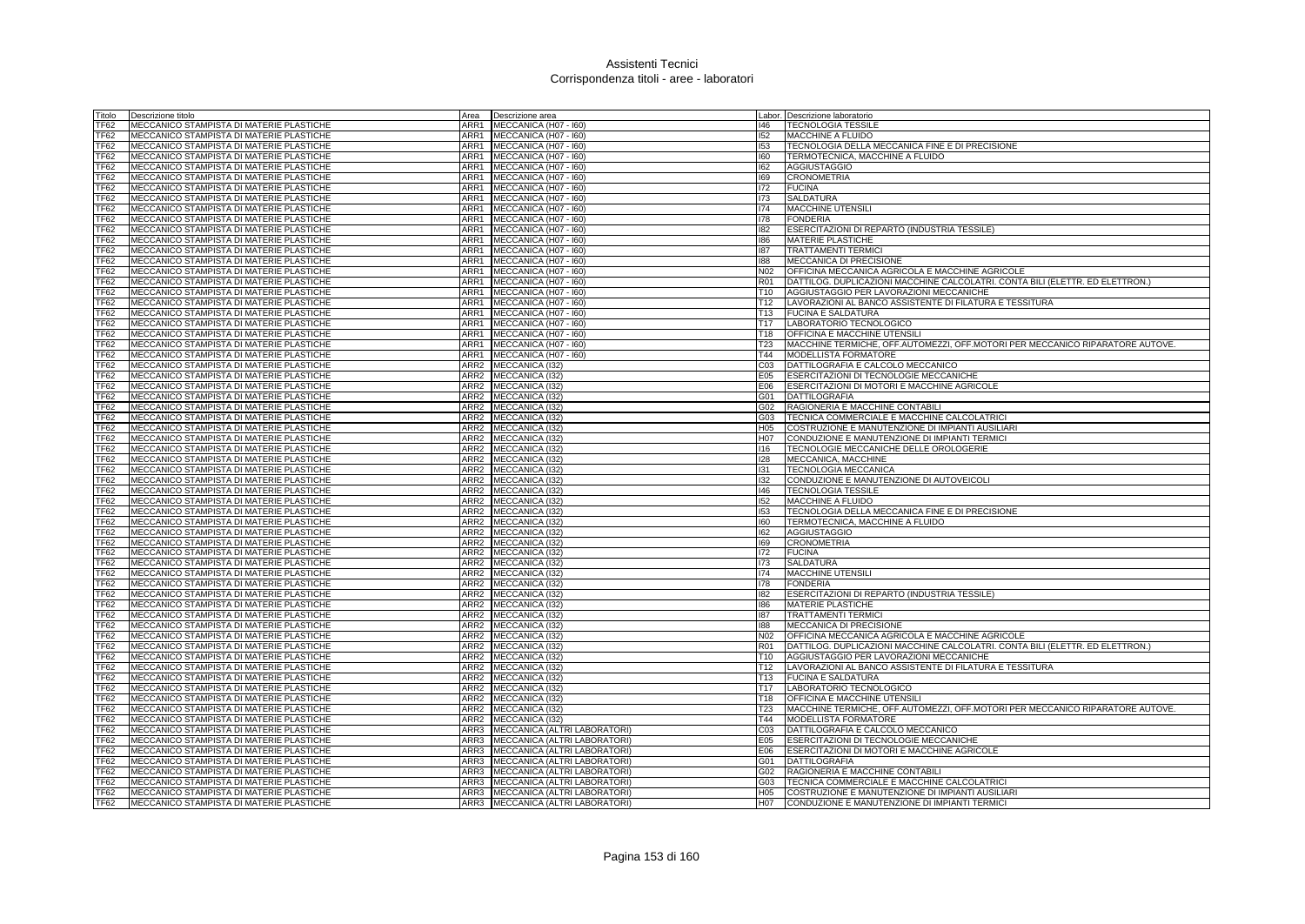# Assistenti Tecnici
## Corrispondenza titoli - aree - laboratori

| Titolo | Descrizione titolo | Area | Descrizione area | Labor. | Descrizione laboratorio |
|---|---|---|---|---|---|
| TF62 | MECCANICO STAMPISTA DI MATERIE PLASTICHE | ARR1 | MECCANICA (H07 - I60) | I46 | TECNOLOGIA TESSILE |
| TF62 | MECCANICO STAMPISTA DI MATERIE PLASTICHE | ARR1 | MECCANICA (H07 - I60) | I52 | MACCHINE A FLUIDO |
| TF62 | MECCANICO STAMPISTA DI MATERIE PLASTICHE | ARR1 | MECCANICA (H07 - I60) | I53 | TECNOLOGIA DELLA MECCANICA FINE E DI PRECISIONE |
| TF62 | MECCANICO STAMPISTA DI MATERIE PLASTICHE | ARR1 | MECCANICA (H07 - I60) | I60 | TERMOTECNICA, MACCHINE A FLUIDO |
| TF62 | MECCANICO STAMPISTA DI MATERIE PLASTICHE | ARR1 | MECCANICA (H07 - I60) | I62 | AGGIUSTAGGIO |
| TF62 | MECCANICO STAMPISTA DI MATERIE PLASTICHE | ARR1 | MECCANICA (H07 - I60) | I69 | CRONOMETRIA |
| TF62 | MECCANICO STAMPISTA DI MATERIE PLASTICHE | ARR1 | MECCANICA (H07 - I60) | I72 | FUCINA |
| TF62 | MECCANICO STAMPISTA DI MATERIE PLASTICHE | ARR1 | MECCANICA (H07 - I60) | I73 | SALDATURA |
| TF62 | MECCANICO STAMPISTA DI MATERIE PLASTICHE | ARR1 | MECCANICA (H07 - I60) | I74 | MACCHINE UTENSILI |
| TF62 | MECCANICO STAMPISTA DI MATERIE PLASTICHE | ARR1 | MECCANICA (H07 - I60) | I78 | FONDERIA |
| TF62 | MECCANICO STAMPISTA DI MATERIE PLASTICHE | ARR1 | MECCANICA (H07 - I60) | I82 | ESERCITAZIONI DI REPARTO (INDUSTRIA TESSILE) |
| TF62 | MECCANICO STAMPISTA DI MATERIE PLASTICHE | ARR1 | MECCANICA (H07 - I60) | I86 | MATERIE PLASTICHE |
| TF62 | MECCANICO STAMPISTA DI MATERIE PLASTICHE | ARR1 | MECCANICA (H07 - I60) | I87 | TRATTAMENTI TERMICI |
| TF62 | MECCANICO STAMPISTA DI MATERIE PLASTICHE | ARR1 | MECCANICA (H07 - I60) | I88 | MECCANICA DI PRECISIONE |
| TF62 | MECCANICO STAMPISTA DI MATERIE PLASTICHE | ARR1 | MECCANICA (H07 - I60) | N02 | OFFICINA MECCANICA AGRICOLA E MACCHINE AGRICOLE |
| TF62 | MECCANICO STAMPISTA DI MATERIE PLASTICHE | ARR1 | MECCANICA (H07 - I60) | R01 | DATTILOG. DUPLICAZIONI MACCHINE CALCOLATRI. CONTA BILI (ELETTR. ED ELETTRON.) |
| TF62 | MECCANICO STAMPISTA DI MATERIE PLASTICHE | ARR1 | MECCANICA (H07 - I60) | T10 | AGGIUSTAGGIO PER LAVORAZIONI MECCANICHE |
| TF62 | MECCANICO STAMPISTA DI MATERIE PLASTICHE | ARR1 | MECCANICA (H07 - I60) | T12 | LAVORAZIONI AL BANCO ASSISTENTE DI FILATURA E TESSITURA |
| TF62 | MECCANICO STAMPISTA DI MATERIE PLASTICHE | ARR1 | MECCANICA (H07 - I60) | T13 | FUCINA E SALDATURA |
| TF62 | MECCANICO STAMPISTA DI MATERIE PLASTICHE | ARR1 | MECCANICA (H07 - I60) | T17 | LABORATORIO TECNOLOGICO |
| TF62 | MECCANICO STAMPISTA DI MATERIE PLASTICHE | ARR1 | MECCANICA (H07 - I60) | T18 | OFFICINA E MACCHINE UTENSILI |
| TF62 | MECCANICO STAMPISTA DI MATERIE PLASTICHE | ARR1 | MECCANICA (H07 - I60) | T23 | MACCHINE TERMICHE, OFF.AUTOMEZZI, OFF.MOTORI PER MECCANICO RIPARATORE AUTOVE. |
| TF62 | MECCANICO STAMPISTA DI MATERIE PLASTICHE | ARR1 | MECCANICA (H07 - I60) | T44 | MODELLISTA FORMATORE |
| TF62 | MECCANICO STAMPISTA DI MATERIE PLASTICHE | ARR2 | MECCANICA (I32) | C03 | DATTILOGRAFIA E CALCOLO MECCANICO |
| TF62 | MECCANICO STAMPISTA DI MATERIE PLASTICHE | ARR2 | MECCANICA (I32) | E05 | ESERCITAZIONI DI TECNOLOGIE MECCANICHE |
| TF62 | MECCANICO STAMPISTA DI MATERIE PLASTICHE | ARR2 | MECCANICA (I32) | E06 | ESERCITAZIONI DI MOTORI E MACCHINE AGRICOLE |
| TF62 | MECCANICO STAMPISTA DI MATERIE PLASTICHE | ARR2 | MECCANICA (I32) | G01 | DATTILOGRAFIA |
| TF62 | MECCANICO STAMPISTA DI MATERIE PLASTICHE | ARR2 | MECCANICA (I32) | G02 | RAGIONERIA E MACCHINE CONTABILI |
| TF62 | MECCANICO STAMPISTA DI MATERIE PLASTICHE | ARR2 | MECCANICA (I32) | G03 | TECNICA COMMERCIALE E MACCHINE CALCOLATRICI |
| TF62 | MECCANICO STAMPISTA DI MATERIE PLASTICHE | ARR2 | MECCANICA (I32) | H05 | COSTRUZIONE E MANUTENZIONE DI IMPIANTI AUSILIARI |
| TF62 | MECCANICO STAMPISTA DI MATERIE PLASTICHE | ARR2 | MECCANICA (I32) | H07 | CONDUZIONE E MANUTENZIONE DI IMPIANTI TERMICI |
| TF62 | MECCANICO STAMPISTA DI MATERIE PLASTICHE | ARR2 | MECCANICA (I32) | I16 | TECNOLOGIE MECCANICHE DELLE OROLOGERIE |
| TF62 | MECCANICO STAMPISTA DI MATERIE PLASTICHE | ARR2 | MECCANICA (I32) | I28 | MECCANICA, MACCHINE |
| TF62 | MECCANICO STAMPISTA DI MATERIE PLASTICHE | ARR2 | MECCANICA (I32) | I31 | TECNOLOGIA MECCANICA |
| TF62 | MECCANICO STAMPISTA DI MATERIE PLASTICHE | ARR2 | MECCANICA (I32) | I32 | CONDUZIONE E MANUTENZIONE DI AUTOVEICOLI |
| TF62 | MECCANICO STAMPISTA DI MATERIE PLASTICHE | ARR2 | MECCANICA (I32) | I46 | TECNOLOGIA TESSILE |
| TF62 | MECCANICO STAMPISTA DI MATERIE PLASTICHE | ARR2 | MECCANICA (I32) | I52 | MACCHINE A FLUIDO |
| TF62 | MECCANICO STAMPISTA DI MATERIE PLASTICHE | ARR2 | MECCANICA (I32) | I53 | TECNOLOGIA DELLA MECCANICA FINE E DI PRECISIONE |
| TF62 | MECCANICO STAMPISTA DI MATERIE PLASTICHE | ARR2 | MECCANICA (I32) | I60 | TERMOTECNICA, MACCHINE A FLUIDO |
| TF62 | MECCANICO STAMPISTA DI MATERIE PLASTICHE | ARR2 | MECCANICA (I32) | I62 | AGGIUSTAGGIO |
| TF62 | MECCANICO STAMPISTA DI MATERIE PLASTICHE | ARR2 | MECCANICA (I32) | I69 | CRONOMETRIA |
| TF62 | MECCANICO STAMPISTA DI MATERIE PLASTICHE | ARR2 | MECCANICA (I32) | I72 | FUCINA |
| TF62 | MECCANICO STAMPISTA DI MATERIE PLASTICHE | ARR2 | MECCANICA (I32) | I73 | SALDATURA |
| TF62 | MECCANICO STAMPISTA DI MATERIE PLASTICHE | ARR2 | MECCANICA (I32) | I74 | MACCHINE UTENSILI |
| TF62 | MECCANICO STAMPISTA DI MATERIE PLASTICHE | ARR2 | MECCANICA (I32) | I78 | FONDERIA |
| TF62 | MECCANICO STAMPISTA DI MATERIE PLASTICHE | ARR2 | MECCANICA (I32) | I82 | ESERCITAZIONI DI REPARTO (INDUSTRIA TESSILE) |
| TF62 | MECCANICO STAMPISTA DI MATERIE PLASTICHE | ARR2 | MECCANICA (I32) | I86 | MATERIE PLASTICHE |
| TF62 | MECCANICO STAMPISTA DI MATERIE PLASTICHE | ARR2 | MECCANICA (I32) | I87 | TRATTAMENTI TERMICI |
| TF62 | MECCANICO STAMPISTA DI MATERIE PLASTICHE | ARR2 | MECCANICA (I32) | I88 | MECCANICA DI PRECISIONE |
| TF62 | MECCANICO STAMPISTA DI MATERIE PLASTICHE | ARR2 | MECCANICA (I32) | N02 | OFFICINA MECCANICA AGRICOLA E MACCHINE AGRICOLE |
| TF62 | MECCANICO STAMPISTA DI MATERIE PLASTICHE | ARR2 | MECCANICA (I32) | R01 | DATTILOG. DUPLICAZIONI MACCHINE CALCOLATRI. CONTA BILI (ELETTR. ED ELETTRON.) |
| TF62 | MECCANICO STAMPISTA DI MATERIE PLASTICHE | ARR2 | MECCANICA (I32) | T10 | AGGIUSTAGGIO PER LAVORAZIONI MECCANICHE |
| TF62 | MECCANICO STAMPISTA DI MATERIE PLASTICHE | ARR2 | MECCANICA (I32) | T12 | LAVORAZIONI AL BANCO ASSISTENTE DI FILATURA E TESSITURA |
| TF62 | MECCANICO STAMPISTA DI MATERIE PLASTICHE | ARR2 | MECCANICA (I32) | T13 | FUCINA E SALDATURA |
| TF62 | MECCANICO STAMPISTA DI MATERIE PLASTICHE | ARR2 | MECCANICA (I32) | T17 | LABORATORIO TECNOLOGICO |
| TF62 | MECCANICO STAMPISTA DI MATERIE PLASTICHE | ARR2 | MECCANICA (I32) | T18 | OFFICINA E MACCHINE UTENSILI |
| TF62 | MECCANICO STAMPISTA DI MATERIE PLASTICHE | ARR2 | MECCANICA (I32) | T23 | MACCHINE TERMICHE, OFF.AUTOMEZZI, OFF.MOTORI PER MECCANICO RIPARATORE AUTOVE. |
| TF62 | MECCANICO STAMPISTA DI MATERIE PLASTICHE | ARR2 | MECCANICA (I32) | T44 | MODELLISTA FORMATORE |
| TF62 | MECCANICO STAMPISTA DI MATERIE PLASTICHE | ARR3 | MECCANICA (ALTRI LABORATORI) | C03 | DATTILOGRAFIA E CALCOLO MECCANICO |
| TF62 | MECCANICO STAMPISTA DI MATERIE PLASTICHE | ARR3 | MECCANICA (ALTRI LABORATORI) | E05 | ESERCITAZIONI DI TECNOLOGIE MECCANICHE |
| TF62 | MECCANICO STAMPISTA DI MATERIE PLASTICHE | ARR3 | MECCANICA (ALTRI LABORATORI) | E06 | ESERCITAZIONI DI MOTORI E MACCHINE AGRICOLE |
| TF62 | MECCANICO STAMPISTA DI MATERIE PLASTICHE | ARR3 | MECCANICA (ALTRI LABORATORI) | G01 | DATTILOGRAFIA |
| TF62 | MECCANICO STAMPISTA DI MATERIE PLASTICHE | ARR3 | MECCANICA (ALTRI LABORATORI) | G02 | RAGIONERIA E MACCHINE CONTABILI |
| TF62 | MECCANICO STAMPISTA DI MATERIE PLASTICHE | ARR3 | MECCANICA (ALTRI LABORATORI) | G03 | TECNICA COMMERCIALE E MACCHINE CALCOLATRICI |
| TF62 | MECCANICO STAMPISTA DI MATERIE PLASTICHE | ARR3 | MECCANICA (ALTRI LABORATORI) | H05 | COSTRUZIONE E MANUTENZIONE DI IMPIANTI AUSILIARI |
| TF62 | MECCANICO STAMPISTA DI MATERIE PLASTICHE | ARR3 | MECCANICA (ALTRI LABORATORI) | H07 | CONDUZIONE E MANUTENZIONE DI IMPIANTI TERMICI |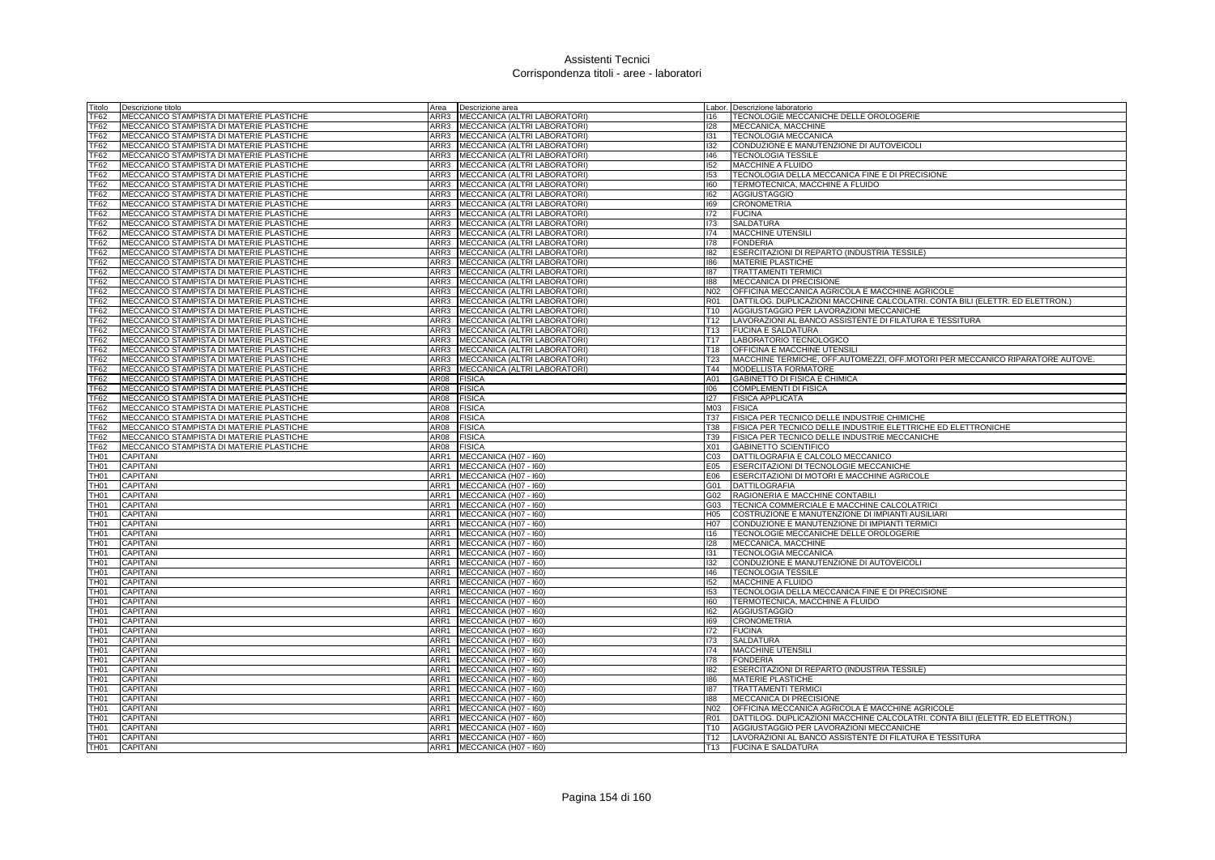# Assistenti Tecnici
## Corrispondenza titoli - aree - laboratori

| Titolo | Descrizione titolo | Area | Descrizione area | Labor. | Descrizione laboratorio |
|---|---|---|---|---|---|
| TF62 | MECCANICO STAMPISTA DI MATERIE PLASTICHE | ARR3 | MECCANICA (ALTRI LABORATORI) | I16 | TECNOLOGIE MECCANICHE DELLE OROLOGERIE |
| TF62 | MECCANICO STAMPISTA DI MATERIE PLASTICHE | ARR3 | MECCANICA (ALTRI LABORATORI) | I28 | MECCANICA, MACCHINE |
| TF62 | MECCANICO STAMPISTA DI MATERIE PLASTICHE | ARR3 | MECCANICA (ALTRI LABORATORI) | I31 | TECNOLOGIA MECCANICA |
| TF62 | MECCANICO STAMPISTA DI MATERIE PLASTICHE | ARR3 | MECCANICA (ALTRI LABORATORI) | I32 | CONDUZIONE E MANUTENZIONE DI AUTOVEICOLI |
| TF62 | MECCANICO STAMPISTA DI MATERIE PLASTICHE | ARR3 | MECCANICA (ALTRI LABORATORI) | I46 | TECNOLOGIA TESSILE |
| TF62 | MECCANICO STAMPISTA DI MATERIE PLASTICHE | ARR3 | MECCANICA (ALTRI LABORATORI) | I52 | MACCHINE A FLUIDO |
| TF62 | MECCANICO STAMPISTA DI MATERIE PLASTICHE | ARR3 | MECCANICA (ALTRI LABORATORI) | I53 | TECNOLOGIA DELLA MECCANICA FINE E DI PRECISIONE |
| TF62 | MECCANICO STAMPISTA DI MATERIE PLASTICHE | ARR3 | MECCANICA (ALTRI LABORATORI) | I60 | TERMOTECNICA, MACCHINE A FLUIDO |
| TF62 | MECCANICO STAMPISTA DI MATERIE PLASTICHE | ARR3 | MECCANICA (ALTRI LABORATORI) | I62 | AGGIUSTAGGIO |
| TF62 | MECCANICO STAMPISTA DI MATERIE PLASTICHE | ARR3 | MECCANICA (ALTRI LABORATORI) | I69 | CRONOMETRIA |
| TF62 | MECCANICO STAMPISTA DI MATERIE PLASTICHE | ARR3 | MECCANICA (ALTRI LABORATORI) | I72 | FUCINA |
| TF62 | MECCANICO STAMPISTA DI MATERIE PLASTICHE | ARR3 | MECCANICA (ALTRI LABORATORI) | I73 | SALDATURA |
| TF62 | MECCANICO STAMPISTA DI MATERIE PLASTICHE | ARR3 | MECCANICA (ALTRI LABORATORI) | I74 | MACCHINE UTENSILI |
| TF62 | MECCANICO STAMPISTA DI MATERIE PLASTICHE | ARR3 | MECCANICA (ALTRI LABORATORI) | I78 | FONDERIA |
| TF62 | MECCANICO STAMPISTA DI MATERIE PLASTICHE | ARR3 | MECCANICA (ALTRI LABORATORI) | I82 | ESERCITAZIONI DI REPARTO (INDUSTRIA TESSILE) |
| TF62 | MECCANICO STAMPISTA DI MATERIE PLASTICHE | ARR3 | MECCANICA (ALTRI LABORATORI) | I86 | MATERIE PLASTICHE |
| TF62 | MECCANICO STAMPISTA DI MATERIE PLASTICHE | ARR3 | MECCANICA (ALTRI LABORATORI) | I87 | TRATTAMENTI TERMICI |
| TF62 | MECCANICO STAMPISTA DI MATERIE PLASTICHE | ARR3 | MECCANICA (ALTRI LABORATORI) | I88 | MECCANICA DI PRECISIONE |
| TF62 | MECCANICO STAMPISTA DI MATERIE PLASTICHE | ARR3 | MECCANICA (ALTRI LABORATORI) | N02 | OFFICINA MECCANICA AGRICOLA E MACCHINE AGRICOLE |
| TF62 | MECCANICO STAMPISTA DI MATERIE PLASTICHE | ARR3 | MECCANICA (ALTRI LABORATORI) | R01 | DATTILOG. DUPLICAZIONI MACCHINE CALCOLATRI. CONTA BILI (ELETTR. ED ELETTRON.) |
| TF62 | MECCANICO STAMPISTA DI MATERIE PLASTICHE | ARR3 | MECCANICA (ALTRI LABORATORI) | T10 | AGGIUSTAGGIO PER LAVORAZIONI MECCANICHE |
| TF62 | MECCANICO STAMPISTA DI MATERIE PLASTICHE | ARR3 | MECCANICA (ALTRI LABORATORI) | T12 | LAVORAZIONI AL BANCO ASSISTENTE DI FILATURA E TESSITURA |
| TF62 | MECCANICO STAMPISTA DI MATERIE PLASTICHE | ARR3 | MECCANICA (ALTRI LABORATORI) | T13 | FUCINA E SALDATURA |
| TF62 | MECCANICO STAMPISTA DI MATERIE PLASTICHE | ARR3 | MECCANICA (ALTRI LABORATORI) | T17 | LABORATORIO TECNOLOGICO |
| TF62 | MECCANICO STAMPISTA DI MATERIE PLASTICHE | ARR3 | MECCANICA (ALTRI LABORATORI) | T18 | OFFICINA E MACCHINE UTENSILI |
| TF62 | MECCANICO STAMPISTA DI MATERIE PLASTICHE | ARR3 | MECCANICA (ALTRI LABORATORI) | T23 | MACCHINE TERMICHE, OFF.AUTOMEZZI, OFF.MOTORI PER MECCANICO RIPARATORE AUTOVE. |
| TF62 | MECCANICO STAMPISTA DI MATERIE PLASTICHE | ARR3 | MECCANICA (ALTRI LABORATORI) | T44 | MODELLISTA FORMATORE |
| TF62 | MECCANICO STAMPISTA DI MATERIE PLASTICHE | AR08 | FISICA | A01 | GABINETTO DI FISICA E CHIMICA |
| TF62 | MECCANICO STAMPISTA DI MATERIE PLASTICHE | AR08 | FISICA | I06 | COMPLEMENTI DI FISICA |
| TF62 | MECCANICO STAMPISTA DI MATERIE PLASTICHE | AR08 | FISICA | I27 | FISICA APPLICATA |
| TF62 | MECCANICO STAMPISTA DI MATERIE PLASTICHE | AR08 | FISICA | M03 | FISICA |
| TF62 | MECCANICO STAMPISTA DI MATERIE PLASTICHE | AR08 | FISICA | T37 | FISICA PER TECNICO DELLE INDUSTRIE CHIMICHE |
| TF62 | MECCANICO STAMPISTA DI MATERIE PLASTICHE | AR08 | FISICA | T38 | FISICA PER TECNICO DELLE INDUSTRIE ELETTRICHE ED ELETTRONICHE |
| TF62 | MECCANICO STAMPISTA DI MATERIE PLASTICHE | AR08 | FISICA | T39 | FISICA PER TECNICO DELLE INDUSTRIE MECCANICHE |
| TF62 | MECCANICO STAMPISTA DI MATERIE PLASTICHE | AR08 | FISICA | X01 | GABINETTO SCIENTIFICO |
| TH01 | CAPITANI | ARR1 | MECCANICA (H07 - I60) | C03 | DATTILOGRAFIA E CALCOLO MECCANICO |
| TH01 | CAPITANI | ARR1 | MECCANICA (H07 - I60) | E05 | ESERCITAZIONI DI TECNOLOGIE MECCANICHE |
| TH01 | CAPITANI | ARR1 | MECCANICA (H07 - I60) | E06 | ESERCITAZIONI DI MOTORI E MACCHINE AGRICOLE |
| TH01 | CAPITANI | ARR1 | MECCANICA (H07 - I60) | G01 | DATTILOGRAFIA |
| TH01 | CAPITANI | ARR1 | MECCANICA (H07 - I60) | G02 | RAGIONERIA E MACCHINE CONTABILI |
| TH01 | CAPITANI | ARR1 | MECCANICA (H07 - I60) | G03 | TECNICA COMMERCIALE E MACCHINE CALCOLATRICI |
| TH01 | CAPITANI | ARR1 | MECCANICA (H07 - I60) | H05 | COSTRUZIONE E MANUTENZIONE DI IMPIANTI AUSILIARI |
| TH01 | CAPITANI | ARR1 | MECCANICA (H07 - I60) | H07 | CONDUZIONE E MANUTENZIONE DI IMPIANTI TERMICI |
| TH01 | CAPITANI | ARR1 | MECCANICA (H07 - I60) | I16 | TECNOLOGIE MECCANICHE DELLE OROLOGERIE |
| TH01 | CAPITANI | ARR1 | MECCANICA (H07 - I60) | I28 | MECCANICA, MACCHINE |
| TH01 | CAPITANI | ARR1 | MECCANICA (H07 - I60) | I31 | TECNOLOGIA MECCANICA |
| TH01 | CAPITANI | ARR1 | MECCANICA (H07 - I60) | I32 | CONDUZIONE E MANUTENZIONE DI AUTOVEICOLI |
| TH01 | CAPITANI | ARR1 | MECCANICA (H07 - I60) | I46 | TECNOLOGIA TESSILE |
| TH01 | CAPITANI | ARR1 | MECCANICA (H07 - I60) | I52 | MACCHINE A FLUIDO |
| TH01 | CAPITANI | ARR1 | MECCANICA (H07 - I60) | I53 | TECNOLOGIA DELLA MECCANICA FINE E DI PRECISIONE |
| TH01 | CAPITANI | ARR1 | MECCANICA (H07 - I60) | I60 | TERMOTECNICA, MACCHINE A FLUIDO |
| TH01 | CAPITANI | ARR1 | MECCANICA (H07 - I60) | I62 | AGGIUSTAGGIO |
| TH01 | CAPITANI | ARR1 | MECCANICA (H07 - I60) | I69 | CRONOMETRIA |
| TH01 | CAPITANI | ARR1 | MECCANICA (H07 - I60) | I72 | FUCINA |
| TH01 | CAPITANI | ARR1 | MECCANICA (H07 - I60) | I73 | SALDATURA |
| TH01 | CAPITANI | ARR1 | MECCANICA (H07 - I60) | I74 | MACCHINE UTENSILI |
| TH01 | CAPITANI | ARR1 | MECCANICA (H07 - I60) | I78 | FONDERIA |
| TH01 | CAPITANI | ARR1 | MECCANICA (H07 - I60) | I82 | ESERCITAZIONI DI REPARTO (INDUSTRIA TESSILE) |
| TH01 | CAPITANI | ARR1 | MECCANICA (H07 - I60) | I86 | MATERIE PLASTICHE |
| TH01 | CAPITANI | ARR1 | MECCANICA (H07 - I60) | I87 | TRATTAMENTI TERMICI |
| TH01 | CAPITANI | ARR1 | MECCANICA (H07 - I60) | I88 | MECCANICA DI PRECISIONE |
| TH01 | CAPITANI | ARR1 | MECCANICA (H07 - I60) | N02 | OFFICINA MECCANICA AGRICOLA E MACCHINE AGRICOLE |
| TH01 | CAPITANI | ARR1 | MECCANICA (H07 - I60) | R01 | DATTILOG. DUPLICAZIONI MACCHINE CALCOLATRI. CONTA BILI (ELETTR. ED ELETTRON.) |
| TH01 | CAPITANI | ARR1 | MECCANICA (H07 - I60) | T10 | AGGIUSTAGGIO PER LAVORAZIONI MECCANICHE |
| TH01 | CAPITANI | ARR1 | MECCANICA (H07 - I60) | T12 | LAVORAZIONI AL BANCO ASSISTENTE DI FILATURA E TESSITURA |
| TH01 | CAPITANI | ARR1 | MECCANICA (H07 - I60) | T13 | FUCINA E SALDATURA |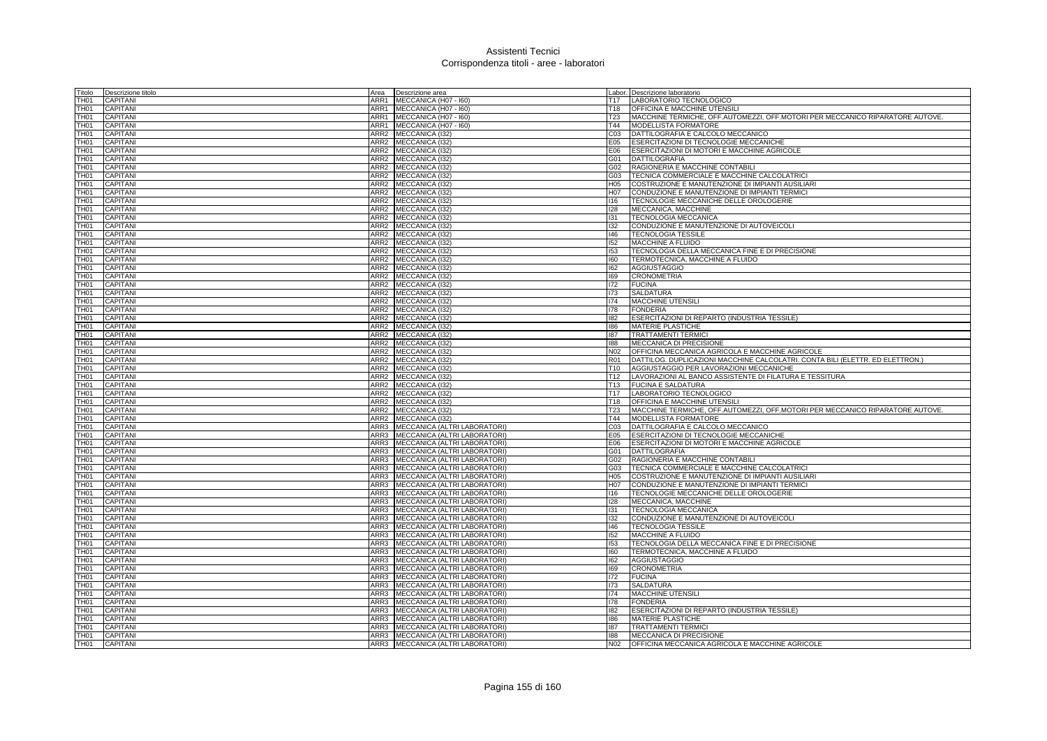# Assistenti Tecnici
## Corrispondenza titoli - aree - laboratori

| Titolo | Descrizione titolo | Area | Descrizione area | Labor. | Descrizione laboratorio |
|---|---|---|---|---|---|
| TH01 | CAPITANI | ARR1 | MECCANICA (H07 - I60) | T17 | LABORATORIO TECNOLOGICO |
| TH01 | CAPITANI | ARR1 | MECCANICA (H07 - I60) | T18 | OFFICINA E MACCHINE UTENSILI |
| TH01 | CAPITANI | ARR1 | MECCANICA (H07 - I60) | T23 | MACCHINE TERMICHE, OFF.AUTOMEZZI, OFF.MOTORI PER MECCANICO RIPARATORE AUTOVE. |
| TH01 | CAPITANI | ARR1 | MECCANICA (H07 - I60) | T44 | MODELLISTA FORMATORE |
| TH01 | CAPITANI | ARR2 | MECCANICA (I32) | C03 | DATTILOGRAFIA E CALCOLO MECCANICO |
| TH01 | CAPITANI | ARR2 | MECCANICA (I32) | E05 | ESERCITAZIONI DI TECNOLOGIE MECCANICHE |
| TH01 | CAPITANI | ARR2 | MECCANICA (I32) | E06 | ESERCITAZIONI DI MOTORI E MACCHINE AGRICOLE |
| TH01 | CAPITANI | ARR2 | MECCANICA (I32) | G01 | DATTILOGRAFIA |
| TH01 | CAPITANI | ARR2 | MECCANICA (I32) | G02 | RAGIONERIA E MACCHINE CONTABILI |
| TH01 | CAPITANI | ARR2 | MECCANICA (I32) | G03 | TECNICA COMMERCIALE E MACCHINE CALCOLATRICI |
| TH01 | CAPITANI | ARR2 | MECCANICA (I32) | H05 | COSTRUZIONE E MANUTENZIONE DI IMPIANTI AUSILIARI |
| TH01 | CAPITANI | ARR2 | MECCANICA (I32) | H07 | CONDUZIONE E MANUTENZIONE DI IMPIANTI TERMICI |
| TH01 | CAPITANI | ARR2 | MECCANICA (I32) | I16 | TECNOLOGIE MECCANICHE DELLE OROLOGERIE |
| TH01 | CAPITANI | ARR2 | MECCANICA (I32) | I28 | MECCANICA, MACCHINE |
| TH01 | CAPITANI | ARR2 | MECCANICA (I32) | I31 | TECNOLOGIA MECCANICA |
| TH01 | CAPITANI | ARR2 | MECCANICA (I32) | I32 | CONDUZIONE E MANUTENZIONE DI AUTOVEICOLI |
| TH01 | CAPITANI | ARR2 | MECCANICA (I32) | I46 | TECNOLOGIA TESSILE |
| TH01 | CAPITANI | ARR2 | MECCANICA (I32) | I52 | MACCHINE A FLUIDO |
| TH01 | CAPITANI | ARR2 | MECCANICA (I32) | I53 | TECNOLOGIA DELLA MECCANICA FINE E DI PRECISIONE |
| TH01 | CAPITANI | ARR2 | MECCANICA (I32) | I60 | TERMOTECNICA, MACCHINE A FLUIDO |
| TH01 | CAPITANI | ARR2 | MECCANICA (I32) | I62 | AGGIUSTAGGIO |
| TH01 | CAPITANI | ARR2 | MECCANICA (I32) | I69 | CRONOMETRIA |
| TH01 | CAPITANI | ARR2 | MECCANICA (I32) | I72 | FUCINA |
| TH01 | CAPITANI | ARR2 | MECCANICA (I32) | I73 | SALDATURA |
| TH01 | CAPITANI | ARR2 | MECCANICA (I32) | I74 | MACCHINE UTENSILI |
| TH01 | CAPITANI | ARR2 | MECCANICA (I32) | I78 | FONDERIA |
| TH01 | CAPITANI | ARR2 | MECCANICA (I32) | I82 | ESERCITAZIONI DI REPARTO (INDUSTRIA TESSILE) |
| TH01 | CAPITANI | ARR2 | MECCANICA (I32) | I86 | MATERIE PLASTICHE |
| TH01 | CAPITANI | ARR2 | MECCANICA (I32) | I87 | TRATTAMENTI TERMICI |
| TH01 | CAPITANI | ARR2 | MECCANICA (I32) | I88 | MECCANICA DI PRECISIONE |
| TH01 | CAPITANI | ARR2 | MECCANICA (I32) | N02 | OFFICINA MECCANICA AGRICOLA E MACCHINE AGRICOLE |
| TH01 | CAPITANI | ARR2 | MECCANICA (I32) | R01 | DATTILOG. DUPLICAZIONI MACCHINE CALCOLATRI. CONTA BILI (ELETTR. ED ELETTRON.) |
| TH01 | CAPITANI | ARR2 | MECCANICA (I32) | T10 | AGGIUSTAGGIO PER LAVORAZIONI MECCANICHE |
| TH01 | CAPITANI | ARR2 | MECCANICA (I32) | T12 | LAVORAZIONI AL BANCO ASSISTENTE DI FILATURA E TESSITURA |
| TH01 | CAPITANI | ARR2 | MECCANICA (I32) | T13 | FUCINA E SALDATURA |
| TH01 | CAPITANI | ARR2 | MECCANICA (I32) | T17 | LABORATORIO TECNOLOGICO |
| TH01 | CAPITANI | ARR2 | MECCANICA (I32) | T18 | OFFICINA E MACCHINE UTENSILI |
| TH01 | CAPITANI | ARR2 | MECCANICA (I32) | T23 | MACCHINE TERMICHE, OFF.AUTOMEZZI, OFF.MOTORI PER MECCANICO RIPARATORE AUTOVE. |
| TH01 | CAPITANI | ARR2 | MECCANICA (I32) | T44 | MODELLISTA FORMATORE |
| TH01 | CAPITANI | ARR3 | MECCANICA (ALTRI LABORATORI) | C03 | DATTILOGRAFIA E CALCOLO MECCANICO |
| TH01 | CAPITANI | ARR3 | MECCANICA (ALTRI LABORATORI) | E05 | ESERCITAZIONI DI TECNOLOGIE MECCANICHE |
| TH01 | CAPITANI | ARR3 | MECCANICA (ALTRI LABORATORI) | E06 | ESERCITAZIONI DI MOTORI E MACCHINE AGRICOLE |
| TH01 | CAPITANI | ARR3 | MECCANICA (ALTRI LABORATORI) | G01 | DATTILOGRAFIA |
| TH01 | CAPITANI | ARR3 | MECCANICA (ALTRI LABORATORI) | G02 | RAGIONERIA E MACCHINE CONTABILI |
| TH01 | CAPITANI | ARR3 | MECCANICA (ALTRI LABORATORI) | G03 | TECNICA COMMERCIALE E MACCHINE CALCOLATRICI |
| TH01 | CAPITANI | ARR3 | MECCANICA (ALTRI LABORATORI) | H05 | COSTRUZIONE E MANUTENZIONE DI IMPIANTI AUSILIARI |
| TH01 | CAPITANI | ARR3 | MECCANICA (ALTRI LABORATORI) | H07 | CONDUZIONE E MANUTENZIONE DI IMPIANTI TERMICI |
| TH01 | CAPITANI | ARR3 | MECCANICA (ALTRI LABORATORI) | I16 | TECNOLOGIE MECCANICHE DELLE OROLOGERIE |
| TH01 | CAPITANI | ARR3 | MECCANICA (ALTRI LABORATORI) | I28 | MECCANICA, MACCHINE |
| TH01 | CAPITANI | ARR3 | MECCANICA (ALTRI LABORATORI) | I31 | TECNOLOGIA MECCANICA |
| TH01 | CAPITANI | ARR3 | MECCANICA (ALTRI LABORATORI) | I32 | CONDUZIONE E MANUTENZIONE DI AUTOVEICOLI |
| TH01 | CAPITANI | ARR3 | MECCANICA (ALTRI LABORATORI) | I46 | TECNOLOGIA TESSILE |
| TH01 | CAPITANI | ARR3 | MECCANICA (ALTRI LABORATORI) | I52 | MACCHINE A FLUIDO |
| TH01 | CAPITANI | ARR3 | MECCANICA (ALTRI LABORATORI) | I53 | TECNOLOGIA DELLA MECCANICA FINE E DI PRECISIONE |
| TH01 | CAPITANI | ARR3 | MECCANICA (ALTRI LABORATORI) | I60 | TERMOTECNICA, MACCHINE A FLUIDO |
| TH01 | CAPITANI | ARR3 | MECCANICA (ALTRI LABORATORI) | I62 | AGGIUSTAGGIO |
| TH01 | CAPITANI | ARR3 | MECCANICA (ALTRI LABORATORI) | I69 | CRONOMETRIA |
| TH01 | CAPITANI | ARR3 | MECCANICA (ALTRI LABORATORI) | I72 | FUCINA |
| TH01 | CAPITANI | ARR3 | MECCANICA (ALTRI LABORATORI) | I73 | SALDATURA |
| TH01 | CAPITANI | ARR3 | MECCANICA (ALTRI LABORATORI) | I74 | MACCHINE UTENSILI |
| TH01 | CAPITANI | ARR3 | MECCANICA (ALTRI LABORATORI) | I78 | FONDERIA |
| TH01 | CAPITANI | ARR3 | MECCANICA (ALTRI LABORATORI) | I82 | ESERCITAZIONI DI REPARTO (INDUSTRIA TESSILE) |
| TH01 | CAPITANI | ARR3 | MECCANICA (ALTRI LABORATORI) | I86 | MATERIE PLASTICHE |
| TH01 | CAPITANI | ARR3 | MECCANICA (ALTRI LABORATORI) | I87 | TRATTAMENTI TERMICI |
| TH01 | CAPITANI | ARR3 | MECCANICA (ALTRI LABORATORI) | I88 | MECCANICA DI PRECISIONE |
| TH01 | CAPITANI | ARR3 | MECCANICA (ALTRI LABORATORI) | N02 | OFFICINA MECCANICA AGRICOLA E MACCHINE AGRICOLE |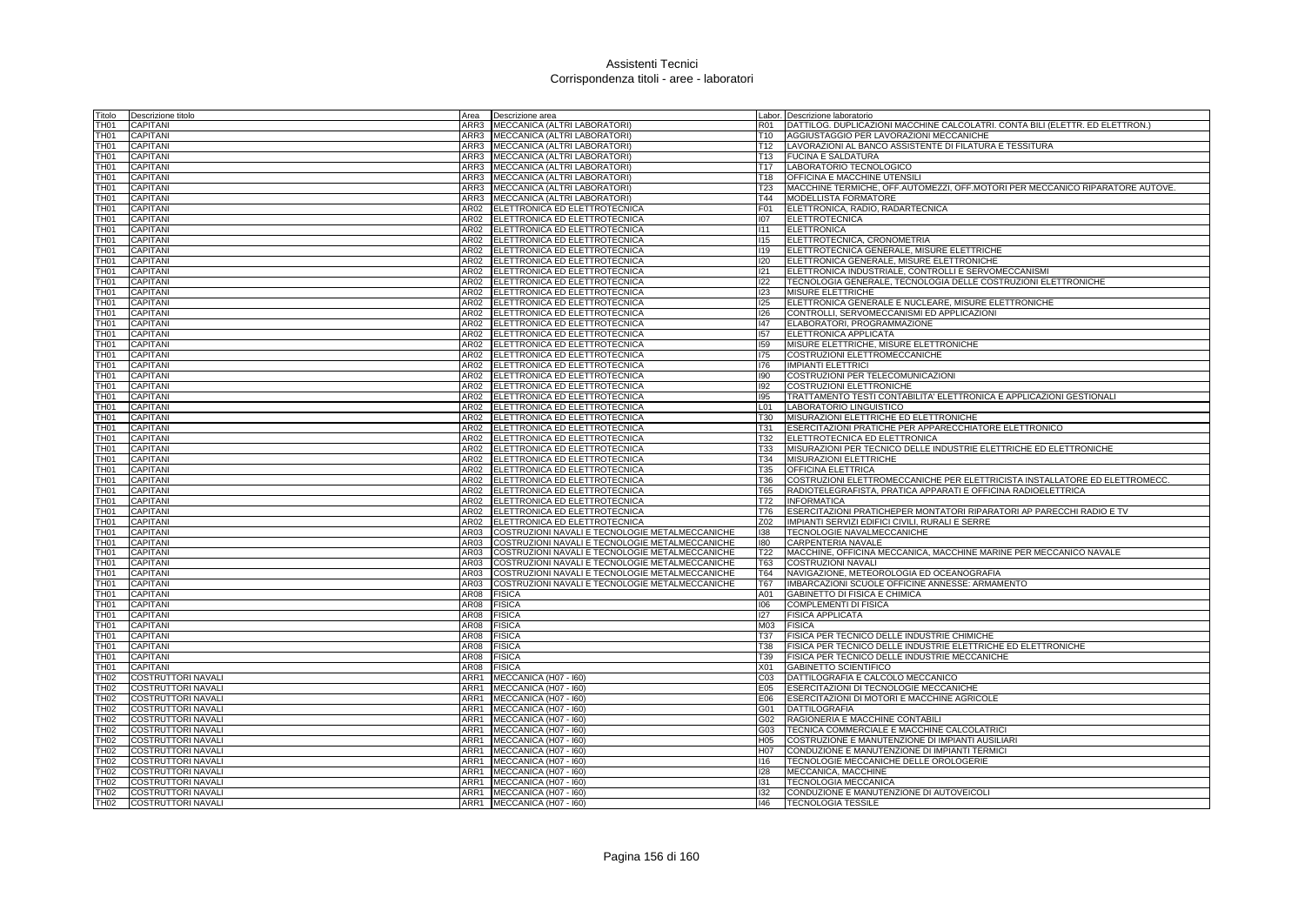# Assistenti Tecnici
## Corrispondenza titoli - aree - laboratori

| Titolo | Descrizione titolo | Area | Descrizione area | Labor. | Descrizione laboratorio |
|---|---|---|---|---|---|
| TH01 | CAPITANI | ARR3 | MECCANICA (ALTRI LABORATORI) | R01 | DATTILOG. DUPLICAZIONI MACCHINE CALCOLATRI. CONTA BILI (ELETTR. ED ELETTRON.) |
| TH01 | CAPITANI | ARR3 | MECCANICA (ALTRI LABORATORI) | T10 | AGGIUSTAGGIO PER LAVORAZIONI MECCANICHE |
| TH01 | CAPITANI | ARR3 | MECCANICA (ALTRI LABORATORI) | T12 | LAVORAZIONI AL BANCO ASSISTENTE DI FILATURA E TESSITURA |
| TH01 | CAPITANI | ARR3 | MECCANICA (ALTRI LABORATORI) | T13 | FUCINA E SALDATURA |
| TH01 | CAPITANI | ARR3 | MECCANICA (ALTRI LABORATORI) | T17 | LABORATORIO TECNOLOGICO |
| TH01 | CAPITANI | ARR3 | MECCANICA (ALTRI LABORATORI) | T18 | OFFICINA E MACCHINE UTENSILI |
| TH01 | CAPITANI | ARR3 | MECCANICA (ALTRI LABORATORI) | T23 | MACCHINE TERMICHE, OFF.AUTOMEZZI, OFF.MOTORI PER MECCANICO RIPARATORE AUTOVE. |
| TH01 | CAPITANI | ARR3 | MECCANICA (ALTRI LABORATORI) | T44 | MODELLISTA FORMATORE |
| TH01 | CAPITANI | AR02 | ELETTRONICA ED ELETTROTECNICA | F01 | ELETTRONICA, RADIO, RADARTECNICA |
| TH01 | CAPITANI | AR02 | ELETTRONICA ED ELETTROTECNICA | I07 | ELETTROTECNICA |
| TH01 | CAPITANI | AR02 | ELETTRONICA ED ELETTROTECNICA | I11 | ELETTRONICA |
| TH01 | CAPITANI | AR02 | ELETTRONICA ED ELETTROTECNICA | I15 | ELETTROTECNICA, CRONOMETRIA |
| TH01 | CAPITANI | AR02 | ELETTRONICA ED ELETTROTECNICA | I19 | ELETTROTECNICA GENERALE, MISURE ELETTRICHE |
| TH01 | CAPITANI | AR02 | ELETTRONICA ED ELETTROTECNICA | I20 | ELETTRONICA GENERALE, MISURE ELETTRONICHE |
| TH01 | CAPITANI | AR02 | ELETTRONICA ED ELETTROTECNICA | I21 | ELETTRONICA INDUSTRIALE, CONTROLLI E SERVOMECCANISMI |
| TH01 | CAPITANI | AR02 | ELETTRONICA ED ELETTROTECNICA | I22 | TECNOLOGIA GENERALE, TECNOLOGIA DELLE COSTRUZIONI ELETTRONICHE |
| TH01 | CAPITANI | AR02 | ELETTRONICA ED ELETTROTECNICA | I23 | MISURE ELETTRICHE |
| TH01 | CAPITANI | AR02 | ELETTRONICA ED ELETTROTECNICA | I25 | ELETTRONICA GENERALE E NUCLEARE, MISURE ELETTRONICHE |
| TH01 | CAPITANI | AR02 | ELETTRONICA ED ELETTROTECNICA | I26 | CONTROLLI, SERVOMECCANISMI ED APPLICAZIONI |
| TH01 | CAPITANI | AR02 | ELETTRONICA ED ELETTROTECNICA | I47 | ELABORATORI, PROGRAMMAZIONE |
| TH01 | CAPITANI | AR02 | ELETTRONICA ED ELETTROTECNICA | I57 | ELETTRONICA APPLICATA |
| TH01 | CAPITANI | AR02 | ELETTRONICA ED ELETTROTECNICA | I59 | MISURE ELETTRICHE, MISURE ELETTRONICHE |
| TH01 | CAPITANI | AR02 | ELETTRONICA ED ELETTROTECNICA | I75 | COSTRUZIONI ELETTROMECCANICHE |
| TH01 | CAPITANI | AR02 | ELETTRONICA ED ELETTROTECNICA | I76 | IMPIANTI ELETTRICI |
| TH01 | CAPITANI | AR02 | ELETTRONICA ED ELETTROTECNICA | I90 | COSTRUZIONI PER TELECOMUNICAZIONI |
| TH01 | CAPITANI | AR02 | ELETTRONICA ED ELETTROTECNICA | I92 | COSTRUZIONI ELETTRONICHE |
| TH01 | CAPITANI | AR02 | ELETTRONICA ED ELETTROTECNICA | I95 | TRATTAMENTO TESTI CONTABILITA' ELETTRONICA E APPLICAZIONI GESTIONALI |
| TH01 | CAPITANI | AR02 | ELETTRONICA ED ELETTROTECNICA | L01 | LABORATORIO LINGUISTICO |
| TH01 | CAPITANI | AR02 | ELETTRONICA ED ELETTROTECNICA | T30 | MISURAZIONI ELETTRICHE ED ELETTRONICHE |
| TH01 | CAPITANI | AR02 | ELETTRONICA ED ELETTROTECNICA | T31 | ESERCITAZIONI PRATICHE PER APPARECCHIATORE ELETTRONICO |
| TH01 | CAPITANI | AR02 | ELETTRONICA ED ELETTROTECNICA | T32 | ELETTROTECNICA ED ELETTRONICA |
| TH01 | CAPITANI | AR02 | ELETTRONICA ED ELETTROTECNICA | T33 | MISURAZIONI PER TECNICO DELLE INDUSTRIE ELETTRICHE ED ELETTRONICHE |
| TH01 | CAPITANI | AR02 | ELETTRONICA ED ELETTROTECNICA | T34 | MISURAZIONI ELETTRICHE |
| TH01 | CAPITANI | AR02 | ELETTRONICA ED ELETTROTECNICA | T35 | OFFICINA ELETTRICA |
| TH01 | CAPITANI | AR02 | ELETTRONICA ED ELETTROTECNICA | T36 | COSTRUZIONI ELETTROMECCANICHE PER ELETTRICISTA INSTALLATORE ED ELETTROMECC. |
| TH01 | CAPITANI | AR02 | ELETTRONICA ED ELETTROTECNICA | T65 | RADIOTELEGRAFISTA, PRATICA APPARATI E OFFICINA RADIOELETTRICA |
| TH01 | CAPITANI | AR02 | ELETTRONICA ED ELETTROTECNICA | T72 | INFORMATICA |
| TH01 | CAPITANI | AR02 | ELETTRONICA ED ELETTROTECNICA | T76 | ESERCITAZIONI PRATICHEPER MONTATORI RIPARATORI AP PARECCHI RADIO E TV |
| TH01 | CAPITANI | AR02 | ELETTRONICA ED ELETTROTECNICA | Z02 | IMPIANTI SERVIZI EDIFICI CIVILI, RURALI E SERRE |
| TH01 | CAPITANI | AR03 | COSTRUZIONI NAVALI E TECNOLOGIE METALMECCANICHE | I38 | TECNOLOGIE NAVALMECCANICHE |
| TH01 | CAPITANI | AR03 | COSTRUZIONI NAVALI E TECNOLOGIE METALMECCANICHE | I80 | CARPENTERIA NAVALE |
| TH01 | CAPITANI | AR03 | COSTRUZIONI NAVALI E TECNOLOGIE METALMECCANICHE | T22 | MACCHINE, OFFICINA MECCANICA, MACCHINE MARINE PER MECCANICO NAVALE |
| TH01 | CAPITANI | AR03 | COSTRUZIONI NAVALI E TECNOLOGIE METALMECCANICHE | T63 | COSTRUZIONI NAVALI |
| TH01 | CAPITANI | AR03 | COSTRUZIONI NAVALI E TECNOLOGIE METALMECCANICHE | T64 | NAVIGAZIONE, METEOROLOGIA ED OCEANOGRAFIA |
| TH01 | CAPITANI | AR03 | COSTRUZIONI NAVALI E TECNOLOGIE METALMECCANICHE | T67 | IMBARCAZIONI SCUOLE OFFICINE ANNESSE: ARMAMENTO |
| TH01 | CAPITANI | AR08 | FISICA | A01 | GABINETTO DI FISICA E CHIMICA |
| TH01 | CAPITANI | AR08 | FISICA | I06 | COMPLEMENTI DI FISICA |
| TH01 | CAPITANI | AR08 | FISICA | I27 | FISICA APPLICATA |
| TH01 | CAPITANI | AR08 | FISICA | M03 | FISICA |
| TH01 | CAPITANI | AR08 | FISICA | T37 | FISICA PER TECNICO DELLE INDUSTRIE CHIMICHE |
| TH01 | CAPITANI | AR08 | FISICA | T38 | FISICA PER TECNICO DELLE INDUSTRIE ELETTRICHE ED ELETTRONICHE |
| TH01 | CAPITANI | AR08 | FISICA | T39 | FISICA PER TECNICO DELLE INDUSTRIE MECCANICHE |
| TH01 | CAPITANI | AR08 | FISICA | X01 | GABINETTO SCIENTIFICO |
| TH02 | COSTRUTTORI NAVALI | ARR1 | MECCANICA (H07 - I60) | C03 | DATTILOGRAFIA E CALCOLO MECCANICO |
| TH02 | COSTRUTTORI NAVALI | ARR1 | MECCANICA (H07 - I60) | E05 | ESERCITAZIONI DI TECNOLOGIE MECCANICHE |
| TH02 | COSTRUTTORI NAVALI | ARR1 | MECCANICA (H07 - I60) | E06 | ESERCITAZIONI DI MOTORI E MACCHINE AGRICOLE |
| TH02 | COSTRUTTORI NAVALI | ARR1 | MECCANICA (H07 - I60) | G01 | DATTILOGRAFIA |
| TH02 | COSTRUTTORI NAVALI | ARR1 | MECCANICA (H07 - I60) | G02 | RAGIONERIA E MACCHINE CONTABILI |
| TH02 | COSTRUTTORI NAVALI | ARR1 | MECCANICA (H07 - I60) | G03 | TECNICA COMMERCIALE E MACCHINE CALCOLATRICI |
| TH02 | COSTRUTTORI NAVALI | ARR1 | MECCANICA (H07 - I60) | H05 | COSTRUZIONE E MANUTENZIONE DI IMPIANTI AUSILIARI |
| TH02 | COSTRUTTORI NAVALI | ARR1 | MECCANICA (H07 - I60) | H07 | CONDUZIONE E MANUTENZIONE DI IMPIANTI TERMICI |
| TH02 | COSTRUTTORI NAVALI | ARR1 | MECCANICA (H07 - I60) | I16 | TECNOLOGIE MECCANICHE DELLE OROLOGERIE |
| TH02 | COSTRUTTORI NAVALI | ARR1 | MECCANICA (H07 - I60) | I28 | MECCANICA, MACCHINE |
| TH02 | COSTRUTTORI NAVALI | ARR1 | MECCANICA (H07 - I60) | I31 | TECNOLOGIA MECCANICA |
| TH02 | COSTRUTTORI NAVALI | ARR1 | MECCANICA (H07 - I60) | I32 | CONDUZIONE E MANUTENZIONE DI AUTOVEICOLI |
| TH02 | COSTRUTTORI NAVALI | ARR1 | MECCANICA (H07 - I60) | I46 | TECNOLOGIA TESSILE |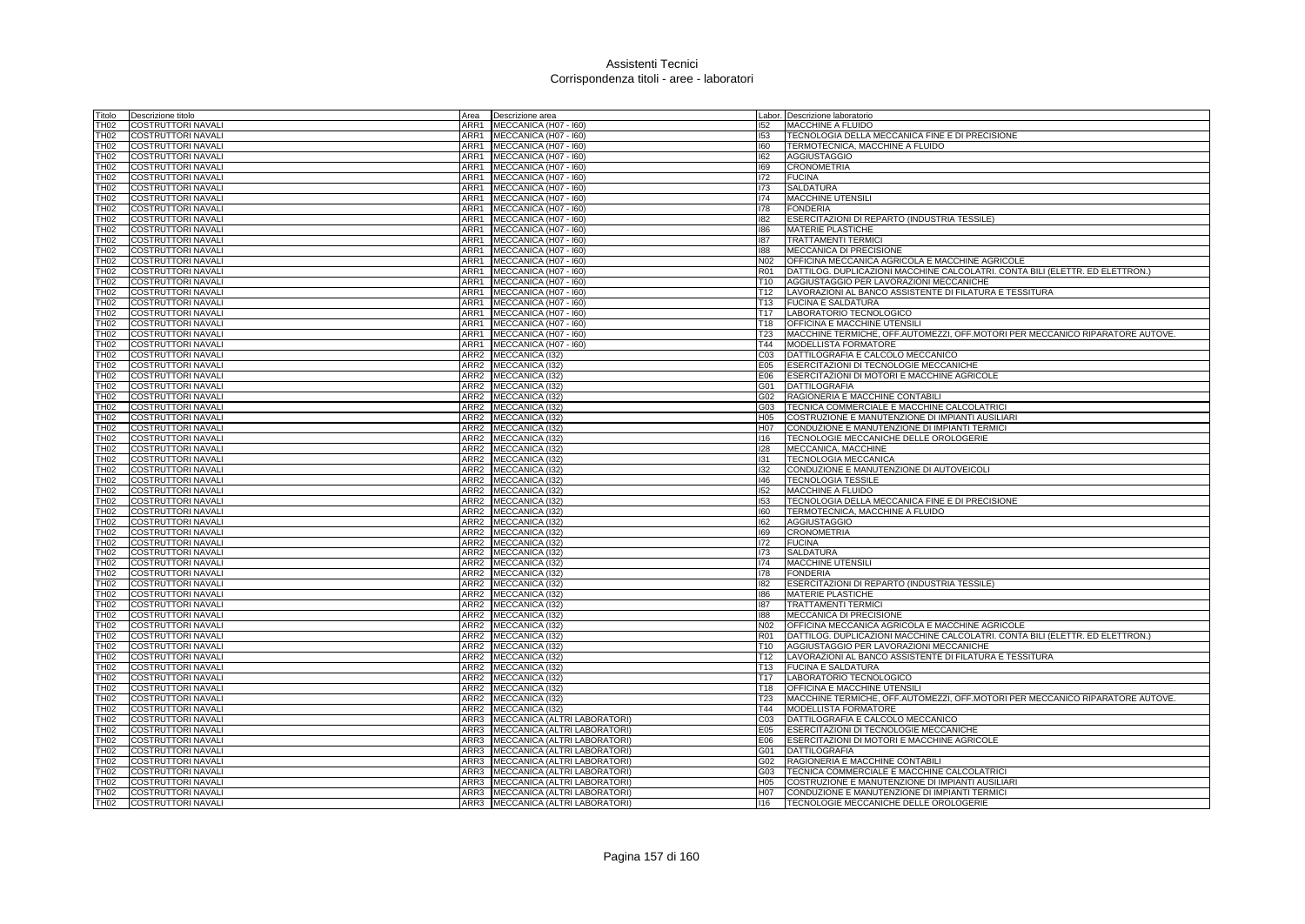# Assistenti Tecnici
## Corrispondenza titoli - aree - laboratori

| Titolo | Descrizione titolo | Area | Descrizione area | Labor. | Descrizione laboratorio |
|---|---|---|---|---|---|
| TH02 | COSTRUTTORI NAVALI | ARR1 | MECCANICA (H07 - I60) | I52 | MACCHINE A FLUIDO |
| TH02 | COSTRUTTORI NAVALI | ARR1 | MECCANICA (H07 - I60) | I53 | TECNOLOGIA DELLA MECCANICA FINE E DI PRECISIONE |
| TH02 | COSTRUTTORI NAVALI | ARR1 | MECCANICA (H07 - I60) | I60 | TERMOTECNICA, MACCHINE A FLUIDO |
| TH02 | COSTRUTTORI NAVALI | ARR1 | MECCANICA (H07 - I60) | I62 | AGGIUSTAGGIO |
| TH02 | COSTRUTTORI NAVALI | ARR1 | MECCANICA (H07 - I60) | I69 | CRONOMETRIA |
| TH02 | COSTRUTTORI NAVALI | ARR1 | MECCANICA (H07 - I60) | I72 | FUCINA |
| TH02 | COSTRUTTORI NAVALI | ARR1 | MECCANICA (H07 - I60) | I73 | SALDATURA |
| TH02 | COSTRUTTORI NAVALI | ARR1 | MECCANICA (H07 - I60) | I74 | MACCHINE UTENSILI |
| TH02 | COSTRUTTORI NAVALI | ARR1 | MECCANICA (H07 - I60) | I78 | FONDERIA |
| TH02 | COSTRUTTORI NAVALI | ARR1 | MECCANICA (H07 - I60) | I82 | ESERCITAZIONI DI REPARTO (INDUSTRIA TESSILE) |
| TH02 | COSTRUTTORI NAVALI | ARR1 | MECCANICA (H07 - I60) | I86 | MATERIE PLASTICHE |
| TH02 | COSTRUTTORI NAVALI | ARR1 | MECCANICA (H07 - I60) | I87 | TRATTAMENTI TERMICI |
| TH02 | COSTRUTTORI NAVALI | ARR1 | MECCANICA (H07 - I60) | I88 | MECCANICA DI PRECISIONE |
| TH02 | COSTRUTTORI NAVALI | ARR1 | MECCANICA (H07 - I60) | N02 | OFFICINA MECCANICA AGRICOLA E MACCHINE AGRICOLE |
| TH02 | COSTRUTTORI NAVALI | ARR1 | MECCANICA (H07 - I60) | R01 | DATTILOG. DUPLICAZIONI MACCHINE CALCOLATRI. CONTA BILI (ELETTR. ED ELETTRON.) |
| TH02 | COSTRUTTORI NAVALI | ARR1 | MECCANICA (H07 - I60) | T10 | AGGIUSTAGGIO PER LAVORAZIONI MECCANICHE |
| TH02 | COSTRUTTORI NAVALI | ARR1 | MECCANICA (H07 - I60) | T12 | LAVORAZIONI AL BANCO ASSISTENTE DI FILATURA E TESSITURA |
| TH02 | COSTRUTTORI NAVALI | ARR1 | MECCANICA (H07 - I60) | T13 | FUCINA E SALDATURA |
| TH02 | COSTRUTTORI NAVALI | ARR1 | MECCANICA (H07 - I60) | T17 | LABORATORIO TECNOLOGICO |
| TH02 | COSTRUTTORI NAVALI | ARR1 | MECCANICA (H07 - I60) | T18 | OFFICINA E MACCHINE UTENSILI |
| TH02 | COSTRUTTORI NAVALI | ARR1 | MECCANICA (H07 - I60) | T23 | MACCHINE TERMICHE, OFF.AUTOMEZZI, OFF.MOTORI PER MECCANICO RIPARATORE AUTOVE. |
| TH02 | COSTRUTTORI NAVALI | ARR1 | MECCANICA (H07 - I60) | T44 | MODELLISTA FORMATORE |
| TH02 | COSTRUTTORI NAVALI | ARR2 | MECCANICA (I32) | C03 | DATTILOGRAFIA E CALCOLO MECCANICO |
| TH02 | COSTRUTTORI NAVALI | ARR2 | MECCANICA (I32) | E05 | ESERCITAZIONI DI TECNOLOGIE MECCANICHE |
| TH02 | COSTRUTTORI NAVALI | ARR2 | MECCANICA (I32) | E06 | ESERCITAZIONI DI MOTORI E MACCHINE AGRICOLE |
| TH02 | COSTRUTTORI NAVALI | ARR2 | MECCANICA (I32) | G01 | DATTILOGRAFIA |
| TH02 | COSTRUTTORI NAVALI | ARR2 | MECCANICA (I32) | G02 | RAGIONERIA E MACCHINE CONTABILI |
| TH02 | COSTRUTTORI NAVALI | ARR2 | MECCANICA (I32) | G03 | TECNICA COMMERCIALE E MACCHINE CALCOLATRICI |
| TH02 | COSTRUTTORI NAVALI | ARR2 | MECCANICA (I32) | H05 | COSTRUZIONE E MANUTENZIONE DI IMPIANTI AUSILIARI |
| TH02 | COSTRUTTORI NAVALI | ARR2 | MECCANICA (I32) | H07 | CONDUZIONE E MANUTENZIONE DI IMPIANTI TERMICI |
| TH02 | COSTRUTTORI NAVALI | ARR2 | MECCANICA (I32) | I16 | TECNOLOGIE MECCANICHE DELLE OROLOGERIE |
| TH02 | COSTRUTTORI NAVALI | ARR2 | MECCANICA (I32) | I28 | MECCANICA, MACCHINE |
| TH02 | COSTRUTTORI NAVALI | ARR2 | MECCANICA (I32) | I31 | TECNOLOGIA MECCANICA |
| TH02 | COSTRUTTORI NAVALI | ARR2 | MECCANICA (I32) | I32 | CONDUZIONE E MANUTENZIONE DI AUTOVEICOLI |
| TH02 | COSTRUTTORI NAVALI | ARR2 | MECCANICA (I32) | I46 | TECNOLOGIA TESSILE |
| TH02 | COSTRUTTORI NAVALI | ARR2 | MECCANICA (I32) | I52 | MACCHINE A FLUIDO |
| TH02 | COSTRUTTORI NAVALI | ARR2 | MECCANICA (I32) | I53 | TECNOLOGIA DELLA MECCANICA FINE E DI PRECISIONE |
| TH02 | COSTRUTTORI NAVALI | ARR2 | MECCANICA (I32) | I60 | TERMOTECNICA, MACCHINE A FLUIDO |
| TH02 | COSTRUTTORI NAVALI | ARR2 | MECCANICA (I32) | I62 | AGGIUSTAGGIO |
| TH02 | COSTRUTTORI NAVALI | ARR2 | MECCANICA (I32) | I69 | CRONOMETRIA |
| TH02 | COSTRUTTORI NAVALI | ARR2 | MECCANICA (I32) | I72 | FUCINA |
| TH02 | COSTRUTTORI NAVALI | ARR2 | MECCANICA (I32) | I73 | SALDATURA |
| TH02 | COSTRUTTORI NAVALI | ARR2 | MECCANICA (I32) | I74 | MACCHINE UTENSILI |
| TH02 | COSTRUTTORI NAVALI | ARR2 | MECCANICA (I32) | I78 | FONDERIA |
| TH02 | COSTRUTTORI NAVALI | ARR2 | MECCANICA (I32) | I82 | ESERCITAZIONI DI REPARTO (INDUSTRIA TESSILE) |
| TH02 | COSTRUTTORI NAVALI | ARR2 | MECCANICA (I32) | I86 | MATERIE PLASTICHE |
| TH02 | COSTRUTTORI NAVALI | ARR2 | MECCANICA (I32) | I87 | TRATTAMENTI TERMICI |
| TH02 | COSTRUTTORI NAVALI | ARR2 | MECCANICA (I32) | I88 | MECCANICA DI PRECISIONE |
| TH02 | COSTRUTTORI NAVALI | ARR2 | MECCANICA (I32) | N02 | OFFICINA MECCANICA AGRICOLA E MACCHINE AGRICOLE |
| TH02 | COSTRUTTORI NAVALI | ARR2 | MECCANICA (I32) | R01 | DATTILOG. DUPLICAZIONI MACCHINE CALCOLATRI. CONTA BILI (ELETTR. ED ELETTRON.) |
| TH02 | COSTRUTTORI NAVALI | ARR2 | MECCANICA (I32) | T10 | AGGIUSTAGGIO PER LAVORAZIONI MECCANICHE |
| TH02 | COSTRUTTORI NAVALI | ARR2 | MECCANICA (I32) | T12 | LAVORAZIONI AL BANCO ASSISTENTE DI FILATURA E TESSITURA |
| TH02 | COSTRUTTORI NAVALI | ARR2 | MECCANICA (I32) | T13 | FUCINA E SALDATURA |
| TH02 | COSTRUTTORI NAVALI | ARR2 | MECCANICA (I32) | T17 | LABORATORIO TECNOLOGICO |
| TH02 | COSTRUTTORI NAVALI | ARR2 | MECCANICA (I32) | T18 | OFFICINA E MACCHINE UTENSILI |
| TH02 | COSTRUTTORI NAVALI | ARR2 | MECCANICA (I32) | T23 | MACCHINE TERMICHE, OFF.AUTOMEZZI, OFF.MOTORI PER MECCANICO RIPARATORE AUTOVE. |
| TH02 | COSTRUTTORI NAVALI | ARR2 | MECCANICA (I32) | T44 | MODELLISTA FORMATORE |
| TH02 | COSTRUTTORI NAVALI | ARR3 | MECCANICA (ALTRI LABORATORI) | C03 | DATTILOGRAFIA E CALCOLO MECCANICO |
| TH02 | COSTRUTTORI NAVALI | ARR3 | MECCANICA (ALTRI LABORATORI) | E05 | ESERCITAZIONI DI TECNOLOGIE MECCANICHE |
| TH02 | COSTRUTTORI NAVALI | ARR3 | MECCANICA (ALTRI LABORATORI) | E06 | ESERCITAZIONI DI MOTORI E MACCHINE AGRICOLE |
| TH02 | COSTRUTTORI NAVALI | ARR3 | MECCANICA (ALTRI LABORATORI) | G01 | DATTILOGRAFIA |
| TH02 | COSTRUTTORI NAVALI | ARR3 | MECCANICA (ALTRI LABORATORI) | G02 | RAGIONERIA E MACCHINE CONTABILI |
| TH02 | COSTRUTTORI NAVALI | ARR3 | MECCANICA (ALTRI LABORATORI) | G03 | TECNICA COMMERCIALE E MACCHINE CALCOLATRICI |
| TH02 | COSTRUTTORI NAVALI | ARR3 | MECCANICA (ALTRI LABORATORI) | H05 | COSTRUZIONE E MANUTENZIONE DI IMPIANTI AUSILIARI |
| TH02 | COSTRUTTORI NAVALI | ARR3 | MECCANICA (ALTRI LABORATORI) | H07 | CONDUZIONE E MANUTENZIONE DI IMPIANTI TERMICI |
| TH02 | COSTRUTTORI NAVALI | ARR3 | MECCANICA (ALTRI LABORATORI) | I16 | TECNOLOGIE MECCANICHE DELLE OROLOGERIE |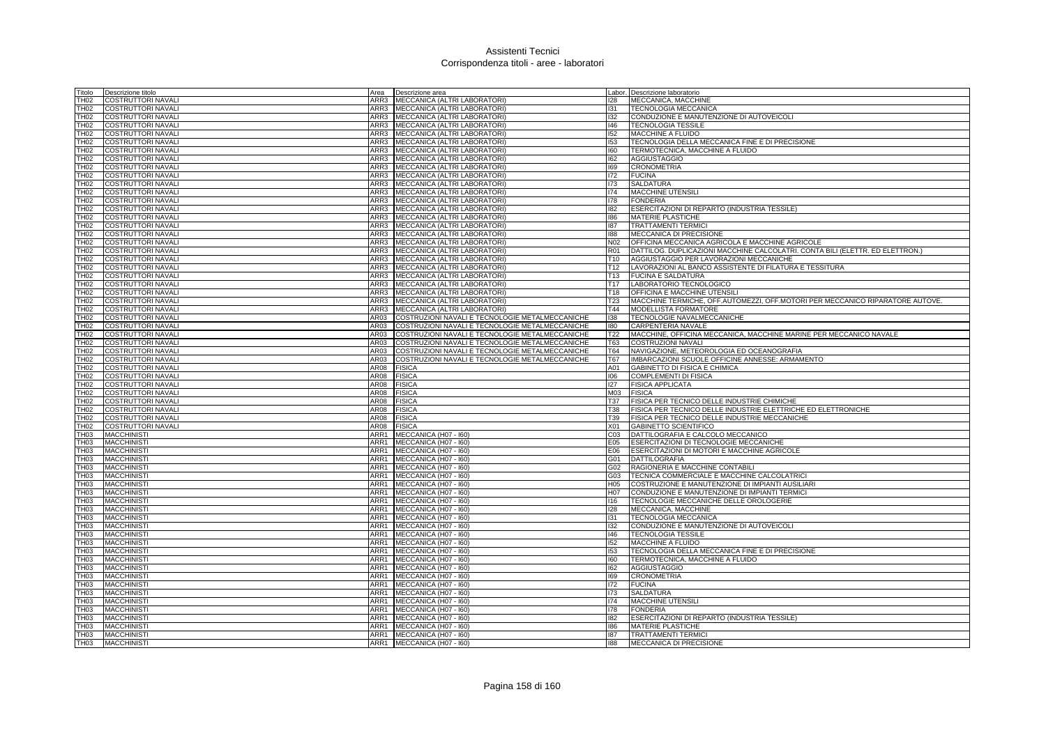# Assistenti Tecnici
## Corrispondenza titoli - aree - laboratori

| Titolo | Descrizione titolo | Area | Descrizione area | Labor. | Descrizione laboratorio |
|---|---|---|---|---|---|
| TH02 | COSTRUTTORI NAVALI | ARR3 | MECCANICA (ALTRI LABORATORI) | I28 | MECCANICA, MACCHINE |
| TH02 | COSTRUTTORI NAVALI | ARR3 | MECCANICA (ALTRI LABORATORI) | I31 | TECNOLOGIA MECCANICA |
| TH02 | COSTRUTTORI NAVALI | ARR3 | MECCANICA (ALTRI LABORATORI) | I32 | CONDUZIONE E MANUTENZIONE DI AUTOVEICOLI |
| TH02 | COSTRUTTORI NAVALI | ARR3 | MECCANICA (ALTRI LABORATORI) | I46 | TECNOLOGIA TESSILE |
| TH02 | COSTRUTTORI NAVALI | ARR3 | MECCANICA (ALTRI LABORATORI) | I52 | MACCHINE A FLUIDO |
| TH02 | COSTRUTTORI NAVALI | ARR3 | MECCANICA (ALTRI LABORATORI) | I53 | TECNOLOGIA DELLA MECCANICA FINE E DI PRECISIONE |
| TH02 | COSTRUTTORI NAVALI | ARR3 | MECCANICA (ALTRI LABORATORI) | I60 | TERMOTECNICA, MACCHINE A FLUIDO |
| TH02 | COSTRUTTORI NAVALI | ARR3 | MECCANICA (ALTRI LABORATORI) | I62 | AGGIUSTAGGIO |
| TH02 | COSTRUTTORI NAVALI | ARR3 | MECCANICA (ALTRI LABORATORI) | I69 | CRONOMETRIA |
| TH02 | COSTRUTTORI NAVALI | ARR3 | MECCANICA (ALTRI LABORATORI) | I72 | FUCINA |
| TH02 | COSTRUTTORI NAVALI | ARR3 | MECCANICA (ALTRI LABORATORI) | I73 | SALDATURA |
| TH02 | COSTRUTTORI NAVALI | ARR3 | MECCANICA (ALTRI LABORATORI) | I74 | MACCHINE UTENSILI |
| TH02 | COSTRUTTORI NAVALI | ARR3 | MECCANICA (ALTRI LABORATORI) | I78 | FONDERIA |
| TH02 | COSTRUTTORI NAVALI | ARR3 | MECCANICA (ALTRI LABORATORI) | I82 | ESERCITAZIONI DI REPARTO (INDUSTRIA TESSILE) |
| TH02 | COSTRUTTORI NAVALI | ARR3 | MECCANICA (ALTRI LABORATORI) | I86 | MATERIE PLASTICHE |
| TH02 | COSTRUTTORI NAVALI | ARR3 | MECCANICA (ALTRI LABORATORI) | I87 | TRATTAMENTI TERMICI |
| TH02 | COSTRUTTORI NAVALI | ARR3 | MECCANICA (ALTRI LABORATORI) | I88 | MECCANICA DI PRECISIONE |
| TH02 | COSTRUTTORI NAVALI | ARR3 | MECCANICA (ALTRI LABORATORI) | N02 | OFFICINA MECCANICA AGRICOLA E MACCHINE AGRICOLE |
| TH02 | COSTRUTTORI NAVALI | ARR3 | MECCANICA (ALTRI LABORATORI) | R01 | DATTILOG. DUPLICAZIONI MACCHINE CALCOLATRI. CONTA BILI (ELETTR. ED ELETTRON.) |
| TH02 | COSTRUTTORI NAVALI | ARR3 | MECCANICA (ALTRI LABORATORI) | T10 | AGGIUSTAGGIO PER LAVORAZIONI MECCANICHE |
| TH02 | COSTRUTTORI NAVALI | ARR3 | MECCANICA (ALTRI LABORATORI) | T12 | LAVORAZIONI AL BANCO ASSISTENTE DI FILATURA E TESSITURA |
| TH02 | COSTRUTTORI NAVALI | ARR3 | MECCANICA (ALTRI LABORATORI) | T13 | FUCINA E SALDATURA |
| TH02 | COSTRUTTORI NAVALI | ARR3 | MECCANICA (ALTRI LABORATORI) | T17 | LABORATORIO TECNOLOGICO |
| TH02 | COSTRUTTORI NAVALI | ARR3 | MECCANICA (ALTRI LABORATORI) | T18 | OFFICINA E MACCHINE UTENSILI |
| TH02 | COSTRUTTORI NAVALI | ARR3 | MECCANICA (ALTRI LABORATORI) | T23 | MACCHINE TERMICHE, OFF.AUTOMEZZI, OFF.MOTORI PER MECCANICO RIPARATORE AUTOVE. |
| TH02 | COSTRUTTORI NAVALI | ARR3 | MECCANICA (ALTRI LABORATORI) | T44 | MODELLISTA FORMATORE |
| TH02 | COSTRUTTORI NAVALI | AR03 | COSTRUZIONI NAVALI E TECNOLOGIE METALMECCANICHE | I38 | TECNOLOGIE NAVALMECCANICHE |
| TH02 | COSTRUTTORI NAVALI | AR03 | COSTRUZIONI NAVALI E TECNOLOGIE METALMECCANICHE | I80 | CARPENTERIA NAVALE |
| TH02 | COSTRUTTORI NAVALI | AR03 | COSTRUZIONI NAVALI E TECNOLOGIE METALMECCANICHE | T22 | MACCHINE, OFFICINA MECCANICA, MACCHINE MARINE PER MECCANICO NAVALE |
| TH02 | COSTRUTTORI NAVALI | AR03 | COSTRUZIONI NAVALI E TECNOLOGIE METALMECCANICHE | T63 | COSTRUZIONI NAVALI |
| TH02 | COSTRUTTORI NAVALI | AR03 | COSTRUZIONI NAVALI E TECNOLOGIE METALMECCANICHE | T64 | NAVIGAZIONE, METEOROLOGIA ED OCEANOGRAFIA |
| TH02 | COSTRUTTORI NAVALI | AR03 | COSTRUZIONI NAVALI E TECNOLOGIE METALMECCANICHE | T67 | IMBARCAZIONI SCUOLE OFFICINE ANNESSE: ARMAMENTO |
| TH02 | COSTRUTTORI NAVALI | AR08 | FISICA | A01 | GABINETTO DI FISICA E CHIMICA |
| TH02 | COSTRUTTORI NAVALI | AR08 | FISICA | I06 | COMPLEMENTI DI FISICA |
| TH02 | COSTRUTTORI NAVALI | AR08 | FISICA | I27 | FISICA APPLICATA |
| TH02 | COSTRUTTORI NAVALI | AR08 | FISICA | M03 | FISICA |
| TH02 | COSTRUTTORI NAVALI | AR08 | FISICA | T37 | FISICA PER TECNICO DELLE INDUSTRIE CHIMICHE |
| TH02 | COSTRUTTORI NAVALI | AR08 | FISICA | T38 | FISICA PER TECNICO DELLE INDUSTRIE ELETTRICHE ED ELETTRONICHE |
| TH02 | COSTRUTTORI NAVALI | AR08 | FISICA | T39 | FISICA PER TECNICO DELLE INDUSTRIE MECCANICHE |
| TH02 | COSTRUTTORI NAVALI | AR08 | FISICA | X01 | GABINETTO SCIENTIFICO |
| TH03 | MACCHINISTI | ARR1 | MECCANICA (H07 - I60) | C03 | DATTILOGRAFIA E CALCOLO MECCANICO |
| TH03 | MACCHINISTI | ARR1 | MECCANICA (H07 - I60) | E05 | ESERCITAZIONI DI TECNOLOGIE MECCANICHE |
| TH03 | MACCHINISTI | ARR1 | MECCANICA (H07 - I60) | E06 | ESERCITAZIONI DI MOTORI E MACCHINE AGRICOLE |
| TH03 | MACCHINISTI | ARR1 | MECCANICA (H07 - I60) | G01 | DATTILOGRAFIA |
| TH03 | MACCHINISTI | ARR1 | MECCANICA (H07 - I60) | G02 | RAGIONERIA E MACCHINE CONTABILI |
| TH03 | MACCHINISTI | ARR1 | MECCANICA (H07 - I60) | G03 | TECNICA COMMERCIALE E MACCHINE CALCOLATRICI |
| TH03 | MACCHINISTI | ARR1 | MECCANICA (H07 - I60) | H05 | COSTRUZIONE E MANUTENZIONE DI IMPIANTI AUSILIARI |
| TH03 | MACCHINISTI | ARR1 | MECCANICA (H07 - I60) | H07 | CONDUZIONE E MANUTENZIONE DI IMPIANTI TERMICI |
| TH03 | MACCHINISTI | ARR1 | MECCANICA (H07 - I60) | I16 | TECNOLOGIE MECCANICHE DELLE OROLOGERIE |
| TH03 | MACCHINISTI | ARR1 | MECCANICA (H07 - I60) | I28 | MECCANICA, MACCHINE |
| TH03 | MACCHINISTI | ARR1 | MECCANICA (H07 - I60) | I31 | TECNOLOGIA MECCANICA |
| TH03 | MACCHINISTI | ARR1 | MECCANICA (H07 - I60) | I32 | CONDUZIONE E MANUTENZIONE DI AUTOVEICOLI |
| TH03 | MACCHINISTI | ARR1 | MECCANICA (H07 - I60) | I46 | TECNOLOGIA TESSILE |
| TH03 | MACCHINISTI | ARR1 | MECCANICA (H07 - I60) | I52 | MACCHINE A FLUIDO |
| TH03 | MACCHINISTI | ARR1 | MECCANICA (H07 - I60) | I53 | TECNOLOGIA DELLA MECCANICA FINE E DI PRECISIONE |
| TH03 | MACCHINISTI | ARR1 | MECCANICA (H07 - I60) | I60 | TERMOTECNICA, MACCHINE A FLUIDO |
| TH03 | MACCHINISTI | ARR1 | MECCANICA (H07 - I60) | I62 | AGGIUSTAGGIO |
| TH03 | MACCHINISTI | ARR1 | MECCANICA (H07 - I60) | I69 | CRONOMETRIA |
| TH03 | MACCHINISTI | ARR1 | MECCANICA (H07 - I60) | I72 | FUCINA |
| TH03 | MACCHINISTI | ARR1 | MECCANICA (H07 - I60) | I73 | SALDATURA |
| TH03 | MACCHINISTI | ARR1 | MECCANICA (H07 - I60) | I74 | MACCHINE UTENSILI |
| TH03 | MACCHINISTI | ARR1 | MECCANICA (H07 - I60) | I78 | FONDERIA |
| TH03 | MACCHINISTI | ARR1 | MECCANICA (H07 - I60) | I82 | ESERCITAZIONI DI REPARTO (INDUSTRIA TESSILE) |
| TH03 | MACCHINISTI | ARR1 | MECCANICA (H07 - I60) | I86 | MATERIE PLASTICHE |
| TH03 | MACCHINISTI | ARR1 | MECCANICA (H07 - I60) | I87 | TRATTAMENTI TERMICI |
| TH03 | MACCHINISTI | ARR1 | MECCANICA (H07 - I60) | I88 | MECCANICA DI PRECISIONE |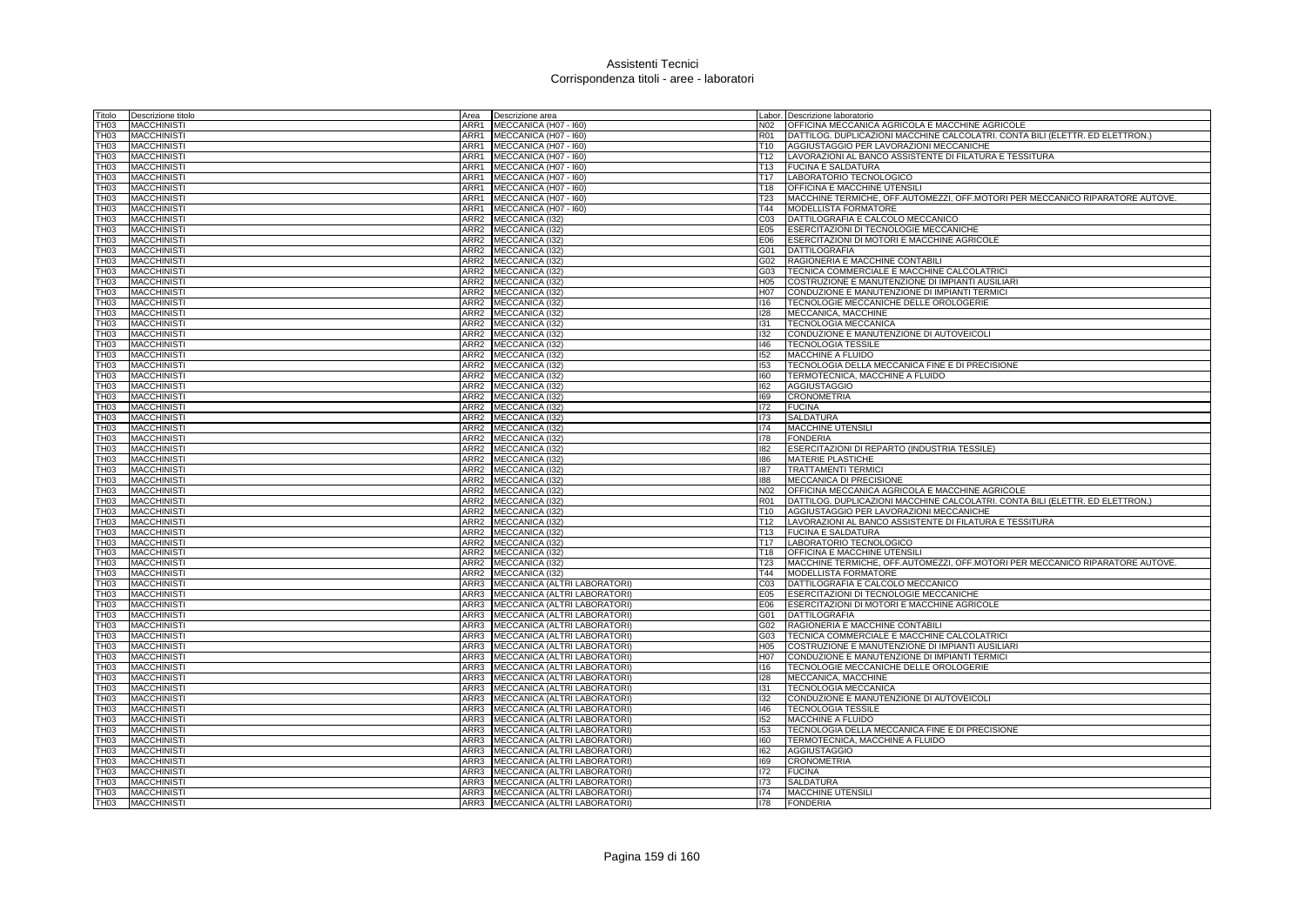# Assistenti Tecnici
## Corrispondenza titoli - aree - laboratori

| Titolo | Descrizione titolo | Area | Descrizione area | Labor. | Descrizione laboratorio |
|---|---|---|---|---|---|
| TH03 | MACCHINISTI | ARR1 | MECCANICA (H07 - I60) | N02 | OFFICINA MECCANICA AGRICOLA E MACCHINE AGRICOLE |
| TH03 | MACCHINISTI | ARR1 | MECCANICA (H07 - I60) | R01 | DATTILOG. DUPLICAZIONI MACCHINE CALCOLATRI. CONTA BILI (ELETTR. ED ELETTRON.) |
| TH03 | MACCHINISTI | ARR1 | MECCANICA (H07 - I60) | T10 | AGGIUSTAGGIO PER LAVORAZIONI MECCANICHE |
| TH03 | MACCHINISTI | ARR1 | MECCANICA (H07 - I60) | T12 | LAVORAZIONI AL BANCO ASSISTENTE DI FILATURA E TESSITURA |
| TH03 | MACCHINISTI | ARR1 | MECCANICA (H07 - I60) | T13 | FUCINA E SALDATURA |
| TH03 | MACCHINISTI | ARR1 | MECCANICA (H07 - I60) | T17 | LABORATORIO TECNOLOGICO |
| TH03 | MACCHINISTI | ARR1 | MECCANICA (H07 - I60) | T18 | OFFICINA E MACCHINE UTENSILI |
| TH03 | MACCHINISTI | ARR1 | MECCANICA (H07 - I60) | T23 | MACCHINE TERMICHE, OFF.AUTOMEZZI, OFF.MOTORI PER MECCANICO RIPARATORE AUTOVE. |
| TH03 | MACCHINISTI | ARR1 | MECCANICA (H07 - I60) | T44 | MODELLISTA FORMATORE |
| TH03 | MACCHINISTI | ARR2 | MECCANICA (I32) | C03 | DATTILOGRAFIA E CALCOLO MECCANICO |
| TH03 | MACCHINISTI | ARR2 | MECCANICA (I32) | E05 | ESERCITAZIONI DI TECNOLOGIE MECCANICHE |
| TH03 | MACCHINISTI | ARR2 | MECCANICA (I32) | E06 | ESERCITAZIONI DI MOTORI E MACCHINE AGRICOLE |
| TH03 | MACCHINISTI | ARR2 | MECCANICA (I32) | G01 | DATTILOGRAFIA |
| TH03 | MACCHINISTI | ARR2 | MECCANICA (I32) | G02 | RAGIONERIA E MACCHINE CONTABILI |
| TH03 | MACCHINISTI | ARR2 | MECCANICA (I32) | G03 | TECNICA COMMERCIALE E MACCHINE CALCOLATRICI |
| TH03 | MACCHINISTI | ARR2 | MECCANICA (I32) | H05 | COSTRUZIONE E MANUTENZIONE DI IMPIANTI AUSILIARI |
| TH03 | MACCHINISTI | ARR2 | MECCANICA (I32) | H07 | CONDUZIONE E MANUTENZIONE DI IMPIANTI TERMICI |
| TH03 | MACCHINISTI | ARR2 | MECCANICA (I32) | I16 | TECNOLOGIE MECCANICHE DELLE OROLOGERIE |
| TH03 | MACCHINISTI | ARR2 | MECCANICA (I32) | I28 | MECCANICA, MACCHINE |
| TH03 | MACCHINISTI | ARR2 | MECCANICA (I32) | I31 | TECNOLOGIA MECCANICA |
| TH03 | MACCHINISTI | ARR2 | MECCANICA (I32) | I32 | CONDUZIONE E MANUTENZIONE DI AUTOVEICOLI |
| TH03 | MACCHINISTI | ARR2 | MECCANICA (I32) | I46 | TECNOLOGIA TESSILE |
| TH03 | MACCHINISTI | ARR2 | MECCANICA (I32) | I52 | MACCHINE A FLUIDO |
| TH03 | MACCHINISTI | ARR2 | MECCANICA (I32) | I53 | TECNOLOGIA DELLA MECCANICA FINE E DI PRECISIONE |
| TH03 | MACCHINISTI | ARR2 | MECCANICA (I32) | I60 | TERMOTECNICA, MACCHINE A FLUIDO |
| TH03 | MACCHINISTI | ARR2 | MECCANICA (I32) | I62 | AGGIUSTAGGIO |
| TH03 | MACCHINISTI | ARR2 | MECCANICA (I32) | I69 | CRONOMETRIA |
| TH03 | MACCHINISTI | ARR2 | MECCANICA (I32) | I72 | FUCINA |
| TH03 | MACCHINISTI | ARR2 | MECCANICA (I32) | I73 | SALDATURA |
| TH03 | MACCHINISTI | ARR2 | MECCANICA (I32) | I74 | MACCHINE UTENSILI |
| TH03 | MACCHINISTI | ARR2 | MECCANICA (I32) | I78 | FONDERIA |
| TH03 | MACCHINISTI | ARR2 | MECCANICA (I32) | I82 | ESERCITAZIONI DI REPARTO (INDUSTRIA TESSILE) |
| TH03 | MACCHINISTI | ARR2 | MECCANICA (I32) | I86 | MATERIE PLASTICHE |
| TH03 | MACCHINISTI | ARR2 | MECCANICA (I32) | I87 | TRATTAMENTI TERMICI |
| TH03 | MACCHINISTI | ARR2 | MECCANICA (I32) | I88 | MECCANICA DI PRECISIONE |
| TH03 | MACCHINISTI | ARR2 | MECCANICA (I32) | N02 | OFFICINA MECCANICA AGRICOLA E MACCHINE AGRICOLE |
| TH03 | MACCHINISTI | ARR2 | MECCANICA (I32) | R01 | DATTILOG. DUPLICAZIONI MACCHINE CALCOLATRI. CONTA BILI (ELETTR. ED ELETTRON.) |
| TH03 | MACCHINISTI | ARR2 | MECCANICA (I32) | T10 | AGGIUSTAGGIO PER LAVORAZIONI MECCANICHE |
| TH03 | MACCHINISTI | ARR2 | MECCANICA (I32) | T12 | LAVORAZIONI AL BANCO ASSISTENTE DI FILATURA E TESSITURA |
| TH03 | MACCHINISTI | ARR2 | MECCANICA (I32) | T13 | FUCINA E SALDATURA |
| TH03 | MACCHINISTI | ARR2 | MECCANICA (I32) | T17 | LABORATORIO TECNOLOGICO |
| TH03 | MACCHINISTI | ARR2 | MECCANICA (I32) | T18 | OFFICINA E MACCHINE UTENSILI |
| TH03 | MACCHINISTI | ARR2 | MECCANICA (I32) | T23 | MACCHINE TERMICHE, OFF.AUTOMEZZI, OFF.MOTORI PER MECCANICO RIPARATORE AUTOVE. |
| TH03 | MACCHINISTI | ARR2 | MECCANICA (I32) | T44 | MODELLISTA FORMATORE |
| TH03 | MACCHINISTI | ARR3 | MECCANICA (ALTRI LABORATORI) | C03 | DATTILOGRAFIA E CALCOLO MECCANICO |
| TH03 | MACCHINISTI | ARR3 | MECCANICA (ALTRI LABORATORI) | E05 | ESERCITAZIONI DI TECNOLOGIE MECCANICHE |
| TH03 | MACCHINISTI | ARR3 | MECCANICA (ALTRI LABORATORI) | E06 | ESERCITAZIONI DI MOTORI E MACCHINE AGRICOLE |
| TH03 | MACCHINISTI | ARR3 | MECCANICA (ALTRI LABORATORI) | G01 | DATTILOGRAFIA |
| TH03 | MACCHINISTI | ARR3 | MECCANICA (ALTRI LABORATORI) | G02 | RAGIONERIA E MACCHINE CONTABILI |
| TH03 | MACCHINISTI | ARR3 | MECCANICA (ALTRI LABORATORI) | G03 | TECNICA COMMERCIALE E MACCHINE CALCOLATRICI |
| TH03 | MACCHINISTI | ARR3 | MECCANICA (ALTRI LABORATORI) | H05 | COSTRUZIONE E MANUTENZIONE DI IMPIANTI AUSILIARI |
| TH03 | MACCHINISTI | ARR3 | MECCANICA (ALTRI LABORATORI) | H07 | CONDUZIONE E MANUTENZIONE DI IMPIANTI TERMICI |
| TH03 | MACCHINISTI | ARR3 | MECCANICA (ALTRI LABORATORI) | I16 | TECNOLOGIE MECCANICHE DELLE OROLOGERIE |
| TH03 | MACCHINISTI | ARR3 | MECCANICA (ALTRI LABORATORI) | I28 | MECCANICA, MACCHINE |
| TH03 | MACCHINISTI | ARR3 | MECCANICA (ALTRI LABORATORI) | I31 | TECNOLOGIA MECCANICA |
| TH03 | MACCHINISTI | ARR3 | MECCANICA (ALTRI LABORATORI) | I32 | CONDUZIONE E MANUTENZIONE DI AUTOVEICOLI |
| TH03 | MACCHINISTI | ARR3 | MECCANICA (ALTRI LABORATORI) | I46 | TECNOLOGIA TESSILE |
| TH03 | MACCHINISTI | ARR3 | MECCANICA (ALTRI LABORATORI) | I52 | MACCHINE A FLUIDO |
| TH03 | MACCHINISTI | ARR3 | MECCANICA (ALTRI LABORATORI) | I53 | TECNOLOGIA DELLA MECCANICA FINE E DI PRECISIONE |
| TH03 | MACCHINISTI | ARR3 | MECCANICA (ALTRI LABORATORI) | I60 | TERMOTECNICA, MACCHINE A FLUIDO |
| TH03 | MACCHINISTI | ARR3 | MECCANICA (ALTRI LABORATORI) | I62 | AGGIUSTAGGIO |
| TH03 | MACCHINISTI | ARR3 | MECCANICA (ALTRI LABORATORI) | I69 | CRONOMETRIA |
| TH03 | MACCHINISTI | ARR3 | MECCANICA (ALTRI LABORATORI) | I72 | FUCINA |
| TH03 | MACCHINISTI | ARR3 | MECCANICA (ALTRI LABORATORI) | I73 | SALDATURA |
| TH03 | MACCHINISTI | ARR3 | MECCANICA (ALTRI LABORATORI) | I74 | MACCHINE UTENSILI |
| TH03 | MACCHINISTI | ARR3 | MECCANICA (ALTRI LABORATORI) | I78 | FONDERIA |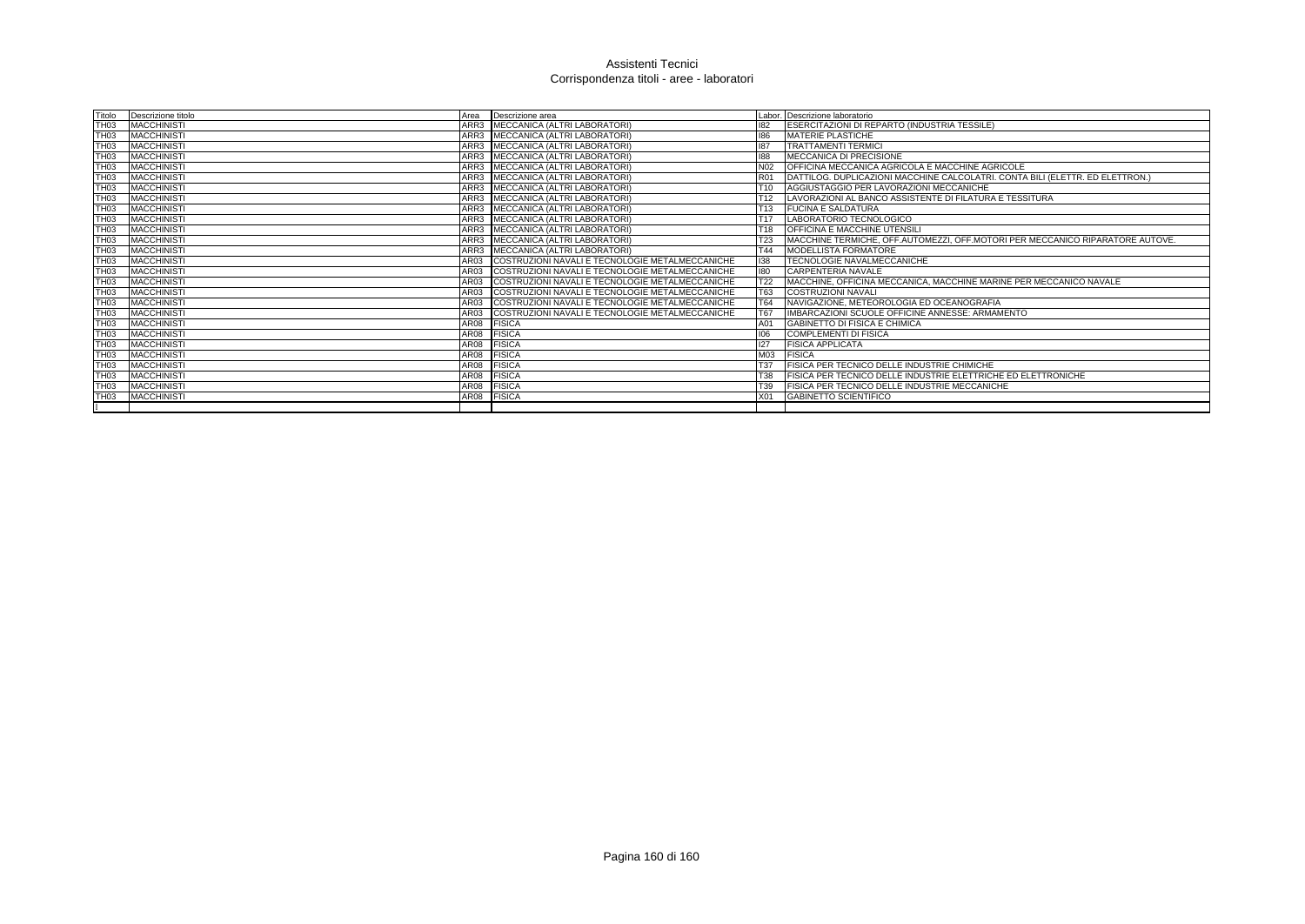# Assistenti Tecnici
## Corrispondenza titoli - aree - laboratori

| Titolo | Descrizione titolo | Area | Descrizione area | Labor. | Descrizione laboratorio |
|---|---|---|---|---|---|
| TH03 | MACCHINISTI | ARR3 | MECCANICA (ALTRI LABORATORI) | I82 | ESERCITAZIONI DI REPARTO (INDUSTRIA TESSILE) |
| TH03 | MACCHINISTI | ARR3 | MECCANICA (ALTRI LABORATORI) | I86 | MATERIE PLASTICHE |
| TH03 | MACCHINISTI | ARR3 | MECCANICA (ALTRI LABORATORI) | I87 | TRATTAMENTI TERMICI |
| TH03 | MACCHINISTI | ARR3 | MECCANICA (ALTRI LABORATORI) | I88 | MECCANICA DI PRECISIONE |
| TH03 | MACCHINISTI | ARR3 | MECCANICA (ALTRI LABORATORI) | N02 | OFFICINA MECCANICA AGRICOLA E MACCHINE AGRICOLE |
| TH03 | MACCHINISTI | ARR3 | MECCANICA (ALTRI LABORATORI) | R01 | DATTILOG. DUPLICAZIONI MACCHINE CALCOLATRI. CONTA BILI (ELETTR. ED ELETTRON.) |
| TH03 | MACCHINISTI | ARR3 | MECCANICA (ALTRI LABORATORI) | T10 | AGGIUSTAGGIO PER LAVORAZIONI MECCANICHE |
| TH03 | MACCHINISTI | ARR3 | MECCANICA (ALTRI LABORATORI) | T12 | LAVORAZIONI AL BANCO ASSISTENTE DI FILATURA E TESSITURA |
| TH03 | MACCHINISTI | ARR3 | MECCANICA (ALTRI LABORATORI) | T13 | FUCINA E SALDATURA |
| TH03 | MACCHINISTI | ARR3 | MECCANICA (ALTRI LABORATORI) | T17 | LABORATORIO TECNOLOGICO |
| TH03 | MACCHINISTI | ARR3 | MECCANICA (ALTRI LABORATORI) | T18 | OFFICINA E MACCHINE UTENSILI |
| TH03 | MACCHINISTI | ARR3 | MECCANICA (ALTRI LABORATORI) | T23 | MACCHINE TERMICHE, OFF.AUTOMEZZI, OFF.MOTORI PER MECCANICO RIPARATORE AUTOVE. |
| TH03 | MACCHINISTI | ARR3 | MECCANICA (ALTRI LABORATORI) | T44 | MODELLISTA FORMATORE |
| TH03 | MACCHINISTI | AR03 | COSTRUZIONI NAVALI E TECNOLOGIE METALMECCANICHE | I38 | TECNOLOGIE NAVALMECCANICHE |
| TH03 | MACCHINISTI | AR03 | COSTRUZIONI NAVALI E TECNOLOGIE METALMECCANICHE | I80 | CARPENTERIA NAVALE |
| TH03 | MACCHINISTI | AR03 | COSTRUZIONI NAVALI E TECNOLOGIE METALMECCANICHE | T22 | MACCHINE, OFFICINA MECCANICA, MACCHINE MARINE PER MECCANICO NAVALE |
| TH03 | MACCHINISTI | AR03 | COSTRUZIONI NAVALI E TECNOLOGIE METALMECCANICHE | T63 | COSTRUZIONI NAVALI |
| TH03 | MACCHINISTI | AR03 | COSTRUZIONI NAVALI E TECNOLOGIE METALMECCANICHE | T64 | NAVIGAZIONE, METEOROLOGIA ED OCEANOGRAFIA |
| TH03 | MACCHINISTI | AR03 | COSTRUZIONI NAVALI E TECNOLOGIE METALMECCANICHE | T67 | IMBARCAZIONI SCUOLE OFFICINE ANNESSE: ARMAMENTO |
| TH03 | MACCHINISTI | AR08 | FISICA | A01 | GABINETTO DI FISICA E CHIMICA |
| TH03 | MACCHINISTI | AR08 | FISICA | I06 | COMPLEMENTI DI FISICA |
| TH03 | MACCHINISTI | AR08 | FISICA | I27 | FISICA APPLICATA |
| TH03 | MACCHINISTI | AR08 | FISICA | M03 | FISICA |
| TH03 | MACCHINISTI | AR08 | FISICA | T37 | FISICA PER TECNICO DELLE INDUSTRIE CHIMICHE |
| TH03 | MACCHINISTI | AR08 | FISICA | T38 | FISICA PER TECNICO DELLE INDUSTRIE ELETTRICHE ED ELETTRONICHE |
| TH03 | MACCHINISTI | AR08 | FISICA | T39 | FISICA PER TECNICO DELLE INDUSTRIE MECCANICHE |
| TH03 | MACCHINISTI | AR08 | FISICA | X01 | GABINETTO SCIENTIFICO |